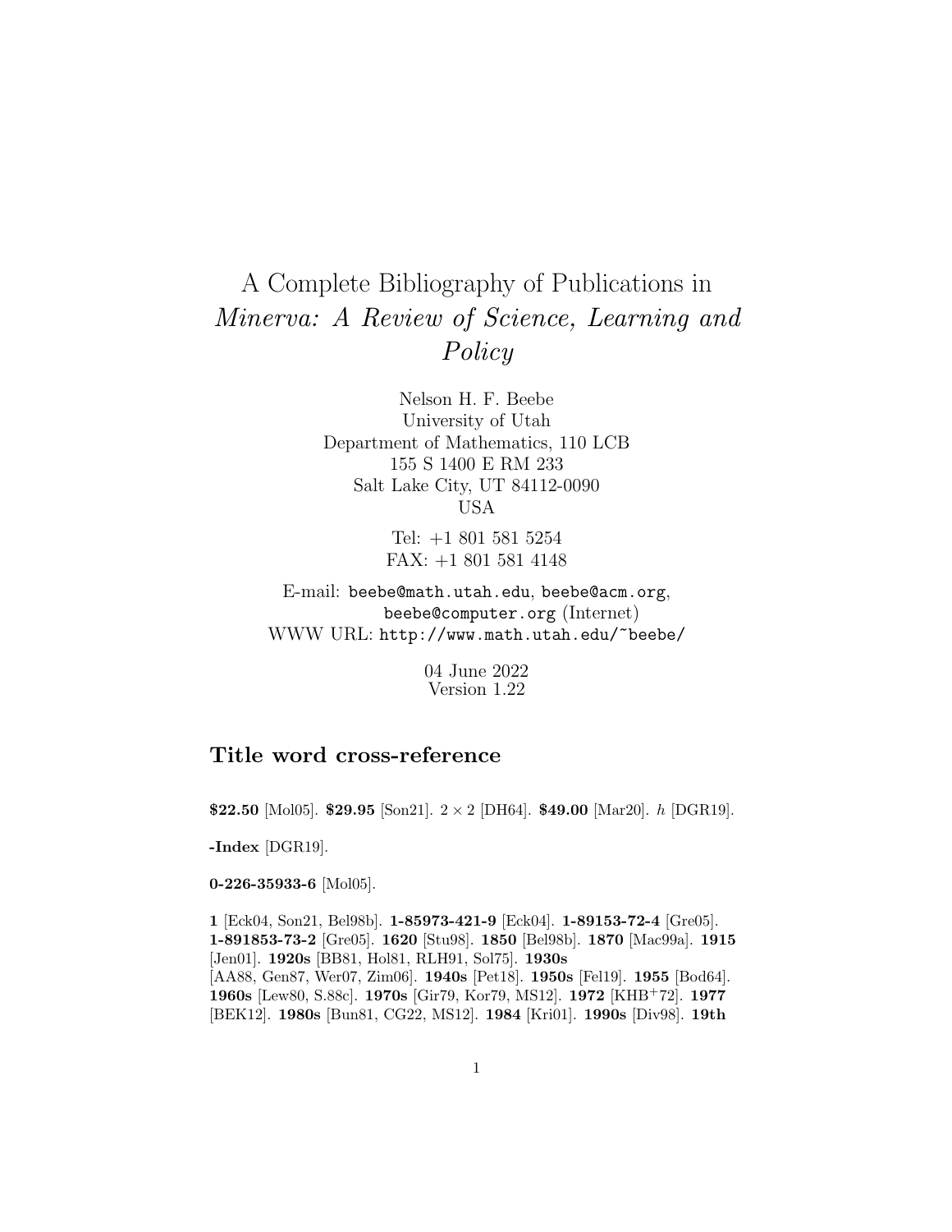# A Complete Bibliography of Publications in *Minerva: A Review of Science, Learning and Policy*

Nelson H. F. Beebe
University of Utah
Department of Mathematics, 110 LCB
155 S 1400 E RM 233
Salt Lake City, UT 84112-0090
USA

Tel: +1 801 581 5254
FAX: +1 801 581 4148

E-mail: `beebe@math.utah.edu`, `beebe@acm.org`, `beebe@computer.org` (Internet)
WWW URL: `http://www.math.utah.edu/~beebe/`

04 June 2022
Version 1.22

## Title word cross-reference

**$22.50** [Mol05]. **$29.95** [Son21]. $2 \times 2$ [DH64]. **$49.00** [Mar20]. $h$ [DGR19].

**-Index** [DGR19].

**0-226-35933-6** [Mol05].

**1** [Eck04, Son21, Bel98b]. **1-85973-421-9** [Eck04]. **1-89153-72-4** [Gre05]. **1-891853-73-2** [Gre05]. **1620** [Stu98]. **1850** [Bel98b]. **1870** [Mac99a]. **1915** [Jen01]. **1920s** [BB81, Hol81, RLH91, Sol75]. **1930s** [AA88, Gen87, Wer07, Zim06]. **1940s** [Pet18]. **1950s** [Fel19]. **1955** [Bod64]. **1960s** [Lew80, S.88c]. **1970s** [Gir79, Kor79, MS12]. **1972** [KHB+72]. **1977** [BEK12]. **1980s** [Bun81, CG22, MS12]. **1984** [Kri01]. **1990s** [Div98]. **19th**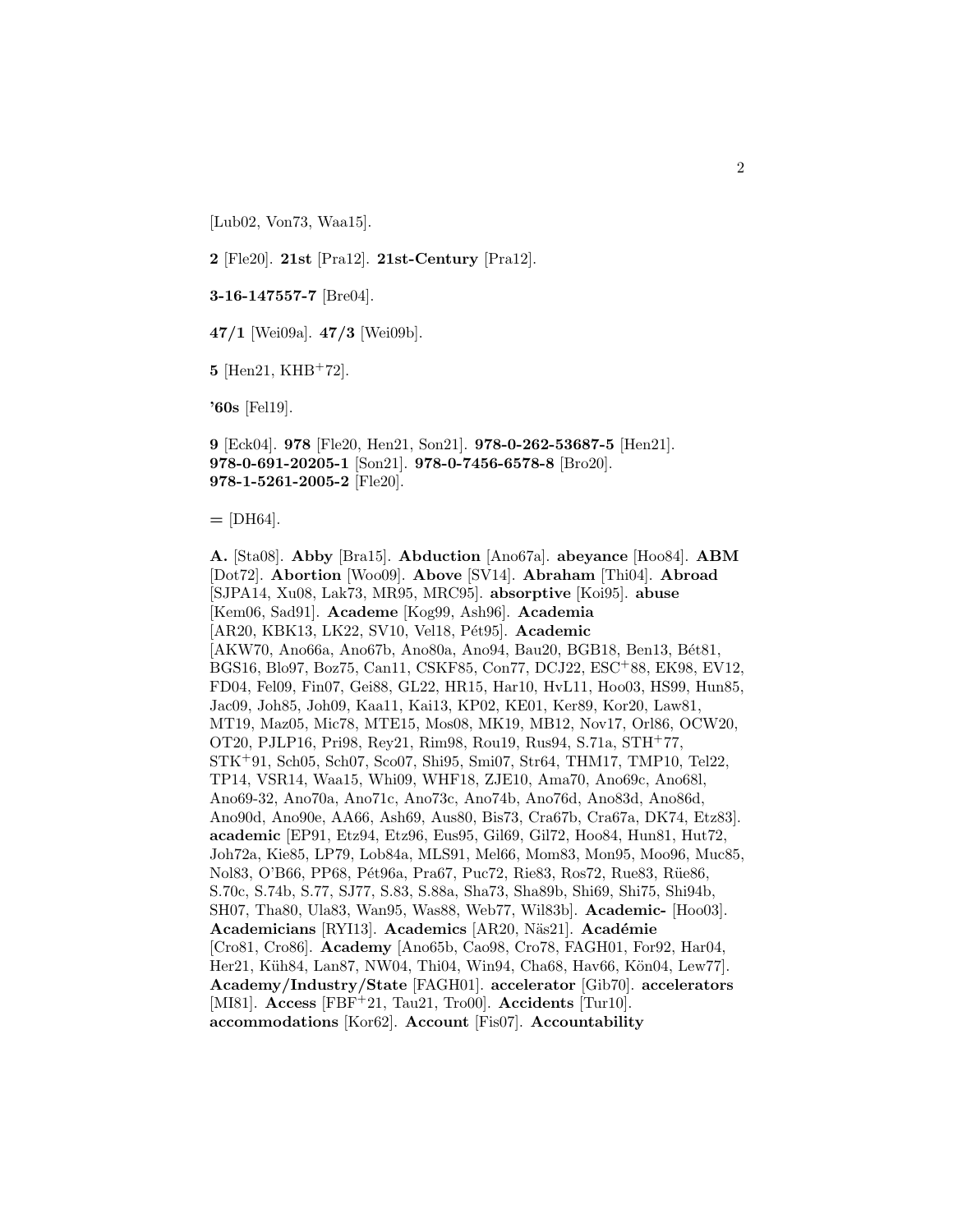[Lub02, Von73, Waa15].

**2** [Fle20]. **21st** [Pra12]. **21st-Century** [Pra12].

**3-16-147557-7** [Bre04].

**47/1** [Wei09a]. **47/3** [Wei09b].

**5** [Hen21, KHB[+]72].

**'60s** [Fel19].

**9** [Eck04]. **978** [Fle20, Hen21, Son21]. **978-0-262-53687-5** [Hen21]. **978-0-691-20205-1** [Son21]. **978-0-7456-6578-8** [Bro20]. **978-1-5261-2005-2** [Fle20].

**=** [DH64].

**A.** [Sta08]. **Abby** [Bra15]. **Abduction** [Ano67a]. **abeyance** [Hoo84]. **ABM** [Dot72]. **Abortion** [Woo09]. **Above** [SV14]. **Abraham** [Thi04]. **Abroad** [SJPA14, Xu08, Lak73, MR95, MRC95]. **absorptive** [Koi95]. **abuse** [Kem06, Sad91]. **Academe** [Kog99, Ash96]. **Academia** [AR20, KBK13, LK22, SV10, Vel18, Pét95]. **Academic** [AKW70, Ano66a, Ano67b, Ano80a, Ano94, Bau20, BGB18, Ben13, Bét81, BGS16, Blo97, Boz75, Can11, CSKF85, Con77, DCJ22, ESC[+]88, EK98, EV12, FD04, Fel09, Fin07, Gei88, GL22, HR15, Har10, HvL11, Hoo03, HS99, Hun85, Jac09, Joh85, Joh09, Kaa11, Kai13, KP02, KE01, Ker89, Kor20, Law81, MT19, Maz05, Mic78, MTE15, Mos08, MK19, MB12, Nov17, Orl86, OCW20, OT20, PJLP16, Pri98, Rey21, Rim98, Rou19, Rus94, S.71a, STH[+]77, STK[+]91, Sch05, Sch07, Sco07, Shi95, Smi07, Str64, THM17, TMP10, Tel22, TP14, VSR14, Waa15, Whi09, WHF18, ZJE10, Ama70, Ano69c, Ano68l, Ano69-32, Ano70a, Ano71c, Ano73c, Ano74b, Ano76d, Ano83d, Ano86d, Ano90d, Ano90e, AA66, Ash69, Aus80, Bis73, Cra67b, Cra67a, DK74, Etz83]. **academic** [EP91, Etz94, Etz96, Eus95, Gil69, Gil72, Hoo84, Hun81, Hut72, Joh72a, Kie85, LP79, Lob84a, MLS91, Mel66, Mom83, Mon95, Moo96, Muc85, Nol83, O'B66, PP68, Pét96a, Pra67, Puc72, Rie83, Ros72, Rue83, Rüe86, S.70c, S.74b, S.77, SJ77, S.83, S.88a, Sha73, Sha89b, Shi69, Shi75, Shi94b, SH07, Tha80, Ula83, Wan95, Was88, Web77, Wil83b]. **Academic-** [Hoo03]. **Academicians** [RYI13]. **Academics** [AR20, Näs21]. **Académie** [Cro81, Cro86]. **Academy** [Ano65b, Cao98, Cro78, FAGH01, For92, Har04, Her21, Küh84, Lan87, NW04, Thi04, Win94, Cha68, Hav66, Kön04, Lew77]. **Academy/Industry/State** [FAGH01]. **accelerator** [Gib70]. **accelerators** [MI81]. **Access** [FBF[+]21, Tau21, Tro00]. **Accidents** [Tur10]. **accommodations** [Kor62]. **Account** [Fis07]. **Accountability**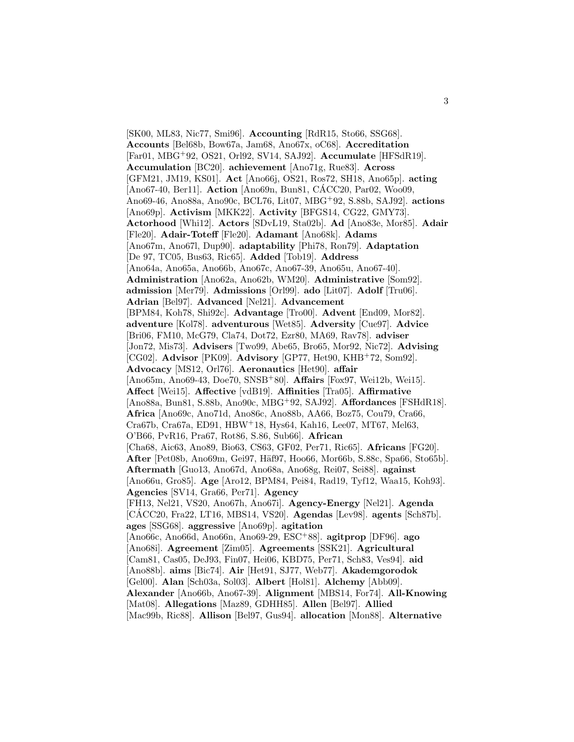[SK00, ML83, Nic77, Smi96]. **Accounting** [RdR15, Sto66, SSG68]. **Accounts** [Bel68b, Bow67a, Jam68, Ano67x, oC68]. **Accreditation** [Far01, MBG[+]92, OS21, Orl92, SV14, SAJ92]. **Accumulate** [HFSdR19]. **Accumulation** [BC20]. **achievement** [Ano71g, Rue83]. **Across** [GFM21, JM19, KS01]. **Act** [Ano66j, OS21, Ros72, SH18, Ano65p]. **acting** [Ano67-40, Ber11]. **Action** [Ano69n, Bun81, CÁCC20, Par02, Woo09, Ano69-46, Ano88a, Ano90c, BCL76, Lit07, MBG[+]92, S.88b, SAJ92]. **actions** [Ano69p]. **Activism** [MKK22]. **Activity** [BFGS14, CG22, GMY73]. **Actorhood** [Whi12]. **Actors** [SDvL19, Sta02b]. **Ad** [Ano83e, Mor85]. **Adair** [Fle20]. **Adair-Toteff** [Fle20]. **Adamant** [Ano68k]. **Adams** [Ano67m, Ano67l, Dup90]. **adaptability** [Phi78, Ron79]. **Adaptation** [De 97, TC05, Bus63, Ric65]. **Added** [Tob19]. **Address** [Ano64a, Ano65a, Ano66b, Ano67c, Ano67-39, Ano65u, Ano67-40]. **Administration** [Ano62a, Ano62b, WM20]. **Administrative** [Som92]. **admission** [Mer79]. **Admissions** [Orl99]. **ado** [Lit07]. **Adolf** [Tru06]. **Adrian** [Bel97]. **Advanced** [Nel21]. **Advancement** [BPM84, Koh78, Shi92c]. **Advantage** [Tro00]. **Advent** [End09, Mor82]. **adventure** [Kol78]. **adventurous** [Wet85]. **Adversity** [Cue97]. **Advice** [Bri06, FM10, McG79, Cla74, Dot72, Ezr80, MA69, Rav78]. **adviser** [Jon72, Mis73]. **Advisers** [Two99, Abe65, Bro65, Mor92, Nic72]. **Advising** [CG02]. **Advisor** [PK09]. **Advisory** [GP77, Het90, KHB[+]72, Som92]. **Advocacy** [MS12, Orl76]. **Aeronautics** [Het90]. **affair** [Ano65m, Ano69-43, Doe70, SNSB[+]80]. **Affairs** [Fox97, Wei12b, Wei15]. **Affect** [Wei15]. **Affective** [vdB19]. **Affinities** [Tra05]. **Affirmative** [Ano88a, Bun81, S.88b, Ano90c, MBG[+]92, SAJ92]. **Affordances** [FSHdR18]. **Africa** [Ano69c, Ano71d, Ano86c, Ano88b, AA66, Boz75, Cou79, Cra66, Cra67b, Cra67a, ED91, HBW[+]18, Hys64, Kah16, Lee07, MT67, Mel63, O'B66, PvR16, Pra67, Rot86, S.86, Sub66]. **African** [Cha68, Aic63, Ano89, Bio63, CS63, GF02, Per71, Ric65]. **Africans** [FG20]. **After** [Pet08b, Ano69m, Gei97, Häf97, Hoo66, Mor66b, S.88c, Spa66, Sto65b]. **Aftermath** [Guo13, Ano67d, Ano68a, Ano68g, Rei07, Sei88]. **against** [Ano66u, Gro85]. **Age** [Aro12, BPM84, Pei84, Rad19, Tyf12, Waa15, Koh93]. **Agencies** [SV14, Gra66, Per71]. **Agency** [FH13, Nel21, VS20, Ano67h, Ano67i]. **Agency-Energy** [Nel21]. **Agenda** [CÁCC20, Fra22, LT16, MBS14, VS20]. **Agendas** [Lev98]. **agents** [Sch87b]. **ages** [SSG68]. **aggressive** [Ano69p]. **agitation** [Ano66c, Ano66d, Ano66n, Ano69-29, ESC[+]88]. **agitprop** [DF96]. **ago** [Ano68i]. **Agreement** [Zim05]. **Agreements** [SSK21]. **Agricultural** [Cam81, Cas05, DeJ93, Fin07, Hei06, KBD75, Per71, Sch83, Ves94]. **aid** [Ano88b]. **aims** [Bic74]. **Air** [Het91, SJ77, Web77]. **Akademgorodok** [Gel00]. **Alan** [Sch03a, Sol03]. **Albert** [Hol81]. **Alchemy** [Abb09]. **Alexander** [Ano66b, Ano67-39]. **Alignment** [MBS14, For74]. **All-Knowing** [Mat08]. **Allegations** [Maz89, GDHH85]. **Allen** [Bel97]. **Allied** [Mac99b, Ric88]. **Allison** [Bel97, Gus94]. **allocation** [Mon88]. **Alternative**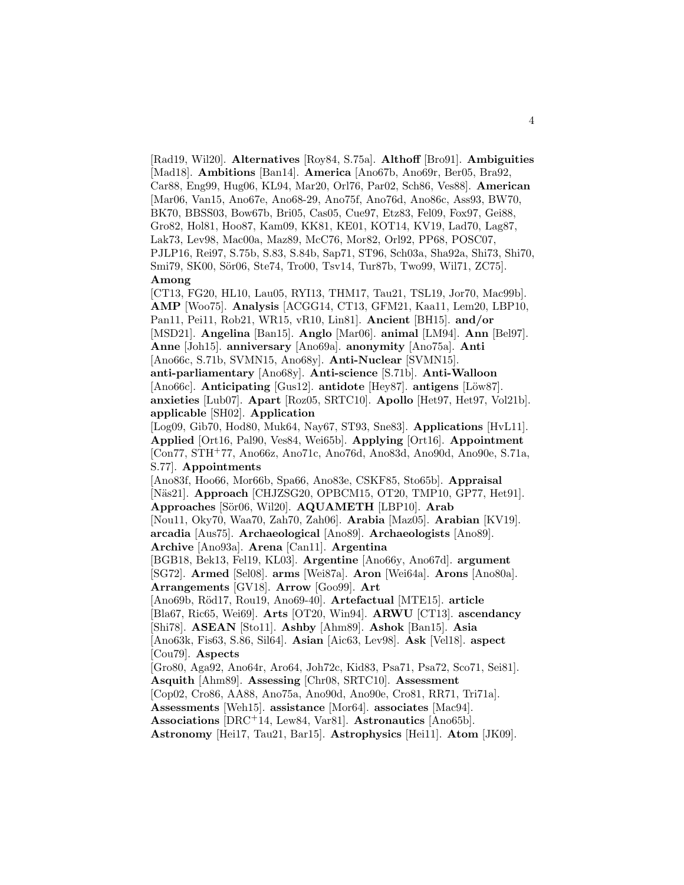[Rad19, Wil20]. **Alternatives** [Roy84, S.75a]. **Althoff** [Bro91]. **Ambiguities** [Mad18]. **Ambitions** [Ban14]. **America** [Ano67b, Ano69r, Ber05, Bra92, Car88, Eng99, Hug06, KL94, Mar20, Orl76, Par02, Sch86, Ves88]. **American** [Mar06, Van15, Ano67e, Ano68-29, Ano75f, Ano76d, Ano86c, Ass93, BW70, BK70, BBSS03, Bow67b, Bri05, Cas05, Cue97, Etz83, Fel09, Fox97, Gei88, Gro82, Hol81, Hoo87, Kam09, KK81, KE01, KOT14, KV19, Lad70, Lag87, Lak73, Lev98, Mac00a, Maz89, McC76, Mor82, Orl92, PP68, POSC07, PJLP16, Rei97, S.75b, S.83, S.84b, Sap71, ST96, Sch03a, Sha92a, Shi73, Shi70, Smi79, SK00, Sör06, Ste74, Tro00, Tsv14, Tur87b, Two99, Wil71, ZC75]. **Among** [CT13, FG20, HL10, Lau05, RYI13, THM17, Tau21, TSL19, Jor70, Mac99b]. **AMP** [Woo75]. **Analysis** [ACGG14, CT13, GFM21, Kaa11, Lem20, LBP10, Pan11, Pei11, Rob21, WR15, vR10, Lin81]. **Ancient** [BH15]. **and/or** [MSD21]. **Angelina** [Ban15]. **Anglo** [Mar06]. **animal** [LM94]. **Ann** [Bel97]. **Anne** [Joh15]. **anniversary** [Ano69a]. **anonymity** [Ano75a]. **Anti** [Ano66c, S.71b, SVMN15, Ano68y]. **Anti-Nuclear** [SVMN15]. **anti-parliamentary** [Ano68y]. **Anti-science** [S.71b]. **Anti-Walloon** [Ano66c]. **Anticipating** [Gus12]. **antidote** [Hey87]. **antigens** [Löw87]. **anxieties** [Lub07]. **Apart** [Roz05, SRTC10]. **Apollo** [Het97, Het97, Vol21b]. **applicable** [SH02]. **Application** [Log09, Gib70, Hod80, Muk64, Nay67, ST93, Sne83]. **Applications** [HvL11]. **Applied** [Ort16, Pal90, Ves84, Wei65b]. **Applying** [Ort16]. **Appointment** [Con77, STH+77, Ano66z, Ano71c, Ano76d, Ano83d, Ano90d, Ano90e, S.71a, S.77]. **Appointments** [Ano83f, Hoo66, Mor66b, Spa66, Ano83e, CSKF85, Sto65b]. **Appraisal** [Näs21]. **Approach** [CHJZSG20, OPBCM15, OT20, TMP10, GP77, Het91]. **Approaches** [Sör06, Wil20]. **AQUAMETH** [LBP10]. **Arab** [Nou11, Oky70, Waa70, Zah70, Zah06]. **Arabia** [Maz05]. **Arabian** [KV19]. **arcadia** [Aus75]. **Archaeological** [Ano89]. **Archaeologists** [Ano89]. **Archive** [Ano93a]. **Arena** [Can11]. **Argentina** [BGB18, Bek13, Fel19, KL03]. **Argentine** [Ano66y, Ano67d]. **argument** [SG72]. **Armed** [Sel08]. **arms** [Wei87a]. **Aron** [Wei64a]. **Arons** [Ano80a]. **Arrangements** [GV18]. **Arrow** [Goo99]. **Art** [Ano69b, Röd17, Rou19, Ano69-40]. **Artefactual** [MTE15]. **article** [Bla67, Ric65, Wei69]. **Arts** [OT20, Win94]. **ARWU** [CT13]. **ascendancy** [Shi78]. **ASEAN** [Sto11]. **Ashby** [Ahm89]. **Ashok** [Ban15]. **Asia** [Ano63k, Fis63, S.86, Sil64]. **Asian** [Aic63, Lev98]. **Ask** [Vel18]. **aspect** [Cou79]. **Aspects** [Gro80, Aga92, Ano64r, Aro64, Joh72c, Kid83, Psa71, Psa72, Sco71, Sei81]. **Asquith** [Ahm89]. **Assessing** [Chr08, SRTC10]. **Assessment** [Cop02, Cro86, AA88, Ano75a, Ano90d, Ano90e, Cro81, RR71, Tri71a]. **Assessments** [Weh15]. **assistance** [Mor64]. **associates** [Mac94]. **Associations** [DRC+14, Lew84, Var81]. **Astronautics** [Ano65b]. **Astronomy** [Hei17, Tau21, Bar15]. **Astrophysics** [Hei11]. **Atom** [JK09].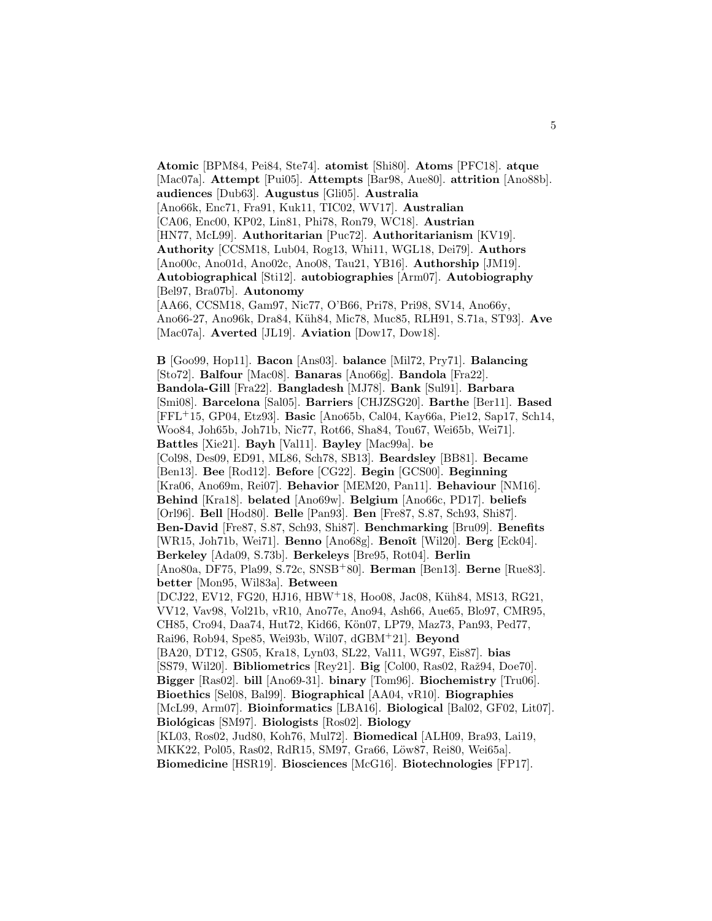**Atomic** [BPM84, Pei84, Ste74]. **atomist** [Shi80]. **Atoms** [PFC18]. **atque** [Mac07a]. **Attempt** [Pui05]. **Attempts** [Bar98, Aue80]. **attrition** [Ano88b]. **audiences** [Dub63]. **Augustus** [Gli05]. **Australia** [Ano66k, Enc71, Fra91, Kuk11, TIC02, WV17]. **Australian** [CA06, Enc00, KP02, Lin81, Phi78, Ron79, WC18]. **Austrian** [HN77, McL99]. **Authoritarian** [Puc72]. **Authoritarianism** [KV19]. **Authority** [CCSM18, Lub04, Rog13, Whi11, WGL18, Dei79]. **Authors** [Ano00c, Ano01d, Ano02c, Ano08, Tau21, YB16]. **Authorship** [JM19]. **Autobiographical** [Sti12]. **autobiographies** [Arm07]. **Autobiography** [Bel97, Bra07b]. **Autonomy** [AA66, CCSM18, Gam97, Nic77, O'B66, Pri78, Pri98, SV14, Ano66y, Ano66-27, Ano96k, Dra84, Küh84, Mic78, Muc85, RLH91, S.71a, ST93]. **Ave** [Mac07a]. **Averted** [JL19]. **Aviation** [Dow17, Dow18].

**B** [Goo99, Hop11]. **Bacon** [Ans03]. **balance** [Mil72, Pry71]. **Balancing** [Sto72]. **Balfour** [Mac08]. **Banaras** [Ano66g]. **Bandola** [Fra22]. **Bandola-Gill** [Fra22]. **Bangladesh** [MJ78]. **Bank** [Sul91]. **Barbara** [Smi08]. **Barcelona** [Sal05]. **Barriers** [CHJZSG20]. **Barthe** [Ber11]. **Based** [FFL+15, GP04, Etz93]. **Basic** [Ano65b, Cal04, Kay66a, Pie12, Sap17, Sch14, Woo84, Joh65b, Joh71b, Nic77, Rot66, Sha84, Tou67, Wei65b, Wei71]. **Battles** [Xie21]. **Bayh** [Val11]. **Bayley** [Mac99a]. **be** [Col98, Des09, ED91, ML86, Sch78, SB13]. **Beardsley** [BB81]. **Became** [Ben13]. **Bee** [Rod12]. **Before** [CG22]. **Begin** [GCS00]. **Beginning** [Kra06, Ano69m, Rei07]. **Behavior** [MEM20, Pan11]. **Behaviour** [NM16]. **Behind** [Kra18]. **belated** [Ano69w]. **Belgium** [Ano66c, PD17]. **beliefs** [Orl96]. **Bell** [Hod80]. **Belle** [Pan93]. **Ben** [Fre87, S.87, Sch93, Shi87]. **Ben-David** [Fre87, S.87, Sch93, Shi87]. **Benchmarking** [Bru09]. **Benefits** [WR15, Joh71b, Wei71]. **Benno** [Ano68g]. **Benoît** [Wil20]. **Berg** [Eck04]. **Berkeley** [Ada09, S.73b]. **Berkeleys** [Bre95, Rot04]. **Berlin** [Ano80a, DF75, Pla99, S.72c, SNSB+80]. **Berman** [Ben13]. **Berne** [Rue83]. **better** [Mon95, Wil83a]. **Between** [DCJ22, EV12, FG20, HJ16, HBW+18, Hoo08, Jac08, Küh84, MS13, RG21, VV12, Vav98, Vol21b, vR10, Ano77e, Ano94, Ash66, Aue65, Blo97, CMR95, CH85, Cro94, Daa74, Hut72, Kid66, Kön07, LP79, Maz73, Pan93, Ped77, Rai96, Rob94, Spe85, Wei93b, Wil07, dGBM+21]. **Beyond** [BA20, DT12, GS05, Kra18, Lyn03, SL22, Val11, WG97, Eis87]. **bias** [SS79, Wil20]. **Bibliometrics** [Rey21]. **Big** [Col00, Ras02, Raž94, Doe70]. **Bigger** [Ras02]. **bill** [Ano69-31]. **binary** [Tom96]. **Biochemistry** [Tru06]. **Bioethics** [Sel08, Bal99]. **Biographical** [AA04, vR10]. **Biographies** [McL99, Arm07]. **Bioinformatics** [LBA16]. **Biological** [Bal02, GF02, Lit07]. **Biológicas** [SM97]. **Biologists** [Ros02]. **Biology** [KL03, Ros02, Jud80, Koh76, Mul72]. **Biomedical** [ALH09, Bra93, Lai19, MKK22, Pol05, Ras02, RdR15, SM97, Gra66, Löw87, Rei80, Wei65a]. **Biomedicine** [HSR19]. **Biosciences** [McG16]. **Biotechnologies** [FP17].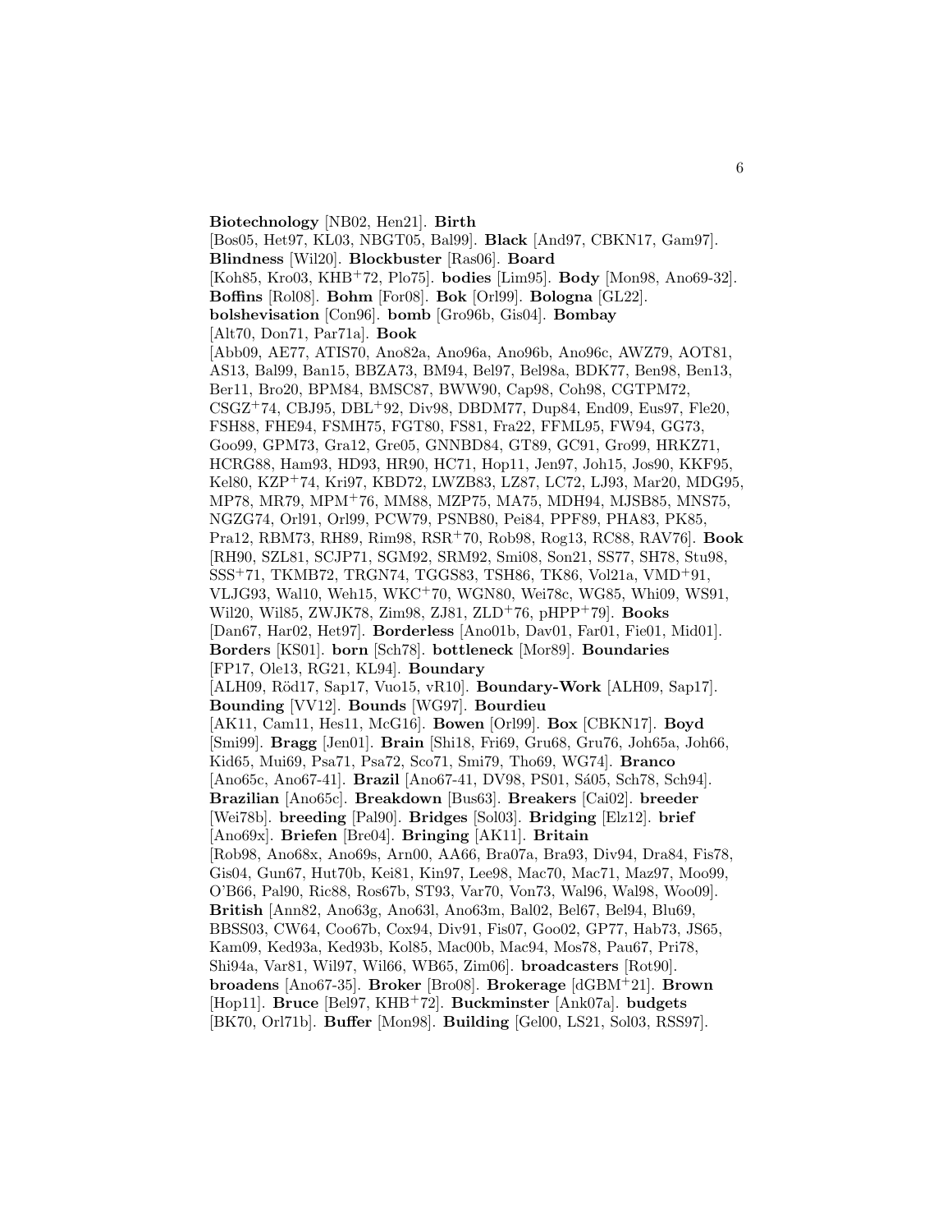**Biotechnology** [NB02, Hen21]. **Birth** [Bos05, Het97, KL03, NBGT05, Bal99]. **Black** [And97, CBKN17, Gam97]. **Blindness** [Wil20]. **Blockbuster** [Ras06]. **Board** [Koh85, Kro03, KHB+72, Plo75]. **bodies** [Lim95]. **Body** [Mon98, Ano69-32]. **Boffins** [Rol08]. **Bohm** [For08]. **Bok** [Orl99]. **Bologna** [GL22]. **bolshevisation** [Con96]. **bomb** [Gro96b, Gis04]. **Bombay** [Alt70, Don71, Par71a]. **Book** [Abb09, AE77, ATIS70, Ano82a, Ano96a, Ano96b, Ano96c, AWZ79, AOT81, AS13, Bal99, Ban15, BBZA73, BM94, Bel97, Bel98a, BDK77, Ben98, Ben13, Ber11, Bro20, BPM84, BMSC87, BWW90, Cap98, Coh98, CGTPM72, CSGZ+74, CBJ95, DBL+92, Div98, DBDM77, Dup84, End09, Eus97, Fle20, FSH88, FHE94, FSMH75, FGT80, FS81, Fra22, FFML95, FW94, GG73, Goo99, GPM73, Gra12, Gre05, GNNBD84, GT89, GC91, Gro99, HRKZ71, HCRG88, Ham93, HD93, HR90, HC71, Hop11, Jen97, Joh15, Jos90, KKF95, Kel80, KZP+74, Kri97, KBD72, LWZB83, LZ87, LC72, LJ93, Mar20, MDG95, MP78, MR79, MPM+76, MM88, MZP75, MA75, MDH94, MJSB85, MNS75, NGZG74, Orl91, Orl99, PCW79, PSNB80, Pei84, PPF89, PHA83, PK85, Pra12, RBM73, RH89, Rim98, RSR+70, Rob98, Rog13, RC88, RAV76]. **Book** [RH90, SZL81, SCJP71, SGM92, SRM92, Smi08, Son21, SS77, SH78, Stu98, SSS+71, TKMB72, TRGN74, TGGS83, TSH86, TK86, Vol21a, VMD+91, VLJG93, Wal10, Weh15, WKC+70, WGN80, Wei78c, WG85, Whi09, WS91, Wil20, Wil85, ZWJK78, Zim98, ZJ81, ZLD+76, pHPP+79]. **Books** [Dan67, Har02, Het97]. **Borderless** [Ano01b, Dav01, Far01, Fie01, Mid01]. **Borders** [KS01]. **born** [Sch78]. **bottleneck** [Mor89]. **Boundaries** [FP17, Ole13, RG21, KL94]. **Boundary** [ALH09, Röd17, Sap17, Vuo15, vR10]. **Boundary-Work** [ALH09, Sap17]. **Bounding** [VV12]. **Bounds** [WG97]. **Bourdieu** [AK11, Cam11, Hes11, McG16]. **Bowen** [Orl99]. **Box** [CBKN17]. **Boyd** [Smi99]. **Bragg** [Jen01]. **Brain** [Shi18, Fri69, Gru68, Gru76, Joh65a, Joh66, Kid65, Mui69, Psa71, Psa72, Sco71, Smi79, Tho69, WG74]. **Branco** [Ano65c, Ano67-41]. **Brazil** [Ano67-41, DV98, PS01, Sá05, Sch78, Sch94]. **Brazilian** [Ano65c]. **Breakdown** [Bus63]. **Breakers** [Cai02]. **breeder** [Wei78b]. **breeding** [Pal90]. **Bridges** [Sol03]. **Bridging** [Elz12]. **brief** [Ano69x]. **Briefen** [Bre04]. **Bringing** [AK11]. **Britain** [Rob98, Ano68x, Ano69s, Arn00, AA66, Bra07a, Bra93, Div94, Dra84, Fis78, Gis04, Gun67, Hut70b, Kei81, Kin97, Lee98, Mac70, Mac71, Maz97, Moo99, O'B66, Pal90, Ric88, Ros67b, ST93, Var70, Von73, Wal96, Wal98, Woo09]. **British** [Ann82, Ano63g, Ano63l, Ano63m, Bal02, Bel67, Bel94, Blu69, BBSS03, CW64, Coo67b, Cox94, Div91, Fis07, Goo02, GP77, Hab73, JS65, Kam09, Ked93a, Ked93b, Kol85, Mac00b, Mac94, Mos78, Pau67, Pri78, Shi94a, Var81, Wil97, Wil66, WB65, Zim06]. **broadcasters** [Rot90]. **broadens** [Ano67-35]. **Broker** [Bro08]. **Brokerage** [dGBM+21]. **Brown** [Hop11]. **Bruce** [Bel97, KHB+72]. **Buckminster** [Ank07a]. **budgets** [BK70, Orl71b]. **Buffer** [Mon98]. **Building** [Gel00, LS21, Sol03, RSS97].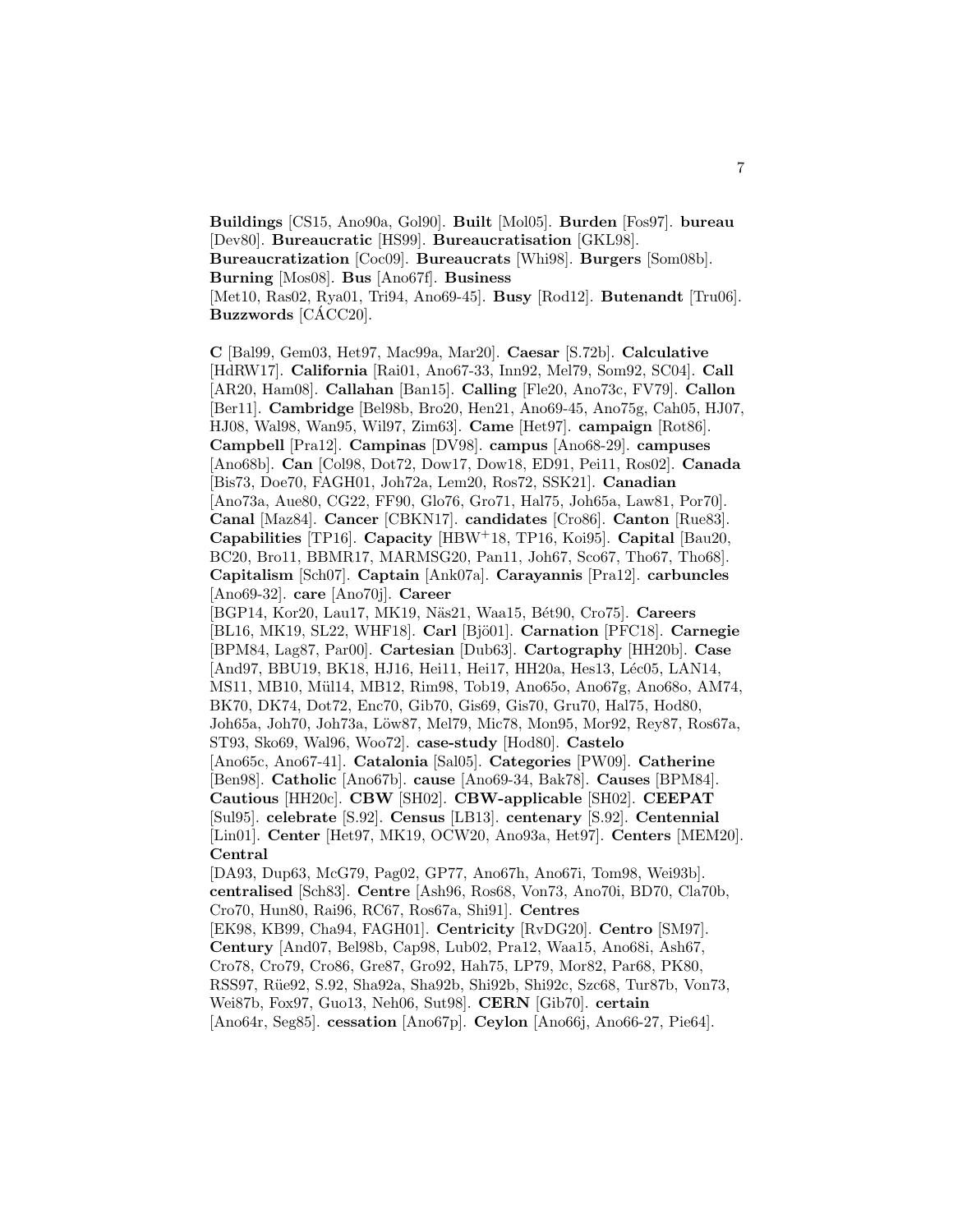**Buildings** [CS15, Ano90a, Gol90]. **Built** [Mol05]. **Burden** [Fos97]. **bureau** [Dev80]. **Bureaucratic** [HS99]. **Bureaucratisation** [GKL98]. **Bureaucratization** [Coc09]. **Bureaucrats** [Whi98]. **Burgers** [Som08b]. **Burning** [Mos08]. **Bus** [Ano67f]. **Business** [Met10, Ras02, Rya01, Tri94, Ano69-45]. **Busy** [Rod12]. **Butenandt** [Tru06]. **Buzzwords** [CÁCC20].

**C** [Bal99, Gem03, Het97, Mac99a, Mar20]. **Caesar** [S.72b]. **Calculative** [HdRW17]. **California** [Rai01, Ano67-33, Inn92, Mel79, Som92, SC04]. **Call** [AR20, Ham08]. **Callahan** [Ban15]. **Calling** [Fle20, Ano73c, FV79]. **Callon** [Ber11]. **Cambridge** [Bel98b, Bro20, Hen21, Ano69-45, Ano75g, Cah05, HJ07, HJ08, Wal98, Wan95, Wil97, Zim63]. **Came** [Het97]. **campaign** [Rot86]. **Campbell** [Pra12]. **Campinas** [DV98]. **campus** [Ano68-29]. **campuses** [Ano68b]. **Can** [Col98, Dot72, Dow17, Dow18, ED91, Pei11, Ros02]. **Canada** [Bis73, Doe70, FAGH01, Joh72a, Lem20, Ros72, SSK21]. **Canadian** [Ano73a, Aue80, CG22, FF90, Glo76, Gro71, Hal75, Joh65a, Law81, Por70]. **Canal** [Maz84]. **Cancer** [CBKN17]. **candidates** [Cro86]. **Canton** [Rue83]. **Capabilities** [TP16]. **Capacity** [HBW+18, TP16, Koi95]. **Capital** [Bau20, BC20, Bro11, BBMR17, MARMSG20, Pan11, Joh67, Sco67, Tho67, Tho68]. **Capitalism** [Sch07]. **Captain** [Ank07a]. **Carayannis** [Pra12]. **carbuncles** [Ano69-32]. **care** [Ano70j]. **Career** [BGP14, Kor20, Lau17, MK19, Näs21, Waa15, Bét90, Cro75]. **Careers** [BL16, MK19, SL22, WHF18]. **Carl** [Bjö01]. **Carnation** [PFC18]. **Carnegie** [BPM84, Lag87, Par00]. **Cartesian** [Dub63]. **Cartography** [HH20b]. **Case** [And97, BBU19, BK18, HJ16, Hei11, Hei17, HH20a, Hes13, Léc05, LAN14, MS11, MB10, Mül14, MB12, Rim98, Tob19, Ano65o, Ano67g, Ano68o, AM74, BK70, DK74, Dot72, Enc70, Gib70, Gis69, Gis70, Gru70, Hal75, Hod80, Joh65a, Joh70, Joh73a, Löw87, Mel79, Mic78, Mon95, Mor92, Rey87, Ros67a, ST93, Sko69, Wal96, Woo72]. **case-study** [Hod80]. **Castelo** [Ano65c, Ano67-41]. **Catalonia** [Sal05]. **Categories** [PW09]. **Catherine** [Ben98]. **Catholic** [Ano67b]. **cause** [Ano69-34, Bak78]. **Causes** [BPM84]. **Cautious** [HH20c]. **CBW** [SH02]. **CBW-applicable** [SH02]. **CEEPAT** [Sul95]. **celebrate** [S.92]. **Census** [LB13]. **centenary** [S.92]. **Centennial** [Lin01]. **Center** [Het97, MK19, OCW20, Ano93a, Het97]. **Centers** [MEM20]. **Central** [DA93, Dup63, McG79, Pag02, GP77, Ano67h, Ano67i, Tom98, Wei93b]. **centralised** [Sch83]. **Centre** [Ash96, Ros68, Von73, Ano70i, BD70, Cla70b, Cro70, Hun80, Rai96, RC67, Ros67a, Shi91]. **Centres** [EK98, KB99, Cha94, FAGH01]. **Centricity** [RvDG20]. **Centro** [SM97]. **Century** [And07, Bel98b, Cap98, Lub02, Pra12, Waa15, Ano68i, Ash67, Cro78, Cro79, Cro86, Gre87, Gro92, Hah75, LP79, Mor82, Par68, PK80, RSS97, Rüe92, S.92, Sha92a, Sha92b, Shi92b, Shi92c, Szc68, Tur87b, Von73, Wei87b, Fox97, Guo13, Neh06, Sut98]. **CERN** [Gib70]. **certain** [Ano64r, Seg85]. **cessation** [Ano67p]. **Ceylon** [Ano66j, Ano66-27, Pie64].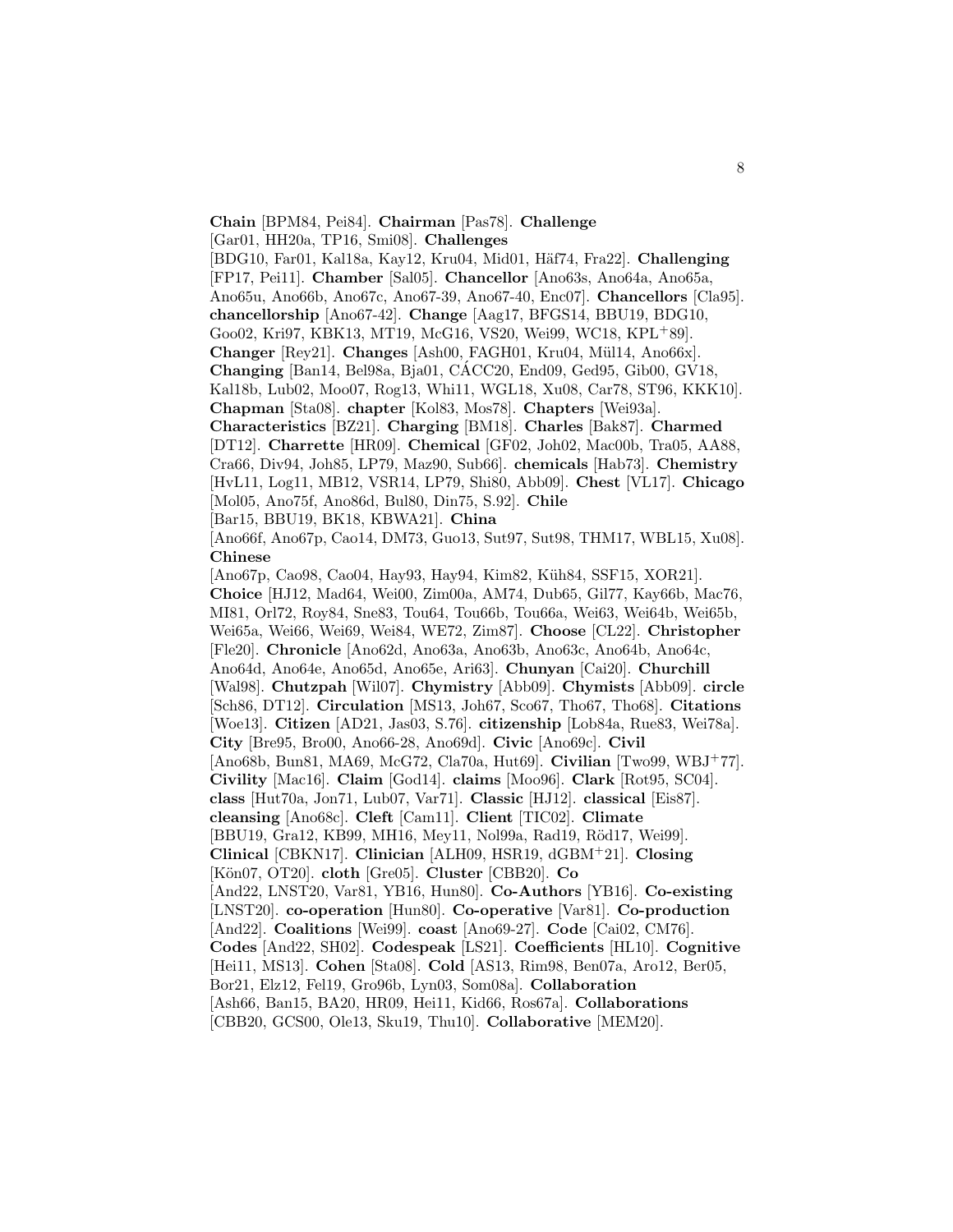**Chain** [BPM84, Pei84]. **Chairman** [Pas78]. **Challenge** [Gar01, HH20a, TP16, Smi08]. **Challenges** [BDG10, Far01, Kal18a, Kay12, Kru04, Mid01, Häf74, Fra22]. **Challenging** [FP17, Pei11]. **Chamber** [Sal05]. **Chancellor** [Ano63s, Ano64a, Ano65a, Ano65u, Ano66b, Ano67c, Ano67-39, Ano67-40, Enc07]. **Chancellors** [Cla95]. **chancellorship** [Ano67-42]. **Change** [Aag17, BFGS14, BBU19, BDG10, Goo02, Kri97, KBK13, MT19, McG16, VS20, Wei99, WC18, KPL+89]. **Changer** [Rey21]. **Changes** [Ash00, FAGH01, Kru04, Mül14, Ano66x]. **Changing** [Ban14, Bel98a, Bja01, CÁCC20, End09, Ged95, Gib00, GV18, Kal18b, Lub02, Moo07, Rog13, Whi11, WGL18, Xu08, Car78, ST96, KKK10]. **Chapman** [Sta08]. **chapter** [Kol83, Mos78]. **Chapters** [Wei93a]. **Characteristics** [BZ21]. **Charging** [BM18]. **Charles** [Bak87]. **Charmed** [DT12]. **Charrette** [HR09]. **Chemical** [GF02, Joh02, Mac00b, Tra05, AA88, Cra66, Div94, Joh85, LP79, Maz90, Sub66]. **chemicals** [Hab73]. **Chemistry** [HvL11, Log11, MB12, VSR14, LP79, Shi80, Abb09]. **Chest** [VL17]. **Chicago** [Mol05, Ano75f, Ano86d, Bul80, Din75, S.92]. **Chile** [Bar15, BBU19, BK18, KBWA21]. **China** [Ano66f, Ano67p, Cao14, DM73, Guo13, Sut97, Sut98, THM17, WBL15, Xu08]. **Chinese** [Ano67p, Cao98, Cao04, Hay93, Hay94, Kim82, Küh84, SSF15, XOR21]. **Choice** [HJ12, Mad64, Wei00, Zim00a, AM74, Dub65, Gil77, Kay66b, Mac76, MI81, Orl72, Roy84, Sne83, Tou64, Tou66b, Tou66a, Wei63, Wei64b, Wei65b, Wei65a, Wei66, Wei69, Wei84, WE72, Zim87]. **Choose** [CL22]. **Christopher** [Fle20]. **Chronicle** [Ano62d, Ano63a, Ano63b, Ano63c, Ano64b, Ano64c, Ano64d, Ano64e, Ano65d, Ano65e, Ari63]. **Chunyan** [Cai20]. **Churchill** [Wal98]. **Chutzpah** [Wil07]. **Chymistry** [Abb09]. **Chymists** [Abb09]. **circle** [Sch86, DT12]. **Circulation** [MS13, Joh67, Sco67, Tho67, Tho68]. **Citations** [Woe13]. **Citizen** [AD21, Jas03, S.76]. **citizenship** [Lob84a, Rue83, Wei78a]. **City** [Bre95, Bro00, Ano66-28, Ano69d]. **Civic** [Ano69c]. **Civil** [Ano68b, Bun81, MA69, McG72, Cla70a, Hut69]. **Civilian** [Two99, WBJ+77]. **Civility** [Mac16]. **Claim** [God14]. **claims** [Moo96]. **Clark** [Rot95, SC04]. **class** [Hut70a, Jon71, Lub07, Var71]. **Classic** [HJ12]. **classical** [Eis87]. **cleansing** [Ano68c]. **Cleft** [Cam11]. **Client** [TIC02]. **Climate** [BBU19, Gra12, KB99, MH16, Mey11, Nol99a, Rad19, Röd17, Wei99]. **Clinical** [CBKN17]. **Clinician** [ALH09, HSR19, dGBM+21]. **Closing** [Kön07, OT20]. **cloth** [Gre05]. **Cluster** [CBB20]. **Co** [And22, LNST20, Var81, YB16, Hun80]. **Co-Authors** [YB16]. **Co-existing** [LNST20]. **co-operation** [Hun80]. **Co-operative** [Var81]. **Co-production** [And22]. **Coalitions** [Wei99]. **coast** [Ano69-27]. **Code** [Cai02, CM76]. **Codes** [And22, SH02]. **Codespeak** [LS21]. **Coefficients** [HL10]. **Cognitive** [Hei11, MS13]. **Cohen** [Sta08]. **Cold** [AS13, Rim98, Ben07a, Aro12, Ber05, Bor21, Elz12, Fel19, Gro96b, Lyn03, Som08a]. **Collaboration** [Ash66, Ban15, BA20, HR09, Hei11, Kid66, Ros67a]. **Collaborations** [CBB20, GCS00, Ole13, Sku19, Thu10]. **Collaborative** [MEM20].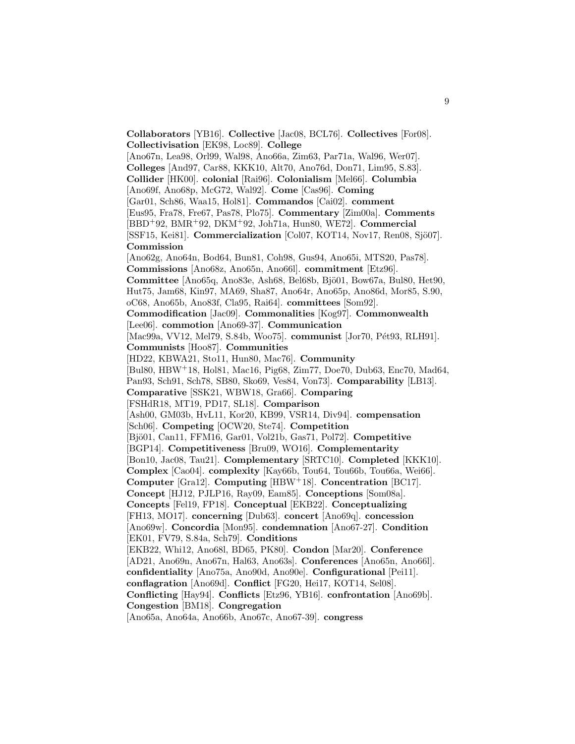**Collaborators** [YB16]. **Collective** [Jac08, BCL76]. **Collectives** [For08]. **Collectivisation** [EK98, Loc89]. **College** [Ano67n, Lea98, Orl99, Wal98, Ano66a, Zim63, Par71a, Wal96, Wer07]. **Colleges** [And97, Car88, KKK10, Alt70, Ano76d, Don71, Lim95, S.83]. **Collider** [HK00]. **colonial** [Rai96]. **Colonialism** [Mel66]. **Columbia** [Ano69f, Ano68p, McG72, Wal92]. **Come** [Cas96]. **Coming** [Gar01, Sch86, Waa15, Hol81]. **Commandos** [Cai02]. **comment** [Eus95, Fra78, Fre67, Pas78, Plo75]. **Commentary** [Zim00a]. **Comments** [BBD+92, BMR+92, DKM+92, Joh71a, Hun80, WE72]. **Commercial** [SSF15, Kei81]. **Commercialization** [Col07, KOT14, Nov17, Ren08, Sjö07]. **Commission** [Ano62g, Ano64n, Bod64, Bun81, Coh98, Gus94, Ano65i, MTS20, Pas78]. **Commissions** [Ano68z, Ano65n, Ano66l]. **commitment** [Etz96]. **Committee** [Ano65q, Ano83e, Ash68, Bel68b, Bjö01, Bow67a, Bul80, Het90, Hut75, Jam68, Kin97, MA69, Sha87, Ano64r, Ano65p, Ano86d, Mor85, S.90, oC68, Ano65b, Ano83f, Cla95, Rai64]. **committees** [Som92]. **Commodification** [Jac09]. **Commonalities** [Kog97]. **Commonwealth** [Lee06]. **commotion** [Ano69-37]. **Communication** [Mac99a, VV12, Mel79, S.84b, Woo75]. **communist** [Jor70, Pét93, RLH91]. **Communists** [Hoo87]. **Communities** [HD22, KBWA21, Sto11, Hun80, Mac76]. **Community** [Bul80, HBW+18, Hol81, Mac16, Pig68, Zim77, Doe70, Dub63, Enc70, Mad64, Pan93, Sch91, Sch78, SB80, Sko69, Ves84, Von73]. **Comparability** [LB13]. **Comparative** [SSK21, WBW18, Gra66]. **Comparing** [FSHdR18, MT19, PD17, SL18]. **Comparison** [Ash00, GM03b, HvL11, Kor20, KB99, VSR14, Div94]. **compensation** [Sch06]. **Competing** [OCW20, Ste74]. **Competition** [Bjö01, Can11, FFM16, Gar01, Vol21b, Gas71, Pol72]. **Competitive** [BGP14]. **Competitiveness** [Bru09, WO16]. **Complementarity** [Bon10, Jac08, Tau21]. **Complementary** [SRTC10]. **Completed** [KKK10]. **Complex** [Cao04]. **complexity** [Kay66b, Tou64, Tou66b, Tou66a, Wei66]. **Computer** [Gra12]. **Computing** [HBW+18]. **Concentration** [BC17]. **Concept** [HJ12, PJLP16, Ray09, Eam85]. **Conceptions** [Som08a]. **Concepts** [Fel19, FP18]. **Conceptual** [EKB22]. **Conceptualizing** [FH13, MO17]. **concerning** [Dub63]. **concert** [Ano69q]. **concession** [Ano69w]. **Concordia** [Mon95]. **condemnation** [Ano67-27]. **Condition** [EK01, FV79, S.84a, Sch79]. **Conditions** [EKB22, Whi12, Ano68l, BD65, PK80]. **Condon** [Mar20]. **Conference** [AD21, Ano69n, Ano67n, Hal63, Ano63s]. **Conferences** [Ano65n, Ano66l]. **confidentiality** [Ano75a, Ano90d, Ano90e]. **Configurational** [Pei11]. **conflagration** [Ano69d]. **Conflict** [FG20, Hei17, KOT14, Sel08]. **Conflicting** [Hay94]. **Conflicts** [Etz96, YB16]. **confrontation** [Ano69b]. **Congestion** [BM18]. **Congregation** [Ano65a, Ano64a, Ano66b, Ano67c, Ano67-39]. **congress**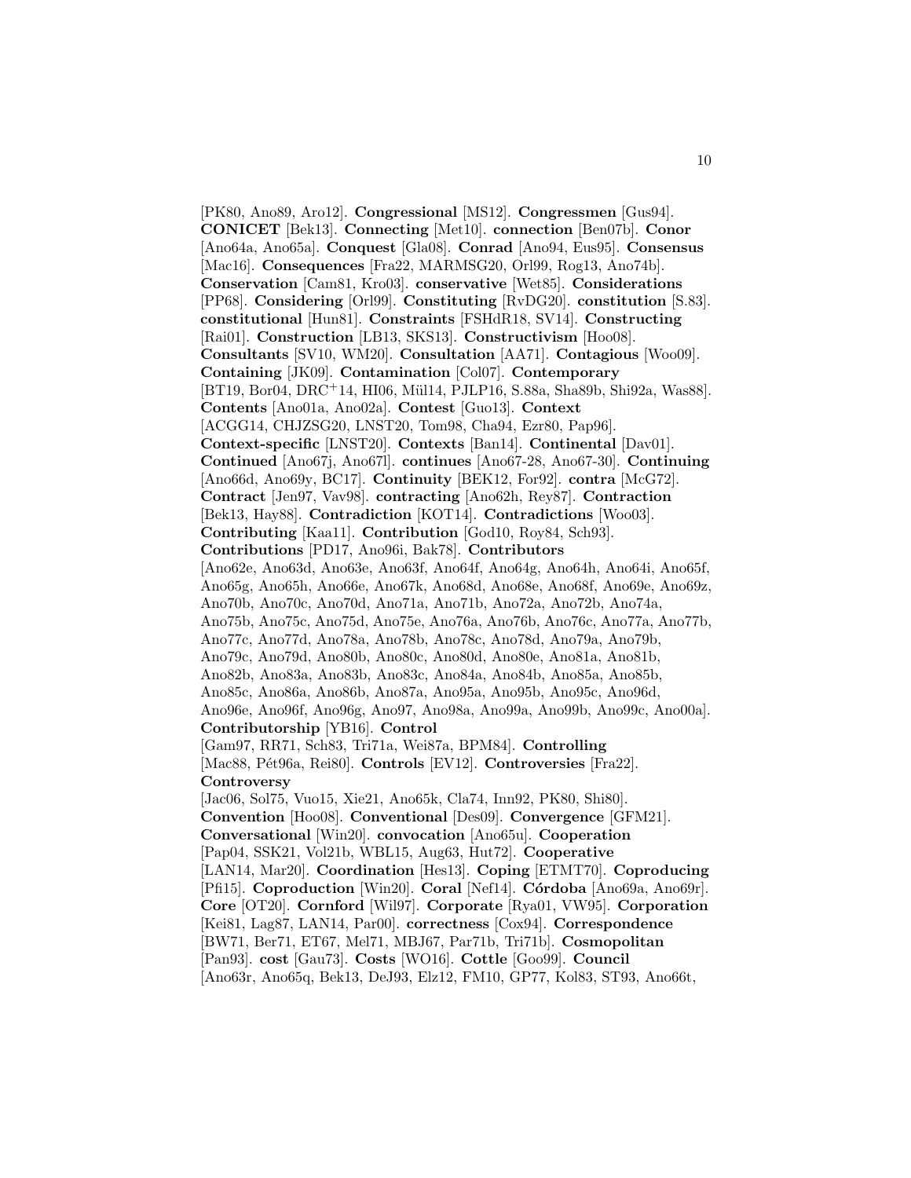[PK80, Ano89, Aro12]. **Congressional** [MS12]. **Congressmen** [Gus94]. **CONICET** [Bek13]. **Connecting** [Met10]. **connection** [Ben07b]. **Conor** [Ano64a, Ano65a]. **Conquest** [Gla08]. **Conrad** [Ano94, Eus95]. **Consensus** [Mac16]. **Consequences** [Fra22, MARMSG20, Orl99, Rog13, Ano74b]. **Conservation** [Cam81, Kro03]. **conservative** [Wet85]. **Considerations** [PP68]. **Considering** [Orl99]. **Constituting** [RvDG20]. **constitution** [S.83]. **constitutional** [Hun81]. **Constraints** [FSHdR18, SV14]. **Constructing** [Rai01]. **Construction** [LB13, SKS13]. **Constructivism** [Hoo08]. **Consultants** [SV10, WM20]. **Consultation** [AA71]. **Contagious** [Woo09]. **Containing** [JK09]. **Contamination** [Col07]. **Contemporary** [BT19, Bor04, DRC[+]14, HI06, Mül14, PJLP16, S.88a, Sha89b, Shi92a, Was88]. **Contents** [Ano01a, Ano02a]. **Contest** [Guo13]. **Context** [ACGG14, CHJZSG20, LNST20, Tom98, Cha94, Ezr80, Pap96]. **Context-specific** [LNST20]. **Contexts** [Ban14]. **Continental** [Dav01]. **Continued** [Ano67j, Ano67l]. **continues** [Ano67-28, Ano67-30]. **Continuing** [Ano66d, Ano69y, BC17]. **Continuity** [BEK12, For92]. **contra** [McG72]. **Contract** [Jen97, Vav98]. **contracting** [Ano62h, Rey87]. **Contraction** [Bek13, Hay88]. **Contradiction** [KOT14]. **Contradictions** [Woo03]. **Contributing** [Kaa11]. **Contribution** [God10, Roy84, Sch93]. **Contributions** [PD17, Ano96i, Bak78]. **Contributors** [Ano62e, Ano63d, Ano63e, Ano63f, Ano64f, Ano64g, Ano64h, Ano64i, Ano65f, Ano65g, Ano65h, Ano66e, Ano67k, Ano68d, Ano68e, Ano68f, Ano69e, Ano69z, Ano70b, Ano70c, Ano70d, Ano71a, Ano71b, Ano72a, Ano72b, Ano74a, Ano75b, Ano75c, Ano75d, Ano75e, Ano76a, Ano76b, Ano76c, Ano77a, Ano77b, Ano77c, Ano77d, Ano78a, Ano78b, Ano78c, Ano78d, Ano79a, Ano79b, Ano79c, Ano79d, Ano80b, Ano80c, Ano80d, Ano80e, Ano81a, Ano81b, Ano82b, Ano83a, Ano83b, Ano83c, Ano84a, Ano84b, Ano85a, Ano85b, Ano85c, Ano86a, Ano86b, Ano87a, Ano95a, Ano95b, Ano95c, Ano96d, Ano96e, Ano96f, Ano96g, Ano97, Ano98a, Ano99a, Ano99b, Ano99c, Ano00a]. **Contributorship** [YB16]. **Control** [Gam97, RR71, Sch83, Tri71a, Wei87a, BPM84]. **Controlling** [Mac88, Pét96a, Rei80]. **Controls** [EV12]. **Controversies** [Fra22]. **Controversy** [Jac06, Sol75, Vuo15, Xie21, Ano65k, Cla74, Inn92, PK80, Shi80]. **Convention** [Hoo08]. **Conventional** [Des09]. **Convergence** [GFM21]. **Conversational** [Win20]. **convocation** [Ano65u]. **Cooperation** [Pap04, SSK21, Vol21b, WBL15, Aug63, Hut72]. **Cooperative** [LAN14, Mar20]. **Coordination** [Hes13]. **Coping** [ETMT70]. **Coproducing** [Pfi15]. **Coproduction** [Win20]. **Coral** [Nef14]. **Córdoba** [Ano69a, Ano69r]. **Core** [OT20]. **Cornford** [Wil97]. **Corporate** [Rya01, VW95]. **Corporation** [Kei81, Lag87, LAN14, Par00]. **correctness** [Cox94]. **Correspondence** [BW71, Ber71, ET67, Mel71, MBJ67, Par71b, Tri71b]. **Cosmopolitan** [Pan93]. **cost** [Gau73]. **Costs** [WO16]. **Cottle** [Goo99]. **Council** [Ano63r, Ano65q, Bek13, DeJ93, Elz12, FM10, GP77, Kol83, ST93, Ano66t,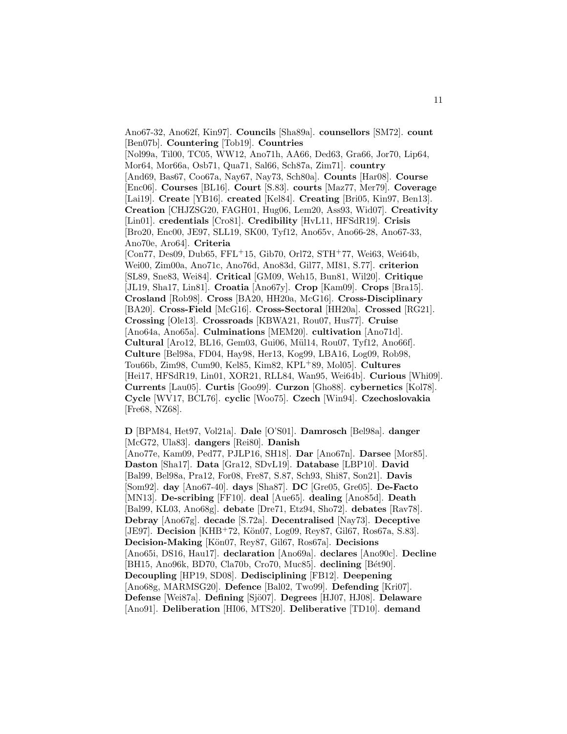Ano67-32, Ano62f, Kin97]. **Councils** [Sha89a]. **counsellors** [SM72]. **count** [Ben07b]. **Countering** [Tob19]. **Countries** [Nol99a, Til00, TC05, WW12, Ano71h, AA66, Ded63, Gra66, Jor70, Lip64, Mor64, Mor66a, Osb71, Qua71, Sal66, Sch87a, Zim71]. **country** [And69, Bas67, Coo67a, Nay67, Nay73, Sch80a]. **Counts** [Har08]. **Course** [Enc06]. **Courses** [BL16]. **Court** [S.83]. **courts** [Maz77, Mer79]. **Coverage** [Lai19]. **Create** [YB16]. **created** [Kel84]. **Creating** [Bri05, Kin97, Ben13]. **Creation** [CHJZSG20, FAGH01, Hug06, Lem20, Ass93, Wid07]. **Creativity** [Lin01]. **credentials** [Cro81]. **Credibility** [HvL11, HFSdR19]. **Crisis** [Bro20, Enc00, JE97, SLL19, SK00, Tyf12, Ano65v, Ano66-28, Ano67-33, Ano70e, Aro64]. **Criteria** [Con77, Des09, Dub65, FFL+15, Gib70, Orl72, STH+77, Wei63, Wei64b, Wei00, Zim00a, Ano71c, Ano76d, Ano83d, Gil77, MI81, S.77]. **criterion** [SL89, Sne83, Wei84]. **Critical** [GM09, Weh15, Bun81, Wil20]. **Critique** [JL19, Sha17, Lin81]. **Croatia** [Ano67y]. **Crop** [Kam09]. **Crops** [Bra15]. **Crosland** [Rob98]. **Cross** [BA20, HH20a, McG16]. **Cross-Disciplinary** [BA20]. **Cross-Field** [McG16]. **Cross-Sectoral** [HH20a]. **Crossed** [RG21]. **Crossing** [Ole13]. **Crossroads** [KBWA21, Rou07, Hus77]. **Cruise** [Ano64a, Ano65a]. **Culminations** [MEM20]. **cultivation** [Ano71d]. **Cultural** [Aro12, BL16, Gem03, Gui06, Mül14, Rou07, Tyf12, Ano66f]. **Culture** [Bel98a, FD04, Hay98, Her13, Kog99, LBA16, Log09, Rob98, Tou66b, Zim98, Cum90, Kel85, Kim82, KPL+89, Mol05]. **Cultures** [Hei17, HFSdR19, Lin01, XOR21, RLL84, Wan95, Wei64b]. **Curious** [Whi09]. **Currents** [Lau05]. **Curtis** [Goo99]. **Curzon** [Gho88]. **cybernetics** [Kol78]. **Cycle** [WV17, BCL76]. **cyclic** [Woo75]. **Czech** [Win94]. **Czechoslovakia** [Fre68, NZ68].

**D** [BPM84, Het97, Vol21a]. **Dale** [O'S01]. **Damrosch** [Bel98a]. **danger** [McG72, Ula83]. **dangers** [Rei80]. **Danish** [Ano77e, Kam09, Ped77, PJLP16, SH18]. **Dar** [Ano67n]. **Darsee** [Mor85]. **Daston** [Sha17]. **Data** [Gra12, SDvL19]. **Database** [LBP10]. **David** [Bal99, Bel98a, Pra12, For08, Fre87, S.87, Sch93, Shi87, Son21]. **Davis** [Som92]. **day** [Ano67-40]. **days** [Sha87]. **DC** [Gre05, Gre05]. **De-Facto** [MN13]. **De-scribing** [FF10]. **deal** [Aue65]. **dealing** [Ano85d]. **Death** [Bal99, KL03, Ano68g]. **debate** [Dre71, Etz94, Sho72]. **debates** [Rav78]. **Debray** [Ano67g]. **decade** [S.72a]. **Decentralised** [Nay73]. **Deceptive** [JE97]. **Decision** [KHB+72, Kön07, Log09, Rey87, Gil67, Ros67a, S.83]. **Decision-Making** [Kön07, Rey87, Gil67, Ros67a]. **Decisions** [Ano65i, DS16, Hau17]. **declaration** [Ano69a]. **declares** [Ano90c]. **Decline** [BH15, Ano96k, BD70, Cla70b, Cro70, Muc85]. **declining** [Bét90]. **Decoupling** [HP19, SD08]. **Dedisciplining** [FB12]. **Deepening** [Ano68g, MARMSG20]. **Defence** [Bal02, Two99]. **Defending** [Kri07]. **Defense** [Wei87a]. **Defining** [Sjö07]. **Degrees** [HJ07, HJ08]. **Delaware** [Ano91]. **Deliberation** [HI06, MTS20]. **Deliberative** [TD10]. **demand**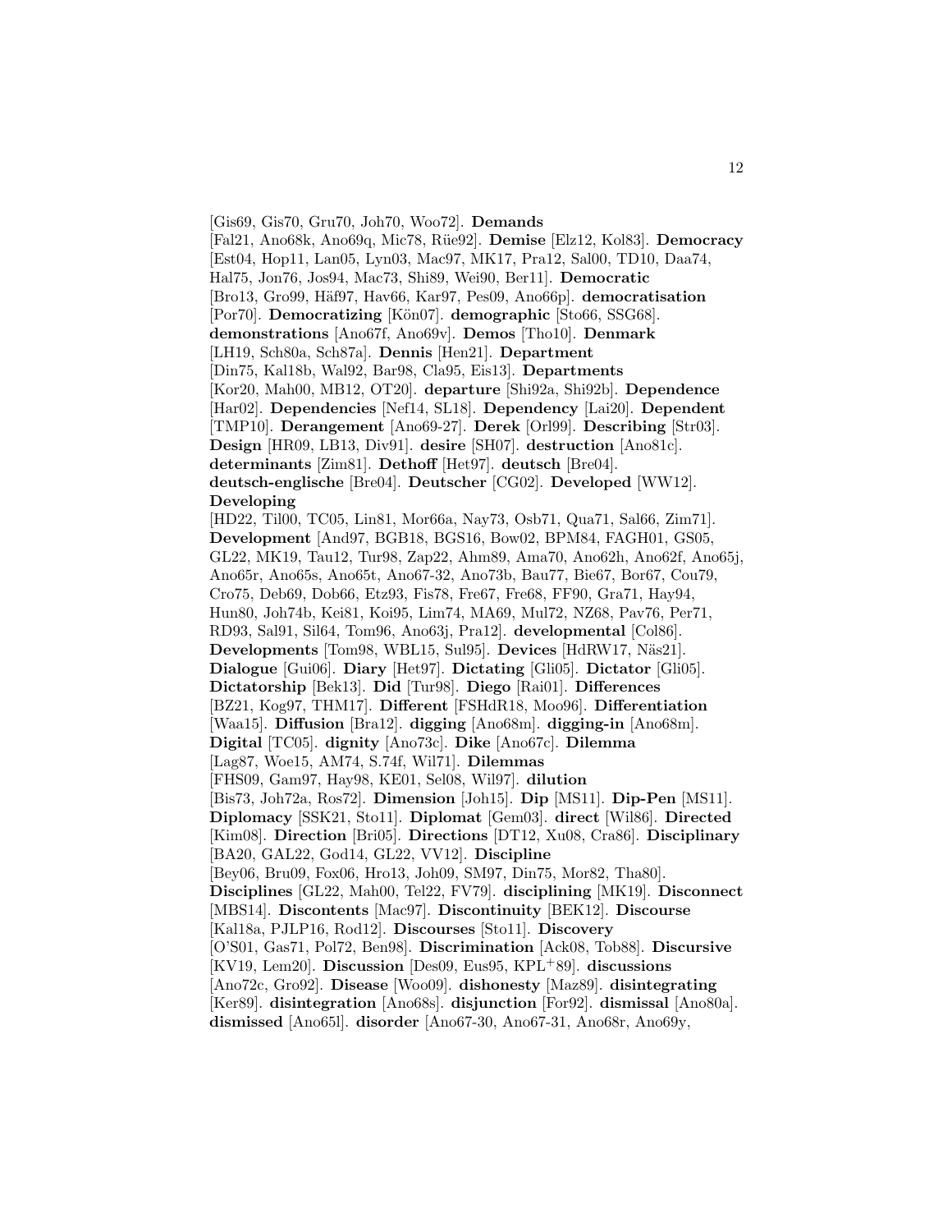[Gis69, Gis70, Gru70, Joh70, Woo72]. **Demands** [Fal21, Ano68k, Ano69q, Mic78, Rüe92]. **Demise** [Elz12, Kol83]. **Democracy** [Est04, Hop11, Lan05, Lyn03, Mac97, MK17, Pra12, Sal00, TD10, Daa74, Hal75, Jon76, Jos94, Mac73, Shi89, Wei90, Ber11]. **Democratic** [Bro13, Gro99, Häf97, Hav66, Kar97, Pes09, Ano66p]. **democratisation** [Por70]. **Democratizing** [Kön07]. **demographic** [Sto66, SSG68]. **demonstrations** [Ano67f, Ano69v]. **Demos** [Tho10]. **Denmark** [LH19, Sch80a, Sch87a]. **Dennis** [Hen21]. **Department** [Din75, Kal18b, Wal92, Bar98, Cla95, Eis13]. **Departments** [Kor20, Mah00, MB12, OT20]. **departure** [Shi92a, Shi92b]. **Dependence** [Har02]. **Dependencies** [Nef14, SL18]. **Dependency** [Lai20]. **Dependent** [TMP10]. **Derangement** [Ano69-27]. **Derek** [Orl99]. **Describing** [Str03]. **Design** [HR09, LB13, Div91]. **desire** [SH07]. **destruction** [Ano81c]. **determinants** [Zim81]. **Dethoff** [Het97]. **deutsch** [Bre04]. **deutsch-englische** [Bre04]. **Deutscher** [CG02]. **Developed** [WW12]. **Developing** [HD22, Til00, TC05, Lin81, Mor66a, Nay73, Osb71, Qua71, Sal66, Zim71]. **Development** [And97, BGB18, BGS16, Bow02, BPM84, FAGH01, GS05, GL22, MK19, Tau12, Tur98, Zap22, Ahm89, Ama70, Ano62h, Ano62f, Ano65j, Ano65r, Ano65s, Ano65t, Ano67-32, Ano73b, Bau77, Bie67, Bor67, Cou79, Cro75, Deb69, Dob66, Etz93, Fis78, Fre67, Fre68, FF90, Gra71, Hay94, Hun80, Joh74b, Kei81, Koi95, Lim74, MA69, Mul72, NZ68, Pav76, Per71, RD93, Sal91, Sil64, Tom96, Ano63j, Pra12]. **developmental** [Col86]. **Developments** [Tom98, WBL15, Sul95]. **Devices** [HdRW17, Näs21]. **Dialogue** [Gui06]. **Diary** [Het97]. **Dictating** [Gli05]. **Dictator** [Gli05]. **Dictatorship** [Bek13]. **Did** [Tur98]. **Diego** [Rai01]. **Differences** [BZ21, Kog97, THM17]. **Different** [FSHdR18, Moo96]. **Differentiation** [Waa15]. **Diffusion** [Bra12]. **digging** [Ano68m]. **digging-in** [Ano68m]. **Digital** [TC05]. **dignity** [Ano73c]. **Dike** [Ano67c]. **Dilemma** [Lag87, Woe15, AM74, S.74f, Wil71]. **Dilemmas** [FHS09, Gam97, Hay98, KE01, Sel08, Wil97]. **dilution** [Bis73, Joh72a, Ros72]. **Dimension** [Joh15]. **Dip** [MS11]. **Dip-Pen** [MS11]. **Diplomacy** [SSK21, Sto11]. **Diplomat** [Gem03]. **direct** [Wil86]. **Directed** [Kim08]. **Direction** [Bri05]. **Directions** [DT12, Xu08, Cra86]. **Disciplinary** [BA20, GAL22, God14, GL22, VV12]. **Discipline** [Bey06, Bru09, Fox06, Hro13, Joh09, SM97, Din75, Mor82, Tha80]. **Disciplines** [GL22, Mah00, Tel22, FV79]. **disciplining** [MK19]. **Disconnect** [MBS14]. **Discontents** [Mac97]. **Discontinuity** [BEK12]. **Discourse** [Kal18a, PJLP16, Rod12]. **Discourses** [Sto11]. **Discovery** [O'S01, Gas71, Pol72, Ben98]. **Discrimination** [Ack08, Tob88]. **Discursive** [KV19, Lem20]. **Discussion** [Des09, Eus95, KPL+89]. **discussions** [Ano72c, Gro92]. **Disease** [Woo09]. **dishonesty** [Maz89]. **disintegrating** [Ker89]. **disintegration** [Ano68s]. **disjunction** [For92]. **dismissal** [Ano80a]. **dismissed** [Ano65l]. **disorder** [Ano67-30, Ano67-31, Ano68r, Ano69y,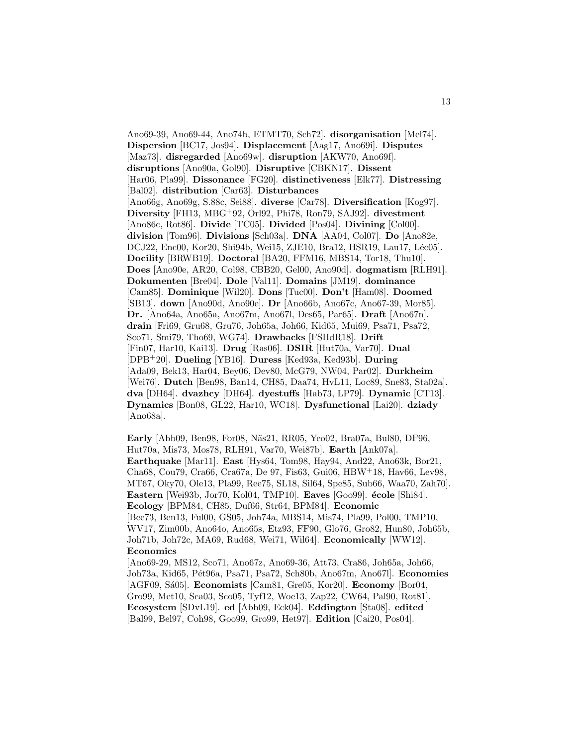Ano69-39, Ano69-44, Ano74b, ETMT70, Sch72]. **disorganisation** [Mel74]. **Dispersion** [BC17, Jos94]. **Displacement** [Aag17, Ano69i]. **Disputes** [Maz73]. **disregarded** [Ano69w]. **disruption** [AKW70, Ano69f]. **disruptions** [Ano90a, Gol90]. **Disruptive** [CBKN17]. **Dissent** [Har06, Pla99]. **Dissonance** [FG20]. **distinctiveness** [Elk77]. **Distressing** [Bal02]. **distribution** [Car63]. **Disturbances** [Ano66g, Ano69g, S.88c, Sei88]. **diverse** [Car78]. **Diversification** [Kog97]. **Diversity** [FH13, MBG+92, Orl92, Phi78, Ron79, SAJ92]. **divestment** [Ano86c, Rot86]. **Divide** [TC05]. **Divided** [Pos04]. **Divining** [Col00]. **division** [Tom96]. **Divisions** [Sch03a]. **DNA** [AA04, Col07]. **Do** [Ano82e, DCJ22, Enc00, Kor20, Shi94b, Wei15, ZJE10, Bra12, HSR19, Lau17, Léc05]. **Docility** [BRWB19]. **Doctoral** [BA20, FFM16, MBS14, Tor18, Thu10]. **Does** [Ano90e, AR20, Col98, CBB20, Gel00, Ano90d]. **dogmatism** [RLH91]. **Dokumenten** [Bre04]. **Dole** [Val11]. **Domains** [JM19]. **dominance** [Cam85]. **Dominique** [Wil20]. **Dons** [Tuc00]. **Don't** [Ham08]. **Doomed** [SB13]. **down** [Ano90d, Ano90e]. **Dr** [Ano66b, Ano67c, Ano67-39, Mor85]. **Dr.** [Ano64a, Ano65a, Ano67m, Ano67l, Des65, Par65]. **Draft** [Ano67n]. **drain** [Fri69, Gru68, Gru76, Joh65a, Joh66, Kid65, Mui69, Psa71, Psa72, Sco71, Smi79, Tho69, WG74]. **Drawbacks** [FSHdR18]. **Drift** [Fin07, Har10, Kai13]. **Drug** [Ras06]. **DSIR** [Hut70a, Var70]. **Dual** [DPB+20]. **Dueling** [YB16]. **Duress** [Ked93a, Ked93b]. **During** [Ada09, Bek13, Har04, Bey06, Dev80, McG79, NW04, Par02]. **Durkheim** [Wei76]. **Dutch** [Ben98, Ban14, CH85, Daa74, HvL11, Loc89, Sne83, Sta02a]. **dva** [DH64]. **dvazhcy** [DH64]. **dyestuffs** [Hab73, LP79]. **Dynamic** [CT13]. **Dynamics** [Bon08, GL22, Har10, WC18]. **Dysfunctional** [Lai20]. **dziady** [Ano68a].

**Early** [Abb09, Ben98, For08, Näs21, RR05, Yeo02, Bra07a, Bul80, DF96, Hut70a, Mis73, Mos78, RLH91, Var70, Wei87b]. **Earth** [Ank07a]. **Earthquake** [Mar11]. **East** [Hys64, Tom98, Hay94, And22, Ano63k, Bor21, Cha68, Cou79, Cra66, Cra67a, De 97, Fis63, Gui06, HBW+18, Hav66, Lev98, MT67, Oky70, Ole13, Pla99, Ree75, SL18, Sil64, Spe85, Sub66, Waa70, Zah70]. **Eastern** [Wei93b, Jor70, Kol04, TMP10]. **Eaves** [Goo99]. **école** [Shi84]. **Ecology** [BPM84, CH85, Duf66, Str64, BPM84]. **Economic** [Bec73, Ben13, Ful00, GS05, Joh74a, MBS14, Mis74, Pla99, Pol00, TMP10, WV17, Zim00b, Ano64o, Ano65s, Etz93, FF90, Glo76, Gro82, Hun80, Joh65b, Joh71b, Joh72c, MA69, Rud68, Wei71, Wil64]. **Economically** [WW12]. **Economics** [Ano69-29, MS12, Sco71, Ano67z, Ano69-36, Att73, Cra86, Joh65a, Joh66, Joh73a, Kid65, Pét96a, Psa71, Psa72, Sch80b, Ano67m, Ano67l]. **Economies** [AGF09, Sá05]. **Economists** [Cam81, Gre05, Kor20]. **Economy** [Bor04, Gro99, Met10, Sca03, Sco05, Tyf12, Woe13, Zap22, CW64, Pal90, Rot81]. **Ecosystem** [SDvL19]. **ed** [Abb09, Eck04]. **Eddington** [Sta08]. **edited** [Bal99, Bel97, Coh98, Goo99, Gro99, Het97]. **Edition** [Cai20, Pos04].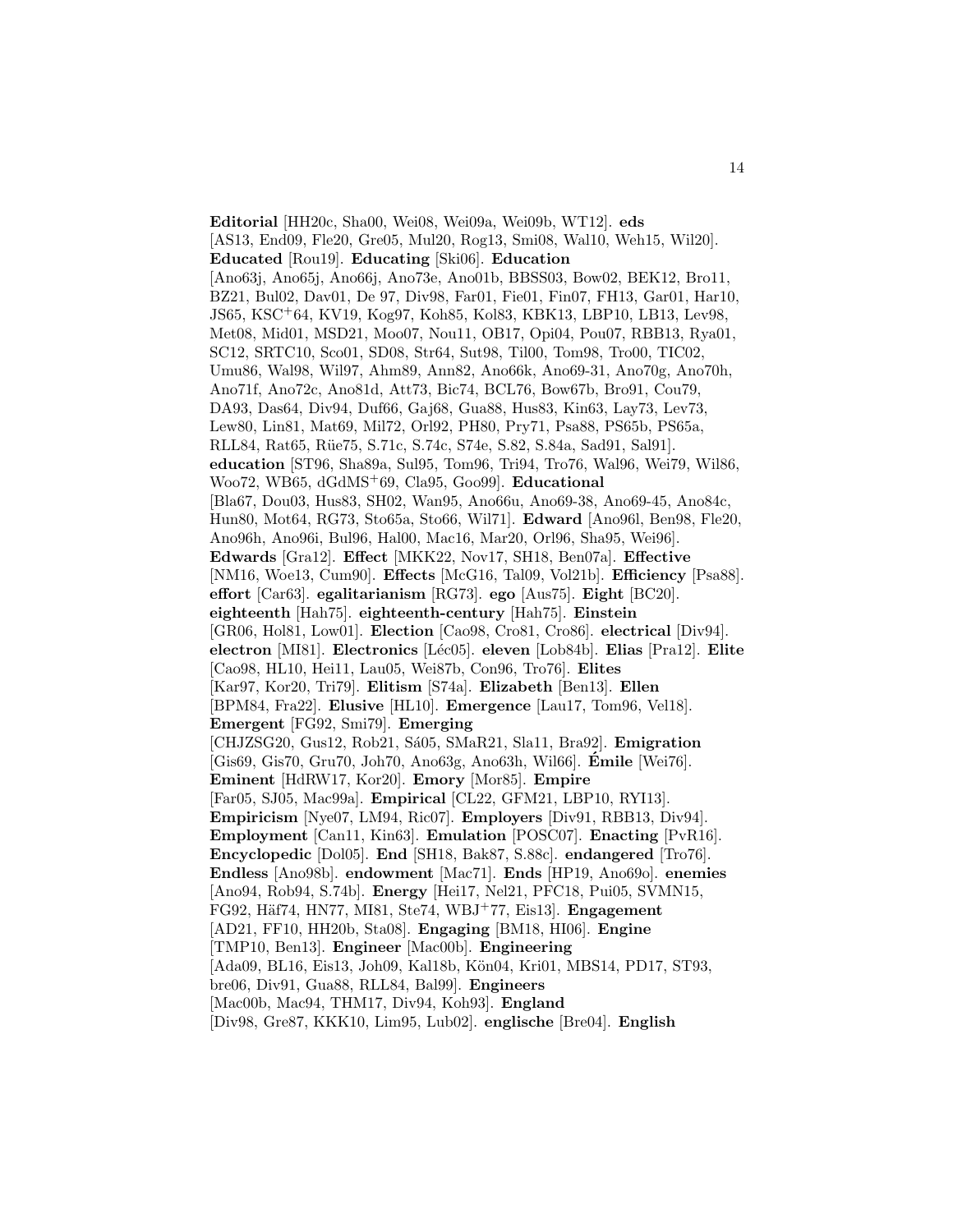**Editorial** [HH20c, Sha00, Wei08, Wei09a, Wei09b, WT12]. **eds** [AS13, End09, Fle20, Gre05, Mul20, Rog13, Smi08, Wal10, Weh15, Wil20]. **Educated** [Rou19]. **Educating** [Ski06]. **Education** [Ano63j, Ano65j, Ano66j, Ano73e, Ano01b, BBSS03, Bow02, BEK12, Bro11, BZ21, Bul02, Dav01, De 97, Div98, Far01, Fie01, Fin07, FH13, Gar01, Har10, JS65, KSC+64, KV19, Kog97, Koh85, Kol83, KBK13, LBP10, LB13, Lev98, Met08, Mid01, MSD21, Moo07, Nou11, OB17, Opi04, Pou07, RBB13, Rya01, SC12, SRTC10, Sco01, SD08, Str64, Sut98, Til00, Tom98, Tro00, TIC02, Umu86, Wal98, Wil97, Ahm89, Ann82, Ano66k, Ano69-31, Ano70g, Ano70h, Ano71f, Ano72c, Ano81d, Att73, Bic74, BCL76, Bow67b, Bro91, Cou79, DA93, Das64, Div94, Duf66, Gaj68, Gua88, Hus83, Kin63, Lay73, Lev73, Lew80, Lin81, Mat69, Mil72, Orl92, PH80, Pry71, Psa88, PS65b, PS65a, RLL84, Rat65, Rüe75, S.71c, S.74c, S74e, S.82, S.84a, Sad91, Sal91]. **education** [ST96, Sha89a, Sul95, Tom96, Tri94, Tro76, Wal96, Wei79, Wil86, Woo72, WB65, dGdMS+69, Cla95, Goo99]. **Educational** [Bla67, Dou03, Hus83, SH02, Wan95, Ano66u, Ano69-38, Ano69-45, Ano84c, Hun80, Mot64, RG73, Sto65a, Sto66, Wil71]. **Edward** [Ano96l, Ben98, Fle20, Ano96h, Ano96i, Bul96, Hal00, Mac16, Mar20, Orl96, Sha95, Wei96]. **Edwards** [Gra12]. **Effect** [MKK22, Nov17, SH18, Ben07a]. **Effective** [NM16, Woe13, Cum90]. **Effects** [McG16, Tal09, Vol21b]. **Efficiency** [Psa88]. **effort** [Car63]. **egalitarianism** [RG73]. **ego** [Aus75]. **Eight** [BC20]. **eighteenth** [Hah75]. **eighteenth-century** [Hah75]. **Einstein** [GR06, Hol81, Low01]. **Election** [Cao98, Cro81, Cro86]. **electrical** [Div94]. **electron** [MI81]. **Electronics** [Léc05]. **eleven** [Lob84b]. **Elias** [Pra12]. **Elite** [Cao98, HL10, Hei11, Lau05, Wei87b, Con96, Tro76]. **Elites** [Kar97, Kor20, Tri79]. **Elitism** [S74a]. **Elizabeth** [Ben13]. **Ellen** [BPM84, Fra22]. **Elusive** [HL10]. **Emergence** [Lau17, Tom96, Vel18]. **Emergent** [FG92, Smi79]. **Emerging** [CHJZSG20, Gus12, Rob21, Sá05, SMaR21, Sla11, Bra92]. **Emigration** [Gis69, Gis70, Gru70, Joh70, Ano63g, Ano63h, Wil66]. **Émile** [Wei76]. **Eminent** [HdRW17, Kor20]. **Emory** [Mor85]. **Empire** [Far05, SJ05, Mac99a]. **Empirical** [CL22, GFM21, LBP10, RYI13]. **Empiricism** [Nye07, LM94, Ric07]. **Employers** [Div91, RBB13, Div94]. **Employment** [Can11, Kin63]. **Emulation** [POSC07]. **Enacting** [PvR16]. **Encyclopedic** [Dol05]. **End** [SH18, Bak87, S.88c]. **endangered** [Tro76]. **Endless** [Ano98b]. **endowment** [Mac71]. **Ends** [HP19, Ano69o]. **enemies** [Ano94, Rob94, S.74b]. **Energy** [Hei17, Nel21, PFC18, Pui05, SVMN15, FG92, Häf74, HN77, MI81, Ste74, WBJ+77, Eis13]. **Engagement** [AD21, FF10, HH20b, Sta08]. **Engaging** [BM18, HI06]. **Engine** [TMP10, Ben13]. **Engineer** [Mac00b]. **Engineering** [Ada09, BL16, Eis13, Joh09, Kal18b, Kön04, Kri01, MBS14, PD17, ST93, bre06, Div91, Gua88, RLL84, Bal99]. **Engineers** [Mac00b, Mac94, THM17, Div94, Koh93]. **England** [Div98, Gre87, KKK10, Lim95, Lub02]. **englische** [Bre04]. **English**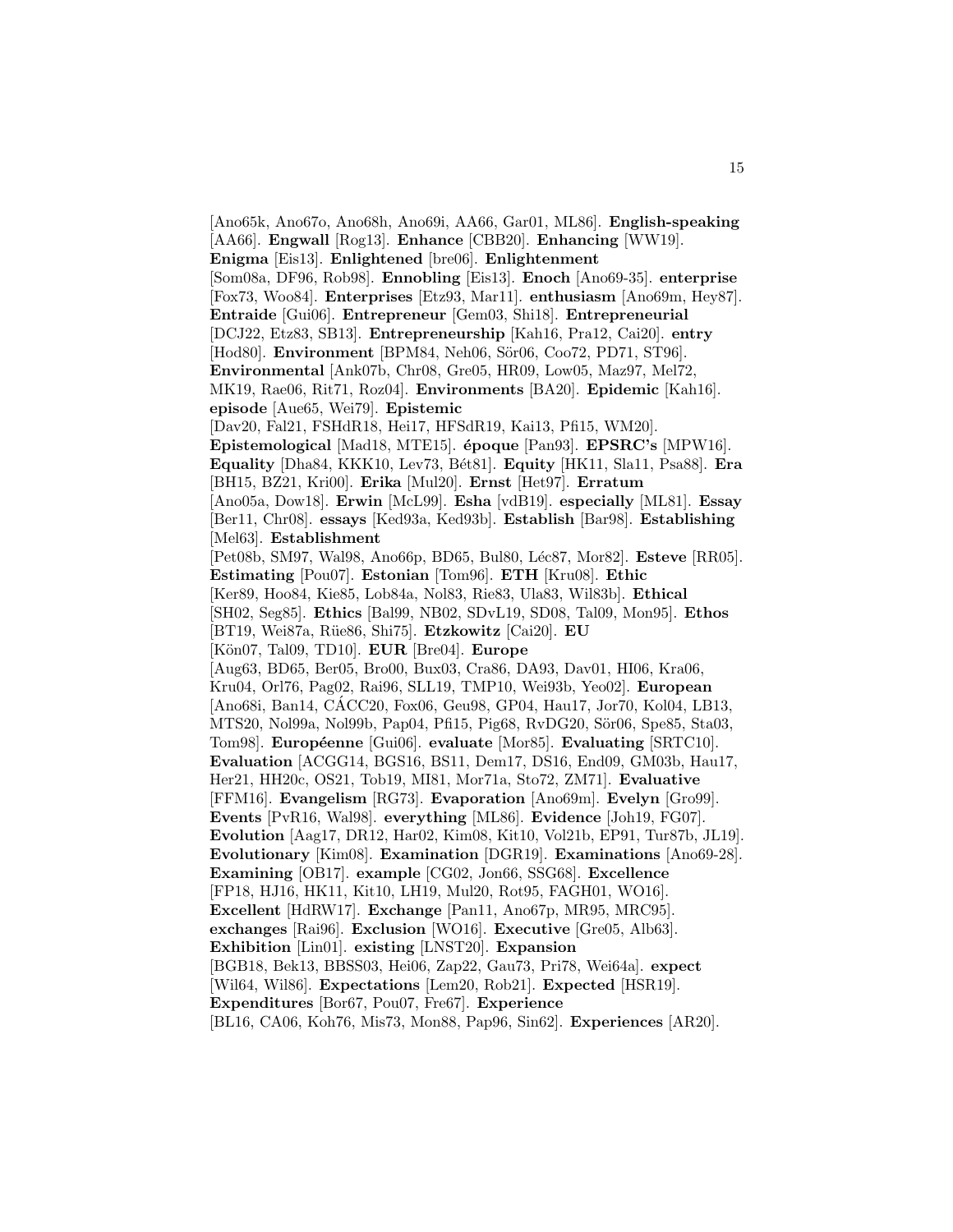[Ano65k, Ano67o, Ano68h, Ano69i, AA66, Gar01, ML86]. **English-speaking** [AA66]. **Engwall** [Rog13]. **Enhance** [CBB20]. **Enhancing** [WW19]. **Enigma** [Eis13]. **Enlightened** [bre06]. **Enlightenment** [Som08a, DF96, Rob98]. **Ennobling** [Eis13]. **Enoch** [Ano69-35]. **enterprise** [Fox73, Woo84]. **Enterprises** [Etz93, Mar11]. **enthusiasm** [Ano69m, Hey87]. **Entraide** [Gui06]. **Entrepreneur** [Gem03, Shi18]. **Entrepreneurial** [DCJ22, Etz83, SB13]. **Entrepreneurship** [Kah16, Pra12, Cai20]. **entry** [Hod80]. **Environment** [BPM84, Neh06, Sör06, Coo72, PD71, ST96]. **Environmental** [Ank07b, Chr08, Gre05, HR09, Low05, Maz97, Mel72, MK19, Rae06, Rit71, Roz04]. **Environments** [BA20]. **Epidemic** [Kah16]. **episode** [Aue65, Wei79]. **Epistemic** [Dav20, Fal21, FSHdR18, Hei17, HFSdR19, Kai13, Pfi15, WM20]. **Epistemological** [Mad18, MTE15]. **époque** [Pan93]. **EPSRC's** [MPW16]. **Equality** [Dha84, KKK10, Lev73, Bét81]. **Equity** [HK11, Sla11, Psa88]. **Era** [BH15, BZ21, Kri00]. **Erika** [Mul20]. **Ernst** [Het97]. **Erratum** [Ano05a, Dow18]. **Erwin** [McL99]. **Esha** [vdB19]. **especially** [ML81]. **Essay** [Ber11, Chr08]. **essays** [Ked93a, Ked93b]. **Establish** [Bar98]. **Establishing** [Mel63]. **Establishment** [Pet08b, SM97, Wal98, Ano66p, BD65, Bul80, Léc87, Mor82]. **Esteve** [RR05]. **Estimating** [Pou07]. **Estonian** [Tom96]. **ETH** [Kru08]. **Ethic** [Ker89, Hoo84, Kie85, Lob84a, Nol83, Rie83, Ula83, Wil83b]. **Ethical** [SH02, Seg85]. **Ethics** [Bal99, NB02, SDvL19, SD08, Tal09, Mon95]. **Ethos** [BT19, Wei87a, Rüe86, Shi75]. **Etzkowitz** [Cai20]. **EU** [Kön07, Tal09, TD10]. **EUR** [Bre04]. **Europe** [Aug63, BD65, Ber05, Bro00, Bux03, Cra86, DA93, Dav01, HI06, Kra06, Kru04, Orl76, Pag02, Rai96, SLL19, TMP10, Wei93b, Yeo02]. **European** [Ano68i, Ban14, CÁCC20, Fox06, Geu98, GP04, Hau17, Jor70, Kol04, LB13, MTS20, Nol99a, Nol99b, Pap04, Pfi15, Pig68, RvDG20, Sör06, Spe85, Sta03, Tom98]. **Européenne** [Gui06]. **evaluate** [Mor85]. **Evaluating** [SRTC10]. **Evaluation** [ACGG14, BGS16, BS11, Dem17, DS16, End09, GM03b, Hau17, Her21, HH20c, OS21, Tob19, MI81, Mor71a, Sto72, ZM71]. **Evaluative** [FFM16]. **Evangelism** [RG73]. **Evaporation** [Ano69m]. **Evelyn** [Gro99]. **Events** [PvR16, Wal98]. **everything** [ML86]. **Evidence** [Joh19, FG07]. **Evolution** [Aag17, DR12, Har02, Kim08, Kit10, Vol21b, EP91, Tur87b, JL19]. **Evolutionary** [Kim08]. **Examination** [DGR19]. **Examinations** [Ano69-28]. **Examining** [OB17]. **example** [CG02, Jon66, SSG68]. **Excellence** [FP18, HJ16, HK11, Kit10, LH19, Mul20, Rot95, FAGH01, WO16]. **Excellent** [HdRW17]. **Exchange** [Pan11, Ano67p, MR95, MRC95]. **exchanges** [Rai96]. **Exclusion** [WO16]. **Executive** [Gre05, Alb63]. **Exhibition** [Lin01]. **existing** [LNST20]. **Expansion** [BGB18, Bek13, BBSS03, Hei06, Zap22, Gau73, Pri78, Wei64a]. **expect** [Wil64, Wil86]. **Expectations** [Lem20, Rob21]. **Expected** [HSR19]. **Expenditures** [Bor67, Pou07, Fre67]. **Experience** [BL16, CA06, Koh76, Mis73, Mon88, Pap96, Sin62]. **Experiences** [AR20].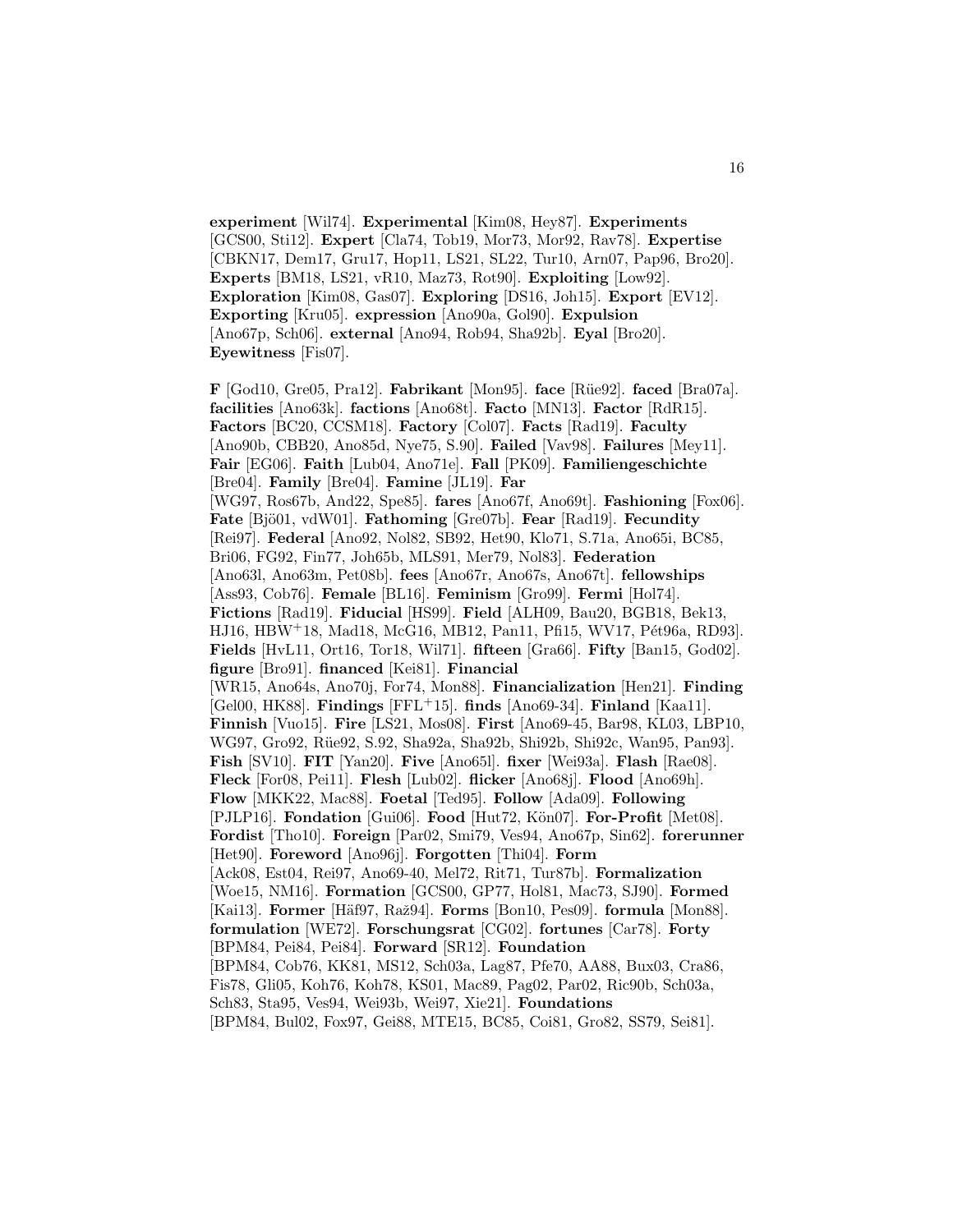**experiment** [Wil74]. **Experimental** [Kim08, Hey87]. **Experiments** [GCS00, Sti12]. **Expert** [Cla74, Tob19, Mor73, Mor92, Rav78]. **Expertise** [CBKN17, Dem17, Gru17, Hop11, LS21, SL22, Tur10, Arn07, Pap96, Bro20]. **Experts** [BM18, LS21, vR10, Maz73, Rot90]. **Exploiting** [Low92]. **Exploration** [Kim08, Gas07]. **Exploring** [DS16, Joh15]. **Export** [EV12]. **Exporting** [Kru05]. **expression** [Ano90a, Gol90]. **Expulsion** [Ano67p, Sch06]. **external** [Ano94, Rob94, Sha92b]. **Eyal** [Bro20]. **Eyewitness** [Fis07].

**F** [God10, Gre05, Pra12]. **Fabrikant** [Mon95]. **face** [Rüe92]. **faced** [Bra07a]. **facilities** [Ano63k]. **factions** [Ano68t]. **Facto** [MN13]. **Factor** [RdR15]. **Factors** [BC20, CCSM18]. **Factory** [Col07]. **Facts** [Rad19]. **Faculty** [Ano90b, CBB20, Ano85d, Nye75, S.90]. **Failed** [Vav98]. **Failures** [Mey11]. **Fair** [EG06]. **Faith** [Lub04, Ano71e]. **Fall** [PK09]. **Familiengeschichte** [Bre04]. **Family** [Bre04]. **Famine** [JL19]. **Far** [WG97, Ros67b, And22, Spe85]. **fares** [Ano67f, Ano69t]. **Fashioning** [Fox06]. **Fate** [Bjö01, vdW01]. **Fathoming** [Gre07b]. **Fear** [Rad19]. **Fecundity** [Rei97]. **Federal** [Ano92, Nol82, SB92, Het90, Klo71, S.71a, Ano65i, BC85, Bri06, FG92, Fin77, Joh65b, MLS91, Mer79, Nol83]. **Federation** [Ano63l, Ano63m, Pet08b]. **fees** [Ano67r, Ano67s, Ano67t]. **fellowships** [Ass93, Cob76]. **Female** [BL16]. **Feminism** [Gro99]. **Fermi** [Hol74]. **Fictions** [Rad19]. **Fiducial** [HS99]. **Field** [ALH09, Bau20, BGB18, Bek13, HJ16, HBW+18, Mad18, McG16, MB12, Pan11, Pfi15, WV17, Pét96a, RD93]. **Fields** [HvL11, Ort16, Tor18, Wil71]. **fifteen** [Gra66]. **Fifty** [Ban15, God02]. **figure** [Bro91]. **financed** [Kei81]. **Financial** [WR15, Ano64s, Ano70j, For74, Mon88]. **Financialization** [Hen21]. **Finding** [Gel00, HK88]. **Findings** [FFL+15]. **finds** [Ano69-34]. **Finland** [Kaa11]. **Finnish** [Vuo15]. **Fire** [LS21, Mos08]. **First** [Ano69-45, Bar98, KL03, LBP10, WG97, Gro92, Rüe92, S.92, Sha92a, Sha92b, Shi92b, Shi92c, Wan95, Pan93]. **Fish** [SV10]. **FIT** [Yan20]. **Five** [Ano65l]. **fixer** [Wei93a]. **Flash** [Rae08]. **Fleck** [For08, Pei11]. **Flesh** [Lub02]. **flicker** [Ano68j]. **Flood** [Ano69h]. **Flow** [MKK22, Mac88]. **Foetal** [Ted95]. **Follow** [Ada09]. **Following** [PJLP16]. **Fondation** [Gui06]. **Food** [Hut72, Kön07]. **For-Profit** [Met08]. **Fordist** [Tho10]. **Foreign** [Par02, Smi79, Ves94, Ano67p, Sin62]. **forerunner** [Het90]. **Foreword** [Ano96j]. **Forgotten** [Thi04]. **Form** [Ack08, Est04, Rei97, Ano69-40, Mel72, Rit71, Tur87b]. **Formalization** [Woe15, NM16]. **Formation** [GCS00, GP77, Hol81, Mac73, SJ90]. **Formed** [Kai13]. **Former** [Häf97, Raž94]. **Forms** [Bon10, Pes09]. **formula** [Mon88]. **formulation** [WE72]. **Forschungsrat** [CG02]. **fortunes** [Car78]. **Forty** [BPM84, Pei84, Pei84]. **Forward** [SR12]. **Foundation** [BPM84, Cob76, KK81, MS12, Sch03a, Lag87, Pfe70, AA88, Bux03, Cra86, Fis78, Gli05, Koh76, Koh78, KS01, Mac89, Pag02, Par02, Ric90b, Sch03a, Sch83, Sta95, Ves94, Wei93b, Wei97, Xie21]. **Foundations** [BPM84, Bul02, Fox97, Gei88, MTE15, BC85, Coi81, Gro82, SS79, Sei81].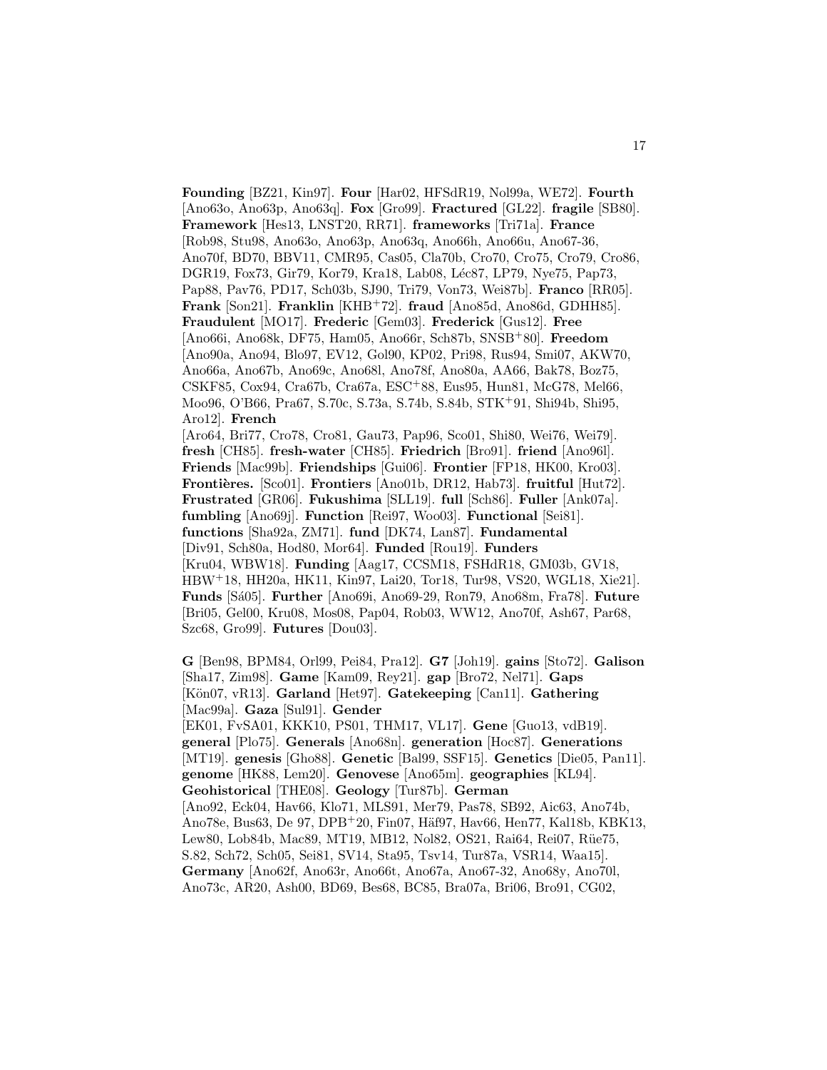**Founding** [BZ21, Kin97]. **Four** [Har02, HFSdR19, Nol99a, WE72]. **Fourth** [Ano63o, Ano63p, Ano63q]. **Fox** [Gro99]. **Fractured** [GL22]. **fragile** [SB80]. **Framework** [Hes13, LNST20, RR71]. **frameworks** [Tri71a]. **France** [Rob98, Stu98, Ano63o, Ano63p, Ano63q, Ano66h, Ano66u, Ano67-36, Ano70f, BD70, BBV11, CMR95, Cas05, Cla70b, Cro70, Cro75, Cro79, Cro86, DGR19, Fox73, Gir79, Kor79, Kra18, Lab08, Léc87, LP79, Nye75, Pap73, Pap88, Pav76, PD17, Sch03b, SJ90, Tri79, Von73, Wei87b]. **Franco** [RR05]. **Frank** [Son21]. **Franklin** [KHB+72]. **fraud** [Ano85d, Ano86d, GDHH85]. **Fraudulent** [MO17]. **Frederic** [Gem03]. **Frederick** [Gus12]. **Free** [Ano66i, Ano68k, DF75, Ham05, Ano66r, Sch87b, SNSB+80]. **Freedom** [Ano90a, Ano94, Blo97, EV12, Gol90, KP02, Pri98, Rus94, Smi07, AKW70, Ano66a, Ano67b, Ano69c, Ano68l, Ano78f, Ano80a, AA66, Bak78, Boz75, CSKF85, Cox94, Cra67b, Cra67a, ESC+88, Eus95, Hun81, McG78, Mel66, Moo96, O'B66, Pra67, S.70c, S.73a, S.74b, S.84b, STK+91, Shi94b, Shi95, Aro12]. **French** [Aro64, Bri77, Cro78, Cro81, Gau73, Pap96, Sco01, Shi80, Wei76, Wei79]. **fresh** [CH85]. **fresh-water** [CH85]. **Friedrich** [Bro91]. **friend** [Ano96l]. **Friends** [Mac99b]. **Friendships** [Gui06]. **Frontier** [FP18, HK00, Kro03]. **Frontières.** [Sco01]. **Frontiers** [Ano01b, DR12, Hab73]. **fruitful** [Hut72]. **Frustrated** [GR06]. **Fukushima** [SLL19]. **full** [Sch86]. **Fuller** [Ank07a]. **fumbling** [Ano69j]. **Function** [Rei97, Woo03]. **Functional** [Sei81]. **functions** [Sha92a, ZM71]. **fund** [DK74, Lan87]. **Fundamental** [Div91, Sch80a, Hod80, Mor64]. **Funded** [Rou19]. **Funders** [Kru04, WBW18]. **Funding** [Aag17, CCSM18, FSHdR18, GM03b, GV18, HBW+18, HH20a, HK11, Kin97, Lai20, Tor18, Tur98, VS20, WGL18, Xie21]. **Funds** [Sá05]. **Further** [Ano69i, Ano69-29, Ron79, Ano68m, Fra78]. **Future** [Bri05, Gel00, Kru08, Mos08, Pap04, Rob03, WW12, Ano70f, Ash67, Par68, Szc68, Gro99]. **Futures** [Dou03].

**G** [Ben98, BPM84, Orl99, Pei84, Pra12]. **G7** [Joh19]. **gains** [Sto72]. **Galison** [Sha17, Zim98]. **Game** [Kam09, Rey21]. **gap** [Bro72, Nel71]. **Gaps** [Kön07, vR13]. **Garland** [Het97]. **Gatekeeping** [Can11]. **Gathering** [Mac99a]. **Gaza** [Sul91]. **Gender** [EK01, FvSA01, KKK10, PS01, THM17, VL17]. **Gene** [Guo13, vdB19]. **general** [Plo75]. **Generals** [Ano68n]. **generation** [Hoc87]. **Generations** [MT19]. **genesis** [Gho88]. **Genetic** [Bal99, SSF15]. **Genetics** [Die05, Pan11]. **genome** [HK88, Lem20]. **Genovese** [Ano65m]. **geographies** [KL94]. **Geohistorical** [THE08]. **Geology** [Tur87b]. **German** [Ano92, Eck04, Hav66, Klo71, MLS91, Mer79, Pas78, SB92, Aic63, Ano74b, Ano78e, Bus63, De 97, DPB+20, Fin07, Häf97, Hav66, Hen77, Kal18b, KBK13, Lew80, Lob84b, Mac89, MT19, MB12, Nol82, OS21, Rai64, Rei07, Rüe75, S.82, Sch72, Sch05, Sei81, SV14, Sta95, Tsv14, Tur87a, VSR14, Waa15]. **Germany** [Ano62f, Ano63r, Ano66t, Ano67a, Ano67-32, Ano68y, Ano70l, Ano73c, AR20, Ash00, BD69, Bes68, BC85, Bra07a, Bri06, Bro91, CG02,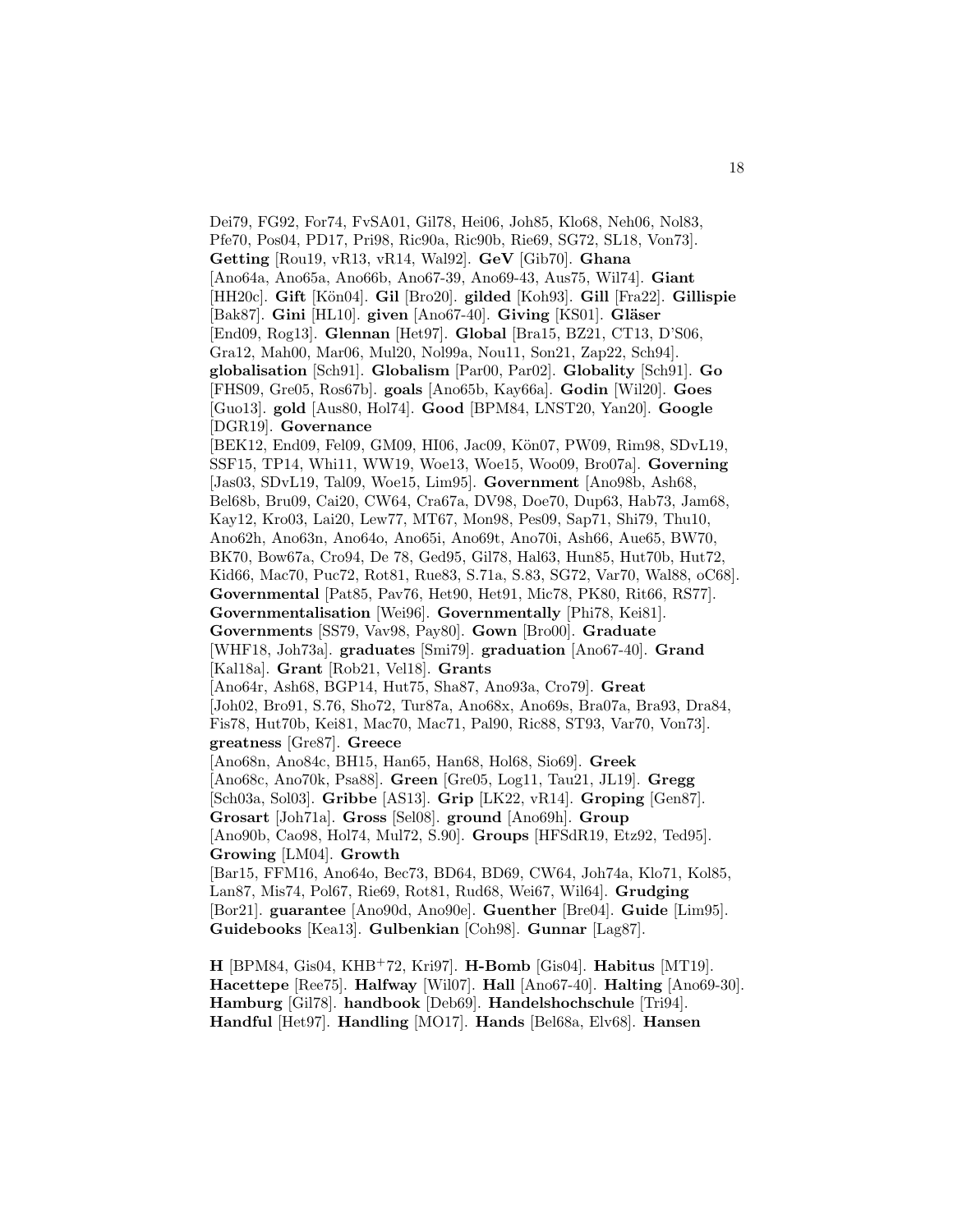Dei79, FG92, For74, FvSA01, Gil78, Hei06, Joh85, Klo68, Neh06, Nol83, Pfe70, Pos04, PD17, Pri98, Ric90a, Ric90b, Rie69, SG72, SL18, Von73]. **Getting** [Rou19, vR13, vR14, Wal92]. **GeV** [Gib70]. **Ghana** [Ano64a, Ano65a, Ano66b, Ano67-39, Ano69-43, Aus75, Wil74]. **Giant** [HH20c]. **Gift** [Kön04]. **Gil** [Bro20]. **gilded** [Koh93]. **Gill** [Fra22]. **Gillispie** [Bak87]. **Gini** [HL10]. **given** [Ano67-40]. **Giving** [KS01]. **Gläser** [End09, Rog13]. **Glennan** [Het97]. **Global** [Bra15, BZ21, CT13, D'S06, Gra12, Mah00, Mar06, Mul20, Nol99a, Nou11, Son21, Zap22, Sch94]. **globalisation** [Sch91]. **Globalism** [Par00, Par02]. **Globality** [Sch91]. **Go** [FHS09, Gre05, Ros67b]. **goals** [Ano65b, Kay66a]. **Godin** [Wil20]. **Goes** [Guo13]. **gold** [Aus80, Hol74]. **Good** [BPM84, LNST20, Yan20]. **Google** [DGR19]. **Governance** [BEK12, End09, Fel09, GM09, HI06, Jac09, Kön07, PW09, Rim98, SDvL19, SSF15, TP14, Whi11, WW19, Woe13, Woe15, Woo09, Bro07a]. **Governing** [Jas03, SDvL19, Tal09, Woe15, Lim95]. **Government** [Ano98b, Ash68, Bel68b, Bru09, Cai20, CW64, Cra67a, DV98, Doe70, Dup63, Hab73, Jam68, Kay12, Kro03, Lai20, Lew77, MT67, Mon98, Pes09, Sap71, Shi79, Thu10, Ano62h, Ano63n, Ano64o, Ano65i, Ano69t, Ano70i, Ash66, Aue65, BW70, BK70, Bow67a, Cro94, De 78, Ged95, Gil78, Hal63, Hun85, Hut70b, Hut72, Kid66, Mac70, Puc72, Rot81, Rue83, S.71a, S.83, SG72, Var70, Wal88, oC68]. **Governmental** [Pat85, Pav76, Het90, Het91, Mic78, PK80, Rit66, RS77]. **Governmentalisation** [Wei96]. **Governmentally** [Phi78, Kei81]. **Governments** [SS79, Vav98, Pay80]. **Gown** [Bro00]. **Graduate** [WHF18, Joh73a]. **graduates** [Smi79]. **graduation** [Ano67-40]. **Grand** [Kal18a]. **Grant** [Rob21, Vel18]. **Grants** [Ano64r, Ash68, BGP14, Hut75, Sha87, Ano93a, Cro79]. **Great** [Joh02, Bro91, S.76, Sho72, Tur87a, Ano68x, Ano69s, Bra07a, Bra93, Dra84, Fis78, Hut70b, Kei81, Mac70, Mac71, Pal90, Ric88, ST93, Var70, Von73]. **greatness** [Gre87]. **Greece** [Ano68n, Ano84c, BH15, Han65, Han68, Hol68, Sio69]. **Greek** [Ano68c, Ano70k, Psa88]. **Green** [Gre05, Log11, Tau21, JL19]. **Gregg** [Sch03a, Sol03]. **Gribbe** [AS13]. **Grip** [LK22, vR14]. **Groping** [Gen87]. **Grosart** [Joh71a]. **Gross** [Sel08]. **ground** [Ano69h]. **Group** [Ano90b, Cao98, Hol74, Mul72, S.90]. **Groups** [HFSdR19, Etz92, Ted95]. **Growing** [LM04]. **Growth** [Bar15, FFM16, Ano64o, Bec73, BD64, BD69, CW64, Joh74a, Klo71, Kol85, Lan87, Mis74, Pol67, Rie69, Rot81, Rud68, Wei67, Wil64]. **Grudging** [Bor21]. **guarantee** [Ano90d, Ano90e]. **Guenther** [Bre04]. **Guide** [Lim95]. **Guidebooks** [Kea13]. **Gulbenkian** [Coh98]. **Gunnar** [Lag87].

**H** [BPM84, Gis04, KHB+72, Kri97]. **H-Bomb** [Gis04]. **Habitus** [MT19]. **Hacettepe** [Ree75]. **Halfway** [Wil07]. **Hall** [Ano67-40]. **Halting** [Ano69-30]. **Hamburg** [Gil78]. **handbook** [Deb69]. **Handelshochschule** [Tri94]. **Handful** [Het97]. **Handling** [MO17]. **Hands** [Bel68a, Elv68]. **Hansen**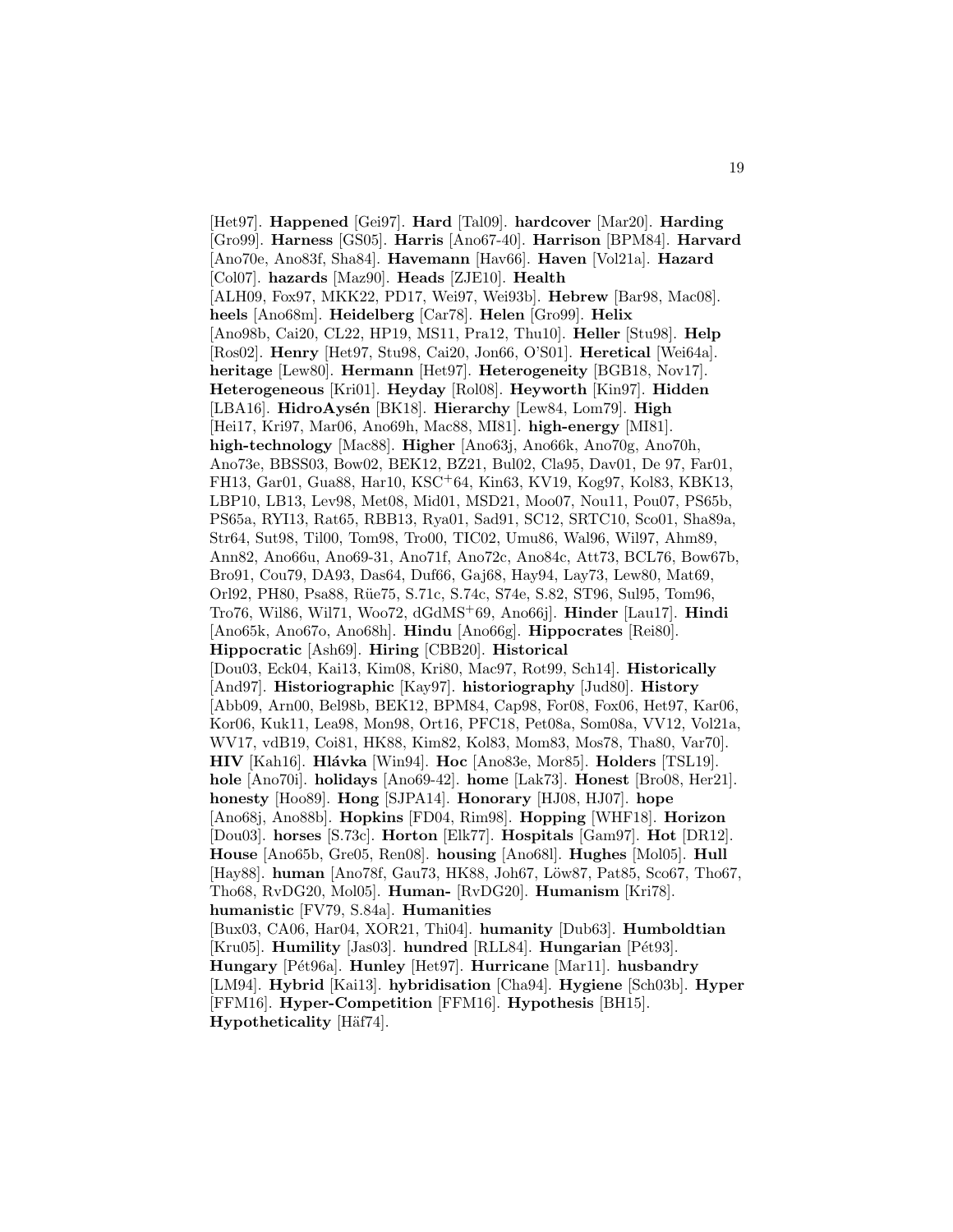[Het97]. **Happened** [Gei97]. **Hard** [Tal09]. **hardcover** [Mar20]. **Harding** [Gro99]. **Harness** [GS05]. **Harris** [Ano67-40]. **Harrison** [BPM84]. **Harvard** [Ano70e, Ano83f, Sha84]. **Havemann** [Hav66]. **Haven** [Vol21a]. **Hazard** [Col07]. **hazards** [Maz90]. **Heads** [ZJE10]. **Health** [ALH09, Fox97, MKK22, PD17, Wei97, Wei93b]. **Hebrew** [Bar98, Mac08]. **heels** [Ano68m]. **Heidelberg** [Car78]. **Helen** [Gro99]. **Helix** [Ano98b, Cai20, CL22, HP19, MS11, Pra12, Thu10]. **Heller** [Stu98]. **Help** [Ros02]. **Henry** [Het97, Stu98, Cai20, Jon66, O'S01]. **Heretical** [Wei64a]. **heritage** [Lew80]. **Hermann** [Het97]. **Heterogeneity** [BGB18, Nov17]. **Heterogeneous** [Kri01]. **Heyday** [Rol08]. **Heyworth** [Kin97]. **Hidden** [LBA16]. **HidroAysén** [BK18]. **Hierarchy** [Lew84, Lom79]. **High** [Hei17, Kri97, Mar06, Ano69h, Mac88, MI81]. **high-energy** [MI81]. **high-technology** [Mac88]. **Higher** [Ano63j, Ano66k, Ano70g, Ano70h, Ano73e, BBSS03, Bow02, BEK12, BZ21, Bul02, Cla95, Dav01, De 97, Far01, FH13, Gar01, Gua88, Har10, KSC+64, Kin63, KV19, Kog97, Kol83, KBK13, LBP10, LB13, Lev98, Met08, Mid01, MSD21, Moo07, Nou11, Pou07, PS65b, PS65a, RYI13, Rat65, RBB13, Rya01, Sad91, SC12, SRTC10, Sco01, Sha89a, Str64, Sut98, Til00, Tom98, Tro00, TIC02, Umu86, Wal96, Wil97, Ahm89, Ann82, Ano66u, Ano69-31, Ano71f, Ano72c, Ano84c, Att73, BCL76, Bow67b, Bro91, Cou79, DA93, Das64, Duf66, Gaj68, Hay94, Lay73, Lew80, Mat69, Orl92, PH80, Psa88, Rüe75, S.71c, S.74c, S74e, S.82, ST96, Sul95, Tom96, Tro76, Wil86, Wil71, Woo72, dGdMS+69, Ano66j]. **Hinder** [Lau17]. **Hindi** [Ano65k, Ano67o, Ano68h]. **Hindu** [Ano66g]. **Hippocrates** [Rei80]. **Hippocratic** [Ash69]. **Hiring** [CBB20]. **Historical** [Dou03, Eck04, Kai13, Kim08, Kri80, Mac97, Rot99, Sch14]. **Historically** [And97]. **Historiographic** [Kay97]. **historiography** [Jud80]. **History** [Abb09, Arn00, Bel98b, BEK12, BPM84, Cap98, For08, Fox06, Het97, Kar06, Kor06, Kuk11, Lea98, Mon98, Ort16, PFC18, Pet08a, Som08a, VV12, Vol21a, WV17, vdB19, Coi81, HK88, Kim82, Kol83, Mom83, Mos78, Tha80, Var70]. **HIV** [Kah16]. **Hlávka** [Win94]. **Hoc** [Ano83e, Mor85]. **Holders** [TSL19]. **hole** [Ano70i]. **holidays** [Ano69-42]. **home** [Lak73]. **Honest** [Bro08, Her21]. **honesty** [Hoo89]. **Hong** [SJPA14]. **Honorary** [HJ08, HJ07]. **hope** [Ano68j, Ano88b]. **Hopkins** [FD04, Rim98]. **Hopping** [WHF18]. **Horizon** [Dou03]. **horses** [S.73c]. **Horton** [Elk77]. **Hospitals** [Gam97]. **Hot** [DR12]. **House** [Ano65b, Gre05, Ren08]. **housing** [Ano68l]. **Hughes** [Mol05]. **Hull** [Hay88]. **human** [Ano78f, Gau73, HK88, Joh67, Löw87, Pat85, Sco67, Tho67, Tho68, RvDG20, Mol05]. **Human-** [RvDG20]. **Humanism** [Kri78]. **humanistic** [FV79, S.84a]. **Humanities** [Bux03, CA06, Har04, XOR21, Thi04]. **humanity** [Dub63]. **Humboldtian** [Kru05]. **Humility** [Jas03]. **hundred** [RLL84]. **Hungarian** [Pét93]. **Hungary** [Pét96a]. **Hunley** [Het97]. **Hurricane** [Mar11]. **husbandry** [LM94]. **Hybrid** [Kai13]. **hybridisation** [Cha94]. **Hygiene** [Sch03b]. **Hyper** [FFM16]. **Hyper-Competition** [FFM16]. **Hypothesis** [BH15]. **Hypotheticality** [Häf74].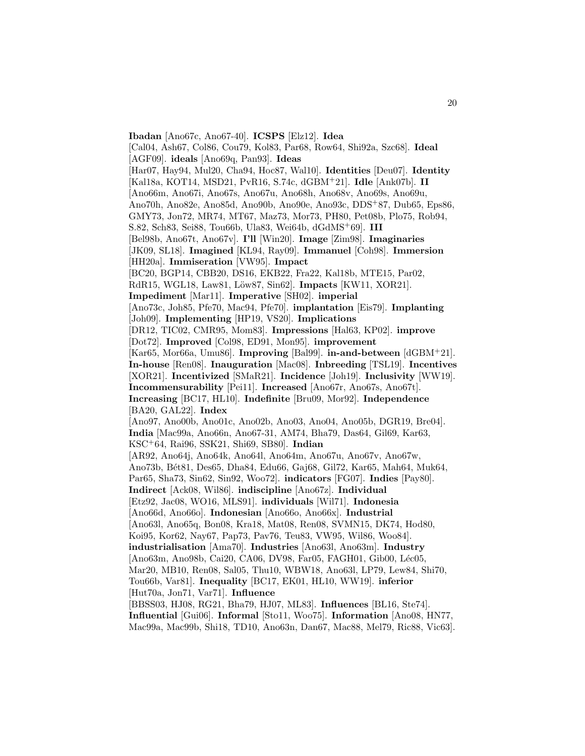**Ibadan** [Ano67c, Ano67-40]. **ICSPS** [Elz12]. **Idea** [Cal04, Ash67, Col86, Cou79, Kol83, Par68, Row64, Shi92a, Szc68]. **Ideal** [AGF09]. **ideals** [Ano69q, Pan93]. **Ideas** [Har07, Hay94, Mul20, Cha94, Hoc87, Wal10]. **Identities** [Deu07]. **Identity** [Kal18a, KOT14, MSD21, PvR16, S.74c, dGBM+21]. **Idle** [Ank07b]. **II** [Ano66m, Ano67i, Ano67s, Ano67u, Ano68h, Ano68v, Ano69s, Ano69u, Ano70h, Ano82e, Ano85d, Ano90b, Ano90e, Ano93c, DDS+87, Dub65, Eps86, GMY73, Jon72, MR74, MT67, Maz73, Mor73, PH80, Pet08b, Plo75, Rob94, S.82, Sch83, Sei88, Tou66b, Ula83, Wei64b, dGdMS+69]. **III** [Bel98b, Ano67t, Ano67v]. **I'll** [Win20]. **Image** [Zim98]. **Imaginaries** [JK09, SL18]. **Imagined** [KL94, Ray09]. **Immanuel** [Coh98]. **Immersion** [HH20a]. **Immiseration** [VW95]. **Impact** [BC20, BGP14, CBB20, DS16, EKB22, Fra22, Kal18b, MTE15, Par02, RdR15, WGL18, Law81, Löw87, Sin62]. **Impacts** [KW11, XOR21]. **Impediment** [Mar11]. **Imperative** [SH02]. **imperial** [Ano73c, Joh85, Pfe70, Mac94, Pfe70]. **implantation** [Eis79]. **Implanting** [Joh09]. **Implementing** [HP19, VS20]. **Implications** [DR12, TIC02, CMR95, Mom83]. **Impressions** [Hal63, KP02]. **improve** [Dot72]. **Improved** [Col98, ED91, Mon95]. **improvement** [Kar65, Mor66a, Umu86]. **Improving** [Bal99]. **in-and-between** [dGBM+21]. **In-house** [Ren08]. **Inauguration** [Mac08]. **Inbreeding** [TSL19]. **Incentives** [XOR21]. **Incentivized** [SMaR21]. **Incidence** [Joh19]. **Inclusivity** [WW19]. **Incommensurability** [Pei11]. **Increased** [Ano67r, Ano67s, Ano67t]. **Increasing** [BC17, HL10]. **Indefinite** [Bru09, Mor92]. **Independence** [BA20, GAL22]. **Index** [Ano97, Ano00b, Ano01c, Ano02b, Ano03, Ano04, Ano05b, DGR19, Bre04]. **India** [Mac99a, Ano66n, Ano67-31, AM74, Bha79, Das64, Gil69, Kar63, KSC+64, Rai96, SSK21, Shi69, SB80]. **Indian** [AR92, Ano64j, Ano64k, Ano64l, Ano64m, Ano67u, Ano67v, Ano67w, Ano73b, Bét81, Des65, Dha84, Edu66, Gaj68, Gil72, Kar65, Mah64, Muk64, Par65, Sha73, Sin62, Sin92, Woo72]. **indicators** [FG07]. **Indies** [Pay80]. **Indirect** [Ack08, Wil86]. **indiscipline** [Ano67z]. **Individual** [Etz92, Jac08, WO16, MLS91]. **individuals** [Wil71]. **Indonesia** [Ano66d, Ano66o]. **Indonesian** [Ano66o, Ano66x]. **Industrial** [Ano63l, Ano65q, Bon08, Kra18, Mat08, Ren08, SVMN15, DK74, Hod80, Koi95, Kor62, Nay67, Pap73, Pav76, Teu83, VW95, Wil86, Woo84]. **industrialisation** [Ama70]. **Industries** [Ano63l, Ano63m]. **Industry** [Ano63m, Ano98b, Cai20, CA06, DV98, Far05, FAGH01, Gib00, Léc05, Mar20, MB10, Ren08, Sal05, Thu10, WBW18, Ano63l, LP79, Lew84, Shi70, Tou66b, Var81]. **Inequality** [BC17, EK01, HL10, WW19]. **inferior** [Hut70a, Jon71, Var71]. **Influence** [BBSS03, HJ08, RG21, Bha79, HJ07, ML83]. **Influences** [BL16, Ste74]. **Influential** [Gui06]. **Informal** [Sto11, Woo75]. **Information** [Ano08, HN77, Mac99a, Mac99b, Shi18, TD10, Ano63n, Dan67, Mac88, Mel79, Ric88, Vic63].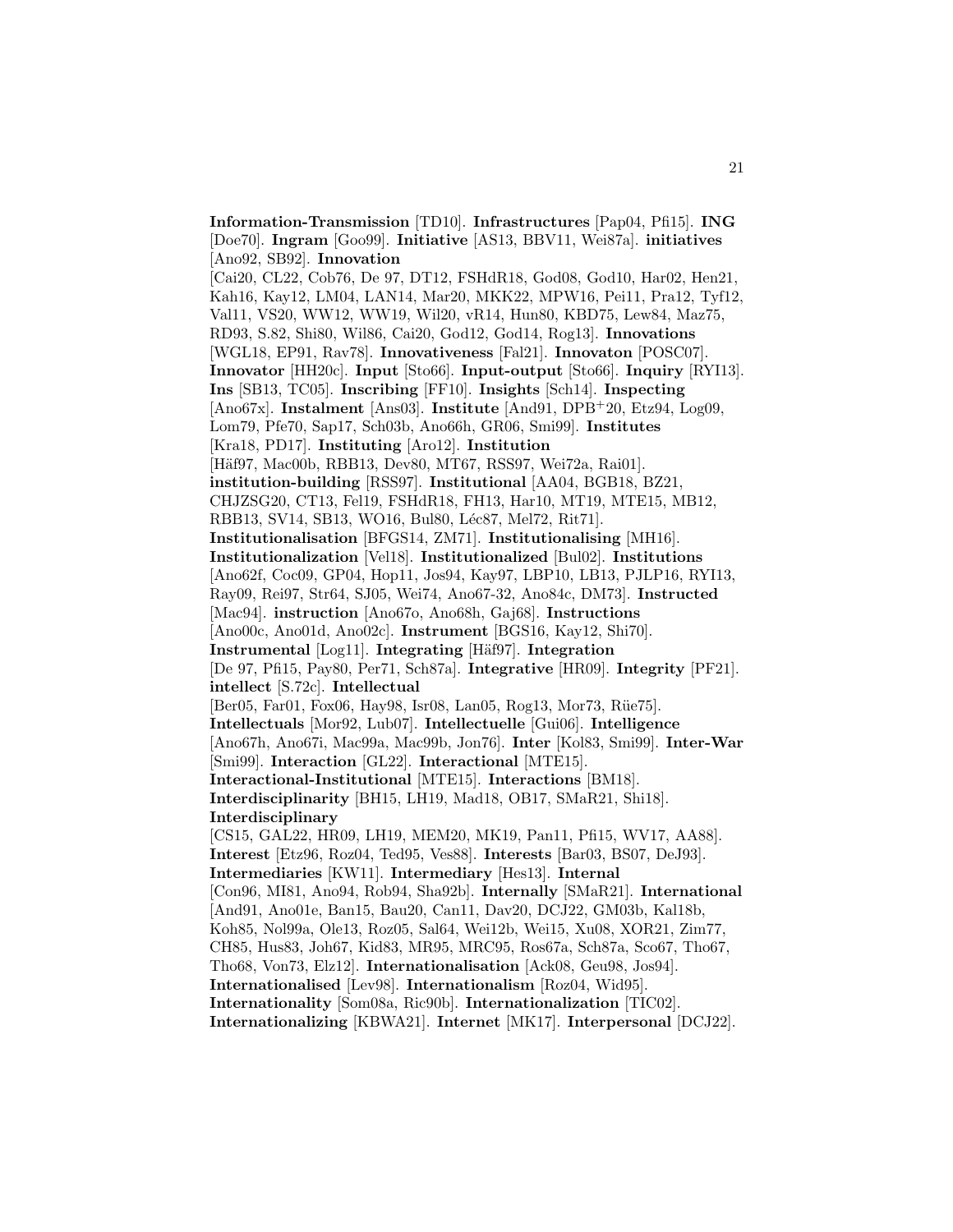**Information-Transmission** [TD10]. **Infrastructures** [Pap04, Pfi15]. **ING** [Doe70]. **Ingram** [Goo99]. **Initiative** [AS13, BBV11, Wei87a]. **initiatives** [Ano92, SB92]. **Innovation** [Cai20, CL22, Cob76, De 97, DT12, FSHdR18, God08, God10, Har02, Hen21, Kah16, Kay12, LM04, LAN14, Mar20, MKK22, MPW16, Pei11, Pra12, Tyf12, Val11, VS20, WW12, WW19, Wil20, vR14, Hun80, KBD75, Lew84, Maz75, RD93, S.82, Shi80, Wil86, Cai20, God12, God14, Rog13]. **Innovations** [WGL18, EP91, Rav78]. **Innovativeness** [Fal21]. **Innovaton** [POSC07]. **Innovator** [HH20c]. **Input** [Sto66]. **Input-output** [Sto66]. **Inquiry** [RYI13]. **Ins** [SB13, TC05]. **Inscribing** [FF10]. **Insights** [Sch14]. **Inspecting** [Ano67x]. **Instalment** [Ans03]. **Institute** [And91, DPB+20, Etz94, Log09, Lom79, Pfe70, Sap17, Sch03b, Ano66h, GR06, Smi99]. **Institutes** [Kra18, PD17]. **Instituting** [Aro12]. **Institution** [Häf97, Mac00b, RBB13, Dev80, MT67, RSS97, Wei72a, Rai01]. **institution-building** [RSS97]. **Institutional** [AA04, BGB18, BZ21, CHJZSG20, CT13, Fel19, FSHdR18, FH13, Har10, MT19, MTE15, MB12, RBB13, SV14, SB13, WO16, Bul80, Léc87, Mel72, Rit71]. **Institutionalisation** [BFGS14, ZM71]. **Institutionalising** [MH16]. **Institutionalization** [Vel18]. **Institutionalized** [Bul02]. **Institutions** [Ano62f, Coc09, GP04, Hop11, Jos94, Kay97, LBP10, LB13, PJLP16, RYI13, Ray09, Rei97, Str64, SJ05, Wei74, Ano67-32, Ano84c, DM73]. **Instructed** [Mac94]. **instruction** [Ano67o, Ano68h, Gaj68]. **Instructions** [Ano00c, Ano01d, Ano02c]. **Instrument** [BGS16, Kay12, Shi70]. **Instrumental** [Log11]. **Integrating** [Häf97]. **Integration** [De 97, Pfi15, Pay80, Per71, Sch87a]. **Integrative** [HR09]. **Integrity** [PF21]. **intellect** [S.72c]. **Intellectual** [Ber05, Far01, Fox06, Hay98, Isr08, Lan05, Rog13, Mor73, Rüe75]. **Intellectuals** [Mor92, Lub07]. **Intellectuelle** [Gui06]. **Intelligence** [Ano67h, Ano67i, Mac99a, Mac99b, Jon76]. **Inter** [Kol83, Smi99]. **Inter-War** [Smi99]. **Interaction** [GL22]. **Interactional** [MTE15]. **Interactional-Institutional** [MTE15]. **Interactions** [BM18]. **Interdisciplinarity** [BH15, LH19, Mad18, OB17, SMaR21, Shi18]. **Interdisciplinary** [CS15, GAL22, HR09, LH19, MEM20, MK19, Pan11, Pfi15, WV17, AA88]. **Interest** [Etz96, Roz04, Ted95, Ves88]. **Interests** [Bar03, BS07, DeJ93]. **Intermediaries** [KW11]. **Intermediary** [Hes13]. **Internal** [Con96, MI81, Ano94, Rob94, Sha92b]. **Internally** [SMaR21]. **International** [And91, Ano01e, Ban15, Bau20, Can11, Dav20, DCJ22, GM03b, Kal18b, Koh85, Nol99a, Ole13, Roz05, Sal64, Wei12b, Wei15, Xu08, XOR21, Zim77, CH85, Hus83, Joh67, Kid83, MR95, MRC95, Ros67a, Sch87a, Sco67, Tho67, Tho68, Von73, Elz12]. **Internationalisation** [Ack08, Geu98, Jos94]. **Internationalised** [Lev98]. **Internationalism** [Roz04, Wid95]. **Internationality** [Som08a, Ric90b]. **Internationalization** [TIC02]. **Internationalizing** [KBWA21]. **Internet** [MK17]. **Interpersonal** [DCJ22].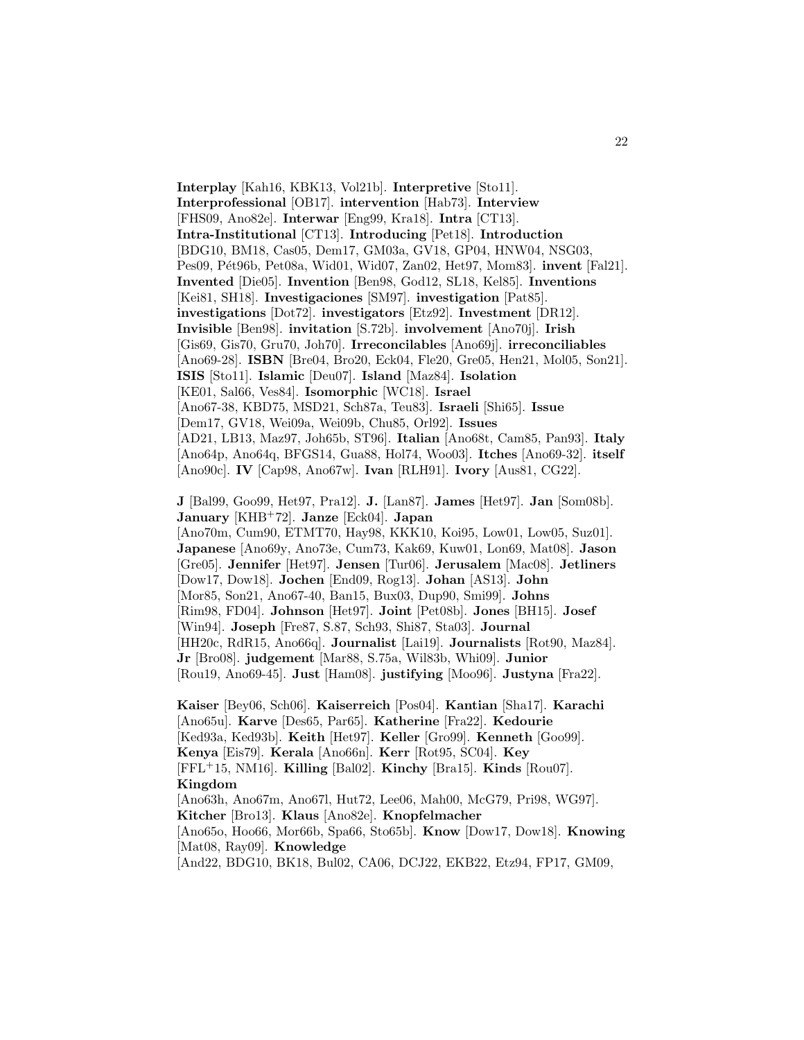**Interplay** [Kah16, KBK13, Vol21b]. **Interpretive** [Sto11]. **Interprofessional** [OB17]. **intervention** [Hab73]. **Interview** [FHS09, Ano82e]. **Interwar** [Eng99, Kra18]. **Intra** [CT13]. **Intra-Institutional** [CT13]. **Introducing** [Pet18]. **Introduction** [BDG10, BM18, Cas05, Dem17, GM03a, GV18, GP04, HNW04, NSG03, Pes09, Pét96b, Pet08a, Wid01, Wid07, Zan02, Het97, Mom83]. **invent** [Fal21]. **Invented** [Die05]. **Invention** [Ben98, God12, SL18, Kel85]. **Inventions** [Kei81, SH18]. **Investigaciones** [SM97]. **investigation** [Pat85]. **investigations** [Dot72]. **investigators** [Etz92]. **Investment** [DR12]. **Invisible** [Ben98]. **invitation** [S.72b]. **involvement** [Ano70j]. **Irish** [Gis69, Gis70, Gru70, Joh70]. **Irreconcilables** [Ano69j]. **irreconciliables** [Ano69-28]. **ISBN** [Bre04, Bro20, Eck04, Fle20, Gre05, Hen21, Mol05, Son21]. **ISIS** [Sto11]. **Islamic** [Deu07]. **Island** [Maz84]. **Isolation** [KE01, Sal66, Ves84]. **Isomorphic** [WC18]. **Israel** [Ano67-38, KBD75, MSD21, Sch87a, Teu83]. **Israeli** [Shi65]. **Issue** [Dem17, GV18, Wei09a, Wei09b, Chu85, Orl92]. **Issues** [AD21, LB13, Maz97, Joh65b, ST96]. **Italian** [Ano68t, Cam85, Pan93]. **Italy** [Ano64p, Ano64q, BFGS14, Gua88, Hol74, Woo03]. **Itches** [Ano69-32]. **itself** [Ano90c]. **IV** [Cap98, Ano67w]. **Ivan** [RLH91]. **Ivory** [Aus81, CG22].

**J** [Bal99, Goo99, Het97, Pra12]. **J.** [Lan87]. **James** [Het97]. **Jan** [Som08b]. **January** [KHB+72]. **Janze** [Eck04]. **Japan** [Ano70m, Cum90, ETMT70, Hay98, KKK10, Koi95, Low01, Low05, Suz01]. **Japanese** [Ano69y, Ano73e, Cum73, Kak69, Kuw01, Lon69, Mat08]. **Jason** [Gre05]. **Jennifer** [Het97]. **Jensen** [Tur06]. **Jerusalem** [Mac08]. **Jetliners** [Dow17, Dow18]. **Jochen** [End09, Rog13]. **Johan** [AS13]. **John** [Mor85, Son21, Ano67-40, Ban15, Bux03, Dup90, Smi99]. **Johns** [Rim98, FD04]. **Johnson** [Het97]. **Joint** [Pet08b]. **Jones** [BH15]. **Josef** [Win94]. **Joseph** [Fre87, S.87, Sch93, Shi87, Sta03]. **Journal** [HH20c, RdR15, Ano66q]. **Journalist** [Lai19]. **Journalists** [Rot90, Maz84]. **Jr** [Bro08]. **judgement** [Mar88, S.75a, Wil83b, Whi09]. **Junior** [Rou19, Ano69-45]. **Just** [Ham08]. **justifying** [Moo96]. **Justyna** [Fra22].

**Kaiser** [Bey06, Sch06]. **Kaiserreich** [Pos04]. **Kantian** [Sha17]. **Karachi** [Ano65u]. **Karve** [Des65, Par65]. **Katherine** [Fra22]. **Kedourie** [Ked93a, Ked93b]. **Keith** [Het97]. **Keller** [Gro99]. **Kenneth** [Goo99]. **Kenya** [Eis79]. **Kerala** [Ano66n]. **Kerr** [Rot95, SC04]. **Key** [FFL+15, NM16]. **Killing** [Bal02]. **Kinchy** [Bra15]. **Kinds** [Rou07]. **Kingdom** [Ano63h, Ano67m, Ano67l, Hut72, Lee06, Mah00, McG79, Pri98, WG97]. **Kitcher** [Bro13]. **Klaus** [Ano82e]. **Knopfelmacher** [Ano65o, Hoo66, Mor66b, Spa66, Sto65b]. **Know** [Dow17, Dow18]. **Knowing** [Mat08, Ray09]. **Knowledge** [And22, BDG10, BK18, Bul02, CA06, DCJ22, EKB22, Etz94, FP17, GM09,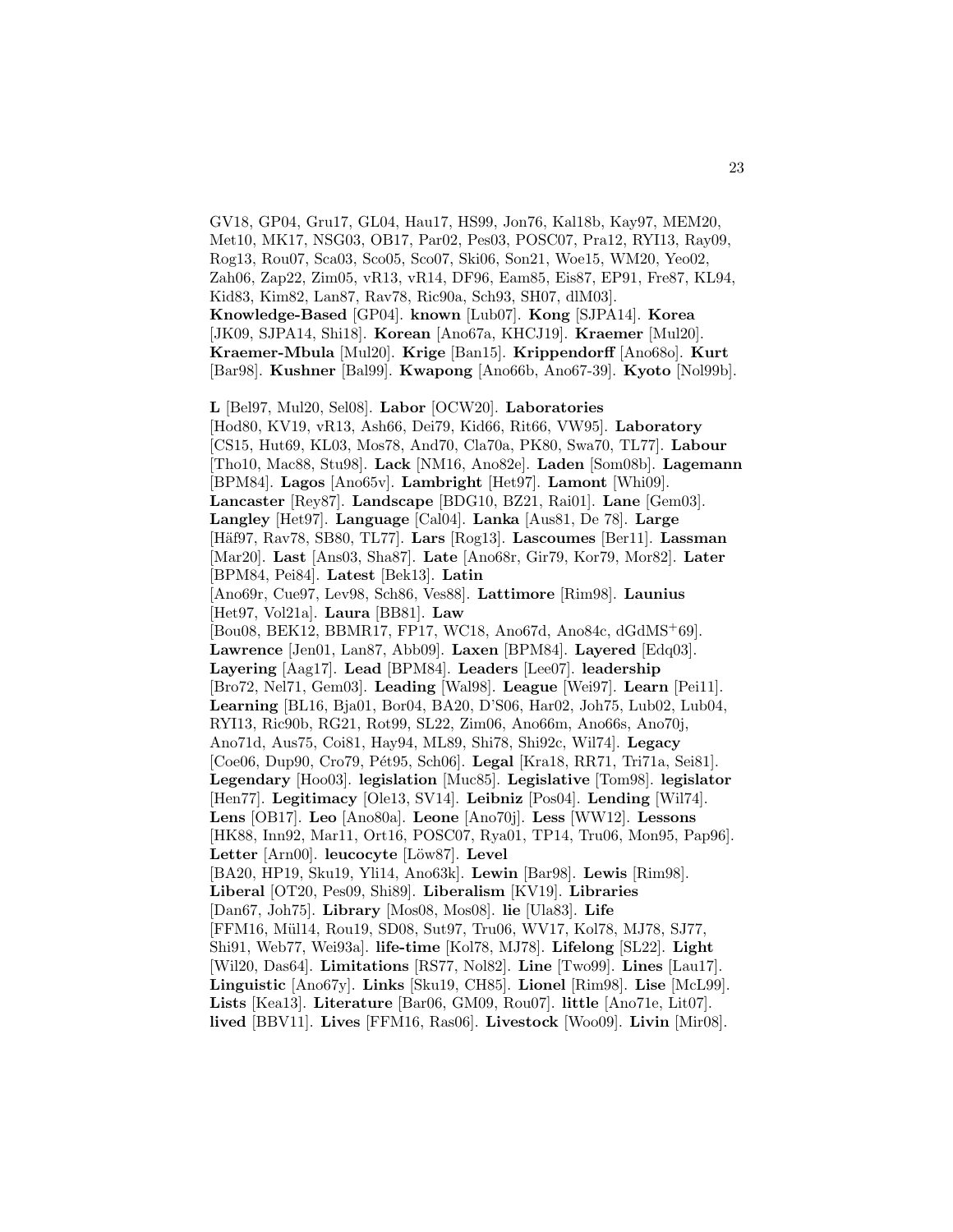GV18, GP04, Gru17, GL04, Hau17, HS99, Jon76, Kal18b, Kay97, MEM20, Met10, MK17, NSG03, OB17, Par02, Pes03, POSC07, Pra12, RYI13, Ray09, Rog13, Rou07, Sca03, Sco05, Sco07, Ski06, Son21, Woe15, WM20, Yeo02, Zah06, Zap22, Zim05, vR13, vR14, DF96, Eam85, Eis87, EP91, Fre87, KL94, Kid83, Kim82, Lan87, Rav78, Ric90a, Sch93, SH07, dlM03]. **Knowledge-Based** [GP04]. **known** [Lub07]. **Kong** [SJPA14]. **Korea** [JK09, SJPA14, Shi18]. **Korean** [Ano67a, KHCJ19]. **Kraemer** [Mul20]. **Kraemer-Mbula** [Mul20]. **Krige** [Ban15]. **Krippendorff** [Ano68o]. **Kurt** [Bar98]. **Kushner** [Bal99]. **Kwapong** [Ano66b, Ano67-39]. **Kyoto** [Nol99b].

**L** [Bel97, Mul20, Sel08]. **Labor** [OCW20]. **Laboratories** [Hod80, KV19, vR13, Ash66, Dei79, Kid66, Rit66, VW95]. **Laboratory** [CS15, Hut69, KL03, Mos78, And70, Cla70a, PK80, Swa70, TL77]. **Labour** [Tho10, Mac88, Stu98]. **Lack** [NM16, Ano82e]. **Laden** [Som08b]. **Lagemann** [BPM84]. **Lagos** [Ano65v]. **Lambright** [Het97]. **Lamont** [Whi09]. **Lancaster** [Rey87]. **Landscape** [BDG10, BZ21, Rai01]. **Lane** [Gem03]. **Langley** [Het97]. **Language** [Cal04]. **Lanka** [Aus81, De 78]. **Large** [Häf97, Rav78, SB80, TL77]. **Lars** [Rog13]. **Lascoumes** [Ber11]. **Lassman** [Mar20]. **Last** [Ans03, Sha87]. **Late** [Ano68r, Gir79, Kor79, Mor82]. **Later** [BPM84, Pei84]. **Latest** [Bek13]. **Latin** [Ano69r, Cue97, Lev98, Sch86, Ves88]. **Lattimore** [Rim98]. **Launius** [Het97, Vol21a]. **Laura** [BB81]. **Law** [Bou08, BEK12, BBMR17, FP17, WC18, Ano67d, Ano84c, dGdMS+69]. **Lawrence** [Jen01, Lan87, Abb09]. **Laxen** [BPM84]. **Layered** [Edq03]. **Layering** [Aag17]. **Lead** [BPM84]. **Leaders** [Lee07]. **leadership** [Bro72, Nel71, Gem03]. **Leading** [Wal98]. **League** [Wei97]. **Learn** [Pei11]. **Learning** [BL16, Bja01, Bor04, BA20, D'S06, Har02, Joh75, Lub02, Lub04, RYI13, Ric90b, RG21, Rot99, SL22, Zim06, Ano66m, Ano66s, Ano70j, Ano71d, Aus75, Coi81, Hay94, ML89, Shi78, Shi92c, Wil74]. **Legacy** [Coe06, Dup90, Cro79, Pét95, Sch06]. **Legal** [Kra18, RR71, Tri71a, Sei81]. **Legendary** [Hoo03]. **legislation** [Muc85]. **Legislative** [Tom98]. **legislator** [Hen77]. **Legitimacy** [Ole13, SV14]. **Leibniz** [Pos04]. **Lending** [Wil74]. **Lens** [OB17]. **Leo** [Ano80a]. **Leone** [Ano70j]. **Less** [WW12]. **Lessons** [HK88, Inn92, Mar11, Ort16, POSC07, Rya01, TP14, Tru06, Mon95, Pap96]. **Letter** [Arn00]. **leucocyte** [Löw87]. **Level** [BA20, HP19, Sku19, Yli14, Ano63k]. **Lewin** [Bar98]. **Lewis** [Rim98]. **Liberal** [OT20, Pes09, Shi89]. **Liberalism** [KV19]. **Libraries** [Dan67, Joh75]. **Library** [Mos08, Mos08]. **lie** [Ula83]. **Life** [FFM16, Mül14, Rou19, SD08, Sut97, Tru06, WV17, Kol78, MJ78, SJ77, Shi91, Web77, Wei93a]. **life-time** [Kol78, MJ78]. **Lifelong** [SL22]. **Light** [Wil20, Das64]. **Limitations** [RS77, Nol82]. **Line** [Two99]. **Lines** [Lau17]. **Linguistic** [Ano67y]. **Links** [Sku19, CH85]. **Lionel** [Rim98]. **Lise** [McL99]. **Lists** [Kea13]. **Literature** [Bar06, GM09, Rou07]. **little** [Ano71e, Lit07]. **lived** [BBV11]. **Lives** [FFM16, Ras06]. **Livestock** [Woo09]. **Livin** [Mir08].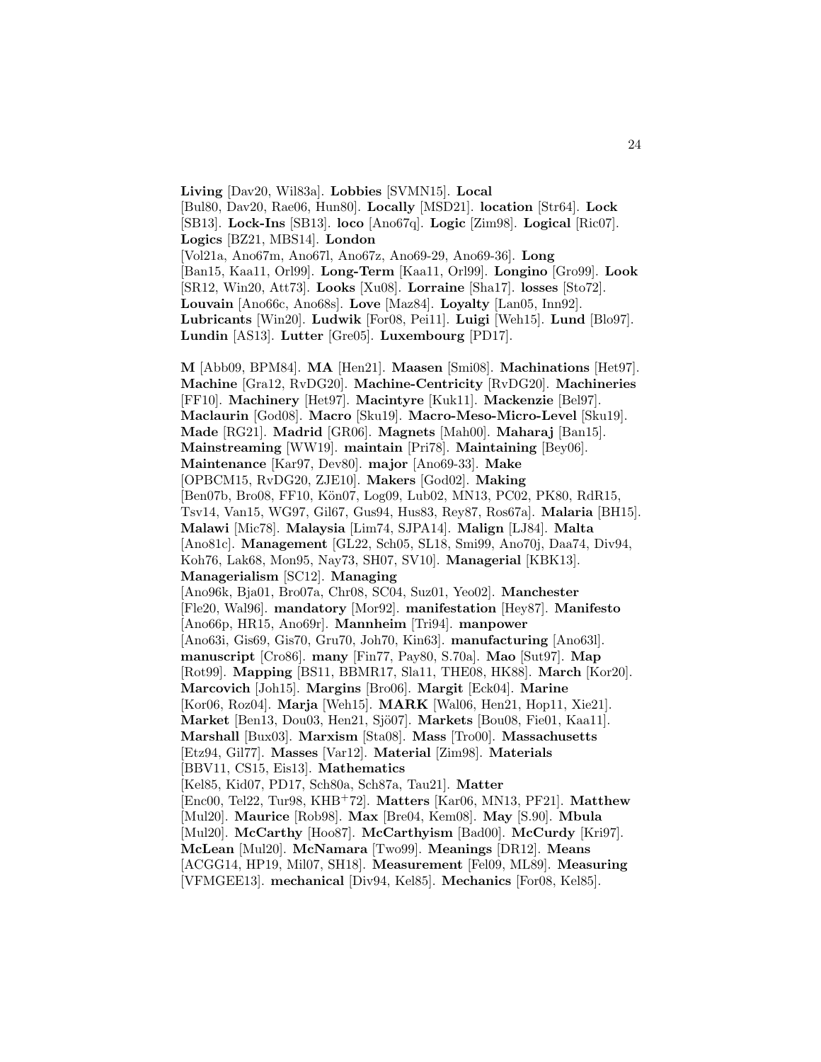**Living** [Dav20, Wil83a]. **Lobbies** [SVMN15]. **Local** [Bul80, Dav20, Rae06, Hun80]. **Locally** [MSD21]. **location** [Str64]. **Lock** [SB13]. **Lock-Ins** [SB13]. **loco** [Ano67q]. **Logic** [Zim98]. **Logical** [Ric07]. **Logics** [BZ21, MBS14]. **London** [Vol21a, Ano67m, Ano67l, Ano67z, Ano69-29, Ano69-36]. **Long** [Ban15, Kaa11, Orl99]. **Long-Term** [Kaa11, Orl99]. **Longino** [Gro99]. **Look** [SR12, Win20, Att73]. **Looks** [Xu08]. **Lorraine** [Sha17]. **losses** [Sto72]. **Louvain** [Ano66c, Ano68s]. **Love** [Maz84]. **Loyalty** [Lan05, Inn92]. **Lubricants** [Win20]. **Ludwik** [For08, Pei11]. **Luigi** [Weh15]. **Lund** [Blo97]. **Lundin** [AS13]. **Lutter** [Gre05]. **Luxembourg** [PD17].

**M** [Abb09, BPM84]. **MA** [Hen21]. **Maasen** [Smi08]. **Machinations** [Het97]. **Machine** [Gra12, RvDG20]. **Machine-Centricity** [RvDG20]. **Machineries** [FF10]. **Machinery** [Het97]. **Macintyre** [Kuk11]. **Mackenzie** [Bel97]. **Maclaurin** [God08]. **Macro** [Sku19]. **Macro-Meso-Micro-Level** [Sku19]. **Made** [RG21]. **Madrid** [GR06]. **Magnets** [Mah00]. **Maharaj** [Ban15]. **Mainstreaming** [WW19]. **maintain** [Pri78]. **Maintaining** [Bey06]. **Maintenance** [Kar97, Dev80]. **major** [Ano69-33]. **Make** [OPBCM15, RvDG20, ZJE10]. **Makers** [God02]. **Making** [Ben07b, Bro08, FF10, Kön07, Log09, Lub02, MN13, PC02, PK80, RdR15, Tsv14, Van15, WG97, Gil67, Gus94, Hus83, Rey87, Ros67a]. **Malaria** [BH15]. **Malawi** [Mic78]. **Malaysia** [Lim74, SJPA14]. **Malign** [LJ84]. **Malta** [Ano81c]. **Management** [GL22, Sch05, SL18, Smi99, Ano70j, Daa74, Div94, Koh76, Lak68, Mon95, Nay73, SH07, SV10]. **Managerial** [KBK13]. **Managerialism** [SC12]. **Managing** [Ano96k, Bja01, Bro07a, Chr08, SC04, Suz01, Yeo02]. **Manchester** [Fle20, Wal96]. **mandatory** [Mor92]. **manifestation** [Hey87]. **Manifesto** [Ano66p, HR15, Ano69r]. **Mannheim** [Tri94]. **manpower** [Ano63i, Gis69, Gis70, Gru70, Joh70, Kin63]. **manufacturing** [Ano63l]. **manuscript** [Cro86]. **many** [Fin77, Pay80, S.70a]. **Mao** [Sut97]. **Map** [Rot99]. **Mapping** [BS11, BBMR17, Sla11, THE08, HK88]. **March** [Kor20]. **Marcovich** [Joh15]. **Margins** [Bro06]. **Margit** [Eck04]. **Marine** [Kor06, Roz04]. **Marja** [Weh15]. **MARK** [Wal06, Hen21, Hop11, Xie21]. **Market** [Ben13, Dou03, Hen21, Sjö07]. **Markets** [Bou08, Fie01, Kaa11]. **Marshall** [Bux03]. **Marxism** [Sta08]. **Mass** [Tro00]. **Massachusetts** [Etz94, Gil77]. **Masses** [Var12]. **Material** [Zim98]. **Materials** [BBV11, CS15, Eis13]. **Mathematics** [Kel85, Kid07, PD17, Sch80a, Sch87a, Tau21]. **Matter** [Enc00, Tel22, Tur98, KHB+72]. **Matters** [Kar06, MN13, PF21]. **Matthew** [Mul20]. **Maurice** [Rob98]. **Max** [Bre04, Kem08]. **May** [S.90]. **Mbula** [Mul20]. **McCarthy** [Hoo87]. **McCarthyism** [Bad00]. **McCurdy** [Kri97]. **McLean** [Mul20]. **McNamara** [Two99]. **Meanings** [DR12]. **Means** [ACGG14, HP19, Mil07, SH18]. **Measurement** [Fel09, ML89]. **Measuring** [VFMGEE13]. **mechanical** [Div94, Kel85]. **Mechanics** [For08, Kel85].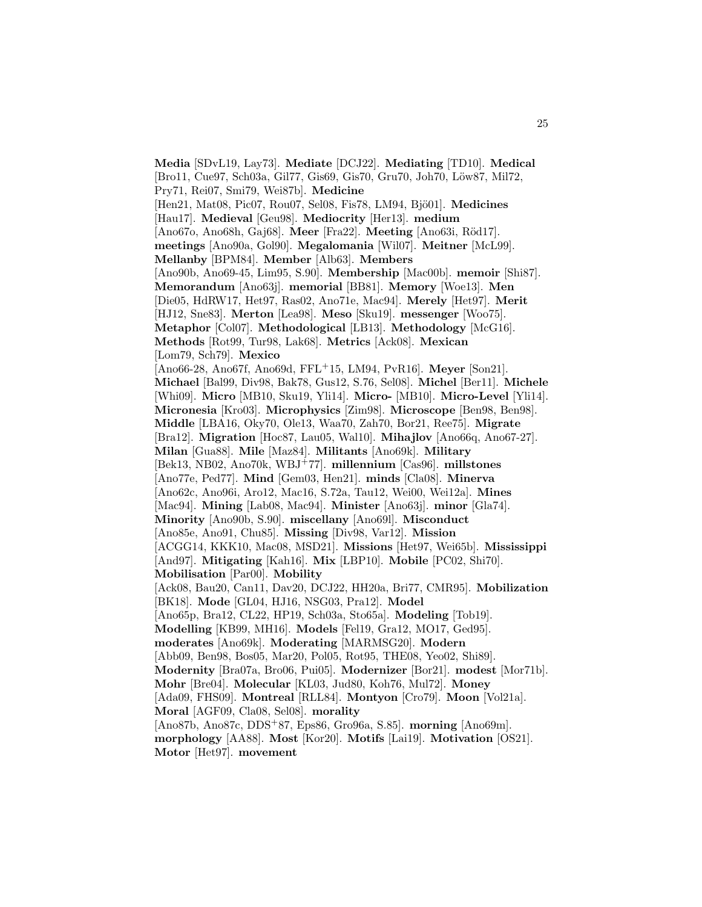**Media** [SDvL19, Lay73]. **Mediate** [DCJ22]. **Mediating** [TD10]. **Medical** [Bro11, Cue97, Sch03a, Gil77, Gis69, Gis70, Gru70, Joh70, Löw87, Mil72, Pry71, Rei07, Smi79, Wei87b]. **Medicine** [Hen21, Mat08, Pic07, Rou07, Sel08, Fis78, LM94, Bjö01]. **Medicines** [Hau17]. **Medieval** [Geu98]. **Mediocrity** [Her13]. **medium** [Ano67o, Ano68h, Gaj68]. **Meer** [Fra22]. **Meeting** [Ano63i, Röd17]. **meetings** [Ano90a, Gol90]. **Megalomania** [Wil07]. **Meitner** [McL99]. **Mellanby** [BPM84]. **Member** [Alb63]. **Members** [Ano90b, Ano69-45, Lim95, S.90]. **Membership** [Mac00b]. **memoir** [Shi87]. **Memorandum** [Ano63j]. **memorial** [BB81]. **Memory** [Woe13]. **Men** [Die05, HdRW17, Het97, Ras02, Ano71e, Mac94]. **Merely** [Het97]. **Merit** [HJ12, Sne83]. **Merton** [Lea98]. **Meso** [Sku19]. **messenger** [Woo75]. **Metaphor** [Col07]. **Methodological** [LB13]. **Methodology** [McG16]. **Methods** [Rot99, Tur98, Lak68]. **Metrics** [Ack08]. **Mexican** [Lom79, Sch79]. **Mexico** [Ano66-28, Ano67f, Ano69d, FFL+15, LM94, PvR16]. **Meyer** [Son21]. **Michael** [Bal99, Div98, Bak78, Gus12, S.76, Sel08]. **Michel** [Ber11]. **Michele** [Whi09]. **Micro** [MB10, Sku19, Yli14]. **Micro-** [MB10]. **Micro-Level** [Yli14]. **Micronesia** [Kro03]. **Microphysics** [Zim98]. **Microscope** [Ben98, Ben98]. **Middle** [LBA16, Oky70, Ole13, Waa70, Zah70, Bor21, Ree75]. **Migrate** [Bra12]. **Migration** [Hoc87, Lau05, Wal10]. **Mihajlov** [Ano66q, Ano67-27]. **Milan** [Gua88]. **Mile** [Maz84]. **Militants** [Ano69k]. **Military** [Bek13, NB02, Ano70k, WBJ+77]. **millennium** [Cas96]. **millstones** [Ano77e, Ped77]. **Mind** [Gem03, Hen21]. **minds** [Cla08]. **Minerva** [Ano62c, Ano96i, Aro12, Mac16, S.72a, Tau12, Wei00, Wei12a]. **Mines** [Mac94]. **Mining** [Lab08, Mac94]. **Minister** [Ano63j]. **minor** [Gla74]. **Minority** [Ano90b, S.90]. **miscellany** [Ano69l]. **Misconduct** [Ano85e, Ano91, Chu85]. **Missing** [Div98, Var12]. **Mission** [ACGG14, KKK10, Mac08, MSD21]. **Missions** [Het97, Wei65b]. **Mississippi** [And97]. **Mitigating** [Kah16]. **Mix** [LBP10]. **Mobile** [PC02, Shi70]. **Mobilisation** [Par00]. **Mobility** [Ack08, Bau20, Can11, Dav20, DCJ22, HH20a, Bri77, CMR95]. **Mobilization** [BK18]. **Mode** [GL04, HJ16, NSG03, Pra12]. **Model** [Ano65p, Bra12, CL22, HP19, Sch03a, Sto65a]. **Modeling** [Tob19]. **Modelling** [KB99, MH16]. **Models** [Fel19, Gra12, MO17, Ged95]. **moderates** [Ano69k]. **Moderating** [MARMSG20]. **Modern** [Abb09, Ben98, Bos05, Mar20, Pol05, Rot95, THE08, Yeo02, Shi89]. **Modernity** [Bra07a, Bro06, Pui05]. **Modernizer** [Bor21]. **modest** [Mor71b]. **Mohr** [Bre04]. **Molecular** [KL03, Jud80, Koh76, Mul72]. **Money** [Ada09, FHS09]. **Montreal** [RLL84]. **Montyon** [Cro79]. **Moon** [Vol21a]. **Moral** [AGF09, Cla08, Sel08]. **morality** [Ano87b, Ano87c, DDS+87, Eps86, Gro96a, S.85]. **morning** [Ano69m]. **morphology** [AA88]. **Most** [Kor20]. **Motifs** [Lai19]. **Motivation** [OS21]. **Motor** [Het97]. **movement**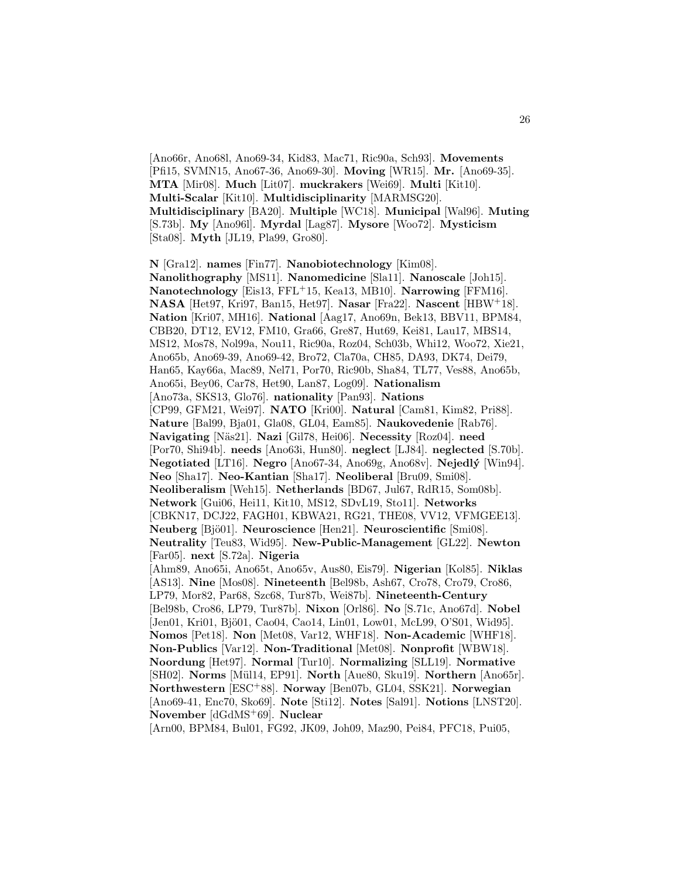[Ano66r, Ano68l, Ano69-34, Kid83, Mac71, Ric90a, Sch93]. **Movements** [Pfi15, SVMN15, Ano67-36, Ano69-30]. **Moving** [WR15]. **Mr.** [Ano69-35]. **MTA** [Mir08]. **Much** [Lit07]. **muckrakers** [Wei69]. **Multi** [Kit10]. **Multi-Scalar** [Kit10]. **Multidisciplinarity** [MARMSG20]. **Multidisciplinary** [BA20]. **Multiple** [WC18]. **Municipal** [Wal96]. **Muting** [S.73b]. **My** [Ano96l]. **Myrdal** [Lag87]. **Mysore** [Woo72]. **Mysticism** [Sta08]. **Myth** [JL19, Pla99, Gro80].

**N** [Gra12]. **names** [Fin77]. **Nanobiotechnology** [Kim08]. **Nanolithography** [MS11]. **Nanomedicine** [Sla11]. **Nanoscale** [Joh15]. **Nanotechnology** [Eis13, FFL+15, Kea13, MB10]. **Narrowing** [FFM16]. **NASA** [Het97, Kri97, Ban15, Het97]. **Nasar** [Fra22]. **Nascent** [HBW+18]. **Nation** [Kri07, MH16]. **National** [Aag17, Ano69n, Bek13, BBV11, BPM84, CBB20, DT12, EV12, FM10, Gra66, Gre87, Hut69, Kei81, Lau17, MBS14, MS12, Mos78, Nol99a, Nou11, Ric90a, Roz04, Sch03b, Whi12, Woo72, Xie21, Ano65b, Ano69-39, Ano69-42, Bro72, Cla70a, CH85, DA93, DK74, Dei79, Han65, Kay66a, Mac89, Nel71, Por70, Ric90b, Sha84, TL77, Ves88, Ano65b, Ano65i, Bey06, Car78, Het90, Lan87, Log09]. **Nationalism** [Ano73a, SKS13, Glo76]. **nationality** [Pan93]. **Nations** [CP99, GFM21, Wei97]. **NATO** [Kri00]. **Natural** [Cam81, Kim82, Pri88]. **Nature** [Bal99, Bja01, Gla08, GL04, Eam85]. **Naukovedenie** [Rab76]. **Navigating** [Näs21]. **Nazi** [Gil78, Hei06]. **Necessity** [Roz04]. **need** [Por70, Shi94b]. **needs** [Ano63i, Hun80]. **neglect** [LJ84]. **neglected** [S.70b]. **Negotiated** [LT16]. **Negro** [Ano67-34, Ano69g, Ano68v]. **Nejedlý** [Win94]. **Neo** [Sha17]. **Neo-Kantian** [Sha17]. **Neoliberal** [Bru09, Smi08]. **Neoliberalism** [Weh15]. **Netherlands** [BD67, Jul67, RdR15, Som08b]. **Network** [Gui06, Hei11, Kit10, MS12, SDvL19, Sto11]. **Networks** [CBKN17, DCJ22, FAGH01, KBWA21, RG21, THE08, VV12, VFMGEE13]. **Neuberg** [Bjö01]. **Neuroscience** [Hen21]. **Neuroscientific** [Smi08]. **Neutrality** [Teu83, Wid95]. **New-Public-Management** [GL22]. **Newton** [Far05]. **next** [S.72a]. **Nigeria** [Ahm89, Ano65i, Ano65t, Ano65v, Aus80, Eis79]. **Nigerian** [Kol85]. **Niklas** [AS13]. **Nine** [Mos08]. **Nineteenth** [Bel98b, Ash67, Cro78, Cro79, Cro86, LP79, Mor82, Par68, Szc68, Tur87b, Wei87b]. **Nineteenth-Century** [Bel98b, Cro86, LP79, Tur87b]. **Nixon** [Orl86]. **No** [S.71c, Ano67d]. **Nobel** [Jen01, Kri01, Bjö01, Cao04, Cao14, Lin01, Low01, McL99, O'S01, Wid95]. **Nomos** [Pet18]. **Non** [Met08, Var12, WHF18]. **Non-Academic** [WHF18]. **Non-Publics** [Var12]. **Non-Traditional** [Met08]. **Nonprofit** [WBW18]. **Noordung** [Het97]. **Normal** [Tur10]. **Normalizing** [SLL19]. **Normative** [SH02]. **Norms** [Mül14, EP91]. **North** [Aue80, Sku19]. **Northern** [Ano65r]. **Northwestern** [ESC+88]. **Norway** [Ben07b, GL04, SSK21]. **Norwegian** [Ano69-41, Enc70, Sko69]. **Note** [Sti12]. **Notes** [Sal91]. **Notions** [LNST20]. **November** [dGdMS+69]. **Nuclear** [Arn00, BPM84, Bul01, FG92, JK09, Joh09, Maz90, Pei84, PFC18, Pui05,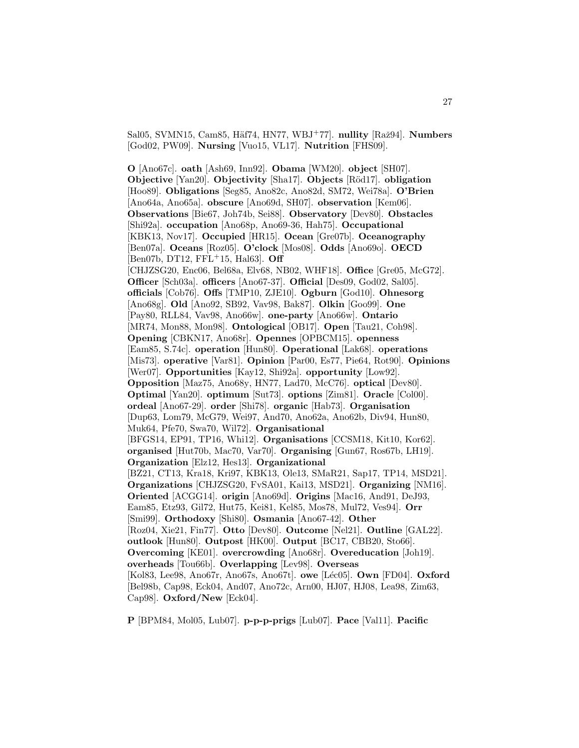Sal05, SVMN15, Cam85, Häf74, HN77, WBJ+77]. **nullity** [Raž94]. **Numbers** [God02, PW09]. **Nursing** [Vuo15, VL17]. **Nutrition** [FHS09].

**O** [Ano67c]. **oath** [Ash69, Inn92]. **Obama** [WM20]. **object** [SH07]. **Objective** [Yan20]. **Objectivity** [Sha17]. **Objects** [Röd17]. **obligation** [Hoo89]. **Obligations** [Seg85, Ano82c, Ano82d, SM72, Wei78a]. **O'Brien** [Ano64a, Ano65a]. **obscure** [Ano69d, SH07]. **observation** [Kem06]. **Observations** [Bie67, Joh74b, Sei88]. **Observatory** [Dev80]. **Obstacles** [Shi92a]. **occupation** [Ano68p, Ano69-36, Hah75]. **Occupational** [KBK13, Nov17]. **Occupied** [HR15]. **Ocean** [Gre07b]. **Oceanography** [Ben07a]. **Oceans** [Roz05]. **O'clock** [Mos08]. **Odds** [Ano69o]. **OECD** [Ben07b, DT12, FFL+15, Hal63]. **Off** [CHJZSG20, Enc06, Bel68a, Elv68, NB02, WHF18]. **Office** [Gre05, McG72]. **Officer** [Sch03a]. **officers** [Ano67-37]. **Official** [Des09, God02, Sal05]. **officials** [Cob76]. **Offs** [TMP10, ZJE10]. **Ogburn** [God10]. **Ohnesorg** [Ano68g]. **Old** [Ano92, SB92, Vav98, Bak87]. **Olkin** [Goo99]. **One** [Pay80, RLL84, Vav98, Ano66w]. **one-party** [Ano66w]. **Ontario** [MR74, Mon88, Mon98]. **Ontological** [OB17]. **Open** [Tau21, Coh98]. **Opening** [CBKN17, Ano68r]. **Opennes** [OPBCM15]. **openness** [Eam85, S.74c]. **operation** [Hun80]. **Operational** [Lak68]. **operations** [Mis73]. **operative** [Var81]. **Opinion** [Par00, Es77, Pie64, Rot90]. **Opinions** [Wer07]. **Opportunities** [Kay12, Shi92a]. **opportunity** [Low92]. **Opposition** [Maz75, Ano68y, HN77, Lad70, McC76]. **optical** [Dev80]. **Optimal** [Yan20]. **optimum** [Sut73]. **options** [Zim81]. **Oracle** [Col00]. **ordeal** [Ano67-29]. **order** [Shi78]. **organic** [Hab73]. **Organisation** [Dup63, Lom79, McG79, Wei97, And70, Ano62a, Ano62b, Div94, Hun80, Muk64, Pfe70, Swa70, Wil72]. **Organisational** [BFGS14, EP91, TP16, Whi12]. **Organisations** [CCSM18, Kit10, Kor62]. **organised** [Hut70b, Mac70, Var70]. **Organising** [Gun67, Ros67b, LH19]. **Organization** [Elz12, Hes13]. **Organizational** [BZ21, CT13, Kra18, Kri97, KBK13, Ole13, SMaR21, Sap17, TP14, MSD21]. **Organizations** [CHJZSG20, FvSA01, Kai13, MSD21]. **Organizing** [NM16]. **Oriented** [ACGG14]. **origin** [Ano69d]. **Origins** [Mac16, And91, DeJ93, Eam85, Etz93, Gil72, Hut75, Kei81, Kel85, Mos78, Mul72, Ves94]. **Orr** [Smi99]. **Orthodoxy** [Shi80]. **Osmania** [Ano67-42]. **Other** [Roz04, Xie21, Fin77]. **Otto** [Dev80]. **Outcome** [Nel21]. **Outline** [GAL22]. **outlook** [Hun80]. **Outpost** [HK00]. **Output** [BC17, CBB20, Sto66]. **Overcoming** [KE01]. **overcrowding** [Ano68r]. **Overeducation** [Joh19]. **overheads** [Tou66b]. **Overlapping** [Lev98]. **Overseas** [Kol83, Lee98, Ano67r, Ano67s, Ano67t]. **owe** [Léc05]. **Own** [FD04]. **Oxford** [Bel98b, Cap98, Eck04, And07, Ano72c, Arn00, HJ07, HJ08, Lea98, Zim63, Cap98]. **Oxford/New** [Eck04].

**P** [BPM84, Mol05, Lub07]. **p-p-p-prigs** [Lub07]. **Pace** [Val11]. **Pacific**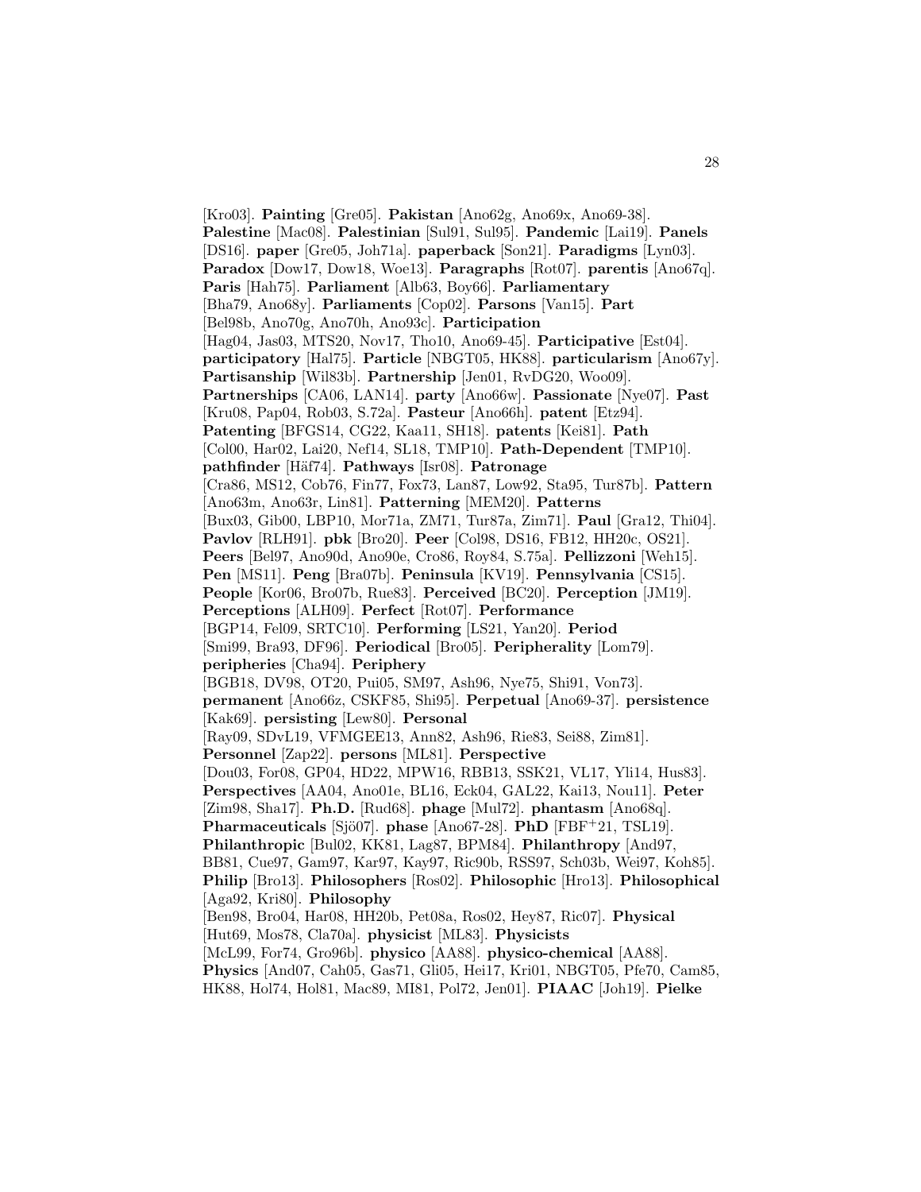[Kro03]. **Painting** [Gre05]. **Pakistan** [Ano62g, Ano69x, Ano69-38]. **Palestine** [Mac08]. **Palestinian** [Sul91, Sul95]. **Pandemic** [Lai19]. **Panels** [DS16]. **paper** [Gre05, Joh71a]. **paperback** [Son21]. **Paradigms** [Lyn03]. **Paradox** [Dow17, Dow18, Woe13]. **Paragraphs** [Rot07]. **parentis** [Ano67q]. **Paris** [Hah75]. **Parliament** [Alb63, Boy66]. **Parliamentary** [Bha79, Ano68y]. **Parliaments** [Cop02]. **Parsons** [Van15]. **Part** [Bel98b, Ano70g, Ano70h, Ano93c]. **Participation** [Hag04, Jas03, MTS20, Nov17, Tho10, Ano69-45]. **Participative** [Est04]. **participatory** [Hal75]. **Particle** [NBGT05, HK88]. **particularism** [Ano67y]. **Partisanship** [Wil83b]. **Partnership** [Jen01, RvDG20, Woo09]. **Partnerships** [CA06, LAN14]. **party** [Ano66w]. **Passionate** [Nye07]. **Past** [Kru08, Pap04, Rob03, S.72a]. **Pasteur** [Ano66h]. **patent** [Etz94]. **Patenting** [BFGS14, CG22, Kaa11, SH18]. **patents** [Kei81]. **Path** [Col00, Har02, Lai20, Nef14, SL18, TMP10]. **Path-Dependent** [TMP10]. **pathfinder** [Häf74]. **Pathways** [Isr08]. **Patronage** [Cra86, MS12, Cob76, Fin77, Fox73, Lan87, Low92, Sta95, Tur87b]. **Pattern** [Ano63m, Ano63r, Lin81]. **Patterning** [MEM20]. **Patterns** [Bux03, Gib00, LBP10, Mor71a, ZM71, Tur87a, Zim71]. **Paul** [Gra12, Thi04]. **Pavlov** [RLH91]. **pbk** [Bro20]. **Peer** [Col98, DS16, FB12, HH20c, OS21]. **Peers** [Bel97, Ano90d, Ano90e, Cro86, Roy84, S.75a]. **Pellizzoni** [Weh15]. **Pen** [MS11]. **Peng** [Bra07b]. **Peninsula** [KV19]. **Pennsylvania** [CS15]. **People** [Kor06, Bro07b, Rue83]. **Perceived** [BC20]. **Perception** [JM19]. **Perceptions** [ALH09]. **Perfect** [Rot07]. **Performance** [BGP14, Fel09, SRTC10]. **Performing** [LS21, Yan20]. **Period** [Smi99, Bra93, DF96]. **Periodical** [Bro05]. **Peripherality** [Lom79]. **peripheries** [Cha94]. **Periphery** [BGB18, DV98, OT20, Pui05, SM97, Ash96, Nye75, Shi91, Von73]. **permanent** [Ano66z, CSKF85, Shi95]. **Perpetual** [Ano69-37]. **persistence** [Kak69]. **persisting** [Lew80]. **Personal** [Ray09, SDvL19, VFMGEE13, Ann82, Ash96, Rie83, Sei88, Zim81]. **Personnel** [Zap22]. **persons** [ML81]. **Perspective** [Dou03, For08, GP04, HD22, MPW16, RBB13, SSK21, VL17, Yli14, Hus83]. **Perspectives** [AA04, Ano01e, BL16, Eck04, GAL22, Kai13, Nou11]. **Peter** [Zim98, Sha17]. **Ph.D.** [Rud68]. **phage** [Mul72]. **phantasm** [Ano68q]. **Pharmaceuticals** [Sjö07]. **phase** [Ano67-28]. **PhD** [FBF+21, TSL19]. **Philanthropic** [Bul02, KK81, Lag87, BPM84]. **Philanthropy** [And97, BB81, Cue97, Gam97, Kar97, Kay97, Ric90b, RSS97, Sch03b, Wei97, Koh85]. **Philip** [Bro13]. **Philosophers** [Ros02]. **Philosophic** [Hro13]. **Philosophical** [Aga92, Kri80]. **Philosophy** [Ben98, Bro04, Har08, HH20b, Pet08a, Ros02, Hey87, Ric07]. **Physical** [Hut69, Mos78, Cla70a]. **physicist** [ML83]. **Physicists** [McL99, For74, Gro96b]. **physico** [AA88]. **physico-chemical** [AA88]. **Physics** [And07, Cah05, Gas71, Gli05, Hei17, Kri01, NBGT05, Pfe70, Cam85, HK88, Hol74, Hol81, Mac89, MI81, Pol72, Jen01]. **PIAAC** [Joh19]. **Pielke**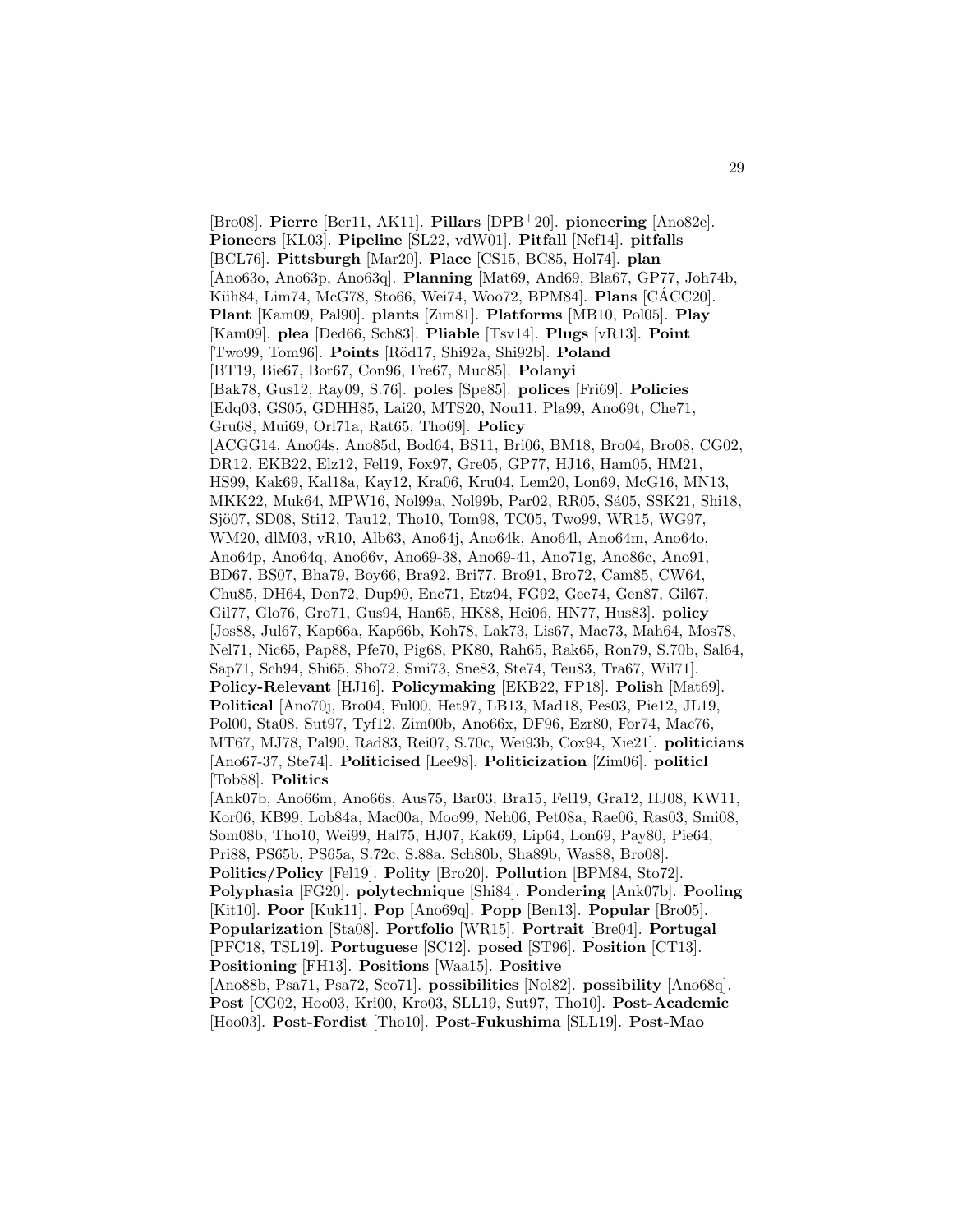[Bro08]. **Pierre** [Ber11, AK11]. **Pillars** [DPB[+]20]. **pioneering** [Ano82e]. **Pioneers** [KL03]. **Pipeline** [SL22, vdW01]. **Pitfall** [Nef14]. **pitfalls** [BCL76]. **Pittsburgh** [Mar20]. **Place** [CS15, BC85, Hol74]. **plan** [Ano63o, Ano63p, Ano63q]. **Planning** [Mat69, And69, Bla67, GP77, Joh74b, Küh84, Lim74, McG78, Sto66, Wei74, Woo72, BPM84]. **Plans** [CÁCC20]. **Plant** [Kam09, Pal90]. **plants** [Zim81]. **Platforms** [MB10, Pol05]. **Play** [Kam09]. **plea** [Ded66, Sch83]. **Pliable** [Tsv14]. **Plugs** [vR13]. **Point** [Two99, Tom96]. **Points** [Röd17, Shi92a, Shi92b]. **Poland** [BT19, Bie67, Bor67, Con96, Fre67, Muc85]. **Polanyi** [Bak78, Gus12, Ray09, S.76]. **poles** [Spe85]. **polices** [Fri69]. **Policies** [Edq03, GS05, GDHH85, Lai20, MTS20, Nou11, Pla99, Ano69t, Che71, Gru68, Mui69, Orl71a, Rat65, Tho69]. **Policy** [ACGG14, Ano64s, Ano85d, Bod64, BS11, Bri06, BM18, Bro04, Bro08, CG02, DR12, EKB22, Elz12, Fel19, Fox97, Gre05, GP77, HJ16, Ham05, HM21, HS99, Kak69, Kal18a, Kay12, Kra06, Kru04, Lem20, Lon69, McG16, MN13, MKK22, Muk64, MPW16, Nol99a, Nol99b, Par02, RR05, Sá05, SSK21, Shi18, Sjö07, SD08, Sti12, Tau12, Tho10, Tom98, TC05, Two99, WR15, WG97, WM20, dlM03, vR10, Alb63, Ano64j, Ano64k, Ano64l, Ano64m, Ano64o, Ano64p, Ano64q, Ano66v, Ano69-38, Ano69-41, Ano71g, Ano86c, Ano91, BD67, BS07, Bha79, Boy66, Bra92, Bri77, Bro91, Bro72, Cam85, CW64, Chu85, DH64, Don72, Dup90, Enc71, Etz94, FG92, Gee74, Gen87, Gil67, Gil77, Glo76, Gro71, Gus94, Han65, HK88, Hei06, HN77, Hus83]. **policy** [Jos88, Jul67, Kap66a, Kap66b, Koh78, Lak73, Lis67, Mac73, Mah64, Mos78, Nel71, Nic65, Pap88, Pfe70, Pig68, PK80, Rah65, Rak65, Ron79, S.70b, Sal64, Sap71, Sch94, Shi65, Sho72, Smi73, Sne83, Ste74, Teu83, Tra67, Wil71]. **Policy-Relevant** [HJ16]. **Policymaking** [EKB22, FP18]. **Polish** [Mat69]. **Political** [Ano70j, Bro04, Ful00, Het97, LB13, Mad18, Pes03, Pie12, JL19, Pol00, Sta08, Sut97, Tyf12, Zim00b, Ano66x, DF96, Ezr80, For74, Mac76, MT67, MJ78, Pal90, Rad83, Rei07, S.70c, Wei93b, Cox94, Xie21]. **politicians** [Ano67-37, Ste74]. **Politicised** [Lee98]. **Politicization** [Zim06]. **politicl** [Tob88]. **Politics** [Ank07b, Ano66m, Ano66s, Aus75, Bar03, Bra15, Fel19, Gra12, HJ08, KW11, Kor06, KB99, Lob84a, Mac00a, Moo99, Neh06, Pet08a, Rae06, Ras03, Smi08, Som08b, Tho10, Wei99, Hal75, HJ07, Kak69, Lip64, Lon69, Pay80, Pie64, Pri88, PS65b, PS65a, S.72c, S.88a, Sch80b, Sha89b, Was88, Bro08]. **Politics/Policy** [Fel19]. **Polity** [Bro20]. **Pollution** [BPM84, Sto72]. **Polyphasia** [FG20]. **polytechnique** [Shi84]. **Pondering** [Ank07b]. **Pooling** [Kit10]. **Poor** [Kuk11]. **Pop** [Ano69q]. **Popp** [Ben13]. **Popular** [Bro05]. **Popularization** [Sta08]. **Portfolio** [WR15]. **Portrait** [Bre04]. **Portugal** [PFC18, TSL19]. **Portuguese** [SC12]. **posed** [ST96]. **Position** [CT13]. **Positioning** [FH13]. **Positions** [Waa15]. **Positive** [Ano88b, Psa71, Psa72, Sco71]. **possibilities** [Nol82]. **possibility** [Ano68q]. **Post** [CG02, Hoo03, Kri00, Kro03, SLL19, Sut97, Tho10]. **Post-Academic** [Hoo03]. **Post-Fordist** [Tho10]. **Post-Fukushima** [SLL19]. **Post-Mao**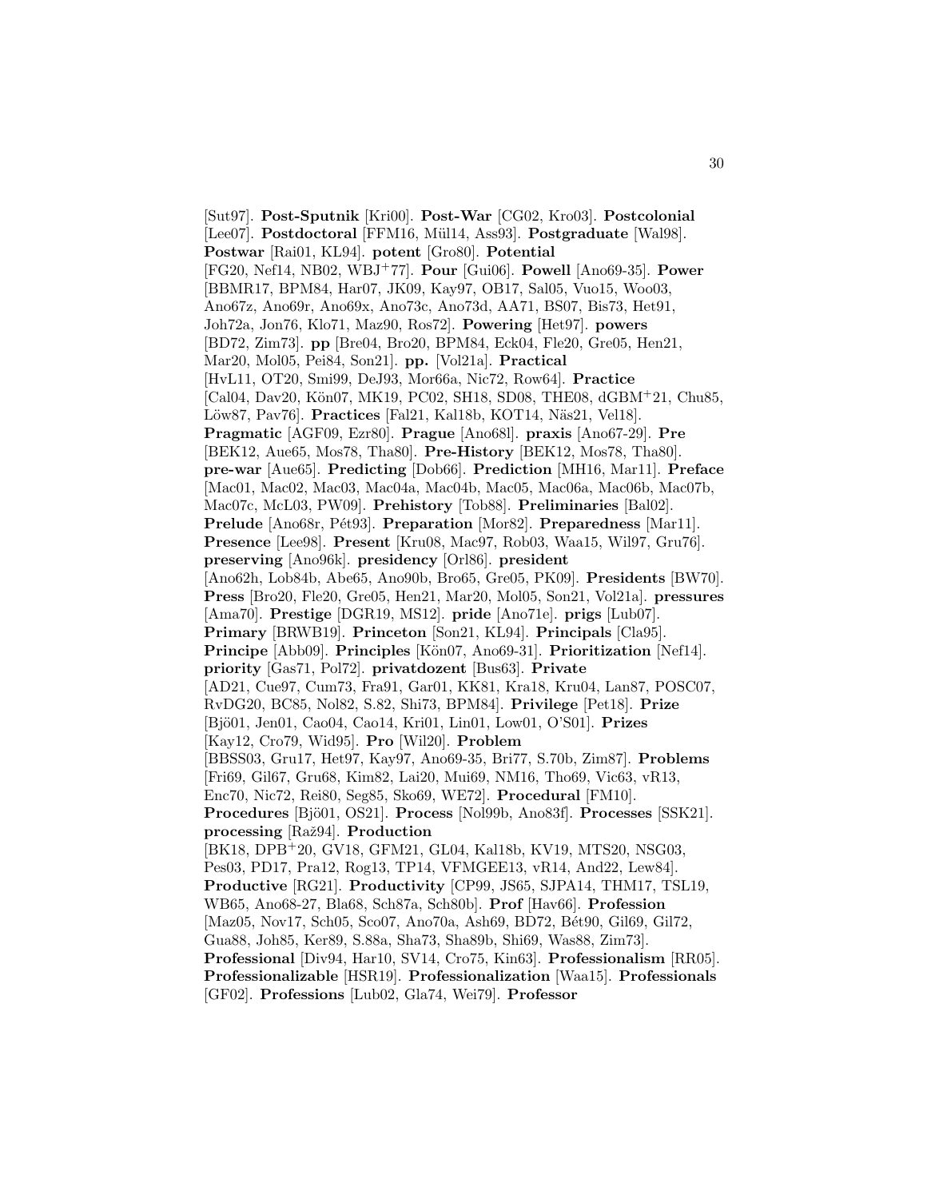[Sut97]. **Post-Sputnik** [Kri00]. **Post-War** [CG02, Kro03]. **Postcolonial** [Lee07]. **Postdoctoral** [FFM16, Mül14, Ass93]. **Postgraduate** [Wal98]. **Postwar** [Rai01, KL94]. **potent** [Gro80]. **Potential** [FG20, Nef14, NB02, WBJ+77]. **Pour** [Gui06]. **Powell** [Ano69-35]. **Power** [BBMR17, BPM84, Har07, JK09, Kay97, OB17, Sal05, Vuo15, Woo03, Ano67z, Ano69r, Ano69x, Ano73c, Ano73d, AA71, BS07, Bis73, Het91, Joh72a, Jon76, Klo71, Maz90, Ros72]. **Powering** [Het97]. **powers** [BD72, Zim73]. **pp** [Bre04, Bro20, BPM84, Eck04, Fle20, Gre05, Hen21, Mar20, Mol05, Pei84, Son21]. **pp.** [Vol21a]. **Practical** [HvL11, OT20, Smi99, DeJ93, Mor66a, Nic72, Row64]. **Practice** [Cal04, Dav20, Kön07, MK19, PC02, SH18, SD08, THE08, dGBM+21, Chu85, Löw87, Pav76]. **Practices** [Fal21, Kal18b, KOT14, Näs21, Vel18]. **Pragmatic** [AGF09, Ezr80]. **Prague** [Ano68l]. **praxis** [Ano67-29]. **Pre** [BEK12, Aue65, Mos78, Tha80]. **Pre-History** [BEK12, Mos78, Tha80]. **pre-war** [Aue65]. **Predicting** [Dob66]. **Prediction** [MH16, Mar11]. **Preface** [Mac01, Mac02, Mac03, Mac04a, Mac04b, Mac05, Mac06a, Mac06b, Mac07b, Mac07c, McL03, PW09]. **Prehistory** [Tob88]. **Preliminaries** [Bal02]. **Prelude** [Ano68r, Pét93]. **Preparation** [Mor82]. **Preparedness** [Mar11]. **Presence** [Lee98]. **Present** [Kru08, Mac97, Rob03, Waa15, Wil97, Gru76]. **preserving** [Ano96k]. **presidency** [Orl86]. **president** [Ano62h, Lob84b, Abe65, Ano90b, Bro65, Gre05, PK09]. **Presidents** [BW70]. **Press** [Bro20, Fle20, Gre05, Hen21, Mar20, Mol05, Son21, Vol21a]. **pressures** [Ama70]. **Prestige** [DGR19, MS12]. **pride** [Ano71e]. **prigs** [Lub07]. **Primary** [BRWB19]. **Princeton** [Son21, KL94]. **Principals** [Cla95]. **Principe** [Abb09]. **Principles** [Kön07, Ano69-31]. **Prioritization** [Nef14]. **priority** [Gas71, Pol72]. **privatdozent** [Bus63]. **Private** [AD21, Cue97, Cum73, Fra91, Gar01, KK81, Kra18, Kru04, Lan87, POSC07, RvDG20, BC85, Nol82, S.82, Shi73, BPM84]. **Privilege** [Pet18]. **Prize** [Bjö01, Jen01, Cao04, Cao14, Kri01, Lin01, Low01, O'S01]. **Prizes** [Kay12, Cro79, Wid95]. **Pro** [Wil20]. **Problem** [BBSS03, Gru17, Het97, Kay97, Ano69-35, Bri77, S.70b, Zim87]. **Problems** [Fri69, Gil67, Gru68, Kim82, Lai20, Mui69, NM16, Tho69, Vic63, vR13, Enc70, Nic72, Rei80, Seg85, Sko69, WE72]. **Procedural** [FM10]. **Procedures** [Bjö01, OS21]. **Process** [Nol99b, Ano83f]. **Processes** [SSK21]. **processing** [Raž94]. **Production** [BK18, DPB+20, GV18, GFM21, GL04, Kal18b, KV19, MTS20, NSG03, Pes03, PD17, Pra12, Rog13, TP14, VFMGEE13, vR14, And22, Lew84]. **Productive** [RG21]. **Productivity** [CP99, JS65, SJPA14, THM17, TSL19, WB65, Ano68-27, Bla68, Sch87a, Sch80b]. **Prof** [Hav66]. **Profession** [Maz05, Nov17, Sch05, Sco07, Ano70a, Ash69, BD72, Bét90, Gil69, Gil72, Gua88, Joh85, Ker89, S.88a, Sha73, Sha89b, Shi69, Was88, Zim73]. **Professional** [Div94, Har10, SV14, Cro75, Kin63]. **Professionalism** [RR05]. **Professionalizable** [HSR19]. **Professionalization** [Waa15]. **Professionals** [GF02]. **Professions** [Lub02, Gla74, Wei79]. **Professor**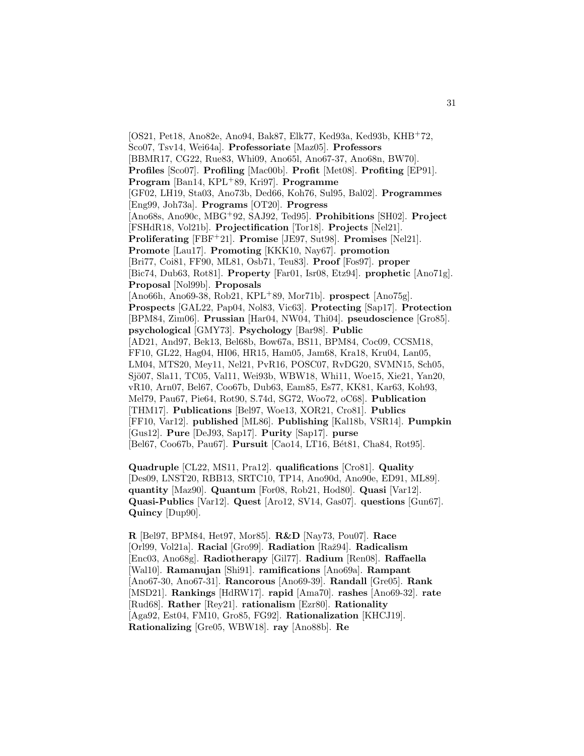[OS21, Pet18, Ano82e, Ano94, Bak87, Elk77, Ked93a, Ked93b, KHB+72, Sco07, Tsv14, Wei64a]. **Professoriate** [Maz05]. **Professors** [BBMR17, CG22, Rue83, Whi09, Ano65l, Ano67-37, Ano68n, BW70]. **Profiles** [Sco07]. **Profiling** [Mac00b]. **Profit** [Met08]. **Profiting** [EP91]. **Program** [Ban14, KPL+89, Kri97]. **Programme** [GF02, LH19, Sta03, Ano73b, Ded66, Koh76, Sul95, Bal02]. **Programmes** [Eng99, Joh73a]. **Programs** [OT20]. **Progress** [Ano68s, Ano90c, MBG+92, SAJ92, Ted95]. **Prohibitions** [SH02]. **Project** [FSHdR18, Vol21b]. **Projectification** [Tor18]. **Projects** [Nel21]. **Proliferating** [FBF+21]. **Promise** [JE97, Sut98]. **Promises** [Nel21]. **Promote** [Lau17]. **Promoting** [KKK10, Nay67]. **promotion** [Bri77, Coi81, FF90, ML81, Osb71, Teu83]. **Proof** [Fos97]. **proper** [Bic74, Dub63, Rot81]. **Property** [Far01, Isr08, Etz94]. **prophetic** [Ano71g]. **Proposal** [Nol99b]. **Proposals** [Ano66h, Ano69-38, Rob21, KPL+89, Mor71b]. **prospect** [Ano75g]. **Prospects** [GAL22, Pap04, Nol83, Vic63]. **Protecting** [Sap17]. **Protection** [BPM84, Zim06]. **Prussian** [Har04, NW04, Thi04]. **pseudoscience** [Gro85]. **psychological** [GMY73]. **Psychology** [Bar98]. **Public** [AD21, And97, Bek13, Bel68b, Bow67a, BS11, BPM84, Coc09, CCSM18, FF10, GL22, Hag04, HI06, HR15, Ham05, Jam68, Kra18, Kru04, Lan05, LM04, MTS20, Mey11, Nel21, PvR16, POSC07, RvDG20, SVMN15, Sch05, Sjö07, Sla11, TC05, Val11, Wei93b, WBW18, Whi11, Woe15, Xie21, Yan20, vR10, Arn07, Bel67, Coo67b, Dub63, Eam85, Es77, KK81, Kar63, Koh93, Mel79, Pau67, Pie64, Rot90, S.74d, SG72, Woo72, oC68]. **Publication** [THM17]. **Publications** [Bel97, Woe13, XOR21, Cro81]. **Publics** [FF10, Var12]. **published** [ML86]. **Publishing** [Kal18b, VSR14]. **Pumpkin** [Gus12]. **Pure** [DeJ93, Sap17]. **Purity** [Sap17]. **purse** [Bel67, Coo67b, Pau67]. **Pursuit** [Cao14, LT16, Bét81, Cha84, Rot95].

**Quadruple** [CL22, MS11, Pra12]. **qualifications** [Cro81]. **Quality** [Des09, LNST20, RBB13, SRTC10, TP14, Ano90d, Ano90e, ED91, ML89]. **quantity** [Maz90]. **Quantum** [For08, Rob21, Hod80]. **Quasi** [Var12]. **Quasi-Publics** [Var12]. **Quest** [Aro12, SV14, Gas07]. **questions** [Gun67]. **Quincy** [Dup90].

**R** [Bel97, BPM84, Het97, Mor85]. **R&D** [Nay73, Pou07]. **Race** [Orl99, Vol21a]. **Racial** [Gro99]. **Radiation** [Raž94]. **Radicalism** [Enc03, Ano68g]. **Radiotherapy** [Gil77]. **Radium** [Ren08]. **Raffaella** [Wal10]. **Ramanujan** [Shi91]. **ramifications** [Ano69a]. **Rampant** [Ano67-30, Ano67-31]. **Rancorous** [Ano69-39]. **Randall** [Gre05]. **Rank** [MSD21]. **Rankings** [HdRW17]. **rapid** [Ama70]. **rashes** [Ano69-32]. **rate** [Rud68]. **Rather** [Rey21]. **rationalism** [Ezr80]. **Rationality** [Aga92, Est04, FM10, Gro85, FG92]. **Rationalization** [KHCJ19]. **Rationalizing** [Gre05, WBW18]. **ray** [Ano88b]. **Re**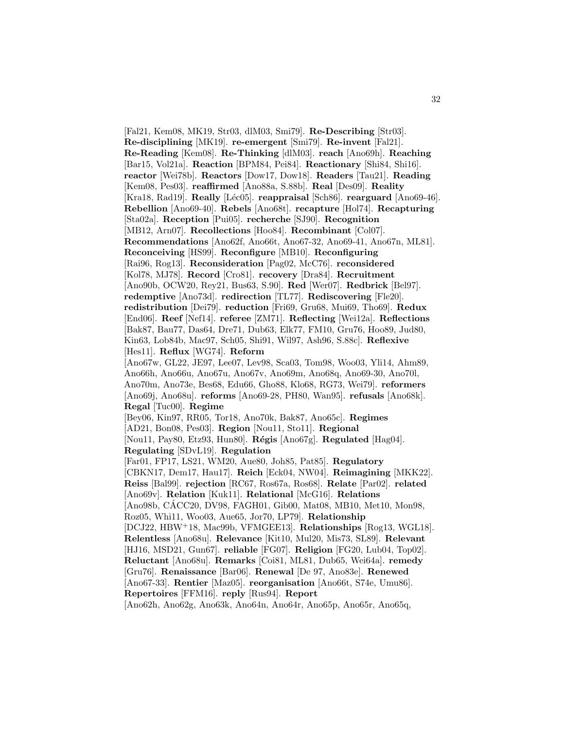[Fal21, Kem08, MK19, Str03, dlM03, Smi79]. **Re-Describing** [Str03]. **Re-disciplining** [MK19]. **re-emergent** [Smi79]. **Re-invent** [Fal21]. **Re-Reading** [Kem08]. **Re-Thinking** [dlM03]. **reach** [Ano69h]. **Reaching** [Bar15, Vol21a]. **Reaction** [BPM84, Pei84]. **Reactionary** [Shi84, Shi16]. **reactor** [Wei78b]. **Reactors** [Dow17, Dow18]. **Readers** [Tau21]. **Reading** [Kem08, Pes03]. **reaffirmed** [Ano88a, S.88b]. **Real** [Des09]. **Reality** [Kra18, Rad19]. **Really** [Léc05]. **reappraisal** [Sch86]. **rearguard** [Ano69-46]. **Rebellion** [Ano69-40]. **Rebels** [Ano68t]. **recapture** [Hol74]. **Recapturing** [Sta02a]. **Reception** [Pui05]. **recherche** [SJ90]. **Recognition** [MB12, Arn07]. **Recollections** [Hoo84]. **Recombinant** [Col07]. **Recommendations** [Ano62f, Ano66t, Ano67-32, Ano69-41, Ano67n, ML81]. **Reconceiving** [HS99]. **Reconfigure** [MB10]. **Reconfiguring** [Rai96, Rog13]. **Reconsideration** [Pag02, McC76]. **reconsidered** [Kol78, MJ78]. **Record** [Cro81]. **recovery** [Dra84]. **Recruitment** [Ano90b, OCW20, Rey21, Bus63, S.90]. **Red** [Wer07]. **Redbrick** [Bel97]. **redemptive** [Ano73d]. **redirection** [TL77]. **Rediscovering** [Fle20]. **redistribution** [Dei79]. **reduction** [Fri69, Gru68, Mui69, Tho69]. **Redux** [End06]. **Reef** [Nef14]. **referee** [ZM71]. **Reflecting** [Wei12a]. **Reflections** [Bak87, Bau77, Das64, Dre71, Dub63, Elk77, FM10, Gru76, Hoo89, Jud80, Kin63, Lob84b, Mac97, Sch05, Shi91, Wil97, Ash96, S.88c]. **Reflexive** [Hes11]. **Reflux** [WG74]. **Reform** [Ano67w, GL22, JE97, Lee07, Lev98, Sca03, Tom98, Woo03, Yli14, Ahm89, Ano66h, Ano66u, Ano67u, Ano67v, Ano69m, Ano68q, Ano69-30, Ano70l, Ano70m, Ano73e, Bes68, Edu66, Gho88, Klo68, RG73, Wei79]. **reformers** [Ano69j, Ano68u]. **reforms** [Ano69-28, PH80, Wan95]. **refusals** [Ano68k]. **Regal** [Tuc00]. **Regime** [Bey06, Kin97, RR05, Tor18, Ano70k, Bak87, Ano65c]. **Regimes** [AD21, Bon08, Pes03]. **Region** [Nou11, Sto11]. **Regional** [Nou11, Pay80, Etz93, Hun80]. **Régis** [Ano67g]. **Regulated** [Hag04]. **Regulating** [SDvL19]. **Regulation** [Far01, FP17, LS21, WM20, Aue80, Joh85, Pat85]. **Regulatory** [CBKN17, Dem17, Hau17]. **Reich** [Eck04, NW04]. **Reimagining** [MKK22]. **Reiss** [Bal99]. **rejection** [RC67, Ros67a, Ros68]. **Relate** [Par02]. **related** [Ano69v]. **Relation** [Kuk11]. **Relational** [McG16]. **Relations** [Ano98b, CÁCC20, DV98, FAGH01, Gib00, Mat08, MB10, Met10, Mon98, Roz05, Whi11, Woo03, Aue65, Jor70, LP79]. **Relationship** [DCJ22, HBW$^+$18, Mac99b, VFMGEE13]. **Relationships** [Rog13, WGL18]. **Relentless** [Ano68u]. **Relevance** [Kit10, Mul20, Mis73, SL89]. **Relevant** [HJ16, MSD21, Gun67]. **reliable** [FG07]. **Religion** [FG20, Lub04, Top02]. **Reluctant** [Ano68u]. **Remarks** [Coi81, ML81, Dub65, Wei64a]. **remedy** [Gru76]. **Renaissance** [Bar06]. **Renewal** [De 97, Ano83e]. **Renewed** [Ano67-33]. **Rentier** [Maz05]. **reorganisation** [Ano66t, S74e, Umu86]. **Repertoires** [FFM16]. **reply** [Rus94]. **Report** [Ano62h, Ano62g, Ano63k, Ano64n, Ano64r, Ano65p, Ano65r, Ano65q,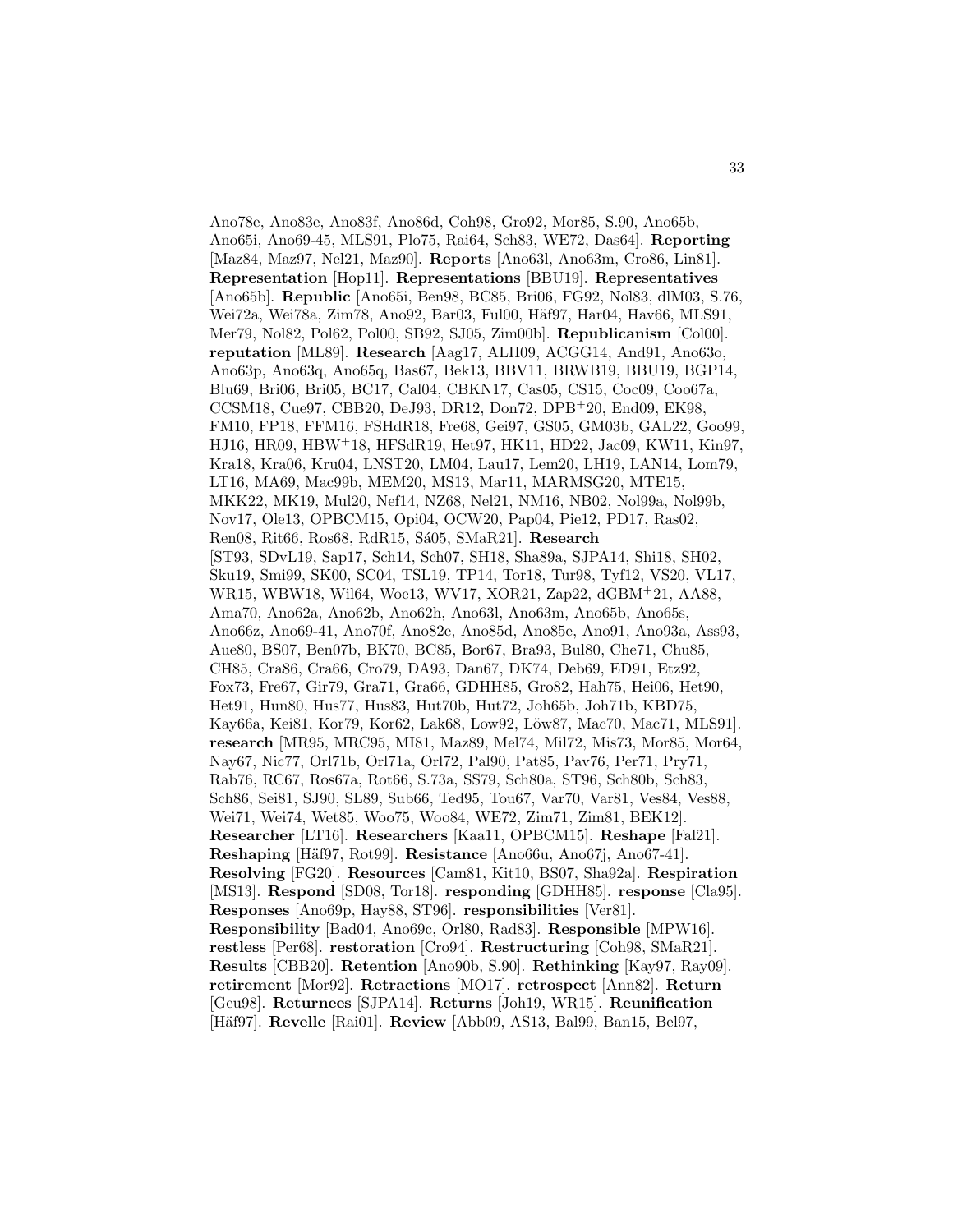Ano78e, Ano83e, Ano83f, Ano86d, Coh98, Gro92, Mor85, S.90, Ano65b, Ano65i, Ano69-45, MLS91, Plo75, Rai64, Sch83, WE72, Das64]. **Reporting** [Maz84, Maz97, Nel21, Maz90]. **Reports** [Ano63l, Ano63m, Cro86, Lin81]. **Representation** [Hop11]. **Representations** [BBU19]. **Representatives** [Ano65b]. **Republic** [Ano65i, Ben98, BC85, Bri06, FG92, Nol83, dlM03, S.76, Wei72a, Wei78a, Zim78, Ano92, Bar03, Ful00, Häf97, Har04, Hav66, MLS91, Mer79, Nol82, Pol62, Pol00, SB92, SJ05, Zim00b]. **Republicanism** [Col00]. **reputation** [ML89]. **Research** [Aag17, ALH09, ACGG14, And91, Ano63o, Ano63p, Ano63q, Ano65q, Bas67, Bek13, BBV11, BRWB19, BBU19, BGP14, Blu69, Bri06, Bri05, BC17, Cal04, CBKN17, Cas05, CS15, Coc09, Coo67a, CCSM18, Cue97, CBB20, DeJ93, DR12, Don72, DPB+20, End09, EK98, FM10, FP18, FFM16, FSHdR18, Fre68, Gei97, GS05, GM03b, GAL22, Goo99, HJ16, HR09, HBW+18, HFSdR19, Het97, HK11, HD22, Jac09, KW11, Kin97, Kra18, Kra06, Kru04, LNST20, LM04, Lau17, Lem20, LH19, LAN14, Lom79, LT16, MA69, Mac99b, MEM20, MS13, Mar11, MARMSG20, MTE15, MKK22, MK19, Mul20, Nef14, NZ68, Nel21, NM16, NB02, Nol99a, Nol99b, Nov17, Ole13, OPBCM15, Opi04, OCW20, Pap04, Pie12, PD17, Ras02, Ren08, Rit66, Ros68, RdR15, Sá05, SMaR21]. **Research** [ST93, SDvL19, Sap17, Sch14, Sch07, SH18, Sha89a, SJPA14, Shi18, SH02, Sku19, Smi99, SK00, SC04, TSL19, TP14, Tor18, Tur98, Tyf12, VS20, VL17, WR15, WBW18, Wil64, Woe13, WV17, XOR21, Zap22, dGBM+21, AA88, Ama70, Ano62a, Ano62b, Ano62h, Ano63l, Ano63m, Ano65b, Ano65s, Ano66z, Ano69-41, Ano70f, Ano82e, Ano85d, Ano85e, Ano91, Ano93a, Ass93, Aue80, BS07, Ben07b, BK70, BC85, Bor67, Bra93, Bul80, Che71, Chu85, CH85, Cra86, Cra66, Cro79, DA93, Dan67, DK74, Deb69, ED91, Etz92, Fox73, Fre67, Gir79, Gra71, Gra66, GDHH85, Gro82, Hah75, Hei06, Het90, Het91, Hun80, Hus77, Hus83, Hut70b, Hut72, Joh65b, Joh71b, KBD75, Kay66a, Kei81, Kor79, Kor62, Lak68, Low92, Löw87, Mac70, Mac71, MLS91]. **research** [MR95, MRC95, MI81, Maz89, Mel74, Mil72, Mis73, Mor85, Mor64, Nay67, Nic77, Orl71b, Orl71a, Orl72, Pal90, Pat85, Pav76, Per71, Pry71, Rab76, RC67, Ros67a, Rot66, S.73a, SS79, Sch80a, ST96, Sch80b, Sch83, Sch86, Sei81, SJ90, SL89, Sub66, Ted95, Tou67, Var70, Var81, Ves84, Ves88, Wei71, Wei74, Wet85, Woo75, Woo84, WE72, Zim71, Zim81, BEK12]. **Researcher** [LT16]. **Researchers** [Kaa11, OPBCM15]. **Reshape** [Fal21]. **Reshaping** [Häf97, Rot99]. **Resistance** [Ano66u, Ano67j, Ano67-41]. **Resolving** [FG20]. **Resources** [Cam81, Kit10, BS07, Sha92a]. **Respiration** [MS13]. **Respond** [SD08, Tor18]. **responding** [GDHH85]. **response** [Cla95]. **Responses** [Ano69p, Hay88, ST96]. **responsibilities** [Ver81]. **Responsibility** [Bad04, Ano69c, Orl80, Rad83]. **Responsible** [MPW16]. **restless** [Per68]. **restoration** [Cro94]. **Restructuring** [Coh98, SMaR21]. **Results** [CBB20]. **Retention** [Ano90b, S.90]. **Rethinking** [Kay97, Ray09]. **retirement** [Mor92]. **Retractions** [MO17]. **retrospect** [Ann82]. **Return** [Geu98]. **Returnees** [SJPA14]. **Returns** [Joh19, WR15]. **Reunification** [Häf97]. **Revelle** [Rai01]. **Review** [Abb09, AS13, Bal99, Ban15, Bel97,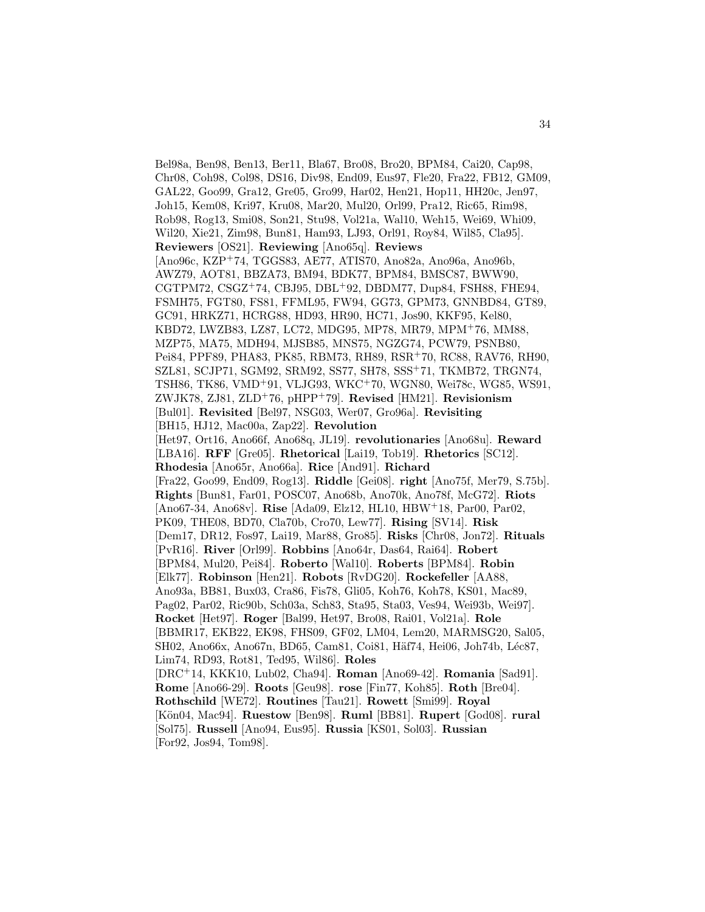Bel98a, Ben98, Ben13, Ber11, Bla67, Bro08, Bro20, BPM84, Cai20, Cap98, Chr08, Coh98, Col98, DS16, Div98, End09, Eus97, Fle20, Fra22, FB12, GM09, GAL22, Goo99, Gra12, Gre05, Gro99, Har02, Hen21, Hop11, HH20c, Jen97, Joh15, Kem08, Kri97, Kru08, Mar20, Mul20, Orl99, Pra12, Ric65, Rim98, Rob98, Rog13, Smi08, Son21, Stu98, Vol21a, Wal10, Weh15, Wei69, Whi09, Wil20, Xie21, Zim98, Bun81, Ham93, LJ93, Orl91, Roy84, Wil85, Cla95]. **Reviewers** [OS21]. **Reviewing** [Ano65q]. **Reviews** [Ano96c, KZP+74, TGGS83, AE77, ATIS70, Ano82a, Ano96a, Ano96b, AWZ79, AOT81, BBZA73, BM94, BDK77, BPM84, BMSC87, BWW90, CGTPM72, CSGZ+74, CBJ95, DBL+92, DBDM77, Dup84, FSH88, FHE94, FSMH75, FGT80, FS81, FFML95, FW94, GG73, GPM73, GNNBD84, GT89, GC91, HRKZ71, HCRG88, HD93, HR90, HC71, Jos90, KKF95, Kel80, KBD72, LWZB83, LZ87, LC72, MDG95, MP78, MR79, MPM+76, MM88, MZP75, MA75, MDH94, MJSB85, MNS75, NGZG74, PCW79, PSNB80, Pei84, PPF89, PHA83, PK85, RBM73, RH89, RSR+70, RC88, RAV76, RH90, SZL81, SCJP71, SGM92, SRM92, SS77, SH78, SSS+71, TKMB72, TRGN74, TSH86, TK86, VMD+91, VLJG93, WKC+70, WGN80, Wei78c, WG85, WS91, ZWJK78, ZJ81, ZLD+76, pHPP+79]. **Revised** [HM21]. **Revisionism** [Bul01]. **Revisited** [Bel97, NSG03, Wer07, Gro96a]. **Revisiting** [BH15, HJ12, Mac00a, Zap22]. **Revolution** [Het97, Ort16, Ano66f, Ano68q, JL19]. **revolutionaries** [Ano68u]. **Reward** [LBA16]. **RFF** [Gre05]. **Rhetorical** [Lai19, Tob19]. **Rhetorics** [SC12]. **Rhodesia** [Ano65r, Ano66a]. **Rice** [And91]. **Richard** [Fra22, Goo99, End09, Rog13]. **Riddle** [Gei08]. **right** [Ano75f, Mer79, S.75b]. **Rights** [Bun81, Far01, POSC07, Ano68b, Ano70k, Ano78f, McG72]. **Riots** [Ano67-34, Ano68v]. **Rise** [Ada09, Elz12, HL10, HBW+18, Par00, Par02, PK09, THE08, BD70, Cla70b, Cro70, Lew77]. **Rising** [SV14]. **Risk** [Dem17, DR12, Fos97, Lai19, Mar88, Gro85]. **Risks** [Chr08, Jon72]. **Rituals** [PvR16]. **River** [Orl99]. **Robbins** [Ano64r, Das64, Rai64]. **Robert** [BPM84, Mul20, Pei84]. **Roberto** [Wal10]. **Roberts** [BPM84]. **Robin** [Elk77]. **Robinson** [Hen21]. **Robots** [RvDG20]. **Rockefeller** [AA88, Ano93a, BB81, Bux03, Cra86, Fis78, Gli05, Koh76, Koh78, KS01, Mac89, Pag02, Par02, Ric90b, Sch03a, Sch83, Sta95, Sta03, Ves94, Wei93b, Wei97]. **Rocket** [Het97]. **Roger** [Bal99, Het97, Bro08, Rai01, Vol21a]. **Role** [BBMR17, EKB22, EK98, FHS09, GF02, LM04, Lem20, MARMSG20, Sal05, SH02, Ano66x, Ano67n, BD65, Cam81, Coi81, Häf74, Hei06, Joh74b, Léc87, Lim74, RD93, Rot81, Ted95, Wil86]. **Roles** [DRC+14, KKK10, Lub02, Cha94]. **Roman** [Ano69-42]. **Romania** [Sad91]. **Rome** [Ano66-29]. **Roots** [Geu98]. **rose** [Fin77, Koh85]. **Roth** [Bre04]. **Rothschild** [WE72]. **Routines** [Tau21]. **Rowett** [Smi99]. **Royal** [Kön04, Mac94]. **Ruestow** [Ben98]. **Ruml** [BB81]. **Rupert** [God08]. **rural** [Sol75]. **Russell** [Ano94, Eus95]. **Russia** [KS01, Sol03]. **Russian** [For92, Jos94, Tom98].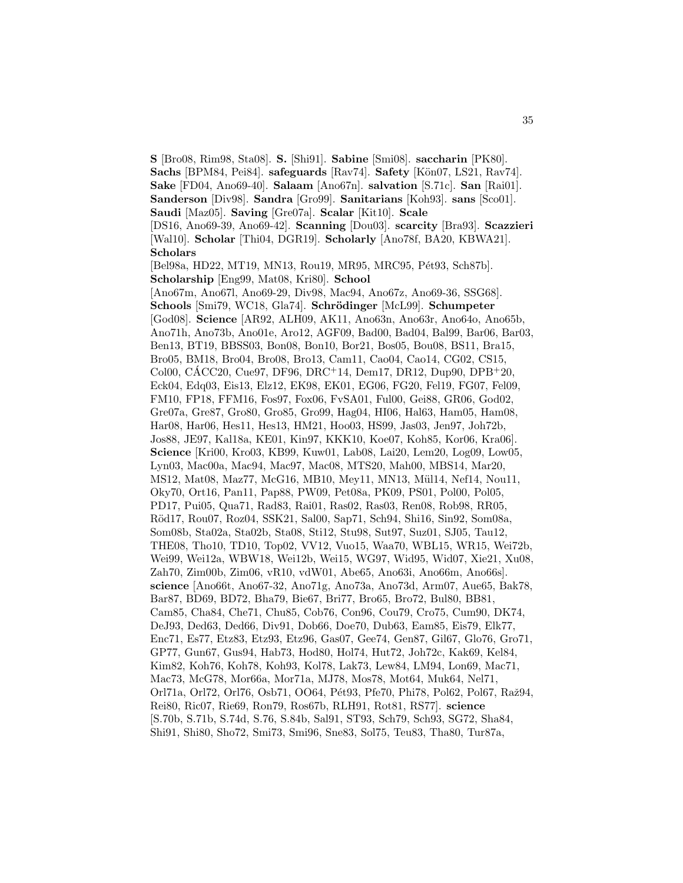**S** [Bro08, Rim98, Sta08]. **S.** [Shi91]. **Sabine** [Smi08]. **saccharin** [PK80]. **Sachs** [BPM84, Pei84]. **safeguards** [Rav74]. **Safety** [Kön07, LS21, Rav74]. **Sake** [FD04, Ano69-40]. **Salaam** [Ano67n]. **salvation** [S.71c]. **San** [Rai01]. **Sanderson** [Div98]. **Sandra** [Gro99]. **Sanitarians** [Koh93]. **sans** [Sco01]. **Saudi** [Maz05]. **Saving** [Gre07a]. **Scalar** [Kit10]. **Scale** [DS16, Ano69-39, Ano69-42]. **Scanning** [Dou03]. **scarcity** [Bra93]. **Scazzieri** [Wal10]. **Scholar** [Thi04, DGR19]. **Scholarly** [Ano78f, BA20, KBWA21]. **Scholars** [Bel98a, HD22, MT19, MN13, Rou19, MR95, MRC95, Pét93, Sch87b]. **Scholarship** [Eng99, Mat08, Kri80]. **School** [Ano67m, Ano67l, Ano69-29, Div98, Mac94, Ano67z, Ano69-36, SSG68]. **Schools** [Smi79, WC18, Gla74]. **Schrödinger** [McL99]. **Schumpeter** [God08]. **Science** [AR92, ALH09, AK11, Ano63n, Ano63r, Ano64o, Ano65b, Ano71h, Ano73b, Ano01e, Aro12, AGF09, Bad00, Bad04, Bal99, Bar03, Ben13, BT19, BBSS03, Bon08, Bon10, Bor21, Bos05, Bou08, BS11, Bra15, Bro05, BM18, Bro04, Bro08, Bro13, Cam11, Cao04, Cao14, CG02, CS15, Col00, CÁCC20, Cue97, DF96, DRC+14, Dem17, DR12, Dup90, DPB+20, Eck04, Edq03, Eis13, Elz12, EK98, EK01, EG06, FG20, Fel19, FG07, Fel09, FM10, FP18, FFM16, Fos97, Fox06, FvSA01, Ful00, Gei88, GR06, God02, Gre07a, Gre87, Gro80, Gro85, Gro99, Hag04, HI06, Hal63, Ham05, Ham08, Har08, Har06, Hes11, Hes13, HM21, Hoo03, HS99, Jas03, Jen97, Joh72b, Jos88, JE97, Kal18a, KE01, Kin97, KKK10, Koe07, Koh85, Kor06, Kra06]. **Science** [Kri00, Kro03, KB99, Kuw01, Lab08, Lai20, Lem20, Log09, Low05, Lyn03, Mac00a, Mac94, Mac97, Mac08, MTS20, Mah00, MBS14, Mar20, MS12, Mat08, Maz77, McG16, MB10, Mey11, MN13, Mül14, Nef14, Nou11, Oky70, Ort16, Pan11, Pap88, PW09, Pet08a, PK09, PS01, Pol00, Pol05, PD17, Pui05, Qua71, Rad83, Rai01, Ras02, Ras03, Ren08, Rob98, RR05, Röd17, Rou07, Roz04, SSK21, Sal00, Sap71, Sch94, Shi16, Sin92, Som08a, Som08b, Sta02a, Sta02b, Sta08, Sti12, Stu98, Sut97, Suz01, SJ05, Tau12, THE08, Tho10, TD10, Top02, VV12, Vuo15, Waa70, WBL15, WR15, Wei72b, Wei99, Wei12a, WBW18, Wei12b, Wei15, WG97, Wid95, Wid07, Xie21, Xu08, Zah70, Zim00b, Zim06, vR10, vdW01, Abe65, Ano63i, Ano66m, Ano66s]. **science** [Ano66t, Ano67-32, Ano71g, Ano73a, Ano73d, Arm07, Aue65, Bak78, Bar87, BD69, BD72, Bha79, Bie67, Bri77, Bro65, Bro72, Bul80, BB81, Cam85, Cha84, Che71, Chu85, Cob76, Con96, Cou79, Cro75, Cum90, DK74, DeJ93, Ded63, Ded66, Div91, Dob66, Doe70, Dub63, Eam85, Eis79, Elk77, Enc71, Es77, Etz83, Etz93, Etz96, Gas07, Gee74, Gen87, Gil67, Glo76, Gro71, GP77, Gun67, Gus94, Hab73, Hod80, Hol74, Hut72, Joh72c, Kak69, Kel84, Kim82, Koh76, Koh78, Koh93, Kol78, Lak73, Lew84, LM94, Lon69, Mac71, Mac73, McG78, Mor66a, Mor71a, MJ78, Mos78, Mot64, Muk64, Nel71, Orl71a, Orl72, Orl76, Osb71, OO64, Pét93, Pfe70, Phi78, Pol62, Pol67, Raž94, Rei80, Ric07, Rie69, Ron79, Ros67b, RLH91, Rot81, RS77]. **science** [S.70b, S.71b, S.74d, S.76, S.84b, Sal91, ST93, Sch79, Sch93, SG72, Sha84, Shi91, Shi80, Sho72, Smi73, Smi96, Sne83, Sol75, Teu83, Tha80, Tur87a,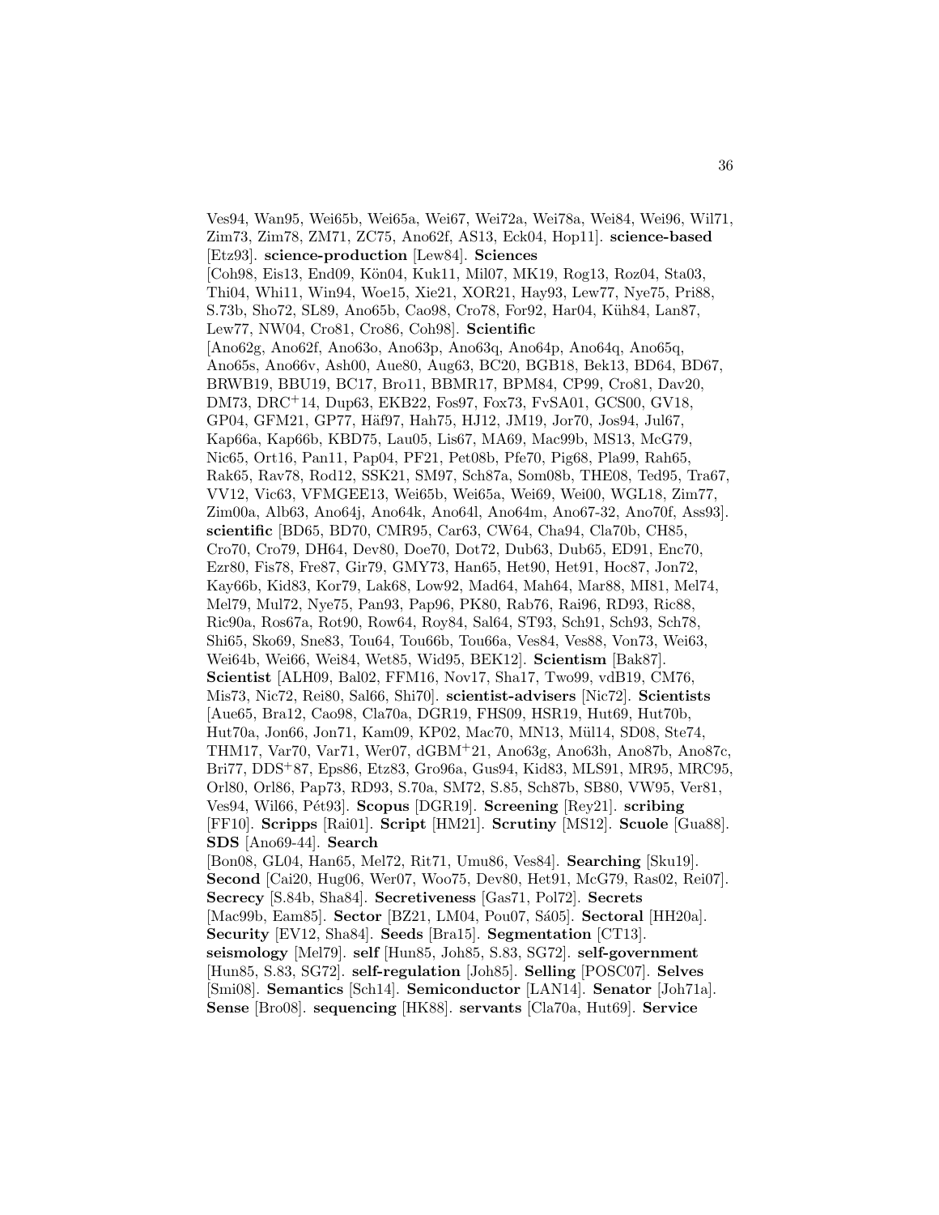Ves94, Wan95, Wei65b, Wei65a, Wei67, Wei72a, Wei78a, Wei84, Wei96, Wil71, Zim73, Zim78, ZM71, ZC75, Ano62f, AS13, Eck04, Hop11]. **science-based** [Etz93]. **science-production** [Lew84]. **Sciences** [Coh98, Eis13, End09, Kön04, Kuk11, Mil07, MK19, Rog13, Roz04, Sta03, Thi04, Whi11, Win94, Woe15, Xie21, XOR21, Hay93, Lew77, Nye75, Pri88, S.73b, Sho72, SL89, Ano65b, Cao98, Cro78, For92, Har04, Küh84, Lan87, Lew77, NW04, Cro81, Cro86, Coh98]. **Scientific** [Ano62g, Ano62f, Ano63o, Ano63p, Ano63q, Ano64p, Ano64q, Ano65q, Ano65s, Ano66v, Ash00, Aue80, Aug63, BC20, BGB18, Bek13, BD64, BD67, BRWB19, BBU19, BC17, Bro11, BBMR17, BPM84, CP99, Cro81, Dav20, DM73, DRC+14, Dup63, EKB22, Fos97, Fox73, FvSA01, GCS00, GV18, GP04, GFM21, GP77, Häf97, Hah75, HJ12, JM19, Jor70, Jos94, Jul67, Kap66a, Kap66b, KBD75, Lau05, Lis67, MA69, Mac99b, MS13, McG79, Nic65, Ort16, Pan11, Pap04, PF21, Pet08b, Pfe70, Pig68, Pla99, Rah65, Rak65, Rav78, Rod12, SSK21, SM97, Sch87a, Som08b, THE08, Ted95, Tra67, VV12, Vic63, VFMGEE13, Wei65b, Wei65a, Wei69, Wei00, WGL18, Zim77, Zim00a, Alb63, Ano64j, Ano64k, Ano64l, Ano64m, Ano67-32, Ano70f, Ass93]. **scientific** [BD65, BD70, CMR95, Car63, CW64, Cha94, Cla70b, CH85, Cro70, Cro79, DH64, Dev80, Doe70, Dot72, Dub63, Dub65, ED91, Enc70, Ezr80, Fis78, Fre87, Gir79, GMY73, Han65, Het90, Het91, Hoc87, Jon72, Kay66b, Kid83, Kor79, Lak68, Low92, Mad64, Mah64, Mar88, MI81, Mel74, Mel79, Mul72, Nye75, Pan93, Pap96, PK80, Rab76, Rai96, RD93, Ric88, Ric90a, Ros67a, Rot90, Row64, Roy84, Sal64, ST93, Sch91, Sch93, Sch78, Shi65, Sko69, Sne83, Tou64, Tou66b, Tou66a, Ves84, Ves88, Von73, Wei63, Wei64b, Wei66, Wei84, Wet85, Wid95, BEK12]. **Scientism** [Bak87]. **Scientist** [ALH09, Bal02, FFM16, Nov17, Sha17, Two99, vdB19, CM76, Mis73, Nic72, Rei80, Sal66, Shi70]. **scientist-advisers** [Nic72]. **Scientists** [Aue65, Bra12, Cao98, Cla70a, DGR19, FHS09, HSR19, Hut69, Hut70b, Hut70a, Jon66, Jon71, Kam09, KP02, Mac70, MN13, Mül14, SD08, Ste74, THM17, Var70, Var71, Wer07, dGBM+21, Ano63g, Ano63h, Ano87b, Ano87c, Bri77, DDS+87, Eps86, Etz83, Gro96a, Gus94, Kid83, MLS91, MR95, MRC95, Orl80, Orl86, Pap73, RD93, S.70a, SM72, S.85, Sch87b, SB80, VW95, Ver81, Ves94, Wil66, Pét93]. **Scopus** [DGR19]. **Screening** [Rey21]. **scribing** [FF10]. **Scripps** [Rai01]. **Script** [HM21]. **Scrutiny** [MS12]. **Scuole** [Gua88]. **SDS** [Ano69-44]. **Search** [Bon08, GL04, Han65, Mel72, Rit71, Umu86, Ves84]. **Searching** [Sku19]. **Second** [Cai20, Hug06, Wer07, Woo75, Dev80, Het91, McG79, Ras02, Rei07]. **Secrecy** [S.84b, Sha84]. **Secretiveness** [Gas71, Pol72]. **Secrets** [Mac99b, Eam85]. **Sector** [BZ21, LM04, Pou07, Sá05]. **Sectoral** [HH20a]. **Security** [EV12, Sha84]. **Seeds** [Bra15]. **Segmentation** [CT13]. **seismology** [Mel79]. **self** [Hun85, Joh85, S.83, SG72]. **self-government** [Hun85, S.83, SG72]. **self-regulation** [Joh85]. **Selling** [POSC07]. **Selves** [Smi08]. **Semantics** [Sch14]. **Semiconductor** [LAN14]. **Senator** [Joh71a]. **Sense** [Bro08]. **sequencing** [HK88]. **servants** [Cla70a, Hut69]. **Service**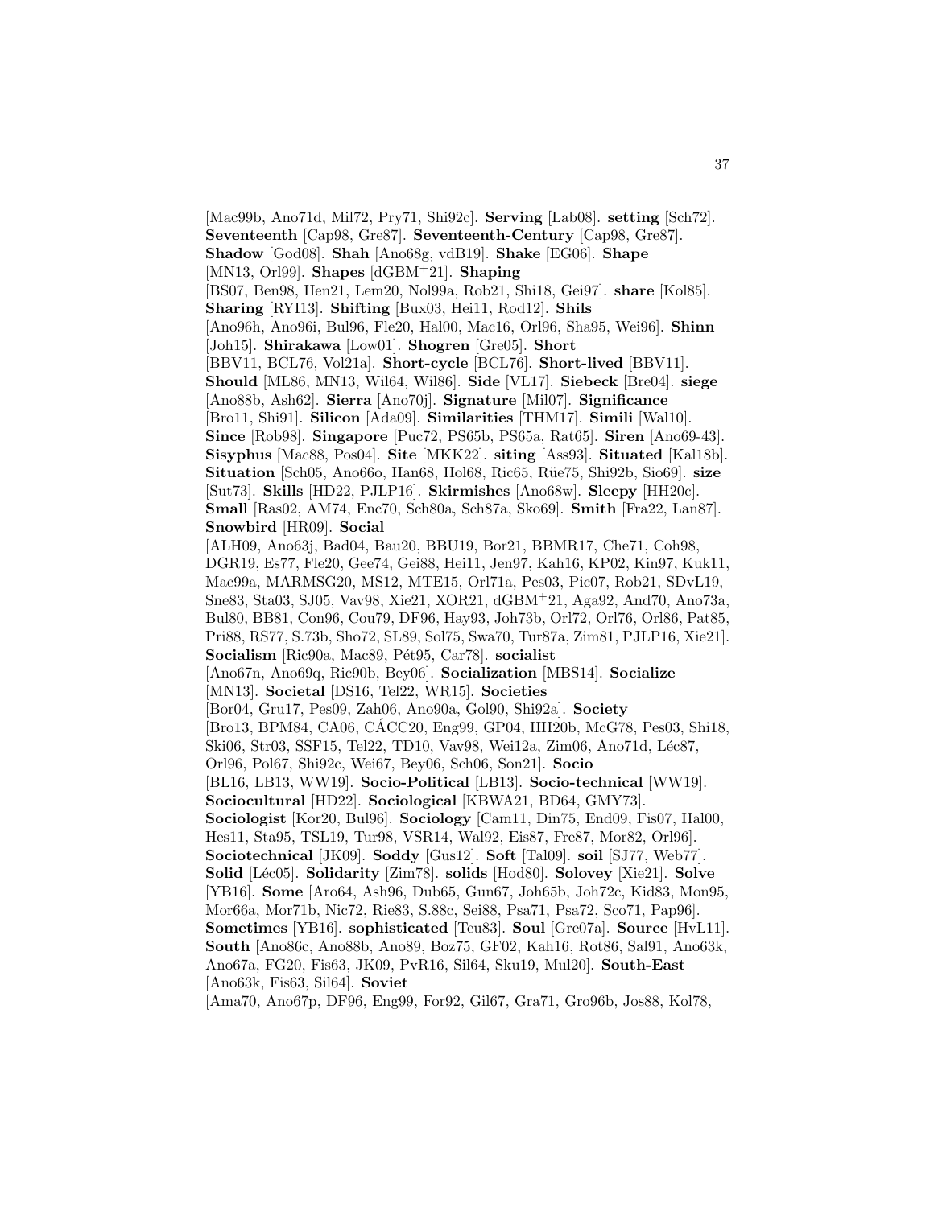[Mac99b, Ano71d, Mil72, Pry71, Shi92c]. **Serving** [Lab08]. **setting** [Sch72]. **Seventeenth** [Cap98, Gre87]. **Seventeenth-Century** [Cap98, Gre87]. **Shadow** [God08]. **Shah** [Ano68g, vdB19]. **Shake** [EG06]. **Shape** [MN13, Orl99]. **Shapes** [dGBM+21]. **Shaping** [BS07, Ben98, Hen21, Lem20, Nol99a, Rob21, Shi18, Gei97]. **share** [Kol85]. **Sharing** [RYI13]. **Shifting** [Bux03, Hei11, Rod12]. **Shils** [Ano96h, Ano96i, Bul96, Fle20, Hal00, Mac16, Orl96, Sha95, Wei96]. **Shinn** [Joh15]. **Shirakawa** [Low01]. **Shogren** [Gre05]. **Short** [BBV11, BCL76, Vol21a]. **Short-cycle** [BCL76]. **Short-lived** [BBV11]. **Should** [ML86, MN13, Wil64, Wil86]. **Side** [VL17]. **Siebeck** [Bre04]. **siege** [Ano88b, Ash62]. **Sierra** [Ano70j]. **Signature** [Mil07]. **Significance** [Bro11, Shi91]. **Silicon** [Ada09]. **Similarities** [THM17]. **Simili** [Wal10]. **Since** [Rob98]. **Singapore** [Puc72, PS65b, PS65a, Rat65]. **Siren** [Ano69-43]. **Sisyphus** [Mac88, Pos04]. **Site** [MKK22]. **siting** [Ass93]. **Situated** [Kal18b]. **Situation** [Sch05, Ano66o, Han68, Hol68, Ric65, Rüe75, Shi92b, Sio69]. **size** [Sut73]. **Skills** [HD22, PJLP16]. **Skirmishes** [Ano68w]. **Sleepy** [HH20c]. **Small** [Ras02, AM74, Enc70, Sch80a, Sch87a, Sko69]. **Smith** [Fra22, Lan87]. **Snowbird** [HR09]. **Social** [ALH09, Ano63j, Bad04, Bau20, BBU19, Bor21, BBMR17, Che71, Coh98, DGR19, Es77, Fle20, Gee74, Gei88, Hei11, Jen97, Kah16, KP02, Kin97, Kuk11, Mac99a, MARMSG20, MS12, MTE15, Orl71a, Pes03, Pic07, Rob21, SDvL19, Sne83, Sta03, SJ05, Vav98, Xie21, XOR21, dGBM+21, Aga92, And70, Ano73a, Bul80, BB81, Con96, Cou79, DF96, Hay93, Joh73b, Orl72, Orl76, Orl86, Pat85, Pri88, RS77, S.73b, Sho72, SL89, Sol75, Swa70, Tur87a, Zim81, PJLP16, Xie21]. **Socialism** [Ric90a, Mac89, Pét95, Car78]. **socialist** [Ano67n, Ano69q, Ric90b, Bey06]. **Socialization** [MBS14]. **Socialize** [MN13]. **Societal** [DS16, Tel22, WR15]. **Societies** [Bor04, Gru17, Pes09, Zah06, Ano90a, Gol90, Shi92a]. **Society** [Bro13, BPM84, CA06, CÁCC20, Eng99, GP04, HH20b, McG78, Pes03, Shi18, Ski06, Str03, SSF15, Tel22, TD10, Vav98, Wei12a, Zim06, Ano71d, Léc87, Orl96, Pol67, Shi92c, Wei67, Bey06, Sch06, Son21]. **Socio** [BL16, LB13, WW19]. **Socio-Political** [LB13]. **Socio-technical** [WW19]. **Sociocultural** [HD22]. **Sociological** [KBWA21, BD64, GMY73]. **Sociologist** [Kor20, Bul96]. **Sociology** [Cam11, Din75, End09, Fis07, Hal00, Hes11, Sta95, TSL19, Tur98, VSR14, Wal92, Eis87, Fre87, Mor82, Orl96]. **Sociotechnical** [JK09]. **Soddy** [Gus12]. **Soft** [Tal09]. **soil** [SJ77, Web77]. **Solid** [Léc05]. **Solidarity** [Zim78]. **solids** [Hod80]. **Solovey** [Xie21]. **Solve** [YB16]. **Some** [Aro64, Ash96, Dub65, Gun67, Joh65b, Joh72c, Kid83, Mon95, Mor66a, Mor71b, Nic72, Rie83, S.88c, Sei88, Psa71, Psa72, Sco71, Pap96]. **Sometimes** [YB16]. **sophisticated** [Teu83]. **Soul** [Gre07a]. **Source** [HvL11]. **South** [Ano86c, Ano88b, Ano89, Boz75, GF02, Kah16, Rot86, Sal91, Ano63k, Ano67a, FG20, Fis63, JK09, PvR16, Sil64, Sku19, Mul20]. **South-East** [Ano63k, Fis63, Sil64]. **Soviet** [Ama70, Ano67p, DF96, Eng99, For92, Gil67, Gra71, Gro96b, Jos88, Kol78,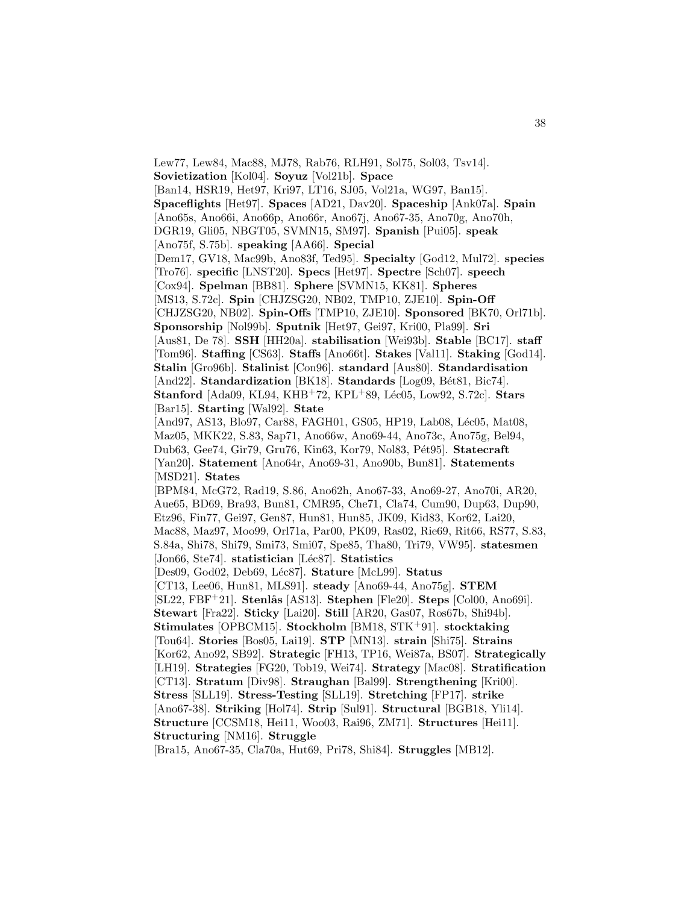Lew77, Lew84, Mac88, MJ78, Rab76, RLH91, Sol75, Sol03, Tsv14]. **Sovietization** [Kol04]. **Soyuz** [Vol21b]. **Space** [Ban14, HSR19, Het97, Kri97, LT16, SJ05, Vol21a, WG97, Ban15]. **Spaceflights** [Het97]. **Spaces** [AD21, Dav20]. **Spaceship** [Ank07a]. **Spain** [Ano65s, Ano66i, Ano66p, Ano66r, Ano67j, Ano67-35, Ano70g, Ano70h, DGR19, Gli05, NBGT05, SVMN15, SM97]. **Spanish** [Pui05]. **speak** [Ano75f, S.75b]. **speaking** [AA66]. **Special** [Dem17, GV18, Mac99b, Ano83f, Ted95]. **Specialty** [God12, Mul72]. **species** [Tro76]. **specific** [LNST20]. **Specs** [Het97]. **Spectre** [Sch07]. **speech** [Cox94]. **Spelman** [BB81]. **Sphere** [SVMN15, KK81]. **Spheres** [MS13, S.72c]. **Spin** [CHJZSG20, NB02, TMP10, ZJE10]. **Spin-Off** [CHJZSG20, NB02]. **Spin-Offs** [TMP10, ZJE10]. **Sponsored** [BK70, Orl71b]. **Sponsorship** [Nol99b]. **Sputnik** [Het97, Gei97, Kri00, Pla99]. **Sri** [Aus81, De 78]. **SSH** [HH20a]. **stabilisation** [Wei93b]. **Stable** [BC17]. **staff** [Tom96]. **Staffing** [CS63]. **Staffs** [Ano66t]. **Stakes** [Val11]. **Staking** [God14]. **Stalin** [Gro96b]. **Stalinist** [Con96]. **standard** [Aus80]. **Standardisation** [And22]. **Standardization** [BK18]. **Standards** [Log09, Bét81, Bic74]. **Stanford** [Ada09, KL94, KHB+72, KPL+89, Léc05, Low92, S.72c]. **Stars** [Bar15]. **Starting** [Wal92]. **State** [And97, AS13, Blo97, Car88, FAGH01, GS05, HP19, Lab08, Léc05, Mat08, Maz05, MKK22, S.83, Sap71, Ano66w, Ano69-44, Ano73c, Ano75g, Bel94, Dub63, Gee74, Gir79, Gru76, Kin63, Kor79, Nol83, Pét95]. **Statecraft** [Yan20]. **Statement** [Ano64r, Ano69-31, Ano90b, Bun81]. **Statements** [MSD21]. **States** [BPM84, McG72, Rad19, S.86, Ano62h, Ano67-33, Ano69-27, Ano70i, AR20, Aue65, BD69, Bra93, Bun81, CMR95, Che71, Cla74, Cum90, Dup63, Dup90, Etz96, Fin77, Gei97, Gen87, Hun81, Hun85, JK09, Kid83, Kor62, Lai20, Mac88, Maz97, Moo99, Orl71a, Par00, PK09, Ras02, Rie69, Rit66, RS77, S.83, S.84a, Shi78, Shi79, Smi73, Smi07, Spe85, Tha80, Tri79, VW95]. **statesmen** [Jon66, Ste74]. **statistician** [Léc87]. **Statistics** [Des09, God02, Deb69, Léc87]. **Stature** [McL99]. **Status** [CT13, Lee06, Hun81, MLS91]. **steady** [Ano69-44, Ano75g]. **STEM** [SL22, FBF+21]. **Stenlås** [AS13]. **Stephen** [Fle20]. **Steps** [Col00, Ano69i]. **Stewart** [Fra22]. **Sticky** [Lai20]. **Still** [AR20, Gas07, Ros67b, Shi94b]. **Stimulates** [OPBCM15]. **Stockholm** [BM18, STK+91]. **stocktaking** [Tou64]. **Stories** [Bos05, Lai19]. **STP** [MN13]. **strain** [Shi75]. **Strains** [Kor62, Ano92, SB92]. **Strategic** [FH13, TP16, Wei87a, BS07]. **Strategically** [LH19]. **Strategies** [FG20, Tob19, Wei74]. **Strategy** [Mac08]. **Stratification** [CT13]. **Stratum** [Div98]. **Straughan** [Bal99]. **Strengthening** [Kri00]. **Stress** [SLL19]. **Stress-Testing** [SLL19]. **Stretching** [FP17]. **strike** [Ano67-38]. **Striking** [Hol74]. **Strip** [Sul91]. **Structural** [BGB18, Yli14]. **Structure** [CCSM18, Hei11, Woo03, Rai96, ZM71]. **Structures** [Hei11]. **Structuring** [NM16]. **Struggle** [Bra15, Ano67-35, Cla70a, Hut69, Pri78, Shi84]. **Struggles** [MB12].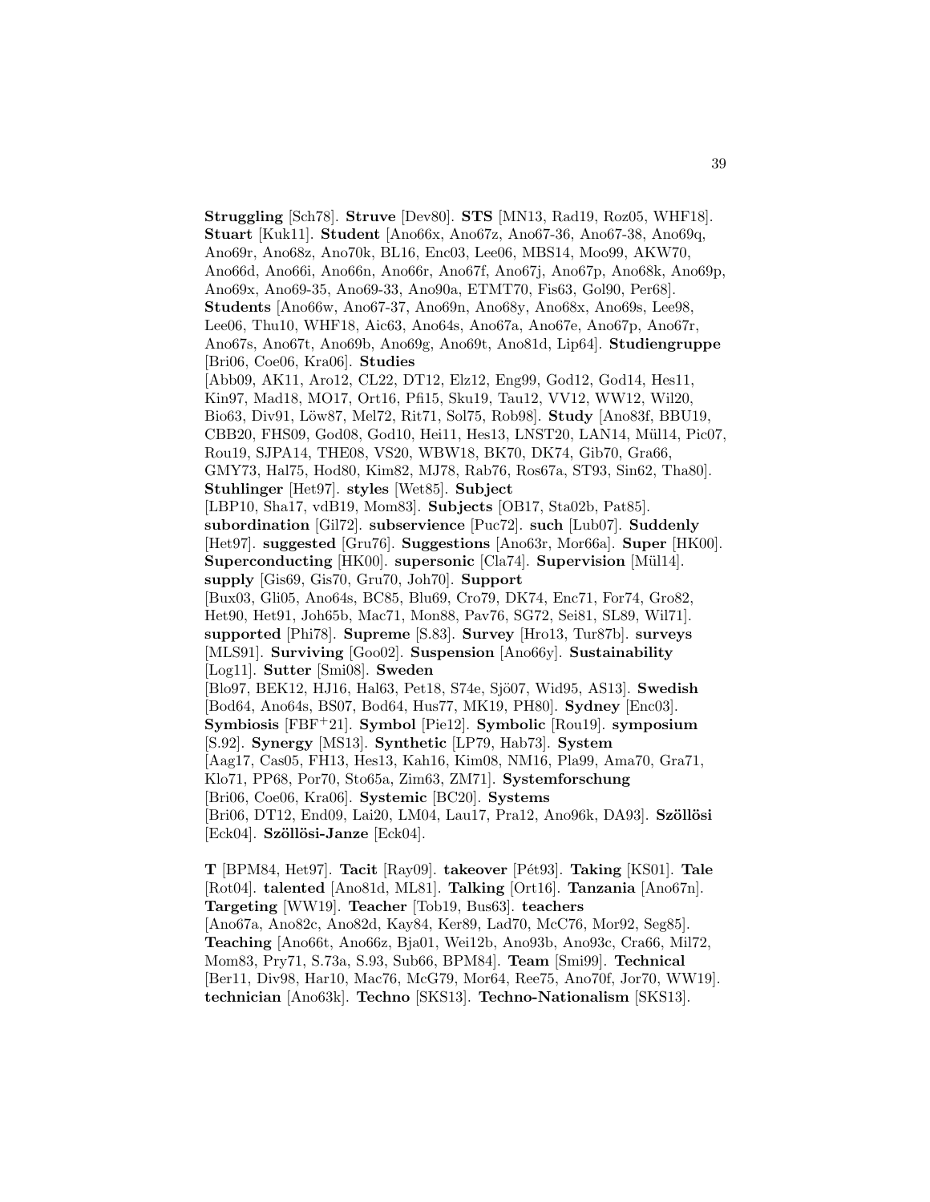**Struggling** [Sch78]. **Struve** [Dev80]. **STS** [MN13, Rad19, Roz05, WHF18]. **Stuart** [Kuk11]. **Student** [Ano66x, Ano67z, Ano67-36, Ano67-38, Ano69q, Ano69r, Ano68z, Ano70k, BL16, Enc03, Lee06, MBS14, Moo99, AKW70, Ano66d, Ano66i, Ano66n, Ano66r, Ano67f, Ano67j, Ano67p, Ano68k, Ano69p, Ano69x, Ano69-35, Ano69-33, Ano90a, ETMT70, Fis63, Gol90, Per68]. **Students** [Ano66w, Ano67-37, Ano69n, Ano68y, Ano68x, Ano69s, Lee98, Lee06, Thu10, WHF18, Aic63, Ano64s, Ano67a, Ano67e, Ano67p, Ano67r, Ano67s, Ano67t, Ano69b, Ano69g, Ano69t, Ano81d, Lip64]. **Studiengruppe** [Bri06, Coe06, Kra06]. **Studies** [Abb09, AK11, Aro12, CL22, DT12, Elz12, Eng99, God12, God14, Hes11, Kin97, Mad18, MO17, Ort16, Pfi15, Sku19, Tau12, VV12, WW12, Wil20, Bio63, Div91, Löw87, Mel72, Rit71, Sol75, Rob98]. **Study** [Ano83f, BBU19, CBB20, FHS09, God08, God10, Hei11, Hes13, LNST20, LAN14, Mül14, Pic07, Rou19, SJPA14, THE08, VS20, WBW18, BK70, DK74, Gib70, Gra66, GMY73, Hal75, Hod80, Kim82, MJ78, Rab76, Ros67a, ST93, Sin62, Tha80]. **Stuhlinger** [Het97]. **styles** [Wet85]. **Subject** [LBP10, Sha17, vdB19, Mom83]. **Subjects** [OB17, Sta02b, Pat85]. **subordination** [Gil72]. **subservience** [Puc72]. **such** [Lub07]. **Suddenly** [Het97]. **suggested** [Gru76]. **Suggestions** [Ano63r, Mor66a]. **Super** [HK00]. **Superconducting** [HK00]. **supersonic** [Cla74]. **Supervision** [Mül14]. **supply** [Gis69, Gis70, Gru70, Joh70]. **Support** [Bux03, Gli05, Ano64s, BC85, Blu69, Cro79, DK74, Enc71, For74, Gro82, Het90, Het91, Joh65b, Mac71, Mon88, Pav76, SG72, Sei81, SL89, Wil71]. **supported** [Phi78]. **Supreme** [S.83]. **Survey** [Hro13, Tur87b]. **surveys** [MLS91]. **Surviving** [Goo02]. **Suspension** [Ano66y]. **Sustainability** [Log11]. **Sutter** [Smi08]. **Sweden** [Blo97, BEK12, HJ16, Hal63, Pet18, S74e, Sjö07, Wid95, AS13]. **Swedish** [Bod64, Ano64s, BS07, Bod64, Hus77, MK19, PH80]. **Sydney** [Enc03]. **Symbiosis** [FBF+21]. **Symbol** [Pie12]. **Symbolic** [Rou19]. **symposium** [S.92]. **Synergy** [MS13]. **Synthetic** [LP79, Hab73]. **System** [Aag17, Cas05, FH13, Hes13, Kah16, Kim08, NM16, Pla99, Ama70, Gra71, Klo71, PP68, Por70, Sto65a, Zim63, ZM71]. **Systemforschung** [Bri06, Coe06, Kra06]. **Systemic** [BC20]. **Systems** [Bri06, DT12, End09, Lai20, LM04, Lau17, Pra12, Ano96k, DA93]. **Szöllösi** [Eck04]. **Szöllösi-Janze** [Eck04].

**T** [BPM84, Het97]. **Tacit** [Ray09]. **takeover** [Pét93]. **Taking** [KS01]. **Tale** [Rot04]. **talented** [Ano81d, ML81]. **Talking** [Ort16]. **Tanzania** [Ano67n]. **Targeting** [WW19]. **Teacher** [Tob19, Bus63]. **teachers** [Ano67a, Ano82c, Ano82d, Kay84, Ker89, Lad70, McC76, Mor92, Seg85]. **Teaching** [Ano66t, Ano66z, Bja01, Wei12b, Ano93b, Ano93c, Cra66, Mil72, Mom83, Pry71, S.73a, S.93, Sub66, BPM84]. **Team** [Smi99]. **Technical** [Ber11, Div98, Har10, Mac76, McG79, Mor64, Ree75, Ano70f, Jor70, WW19]. **technician** [Ano63k]. **Techno** [SKS13]. **Techno-Nationalism** [SKS13].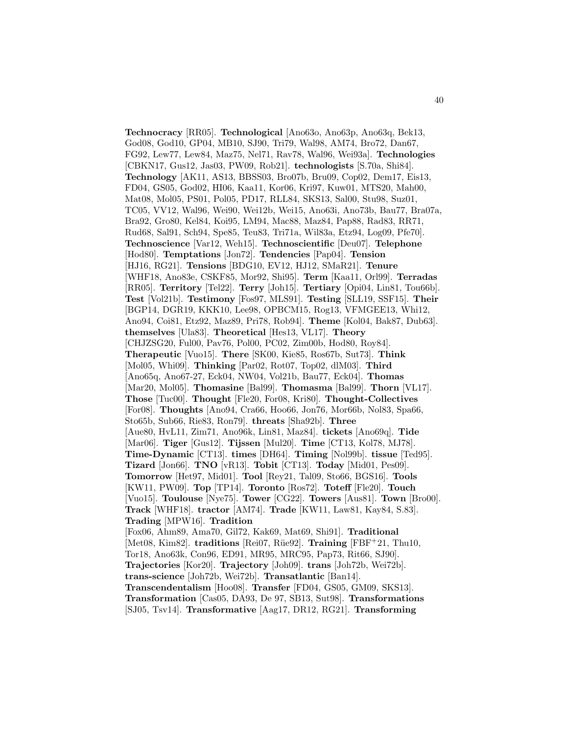**Technocracy** [RR05]. **Technological** [Ano63o, Ano63p, Ano63q, Bek13, God08, God10, GP04, MB10, SJ90, Tri79, Wal98, AM74, Bro72, Dan67, FG92, Lew77, Lew84, Maz75, Nel71, Rav78, Wal96, Wei93a]. **Technologies** [CBKN17, Gus12, Jas03, PW09, Rob21]. **technologists** [S.70a, Shi84]. **Technology** [AK11, AS13, BBSS03, Bro07b, Bru09, Cop02, Dem17, Eis13, FD04, GS05, God02, HI06, Kaa11, Kor06, Kri97, Kuw01, MTS20, Mah00, Mat08, Mol05, PS01, Pol05, PD17, RLL84, SKS13, Sal00, Stu98, Suz01, TC05, VV12, Wal96, Wei90, Wei12b, Wei15, Ano63i, Ano73b, Bau77, Bra07a, Bra92, Gro80, Kel84, Koi95, LM94, Mac88, Maz84, Pap88, Rad83, RR71, Rud68, Sal91, Sch94, Spe85, Teu83, Tri71a, Wil83a, Etz94, Log09, Pfe70]. **Technoscience** [Var12, Weh15]. **Technoscientific** [Deu07]. **Telephone** [Hod80]. **Temptations** [Jon72]. **Tendencies** [Pap04]. **Tension** [HJ16, RG21]. **Tensions** [BDG10, EV12, HJ12, SMaR21]. **Tenure** [WHF18, Ano83e, CSKF85, Mor92, Shi95]. **Term** [Kaa11, Orl99]. **Terradas** [RR05]. **Territory** [Tel22]. **Terry** [Joh15]. **Tertiary** [Opi04, Lin81, Tou66b]. **Test** [Vol21b]. **Testimony** [Fos97, MLS91]. **Testing** [SLL19, SSF15]. **Their** [BGP14, DGR19, KKK10, Lee98, OPBCM15, Rog13, VFMGEE13, Whi12, Ano94, Coi81, Etz92, Maz89, Pri78, Rob94]. **Theme** [Kol04, Bak87, Dub63]. **themselves** [Ula83]. **Theoretical** [Hes13, VL17]. **Theory** [CHJZSG20, Ful00, Pav76, Pol00, PC02, Zim00b, Hod80, Roy84]. **Therapeutic** [Vuo15]. **There** [SK00, Kie85, Ros67b, Sut73]. **Think** [Mol05, Whi09]. **Thinking** [Par02, Rot07, Top02, dlM03]. **Third** [Ano65q, Ano67-27, Eck04, NW04, Vol21b, Bau77, Eck04]. **Thomas** [Mar20, Mol05]. **Thomasine** [Bal99]. **Thomasma** [Bal99]. **Thorn** [VL17]. **Those** [Tuc00]. **Thought** [Fle20, For08, Kri80]. **Thought-Collectives** [For08]. **Thoughts** [Ano94, Cra66, Hoo66, Jon76, Mor66b, Nol83, Spa66, Sto65b, Sub66, Rie83, Ron79]. **threats** [Sha92b]. **Three** [Aue80, HvL11, Zim71, Ano96k, Lin81, Maz84]. **tickets** [Ano69q]. **Tide** [Mar06]. **Tiger** [Gus12]. **Tijssen** [Mul20]. **Time** [CT13, Kol78, MJ78]. **Time-Dynamic** [CT13]. **times** [DH64]. **Timing** [Nol99b]. **tissue** [Ted95]. **Tizard** [Jon66]. **TNO** [vR13]. **Tobit** [CT13]. **Today** [Mid01, Pes09]. **Tomorrow** [Het97, Mid01]. **Tool** [Rey21, Tal09, Sto66, BGS16]. **Tools** [KW11, PW09]. **Top** [TP14]. **Toronto** [Ros72]. **Toteff** [Fle20]. **Touch** [Vuo15]. **Toulouse** [Nye75]. **Tower** [CG22]. **Towers** [Aus81]. **Town** [Bro00]. **Track** [WHF18]. **tractor** [AM74]. **Trade** [KW11, Law81, Kay84, S.83]. **Trading** [MPW16]. **Tradition** [Fox06, Ahm89, Ama70, Gil72, Kak69, Mat69, Shi91]. **Traditional** [Met08, Kim82]. **traditions** [Rei07, Rüe92]. **Training** [FBF+21, Thu10, Tor18, Ano63k, Con96, ED91, MR95, MRC95, Pap73, Rit66, SJ90]. **Trajectories** [Kor20]. **Trajectory** [Joh09]. **trans** [Joh72b, Wei72b]. **trans-science** [Joh72b, Wei72b]. **Transatlantic** [Ban14]. **Transcendentalism** [Hoo08]. **Transfer** [FD04, GS05, GM09, SKS13]. **Transformation** [Cas05, DA93, De 97, SB13, Sut98]. **Transformations** [SJ05, Tsv14]. **Transformative** [Aag17, DR12, RG21]. **Transforming**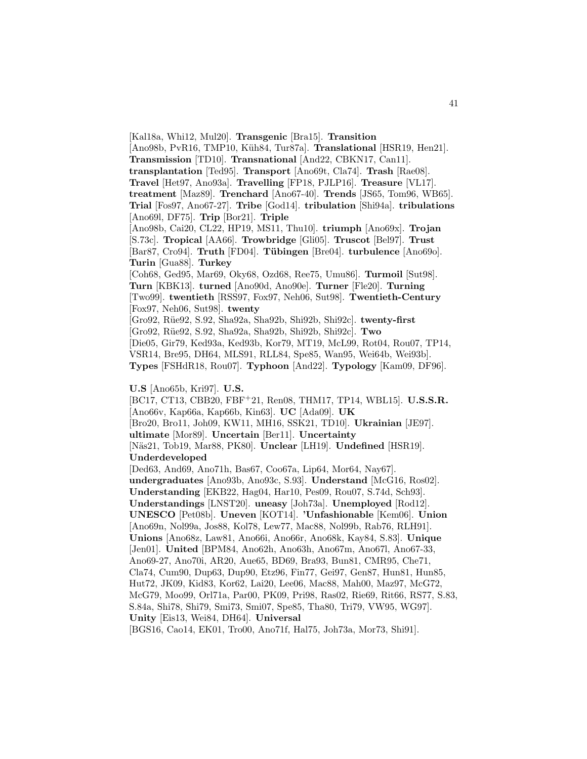[Kal18a, Whi12, Mul20]. **Transgenic** [Bra15]. **Transition** [Ano98b, PvR16, TMP10, Küh84, Tur87a]. **Translational** [HSR19, Hen21]. **Transmission** [TD10]. **Transnational** [And22, CBKN17, Can11]. **transplantation** [Ted95]. **Transport** [Ano69t, Cla74]. **Trash** [Rae08]. **Travel** [Het97, Ano93a]. **Travelling** [FP18, PJLP16]. **Treasure** [VL17]. **treatment** [Maz89]. **Trenchard** [Ano67-40]. **Trends** [JS65, Tom96, WB65]. **Trial** [Fos97, Ano67-27]. **Tribe** [God14]. **tribulation** [Shi94a]. **tribulations** [Ano69l, DF75]. **Trip** [Bor21]. **Triple** [Ano98b, Cai20, CL22, HP19, MS11, Thu10]. **triumph** [Ano69x]. **Trojan** [S.73c]. **Tropical** [AA66]. **Trowbridge** [Gli05]. **Truscot** [Bel97]. **Trust** [Bar87, Cro94]. **Truth** [FD04]. **Tübingen** [Bre04]. **turbulence** [Ano69o]. **Turin** [Gua88]. **Turkey** [Coh68, Ged95, Mar69, Oky68, Ozd68, Ree75, Umu86]. **Turmoil** [Sut98]. **Turn** [KBK13]. **turned** [Ano90d, Ano90e]. **Turner** [Fle20]. **Turning** [Two99]. **twentieth** [RSS97, Fox97, Neh06, Sut98]. **Twentieth-Century** [Fox97, Neh06, Sut98]. **twenty** [Gro92, Rüe92, S.92, Sha92a, Sha92b, Shi92b, Shi92c]. **twenty-first** [Gro92, Rüe92, S.92, Sha92a, Sha92b, Shi92b, Shi92c]. **Two** [Die05, Gir79, Ked93a, Ked93b, Kor79, MT19, McL99, Rot04, Rou07, TP14, VSR14, Bre95, DH64, MLS91, RLL84, Spe85, Wan95, Wei64b, Wei93b]. **Types** [FSHdR18, Rou07]. **Typhoon** [And22]. **Typology** [Kam09, DF96].

**U.S** [Ano65b, Kri97]. **U.S.** [BC17, CT13, CBB20, FBF+21, Ren08, THM17, TP14, WBL15]. **U.S.S.R.** [Ano66v, Kap66a, Kap66b, Kin63]. **UC** [Ada09]. **UK** [Bro20, Bro11, Joh09, KW11, MH16, SSK21, TD10]. **Ukrainian** [JE97]. **ultimate** [Mor89]. **Uncertain** [Ber11]. **Uncertainty** [Näs21, Tob19, Mar88, PK80]. **Unclear** [LH19]. **Undefined** [HSR19]. **Underdeveloped** [Ded63, And69, Ano71h, Bas67, Coo67a, Lip64, Mor64, Nay67]. **undergraduates** [Ano93b, Ano93c, S.93]. **Understand** [McG16, Ros02]. **Understanding** [EKB22, Hag04, Har10, Pes09, Rou07, S.74d, Sch93]. **Understandings** [LNST20]. **uneasy** [Joh73a]. **Unemployed** [Rod12]. **UNESCO** [Pet08b]. **Uneven** [KOT14]. **'Unfashionable** [Kem06]. **Union** [Ano69n, Nol99a, Jos88, Kol78, Lew77, Mac88, Nol99b, Rab76, RLH91]. **Unions** [Ano68z, Law81, Ano66i, Ano66r, Ano68k, Kay84, S.83]. **Unique** [Jen01]. **United** [BPM84, Ano62h, Ano63h, Ano67m, Ano67l, Ano67-33, Ano69-27, Ano70i, AR20, Aue65, BD69, Bra93, Bun81, CMR95, Che71, Cla74, Cum90, Dup63, Dup90, Etz96, Fin77, Gei97, Gen87, Hun81, Hun85, Hut72, JK09, Kid83, Kor62, Lai20, Lee06, Mac88, Mah00, Maz97, McG72, McG79, Moo99, Orl71a, Par00, PK09, Pri98, Ras02, Rie69, Rit66, RS77, S.83, S.84a, Shi78, Shi79, Smi73, Smi07, Spe85, Tha80, Tri79, VW95, WG97]. **Unity** [Eis13, Wei84, DH64]. **Universal** [BGS16, Cao14, EK01, Tro00, Ano71f, Hal75, Joh73a, Mor73, Shi91].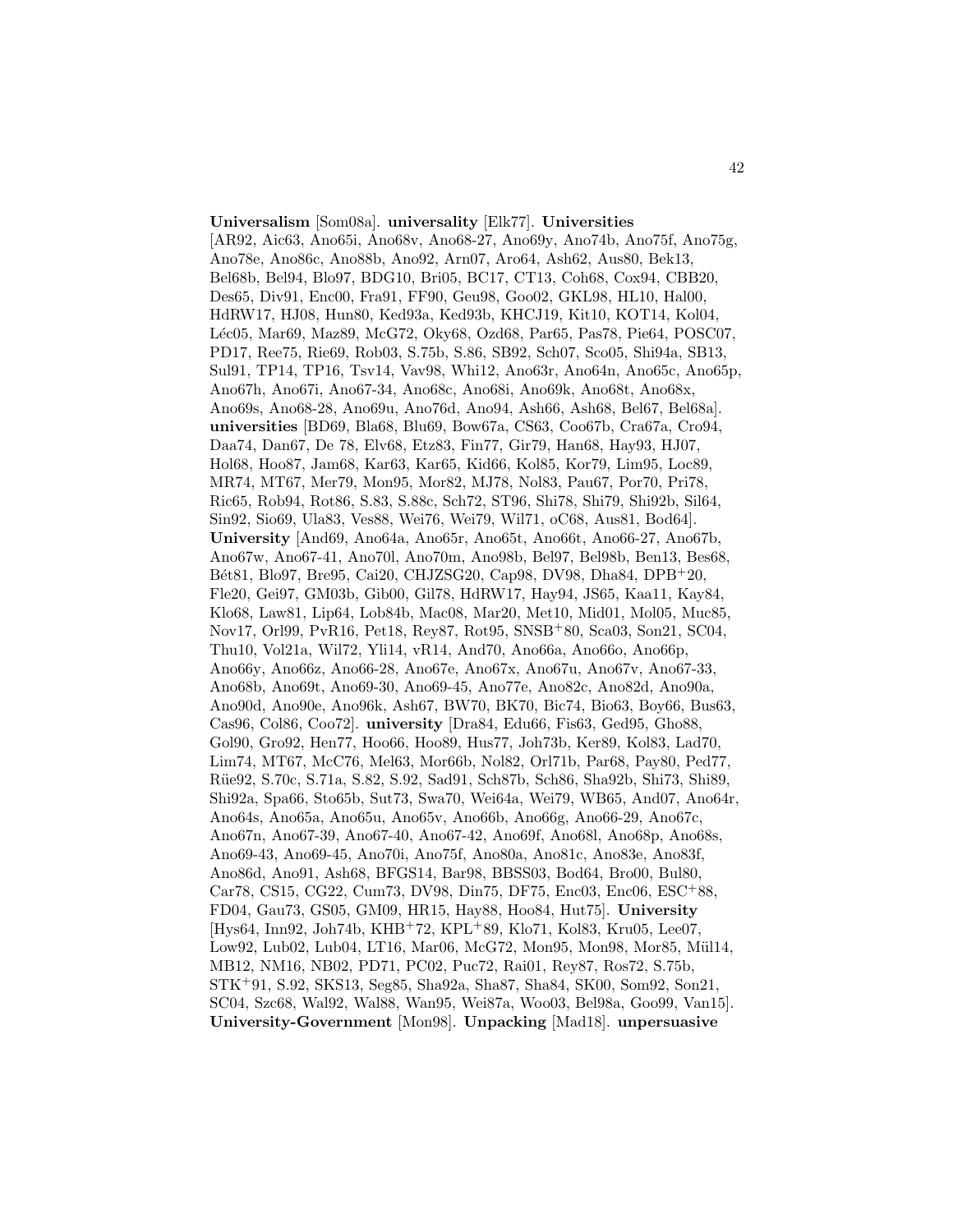**Universalism** [Som08a]. **universality** [Elk77]. **Universities** [AR92, Aic63, Ano65i, Ano68v, Ano68-27, Ano69y, Ano74b, Ano75f, Ano75g, Ano78e, Ano86c, Ano88b, Ano92, Arn07, Aro64, Ash62, Aus80, Bek13, Bel68b, Bel94, Blo97, BDG10, Bri05, BC17, CT13, Coh68, Cox94, CBB20, Des65, Div91, Enc00, Fra91, FF90, Geu98, Goo02, GKL98, HL10, Hal00, HdRW17, HJ08, Hun80, Ked93a, Ked93b, KHCJ19, Kit10, KOT14, Kol04, Léc05, Mar69, Maz89, McG72, Oky68, Ozd68, Par65, Pas78, Pie64, POSC07, PD17, Ree75, Rie69, Rob03, S.75b, S.86, SB92, Sch07, Sco05, Shi94a, SB13, Sul91, TP14, TP16, Tsv14, Vav98, Whi12, Ano63r, Ano64n, Ano65c, Ano65p, Ano67h, Ano67i, Ano67-34, Ano68c, Ano68i, Ano68k, Ano68t, Ano68x, Ano69s, Ano68-28, Ano69u, Ano76d, Ano94, Ash66, Ash68, Bel67, Bel68a]. **universities** [BD69, Bla68, Blu69, Bow67a, CS63, Coo67b, Cra67a, Cro94, Daa74, Dan67, De 78, Elv68, Etz83, Fin77, Gir79, Han68, Hay93, HJ07, Hol68, Hoo87, Jam68, Kar63, Kar65, Kid66, Kol85, Kor79, Lim95, Loc89, MR74, MT67, Mer79, Mon95, Mor82, MJ78, Nol83, Pau67, Por70, Pri78, Ric65, Rob94, Rot86, S.83, S.88c, Sch72, ST96, Shi78, Shi79, Shi92b, Sil64, Sin92, Sio69, Ula83, Ves88, Wei76, Wei79, Wil71, oC68, Aus81, Bod64]. **University** [And69, Ano64a, Ano65r, Ano65t, Ano66t, Ano66-27, Ano67b, Ano67w, Ano67-41, Ano70l, Ano70m, Ano98b, Bel97, Bel98b, Ben13, Bes68, Bét81, Blo97, Bre95, Cai20, CHJZSG20, Cap98, DV98, Dha84, DPB+20, Fle20, Gei97, GM03b, Gib00, Gil78, HdRW17, Hay94, JS65, Kaa11, Kay84, Klo68, Law81, Lip64, Lob84b, Mac08, Mar20, Met10, Mid01, Mol05, Muc85, Nov17, Orl99, PvR16, Pet18, Rey87, Rot95, SNSB+80, Sca03, Son21, SC04, Thu10, Vol21a, Wil72, Yli14, vR14, And70, Ano66a, Ano66o, Ano66p, Ano66y, Ano66z, Ano66-28, Ano67e, Ano67x, Ano67u, Ano67v, Ano67-33, Ano68b, Ano69t, Ano69-30, Ano69-45, Ano77e, Ano82c, Ano82d, Ano90a, Ano90d, Ano90e, Ano96k, Ash67, BW70, BK70, Bic74, Bio63, Boy66, Bus63, Cas96, Col86, Coo72]. **university** [Dra84, Edu66, Fis63, Ged95, Gho88, Gol90, Gro92, Hen77, Hoo66, Hoo89, Hus77, Joh73b, Ker89, Kol83, Lad70, Lim74, MT67, McC76, Mel63, Mor66b, Nol82, Orl71b, Par68, Pay80, Ped77, Rüe92, S.70c, S.71a, S.82, S.92, Sad91, Sch87b, Sch86, Sha92b, Shi73, Shi89, Shi92a, Spa66, Sto65b, Sut73, Swa70, Wei64a, Wei79, WB65, And07, Ano64r, Ano64s, Ano65a, Ano65u, Ano65v, Ano66b, Ano66g, Ano66-29, Ano67c, Ano67n, Ano67-39, Ano67-40, Ano67-42, Ano69f, Ano68l, Ano68p, Ano68s, Ano69-43, Ano69-45, Ano70i, Ano75f, Ano80a, Ano81c, Ano83e, Ano83f, Ano86d, Ano91, Ash68, BFGS14, Bar98, BBSS03, Bod64, Bro00, Bul80, Car78, CS15, CG22, Cum73, DV98, Din75, DF75, Enc03, Enc06, ESC+88, FD04, Gau73, GS05, GM09, HR15, Hay88, Hoo84, Hut75]. **University** [Hys64, Inn92, Joh74b, KHB+72, KPL+89, Klo71, Kol83, Kru05, Lee07, Low92, Lub02, Lub04, LT16, Mar06, McG72, Mon95, Mon98, Mor85, Mül14, MB12, NM16, NB02, PD71, PC02, Puc72, Rai01, Rey87, Ros72, S.75b, STK+91, S.92, SKS13, Seg85, Sha92a, Sha87, Sha84, SK00, Som92, Son21, SC04, Szc68, Wal92, Wal88, Wan95, Wei87a, Woo03, Bel98a, Goo99, Van15]. **University-Government** [Mon98]. **Unpacking** [Mad18]. **unpersuasive**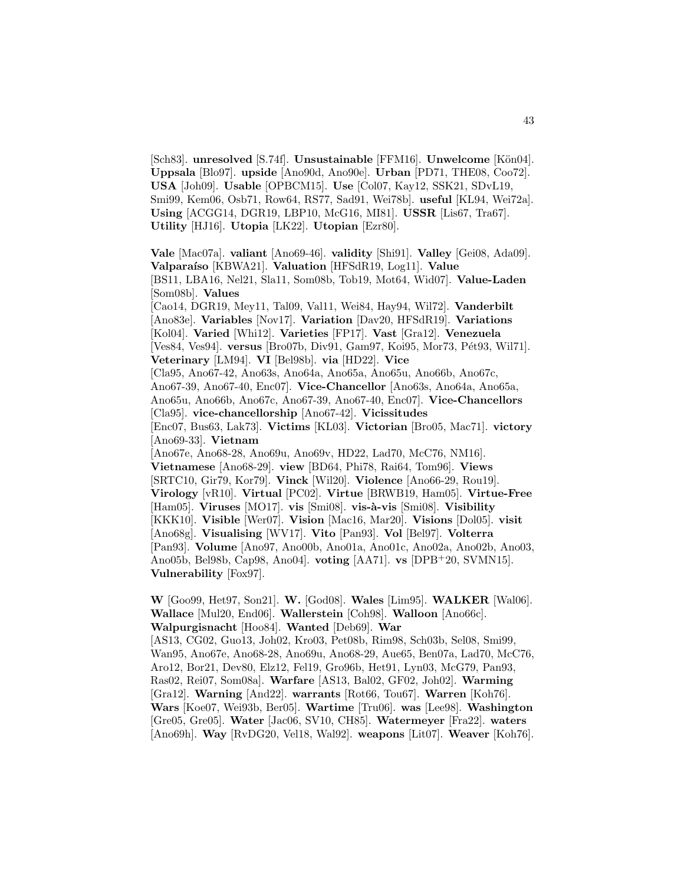[Sch83]. **unresolved** [S.74f]. **Unsustainable** [FFM16]. **Unwelcome** [Kön04]. **Uppsala** [Blo97]. **upside** [Ano90d, Ano90e]. **Urban** [PD71, THE08, Coo72]. **USA** [Joh09]. **Usable** [OPBCM15]. **Use** [Col07, Kay12, SSK21, SDvL19, Smi99, Kem06, Osb71, Row64, RS77, Sad91, Wei78b]. **useful** [KL94, Wei72a]. **Using** [ACGG14, DGR19, LBP10, McG16, MI81]. **USSR** [Lis67, Tra67]. **Utility** [HJ16]. **Utopia** [LK22]. **Utopian** [Ezr80].

**Vale** [Mac07a]. **valiant** [Ano69-46]. **validity** [Shi91]. **Valley** [Gei08, Ada09]. **Valparaíso** [KBWA21]. **Valuation** [HFSdR19, Log11]. **Value** [BS11, LBA16, Nel21, Sla11, Som08b, Tob19, Mot64, Wid07]. **Value-Laden** [Som08b]. **Values** [Cao14, DGR19, Mey11, Tal09, Val11, Wei84, Hay94, Wil72]. **Vanderbilt** [Ano83e]. **Variables** [Nov17]. **Variation** [Dav20, HFSdR19]. **Variations** [Kol04]. **Varied** [Whi12]. **Varieties** [FP17]. **Vast** [Gra12]. **Venezuela** [Ves84, Ves94]. **versus** [Bro07b, Div91, Gam97, Koi95, Mor73, Pét93, Wil71]. **Veterinary** [LM94]. **VI** [Bel98b]. **via** [HD22]. **Vice** [Cla95, Ano67-42, Ano63s, Ano64a, Ano65a, Ano65u, Ano66b, Ano67c, Ano67-39, Ano67-40, Enc07]. **Vice-Chancellor** [Ano63s, Ano64a, Ano65a, Ano65u, Ano66b, Ano67c, Ano67-39, Ano67-40, Enc07]. **Vice-Chancellors** [Cla95]. **vice-chancellorship** [Ano67-42]. **Vicissitudes** [Enc07, Bus63, Lak73]. **Victims** [KL03]. **Victorian** [Bro05, Mac71]. **victory** [Ano69-33]. **Vietnam** [Ano67e, Ano68-28, Ano69u, Ano69v, HD22, Lad70, McC76, NM16]. **Vietnamese** [Ano68-29]. **view** [BD64, Phi78, Rai64, Tom96]. **Views** [SRTC10, Gir79, Kor79]. **Vinck** [Wil20]. **Violence** [Ano66-29, Rou19]. **Virology** [vR10]. **Virtual** [PC02]. **Virtue** [BRWB19, Ham05]. **Virtue-Free** [Ham05]. **Viruses** [MO17]. **vis** [Smi08]. **vis-à-vis** [Smi08]. **Visibility** [KKK10]. **Visible** [Wer07]. **Vision** [Mac16, Mar20]. **Visions** [Dol05]. **visit** [Ano68g]. **Visualising** [WV17]. **Vito** [Pan93]. **Vol** [Bel97]. **Volterra** [Pan93]. **Volume** [Ano97, Ano00b, Ano01a, Ano01c, Ano02a, Ano02b, Ano03, Ano05b, Bel98b, Cap98, Ano04]. **voting** [AA71]. **vs** [DPB+20, SVMN15]. **Vulnerability** [Fox97].

**W** [Goo99, Het97, Son21]. **W.** [God08]. **Wales** [Lim95]. **WALKER** [Wal06]. **Wallace** [Mul20, End06]. **Wallerstein** [Coh98]. **Walloon** [Ano66c]. **Walpurgisnacht** [Hoo84]. **Wanted** [Deb69]. **War** [AS13, CG02, Guo13, Joh02, Kro03, Pet08b, Rim98, Sch03b, Sel08, Smi99, Wan95, Ano67e, Ano68-28, Ano69u, Ano68-29, Aue65, Ben07a, Lad70, McC76, Aro12, Bor21, Dev80, Elz12, Fel19, Gro96b, Het91, Lyn03, McG79, Pan93, Ras02, Rei07, Som08a]. **Warfare** [AS13, Bal02, GF02, Joh02]. **Warming** [Gra12]. **Warning** [And22]. **warrants** [Rot66, Tou67]. **Warren** [Koh76]. **Wars** [Koe07, Wei93b, Ber05]. **Wartime** [Tru06]. **was** [Lee98]. **Washington** [Gre05, Gre05]. **Water** [Jac06, SV10, CH85]. **Watermeyer** [Fra22]. **waters** [Ano69h]. **Way** [RvDG20, Vel18, Wal92]. **weapons** [Lit07]. **Weaver** [Koh76].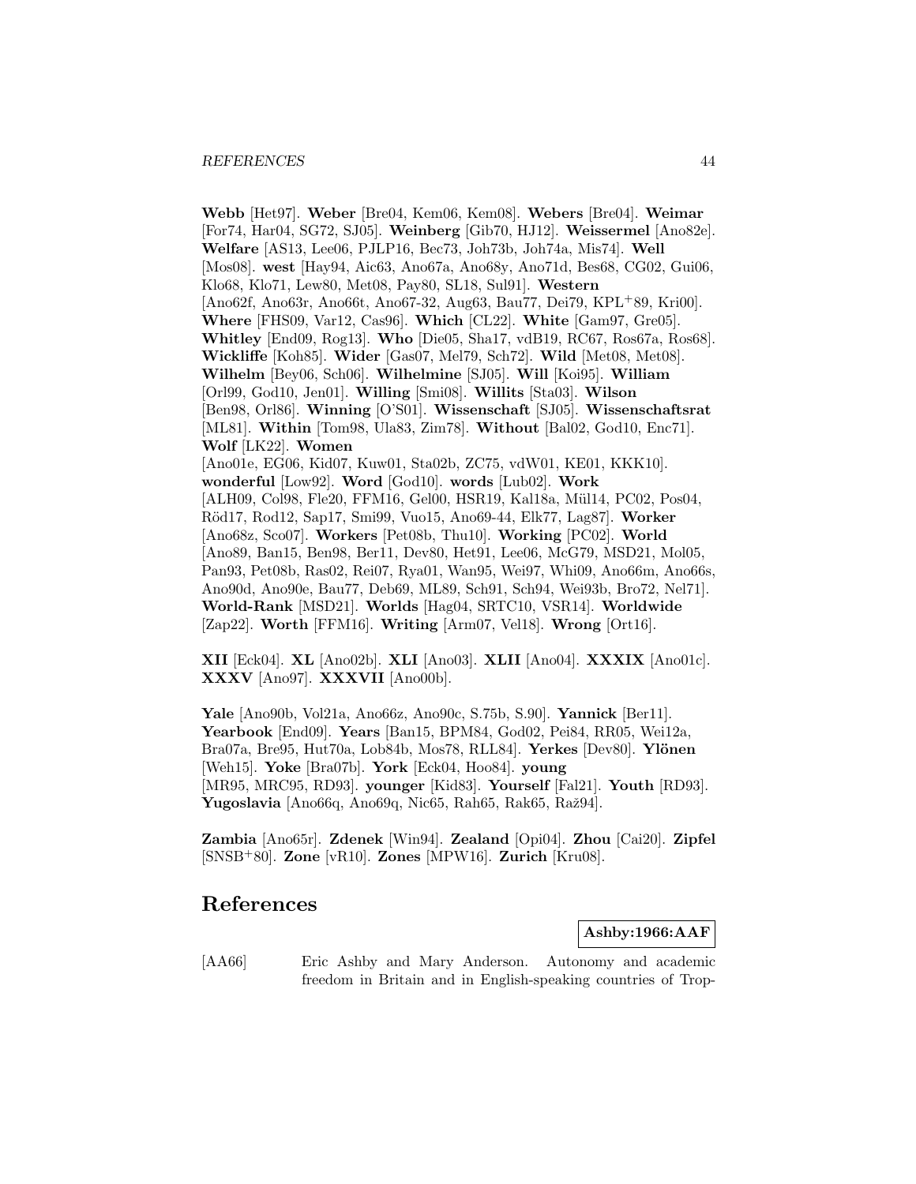**Webb** [Het97]. **Weber** [Bre04, Kem06, Kem08]. **Webers** [Bre04]. **Weimar** [For74, Har04, SG72, SJ05]. **Weinberg** [Gib70, HJ12]. **Weissermel** [Ano82e]. **Welfare** [AS13, Lee06, PJLP16, Bec73, Joh73b, Joh74a, Mis74]. **Well** [Mos08]. **west** [Hay94, Aic63, Ano67a, Ano68y, Ano71d, Bes68, CG02, Gui06, Klo68, Klo71, Lew80, Met08, Pay80, SL18, Sul91]. **Western** [Ano62f, Ano63r, Ano66t, Ano67-32, Aug63, Bau77, Dei79, KPL+89, Kri00]. **Where** [FHS09, Var12, Cas96]. **Which** [CL22]. **White** [Gam97, Gre05]. **Whitley** [End09, Rog13]. **Who** [Die05, Sha17, vdB19, RC67, Ros67a, Ros68]. **Wickliffe** [Koh85]. **Wider** [Gas07, Mel79, Sch72]. **Wild** [Met08, Met08]. **Wilhelm** [Bey06, Sch06]. **Wilhelmine** [SJ05]. **Will** [Koi95]. **William** [Orl99, God10, Jen01]. **Willing** [Smi08]. **Willits** [Sta03]. **Wilson** [Ben98, Orl86]. **Winning** [O'S01]. **Wissenschaft** [SJ05]. **Wissenschaftsrat** [ML81]. **Within** [Tom98, Ula83, Zim78]. **Without** [Bal02, God10, Enc71]. **Wolf** [LK22]. **Women** [Ano01e, EG06, Kid07, Kuw01, Sta02b, ZC75, vdW01, KE01, KKK10]. **wonderful** [Low92]. **Word** [God10]. **words** [Lub02]. **Work** [ALH09, Col98, Fle20, FFM16, Gel00, HSR19, Kal18a, Mül14, PC02, Pos04, Röd17, Rod12, Sap17, Smi99, Vuo15, Ano69-44, Elk77, Lag87]. **Worker** [Ano68z, Sco07]. **Workers** [Pet08b, Thu10]. **Working** [PC02]. **World** [Ano89, Ban15, Ben98, Ber11, Dev80, Het91, Lee06, McG79, MSD21, Mol05, Pan93, Pet08b, Ras02, Rei07, Rya01, Wan95, Wei97, Whi09, Ano66m, Ano66s, Ano90d, Ano90e, Bau77, Deb69, ML89, Sch91, Sch94, Wei93b, Bro72, Nel71]. **World-Rank** [MSD21]. **Worlds** [Hag04, SRTC10, VSR14]. **Worldwide** [Zap22]. **Worth** [FFM16]. **Writing** [Arm07, Vel18]. **Wrong** [Ort16].

**XII** [Eck04]. **XL** [Ano02b]. **XLI** [Ano03]. **XLII** [Ano04]. **XXXIX** [Ano01c]. **XXXV** [Ano97]. **XXXVII** [Ano00b].

**Yale** [Ano90b, Vol21a, Ano66z, Ano90c, S.75b, S.90]. **Yannick** [Ber11]. **Yearbook** [End09]. **Years** [Ban15, BPM84, God02, Pei84, RR05, Wei12a, Bra07a, Bre95, Hut70a, Lob84b, Mos78, RLL84]. **Yerkes** [Dev80]. **Ylönen** [Weh15]. **Yoke** [Bra07b]. **York** [Eck04, Hoo84]. **young** [MR95, MRC95, RD93]. **younger** [Kid83]. **Yourself** [Fal21]. **Youth** [RD93]. **Yugoslavia** [Ano66q, Ano69q, Nic65, Rah65, Rak65, Raž94].

**Zambia** [Ano65r]. **Zdenek** [Win94]. **Zealand** [Opi04]. **Zhou** [Cai20]. **Zipfel** [SNSB+80]. **Zone** [vR10]. **Zones** [MPW16]. **Zurich** [Kru08].

# References

**Ashby:1966:AAF**

[AA66] Eric Ashby and Mary Anderson. Autonomy and academic freedom in Britain and in English-speaking countries of Trop-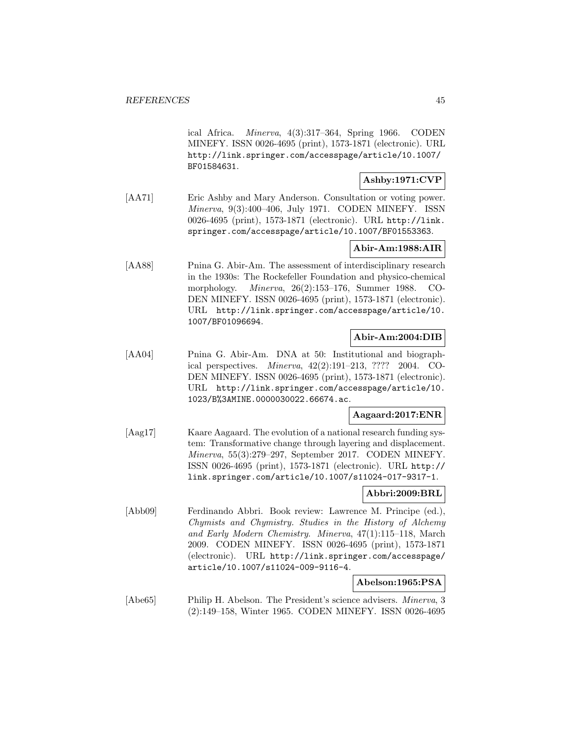ical Africa. *Minerva*, 4(3):317–364, Spring 1966. CODEN MINEFY. ISSN 0026-4695 (print), 1573-1871 (electronic). URL http://link.springer.com/accesspage/article/10.1007/BF01584631.

**Ashby:1971:CVP**

[AA71] Eric Ashby and Mary Anderson. Consultation or voting power. *Minerva*, 9(3):400–406, July 1971. CODEN MINEFY. ISSN 0026-4695 (print), 1573-1871 (electronic). URL http://link.springer.com/accesspage/article/10.1007/BF01553363.

**Abir-Am:1988:AIR**

[AA88] Pnina G. Abir-Am. The assessment of interdisciplinary research in the 1930s: The Rockefeller Foundation and physico-chemical morphology. *Minerva*, 26(2):153–176, Summer 1988. CODEN MINEFY. ISSN 0026-4695 (print), 1573-1871 (electronic). URL http://link.springer.com/accesspage/article/10.1007/BF01096694.

**Abir-Am:2004:DIB**

[AA04] Pnina G. Abir-Am. DNA at 50: Institutional and biographical perspectives. *Minerva*, 42(2):191–213, ???? 2004. CODEN MINEFY. ISSN 0026-4695 (print), 1573-1871 (electronic). URL http://link.springer.com/accesspage/article/10.1023/B%3AMINE.0000030022.66674.ac.

**Aagaard:2017:ENR**

[Aag17] Kaare Aagaard. The evolution of a national research funding system: Transformative change through layering and displacement. *Minerva*, 55(3):279–297, September 2017. CODEN MINEFY. ISSN 0026-4695 (print), 1573-1871 (electronic). URL http://link.springer.com/article/10.1007/s11024-017-9317-1.

**Abbri:2009:BRL**

[Abb09] Ferdinando Abbri. Book review: Lawrence M. Principe (ed.), *Chymists and Chymistry. Studies in the History of Alchemy and Early Modern Chemistry*. *Minerva*, 47(1):115–118, March 2009. CODEN MINEFY. ISSN 0026-4695 (print), 1573-1871 (electronic). URL http://link.springer.com/accesspage/article/10.1007/s11024-009-9116-4.

**Abelson:1965:PSA**

[Abe65] Philip H. Abelson. The President's science advisers. *Minerva*, 3 (2):149–158, Winter 1965. CODEN MINEFY. ISSN 0026-4695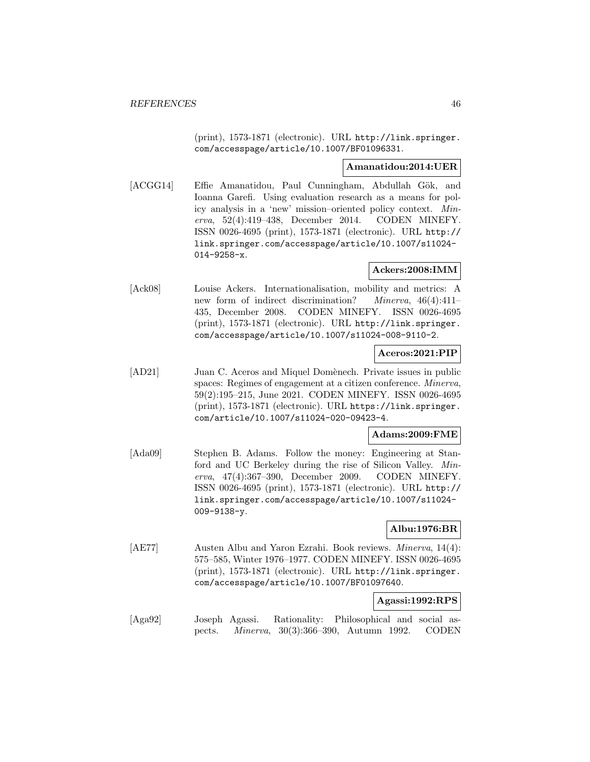(print), 1573-1871 (electronic). URL http://link.springer.com/accesspage/article/10.1007/BF01096331.

**Amanatidou:2014:UER**

[ACGG14] Effie Amanatidou, Paul Cunningham, Abdullah Gök, and Ioanna Garefi. Using evaluation research as a means for policy analysis in a 'new' mission–oriented policy context. *Minerva*, 52(4):419–438, December 2014. CODEN MINEFY. ISSN 0026-4695 (print), 1573-1871 (electronic). URL http://link.springer.com/accesspage/article/10.1007/s11024-014-9258-x.

**Ackers:2008:IMM**

[Ack08] Louise Ackers. Internationalisation, mobility and metrics: A new form of indirect discrimination? *Minerva*, 46(4):411–435, December 2008. CODEN MINEFY. ISSN 0026-4695 (print), 1573-1871 (electronic). URL http://link.springer.com/accesspage/article/10.1007/s11024-008-9110-2.

**Aceros:2021:PIP**

[AD21] Juan C. Aceros and Miquel Domènech. Private issues in public spaces: Regimes of engagement at a citizen conference. *Minerva*, 59(2):195–215, June 2021. CODEN MINEFY. ISSN 0026-4695 (print), 1573-1871 (electronic). URL https://link.springer.com/article/10.1007/s11024-020-09423-4.

**Adams:2009:FME**

[Ada09] Stephen B. Adams. Follow the money: Engineering at Stanford and UC Berkeley during the rise of Silicon Valley. *Minerva*, 47(4):367–390, December 2009. CODEN MINEFY. ISSN 0026-4695 (print), 1573-1871 (electronic). URL http://link.springer.com/accesspage/article/10.1007/s11024-009-9138-y.

**Albu:1976:BR**

[AE77] Austen Albu and Yaron Ezrahi. Book reviews. *Minerva*, 14(4):575–585, Winter 1976–1977. CODEN MINEFY. ISSN 0026-4695 (print), 1573-1871 (electronic). URL http://link.springer.com/accesspage/article/10.1007/BF01097640.

**Agassi:1992:RPS**

[Aga92] Joseph Agassi. Rationality: Philosophical and social aspects. *Minerva*, 30(3):366–390, Autumn 1992. CODEN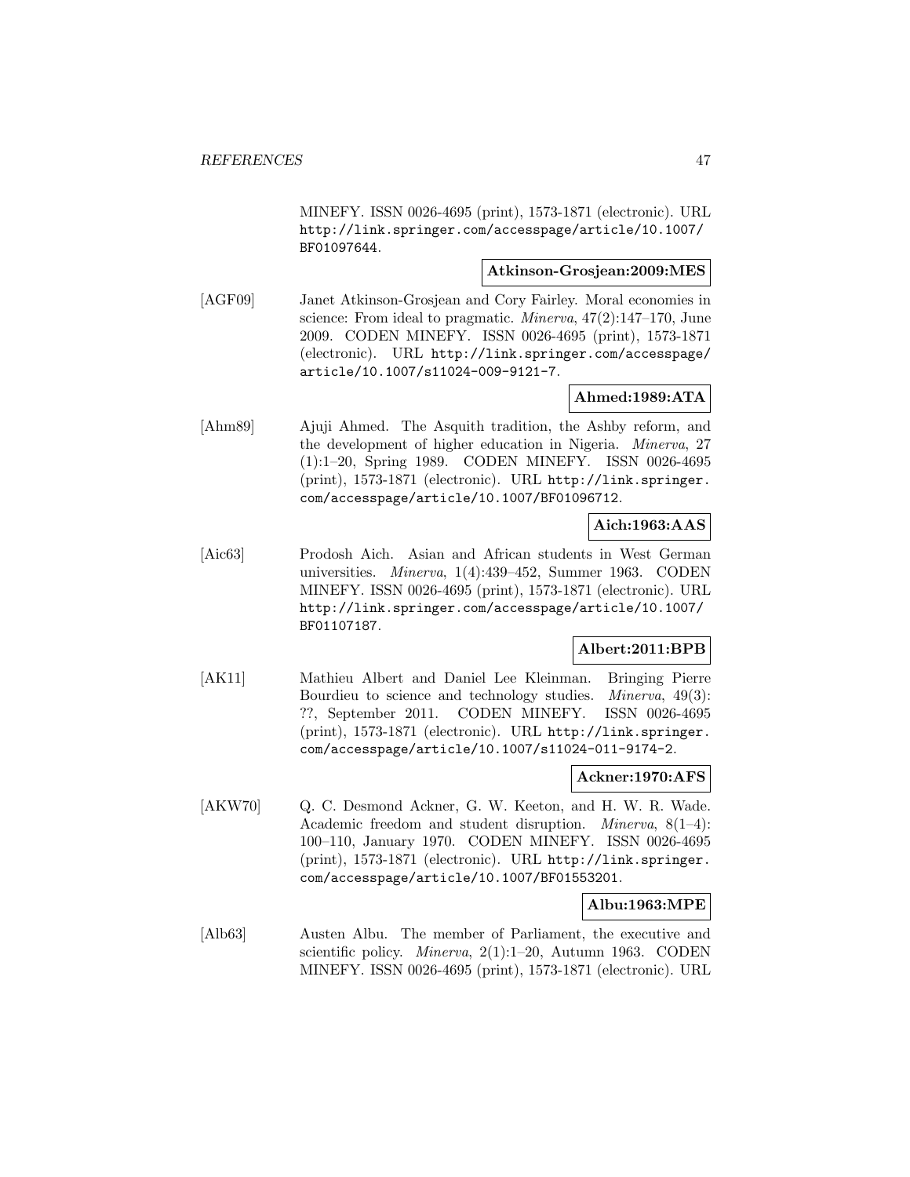MINEFY. ISSN 0026-4695 (print), 1573-1871 (electronic). URL http://link.springer.com/accesspage/article/10.1007/BF01097644.

**Atkinson-Grosjean:2009:MES**

[AGF09] Janet Atkinson-Grosjean and Cory Fairley. Moral economies in science: From ideal to pragmatic. *Minerva*, 47(2):147–170, June 2009. CODEN MINEFY. ISSN 0026-4695 (print), 1573-1871 (electronic). URL http://link.springer.com/accesspage/article/10.1007/s11024-009-9121-7.

**Ahmed:1989:ATA**

[Ahm89] Ajuji Ahmed. The Asquith tradition, the Ashby reform, and the development of higher education in Nigeria. *Minerva*, 27 (1):1–20, Spring 1989. CODEN MINEFY. ISSN 0026-4695 (print), 1573-1871 (electronic). URL http://link.springer.com/accesspage/article/10.1007/BF01096712.

**Aich:1963:AAS**

[Aic63] Prodosh Aich. Asian and African students in West German universities. *Minerva*, 1(4):439–452, Summer 1963. CODEN MINEFY. ISSN 0026-4695 (print), 1573-1871 (electronic). URL http://link.springer.com/accesspage/article/10.1007/BF01107187.

**Albert:2011:BPB**

[AK11] Mathieu Albert and Daniel Lee Kleinman. Bringing Pierre Bourdieu to science and technology studies. *Minerva*, 49(3): ??, September 2011. CODEN MINEFY. ISSN 0026-4695 (print), 1573-1871 (electronic). URL http://link.springer.com/accesspage/article/10.1007/s11024-011-9174-2.

**Ackner:1970:AFS**

[AKW70] Q. C. Desmond Ackner, G. W. Keeton, and H. W. R. Wade. Academic freedom and student disruption. *Minerva*, 8(1–4): 100–110, January 1970. CODEN MINEFY. ISSN 0026-4695 (print), 1573-1871 (electronic). URL http://link.springer.com/accesspage/article/10.1007/BF01553201.

**Albu:1963:MPE**

[Alb63] Austen Albu. The member of Parliament, the executive and scientific policy. *Minerva*, 2(1):1–20, Autumn 1963. CODEN MINEFY. ISSN 0026-4695 (print), 1573-1871 (electronic). URL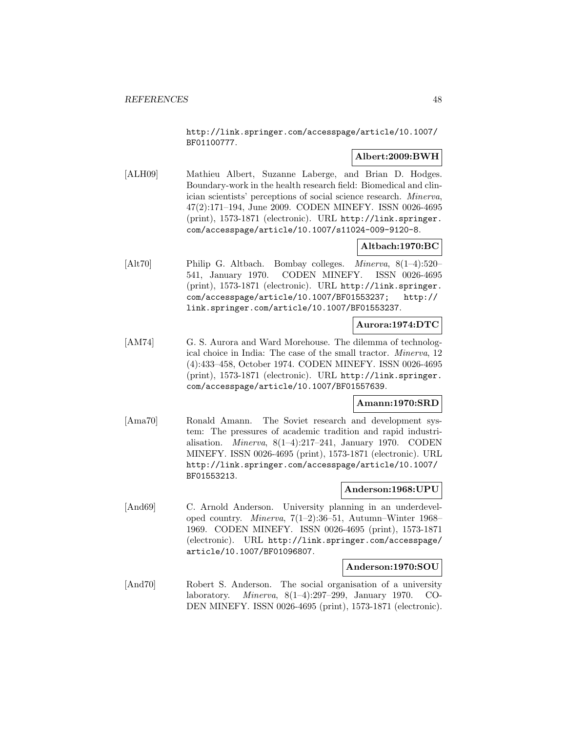http://link.springer.com/accesspage/article/10.1007/BF01100777.

**Albert:2009:BWH**

[ALH09] Mathieu Albert, Suzanne Laberge, and Brian D. Hodges. Boundary-work in the health research field: Biomedical and clinician scientists' perceptions of social science research. *Minerva*, 47(2):171–194, June 2009. CODEN MINEFY. ISSN 0026-4695 (print), 1573-1871 (electronic). URL http://link.springer.com/accesspage/article/10.1007/s11024-009-9120-8.

**Altbach:1970:BC**

[Alt70] Philip G. Altbach. Bombay colleges. *Minerva*, 8(1–4):520–541, January 1970. CODEN MINEFY. ISSN 0026-4695 (print), 1573-1871 (electronic). URL http://link.springer.com/accesspage/article/10.1007/BF01553237; http://link.springer.com/article/10.1007/BF01553237.

**Aurora:1974:DTC**

[AM74] G. S. Aurora and Ward Morehouse. The dilemma of technological choice in India: The case of the small tractor. *Minerva*, 12 (4):433–458, October 1974. CODEN MINEFY. ISSN 0026-4695 (print), 1573-1871 (electronic). URL http://link.springer.com/accesspage/article/10.1007/BF01557639.

**Amann:1970:SRD**

[Ama70] Ronald Amann. The Soviet research and development system: The pressures of academic tradition and rapid industrialisation. *Minerva*, 8(1–4):217–241, January 1970. CODEN MINEFY. ISSN 0026-4695 (print), 1573-1871 (electronic). URL http://link.springer.com/accesspage/article/10.1007/BF01553213.

**Anderson:1968:UPU**

[And69] C. Arnold Anderson. University planning in an underdeveloped country. *Minerva*, 7(1–2):36–51, Autumn–Winter 1968–1969. CODEN MINEFY. ISSN 0026-4695 (print), 1573-1871 (electronic). URL http://link.springer.com/accesspage/article/10.1007/BF01096807.

**Anderson:1970:SOU**

[And70] Robert S. Anderson. The social organisation of a university laboratory. *Minerva*, 8(1–4):297–299, January 1970. CODEN MINEFY. ISSN 0026-4695 (print), 1573-1871 (electronic).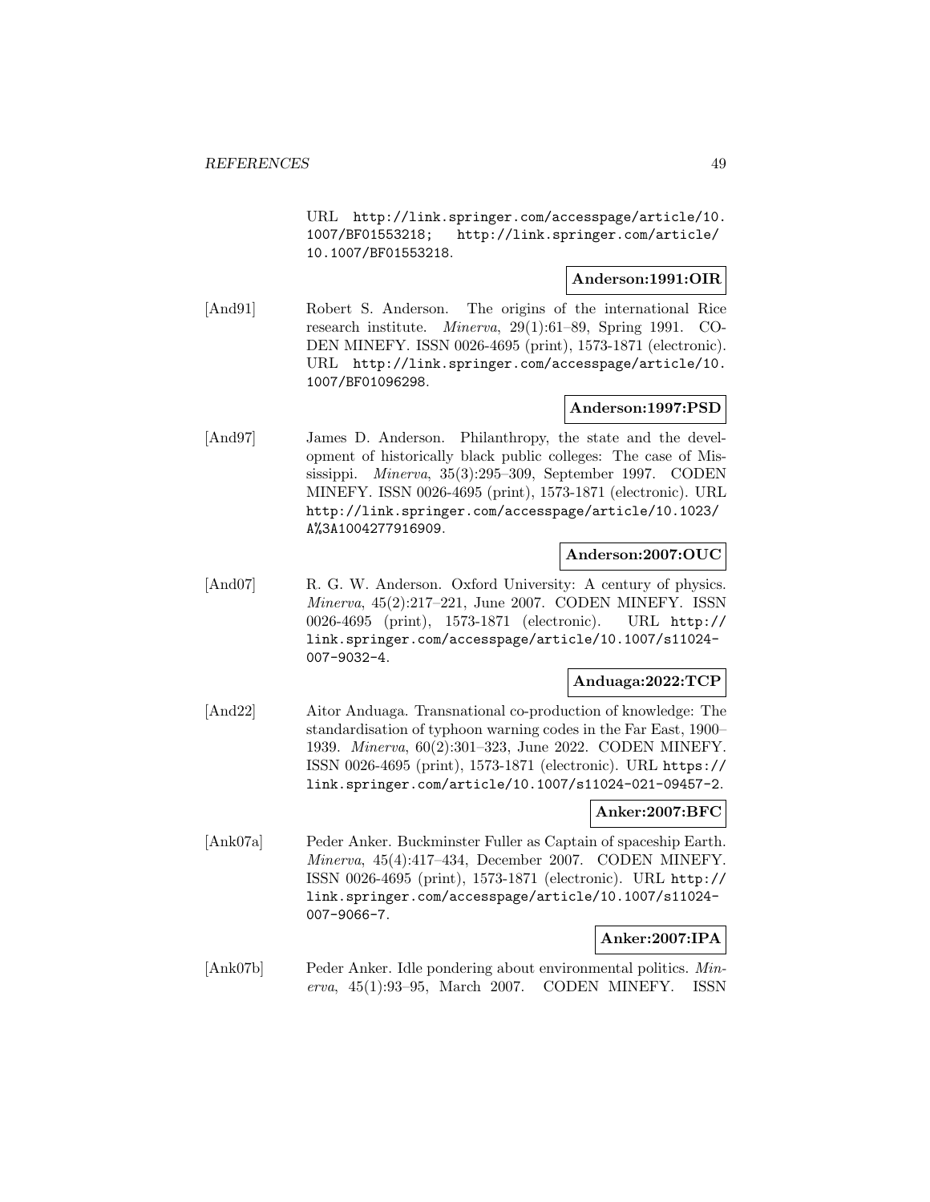URL http://link.springer.com/accesspage/article/10.1007/BF01553218; http://link.springer.com/article/10.1007/BF01553218.

**Anderson:1991:OIR**

[And91] Robert S. Anderson. The origins of the international Rice research institute. *Minerva*, 29(1):61–89, Spring 1991. CODEN MINEFY. ISSN 0026-4695 (print), 1573-1871 (electronic). URL http://link.springer.com/accesspage/article/10.1007/BF01096298.

**Anderson:1997:PSD**

[And97] James D. Anderson. Philanthropy, the state and the development of historically black public colleges: The case of Mississippi. *Minerva*, 35(3):295–309, September 1997. CODEN MINEFY. ISSN 0026-4695 (print), 1573-1871 (electronic). URL http://link.springer.com/accesspage/article/10.1023/A%3A1004277916909.

**Anderson:2007:OUC**

[And07] R. G. W. Anderson. Oxford University: A century of physics. *Minerva*, 45(2):217–221, June 2007. CODEN MINEFY. ISSN 0026-4695 (print), 1573-1871 (electronic). URL http://link.springer.com/accesspage/article/10.1007/s11024-007-9032-4.

**Anduaga:2022:TCP**

[And22] Aitor Anduaga. Transnational co-production of knowledge: The standardisation of typhoon warning codes in the Far East, 1900–1939. *Minerva*, 60(2):301–323, June 2022. CODEN MINEFY. ISSN 0026-4695 (print), 1573-1871 (electronic). URL https://link.springer.com/article/10.1007/s11024-021-09457-2.

**Anker:2007:BFC**

[Ank07a] Peder Anker. Buckminster Fuller as Captain of spaceship Earth. *Minerva*, 45(4):417–434, December 2007. CODEN MINEFY. ISSN 0026-4695 (print), 1573-1871 (electronic). URL http://link.springer.com/accesspage/article/10.1007/s11024-007-9066-7.

**Anker:2007:IPA**

[Ank07b] Peder Anker. Idle pondering about environmental politics. *Minerva*, 45(1):93–95, March 2007. CODEN MINEFY. ISSN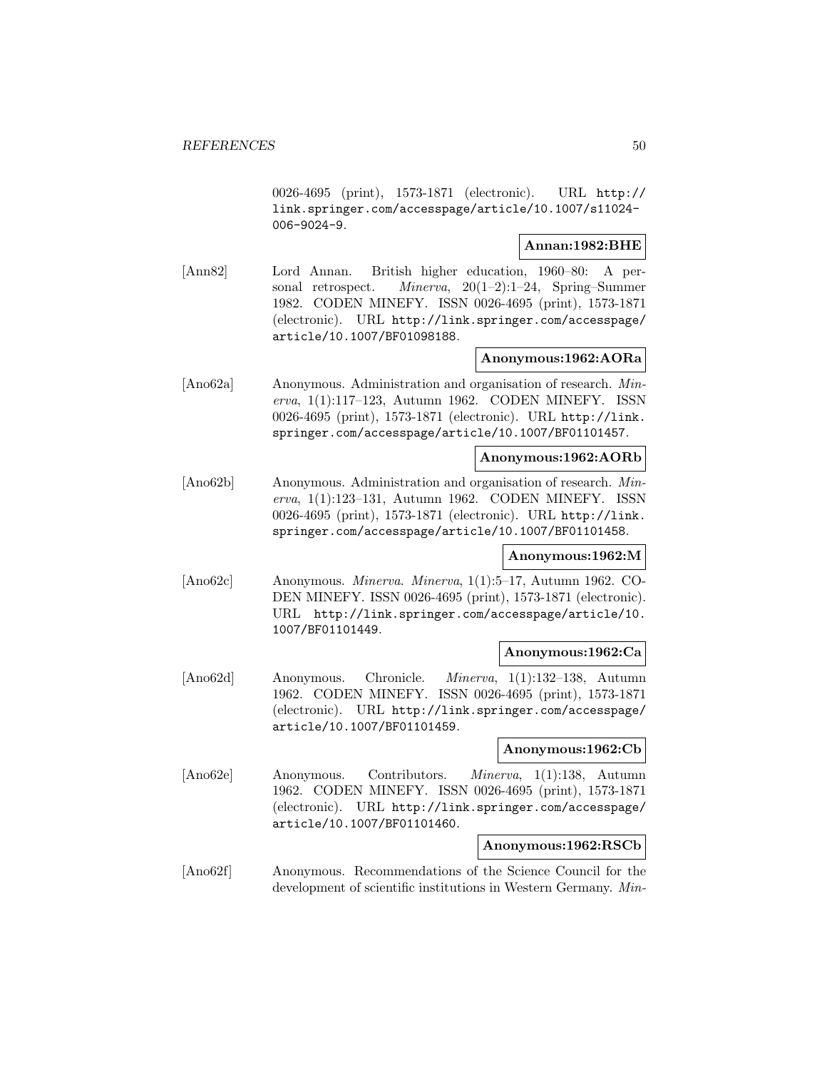0026-4695 (print), 1573-1871 (electronic). URL http://link.springer.com/accesspage/article/10.1007/s11024-006-9024-9.

**Annan:1982:BHE**

[Ann82] Lord Annan. British higher education, 1960–80: A personal retrospect. *Minerva*, 20(1–2):1–24, Spring–Summer 1982. CODEN MINEFY. ISSN 0026-4695 (print), 1573-1871 (electronic). URL http://link.springer.com/accesspage/article/10.1007/BF01098188.

**Anonymous:1962:AORa**

[Ano62a] Anonymous. Administration and organisation of research. *Minerva*, 1(1):117–123, Autumn 1962. CODEN MINEFY. ISSN 0026-4695 (print), 1573-1871 (electronic). URL http://link.springer.com/accesspage/article/10.1007/BF01101457.

**Anonymous:1962:AORb**

[Ano62b] Anonymous. Administration and organisation of research. *Minerva*, 1(1):123–131, Autumn 1962. CODEN MINEFY. ISSN 0026-4695 (print), 1573-1871 (electronic). URL http://link.springer.com/accesspage/article/10.1007/BF01101458.

**Anonymous:1962:M**

[Ano62c] Anonymous. *Minerva*. *Minerva*, 1(1):5–17, Autumn 1962. CODEN MINEFY. ISSN 0026-4695 (print), 1573-1871 (electronic). URL http://link.springer.com/accesspage/article/10.1007/BF01101449.

**Anonymous:1962:Ca**

[Ano62d] Anonymous. Chronicle. *Minerva*, 1(1):132–138, Autumn 1962. CODEN MINEFY. ISSN 0026-4695 (print), 1573-1871 (electronic). URL http://link.springer.com/accesspage/article/10.1007/BF01101459.

**Anonymous:1962:Cb**

[Ano62e] Anonymous. Contributors. *Minerva*, 1(1):138, Autumn 1962. CODEN MINEFY. ISSN 0026-4695 (print), 1573-1871 (electronic). URL http://link.springer.com/accesspage/article/10.1007/BF01101460.

**Anonymous:1962:RSCb**

[Ano62f] Anonymous. Recommendations of the Science Council for the development of scientific institutions in Western Germany. *Min-*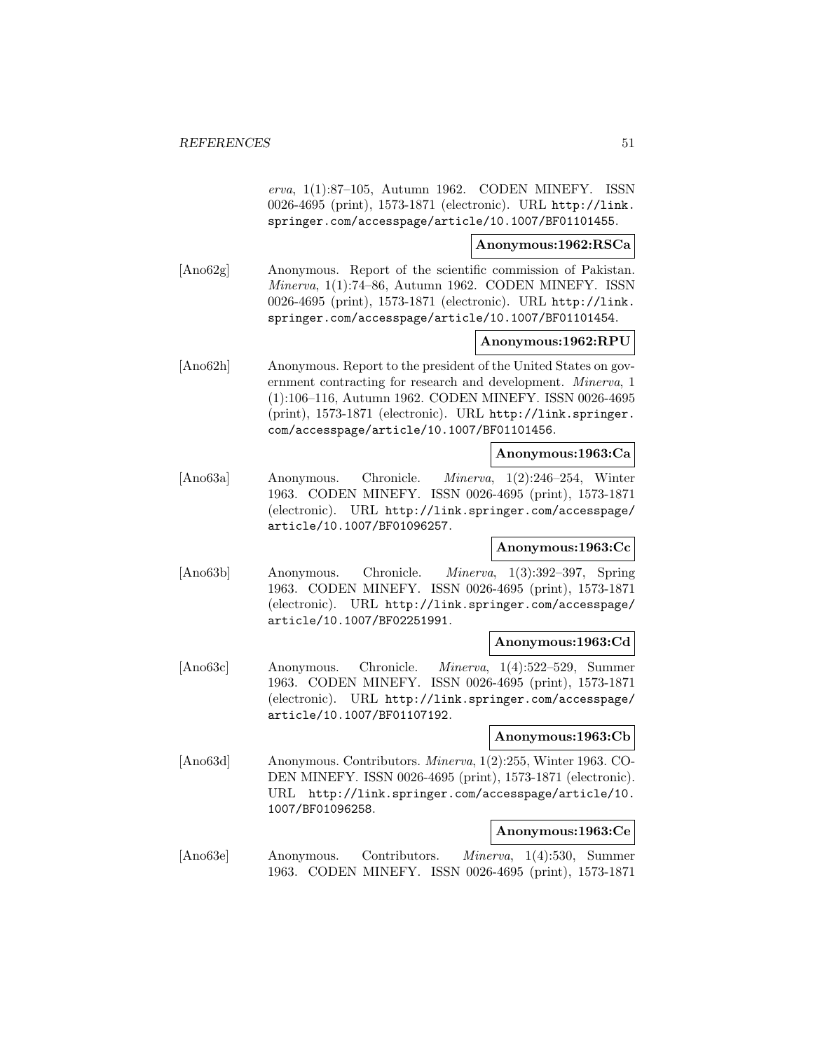*erva*, 1(1):87–105, Autumn 1962. CODEN MINEFY. ISSN 0026-4695 (print), 1573-1871 (electronic). URL http://link.springer.com/accesspage/article/10.1007/BF01101455.

**Anonymous:1962:RSCa**

[Ano62g] Anonymous. Report of the scientific commission of Pakistan. *Minerva*, 1(1):74–86, Autumn 1962. CODEN MINEFY. ISSN 0026-4695 (print), 1573-1871 (electronic). URL http://link.springer.com/accesspage/article/10.1007/BF01101454.

**Anonymous:1962:RPU**

[Ano62h] Anonymous. Report to the president of the United States on government contracting for research and development. *Minerva*, 1 (1):106–116, Autumn 1962. CODEN MINEFY. ISSN 0026-4695 (print), 1573-1871 (electronic). URL http://link.springer.com/accesspage/article/10.1007/BF01101456.

**Anonymous:1963:Ca**

[Ano63a] Anonymous. Chronicle. *Minerva*, 1(2):246–254, Winter 1963. CODEN MINEFY. ISSN 0026-4695 (print), 1573-1871 (electronic). URL http://link.springer.com/accesspage/article/10.1007/BF01096257.

**Anonymous:1963:Cc**

[Ano63b] Anonymous. Chronicle. *Minerva*, 1(3):392–397, Spring 1963. CODEN MINEFY. ISSN 0026-4695 (print), 1573-1871 (electronic). URL http://link.springer.com/accesspage/article/10.1007/BF02251991.

**Anonymous:1963:Cd**

[Ano63c] Anonymous. Chronicle. *Minerva*, 1(4):522–529, Summer 1963. CODEN MINEFY. ISSN 0026-4695 (print), 1573-1871 (electronic). URL http://link.springer.com/accesspage/article/10.1007/BF01107192.

**Anonymous:1963:Cb**

[Ano63d] Anonymous. Contributors. *Minerva*, 1(2):255, Winter 1963. CODEN MINEFY. ISSN 0026-4695 (print), 1573-1871 (electronic). URL http://link.springer.com/accesspage/article/10.1007/BF01096258.

**Anonymous:1963:Ce**

[Ano63e] Anonymous. Contributors. *Minerva*, 1(4):530, Summer 1963. CODEN MINEFY. ISSN 0026-4695 (print), 1573-1871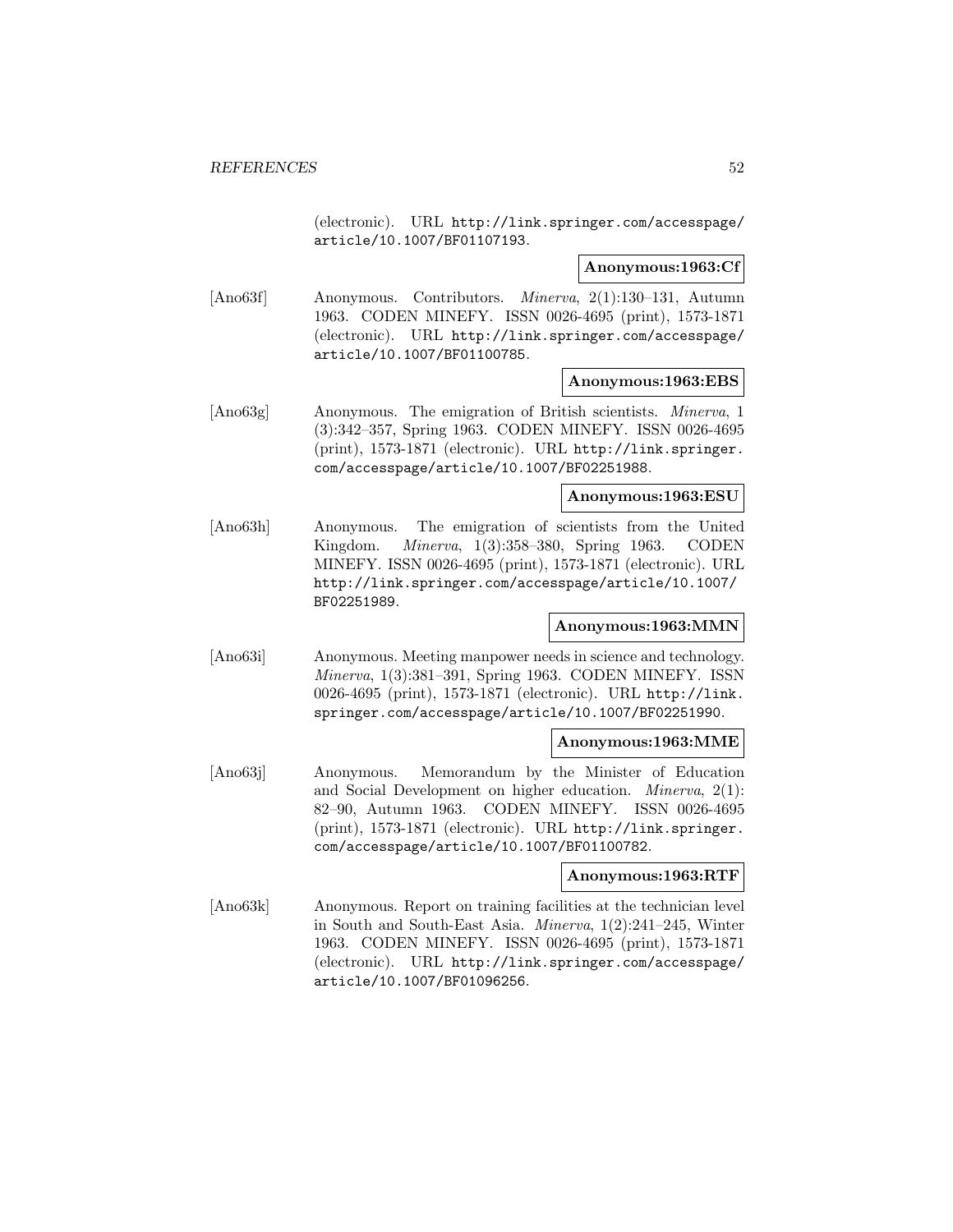(electronic). URL http://link.springer.com/accesspage/article/10.1007/BF01107193.

**Anonymous:1963:Cf**

[Ano63f] Anonymous. Contributors. *Minerva*, 2(1):130–131, Autumn 1963. CODEN MINEFY. ISSN 0026-4695 (print), 1573-1871 (electronic). URL http://link.springer.com/accesspage/article/10.1007/BF01100785.

**Anonymous:1963:EBS**

[Ano63g] Anonymous. The emigration of British scientists. *Minerva*, 1 (3):342–357, Spring 1963. CODEN MINEFY. ISSN 0026-4695 (print), 1573-1871 (electronic). URL http://link.springer.com/accesspage/article/10.1007/BF02251988.

**Anonymous:1963:ESU**

[Ano63h] Anonymous. The emigration of scientists from the United Kingdom. *Minerva*, 1(3):358–380, Spring 1963. CODEN MINEFY. ISSN 0026-4695 (print), 1573-1871 (electronic). URL http://link.springer.com/accesspage/article/10.1007/BF02251989.

**Anonymous:1963:MMN**

[Ano63i] Anonymous. Meeting manpower needs in science and technology. *Minerva*, 1(3):381–391, Spring 1963. CODEN MINEFY. ISSN 0026-4695 (print), 1573-1871 (electronic). URL http://link.springer.com/accesspage/article/10.1007/BF02251990.

**Anonymous:1963:MME**

[Ano63j] Anonymous. Memorandum by the Minister of Education and Social Development on higher education. *Minerva*, 2(1): 82–90, Autumn 1963. CODEN MINEFY. ISSN 0026-4695 (print), 1573-1871 (electronic). URL http://link.springer.com/accesspage/article/10.1007/BF01100782.

**Anonymous:1963:RTF**

[Ano63k] Anonymous. Report on training facilities at the technician level in South and South-East Asia. *Minerva*, 1(2):241–245, Winter 1963. CODEN MINEFY. ISSN 0026-4695 (print), 1573-1871 (electronic). URL http://link.springer.com/accesspage/article/10.1007/BF01096256.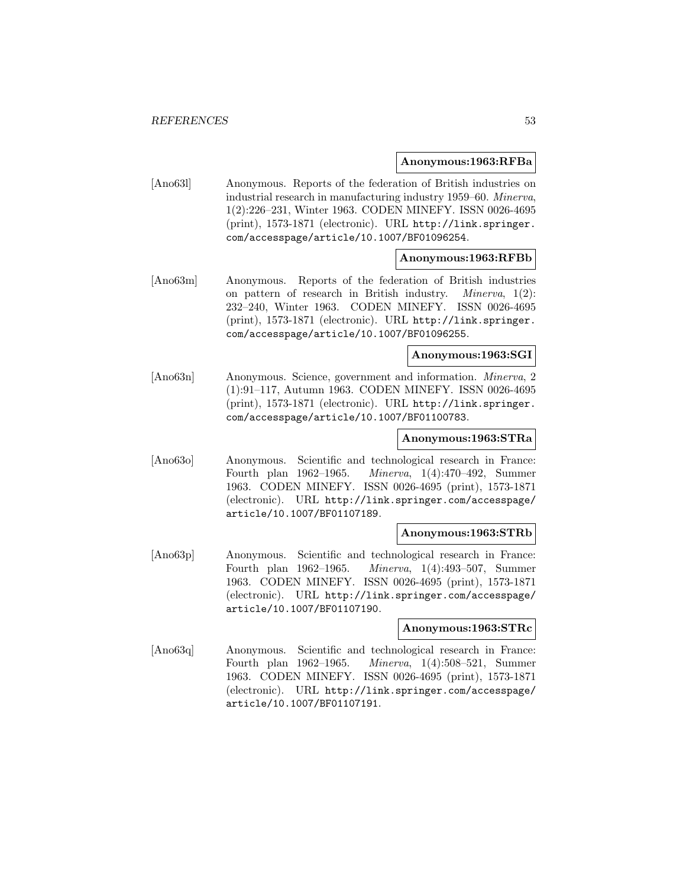**Anonymous:1963:RFBa**

[Ano63l] Anonymous. Reports of the federation of British industries on industrial research in manufacturing industry 1959–60. *Minerva*, 1(2):226–231, Winter 1963. CODEN MINEFY. ISSN 0026-4695 (print), 1573-1871 (electronic). URL `http://link.springer.com/accesspage/article/10.1007/BF01096254`.

**Anonymous:1963:RFBb**

[Ano63m] Anonymous. Reports of the federation of British industries on pattern of research in British industry. *Minerva*, 1(2): 232–240, Winter 1963. CODEN MINEFY. ISSN 0026-4695 (print), 1573-1871 (electronic). URL `http://link.springer.com/accesspage/article/10.1007/BF01096255`.

**Anonymous:1963:SGI**

[Ano63n] Anonymous. Science, government and information. *Minerva*, 2 (1):91–117, Autumn 1963. CODEN MINEFY. ISSN 0026-4695 (print), 1573-1871 (electronic). URL `http://link.springer.com/accesspage/article/10.1007/BF01100783`.

**Anonymous:1963:STRa**

[Ano63o] Anonymous. Scientific and technological research in France: Fourth plan 1962–1965. *Minerva*, 1(4):470–492, Summer 1963. CODEN MINEFY. ISSN 0026-4695 (print), 1573-1871 (electronic). URL `http://link.springer.com/accesspage/article/10.1007/BF01107189`.

**Anonymous:1963:STRb**

[Ano63p] Anonymous. Scientific and technological research in France: Fourth plan 1962–1965. *Minerva*, 1(4):493–507, Summer 1963. CODEN MINEFY. ISSN 0026-4695 (print), 1573-1871 (electronic). URL `http://link.springer.com/accesspage/article/10.1007/BF01107190`.

**Anonymous:1963:STRc**

[Ano63q] Anonymous. Scientific and technological research in France: Fourth plan 1962–1965. *Minerva*, 1(4):508–521, Summer 1963. CODEN MINEFY. ISSN 0026-4695 (print), 1573-1871 (electronic). URL `http://link.springer.com/accesspage/article/10.1007/BF01107191`.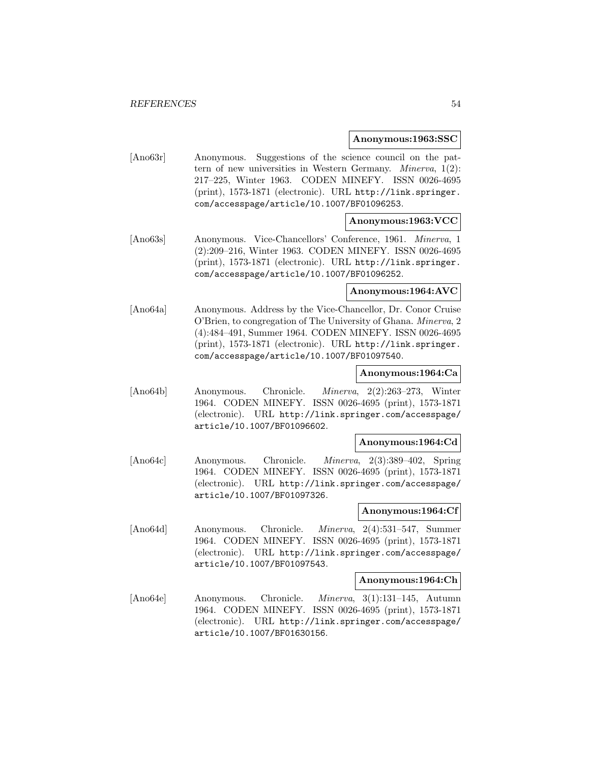**Anonymous:1963:SSC**

[Ano63r] Anonymous. Suggestions of the science council on the pattern of new universities in Western Germany. *Minerva*, 1(2): 217–225, Winter 1963. CODEN MINEFY. ISSN 0026-4695 (print), 1573-1871 (electronic). URL http://link.springer.com/accesspage/article/10.1007/BF01096253.

**Anonymous:1963:VCC**

[Ano63s] Anonymous. Vice-Chancellors' Conference, 1961. *Minerva*, 1 (2):209–216, Winter 1963. CODEN MINEFY. ISSN 0026-4695 (print), 1573-1871 (electronic). URL http://link.springer.com/accesspage/article/10.1007/BF01096252.

**Anonymous:1964:AVC**

[Ano64a] Anonymous. Address by the Vice-Chancellor, Dr. Conor Cruise O'Brien, to congregation of The University of Ghana. *Minerva*, 2 (4):484–491, Summer 1964. CODEN MINEFY. ISSN 0026-4695 (print), 1573-1871 (electronic). URL http://link.springer.com/accesspage/article/10.1007/BF01097540.

**Anonymous:1964:Ca**

[Ano64b] Anonymous. Chronicle. *Minerva*, 2(2):263–273, Winter 1964. CODEN MINEFY. ISSN 0026-4695 (print), 1573-1871 (electronic). URL http://link.springer.com/accesspage/article/10.1007/BF01096602.

**Anonymous:1964:Cd**

[Ano64c] Anonymous. Chronicle. *Minerva*, 2(3):389–402, Spring 1964. CODEN MINEFY. ISSN 0026-4695 (print), 1573-1871 (electronic). URL http://link.springer.com/accesspage/article/10.1007/BF01097326.

**Anonymous:1964:Cf**

[Ano64d] Anonymous. Chronicle. *Minerva*, 2(4):531–547, Summer 1964. CODEN MINEFY. ISSN 0026-4695 (print), 1573-1871 (electronic). URL http://link.springer.com/accesspage/article/10.1007/BF01097543.

**Anonymous:1964:Ch**

[Ano64e] Anonymous. Chronicle. *Minerva*, 3(1):131–145, Autumn 1964. CODEN MINEFY. ISSN 0026-4695 (print), 1573-1871 (electronic). URL http://link.springer.com/accesspage/article/10.1007/BF01630156.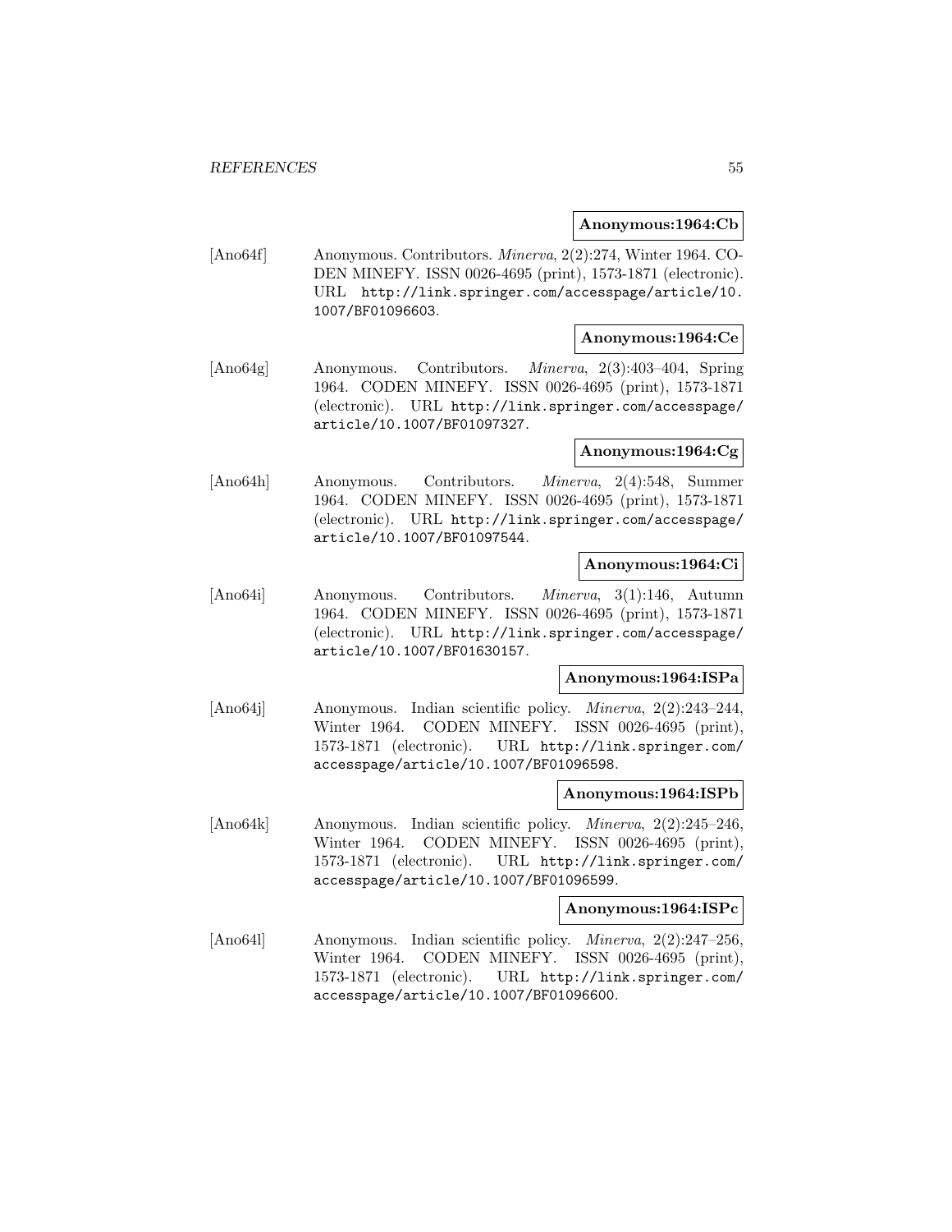**Anonymous:1964:Cb**

[Ano64f] Anonymous. Contributors. *Minerva*, 2(2):274, Winter 1964. CODEN MINEFY. ISSN 0026-4695 (print), 1573-1871 (electronic). URL http://link.springer.com/accesspage/article/10.1007/BF01096603.

**Anonymous:1964:Ce**

[Ano64g] Anonymous. Contributors. *Minerva*, 2(3):403–404, Spring 1964. CODEN MINEFY. ISSN 0026-4695 (print), 1573-1871 (electronic). URL http://link.springer.com/accesspage/article/10.1007/BF01097327.

**Anonymous:1964:Cg**

[Ano64h] Anonymous. Contributors. *Minerva*, 2(4):548, Summer 1964. CODEN MINEFY. ISSN 0026-4695 (print), 1573-1871 (electronic). URL http://link.springer.com/accesspage/article/10.1007/BF01097544.

**Anonymous:1964:Ci**

[Ano64i] Anonymous. Contributors. *Minerva*, 3(1):146, Autumn 1964. CODEN MINEFY. ISSN 0026-4695 (print), 1573-1871 (electronic). URL http://link.springer.com/accesspage/article/10.1007/BF01630157.

**Anonymous:1964:ISPa**

[Ano64j] Anonymous. Indian scientific policy. *Minerva*, 2(2):243–244, Winter 1964. CODEN MINEFY. ISSN 0026-4695 (print), 1573-1871 (electronic). URL http://link.springer.com/accesspage/article/10.1007/BF01096598.

**Anonymous:1964:ISPb**

[Ano64k] Anonymous. Indian scientific policy. *Minerva*, 2(2):245–246, Winter 1964. CODEN MINEFY. ISSN 0026-4695 (print), 1573-1871 (electronic). URL http://link.springer.com/accesspage/article/10.1007/BF01096599.

**Anonymous:1964:ISPc**

[Ano64l] Anonymous. Indian scientific policy. *Minerva*, 2(2):247–256, Winter 1964. CODEN MINEFY. ISSN 0026-4695 (print), 1573-1871 (electronic). URL http://link.springer.com/accesspage/article/10.1007/BF01096600.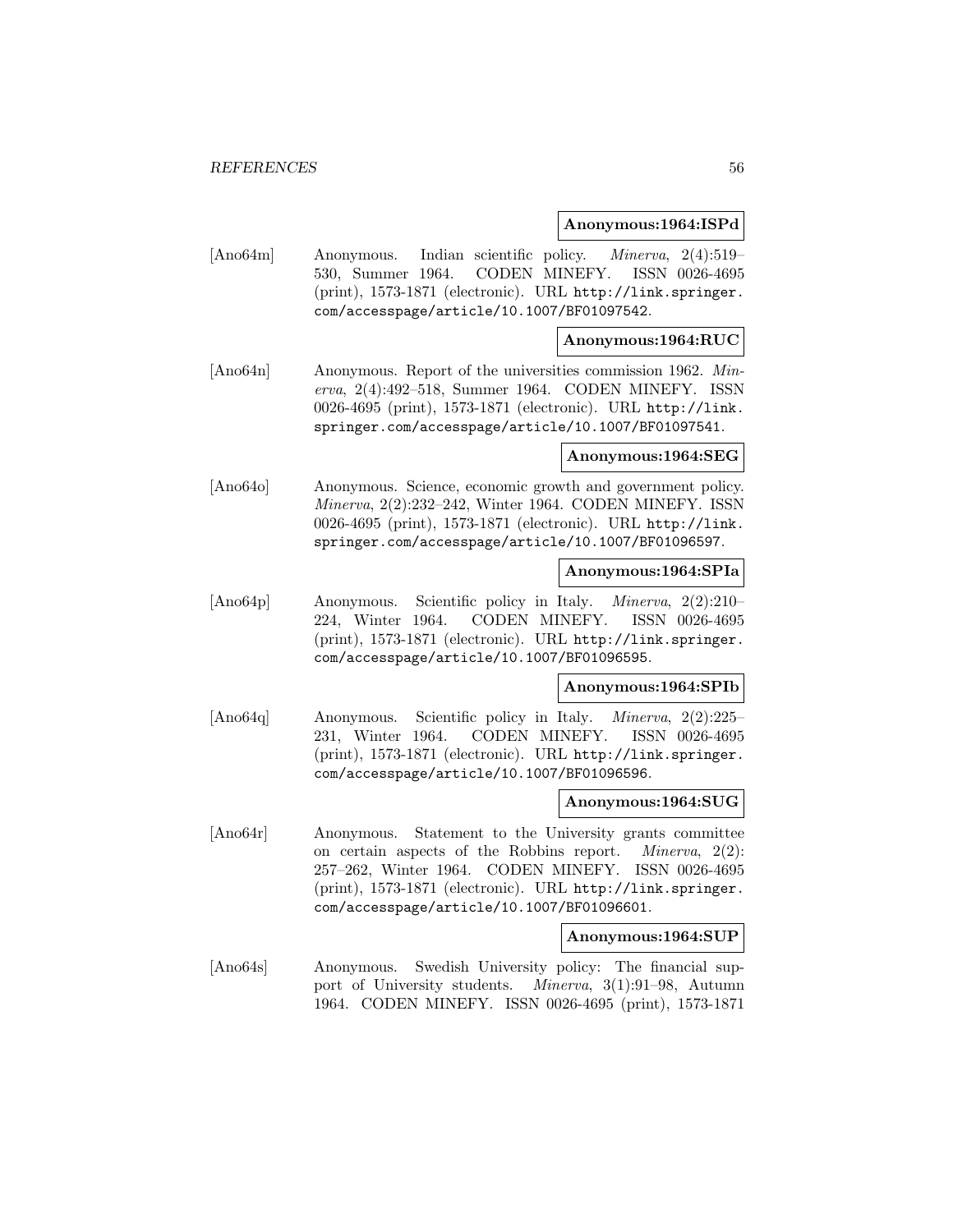**Anonymous:1964:ISPd**

[Ano64m] Anonymous. Indian scientific policy. *Minerva*, 2(4):519–530, Summer 1964. CODEN MINEFY. ISSN 0026-4695 (print), 1573-1871 (electronic). URL http://link.springer.com/accesspage/article/10.1007/BF01097542.

**Anonymous:1964:RUC**

[Ano64n] Anonymous. Report of the universities commission 1962. *Minerva*, 2(4):492–518, Summer 1964. CODEN MINEFY. ISSN 0026-4695 (print), 1573-1871 (electronic). URL http://link.springer.com/accesspage/article/10.1007/BF01097541.

**Anonymous:1964:SEG**

[Ano64o] Anonymous. Science, economic growth and government policy. *Minerva*, 2(2):232–242, Winter 1964. CODEN MINEFY. ISSN 0026-4695 (print), 1573-1871 (electronic). URL http://link.springer.com/accesspage/article/10.1007/BF01096597.

**Anonymous:1964:SPIa**

[Ano64p] Anonymous. Scientific policy in Italy. *Minerva*, 2(2):210–224, Winter 1964. CODEN MINEFY. ISSN 0026-4695 (print), 1573-1871 (electronic). URL http://link.springer.com/accesspage/article/10.1007/BF01096595.

**Anonymous:1964:SPIb**

[Ano64q] Anonymous. Scientific policy in Italy. *Minerva*, 2(2):225–231, Winter 1964. CODEN MINEFY. ISSN 0026-4695 (print), 1573-1871 (electronic). URL http://link.springer.com/accesspage/article/10.1007/BF01096596.

**Anonymous:1964:SUG**

[Ano64r] Anonymous. Statement to the University grants committee on certain aspects of the Robbins report. *Minerva*, 2(2):257–262, Winter 1964. CODEN MINEFY. ISSN 0026-4695 (print), 1573-1871 (electronic). URL http://link.springer.com/accesspage/article/10.1007/BF01096601.

**Anonymous:1964:SUP**

[Ano64s] Anonymous. Swedish University policy: The financial support of University students. *Minerva*, 3(1):91–98, Autumn 1964. CODEN MINEFY. ISSN 0026-4695 (print), 1573-1871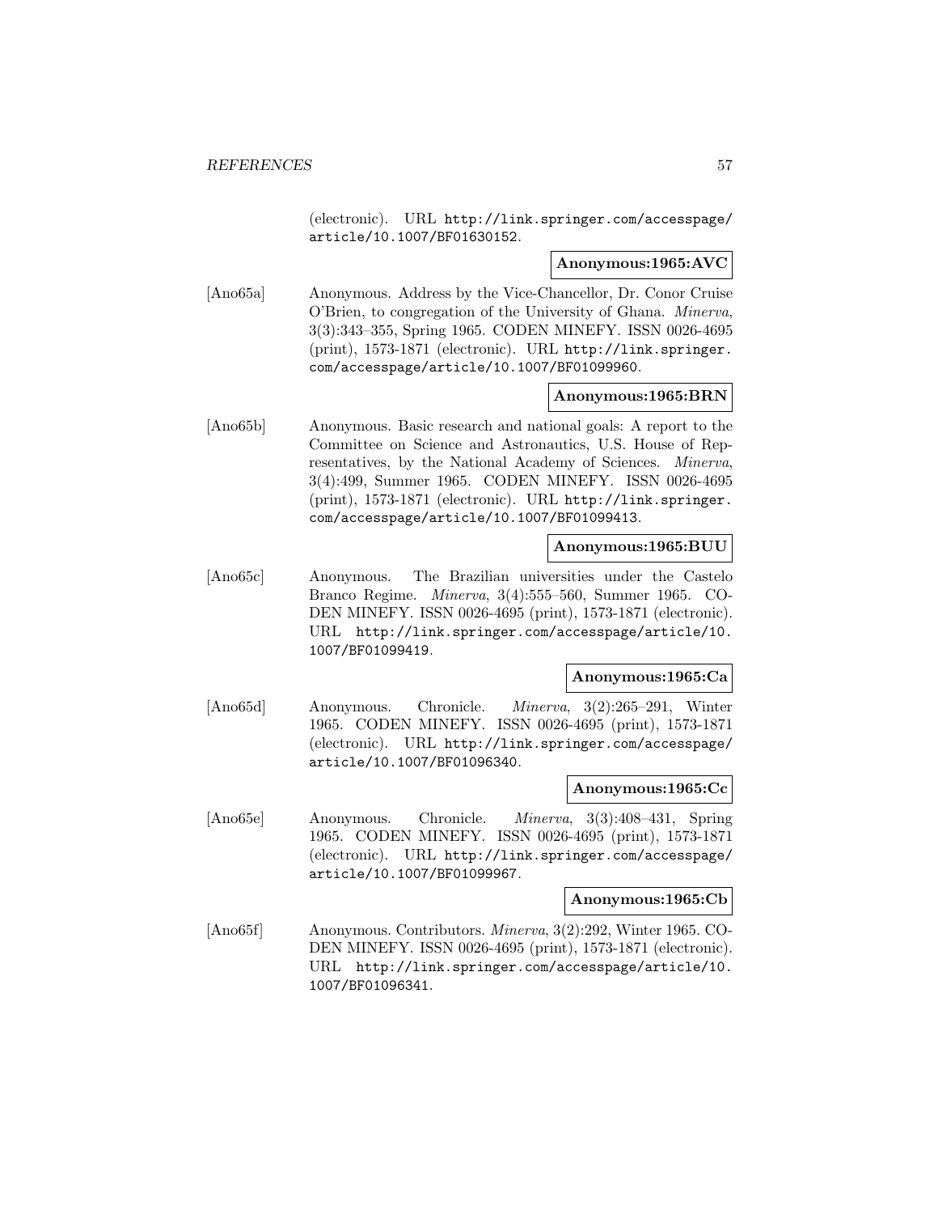(electronic). URL http://link.springer.com/accesspage/article/10.1007/BF01630152.

**Anonymous:1965:AVC**

[Ano65a] Anonymous. Address by the Vice-Chancellor, Dr. Conor Cruise O'Brien, to congregation of the University of Ghana. *Minerva*, 3(3):343–355, Spring 1965. CODEN MINEFY. ISSN 0026-4695 (print), 1573-1871 (electronic). URL http://link.springer.com/accesspage/article/10.1007/BF01099960.

**Anonymous:1965:BRN**

[Ano65b] Anonymous. Basic research and national goals: A report to the Committee on Science and Astronautics, U.S. House of Representatives, by the National Academy of Sciences. *Minerva*, 3(4):499, Summer 1965. CODEN MINEFY. ISSN 0026-4695 (print), 1573-1871 (electronic). URL http://link.springer.com/accesspage/article/10.1007/BF01099413.

**Anonymous:1965:BUU**

[Ano65c] Anonymous. The Brazilian universities under the Castelo Branco Regime. *Minerva*, 3(4):555–560, Summer 1965. CODEN MINEFY. ISSN 0026-4695 (print), 1573-1871 (electronic). URL http://link.springer.com/accesspage/article/10.1007/BF01099419.

**Anonymous:1965:Ca**

[Ano65d] Anonymous. Chronicle. *Minerva*, 3(2):265–291, Winter 1965. CODEN MINEFY. ISSN 0026-4695 (print), 1573-1871 (electronic). URL http://link.springer.com/accesspage/article/10.1007/BF01096340.

**Anonymous:1965:Cc**

[Ano65e] Anonymous. Chronicle. *Minerva*, 3(3):408–431, Spring 1965. CODEN MINEFY. ISSN 0026-4695 (print), 1573-1871 (electronic). URL http://link.springer.com/accesspage/article/10.1007/BF01099967.

**Anonymous:1965:Cb**

[Ano65f] Anonymous. Contributors. *Minerva*, 3(2):292, Winter 1965. CODEN MINEFY. ISSN 0026-4695 (print), 1573-1871 (electronic). URL http://link.springer.com/accesspage/article/10.1007/BF01096341.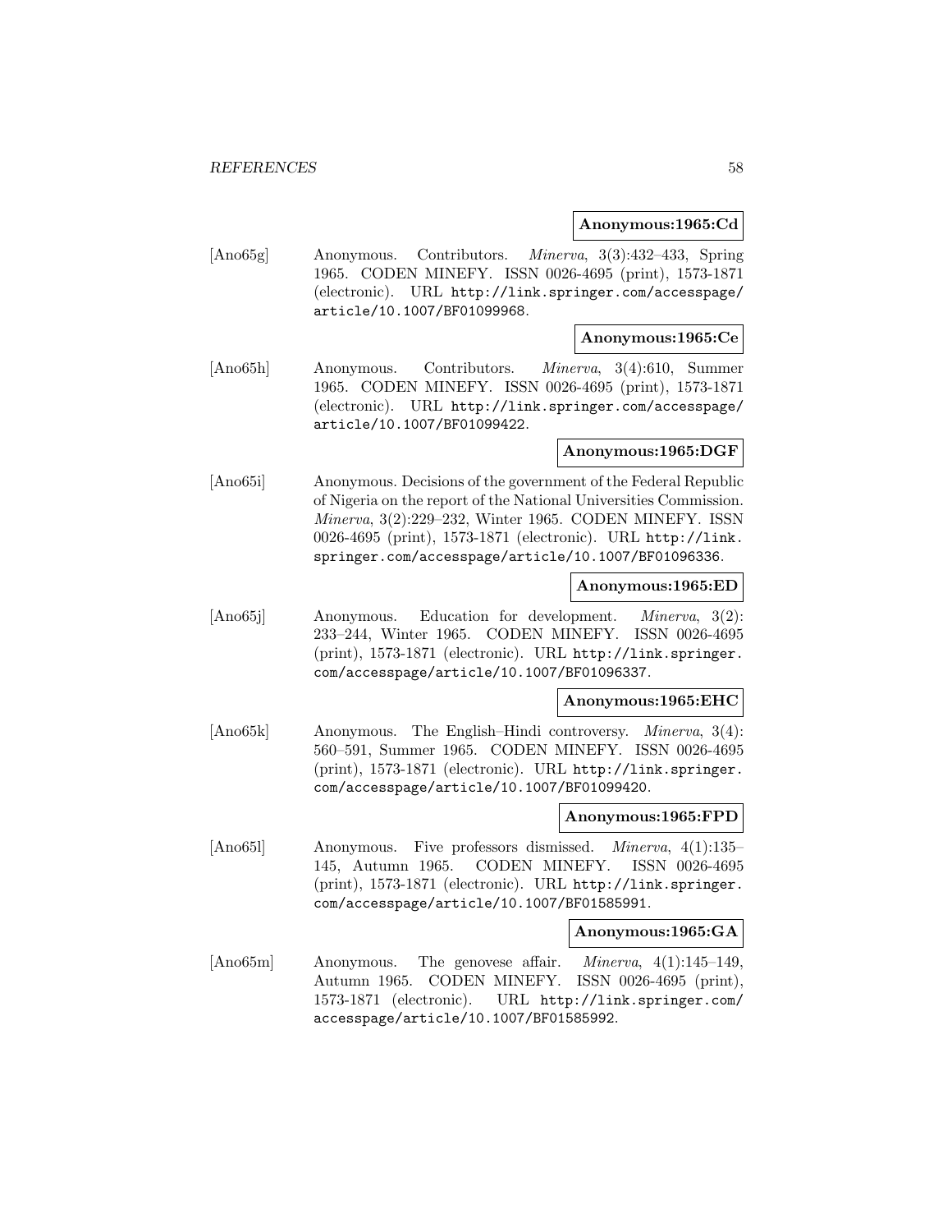**Anonymous:1965:Cd**

[Ano65g] Anonymous. Contributors. *Minerva*, 3(3):432–433, Spring 1965. CODEN MINEFY. ISSN 0026-4695 (print), 1573-1871 (electronic). URL http://link.springer.com/accesspage/article/10.1007/BF01099968.

**Anonymous:1965:Ce**

[Ano65h] Anonymous. Contributors. *Minerva*, 3(4):610, Summer 1965. CODEN MINEFY. ISSN 0026-4695 (print), 1573-1871 (electronic). URL http://link.springer.com/accesspage/article/10.1007/BF01099422.

**Anonymous:1965:DGF**

[Ano65i] Anonymous. Decisions of the government of the Federal Republic of Nigeria on the report of the National Universities Commission. *Minerva*, 3(2):229–232, Winter 1965. CODEN MINEFY. ISSN 0026-4695 (print), 1573-1871 (electronic). URL http://link.springer.com/accesspage/article/10.1007/BF01096336.

**Anonymous:1965:ED**

[Ano65j] Anonymous. Education for development. *Minerva*, 3(2):233–244, Winter 1965. CODEN MINEFY. ISSN 0026-4695 (print), 1573-1871 (electronic). URL http://link.springer.com/accesspage/article/10.1007/BF01096337.

**Anonymous:1965:EHC**

[Ano65k] Anonymous. The English–Hindi controversy. *Minerva*, 3(4):560–591, Summer 1965. CODEN MINEFY. ISSN 0026-4695 (print), 1573-1871 (electronic). URL http://link.springer.com/accesspage/article/10.1007/BF01099420.

**Anonymous:1965:FPD**

[Ano65l] Anonymous. Five professors dismissed. *Minerva*, 4(1):135–145, Autumn 1965. CODEN MINEFY. ISSN 0026-4695 (print), 1573-1871 (electronic). URL http://link.springer.com/accesspage/article/10.1007/BF01585991.

**Anonymous:1965:GA**

[Ano65m] Anonymous. The genovese affair. *Minerva*, 4(1):145–149, Autumn 1965. CODEN MINEFY. ISSN 0026-4695 (print), 1573-1871 (electronic). URL http://link.springer.com/accesspage/article/10.1007/BF01585992.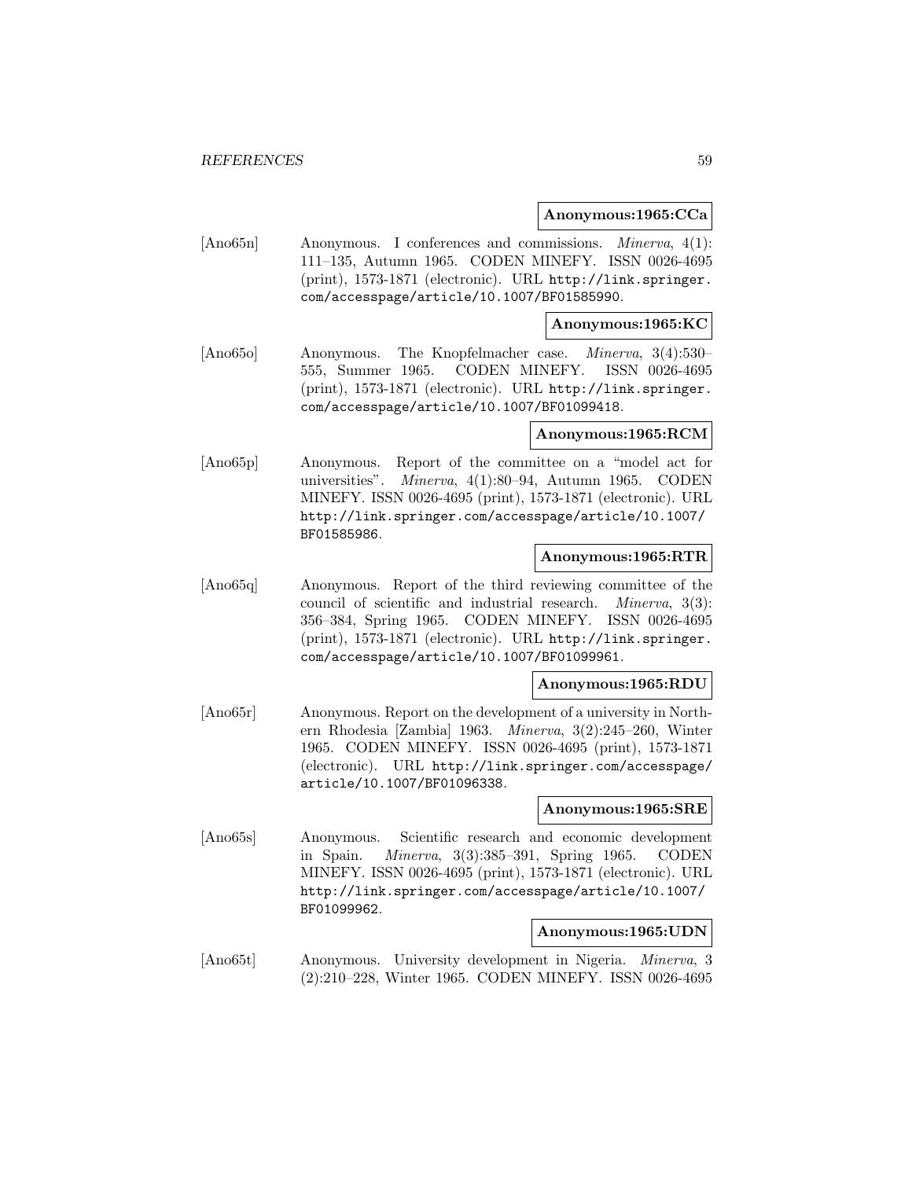**Anonymous:1965:CCa**

[Ano65n] Anonymous. I conferences and commissions. *Minerva*, 4(1): 111–135, Autumn 1965. CODEN MINEFY. ISSN 0026-4695 (print), 1573-1871 (electronic). URL http://link.springer.com/accesspage/article/10.1007/BF01585990.

**Anonymous:1965:KC**

[Ano65o] Anonymous. The Knopfelmacher case. *Minerva*, 3(4):530–555, Summer 1965. CODEN MINEFY. ISSN 0026-4695 (print), 1573-1871 (electronic). URL http://link.springer.com/accesspage/article/10.1007/BF01099418.

**Anonymous:1965:RCM**

[Ano65p] Anonymous. Report of the committee on a "model act for universities". *Minerva*, 4(1):80–94, Autumn 1965. CODEN MINEFY. ISSN 0026-4695 (print), 1573-1871 (electronic). URL http://link.springer.com/accesspage/article/10.1007/BF01585986.

**Anonymous:1965:RTR**

[Ano65q] Anonymous. Report of the third reviewing committee of the council of scientific and industrial research. *Minerva*, 3(3): 356–384, Spring 1965. CODEN MINEFY. ISSN 0026-4695 (print), 1573-1871 (electronic). URL http://link.springer.com/accesspage/article/10.1007/BF01099961.

**Anonymous:1965:RDU**

[Ano65r] Anonymous. Report on the development of a university in Northern Rhodesia [Zambia] 1963. *Minerva*, 3(2):245–260, Winter 1965. CODEN MINEFY. ISSN 0026-4695 (print), 1573-1871 (electronic). URL http://link.springer.com/accesspage/article/10.1007/BF01096338.

**Anonymous:1965:SRE**

[Ano65s] Anonymous. Scientific research and economic development in Spain. *Minerva*, 3(3):385–391, Spring 1965. CODEN MINEFY. ISSN 0026-4695 (print), 1573-1871 (electronic). URL http://link.springer.com/accesspage/article/10.1007/BF01099962.

**Anonymous:1965:UDN**

[Ano65t] Anonymous. University development in Nigeria. *Minerva*, 3 (2):210–228, Winter 1965. CODEN MINEFY. ISSN 0026-4695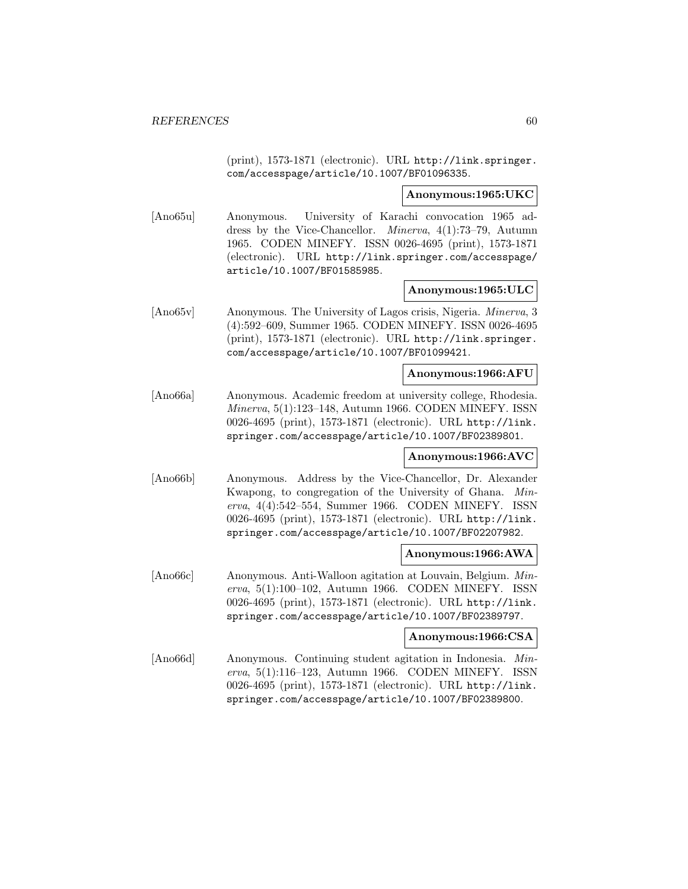(print), 1573-1871 (electronic). URL http://link.springer.com/accesspage/article/10.1007/BF01096335.

**Anonymous:1965:UKC**

[Ano65u] Anonymous. University of Karachi convocation 1965 address by the Vice-Chancellor. *Minerva*, 4(1):73–79, Autumn 1965. CODEN MINEFY. ISSN 0026-4695 (print), 1573-1871 (electronic). URL http://link.springer.com/accesspage/article/10.1007/BF01585985.

**Anonymous:1965:ULC**

[Ano65v] Anonymous. The University of Lagos crisis, Nigeria. *Minerva*, 3 (4):592–609, Summer 1965. CODEN MINEFY. ISSN 0026-4695 (print), 1573-1871 (electronic). URL http://link.springer.com/accesspage/article/10.1007/BF01099421.

**Anonymous:1966:AFU**

[Ano66a] Anonymous. Academic freedom at university college, Rhodesia. *Minerva*, 5(1):123–148, Autumn 1966. CODEN MINEFY. ISSN 0026-4695 (print), 1573-1871 (electronic). URL http://link.springer.com/accesspage/article/10.1007/BF02389801.

**Anonymous:1966:AVC**

[Ano66b] Anonymous. Address by the Vice-Chancellor, Dr. Alexander Kwapong, to congregation of the University of Ghana. *Minerva*, 4(4):542–554, Summer 1966. CODEN MINEFY. ISSN 0026-4695 (print), 1573-1871 (electronic). URL http://link.springer.com/accesspage/article/10.1007/BF02207982.

**Anonymous:1966:AWA**

[Ano66c] Anonymous. Anti-Walloon agitation at Louvain, Belgium. *Minerva*, 5(1):100–102, Autumn 1966. CODEN MINEFY. ISSN 0026-4695 (print), 1573-1871 (electronic). URL http://link.springer.com/accesspage/article/10.1007/BF02389797.

**Anonymous:1966:CSA**

[Ano66d] Anonymous. Continuing student agitation in Indonesia. *Minerva*, 5(1):116–123, Autumn 1966. CODEN MINEFY. ISSN 0026-4695 (print), 1573-1871 (electronic). URL http://link.springer.com/accesspage/article/10.1007/BF02389800.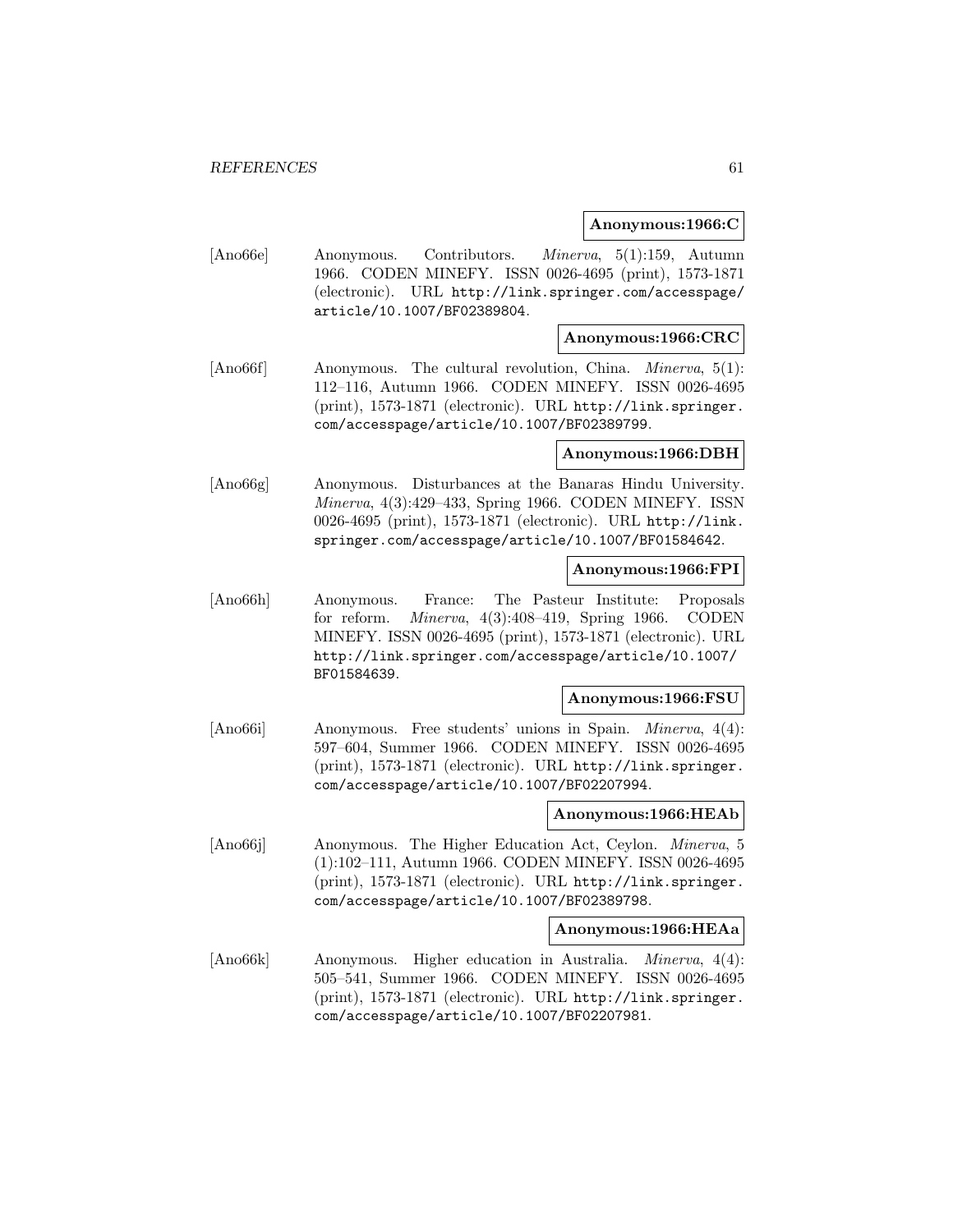**Anonymous:1966:C**

[Ano66e] Anonymous. Contributors. *Minerva*, 5(1):159, Autumn 1966. CODEN MINEFY. ISSN 0026-4695 (print), 1573-1871 (electronic). URL http://link.springer.com/accesspage/article/10.1007/BF02389804.

**Anonymous:1966:CRC**

[Ano66f] Anonymous. The cultural revolution, China. *Minerva*, 5(1): 112–116, Autumn 1966. CODEN MINEFY. ISSN 0026-4695 (print), 1573-1871 (electronic). URL http://link.springer.com/accesspage/article/10.1007/BF02389799.

**Anonymous:1966:DBH**

[Ano66g] Anonymous. Disturbances at the Banaras Hindu University. *Minerva*, 4(3):429–433, Spring 1966. CODEN MINEFY. ISSN 0026-4695 (print), 1573-1871 (electronic). URL http://link.springer.com/accesspage/article/10.1007/BF01584642.

**Anonymous:1966:FPI**

[Ano66h] Anonymous. France: The Pasteur Institute: Proposals for reform. *Minerva*, 4(3):408–419, Spring 1966. CODEN MINEFY. ISSN 0026-4695 (print), 1573-1871 (electronic). URL http://link.springer.com/accesspage/article/10.1007/BF01584639.

**Anonymous:1966:FSU**

[Ano66i] Anonymous. Free students' unions in Spain. *Minerva*, 4(4): 597–604, Summer 1966. CODEN MINEFY. ISSN 0026-4695 (print), 1573-1871 (electronic). URL http://link.springer.com/accesspage/article/10.1007/BF02207994.

**Anonymous:1966:HEAb**

[Ano66j] Anonymous. The Higher Education Act, Ceylon. *Minerva*, 5 (1):102–111, Autumn 1966. CODEN MINEFY. ISSN 0026-4695 (print), 1573-1871 (electronic). URL http://link.springer.com/accesspage/article/10.1007/BF02389798.

**Anonymous:1966:HEAa**

[Ano66k] Anonymous. Higher education in Australia. *Minerva*, 4(4): 505–541, Summer 1966. CODEN MINEFY. ISSN 0026-4695 (print), 1573-1871 (electronic). URL http://link.springer.com/accesspage/article/10.1007/BF02207981.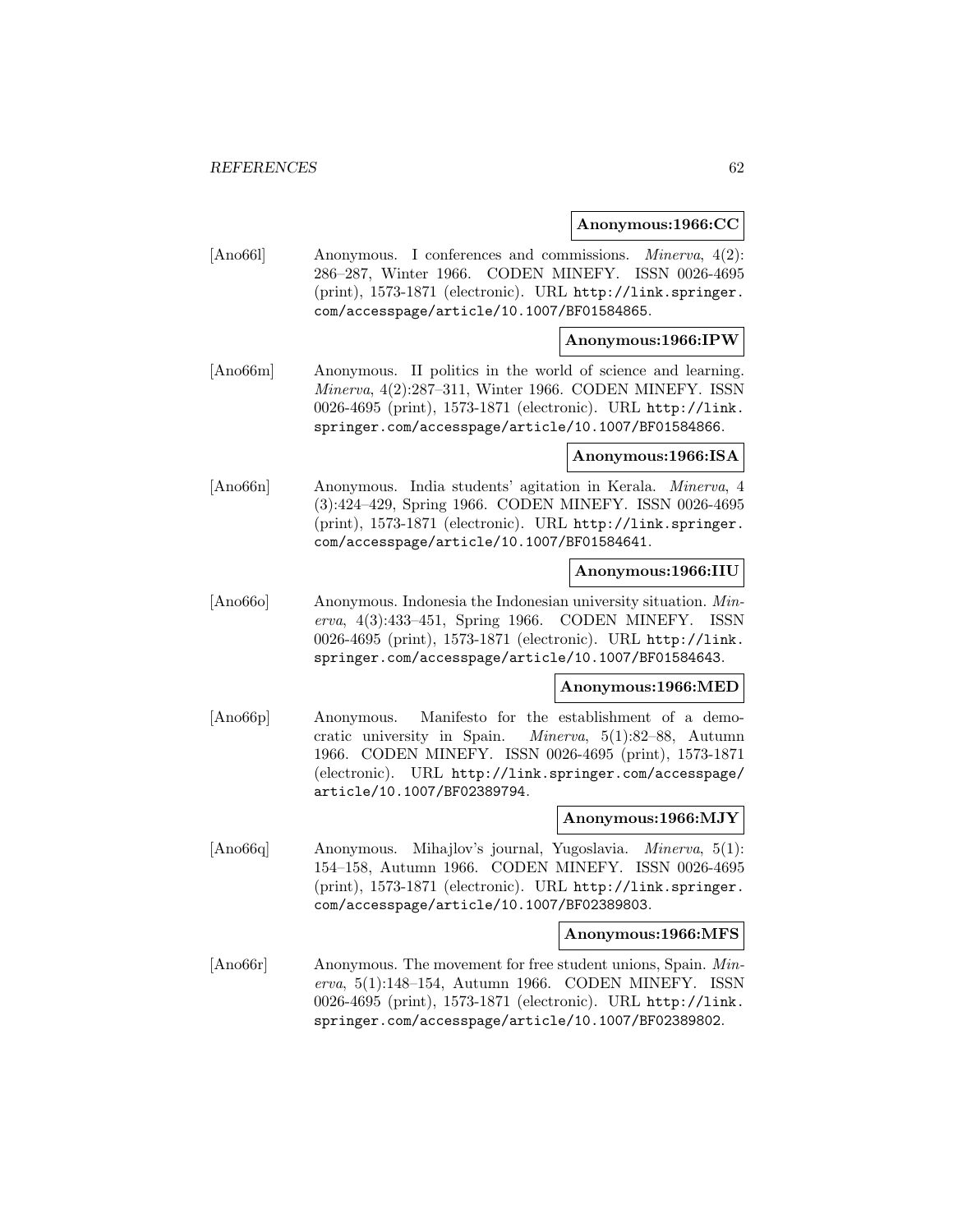**Anonymous:1966:CC**

[Ano66l] Anonymous. I conferences and commissions. *Minerva*, 4(2): 286–287, Winter 1966. CODEN MINEFY. ISSN 0026-4695 (print), 1573-1871 (electronic). URL `http://link.springer.com/accesspage/article/10.1007/BF01584865`.

**Anonymous:1966:IPW**

[Ano66m] Anonymous. II politics in the world of science and learning. *Minerva*, 4(2):287–311, Winter 1966. CODEN MINEFY. ISSN 0026-4695 (print), 1573-1871 (electronic). URL `http://link.springer.com/accesspage/article/10.1007/BF01584866`.

**Anonymous:1966:ISA**

[Ano66n] Anonymous. India students' agitation in Kerala. *Minerva*, 4 (3):424–429, Spring 1966. CODEN MINEFY. ISSN 0026-4695 (print), 1573-1871 (electronic). URL `http://link.springer.com/accesspage/article/10.1007/BF01584641`.

**Anonymous:1966:IIU**

[Ano66o] Anonymous. Indonesia the Indonesian university situation. *Minerva*, 4(3):433–451, Spring 1966. CODEN MINEFY. ISSN 0026-4695 (print), 1573-1871 (electronic). URL `http://link.springer.com/accesspage/article/10.1007/BF01584643`.

**Anonymous:1966:MED**

[Ano66p] Anonymous. Manifesto for the establishment of a democratic university in Spain. *Minerva*, 5(1):82–88, Autumn 1966. CODEN MINEFY. ISSN 0026-4695 (print), 1573-1871 (electronic). URL `http://link.springer.com/accesspage/article/10.1007/BF02389794`.

**Anonymous:1966:MJY**

[Ano66q] Anonymous. Mihajlov's journal, Yugoslavia. *Minerva*, 5(1): 154–158, Autumn 1966. CODEN MINEFY. ISSN 0026-4695 (print), 1573-1871 (electronic). URL `http://link.springer.com/accesspage/article/10.1007/BF02389803`.

**Anonymous:1966:MFS**

[Ano66r] Anonymous. The movement for free student unions, Spain. *Minerva*, 5(1):148–154, Autumn 1966. CODEN MINEFY. ISSN 0026-4695 (print), 1573-1871 (electronic). URL `http://link.springer.com/accesspage/article/10.1007/BF02389802`.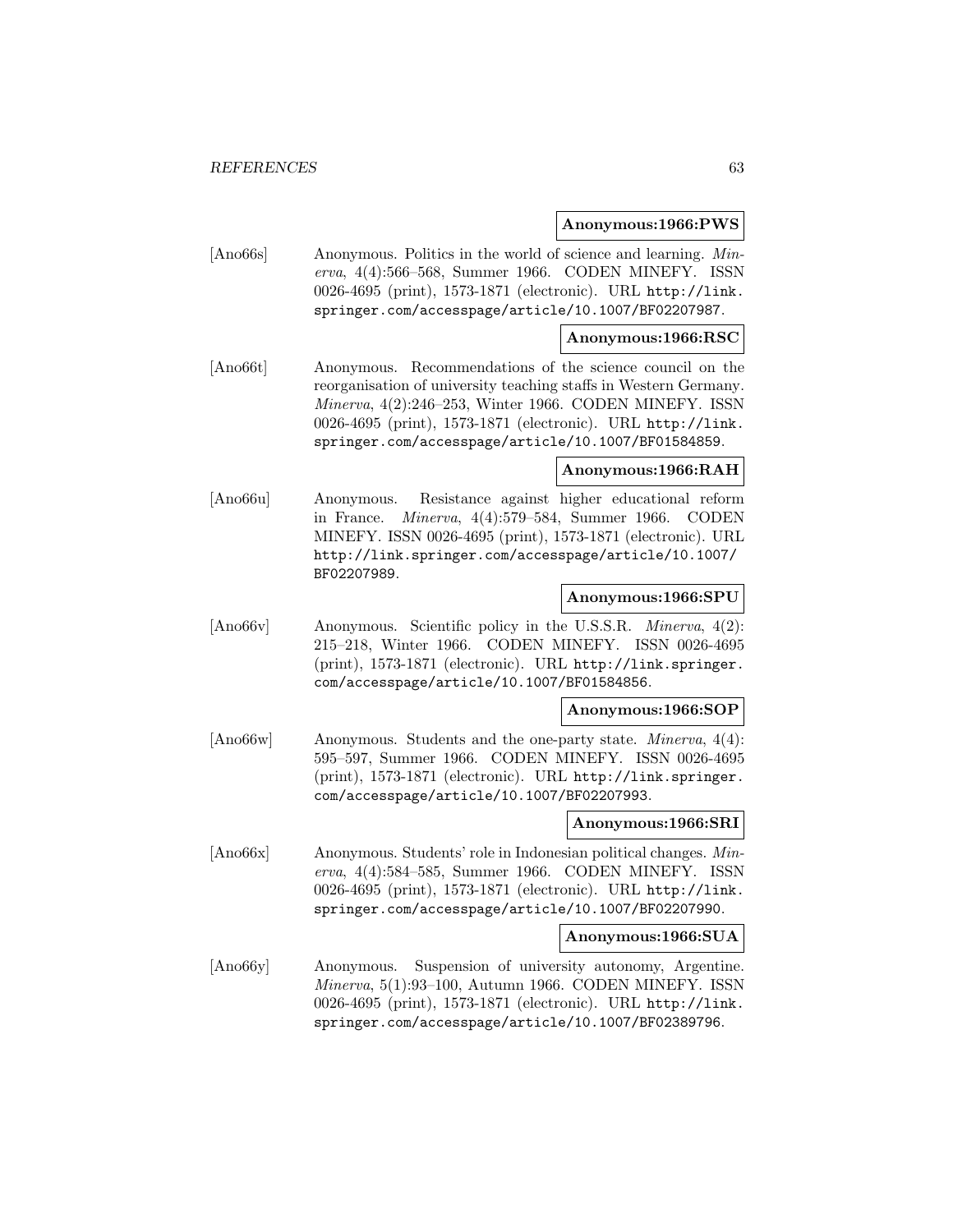**Anonymous:1966:PWS**

[Ano66s] Anonymous. Politics in the world of science and learning. *Minerva*, 4(4):566–568, Summer 1966. CODEN MINEFY. ISSN 0026-4695 (print), 1573-1871 (electronic). URL http://link.springer.com/accesspage/article/10.1007/BF02207987.

**Anonymous:1966:RSC**

[Ano66t] Anonymous. Recommendations of the science council on the reorganisation of university teaching staffs in Western Germany. *Minerva*, 4(2):246–253, Winter 1966. CODEN MINEFY. ISSN 0026-4695 (print), 1573-1871 (electronic). URL http://link.springer.com/accesspage/article/10.1007/BF01584859.

**Anonymous:1966:RAH**

[Ano66u] Anonymous. Resistance against higher educational reform in France. *Minerva*, 4(4):579–584, Summer 1966. CODEN MINEFY. ISSN 0026-4695 (print), 1573-1871 (electronic). URL http://link.springer.com/accesspage/article/10.1007/BF02207989.

**Anonymous:1966:SPU**

[Ano66v] Anonymous. Scientific policy in the U.S.S.R. *Minerva*, 4(2):215–218, Winter 1966. CODEN MINEFY. ISSN 0026-4695 (print), 1573-1871 (electronic). URL http://link.springer.com/accesspage/article/10.1007/BF01584856.

**Anonymous:1966:SOP**

[Ano66w] Anonymous. Students and the one-party state. *Minerva*, 4(4):595–597, Summer 1966. CODEN MINEFY. ISSN 0026-4695 (print), 1573-1871 (electronic). URL http://link.springer.com/accesspage/article/10.1007/BF02207993.

**Anonymous:1966:SRI**

[Ano66x] Anonymous. Students' role in Indonesian political changes. *Minerva*, 4(4):584–585, Summer 1966. CODEN MINEFY. ISSN 0026-4695 (print), 1573-1871 (electronic). URL http://link.springer.com/accesspage/article/10.1007/BF02207990.

**Anonymous:1966:SUA**

[Ano66y] Anonymous. Suspension of university autonomy, Argentine. *Minerva*, 5(1):93–100, Autumn 1966. CODEN MINEFY. ISSN 0026-4695 (print), 1573-1871 (electronic). URL http://link.springer.com/accesspage/article/10.1007/BF02389796.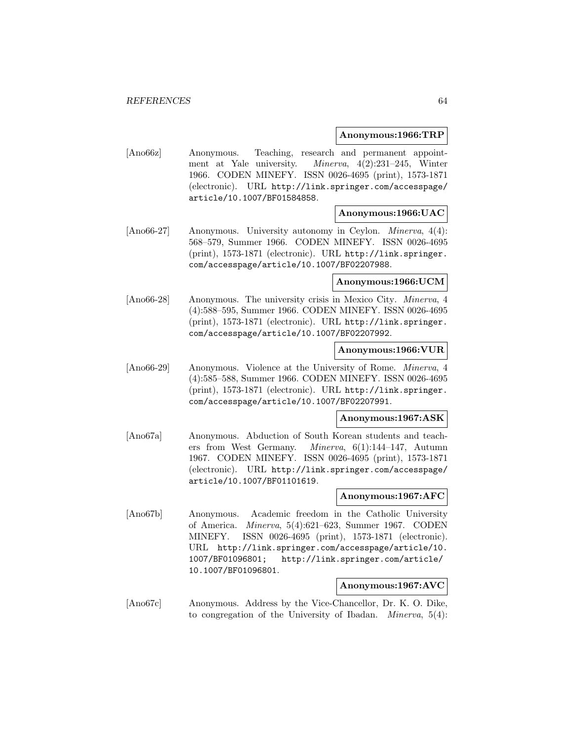**Anonymous:1966:TRP**

[Ano66z] Anonymous. Teaching, research and permanent appointment at Yale university. *Minerva*, 4(2):231–245, Winter 1966. CODEN MINEFY. ISSN 0026-4695 (print), 1573-1871 (electronic). URL http://link.springer.com/accesspage/article/10.1007/BF01584858.

**Anonymous:1966:UAC**

[Ano66-27] Anonymous. University autonomy in Ceylon. *Minerva*, 4(4): 568–579, Summer 1966. CODEN MINEFY. ISSN 0026-4695 (print), 1573-1871 (electronic). URL http://link.springer.com/accesspage/article/10.1007/BF02207988.

**Anonymous:1966:UCM**

[Ano66-28] Anonymous. The university crisis in Mexico City. *Minerva*, 4 (4):588–595, Summer 1966. CODEN MINEFY. ISSN 0026-4695 (print), 1573-1871 (electronic). URL http://link.springer.com/accesspage/article/10.1007/BF02207992.

**Anonymous:1966:VUR**

[Ano66-29] Anonymous. Violence at the University of Rome. *Minerva*, 4 (4):585–588, Summer 1966. CODEN MINEFY. ISSN 0026-4695 (print), 1573-1871 (electronic). URL http://link.springer.com/accesspage/article/10.1007/BF02207991.

**Anonymous:1967:ASK**

[Ano67a] Anonymous. Abduction of South Korean students and teachers from West Germany. *Minerva*, 6(1):144–147, Autumn 1967. CODEN MINEFY. ISSN 0026-4695 (print), 1573-1871 (electronic). URL http://link.springer.com/accesspage/article/10.1007/BF01101619.

**Anonymous:1967:AFC**

[Ano67b] Anonymous. Academic freedom in the Catholic University of America. *Minerva*, 5(4):621–623, Summer 1967. CODEN MINEFY. ISSN 0026-4695 (print), 1573-1871 (electronic). URL http://link.springer.com/accesspage/article/10.1007/BF01096801; http://link.springer.com/article/10.1007/BF01096801.

**Anonymous:1967:AVC**

[Ano67c] Anonymous. Address by the Vice-Chancellor, Dr. K. O. Dike, to congregation of the University of Ibadan. *Minerva*, 5(4):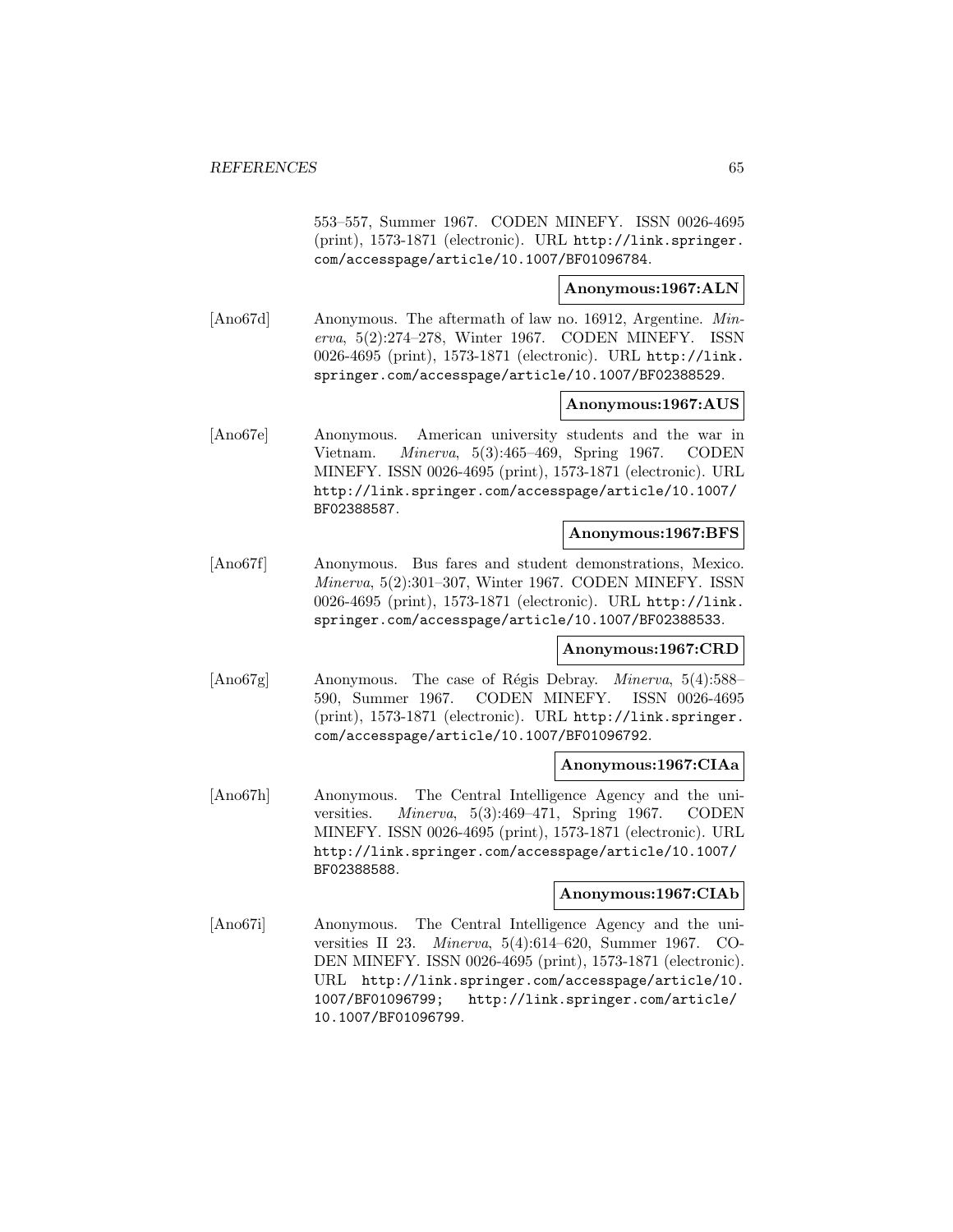553–557, Summer 1967. CODEN MINEFY. ISSN 0026-4695 (print), 1573-1871 (electronic). URL http://link.springer.com/accesspage/article/10.1007/BF01096784.

**Anonymous:1967:ALN**

[Ano67d] Anonymous. The aftermath of law no. 16912, Argentine. *Minerva*, 5(2):274–278, Winter 1967. CODEN MINEFY. ISSN 0026-4695 (print), 1573-1871 (electronic). URL http://link.springer.com/accesspage/article/10.1007/BF02388529.

**Anonymous:1967:AUS**

[Ano67e] Anonymous. American university students and the war in Vietnam. *Minerva*, 5(3):465–469, Spring 1967. CODEN MINEFY. ISSN 0026-4695 (print), 1573-1871 (electronic). URL http://link.springer.com/accesspage/article/10.1007/BF02388587.

**Anonymous:1967:BFS**

[Ano67f] Anonymous. Bus fares and student demonstrations, Mexico. *Minerva*, 5(2):301–307, Winter 1967. CODEN MINEFY. ISSN 0026-4695 (print), 1573-1871 (electronic). URL http://link.springer.com/accesspage/article/10.1007/BF02388533.

**Anonymous:1967:CRD**

[Ano67g] Anonymous. The case of Régis Debray. *Minerva*, 5(4):588–590, Summer 1967. CODEN MINEFY. ISSN 0026-4695 (print), 1573-1871 (electronic). URL http://link.springer.com/accesspage/article/10.1007/BF01096792.

**Anonymous:1967:CIAa**

[Ano67h] Anonymous. The Central Intelligence Agency and the universities. *Minerva*, 5(3):469–471, Spring 1967. CODEN MINEFY. ISSN 0026-4695 (print), 1573-1871 (electronic). URL http://link.springer.com/accesspage/article/10.1007/BF02388588.

**Anonymous:1967:CIAb**

[Ano67i] Anonymous. The Central Intelligence Agency and the universities II 23. *Minerva*, 5(4):614–620, Summer 1967. CODEN MINEFY. ISSN 0026-4695 (print), 1573-1871 (electronic). URL http://link.springer.com/accesspage/article/10.1007/BF01096799; http://link.springer.com/article/10.1007/BF01096799.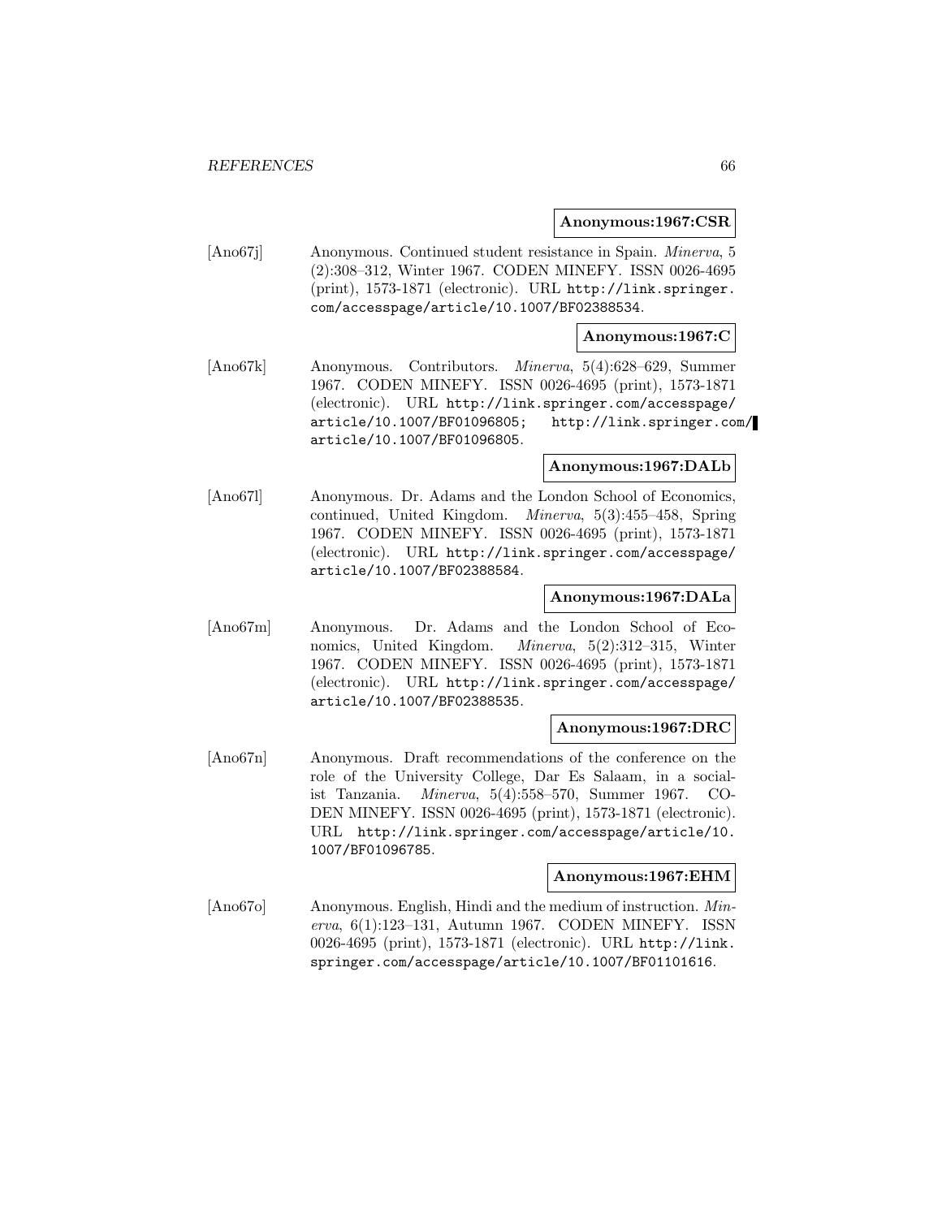**Anonymous:1967:CSR**

[Ano67j] Anonymous. Continued student resistance in Spain. *Minerva*, 5 (2):308–312, Winter 1967. CODEN MINEFY. ISSN 0026-4695 (print), 1573-1871 (electronic). URL `http://link.springer.com/accesspage/article/10.1007/BF02388534`.

**Anonymous:1967:C**

[Ano67k] Anonymous. Contributors. *Minerva*, 5(4):628–629, Summer 1967. CODEN MINEFY. ISSN 0026-4695 (print), 1573-1871 (electronic). URL `http://link.springer.com/accesspage/article/10.1007/BF01096805; http://link.springer.com/article/10.1007/BF01096805`.

**Anonymous:1967:DALb**

[Ano67l] Anonymous. Dr. Adams and the London School of Economics, continued, United Kingdom. *Minerva*, 5(3):455–458, Spring 1967. CODEN MINEFY. ISSN 0026-4695 (print), 1573-1871 (electronic). URL `http://link.springer.com/accesspage/article/10.1007/BF02388584`.

**Anonymous:1967:DALa**

[Ano67m] Anonymous. Dr. Adams and the London School of Economics, United Kingdom. *Minerva*, 5(2):312–315, Winter 1967. CODEN MINEFY. ISSN 0026-4695 (print), 1573-1871 (electronic). URL `http://link.springer.com/accesspage/article/10.1007/BF02388535`.

**Anonymous:1967:DRC**

[Ano67n] Anonymous. Draft recommendations of the conference on the role of the University College, Dar Es Salaam, in a socialist Tanzania. *Minerva*, 5(4):558–570, Summer 1967. CODEN MINEFY. ISSN 0026-4695 (print), 1573-1871 (electronic). URL `http://link.springer.com/accesspage/article/10.1007/BF01096785`.

**Anonymous:1967:EHM**

[Ano67o] Anonymous. English, Hindi and the medium of instruction. *Minerva*, 6(1):123–131, Autumn 1967. CODEN MINEFY. ISSN 0026-4695 (print), 1573-1871 (electronic). URL `http://link.springer.com/accesspage/article/10.1007/BF01101616`.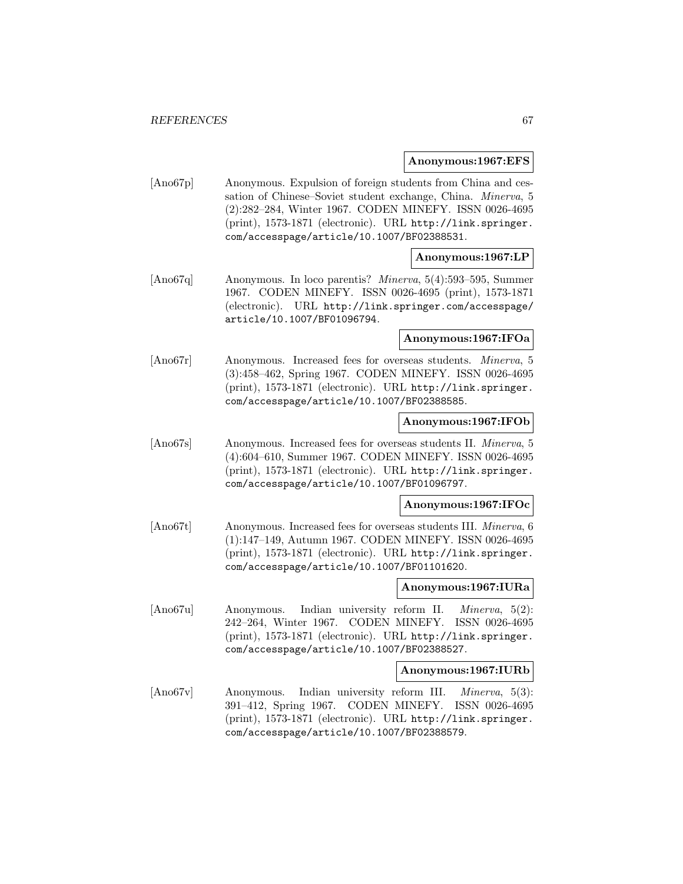**Anonymous:1967:EFS**

[Ano67p] Anonymous. Expulsion of foreign students from China and cessation of Chinese–Soviet student exchange, China. *Minerva*, 5 (2):282–284, Winter 1967. CODEN MINEFY. ISSN 0026-4695 (print), 1573-1871 (electronic). URL http://link.springer.com/accesspage/article/10.1007/BF02388531.

**Anonymous:1967:LP**

[Ano67q] Anonymous. In loco parentis? *Minerva*, 5(4):593–595, Summer 1967. CODEN MINEFY. ISSN 0026-4695 (print), 1573-1871 (electronic). URL http://link.springer.com/accesspage/article/10.1007/BF01096794.

**Anonymous:1967:IFOa**

[Ano67r] Anonymous. Increased fees for overseas students. *Minerva*, 5 (3):458–462, Spring 1967. CODEN MINEFY. ISSN 0026-4695 (print), 1573-1871 (electronic). URL http://link.springer.com/accesspage/article/10.1007/BF02388585.

**Anonymous:1967:IFOb**

[Ano67s] Anonymous. Increased fees for overseas students II. *Minerva*, 5 (4):604–610, Summer 1967. CODEN MINEFY. ISSN 0026-4695 (print), 1573-1871 (electronic). URL http://link.springer.com/accesspage/article/10.1007/BF01096797.

**Anonymous:1967:IFOc**

[Ano67t] Anonymous. Increased fees for overseas students III. *Minerva*, 6 (1):147–149, Autumn 1967. CODEN MINEFY. ISSN 0026-4695 (print), 1573-1871 (electronic). URL http://link.springer.com/accesspage/article/10.1007/BF01101620.

**Anonymous:1967:IURa**

[Ano67u] Anonymous. Indian university reform II. *Minerva*, 5(2): 242–264, Winter 1967. CODEN MINEFY. ISSN 0026-4695 (print), 1573-1871 (electronic). URL http://link.springer.com/accesspage/article/10.1007/BF02388527.

**Anonymous:1967:IURb**

[Ano67v] Anonymous. Indian university reform III. *Minerva*, 5(3): 391–412, Spring 1967. CODEN MINEFY. ISSN 0026-4695 (print), 1573-1871 (electronic). URL http://link.springer.com/accesspage/article/10.1007/BF02388579.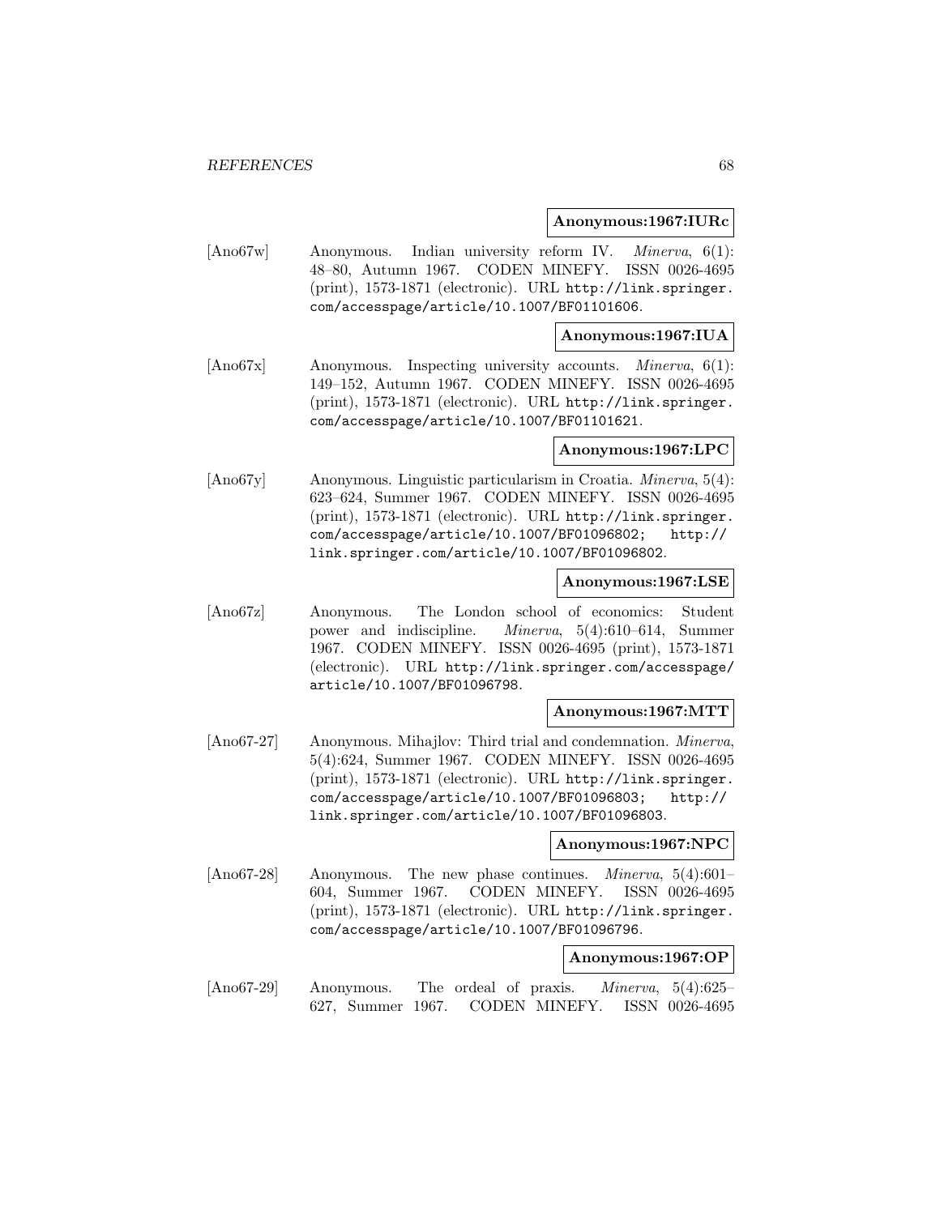**Anonymous:1967:IURc**

[Ano67w] Anonymous. Indian university reform IV. *Minerva*, 6(1): 48–80, Autumn 1967. CODEN MINEFY. ISSN 0026-4695 (print), 1573-1871 (electronic). URL http://link.springer.com/accesspage/article/10.1007/BF01101606.

**Anonymous:1967:IUA**

[Ano67x] Anonymous. Inspecting university accounts. *Minerva*, 6(1): 149–152, Autumn 1967. CODEN MINEFY. ISSN 0026-4695 (print), 1573-1871 (electronic). URL http://link.springer.com/accesspage/article/10.1007/BF01101621.

**Anonymous:1967:LPC**

[Ano67y] Anonymous. Linguistic particularism in Croatia. *Minerva*, 5(4): 623–624, Summer 1967. CODEN MINEFY. ISSN 0026-4695 (print), 1573-1871 (electronic). URL http://link.springer.com/accesspage/article/10.1007/BF01096802; http://link.springer.com/article/10.1007/BF01096802.

**Anonymous:1967:LSE**

[Ano67z] Anonymous. The London school of economics: Student power and indiscipline. *Minerva*, 5(4):610–614, Summer 1967. CODEN MINEFY. ISSN 0026-4695 (print), 1573-1871 (electronic). URL http://link.springer.com/accesspage/article/10.1007/BF01096798.

**Anonymous:1967:MTT**

[Ano67-27] Anonymous. Mihajlov: Third trial and condemnation. *Minerva*, 5(4):624, Summer 1967. CODEN MINEFY. ISSN 0026-4695 (print), 1573-1871 (electronic). URL http://link.springer.com/accesspage/article/10.1007/BF01096803; http://link.springer.com/article/10.1007/BF01096803.

**Anonymous:1967:NPC**

[Ano67-28] Anonymous. The new phase continues. *Minerva*, 5(4):601–604, Summer 1967. CODEN MINEFY. ISSN 0026-4695 (print), 1573-1871 (electronic). URL http://link.springer.com/accesspage/article/10.1007/BF01096796.

**Anonymous:1967:OP**

[Ano67-29] Anonymous. The ordeal of praxis. *Minerva*, 5(4):625–627, Summer 1967. CODEN MINEFY. ISSN 0026-4695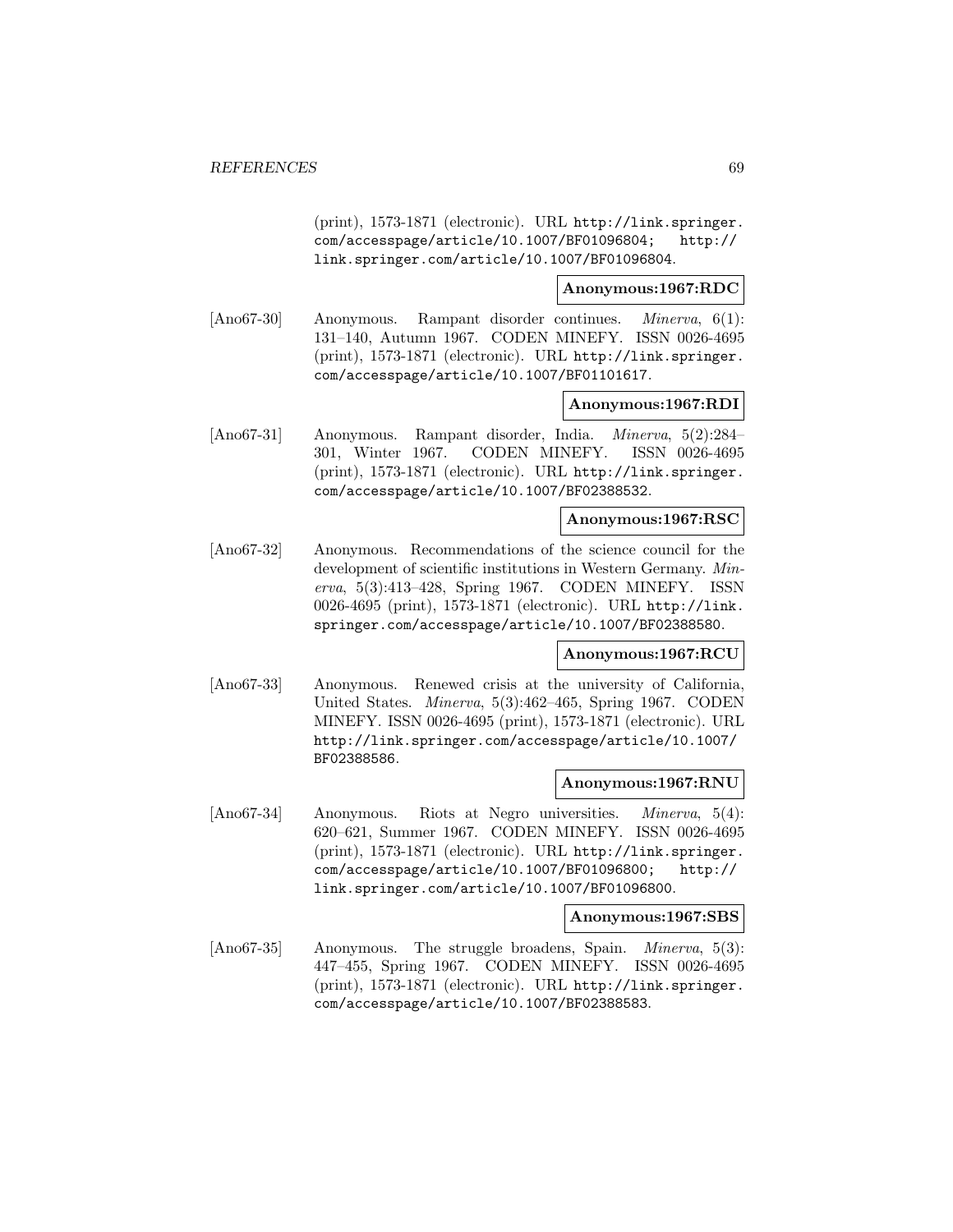(print), 1573-1871 (electronic). URL http://link.springer.com/accesspage/article/10.1007/BF01096804; http://link.springer.com/article/10.1007/BF01096804.

**Anonymous:1967:RDC**

[Ano67-30] Anonymous. Rampant disorder continues. *Minerva*, 6(1): 131–140, Autumn 1967. CODEN MINEFY. ISSN 0026-4695 (print), 1573-1871 (electronic). URL http://link.springer.com/accesspage/article/10.1007/BF01101617.

**Anonymous:1967:RDI**

[Ano67-31] Anonymous. Rampant disorder, India. *Minerva*, 5(2):284–301, Winter 1967. CODEN MINEFY. ISSN 0026-4695 (print), 1573-1871 (electronic). URL http://link.springer.com/accesspage/article/10.1007/BF02388532.

**Anonymous:1967:RSC**

[Ano67-32] Anonymous. Recommendations of the science council for the development of scientific institutions in Western Germany. *Minerva*, 5(3):413–428, Spring 1967. CODEN MINEFY. ISSN 0026-4695 (print), 1573-1871 (electronic). URL http://link.springer.com/accesspage/article/10.1007/BF02388580.

**Anonymous:1967:RCU**

[Ano67-33] Anonymous. Renewed crisis at the university of California, United States. *Minerva*, 5(3):462–465, Spring 1967. CODEN MINEFY. ISSN 0026-4695 (print), 1573-1871 (electronic). URL http://link.springer.com/accesspage/article/10.1007/BF02388586.

**Anonymous:1967:RNU**

[Ano67-34] Anonymous. Riots at Negro universities. *Minerva*, 5(4): 620–621, Summer 1967. CODEN MINEFY. ISSN 0026-4695 (print), 1573-1871 (electronic). URL http://link.springer.com/accesspage/article/10.1007/BF01096800; http://link.springer.com/article/10.1007/BF01096800.

**Anonymous:1967:SBS**

[Ano67-35] Anonymous. The struggle broadens, Spain. *Minerva*, 5(3): 447–455, Spring 1967. CODEN MINEFY. ISSN 0026-4695 (print), 1573-1871 (electronic). URL http://link.springer.com/accesspage/article/10.1007/BF02388583.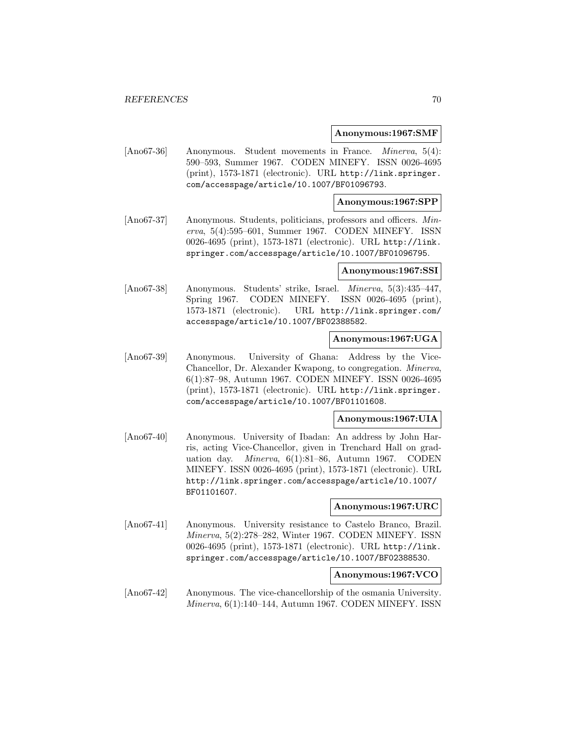**Anonymous:1967:SMF**

[Ano67-36] Anonymous. Student movements in France. *Minerva*, 5(4): 590–593, Summer 1967. CODEN MINEFY. ISSN 0026-4695 (print), 1573-1871 (electronic). URL http://link.springer.com/accesspage/article/10.1007/BF01096793.

**Anonymous:1967:SPP**

[Ano67-37] Anonymous. Students, politicians, professors and officers. *Minerva*, 5(4):595–601, Summer 1967. CODEN MINEFY. ISSN 0026-4695 (print), 1573-1871 (electronic). URL http://link.springer.com/accesspage/article/10.1007/BF01096795.

**Anonymous:1967:SSI**

[Ano67-38] Anonymous. Students' strike, Israel. *Minerva*, 5(3):435–447, Spring 1967. CODEN MINEFY. ISSN 0026-4695 (print), 1573-1871 (electronic). URL http://link.springer.com/accesspage/article/10.1007/BF02388582.

**Anonymous:1967:UGA**

[Ano67-39] Anonymous. University of Ghana: Address by the Vice-Chancellor, Dr. Alexander Kwapong, to congregation. *Minerva*, 6(1):87–98, Autumn 1967. CODEN MINEFY. ISSN 0026-4695 (print), 1573-1871 (electronic). URL http://link.springer.com/accesspage/article/10.1007/BF01101608.

**Anonymous:1967:UIA**

[Ano67-40] Anonymous. University of Ibadan: An address by John Harris, acting Vice-Chancellor, given in Trenchard Hall on graduation day. *Minerva*, 6(1):81–86, Autumn 1967. CODEN MINEFY. ISSN 0026-4695 (print), 1573-1871 (electronic). URL http://link.springer.com/accesspage/article/10.1007/BF01101607.

**Anonymous:1967:URC**

[Ano67-41] Anonymous. University resistance to Castelo Branco, Brazil. *Minerva*, 5(2):278–282, Winter 1967. CODEN MINEFY. ISSN 0026-4695 (print), 1573-1871 (electronic). URL http://link.springer.com/accesspage/article/10.1007/BF02388530.

**Anonymous:1967:VCO**

[Ano67-42] Anonymous. The vice-chancellorship of the osmania University. *Minerva*, 6(1):140–144, Autumn 1967. CODEN MINEFY. ISSN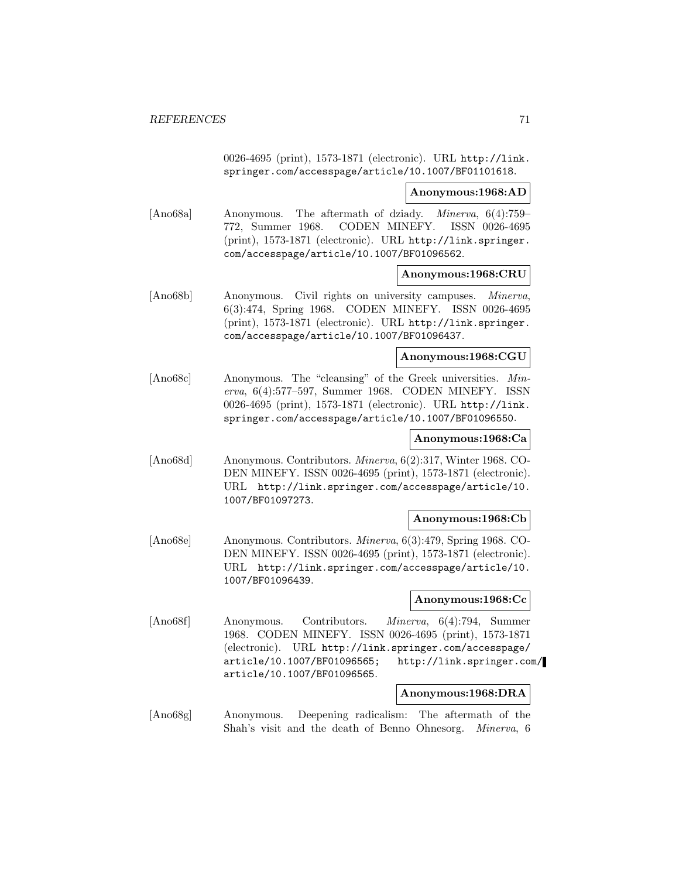0026-4695 (print), 1573-1871 (electronic). URL http://link.springer.com/accesspage/article/10.1007/BF01101618.

**Anonymous:1968:AD**

[Ano68a] Anonymous. The aftermath of dziady. *Minerva*, 6(4):759–772, Summer 1968. CODEN MINEFY. ISSN 0026-4695 (print), 1573-1871 (electronic). URL http://link.springer.com/accesspage/article/10.1007/BF01096562.

**Anonymous:1968:CRU**

[Ano68b] Anonymous. Civil rights on university campuses. *Minerva*, 6(3):474, Spring 1968. CODEN MINEFY. ISSN 0026-4695 (print), 1573-1871 (electronic). URL http://link.springer.com/accesspage/article/10.1007/BF01096437.

**Anonymous:1968:CGU**

[Ano68c] Anonymous. The "cleansing" of the Greek universities. *Minerva*, 6(4):577–597, Summer 1968. CODEN MINEFY. ISSN 0026-4695 (print), 1573-1871 (electronic). URL http://link.springer.com/accesspage/article/10.1007/BF01096550.

**Anonymous:1968:Ca**

[Ano68d] Anonymous. Contributors. *Minerva*, 6(2):317, Winter 1968. CODEN MINEFY. ISSN 0026-4695 (print), 1573-1871 (electronic). URL http://link.springer.com/accesspage/article/10.1007/BF01097273.

**Anonymous:1968:Cb**

[Ano68e] Anonymous. Contributors. *Minerva*, 6(3):479, Spring 1968. CODEN MINEFY. ISSN 0026-4695 (print), 1573-1871 (electronic). URL http://link.springer.com/accesspage/article/10.1007/BF01096439.

**Anonymous:1968:Cc**

[Ano68f] Anonymous. Contributors. *Minerva*, 6(4):794, Summer 1968. CODEN MINEFY. ISSN 0026-4695 (print), 1573-1871 (electronic). URL http://link.springer.com/accesspage/article/10.1007/BF01096565; http://link.springer.com/article/10.1007/BF01096565.

**Anonymous:1968:DRA**

[Ano68g] Anonymous. Deepening radicalism: The aftermath of the Shah's visit and the death of Benno Ohnesorg. *Minerva*, 6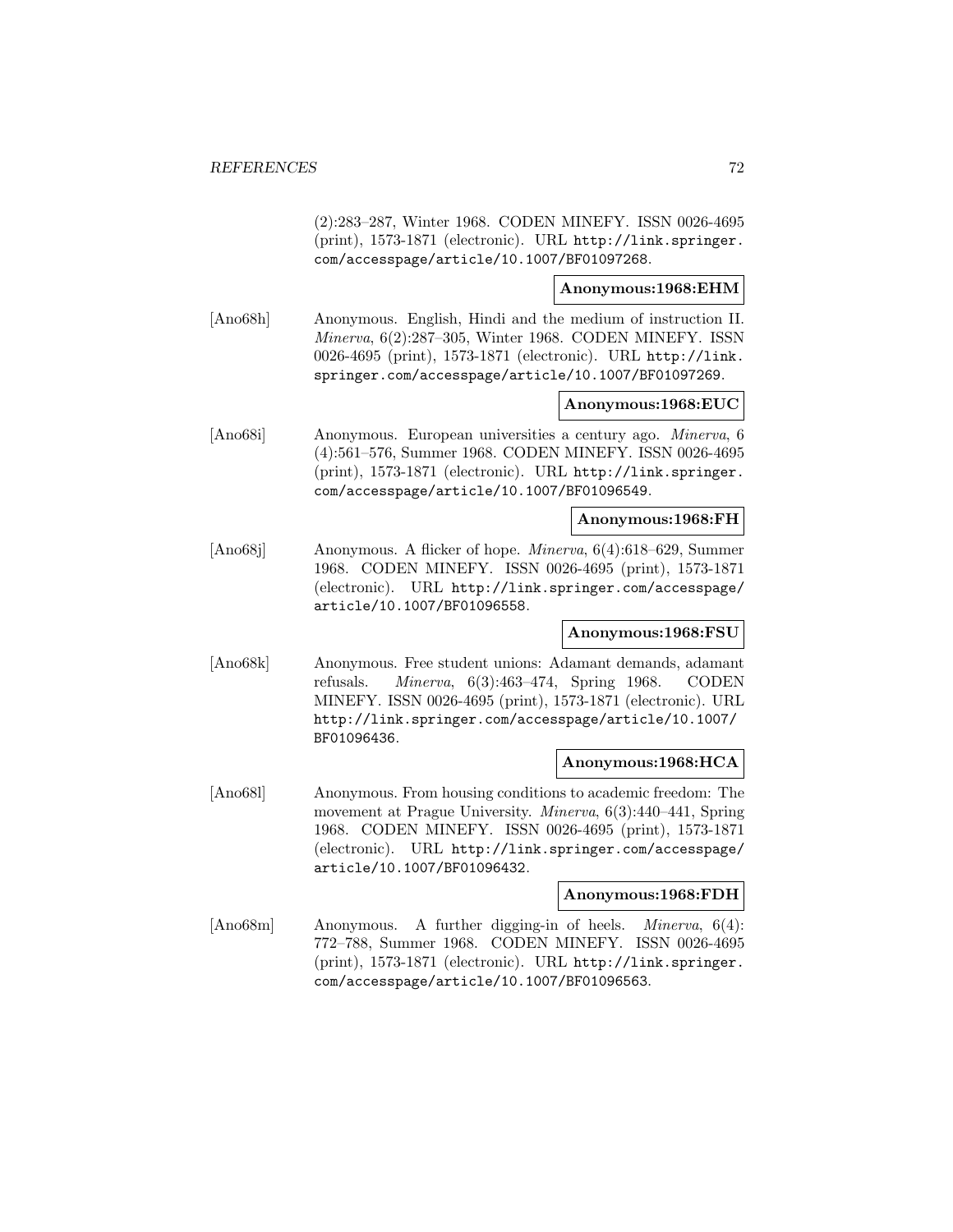(2):283–287, Winter 1968. CODEN MINEFY. ISSN 0026-4695 (print), 1573-1871 (electronic). URL http://link.springer.com/accesspage/article/10.1007/BF01097268.

**Anonymous:1968:EHM**

[Ano68h] Anonymous. English, Hindi and the medium of instruction II. *Minerva*, 6(2):287–305, Winter 1968. CODEN MINEFY. ISSN 0026-4695 (print), 1573-1871 (electronic). URL http://link.springer.com/accesspage/article/10.1007/BF01097269.

**Anonymous:1968:EUC**

[Ano68i] Anonymous. European universities a century ago. *Minerva*, 6 (4):561–576, Summer 1968. CODEN MINEFY. ISSN 0026-4695 (print), 1573-1871 (electronic). URL http://link.springer.com/accesspage/article/10.1007/BF01096549.

**Anonymous:1968:FH**

[Ano68j] Anonymous. A flicker of hope. *Minerva*, 6(4):618–629, Summer 1968. CODEN MINEFY. ISSN 0026-4695 (print), 1573-1871 (electronic). URL http://link.springer.com/accesspage/article/10.1007/BF01096558.

**Anonymous:1968:FSU**

[Ano68k] Anonymous. Free student unions: Adamant demands, adamant refusals. *Minerva*, 6(3):463–474, Spring 1968. CODEN MINEFY. ISSN 0026-4695 (print), 1573-1871 (electronic). URL http://link.springer.com/accesspage/article/10.1007/BF01096436.

**Anonymous:1968:HCA**

[Ano68l] Anonymous. From housing conditions to academic freedom: The movement at Prague University. *Minerva*, 6(3):440–441, Spring 1968. CODEN MINEFY. ISSN 0026-4695 (print), 1573-1871 (electronic). URL http://link.springer.com/accesspage/article/10.1007/BF01096432.

**Anonymous:1968:FDH**

[Ano68m] Anonymous. A further digging-in of heels. *Minerva*, 6(4): 772–788, Summer 1968. CODEN MINEFY. ISSN 0026-4695 (print), 1573-1871 (electronic). URL http://link.springer.com/accesspage/article/10.1007/BF01096563.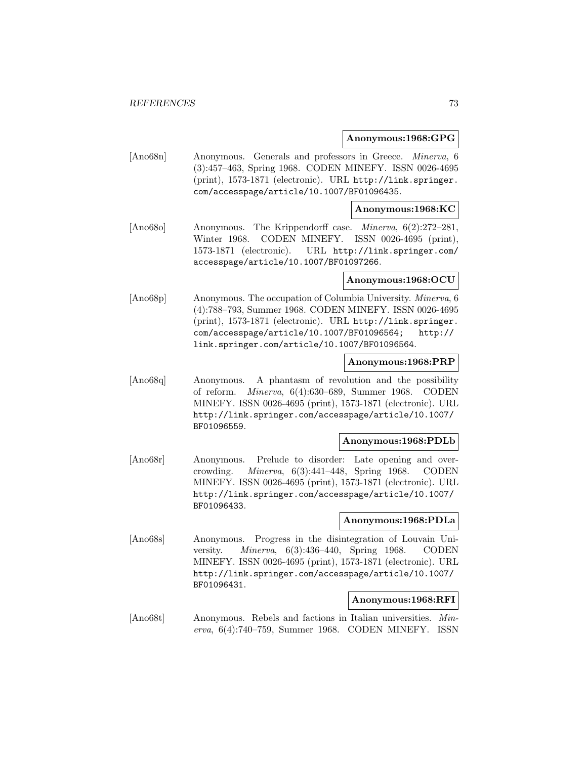**Anonymous:1968:GPG**

[Ano68n] Anonymous. Generals and professors in Greece. *Minerva*, 6 (3):457–463, Spring 1968. CODEN MINEFY. ISSN 0026-4695 (print), 1573-1871 (electronic). URL http://link.springer.com/accesspage/article/10.1007/BF01096435.

**Anonymous:1968:KC**

[Ano68o] Anonymous. The Krippendorff case. *Minerva*, 6(2):272–281, Winter 1968. CODEN MINEFY. ISSN 0026-4695 (print), 1573-1871 (electronic). URL http://link.springer.com/accesspage/article/10.1007/BF01097266.

**Anonymous:1968:OCU**

[Ano68p] Anonymous. The occupation of Columbia University. *Minerva*, 6 (4):788–793, Summer 1968. CODEN MINEFY. ISSN 0026-4695 (print), 1573-1871 (electronic). URL http://link.springer.com/accesspage/article/10.1007/BF01096564; http://link.springer.com/article/10.1007/BF01096564.

**Anonymous:1968:PRP**

[Ano68q] Anonymous. A phantasm of revolution and the possibility of reform. *Minerva*, 6(4):630–689, Summer 1968. CODEN MINEFY. ISSN 0026-4695 (print), 1573-1871 (electronic). URL http://link.springer.com/accesspage/article/10.1007/BF01096559.

**Anonymous:1968:PDLb**

[Ano68r] Anonymous. Prelude to disorder: Late opening and overcrowding. *Minerva*, 6(3):441–448, Spring 1968. CODEN MINEFY. ISSN 0026-4695 (print), 1573-1871 (electronic). URL http://link.springer.com/accesspage/article/10.1007/BF01096433.

**Anonymous:1968:PDLa**

[Ano68s] Anonymous. Progress in the disintegration of Louvain University. *Minerva*, 6(3):436–440, Spring 1968. CODEN MINEFY. ISSN 0026-4695 (print), 1573-1871 (electronic). URL http://link.springer.com/accesspage/article/10.1007/BF01096431.

**Anonymous:1968:RFI**

[Ano68t] Anonymous. Rebels and factions in Italian universities. *Minerva*, 6(4):740–759, Summer 1968. CODEN MINEFY. ISSN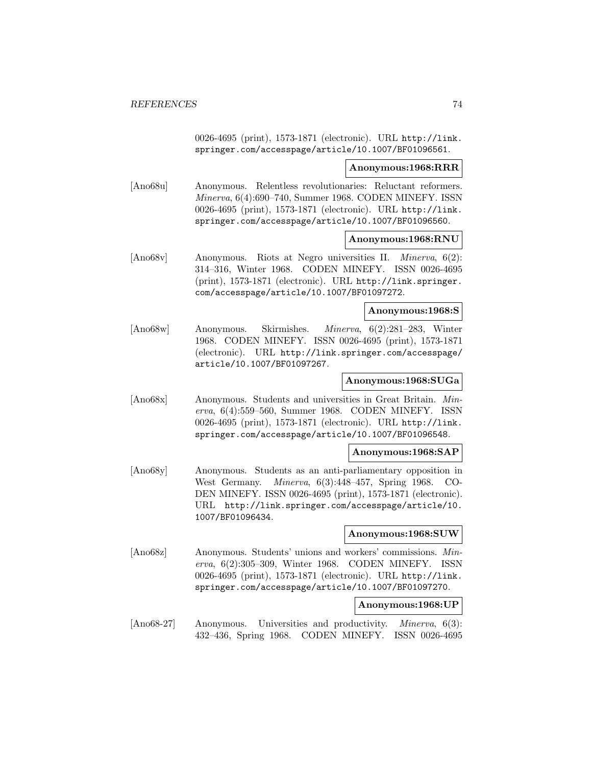0026-4695 (print), 1573-1871 (electronic). URL http://link.springer.com/accesspage/article/10.1007/BF01096561.

**Anonymous:1968:RRR**

[Ano68u] Anonymous. Relentless revolutionaries: Reluctant reformers. *Minerva*, 6(4):690–740, Summer 1968. CODEN MINEFY. ISSN 0026-4695 (print), 1573-1871 (electronic). URL http://link.springer.com/accesspage/article/10.1007/BF01096560.

**Anonymous:1968:RNU**

[Ano68v] Anonymous. Riots at Negro universities II. *Minerva*, 6(2): 314–316, Winter 1968. CODEN MINEFY. ISSN 0026-4695 (print), 1573-1871 (electronic). URL http://link.springer.com/accesspage/article/10.1007/BF01097272.

**Anonymous:1968:S**

[Ano68w] Anonymous. Skirmishes. *Minerva*, 6(2):281–283, Winter 1968. CODEN MINEFY. ISSN 0026-4695 (print), 1573-1871 (electronic). URL http://link.springer.com/accesspage/article/10.1007/BF01097267.

**Anonymous:1968:SUGa**

[Ano68x] Anonymous. Students and universities in Great Britain. *Minerva*, 6(4):559–560, Summer 1968. CODEN MINEFY. ISSN 0026-4695 (print), 1573-1871 (electronic). URL http://link.springer.com/accesspage/article/10.1007/BF01096548.

**Anonymous:1968:SAP**

[Ano68y] Anonymous. Students as an anti-parliamentary opposition in West Germany. *Minerva*, 6(3):448–457, Spring 1968. CODEN MINEFY. ISSN 0026-4695 (print), 1573-1871 (electronic). URL http://link.springer.com/accesspage/article/10.1007/BF01096434.

**Anonymous:1968:SUW**

[Ano68z] Anonymous. Students' unions and workers' commissions. *Minerva*, 6(2):305–309, Winter 1968. CODEN MINEFY. ISSN 0026-4695 (print), 1573-1871 (electronic). URL http://link.springer.com/accesspage/article/10.1007/BF01097270.

**Anonymous:1968:UP**

[Ano68-27] Anonymous. Universities and productivity. *Minerva*, 6(3): 432–436, Spring 1968. CODEN MINEFY. ISSN 0026-4695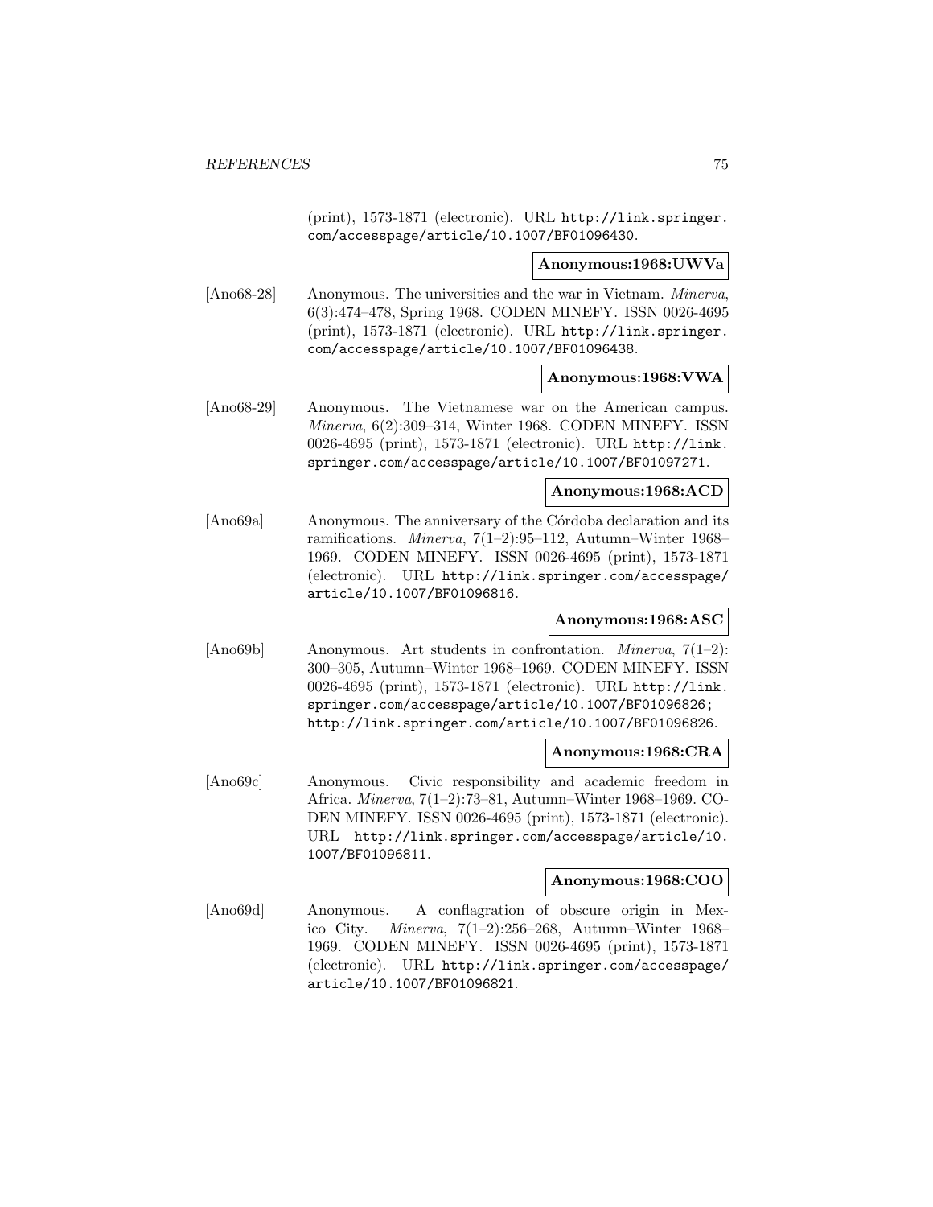(print), 1573-1871 (electronic). URL http://link.springer.com/accesspage/article/10.1007/BF01096430.

**Anonymous:1968:UWVa**

[Ano68-28] Anonymous. The universities and the war in Vietnam. *Minerva*, 6(3):474–478, Spring 1968. CODEN MINEFY. ISSN 0026-4695 (print), 1573-1871 (electronic). URL http://link.springer.com/accesspage/article/10.1007/BF01096438.

**Anonymous:1968:VWA**

[Ano68-29] Anonymous. The Vietnamese war on the American campus. *Minerva*, 6(2):309–314, Winter 1968. CODEN MINEFY. ISSN 0026-4695 (print), 1573-1871 (electronic). URL http://link.springer.com/accesspage/article/10.1007/BF01097271.

**Anonymous:1968:ACD**

[Ano69a] Anonymous. The anniversary of the Córdoba declaration and its ramifications. *Minerva*, 7(1–2):95–112, Autumn–Winter 1968–1969. CODEN MINEFY. ISSN 0026-4695 (print), 1573-1871 (electronic). URL http://link.springer.com/accesspage/article/10.1007/BF01096816.

**Anonymous:1968:ASC**

[Ano69b] Anonymous. Art students in confrontation. *Minerva*, 7(1–2): 300–305, Autumn–Winter 1968–1969. CODEN MINEFY. ISSN 0026-4695 (print), 1573-1871 (electronic). URL http://link.springer.com/accesspage/article/10.1007/BF01096826; http://link.springer.com/article/10.1007/BF01096826.

**Anonymous:1968:CRA**

[Ano69c] Anonymous. Civic responsibility and academic freedom in Africa. *Minerva*, 7(1–2):73–81, Autumn–Winter 1968–1969. CODEN MINEFY. ISSN 0026-4695 (print), 1573-1871 (electronic). URL http://link.springer.com/accesspage/article/10.1007/BF01096811.

**Anonymous:1968:COO**

[Ano69d] Anonymous. A conflagration of obscure origin in Mexico City. *Minerva*, 7(1–2):256–268, Autumn–Winter 1968–1969. CODEN MINEFY. ISSN 0026-4695 (print), 1573-1871 (electronic). URL http://link.springer.com/accesspage/article/10.1007/BF01096821.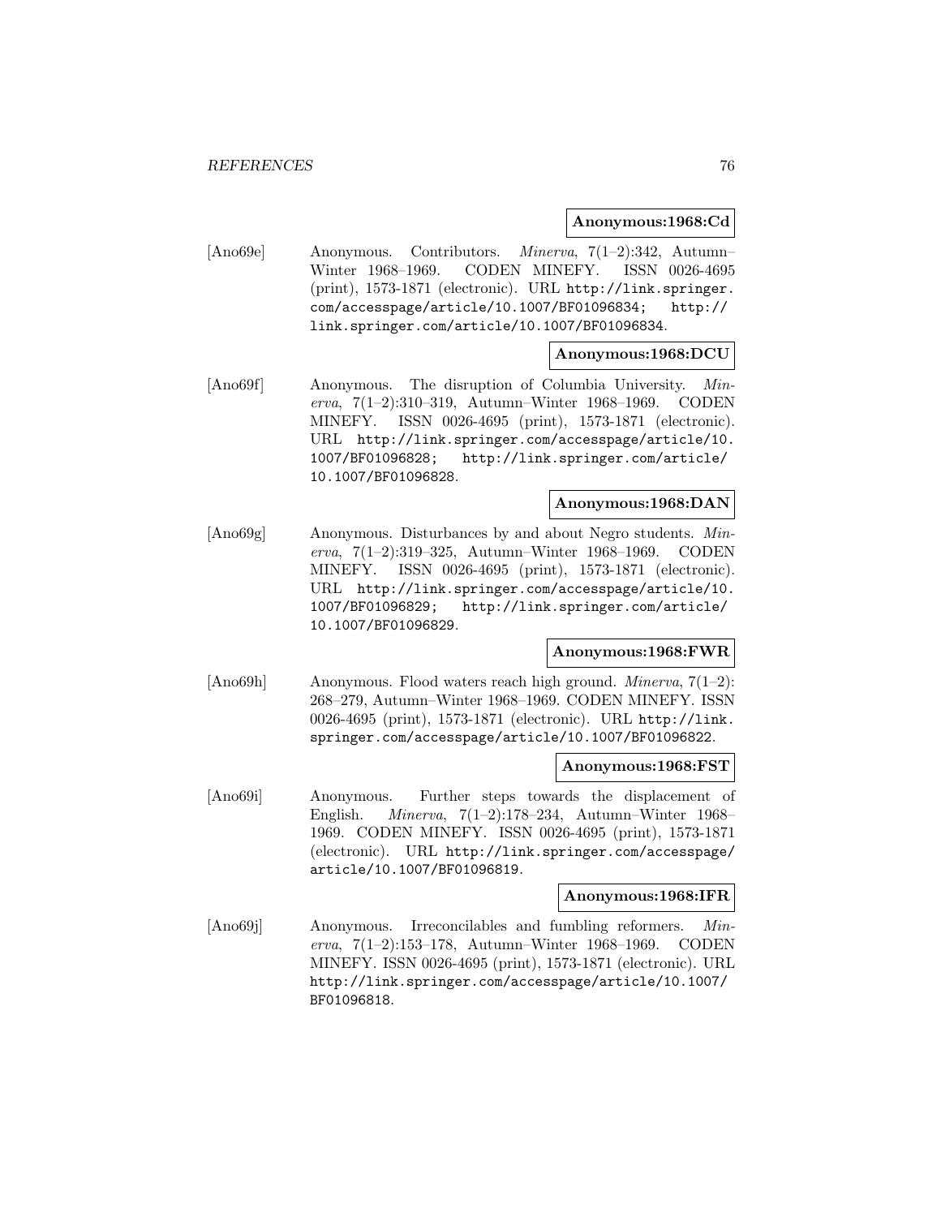**Anonymous:1968:Cd**

[Ano69e] Anonymous. Contributors. *Minerva*, 7(1–2):342, Autumn–Winter 1968–1969. CODEN MINEFY. ISSN 0026-4695 (print), 1573-1871 (electronic). URL http://link.springer.com/accesspage/article/10.1007/BF01096834; http://link.springer.com/article/10.1007/BF01096834.

**Anonymous:1968:DCU**

[Ano69f] Anonymous. The disruption of Columbia University. *Minerva*, 7(1–2):310–319, Autumn–Winter 1968–1969. CODEN MINEFY. ISSN 0026-4695 (print), 1573-1871 (electronic). URL http://link.springer.com/accesspage/article/10.1007/BF01096828; http://link.springer.com/article/10.1007/BF01096828.

**Anonymous:1968:DAN**

[Ano69g] Anonymous. Disturbances by and about Negro students. *Minerva*, 7(1–2):319–325, Autumn–Winter 1968–1969. CODEN MINEFY. ISSN 0026-4695 (print), 1573-1871 (electronic). URL http://link.springer.com/accesspage/article/10.1007/BF01096829; http://link.springer.com/article/10.1007/BF01096829.

**Anonymous:1968:FWR**

[Ano69h] Anonymous. Flood waters reach high ground. *Minerva*, 7(1–2):268–279, Autumn–Winter 1968–1969. CODEN MINEFY. ISSN 0026-4695 (print), 1573-1871 (electronic). URL http://link.springer.com/accesspage/article/10.1007/BF01096822.

**Anonymous:1968:FST**

[Ano69i] Anonymous. Further steps towards the displacement of English. *Minerva*, 7(1–2):178–234, Autumn–Winter 1968–1969. CODEN MINEFY. ISSN 0026-4695 (print), 1573-1871 (electronic). URL http://link.springer.com/accesspage/article/10.1007/BF01096819.

**Anonymous:1968:IFR**

[Ano69j] Anonymous. Irreconcilables and fumbling reformers. *Minerva*, 7(1–2):153–178, Autumn–Winter 1968–1969. CODEN MINEFY. ISSN 0026-4695 (print), 1573-1871 (electronic). URL http://link.springer.com/accesspage/article/10.1007/BF01096818.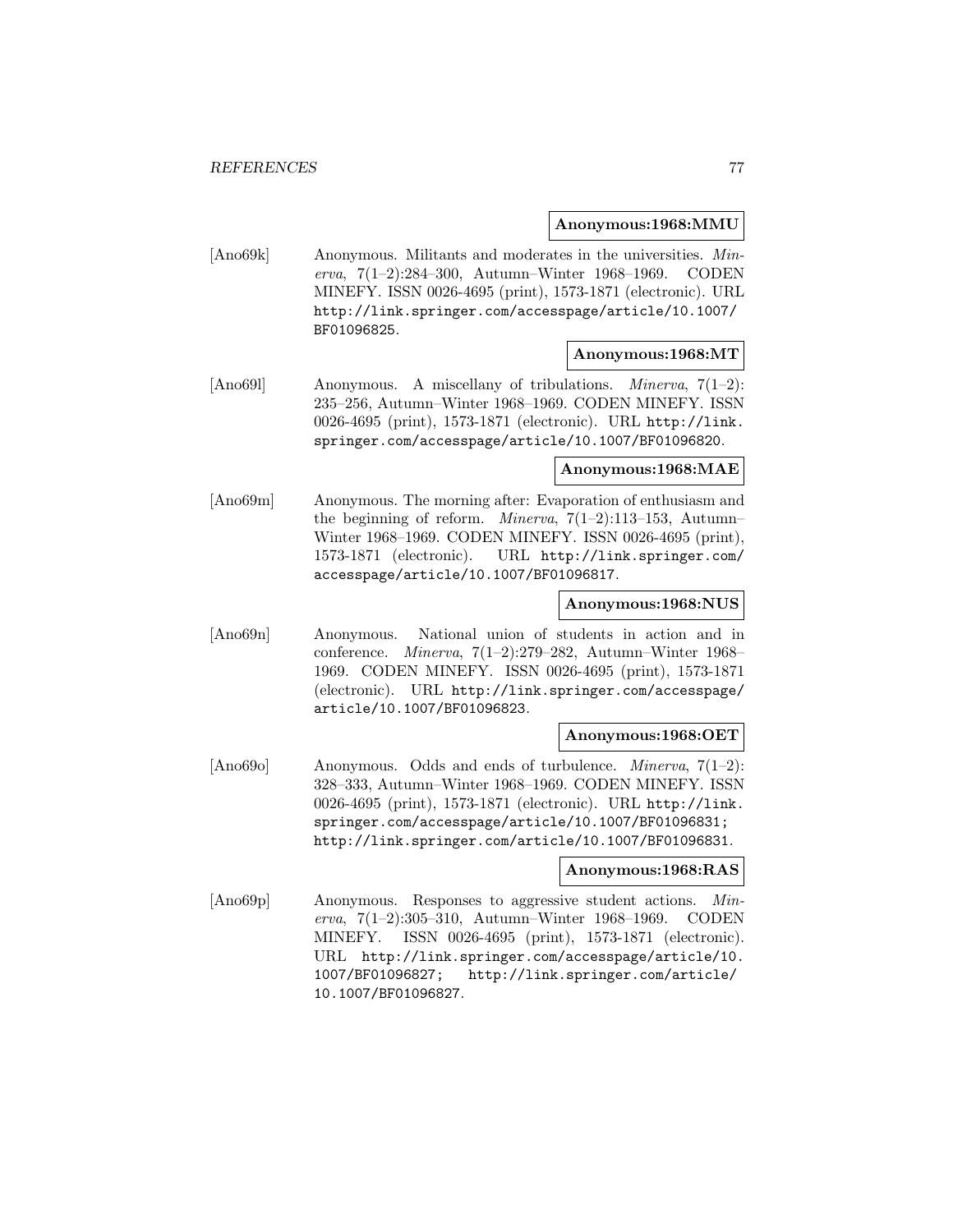**Anonymous:1968:MMU**

[Ano69k] Anonymous. Militants and moderates in the universities. *Minerva*, 7(1–2):284–300, Autumn–Winter 1968–1969. CODEN MINEFY. ISSN 0026-4695 (print), 1573-1871 (electronic). URL http://link.springer.com/accesspage/article/10.1007/BF01096825.

**Anonymous:1968:MT**

[Ano69l] Anonymous. A miscellany of tribulations. *Minerva*, 7(1–2): 235–256, Autumn–Winter 1968–1969. CODEN MINEFY. ISSN 0026-4695 (print), 1573-1871 (electronic). URL http://link.springer.com/accesspage/article/10.1007/BF01096820.

**Anonymous:1968:MAE**

[Ano69m] Anonymous. The morning after: Evaporation of enthusiasm and the beginning of reform. *Minerva*, 7(1–2):113–153, Autumn–Winter 1968–1969. CODEN MINEFY. ISSN 0026-4695 (print), 1573-1871 (electronic). URL http://link.springer.com/accesspage/article/10.1007/BF01096817.

**Anonymous:1968:NUS**

[Ano69n] Anonymous. National union of students in action and in conference. *Minerva*, 7(1–2):279–282, Autumn–Winter 1968–1969. CODEN MINEFY. ISSN 0026-4695 (print), 1573-1871 (electronic). URL http://link.springer.com/accesspage/article/10.1007/BF01096823.

**Anonymous:1968:OET**

[Ano69o] Anonymous. Odds and ends of turbulence. *Minerva*, 7(1–2): 328–333, Autumn–Winter 1968–1969. CODEN MINEFY. ISSN 0026-4695 (print), 1573-1871 (electronic). URL http://link.springer.com/accesspage/article/10.1007/BF01096831; http://link.springer.com/article/10.1007/BF01096831.

**Anonymous:1968:RAS**

[Ano69p] Anonymous. Responses to aggressive student actions. *Minerva*, 7(1–2):305–310, Autumn–Winter 1968–1969. CODEN MINEFY. ISSN 0026-4695 (print), 1573-1871 (electronic). URL http://link.springer.com/accesspage/article/10.1007/BF01096827; http://link.springer.com/article/10.1007/BF01096827.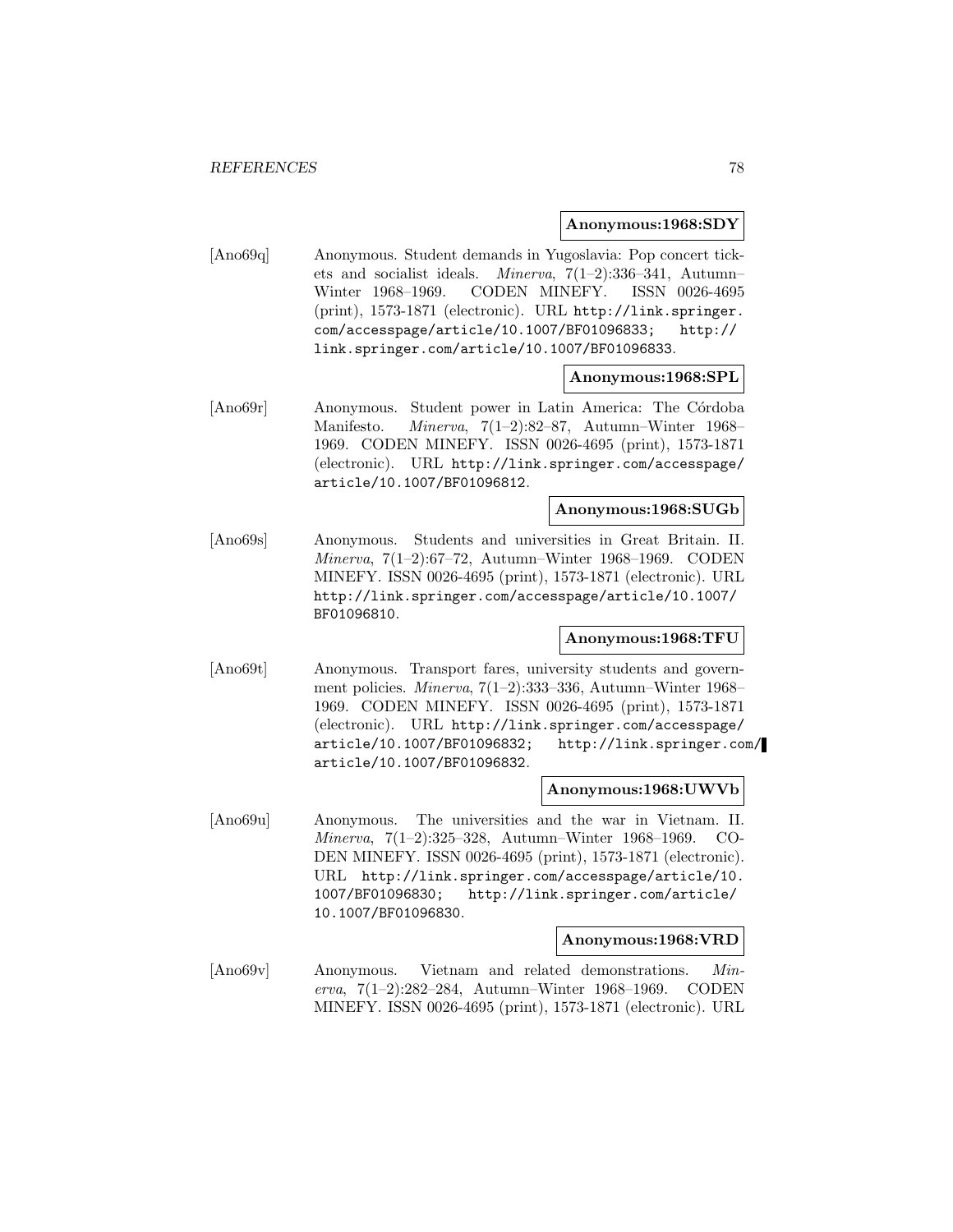**Anonymous:1968:SDY**

[Ano69q] Anonymous. Student demands in Yugoslavia: Pop concert tickets and socialist ideals. *Minerva*, 7(1–2):336–341, Autumn–Winter 1968–1969. CODEN MINEFY. ISSN 0026-4695 (print), 1573-1871 (electronic). URL http://link.springer.com/accesspage/article/10.1007/BF01096833; http://link.springer.com/article/10.1007/BF01096833.

**Anonymous:1968:SPL**

[Ano69r] Anonymous. Student power in Latin America: The Córdoba Manifesto. *Minerva*, 7(1–2):82–87, Autumn–Winter 1968–1969. CODEN MINEFY. ISSN 0026-4695 (print), 1573-1871 (electronic). URL http://link.springer.com/accesspage/article/10.1007/BF01096812.

**Anonymous:1968:SUGb**

[Ano69s] Anonymous. Students and universities in Great Britain. II. *Minerva*, 7(1–2):67–72, Autumn–Winter 1968–1969. CODEN MINEFY. ISSN 0026-4695 (print), 1573-1871 (electronic). URL http://link.springer.com/accesspage/article/10.1007/BF01096810.

**Anonymous:1968:TFU**

[Ano69t] Anonymous. Transport fares, university students and government policies. *Minerva*, 7(1–2):333–336, Autumn–Winter 1968–1969. CODEN MINEFY. ISSN 0026-4695 (print), 1573-1871 (electronic). URL http://link.springer.com/accesspage/article/10.1007/BF01096832; http://link.springer.com/article/10.1007/BF01096832.

**Anonymous:1968:UWVb**

[Ano69u] Anonymous. The universities and the war in Vietnam. II. *Minerva*, 7(1–2):325–328, Autumn–Winter 1968–1969. CODEN MINEFY. ISSN 0026-4695 (print), 1573-1871 (electronic). URL http://link.springer.com/accesspage/article/10.1007/BF01096830; http://link.springer.com/article/10.1007/BF01096830.

**Anonymous:1968:VRD**

[Ano69v] Anonymous. Vietnam and related demonstrations. *Minerva*, 7(1–2):282–284, Autumn–Winter 1968–1969. CODEN MINEFY. ISSN 0026-4695 (print), 1573-1871 (electronic). URL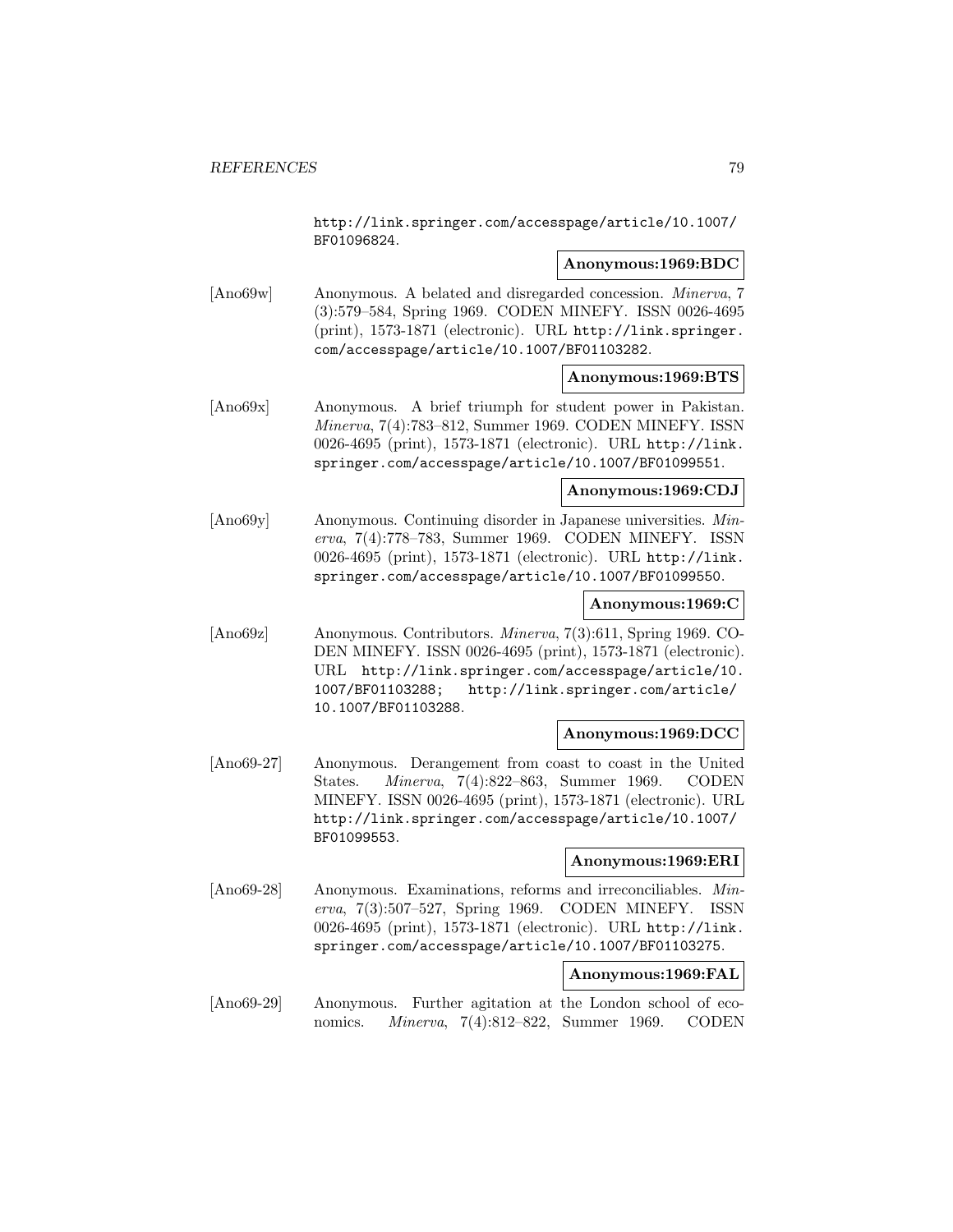http://link.springer.com/accesspage/article/10.1007/BF01096824.

**Anonymous:1969:BDC**

[Ano69w] Anonymous. A belated and disregarded concession. *Minerva*, 7 (3):579–584, Spring 1969. CODEN MINEFY. ISSN 0026-4695 (print), 1573-1871 (electronic). URL http://link.springer.com/accesspage/article/10.1007/BF01103282.

**Anonymous:1969:BTS**

[Ano69x] Anonymous. A brief triumph for student power in Pakistan. *Minerva*, 7(4):783–812, Summer 1969. CODEN MINEFY. ISSN 0026-4695 (print), 1573-1871 (electronic). URL http://link.springer.com/accesspage/article/10.1007/BF01099551.

**Anonymous:1969:CDJ**

[Ano69y] Anonymous. Continuing disorder in Japanese universities. *Minerva*, 7(4):778–783, Summer 1969. CODEN MINEFY. ISSN 0026-4695 (print), 1573-1871 (electronic). URL http://link.springer.com/accesspage/article/10.1007/BF01099550.

**Anonymous:1969:C**

[Ano69z] Anonymous. Contributors. *Minerva*, 7(3):611, Spring 1969. CODEN MINEFY. ISSN 0026-4695 (print), 1573-1871 (electronic). URL http://link.springer.com/accesspage/article/10.1007/BF01103288; http://link.springer.com/article/10.1007/BF01103288.

**Anonymous:1969:DCC**

[Ano69-27] Anonymous. Derangement from coast to coast in the United States. *Minerva*, 7(4):822–863, Summer 1969. CODEN MINEFY. ISSN 0026-4695 (print), 1573-1871 (electronic). URL http://link.springer.com/accesspage/article/10.1007/BF01099553.

**Anonymous:1969:ERI**

[Ano69-28] Anonymous. Examinations, reforms and irreconciliables. *Minerva*, 7(3):507–527, Spring 1969. CODEN MINEFY. ISSN 0026-4695 (print), 1573-1871 (electronic). URL http://link.springer.com/accesspage/article/10.1007/BF01103275.

**Anonymous:1969:FAL**

[Ano69-29] Anonymous. Further agitation at the London school of economics. *Minerva*, 7(4):812–822, Summer 1969. CODEN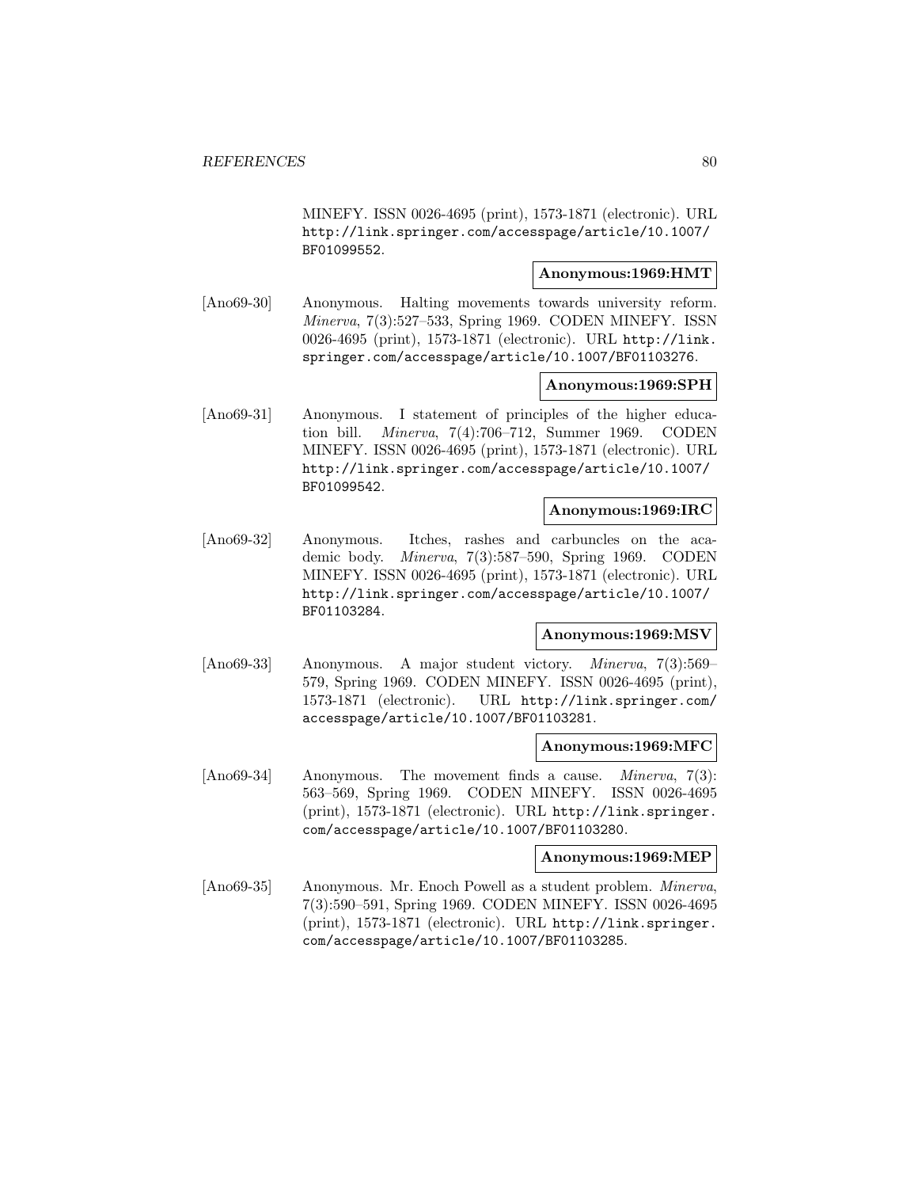MINEFY. ISSN 0026-4695 (print), 1573-1871 (electronic). URL http://link.springer.com/accesspage/article/10.1007/BF01099552.

**Anonymous:1969:HMT**

[Ano69-30] Anonymous. Halting movements towards university reform. *Minerva*, 7(3):527–533, Spring 1969. CODEN MINEFY. ISSN 0026-4695 (print), 1573-1871 (electronic). URL http://link.springer.com/accesspage/article/10.1007/BF01103276.

**Anonymous:1969:SPH**

[Ano69-31] Anonymous. I statement of principles of the higher education bill. *Minerva*, 7(4):706–712, Summer 1969. CODEN MINEFY. ISSN 0026-4695 (print), 1573-1871 (electronic). URL http://link.springer.com/accesspage/article/10.1007/BF01099542.

**Anonymous:1969:IRC**

[Ano69-32] Anonymous. Itches, rashes and carbuncles on the academic body. *Minerva*, 7(3):587–590, Spring 1969. CODEN MINEFY. ISSN 0026-4695 (print), 1573-1871 (electronic). URL http://link.springer.com/accesspage/article/10.1007/BF01103284.

**Anonymous:1969:MSV**

[Ano69-33] Anonymous. A major student victory. *Minerva*, 7(3):569–579, Spring 1969. CODEN MINEFY. ISSN 0026-4695 (print), 1573-1871 (electronic). URL http://link.springer.com/accesspage/article/10.1007/BF01103281.

**Anonymous:1969:MFC**

[Ano69-34] Anonymous. The movement finds a cause. *Minerva*, 7(3):563–569, Spring 1969. CODEN MINEFY. ISSN 0026-4695 (print), 1573-1871 (electronic). URL http://link.springer.com/accesspage/article/10.1007/BF01103280.

**Anonymous:1969:MEP**

[Ano69-35] Anonymous. Mr. Enoch Powell as a student problem. *Minerva*, 7(3):590–591, Spring 1969. CODEN MINEFY. ISSN 0026-4695 (print), 1573-1871 (electronic). URL http://link.springer.com/accesspage/article/10.1007/BF01103285.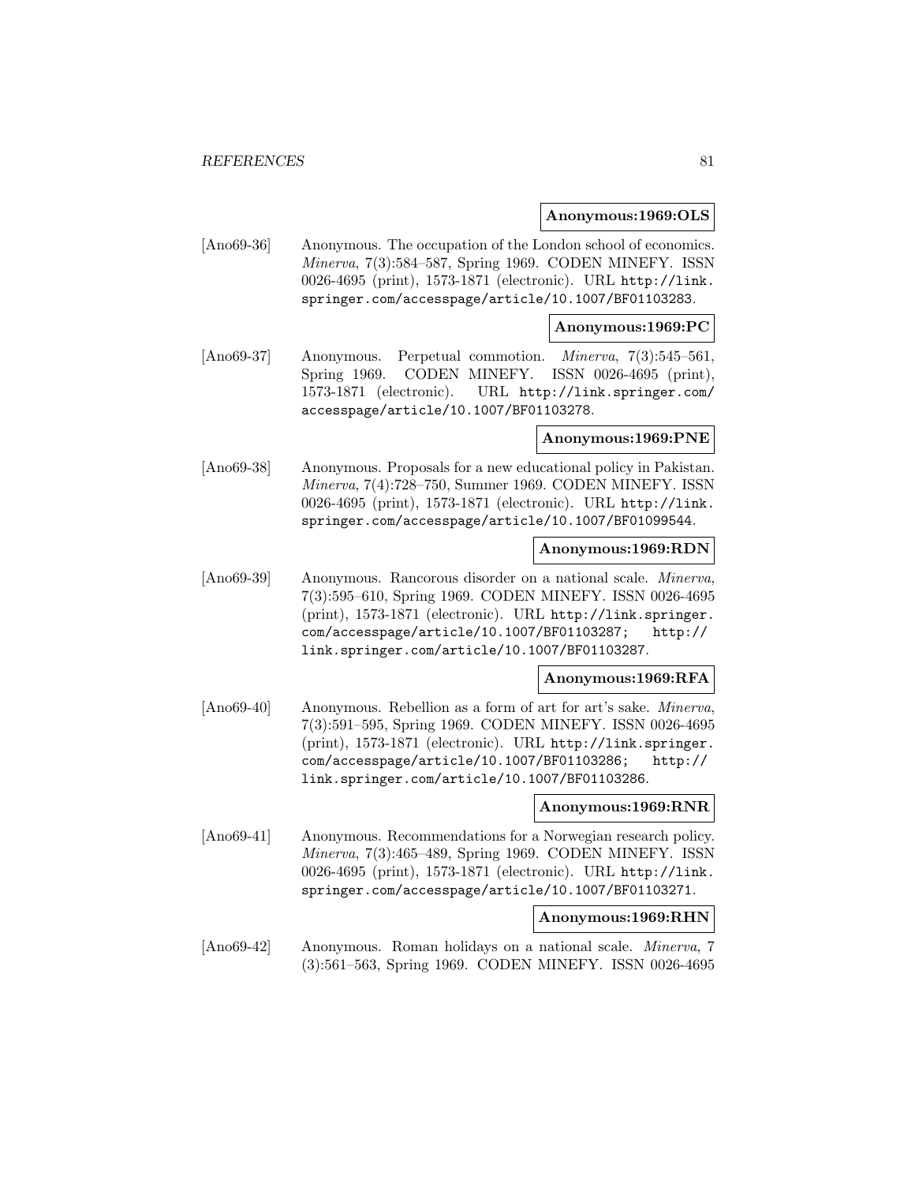**Anonymous:1969:OLS**

[Ano69-36] Anonymous. The occupation of the London school of economics. *Minerva*, 7(3):584–587, Spring 1969. CODEN MINEFY. ISSN 0026-4695 (print), 1573-1871 (electronic). URL http://link.springer.com/accesspage/article/10.1007/BF01103283.

**Anonymous:1969:PC**

[Ano69-37] Anonymous. Perpetual commotion. *Minerva*, 7(3):545–561, Spring 1969. CODEN MINEFY. ISSN 0026-4695 (print), 1573-1871 (electronic). URL http://link.springer.com/accesspage/article/10.1007/BF01103278.

**Anonymous:1969:PNE**

[Ano69-38] Anonymous. Proposals for a new educational policy in Pakistan. *Minerva*, 7(4):728–750, Summer 1969. CODEN MINEFY. ISSN 0026-4695 (print), 1573-1871 (electronic). URL http://link.springer.com/accesspage/article/10.1007/BF01099544.

**Anonymous:1969:RDN**

[Ano69-39] Anonymous. Rancorous disorder on a national scale. *Minerva*, 7(3):595–610, Spring 1969. CODEN MINEFY. ISSN 0026-4695 (print), 1573-1871 (electronic). URL http://link.springer.com/accesspage/article/10.1007/BF01103287; http://link.springer.com/article/10.1007/BF01103287.

**Anonymous:1969:RFA**

[Ano69-40] Anonymous. Rebellion as a form of art for art's sake. *Minerva*, 7(3):591–595, Spring 1969. CODEN MINEFY. ISSN 0026-4695 (print), 1573-1871 (electronic). URL http://link.springer.com/accesspage/article/10.1007/BF01103286; http://link.springer.com/article/10.1007/BF01103286.

**Anonymous:1969:RNR**

[Ano69-41] Anonymous. Recommendations for a Norwegian research policy. *Minerva*, 7(3):465–489, Spring 1969. CODEN MINEFY. ISSN 0026-4695 (print), 1573-1871 (electronic). URL http://link.springer.com/accesspage/article/10.1007/BF01103271.

**Anonymous:1969:RHN**

[Ano69-42] Anonymous. Roman holidays on a national scale. *Minerva*, 7 (3):561–563, Spring 1969. CODEN MINEFY. ISSN 0026-4695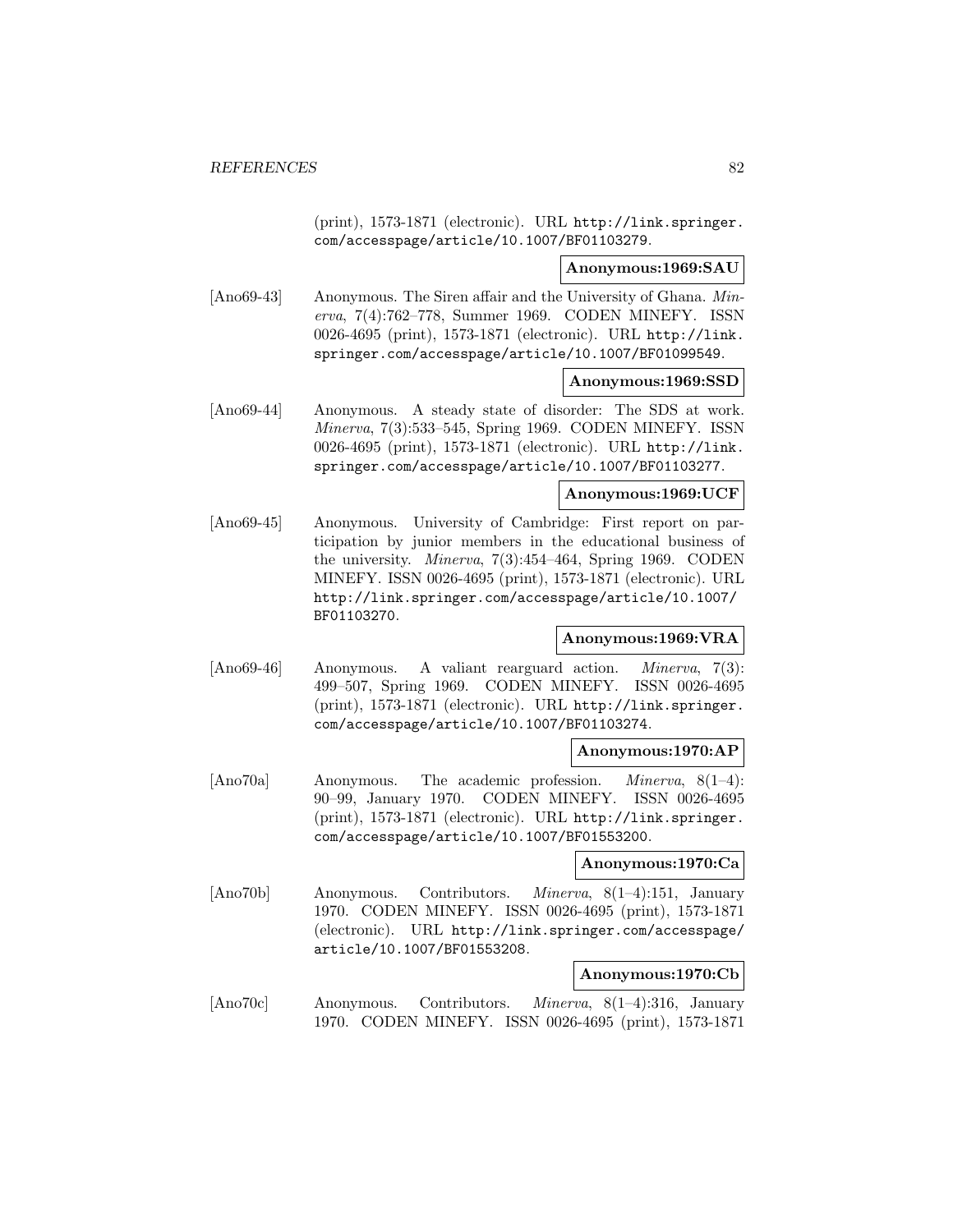(print), 1573-1871 (electronic). URL http://link.springer.com/accesspage/article/10.1007/BF01103279.

**Anonymous:1969:SAU**

[Ano69-43] Anonymous. The Siren affair and the University of Ghana. *Minerva*, 7(4):762–778, Summer 1969. CODEN MINEFY. ISSN 0026-4695 (print), 1573-1871 (electronic). URL http://link.springer.com/accesspage/article/10.1007/BF01099549.

**Anonymous:1969:SSD**

[Ano69-44] Anonymous. A steady state of disorder: The SDS at work. *Minerva*, 7(3):533–545, Spring 1969. CODEN MINEFY. ISSN 0026-4695 (print), 1573-1871 (electronic). URL http://link.springer.com/accesspage/article/10.1007/BF01103277.

**Anonymous:1969:UCF**

[Ano69-45] Anonymous. University of Cambridge: First report on participation by junior members in the educational business of the university. *Minerva*, 7(3):454–464, Spring 1969. CODEN MINEFY. ISSN 0026-4695 (print), 1573-1871 (electronic). URL http://link.springer.com/accesspage/article/10.1007/BF01103270.

**Anonymous:1969:VRA**

[Ano69-46] Anonymous. A valiant rearguard action. *Minerva*, 7(3):499–507, Spring 1969. CODEN MINEFY. ISSN 0026-4695 (print), 1573-1871 (electronic). URL http://link.springer.com/accesspage/article/10.1007/BF01103274.

**Anonymous:1970:AP**

[Ano70a] Anonymous. The academic profession. *Minerva*, 8(1–4):90–99, January 1970. CODEN MINEFY. ISSN 0026-4695 (print), 1573-1871 (electronic). URL http://link.springer.com/accesspage/article/10.1007/BF01553200.

**Anonymous:1970:Ca**

[Ano70b] Anonymous. Contributors. *Minerva*, 8(1–4):151, January 1970. CODEN MINEFY. ISSN 0026-4695 (print), 1573-1871 (electronic). URL http://link.springer.com/accesspage/article/10.1007/BF01553208.

**Anonymous:1970:Cb**

[Ano70c] Anonymous. Contributors. *Minerva*, 8(1–4):316, January 1970. CODEN MINEFY. ISSN 0026-4695 (print), 1573-1871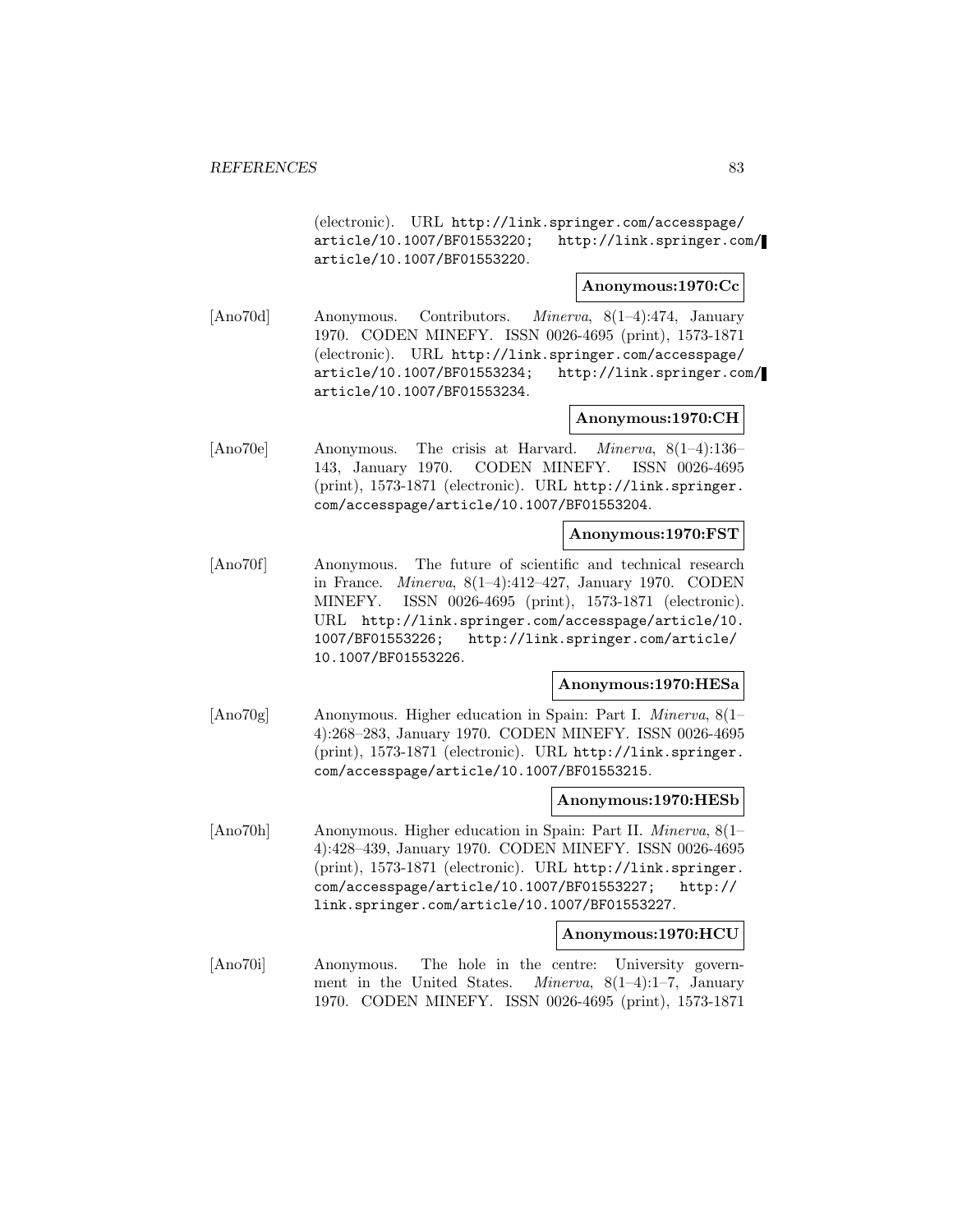(electronic). URL http://link.springer.com/accesspage/article/10.1007/BF01553220; http://link.springer.com/article/10.1007/BF01553220.

**Anonymous:1970:Cc**

[Ano70d] Anonymous. Contributors. *Minerva*, 8(1–4):474, January 1970. CODEN MINEFY. ISSN 0026-4695 (print), 1573-1871 (electronic). URL http://link.springer.com/accesspage/article/10.1007/BF01553234; http://link.springer.com/article/10.1007/BF01553234.

**Anonymous:1970:CH**

[Ano70e] Anonymous. The crisis at Harvard. *Minerva*, 8(1–4):136–143, January 1970. CODEN MINEFY. ISSN 0026-4695 (print), 1573-1871 (electronic). URL http://link.springer.com/accesspage/article/10.1007/BF01553204.

**Anonymous:1970:FST**

[Ano70f] Anonymous. The future of scientific and technical research in France. *Minerva*, 8(1–4):412–427, January 1970. CODEN MINEFY. ISSN 0026-4695 (print), 1573-1871 (electronic). URL http://link.springer.com/accesspage/article/10.1007/BF01553226; http://link.springer.com/article/10.1007/BF01553226.

**Anonymous:1970:HESa**

[Ano70g] Anonymous. Higher education in Spain: Part I. *Minerva*, 8(1–4):268–283, January 1970. CODEN MINEFY. ISSN 0026-4695 (print), 1573-1871 (electronic). URL http://link.springer.com/accesspage/article/10.1007/BF01553215.

**Anonymous:1970:HESb**

[Ano70h] Anonymous. Higher education in Spain: Part II. *Minerva*, 8(1–4):428–439, January 1970. CODEN MINEFY. ISSN 0026-4695 (print), 1573-1871 (electronic). URL http://link.springer.com/accesspage/article/10.1007/BF01553227; http://link.springer.com/article/10.1007/BF01553227.

**Anonymous:1970:HCU**

[Ano70i] Anonymous. The hole in the centre: University government in the United States. *Minerva*, 8(1–4):1–7, January 1970. CODEN MINEFY. ISSN 0026-4695 (print), 1573-1871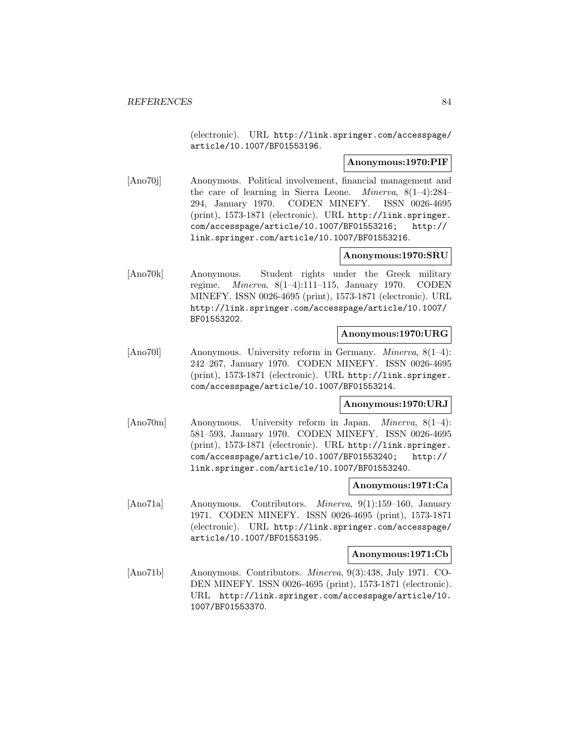(electronic). URL http://link.springer.com/accesspage/article/10.1007/BF01553196.

**Anonymous:1970:PIF**

[Ano70j] Anonymous. Political involvement, financial management and the care of learning in Sierra Leone. *Minerva*, 8(1–4):284–294, January 1970. CODEN MINEFY. ISSN 0026-4695 (print), 1573-1871 (electronic). URL http://link.springer.com/accesspage/article/10.1007/BF01553216; http://link.springer.com/article/10.1007/BF01553216.

**Anonymous:1970:SRU**

[Ano70k] Anonymous. Student rights under the Greek military regime. *Minerva*, 8(1–4):111–115, January 1970. CODEN MINEFY. ISSN 0026-4695 (print), 1573-1871 (electronic). URL http://link.springer.com/accesspage/article/10.1007/BF01553202.

**Anonymous:1970:URG**

[Ano70l] Anonymous. University reform in Germany. *Minerva*, 8(1–4):242–267, January 1970. CODEN MINEFY. ISSN 0026-4695 (print), 1573-1871 (electronic). URL http://link.springer.com/accesspage/article/10.1007/BF01553214.

**Anonymous:1970:URJ**

[Ano70m] Anonymous. University reform in Japan. *Minerva*, 8(1–4):581–593, January 1970. CODEN MINEFY. ISSN 0026-4695 (print), 1573-1871 (electronic). URL http://link.springer.com/accesspage/article/10.1007/BF01553240; http://link.springer.com/article/10.1007/BF01553240.

**Anonymous:1971:Ca**

[Ano71a] Anonymous. Contributors. *Minerva*, 9(1):159–160, January 1971. CODEN MINEFY. ISSN 0026-4695 (print), 1573-1871 (electronic). URL http://link.springer.com/accesspage/article/10.1007/BF01553195.

**Anonymous:1971:Cb**

[Ano71b] Anonymous. Contributors. *Minerva*, 9(3):438, July 1971. CODEN MINEFY. ISSN 0026-4695 (print), 1573-1871 (electronic). URL http://link.springer.com/accesspage/article/10.1007/BF01553370.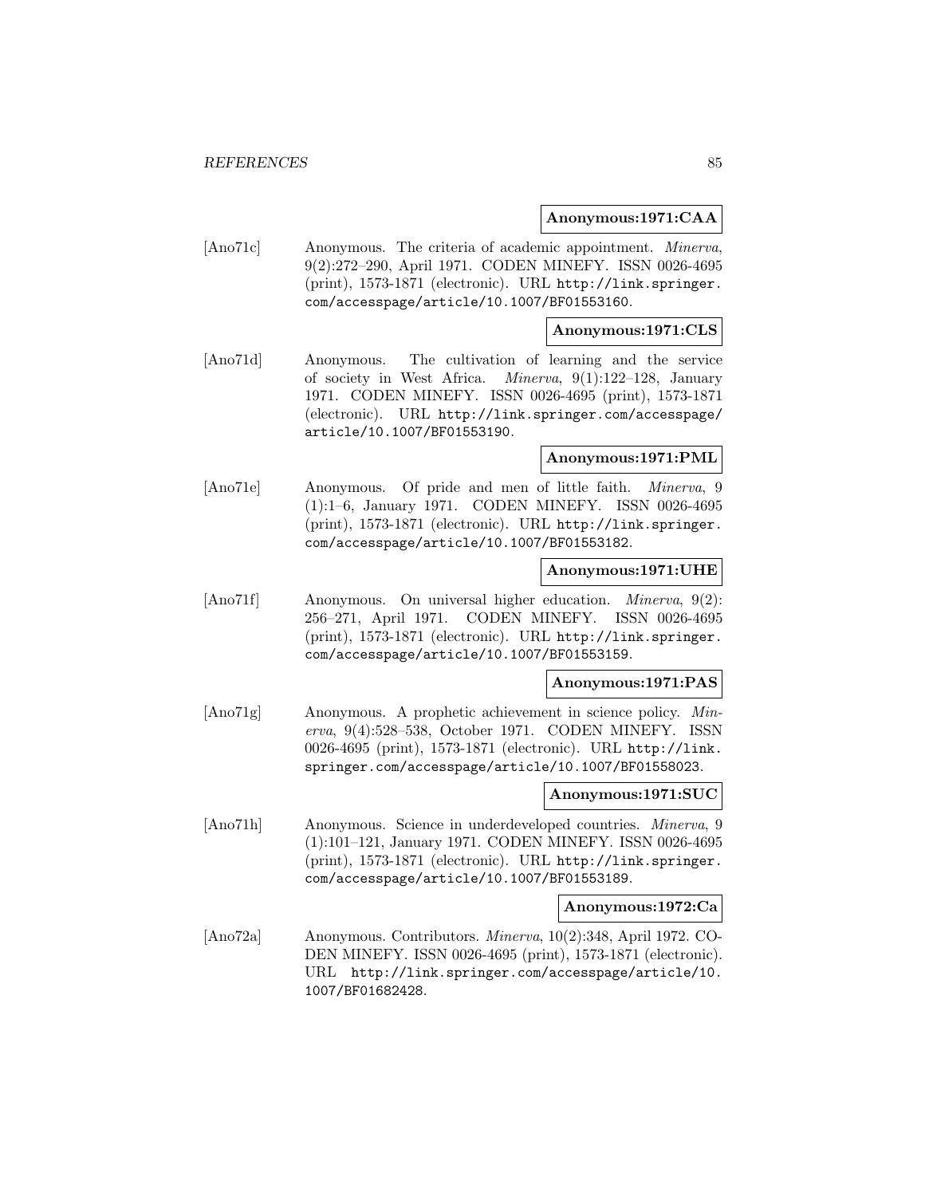**Anonymous:1971:CAA**

[Ano71c] Anonymous. The criteria of academic appointment. *Minerva*, 9(2):272–290, April 1971. CODEN MINEFY. ISSN 0026-4695 (print), 1573-1871 (electronic). URL http://link.springer.com/accesspage/article/10.1007/BF01553160.

**Anonymous:1971:CLS**

[Ano71d] Anonymous. The cultivation of learning and the service of society in West Africa. *Minerva*, 9(1):122–128, January 1971. CODEN MINEFY. ISSN 0026-4695 (print), 1573-1871 (electronic). URL http://link.springer.com/accesspage/article/10.1007/BF01553190.

**Anonymous:1971:PML**

[Ano71e] Anonymous. Of pride and men of little faith. *Minerva*, 9 (1):1–6, January 1971. CODEN MINEFY. ISSN 0026-4695 (print), 1573-1871 (electronic). URL http://link.springer.com/accesspage/article/10.1007/BF01553182.

**Anonymous:1971:UHE**

[Ano71f] Anonymous. On universal higher education. *Minerva*, 9(2): 256–271, April 1971. CODEN MINEFY. ISSN 0026-4695 (print), 1573-1871 (electronic). URL http://link.springer.com/accesspage/article/10.1007/BF01553159.

**Anonymous:1971:PAS**

[Ano71g] Anonymous. A prophetic achievement in science policy. *Minerva*, 9(4):528–538, October 1971. CODEN MINEFY. ISSN 0026-4695 (print), 1573-1871 (electronic). URL http://link.springer.com/accesspage/article/10.1007/BF01558023.

**Anonymous:1971:SUC**

[Ano71h] Anonymous. Science in underdeveloped countries. *Minerva*, 9 (1):101–121, January 1971. CODEN MINEFY. ISSN 0026-4695 (print), 1573-1871 (electronic). URL http://link.springer.com/accesspage/article/10.1007/BF01553189.

**Anonymous:1972:Ca**

[Ano72a] Anonymous. Contributors. *Minerva*, 10(2):348, April 1972. CODEN MINEFY. ISSN 0026-4695 (print), 1573-1871 (electronic). URL http://link.springer.com/accesspage/article/10.1007/BF01682428.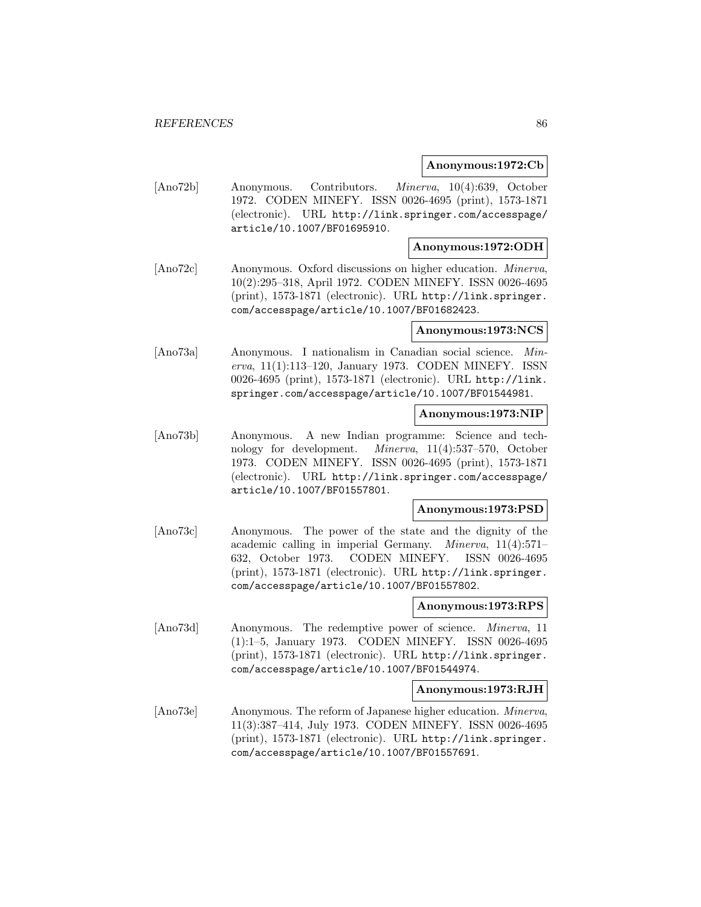**Anonymous:1972:Cb**

[Ano72b] Anonymous. Contributors. *Minerva*, 10(4):639, October 1972. CODEN MINEFY. ISSN 0026-4695 (print), 1573-1871 (electronic). URL http://link.springer.com/accesspage/article/10.1007/BF01695910.

**Anonymous:1972:ODH**

[Ano72c] Anonymous. Oxford discussions on higher education. *Minerva*, 10(2):295–318, April 1972. CODEN MINEFY. ISSN 0026-4695 (print), 1573-1871 (electronic). URL http://link.springer.com/accesspage/article/10.1007/BF01682423.

**Anonymous:1973:NCS**

[Ano73a] Anonymous. I nationalism in Canadian social science. *Minerva*, 11(1):113–120, January 1973. CODEN MINEFY. ISSN 0026-4695 (print), 1573-1871 (electronic). URL http://link.springer.com/accesspage/article/10.1007/BF01544981.

**Anonymous:1973:NIP**

[Ano73b] Anonymous. A new Indian programme: Science and technology for development. *Minerva*, 11(4):537–570, October 1973. CODEN MINEFY. ISSN 0026-4695 (print), 1573-1871 (electronic). URL http://link.springer.com/accesspage/article/10.1007/BF01557801.

**Anonymous:1973:PSD**

[Ano73c] Anonymous. The power of the state and the dignity of the academic calling in imperial Germany. *Minerva*, 11(4):571–632, October 1973. CODEN MINEFY. ISSN 0026-4695 (print), 1573-1871 (electronic). URL http://link.springer.com/accesspage/article/10.1007/BF01557802.

**Anonymous:1973:RPS**

[Ano73d] Anonymous. The redemptive power of science. *Minerva*, 11 (1):1–5, January 1973. CODEN MINEFY. ISSN 0026-4695 (print), 1573-1871 (electronic). URL http://link.springer.com/accesspage/article/10.1007/BF01544974.

**Anonymous:1973:RJH**

[Ano73e] Anonymous. The reform of Japanese higher education. *Minerva*, 11(3):387–414, July 1973. CODEN MINEFY. ISSN 0026-4695 (print), 1573-1871 (electronic). URL http://link.springer.com/accesspage/article/10.1007/BF01557691.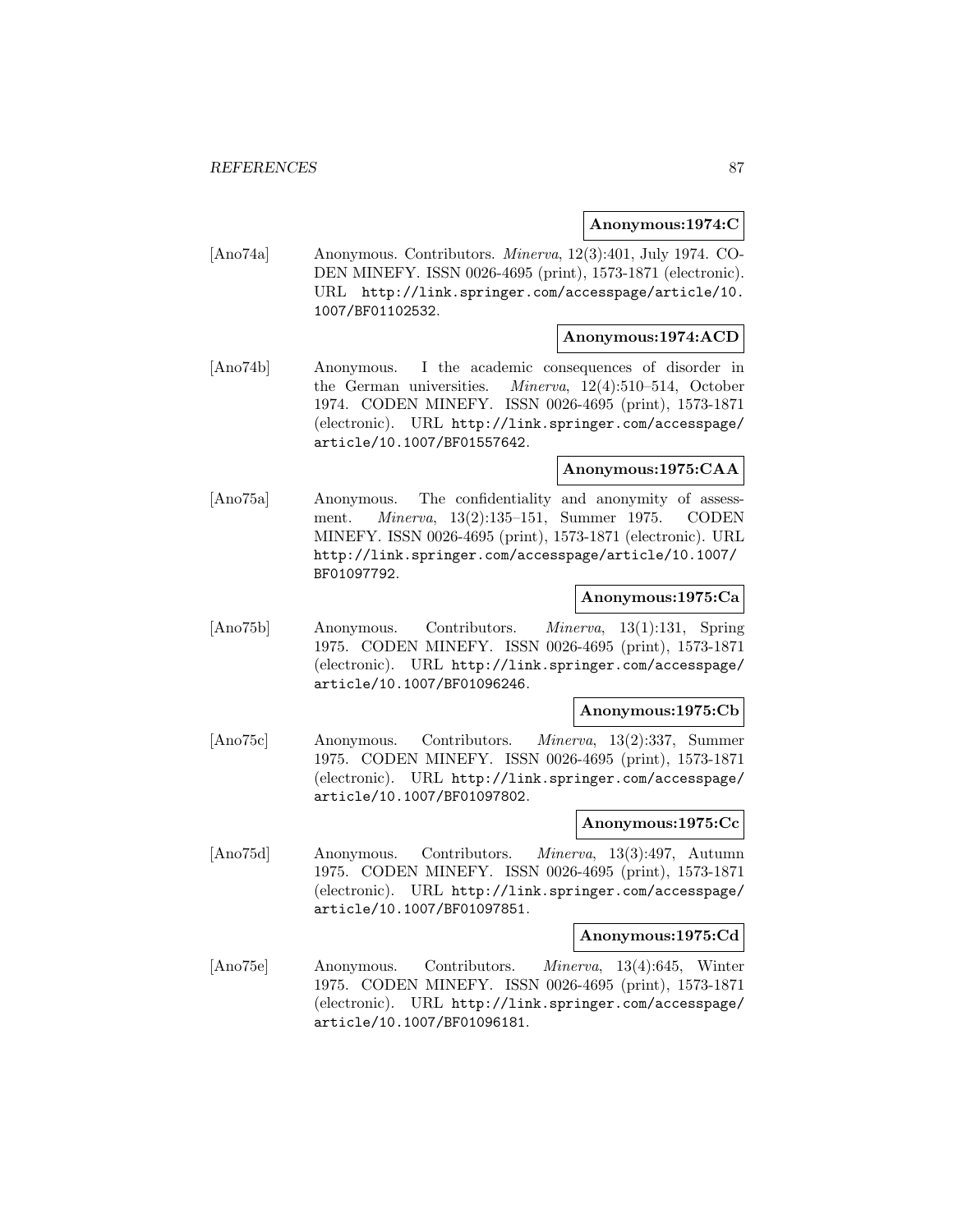**Anonymous:1974:C**

[Ano74a] Anonymous. Contributors. *Minerva*, 12(3):401, July 1974. CODEN MINEFY. ISSN 0026-4695 (print), 1573-1871 (electronic). URL http://link.springer.com/accesspage/article/10.1007/BF01102532.

**Anonymous:1974:ACD**

[Ano74b] Anonymous. I the academic consequences of disorder in the German universities. *Minerva*, 12(4):510–514, October 1974. CODEN MINEFY. ISSN 0026-4695 (print), 1573-1871 (electronic). URL http://link.springer.com/accesspage/article/10.1007/BF01557642.

**Anonymous:1975:CAA**

[Ano75a] Anonymous. The confidentiality and anonymity of assessment. *Minerva*, 13(2):135–151, Summer 1975. CODEN MINEFY. ISSN 0026-4695 (print), 1573-1871 (electronic). URL http://link.springer.com/accesspage/article/10.1007/BF01097792.

**Anonymous:1975:Ca**

[Ano75b] Anonymous. Contributors. *Minerva*, 13(1):131, Spring 1975. CODEN MINEFY. ISSN 0026-4695 (print), 1573-1871 (electronic). URL http://link.springer.com/accesspage/article/10.1007/BF01096246.

**Anonymous:1975:Cb**

[Ano75c] Anonymous. Contributors. *Minerva*, 13(2):337, Summer 1975. CODEN MINEFY. ISSN 0026-4695 (print), 1573-1871 (electronic). URL http://link.springer.com/accesspage/article/10.1007/BF01097802.

**Anonymous:1975:Cc**

[Ano75d] Anonymous. Contributors. *Minerva*, 13(3):497, Autumn 1975. CODEN MINEFY. ISSN 0026-4695 (print), 1573-1871 (electronic). URL http://link.springer.com/accesspage/article/10.1007/BF01097851.

**Anonymous:1975:Cd**

[Ano75e] Anonymous. Contributors. *Minerva*, 13(4):645, Winter 1975. CODEN MINEFY. ISSN 0026-4695 (print), 1573-1871 (electronic). URL http://link.springer.com/accesspage/article/10.1007/BF01096181.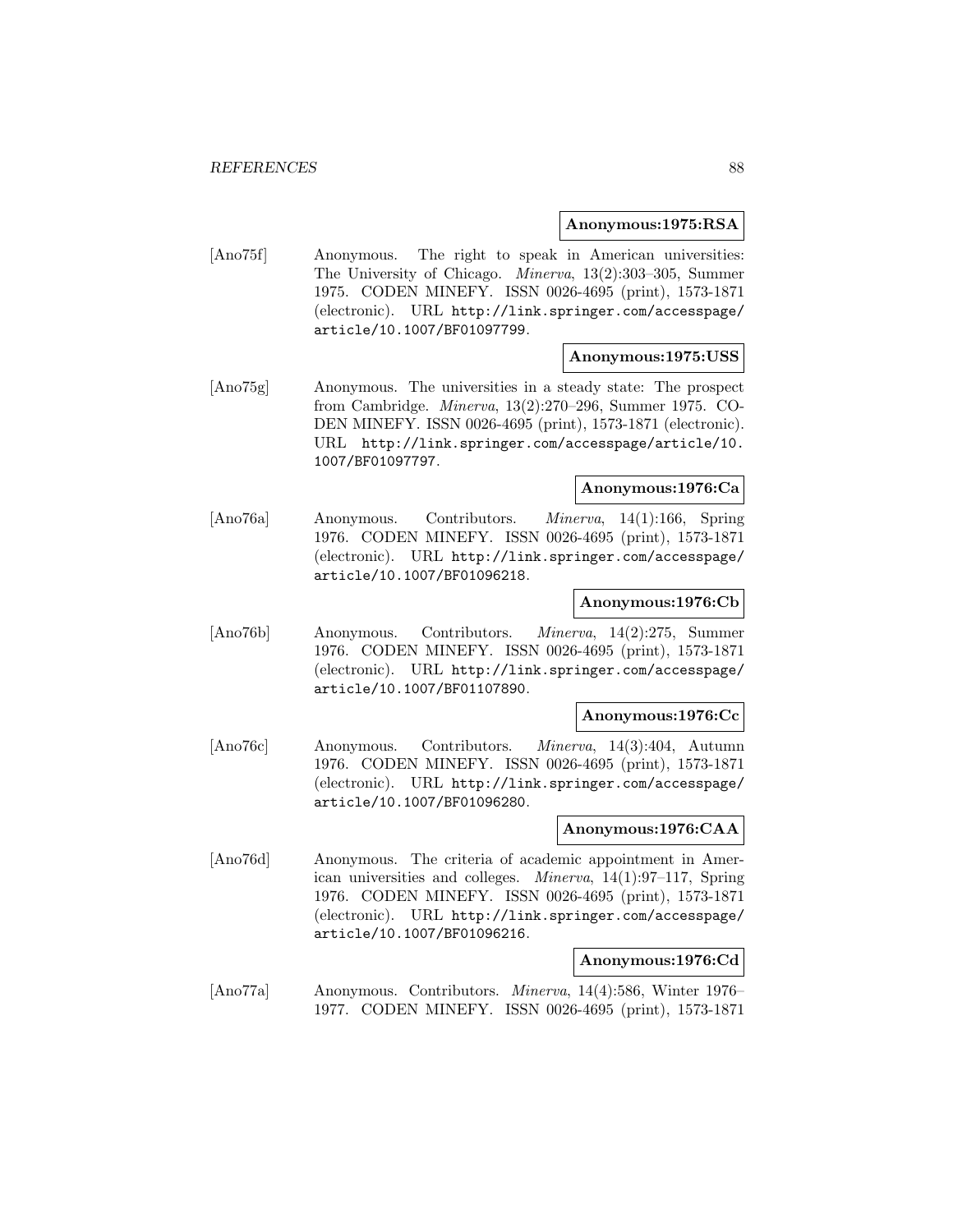**Anonymous:1975:RSA**

[Ano75f] Anonymous. The right to speak in American universities: The University of Chicago. *Minerva*, 13(2):303–305, Summer 1975. CODEN MINEFY. ISSN 0026-4695 (print), 1573-1871 (electronic). URL http://link.springer.com/accesspage/article/10.1007/BF01097799.

**Anonymous:1975:USS**

[Ano75g] Anonymous. The universities in a steady state: The prospect from Cambridge. *Minerva*, 13(2):270–296, Summer 1975. CODEN MINEFY. ISSN 0026-4695 (print), 1573-1871 (electronic). URL http://link.springer.com/accesspage/article/10.1007/BF01097797.

**Anonymous:1976:Ca**

[Ano76a] Anonymous. Contributors. *Minerva*, 14(1):166, Spring 1976. CODEN MINEFY. ISSN 0026-4695 (print), 1573-1871 (electronic). URL http://link.springer.com/accesspage/article/10.1007/BF01096218.

**Anonymous:1976:Cb**

[Ano76b] Anonymous. Contributors. *Minerva*, 14(2):275, Summer 1976. CODEN MINEFY. ISSN 0026-4695 (print), 1573-1871 (electronic). URL http://link.springer.com/accesspage/article/10.1007/BF01107890.

**Anonymous:1976:Cc**

[Ano76c] Anonymous. Contributors. *Minerva*, 14(3):404, Autumn 1976. CODEN MINEFY. ISSN 0026-4695 (print), 1573-1871 (electronic). URL http://link.springer.com/accesspage/article/10.1007/BF01096280.

**Anonymous:1976:CAA**

[Ano76d] Anonymous. The criteria of academic appointment in American universities and colleges. *Minerva*, 14(1):97–117, Spring 1976. CODEN MINEFY. ISSN 0026-4695 (print), 1573-1871 (electronic). URL http://link.springer.com/accesspage/article/10.1007/BF01096216.

**Anonymous:1976:Cd**

[Ano77a] Anonymous. Contributors. *Minerva*, 14(4):586, Winter 1976–1977. CODEN MINEFY. ISSN 0026-4695 (print), 1573-1871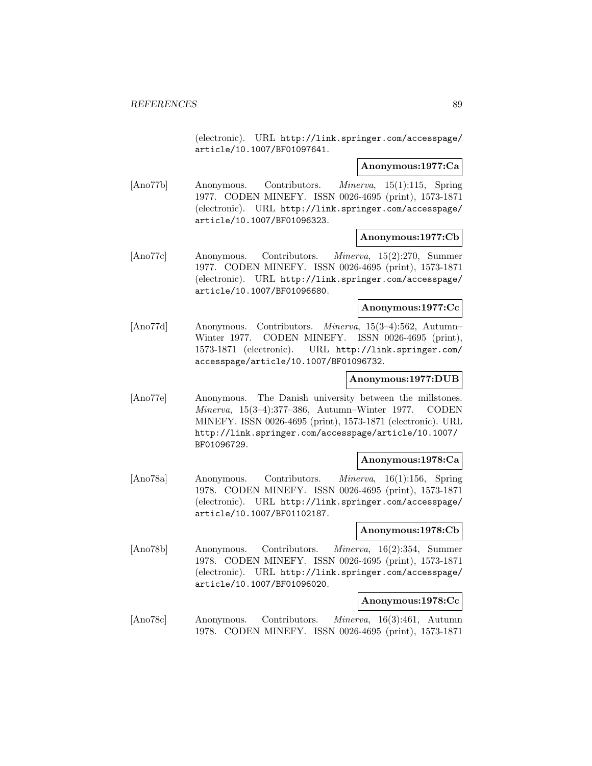(electronic). URL http://link.springer.com/accesspage/article/10.1007/BF01097641.

**Anonymous:1977:Ca**

[Ano77b] Anonymous. Contributors. *Minerva*, 15(1):115, Spring 1977. CODEN MINEFY. ISSN 0026-4695 (print), 1573-1871 (electronic). URL http://link.springer.com/accesspage/article/10.1007/BF01096323.

**Anonymous:1977:Cb**

[Ano77c] Anonymous. Contributors. *Minerva*, 15(2):270, Summer 1977. CODEN MINEFY. ISSN 0026-4695 (print), 1573-1871 (electronic). URL http://link.springer.com/accesspage/article/10.1007/BF01096680.

**Anonymous:1977:Cc**

[Ano77d] Anonymous. Contributors. *Minerva*, 15(3–4):562, Autumn–Winter 1977. CODEN MINEFY. ISSN 0026-4695 (print), 1573-1871 (electronic). URL http://link.springer.com/accesspage/article/10.1007/BF01096732.

**Anonymous:1977:DUB**

[Ano77e] Anonymous. The Danish university between the millstones. *Minerva*, 15(3–4):377–386, Autumn–Winter 1977. CODEN MINEFY. ISSN 0026-4695 (print), 1573-1871 (electronic). URL http://link.springer.com/accesspage/article/10.1007/BF01096729.

**Anonymous:1978:Ca**

[Ano78a] Anonymous. Contributors. *Minerva*, 16(1):156, Spring 1978. CODEN MINEFY. ISSN 0026-4695 (print), 1573-1871 (electronic). URL http://link.springer.com/accesspage/article/10.1007/BF01102187.

**Anonymous:1978:Cb**

[Ano78b] Anonymous. Contributors. *Minerva*, 16(2):354, Summer 1978. CODEN MINEFY. ISSN 0026-4695 (print), 1573-1871 (electronic). URL http://link.springer.com/accesspage/article/10.1007/BF01096020.

**Anonymous:1978:Cc**

[Ano78c] Anonymous. Contributors. *Minerva*, 16(3):461, Autumn 1978. CODEN MINEFY. ISSN 0026-4695 (print), 1573-1871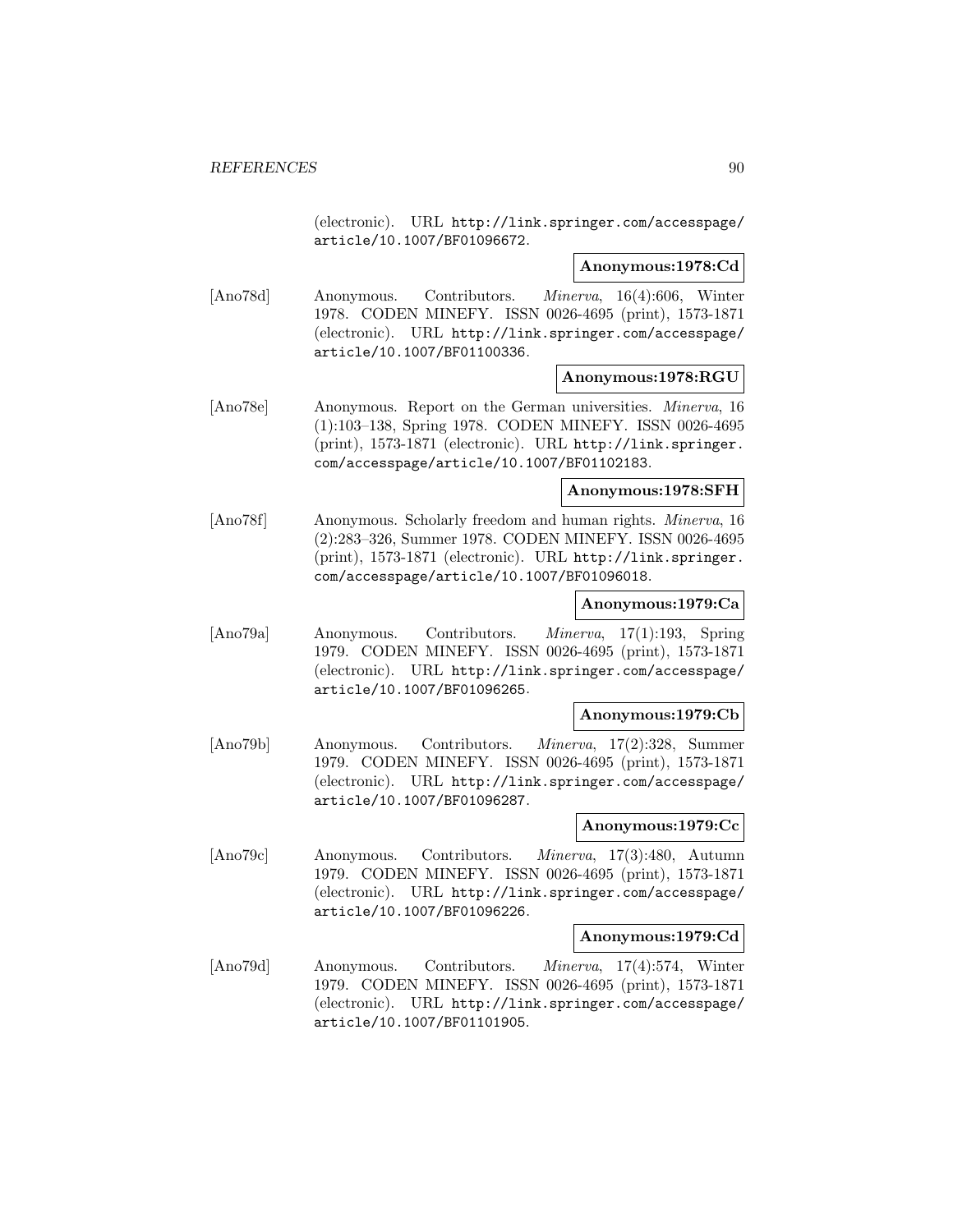(electronic). URL http://link.springer.com/accesspage/article/10.1007/BF01096672.

**Anonymous:1978:Cd**

[Ano78d] Anonymous. Contributors. *Minerva*, 16(4):606, Winter 1978. CODEN MINEFY. ISSN 0026-4695 (print), 1573-1871 (electronic). URL http://link.springer.com/accesspage/article/10.1007/BF01100336.

**Anonymous:1978:RGU**

[Ano78e] Anonymous. Report on the German universities. *Minerva*, 16 (1):103–138, Spring 1978. CODEN MINEFY. ISSN 0026-4695 (print), 1573-1871 (electronic). URL http://link.springer.com/accesspage/article/10.1007/BF01102183.

**Anonymous:1978:SFH**

[Ano78f] Anonymous. Scholarly freedom and human rights. *Minerva*, 16 (2):283–326, Summer 1978. CODEN MINEFY. ISSN 0026-4695 (print), 1573-1871 (electronic). URL http://link.springer.com/accesspage/article/10.1007/BF01096018.

**Anonymous:1979:Ca**

[Ano79a] Anonymous. Contributors. *Minerva*, 17(1):193, Spring 1979. CODEN MINEFY. ISSN 0026-4695 (print), 1573-1871 (electronic). URL http://link.springer.com/accesspage/article/10.1007/BF01096265.

**Anonymous:1979:Cb**

[Ano79b] Anonymous. Contributors. *Minerva*, 17(2):328, Summer 1979. CODEN MINEFY. ISSN 0026-4695 (print), 1573-1871 (electronic). URL http://link.springer.com/accesspage/article/10.1007/BF01096287.

**Anonymous:1979:Cc**

[Ano79c] Anonymous. Contributors. *Minerva*, 17(3):480, Autumn 1979. CODEN MINEFY. ISSN 0026-4695 (print), 1573-1871 (electronic). URL http://link.springer.com/accesspage/article/10.1007/BF01096226.

**Anonymous:1979:Cd**

[Ano79d] Anonymous. Contributors. *Minerva*, 17(4):574, Winter 1979. CODEN MINEFY. ISSN 0026-4695 (print), 1573-1871 (electronic). URL http://link.springer.com/accesspage/article/10.1007/BF01101905.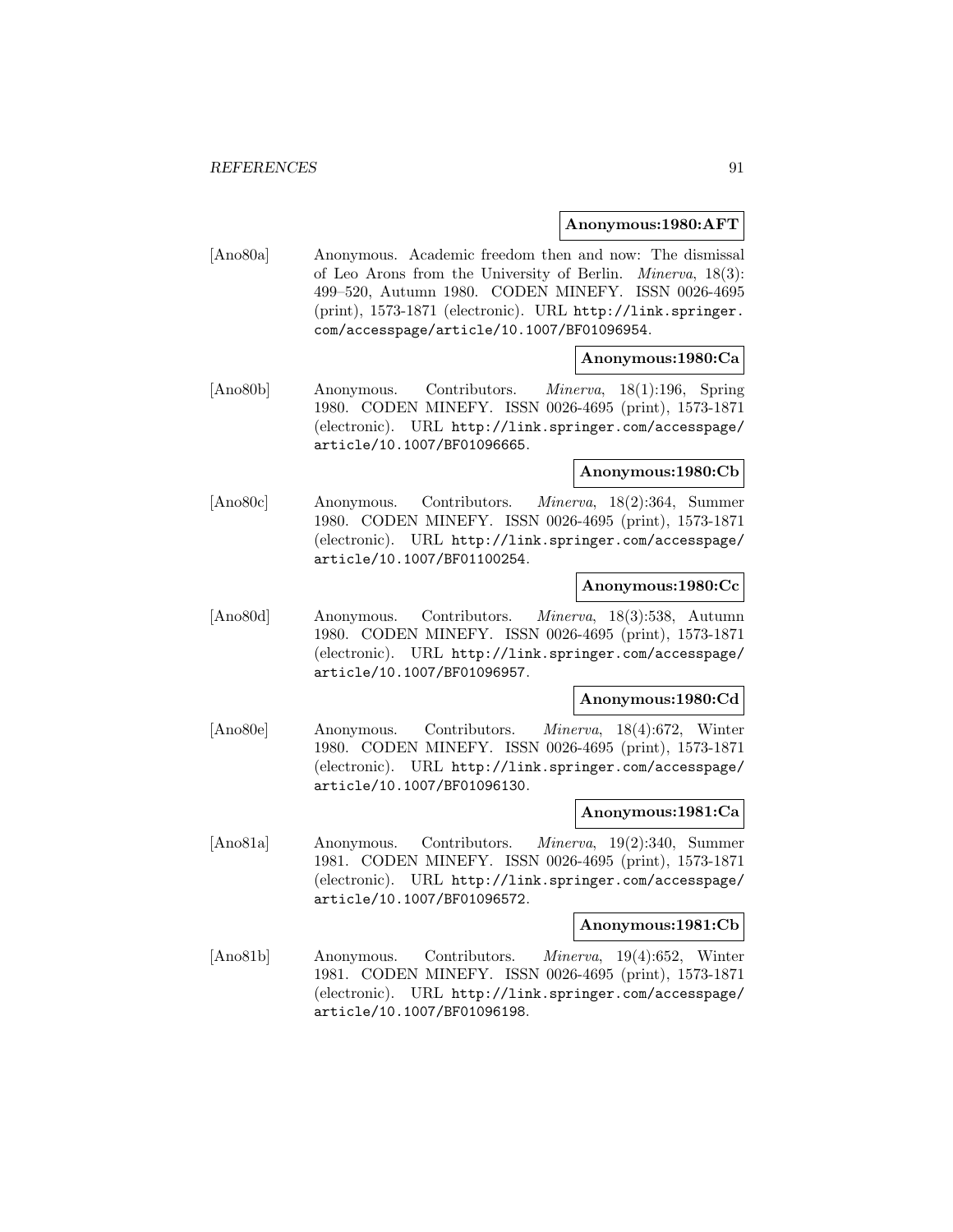**Anonymous:1980:AFT**

[Ano80a] Anonymous. Academic freedom then and now: The dismissal of Leo Arons from the University of Berlin. *Minerva*, 18(3): 499–520, Autumn 1980. CODEN MINEFY. ISSN 0026-4695 (print), 1573-1871 (electronic). URL http://link.springer.com/accesspage/article/10.1007/BF01096954.

**Anonymous:1980:Ca**

[Ano80b] Anonymous. Contributors. *Minerva*, 18(1):196, Spring 1980. CODEN MINEFY. ISSN 0026-4695 (print), 1573-1871 (electronic). URL http://link.springer.com/accesspage/article/10.1007/BF01096665.

**Anonymous:1980:Cb**

[Ano80c] Anonymous. Contributors. *Minerva*, 18(2):364, Summer 1980. CODEN MINEFY. ISSN 0026-4695 (print), 1573-1871 (electronic). URL http://link.springer.com/accesspage/article/10.1007/BF01100254.

**Anonymous:1980:Cc**

[Ano80d] Anonymous. Contributors. *Minerva*, 18(3):538, Autumn 1980. CODEN MINEFY. ISSN 0026-4695 (print), 1573-1871 (electronic). URL http://link.springer.com/accesspage/article/10.1007/BF01096957.

**Anonymous:1980:Cd**

[Ano80e] Anonymous. Contributors. *Minerva*, 18(4):672, Winter 1980. CODEN MINEFY. ISSN 0026-4695 (print), 1573-1871 (electronic). URL http://link.springer.com/accesspage/article/10.1007/BF01096130.

**Anonymous:1981:Ca**

[Ano81a] Anonymous. Contributors. *Minerva*, 19(2):340, Summer 1981. CODEN MINEFY. ISSN 0026-4695 (print), 1573-1871 (electronic). URL http://link.springer.com/accesspage/article/10.1007/BF01096572.

**Anonymous:1981:Cb**

[Ano81b] Anonymous. Contributors. *Minerva*, 19(4):652, Winter 1981. CODEN MINEFY. ISSN 0026-4695 (print), 1573-1871 (electronic). URL http://link.springer.com/accesspage/article/10.1007/BF01096198.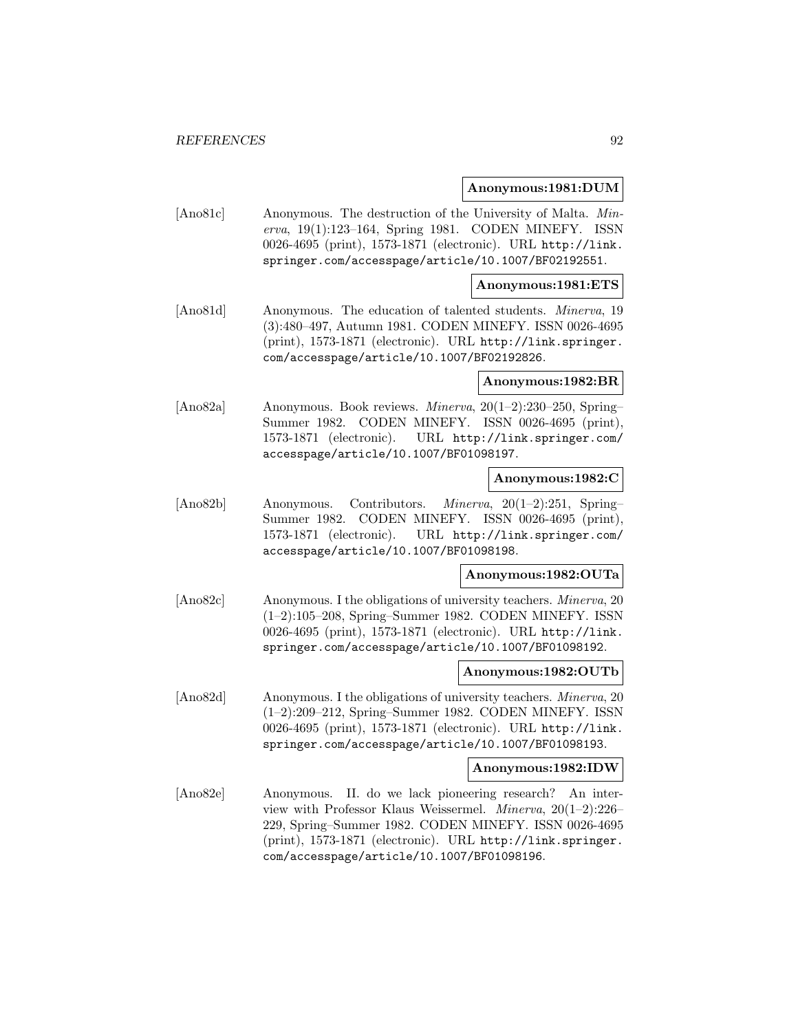**Anonymous:1981:DUM**

[Ano81c] Anonymous. The destruction of the University of Malta. *Minerva*, 19(1):123–164, Spring 1981. CODEN MINEFY. ISSN 0026-4695 (print), 1573-1871 (electronic). URL http://link.springer.com/accesspage/article/10.1007/BF02192551.

**Anonymous:1981:ETS**

[Ano81d] Anonymous. The education of talented students. *Minerva*, 19 (3):480–497, Autumn 1981. CODEN MINEFY. ISSN 0026-4695 (print), 1573-1871 (electronic). URL http://link.springer.com/accesspage/article/10.1007/BF02192826.

**Anonymous:1982:BR**

[Ano82a] Anonymous. Book reviews. *Minerva*, 20(1–2):230–250, Spring–Summer 1982. CODEN MINEFY. ISSN 0026-4695 (print), 1573-1871 (electronic). URL http://link.springer.com/accesspage/article/10.1007/BF01098197.

**Anonymous:1982:C**

[Ano82b] Anonymous. Contributors. *Minerva*, 20(1–2):251, Spring–Summer 1982. CODEN MINEFY. ISSN 0026-4695 (print), 1573-1871 (electronic). URL http://link.springer.com/accesspage/article/10.1007/BF01098198.

**Anonymous:1982:OUTa**

[Ano82c] Anonymous. I the obligations of university teachers. *Minerva*, 20 (1–2):105–208, Spring–Summer 1982. CODEN MINEFY. ISSN 0026-4695 (print), 1573-1871 (electronic). URL http://link.springer.com/accesspage/article/10.1007/BF01098192.

**Anonymous:1982:OUTb**

[Ano82d] Anonymous. I the obligations of university teachers. *Minerva*, 20 (1–2):209–212, Spring–Summer 1982. CODEN MINEFY. ISSN 0026-4695 (print), 1573-1871 (electronic). URL http://link.springer.com/accesspage/article/10.1007/BF01098193.

**Anonymous:1982:IDW**

[Ano82e] Anonymous. II. do we lack pioneering research? An interview with Professor Klaus Weissermel. *Minerva*, 20(1–2):226–229, Spring–Summer 1982. CODEN MINEFY. ISSN 0026-4695 (print), 1573-1871 (electronic). URL http://link.springer.com/accesspage/article/10.1007/BF01098196.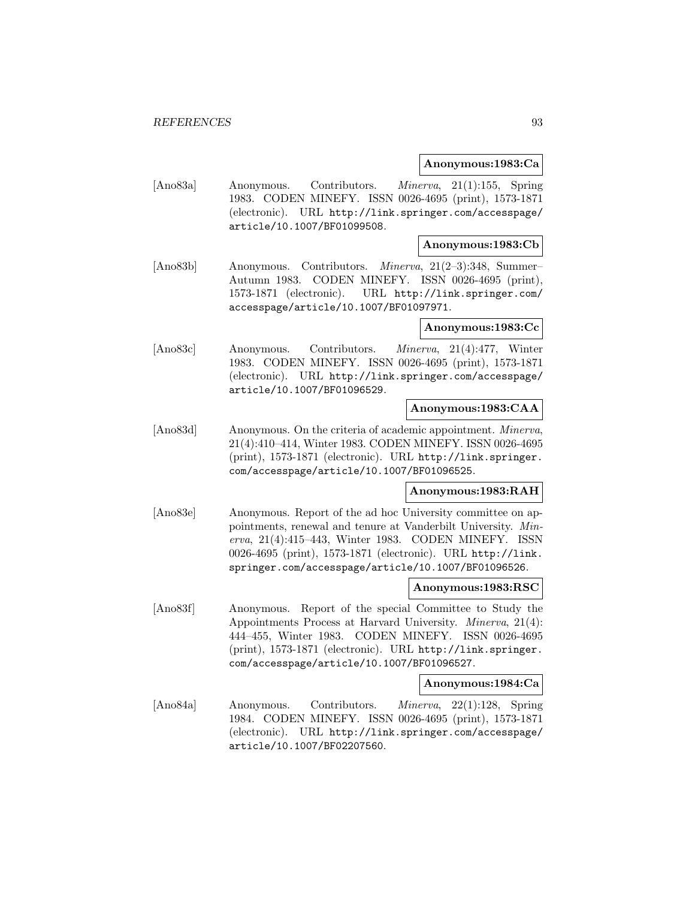**Anonymous:1983:Ca**

[Ano83a] Anonymous. Contributors. *Minerva*, 21(1):155, Spring 1983. CODEN MINEFY. ISSN 0026-4695 (print), 1573-1871 (electronic). URL http://link.springer.com/accesspage/article/10.1007/BF01099508.

**Anonymous:1983:Cb**

[Ano83b] Anonymous. Contributors. *Minerva*, 21(2–3):348, Summer–Autumn 1983. CODEN MINEFY. ISSN 0026-4695 (print), 1573-1871 (electronic). URL http://link.springer.com/accesspage/article/10.1007/BF01097971.

**Anonymous:1983:Cc**

[Ano83c] Anonymous. Contributors. *Minerva*, 21(4):477, Winter 1983. CODEN MINEFY. ISSN 0026-4695 (print), 1573-1871 (electronic). URL http://link.springer.com/accesspage/article/10.1007/BF01096529.

**Anonymous:1983:CAA**

[Ano83d] Anonymous. On the criteria of academic appointment. *Minerva*, 21(4):410–414, Winter 1983. CODEN MINEFY. ISSN 0026-4695 (print), 1573-1871 (electronic). URL http://link.springer.com/accesspage/article/10.1007/BF01096525.

**Anonymous:1983:RAH**

[Ano83e] Anonymous. Report of the ad hoc University committee on appointments, renewal and tenure at Vanderbilt University. *Minerva*, 21(4):415–443, Winter 1983. CODEN MINEFY. ISSN 0026-4695 (print), 1573-1871 (electronic). URL http://link.springer.com/accesspage/article/10.1007/BF01096526.

**Anonymous:1983:RSC**

[Ano83f] Anonymous. Report of the special Committee to Study the Appointments Process at Harvard University. *Minerva*, 21(4):444–455, Winter 1983. CODEN MINEFY. ISSN 0026-4695 (print), 1573-1871 (electronic). URL http://link.springer.com/accesspage/article/10.1007/BF01096527.

**Anonymous:1984:Ca**

[Ano84a] Anonymous. Contributors. *Minerva*, 22(1):128, Spring 1984. CODEN MINEFY. ISSN 0026-4695 (print), 1573-1871 (electronic). URL http://link.springer.com/accesspage/article/10.1007/BF02207560.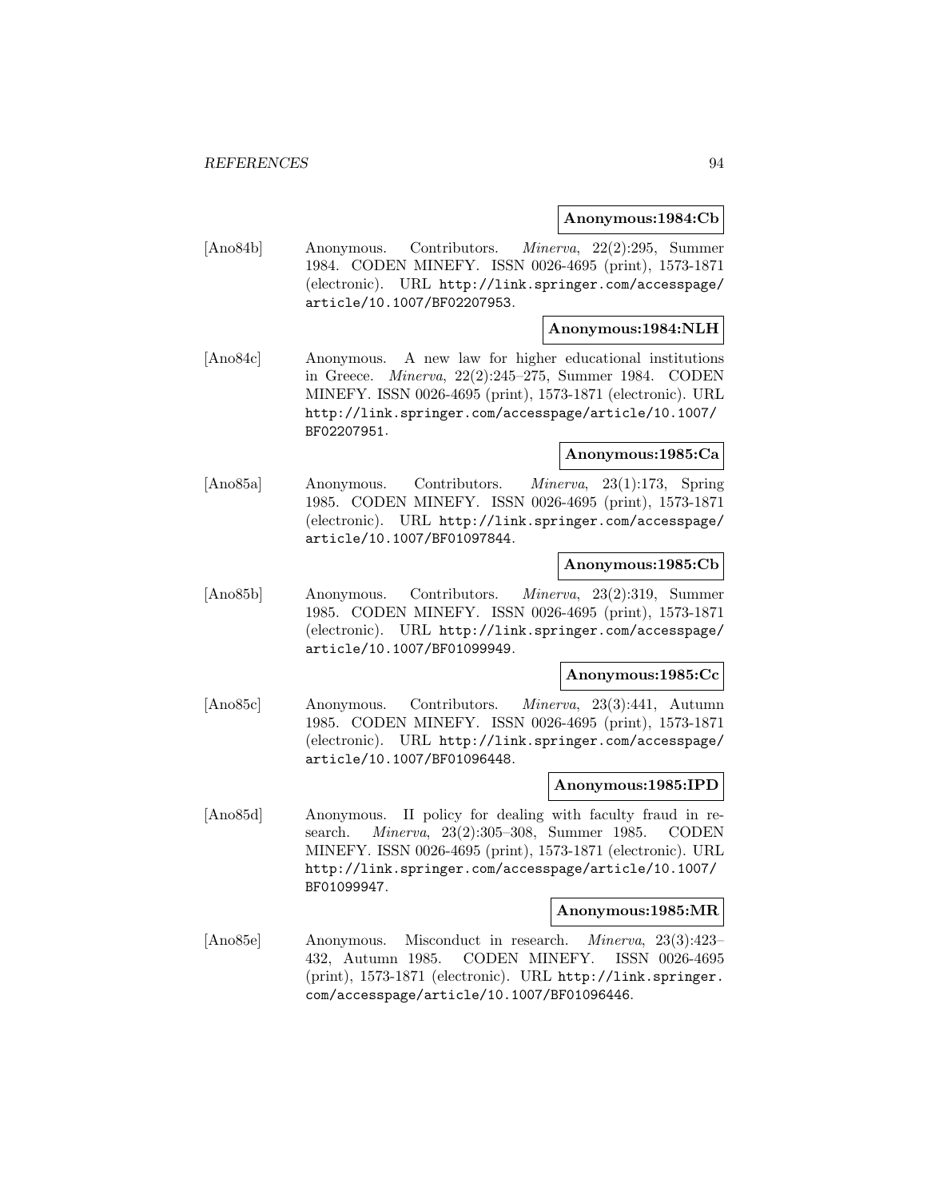**Anonymous:1984:Cb**

[Ano84b] Anonymous. Contributors. *Minerva*, 22(2):295, Summer 1984. CODEN MINEFY. ISSN 0026-4695 (print), 1573-1871 (electronic). URL http://link.springer.com/accesspage/article/10.1007/BF02207953.

**Anonymous:1984:NLH**

[Ano84c] Anonymous. A new law for higher educational institutions in Greece. *Minerva*, 22(2):245–275, Summer 1984. CODEN MINEFY. ISSN 0026-4695 (print), 1573-1871 (electronic). URL http://link.springer.com/accesspage/article/10.1007/BF02207951.

**Anonymous:1985:Ca**

[Ano85a] Anonymous. Contributors. *Minerva*, 23(1):173, Spring 1985. CODEN MINEFY. ISSN 0026-4695 (print), 1573-1871 (electronic). URL http://link.springer.com/accesspage/article/10.1007/BF01097844.

**Anonymous:1985:Cb**

[Ano85b] Anonymous. Contributors. *Minerva*, 23(2):319, Summer 1985. CODEN MINEFY. ISSN 0026-4695 (print), 1573-1871 (electronic). URL http://link.springer.com/accesspage/article/10.1007/BF01099949.

**Anonymous:1985:Cc**

[Ano85c] Anonymous. Contributors. *Minerva*, 23(3):441, Autumn 1985. CODEN MINEFY. ISSN 0026-4695 (print), 1573-1871 (electronic). URL http://link.springer.com/accesspage/article/10.1007/BF01096448.

**Anonymous:1985:IPD**

[Ano85d] Anonymous. II policy for dealing with faculty fraud in research. *Minerva*, 23(2):305–308, Summer 1985. CODEN MINEFY. ISSN 0026-4695 (print), 1573-1871 (electronic). URL http://link.springer.com/accesspage/article/10.1007/BF01099947.

**Anonymous:1985:MR**

[Ano85e] Anonymous. Misconduct in research. *Minerva*, 23(3):423–432, Autumn 1985. CODEN MINEFY. ISSN 0026-4695 (print), 1573-1871 (electronic). URL http://link.springer.com/accesspage/article/10.1007/BF01096446.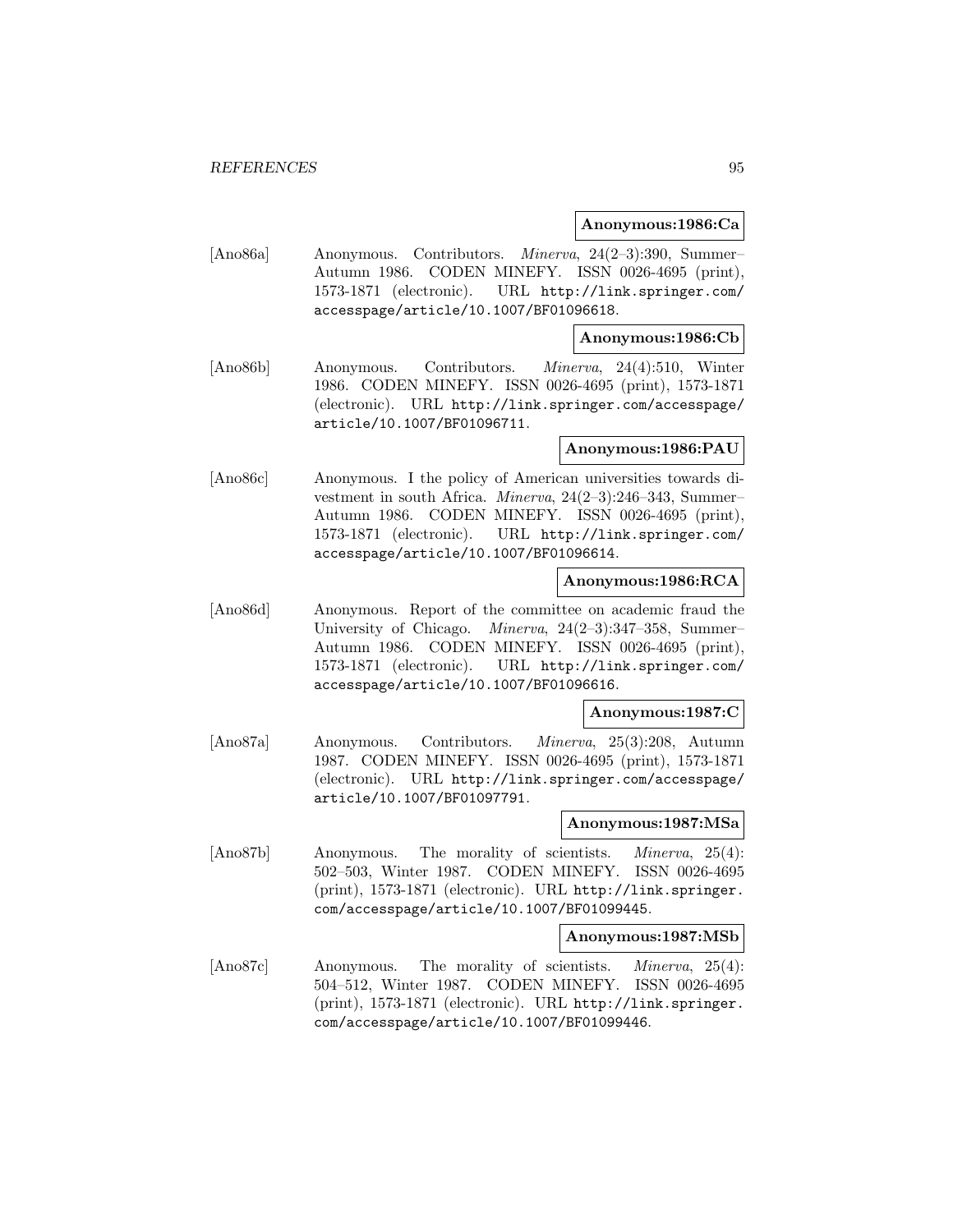**Anonymous:1986:Ca**

[Ano86a] Anonymous. Contributors. *Minerva*, 24(2–3):390, Summer–Autumn 1986. CODEN MINEFY. ISSN 0026-4695 (print), 1573-1871 (electronic). URL http://link.springer.com/accesspage/article/10.1007/BF01096618.

**Anonymous:1986:Cb**

[Ano86b] Anonymous. Contributors. *Minerva*, 24(4):510, Winter 1986. CODEN MINEFY. ISSN 0026-4695 (print), 1573-1871 (electronic). URL http://link.springer.com/accesspage/article/10.1007/BF01096711.

**Anonymous:1986:PAU**

[Ano86c] Anonymous. I the policy of American universities towards divestment in south Africa. *Minerva*, 24(2–3):246–343, Summer–Autumn 1986. CODEN MINEFY. ISSN 0026-4695 (print), 1573-1871 (electronic). URL http://link.springer.com/accesspage/article/10.1007/BF01096614.

**Anonymous:1986:RCA**

[Ano86d] Anonymous. Report of the committee on academic fraud the University of Chicago. *Minerva*, 24(2–3):347–358, Summer–Autumn 1986. CODEN MINEFY. ISSN 0026-4695 (print), 1573-1871 (electronic). URL http://link.springer.com/accesspage/article/10.1007/BF01096616.

**Anonymous:1987:C**

[Ano87a] Anonymous. Contributors. *Minerva*, 25(3):208, Autumn 1987. CODEN MINEFY. ISSN 0026-4695 (print), 1573-1871 (electronic). URL http://link.springer.com/accesspage/article/10.1007/BF01097791.

**Anonymous:1987:MSa**

[Ano87b] Anonymous. The morality of scientists. *Minerva*, 25(4): 502–503, Winter 1987. CODEN MINEFY. ISSN 0026-4695 (print), 1573-1871 (electronic). URL http://link.springer.com/accesspage/article/10.1007/BF01099445.

**Anonymous:1987:MSb**

[Ano87c] Anonymous. The morality of scientists. *Minerva*, 25(4): 504–512, Winter 1987. CODEN MINEFY. ISSN 0026-4695 (print), 1573-1871 (electronic). URL http://link.springer.com/accesspage/article/10.1007/BF01099446.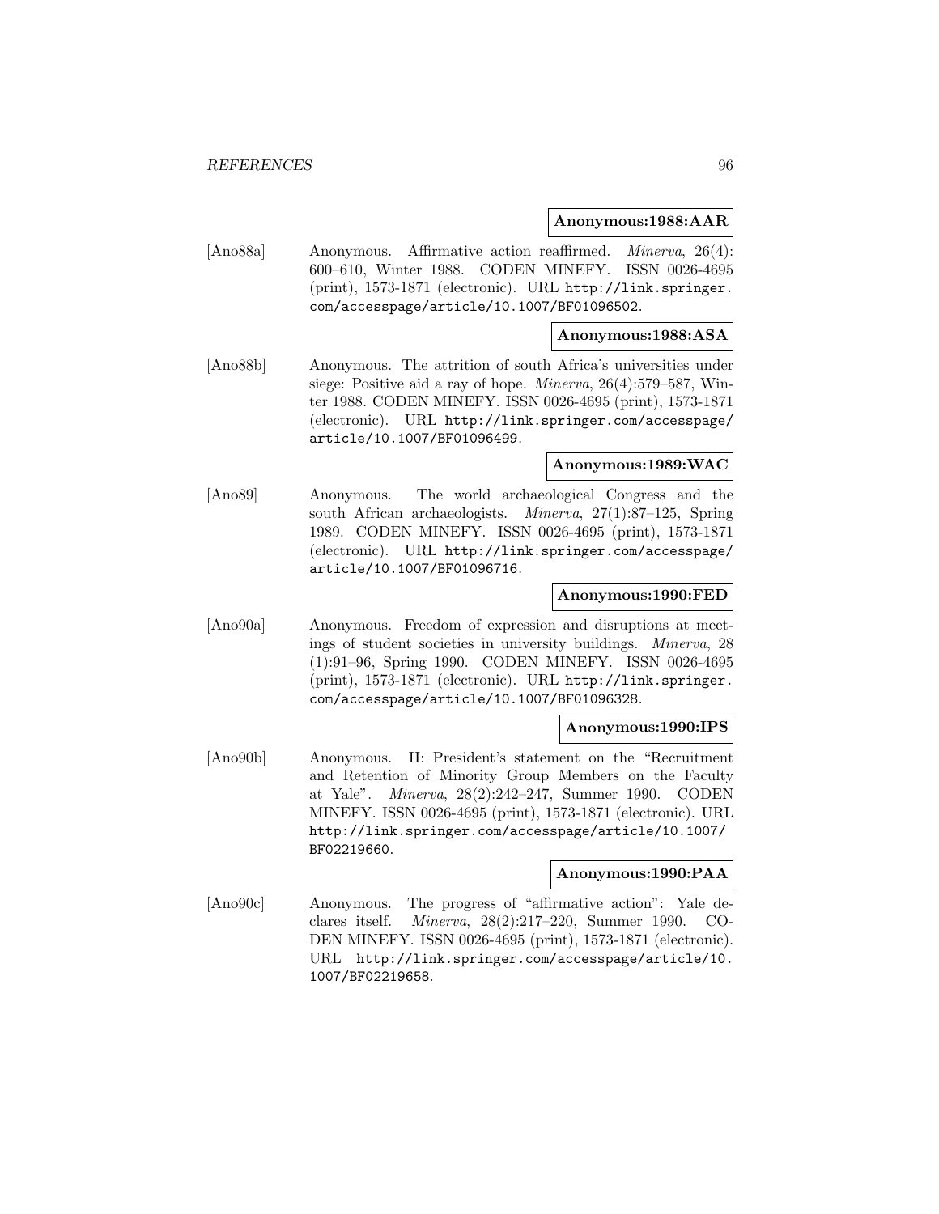**Anonymous:1988:AAR**

[Ano88a] Anonymous. Affirmative action reaffirmed. *Minerva*, 26(4): 600–610, Winter 1988. CODEN MINEFY. ISSN 0026-4695 (print), 1573-1871 (electronic). URL http://link.springer.com/accesspage/article/10.1007/BF01096502.

**Anonymous:1988:ASA**

[Ano88b] Anonymous. The attrition of south Africa's universities under siege: Positive aid a ray of hope. *Minerva*, 26(4):579–587, Winter 1988. CODEN MINEFY. ISSN 0026-4695 (print), 1573-1871 (electronic). URL http://link.springer.com/accesspage/article/10.1007/BF01096499.

**Anonymous:1989:WAC**

[Ano89] Anonymous. The world archaeological Congress and the south African archaeologists. *Minerva*, 27(1):87–125, Spring 1989. CODEN MINEFY. ISSN 0026-4695 (print), 1573-1871 (electronic). URL http://link.springer.com/accesspage/article/10.1007/BF01096716.

**Anonymous:1990:FED**

[Ano90a] Anonymous. Freedom of expression and disruptions at meetings of student societies in university buildings. *Minerva*, 28 (1):91–96, Spring 1990. CODEN MINEFY. ISSN 0026-4695 (print), 1573-1871 (electronic). URL http://link.springer.com/accesspage/article/10.1007/BF01096328.

**Anonymous:1990:IPS**

[Ano90b] Anonymous. II: President's statement on the "Recruitment and Retention of Minority Group Members on the Faculty at Yale". *Minerva*, 28(2):242–247, Summer 1990. CODEN MINEFY. ISSN 0026-4695 (print), 1573-1871 (electronic). URL http://link.springer.com/accesspage/article/10.1007/BF02219660.

**Anonymous:1990:PAA**

[Ano90c] Anonymous. The progress of "affirmative action": Yale declares itself. *Minerva*, 28(2):217–220, Summer 1990. CODEN MINEFY. ISSN 0026-4695 (print), 1573-1871 (electronic). URL http://link.springer.com/accesspage/article/10.1007/BF02219658.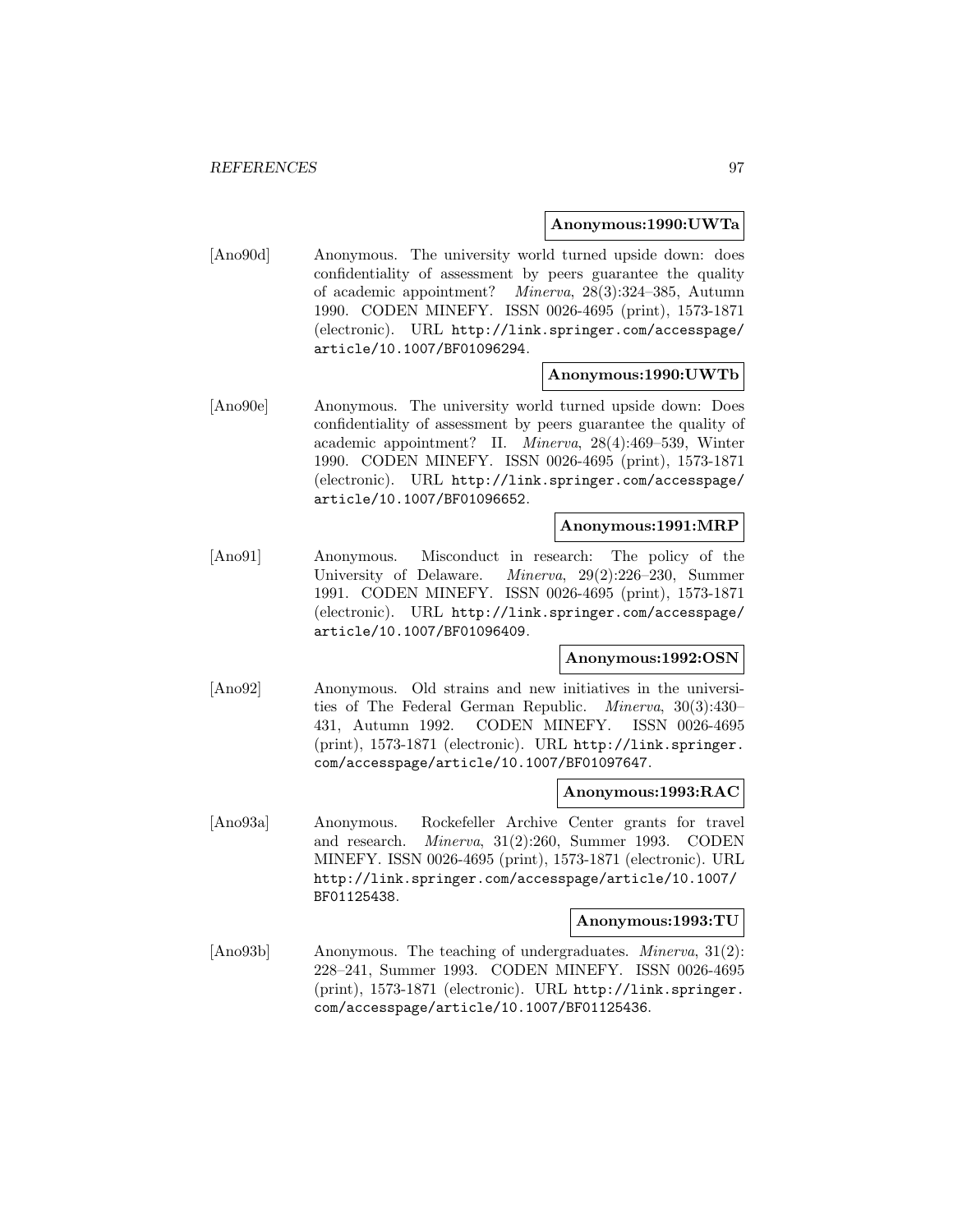**Anonymous:1990:UWTa**

[Ano90d] Anonymous. The university world turned upside down: does confidentiality of assessment by peers guarantee the quality of academic appointment? *Minerva*, 28(3):324–385, Autumn 1990. CODEN MINEFY. ISSN 0026-4695 (print), 1573-1871 (electronic). URL `http://link.springer.com/accesspage/article/10.1007/BF01096294`.

**Anonymous:1990:UWTb**

[Ano90e] Anonymous. The university world turned upside down: Does confidentiality of assessment by peers guarantee the quality of academic appointment? II. *Minerva*, 28(4):469–539, Winter 1990. CODEN MINEFY. ISSN 0026-4695 (print), 1573-1871 (electronic). URL `http://link.springer.com/accesspage/article/10.1007/BF01096652`.

**Anonymous:1991:MRP**

[Ano91] Anonymous. Misconduct in research: The policy of the University of Delaware. *Minerva*, 29(2):226–230, Summer 1991. CODEN MINEFY. ISSN 0026-4695 (print), 1573-1871 (electronic). URL `http://link.springer.com/accesspage/article/10.1007/BF01096409`.

**Anonymous:1992:OSN**

[Ano92] Anonymous. Old strains and new initiatives in the universities of The Federal German Republic. *Minerva*, 30(3):430–431, Autumn 1992. CODEN MINEFY. ISSN 0026-4695 (print), 1573-1871 (electronic). URL `http://link.springer.com/accesspage/article/10.1007/BF01097647`.

**Anonymous:1993:RAC**

[Ano93a] Anonymous. Rockefeller Archive Center grants for travel and research. *Minerva*, 31(2):260, Summer 1993. CODEN MINEFY. ISSN 0026-4695 (print), 1573-1871 (electronic). URL `http://link.springer.com/accesspage/article/10.1007/BF01125438`.

**Anonymous:1993:TU**

[Ano93b] Anonymous. The teaching of undergraduates. *Minerva*, 31(2): 228–241, Summer 1993. CODEN MINEFY. ISSN 0026-4695 (print), 1573-1871 (electronic). URL `http://link.springer.com/accesspage/article/10.1007/BF01125436`.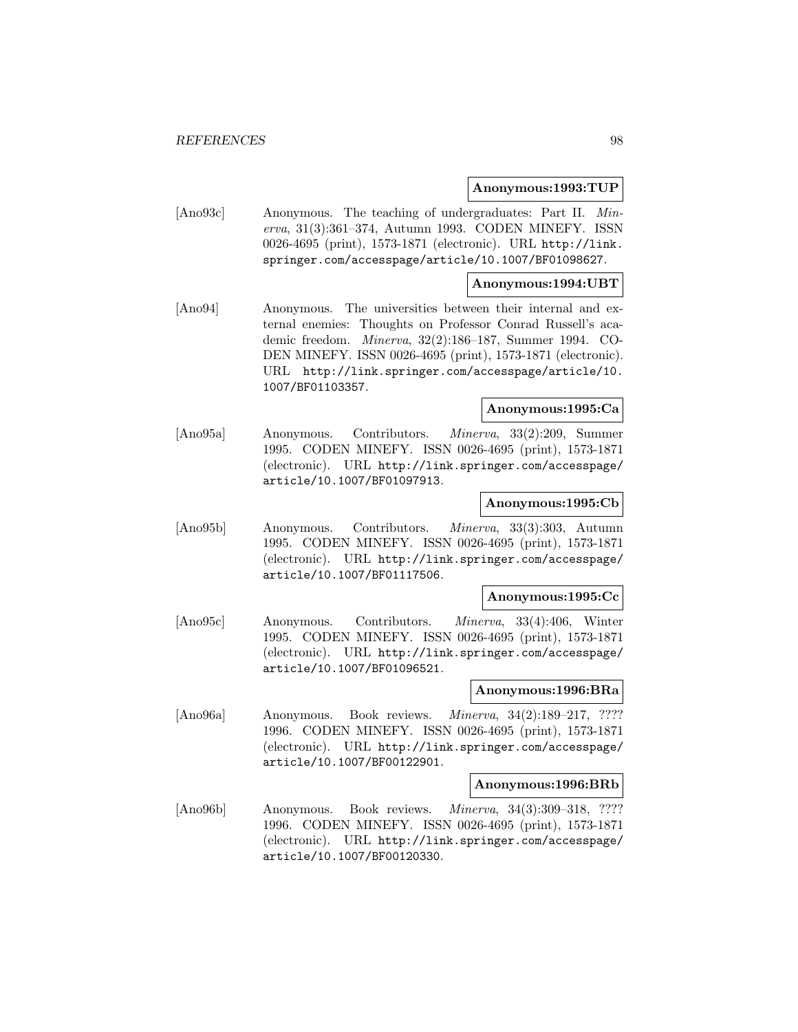**Anonymous:1993:TUP**

[Ano93c] Anonymous. The teaching of undergraduates: Part II. *Minerva*, 31(3):361–374, Autumn 1993. CODEN MINEFY. ISSN 0026-4695 (print), 1573-1871 (electronic). URL http://link.springer.com/accesspage/article/10.1007/BF01098627.

**Anonymous:1994:UBT**

[Ano94] Anonymous. The universities between their internal and external enemies: Thoughts on Professor Conrad Russell's academic freedom. *Minerva*, 32(2):186–187, Summer 1994. CODEN MINEFY. ISSN 0026-4695 (print), 1573-1871 (electronic). URL http://link.springer.com/accesspage/article/10.1007/BF01103357.

**Anonymous:1995:Ca**

[Ano95a] Anonymous. Contributors. *Minerva*, 33(2):209, Summer 1995. CODEN MINEFY. ISSN 0026-4695 (print), 1573-1871 (electronic). URL http://link.springer.com/accesspage/article/10.1007/BF01097913.

**Anonymous:1995:Cb**

[Ano95b] Anonymous. Contributors. *Minerva*, 33(3):303, Autumn 1995. CODEN MINEFY. ISSN 0026-4695 (print), 1573-1871 (electronic). URL http://link.springer.com/accesspage/article/10.1007/BF01117506.

**Anonymous:1995:Cc**

[Ano95c] Anonymous. Contributors. *Minerva*, 33(4):406, Winter 1995. CODEN MINEFY. ISSN 0026-4695 (print), 1573-1871 (electronic). URL http://link.springer.com/accesspage/article/10.1007/BF01096521.

**Anonymous:1996:BRa**

[Ano96a] Anonymous. Book reviews. *Minerva*, 34(2):189–217, ???? 1996. CODEN MINEFY. ISSN 0026-4695 (print), 1573-1871 (electronic). URL http://link.springer.com/accesspage/article/10.1007/BF00122901.

**Anonymous:1996:BRb**

[Ano96b] Anonymous. Book reviews. *Minerva*, 34(3):309–318, ???? 1996. CODEN MINEFY. ISSN 0026-4695 (print), 1573-1871 (electronic). URL http://link.springer.com/accesspage/article/10.1007/BF00120330.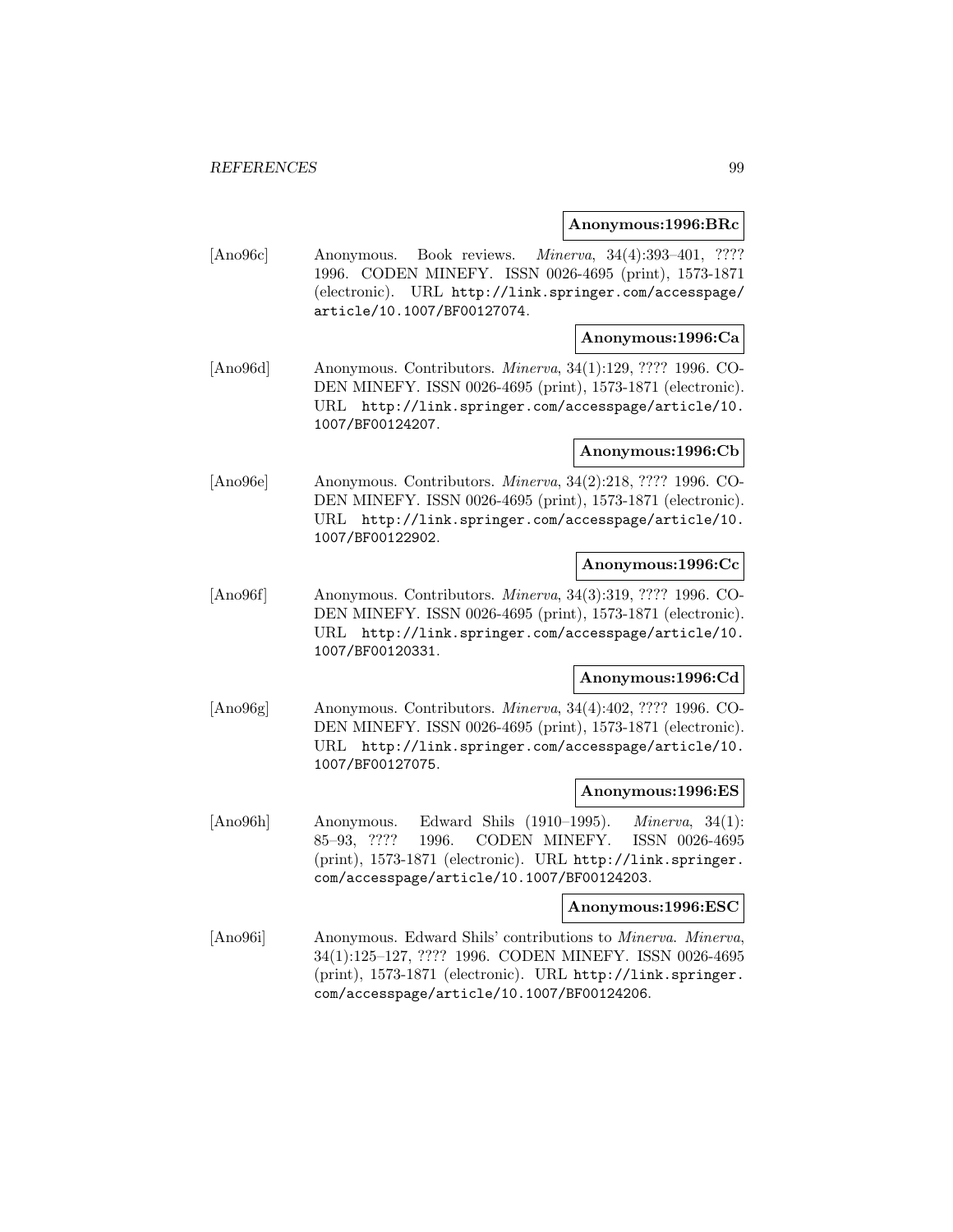**Anonymous:1996:BRc**

[Ano96c] Anonymous. Book reviews. *Minerva*, 34(4):393–401, ???? 1996. CODEN MINEFY. ISSN 0026-4695 (print), 1573-1871 (electronic). URL http://link.springer.com/accesspage/article/10.1007/BF00127074.

**Anonymous:1996:Ca**

[Ano96d] Anonymous. Contributors. *Minerva*, 34(1):129, ???? 1996. CODEN MINEFY. ISSN 0026-4695 (print), 1573-1871 (electronic). URL http://link.springer.com/accesspage/article/10.1007/BF00124207.

**Anonymous:1996:Cb**

[Ano96e] Anonymous. Contributors. *Minerva*, 34(2):218, ???? 1996. CODEN MINEFY. ISSN 0026-4695 (print), 1573-1871 (electronic). URL http://link.springer.com/accesspage/article/10.1007/BF00122902.

**Anonymous:1996:Cc**

[Ano96f] Anonymous. Contributors. *Minerva*, 34(3):319, ???? 1996. CODEN MINEFY. ISSN 0026-4695 (print), 1573-1871 (electronic). URL http://link.springer.com/accesspage/article/10.1007/BF00120331.

**Anonymous:1996:Cd**

[Ano96g] Anonymous. Contributors. *Minerva*, 34(4):402, ???? 1996. CODEN MINEFY. ISSN 0026-4695 (print), 1573-1871 (electronic). URL http://link.springer.com/accesspage/article/10.1007/BF00127075.

**Anonymous:1996:ES**

[Ano96h] Anonymous. Edward Shils (1910–1995). *Minerva*, 34(1):85–93, ???? 1996. CODEN MINEFY. ISSN 0026-4695 (print), 1573-1871 (electronic). URL http://link.springer.com/accesspage/article/10.1007/BF00124203.

**Anonymous:1996:ESC**

[Ano96i] Anonymous. Edward Shils' contributions to *Minerva*. *Minerva*, 34(1):125–127, ???? 1996. CODEN MINEFY. ISSN 0026-4695 (print), 1573-1871 (electronic). URL http://link.springer.com/accesspage/article/10.1007/BF00124206.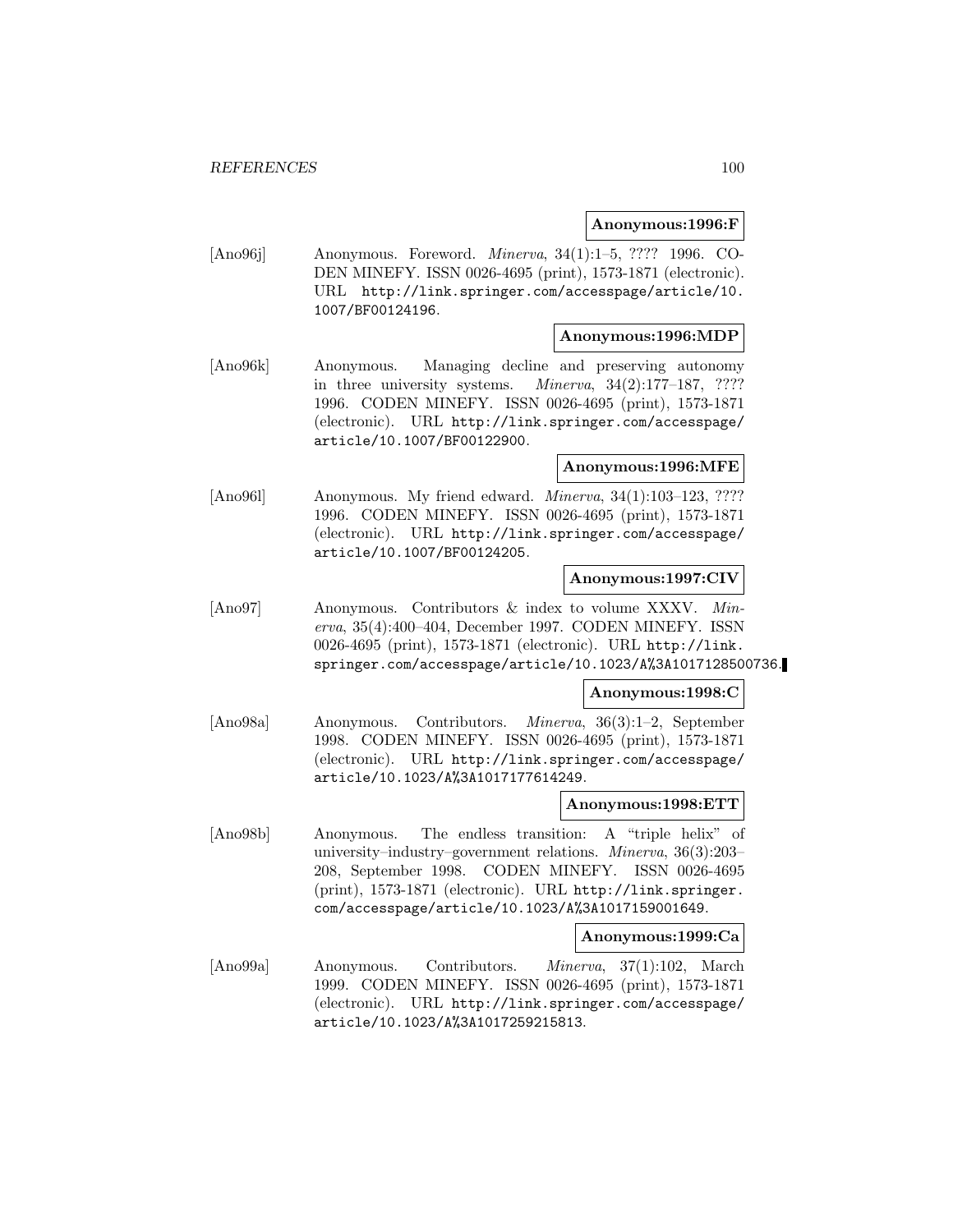**Anonymous:1996:F**

[Ano96j] Anonymous. Foreword. *Minerva*, 34(1):1–5, ???? 1996. CODEN MINEFY. ISSN 0026-4695 (print), 1573-1871 (electronic). URL `http://link.springer.com/accesspage/article/10.1007/BF00124196`.

**Anonymous:1996:MDP**

[Ano96k] Anonymous. Managing decline and preserving autonomy in three university systems. *Minerva*, 34(2):177–187, ???? 1996. CODEN MINEFY. ISSN 0026-4695 (print), 1573-1871 (electronic). URL `http://link.springer.com/accesspage/article/10.1007/BF00122900`.

**Anonymous:1996:MFE**

[Ano96l] Anonymous. My friend edward. *Minerva*, 34(1):103–123, ???? 1996. CODEN MINEFY. ISSN 0026-4695 (print), 1573-1871 (electronic). URL `http://link.springer.com/accesspage/article/10.1007/BF00124205`.

**Anonymous:1997:CIV**

[Ano97] Anonymous. Contributors & index to volume XXXV. *Minerva*, 35(4):400–404, December 1997. CODEN MINEFY. ISSN 0026-4695 (print), 1573-1871 (electronic). URL `http://link.springer.com/accesspage/article/10.1023/A%3A1017128500736`.

**Anonymous:1998:C**

[Ano98a] Anonymous. Contributors. *Minerva*, 36(3):1–2, September 1998. CODEN MINEFY. ISSN 0026-4695 (print), 1573-1871 (electronic). URL `http://link.springer.com/accesspage/article/10.1023/A%3A1017177614249`.

**Anonymous:1998:ETT**

[Ano98b] Anonymous. The endless transition: A "triple helix" of university–industry–government relations. *Minerva*, 36(3):203–208, September 1998. CODEN MINEFY. ISSN 0026-4695 (print), 1573-1871 (electronic). URL `http://link.springer.com/accesspage/article/10.1023/A%3A1017159001649`.

**Anonymous:1999:Ca**

[Ano99a] Anonymous. Contributors. *Minerva*, 37(1):102, March 1999. CODEN MINEFY. ISSN 0026-4695 (print), 1573-1871 (electronic). URL `http://link.springer.com/accesspage/article/10.1023/A%3A1017259215813`.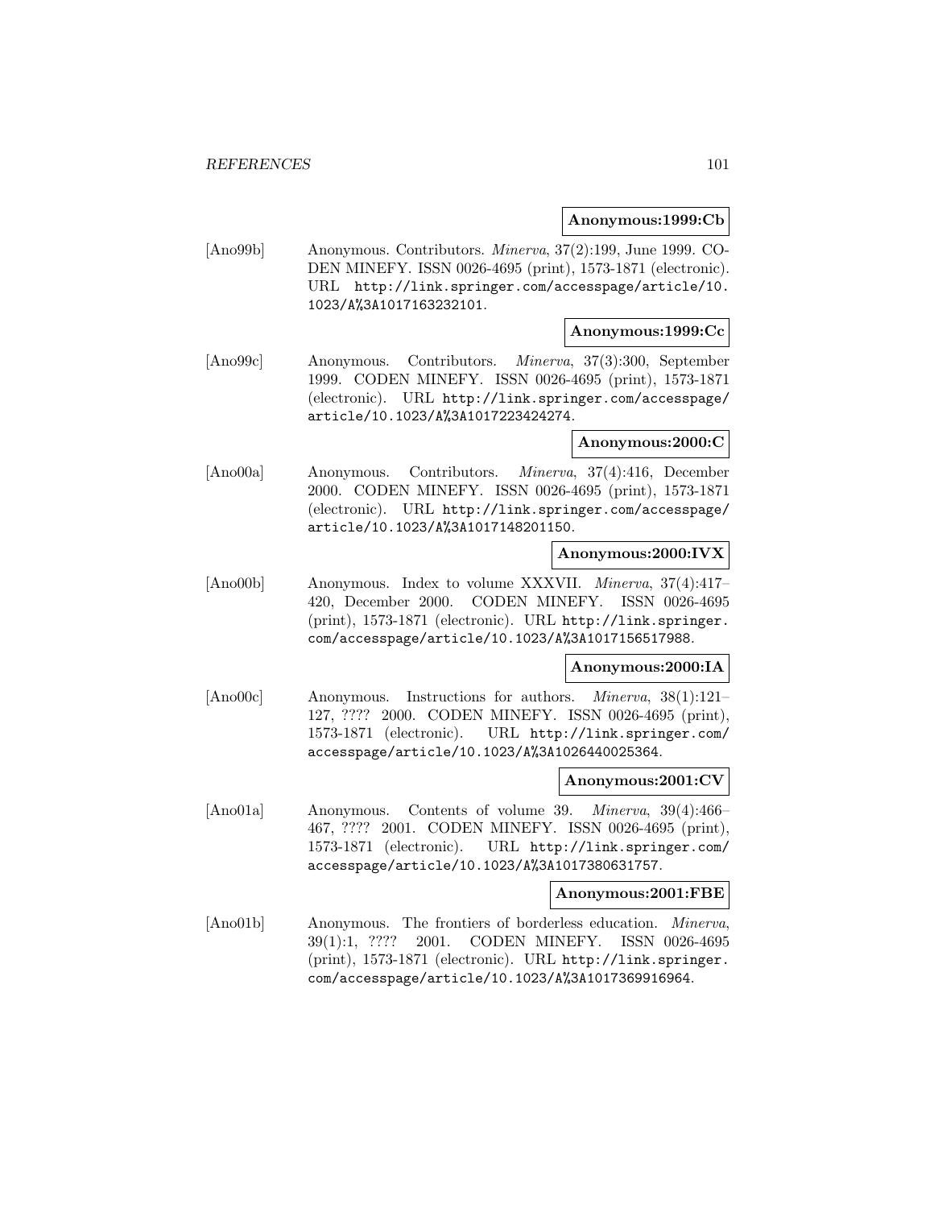**Anonymous:1999:Cb**

[Ano99b] Anonymous. Contributors. *Minerva*, 37(2):199, June 1999. CODEN MINEFY. ISSN 0026-4695 (print), 1573-1871 (electronic). URL http://link.springer.com/accesspage/article/10.1023/A%3A1017163232101.

**Anonymous:1999:Cc**

[Ano99c] Anonymous. Contributors. *Minerva*, 37(3):300, September 1999. CODEN MINEFY. ISSN 0026-4695 (print), 1573-1871 (electronic). URL http://link.springer.com/accesspage/article/10.1023/A%3A1017223424274.

**Anonymous:2000:C**

[Ano00a] Anonymous. Contributors. *Minerva*, 37(4):416, December 2000. CODEN MINEFY. ISSN 0026-4695 (print), 1573-1871 (electronic). URL http://link.springer.com/accesspage/article/10.1023/A%3A1017148201150.

**Anonymous:2000:IVX**

[Ano00b] Anonymous. Index to volume XXXVII. *Minerva*, 37(4):417–420, December 2000. CODEN MINEFY. ISSN 0026-4695 (print), 1573-1871 (electronic). URL http://link.springer.com/accesspage/article/10.1023/A%3A1017156517988.

**Anonymous:2000:IA**

[Ano00c] Anonymous. Instructions for authors. *Minerva*, 38(1):121–127, ???? 2000. CODEN MINEFY. ISSN 0026-4695 (print), 1573-1871 (electronic). URL http://link.springer.com/accesspage/article/10.1023/A%3A1026440025364.

**Anonymous:2001:CV**

[Ano01a] Anonymous. Contents of volume 39. *Minerva*, 39(4):466–467, ???? 2001. CODEN MINEFY. ISSN 0026-4695 (print), 1573-1871 (electronic). URL http://link.springer.com/accesspage/article/10.1023/A%3A1017380631757.

**Anonymous:2001:FBE**

[Ano01b] Anonymous. The frontiers of borderless education. *Minerva*, 39(1):1, ???? 2001. CODEN MINEFY. ISSN 0026-4695 (print), 1573-1871 (electronic). URL http://link.springer.com/accesspage/article/10.1023/A%3A1017369916964.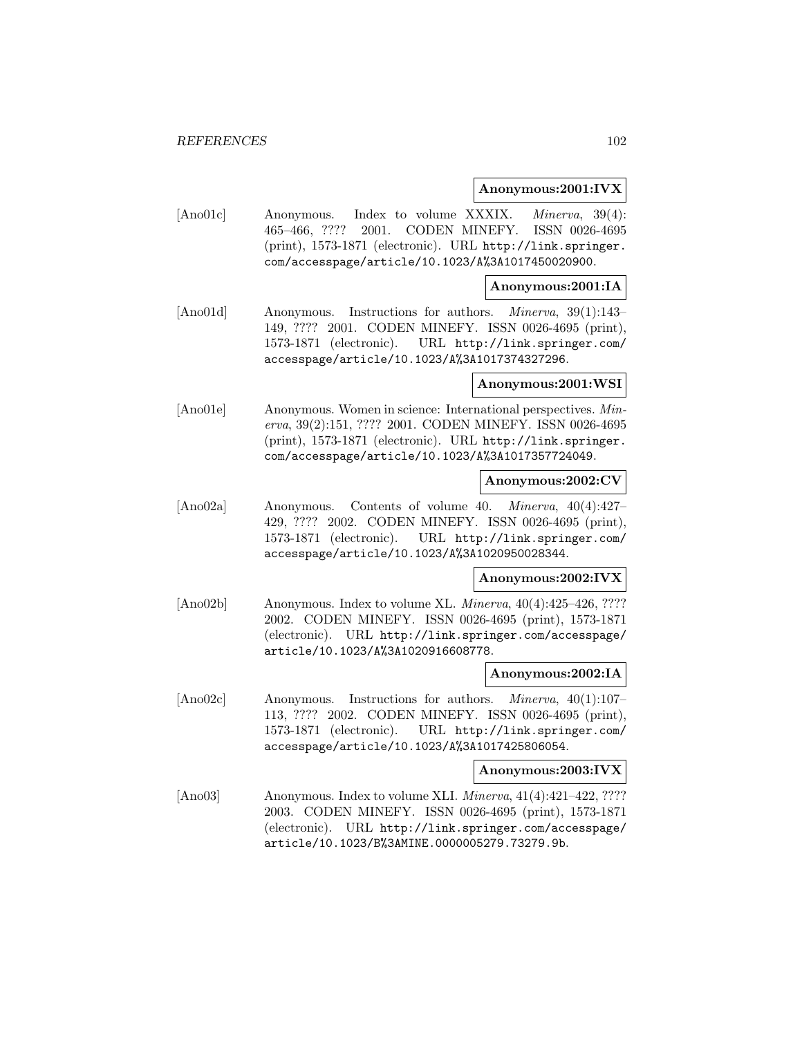**Anonymous:2001:IVX**

[Ano01c] Anonymous. Index to volume XXXIX. *Minerva*, 39(4): 465–466, ???? 2001. CODEN MINEFY. ISSN 0026-4695 (print), 1573-1871 (electronic). URL http://link.springer.com/accesspage/article/10.1023/A%3A1017450020900.

**Anonymous:2001:IA**

[Ano01d] Anonymous. Instructions for authors. *Minerva*, 39(1):143–149, ???? 2001. CODEN MINEFY. ISSN 0026-4695 (print), 1573-1871 (electronic). URL http://link.springer.com/accesspage/article/10.1023/A%3A1017374327296.

**Anonymous:2001:WSI**

[Ano01e] Anonymous. Women in science: International perspectives. *Minerva*, 39(2):151, ???? 2001. CODEN MINEFY. ISSN 0026-4695 (print), 1573-1871 (electronic). URL http://link.springer.com/accesspage/article/10.1023/A%3A1017357724049.

**Anonymous:2002:CV**

[Ano02a] Anonymous. Contents of volume 40. *Minerva*, 40(4):427–429, ???? 2002. CODEN MINEFY. ISSN 0026-4695 (print), 1573-1871 (electronic). URL http://link.springer.com/accesspage/article/10.1023/A%3A1020950028344.

**Anonymous:2002:IVX**

[Ano02b] Anonymous. Index to volume XL. *Minerva*, 40(4):425–426, ???? 2002. CODEN MINEFY. ISSN 0026-4695 (print), 1573-1871 (electronic). URL http://link.springer.com/accesspage/article/10.1023/A%3A1020916608778.

**Anonymous:2002:IA**

[Ano02c] Anonymous. Instructions for authors. *Minerva*, 40(1):107–113, ???? 2002. CODEN MINEFY. ISSN 0026-4695 (print), 1573-1871 (electronic). URL http://link.springer.com/accesspage/article/10.1023/A%3A1017425806054.

**Anonymous:2003:IVX**

[Ano03] Anonymous. Index to volume XLI. *Minerva*, 41(4):421–422, ???? 2003. CODEN MINEFY. ISSN 0026-4695 (print), 1573-1871 (electronic). URL http://link.springer.com/accesspage/article/10.1023/B%3AMINE.0000005279.73279.9b.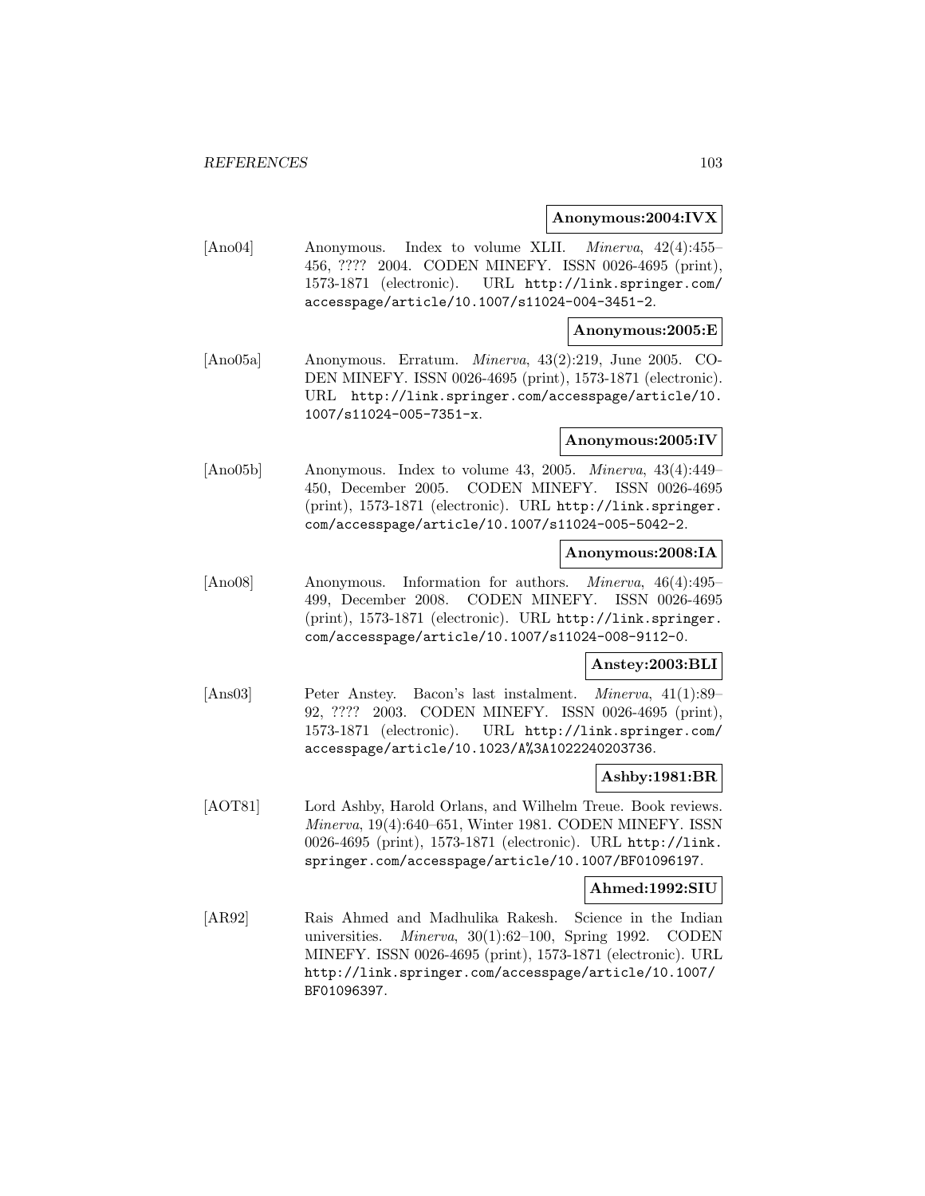**Anonymous:2004:IVX**

[Ano04] Anonymous. Index to volume XLII. *Minerva*, 42(4):455–456, ???? 2004. CODEN MINEFY. ISSN 0026-4695 (print), 1573-1871 (electronic). URL http://link.springer.com/accesspage/article/10.1007/s11024-004-3451-2.

**Anonymous:2005:E**

[Ano05a] Anonymous. Erratum. *Minerva*, 43(2):219, June 2005. CODEN MINEFY. ISSN 0026-4695 (print), 1573-1871 (electronic). URL http://link.springer.com/accesspage/article/10.1007/s11024-005-7351-x.

**Anonymous:2005:IV**

[Ano05b] Anonymous. Index to volume 43, 2005. *Minerva*, 43(4):449–450, December 2005. CODEN MINEFY. ISSN 0026-4695 (print), 1573-1871 (electronic). URL http://link.springer.com/accesspage/article/10.1007/s11024-005-5042-2.

**Anonymous:2008:IA**

[Ano08] Anonymous. Information for authors. *Minerva*, 46(4):495–499, December 2008. CODEN MINEFY. ISSN 0026-4695 (print), 1573-1871 (electronic). URL http://link.springer.com/accesspage/article/10.1007/s11024-008-9112-0.

**Anstey:2003:BLI**

[Ans03] Peter Anstey. Bacon's last instalment. *Minerva*, 41(1):89–92, ???? 2003. CODEN MINEFY. ISSN 0026-4695 (print), 1573-1871 (electronic). URL http://link.springer.com/accesspage/article/10.1023/A%3A1022240203736.

**Ashby:1981:BR**

[AOT81] Lord Ashby, Harold Orlans, and Wilhelm Treue. Book reviews. *Minerva*, 19(4):640–651, Winter 1981. CODEN MINEFY. ISSN 0026-4695 (print), 1573-1871 (electronic). URL http://link.springer.com/accesspage/article/10.1007/BF01096197.

**Ahmed:1992:SIU**

[AR92] Rais Ahmed and Madhulika Rakesh. Science in the Indian universities. *Minerva*, 30(1):62–100, Spring 1992. CODEN MINEFY. ISSN 0026-4695 (print), 1573-1871 (electronic). URL http://link.springer.com/accesspage/article/10.1007/BF01096397.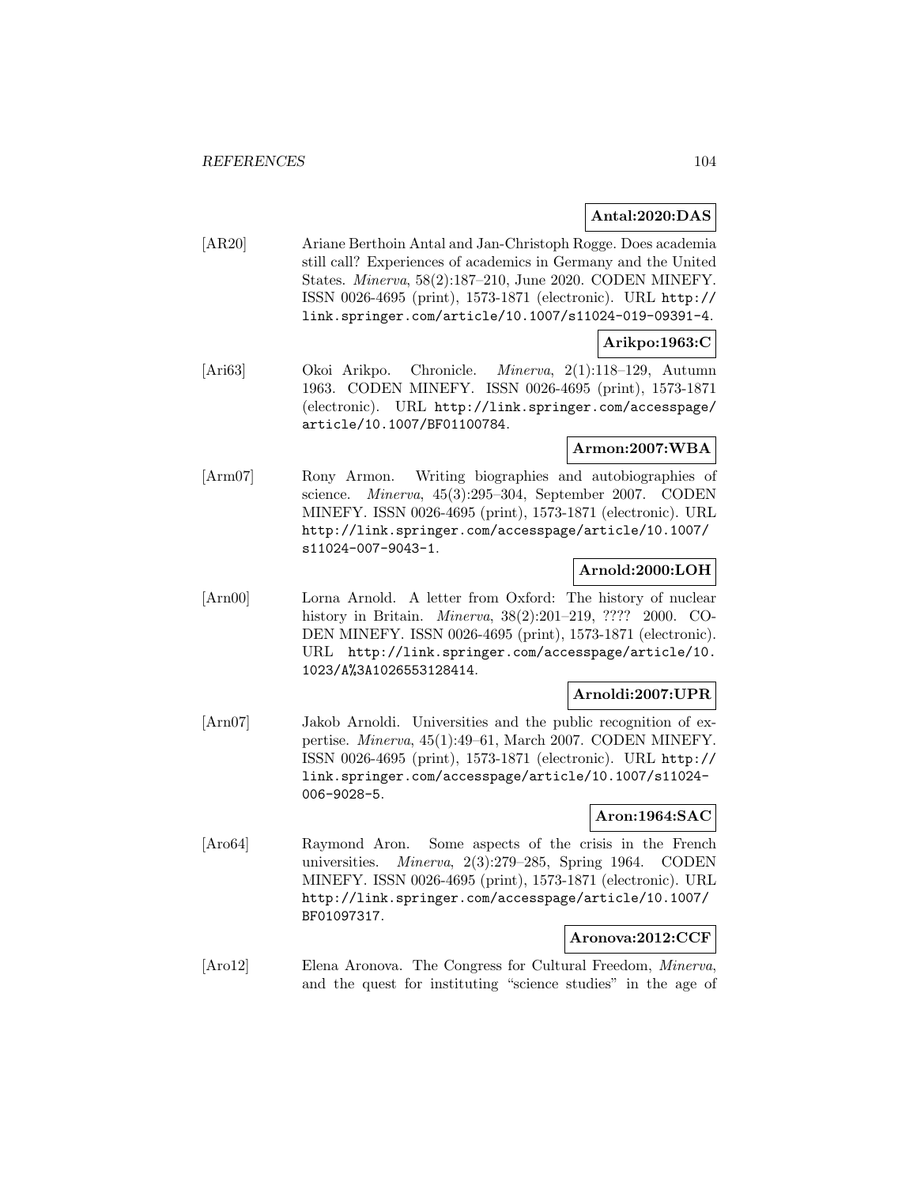**Antal:2020:DAS**

[AR20] Ariane Berthoin Antal and Jan-Christoph Rogge. Does academia still call? Experiences of academics in Germany and the United States. *Minerva*, 58(2):187–210, June 2020. CODEN MINEFY. ISSN 0026-4695 (print), 1573-1871 (electronic). URL http://link.springer.com/article/10.1007/s11024-019-09391-4.

**Arikpo:1963:C**

[Ari63] Okoi Arikpo. Chronicle. *Minerva*, 2(1):118–129, Autumn 1963. CODEN MINEFY. ISSN 0026-4695 (print), 1573-1871 (electronic). URL http://link.springer.com/accesspage/article/10.1007/BF01100784.

**Armon:2007:WBA**

[Arm07] Rony Armon. Writing biographies and autobiographies of science. *Minerva*, 45(3):295–304, September 2007. CODEN MINEFY. ISSN 0026-4695 (print), 1573-1871 (electronic). URL http://link.springer.com/accesspage/article/10.1007/s11024-007-9043-1.

**Arnold:2000:LOH**

[Arn00] Lorna Arnold. A letter from Oxford: The history of nuclear history in Britain. *Minerva*, 38(2):201–219, ???? 2000. CODEN MINEFY. ISSN 0026-4695 (print), 1573-1871 (electronic). URL http://link.springer.com/accesspage/article/10.1023/A%3A1026553128414.

**Arnoldi:2007:UPR**

[Arn07] Jakob Arnoldi. Universities and the public recognition of expertise. *Minerva*, 45(1):49–61, March 2007. CODEN MINEFY. ISSN 0026-4695 (print), 1573-1871 (electronic). URL http://link.springer.com/accesspage/article/10.1007/s11024-006-9028-5.

**Aron:1964:SAC**

[Aro64] Raymond Aron. Some aspects of the crisis in the French universities. *Minerva*, 2(3):279–285, Spring 1964. CODEN MINEFY. ISSN 0026-4695 (print), 1573-1871 (electronic). URL http://link.springer.com/accesspage/article/10.1007/BF01097317.

**Aronova:2012:CCF**

[Aro12] Elena Aronova. The Congress for Cultural Freedom, *Minerva*, and the quest for instituting "science studies" in the age of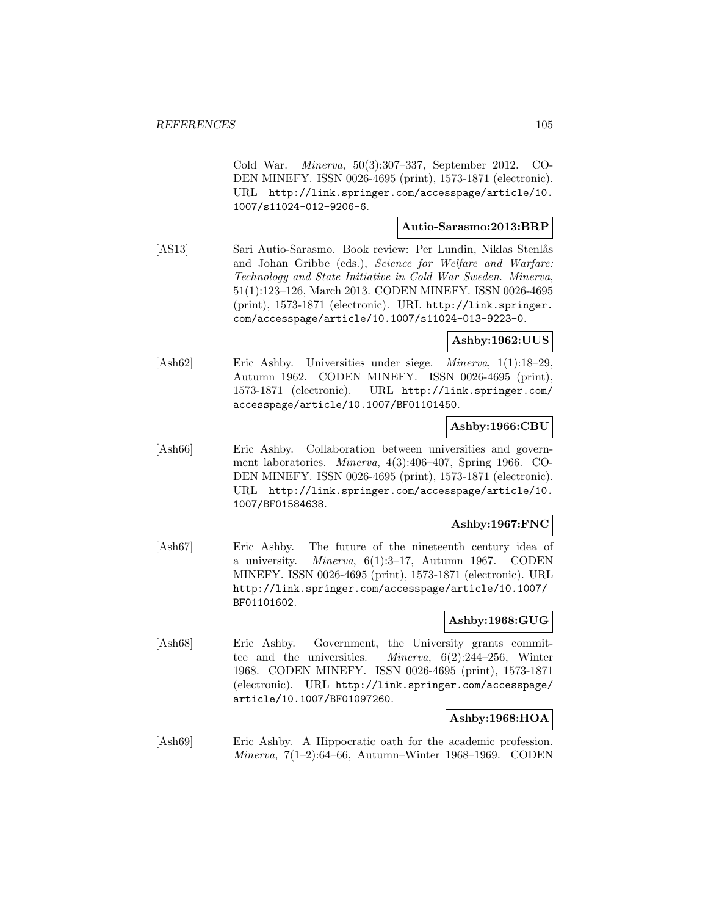Cold War. *Minerva*, 50(3):307–337, September 2012. CODEN MINEFY. ISSN 0026-4695 (print), 1573-1871 (electronic). URL http://link.springer.com/accesspage/article/10.1007/s11024-012-9206-6.

**Autio-Sarasmo:2013:BRP**

[AS13] Sari Autio-Sarasmo. Book review: Per Lundin, Niklas Stenlås and Johan Gribbe (eds.), *Science for Welfare and Warfare: Technology and State Initiative in Cold War Sweden*. *Minerva*, 51(1):123–126, March 2013. CODEN MINEFY. ISSN 0026-4695 (print), 1573-1871 (electronic). URL http://link.springer.com/accesspage/article/10.1007/s11024-013-9223-0.

**Ashby:1962:UUS**

[Ash62] Eric Ashby. Universities under siege. *Minerva*, 1(1):18–29, Autumn 1962. CODEN MINEFY. ISSN 0026-4695 (print), 1573-1871 (electronic). URL http://link.springer.com/accesspage/article/10.1007/BF01101450.

**Ashby:1966:CBU**

[Ash66] Eric Ashby. Collaboration between universities and government laboratories. *Minerva*, 4(3):406–407, Spring 1966. CODEN MINEFY. ISSN 0026-4695 (print), 1573-1871 (electronic). URL http://link.springer.com/accesspage/article/10.1007/BF01584638.

**Ashby:1967:FNC**

[Ash67] Eric Ashby. The future of the nineteenth century idea of a university. *Minerva*, 6(1):3–17, Autumn 1967. CODEN MINEFY. ISSN 0026-4695 (print), 1573-1871 (electronic). URL http://link.springer.com/accesspage/article/10.1007/BF01101602.

**Ashby:1968:GUG**

[Ash68] Eric Ashby. Government, the University grants committee and the universities. *Minerva*, 6(2):244–256, Winter 1968. CODEN MINEFY. ISSN 0026-4695 (print), 1573-1871 (electronic). URL http://link.springer.com/accesspage/article/10.1007/BF01097260.

**Ashby:1968:HOA**

[Ash69] Eric Ashby. A Hippocratic oath for the academic profession. *Minerva*, 7(1–2):64–66, Autumn–Winter 1968–1969. CODEN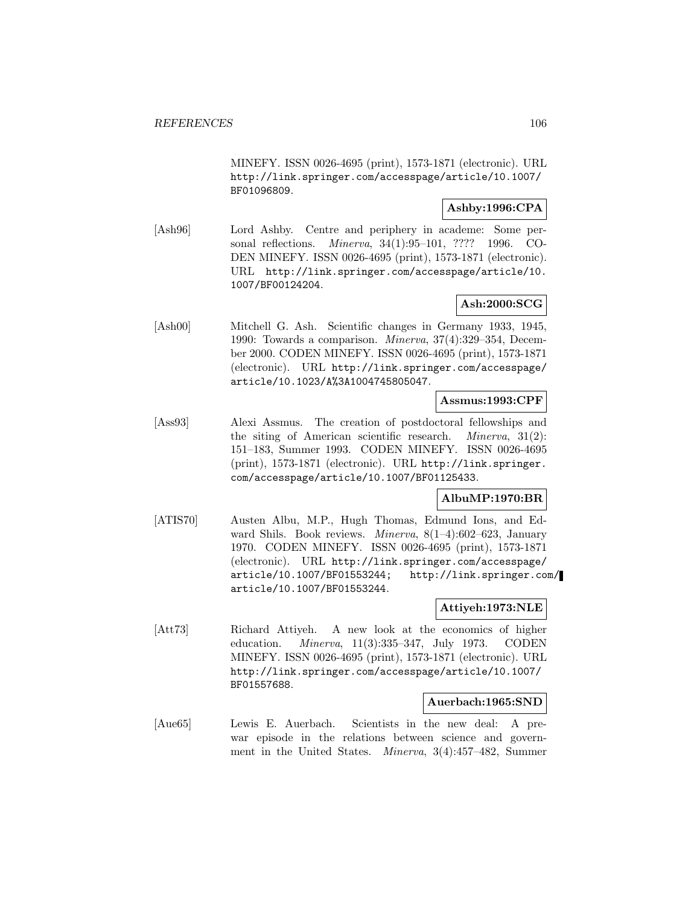MINEFY. ISSN 0026-4695 (print), 1573-1871 (electronic). URL http://link.springer.com/accesspage/article/10.1007/BF01096809.

**Ashby:1996:CPA**

[Ash96] Lord Ashby. Centre and periphery in academe: Some personal reflections. *Minerva*, 34(1):95–101, ???? 1996. CODEN MINEFY. ISSN 0026-4695 (print), 1573-1871 (electronic). URL http://link.springer.com/accesspage/article/10.1007/BF00124204.

**Ash:2000:SCG**

[Ash00] Mitchell G. Ash. Scientific changes in Germany 1933, 1945, 1990: Towards a comparison. *Minerva*, 37(4):329–354, December 2000. CODEN MINEFY. ISSN 0026-4695 (print), 1573-1871 (electronic). URL http://link.springer.com/accesspage/article/10.1023/A%3A1004745805047.

**Assmus:1993:CPF**

[Ass93] Alexi Assmus. The creation of postdoctoral fellowships and the siting of American scientific research. *Minerva*, 31(2):151–183, Summer 1993. CODEN MINEFY. ISSN 0026-4695 (print), 1573-1871 (electronic). URL http://link.springer.com/accesspage/article/10.1007/BF01125433.

**AlbuMP:1970:BR**

[ATIS70] Austen Albu, M.P., Hugh Thomas, Edmund Ions, and Edward Shils. Book reviews. *Minerva*, 8(1–4):602–623, January 1970. CODEN MINEFY. ISSN 0026-4695 (print), 1573-1871 (electronic). URL http://link.springer.com/accesspage/article/10.1007/BF01553244; http://link.springer.com/article/10.1007/BF01553244.

**Attiyeh:1973:NLE**

[Att73] Richard Attiyeh. A new look at the economics of higher education. *Minerva*, 11(3):335–347, July 1973. CODEN MINEFY. ISSN 0026-4695 (print), 1573-1871 (electronic). URL http://link.springer.com/accesspage/article/10.1007/BF01557688.

**Auerbach:1965:SND**

[Aue65] Lewis E. Auerbach. Scientists in the new deal: A pre-war episode in the relations between science and government in the United States. *Minerva*, 3(4):457–482, Summer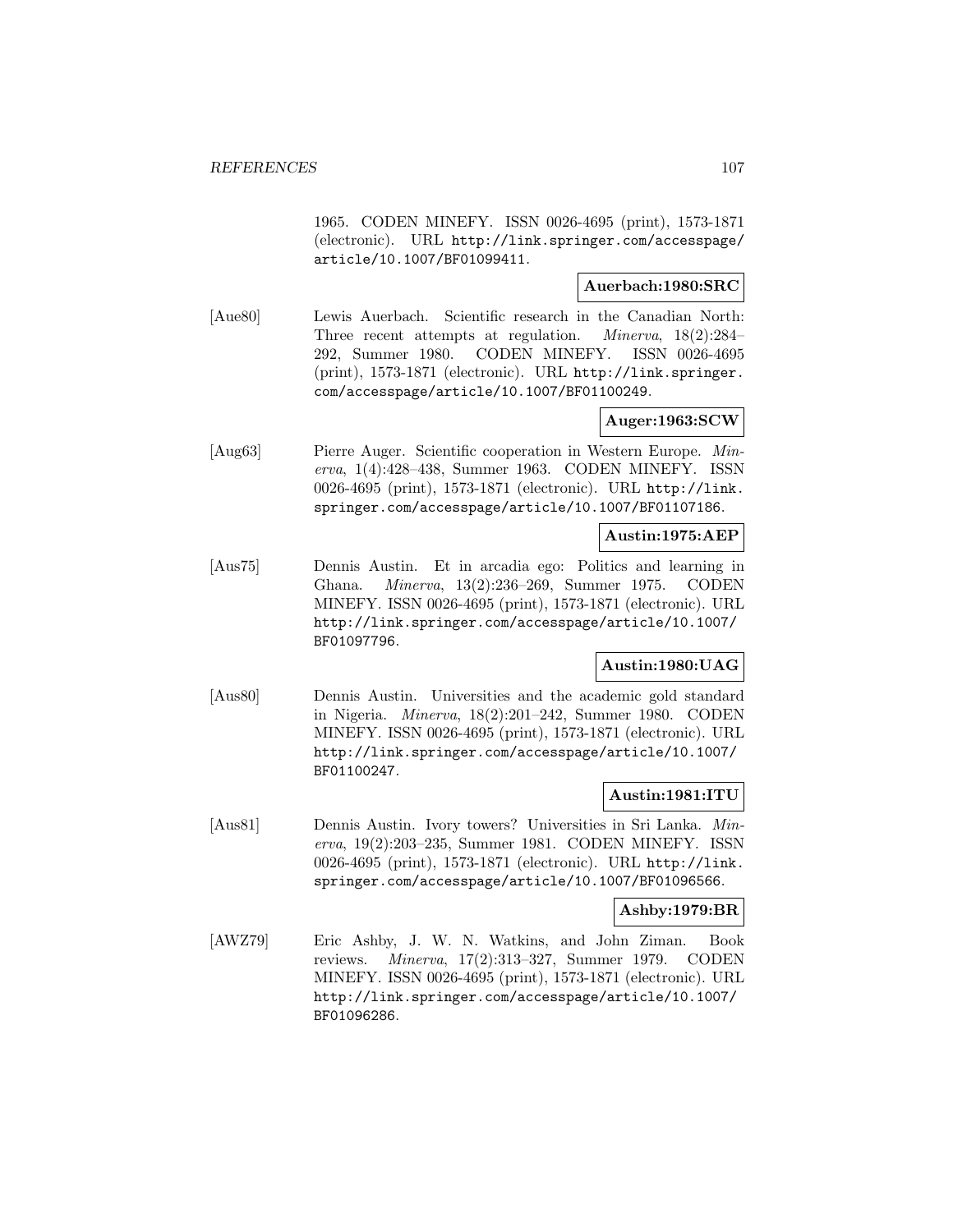1965. CODEN MINEFY. ISSN 0026-4695 (print), 1573-1871 (electronic). URL http://link.springer.com/accesspage/article/10.1007/BF01099411.

**Auerbach:1980:SRC**

[Aue80] Lewis Auerbach. Scientific research in the Canadian North: Three recent attempts at regulation. *Minerva*, 18(2):284–292, Summer 1980. CODEN MINEFY. ISSN 0026-4695 (print), 1573-1871 (electronic). URL http://link.springer.com/accesspage/article/10.1007/BF01100249.

**Auger:1963:SCW**

[Aug63] Pierre Auger. Scientific cooperation in Western Europe. *Minerva*, 1(4):428–438, Summer 1963. CODEN MINEFY. ISSN 0026-4695 (print), 1573-1871 (electronic). URL http://link.springer.com/accesspage/article/10.1007/BF01107186.

**Austin:1975:AEP**

[Aus75] Dennis Austin. Et in arcadia ego: Politics and learning in Ghana. *Minerva*, 13(2):236–269, Summer 1975. CODEN MINEFY. ISSN 0026-4695 (print), 1573-1871 (electronic). URL http://link.springer.com/accesspage/article/10.1007/BF01097796.

**Austin:1980:UAG**

[Aus80] Dennis Austin. Universities and the academic gold standard in Nigeria. *Minerva*, 18(2):201–242, Summer 1980. CODEN MINEFY. ISSN 0026-4695 (print), 1573-1871 (electronic). URL http://link.springer.com/accesspage/article/10.1007/BF01100247.

**Austin:1981:ITU**

[Aus81] Dennis Austin. Ivory towers? Universities in Sri Lanka. *Minerva*, 19(2):203–235, Summer 1981. CODEN MINEFY. ISSN 0026-4695 (print), 1573-1871 (electronic). URL http://link.springer.com/accesspage/article/10.1007/BF01096566.

**Ashby:1979:BR**

[AWZ79] Eric Ashby, J. W. N. Watkins, and John Ziman. Book reviews. *Minerva*, 17(2):313–327, Summer 1979. CODEN MINEFY. ISSN 0026-4695 (print), 1573-1871 (electronic). URL http://link.springer.com/accesspage/article/10.1007/BF01096286.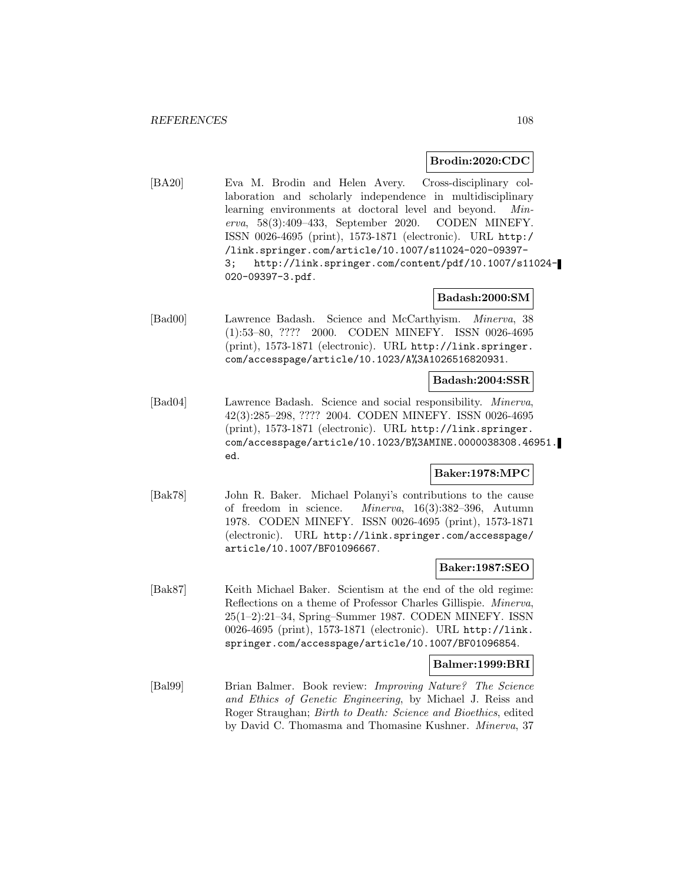**Brodin:2020:CDC**

[BA20] Eva M. Brodin and Helen Avery. Cross-disciplinary collaboration and scholarly independence in multidisciplinary learning environments at doctoral level and beyond. *Minerva*, 58(3):409–433, September 2020. CODEN MINEFY. ISSN 0026-4695 (print), 1573-1871 (electronic). URL http://link.springer.com/article/10.1007/s11024-020-09397-3; http://link.springer.com/content/pdf/10.1007/s11024-020-09397-3.pdf.

**Badash:2000:SM**

[Bad00] Lawrence Badash. Science and McCarthyism. *Minerva*, 38 (1):53–80, ???? 2000. CODEN MINEFY. ISSN 0026-4695 (print), 1573-1871 (electronic). URL http://link.springer.com/accesspage/article/10.1023/A%3A1026516820931.

**Badash:2004:SSR**

[Bad04] Lawrence Badash. Science and social responsibility. *Minerva*, 42(3):285–298, ???? 2004. CODEN MINEFY. ISSN 0026-4695 (print), 1573-1871 (electronic). URL http://link.springer.com/accesspage/article/10.1023/B%3AMINE.0000038308.46951.ed.

**Baker:1978:MPC**

[Bak78] John R. Baker. Michael Polanyi's contributions to the cause of freedom in science. *Minerva*, 16(3):382–396, Autumn 1978. CODEN MINEFY. ISSN 0026-4695 (print), 1573-1871 (electronic). URL http://link.springer.com/accesspage/article/10.1007/BF01096667.

**Baker:1987:SEO**

[Bak87] Keith Michael Baker. Scientism at the end of the old regime: Reflections on a theme of Professor Charles Gillispie. *Minerva*, 25(1–2):21–34, Spring–Summer 1987. CODEN MINEFY. ISSN 0026-4695 (print), 1573-1871 (electronic). URL http://link.springer.com/accesspage/article/10.1007/BF01096854.

**Balmer:1999:BRI**

[Bal99] Brian Balmer. Book review: *Improving Nature? The Science and Ethics of Genetic Engineering*, by Michael J. Reiss and Roger Straughan; *Birth to Death: Science and Bioethics*, edited by David C. Thomasma and Thomasine Kushner. *Minerva*, 37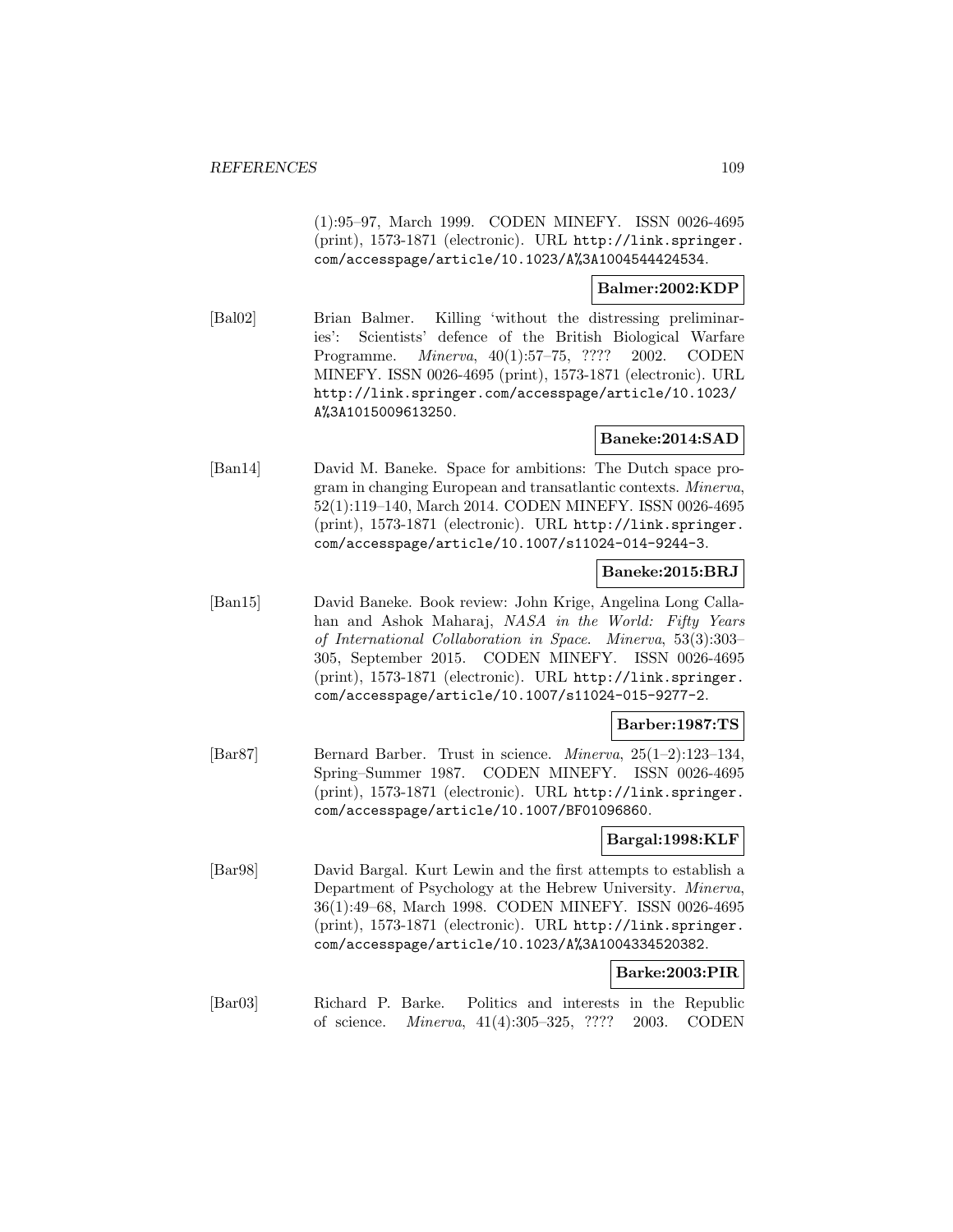(1):95–97, March 1999. CODEN MINEFY. ISSN 0026-4695 (print), 1573-1871 (electronic). URL http://link.springer.com/accesspage/article/10.1023/A%3A1004544424534.

**Balmer:2002:KDP**

[Bal02] Brian Balmer. Killing 'without the distressing preliminaries': Scientists' defence of the British Biological Warfare Programme. *Minerva*, 40(1):57–75, ???? 2002. CODEN MINEFY. ISSN 0026-4695 (print), 1573-1871 (electronic). URL http://link.springer.com/accesspage/article/10.1023/A%3A1015009613250.

**Baneke:2014:SAD**

[Ban14] David M. Baneke. Space for ambitions: The Dutch space program in changing European and transatlantic contexts. *Minerva*, 52(1):119–140, March 2014. CODEN MINEFY. ISSN 0026-4695 (print), 1573-1871 (electronic). URL http://link.springer.com/accesspage/article/10.1007/s11024-014-9244-3.

**Baneke:2015:BRJ**

[Ban15] David Baneke. Book review: John Krige, Angelina Long Callahan and Ashok Maharaj, *NASA in the World: Fifty Years of International Collaboration in Space*. *Minerva*, 53(3):303–305, September 2015. CODEN MINEFY. ISSN 0026-4695 (print), 1573-1871 (electronic). URL http://link.springer.com/accesspage/article/10.1007/s11024-015-9277-2.

**Barber:1987:TS**

[Bar87] Bernard Barber. Trust in science. *Minerva*, 25(1–2):123–134, Spring–Summer 1987. CODEN MINEFY. ISSN 0026-4695 (print), 1573-1871 (electronic). URL http://link.springer.com/accesspage/article/10.1007/BF01096860.

**Bargal:1998:KLF**

[Bar98] David Bargal. Kurt Lewin and the first attempts to establish a Department of Psychology at the Hebrew University. *Minerva*, 36(1):49–68, March 1998. CODEN MINEFY. ISSN 0026-4695 (print), 1573-1871 (electronic). URL http://link.springer.com/accesspage/article/10.1023/A%3A1004334520382.

**Barke:2003:PIR**

[Bar03] Richard P. Barke. Politics and interests in the Republic of science. *Minerva*, 41(4):305–325, ???? 2003. CODEN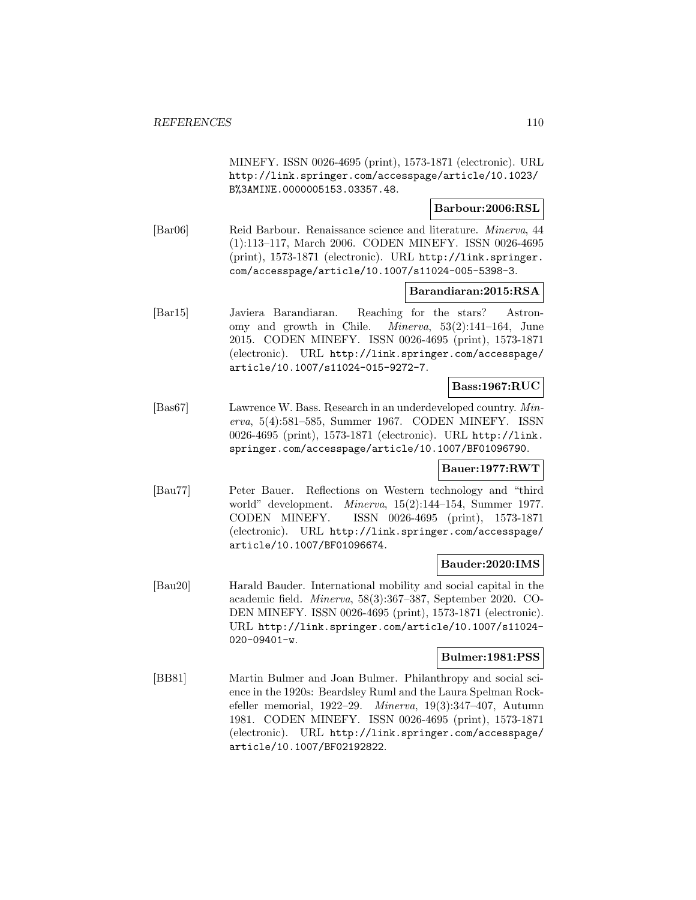MINEFY. ISSN 0026-4695 (print), 1573-1871 (electronic). URL http://link.springer.com/accesspage/article/10.1023/B%3AMINE.0000005153.03357.48.

**Barbour:2006:RSL**

[Bar06] Reid Barbour. Renaissance science and literature. *Minerva*, 44 (1):113–117, March 2006. CODEN MINEFY. ISSN 0026-4695 (print), 1573-1871 (electronic). URL http://link.springer.com/accesspage/article/10.1007/s11024-005-5398-3.

**Barandiaran:2015:RSA**

[Bar15] Javiera Barandiaran. Reaching for the stars? Astronomy and growth in Chile. *Minerva*, 53(2):141–164, June 2015. CODEN MINEFY. ISSN 0026-4695 (print), 1573-1871 (electronic). URL http://link.springer.com/accesspage/article/10.1007/s11024-015-9272-7.

**Bass:1967:RUC**

[Bas67] Lawrence W. Bass. Research in an underdeveloped country. *Minerva*, 5(4):581–585, Summer 1967. CODEN MINEFY. ISSN 0026-4695 (print), 1573-1871 (electronic). URL http://link.springer.com/accesspage/article/10.1007/BF01096790.

**Bauer:1977:RWT**

[Bau77] Peter Bauer. Reflections on Western technology and "third world" development. *Minerva*, 15(2):144–154, Summer 1977. CODEN MINEFY. ISSN 0026-4695 (print), 1573-1871 (electronic). URL http://link.springer.com/accesspage/article/10.1007/BF01096674.

**Bauder:2020:IMS**

[Bau20] Harald Bauder. International mobility and social capital in the academic field. *Minerva*, 58(3):367–387, September 2020. CODEN MINEFY. ISSN 0026-4695 (print), 1573-1871 (electronic). URL http://link.springer.com/article/10.1007/s11024-020-09401-w.

**Bulmer:1981:PSS**

[BB81] Martin Bulmer and Joan Bulmer. Philanthropy and social science in the 1920s: Beardsley Ruml and the Laura Spelman Rockefeller memorial, 1922–29. *Minerva*, 19(3):347–407, Autumn 1981. CODEN MINEFY. ISSN 0026-4695 (print), 1573-1871 (electronic). URL http://link.springer.com/accesspage/article/10.1007/BF02192822.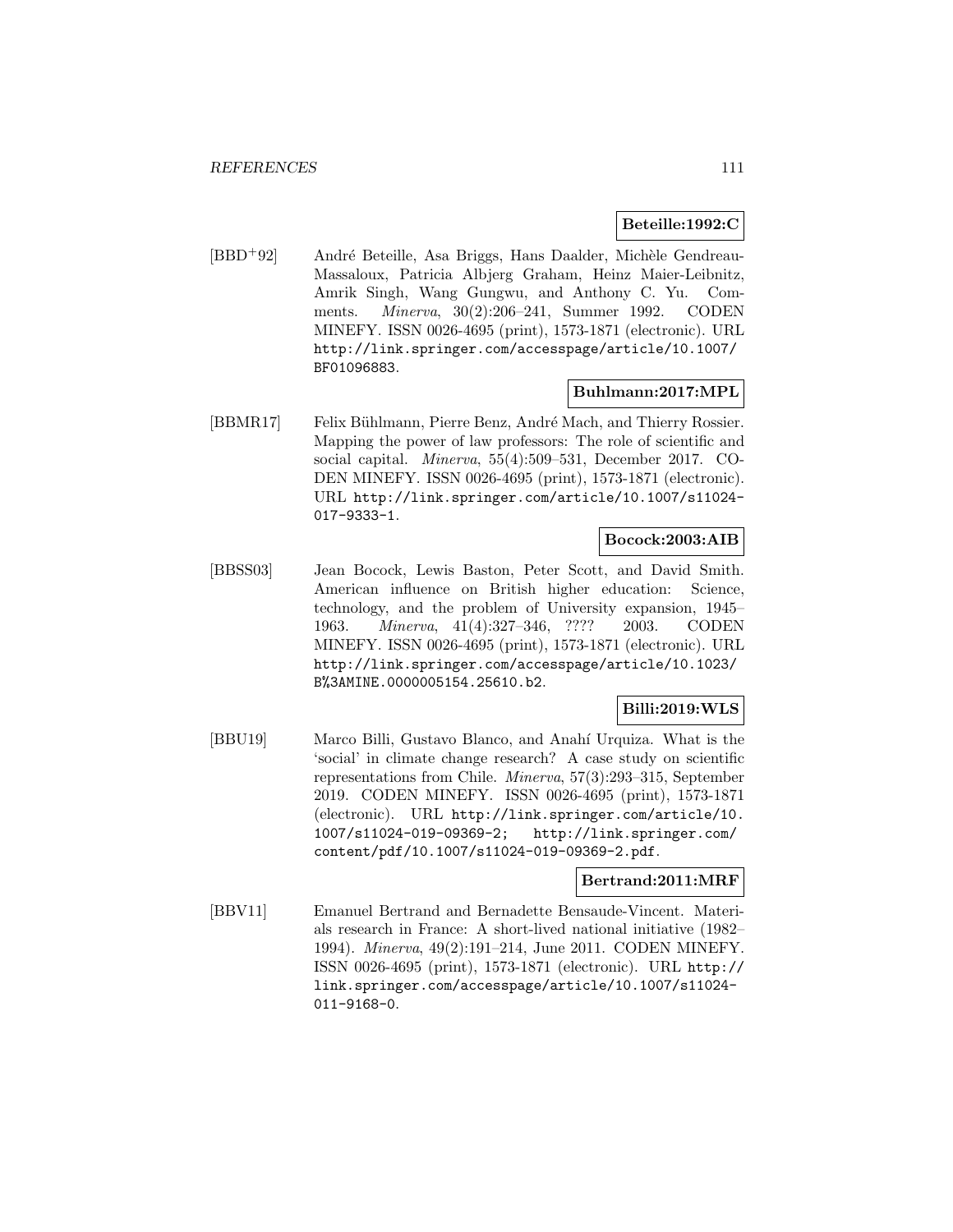**Beteille:1992:C**

[BBD+92] André Beteille, Asa Briggs, Hans Daalder, Michèle Gendreau-Massaloux, Patricia Albjerg Graham, Heinz Maier-Leibnitz, Amrik Singh, Wang Gungwu, and Anthony C. Yu. Comments. *Minerva*, 30(2):206–241, Summer 1992. CODEN MINEFY. ISSN 0026-4695 (print), 1573-1871 (electronic). URL http://link.springer.com/accesspage/article/10.1007/BF01096883.

**Buhlmann:2017:MPL**

[BBMR17] Felix Bühlmann, Pierre Benz, André Mach, and Thierry Rossier. Mapping the power of law professors: The role of scientific and social capital. *Minerva*, 55(4):509–531, December 2017. CODEN MINEFY. ISSN 0026-4695 (print), 1573-1871 (electronic). URL http://link.springer.com/article/10.1007/s11024-017-9333-1.

**Bocock:2003:AIB**

[BBSS03] Jean Bocock, Lewis Baston, Peter Scott, and David Smith. American influence on British higher education: Science, technology, and the problem of University expansion, 1945–1963. *Minerva*, 41(4):327–346, ???? 2003. CODEN MINEFY. ISSN 0026-4695 (print), 1573-1871 (electronic). URL http://link.springer.com/accesspage/article/10.1023/B%3AMINE.0000005154.25610.b2.

**Billi:2019:WLS**

[BBU19] Marco Billi, Gustavo Blanco, and Anahí Urquiza. What is the 'social' in climate change research? A case study on scientific representations from Chile. *Minerva*, 57(3):293–315, September 2019. CODEN MINEFY. ISSN 0026-4695 (print), 1573-1871 (electronic). URL http://link.springer.com/article/10.1007/s11024-019-09369-2; http://link.springer.com/content/pdf/10.1007/s11024-019-09369-2.pdf.

**Bertrand:2011:MRF**

[BBV11] Emanuel Bertrand and Bernadette Bensaude-Vincent. Materials research in France: A short-lived national initiative (1982–1994). *Minerva*, 49(2):191–214, June 2011. CODEN MINEFY. ISSN 0026-4695 (print), 1573-1871 (electronic). URL http://link.springer.com/accesspage/article/10.1007/s11024-011-9168-0.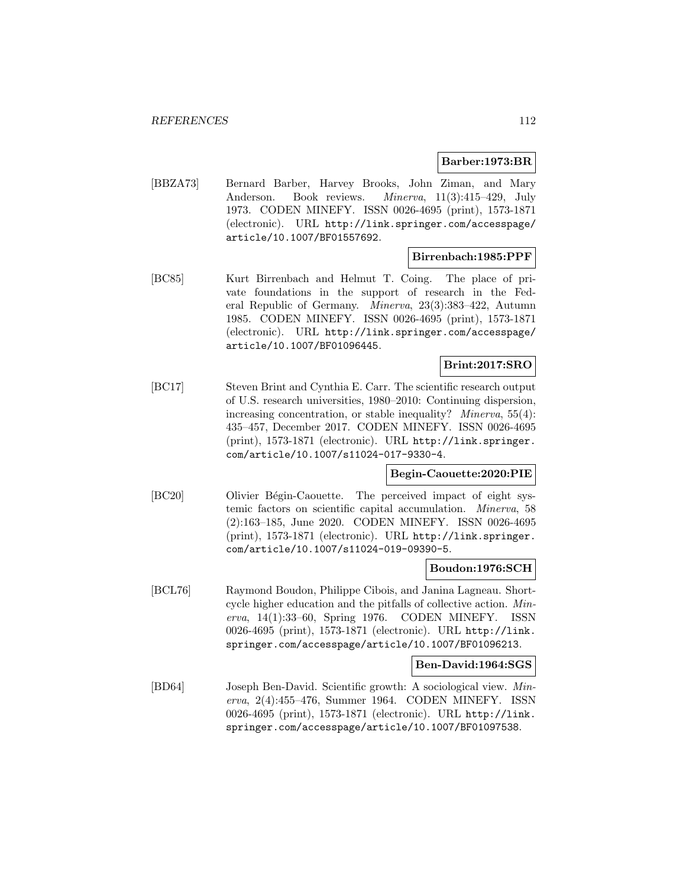**Barber:1973:BR**

[BBZA73] Bernard Barber, Harvey Brooks, John Ziman, and Mary Anderson. Book reviews. *Minerva*, 11(3):415–429, July 1973. CODEN MINEFY. ISSN 0026-4695 (print), 1573-1871 (electronic). URL http://link.springer.com/accesspage/article/10.1007/BF01557692.

**Birrenbach:1985:PPF**

[BC85] Kurt Birrenbach and Helmut T. Coing. The place of private foundations in the support of research in the Federal Republic of Germany. *Minerva*, 23(3):383–422, Autumn 1985. CODEN MINEFY. ISSN 0026-4695 (print), 1573-1871 (electronic). URL http://link.springer.com/accesspage/article/10.1007/BF01096445.

**Brint:2017:SRO**

[BC17] Steven Brint and Cynthia E. Carr. The scientific research output of U.S. research universities, 1980–2010: Continuing dispersion, increasing concentration, or stable inequality? *Minerva*, 55(4): 435–457, December 2017. CODEN MINEFY. ISSN 0026-4695 (print), 1573-1871 (electronic). URL http://link.springer.com/article/10.1007/s11024-017-9330-4.

**Begin-Caouette:2020:PIE**

[BC20] Olivier Bégin-Caouette. The perceived impact of eight systemic factors on scientific capital accumulation. *Minerva*, 58 (2):163–185, June 2020. CODEN MINEFY. ISSN 0026-4695 (print), 1573-1871 (electronic). URL http://link.springer.com/article/10.1007/s11024-019-09390-5.

**Boudon:1976:SCH**

[BCL76] Raymond Boudon, Philippe Cibois, and Janina Lagneau. Short-cycle higher education and the pitfalls of collective action. *Minerva*, 14(1):33–60, Spring 1976. CODEN MINEFY. ISSN 0026-4695 (print), 1573-1871 (electronic). URL http://link.springer.com/accesspage/article/10.1007/BF01096213.

**Ben-David:1964:SGS**

[BD64] Joseph Ben-David. Scientific growth: A sociological view. *Minerva*, 2(4):455–476, Summer 1964. CODEN MINEFY. ISSN 0026-4695 (print), 1573-1871 (electronic). URL http://link.springer.com/accesspage/article/10.1007/BF01097538.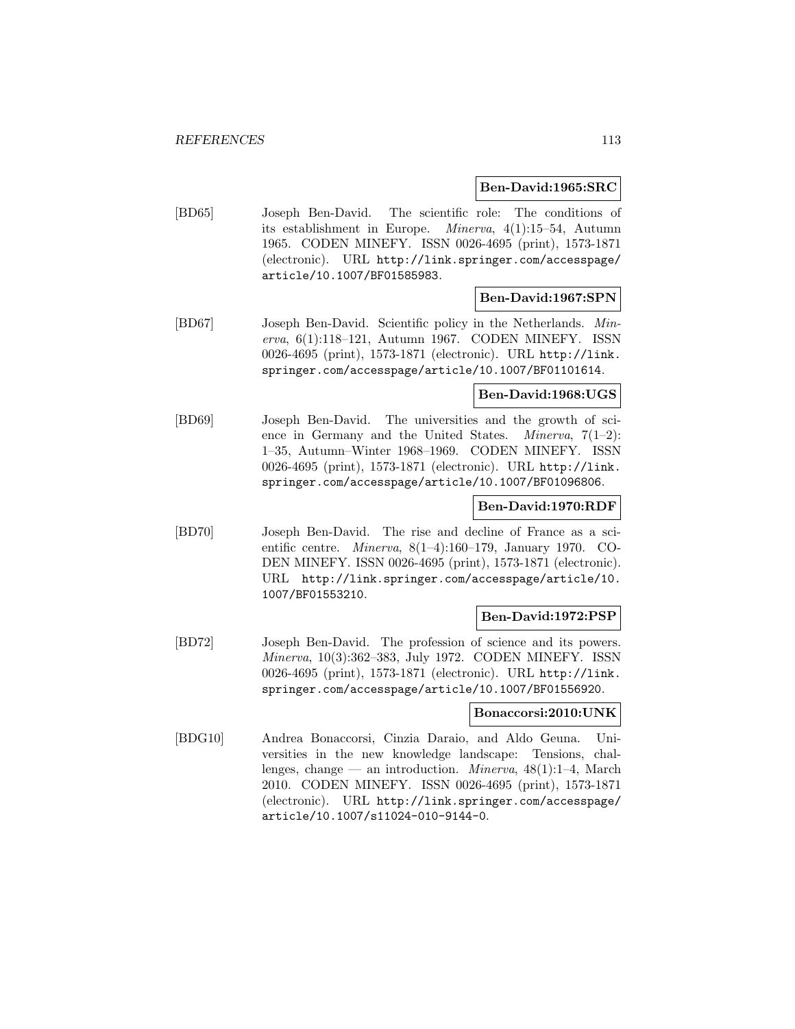**Ben-David:1965:SRC**

[BD65] Joseph Ben-David. The scientific role: The conditions of its establishment in Europe. *Minerva*, 4(1):15–54, Autumn 1965. CODEN MINEFY. ISSN 0026-4695 (print), 1573-1871 (electronic). URL http://link.springer.com/accesspage/article/10.1007/BF01585983.

**Ben-David:1967:SPN**

[BD67] Joseph Ben-David. Scientific policy in the Netherlands. *Minerva*, 6(1):118–121, Autumn 1967. CODEN MINEFY. ISSN 0026-4695 (print), 1573-1871 (electronic). URL http://link.springer.com/accesspage/article/10.1007/BF01101614.

**Ben-David:1968:UGS**

[BD69] Joseph Ben-David. The universities and the growth of science in Germany and the United States. *Minerva*, 7(1–2): 1–35, Autumn–Winter 1968–1969. CODEN MINEFY. ISSN 0026-4695 (print), 1573-1871 (electronic). URL http://link.springer.com/accesspage/article/10.1007/BF01096806.

**Ben-David:1970:RDF**

[BD70] Joseph Ben-David. The rise and decline of France as a scientific centre. *Minerva*, 8(1–4):160–179, January 1970. CODEN MINEFY. ISSN 0026-4695 (print), 1573-1871 (electronic). URL http://link.springer.com/accesspage/article/10.1007/BF01553210.

**Ben-David:1972:PSP**

[BD72] Joseph Ben-David. The profession of science and its powers. *Minerva*, 10(3):362–383, July 1972. CODEN MINEFY. ISSN 0026-4695 (print), 1573-1871 (electronic). URL http://link.springer.com/accesspage/article/10.1007/BF01556920.

**Bonaccorsi:2010:UNK**

[BDG10] Andrea Bonaccorsi, Cinzia Daraio, and Aldo Geuna. Universities in the new knowledge landscape: Tensions, challenges, change — an introduction. *Minerva*, 48(1):1–4, March 2010. CODEN MINEFY. ISSN 0026-4695 (print), 1573-1871 (electronic). URL http://link.springer.com/accesspage/article/10.1007/s11024-010-9144-0.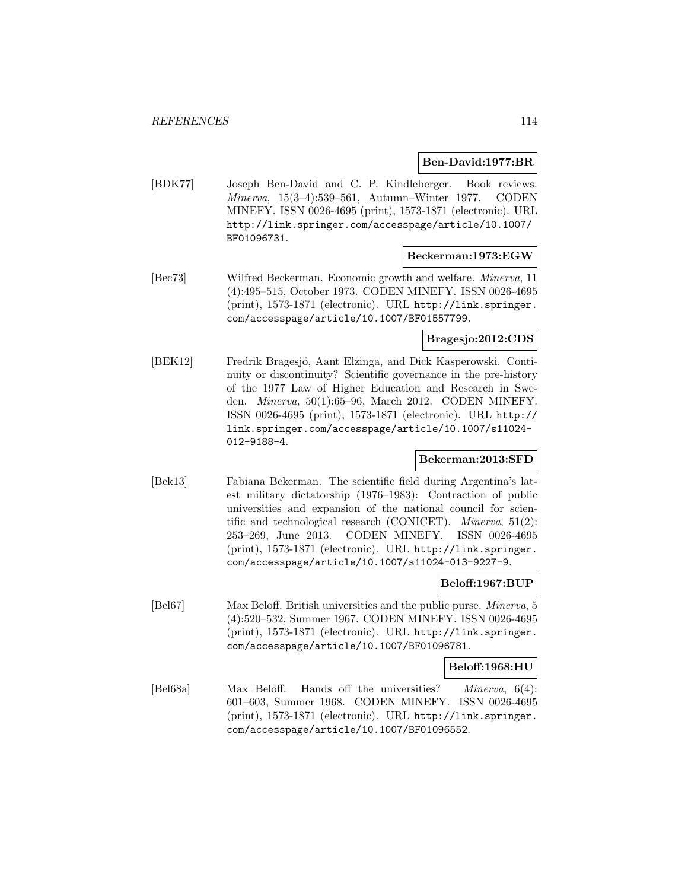**Ben-David:1977:BR**

[BDK77] Joseph Ben-David and C. P. Kindleberger. Book reviews. *Minerva*, 15(3–4):539–561, Autumn–Winter 1977. CODEN MINEFY. ISSN 0026-4695 (print), 1573-1871 (electronic). URL http://link.springer.com/accesspage/article/10.1007/BF01096731.

**Beckerman:1973:EGW**

[Bec73] Wilfred Beckerman. Economic growth and welfare. *Minerva*, 11 (4):495–515, October 1973. CODEN MINEFY. ISSN 0026-4695 (print), 1573-1871 (electronic). URL http://link.springer.com/accesspage/article/10.1007/BF01557799.

**Bragesjo:2012:CDS**

[BEK12] Fredrik Bragesjö, Aant Elzinga, and Dick Kasperowski. Continuity or discontinuity? Scientific governance in the pre-history of the 1977 Law of Higher Education and Research in Sweden. *Minerva*, 50(1):65–96, March 2012. CODEN MINEFY. ISSN 0026-4695 (print), 1573-1871 (electronic). URL http://link.springer.com/accesspage/article/10.1007/s11024-012-9188-4.

**Bekerman:2013:SFD**

[Bek13] Fabiana Bekerman. The scientific field during Argentina's latest military dictatorship (1976–1983): Contraction of public universities and expansion of the national council for scientific and technological research (CONICET). *Minerva*, 51(2):253–269, June 2013. CODEN MINEFY. ISSN 0026-4695 (print), 1573-1871 (electronic). URL http://link.springer.com/accesspage/article/10.1007/s11024-013-9227-9.

**Beloff:1967:BUP**

[Bel67] Max Beloff. British universities and the public purse. *Minerva*, 5 (4):520–532, Summer 1967. CODEN MINEFY. ISSN 0026-4695 (print), 1573-1871 (electronic). URL http://link.springer.com/accesspage/article/10.1007/BF01096781.

**Beloff:1968:HU**

[Bel68a] Max Beloff. Hands off the universities? *Minerva*, 6(4):601–603, Summer 1968. CODEN MINEFY. ISSN 0026-4695 (print), 1573-1871 (electronic). URL http://link.springer.com/accesspage/article/10.1007/BF01096552.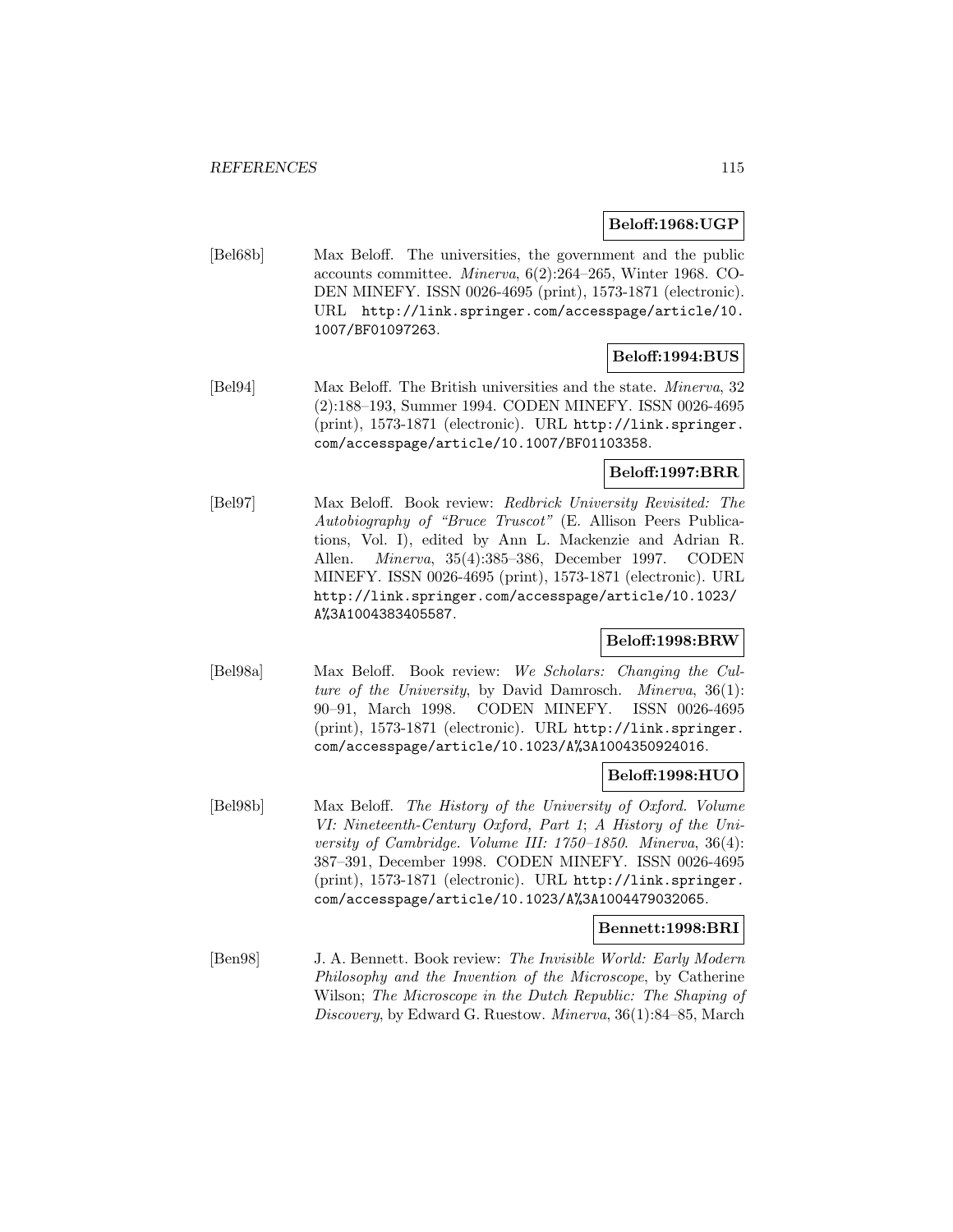**Beloff:1968:UGP**

[Bel68b] Max Beloff. The universities, the government and the public accounts committee. *Minerva*, 6(2):264–265, Winter 1968. CODEN MINEFY. ISSN 0026-4695 (print), 1573-1871 (electronic). URL http://link.springer.com/accesspage/article/10.1007/BF01097263.

**Beloff:1994:BUS**

[Bel94] Max Beloff. The British universities and the state. *Minerva*, 32 (2):188–193, Summer 1994. CODEN MINEFY. ISSN 0026-4695 (print), 1573-1871 (electronic). URL http://link.springer.com/accesspage/article/10.1007/BF01103358.

**Beloff:1997:BRR**

[Bel97] Max Beloff. Book review: *Redbrick University Revisited: The Autobiography of "Bruce Truscot"* (E. Allison Peers Publications, Vol. I), edited by Ann L. Mackenzie and Adrian R. Allen. *Minerva*, 35(4):385–386, December 1997. CODEN MINEFY. ISSN 0026-4695 (print), 1573-1871 (electronic). URL http://link.springer.com/accesspage/article/10.1023/A%3A1004383405587.

**Beloff:1998:BRW**

[Bel98a] Max Beloff. Book review: *We Scholars: Changing the Culture of the University*, by David Damrosch. *Minerva*, 36(1): 90–91, March 1998. CODEN MINEFY. ISSN 0026-4695 (print), 1573-1871 (electronic). URL http://link.springer.com/accesspage/article/10.1023/A%3A1004350924016.

**Beloff:1998:HUO**

[Bel98b] Max Beloff. *The History of the University of Oxford. Volume VI: Nineteenth-Century Oxford, Part 1*; *A History of the University of Cambridge. Volume III: 1750–1850*. *Minerva*, 36(4): 387–391, December 1998. CODEN MINEFY. ISSN 0026-4695 (print), 1573-1871 (electronic). URL http://link.springer.com/accesspage/article/10.1023/A%3A1004479032065.

**Bennett:1998:BRI**

[Ben98] J. A. Bennett. Book review: *The Invisible World: Early Modern Philosophy and the Invention of the Microscope*, by Catherine Wilson; *The Microscope in the Dutch Republic: The Shaping of Discovery*, by Edward G. Ruestow. *Minerva*, 36(1):84–85, March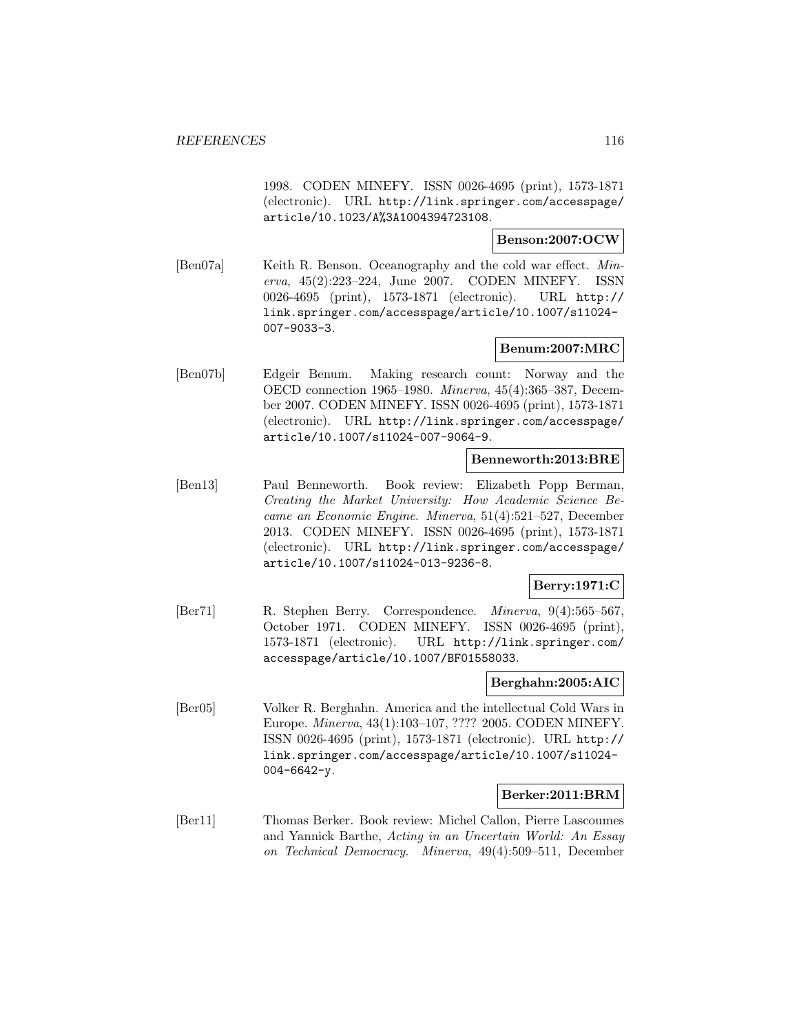1998. CODEN MINEFY. ISSN 0026-4695 (print), 1573-1871 (electronic). URL http://link.springer.com/accesspage/article/10.1023/A%3A1004394723108.

**Benson:2007:OCW**

[Ben07a] Keith R. Benson. Oceanography and the cold war effect. *Minerva*, 45(2):223–224, June 2007. CODEN MINEFY. ISSN 0026-4695 (print), 1573-1871 (electronic). URL http://link.springer.com/accesspage/article/10.1007/s11024-007-9033-3.

**Benum:2007:MRC**

[Ben07b] Edgeir Benum. Making research count: Norway and the OECD connection 1965–1980. *Minerva*, 45(4):365–387, December 2007. CODEN MINEFY. ISSN 0026-4695 (print), 1573-1871 (electronic). URL http://link.springer.com/accesspage/article/10.1007/s11024-007-9064-9.

**Benneworth:2013:BRE**

[Ben13] Paul Benneworth. Book review: Elizabeth Popp Berman, *Creating the Market University: How Academic Science Became an Economic Engine*. *Minerva*, 51(4):521–527, December 2013. CODEN MINEFY. ISSN 0026-4695 (print), 1573-1871 (electronic). URL http://link.springer.com/accesspage/article/10.1007/s11024-013-9236-8.

**Berry:1971:C**

[Ber71] R. Stephen Berry. Correspondence. *Minerva*, 9(4):565–567, October 1971. CODEN MINEFY. ISSN 0026-4695 (print), 1573-1871 (electronic). URL http://link.springer.com/accesspage/article/10.1007/BF01558033.

**Berghahn:2005:AIC**

[Ber05] Volker R. Berghahn. America and the intellectual Cold Wars in Europe. *Minerva*, 43(1):103–107, ???? 2005. CODEN MINEFY. ISSN 0026-4695 (print), 1573-1871 (electronic). URL http://link.springer.com/accesspage/article/10.1007/s11024-004-6642-y.

**Berker:2011:BRM**

[Ber11] Thomas Berker. Book review: Michel Callon, Pierre Lascoumes and Yannick Barthe, *Acting in an Uncertain World: An Essay on Technical Democracy*. *Minerva*, 49(4):509–511, December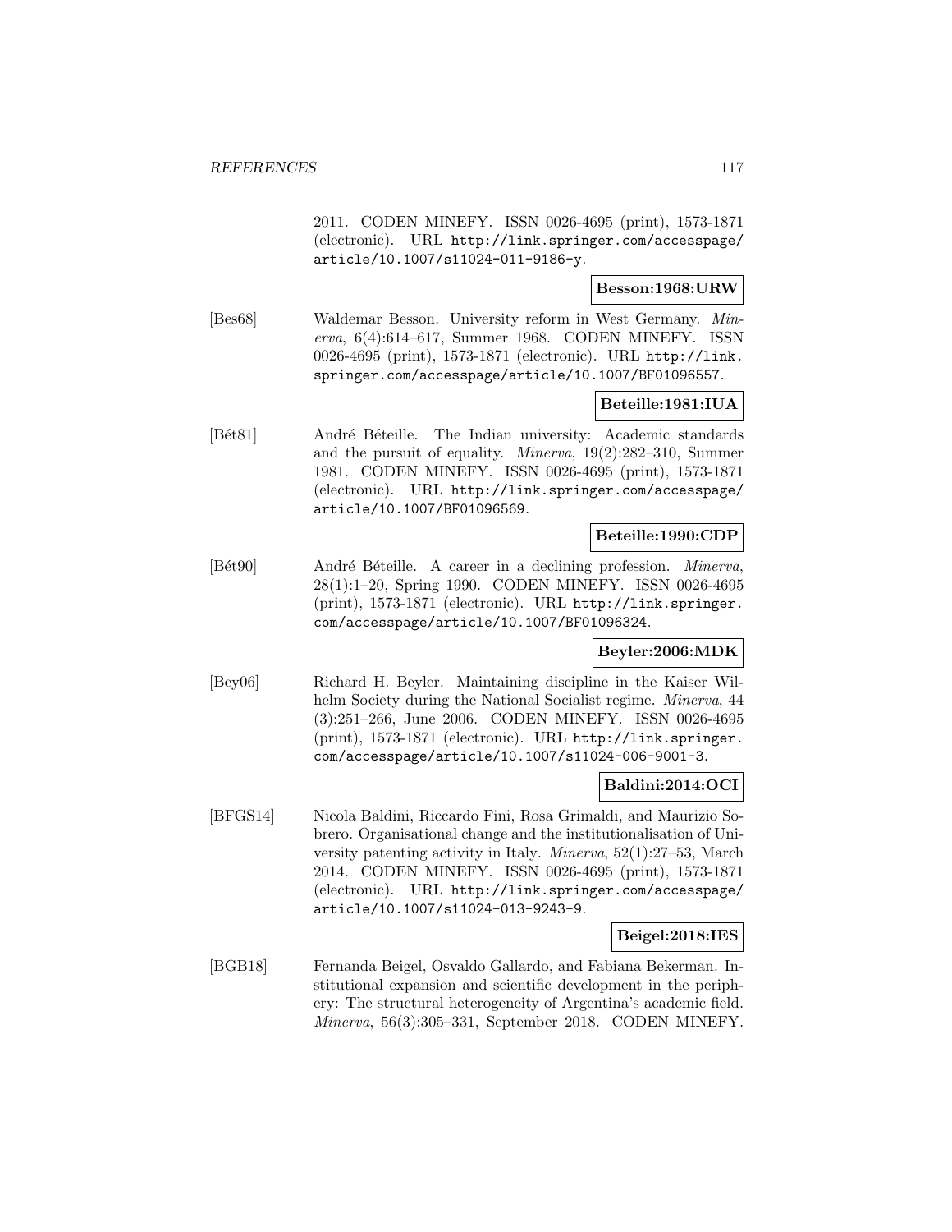2011. CODEN MINEFY. ISSN 0026-4695 (print), 1573-1871 (electronic). URL http://link.springer.com/accesspage/article/10.1007/s11024-011-9186-y.

**Besson:1968:URW**

[Bes68] Waldemar Besson. University reform in West Germany. *Minerva*, 6(4):614–617, Summer 1968. CODEN MINEFY. ISSN 0026-4695 (print), 1573-1871 (electronic). URL http://link.springer.com/accesspage/article/10.1007/BF01096557.

**Beteille:1981:IUA**

[Bét81] André Béteille. The Indian university: Academic standards and the pursuit of equality. *Minerva*, 19(2):282–310, Summer 1981. CODEN MINEFY. ISSN 0026-4695 (print), 1573-1871 (electronic). URL http://link.springer.com/accesspage/article/10.1007/BF01096569.

**Beteille:1990:CDP**

[Bét90] André Béteille. A career in a declining profession. *Minerva*, 28(1):1–20, Spring 1990. CODEN MINEFY. ISSN 0026-4695 (print), 1573-1871 (electronic). URL http://link.springer.com/accesspage/article/10.1007/BF01096324.

**Beyler:2006:MDK**

[Bey06] Richard H. Beyler. Maintaining discipline in the Kaiser Wilhelm Society during the National Socialist regime. *Minerva*, 44 (3):251–266, June 2006. CODEN MINEFY. ISSN 0026-4695 (print), 1573-1871 (electronic). URL http://link.springer.com/accesspage/article/10.1007/s11024-006-9001-3.

**Baldini:2014:OCI**

[BFGS14] Nicola Baldini, Riccardo Fini, Rosa Grimaldi, and Maurizio Sobrero. Organisational change and the institutionalisation of University patenting activity in Italy. *Minerva*, 52(1):27–53, March 2014. CODEN MINEFY. ISSN 0026-4695 (print), 1573-1871 (electronic). URL http://link.springer.com/accesspage/article/10.1007/s11024-013-9243-9.

**Beigel:2018:IES**

[BGB18] Fernanda Beigel, Osvaldo Gallardo, and Fabiana Bekerman. Institutional expansion and scientific development in the periphery: The structural heterogeneity of Argentina's academic field. *Minerva*, 56(3):305–331, September 2018. CODEN MINEFY.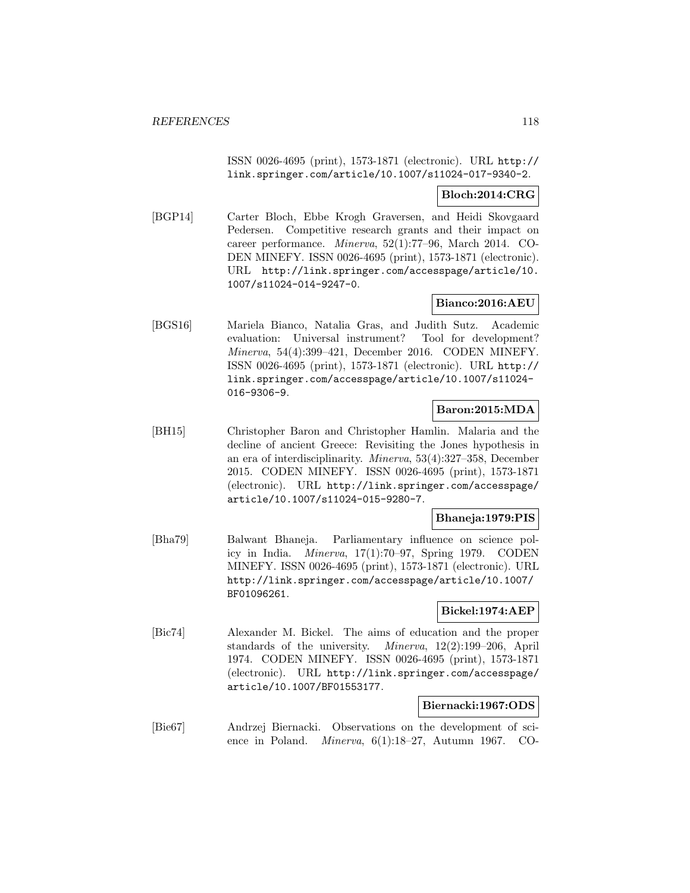ISSN 0026-4695 (print), 1573-1871 (electronic). URL http://link.springer.com/article/10.1007/s11024-017-9340-2.

**Bloch:2014:CRG**

[BGP14] Carter Bloch, Ebbe Krogh Graversen, and Heidi Skovgaard Pedersen. Competitive research grants and their impact on career performance. *Minerva*, 52(1):77–96, March 2014. CODEN MINEFY. ISSN 0026-4695 (print), 1573-1871 (electronic). URL http://link.springer.com/accesspage/article/10.1007/s11024-014-9247-0.

**Bianco:2016:AEU**

[BGS16] Mariela Bianco, Natalia Gras, and Judith Sutz. Academic evaluation: Universal instrument? Tool for development? *Minerva*, 54(4):399–421, December 2016. CODEN MINEFY. ISSN 0026-4695 (print), 1573-1871 (electronic). URL http://link.springer.com/accesspage/article/10.1007/s11024-016-9306-9.

**Baron:2015:MDA**

[BH15] Christopher Baron and Christopher Hamlin. Malaria and the decline of ancient Greece: Revisiting the Jones hypothesis in an era of interdisciplinarity. *Minerva*, 53(4):327–358, December 2015. CODEN MINEFY. ISSN 0026-4695 (print), 1573-1871 (electronic). URL http://link.springer.com/accesspage/article/10.1007/s11024-015-9280-7.

**Bhaneja:1979:PIS**

[Bha79] Balwant Bhaneja. Parliamentary influence on science policy in India. *Minerva*, 17(1):70–97, Spring 1979. CODEN MINEFY. ISSN 0026-4695 (print), 1573-1871 (electronic). URL http://link.springer.com/accesspage/article/10.1007/BF01096261.

**Bickel:1974:AEP**

[Bic74] Alexander M. Bickel. The aims of education and the proper standards of the university. *Minerva*, 12(2):199–206, April 1974. CODEN MINEFY. ISSN 0026-4695 (print), 1573-1871 (electronic). URL http://link.springer.com/accesspage/article/10.1007/BF01553177.

**Biernacki:1967:ODS**

[Bie67] Andrzej Biernacki. Observations on the development of science in Poland. *Minerva*, 6(1):18–27, Autumn 1967. CO-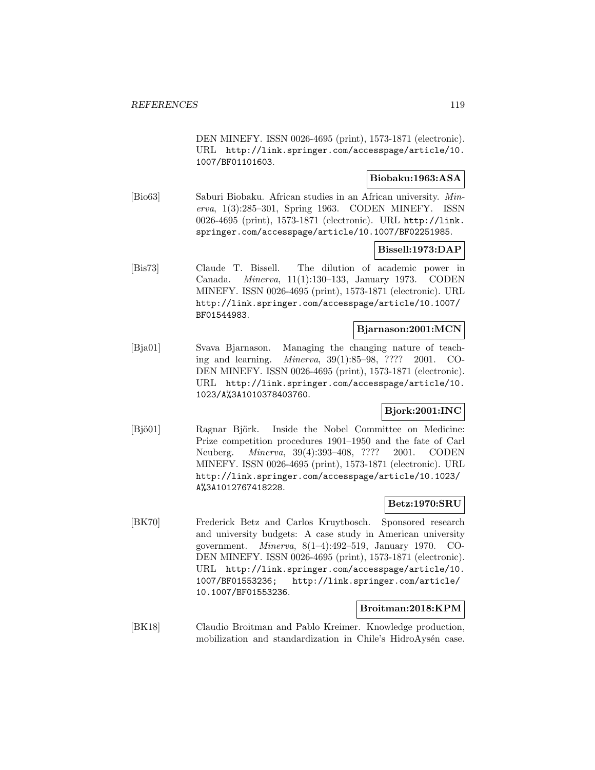DEN MINEFY. ISSN 0026-4695 (print), 1573-1871 (electronic). URL http://link.springer.com/accesspage/article/10.1007/BF01101603.

**Biobaku:1963:ASA**

[Bio63] Saburi Biobaku. African studies in an African university. *Minerva*, 1(3):285–301, Spring 1963. CODEN MINEFY. ISSN 0026-4695 (print), 1573-1871 (electronic). URL http://link.springer.com/accesspage/article/10.1007/BF02251985.

**Bissell:1973:DAP**

[Bis73] Claude T. Bissell. The dilution of academic power in Canada. *Minerva*, 11(1):130–133, January 1973. CODEN MINEFY. ISSN 0026-4695 (print), 1573-1871 (electronic). URL http://link.springer.com/accesspage/article/10.1007/BF01544983.

**Bjarnason:2001:MCN**

[Bja01] Svava Bjarnason. Managing the changing nature of teaching and learning. *Minerva*, 39(1):85–98, ???? 2001. CODEN MINEFY. ISSN 0026-4695 (print), 1573-1871 (electronic). URL http://link.springer.com/accesspage/article/10.1023/A%3A1010378403760.

**Bjork:2001:INC**

[Bjö01] Ragnar Björk. Inside the Nobel Committee on Medicine: Prize competition procedures 1901–1950 and the fate of Carl Neuberg. *Minerva*, 39(4):393–408, ???? 2001. CODEN MINEFY. ISSN 0026-4695 (print), 1573-1871 (electronic). URL http://link.springer.com/accesspage/article/10.1023/A%3A1012767418228.

**Betz:1970:SRU**

[BK70] Frederick Betz and Carlos Kruytbosch. Sponsored research and university budgets: A case study in American university government. *Minerva*, 8(1–4):492–519, January 1970. CODEN MINEFY. ISSN 0026-4695 (print), 1573-1871 (electronic). URL http://link.springer.com/accesspage/article/10.1007/BF01553236; http://link.springer.com/article/10.1007/BF01553236.

**Broitman:2018:KPM**

[BK18] Claudio Broitman and Pablo Kreimer. Knowledge production, mobilization and standardization in Chile's HidroAysén case.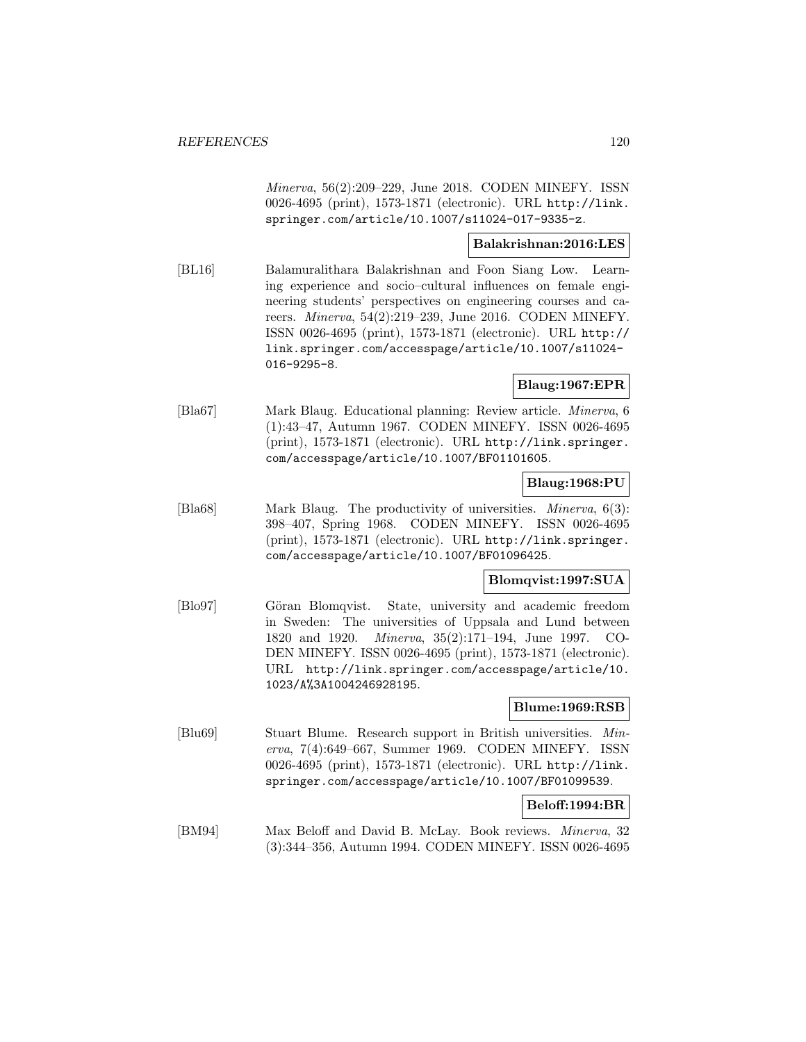*Minerva*, 56(2):209–229, June 2018. CODEN MINEFY. ISSN 0026-4695 (print), 1573-1871 (electronic). URL http://link.springer.com/article/10.1007/s11024-017-9335-z.

**Balakrishnan:2016:LES**

[BL16] Balamuralithara Balakrishnan and Foon Siang Low. Learning experience and socio–cultural influences on female engineering students' perspectives on engineering courses and careers. *Minerva*, 54(2):219–239, June 2016. CODEN MINEFY. ISSN 0026-4695 (print), 1573-1871 (electronic). URL http://link.springer.com/accesspage/article/10.1007/s11024-016-9295-8.

**Blaug:1967:EPR**

[Bla67] Mark Blaug. Educational planning: Review article. *Minerva*, 6 (1):43–47, Autumn 1967. CODEN MINEFY. ISSN 0026-4695 (print), 1573-1871 (electronic). URL http://link.springer.com/accesspage/article/10.1007/BF01101605.

**Blaug:1968:PU**

[Bla68] Mark Blaug. The productivity of universities. *Minerva*, 6(3): 398–407, Spring 1968. CODEN MINEFY. ISSN 0026-4695 (print), 1573-1871 (electronic). URL http://link.springer.com/accesspage/article/10.1007/BF01096425.

**Blomqvist:1997:SUA**

[Blo97] Göran Blomqvist. State, university and academic freedom in Sweden: The universities of Uppsala and Lund between 1820 and 1920. *Minerva*, 35(2):171–194, June 1997. CODEN MINEFY. ISSN 0026-4695 (print), 1573-1871 (electronic). URL http://link.springer.com/accesspage/article/10.1023/A%3A1004246928195.

**Blume:1969:RSB**

[Blu69] Stuart Blume. Research support in British universities. *Minerva*, 7(4):649–667, Summer 1969. CODEN MINEFY. ISSN 0026-4695 (print), 1573-1871 (electronic). URL http://link.springer.com/accesspage/article/10.1007/BF01099539.

**Beloff:1994:BR**

[BM94] Max Beloff and David B. McLay. Book reviews. *Minerva*, 32 (3):344–356, Autumn 1994. CODEN MINEFY. ISSN 0026-4695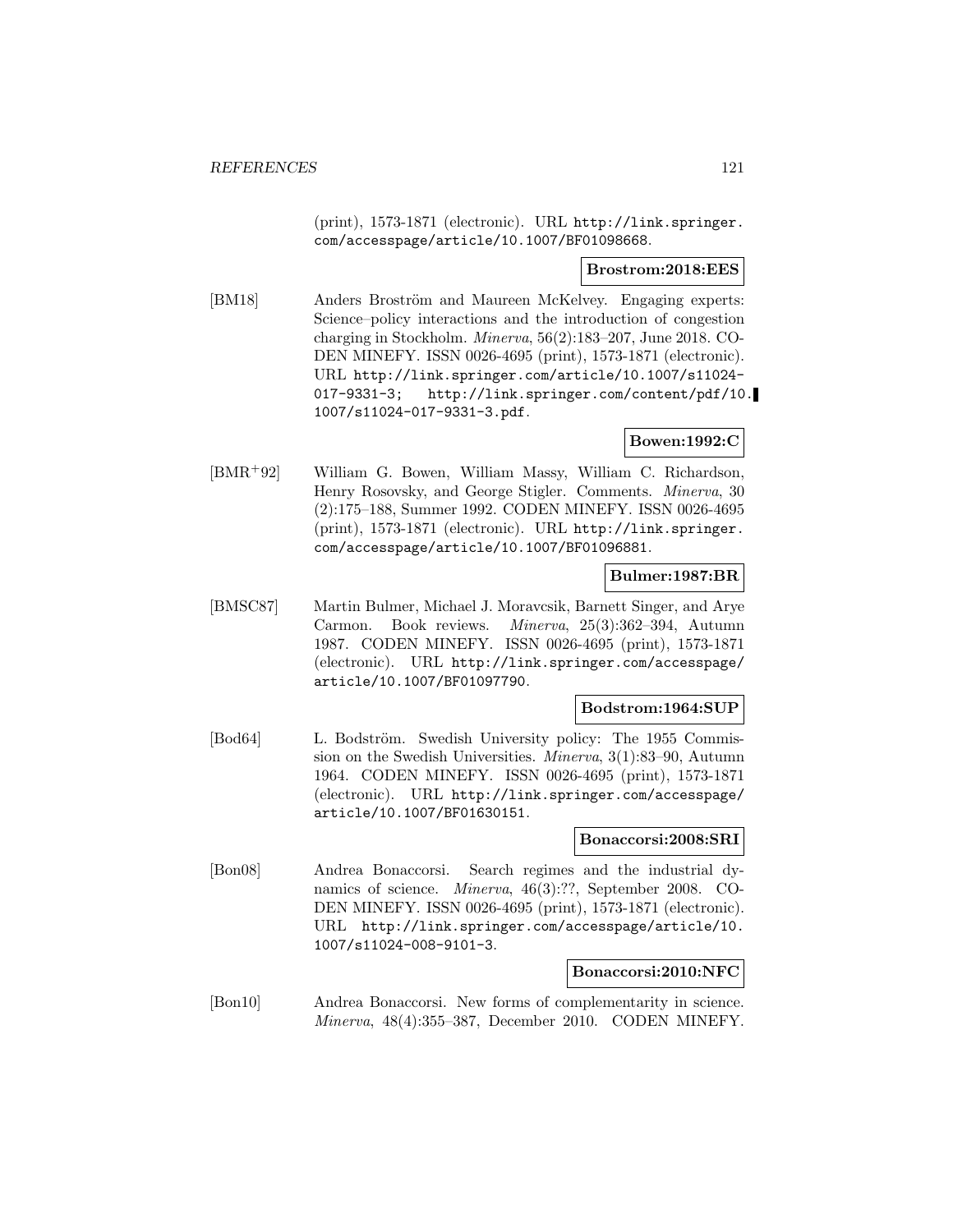(print), 1573-1871 (electronic). URL http://link.springer.com/accesspage/article/10.1007/BF01098668.

**Brostrom:2018:EES**

[BM18] Anders Broström and Maureen McKelvey. Engaging experts: Science–policy interactions and the introduction of congestion charging in Stockholm. *Minerva*, 56(2):183–207, June 2018. CODEN MINEFY. ISSN 0026-4695 (print), 1573-1871 (electronic). URL http://link.springer.com/article/10.1007/s11024-017-9331-3; http://link.springer.com/content/pdf/10.1007/s11024-017-9331-3.pdf.

**Bowen:1992:C**

[BMR+92] William G. Bowen, William Massy, William C. Richardson, Henry Rosovsky, and George Stigler. Comments. *Minerva*, 30(2):175–188, Summer 1992. CODEN MINEFY. ISSN 0026-4695 (print), 1573-1871 (electronic). URL http://link.springer.com/accesspage/article/10.1007/BF01096881.

**Bulmer:1987:BR**

[BMSC87] Martin Bulmer, Michael J. Moravcsik, Barnett Singer, and Arye Carmon. Book reviews. *Minerva*, 25(3):362–394, Autumn 1987. CODEN MINEFY. ISSN 0026-4695 (print), 1573-1871 (electronic). URL http://link.springer.com/accesspage/article/10.1007/BF01097790.

**Bodstrom:1964:SUP**

[Bod64] L. Bodström. Swedish University policy: The 1955 Commission on the Swedish Universities. *Minerva*, 3(1):83–90, Autumn 1964. CODEN MINEFY. ISSN 0026-4695 (print), 1573-1871 (electronic). URL http://link.springer.com/accesspage/article/10.1007/BF01630151.

**Bonaccorsi:2008:SRI**

[Bon08] Andrea Bonaccorsi. Search regimes and the industrial dynamics of science. *Minerva*, 46(3):??, September 2008. CODEN MINEFY. ISSN 0026-4695 (print), 1573-1871 (electronic). URL http://link.springer.com/accesspage/article/10.1007/s11024-008-9101-3.

**Bonaccorsi:2010:NFC**

[Bon10] Andrea Bonaccorsi. New forms of complementarity in science. *Minerva*, 48(4):355–387, December 2010. CODEN MINEFY.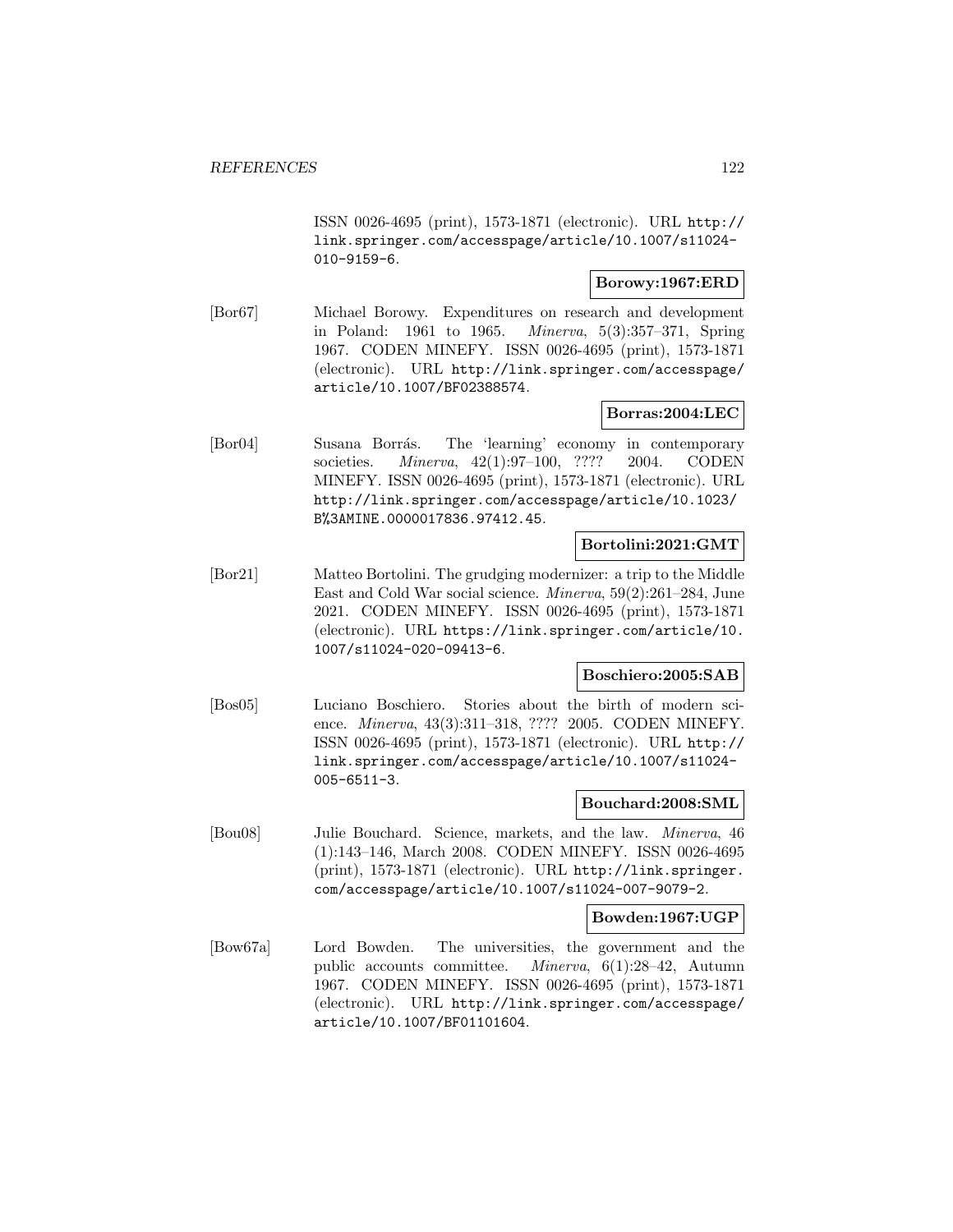ISSN 0026-4695 (print), 1573-1871 (electronic). URL http://link.springer.com/accesspage/article/10.1007/s11024-010-9159-6.

**Borowy:1967:ERD**

[Bor67] Michael Borowy. Expenditures on research and development in Poland: 1961 to 1965. *Minerva*, 5(3):357–371, Spring 1967. CODEN MINEFY. ISSN 0026-4695 (print), 1573-1871 (electronic). URL http://link.springer.com/accesspage/article/10.1007/BF02388574.

**Borras:2004:LEC**

[Bor04] Susana Borrás. The 'learning' economy in contemporary societies. *Minerva*, 42(1):97–100, ???? 2004. CODEN MINEFY. ISSN 0026-4695 (print), 1573-1871 (electronic). URL http://link.springer.com/accesspage/article/10.1023/B%3AMINE.0000017836.97412.45.

**Bortolini:2021:GMT**

[Bor21] Matteo Bortolini. The grudging modernizer: a trip to the Middle East and Cold War social science. *Minerva*, 59(2):261–284, June 2021. CODEN MINEFY. ISSN 0026-4695 (print), 1573-1871 (electronic). URL https://link.springer.com/article/10.1007/s11024-020-09413-6.

**Boschiero:2005:SAB**

[Bos05] Luciano Boschiero. Stories about the birth of modern science. *Minerva*, 43(3):311–318, ???? 2005. CODEN MINEFY. ISSN 0026-4695 (print), 1573-1871 (electronic). URL http://link.springer.com/accesspage/article/10.1007/s11024-005-6511-3.

**Bouchard:2008:SML**

[Bou08] Julie Bouchard. Science, markets, and the law. *Minerva*, 46(1):143–146, March 2008. CODEN MINEFY. ISSN 0026-4695 (print), 1573-1871 (electronic). URL http://link.springer.com/accesspage/article/10.1007/s11024-007-9079-2.

**Bowden:1967:UGP**

[Bow67a] Lord Bowden. The universities, the government and the public accounts committee. *Minerva*, 6(1):28–42, Autumn 1967. CODEN MINEFY. ISSN 0026-4695 (print), 1573-1871 (electronic). URL http://link.springer.com/accesspage/article/10.1007/BF01101604.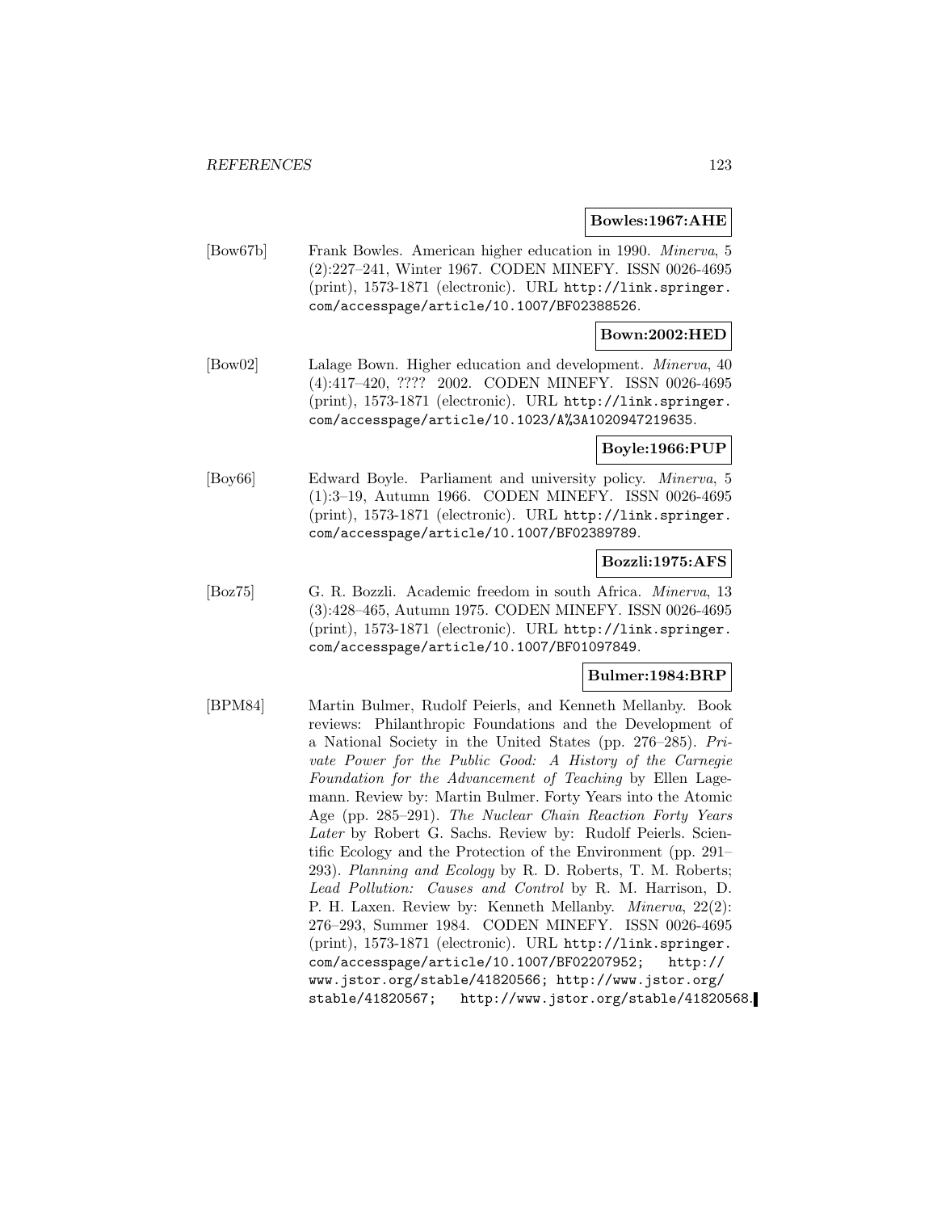**Bowles:1967:AHE**

[Bow67b] Frank Bowles. American higher education in 1990. *Minerva*, 5 (2):227–241, Winter 1967. CODEN MINEFY. ISSN 0026-4695 (print), 1573-1871 (electronic). URL http://link.springer.com/accesspage/article/10.1007/BF02388526.

**Bown:2002:HED**

[Bow02] Lalage Bown. Higher education and development. *Minerva*, 40 (4):417–420, ???? 2002. CODEN MINEFY. ISSN 0026-4695 (print), 1573-1871 (electronic). URL http://link.springer.com/accesspage/article/10.1023/A%3A1020947219635.

**Boyle:1966:PUP**

[Boy66] Edward Boyle. Parliament and university policy. *Minerva*, 5 (1):3–19, Autumn 1966. CODEN MINEFY. ISSN 0026-4695 (print), 1573-1871 (electronic). URL http://link.springer.com/accesspage/article/10.1007/BF02389789.

**Bozzli:1975:AFS**

[Boz75] G. R. Bozzli. Academic freedom in south Africa. *Minerva*, 13 (3):428–465, Autumn 1975. CODEN MINEFY. ISSN 0026-4695 (print), 1573-1871 (electronic). URL http://link.springer.com/accesspage/article/10.1007/BF01097849.

**Bulmer:1984:BRP**

[BPM84] Martin Bulmer, Rudolf Peierls, and Kenneth Mellanby. Book reviews: Philanthropic Foundations and the Development of a National Society in the United States (pp. 276–285). *Private Power for the Public Good: A History of the Carnegie Foundation for the Advancement of Teaching* by Ellen Lagemann. Review by: Martin Bulmer. Forty Years into the Atomic Age (pp. 285–291). *The Nuclear Chain Reaction Forty Years Later* by Robert G. Sachs. Review by: Rudolf Peierls. Scientific Ecology and the Protection of the Environment (pp. 291–293). *Planning and Ecology* by R. D. Roberts, T. M. Roberts; *Lead Pollution: Causes and Control* by R. M. Harrison, D. P. H. Laxen. Review by: Kenneth Mellanby. *Minerva*, 22(2): 276–293, Summer 1984. CODEN MINEFY. ISSN 0026-4695 (print), 1573-1871 (electronic). URL http://link.springer.com/accesspage/article/10.1007/BF02207952; http://www.jstor.org/stable/41820566; http://www.jstor.org/stable/41820567; http://www.jstor.org/stable/41820568.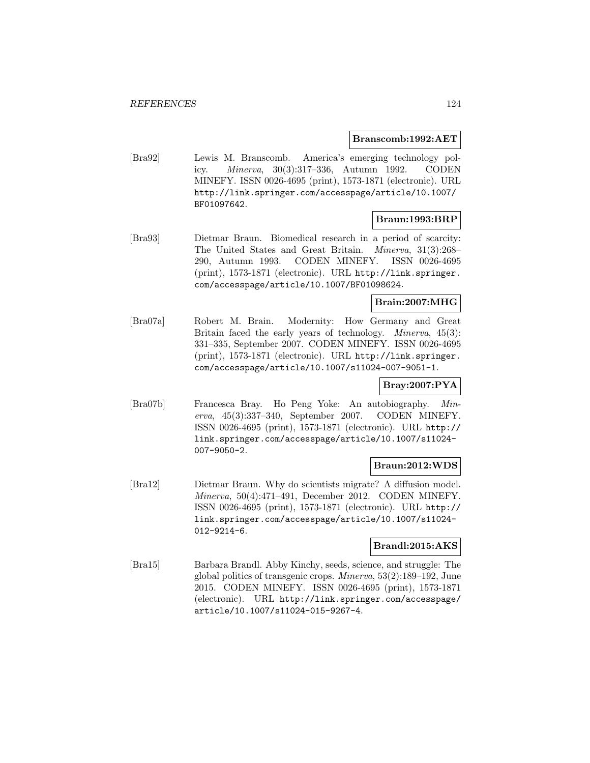**Branscomb:1992:AET**

[Bra92] Lewis M. Branscomb. America's emerging technology policy. *Minerva*, 30(3):317–336, Autumn 1992. CODEN MINEFY. ISSN 0026-4695 (print), 1573-1871 (electronic). URL http://link.springer.com/accesspage/article/10.1007/BF01097642.

**Braun:1993:BRP**

[Bra93] Dietmar Braun. Biomedical research in a period of scarcity: The United States and Great Britain. *Minerva*, 31(3):268–290, Autumn 1993. CODEN MINEFY. ISSN 0026-4695 (print), 1573-1871 (electronic). URL http://link.springer.com/accesspage/article/10.1007/BF01098624.

**Brain:2007:MHG**

[Bra07a] Robert M. Brain. Modernity: How Germany and Great Britain faced the early years of technology. *Minerva*, 45(3): 331–335, September 2007. CODEN MINEFY. ISSN 0026-4695 (print), 1573-1871 (electronic). URL http://link.springer.com/accesspage/article/10.1007/s11024-007-9051-1.

**Bray:2007:PYA**

[Bra07b] Francesca Bray. Ho Peng Yoke: An autobiography. *Minerva*, 45(3):337–340, September 2007. CODEN MINEFY. ISSN 0026-4695 (print), 1573-1871 (electronic). URL http://link.springer.com/accesspage/article/10.1007/s11024-007-9050-2.

**Braun:2012:WDS**

[Bra12] Dietmar Braun. Why do scientists migrate? A diffusion model. *Minerva*, 50(4):471–491, December 2012. CODEN MINEFY. ISSN 0026-4695 (print), 1573-1871 (electronic). URL http://link.springer.com/accesspage/article/10.1007/s11024-012-9214-6.

**Brandl:2015:AKS**

[Bra15] Barbara Brandl. Abby Kinchy, seeds, science, and struggle: The global politics of transgenic crops. *Minerva*, 53(2):189–192, June 2015. CODEN MINEFY. ISSN 0026-4695 (print), 1573-1871 (electronic). URL http://link.springer.com/accesspage/article/10.1007/s11024-015-9267-4.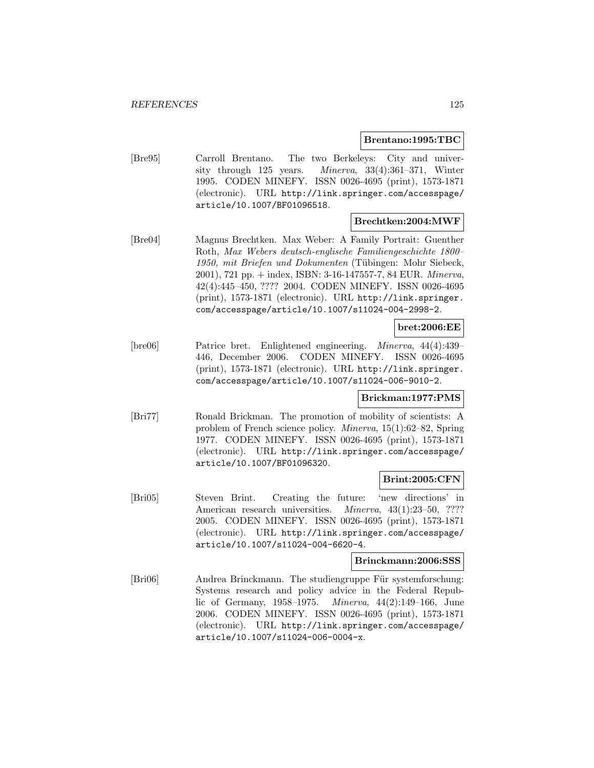**Brentano:1995:TBC**

[Bre95] Carroll Brentano. The two Berkeleys: City and university through 125 years. *Minerva*, 33(4):361–371, Winter 1995. CODEN MINEFY. ISSN 0026-4695 (print), 1573-1871 (electronic). URL http://link.springer.com/accesspage/article/10.1007/BF01096518.

**Brechtken:2004:MWF**

[Bre04] Magnus Brechtken. Max Weber: A Family Portrait: Guenther Roth, *Max Webers deutsch-englische Familiengeschichte 1800–1950, mit Briefen und Dokumenten* (Tübingen: Mohr Siebeck, 2001), 721 pp. + index, ISBN: 3-16-147557-7, 84 EUR. *Minerva*, 42(4):445–450, ???? 2004. CODEN MINEFY. ISSN 0026-4695 (print), 1573-1871 (electronic). URL http://link.springer.com/accesspage/article/10.1007/s11024-004-2998-2.

**bret:2006:EE**

[bre06] Patrice bret. Enlightened engineering. *Minerva*, 44(4):439–446, December 2006. CODEN MINEFY. ISSN 0026-4695 (print), 1573-1871 (electronic). URL http://link.springer.com/accesspage/article/10.1007/s11024-006-9010-2.

**Brickman:1977:PMS**

[Bri77] Ronald Brickman. The promotion of mobility of scientists: A problem of French science policy. *Minerva*, 15(1):62–82, Spring 1977. CODEN MINEFY. ISSN 0026-4695 (print), 1573-1871 (electronic). URL http://link.springer.com/accesspage/article/10.1007/BF01096320.

**Brint:2005:CFN**

[Bri05] Steven Brint. Creating the future: 'new directions' in American research universities. *Minerva*, 43(1):23–50, ???? 2005. CODEN MINEFY. ISSN 0026-4695 (print), 1573-1871 (electronic). URL http://link.springer.com/accesspage/article/10.1007/s11024-004-6620-4.

**Brinckmann:2006:SSS**

[Bri06] Andrea Brinckmann. The studiengruppe Für systemforschung: Systems research and policy advice in the Federal Republic of Germany, 1958–1975. *Minerva*, 44(2):149–166, June 2006. CODEN MINEFY. ISSN 0026-4695 (print), 1573-1871 (electronic). URL http://link.springer.com/accesspage/article/10.1007/s11024-006-0004-x.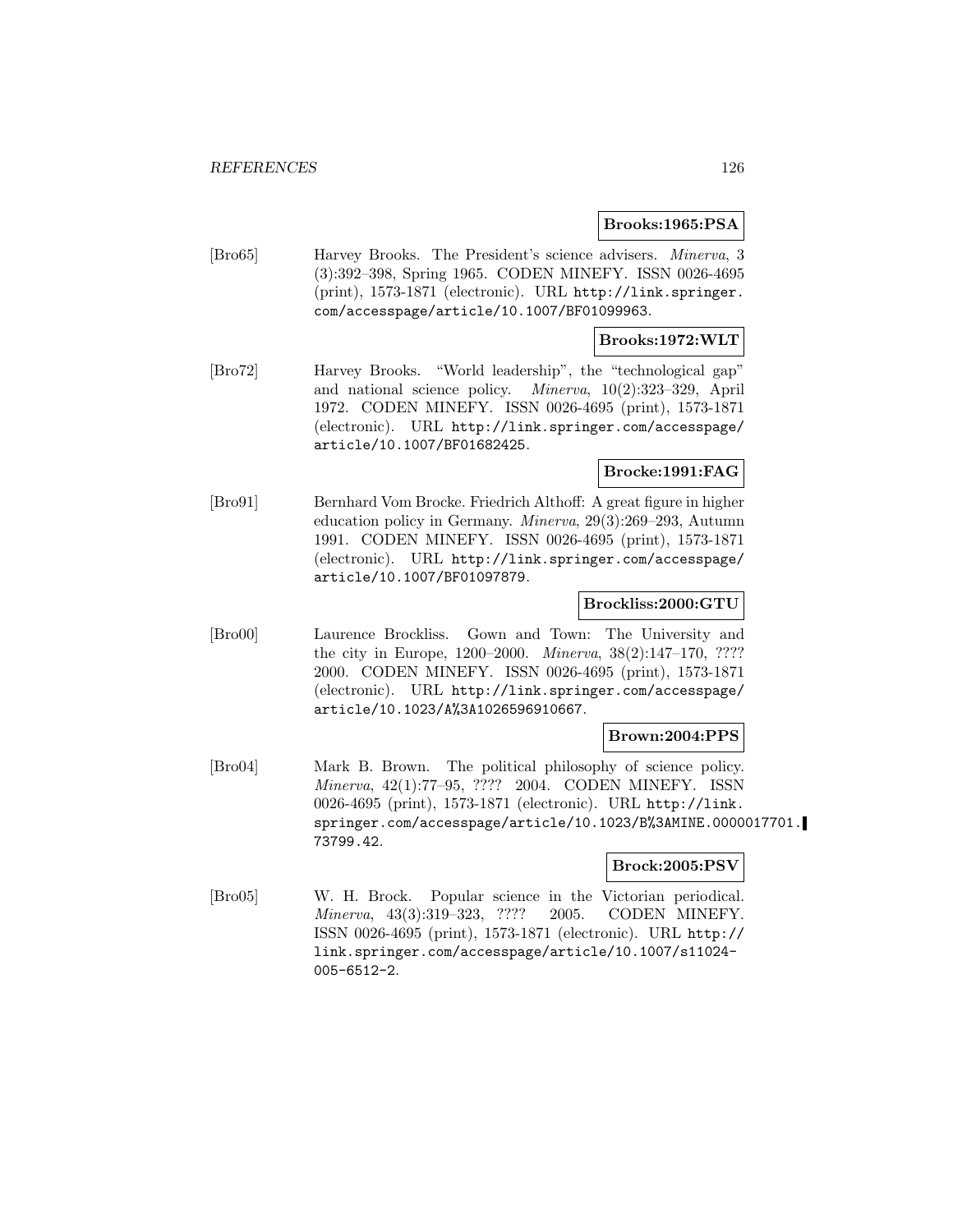**Brooks:1965:PSA**

[Bro65] Harvey Brooks. The President's science advisers. *Minerva*, 3 (3):392–398, Spring 1965. CODEN MINEFY. ISSN 0026-4695 (print), 1573-1871 (electronic). URL http://link.springer.com/accesspage/article/10.1007/BF01099963.

**Brooks:1972:WLT**

[Bro72] Harvey Brooks. "World leadership", the "technological gap" and national science policy. *Minerva*, 10(2):323–329, April 1972. CODEN MINEFY. ISSN 0026-4695 (print), 1573-1871 (electronic). URL http://link.springer.com/accesspage/article/10.1007/BF01682425.

**Brocke:1991:FAG**

[Bro91] Bernhard Vom Brocke. Friedrich Althoff: A great figure in higher education policy in Germany. *Minerva*, 29(3):269–293, Autumn 1991. CODEN MINEFY. ISSN 0026-4695 (print), 1573-1871 (electronic). URL http://link.springer.com/accesspage/article/10.1007/BF01097879.

**Brockliss:2000:GTU**

[Bro00] Laurence Brockliss. Gown and Town: The University and the city in Europe, 1200–2000. *Minerva*, 38(2):147–170, ???? 2000. CODEN MINEFY. ISSN 0026-4695 (print), 1573-1871 (electronic). URL http://link.springer.com/accesspage/article/10.1023/A%3A1026596910667.

**Brown:2004:PPS**

[Bro04] Mark B. Brown. The political philosophy of science policy. *Minerva*, 42(1):77–95, ???? 2004. CODEN MINEFY. ISSN 0026-4695 (print), 1573-1871 (electronic). URL http://link.springer.com/accesspage/article/10.1023/B%3AMINE.0000017701.73799.42.

**Brock:2005:PSV**

[Bro05] W. H. Brock. Popular science in the Victorian periodical. *Minerva*, 43(3):319–323, ???? 2005. CODEN MINEFY. ISSN 0026-4695 (print), 1573-1871 (electronic). URL http://link.springer.com/accesspage/article/10.1007/s11024-005-6512-2.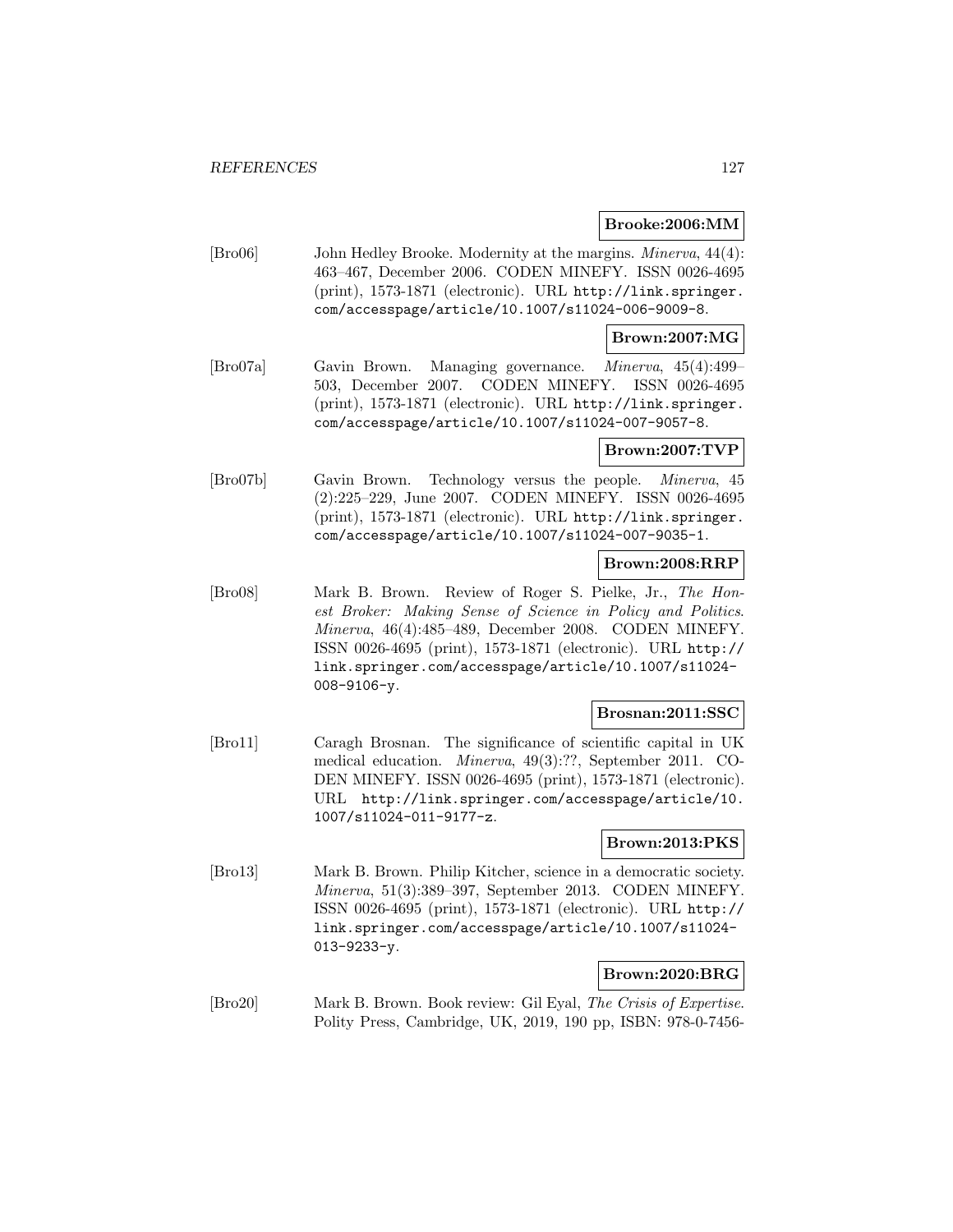**Brooke:2006:MM**

[Bro06] John Hedley Brooke. Modernity at the margins. *Minerva*, 44(4): 463–467, December 2006. CODEN MINEFY. ISSN 0026-4695 (print), 1573-1871 (electronic). URL http://link.springer.com/accesspage/article/10.1007/s11024-006-9009-8.

**Brown:2007:MG**

[Bro07a] Gavin Brown. Managing governance. *Minerva*, 45(4):499–503, December 2007. CODEN MINEFY. ISSN 0026-4695 (print), 1573-1871 (electronic). URL http://link.springer.com/accesspage/article/10.1007/s11024-007-9057-8.

**Brown:2007:TVP**

[Bro07b] Gavin Brown. Technology versus the people. *Minerva*, 45 (2):225–229, June 2007. CODEN MINEFY. ISSN 0026-4695 (print), 1573-1871 (electronic). URL http://link.springer.com/accesspage/article/10.1007/s11024-007-9035-1.

**Brown:2008:RRP**

[Bro08] Mark B. Brown. Review of Roger S. Pielke, Jr., *The Honest Broker: Making Sense of Science in Policy and Politics*. *Minerva*, 46(4):485–489, December 2008. CODEN MINEFY. ISSN 0026-4695 (print), 1573-1871 (electronic). URL http://link.springer.com/accesspage/article/10.1007/s11024-008-9106-y.

**Brosnan:2011:SSC**

[Bro11] Caragh Brosnan. The significance of scientific capital in UK medical education. *Minerva*, 49(3):??, September 2011. CODEN MINEFY. ISSN 0026-4695 (print), 1573-1871 (electronic). URL http://link.springer.com/accesspage/article/10.1007/s11024-011-9177-z.

**Brown:2013:PKS**

[Bro13] Mark B. Brown. Philip Kitcher, science in a democratic society. *Minerva*, 51(3):389–397, September 2013. CODEN MINEFY. ISSN 0026-4695 (print), 1573-1871 (electronic). URL http://link.springer.com/accesspage/article/10.1007/s11024-013-9233-y.

**Brown:2020:BRG**

[Bro20] Mark B. Brown. Book review: Gil Eyal, *The Crisis of Expertise*. Polity Press, Cambridge, UK, 2019, 190 pp, ISBN: 978-0-7456-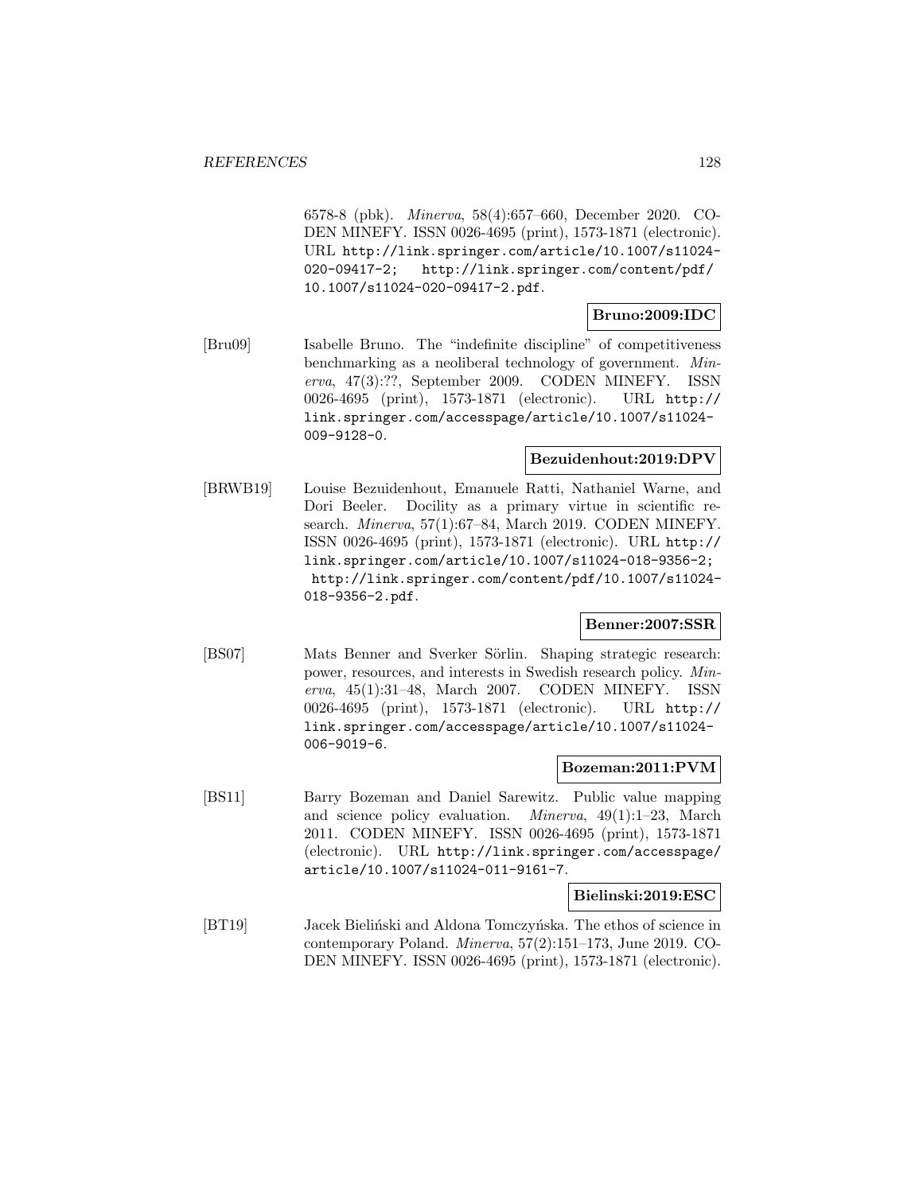6578-8 (pbk). *Minerva*, 58(4):657–660, December 2020. CODEN MINEFY. ISSN 0026-4695 (print), 1573-1871 (electronic). URL http://link.springer.com/article/10.1007/s11024-020-09417-2; http://link.springer.com/content/pdf/10.1007/s11024-020-09417-2.pdf.

**Bruno:2009:IDC**

[Bru09] Isabelle Bruno. The "indefinite discipline" of competitiveness benchmarking as a neoliberal technology of government. *Minerva*, 47(3):??, September 2009. CODEN MINEFY. ISSN 0026-4695 (print), 1573-1871 (electronic). URL http://link.springer.com/accesspage/article/10.1007/s11024-009-9128-0.

**Bezuidenhout:2019:DPV**

[BRWB19] Louise Bezuidenhout, Emanuele Ratti, Nathaniel Warne, and Dori Beeler. Docility as a primary virtue in scientific research. *Minerva*, 57(1):67–84, March 2019. CODEN MINEFY. ISSN 0026-4695 (print), 1573-1871 (electronic). URL http://link.springer.com/article/10.1007/s11024-018-9356-2; http://link.springer.com/content/pdf/10.1007/s11024-018-9356-2.pdf.

**Benner:2007:SSR**

[BS07] Mats Benner and Sverker Sörlin. Shaping strategic research: power, resources, and interests in Swedish research policy. *Minerva*, 45(1):31–48, March 2007. CODEN MINEFY. ISSN 0026-4695 (print), 1573-1871 (electronic). URL http://link.springer.com/accesspage/article/10.1007/s11024-006-9019-6.

**Bozeman:2011:PVM**

[BS11] Barry Bozeman and Daniel Sarewitz. Public value mapping and science policy evaluation. *Minerva*, 49(1):1–23, March 2011. CODEN MINEFY. ISSN 0026-4695 (print), 1573-1871 (electronic). URL http://link.springer.com/accesspage/article/10.1007/s11024-011-9161-7.

**Bielinski:2019:ESC**

[BT19] Jacek Bieliński and Aldona Tomczyńska. The ethos of science in contemporary Poland. *Minerva*, 57(2):151–173, June 2019. CODEN MINEFY. ISSN 0026-4695 (print), 1573-1871 (electronic).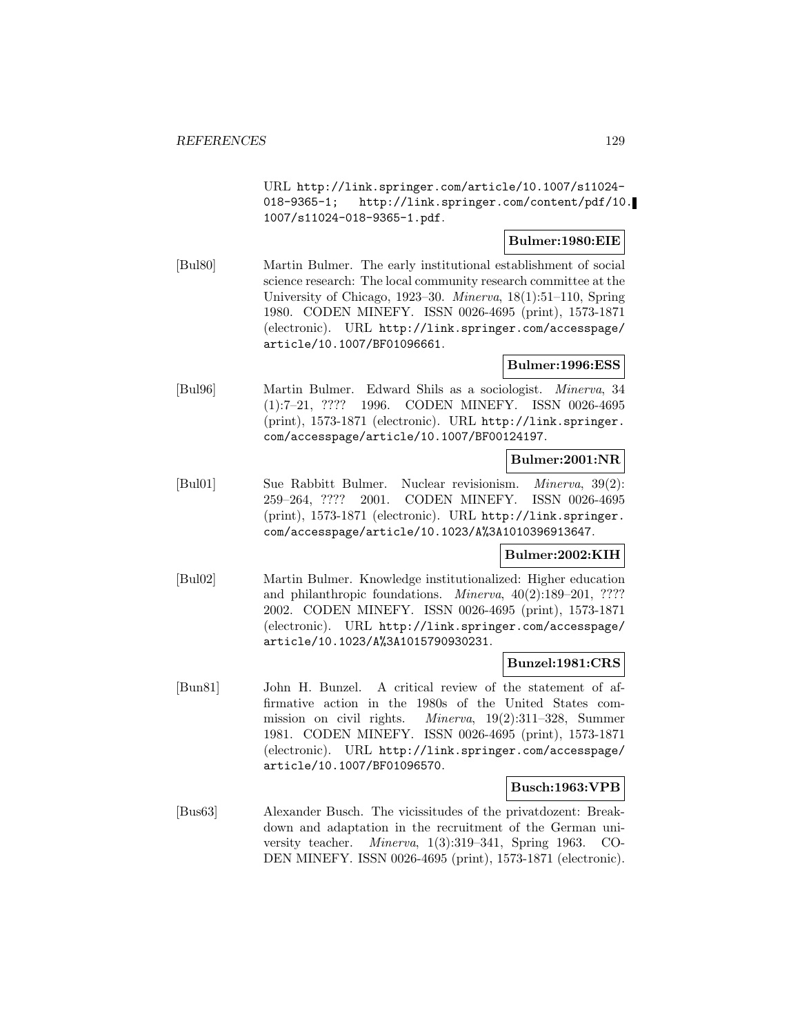URL http://link.springer.com/article/10.1007/s11024-018-9365-1; http://link.springer.com/content/pdf/10.1007/s11024-018-9365-1.pdf.

**Bulmer:1980:EIE**

[Bul80] Martin Bulmer. The early institutional establishment of social science research: The local community research committee at the University of Chicago, 1923–30. *Minerva*, 18(1):51–110, Spring 1980. CODEN MINEFY. ISSN 0026-4695 (print), 1573-1871 (electronic). URL http://link.springer.com/accesspage/article/10.1007/BF01096661.

**Bulmer:1996:ESS**

[Bul96] Martin Bulmer. Edward Shils as a sociologist. *Minerva*, 34 (1):7–21, ???? 1996. CODEN MINEFY. ISSN 0026-4695 (print), 1573-1871 (electronic). URL http://link.springer.com/accesspage/article/10.1007/BF00124197.

**Bulmer:2001:NR**

[Bul01] Sue Rabbitt Bulmer. Nuclear revisionism. *Minerva*, 39(2): 259–264, ???? 2001. CODEN MINEFY. ISSN 0026-4695 (print), 1573-1871 (electronic). URL http://link.springer.com/accesspage/article/10.1023/A%3A1010396913647.

**Bulmer:2002:KIH**

[Bul02] Martin Bulmer. Knowledge institutionalized: Higher education and philanthropic foundations. *Minerva*, 40(2):189–201, ???? 2002. CODEN MINEFY. ISSN 0026-4695 (print), 1573-1871 (electronic). URL http://link.springer.com/accesspage/article/10.1023/A%3A1015790930231.

**Bunzel:1981:CRS**

[Bun81] John H. Bunzel. A critical review of the statement of affirmative action in the 1980s of the United States commission on civil rights. *Minerva*, 19(2):311–328, Summer 1981. CODEN MINEFY. ISSN 0026-4695 (print), 1573-1871 (electronic). URL http://link.springer.com/accesspage/article/10.1007/BF01096570.

**Busch:1963:VPB**

[Bus63] Alexander Busch. The vicissitudes of the privatdozent: Breakdown and adaptation in the recruitment of the German university teacher. *Minerva*, 1(3):319–341, Spring 1963. CODEN MINEFY. ISSN 0026-4695 (print), 1573-1871 (electronic).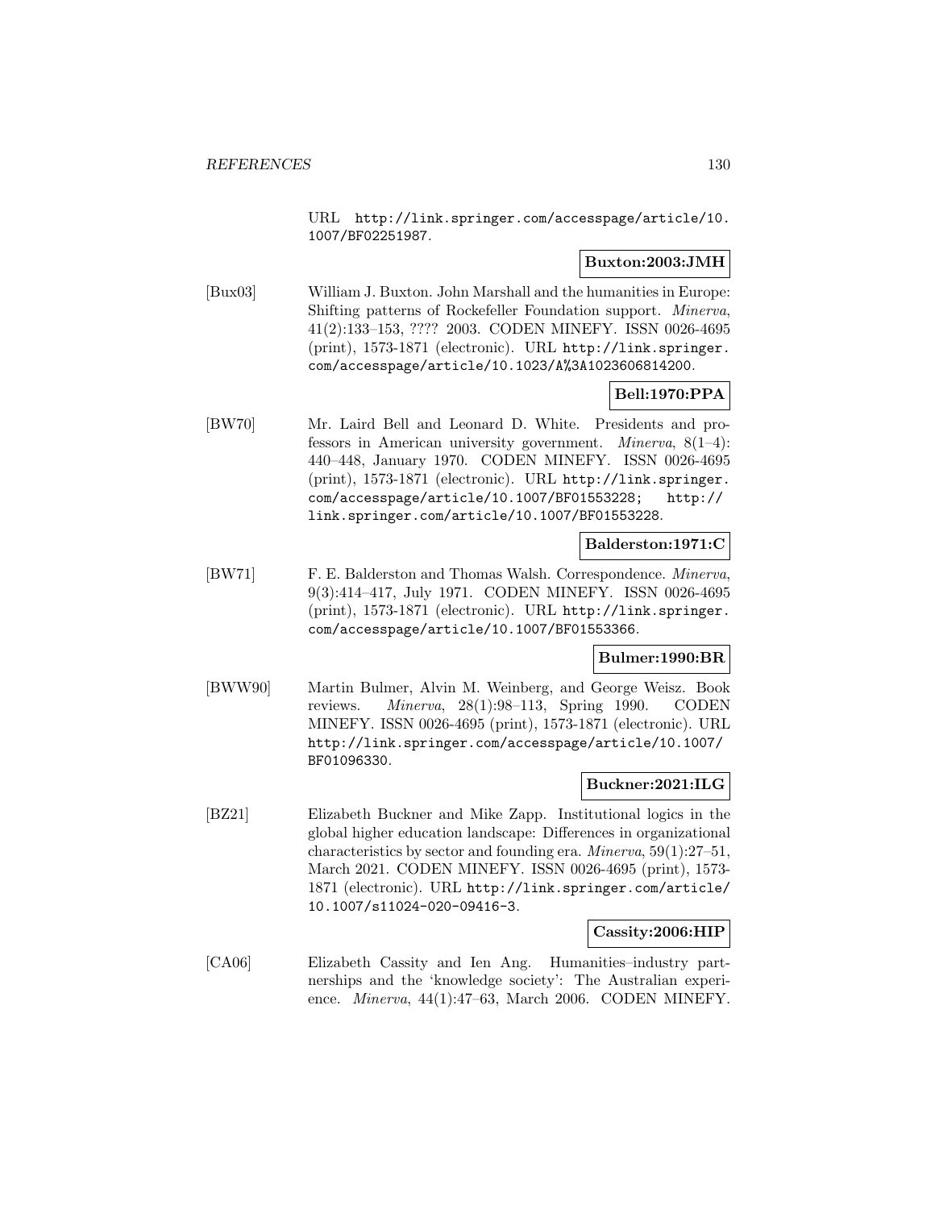URL http://link.springer.com/accesspage/article/10.1007/BF02251987.

**Buxton:2003:JMH**

[Bux03] William J. Buxton. John Marshall and the humanities in Europe: Shifting patterns of Rockefeller Foundation support. *Minerva*, 41(2):133–153, ???? 2003. CODEN MINEFY. ISSN 0026-4695 (print), 1573-1871 (electronic). URL http://link.springer.com/accesspage/article/10.1023/A%3A1023606814200.

**Bell:1970:PPA**

[BW70] Mr. Laird Bell and Leonard D. White. Presidents and professors in American university government. *Minerva*, 8(1–4): 440–448, January 1970. CODEN MINEFY. ISSN 0026-4695 (print), 1573-1871 (electronic). URL http://link.springer.com/accesspage/article/10.1007/BF01553228; http://link.springer.com/article/10.1007/BF01553228.

**Balderston:1971:C**

[BW71] F. E. Balderston and Thomas Walsh. Correspondence. *Minerva*, 9(3):414–417, July 1971. CODEN MINEFY. ISSN 0026-4695 (print), 1573-1871 (electronic). URL http://link.springer.com/accesspage/article/10.1007/BF01553366.

**Bulmer:1990:BR**

[BWW90] Martin Bulmer, Alvin M. Weinberg, and George Weisz. Book reviews. *Minerva*, 28(1):98–113, Spring 1990. CODEN MINEFY. ISSN 0026-4695 (print), 1573-1871 (electronic). URL http://link.springer.com/accesspage/article/10.1007/BF01096330.

**Buckner:2021:ILG**

[BZ21] Elizabeth Buckner and Mike Zapp. Institutional logics in the global higher education landscape: Differences in organizational characteristics by sector and founding era. *Minerva*, 59(1):27–51, March 2021. CODEN MINEFY. ISSN 0026-4695 (print), 1573-1871 (electronic). URL http://link.springer.com/article/10.1007/s11024-020-09416-3.

**Cassity:2006:HIP**

[CA06] Elizabeth Cassity and Ien Ang. Humanities–industry partnerships and the 'knowledge society': The Australian experience. *Minerva*, 44(1):47–63, March 2006. CODEN MINEFY.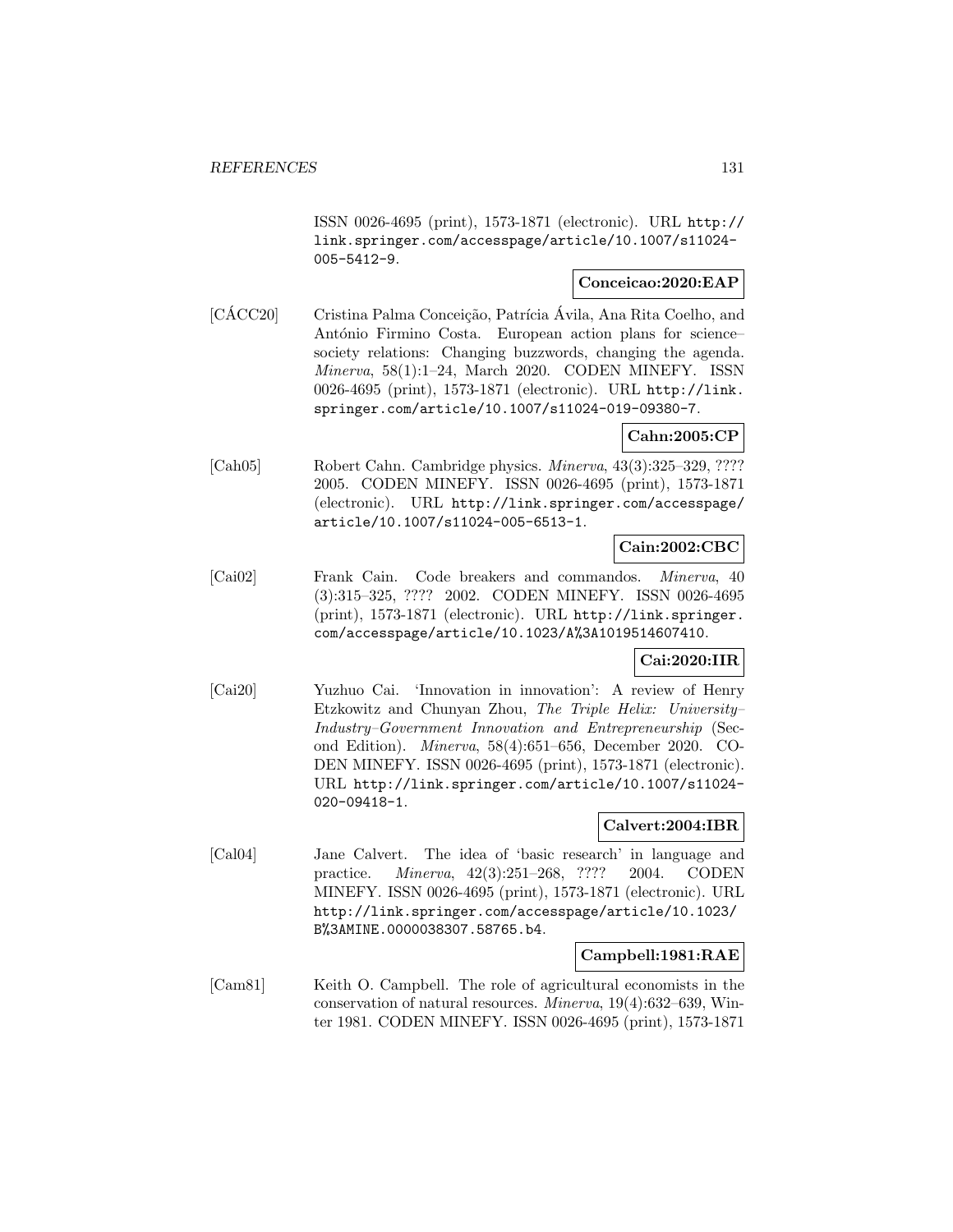ISSN 0026-4695 (print), 1573-1871 (electronic). URL http://link.springer.com/accesspage/article/10.1007/s11024-005-5412-9.

**Conceicao:2020:EAP**

[CÁCC20] Cristina Palma Conceição, Patrícia Ávila, Ana Rita Coelho, and António Firmino Costa. European action plans for science–society relations: Changing buzzwords, changing the agenda. *Minerva*, 58(1):1–24, March 2020. CODEN MINEFY. ISSN 0026-4695 (print), 1573-1871 (electronic). URL http://link.springer.com/article/10.1007/s11024-019-09380-7.

**Cahn:2005:CP**

[Cah05] Robert Cahn. Cambridge physics. *Minerva*, 43(3):325–329, ???? 2005. CODEN MINEFY. ISSN 0026-4695 (print), 1573-1871 (electronic). URL http://link.springer.com/accesspage/article/10.1007/s11024-005-6513-1.

**Cain:2002:CBC**

[Cai02] Frank Cain. Code breakers and commandos. *Minerva*, 40 (3):315–325, ???? 2002. CODEN MINEFY. ISSN 0026-4695 (print), 1573-1871 (electronic). URL http://link.springer.com/accesspage/article/10.1023/A%3A1019514607410.

**Cai:2020:IIR**

[Cai20] Yuzhuo Cai. 'Innovation in innovation': A review of Henry Etzkowitz and Chunyan Zhou, *The Triple Helix: University–Industry–Government Innovation and Entrepreneurship* (Second Edition). *Minerva*, 58(4):651–656, December 2020. CODEN MINEFY. ISSN 0026-4695 (print), 1573-1871 (electronic). URL http://link.springer.com/article/10.1007/s11024-020-09418-1.

**Calvert:2004:IBR**

[Cal04] Jane Calvert. The idea of 'basic research' in language and practice. *Minerva*, 42(3):251–268, ???? 2004. CODEN MINEFY. ISSN 0026-4695 (print), 1573-1871 (electronic). URL http://link.springer.com/accesspage/article/10.1023/B%3AMINE.0000038307.58765.b4.

**Campbell:1981:RAE**

[Cam81] Keith O. Campbell. The role of agricultural economists in the conservation of natural resources. *Minerva*, 19(4):632–639, Winter 1981. CODEN MINEFY. ISSN 0026-4695 (print), 1573-1871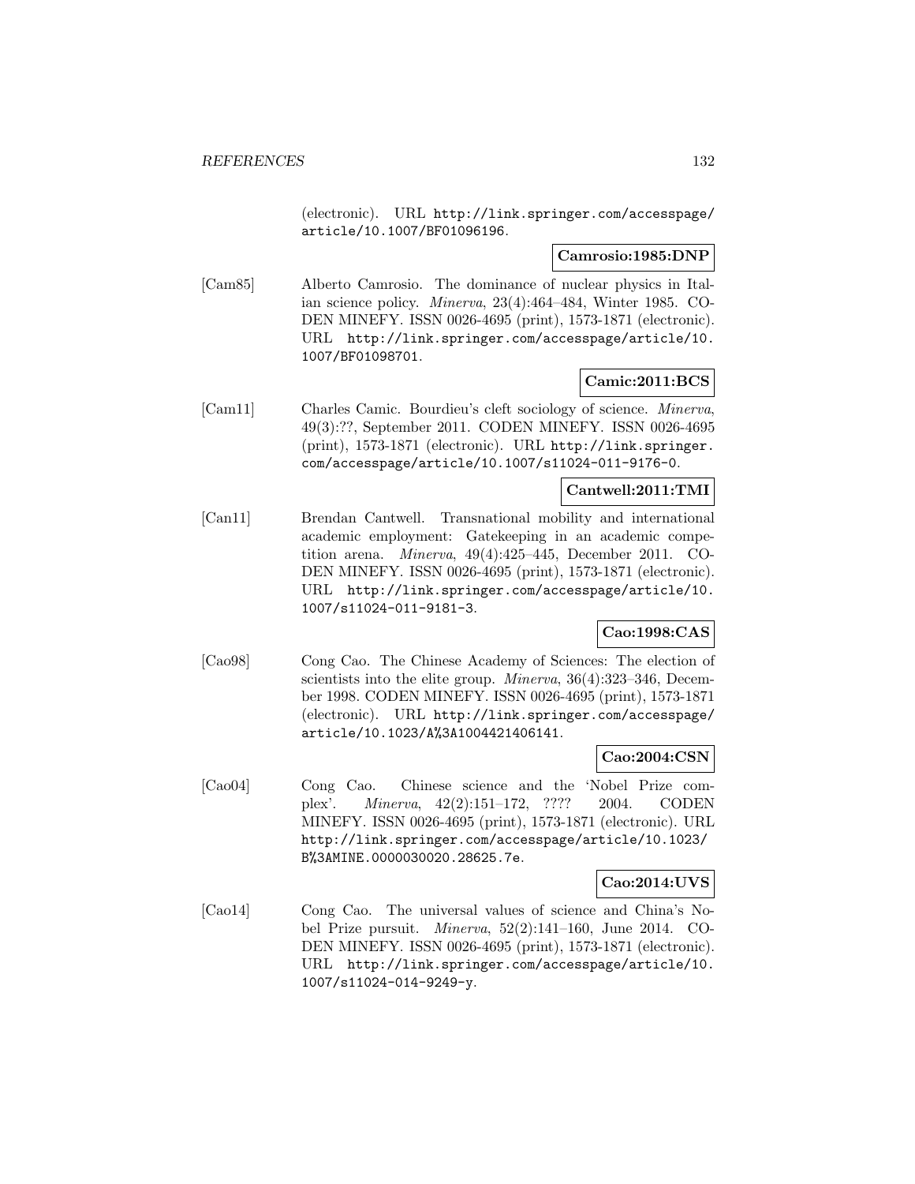(electronic). URL http://link.springer.com/accesspage/article/10.1007/BF01096196.

**Camrosio:1985:DNP**

[Cam85] Alberto Camrosio. The dominance of nuclear physics in Italian science policy. *Minerva*, 23(4):464–484, Winter 1985. CODEN MINEFY. ISSN 0026-4695 (print), 1573-1871 (electronic). URL http://link.springer.com/accesspage/article/10.1007/BF01098701.

**Camic:2011:BCS**

[Cam11] Charles Camic. Bourdieu's cleft sociology of science. *Minerva*, 49(3):??, September 2011. CODEN MINEFY. ISSN 0026-4695 (print), 1573-1871 (electronic). URL http://link.springer.com/accesspage/article/10.1007/s11024-011-9176-0.

**Cantwell:2011:TMI**

[Can11] Brendan Cantwell. Transnational mobility and international academic employment: Gatekeeping in an academic competition arena. *Minerva*, 49(4):425–445, December 2011. CODEN MINEFY. ISSN 0026-4695 (print), 1573-1871 (electronic). URL http://link.springer.com/accesspage/article/10.1007/s11024-011-9181-3.

**Cao:1998:CAS**

[Cao98] Cong Cao. The Chinese Academy of Sciences: The election of scientists into the elite group. *Minerva*, 36(4):323–346, December 1998. CODEN MINEFY. ISSN 0026-4695 (print), 1573-1871 (electronic). URL http://link.springer.com/accesspage/article/10.1023/A%3A1004421406141.

**Cao:2004:CSN**

[Cao04] Cong Cao. Chinese science and the 'Nobel Prize complex'. *Minerva*, 42(2):151–172, ???? 2004. CODEN MINEFY. ISSN 0026-4695 (print), 1573-1871 (electronic). URL http://link.springer.com/accesspage/article/10.1023/B%3AMINE.0000030020.28625.7e.

**Cao:2014:UVS**

[Cao14] Cong Cao. The universal values of science and China's Nobel Prize pursuit. *Minerva*, 52(2):141–160, June 2014. CODEN MINEFY. ISSN 0026-4695 (print), 1573-1871 (electronic). URL http://link.springer.com/accesspage/article/10.1007/s11024-014-9249-y.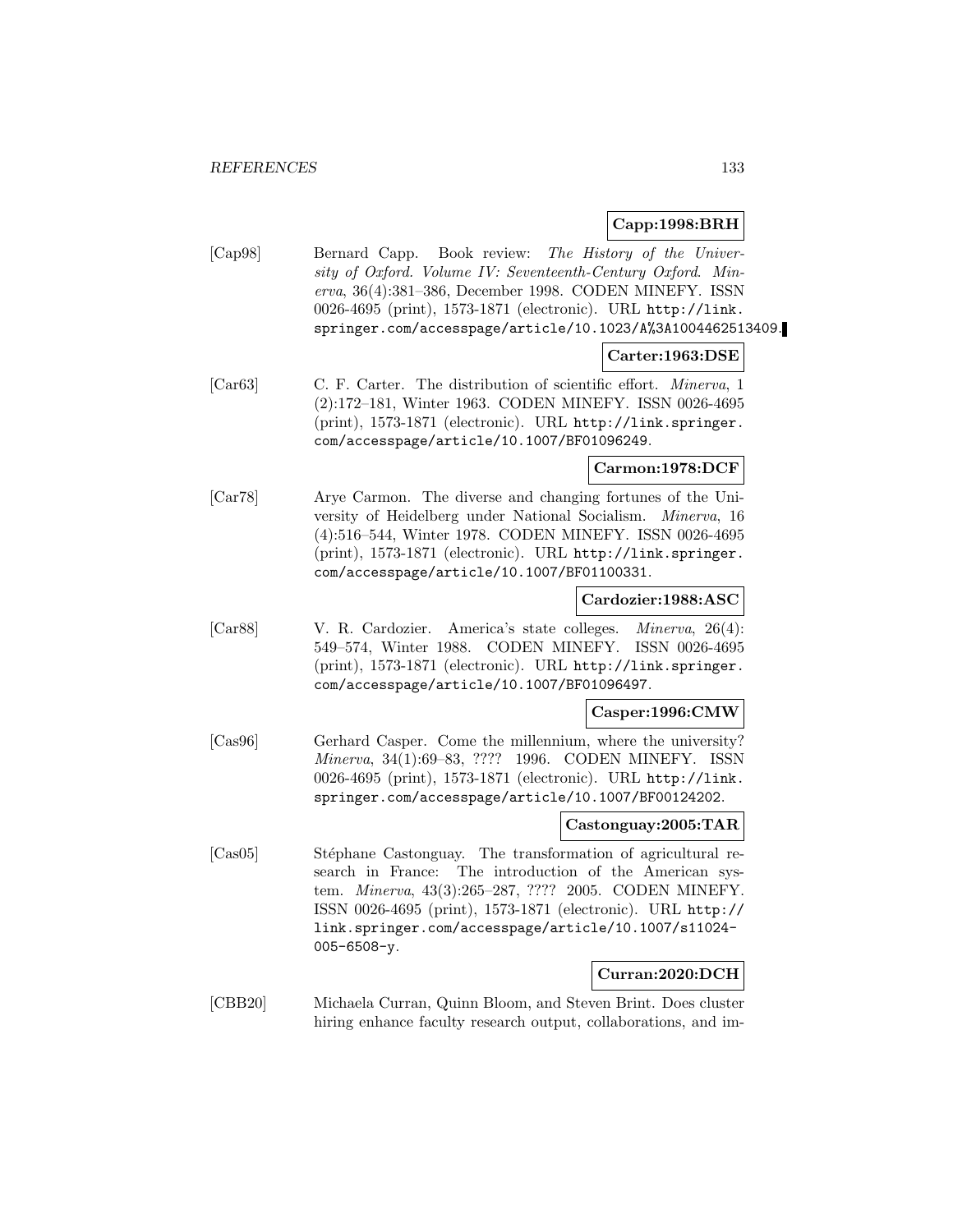**Capp:1998:BRH**

[Cap98] Bernard Capp. Book review: *The History of the University of Oxford. Volume IV: Seventeenth-Century Oxford*. *Minerva*, 36(4):381–386, December 1998. CODEN MINEFY. ISSN 0026-4695 (print), 1573-1871 (electronic). URL http://link.springer.com/accesspage/article/10.1023/A%3A1004462513409.

**Carter:1963:DSE**

[Car63] C. F. Carter. The distribution of scientific effort. *Minerva*, 1 (2):172–181, Winter 1963. CODEN MINEFY. ISSN 0026-4695 (print), 1573-1871 (electronic). URL http://link.springer.com/accesspage/article/10.1007/BF01096249.

**Carmon:1978:DCF**

[Car78] Arye Carmon. The diverse and changing fortunes of the University of Heidelberg under National Socialism. *Minerva*, 16 (4):516–544, Winter 1978. CODEN MINEFY. ISSN 0026-4695 (print), 1573-1871 (electronic). URL http://link.springer.com/accesspage/article/10.1007/BF01100331.

**Cardozier:1988:ASC**

[Car88] V. R. Cardozier. America's state colleges. *Minerva*, 26(4): 549–574, Winter 1988. CODEN MINEFY. ISSN 0026-4695 (print), 1573-1871 (electronic). URL http://link.springer.com/accesspage/article/10.1007/BF01096497.

**Casper:1996:CMW**

[Cas96] Gerhard Casper. Come the millennium, where the university? *Minerva*, 34(1):69–83, ???? 1996. CODEN MINEFY. ISSN 0026-4695 (print), 1573-1871 (electronic). URL http://link.springer.com/accesspage/article/10.1007/BF00124202.

**Castonguay:2005:TAR**

[Cas05] Stéphane Castonguay. The transformation of agricultural research in France: The introduction of the American system. *Minerva*, 43(3):265–287, ???? 2005. CODEN MINEFY. ISSN 0026-4695 (print), 1573-1871 (electronic). URL http://link.springer.com/accesspage/article/10.1007/s11024-005-6508-y.

**Curran:2020:DCH**

[CBB20] Michaela Curran, Quinn Bloom, and Steven Brint. Does cluster hiring enhance faculty research output, collaborations, and im-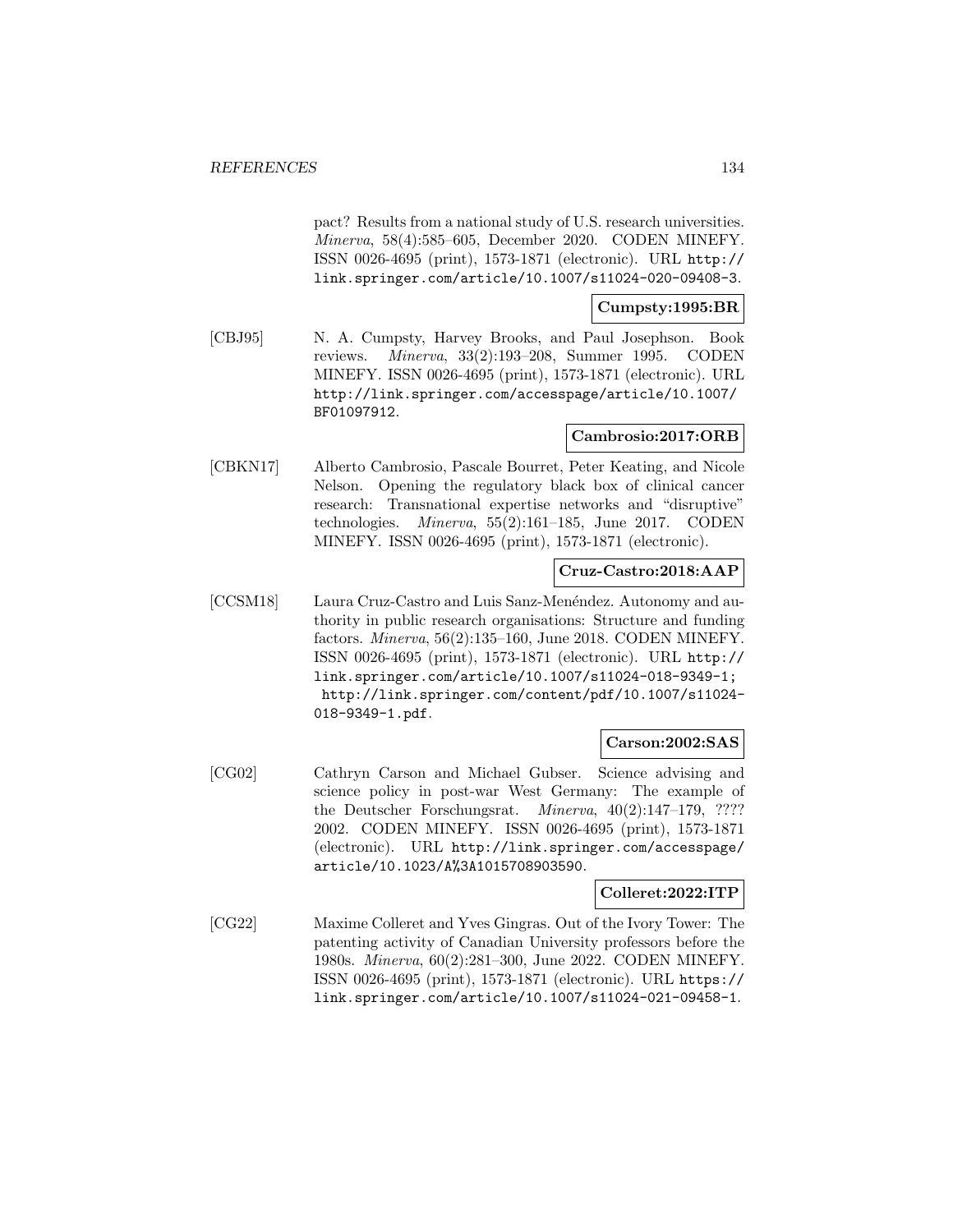pact? Results from a national study of U.S. research universities. *Minerva*, 58(4):585–605, December 2020. CODEN MINEFY. ISSN 0026-4695 (print), 1573-1871 (electronic). URL http://link.springer.com/article/10.1007/s11024-020-09408-3.

**Cumpsty:1995:BR**

[CBJ95] N. A. Cumpsty, Harvey Brooks, and Paul Josephson. Book reviews. *Minerva*, 33(2):193–208, Summer 1995. CODEN MINEFY. ISSN 0026-4695 (print), 1573-1871 (electronic). URL http://link.springer.com/accesspage/article/10.1007/BF01097912.

**Cambrosio:2017:ORB**

[CBKN17] Alberto Cambrosio, Pascale Bourret, Peter Keating, and Nicole Nelson. Opening the regulatory black box of clinical cancer research: Transnational expertise networks and "disruptive" technologies. *Minerva*, 55(2):161–185, June 2017. CODEN MINEFY. ISSN 0026-4695 (print), 1573-1871 (electronic).

**Cruz-Castro:2018:AAP**

[CCSM18] Laura Cruz-Castro and Luis Sanz-Menéndez. Autonomy and authority in public research organisations: Structure and funding factors. *Minerva*, 56(2):135–160, June 2018. CODEN MINEFY. ISSN 0026-4695 (print), 1573-1871 (electronic). URL http://link.springer.com/article/10.1007/s11024-018-9349-1; http://link.springer.com/content/pdf/10.1007/s11024-018-9349-1.pdf.

**Carson:2002:SAS**

[CG02] Cathryn Carson and Michael Gubser. Science advising and science policy in post-war West Germany: The example of the Deutscher Forschungsrat. *Minerva*, 40(2):147–179, ???? 2002. CODEN MINEFY. ISSN 0026-4695 (print), 1573-1871 (electronic). URL http://link.springer.com/accesspage/article/10.1023/A%3A1015708903590.

**Colleret:2022:ITP**

[CG22] Maxime Colleret and Yves Gingras. Out of the Ivory Tower: The patenting activity of Canadian University professors before the 1980s. *Minerva*, 60(2):281–300, June 2022. CODEN MINEFY. ISSN 0026-4695 (print), 1573-1871 (electronic). URL https://link.springer.com/article/10.1007/s11024-021-09458-1.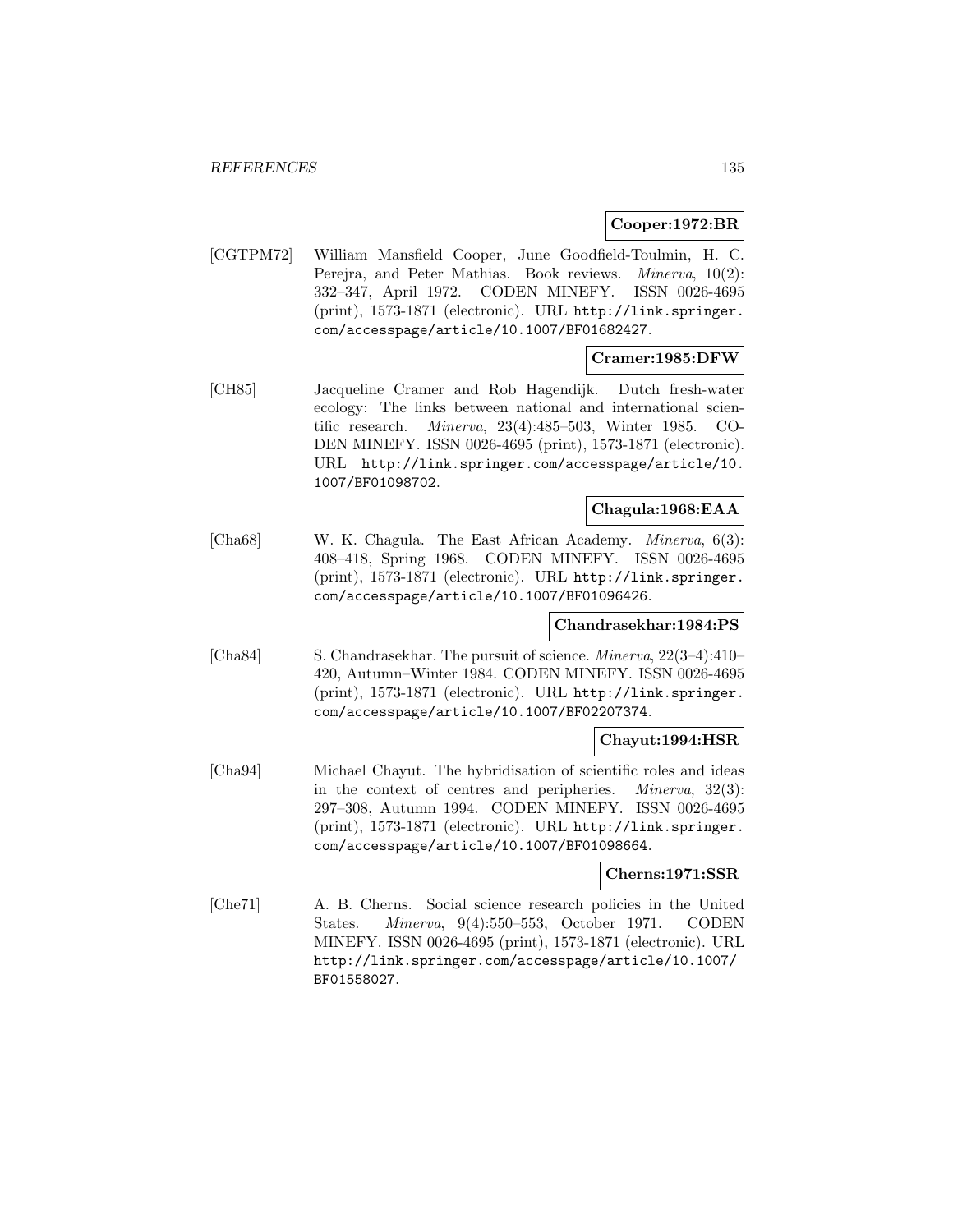**Cooper:1972:BR**

[CGTPM72] William Mansfield Cooper, June Goodfield-Toulmin, H. C. Perejra, and Peter Mathias. Book reviews. *Minerva*, 10(2): 332–347, April 1972. CODEN MINEFY. ISSN 0026-4695 (print), 1573-1871 (electronic). URL http://link.springer.com/accesspage/article/10.1007/BF01682427.

**Cramer:1985:DFW**

[CH85] Jacqueline Cramer and Rob Hagendijk. Dutch fresh-water ecology: The links between national and international scientific research. *Minerva*, 23(4):485–503, Winter 1985. CODEN MINEFY. ISSN 0026-4695 (print), 1573-1871 (electronic). URL http://link.springer.com/accesspage/article/10.1007/BF01098702.

**Chagula:1968:EAA**

[Cha68] W. K. Chagula. The East African Academy. *Minerva*, 6(3): 408–418, Spring 1968. CODEN MINEFY. ISSN 0026-4695 (print), 1573-1871 (electronic). URL http://link.springer.com/accesspage/article/10.1007/BF01096426.

**Chandrasekhar:1984:PS**

[Cha84] S. Chandrasekhar. The pursuit of science. *Minerva*, 22(3–4):410–420, Autumn–Winter 1984. CODEN MINEFY. ISSN 0026-4695 (print), 1573-1871 (electronic). URL http://link.springer.com/accesspage/article/10.1007/BF02207374.

**Chayut:1994:HSR**

[Cha94] Michael Chayut. The hybridisation of scientific roles and ideas in the context of centres and peripheries. *Minerva*, 32(3): 297–308, Autumn 1994. CODEN MINEFY. ISSN 0026-4695 (print), 1573-1871 (electronic). URL http://link.springer.com/accesspage/article/10.1007/BF01098664.

**Cherns:1971:SSR**

[Che71] A. B. Cherns. Social science research policies in the United States. *Minerva*, 9(4):550–553, October 1971. CODEN MINEFY. ISSN 0026-4695 (print), 1573-1871 (electronic). URL http://link.springer.com/accesspage/article/10.1007/BF01558027.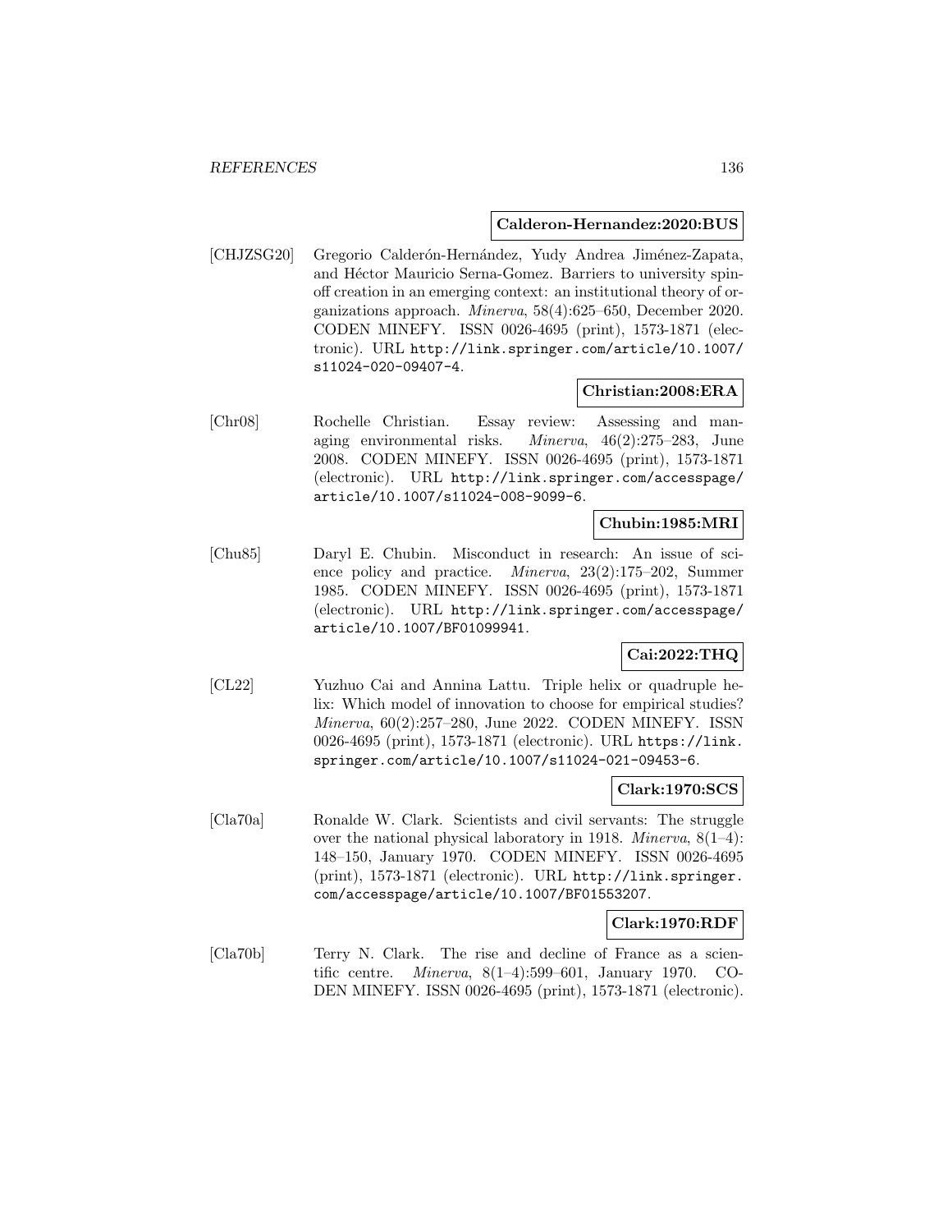**Calderon-Hernandez:2020:BUS**

[CHJZSG20] Gregorio Calderón-Hernández, Yudy Andrea Jiménez-Zapata, and Héctor Mauricio Serna-Gomez. Barriers to university spin-off creation in an emerging context: an institutional theory of organizations approach. *Minerva*, 58(4):625–650, December 2020. CODEN MINEFY. ISSN 0026-4695 (print), 1573-1871 (electronic). URL http://link.springer.com/article/10.1007/s11024-020-09407-4.

**Christian:2008:ERA**

[Chr08] Rochelle Christian. Essay review: Assessing and managing environmental risks. *Minerva*, 46(2):275–283, June 2008. CODEN MINEFY. ISSN 0026-4695 (print), 1573-1871 (electronic). URL http://link.springer.com/accesspage/article/10.1007/s11024-008-9099-6.

**Chubin:1985:MRI**

[Chu85] Daryl E. Chubin. Misconduct in research: An issue of science policy and practice. *Minerva*, 23(2):175–202, Summer 1985. CODEN MINEFY. ISSN 0026-4695 (print), 1573-1871 (electronic). URL http://link.springer.com/accesspage/article/10.1007/BF01099941.

**Cai:2022:THQ**

[CL22] Yuzhuo Cai and Annina Lattu. Triple helix or quadruple helix: Which model of innovation to choose for empirical studies? *Minerva*, 60(2):257–280, June 2022. CODEN MINEFY. ISSN 0026-4695 (print), 1573-1871 (electronic). URL https://link.springer.com/article/10.1007/s11024-021-09453-6.

**Clark:1970:SCS**

[Cla70a] Ronalde W. Clark. Scientists and civil servants: The struggle over the national physical laboratory in 1918. *Minerva*, 8(1–4): 148–150, January 1970. CODEN MINEFY. ISSN 0026-4695 (print), 1573-1871 (electronic). URL http://link.springer.com/accesspage/article/10.1007/BF01553207.

**Clark:1970:RDF**

[Cla70b] Terry N. Clark. The rise and decline of France as a scientific centre. *Minerva*, 8(1–4):599–601, January 1970. CODEN MINEFY. ISSN 0026-4695 (print), 1573-1871 (electronic).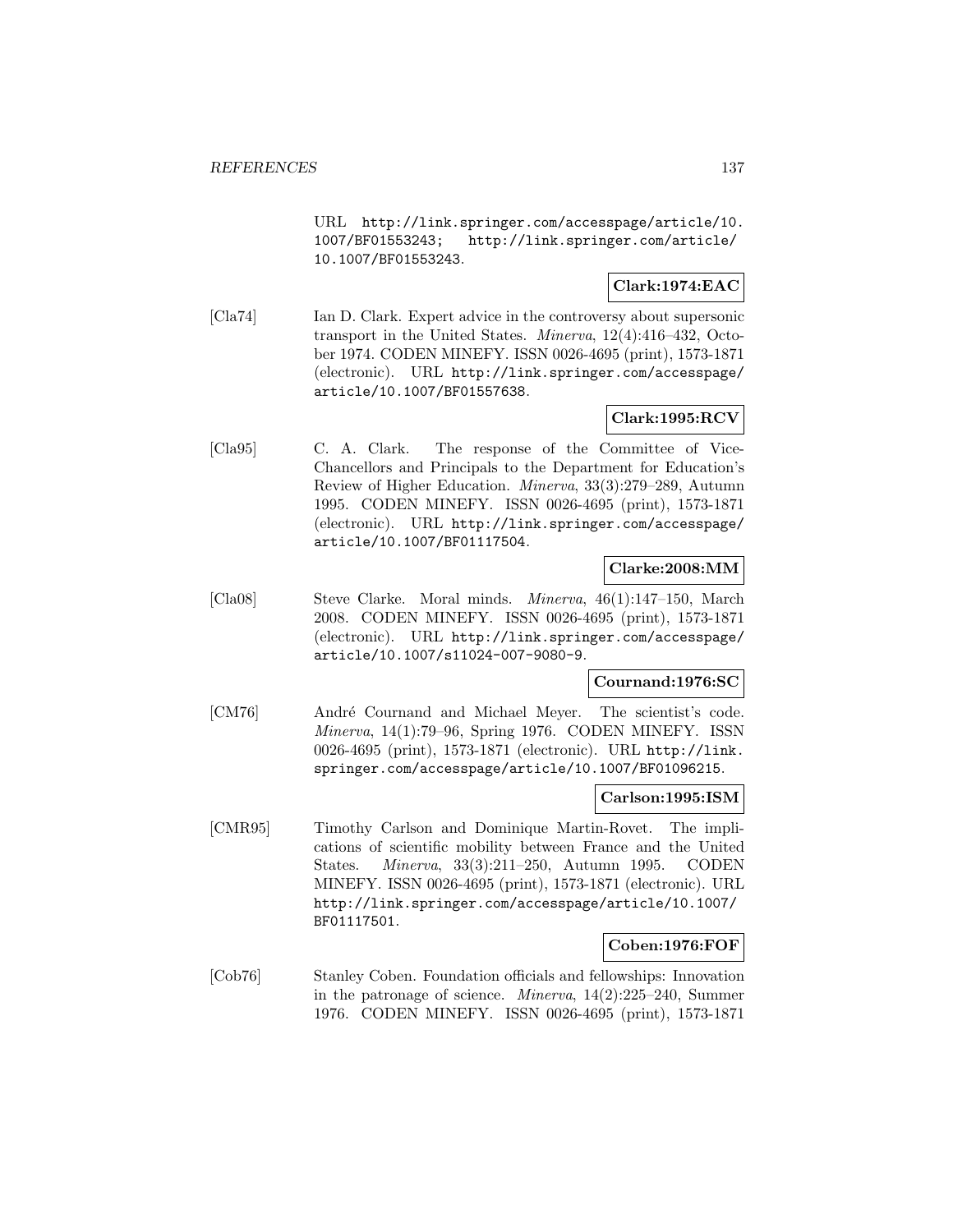URL http://link.springer.com/accesspage/article/10.1007/BF01553243; http://link.springer.com/article/10.1007/BF01553243.

**Clark:1974:EAC**

[Cla74] Ian D. Clark. Expert advice in the controversy about supersonic transport in the United States. *Minerva*, 12(4):416–432, October 1974. CODEN MINEFY. ISSN 0026-4695 (print), 1573-1871 (electronic). URL http://link.springer.com/accesspage/article/10.1007/BF01557638.

**Clark:1995:RCV**

[Cla95] C. A. Clark. The response of the Committee of Vice-Chancellors and Principals to the Department for Education's Review of Higher Education. *Minerva*, 33(3):279–289, Autumn 1995. CODEN MINEFY. ISSN 0026-4695 (print), 1573-1871 (electronic). URL http://link.springer.com/accesspage/article/10.1007/BF01117504.

**Clarke:2008:MM**

[Cla08] Steve Clarke. Moral minds. *Minerva*, 46(1):147–150, March 2008. CODEN MINEFY. ISSN 0026-4695 (print), 1573-1871 (electronic). URL http://link.springer.com/accesspage/article/10.1007/s11024-007-9080-9.

**Cournand:1976:SC**

[CM76] André Cournand and Michael Meyer. The scientist's code. *Minerva*, 14(1):79–96, Spring 1976. CODEN MINEFY. ISSN 0026-4695 (print), 1573-1871 (electronic). URL http://link.springer.com/accesspage/article/10.1007/BF01096215.

**Carlson:1995:ISM**

[CMR95] Timothy Carlson and Dominique Martin-Rovet. The implications of scientific mobility between France and the United States. *Minerva*, 33(3):211–250, Autumn 1995. CODEN MINEFY. ISSN 0026-4695 (print), 1573-1871 (electronic). URL http://link.springer.com/accesspage/article/10.1007/BF01117501.

**Coben:1976:FOF**

[Cob76] Stanley Coben. Foundation officials and fellowships: Innovation in the patronage of science. *Minerva*, 14(2):225–240, Summer 1976. CODEN MINEFY. ISSN 0026-4695 (print), 1573-1871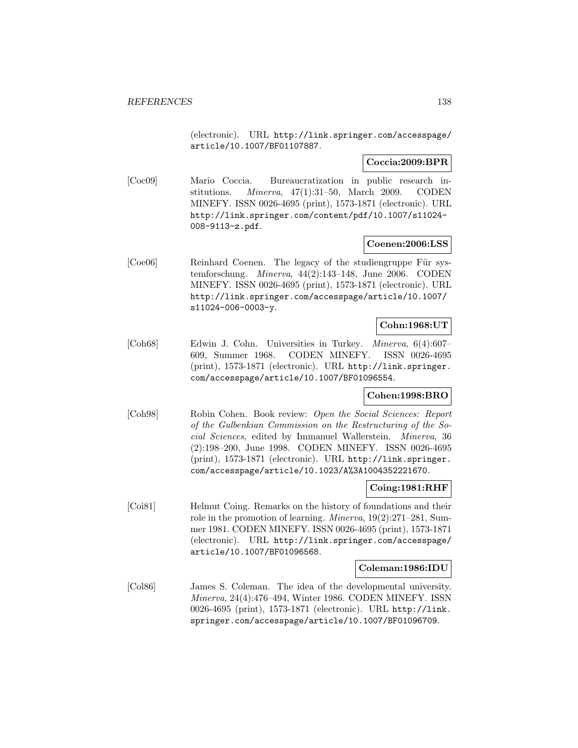(electronic). URL http://link.springer.com/accesspage/article/10.1007/BF01107887.

**Coccia:2009:BPR**

[Coc09] Mario Coccia. Bureaucratization in public research institutions. *Minerva*, 47(1):31–50, March 2009. CODEN MINEFY. ISSN 0026-4695 (print), 1573-1871 (electronic). URL http://link.springer.com/content/pdf/10.1007/s11024-008-9113-z.pdf.

**Coenen:2006:LSS**

[Coe06] Reinhard Coenen. The legacy of the studiengruppe Für systemforschung. *Minerva*, 44(2):143–148, June 2006. CODEN MINEFY. ISSN 0026-4695 (print), 1573-1871 (electronic). URL http://link.springer.com/accesspage/article/10.1007/s11024-006-0003-y.

**Cohn:1968:UT**

[Coh68] Edwin J. Cohn. Universities in Turkey. *Minerva*, 6(4):607–609, Summer 1968. CODEN MINEFY. ISSN 0026-4695 (print), 1573-1871 (electronic). URL http://link.springer.com/accesspage/article/10.1007/BF01096554.

**Cohen:1998:BRO**

[Coh98] Robin Cohen. Book review: *Open the Social Sciences: Report of the Gulbenkian Commission on the Restructuring of the Social Sciences*, edited by Immanuel Wallerstein. *Minerva*, 36 (2):198–200, June 1998. CODEN MINEFY. ISSN 0026-4695 (print), 1573-1871 (electronic). URL http://link.springer.com/accesspage/article/10.1023/A%3A1004352221670.

**Coing:1981:RHF**

[Coi81] Helmut Coing. Remarks on the history of foundations and their role in the promotion of learning. *Minerva*, 19(2):271–281, Summer 1981. CODEN MINEFY. ISSN 0026-4695 (print), 1573-1871 (electronic). URL http://link.springer.com/accesspage/article/10.1007/BF01096568.

**Coleman:1986:IDU**

[Col86] James S. Coleman. The idea of the developmental university. *Minerva*, 24(4):476–494, Winter 1986. CODEN MINEFY. ISSN 0026-4695 (print), 1573-1871 (electronic). URL http://link.springer.com/accesspage/article/10.1007/BF01096709.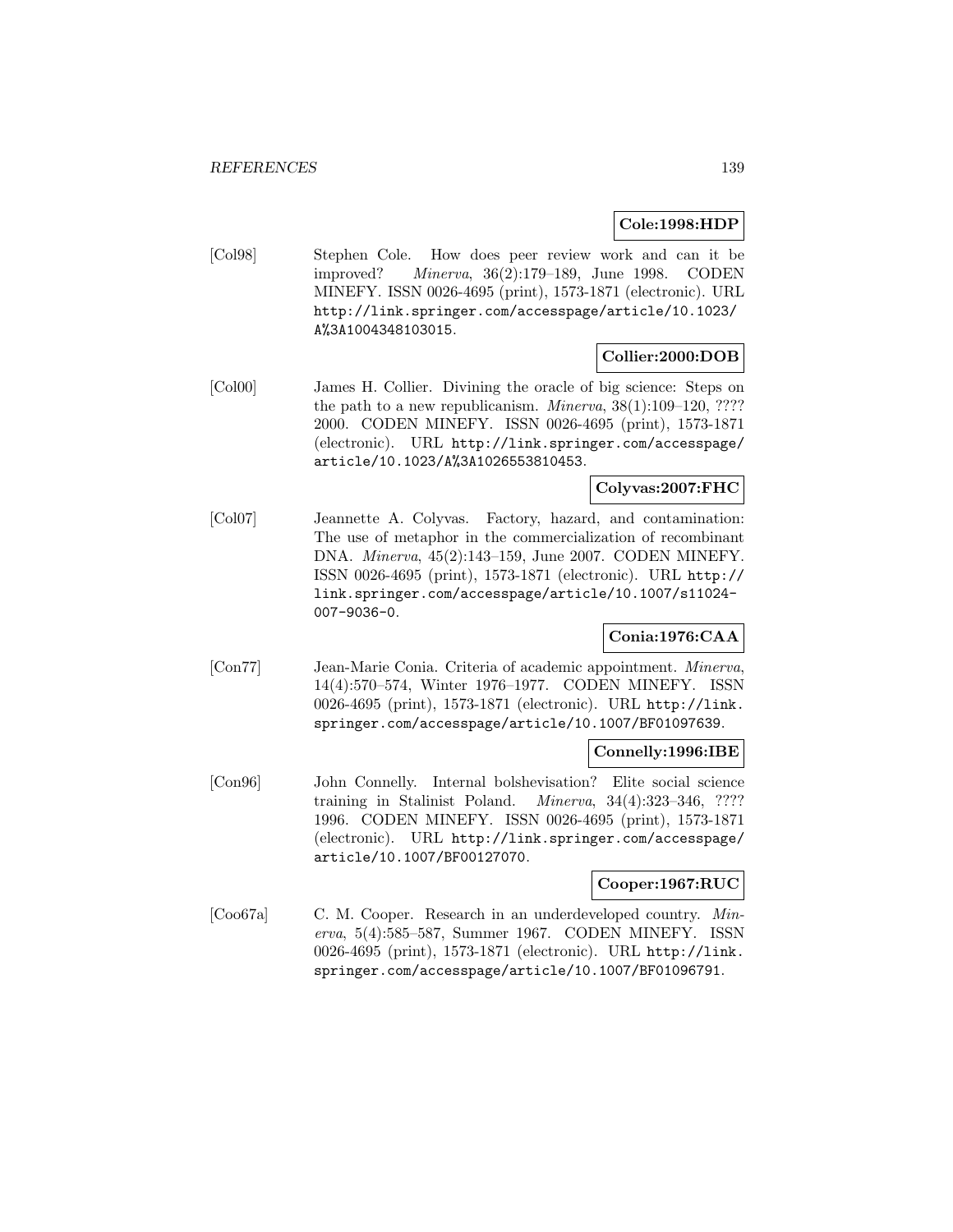**Cole:1998:HDP**

[Col98] Stephen Cole. How does peer review work and can it be improved? *Minerva*, 36(2):179–189, June 1998. CODEN MINEFY. ISSN 0026-4695 (print), 1573-1871 (electronic). URL http://link.springer.com/accesspage/article/10.1023/A%3A1004348103015.

**Collier:2000:DOB**

[Col00] James H. Collier. Divining the oracle of big science: Steps on the path to a new republicanism. *Minerva*, 38(1):109–120, ???? 2000. CODEN MINEFY. ISSN 0026-4695 (print), 1573-1871 (electronic). URL http://link.springer.com/accesspage/article/10.1023/A%3A1026553810453.

**Colyvas:2007:FHC**

[Col07] Jeannette A. Colyvas. Factory, hazard, and contamination: The use of metaphor in the commercialization of recombinant DNA. *Minerva*, 45(2):143–159, June 2007. CODEN MINEFY. ISSN 0026-4695 (print), 1573-1871 (electronic). URL http://link.springer.com/accesspage/article/10.1007/s11024-007-9036-0.

**Conia:1976:CAA**

[Con77] Jean-Marie Conia. Criteria of academic appointment. *Minerva*, 14(4):570–574, Winter 1976–1977. CODEN MINEFY. ISSN 0026-4695 (print), 1573-1871 (electronic). URL http://link.springer.com/accesspage/article/10.1007/BF01097639.

**Connelly:1996:IBE**

[Con96] John Connelly. Internal bolshevisation? Elite social science training in Stalinist Poland. *Minerva*, 34(4):323–346, ???? 1996. CODEN MINEFY. ISSN 0026-4695 (print), 1573-1871 (electronic). URL http://link.springer.com/accesspage/article/10.1007/BF00127070.

**Cooper:1967:RUC**

[Coo67a] C. M. Cooper. Research in an underdeveloped country. *Minerva*, 5(4):585–587, Summer 1967. CODEN MINEFY. ISSN 0026-4695 (print), 1573-1871 (electronic). URL http://link.springer.com/accesspage/article/10.1007/BF01096791.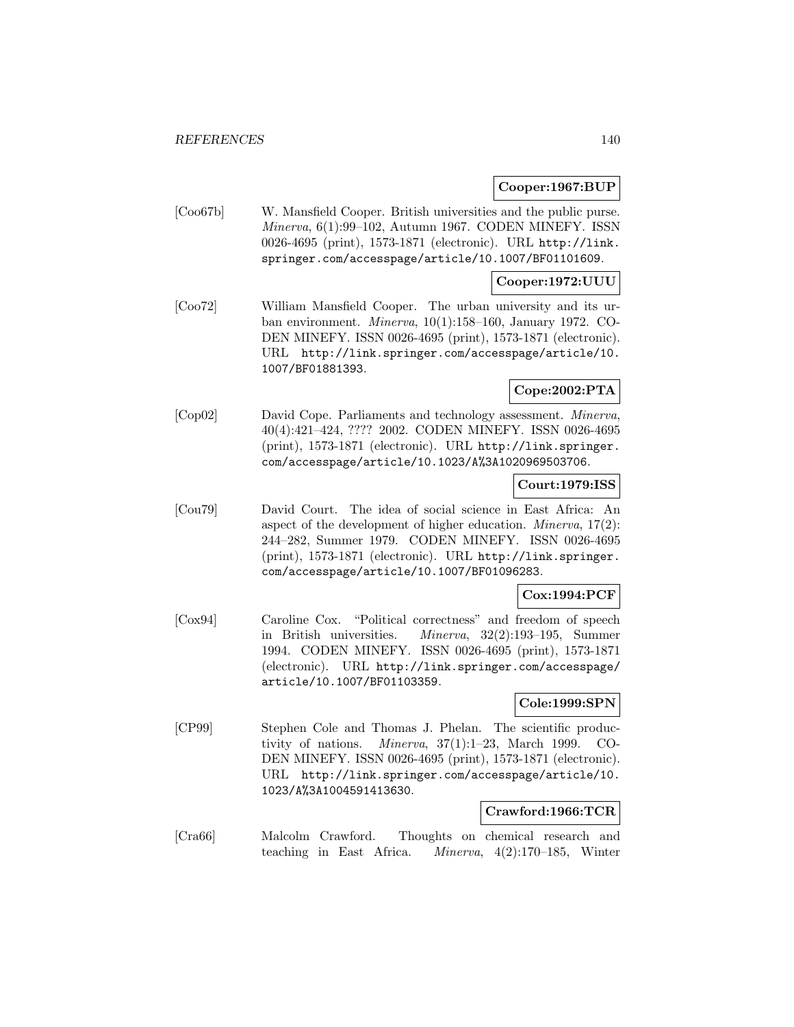**Cooper:1967:BUP**

[Coo67b] W. Mansfield Cooper. British universities and the public purse. *Minerva*, 6(1):99–102, Autumn 1967. CODEN MINEFY. ISSN 0026-4695 (print), 1573-1871 (electronic). URL http://link.springer.com/accesspage/article/10.1007/BF01101609.

**Cooper:1972:UUU**

[Coo72] William Mansfield Cooper. The urban university and its urban environment. *Minerva*, 10(1):158–160, January 1972. CODEN MINEFY. ISSN 0026-4695 (print), 1573-1871 (electronic). URL http://link.springer.com/accesspage/article/10.1007/BF01881393.

**Cope:2002:PTA**

[Cop02] David Cope. Parliaments and technology assessment. *Minerva*, 40(4):421–424, ???? 2002. CODEN MINEFY. ISSN 0026-4695 (print), 1573-1871 (electronic). URL http://link.springer.com/accesspage/article/10.1023/A%3A1020969503706.

**Court:1979:ISS**

[Cou79] David Court. The idea of social science in East Africa: An aspect of the development of higher education. *Minerva*, 17(2):244–282, Summer 1979. CODEN MINEFY. ISSN 0026-4695 (print), 1573-1871 (electronic). URL http://link.springer.com/accesspage/article/10.1007/BF01096283.

**Cox:1994:PCF**

[Cox94] Caroline Cox. "Political correctness" and freedom of speech in British universities. *Minerva*, 32(2):193–195, Summer 1994. CODEN MINEFY. ISSN 0026-4695 (print), 1573-1871 (electronic). URL http://link.springer.com/accesspage/article/10.1007/BF01103359.

**Cole:1999:SPN**

[CP99] Stephen Cole and Thomas J. Phelan. The scientific productivity of nations. *Minerva*, 37(1):1–23, March 1999. CODEN MINEFY. ISSN 0026-4695 (print), 1573-1871 (electronic). URL http://link.springer.com/accesspage/article/10.1023/A%3A1004591413630.

**Crawford:1966:TCR**

[Cra66] Malcolm Crawford. Thoughts on chemical research and teaching in East Africa. *Minerva*, 4(2):170–185, Winter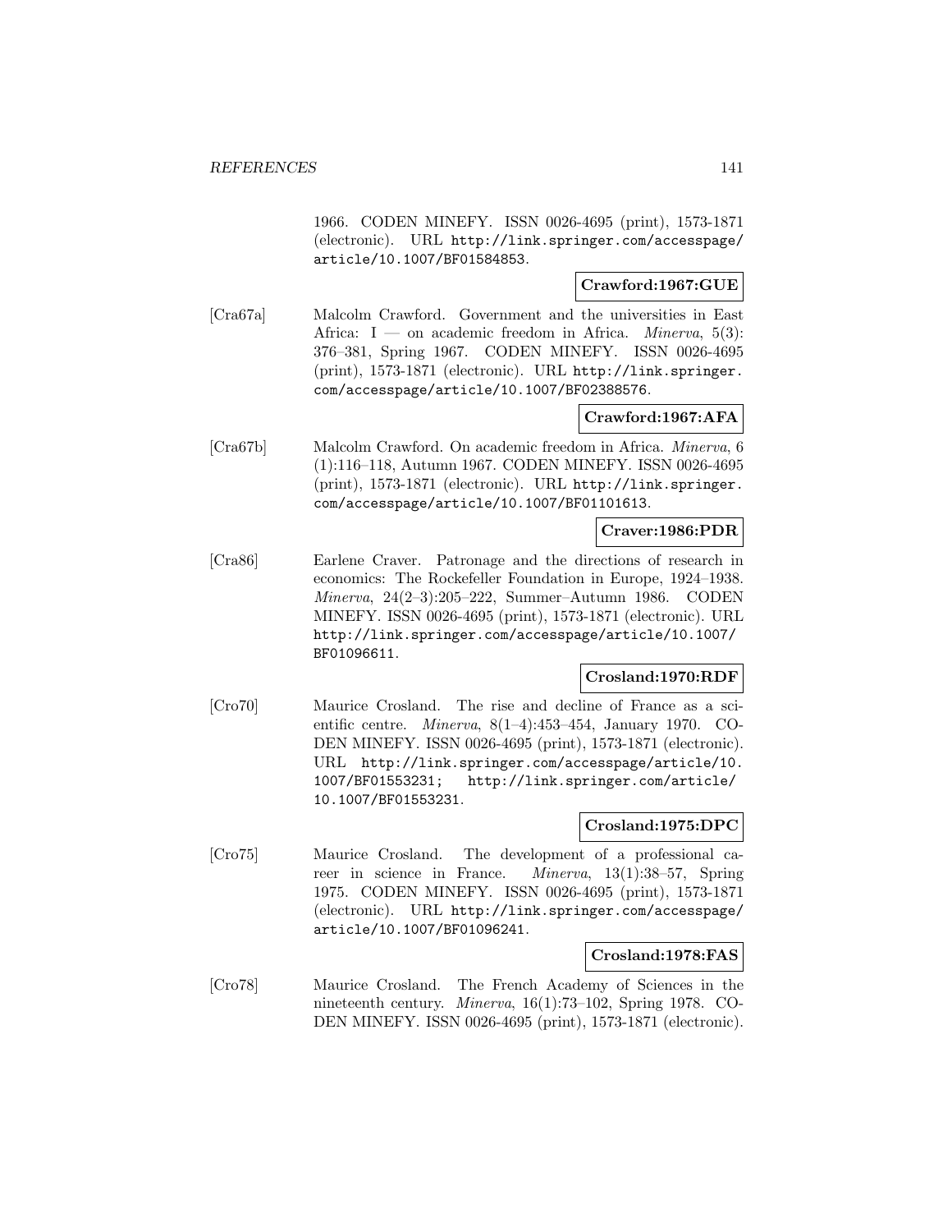1966. CODEN MINEFY. ISSN 0026-4695 (print), 1573-1871 (electronic). URL http://link.springer.com/accesspage/article/10.1007/BF01584853.

**Crawford:1967:GUE**

[Cra67a] Malcolm Crawford. Government and the universities in East Africa: I — on academic freedom in Africa. *Minerva*, 5(3): 376–381, Spring 1967. CODEN MINEFY. ISSN 0026-4695 (print), 1573-1871 (electronic). URL http://link.springer.com/accesspage/article/10.1007/BF02388576.

**Crawford:1967:AFA**

[Cra67b] Malcolm Crawford. On academic freedom in Africa. *Minerva*, 6 (1):116–118, Autumn 1967. CODEN MINEFY. ISSN 0026-4695 (print), 1573-1871 (electronic). URL http://link.springer.com/accesspage/article/10.1007/BF01101613.

**Craver:1986:PDR**

[Cra86] Earlene Craver. Patronage and the directions of research in economics: The Rockefeller Foundation in Europe, 1924–1938. *Minerva*, 24(2–3):205–222, Summer–Autumn 1986. CODEN MINEFY. ISSN 0026-4695 (print), 1573-1871 (electronic). URL http://link.springer.com/accesspage/article/10.1007/BF01096611.

**Crosland:1970:RDF**

[Cro70] Maurice Crosland. The rise and decline of France as a scientific centre. *Minerva*, 8(1–4):453–454, January 1970. CODEN MINEFY. ISSN 0026-4695 (print), 1573-1871 (electronic). URL http://link.springer.com/accesspage/article/10.1007/BF01553231; http://link.springer.com/article/10.1007/BF01553231.

**Crosland:1975:DPC**

[Cro75] Maurice Crosland. The development of a professional career in science in France. *Minerva*, 13(1):38–57, Spring 1975. CODEN MINEFY. ISSN 0026-4695 (print), 1573-1871 (electronic). URL http://link.springer.com/accesspage/article/10.1007/BF01096241.

**Crosland:1978:FAS**

[Cro78] Maurice Crosland. The French Academy of Sciences in the nineteenth century. *Minerva*, 16(1):73–102, Spring 1978. CODEN MINEFY. ISSN 0026-4695 (print), 1573-1871 (electronic).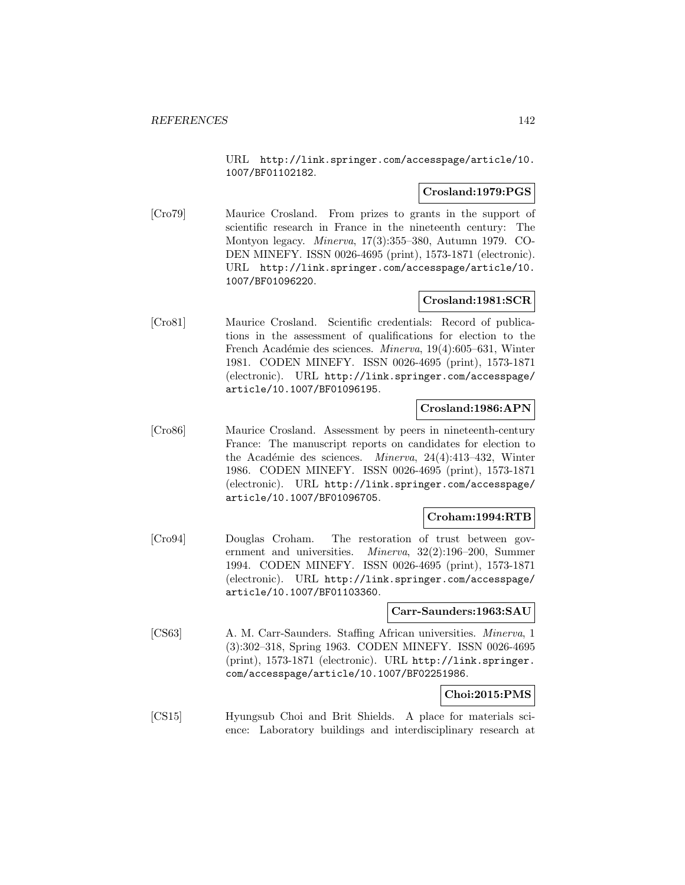URL http://link.springer.com/accesspage/article/10.1007/BF01102182.

**Crosland:1979:PGS**

[Cro79] Maurice Crosland. From prizes to grants in the support of scientific research in France in the nineteenth century: The Montyon legacy. *Minerva*, 17(3):355–380, Autumn 1979. CODEN MINEFY. ISSN 0026-4695 (print), 1573-1871 (electronic). URL http://link.springer.com/accesspage/article/10.1007/BF01096220.

**Crosland:1981:SCR**

[Cro81] Maurice Crosland. Scientific credentials: Record of publications in the assessment of qualifications for election to the French Académie des sciences. *Minerva*, 19(4):605–631, Winter 1981. CODEN MINEFY. ISSN 0026-4695 (print), 1573-1871 (electronic). URL http://link.springer.com/accesspage/article/10.1007/BF01096195.

**Crosland:1986:APN**

[Cro86] Maurice Crosland. Assessment by peers in nineteenth-century France: The manuscript reports on candidates for election to the Académie des sciences. *Minerva*, 24(4):413–432, Winter 1986. CODEN MINEFY. ISSN 0026-4695 (print), 1573-1871 (electronic). URL http://link.springer.com/accesspage/article/10.1007/BF01096705.

**Croham:1994:RTB**

[Cro94] Douglas Croham. The restoration of trust between government and universities. *Minerva*, 32(2):196–200, Summer 1994. CODEN MINEFY. ISSN 0026-4695 (print), 1573-1871 (electronic). URL http://link.springer.com/accesspage/article/10.1007/BF01103360.

**Carr-Saunders:1963:SAU**

[CS63] A. M. Carr-Saunders. Staffing African universities. *Minerva*, 1 (3):302–318, Spring 1963. CODEN MINEFY. ISSN 0026-4695 (print), 1573-1871 (electronic). URL http://link.springer.com/accesspage/article/10.1007/BF02251986.

**Choi:2015:PMS**

[CS15] Hyungsub Choi and Brit Shields. A place for materials science: Laboratory buildings and interdisciplinary research at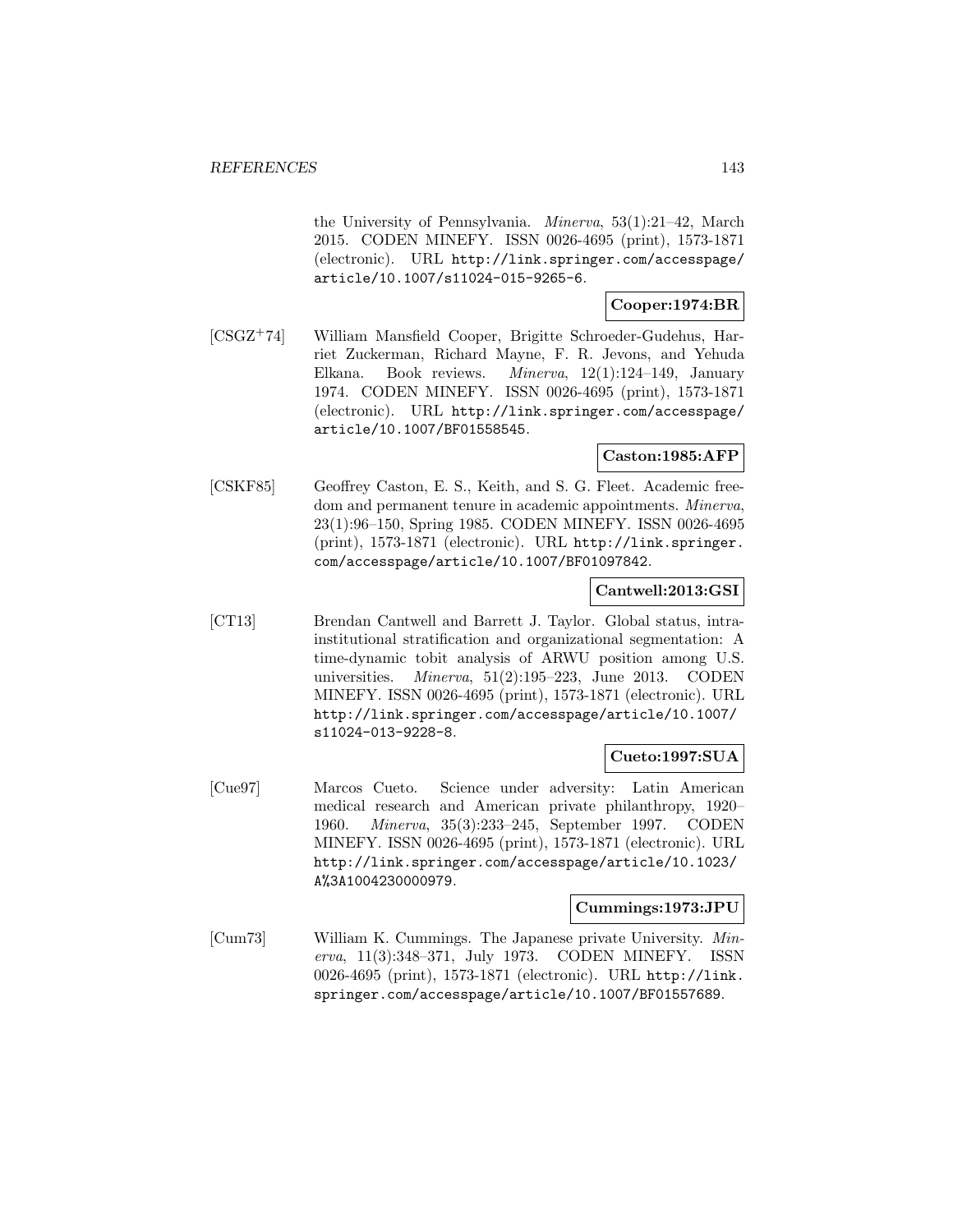the University of Pennsylvania. *Minerva*, 53(1):21–42, March 2015. CODEN MINEFY. ISSN 0026-4695 (print), 1573-1871 (electronic). URL http://link.springer.com/accesspage/article/10.1007/s11024-015-9265-6.

**Cooper:1974:BR**

[CSGZ+74] William Mansfield Cooper, Brigitte Schroeder-Gudehus, Harriet Zuckerman, Richard Mayne, F. R. Jevons, and Yehuda Elkana. Book reviews. *Minerva*, 12(1):124–149, January 1974. CODEN MINEFY. ISSN 0026-4695 (print), 1573-1871 (electronic). URL http://link.springer.com/accesspage/article/10.1007/BF01558545.

**Caston:1985:AFP**

[CSKF85] Geoffrey Caston, E. S., Keith, and S. G. Fleet. Academic freedom and permanent tenure in academic appointments. *Minerva*, 23(1):96–150, Spring 1985. CODEN MINEFY. ISSN 0026-4695 (print), 1573-1871 (electronic). URL http://link.springer.com/accesspage/article/10.1007/BF01097842.

**Cantwell:2013:GSI**

[CT13] Brendan Cantwell and Barrett J. Taylor. Global status, intra-institutional stratification and organizational segmentation: A time-dynamic tobit analysis of ARWU position among U.S. universities. *Minerva*, 51(2):195–223, June 2013. CODEN MINEFY. ISSN 0026-4695 (print), 1573-1871 (electronic). URL http://link.springer.com/accesspage/article/10.1007/s11024-013-9228-8.

**Cueto:1997:SUA**

[Cue97] Marcos Cueto. Science under adversity: Latin American medical research and American private philanthropy, 1920–1960. *Minerva*, 35(3):233–245, September 1997. CODEN MINEFY. ISSN 0026-4695 (print), 1573-1871 (electronic). URL http://link.springer.com/accesspage/article/10.1023/A%3A1004230000979.

**Cummings:1973:JPU**

[Cum73] William K. Cummings. The Japanese private University. *Minerva*, 11(3):348–371, July 1973. CODEN MINEFY. ISSN 0026-4695 (print), 1573-1871 (electronic). URL http://link.springer.com/accesspage/article/10.1007/BF01557689.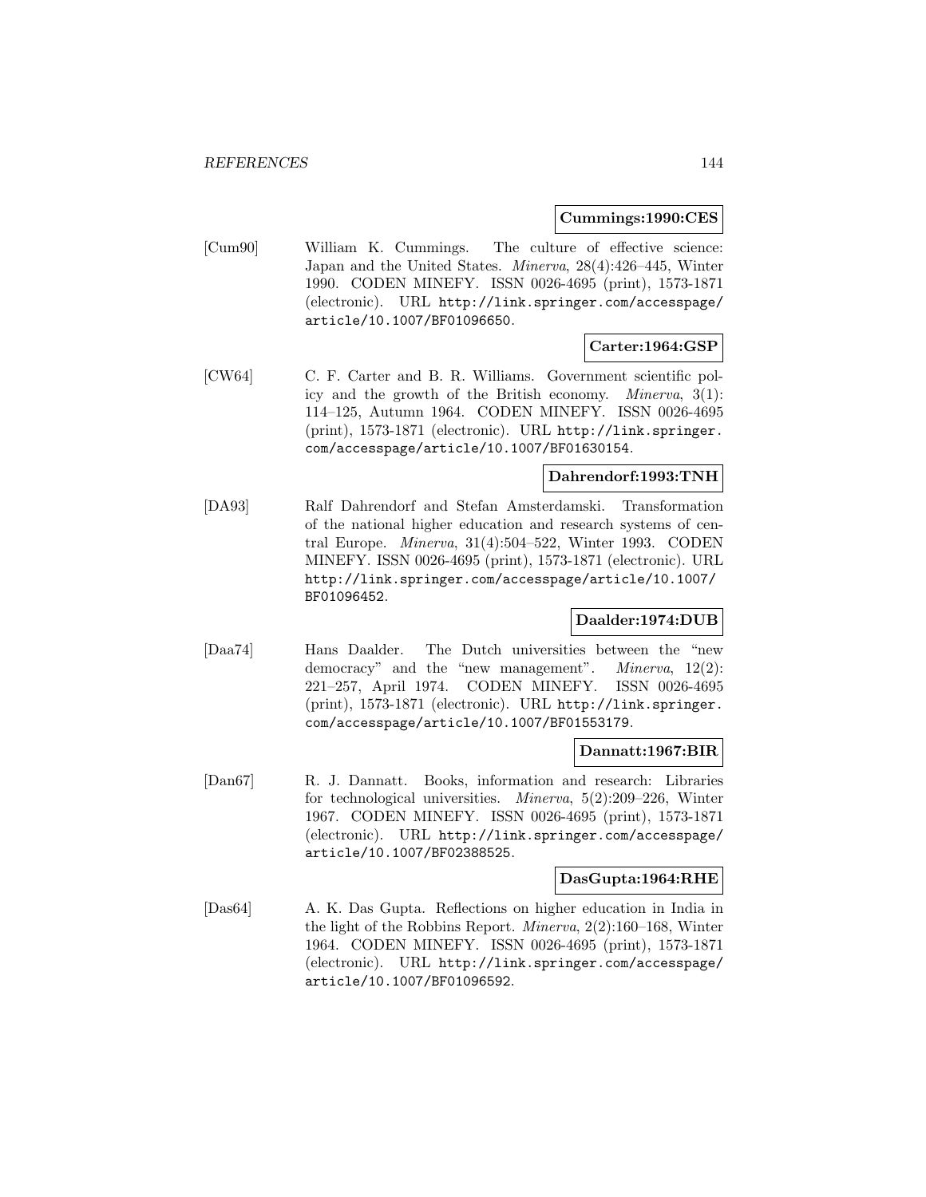**Cummings:1990:CES**

[Cum90] William K. Cummings. The culture of effective science: Japan and the United States. *Minerva*, 28(4):426–445, Winter 1990. CODEN MINEFY. ISSN 0026-4695 (print), 1573-1871 (electronic). URL http://link.springer.com/accesspage/article/10.1007/BF01096650.

**Carter:1964:GSP**

[CW64] C. F. Carter and B. R. Williams. Government scientific policy and the growth of the British economy. *Minerva*, 3(1): 114–125, Autumn 1964. CODEN MINEFY. ISSN 0026-4695 (print), 1573-1871 (electronic). URL http://link.springer.com/accesspage/article/10.1007/BF01630154.

**Dahrendorf:1993:TNH**

[DA93] Ralf Dahrendorf and Stefan Amsterdamski. Transformation of the national higher education and research systems of central Europe. *Minerva*, 31(4):504–522, Winter 1993. CODEN MINEFY. ISSN 0026-4695 (print), 1573-1871 (electronic). URL http://link.springer.com/accesspage/article/10.1007/BF01096452.

**Daalder:1974:DUB**

[Daa74] Hans Daalder. The Dutch universities between the "new democracy" and the "new management". *Minerva*, 12(2): 221–257, April 1974. CODEN MINEFY. ISSN 0026-4695 (print), 1573-1871 (electronic). URL http://link.springer.com/accesspage/article/10.1007/BF01553179.

**Dannatt:1967:BIR**

[Dan67] R. J. Dannatt. Books, information and research: Libraries for technological universities. *Minerva*, 5(2):209–226, Winter 1967. CODEN MINEFY. ISSN 0026-4695 (print), 1573-1871 (electronic). URL http://link.springer.com/accesspage/article/10.1007/BF02388525.

**DasGupta:1964:RHE**

[Das64] A. K. Das Gupta. Reflections on higher education in India in the light of the Robbins Report. *Minerva*, 2(2):160–168, Winter 1964. CODEN MINEFY. ISSN 0026-4695 (print), 1573-1871 (electronic). URL http://link.springer.com/accesspage/article/10.1007/BF01096592.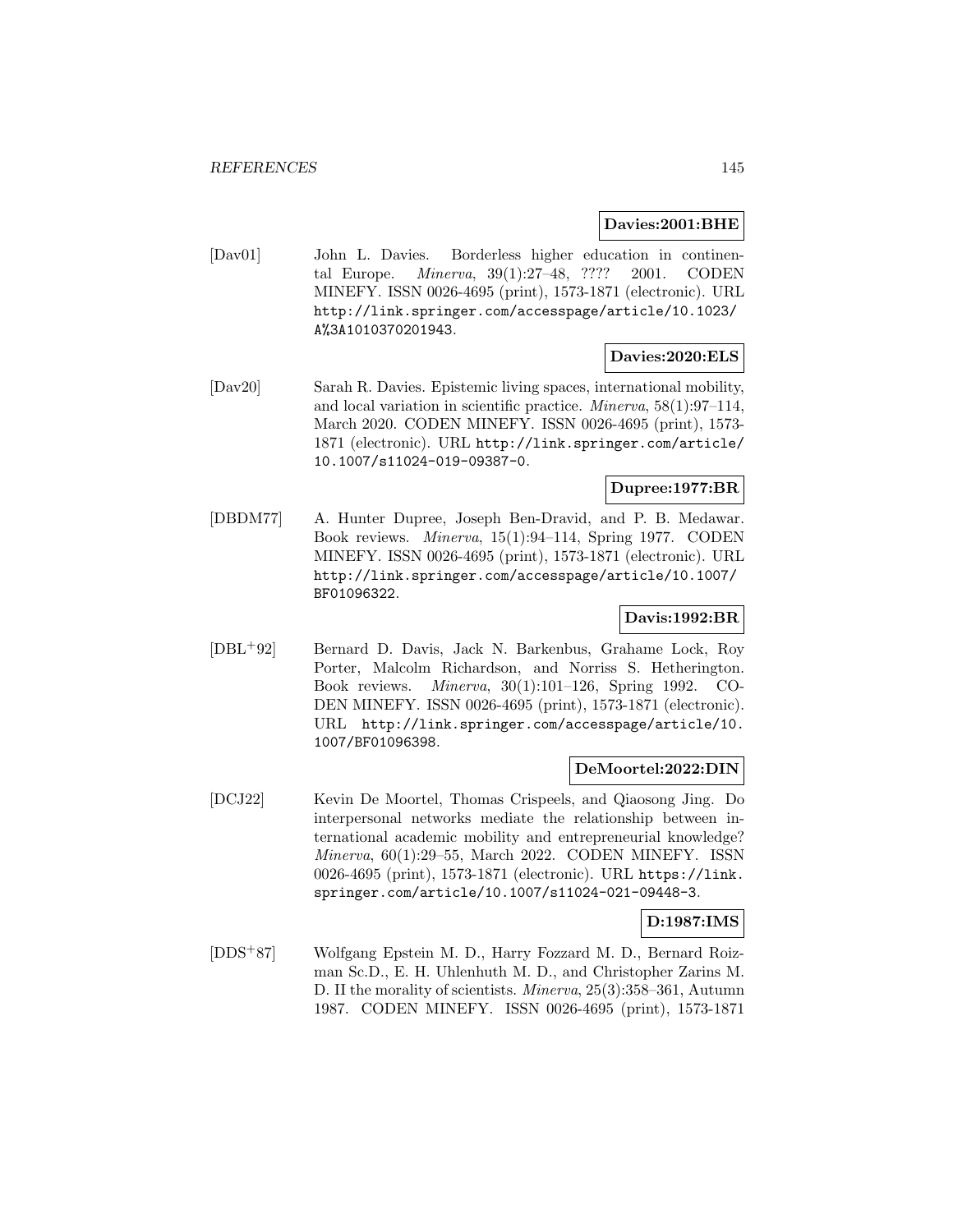**Davies:2001:BHE**

[Dav01] John L. Davies. Borderless higher education in continental Europe. *Minerva*, 39(1):27–48, ???? 2001. CODEN MINEFY. ISSN 0026-4695 (print), 1573-1871 (electronic). URL http://link.springer.com/accesspage/article/10.1023/A%3A1010370201943.

**Davies:2020:ELS**

[Dav20] Sarah R. Davies. Epistemic living spaces, international mobility, and local variation in scientific practice. *Minerva*, 58(1):97–114, March 2020. CODEN MINEFY. ISSN 0026-4695 (print), 1573-1871 (electronic). URL http://link.springer.com/article/10.1007/s11024-019-09387-0.

**Dupree:1977:BR**

[DBDM77] A. Hunter Dupree, Joseph Ben-Dravid, and P. B. Medawar. Book reviews. *Minerva*, 15(1):94–114, Spring 1977. CODEN MINEFY. ISSN 0026-4695 (print), 1573-1871 (electronic). URL http://link.springer.com/accesspage/article/10.1007/BF01096322.

**Davis:1992:BR**

[DBL+92] Bernard D. Davis, Jack N. Barkenbus, Grahame Lock, Roy Porter, Malcolm Richardson, and Norriss S. Hetherington. Book reviews. *Minerva*, 30(1):101–126, Spring 1992. CODEN MINEFY. ISSN 0026-4695 (print), 1573-1871 (electronic). URL http://link.springer.com/accesspage/article/10.1007/BF01096398.

**DeMoortel:2022:DIN**

[DCJ22] Kevin De Moortel, Thomas Crispeels, and Qiaosong Jing. Do interpersonal networks mediate the relationship between international academic mobility and entrepreneurial knowledge? *Minerva*, 60(1):29–55, March 2022. CODEN MINEFY. ISSN 0026-4695 (print), 1573-1871 (electronic). URL https://link.springer.com/article/10.1007/s11024-021-09448-3.

**D:1987:IMS**

[DDS+87] Wolfgang Epstein M. D., Harry Fozzard M. D., Bernard Roizman Sc.D., E. H. Uhlenhuth M. D., and Christopher Zarins M. D. II the morality of scientists. *Minerva*, 25(3):358–361, Autumn 1987. CODEN MINEFY. ISSN 0026-4695 (print), 1573-1871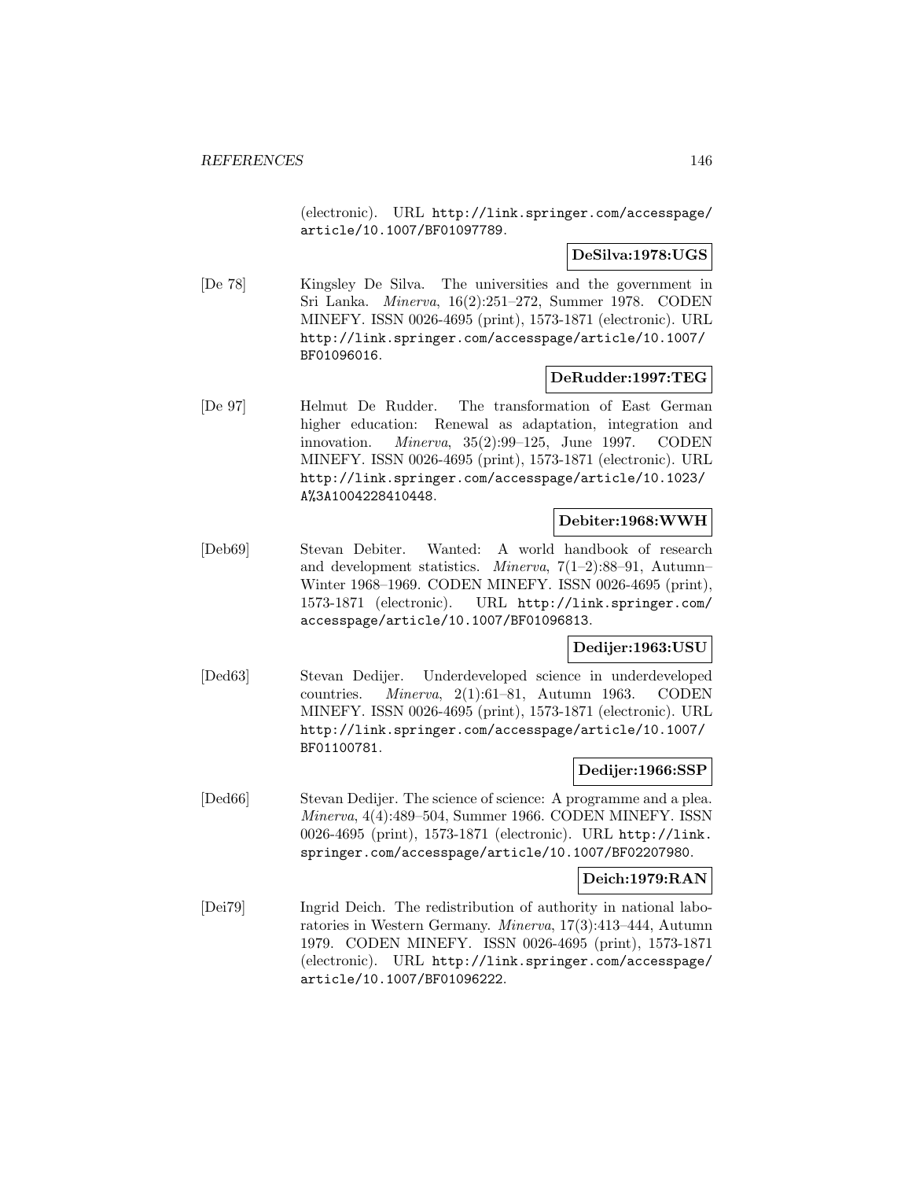(electronic). URL http://link.springer.com/accesspage/article/10.1007/BF01097789.

**DeSilva:1978:UGS**

[De 78] Kingsley De Silva. The universities and the government in Sri Lanka. *Minerva*, 16(2):251–272, Summer 1978. CODEN MINEFY. ISSN 0026-4695 (print), 1573-1871 (electronic). URL http://link.springer.com/accesspage/article/10.1007/BF01096016.

**DeRudder:1997:TEG**

[De 97] Helmut De Rudder. The transformation of East German higher education: Renewal as adaptation, integration and innovation. *Minerva*, 35(2):99–125, June 1997. CODEN MINEFY. ISSN 0026-4695 (print), 1573-1871 (electronic). URL http://link.springer.com/accesspage/article/10.1023/A%3A1004228410448.

**Debiter:1968:WWH**

[Deb69] Stevan Debiter. Wanted: A world handbook of research and development statistics. *Minerva*, 7(1–2):88–91, Autumn–Winter 1968–1969. CODEN MINEFY. ISSN 0026-4695 (print), 1573-1871 (electronic). URL http://link.springer.com/accesspage/article/10.1007/BF01096813.

**Dedijer:1963:USU**

[Ded63] Stevan Dedijer. Underdeveloped science in underdeveloped countries. *Minerva*, 2(1):61–81, Autumn 1963. CODEN MINEFY. ISSN 0026-4695 (print), 1573-1871 (electronic). URL http://link.springer.com/accesspage/article/10.1007/BF01100781.

**Dedijer:1966:SSP**

[Ded66] Stevan Dedijer. The science of science: A programme and a plea. *Minerva*, 4(4):489–504, Summer 1966. CODEN MINEFY. ISSN 0026-4695 (print), 1573-1871 (electronic). URL http://link.springer.com/accesspage/article/10.1007/BF02207980.

**Deich:1979:RAN**

[Dei79] Ingrid Deich. The redistribution of authority in national laboratories in Western Germany. *Minerva*, 17(3):413–444, Autumn 1979. CODEN MINEFY. ISSN 0026-4695 (print), 1573-1871 (electronic). URL http://link.springer.com/accesspage/article/10.1007/BF01096222.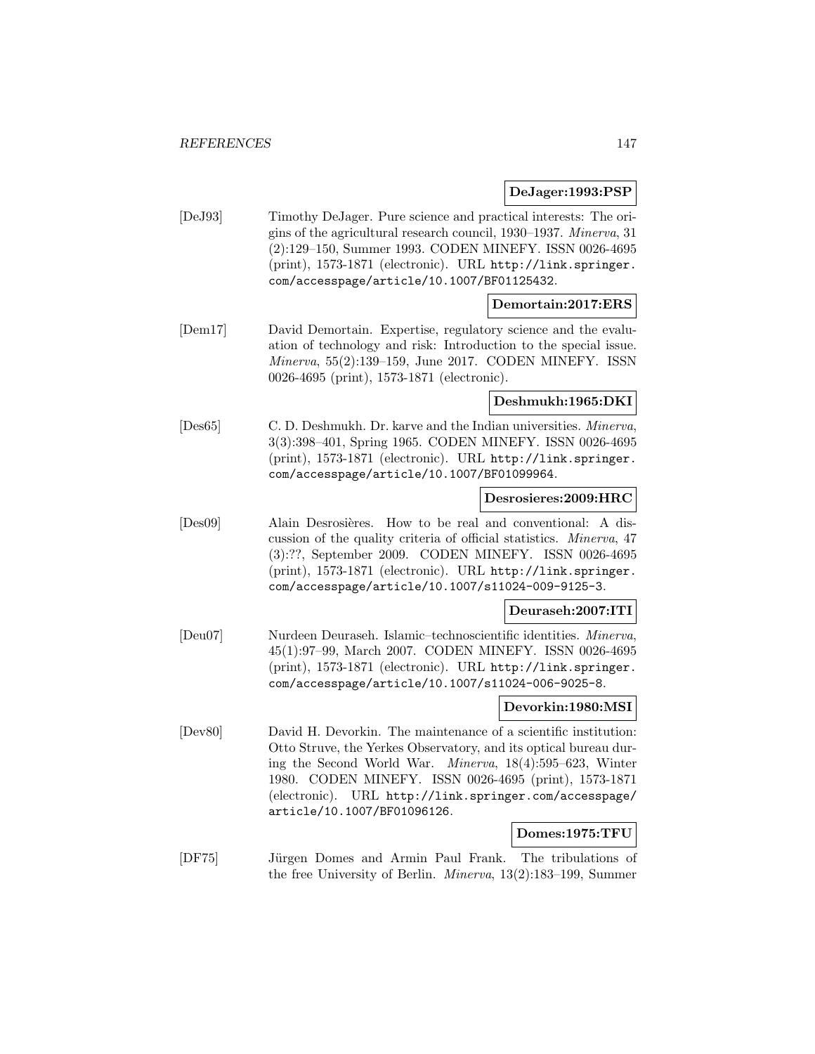**DeJager:1993:PSP**

[DeJ93] Timothy DeJager. Pure science and practical interests: The origins of the agricultural research council, 1930–1937. *Minerva*, 31 (2):129–150, Summer 1993. CODEN MINEFY. ISSN 0026-4695 (print), 1573-1871 (electronic). URL http://link.springer.com/accesspage/article/10.1007/BF01125432.

**Demortain:2017:ERS**

[Dem17] David Demortain. Expertise, regulatory science and the evaluation of technology and risk: Introduction to the special issue. *Minerva*, 55(2):139–159, June 2017. CODEN MINEFY. ISSN 0026-4695 (print), 1573-1871 (electronic).

**Deshmukh:1965:DKI**

[Des65] C. D. Deshmukh. Dr. karve and the Indian universities. *Minerva*, 3(3):398–401, Spring 1965. CODEN MINEFY. ISSN 0026-4695 (print), 1573-1871 (electronic). URL http://link.springer.com/accesspage/article/10.1007/BF01099964.

**Desrosieres:2009:HRC**

[Des09] Alain Desrosières. How to be real and conventional: A discussion of the quality criteria of official statistics. *Minerva*, 47 (3):??, September 2009. CODEN MINEFY. ISSN 0026-4695 (print), 1573-1871 (electronic). URL http://link.springer.com/accesspage/article/10.1007/s11024-009-9125-3.

**Deuraseh:2007:ITI**

[Deu07] Nurdeen Deuraseh. Islamic–technoscientific identities. *Minerva*, 45(1):97–99, March 2007. CODEN MINEFY. ISSN 0026-4695 (print), 1573-1871 (electronic). URL http://link.springer.com/accesspage/article/10.1007/s11024-006-9025-8.

**Devorkin:1980:MSI**

[Dev80] David H. Devorkin. The maintenance of a scientific institution: Otto Struve, the Yerkes Observatory, and its optical bureau during the Second World War. *Minerva*, 18(4):595–623, Winter 1980. CODEN MINEFY. ISSN 0026-4695 (print), 1573-1871 (electronic). URL http://link.springer.com/accesspage/article/10.1007/BF01096126.

**Domes:1975:TFU**

[DF75] Jürgen Domes and Armin Paul Frank. The tribulations of the free University of Berlin. *Minerva*, 13(2):183–199, Summer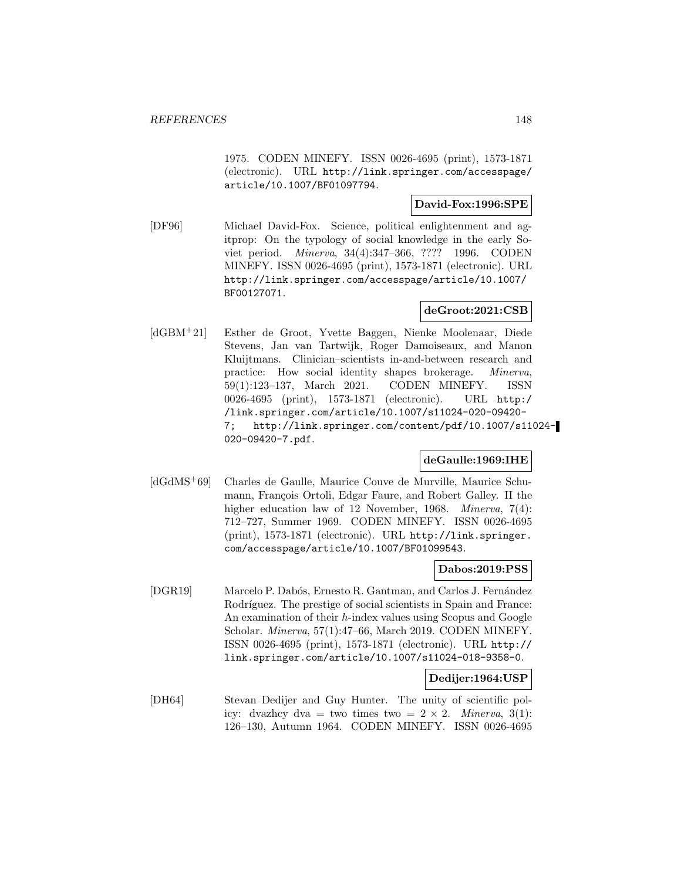1975. CODEN MINEFY. ISSN 0026-4695 (print), 1573-1871 (electronic). URL http://link.springer.com/accesspage/article/10.1007/BF01097794.

**David-Fox:1996:SPE**

[DF96] Michael David-Fox. Science, political enlightenment and agitprop: On the typology of social knowledge in the early Soviet period. *Minerva*, 34(4):347–366, ???? 1996. CODEN MINEFY. ISSN 0026-4695 (print), 1573-1871 (electronic). URL http://link.springer.com/accesspage/article/10.1007/BF00127071.

**deGroot:2021:CSB**

[dGBM+21] Esther de Groot, Yvette Baggen, Nienke Moolenaar, Diede Stevens, Jan van Tartwijk, Roger Damoiseaux, and Manon Kluijtmans. Clinician–scientists in-and-between research and practice: How social identity shapes brokerage. *Minerva*, 59(1):123–137, March 2021. CODEN MINEFY. ISSN 0026-4695 (print), 1573-1871 (electronic). URL http://link.springer.com/article/10.1007/s11024-020-09420-7; http://link.springer.com/content/pdf/10.1007/s11024-020-09420-7.pdf.

**deGaulle:1969:IHE**

[dGdMS+69] Charles de Gaulle, Maurice Couve de Murville, Maurice Schumann, François Ortoli, Edgar Faure, and Robert Galley. II the higher education law of 12 November, 1968. *Minerva*, 7(4):712–727, Summer 1969. CODEN MINEFY. ISSN 0026-4695 (print), 1573-1871 (electronic). URL http://link.springer.com/accesspage/article/10.1007/BF01099543.

**Dabos:2019:PSS**

[DGR19] Marcelo P. Dabós, Ernesto R. Gantman, and Carlos J. Fernández Rodríguez. The prestige of social scientists in Spain and France: An examination of their $h$-index values using Scopus and Google Scholar. *Minerva*, 57(1):47–66, March 2019. CODEN MINEFY. ISSN 0026-4695 (print), 1573-1871 (electronic). URL http://link.springer.com/article/10.1007/s11024-018-9358-0.

**Dedijer:1964:USP**

[DH64] Stevan Dedijer and Guy Hunter. The unity of scientific policy: dvazhcy dva = two times two = $2 \times 2$. *Minerva*, 3(1):126–130, Autumn 1964. CODEN MINEFY. ISSN 0026-4695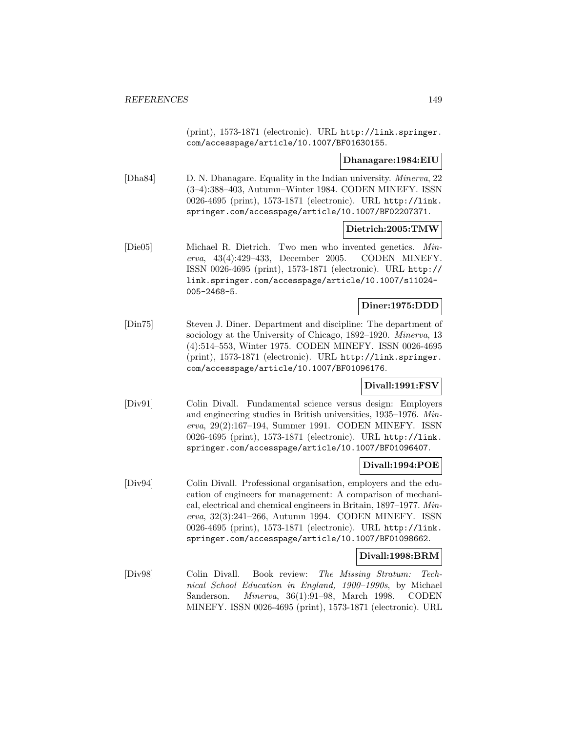(print), 1573-1871 (electronic). URL http://link.springer.com/accesspage/article/10.1007/BF01630155.

**Dhanagare:1984:EIU**

[Dha84] D. N. Dhanagare. Equality in the Indian university. *Minerva*, 22 (3–4):388–403, Autumn–Winter 1984. CODEN MINEFY. ISSN 0026-4695 (print), 1573-1871 (electronic). URL http://link.springer.com/accesspage/article/10.1007/BF02207371.

**Dietrich:2005:TMW**

[Die05] Michael R. Dietrich. Two men who invented genetics. *Minerva*, 43(4):429–433, December 2005. CODEN MINEFY. ISSN 0026-4695 (print), 1573-1871 (electronic). URL http://link.springer.com/accesspage/article/10.1007/s11024-005-2468-5.

**Diner:1975:DDD**

[Din75] Steven J. Diner. Department and discipline: The department of sociology at the University of Chicago, 1892–1920. *Minerva*, 13 (4):514–553, Winter 1975. CODEN MINEFY. ISSN 0026-4695 (print), 1573-1871 (electronic). URL http://link.springer.com/accesspage/article/10.1007/BF01096176.

**Divall:1991:FSV**

[Div91] Colin Divall. Fundamental science versus design: Employers and engineering studies in British universities, 1935–1976. *Minerva*, 29(2):167–194, Summer 1991. CODEN MINEFY. ISSN 0026-4695 (print), 1573-1871 (electronic). URL http://link.springer.com/accesspage/article/10.1007/BF01096407.

**Divall:1994:POE**

[Div94] Colin Divall. Professional organisation, employers and the education of engineers for management: A comparison of mechanical, electrical and chemical engineers in Britain, 1897–1977. *Minerva*, 32(3):241–266, Autumn 1994. CODEN MINEFY. ISSN 0026-4695 (print), 1573-1871 (electronic). URL http://link.springer.com/accesspage/article/10.1007/BF01098662.

**Divall:1998:BRM**

[Div98] Colin Divall. Book review: *The Missing Stratum: Technical School Education in England, 1900–1990s*, by Michael Sanderson. *Minerva*, 36(1):91–98, March 1998. CODEN MINEFY. ISSN 0026-4695 (print), 1573-1871 (electronic). URL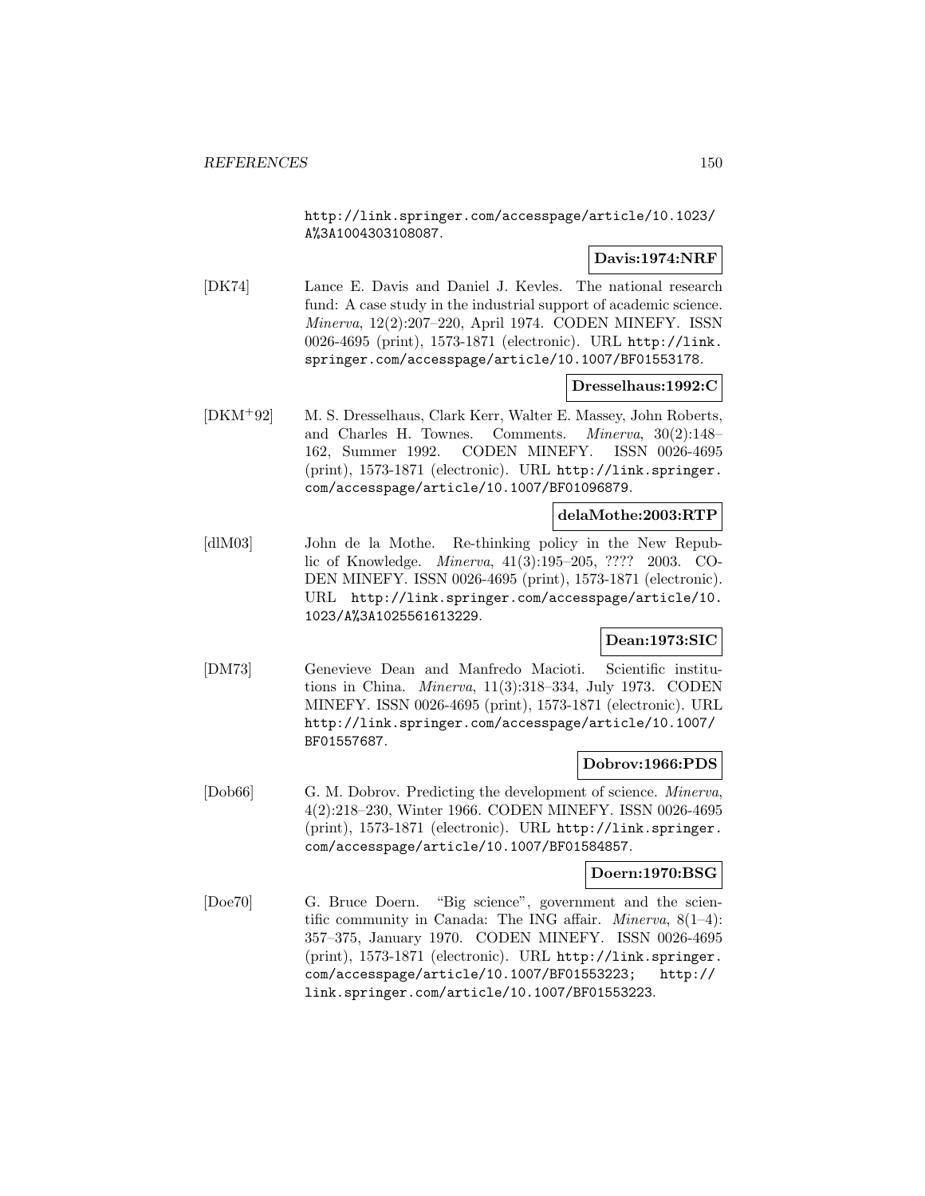http://link.springer.com/accesspage/article/10.1023/A%3A1004303108087.

**Davis:1974:NRF**

[DK74] Lance E. Davis and Daniel J. Kevles. The national research fund: A case study in the industrial support of academic science. *Minerva*, 12(2):207–220, April 1974. CODEN MINEFY. ISSN 0026-4695 (print), 1573-1871 (electronic). URL http://link.springer.com/accesspage/article/10.1007/BF01553178.

**Dresselhaus:1992:C**

[DKM+92] M. S. Dresselhaus, Clark Kerr, Walter E. Massey, John Roberts, and Charles H. Townes. Comments. *Minerva*, 30(2):148–162, Summer 1992. CODEN MINEFY. ISSN 0026-4695 (print), 1573-1871 (electronic). URL http://link.springer.com/accesspage/article/10.1007/BF01096879.

**delaMothe:2003:RTP**

[dlM03] John de la Mothe. Re-thinking policy in the New Republic of Knowledge. *Minerva*, 41(3):195–205, ???? 2003. CODEN MINEFY. ISSN 0026-4695 (print), 1573-1871 (electronic). URL http://link.springer.com/accesspage/article/10.1023/A%3A1025561613229.

**Dean:1973:SIC**

[DM73] Genevieve Dean and Manfredo Macioti. Scientific institutions in China. *Minerva*, 11(3):318–334, July 1973. CODEN MINEFY. ISSN 0026-4695 (print), 1573-1871 (electronic). URL http://link.springer.com/accesspage/article/10.1007/BF01557687.

**Dobrov:1966:PDS**

[Dob66] G. M. Dobrov. Predicting the development of science. *Minerva*, 4(2):218–230, Winter 1966. CODEN MINEFY. ISSN 0026-4695 (print), 1573-1871 (electronic). URL http://link.springer.com/accesspage/article/10.1007/BF01584857.

**Doern:1970:BSG**

[Doe70] G. Bruce Doern. "Big science", government and the scientific community in Canada: The ING affair. *Minerva*, 8(1–4):357–375, January 1970. CODEN MINEFY. ISSN 0026-4695 (print), 1573-1871 (electronic). URL http://link.springer.com/accesspage/article/10.1007/BF01553223; http://link.springer.com/article/10.1007/BF01553223.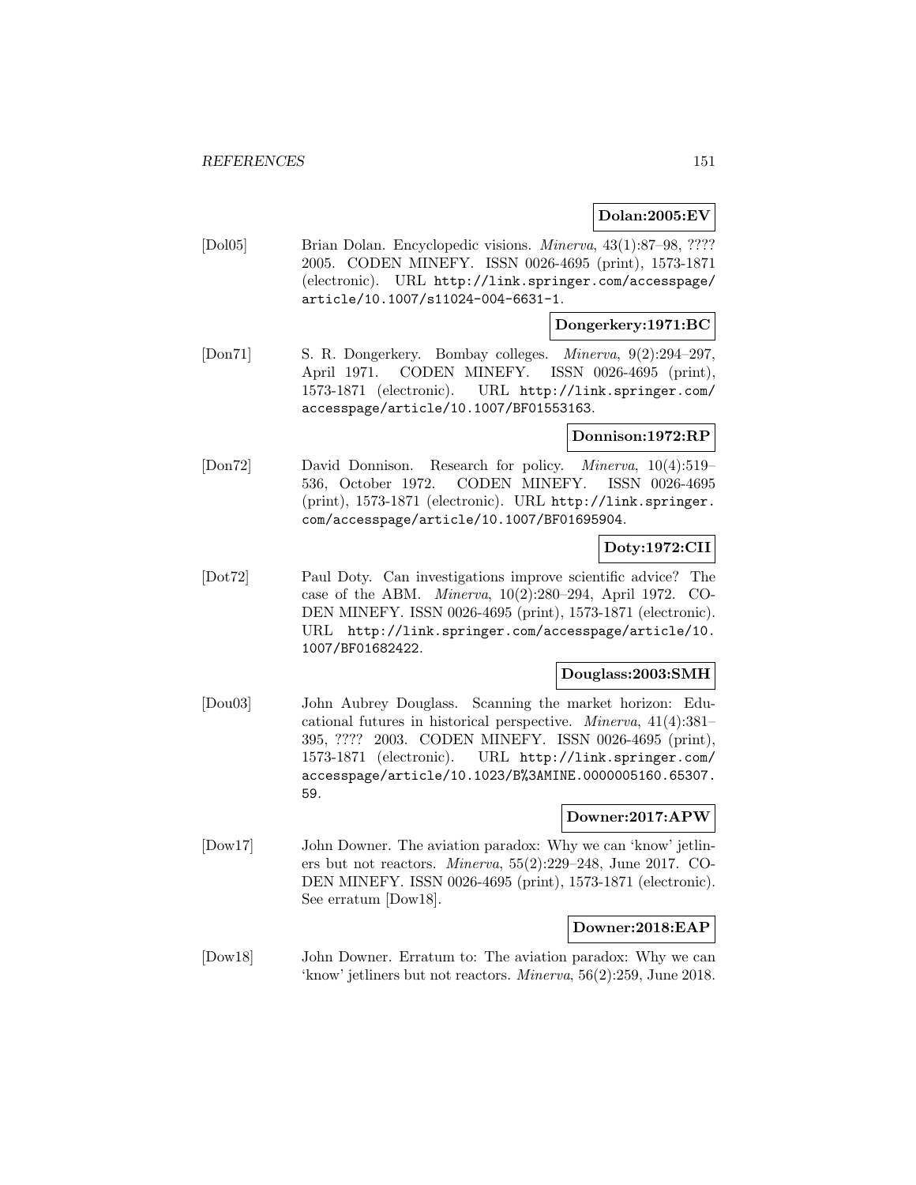**Dolan:2005:EV**

[Dol05] Brian Dolan. Encyclopedic visions. *Minerva*, 43(1):87–98, ???? 2005. CODEN MINEFY. ISSN 0026-4695 (print), 1573-1871 (electronic). URL http://link.springer.com/accesspage/article/10.1007/s11024-004-6631-1.

**Dongerkery:1971:BC**

[Don71] S. R. Dongerkery. Bombay colleges. *Minerva*, 9(2):294–297, April 1971. CODEN MINEFY. ISSN 0026-4695 (print), 1573-1871 (electronic). URL http://link.springer.com/accesspage/article/10.1007/BF01553163.

**Donnison:1972:RP**

[Don72] David Donnison. Research for policy. *Minerva*, 10(4):519–536, October 1972. CODEN MINEFY. ISSN 0026-4695 (print), 1573-1871 (electronic). URL http://link.springer.com/accesspage/article/10.1007/BF01695904.

**Doty:1972:CII**

[Dot72] Paul Doty. Can investigations improve scientific advice? The case of the ABM. *Minerva*, 10(2):280–294, April 1972. CODEN MINEFY. ISSN 0026-4695 (print), 1573-1871 (electronic). URL http://link.springer.com/accesspage/article/10.1007/BF01682422.

**Douglass:2003:SMH**

[Dou03] John Aubrey Douglass. Scanning the market horizon: Educational futures in historical perspective. *Minerva*, 41(4):381–395, ???? 2003. CODEN MINEFY. ISSN 0026-4695 (print), 1573-1871 (electronic). URL http://link.springer.com/accesspage/article/10.1023/B%3AMINE.0000005160.65307.59.

**Downer:2017:APW**

[Dow17] John Downer. The aviation paradox: Why we can 'know' jetliners but not reactors. *Minerva*, 55(2):229–248, June 2017. CODEN MINEFY. ISSN 0026-4695 (print), 1573-1871 (electronic). See erratum [Dow18].

**Downer:2018:EAP**

[Dow18] John Downer. Erratum to: The aviation paradox: Why we can 'know' jetliners but not reactors. *Minerva*, 56(2):259, June 2018.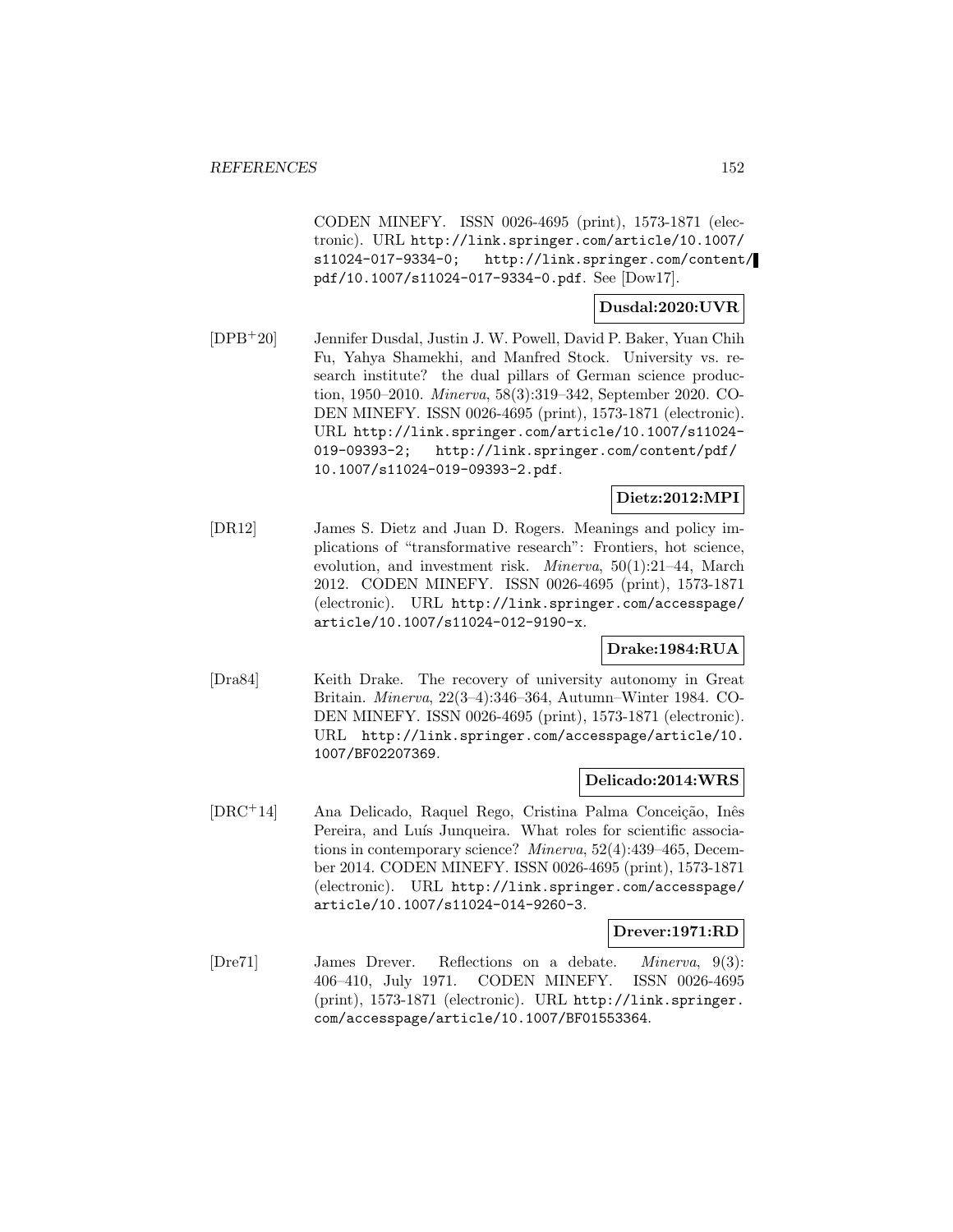CODEN MINEFY. ISSN 0026-4695 (print), 1573-1871 (electronic). URL http://link.springer.com/article/10.1007/s11024-017-9334-0; http://link.springer.com/content/pdf/10.1007/s11024-017-9334-0.pdf. See [Dow17].

**Dusdal:2020:UVR**

[DPB+20] Jennifer Dusdal, Justin J. W. Powell, David P. Baker, Yuan Chih Fu, Yahya Shamekhi, and Manfred Stock. University vs. research institute? the dual pillars of German science production, 1950–2010. *Minerva*, 58(3):319–342, September 2020. CODEN MINEFY. ISSN 0026-4695 (print), 1573-1871 (electronic). URL http://link.springer.com/article/10.1007/s11024-019-09393-2; http://link.springer.com/content/pdf/10.1007/s11024-019-09393-2.pdf.

**Dietz:2012:MPI**

[DR12] James S. Dietz and Juan D. Rogers. Meanings and policy implications of "transformative research": Frontiers, hot science, evolution, and investment risk. *Minerva*, 50(1):21–44, March 2012. CODEN MINEFY. ISSN 0026-4695 (print), 1573-1871 (electronic). URL http://link.springer.com/accesspage/article/10.1007/s11024-012-9190-x.

**Drake:1984:RUA**

[Dra84] Keith Drake. The recovery of university autonomy in Great Britain. *Minerva*, 22(3–4):346–364, Autumn–Winter 1984. CODEN MINEFY. ISSN 0026-4695 (print), 1573-1871 (electronic). URL http://link.springer.com/accesspage/article/10.1007/BF02207369.

**Delicado:2014:WRS**

[DRC+14] Ana Delicado, Raquel Rego, Cristina Palma Conceição, Inês Pereira, and Luís Junqueira. What roles for scientific associations in contemporary science? *Minerva*, 52(4):439–465, December 2014. CODEN MINEFY. ISSN 0026-4695 (print), 1573-1871 (electronic). URL http://link.springer.com/accesspage/article/10.1007/s11024-014-9260-3.

**Drever:1971:RD**

[Dre71] James Drever. Reflections on a debate. *Minerva*, 9(3):406–410, July 1971. CODEN MINEFY. ISSN 0026-4695 (print), 1573-1871 (electronic). URL http://link.springer.com/accesspage/article/10.1007/BF01553364.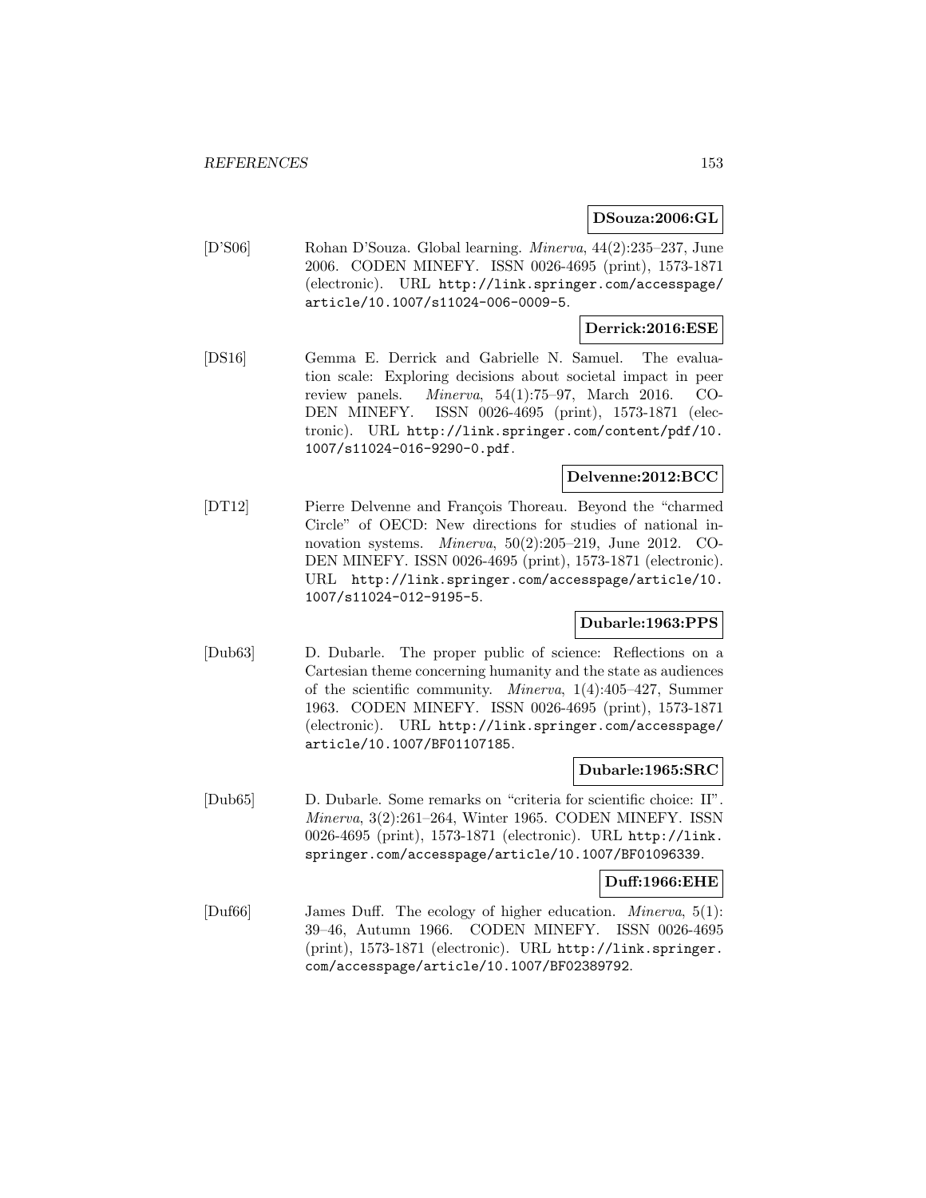**DSouza:2006:GL**

[D'S06] Rohan D'Souza. Global learning. *Minerva*, 44(2):235–237, June 2006. CODEN MINEFY. ISSN 0026-4695 (print), 1573-1871 (electronic). URL http://link.springer.com/accesspage/article/10.1007/s11024-006-0009-5.

**Derrick:2016:ESE**

[DS16] Gemma E. Derrick and Gabrielle N. Samuel. The evaluation scale: Exploring decisions about societal impact in peer review panels. *Minerva*, 54(1):75–97, March 2016. CODEN MINEFY. ISSN 0026-4695 (print), 1573-1871 (electronic). URL http://link.springer.com/content/pdf/10.1007/s11024-016-9290-0.pdf.

**Delvenne:2012:BCC**

[DT12] Pierre Delvenne and François Thoreau. Beyond the "charmed Circle" of OECD: New directions for studies of national innovation systems. *Minerva*, 50(2):205–219, June 2012. CODEN MINEFY. ISSN 0026-4695 (print), 1573-1871 (electronic). URL http://link.springer.com/accesspage/article/10.1007/s11024-012-9195-5.

**Dubarle:1963:PPS**

[Dub63] D. Dubarle. The proper public of science: Reflections on a Cartesian theme concerning humanity and the state as audiences of the scientific community. *Minerva*, 1(4):405–427, Summer 1963. CODEN MINEFY. ISSN 0026-4695 (print), 1573-1871 (electronic). URL http://link.springer.com/accesspage/article/10.1007/BF01107185.

**Dubarle:1965:SRC**

[Dub65] D. Dubarle. Some remarks on "criteria for scientific choice: II". *Minerva*, 3(2):261–264, Winter 1965. CODEN MINEFY. ISSN 0026-4695 (print), 1573-1871 (electronic). URL http://link.springer.com/accesspage/article/10.1007/BF01096339.

**Duff:1966:EHE**

[Duf66] James Duff. The ecology of higher education. *Minerva*, 5(1):39–46, Autumn 1966. CODEN MINEFY. ISSN 0026-4695 (print), 1573-1871 (electronic). URL http://link.springer.com/accesspage/article/10.1007/BF02389792.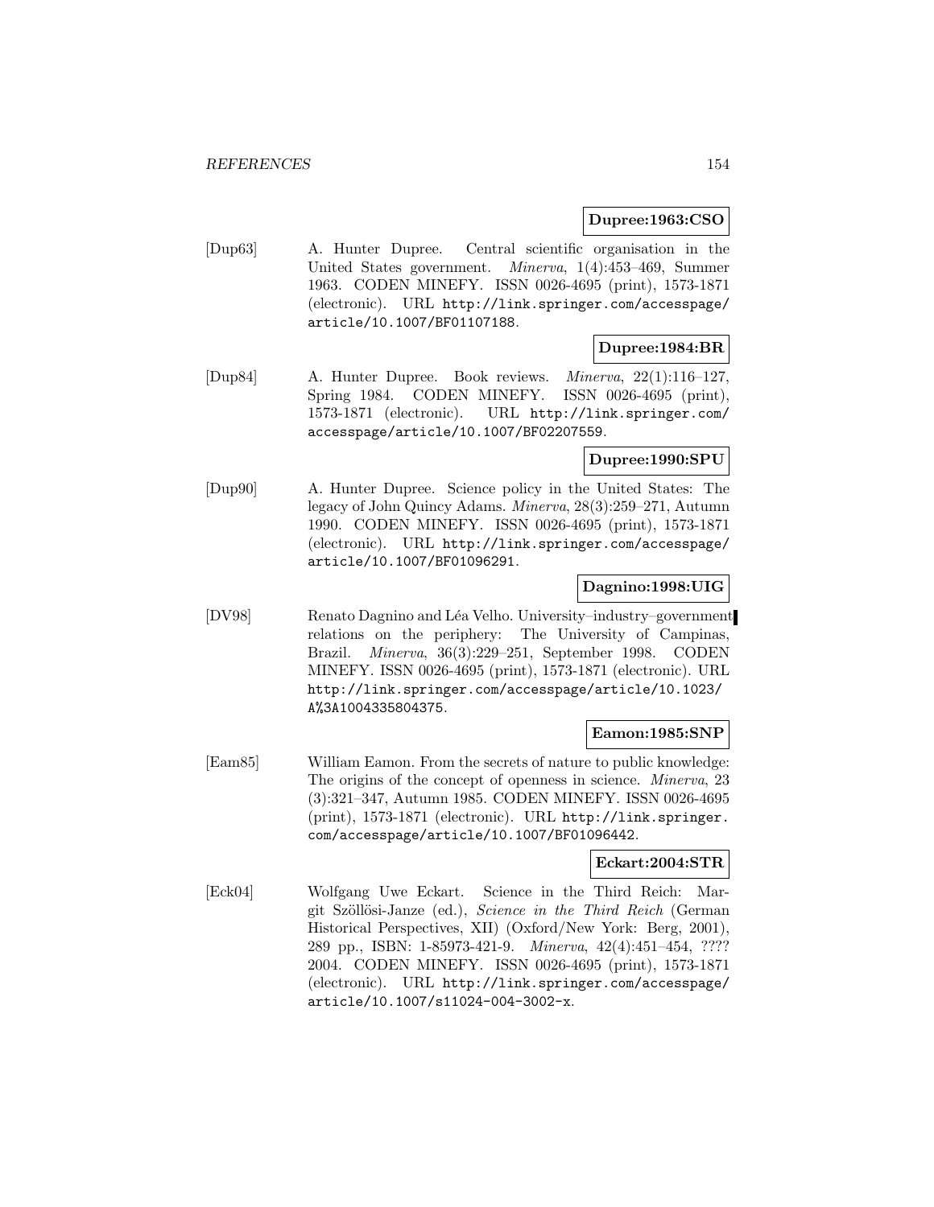**Dupree:1963:CSO**

[Dup63] A. Hunter Dupree. Central scientific organisation in the United States government. *Minerva*, 1(4):453–469, Summer 1963. CODEN MINEFY. ISSN 0026-4695 (print), 1573-1871 (electronic). URL `http://link.springer.com/accesspage/article/10.1007/BF01107188`.

**Dupree:1984:BR**

[Dup84] A. Hunter Dupree. Book reviews. *Minerva*, 22(1):116–127, Spring 1984. CODEN MINEFY. ISSN 0026-4695 (print), 1573-1871 (electronic). URL `http://link.springer.com/accesspage/article/10.1007/BF02207559`.

**Dupree:1990:SPU**

[Dup90] A. Hunter Dupree. Science policy in the United States: The legacy of John Quincy Adams. *Minerva*, 28(3):259–271, Autumn 1990. CODEN MINEFY. ISSN 0026-4695 (print), 1573-1871 (electronic). URL `http://link.springer.com/accesspage/article/10.1007/BF01096291`.

**Dagnino:1998:UIG**

[DV98] Renato Dagnino and Léa Velho. University–industry–government relations on the periphery: The University of Campinas, Brazil. *Minerva*, 36(3):229–251, September 1998. CODEN MINEFY. ISSN 0026-4695 (print), 1573-1871 (electronic). URL `http://link.springer.com/accesspage/article/10.1023/A%3A1004335804375`.

**Eamon:1985:SNP**

[Eam85] William Eamon. From the secrets of nature to public knowledge: The origins of the concept of openness in science. *Minerva*, 23 (3):321–347, Autumn 1985. CODEN MINEFY. ISSN 0026-4695 (print), 1573-1871 (electronic). URL `http://link.springer.com/accesspage/article/10.1007/BF01096442`.

**Eckart:2004:STR**

[Eck04] Wolfgang Uwe Eckart. Science in the Third Reich: Margit Szöllösi-Janze (ed.), *Science in the Third Reich* (German Historical Perspectives, XII) (Oxford/New York: Berg, 2001), 289 pp., ISBN: 1-85973-421-9. *Minerva*, 42(4):451–454, ???? 2004. CODEN MINEFY. ISSN 0026-4695 (print), 1573-1871 (electronic). URL `http://link.springer.com/accesspage/article/10.1007/s11024-004-3002-x`.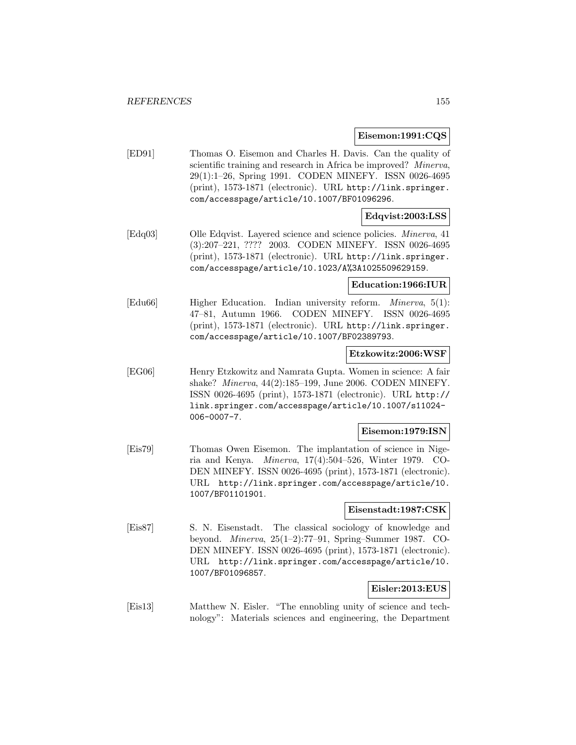**Eisemon:1991:CQS**

[ED91] Thomas O. Eisemon and Charles H. Davis. Can the quality of scientific training and research in Africa be improved? *Minerva*, 29(1):1–26, Spring 1991. CODEN MINEFY. ISSN 0026-4695 (print), 1573-1871 (electronic). URL http://link.springer.com/accesspage/article/10.1007/BF01096296.

**Edqvist:2003:LSS**

[Edq03] Olle Edqvist. Layered science and science policies. *Minerva*, 41 (3):207–221, ???? 2003. CODEN MINEFY. ISSN 0026-4695 (print), 1573-1871 (electronic). URL http://link.springer.com/accesspage/article/10.1023/A%3A1025509629159.

**Education:1966:IUR**

[Edu66] Higher Education. Indian university reform. *Minerva*, 5(1): 47–81, Autumn 1966. CODEN MINEFY. ISSN 0026-4695 (print), 1573-1871 (electronic). URL http://link.springer.com/accesspage/article/10.1007/BF02389793.

**Etzkowitz:2006:WSF**

[EG06] Henry Etzkowitz and Namrata Gupta. Women in science: A fair shake? *Minerva*, 44(2):185–199, June 2006. CODEN MINEFY. ISSN 0026-4695 (print), 1573-1871 (electronic). URL http://link.springer.com/accesspage/article/10.1007/s11024-006-0007-7.

**Eisemon:1979:ISN**

[Eis79] Thomas Owen Eisemon. The implantation of science in Nigeria and Kenya. *Minerva*, 17(4):504–526, Winter 1979. CODEN MINEFY. ISSN 0026-4695 (print), 1573-1871 (electronic). URL http://link.springer.com/accesspage/article/10.1007/BF01101901.

**Eisenstadt:1987:CSK**

[Eis87] S. N. Eisenstadt. The classical sociology of knowledge and beyond. *Minerva*, 25(1–2):77–91, Spring–Summer 1987. CODEN MINEFY. ISSN 0026-4695 (print), 1573-1871 (electronic). URL http://link.springer.com/accesspage/article/10.1007/BF01096857.

**Eisler:2013:EUS**

[Eis13] Matthew N. Eisler. "The ennobling unity of science and technology": Materials sciences and engineering, the Department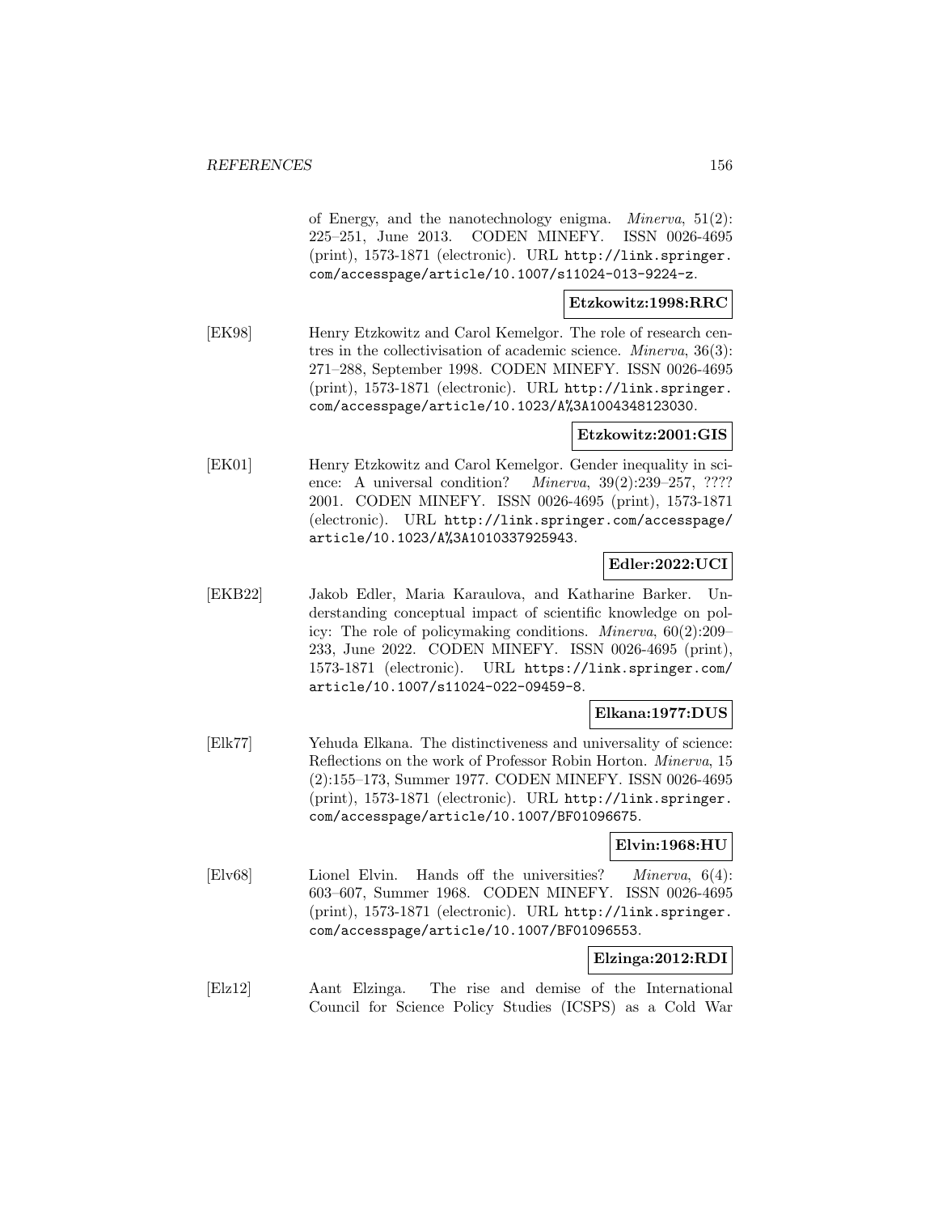of Energy, and the nanotechnology enigma. *Minerva*, 51(2): 225–251, June 2013. CODEN MINEFY. ISSN 0026-4695 (print), 1573-1871 (electronic). URL http://link.springer.com/accesspage/article/10.1007/s11024-013-9224-z.

**Etzkowitz:1998:RRC**

[EK98] Henry Etzkowitz and Carol Kemelgor. The role of research centres in the collectivisation of academic science. *Minerva*, 36(3): 271–288, September 1998. CODEN MINEFY. ISSN 0026-4695 (print), 1573-1871 (electronic). URL http://link.springer.com/accesspage/article/10.1023/A%3A1004348123030.

**Etzkowitz:2001:GIS**

[EK01] Henry Etzkowitz and Carol Kemelgor. Gender inequality in science: A universal condition? *Minerva*, 39(2):239–257, ???? 2001. CODEN MINEFY. ISSN 0026-4695 (print), 1573-1871 (electronic). URL http://link.springer.com/accesspage/article/10.1023/A%3A1010337925943.

**Edler:2022:UCI**

[EKB22] Jakob Edler, Maria Karaulova, and Katharine Barker. Understanding conceptual impact of scientific knowledge on policy: The role of policymaking conditions. *Minerva*, 60(2):209–233, June 2022. CODEN MINEFY. ISSN 0026-4695 (print), 1573-1871 (electronic). URL https://link.springer.com/article/10.1007/s11024-022-09459-8.

**Elkana:1977:DUS**

[Elk77] Yehuda Elkana. The distinctiveness and universality of science: Reflections on the work of Professor Robin Horton. *Minerva*, 15 (2):155–173, Summer 1977. CODEN MINEFY. ISSN 0026-4695 (print), 1573-1871 (electronic). URL http://link.springer.com/accesspage/article/10.1007/BF01096675.

**Elvin:1968:HU**

[Elv68] Lionel Elvin. Hands off the universities? *Minerva*, 6(4): 603–607, Summer 1968. CODEN MINEFY. ISSN 0026-4695 (print), 1573-1871 (electronic). URL http://link.springer.com/accesspage/article/10.1007/BF01096553.

**Elzinga:2012:RDI**

[Elz12] Aant Elzinga. The rise and demise of the International Council for Science Policy Studies (ICSPS) as a Cold War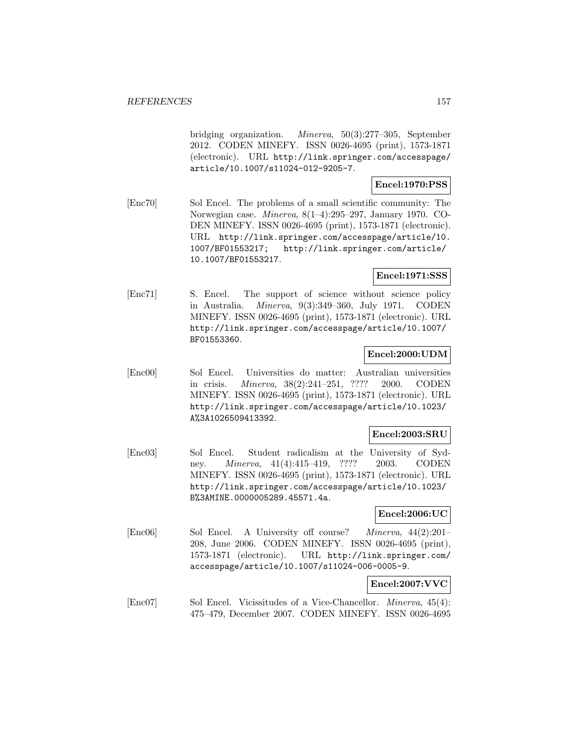bridging organization. *Minerva*, 50(3):277–305, September 2012. CODEN MINEFY. ISSN 0026-4695 (print), 1573-1871 (electronic). URL http://link.springer.com/accesspage/article/10.1007/s11024-012-9205-7.

**Encel:1970:PSS**

[Enc70] Sol Encel. The problems of a small scientific community: The Norwegian case. *Minerva*, 8(1–4):295–297, January 1970. CODEN MINEFY. ISSN 0026-4695 (print), 1573-1871 (electronic). URL http://link.springer.com/accesspage/article/10.1007/BF01553217; http://link.springer.com/article/10.1007/BF01553217.

**Encel:1971:SSS**

[Enc71] S. Encel. The support of science without science policy in Australia. *Minerva*, 9(3):349–360, July 1971. CODEN MINEFY. ISSN 0026-4695 (print), 1573-1871 (electronic). URL http://link.springer.com/accesspage/article/10.1007/BF01553360.

**Encel:2000:UDM**

[Enc00] Sol Encel. Universities do matter: Australian universities in crisis. *Minerva*, 38(2):241–251, ???? 2000. CODEN MINEFY. ISSN 0026-4695 (print), 1573-1871 (electronic). URL http://link.springer.com/accesspage/article/10.1023/A%3A1026509413392.

**Encel:2003:SRU**

[Enc03] Sol Encel. Student radicalism at the University of Sydney. *Minerva*, 41(4):415–419, ???? 2003. CODEN MINEFY. ISSN 0026-4695 (print), 1573-1871 (electronic). URL http://link.springer.com/accesspage/article/10.1023/B%3AMINE.0000005289.45571.4a.

**Encel:2006:UC**

[Enc06] Sol Encel. A University off course? *Minerva*, 44(2):201–208, June 2006. CODEN MINEFY. ISSN 0026-4695 (print), 1573-1871 (electronic). URL http://link.springer.com/accesspage/article/10.1007/s11024-006-0005-9.

**Encel:2007:VVC**

[Enc07] Sol Encel. Vicissitudes of a Vice-Chancellor. *Minerva*, 45(4):475–479, December 2007. CODEN MINEFY. ISSN 0026-4695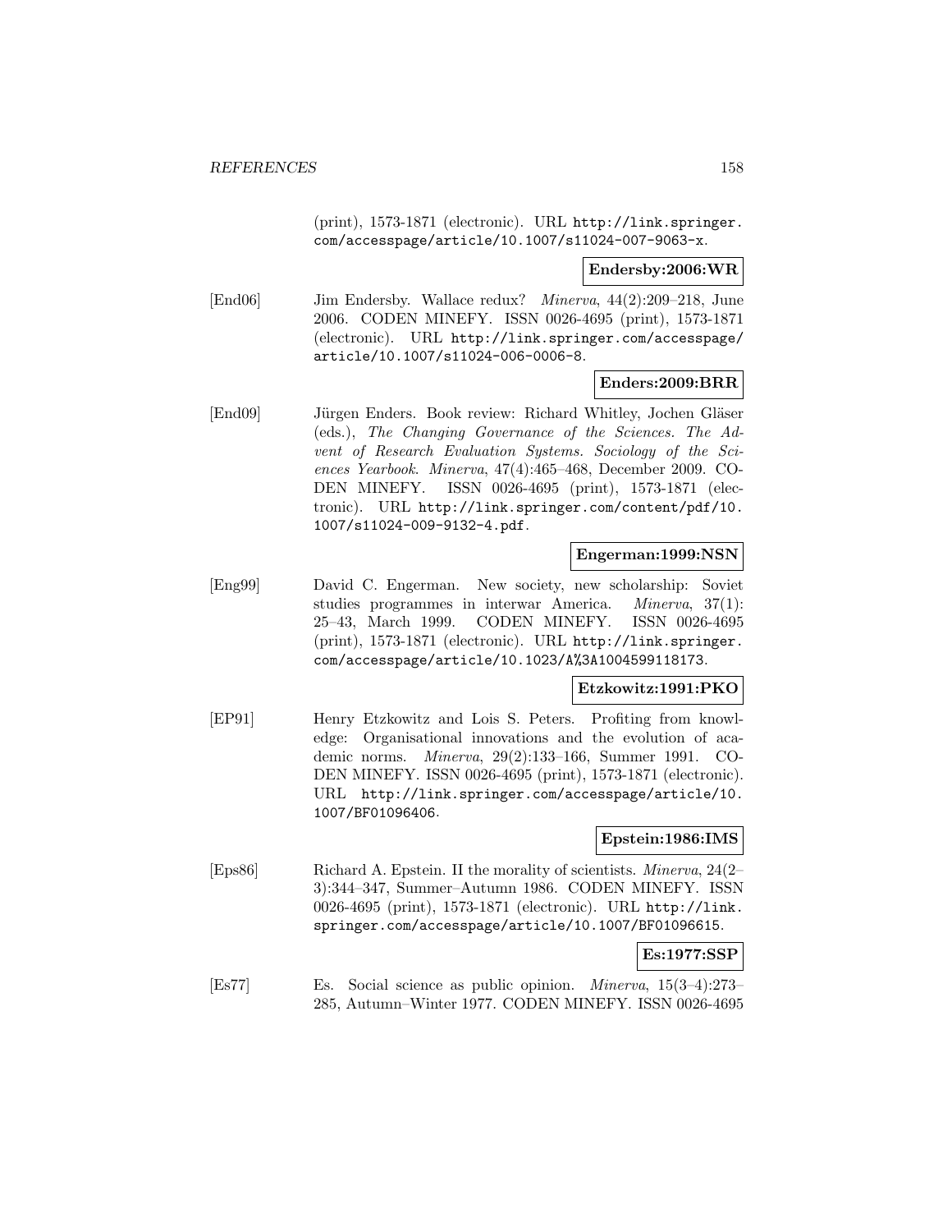(print), 1573-1871 (electronic). URL http://link.springer.com/accesspage/article/10.1007/s11024-007-9063-x.

**Endersby:2006:WR**

[End06] Jim Endersby. Wallace redux? *Minerva*, 44(2):209–218, June 2006. CODEN MINEFY. ISSN 0026-4695 (print), 1573-1871 (electronic). URL http://link.springer.com/accesspage/article/10.1007/s11024-006-0006-8.

**Enders:2009:BRR**

[End09] Jürgen Enders. Book review: Richard Whitley, Jochen Gläser (eds.), *The Changing Governance of the Sciences. The Advent of Research Evaluation Systems. Sociology of the Sciences Yearbook*. *Minerva*, 47(4):465–468, December 2009. CODEN MINEFY. ISSN 0026-4695 (print), 1573-1871 (electronic). URL http://link.springer.com/content/pdf/10.1007/s11024-009-9132-4.pdf.

**Engerman:1999:NSN**

[Eng99] David C. Engerman. New society, new scholarship: Soviet studies programmes in interwar America. *Minerva*, 37(1):25–43, March 1999. CODEN MINEFY. ISSN 0026-4695 (print), 1573-1871 (electronic). URL http://link.springer.com/accesspage/article/10.1023/A%3A1004599118173.

**Etzkowitz:1991:PKO**

[EP91] Henry Etzkowitz and Lois S. Peters. Profiting from knowledge: Organisational innovations and the evolution of academic norms. *Minerva*, 29(2):133–166, Summer 1991. CODEN MINEFY. ISSN 0026-4695 (print), 1573-1871 (electronic). URL http://link.springer.com/accesspage/article/10.1007/BF01096406.

**Epstein:1986:IMS**

[Eps86] Richard A. Epstein. II the morality of scientists. *Minerva*, 24(2–3):344–347, Summer–Autumn 1986. CODEN MINEFY. ISSN 0026-4695 (print), 1573-1871 (electronic). URL http://link.springer.com/accesspage/article/10.1007/BF01096615.

**Es:1977:SSP**

[Es77] Es. Social science as public opinion. *Minerva*, 15(3–4):273–285, Autumn–Winter 1977. CODEN MINEFY. ISSN 0026-4695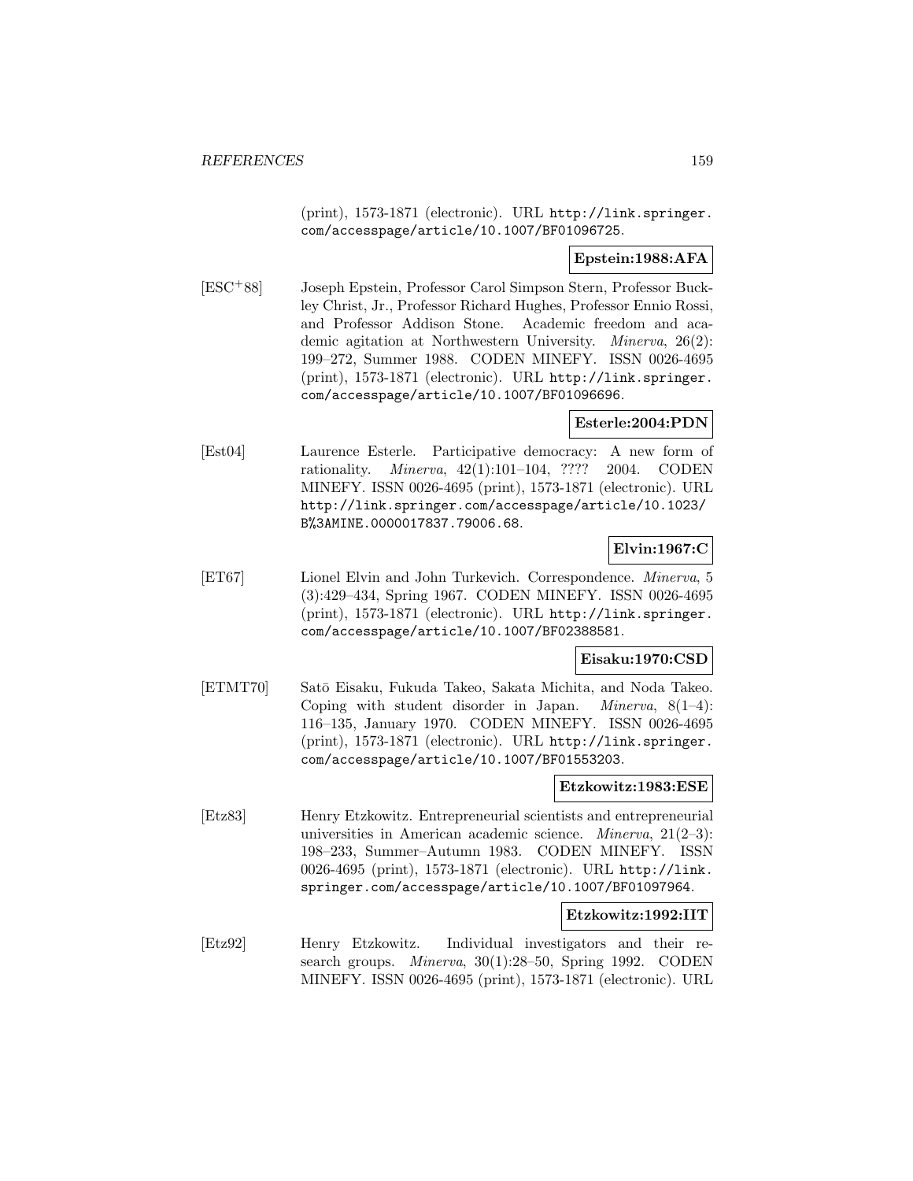(print), 1573-1871 (electronic). URL http://link.springer.com/accesspage/article/10.1007/BF01096725.

**Epstein:1988:AFA**

[ESC+88] Joseph Epstein, Professor Carol Simpson Stern, Professor Buckley Christ, Jr., Professor Richard Hughes, Professor Ennio Rossi, and Professor Addison Stone. Academic freedom and academic agitation at Northwestern University. *Minerva*, 26(2): 199–272, Summer 1988. CODEN MINEFY. ISSN 0026-4695 (print), 1573-1871 (electronic). URL http://link.springer.com/accesspage/article/10.1007/BF01096696.

**Esterle:2004:PDN**

[Est04] Laurence Esterle. Participative democracy: A new form of rationality. *Minerva*, 42(1):101–104, ???? 2004. CODEN MINEFY. ISSN 0026-4695 (print), 1573-1871 (electronic). URL http://link.springer.com/accesspage/article/10.1023/B%3AMINE.0000017837.79006.68.

**Elvin:1967:C**

[ET67] Lionel Elvin and John Turkevich. Correspondence. *Minerva*, 5 (3):429–434, Spring 1967. CODEN MINEFY. ISSN 0026-4695 (print), 1573-1871 (electronic). URL http://link.springer.com/accesspage/article/10.1007/BF02388581.

**Eisaku:1970:CSD**

[ETMT70] Satō Eisaku, Fukuda Takeo, Sakata Michita, and Noda Takeo. Coping with student disorder in Japan. *Minerva*, 8(1–4): 116–135, January 1970. CODEN MINEFY. ISSN 0026-4695 (print), 1573-1871 (electronic). URL http://link.springer.com/accesspage/article/10.1007/BF01553203.

**Etzkowitz:1983:ESE**

[Etz83] Henry Etzkowitz. Entrepreneurial scientists and entrepreneurial universities in American academic science. *Minerva*, 21(2–3): 198–233, Summer–Autumn 1983. CODEN MINEFY. ISSN 0026-4695 (print), 1573-1871 (electronic). URL http://link.springer.com/accesspage/article/10.1007/BF01097964.

**Etzkowitz:1992:IIT**

[Etz92] Henry Etzkowitz. Individual investigators and their research groups. *Minerva*, 30(1):28–50, Spring 1992. CODEN MINEFY. ISSN 0026-4695 (print), 1573-1871 (electronic). URL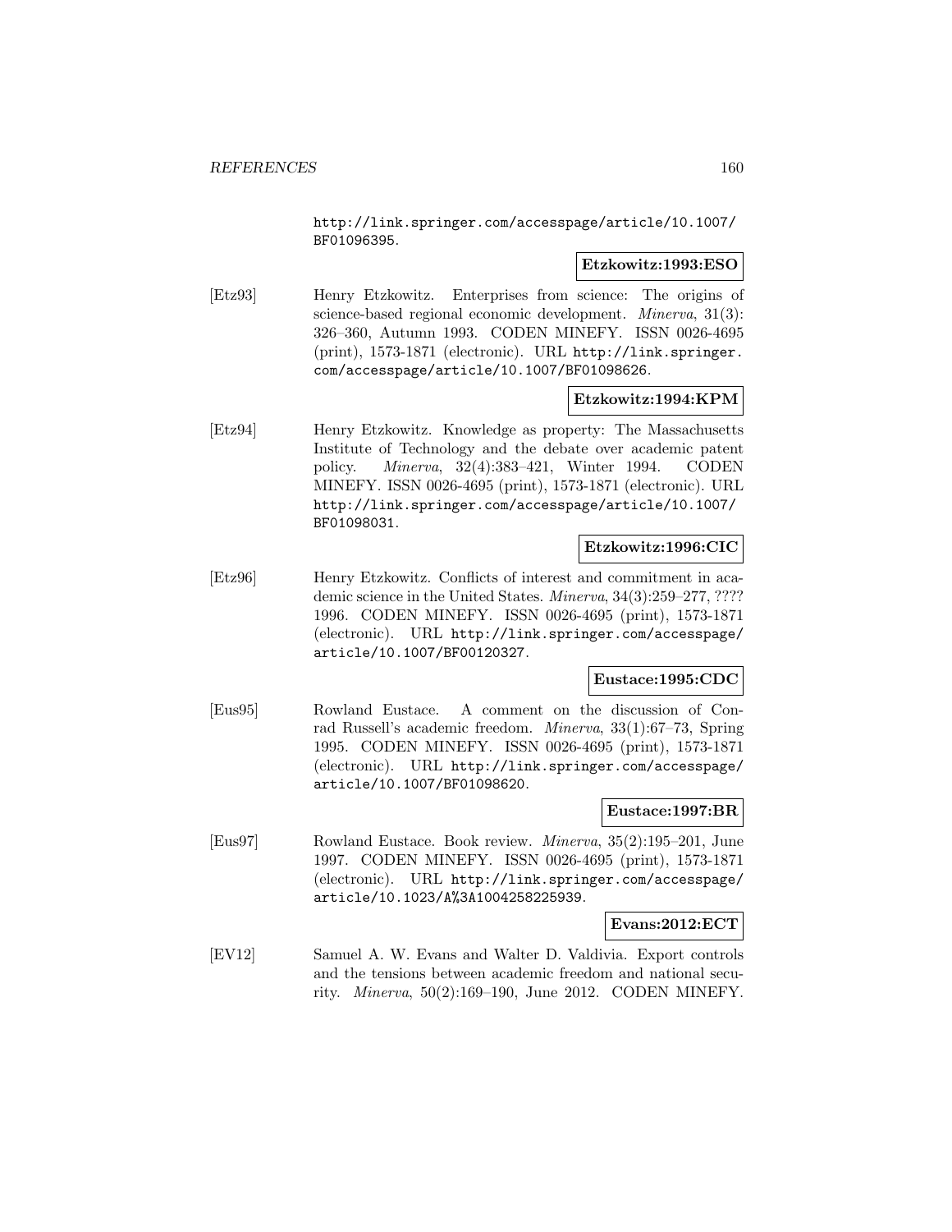http://link.springer.com/accesspage/article/10.1007/BF01096395.

**Etzkowitz:1993:ESO**

[Etz93] Henry Etzkowitz. Enterprises from science: The origins of science-based regional economic development. *Minerva*, 31(3): 326–360, Autumn 1993. CODEN MINEFY. ISSN 0026-4695 (print), 1573-1871 (electronic). URL http://link.springer.com/accesspage/article/10.1007/BF01098626.

**Etzkowitz:1994:KPM**

[Etz94] Henry Etzkowitz. Knowledge as property: The Massachusetts Institute of Technology and the debate over academic patent policy. *Minerva*, 32(4):383–421, Winter 1994. CODEN MINEFY. ISSN 0026-4695 (print), 1573-1871 (electronic). URL http://link.springer.com/accesspage/article/10.1007/BF01098031.

**Etzkowitz:1996:CIC**

[Etz96] Henry Etzkowitz. Conflicts of interest and commitment in academic science in the United States. *Minerva*, 34(3):259–277, ???? 1996. CODEN MINEFY. ISSN 0026-4695 (print), 1573-1871 (electronic). URL http://link.springer.com/accesspage/article/10.1007/BF00120327.

**Eustace:1995:CDC**

[Eus95] Rowland Eustace. A comment on the discussion of Conrad Russell's academic freedom. *Minerva*, 33(1):67–73, Spring 1995. CODEN MINEFY. ISSN 0026-4695 (print), 1573-1871 (electronic). URL http://link.springer.com/accesspage/article/10.1007/BF01098620.

**Eustace:1997:BR**

[Eus97] Rowland Eustace. Book review. *Minerva*, 35(2):195–201, June 1997. CODEN MINEFY. ISSN 0026-4695 (print), 1573-1871 (electronic). URL http://link.springer.com/accesspage/article/10.1023/A%3A1004258225939.

**Evans:2012:ECT**

[EV12] Samuel A. W. Evans and Walter D. Valdivia. Export controls and the tensions between academic freedom and national security. *Minerva*, 50(2):169–190, June 2012. CODEN MINEFY.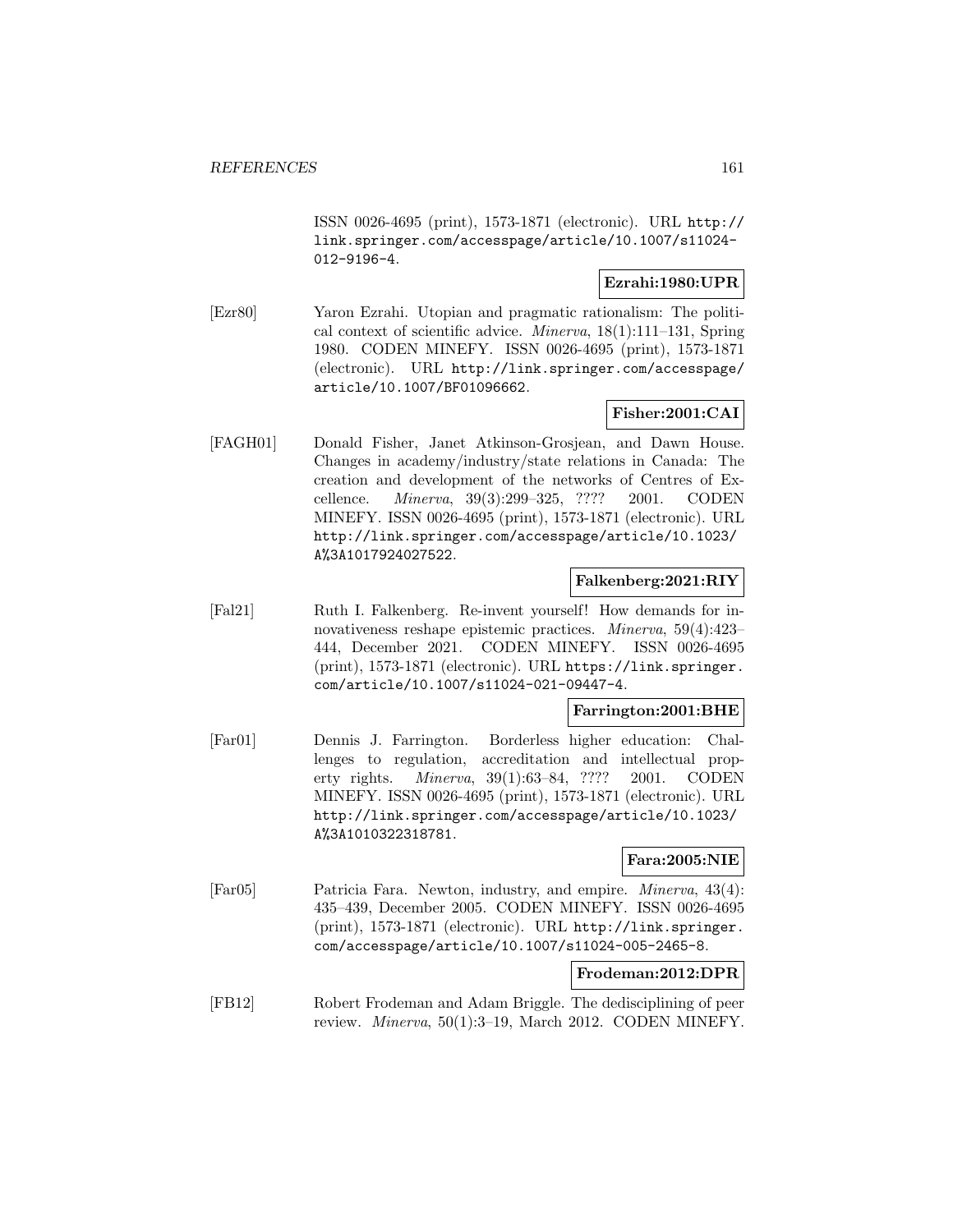ISSN 0026-4695 (print), 1573-1871 (electronic). URL http://link.springer.com/accesspage/article/10.1007/s11024-012-9196-4.

**Ezrahi:1980:UPR**

[Ezr80] Yaron Ezrahi. Utopian and pragmatic rationalism: The political context of scientific advice. *Minerva*, 18(1):111–131, Spring 1980. CODEN MINEFY. ISSN 0026-4695 (print), 1573-1871 (electronic). URL http://link.springer.com/accesspage/article/10.1007/BF01096662.

**Fisher:2001:CAI**

[FAGH01] Donald Fisher, Janet Atkinson-Grosjean, and Dawn House. Changes in academy/industry/state relations in Canada: The creation and development of the networks of Centres of Excellence. *Minerva*, 39(3):299–325, ???? 2001. CODEN MINEFY. ISSN 0026-4695 (print), 1573-1871 (electronic). URL http://link.springer.com/accesspage/article/10.1023/A%3A1017924027522.

**Falkenberg:2021:RIY**

[Fal21] Ruth I. Falkenberg. Re-invent yourself! How demands for innovativeness reshape epistemic practices. *Minerva*, 59(4):423–444, December 2021. CODEN MINEFY. ISSN 0026-4695 (print), 1573-1871 (electronic). URL https://link.springer.com/article/10.1007/s11024-021-09447-4.

**Farrington:2001:BHE**

[Far01] Dennis J. Farrington. Borderless higher education: Challenges to regulation, accreditation and intellectual property rights. *Minerva*, 39(1):63–84, ???? 2001. CODEN MINEFY. ISSN 0026-4695 (print), 1573-1871 (electronic). URL http://link.springer.com/accesspage/article/10.1023/A%3A1010322318781.

**Fara:2005:NIE**

[Far05] Patricia Fara. Newton, industry, and empire. *Minerva*, 43(4):435–439, December 2005. CODEN MINEFY. ISSN 0026-4695 (print), 1573-1871 (electronic). URL http://link.springer.com/accesspage/article/10.1007/s11024-005-2465-8.

**Frodeman:2012:DPR**

[FB12] Robert Frodeman and Adam Briggle. The dedisciplining of peer review. *Minerva*, 50(1):3–19, March 2012. CODEN MINEFY.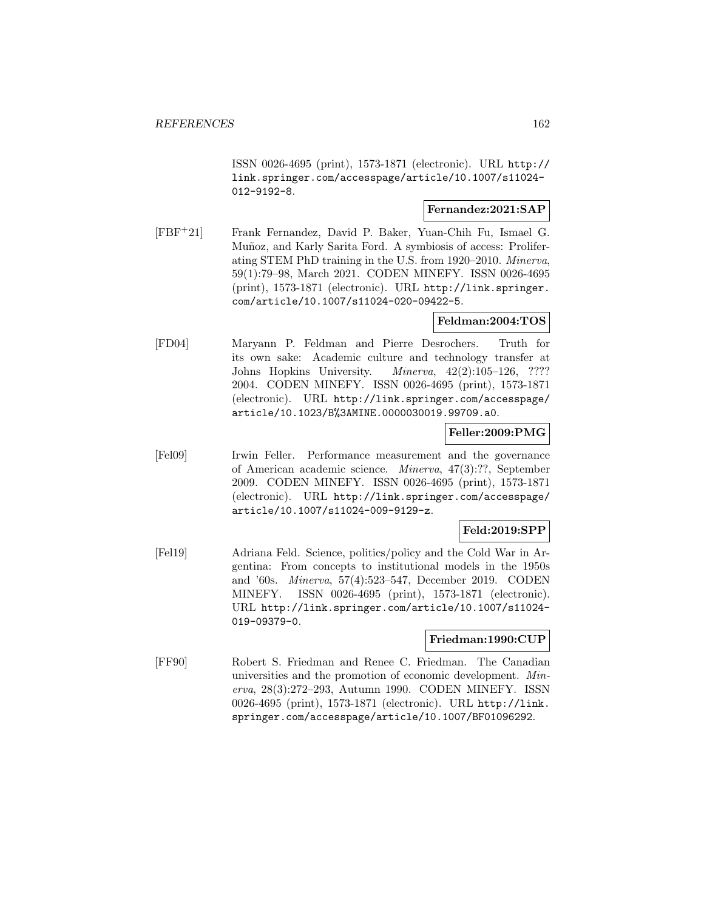ISSN 0026-4695 (print), 1573-1871 (electronic). URL http://link.springer.com/accesspage/article/10.1007/s11024-012-9192-8.

**Fernandez:2021:SAP**

[FBF+21] Frank Fernandez, David P. Baker, Yuan-Chih Fu, Ismael G. Muñoz, and Karly Sarita Ford. A symbiosis of access: Proliferating STEM PhD training in the U.S. from 1920–2010. *Minerva*, 59(1):79–98, March 2021. CODEN MINEFY. ISSN 0026-4695 (print), 1573-1871 (electronic). URL http://link.springer.com/article/10.1007/s11024-020-09422-5.

**Feldman:2004:TOS**

[FD04] Maryann P. Feldman and Pierre Desrochers. Truth for its own sake: Academic culture and technology transfer at Johns Hopkins University. *Minerva*, 42(2):105–126, ???? 2004. CODEN MINEFY. ISSN 0026-4695 (print), 1573-1871 (electronic). URL http://link.springer.com/accesspage/article/10.1023/B%3AMINE.0000030019.99709.a0.

**Feller:2009:PMG**

[Fel09] Irwin Feller. Performance measurement and the governance of American academic science. *Minerva*, 47(3):??, September 2009. CODEN MINEFY. ISSN 0026-4695 (print), 1573-1871 (electronic). URL http://link.springer.com/accesspage/article/10.1007/s11024-009-9129-z.

**Feld:2019:SPP**

[Fel19] Adriana Feld. Science, politics/policy and the Cold War in Argentina: From concepts to institutional models in the 1950s and '60s. *Minerva*, 57(4):523–547, December 2019. CODEN MINEFY. ISSN 0026-4695 (print), 1573-1871 (electronic). URL http://link.springer.com/article/10.1007/s11024-019-09379-0.

**Friedman:1990:CUP**

[FF90] Robert S. Friedman and Renee C. Friedman. The Canadian universities and the promotion of economic development. *Minerva*, 28(3):272–293, Autumn 1990. CODEN MINEFY. ISSN 0026-4695 (print), 1573-1871 (electronic). URL http://link.springer.com/accesspage/article/10.1007/BF01096292.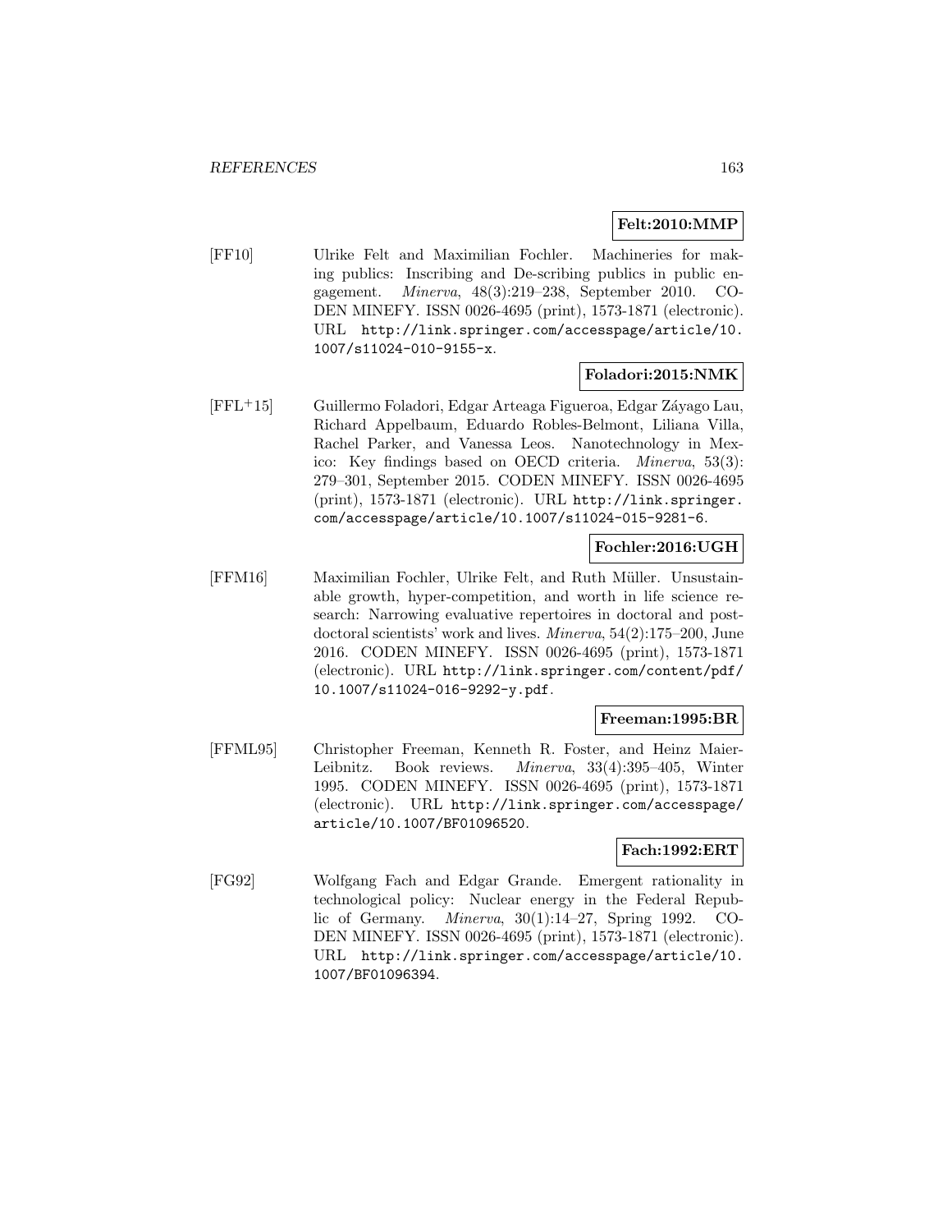**Felt:2010:MMP**

[FF10] Ulrike Felt and Maximilian Fochler. Machineries for making publics: Inscribing and De-scribing publics in public engagement. *Minerva*, 48(3):219–238, September 2010. CODEN MINEFY. ISSN 0026-4695 (print), 1573-1871 (electronic). URL http://link.springer.com/accesspage/article/10.1007/s11024-010-9155-x.

**Foladori:2015:NMK**

[FFL+15] Guillermo Foladori, Edgar Arteaga Figueroa, Edgar Záyago Lau, Richard Appelbaum, Eduardo Robles-Belmont, Liliana Villa, Rachel Parker, and Vanessa Leos. Nanotechnology in Mexico: Key findings based on OECD criteria. *Minerva*, 53(3): 279–301, September 2015. CODEN MINEFY. ISSN 0026-4695 (print), 1573-1871 (electronic). URL http://link.springer.com/accesspage/article/10.1007/s11024-015-9281-6.

**Fochler:2016:UGH**

[FFM16] Maximilian Fochler, Ulrike Felt, and Ruth Müller. Unsustainable growth, hyper-competition, and worth in life science research: Narrowing evaluative repertoires in doctoral and postdoctoral scientists' work and lives. *Minerva*, 54(2):175–200, June 2016. CODEN MINEFY. ISSN 0026-4695 (print), 1573-1871 (electronic). URL http://link.springer.com/content/pdf/10.1007/s11024-016-9292-y.pdf.

**Freeman:1995:BR**

[FFML95] Christopher Freeman, Kenneth R. Foster, and Heinz Maier-Leibnitz. Book reviews. *Minerva*, 33(4):395–405, Winter 1995. CODEN MINEFY. ISSN 0026-4695 (print), 1573-1871 (electronic). URL http://link.springer.com/accesspage/article/10.1007/BF01096520.

**Fach:1992:ERT**

[FG92] Wolfgang Fach and Edgar Grande. Emergent rationality in technological policy: Nuclear energy in the Federal Republic of Germany. *Minerva*, 30(1):14–27, Spring 1992. CODEN MINEFY. ISSN 0026-4695 (print), 1573-1871 (electronic). URL http://link.springer.com/accesspage/article/10.1007/BF01096394.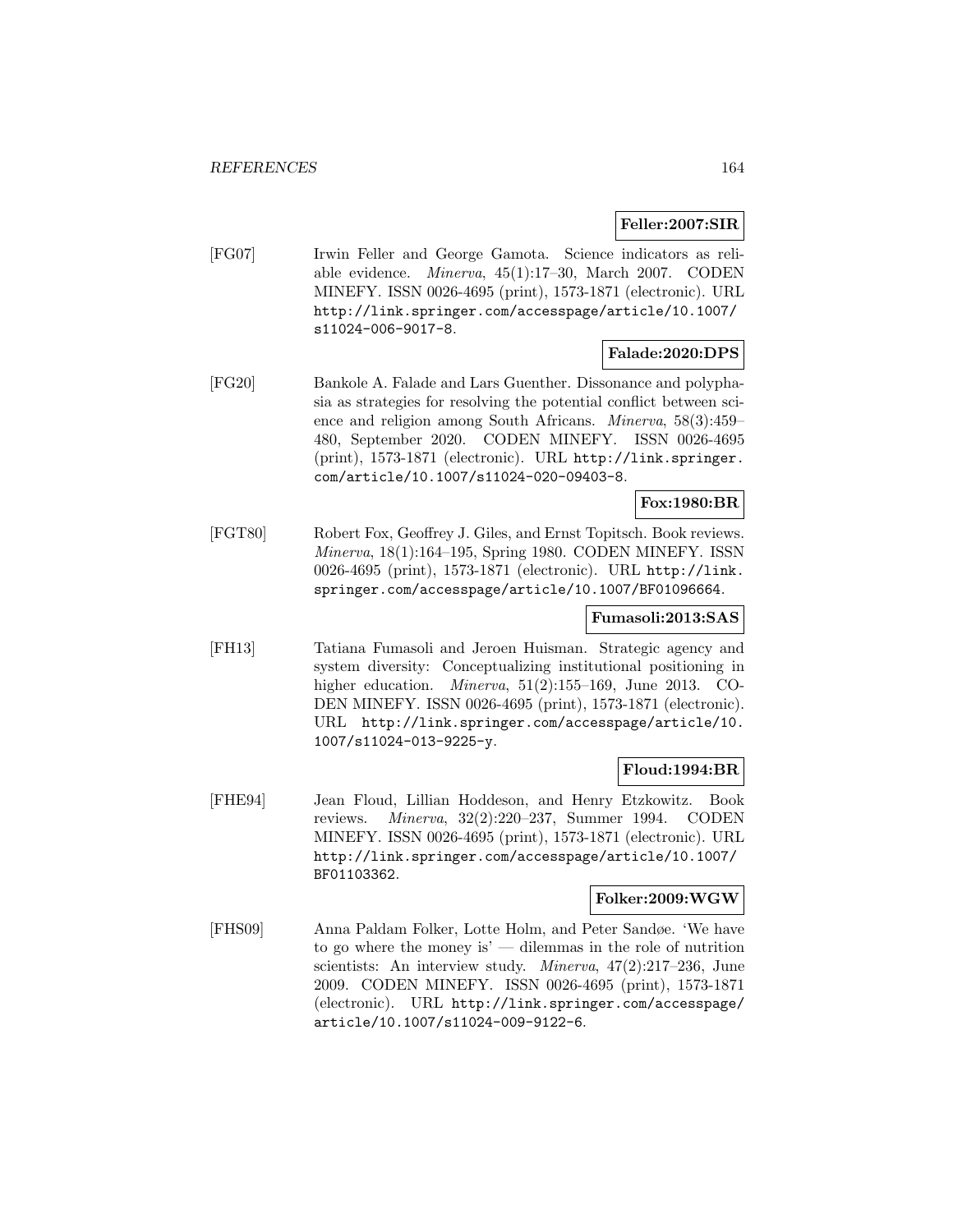**Feller:2007:SIR**

[FG07] Irwin Feller and George Gamota. Science indicators as reliable evidence. *Minerva*, 45(1):17–30, March 2007. CODEN MINEFY. ISSN 0026-4695 (print), 1573-1871 (electronic). URL http://link.springer.com/accesspage/article/10.1007/s11024-006-9017-8.

**Falade:2020:DPS**

[FG20] Bankole A. Falade and Lars Guenther. Dissonance and polyphasia as strategies for resolving the potential conflict between science and religion among South Africans. *Minerva*, 58(3):459–480, September 2020. CODEN MINEFY. ISSN 0026-4695 (print), 1573-1871 (electronic). URL http://link.springer.com/article/10.1007/s11024-020-09403-8.

**Fox:1980:BR**

[FGT80] Robert Fox, Geoffrey J. Giles, and Ernst Topitsch. Book reviews. *Minerva*, 18(1):164–195, Spring 1980. CODEN MINEFY. ISSN 0026-4695 (print), 1573-1871 (electronic). URL http://link.springer.com/accesspage/article/10.1007/BF01096664.

**Fumasoli:2013:SAS**

[FH13] Tatiana Fumasoli and Jeroen Huisman. Strategic agency and system diversity: Conceptualizing institutional positioning in higher education. *Minerva*, 51(2):155–169, June 2013. CODEN MINEFY. ISSN 0026-4695 (print), 1573-1871 (electronic). URL http://link.springer.com/accesspage/article/10.1007/s11024-013-9225-y.

**Floud:1994:BR**

[FHE94] Jean Floud, Lillian Hoddeson, and Henry Etzkowitz. Book reviews. *Minerva*, 32(2):220–237, Summer 1994. CODEN MINEFY. ISSN 0026-4695 (print), 1573-1871 (electronic). URL http://link.springer.com/accesspage/article/10.1007/BF01103362.

**Folker:2009:WGW**

[FHS09] Anna Paldam Folker, Lotte Holm, and Peter Sandøe. 'We have to go where the money is' — dilemmas in the role of nutrition scientists: An interview study. *Minerva*, 47(2):217–236, June 2009. CODEN MINEFY. ISSN 0026-4695 (print), 1573-1871 (electronic). URL http://link.springer.com/accesspage/article/10.1007/s11024-009-9122-6.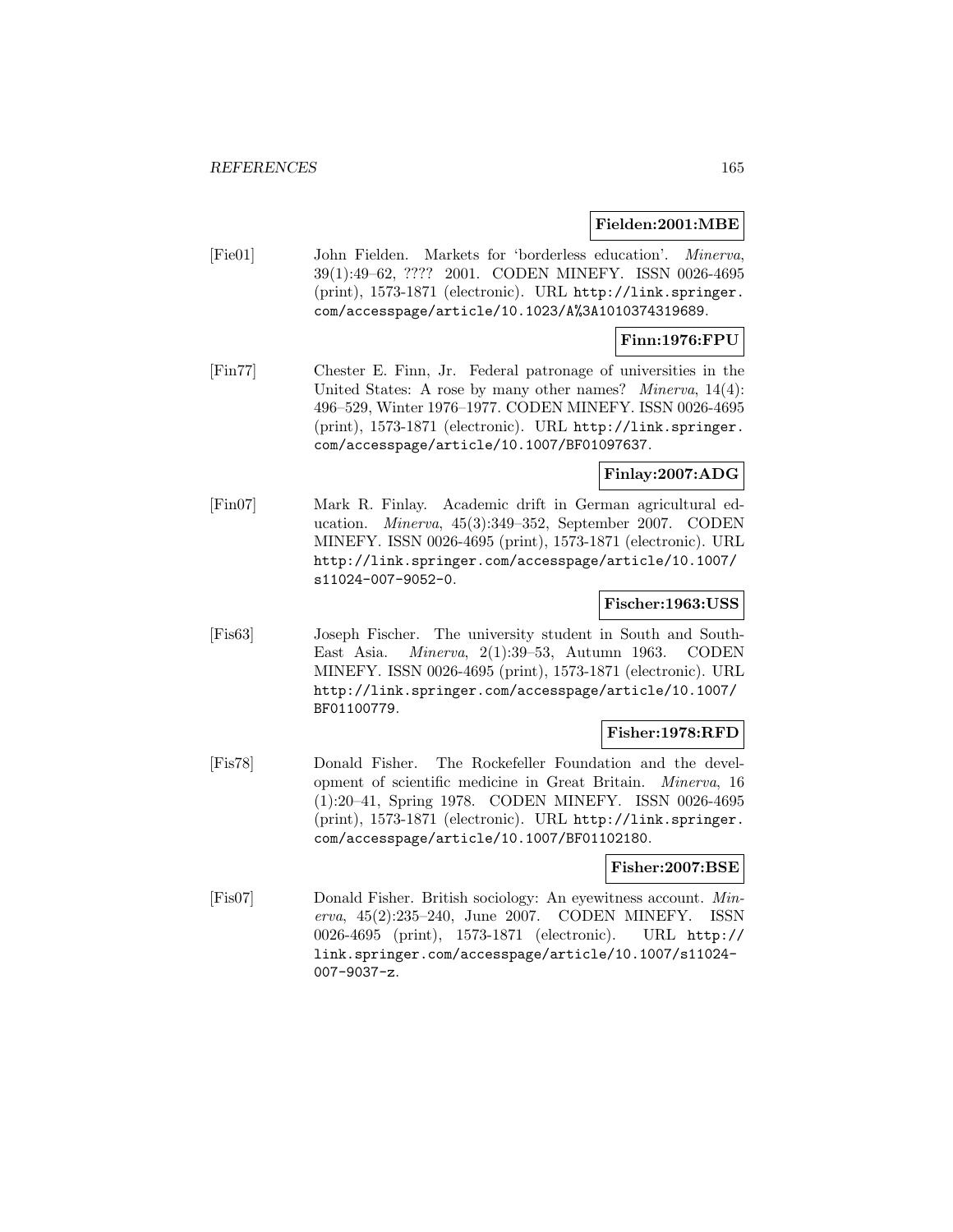**Fielden:2001:MBE**

[Fie01] John Fielden. Markets for 'borderless education'. *Minerva*, 39(1):49–62, ???? 2001. CODEN MINEFY. ISSN 0026-4695 (print), 1573-1871 (electronic). URL http://link.springer.com/accesspage/article/10.1023/A%3A1010374319689.

**Finn:1976:FPU**

[Fin77] Chester E. Finn, Jr. Federal patronage of universities in the United States: A rose by many other names? *Minerva*, 14(4): 496–529, Winter 1976–1977. CODEN MINEFY. ISSN 0026-4695 (print), 1573-1871 (electronic). URL http://link.springer.com/accesspage/article/10.1007/BF01097637.

**Finlay:2007:ADG**

[Fin07] Mark R. Finlay. Academic drift in German agricultural education. *Minerva*, 45(3):349–352, September 2007. CODEN MINEFY. ISSN 0026-4695 (print), 1573-1871 (electronic). URL http://link.springer.com/accesspage/article/10.1007/s11024-007-9052-0.

**Fischer:1963:USS**

[Fis63] Joseph Fischer. The university student in South and South-East Asia. *Minerva*, 2(1):39–53, Autumn 1963. CODEN MINEFY. ISSN 0026-4695 (print), 1573-1871 (electronic). URL http://link.springer.com/accesspage/article/10.1007/BF01100779.

**Fisher:1978:RFD**

[Fis78] Donald Fisher. The Rockefeller Foundation and the development of scientific medicine in Great Britain. *Minerva*, 16 (1):20–41, Spring 1978. CODEN MINEFY. ISSN 0026-4695 (print), 1573-1871 (electronic). URL http://link.springer.com/accesspage/article/10.1007/BF01102180.

**Fisher:2007:BSE**

[Fis07] Donald Fisher. British sociology: An eyewitness account. *Minerva*, 45(2):235–240, June 2007. CODEN MINEFY. ISSN 0026-4695 (print), 1573-1871 (electronic). URL http://link.springer.com/accesspage/article/10.1007/s11024-007-9037-z.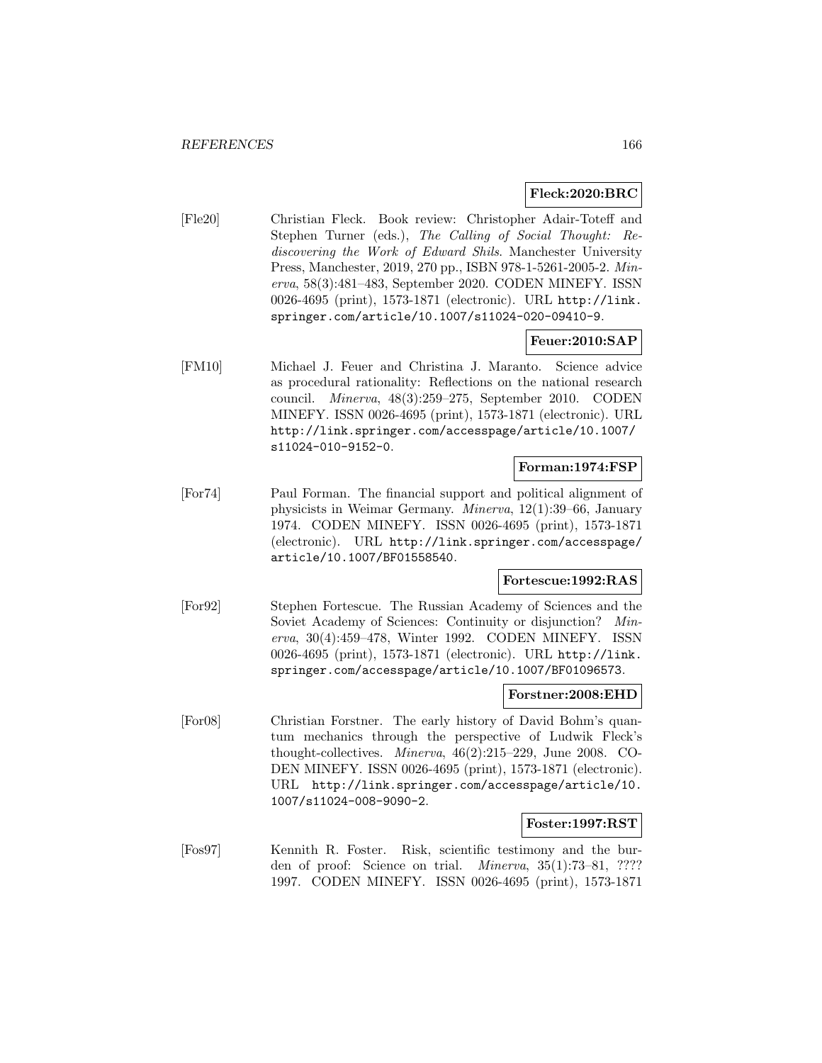**Fleck:2020:BRC**

[Fle20] Christian Fleck. Book review: Christopher Adair-Toteff and Stephen Turner (eds.), *The Calling of Social Thought: Rediscovering the Work of Edward Shils*. Manchester University Press, Manchester, 2019, 270 pp., ISBN 978-1-5261-2005-2. *Minerva*, 58(3):481–483, September 2020. CODEN MINEFY. ISSN 0026-4695 (print), 1573-1871 (electronic). URL http://link.springer.com/article/10.1007/s11024-020-09410-9.

**Feuer:2010:SAP**

[FM10] Michael J. Feuer and Christina J. Maranto. Science advice as procedural rationality: Reflections on the national research council. *Minerva*, 48(3):259–275, September 2010. CODEN MINEFY. ISSN 0026-4695 (print), 1573-1871 (electronic). URL http://link.springer.com/accesspage/article/10.1007/s11024-010-9152-0.

**Forman:1974:FSP**

[For74] Paul Forman. The financial support and political alignment of physicists in Weimar Germany. *Minerva*, 12(1):39–66, January 1974. CODEN MINEFY. ISSN 0026-4695 (print), 1573-1871 (electronic). URL http://link.springer.com/accesspage/article/10.1007/BF01558540.

**Fortescue:1992:RAS**

[For92] Stephen Fortescue. The Russian Academy of Sciences and the Soviet Academy of Sciences: Continuity or disjunction? *Minerva*, 30(4):459–478, Winter 1992. CODEN MINEFY. ISSN 0026-4695 (print), 1573-1871 (electronic). URL http://link.springer.com/accesspage/article/10.1007/BF01096573.

**Forstner:2008:EHD**

[For08] Christian Forstner. The early history of David Bohm's quantum mechanics through the perspective of Ludwik Fleck's thought-collectives. *Minerva*, 46(2):215–229, June 2008. CODEN MINEFY. ISSN 0026-4695 (print), 1573-1871 (electronic). URL http://link.springer.com/accesspage/article/10.1007/s11024-008-9090-2.

**Foster:1997:RST**

[Fos97] Kennith R. Foster. Risk, scientific testimony and the burden of proof: Science on trial. *Minerva*, 35(1):73–81, ???? 1997. CODEN MINEFY. ISSN 0026-4695 (print), 1573-1871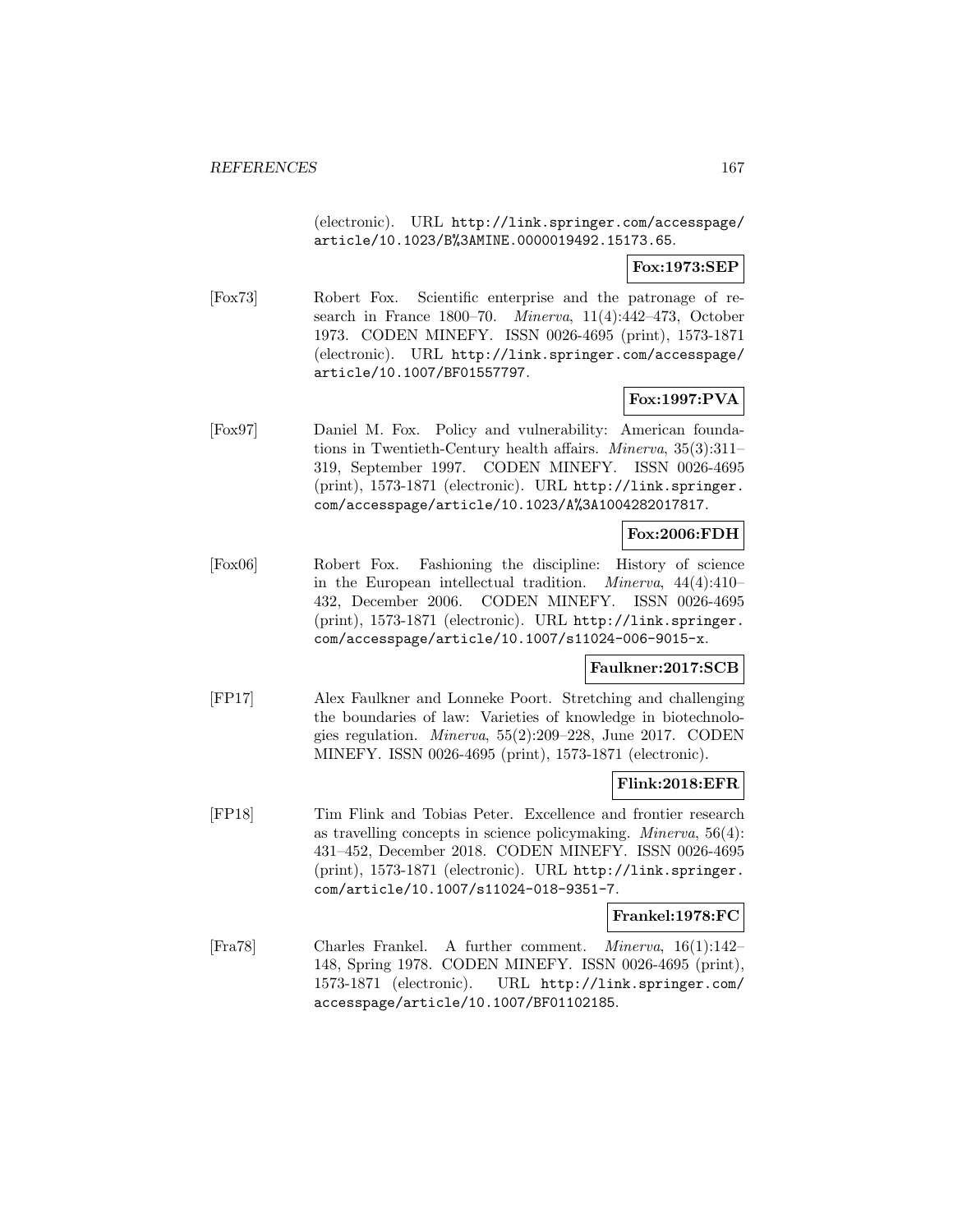(electronic). URL http://link.springer.com/accesspage/article/10.1023/B%3AMINE.0000019492.15173.65.

**Fox:1973:SEP**

[Fox73] Robert Fox. Scientific enterprise and the patronage of research in France 1800–70. *Minerva*, 11(4):442–473, October 1973. CODEN MINEFY. ISSN 0026-4695 (print), 1573-1871 (electronic). URL http://link.springer.com/accesspage/article/10.1007/BF01557797.

**Fox:1997:PVA**

[Fox97] Daniel M. Fox. Policy and vulnerability: American foundations in Twentieth-Century health affairs. *Minerva*, 35(3):311–319, September 1997. CODEN MINEFY. ISSN 0026-4695 (print), 1573-1871 (electronic). URL http://link.springer.com/accesspage/article/10.1023/A%3A1004282017817.

**Fox:2006:FDH**

[Fox06] Robert Fox. Fashioning the discipline: History of science in the European intellectual tradition. *Minerva*, 44(4):410–432, December 2006. CODEN MINEFY. ISSN 0026-4695 (print), 1573-1871 (electronic). URL http://link.springer.com/accesspage/article/10.1007/s11024-006-9015-x.

**Faulkner:2017:SCB**

[FP17] Alex Faulkner and Lonneke Poort. Stretching and challenging the boundaries of law: Varieties of knowledge in biotechnologies regulation. *Minerva*, 55(2):209–228, June 2017. CODEN MINEFY. ISSN 0026-4695 (print), 1573-1871 (electronic).

**Flink:2018:EFR**

[FP18] Tim Flink and Tobias Peter. Excellence and frontier research as travelling concepts in science policymaking. *Minerva*, 56(4):431–452, December 2018. CODEN MINEFY. ISSN 0026-4695 (print), 1573-1871 (electronic). URL http://link.springer.com/article/10.1007/s11024-018-9351-7.

**Frankel:1978:FC**

[Fra78] Charles Frankel. A further comment. *Minerva*, 16(1):142–148, Spring 1978. CODEN MINEFY. ISSN 0026-4695 (print), 1573-1871 (electronic). URL http://link.springer.com/accesspage/article/10.1007/BF01102185.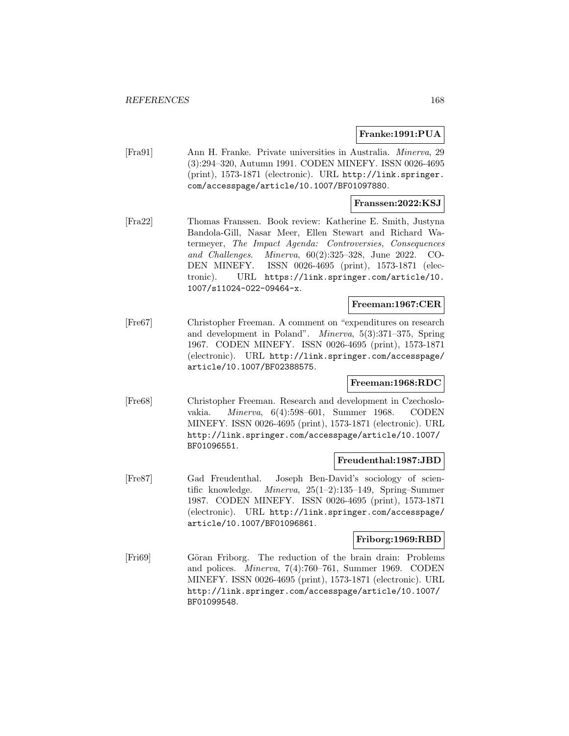**Franke:1991:PUA**

[Fra91] Ann H. Franke. Private universities in Australia. *Minerva*, 29 (3):294–320, Autumn 1991. CODEN MINEFY. ISSN 0026-4695 (print), 1573-1871 (electronic). URL http://link.springer.com/accesspage/article/10.1007/BF01097880.

**Franssen:2022:KSJ**

[Fra22] Thomas Franssen. Book review: Katherine E. Smith, Justyna Bandola-Gill, Nasar Meer, Ellen Stewart and Richard Watermeyer, *The Impact Agenda: Controversies, Consequences and Challenges*. *Minerva*, 60(2):325–328, June 2022. CODEN MINEFY. ISSN 0026-4695 (print), 1573-1871 (electronic). URL https://link.springer.com/article/10.1007/s11024-022-09464-x.

**Freeman:1967:CER**

[Fre67] Christopher Freeman. A comment on "expenditures on research and development in Poland". *Minerva*, 5(3):371–375, Spring 1967. CODEN MINEFY. ISSN 0026-4695 (print), 1573-1871 (electronic). URL http://link.springer.com/accesspage/article/10.1007/BF02388575.

**Freeman:1968:RDC**

[Fre68] Christopher Freeman. Research and development in Czechoslovakia. *Minerva*, 6(4):598–601, Summer 1968. CODEN MINEFY. ISSN 0026-4695 (print), 1573-1871 (electronic). URL http://link.springer.com/accesspage/article/10.1007/BF01096551.

**Freudenthal:1987:JBD**

[Fre87] Gad Freudenthal. Joseph Ben-David's sociology of scientific knowledge. *Minerva*, 25(1–2):135–149, Spring–Summer 1987. CODEN MINEFY. ISSN 0026-4695 (print), 1573-1871 (electronic). URL http://link.springer.com/accesspage/article/10.1007/BF01096861.

**Friborg:1969:RBD**

[Fri69] Göran Friborg. The reduction of the brain drain: Problems and polices. *Minerva*, 7(4):760–761, Summer 1969. CODEN MINEFY. ISSN 0026-4695 (print), 1573-1871 (electronic). URL http://link.springer.com/accesspage/article/10.1007/BF01099548.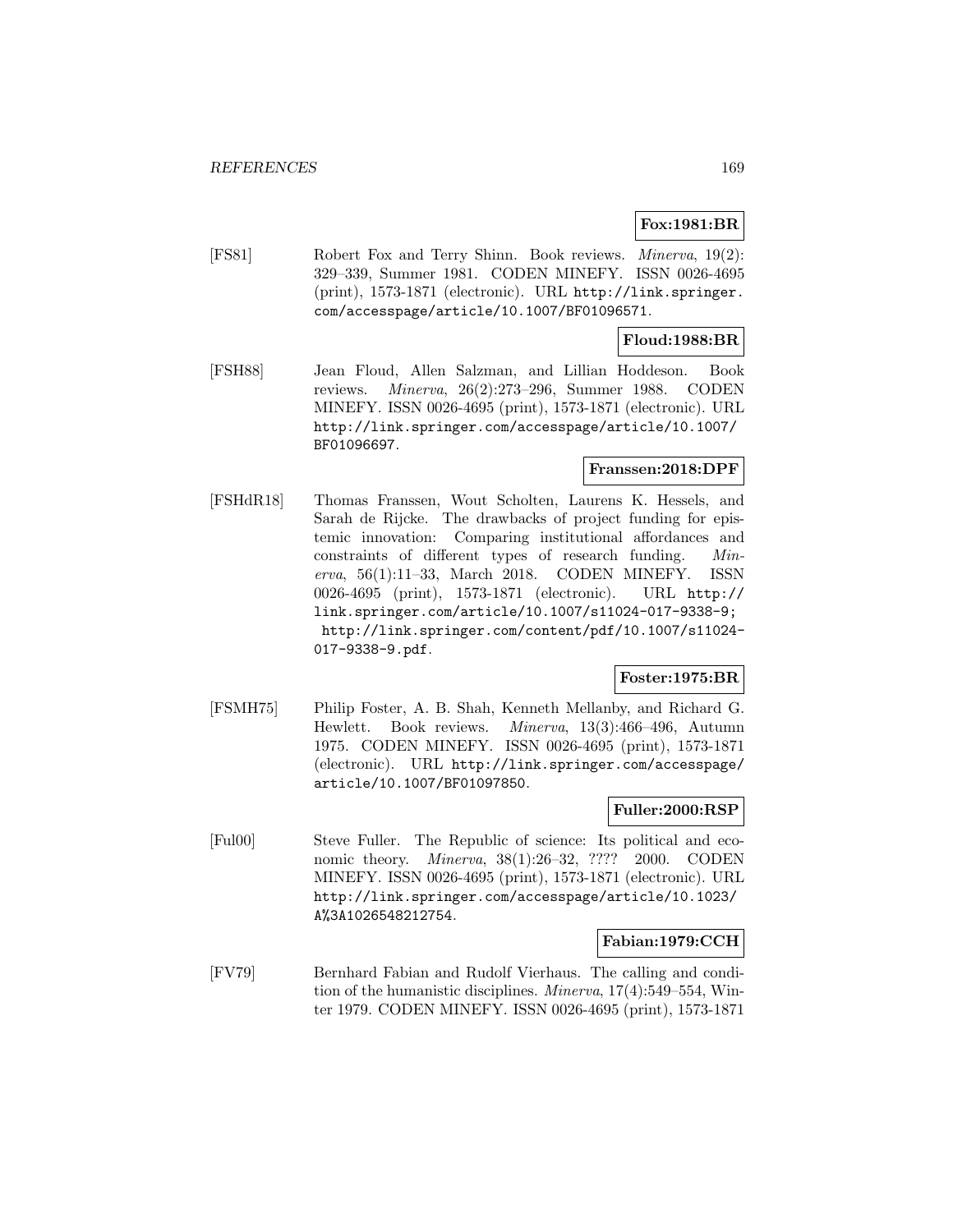**Fox:1981:BR**

[FS81] Robert Fox and Terry Shinn. Book reviews. *Minerva*, 19(2): 329–339, Summer 1981. CODEN MINEFY. ISSN 0026-4695 (print), 1573-1871 (electronic). URL http://link.springer.com/accesspage/article/10.1007/BF01096571.

**Floud:1988:BR**

[FSH88] Jean Floud, Allen Salzman, and Lillian Hoddeson. Book reviews. *Minerva*, 26(2):273–296, Summer 1988. CODEN MINEFY. ISSN 0026-4695 (print), 1573-1871 (electronic). URL http://link.springer.com/accesspage/article/10.1007/BF01096697.

**Franssen:2018:DPF**

[FSHdR18] Thomas Franssen, Wout Scholten, Laurens K. Hessels, and Sarah de Rijcke. The drawbacks of project funding for epistemic innovation: Comparing institutional affordances and constraints of different types of research funding. *Minerva*, 56(1):11–33, March 2018. CODEN MINEFY. ISSN 0026-4695 (print), 1573-1871 (electronic). URL http://link.springer.com/article/10.1007/s11024-017-9338-9; http://link.springer.com/content/pdf/10.1007/s11024-017-9338-9.pdf.

**Foster:1975:BR**

[FSMH75] Philip Foster, A. B. Shah, Kenneth Mellanby, and Richard G. Hewlett. Book reviews. *Minerva*, 13(3):466–496, Autumn 1975. CODEN MINEFY. ISSN 0026-4695 (print), 1573-1871 (electronic). URL http://link.springer.com/accesspage/article/10.1007/BF01097850.

**Fuller:2000:RSP**

[Ful00] Steve Fuller. The Republic of science: Its political and economic theory. *Minerva*, 38(1):26–32, ???? 2000. CODEN MINEFY. ISSN 0026-4695 (print), 1573-1871 (electronic). URL http://link.springer.com/accesspage/article/10.1023/A%3A1026548212754.

**Fabian:1979:CCH**

[FV79] Bernhard Fabian and Rudolf Vierhaus. The calling and condition of the humanistic disciplines. *Minerva*, 17(4):549–554, Winter 1979. CODEN MINEFY. ISSN 0026-4695 (print), 1573-1871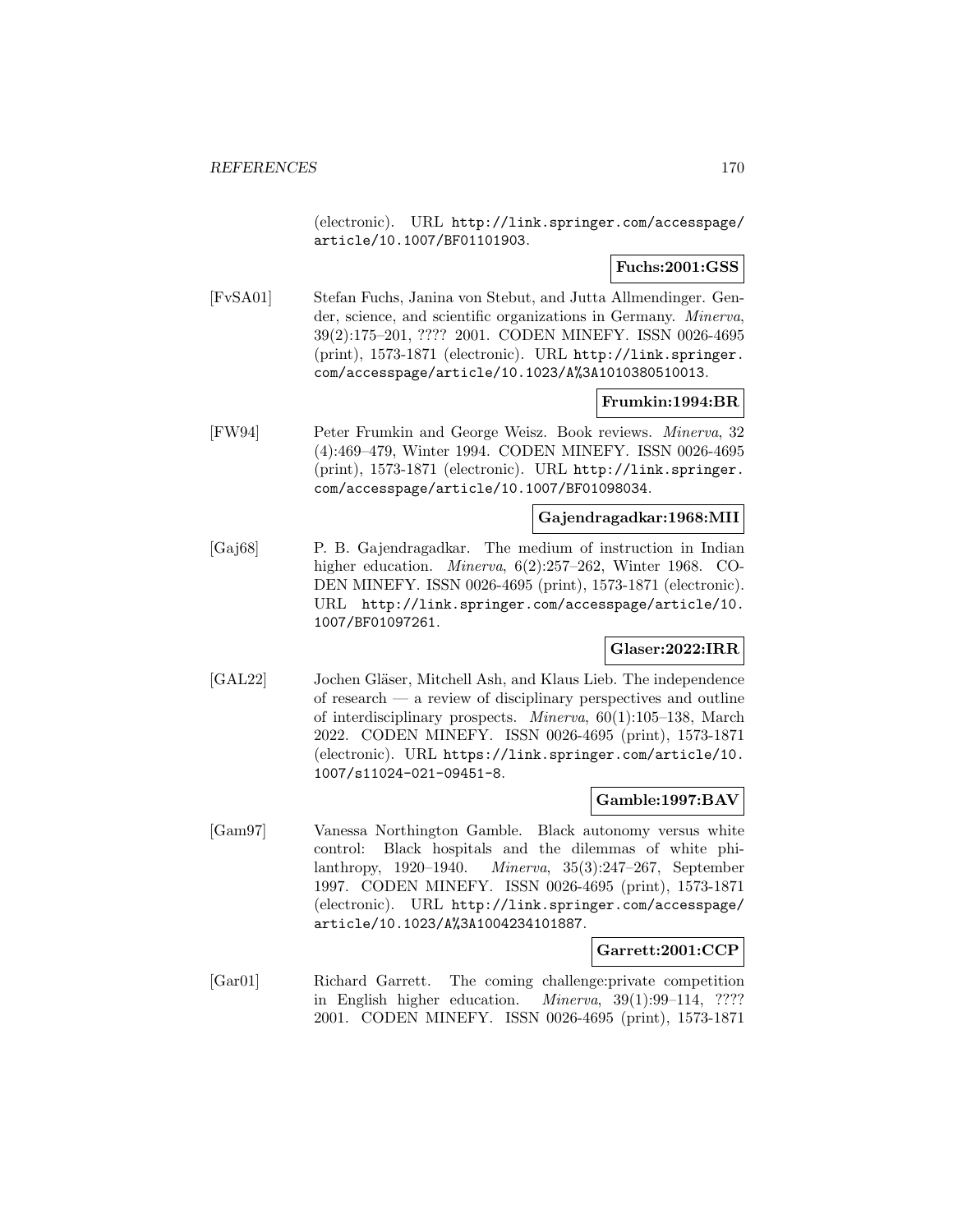(electronic). URL http://link.springer.com/accesspage/article/10.1007/BF01101903.

**Fuchs:2001:GSS**

[FvSA01] Stefan Fuchs, Janina von Stebut, and Jutta Allmendinger. Gender, science, and scientific organizations in Germany. *Minerva*, 39(2):175–201, ???? 2001. CODEN MINEFY. ISSN 0026-4695 (print), 1573-1871 (electronic). URL http://link.springer.com/accesspage/article/10.1023/A%3A1010380510013.

**Frumkin:1994:BR**

[FW94] Peter Frumkin and George Weisz. Book reviews. *Minerva*, 32 (4):469–479, Winter 1994. CODEN MINEFY. ISSN 0026-4695 (print), 1573-1871 (electronic). URL http://link.springer.com/accesspage/article/10.1007/BF01098034.

**Gajendragadkar:1968:MII**

[Gaj68] P. B. Gajendragadkar. The medium of instruction in Indian higher education. *Minerva*, 6(2):257–262, Winter 1968. CODEN MINEFY. ISSN 0026-4695 (print), 1573-1871 (electronic). URL http://link.springer.com/accesspage/article/10.1007/BF01097261.

**Glaser:2022:IRR**

[GAL22] Jochen Gläser, Mitchell Ash, and Klaus Lieb. The independence of research — a review of disciplinary perspectives and outline of interdisciplinary prospects. *Minerva*, 60(1):105–138, March 2022. CODEN MINEFY. ISSN 0026-4695 (print), 1573-1871 (electronic). URL https://link.springer.com/article/10.1007/s11024-021-09451-8.

**Gamble:1997:BAV**

[Gam97] Vanessa Northington Gamble. Black autonomy versus white control: Black hospitals and the dilemmas of white philanthropy, 1920–1940. *Minerva*, 35(3):247–267, September 1997. CODEN MINEFY. ISSN 0026-4695 (print), 1573-1871 (electronic). URL http://link.springer.com/accesspage/article/10.1023/A%3A1004234101887.

**Garrett:2001:CCP**

[Gar01] Richard Garrett. The coming challenge:private competition in English higher education. *Minerva*, 39(1):99–114, ???? 2001. CODEN MINEFY. ISSN 0026-4695 (print), 1573-1871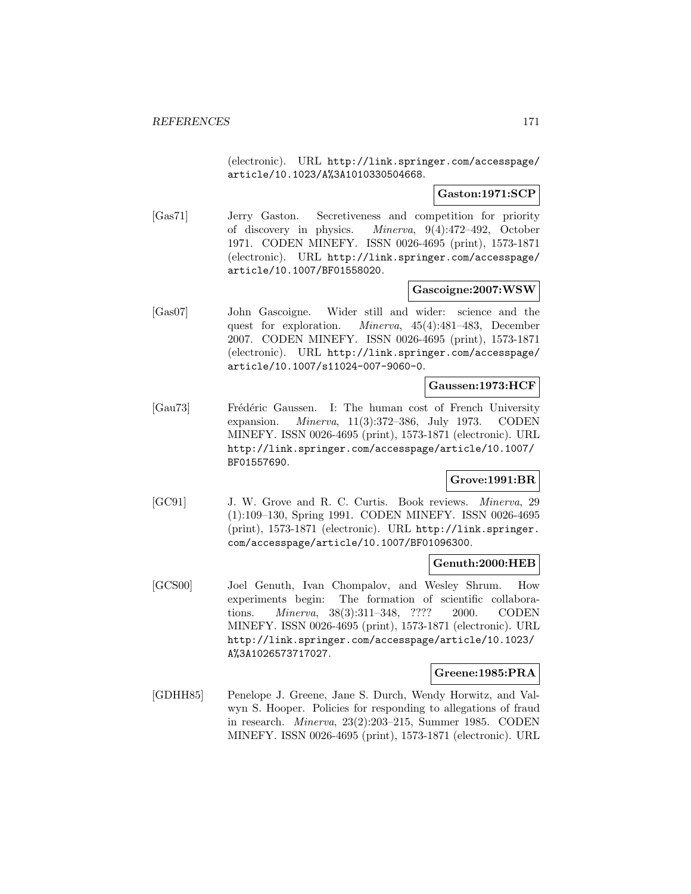(electronic). URL http://link.springer.com/accesspage/article/10.1023/A%3A1010330504668.

**Gaston:1971:SCP**

[Gas71] Jerry Gaston. Secretiveness and competition for priority of discovery in physics. *Minerva*, 9(4):472–492, October 1971. CODEN MINEFY. ISSN 0026-4695 (print), 1573-1871 (electronic). URL http://link.springer.com/accesspage/article/10.1007/BF01558020.

**Gascoigne:2007:WSW**

[Gas07] John Gascoigne. Wider still and wider: science and the quest for exploration. *Minerva*, 45(4):481–483, December 2007. CODEN MINEFY. ISSN 0026-4695 (print), 1573-1871 (electronic). URL http://link.springer.com/accesspage/article/10.1007/s11024-007-9060-0.

**Gaussen:1973:HCF**

[Gau73] Frédéric Gaussen. I: The human cost of French University expansion. *Minerva*, 11(3):372–386, July 1973. CODEN MINEFY. ISSN 0026-4695 (print), 1573-1871 (electronic). URL http://link.springer.com/accesspage/article/10.1007/BF01557690.

**Grove:1991:BR**

[GC91] J. W. Grove and R. C. Curtis. Book reviews. *Minerva*, 29 (1):109–130, Spring 1991. CODEN MINEFY. ISSN 0026-4695 (print), 1573-1871 (electronic). URL http://link.springer.com/accesspage/article/10.1007/BF01096300.

**Genuth:2000:HEB**

[GCS00] Joel Genuth, Ivan Chompalov, and Wesley Shrum. How experiments begin: The formation of scientific collaborations. *Minerva*, 38(3):311–348, ???? 2000. CODEN MINEFY. ISSN 0026-4695 (print), 1573-1871 (electronic). URL http://link.springer.com/accesspage/article/10.1023/A%3A1026573717027.

**Greene:1985:PRA**

[GDHH85] Penelope J. Greene, Jane S. Durch, Wendy Horwitz, and Valwyn S. Hooper. Policies for responding to allegations of fraud in research. *Minerva*, 23(2):203–215, Summer 1985. CODEN MINEFY. ISSN 0026-4695 (print), 1573-1871 (electronic). URL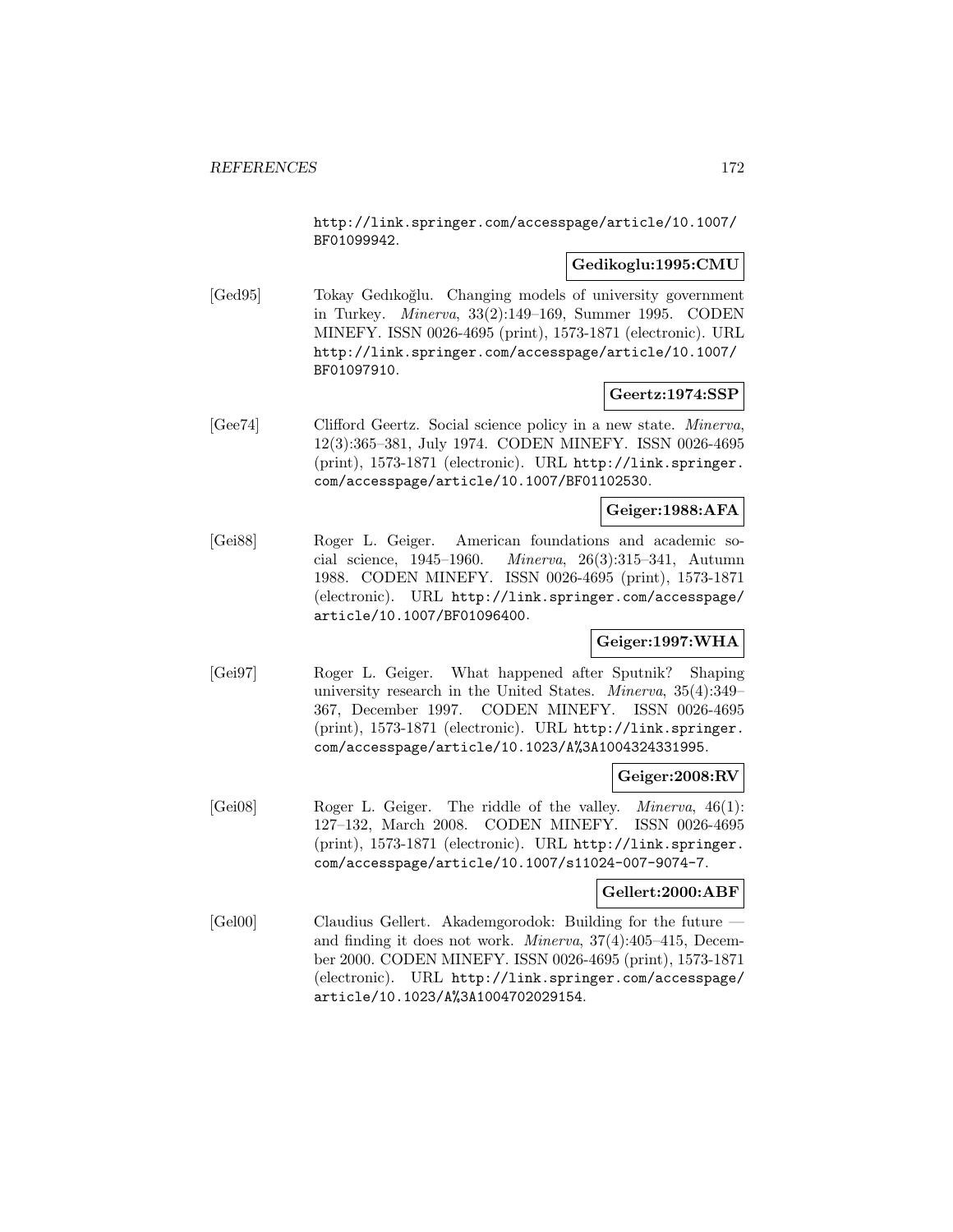http://link.springer.com/accesspage/article/10.1007/BF01099942.

**Gedikoglu:1995:CMU**

[Ged95] Tokay Gedıkoğlu. Changing models of university government in Turkey. *Minerva*, 33(2):149–169, Summer 1995. CODEN MINEFY. ISSN 0026-4695 (print), 1573-1871 (electronic). URL http://link.springer.com/accesspage/article/10.1007/BF01097910.

**Geertz:1974:SSP**

[Gee74] Clifford Geertz. Social science policy in a new state. *Minerva*, 12(3):365–381, July 1974. CODEN MINEFY. ISSN 0026-4695 (print), 1573-1871 (electronic). URL http://link.springer.com/accesspage/article/10.1007/BF01102530.

**Geiger:1988:AFA**

[Gei88] Roger L. Geiger. American foundations and academic social science, 1945–1960. *Minerva*, 26(3):315–341, Autumn 1988. CODEN MINEFY. ISSN 0026-4695 (print), 1573-1871 (electronic). URL http://link.springer.com/accesspage/article/10.1007/BF01096400.

**Geiger:1997:WHA**

[Gei97] Roger L. Geiger. What happened after Sputnik? Shaping university research in the United States. *Minerva*, 35(4):349–367, December 1997. CODEN MINEFY. ISSN 0026-4695 (print), 1573-1871 (electronic). URL http://link.springer.com/accesspage/article/10.1023/A%3A1004324331995.

**Geiger:2008:RV**

[Gei08] Roger L. Geiger. The riddle of the valley. *Minerva*, 46(1): 127–132, March 2008. CODEN MINEFY. ISSN 0026-4695 (print), 1573-1871 (electronic). URL http://link.springer.com/accesspage/article/10.1007/s11024-007-9074-7.

**Gellert:2000:ABF**

[Gel00] Claudius Gellert. Akademgorodok: Building for the future — and finding it does not work. *Minerva*, 37(4):405–415, December 2000. CODEN MINEFY. ISSN 0026-4695 (print), 1573-1871 (electronic). URL http://link.springer.com/accesspage/article/10.1023/A%3A1004702029154.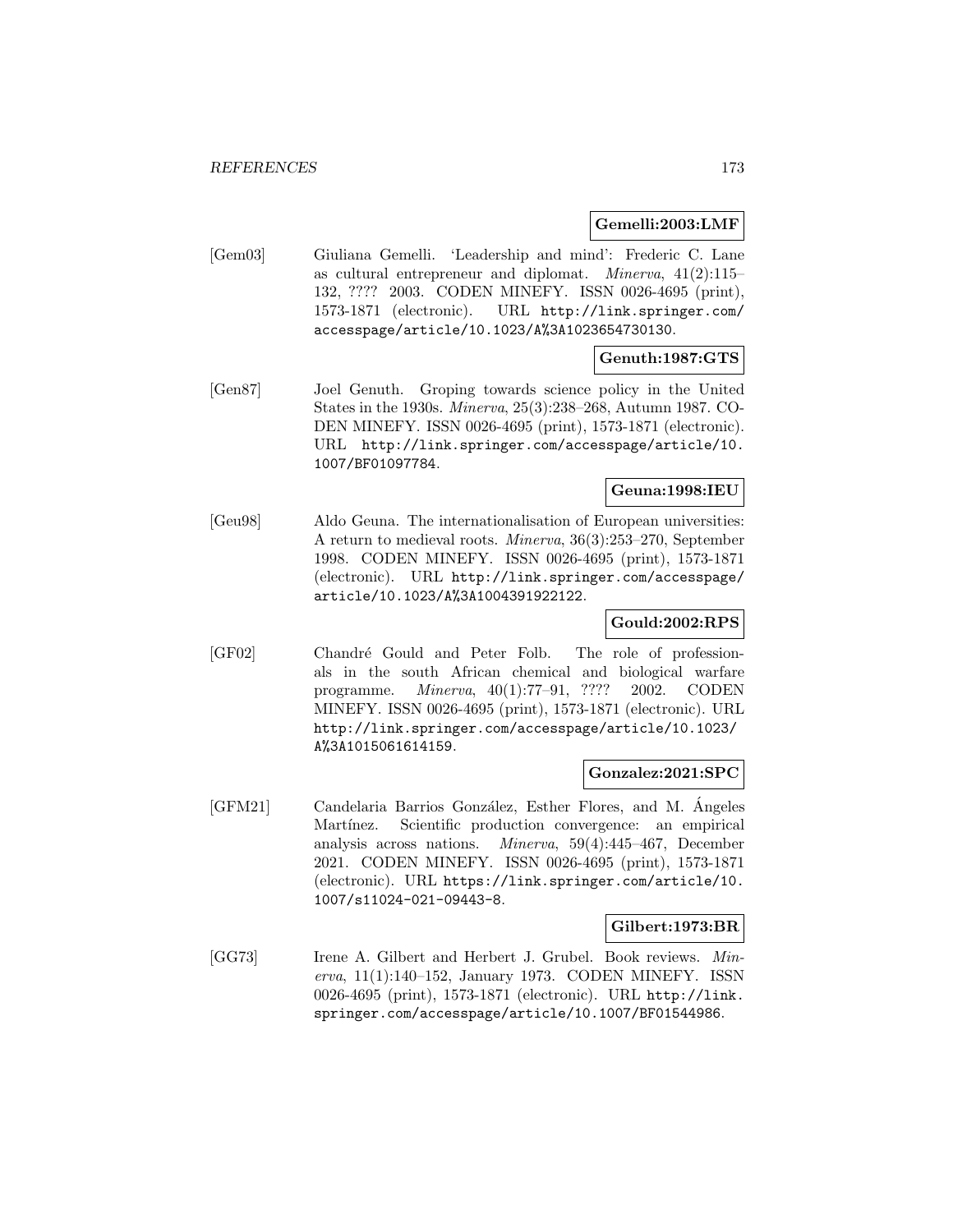**Gemelli:2003:LMF**

[Gem03] Giuliana Gemelli. 'Leadership and mind': Frederic C. Lane as cultural entrepreneur and diplomat. *Minerva*, 41(2):115–132, ???? 2003. CODEN MINEFY. ISSN 0026-4695 (print), 1573-1871 (electronic). URL http://link.springer.com/accesspage/article/10.1023/A%3A1023654730130.

**Genuth:1987:GTS**

[Gen87] Joel Genuth. Groping towards science policy in the United States in the 1930s. *Minerva*, 25(3):238–268, Autumn 1987. CODEN MINEFY. ISSN 0026-4695 (print), 1573-1871 (electronic). URL http://link.springer.com/accesspage/article/10.1007/BF01097784.

**Geuna:1998:IEU**

[Geu98] Aldo Geuna. The internationalisation of European universities: A return to medieval roots. *Minerva*, 36(3):253–270, September 1998. CODEN MINEFY. ISSN 0026-4695 (print), 1573-1871 (electronic). URL http://link.springer.com/accesspage/article/10.1023/A%3A1004391922122.

**Gould:2002:RPS**

[GF02] Chandré Gould and Peter Folb. The role of professionals in the south African chemical and biological warfare programme. *Minerva*, 40(1):77–91, ???? 2002. CODEN MINEFY. ISSN 0026-4695 (print), 1573-1871 (electronic). URL http://link.springer.com/accesspage/article/10.1023/A%3A1015061614159.

**Gonzalez:2021:SPC**

[GFM21] Candelaria Barrios González, Esther Flores, and M. Ángeles Martínez. Scientific production convergence: an empirical analysis across nations. *Minerva*, 59(4):445–467, December 2021. CODEN MINEFY. ISSN 0026-4695 (print), 1573-1871 (electronic). URL https://link.springer.com/article/10.1007/s11024-021-09443-8.

**Gilbert:1973:BR**

[GG73] Irene A. Gilbert and Herbert J. Grubel. Book reviews. *Minerva*, 11(1):140–152, January 1973. CODEN MINEFY. ISSN 0026-4695 (print), 1573-1871 (electronic). URL http://link.springer.com/accesspage/article/10.1007/BF01544986.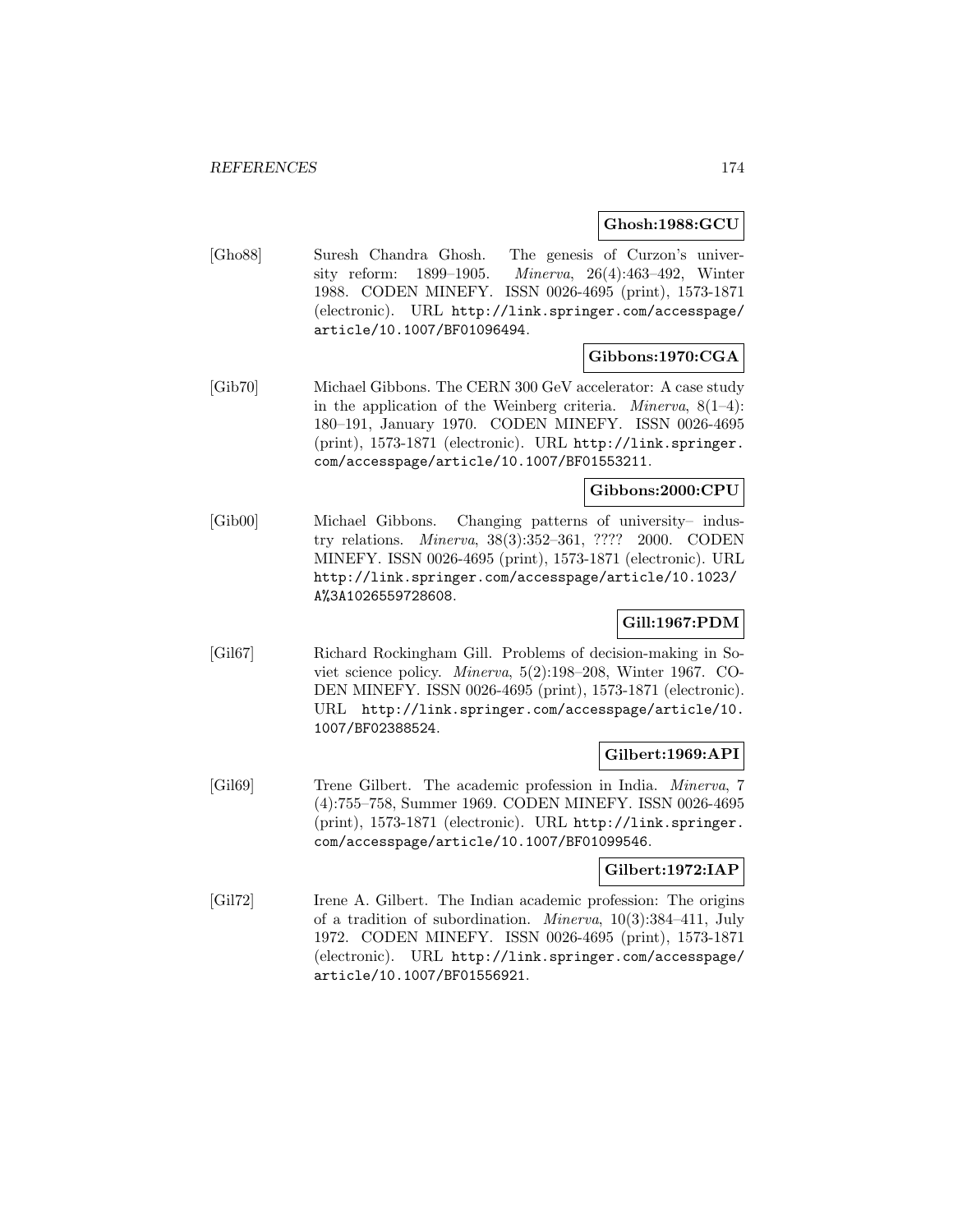**Ghosh:1988:GCU**

[Gho88] Suresh Chandra Ghosh. The genesis of Curzon's university reform: 1899–1905. *Minerva*, 26(4):463–492, Winter 1988. CODEN MINEFY. ISSN 0026-4695 (print), 1573-1871 (electronic). URL http://link.springer.com/accesspage/article/10.1007/BF01096494.

**Gibbons:1970:CGA**

[Gib70] Michael Gibbons. The CERN 300 GeV accelerator: A case study in the application of the Weinberg criteria. *Minerva*, 8(1–4): 180–191, January 1970. CODEN MINEFY. ISSN 0026-4695 (print), 1573-1871 (electronic). URL http://link.springer.com/accesspage/article/10.1007/BF01553211.

**Gibbons:2000:CPU**

[Gib00] Michael Gibbons. Changing patterns of university– industry relations. *Minerva*, 38(3):352–361, ???? 2000. CODEN MINEFY. ISSN 0026-4695 (print), 1573-1871 (electronic). URL http://link.springer.com/accesspage/article/10.1023/A%3A1026559728608.

**Gill:1967:PDM**

[Gil67] Richard Rockingham Gill. Problems of decision-making in Soviet science policy. *Minerva*, 5(2):198–208, Winter 1967. CODEN MINEFY. ISSN 0026-4695 (print), 1573-1871 (electronic). URL http://link.springer.com/accesspage/article/10.1007/BF02388524.

**Gilbert:1969:API**

[Gil69] Trene Gilbert. The academic profession in India. *Minerva*, 7 (4):755–758, Summer 1969. CODEN MINEFY. ISSN 0026-4695 (print), 1573-1871 (electronic). URL http://link.springer.com/accesspage/article/10.1007/BF01099546.

**Gilbert:1972:IAP**

[Gil72] Irene A. Gilbert. The Indian academic profession: The origins of a tradition of subordination. *Minerva*, 10(3):384–411, July 1972. CODEN MINEFY. ISSN 0026-4695 (print), 1573-1871 (electronic). URL http://link.springer.com/accesspage/article/10.1007/BF01556921.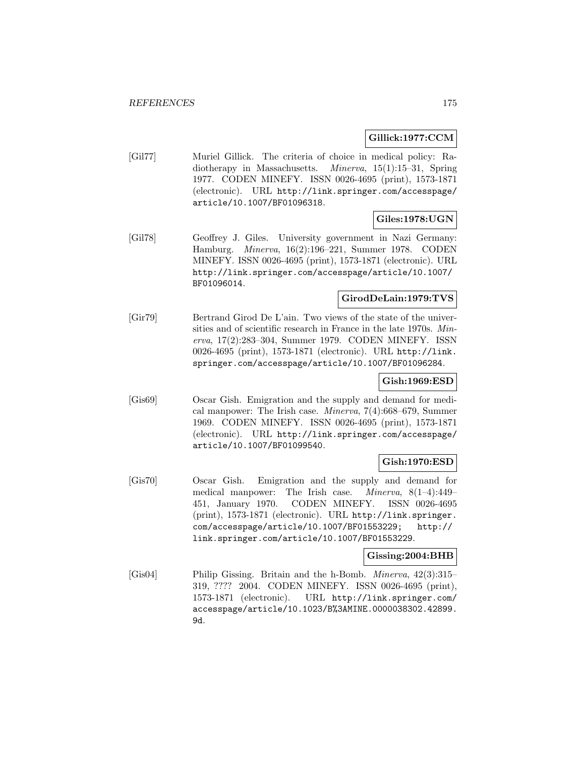**Gillick:1977:CCM**

[Gil77] Muriel Gillick. The criteria of choice in medical policy: Radiotherapy in Massachusetts. *Minerva*, 15(1):15–31, Spring 1977. CODEN MINEFY. ISSN 0026-4695 (print), 1573-1871 (electronic). URL http://link.springer.com/accesspage/article/10.1007/BF01096318.

**Giles:1978:UGN**

[Gil78] Geoffrey J. Giles. University government in Nazi Germany: Hamburg. *Minerva*, 16(2):196–221, Summer 1978. CODEN MINEFY. ISSN 0026-4695 (print), 1573-1871 (electronic). URL http://link.springer.com/accesspage/article/10.1007/BF01096014.

**GirodDeLain:1979:TVS**

[Gir79] Bertrand Girod De L'ain. Two views of the state of the universities and of scientific research in France in the late 1970s. *Minerva*, 17(2):283–304, Summer 1979. CODEN MINEFY. ISSN 0026-4695 (print), 1573-1871 (electronic). URL http://link.springer.com/accesspage/article/10.1007/BF01096284.

**Gish:1969:ESD**

[Gis69] Oscar Gish. Emigration and the supply and demand for medical manpower: The Irish case. *Minerva*, 7(4):668–679, Summer 1969. CODEN MINEFY. ISSN 0026-4695 (print), 1573-1871 (electronic). URL http://link.springer.com/accesspage/article/10.1007/BF01099540.

**Gish:1970:ESD**

[Gis70] Oscar Gish. Emigration and the supply and demand for medical manpower: The Irish case. *Minerva*, 8(1–4):449–451, January 1970. CODEN MINEFY. ISSN 0026-4695 (print), 1573-1871 (electronic). URL http://link.springer.com/accesspage/article/10.1007/BF01553229; http://link.springer.com/article/10.1007/BF01553229.

**Gissing:2004:BHB**

[Gis04] Philip Gissing. Britain and the h-Bomb. *Minerva*, 42(3):315–319, ???? 2004. CODEN MINEFY. ISSN 0026-4695 (print), 1573-1871 (electronic). URL http://link.springer.com/accesspage/article/10.1023/B%3AMINE.0000038302.42899.9d.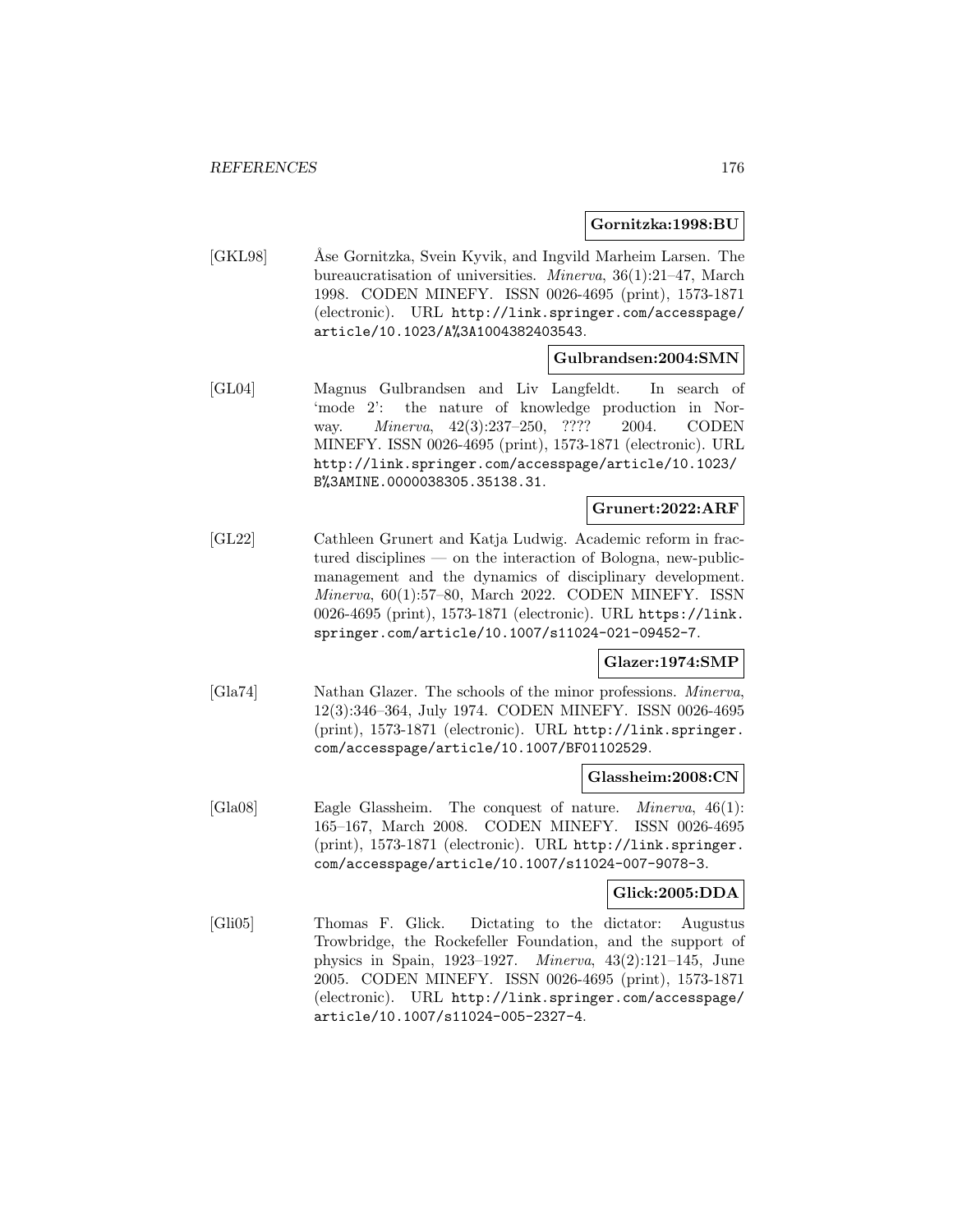**Gornitzka:1998:BU**

[GKL98] Åse Gornitzka, Svein Kyvik, and Ingvild Marheim Larsen. The bureaucratisation of universities. *Minerva*, 36(1):21–47, March 1998. CODEN MINEFY. ISSN 0026-4695 (print), 1573-1871 (electronic). URL http://link.springer.com/accesspage/article/10.1023/A%3A1004382403543.

**Gulbrandsen:2004:SMN**

[GL04] Magnus Gulbrandsen and Liv Langfeldt. In search of 'mode 2': the nature of knowledge production in Norway. *Minerva*, 42(3):237–250, ???? 2004. CODEN MINEFY. ISSN 0026-4695 (print), 1573-1871 (electronic). URL http://link.springer.com/accesspage/article/10.1023/B%3AMINE.0000038305.35138.31.

**Grunert:2022:ARF**

[GL22] Cathleen Grunert and Katja Ludwig. Academic reform in fractured disciplines — on the interaction of Bologna, new-public-management and the dynamics of disciplinary development. *Minerva*, 60(1):57–80, March 2022. CODEN MINEFY. ISSN 0026-4695 (print), 1573-1871 (electronic). URL https://link.springer.com/article/10.1007/s11024-021-09452-7.

**Glazer:1974:SMP**

[Gla74] Nathan Glazer. The schools of the minor professions. *Minerva*, 12(3):346–364, July 1974. CODEN MINEFY. ISSN 0026-4695 (print), 1573-1871 (electronic). URL http://link.springer.com/accesspage/article/10.1007/BF01102529.

**Glassheim:2008:CN**

[Gla08] Eagle Glassheim. The conquest of nature. *Minerva*, 46(1): 165–167, March 2008. CODEN MINEFY. ISSN 0026-4695 (print), 1573-1871 (electronic). URL http://link.springer.com/accesspage/article/10.1007/s11024-007-9078-3.

**Glick:2005:DDA**

[Gli05] Thomas F. Glick. Dictating to the dictator: Augustus Trowbridge, the Rockefeller Foundation, and the support of physics in Spain, 1923–1927. *Minerva*, 43(2):121–145, June 2005. CODEN MINEFY. ISSN 0026-4695 (print), 1573-1871 (electronic). URL http://link.springer.com/accesspage/article/10.1007/s11024-005-2327-4.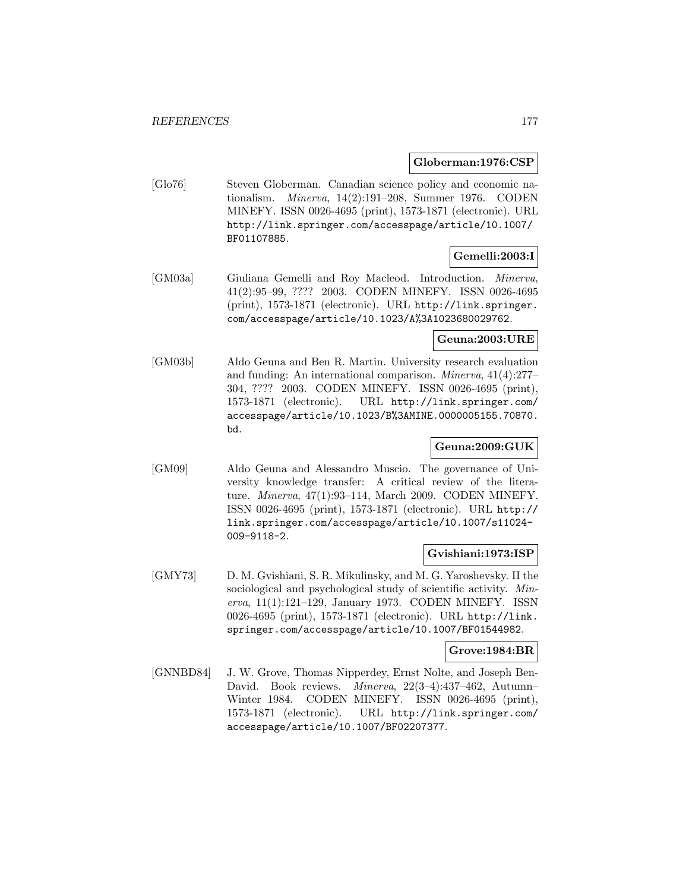**Globerman:1976:CSP**

[Glo76] Steven Globerman. Canadian science policy and economic nationalism. *Minerva*, 14(2):191–208, Summer 1976. CODEN MINEFY. ISSN 0026-4695 (print), 1573-1871 (electronic). URL http://link.springer.com/accesspage/article/10.1007/BF01107885.

**Gemelli:2003:I**

[GM03a] Giuliana Gemelli and Roy Macleod. Introduction. *Minerva*, 41(2):95–99, ???? 2003. CODEN MINEFY. ISSN 0026-4695 (print), 1573-1871 (electronic). URL http://link.springer.com/accesspage/article/10.1023/A%3A1023680029762.

**Geuna:2003:URE**

[GM03b] Aldo Geuna and Ben R. Martin. University research evaluation and funding: An international comparison. *Minerva*, 41(4):277–304, ???? 2003. CODEN MINEFY. ISSN 0026-4695 (print), 1573-1871 (electronic). URL http://link.springer.com/accesspage/article/10.1023/B%3AMINE.0000005155.70870.bd.

**Geuna:2009:GUK**

[GM09] Aldo Geuna and Alessandro Muscio. The governance of University knowledge transfer: A critical review of the literature. *Minerva*, 47(1):93–114, March 2009. CODEN MINEFY. ISSN 0026-4695 (print), 1573-1871 (electronic). URL http://link.springer.com/accesspage/article/10.1007/s11024-009-9118-2.

**Gvishiani:1973:ISP**

[GMY73] D. M. Gvishiani, S. R. Mikulinsky, and M. G. Yaroshevsky. II the sociological and psychological study of scientific activity. *Minerva*, 11(1):121–129, January 1973. CODEN MINEFY. ISSN 0026-4695 (print), 1573-1871 (electronic). URL http://link.springer.com/accesspage/article/10.1007/BF01544982.

**Grove:1984:BR**

[GNNBD84] J. W. Grove, Thomas Nipperdey, Ernst Nolte, and Joseph Ben-David. Book reviews. *Minerva*, 22(3–4):437–462, Autumn–Winter 1984. CODEN MINEFY. ISSN 0026-4695 (print), 1573-1871 (electronic). URL http://link.springer.com/accesspage/article/10.1007/BF02207377.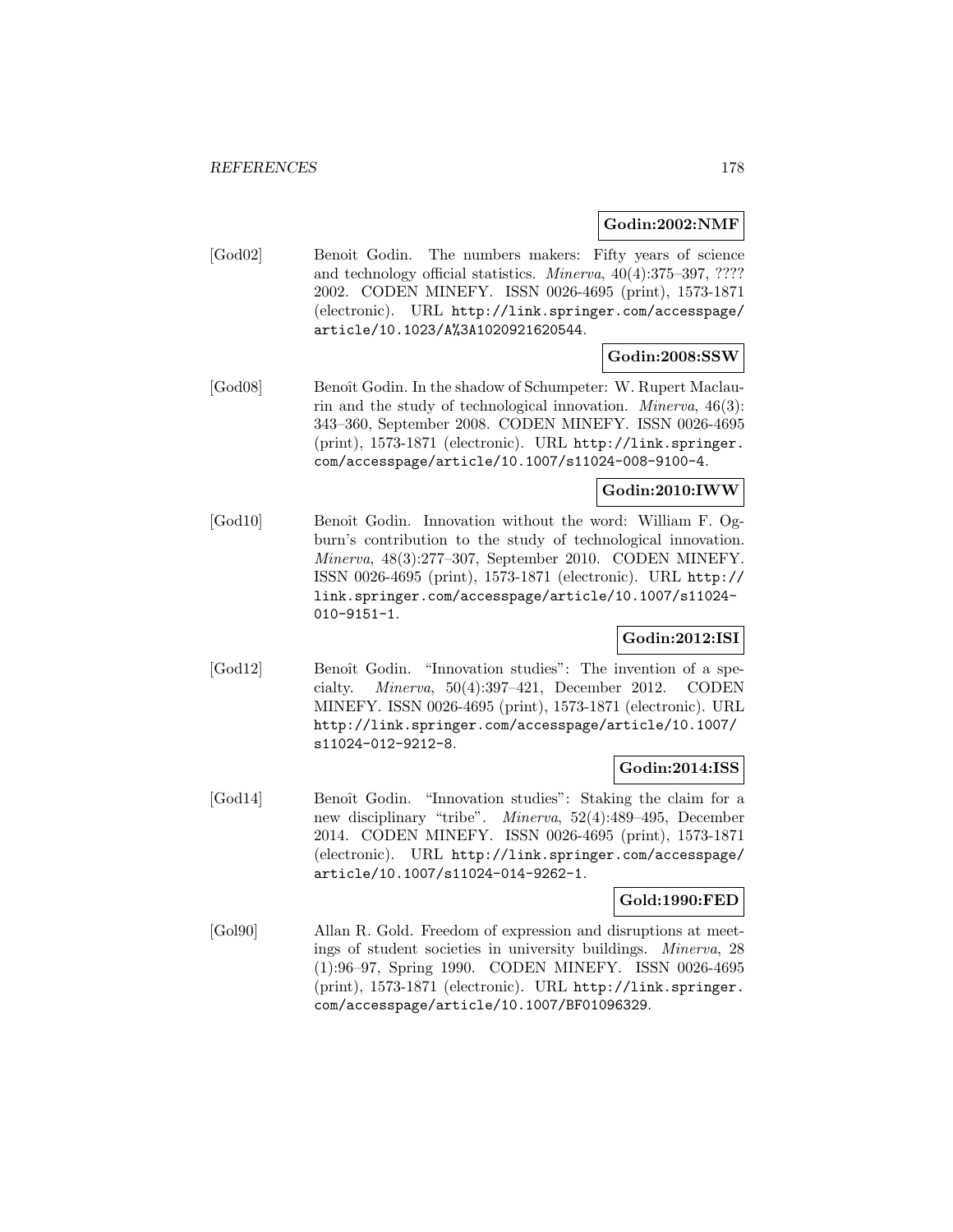**Godin:2002:NMF**

[God02] Benoit Godin. The numbers makers: Fifty years of science and technology official statistics. *Minerva*, 40(4):375–397, ???? 2002. CODEN MINEFY. ISSN 0026-4695 (print), 1573-1871 (electronic). URL http://link.springer.com/accesspage/article/10.1023/A%3A1020921620544.

**Godin:2008:SSW**

[God08] Benoît Godin. In the shadow of Schumpeter: W. Rupert Maclaurin and the study of technological innovation. *Minerva*, 46(3): 343–360, September 2008. CODEN MINEFY. ISSN 0026-4695 (print), 1573-1871 (electronic). URL http://link.springer.com/accesspage/article/10.1007/s11024-008-9100-4.

**Godin:2010:IWW**

[God10] Benoît Godin. Innovation without the word: William F. Ogburn's contribution to the study of technological innovation. *Minerva*, 48(3):277–307, September 2010. CODEN MINEFY. ISSN 0026-4695 (print), 1573-1871 (electronic). URL http://link.springer.com/accesspage/article/10.1007/s11024-010-9151-1.

**Godin:2012:ISI**

[God12] Benoît Godin. "Innovation studies": The invention of a specialty. *Minerva*, 50(4):397–421, December 2012. CODEN MINEFY. ISSN 0026-4695 (print), 1573-1871 (electronic). URL http://link.springer.com/accesspage/article/10.1007/s11024-012-9212-8.

**Godin:2014:ISS**

[God14] Benoît Godin. "Innovation studies": Staking the claim for a new disciplinary "tribe". *Minerva*, 52(4):489–495, December 2014. CODEN MINEFY. ISSN 0026-4695 (print), 1573-1871 (electronic). URL http://link.springer.com/accesspage/article/10.1007/s11024-014-9262-1.

**Gold:1990:FED**

[Gol90] Allan R. Gold. Freedom of expression and disruptions at meetings of student societies in university buildings. *Minerva*, 28 (1):96–97, Spring 1990. CODEN MINEFY. ISSN 0026-4695 (print), 1573-1871 (electronic). URL http://link.springer.com/accesspage/article/10.1007/BF01096329.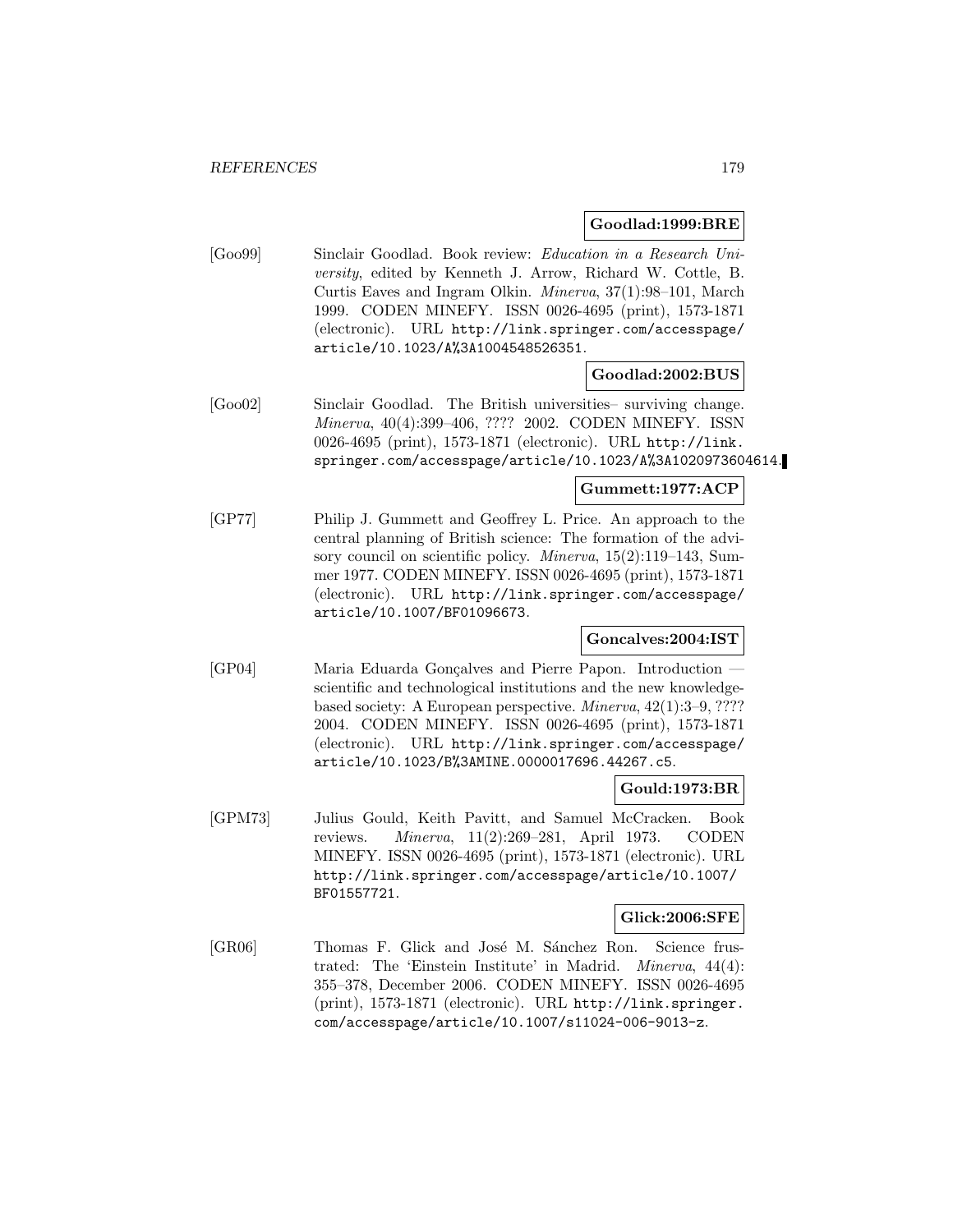**Goodlad:1999:BRE**

[Goo99] Sinclair Goodlad. Book review: *Education in a Research University*, edited by Kenneth J. Arrow, Richard W. Cottle, B. Curtis Eaves and Ingram Olkin. *Minerva*, 37(1):98–101, March 1999. CODEN MINEFY. ISSN 0026-4695 (print), 1573-1871 (electronic). URL http://link.springer.com/accesspage/article/10.1023/A%3A1004548526351.

**Goodlad:2002:BUS**

[Goo02] Sinclair Goodlad. The British universities– surviving change. *Minerva*, 40(4):399–406, ???? 2002. CODEN MINEFY. ISSN 0026-4695 (print), 1573-1871 (electronic). URL http://link.springer.com/accesspage/article/10.1023/A%3A1020973604614.

**Gummett:1977:ACP**

[GP77] Philip J. Gummett and Geoffrey L. Price. An approach to the central planning of British science: The formation of the advisory council on scientific policy. *Minerva*, 15(2):119–143, Summer 1977. CODEN MINEFY. ISSN 0026-4695 (print), 1573-1871 (electronic). URL http://link.springer.com/accesspage/article/10.1007/BF01096673.

**Goncalves:2004:IST**

[GP04] Maria Eduarda Gonçalves and Pierre Papon. Introduction — scientific and technological institutions and the new knowledge-based society: A European perspective. *Minerva*, 42(1):3–9, ???? 2004. CODEN MINEFY. ISSN 0026-4695 (print), 1573-1871 (electronic). URL http://link.springer.com/accesspage/article/10.1023/B%3AMINE.0000017696.44267.c5.

**Gould:1973:BR**

[GPM73] Julius Gould, Keith Pavitt, and Samuel McCracken. Book reviews. *Minerva*, 11(2):269–281, April 1973. CODEN MINEFY. ISSN 0026-4695 (print), 1573-1871 (electronic). URL http://link.springer.com/accesspage/article/10.1007/BF01557721.

**Glick:2006:SFE**

[GR06] Thomas F. Glick and José M. Sánchez Ron. Science frustrated: The 'Einstein Institute' in Madrid. *Minerva*, 44(4):355–378, December 2006. CODEN MINEFY. ISSN 0026-4695 (print), 1573-1871 (electronic). URL http://link.springer.com/accesspage/article/10.1007/s11024-006-9013-z.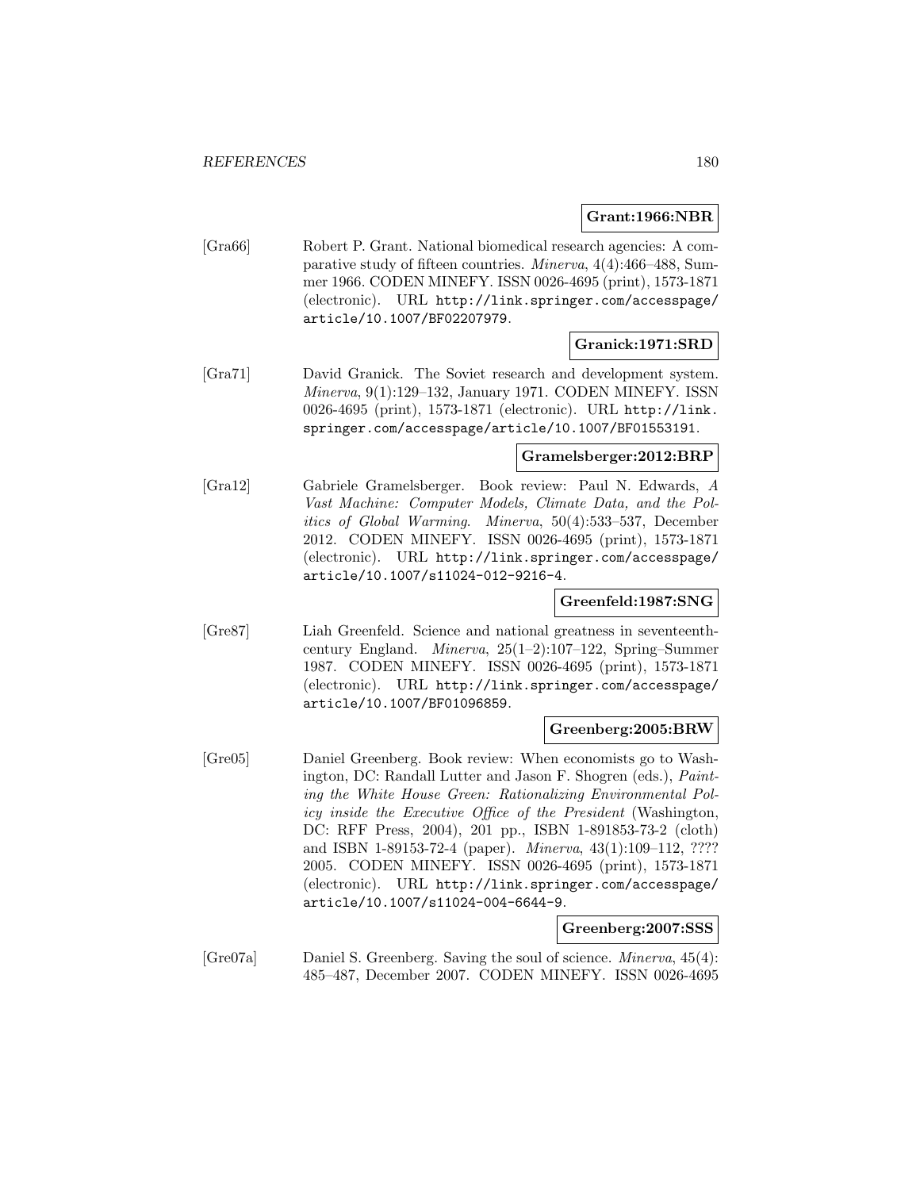**Grant:1966:NBR**

[Gra66] Robert P. Grant. National biomedical research agencies: A comparative study of fifteen countries. *Minerva*, 4(4):466–488, Summer 1966. CODEN MINEFY. ISSN 0026-4695 (print), 1573-1871 (electronic). URL `http://link.springer.com/accesspage/article/10.1007/BF02207979`.

**Granick:1971:SRD**

[Gra71] David Granick. The Soviet research and development system. *Minerva*, 9(1):129–132, January 1971. CODEN MINEFY. ISSN 0026-4695 (print), 1573-1871 (electronic). URL `http://link.springer.com/accesspage/article/10.1007/BF01553191`.

**Gramelsberger:2012:BRP**

[Gra12] Gabriele Gramelsberger. Book review: Paul N. Edwards, *A Vast Machine: Computer Models, Climate Data, and the Politics of Global Warming*. *Minerva*, 50(4):533–537, December 2012. CODEN MINEFY. ISSN 0026-4695 (print), 1573-1871 (electronic). URL `http://link.springer.com/accesspage/article/10.1007/s11024-012-9216-4`.

**Greenfeld:1987:SNG**

[Gre87] Liah Greenfeld. Science and national greatness in seventeenth-century England. *Minerva*, 25(1–2):107–122, Spring–Summer 1987. CODEN MINEFY. ISSN 0026-4695 (print), 1573-1871 (electronic). URL `http://link.springer.com/accesspage/article/10.1007/BF01096859`.

**Greenberg:2005:BRW**

[Gre05] Daniel Greenberg. Book review: When economists go to Washington, DC: Randall Lutter and Jason F. Shogren (eds.), *Painting the White House Green: Rationalizing Environmental Policy inside the Executive Office of the President* (Washington, DC: RFF Press, 2004), 201 pp., ISBN 1-891853-73-2 (cloth) and ISBN 1-89153-72-4 (paper). *Minerva*, 43(1):109–112, ???? 2005. CODEN MINEFY. ISSN 0026-4695 (print), 1573-1871 (electronic). URL `http://link.springer.com/accesspage/article/10.1007/s11024-004-6644-9`.

**Greenberg:2007:SSS**

[Gre07a] Daniel S. Greenberg. Saving the soul of science. *Minerva*, 45(4): 485–487, December 2007. CODEN MINEFY. ISSN 0026-4695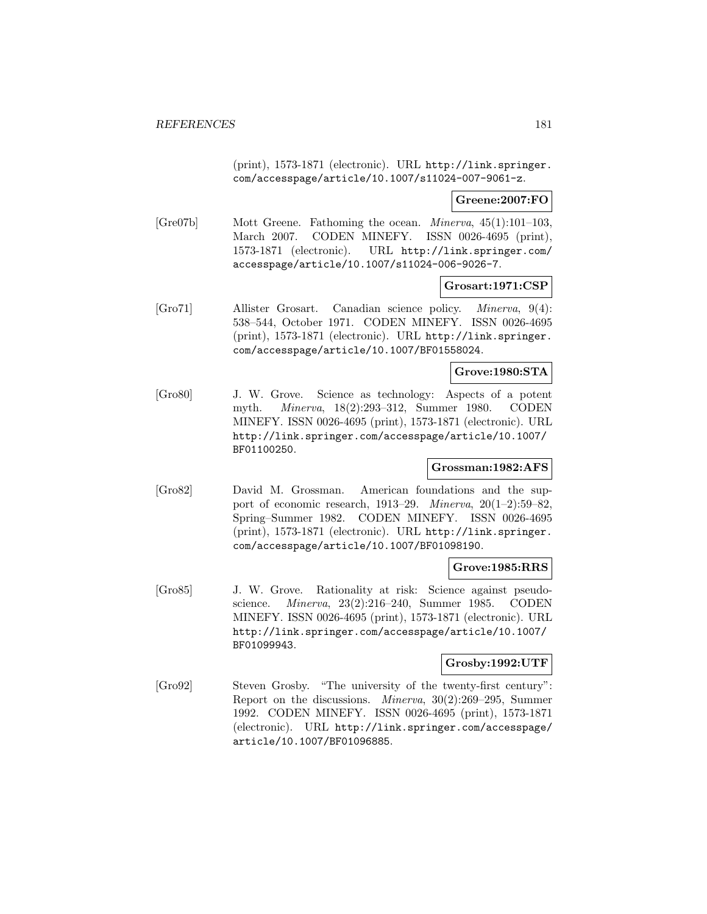(print), 1573-1871 (electronic). URL http://link.springer.com/accesspage/article/10.1007/s11024-007-9061-z.

**Greene:2007:FO**

[Gre07b] Mott Greene. Fathoming the ocean. *Minerva*, 45(1):101–103, March 2007. CODEN MINEFY. ISSN 0026-4695 (print), 1573-1871 (electronic). URL http://link.springer.com/accesspage/article/10.1007/s11024-006-9026-7.

**Grosart:1971:CSP**

[Gro71] Allister Grosart. Canadian science policy. *Minerva*, 9(4): 538–544, October 1971. CODEN MINEFY. ISSN 0026-4695 (print), 1573-1871 (electronic). URL http://link.springer.com/accesspage/article/10.1007/BF01558024.

**Grove:1980:STA**

[Gro80] J. W. Grove. Science as technology: Aspects of a potent myth. *Minerva*, 18(2):293–312, Summer 1980. CODEN MINEFY. ISSN 0026-4695 (print), 1573-1871 (electronic). URL http://link.springer.com/accesspage/article/10.1007/BF01100250.

**Grossman:1982:AFS**

[Gro82] David M. Grossman. American foundations and the support of economic research, 1913–29. *Minerva*, 20(1–2):59–82, Spring–Summer 1982. CODEN MINEFY. ISSN 0026-4695 (print), 1573-1871 (electronic). URL http://link.springer.com/accesspage/article/10.1007/BF01098190.

**Grove:1985:RRS**

[Gro85] J. W. Grove. Rationality at risk: Science against pseudoscience. *Minerva*, 23(2):216–240, Summer 1985. CODEN MINEFY. ISSN 0026-4695 (print), 1573-1871 (electronic). URL http://link.springer.com/accesspage/article/10.1007/BF01099943.

**Grosby:1992:UTF**

[Gro92] Steven Grosby. "The university of the twenty-first century": Report on the discussions. *Minerva*, 30(2):269–295, Summer 1992. CODEN MINEFY. ISSN 0026-4695 (print), 1573-1871 (electronic). URL http://link.springer.com/accesspage/article/10.1007/BF01096885.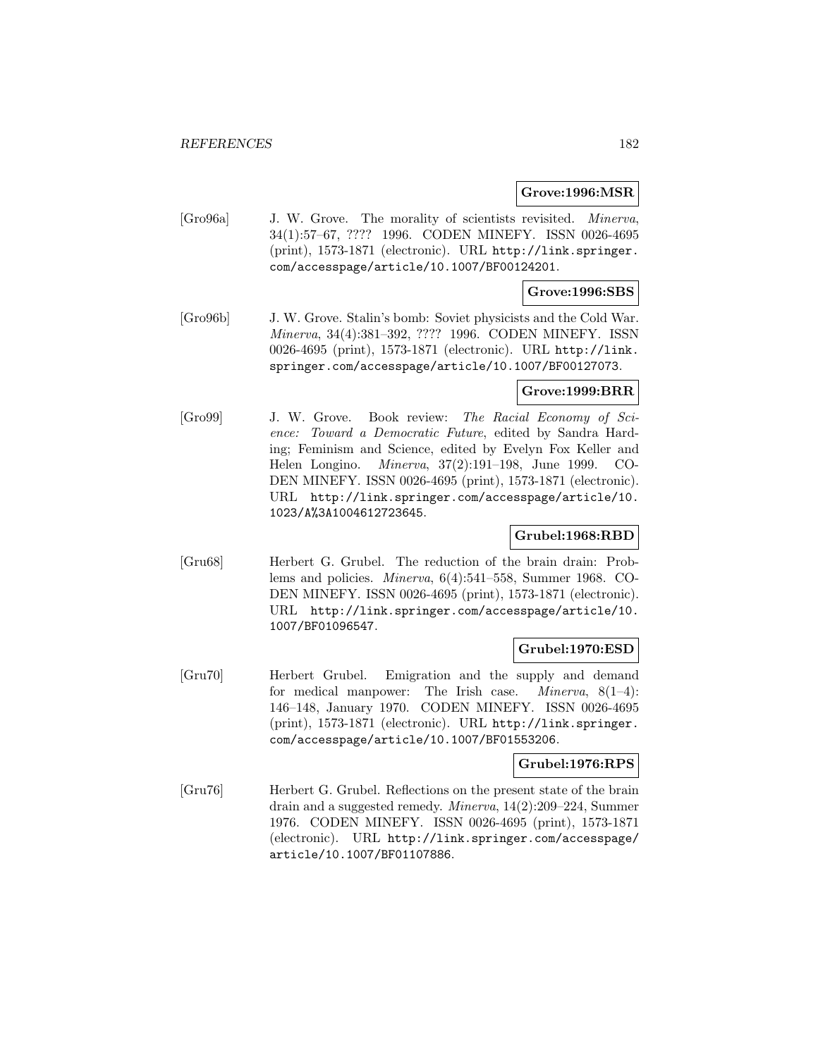**Grove:1996:MSR**

[Gro96a] J. W. Grove. The morality of scientists revisited. *Minerva*, 34(1):57–67, ???? 1996. CODEN MINEFY. ISSN 0026-4695 (print), 1573-1871 (electronic). URL http://link.springer.com/accesspage/article/10.1007/BF00124201.

**Grove:1996:SBS**

[Gro96b] J. W. Grove. Stalin's bomb: Soviet physicists and the Cold War. *Minerva*, 34(4):381–392, ???? 1996. CODEN MINEFY. ISSN 0026-4695 (print), 1573-1871 (electronic). URL http://link.springer.com/accesspage/article/10.1007/BF00127073.

**Grove:1999:BRR**

[Gro99] J. W. Grove. Book review: *The Racial Economy of Science: Toward a Democratic Future*, edited by Sandra Harding; Feminism and Science, edited by Evelyn Fox Keller and Helen Longino. *Minerva*, 37(2):191–198, June 1999. CODEN MINEFY. ISSN 0026-4695 (print), 1573-1871 (electronic). URL http://link.springer.com/accesspage/article/10.1023/A%3A1004612723645.

**Grubel:1968:RBD**

[Gru68] Herbert G. Grubel. The reduction of the brain drain: Problems and policies. *Minerva*, 6(4):541–558, Summer 1968. CODEN MINEFY. ISSN 0026-4695 (print), 1573-1871 (electronic). URL http://link.springer.com/accesspage/article/10.1007/BF01096547.

**Grubel:1970:ESD**

[Gru70] Herbert Grubel. Emigration and the supply and demand for medical manpower: The Irish case. *Minerva*, 8(1–4): 146–148, January 1970. CODEN MINEFY. ISSN 0026-4695 (print), 1573-1871 (electronic). URL http://link.springer.com/accesspage/article/10.1007/BF01553206.

**Grubel:1976:RPS**

[Gru76] Herbert G. Grubel. Reflections on the present state of the brain drain and a suggested remedy. *Minerva*, 14(2):209–224, Summer 1976. CODEN MINEFY. ISSN 0026-4695 (print), 1573-1871 (electronic). URL http://link.springer.com/accesspage/article/10.1007/BF01107886.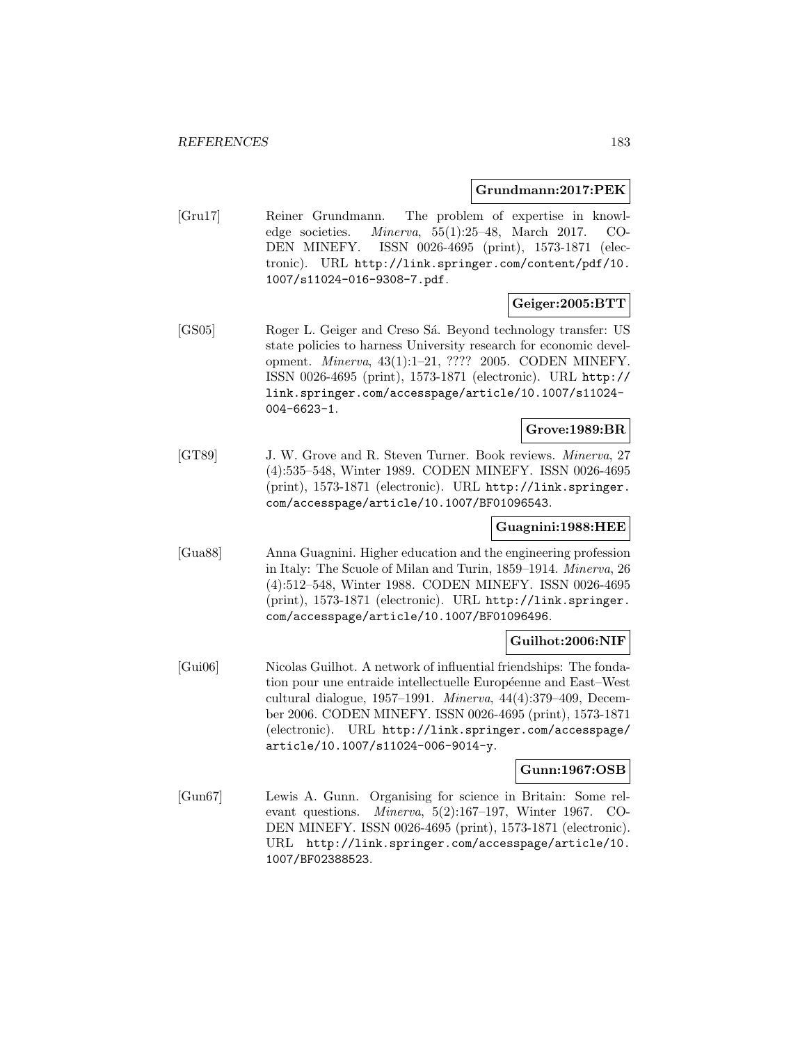**Grundmann:2017:PEK**

[Gru17] Reiner Grundmann. The problem of expertise in knowledge societies. *Minerva*, 55(1):25–48, March 2017. CODEN MINEFY. ISSN 0026-4695 (print), 1573-1871 (electronic). URL http://link.springer.com/content/pdf/10.1007/s11024-016-9308-7.pdf.

**Geiger:2005:BTT**

[GS05] Roger L. Geiger and Creso Sá. Beyond technology transfer: US state policies to harness University research for economic development. *Minerva*, 43(1):1–21, ???? 2005. CODEN MINEFY. ISSN 0026-4695 (print), 1573-1871 (electronic). URL http://link.springer.com/accesspage/article/10.1007/s11024-004-6623-1.

**Grove:1989:BR**

[GT89] J. W. Grove and R. Steven Turner. Book reviews. *Minerva*, 27 (4):535–548, Winter 1989. CODEN MINEFY. ISSN 0026-4695 (print), 1573-1871 (electronic). URL http://link.springer.com/accesspage/article/10.1007/BF01096543.

**Guagnini:1988:HEE**

[Gua88] Anna Guagnini. Higher education and the engineering profession in Italy: The Scuole of Milan and Turin, 1859–1914. *Minerva*, 26 (4):512–548, Winter 1988. CODEN MINEFY. ISSN 0026-4695 (print), 1573-1871 (electronic). URL http://link.springer.com/accesspage/article/10.1007/BF01096496.

**Guilhot:2006:NIF**

[Gui06] Nicolas Guilhot. A network of influential friendships: The fondation pour une entraide intellectuelle Européenne and East–West cultural dialogue, 1957–1991. *Minerva*, 44(4):379–409, December 2006. CODEN MINEFY. ISSN 0026-4695 (print), 1573-1871 (electronic). URL http://link.springer.com/accesspage/article/10.1007/s11024-006-9014-y.

**Gunn:1967:OSB**

[Gun67] Lewis A. Gunn. Organising for science in Britain: Some relevant questions. *Minerva*, 5(2):167–197, Winter 1967. CODEN MINEFY. ISSN 0026-4695 (print), 1573-1871 (electronic). URL http://link.springer.com/accesspage/article/10.1007/BF02388523.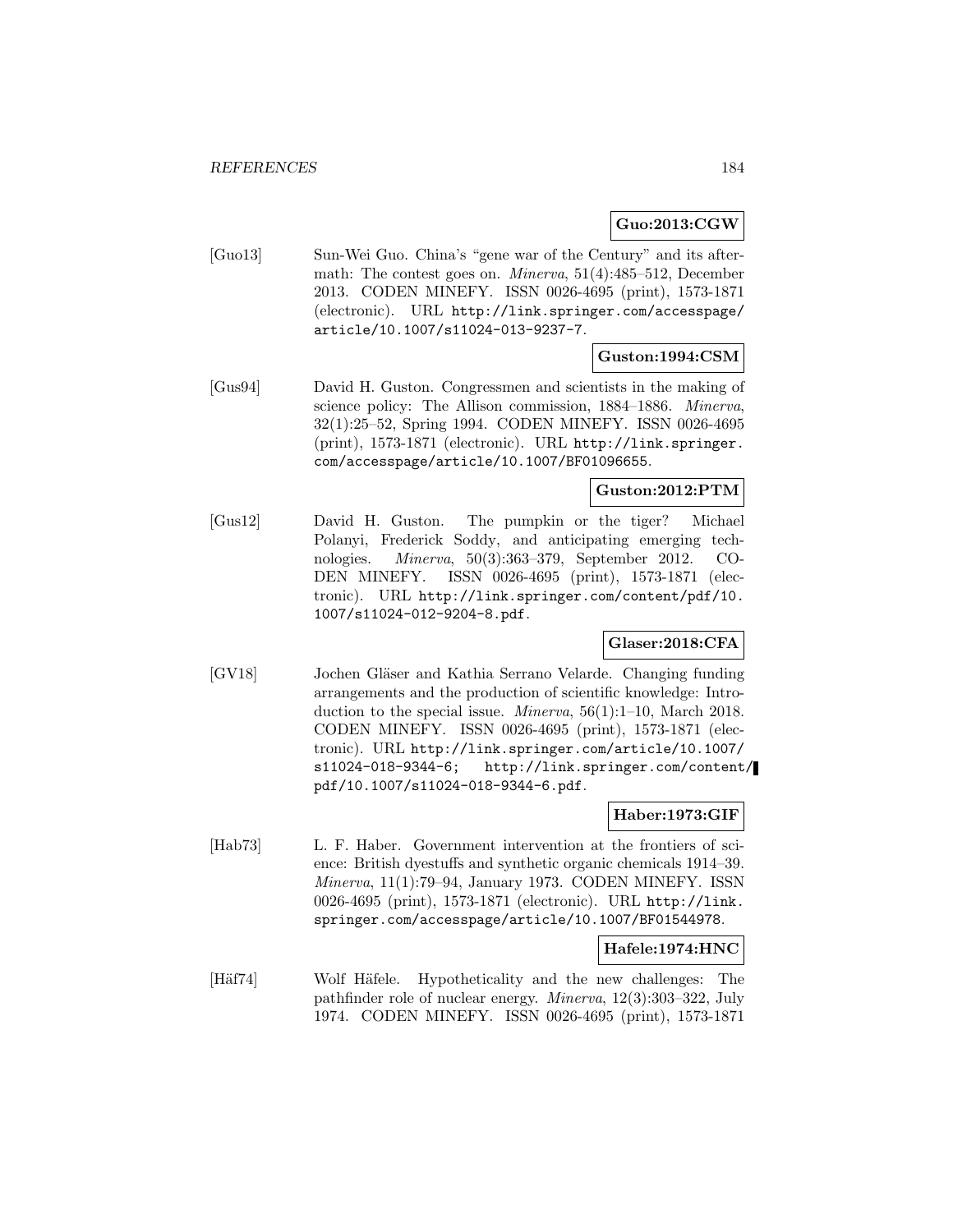**Guo:2013:CGW**

[Guo13] Sun-Wei Guo. China's "gene war of the Century" and its aftermath: The contest goes on. *Minerva*, 51(4):485–512, December 2013. CODEN MINEFY. ISSN 0026-4695 (print), 1573-1871 (electronic). URL http://link.springer.com/accesspage/article/10.1007/s11024-013-9237-7.

**Guston:1994:CSM**

[Gus94] David H. Guston. Congressmen and scientists in the making of science policy: The Allison commission, 1884–1886. *Minerva*, 32(1):25–52, Spring 1994. CODEN MINEFY. ISSN 0026-4695 (print), 1573-1871 (electronic). URL http://link.springer.com/accesspage/article/10.1007/BF01096655.

**Guston:2012:PTM**

[Gus12] David H. Guston. The pumpkin or the tiger? Michael Polanyi, Frederick Soddy, and anticipating emerging technologies. *Minerva*, 50(3):363–379, September 2012. CODEN MINEFY. ISSN 0026-4695 (print), 1573-1871 (electronic). URL http://link.springer.com/content/pdf/10.1007/s11024-012-9204-8.pdf.

**Glaser:2018:CFA**

[GV18] Jochen Gläser and Kathia Serrano Velarde. Changing funding arrangements and the production of scientific knowledge: Introduction to the special issue. *Minerva*, 56(1):1–10, March 2018. CODEN MINEFY. ISSN 0026-4695 (print), 1573-1871 (electronic). URL http://link.springer.com/article/10.1007/s11024-018-9344-6; http://link.springer.com/content/pdf/10.1007/s11024-018-9344-6.pdf.

**Haber:1973:GIF**

[Hab73] L. F. Haber. Government intervention at the frontiers of science: British dyestuffs and synthetic organic chemicals 1914–39. *Minerva*, 11(1):79–94, January 1973. CODEN MINEFY. ISSN 0026-4695 (print), 1573-1871 (electronic). URL http://link.springer.com/accesspage/article/10.1007/BF01544978.

**Hafele:1974:HNC**

[Häf74] Wolf Häfele. Hypotheticality and the new challenges: The pathfinder role of nuclear energy. *Minerva*, 12(3):303–322, July 1974. CODEN MINEFY. ISSN 0026-4695 (print), 1573-1871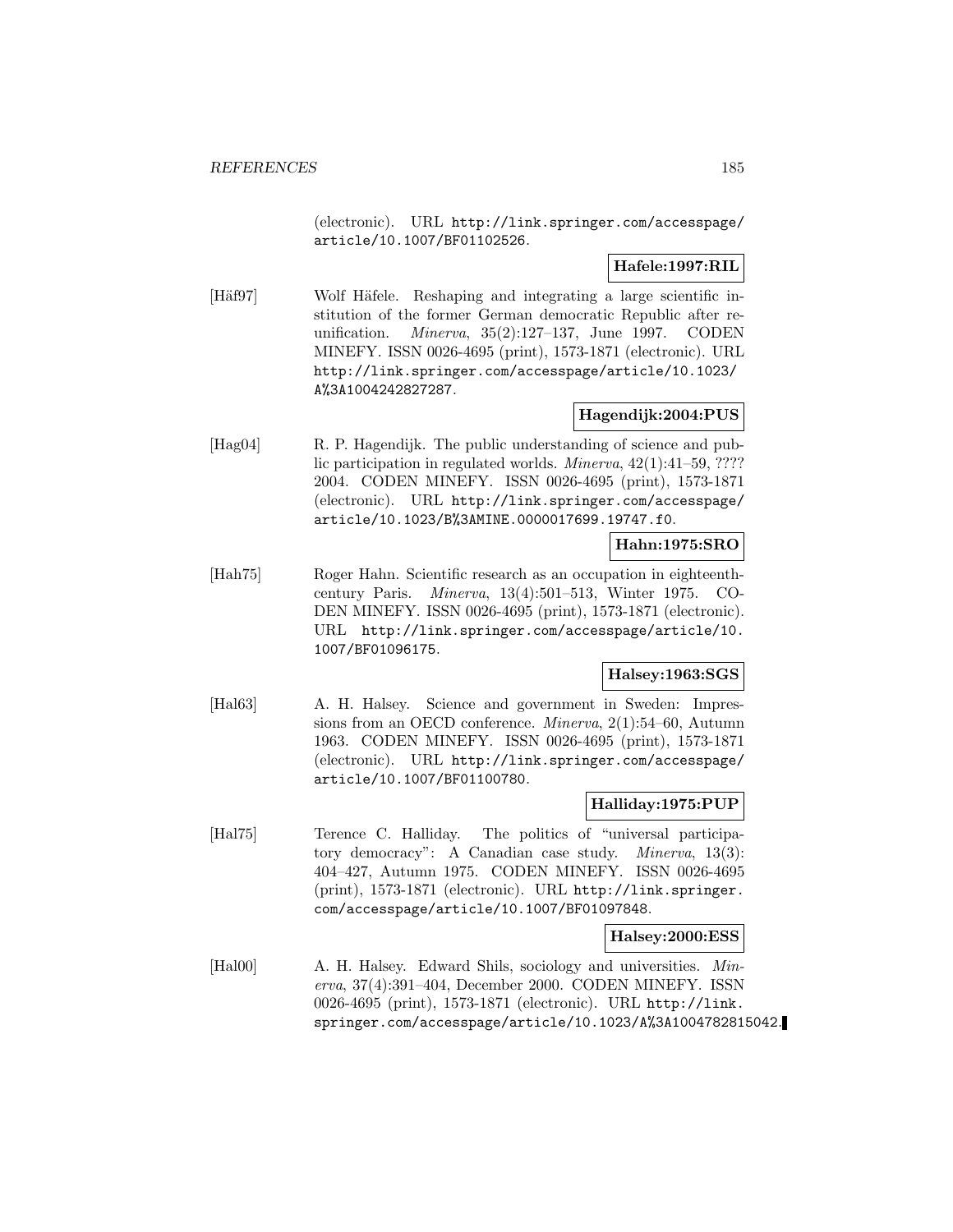(electronic). URL http://link.springer.com/accesspage/article/10.1007/BF01102526.

**Hafele:1997:RIL**

[Häf97] Wolf Häfele. Reshaping and integrating a large scientific institution of the former German democratic Republic after reunification. *Minerva*, 35(2):127–137, June 1997. CODEN MINEFY. ISSN 0026-4695 (print), 1573-1871 (electronic). URL http://link.springer.com/accesspage/article/10.1023/A%3A1004242827287.

**Hagendijk:2004:PUS**

[Hag04] R. P. Hagendijk. The public understanding of science and public participation in regulated worlds. *Minerva*, 42(1):41–59, ???? 2004. CODEN MINEFY. ISSN 0026-4695 (print), 1573-1871 (electronic). URL http://link.springer.com/accesspage/article/10.1023/B%3AMINE.0000017699.19747.f0.

**Hahn:1975:SRO**

[Hah75] Roger Hahn. Scientific research as an occupation in eighteenth-century Paris. *Minerva*, 13(4):501–513, Winter 1975. CODEN MINEFY. ISSN 0026-4695 (print), 1573-1871 (electronic). URL http://link.springer.com/accesspage/article/10.1007/BF01096175.

**Halsey:1963:SGS**

[Hal63] A. H. Halsey. Science and government in Sweden: Impressions from an OECD conference. *Minerva*, 2(1):54–60, Autumn 1963. CODEN MINEFY. ISSN 0026-4695 (print), 1573-1871 (electronic). URL http://link.springer.com/accesspage/article/10.1007/BF01100780.

**Halliday:1975:PUP**

[Hal75] Terence C. Halliday. The politics of "universal participatory democracy": A Canadian case study. *Minerva*, 13(3): 404–427, Autumn 1975. CODEN MINEFY. ISSN 0026-4695 (print), 1573-1871 (electronic). URL http://link.springer.com/accesspage/article/10.1007/BF01097848.

**Halsey:2000:ESS**

[Hal00] A. H. Halsey. Edward Shils, sociology and universities. *Minerva*, 37(4):391–404, December 2000. CODEN MINEFY. ISSN 0026-4695 (print), 1573-1871 (electronic). URL http://link.springer.com/accesspage/article/10.1023/A%3A1004782815042.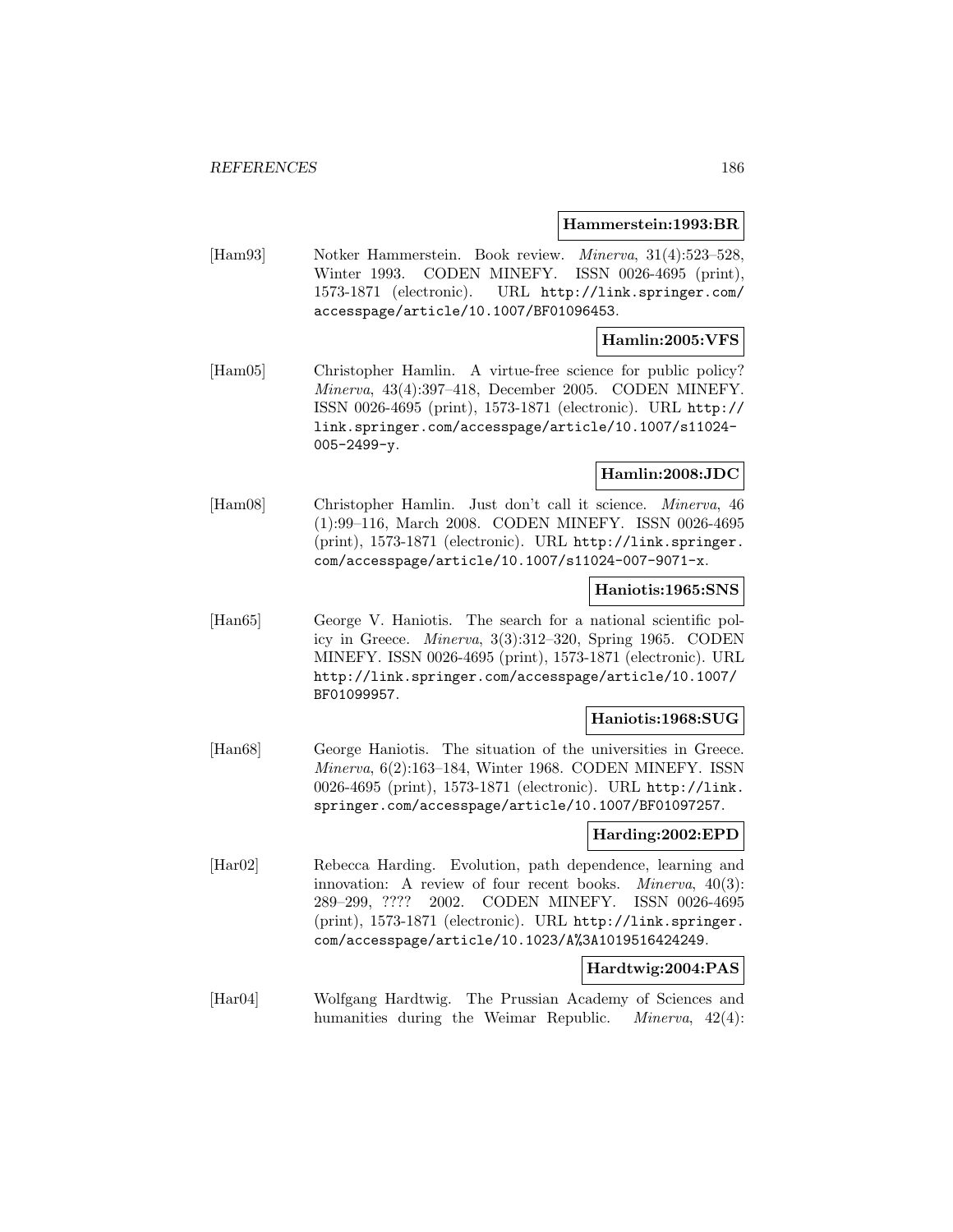**Hammerstein:1993:BR**

[Ham93] Notker Hammerstein. Book review. *Minerva*, 31(4):523–528, Winter 1993. CODEN MINEFY. ISSN 0026-4695 (print), 1573-1871 (electronic). URL http://link.springer.com/accesspage/article/10.1007/BF01096453.

**Hamlin:2005:VFS**

[Ham05] Christopher Hamlin. A virtue-free science for public policy? *Minerva*, 43(4):397–418, December 2005. CODEN MINEFY. ISSN 0026-4695 (print), 1573-1871 (electronic). URL http://link.springer.com/accesspage/article/10.1007/s11024-005-2499-y.

**Hamlin:2008:JDC**

[Ham08] Christopher Hamlin. Just don't call it science. *Minerva*, 46 (1):99–116, March 2008. CODEN MINEFY. ISSN 0026-4695 (print), 1573-1871 (electronic). URL http://link.springer.com/accesspage/article/10.1007/s11024-007-9071-x.

**Haniotis:1965:SNS**

[Han65] George V. Haniotis. The search for a national scientific policy in Greece. *Minerva*, 3(3):312–320, Spring 1965. CODEN MINEFY. ISSN 0026-4695 (print), 1573-1871 (electronic). URL http://link.springer.com/accesspage/article/10.1007/BF01099957.

**Haniotis:1968:SUG**

[Han68] George Haniotis. The situation of the universities in Greece. *Minerva*, 6(2):163–184, Winter 1968. CODEN MINEFY. ISSN 0026-4695 (print), 1573-1871 (electronic). URL http://link.springer.com/accesspage/article/10.1007/BF01097257.

**Harding:2002:EPD**

[Har02] Rebecca Harding. Evolution, path dependence, learning and innovation: A review of four recent books. *Minerva*, 40(3): 289–299, ???? 2002. CODEN MINEFY. ISSN 0026-4695 (print), 1573-1871 (electronic). URL http://link.springer.com/accesspage/article/10.1023/A%3A1019516424249.

**Hardtwig:2004:PAS**

[Har04] Wolfgang Hardtwig. The Prussian Academy of Sciences and humanities during the Weimar Republic. *Minerva*, 42(4):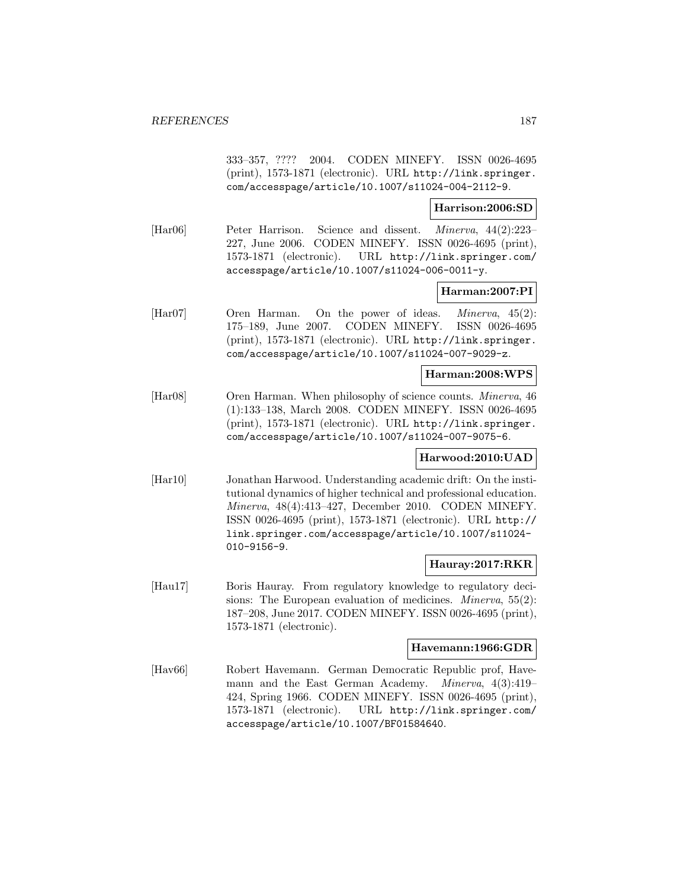333–357, ???? 2004. CODEN MINEFY. ISSN 0026-4695 (print), 1573-1871 (electronic). URL http://link.springer.com/accesspage/article/10.1007/s11024-004-2112-9.

**Harrison:2006:SD**

[Har06] Peter Harrison. Science and dissent. *Minerva*, 44(2):223–227, June 2006. CODEN MINEFY. ISSN 0026-4695 (print), 1573-1871 (electronic). URL http://link.springer.com/accesspage/article/10.1007/s11024-006-0011-y.

**Harman:2007:PI**

[Har07] Oren Harman. On the power of ideas. *Minerva*, 45(2): 175–189, June 2007. CODEN MINEFY. ISSN 0026-4695 (print), 1573-1871 (electronic). URL http://link.springer.com/accesspage/article/10.1007/s11024-007-9029-z.

**Harman:2008:WPS**

[Har08] Oren Harman. When philosophy of science counts. *Minerva*, 46 (1):133–138, March 2008. CODEN MINEFY. ISSN 0026-4695 (print), 1573-1871 (electronic). URL http://link.springer.com/accesspage/article/10.1007/s11024-007-9075-6.

**Harwood:2010:UAD**

[Har10] Jonathan Harwood. Understanding academic drift: On the institutional dynamics of higher technical and professional education. *Minerva*, 48(4):413–427, December 2010. CODEN MINEFY. ISSN 0026-4695 (print), 1573-1871 (electronic). URL http://link.springer.com/accesspage/article/10.1007/s11024-010-9156-9.

**Hauray:2017:RKR**

[Hau17] Boris Hauray. From regulatory knowledge to regulatory decisions: The European evaluation of medicines. *Minerva*, 55(2): 187–208, June 2017. CODEN MINEFY. ISSN 0026-4695 (print), 1573-1871 (electronic).

**Havemann:1966:GDR**

[Hav66] Robert Havemann. German Democratic Republic prof, Havemann and the East German Academy. *Minerva*, 4(3):419–424, Spring 1966. CODEN MINEFY. ISSN 0026-4695 (print), 1573-1871 (electronic). URL http://link.springer.com/accesspage/article/10.1007/BF01584640.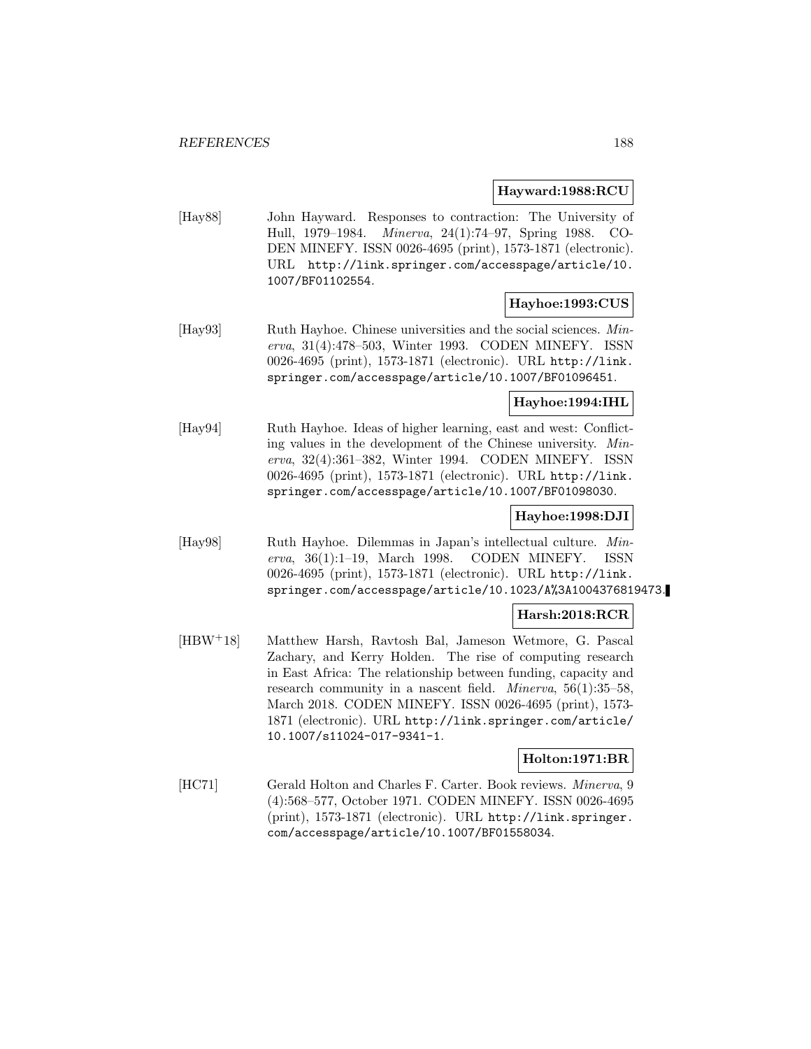**Hayward:1988:RCU**

[Hay88] John Hayward. Responses to contraction: The University of Hull, 1979–1984. *Minerva*, 24(1):74–97, Spring 1988. CODEN MINEFY. ISSN 0026-4695 (print), 1573-1871 (electronic). URL http://link.springer.com/accesspage/article/10.1007/BF01102554.

**Hayhoe:1993:CUS**

[Hay93] Ruth Hayhoe. Chinese universities and the social sciences. *Minerva*, 31(4):478–503, Winter 1993. CODEN MINEFY. ISSN 0026-4695 (print), 1573-1871 (electronic). URL http://link.springer.com/accesspage/article/10.1007/BF01096451.

**Hayhoe:1994:IHL**

[Hay94] Ruth Hayhoe. Ideas of higher learning, east and west: Conflicting values in the development of the Chinese university. *Minerva*, 32(4):361–382, Winter 1994. CODEN MINEFY. ISSN 0026-4695 (print), 1573-1871 (electronic). URL http://link.springer.com/accesspage/article/10.1007/BF01098030.

**Hayhoe:1998:DJI**

[Hay98] Ruth Hayhoe. Dilemmas in Japan's intellectual culture. *Minerva*, 36(1):1–19, March 1998. CODEN MINEFY. ISSN 0026-4695 (print), 1573-1871 (electronic). URL http://link.springer.com/accesspage/article/10.1023/A%3A1004376819473.

**Harsh:2018:RCR**

[HBW+18] Matthew Harsh, Ravtosh Bal, Jameson Wetmore, G. Pascal Zachary, and Kerry Holden. The rise of computing research in East Africa: The relationship between funding, capacity and research community in a nascent field. *Minerva*, 56(1):35–58, March 2018. CODEN MINEFY. ISSN 0026-4695 (print), 1573-1871 (electronic). URL http://link.springer.com/article/10.1007/s11024-017-9341-1.

**Holton:1971:BR**

[HC71] Gerald Holton and Charles F. Carter. Book reviews. *Minerva*, 9 (4):568–577, October 1971. CODEN MINEFY. ISSN 0026-4695 (print), 1573-1871 (electronic). URL http://link.springer.com/accesspage/article/10.1007/BF01558034.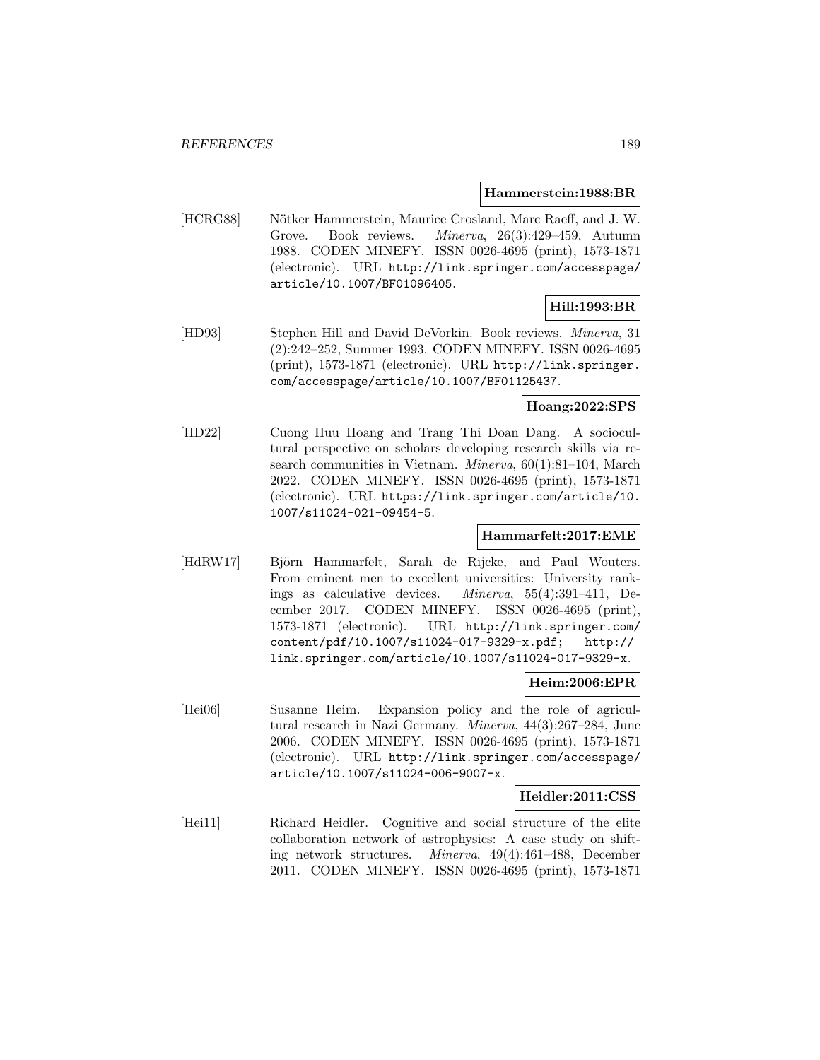**Hammerstein:1988:BR**

[HCRG88] Nötker Hammerstein, Maurice Crosland, Marc Raeff, and J. W. Grove. Book reviews. *Minerva*, 26(3):429–459, Autumn 1988. CODEN MINEFY. ISSN 0026-4695 (print), 1573-1871 (electronic). URL http://link.springer.com/accesspage/article/10.1007/BF01096405.

**Hill:1993:BR**

[HD93] Stephen Hill and David DeVorkin. Book reviews. *Minerva*, 31 (2):242–252, Summer 1993. CODEN MINEFY. ISSN 0026-4695 (print), 1573-1871 (electronic). URL http://link.springer.com/accesspage/article/10.1007/BF01125437.

**Hoang:2022:SPS**

[HD22] Cuong Huu Hoang and Trang Thi Doan Dang. A sociocultural perspective on scholars developing research skills via research communities in Vietnam. *Minerva*, 60(1):81–104, March 2022. CODEN MINEFY. ISSN 0026-4695 (print), 1573-1871 (electronic). URL https://link.springer.com/article/10.1007/s11024-021-09454-5.

**Hammarfelt:2017:EME**

[HdRW17] Björn Hammarfelt, Sarah de Rijcke, and Paul Wouters. From eminent men to excellent universities: University rankings as calculative devices. *Minerva*, 55(4):391–411, December 2017. CODEN MINEFY. ISSN 0026-4695 (print), 1573-1871 (electronic). URL http://link.springer.com/content/pdf/10.1007/s11024-017-9329-x.pdf; http://link.springer.com/article/10.1007/s11024-017-9329-x.

**Heim:2006:EPR**

[Hei06] Susanne Heim. Expansion policy and the role of agricultural research in Nazi Germany. *Minerva*, 44(3):267–284, June 2006. CODEN MINEFY. ISSN 0026-4695 (print), 1573-1871 (electronic). URL http://link.springer.com/accesspage/article/10.1007/s11024-006-9007-x.

**Heidler:2011:CSS**

[Hei11] Richard Heidler. Cognitive and social structure of the elite collaboration network of astrophysics: A case study on shifting network structures. *Minerva*, 49(4):461–488, December 2011. CODEN MINEFY. ISSN 0026-4695 (print), 1573-1871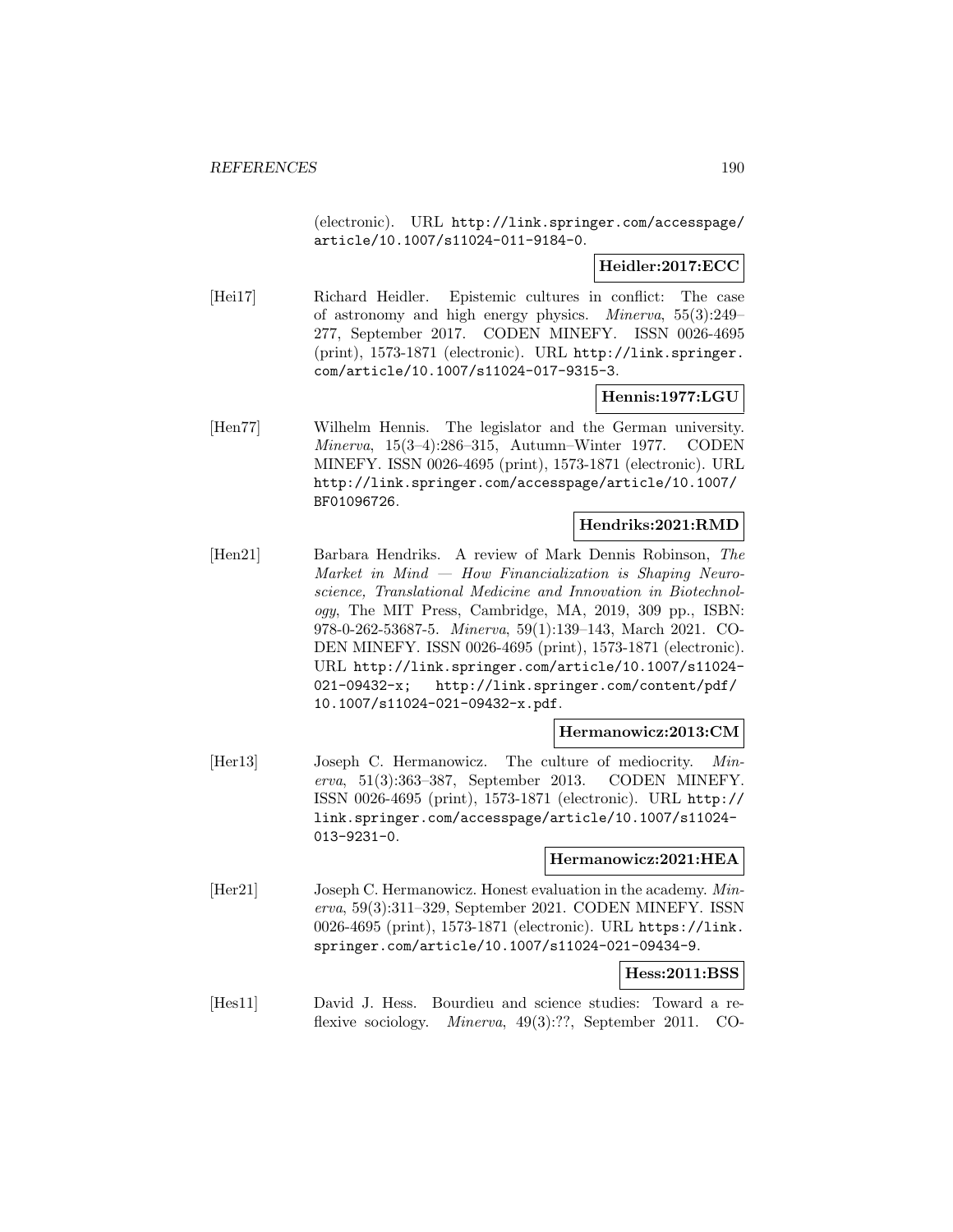(electronic). URL http://link.springer.com/accesspage/article/10.1007/s11024-011-9184-0.

**Heidler:2017:ECC**

[Hei17] Richard Heidler. Epistemic cultures in conflict: The case of astronomy and high energy physics. *Minerva*, 55(3):249–277, September 2017. CODEN MINEFY. ISSN 0026-4695 (print), 1573-1871 (electronic). URL http://link.springer.com/article/10.1007/s11024-017-9315-3.

**Hennis:1977:LGU**

[Hen77] Wilhelm Hennis. The legislator and the German university. *Minerva*, 15(3–4):286–315, Autumn–Winter 1977. CODEN MINEFY. ISSN 0026-4695 (print), 1573-1871 (electronic). URL http://link.springer.com/accesspage/article/10.1007/BF01096726.

**Hendriks:2021:RMD**

[Hen21] Barbara Hendriks. A review of Mark Dennis Robinson, *The Market in Mind — How Financialization is Shaping Neuroscience, Translational Medicine and Innovation in Biotechnology*, The MIT Press, Cambridge, MA, 2019, 309 pp., ISBN: 978-0-262-53687-5. *Minerva*, 59(1):139–143, March 2021. CODEN MINEFY. ISSN 0026-4695 (print), 1573-1871 (electronic). URL http://link.springer.com/article/10.1007/s11024-021-09432-x; http://link.springer.com/content/pdf/10.1007/s11024-021-09432-x.pdf.

**Hermanowicz:2013:CM**

[Her13] Joseph C. Hermanowicz. The culture of mediocrity. *Minerva*, 51(3):363–387, September 2013. CODEN MINEFY. ISSN 0026-4695 (print), 1573-1871 (electronic). URL http://link.springer.com/accesspage/article/10.1007/s11024-013-9231-0.

**Hermanowicz:2021:HEA**

[Her21] Joseph C. Hermanowicz. Honest evaluation in the academy. *Minerva*, 59(3):311–329, September 2021. CODEN MINEFY. ISSN 0026-4695 (print), 1573-1871 (electronic). URL https://link.springer.com/article/10.1007/s11024-021-09434-9.

**Hess:2011:BSS**

[Hes11] David J. Hess. Bourdieu and science studies: Toward a reflexive sociology. *Minerva*, 49(3):??, September 2011. CO-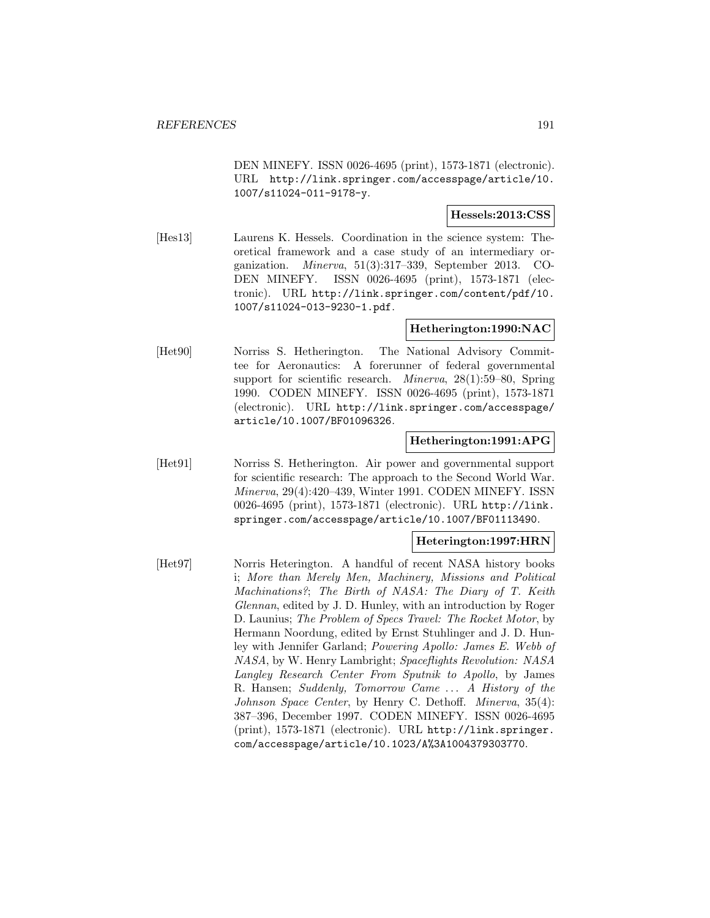DEN MINEFY. ISSN 0026-4695 (print), 1573-1871 (electronic). URL http://link.springer.com/accesspage/article/10.1007/s11024-011-9178-y.

**Hessels:2013:CSS**

[Hes13] Laurens K. Hessels. Coordination in the science system: Theoretical framework and a case study of an intermediary organization. *Minerva*, 51(3):317–339, September 2013. CODEN MINEFY. ISSN 0026-4695 (print), 1573-1871 (electronic). URL http://link.springer.com/content/pdf/10.1007/s11024-013-9230-1.pdf.

**Hetherington:1990:NAC**

[Het90] Norriss S. Hetherington. The National Advisory Committee for Aeronautics: A forerunner of federal governmental support for scientific research. *Minerva*, 28(1):59–80, Spring 1990. CODEN MINEFY. ISSN 0026-4695 (print), 1573-1871 (electronic). URL http://link.springer.com/accesspage/article/10.1007/BF01096326.

**Hetherington:1991:APG**

[Het91] Norriss S. Hetherington. Air power and governmental support for scientific research: The approach to the Second World War. *Minerva*, 29(4):420–439, Winter 1991. CODEN MINEFY. ISSN 0026-4695 (print), 1573-1871 (electronic). URL http://link.springer.com/accesspage/article/10.1007/BF01113490.

**Heterington:1997:HRN**

[Het97] Norris Heterington. A handful of recent NASA history books i; *More than Merely Men, Machinery, Missions and Political Machinations?*; *The Birth of NASA: The Diary of T. Keith Glennan*, edited by J. D. Hunley, with an introduction by Roger D. Launius; *The Problem of Specs Travel: The Rocket Motor*, by Hermann Noordung, edited by Ernst Stuhlinger and J. D. Hunley with Jennifer Garland; *Powering Apollo: James E. Webb of NASA*, by W. Henry Lambright; *Spaceflights Revolution: NASA Langley Research Center From Sputnik to Apollo*, by James R. Hansen; *Suddenly, Tomorrow Came ... A History of the Johnson Space Center*, by Henry C. Dethoff. *Minerva*, 35(4): 387–396, December 1997. CODEN MINEFY. ISSN 0026-4695 (print), 1573-1871 (electronic). URL http://link.springer.com/accesspage/article/10.1023/A%3A1004379303770.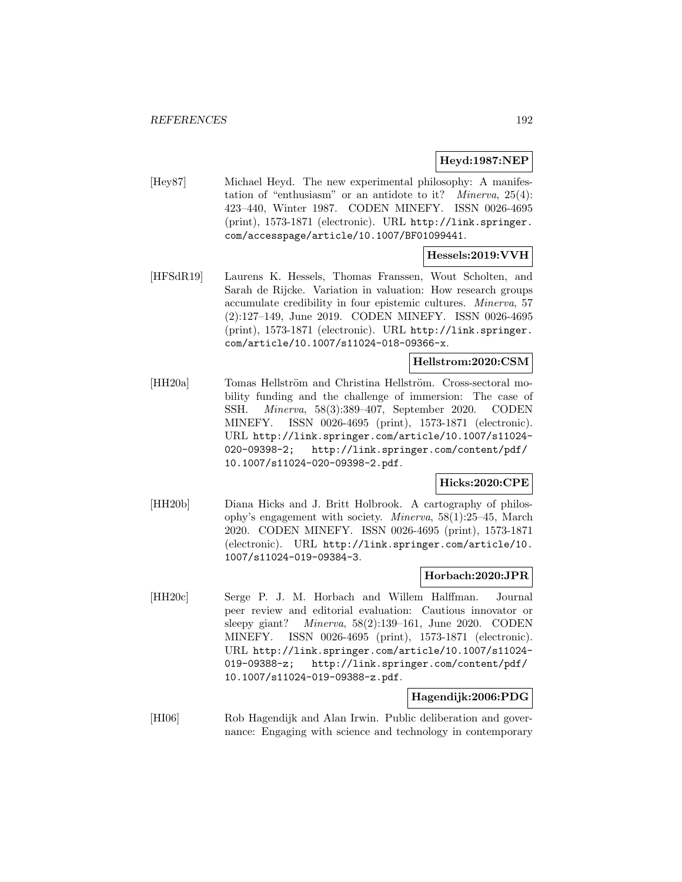**Heyd:1987:NEP**

[Hey87] Michael Heyd. The new experimental philosophy: A manifestation of "enthusiasm" or an antidote to it? *Minerva*, 25(4): 423–440, Winter 1987. CODEN MINEFY. ISSN 0026-4695 (print), 1573-1871 (electronic). URL http://link.springer.com/accesspage/article/10.1007/BF01099441.

**Hessels:2019:VVH**

[HFSdR19] Laurens K. Hessels, Thomas Franssen, Wout Scholten, and Sarah de Rijcke. Variation in valuation: How research groups accumulate credibility in four epistemic cultures. *Minerva*, 57 (2):127–149, June 2019. CODEN MINEFY. ISSN 0026-4695 (print), 1573-1871 (electronic). URL http://link.springer.com/article/10.1007/s11024-018-09366-x.

**Hellstrom:2020:CSM**

[HH20a] Tomas Hellström and Christina Hellström. Cross-sectoral mobility funding and the challenge of immersion: The case of SSH. *Minerva*, 58(3):389–407, September 2020. CODEN MINEFY. ISSN 0026-4695 (print), 1573-1871 (electronic). URL http://link.springer.com/article/10.1007/s11024-020-09398-2; http://link.springer.com/content/pdf/10.1007/s11024-020-09398-2.pdf.

**Hicks:2020:CPE**

[HH20b] Diana Hicks and J. Britt Holbrook. A cartography of philosophy's engagement with society. *Minerva*, 58(1):25–45, March 2020. CODEN MINEFY. ISSN 0026-4695 (print), 1573-1871 (electronic). URL http://link.springer.com/article/10.1007/s11024-019-09384-3.

**Horbach:2020:JPR**

[HH20c] Serge P. J. M. Horbach and Willem Halffman. Journal peer review and editorial evaluation: Cautious innovator or sleepy giant? *Minerva*, 58(2):139–161, June 2020. CODEN MINEFY. ISSN 0026-4695 (print), 1573-1871 (electronic). URL http://link.springer.com/article/10.1007/s11024-019-09388-z; http://link.springer.com/content/pdf/10.1007/s11024-019-09388-z.pdf.

**Hagendijk:2006:PDG**

[HI06] Rob Hagendijk and Alan Irwin. Public deliberation and governance: Engaging with science and technology in contemporary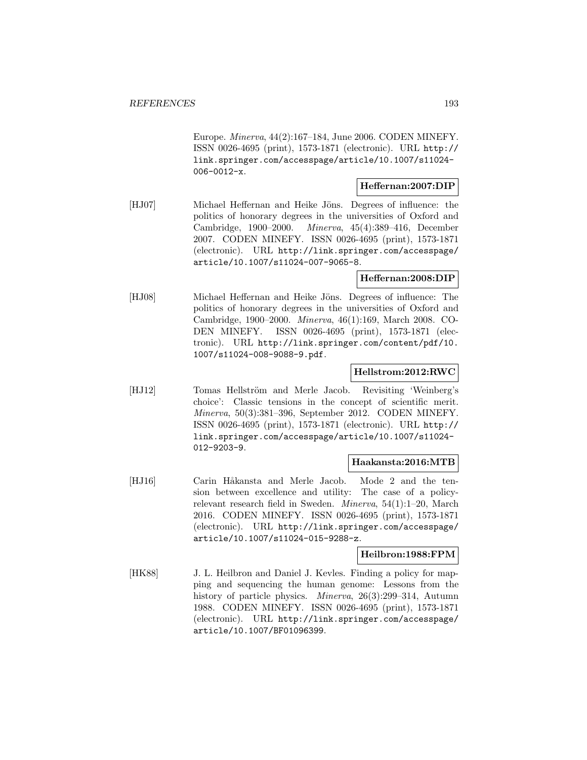Europe. *Minerva*, 44(2):167–184, June 2006. CODEN MINEFY. ISSN 0026-4695 (print), 1573-1871 (electronic). URL http://link.springer.com/accesspage/article/10.1007/s11024-006-0012-x.

**Heffernan:2007:DIP**

[HJ07] Michael Heffernan and Heike Jöns. Degrees of influence: the politics of honorary degrees in the universities of Oxford and Cambridge, 1900–2000. *Minerva*, 45(4):389–416, December 2007. CODEN MINEFY. ISSN 0026-4695 (print), 1573-1871 (electronic). URL http://link.springer.com/accesspage/article/10.1007/s11024-007-9065-8.

**Heffernan:2008:DIP**

[HJ08] Michael Heffernan and Heike Jöns. Degrees of influence: The politics of honorary degrees in the universities of Oxford and Cambridge, 1900–2000. *Minerva*, 46(1):169, March 2008. CODEN MINEFY. ISSN 0026-4695 (print), 1573-1871 (electronic). URL http://link.springer.com/content/pdf/10.1007/s11024-008-9088-9.pdf.

**Hellstrom:2012:RWC**

[HJ12] Tomas Hellström and Merle Jacob. Revisiting 'Weinberg's choice': Classic tensions in the concept of scientific merit. *Minerva*, 50(3):381–396, September 2012. CODEN MINEFY. ISSN 0026-4695 (print), 1573-1871 (electronic). URL http://link.springer.com/accesspage/article/10.1007/s11024-012-9203-9.

**Haakansta:2016:MTB**

[HJ16] Carin Håkansta and Merle Jacob. Mode 2 and the tension between excellence and utility: The case of a policy-relevant research field in Sweden. *Minerva*, 54(1):1–20, March 2016. CODEN MINEFY. ISSN 0026-4695 (print), 1573-1871 (electronic). URL http://link.springer.com/accesspage/article/10.1007/s11024-015-9288-z.

**Heilbron:1988:FPM**

[HK88] J. L. Heilbron and Daniel J. Kevles. Finding a policy for mapping and sequencing the human genome: Lessons from the history of particle physics. *Minerva*, 26(3):299–314, Autumn 1988. CODEN MINEFY. ISSN 0026-4695 (print), 1573-1871 (electronic). URL http://link.springer.com/accesspage/article/10.1007/BF01096399.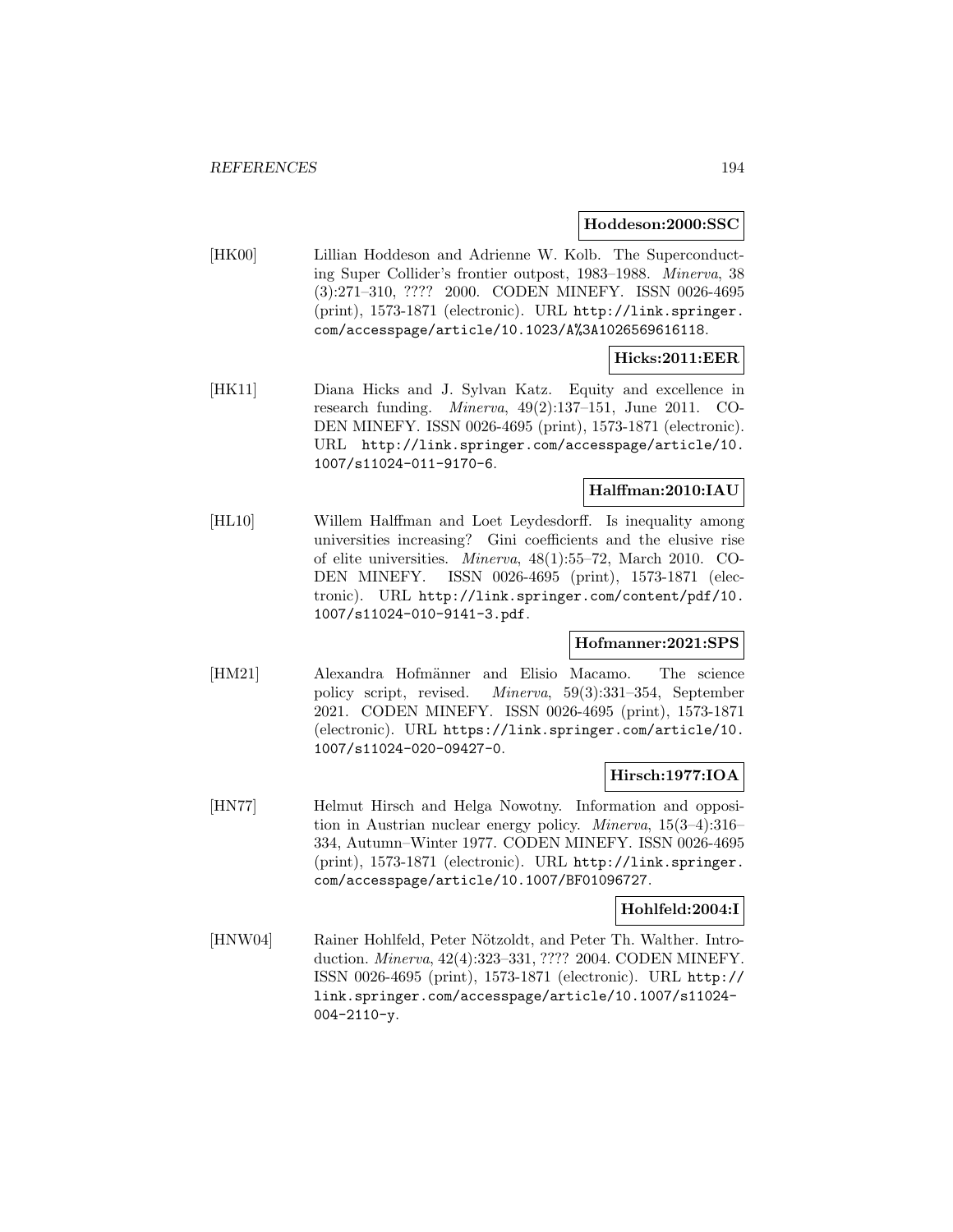**Hoddeson:2000:SSC**

[HK00] Lillian Hoddeson and Adrienne W. Kolb. The Superconducting Super Collider's frontier outpost, 1983–1988. *Minerva*, 38 (3):271–310, ???? 2000. CODEN MINEFY. ISSN 0026-4695 (print), 1573-1871 (electronic). URL http://link.springer.com/accesspage/article/10.1023/A%3A1026569616118.

**Hicks:2011:EER**

[HK11] Diana Hicks and J. Sylvan Katz. Equity and excellence in research funding. *Minerva*, 49(2):137–151, June 2011. CODEN MINEFY. ISSN 0026-4695 (print), 1573-1871 (electronic). URL http://link.springer.com/accesspage/article/10.1007/s11024-011-9170-6.

**Halffman:2010:IAU**

[HL10] Willem Halffman and Loet Leydesdorff. Is inequality among universities increasing? Gini coefficients and the elusive rise of elite universities. *Minerva*, 48(1):55–72, March 2010. CODEN MINEFY. ISSN 0026-4695 (print), 1573-1871 (electronic). URL http://link.springer.com/content/pdf/10.1007/s11024-010-9141-3.pdf.

**Hofmanner:2021:SPS**

[HM21] Alexandra Hofmänner and Elisio Macamo. The science policy script, revised. *Minerva*, 59(3):331–354, September 2021. CODEN MINEFY. ISSN 0026-4695 (print), 1573-1871 (electronic). URL https://link.springer.com/article/10.1007/s11024-020-09427-0.

**Hirsch:1977:IOA**

[HN77] Helmut Hirsch and Helga Nowotny. Information and opposition in Austrian nuclear energy policy. *Minerva*, 15(3–4):316–334, Autumn–Winter 1977. CODEN MINEFY. ISSN 0026-4695 (print), 1573-1871 (electronic). URL http://link.springer.com/accesspage/article/10.1007/BF01096727.

**Hohlfeld:2004:I**

[HNW04] Rainer Hohlfeld, Peter Nötzoldt, and Peter Th. Walther. Introduction. *Minerva*, 42(4):323–331, ???? 2004. CODEN MINEFY. ISSN 0026-4695 (print), 1573-1871 (electronic). URL http://link.springer.com/accesspage/article/10.1007/s11024-004-2110-y.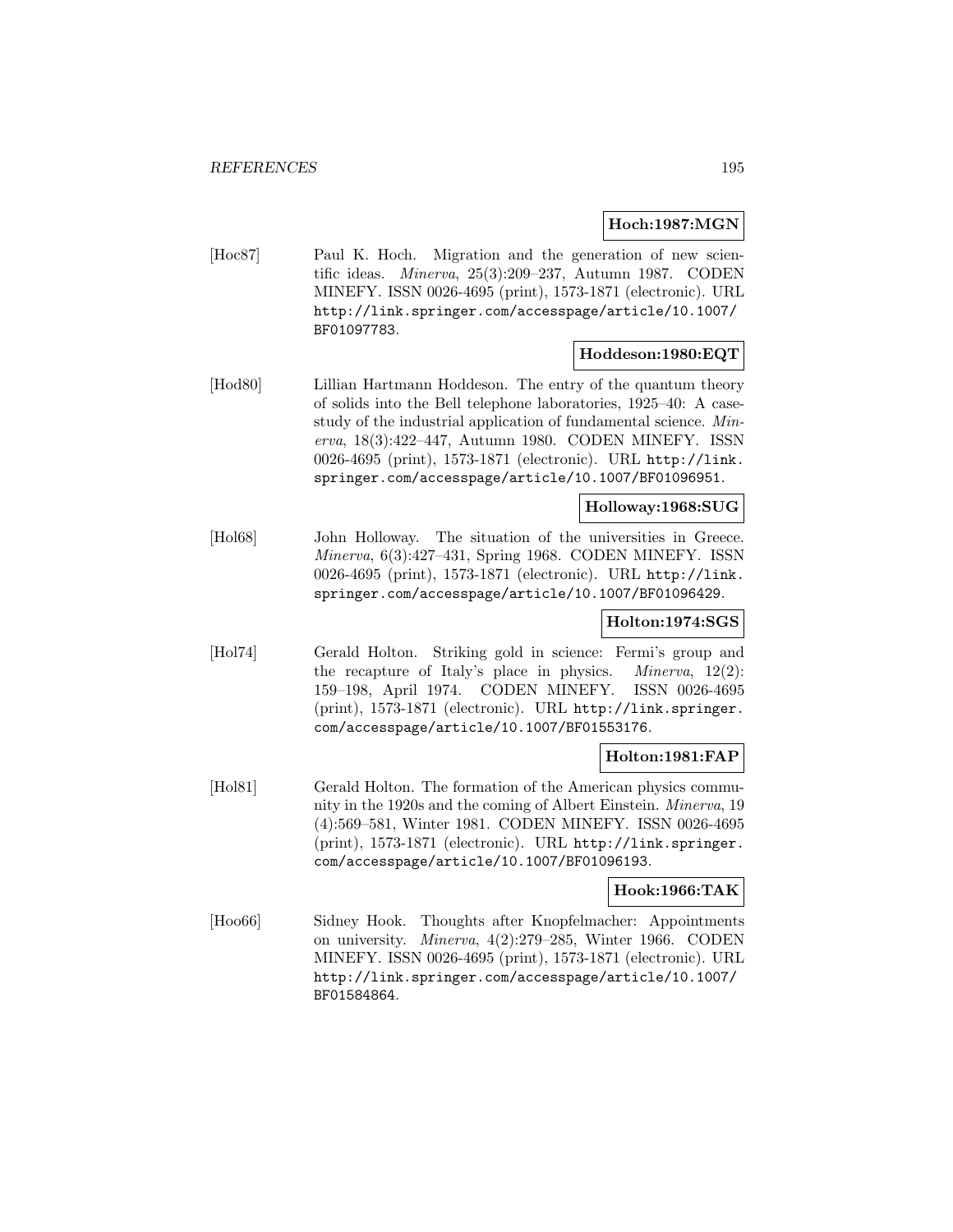**Hoch:1987:MGN**

[Hoc87] Paul K. Hoch. Migration and the generation of new scientific ideas. *Minerva*, 25(3):209–237, Autumn 1987. CODEN MINEFY. ISSN 0026-4695 (print), 1573-1871 (electronic). URL http://link.springer.com/accesspage/article/10.1007/BF01097783.

**Hoddeson:1980:EQT**

[Hod80] Lillian Hartmann Hoddeson. The entry of the quantum theory of solids into the Bell telephone laboratories, 1925–40: A case-study of the industrial application of fundamental science. *Minerva*, 18(3):422–447, Autumn 1980. CODEN MINEFY. ISSN 0026-4695 (print), 1573-1871 (electronic). URL http://link.springer.com/accesspage/article/10.1007/BF01096951.

**Holloway:1968:SUG**

[Hol68] John Holloway. The situation of the universities in Greece. *Minerva*, 6(3):427–431, Spring 1968. CODEN MINEFY. ISSN 0026-4695 (print), 1573-1871 (electronic). URL http://link.springer.com/accesspage/article/10.1007/BF01096429.

**Holton:1974:SGS**

[Hol74] Gerald Holton. Striking gold in science: Fermi's group and the recapture of Italy's place in physics. *Minerva*, 12(2):159–198, April 1974. CODEN MINEFY. ISSN 0026-4695 (print), 1573-1871 (electronic). URL http://link.springer.com/accesspage/article/10.1007/BF01553176.

**Holton:1981:FAP**

[Hol81] Gerald Holton. The formation of the American physics community in the 1920s and the coming of Albert Einstein. *Minerva*, 19(4):569–581, Winter 1981. CODEN MINEFY. ISSN 0026-4695 (print), 1573-1871 (electronic). URL http://link.springer.com/accesspage/article/10.1007/BF01096193.

**Hook:1966:TAK**

[Hoo66] Sidney Hook. Thoughts after Knopfelmacher: Appointments on university. *Minerva*, 4(2):279–285, Winter 1966. CODEN MINEFY. ISSN 0026-4695 (print), 1573-1871 (electronic). URL http://link.springer.com/accesspage/article/10.1007/BF01584864.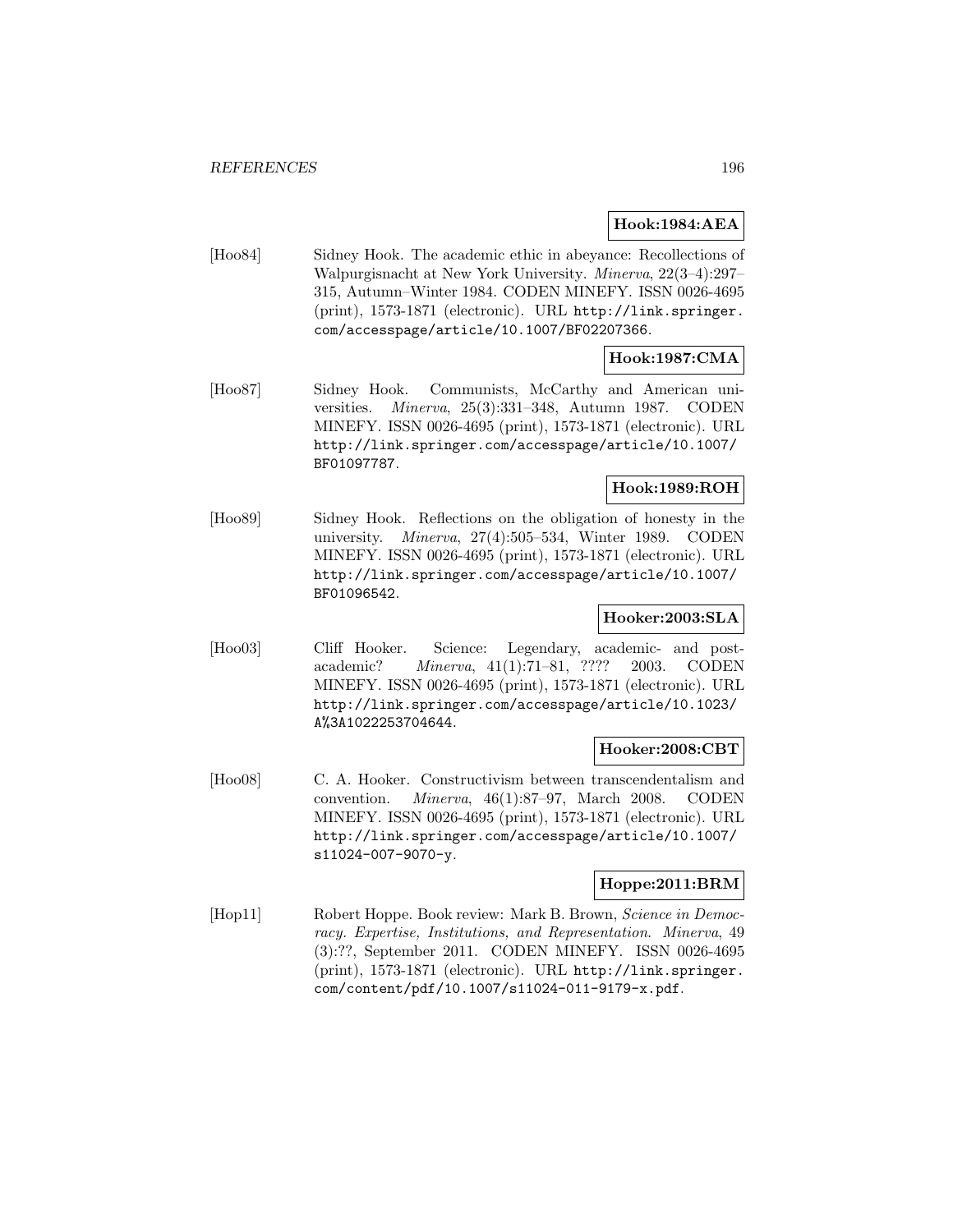**Hook:1984:AEA**

[Hoo84] Sidney Hook. The academic ethic in abeyance: Recollections of Walpurgisnacht at New York University. *Minerva*, 22(3–4):297–315, Autumn–Winter 1984. CODEN MINEFY. ISSN 0026-4695 (print), 1573-1871 (electronic). URL http://link.springer.com/accesspage/article/10.1007/BF02207366.

**Hook:1987:CMA**

[Hoo87] Sidney Hook. Communists, McCarthy and American universities. *Minerva*, 25(3):331–348, Autumn 1987. CODEN MINEFY. ISSN 0026-4695 (print), 1573-1871 (electronic). URL http://link.springer.com/accesspage/article/10.1007/BF01097787.

**Hook:1989:ROH**

[Hoo89] Sidney Hook. Reflections on the obligation of honesty in the university. *Minerva*, 27(4):505–534, Winter 1989. CODEN MINEFY. ISSN 0026-4695 (print), 1573-1871 (electronic). URL http://link.springer.com/accesspage/article/10.1007/BF01096542.

**Hooker:2003:SLA**

[Hoo03] Cliff Hooker. Science: Legendary, academic- and post-academic? *Minerva*, 41(1):71–81, ???? 2003. CODEN MINEFY. ISSN 0026-4695 (print), 1573-1871 (electronic). URL http://link.springer.com/accesspage/article/10.1023/A%3A1022253704644.

**Hooker:2008:CBT**

[Hoo08] C. A. Hooker. Constructivism between transcendentalism and convention. *Minerva*, 46(1):87–97, March 2008. CODEN MINEFY. ISSN 0026-4695 (print), 1573-1871 (electronic). URL http://link.springer.com/accesspage/article/10.1007/s11024-007-9070-y.

**Hoppe:2011:BRM**

[Hop11] Robert Hoppe. Book review: Mark B. Brown, *Science in Democracy. Expertise, Institutions, and Representation*. *Minerva*, 49 (3):??, September 2011. CODEN MINEFY. ISSN 0026-4695 (print), 1573-1871 (electronic). URL http://link.springer.com/content/pdf/10.1007/s11024-011-9179-x.pdf.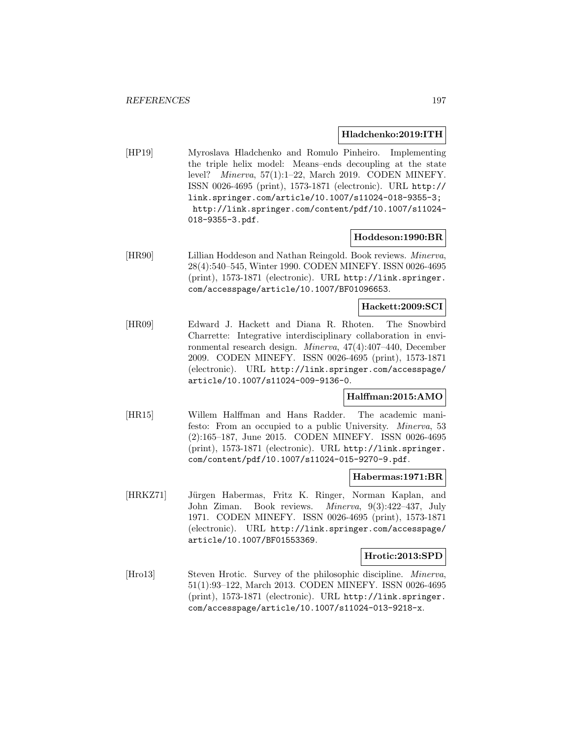**Hladchenko:2019:ITH**

[HP19] Myroslava Hladchenko and Romulo Pinheiro. Implementing the triple helix model: Means–ends decoupling at the state level? *Minerva*, 57(1):1–22, March 2019. CODEN MINEFY. ISSN 0026-4695 (print), 1573-1871 (electronic). URL http://link.springer.com/article/10.1007/s11024-018-9355-3; http://link.springer.com/content/pdf/10.1007/s11024-018-9355-3.pdf.

**Hoddeson:1990:BR**

[HR90] Lillian Hoddeson and Nathan Reingold. Book reviews. *Minerva*, 28(4):540–545, Winter 1990. CODEN MINEFY. ISSN 0026-4695 (print), 1573-1871 (electronic). URL http://link.springer.com/accesspage/article/10.1007/BF01096653.

**Hackett:2009:SCI**

[HR09] Edward J. Hackett and Diana R. Rhoten. The Snowbird Charrette: Integrative interdisciplinary collaboration in environmental research design. *Minerva*, 47(4):407–440, December 2009. CODEN MINEFY. ISSN 0026-4695 (print), 1573-1871 (electronic). URL http://link.springer.com/accesspage/article/10.1007/s11024-009-9136-0.

**Halffman:2015:AMO**

[HR15] Willem Halffman and Hans Radder. The academic manifesto: From an occupied to a public University. *Minerva*, 53 (2):165–187, June 2015. CODEN MINEFY. ISSN 0026-4695 (print), 1573-1871 (electronic). URL http://link.springer.com/content/pdf/10.1007/s11024-015-9270-9.pdf.

**Habermas:1971:BR**

[HRKZ71] Jürgen Habermas, Fritz K. Ringer, Norman Kaplan, and John Ziman. Book reviews. *Minerva*, 9(3):422–437, July 1971. CODEN MINEFY. ISSN 0026-4695 (print), 1573-1871 (electronic). URL http://link.springer.com/accesspage/article/10.1007/BF01553369.

**Hrotic:2013:SPD**

[Hro13] Steven Hrotic. Survey of the philosophic discipline. *Minerva*, 51(1):93–122, March 2013. CODEN MINEFY. ISSN 0026-4695 (print), 1573-1871 (electronic). URL http://link.springer.com/accesspage/article/10.1007/s11024-013-9218-x.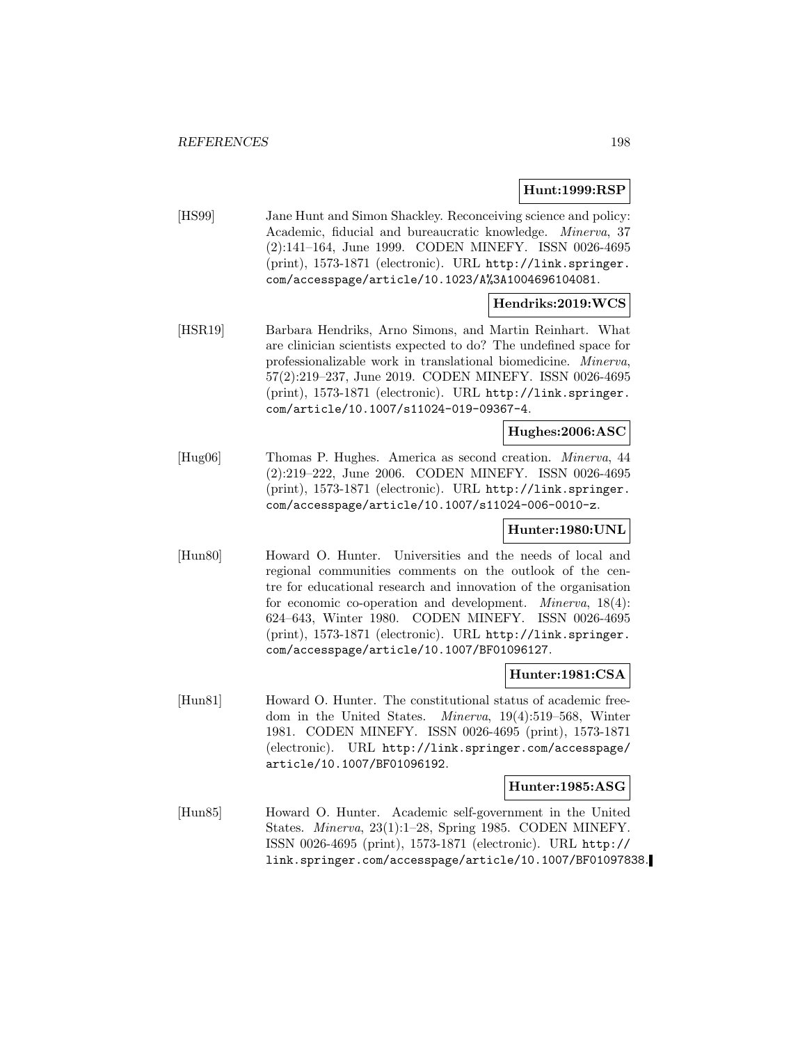**Hunt:1999:RSP**

[HS99] Jane Hunt and Simon Shackley. Reconceiving science and policy: Academic, fiducial and bureaucratic knowledge. *Minerva*, 37 (2):141–164, June 1999. CODEN MINEFY. ISSN 0026-4695 (print), 1573-1871 (electronic). URL http://link.springer.com/accesspage/article/10.1023/A%3A1004696104081.

**Hendriks:2019:WCS**

[HSR19] Barbara Hendriks, Arno Simons, and Martin Reinhart. What are clinician scientists expected to do? The undefined space for professionalizable work in translational biomedicine. *Minerva*, 57(2):219–237, June 2019. CODEN MINEFY. ISSN 0026-4695 (print), 1573-1871 (electronic). URL http://link.springer.com/article/10.1007/s11024-019-09367-4.

**Hughes:2006:ASC**

[Hug06] Thomas P. Hughes. America as second creation. *Minerva*, 44 (2):219–222, June 2006. CODEN MINEFY. ISSN 0026-4695 (print), 1573-1871 (electronic). URL http://link.springer.com/accesspage/article/10.1007/s11024-006-0010-z.

**Hunter:1980:UNL**

[Hun80] Howard O. Hunter. Universities and the needs of local and regional communities comments on the outlook of the centre for educational research and innovation of the organisation for economic co-operation and development. *Minerva*, 18(4): 624–643, Winter 1980. CODEN MINEFY. ISSN 0026-4695 (print), 1573-1871 (electronic). URL http://link.springer.com/accesspage/article/10.1007/BF01096127.

**Hunter:1981:CSA**

[Hun81] Howard O. Hunter. The constitutional status of academic freedom in the United States. *Minerva*, 19(4):519–568, Winter 1981. CODEN MINEFY. ISSN 0026-4695 (print), 1573-1871 (electronic). URL http://link.springer.com/accesspage/article/10.1007/BF01096192.

**Hunter:1985:ASG**

[Hun85] Howard O. Hunter. Academic self-government in the United States. *Minerva*, 23(1):1–28, Spring 1985. CODEN MINEFY. ISSN 0026-4695 (print), 1573-1871 (electronic). URL http://link.springer.com/accesspage/article/10.1007/BF01097838.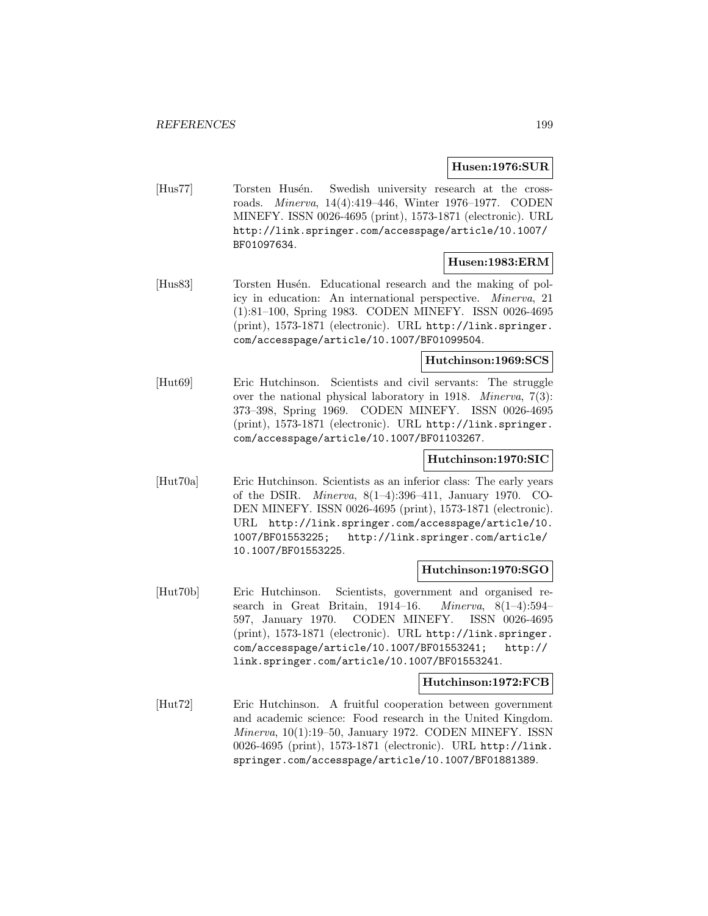**Husen:1976:SUR**

[Hus77] Torsten Husén. Swedish university research at the crossroads. *Minerva*, 14(4):419–446, Winter 1976–1977. CODEN MINEFY. ISSN 0026-4695 (print), 1573-1871 (electronic). URL http://link.springer.com/accesspage/article/10.1007/BF01097634.

**Husen:1983:ERM**

[Hus83] Torsten Husén. Educational research and the making of policy in education: An international perspective. *Minerva*, 21 (1):81–100, Spring 1983. CODEN MINEFY. ISSN 0026-4695 (print), 1573-1871 (electronic). URL http://link.springer.com/accesspage/article/10.1007/BF01099504.

**Hutchinson:1969:SCS**

[Hut69] Eric Hutchinson. Scientists and civil servants: The struggle over the national physical laboratory in 1918. *Minerva*, 7(3): 373–398, Spring 1969. CODEN MINEFY. ISSN 0026-4695 (print), 1573-1871 (electronic). URL http://link.springer.com/accesspage/article/10.1007/BF01103267.

**Hutchinson:1970:SIC**

[Hut70a] Eric Hutchinson. Scientists as an inferior class: The early years of the DSIR. *Minerva*, 8(1–4):396–411, January 1970. CODEN MINEFY. ISSN 0026-4695 (print), 1573-1871 (electronic). URL http://link.springer.com/accesspage/article/10.1007/BF01553225; http://link.springer.com/article/10.1007/BF01553225.

**Hutchinson:1970:SGO**

[Hut70b] Eric Hutchinson. Scientists, government and organised research in Great Britain, 1914–16. *Minerva*, 8(1–4):594–597, January 1970. CODEN MINEFY. ISSN 0026-4695 (print), 1573-1871 (electronic). URL http://link.springer.com/accesspage/article/10.1007/BF01553241; http://link.springer.com/article/10.1007/BF01553241.

**Hutchinson:1972:FCB**

[Hut72] Eric Hutchinson. A fruitful cooperation between government and academic science: Food research in the United Kingdom. *Minerva*, 10(1):19–50, January 1972. CODEN MINEFY. ISSN 0026-4695 (print), 1573-1871 (electronic). URL http://link.springer.com/accesspage/article/10.1007/BF01881389.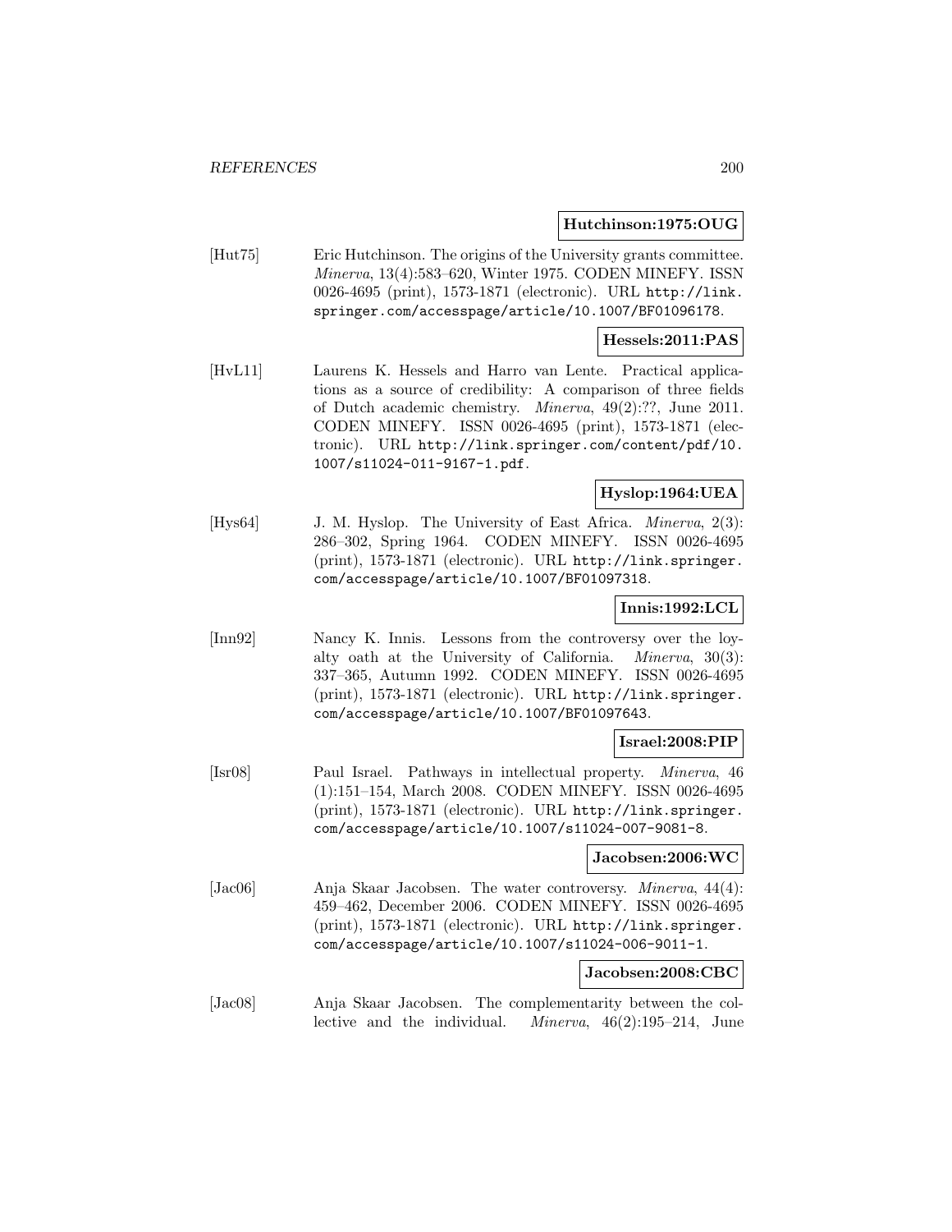**Hutchinson:1975:OUG**

[Hut75] Eric Hutchinson. The origins of the University grants committee. *Minerva*, 13(4):583–620, Winter 1975. CODEN MINEFY. ISSN 0026-4695 (print), 1573-1871 (electronic). URL http://link.springer.com/accesspage/article/10.1007/BF01096178.

**Hessels:2011:PAS**

[HvL11] Laurens K. Hessels and Harro van Lente. Practical applications as a source of credibility: A comparison of three fields of Dutch academic chemistry. *Minerva*, 49(2):??, June 2011. CODEN MINEFY. ISSN 0026-4695 (print), 1573-1871 (electronic). URL http://link.springer.com/content/pdf/10.1007/s11024-011-9167-1.pdf.

**Hyslop:1964:UEA**

[Hys64] J. M. Hyslop. The University of East Africa. *Minerva*, 2(3):286–302, Spring 1964. CODEN MINEFY. ISSN 0026-4695 (print), 1573-1871 (electronic). URL http://link.springer.com/accesspage/article/10.1007/BF01097318.

**Innis:1992:LCL**

[Inn92] Nancy K. Innis. Lessons from the controversy over the loyalty oath at the University of California. *Minerva*, 30(3):337–365, Autumn 1992. CODEN MINEFY. ISSN 0026-4695 (print), 1573-1871 (electronic). URL http://link.springer.com/accesspage/article/10.1007/BF01097643.

**Israel:2008:PIP**

[Isr08] Paul Israel. Pathways in intellectual property. *Minerva*, 46(1):151–154, March 2008. CODEN MINEFY. ISSN 0026-4695 (print), 1573-1871 (electronic). URL http://link.springer.com/accesspage/article/10.1007/s11024-007-9081-8.

**Jacobsen:2006:WC**

[Jac06] Anja Skaar Jacobsen. The water controversy. *Minerva*, 44(4):459–462, December 2006. CODEN MINEFY. ISSN 0026-4695 (print), 1573-1871 (electronic). URL http://link.springer.com/accesspage/article/10.1007/s11024-006-9011-1.

**Jacobsen:2008:CBC**

[Jac08] Anja Skaar Jacobsen. The complementarity between the collective and the individual. *Minerva*, 46(2):195–214, June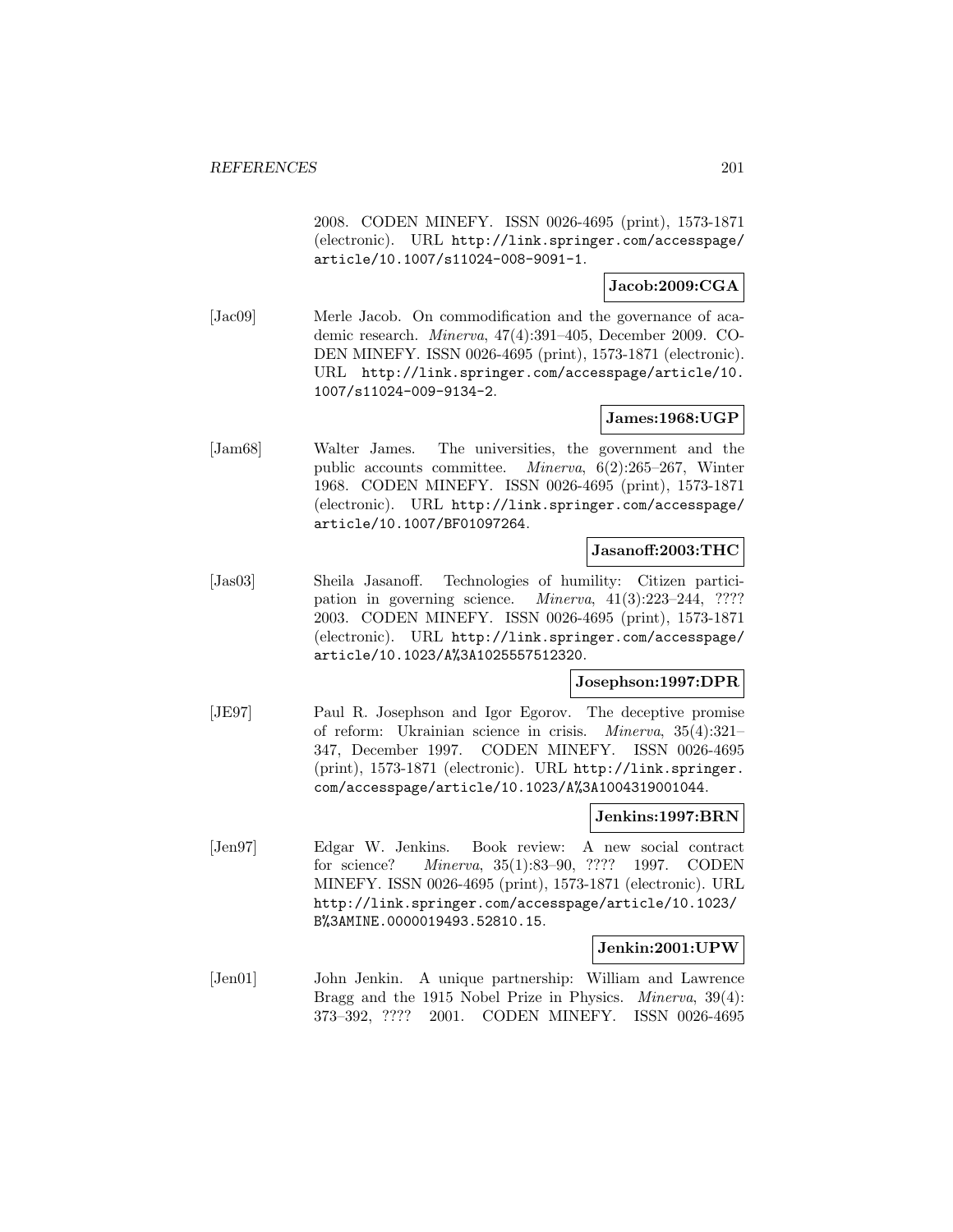2008. CODEN MINEFY. ISSN 0026-4695 (print), 1573-1871 (electronic). URL http://link.springer.com/accesspage/article/10.1007/s11024-008-9091-1.

**Jacob:2009:CGA**

[Jac09] Merle Jacob. On commodification and the governance of academic research. *Minerva*, 47(4):391–405, December 2009. CODEN MINEFY. ISSN 0026-4695 (print), 1573-1871 (electronic). URL http://link.springer.com/accesspage/article/10.1007/s11024-009-9134-2.

**James:1968:UGP**

[Jam68] Walter James. The universities, the government and the public accounts committee. *Minerva*, 6(2):265–267, Winter 1968. CODEN MINEFY. ISSN 0026-4695 (print), 1573-1871 (electronic). URL http://link.springer.com/accesspage/article/10.1007/BF01097264.

**Jasanoff:2003:THC**

[Jas03] Sheila Jasanoff. Technologies of humility: Citizen participation in governing science. *Minerva*, 41(3):223–244, ???? 2003. CODEN MINEFY. ISSN 0026-4695 (print), 1573-1871 (electronic). URL http://link.springer.com/accesspage/article/10.1023/A%3A1025557512320.

**Josephson:1997:DPR**

[JE97] Paul R. Josephson and Igor Egorov. The deceptive promise of reform: Ukrainian science in crisis. *Minerva*, 35(4):321–347, December 1997. CODEN MINEFY. ISSN 0026-4695 (print), 1573-1871 (electronic). URL http://link.springer.com/accesspage/article/10.1023/A%3A1004319001044.

**Jenkins:1997:BRN**

[Jen97] Edgar W. Jenkins. Book review: A new social contract for science? *Minerva*, 35(1):83–90, ???? 1997. CODEN MINEFY. ISSN 0026-4695 (print), 1573-1871 (electronic). URL http://link.springer.com/accesspage/article/10.1023/B%3AMINE.0000019493.52810.15.

**Jenkin:2001:UPW**

[Jen01] John Jenkin. A unique partnership: William and Lawrence Bragg and the 1915 Nobel Prize in Physics. *Minerva*, 39(4):373–392, ???? 2001. CODEN MINEFY. ISSN 0026-4695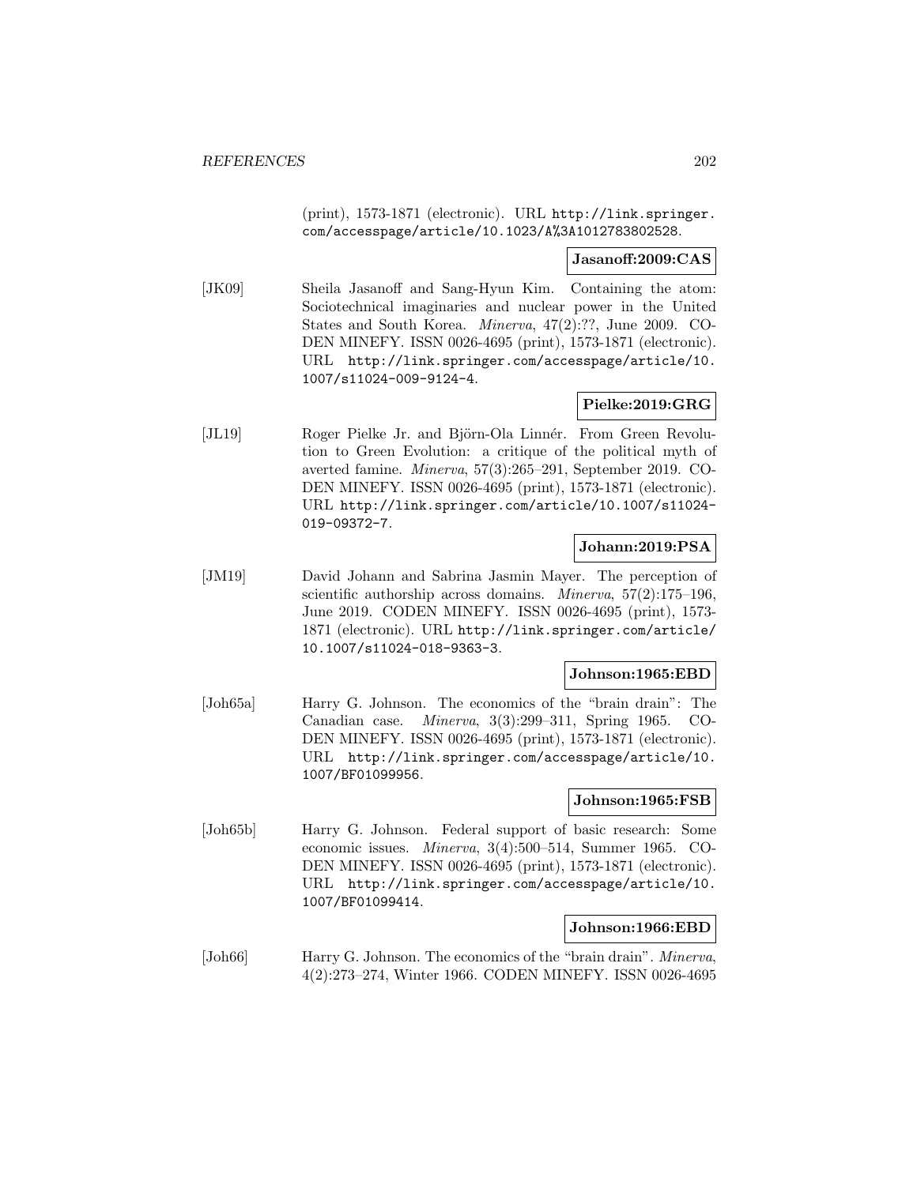(print), 1573-1871 (electronic). URL http://link.springer.com/accesspage/article/10.1023/A%3A1012783802528.

**Jasanoff:2009:CAS**

[JK09] Sheila Jasanoff and Sang-Hyun Kim. Containing the atom: Sociotechnical imaginaries and nuclear power in the United States and South Korea. *Minerva*, 47(2):??, June 2009. CODEN MINEFY. ISSN 0026-4695 (print), 1573-1871 (electronic). URL http://link.springer.com/accesspage/article/10.1007/s11024-009-9124-4.

**Pielke:2019:GRG**

[JL19] Roger Pielke Jr. and Björn-Ola Linnér. From Green Revolution to Green Evolution: a critique of the political myth of averted famine. *Minerva*, 57(3):265–291, September 2019. CODEN MINEFY. ISSN 0026-4695 (print), 1573-1871 (electronic). URL http://link.springer.com/article/10.1007/s11024-019-09372-7.

**Johann:2019:PSA**

[JM19] David Johann and Sabrina Jasmin Mayer. The perception of scientific authorship across domains. *Minerva*, 57(2):175–196, June 2019. CODEN MINEFY. ISSN 0026-4695 (print), 1573-1871 (electronic). URL http://link.springer.com/article/10.1007/s11024-018-9363-3.

**Johnson:1965:EBD**

[Joh65a] Harry G. Johnson. The economics of the "brain drain": The Canadian case. *Minerva*, 3(3):299–311, Spring 1965. CODEN MINEFY. ISSN 0026-4695 (print), 1573-1871 (electronic). URL http://link.springer.com/accesspage/article/10.1007/BF01099956.

**Johnson:1965:FSB**

[Joh65b] Harry G. Johnson. Federal support of basic research: Some economic issues. *Minerva*, 3(4):500–514, Summer 1965. CODEN MINEFY. ISSN 0026-4695 (print), 1573-1871 (electronic). URL http://link.springer.com/accesspage/article/10.1007/BF01099414.

**Johnson:1966:EBD**

[Joh66] Harry G. Johnson. The economics of the "brain drain". *Minerva*, 4(2):273–274, Winter 1966. CODEN MINEFY. ISSN 0026-4695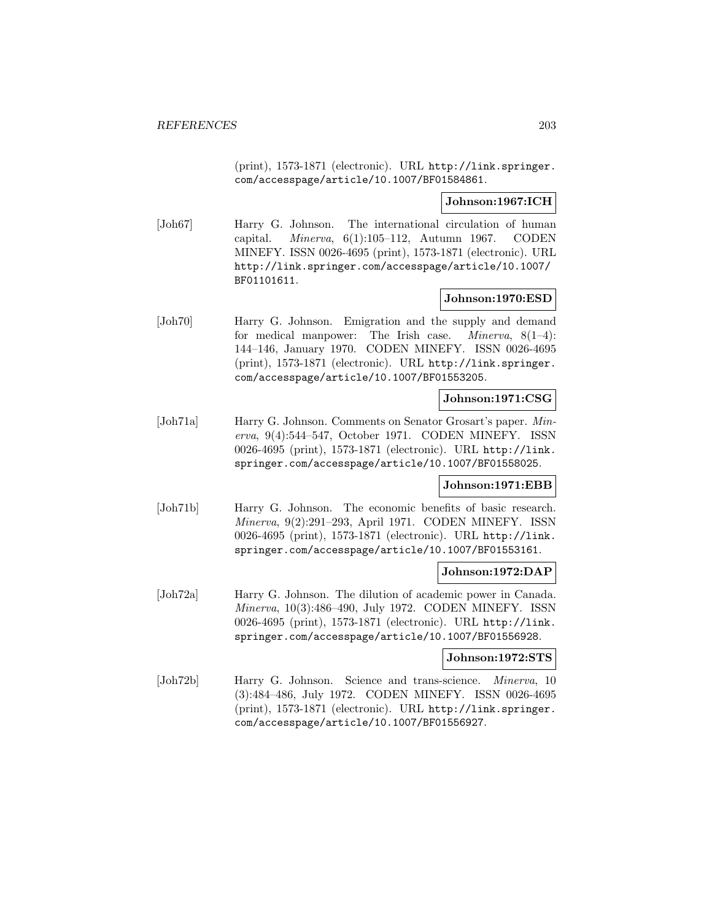(print), 1573-1871 (electronic). URL http://link.springer.com/accesspage/article/10.1007/BF01584861.

**Johnson:1967:ICH**

[Joh67] Harry G. Johnson. The international circulation of human capital. *Minerva*, 6(1):105–112, Autumn 1967. CODEN MINEFY. ISSN 0026-4695 (print), 1573-1871 (electronic). URL http://link.springer.com/accesspage/article/10.1007/BF01101611.

**Johnson:1970:ESD**

[Joh70] Harry G. Johnson. Emigration and the supply and demand for medical manpower: The Irish case. *Minerva*, 8(1–4): 144–146, January 1970. CODEN MINEFY. ISSN 0026-4695 (print), 1573-1871 (electronic). URL http://link.springer.com/accesspage/article/10.1007/BF01553205.

**Johnson:1971:CSG**

[Joh71a] Harry G. Johnson. Comments on Senator Grosart's paper. *Minerva*, 9(4):544–547, October 1971. CODEN MINEFY. ISSN 0026-4695 (print), 1573-1871 (electronic). URL http://link.springer.com/accesspage/article/10.1007/BF01558025.

**Johnson:1971:EBB**

[Joh71b] Harry G. Johnson. The economic benefits of basic research. *Minerva*, 9(2):291–293, April 1971. CODEN MINEFY. ISSN 0026-4695 (print), 1573-1871 (electronic). URL http://link.springer.com/accesspage/article/10.1007/BF01553161.

**Johnson:1972:DAP**

[Joh72a] Harry G. Johnson. The dilution of academic power in Canada. *Minerva*, 10(3):486–490, July 1972. CODEN MINEFY. ISSN 0026-4695 (print), 1573-1871 (electronic). URL http://link.springer.com/accesspage/article/10.1007/BF01556928.

**Johnson:1972:STS**

[Joh72b] Harry G. Johnson. Science and trans-science. *Minerva*, 10 (3):484–486, July 1972. CODEN MINEFY. ISSN 0026-4695 (print), 1573-1871 (electronic). URL http://link.springer.com/accesspage/article/10.1007/BF01556927.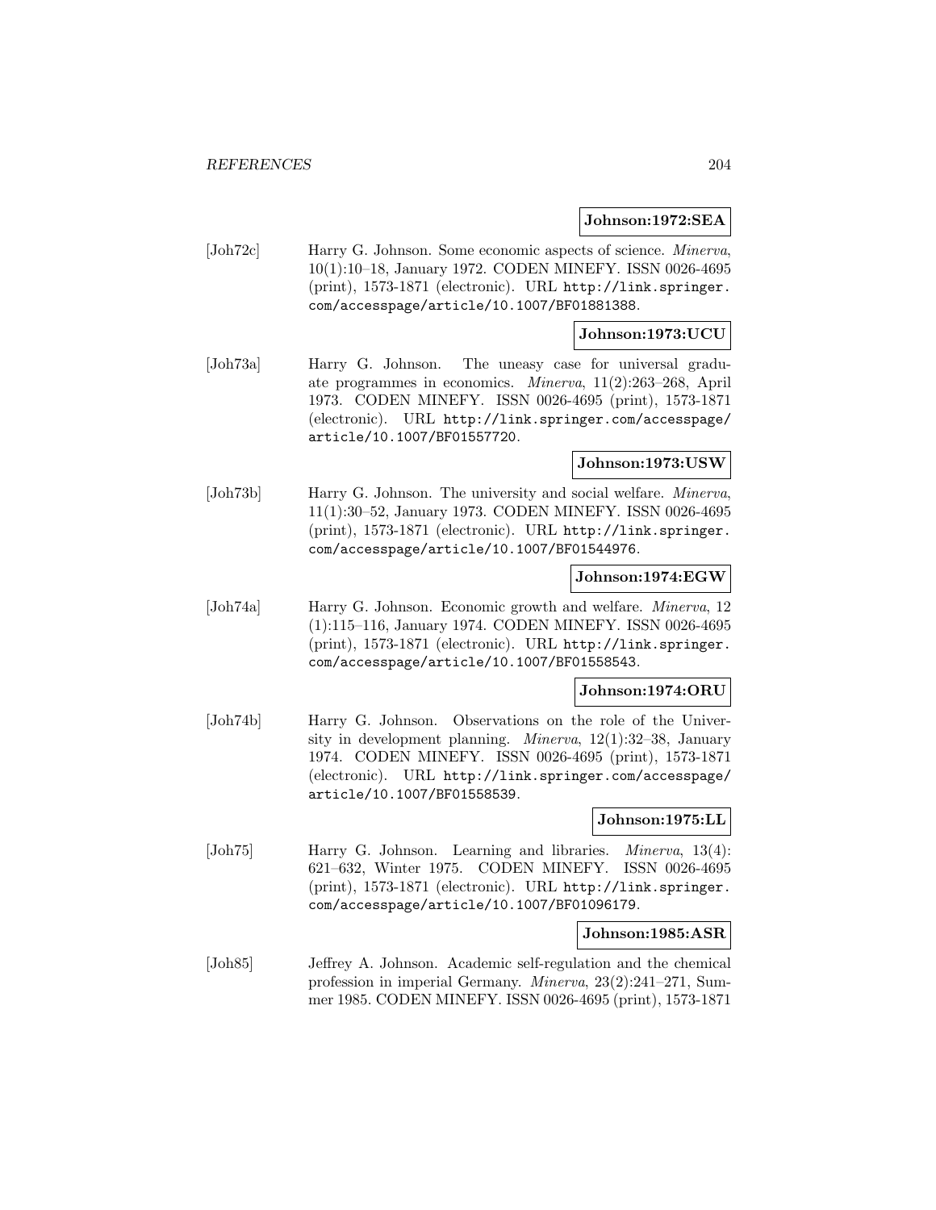**Johnson:1972:SEA**

[Joh72c] Harry G. Johnson. Some economic aspects of science. *Minerva*, 10(1):10–18, January 1972. CODEN MINEFY. ISSN 0026-4695 (print), 1573-1871 (electronic). URL http://link.springer.com/accesspage/article/10.1007/BF01881388.

**Johnson:1973:UCU**

[Joh73a] Harry G. Johnson. The uneasy case for universal graduate programmes in economics. *Minerva*, 11(2):263–268, April 1973. CODEN MINEFY. ISSN 0026-4695 (print), 1573-1871 (electronic). URL http://link.springer.com/accesspage/article/10.1007/BF01557720.

**Johnson:1973:USW**

[Joh73b] Harry G. Johnson. The university and social welfare. *Minerva*, 11(1):30–52, January 1973. CODEN MINEFY. ISSN 0026-4695 (print), 1573-1871 (electronic). URL http://link.springer.com/accesspage/article/10.1007/BF01544976.

**Johnson:1974:EGW**

[Joh74a] Harry G. Johnson. Economic growth and welfare. *Minerva*, 12 (1):115–116, January 1974. CODEN MINEFY. ISSN 0026-4695 (print), 1573-1871 (electronic). URL http://link.springer.com/accesspage/article/10.1007/BF01558543.

**Johnson:1974:ORU**

[Joh74b] Harry G. Johnson. Observations on the role of the University in development planning. *Minerva*, 12(1):32–38, January 1974. CODEN MINEFY. ISSN 0026-4695 (print), 1573-1871 (electronic). URL http://link.springer.com/accesspage/article/10.1007/BF01558539.

**Johnson:1975:LL**

[Joh75] Harry G. Johnson. Learning and libraries. *Minerva*, 13(4): 621–632, Winter 1975. CODEN MINEFY. ISSN 0026-4695 (print), 1573-1871 (electronic). URL http://link.springer.com/accesspage/article/10.1007/BF01096179.

**Johnson:1985:ASR**

[Joh85] Jeffrey A. Johnson. Academic self-regulation and the chemical profession in imperial Germany. *Minerva*, 23(2):241–271, Summer 1985. CODEN MINEFY. ISSN 0026-4695 (print), 1573-1871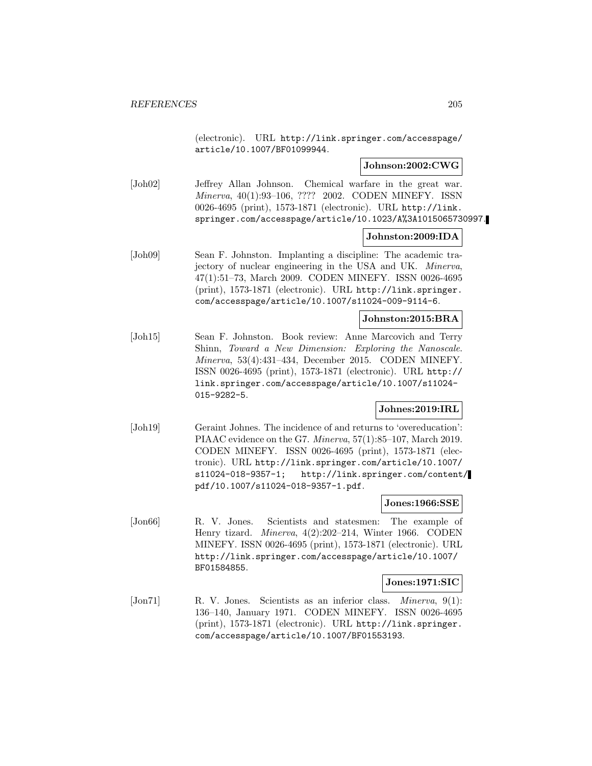(electronic). URL http://link.springer.com/accesspage/article/10.1007/BF01099944.

**Johnson:2002:CWG**

[Joh02] Jeffrey Allan Johnson. Chemical warfare in the great war. *Minerva*, 40(1):93–106, ???? 2002. CODEN MINEFY. ISSN 0026-4695 (print), 1573-1871 (electronic). URL http://link.springer.com/accesspage/article/10.1023/A%3A1015065730997.

**Johnston:2009:IDA**

[Joh09] Sean F. Johnston. Implanting a discipline: The academic trajectory of nuclear engineering in the USA and UK. *Minerva*, 47(1):51–73, March 2009. CODEN MINEFY. ISSN 0026-4695 (print), 1573-1871 (electronic). URL http://link.springer.com/accesspage/article/10.1007/s11024-009-9114-6.

**Johnston:2015:BRA**

[Joh15] Sean F. Johnston. Book review: Anne Marcovich and Terry Shinn, *Toward a New Dimension: Exploring the Nanoscale*. *Minerva*, 53(4):431–434, December 2015. CODEN MINEFY. ISSN 0026-4695 (print), 1573-1871 (electronic). URL http://link.springer.com/accesspage/article/10.1007/s11024-015-9282-5.

**Johnes:2019:IRL**

[Joh19] Geraint Johnes. The incidence of and returns to 'overeducation': PIAAC evidence on the G7. *Minerva*, 57(1):85–107, March 2019. CODEN MINEFY. ISSN 0026-4695 (print), 1573-1871 (electronic). URL http://link.springer.com/article/10.1007/s11024-018-9357-1; http://link.springer.com/content/pdf/10.1007/s11024-018-9357-1.pdf.

**Jones:1966:SSE**

[Jon66] R. V. Jones. Scientists and statesmen: The example of Henry tizard. *Minerva*, 4(2):202–214, Winter 1966. CODEN MINEFY. ISSN 0026-4695 (print), 1573-1871 (electronic). URL http://link.springer.com/accesspage/article/10.1007/BF01584855.

**Jones:1971:SIC**

[Jon71] R. V. Jones. Scientists as an inferior class. *Minerva*, 9(1): 136–140, January 1971. CODEN MINEFY. ISSN 0026-4695 (print), 1573-1871 (electronic). URL http://link.springer.com/accesspage/article/10.1007/BF01553193.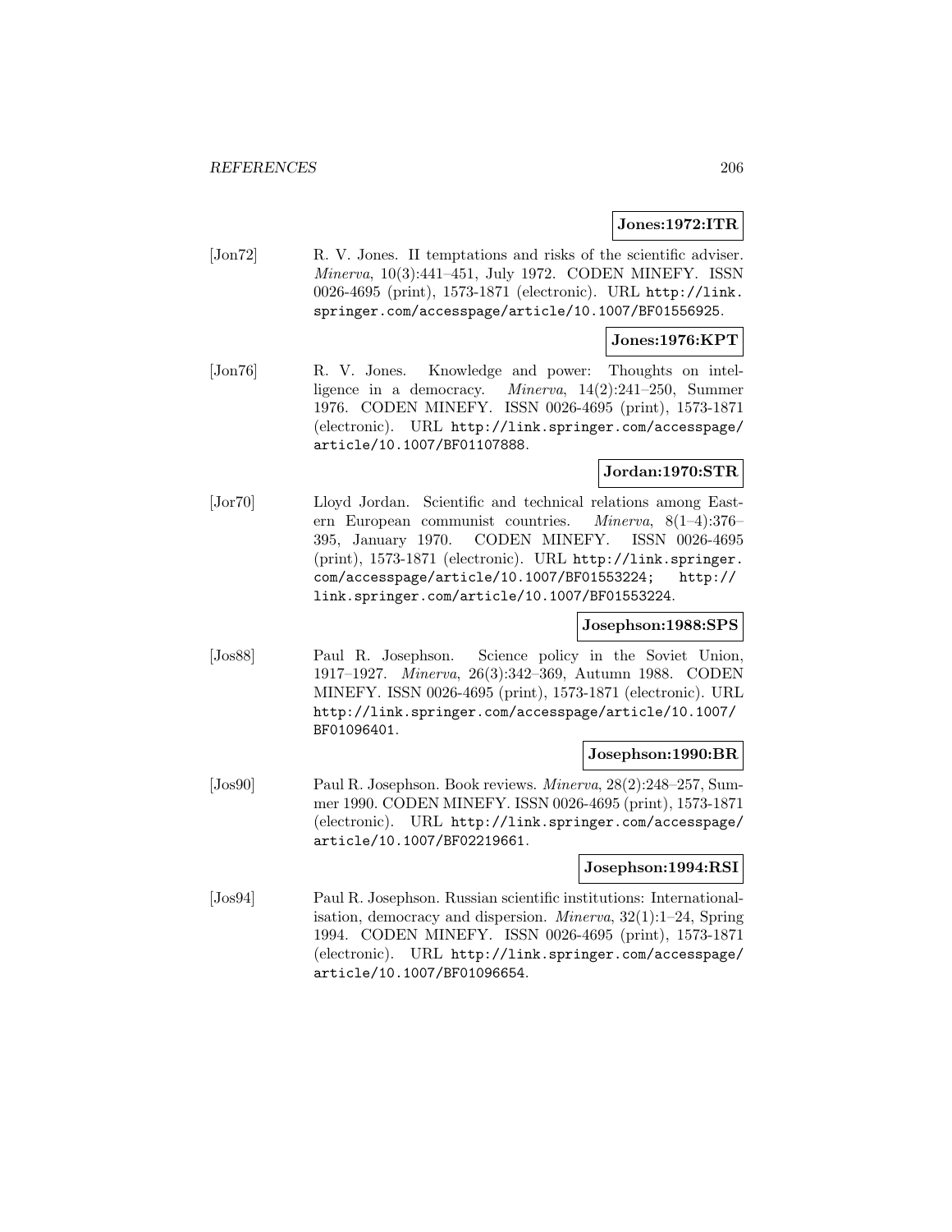**Jones:1972:ITR**

[Jon72] R. V. Jones. II temptations and risks of the scientific adviser. *Minerva*, 10(3):441–451, July 1972. CODEN MINEFY. ISSN 0026-4695 (print), 1573-1871 (electronic). URL http://link.springer.com/accesspage/article/10.1007/BF01556925.

**Jones:1976:KPT**

[Jon76] R. V. Jones. Knowledge and power: Thoughts on intelligence in a democracy. *Minerva*, 14(2):241–250, Summer 1976. CODEN MINEFY. ISSN 0026-4695 (print), 1573-1871 (electronic). URL http://link.springer.com/accesspage/article/10.1007/BF01107888.

**Jordan:1970:STR**

[Jor70] Lloyd Jordan. Scientific and technical relations among Eastern European communist countries. *Minerva*, 8(1–4):376–395, January 1970. CODEN MINEFY. ISSN 0026-4695 (print), 1573-1871 (electronic). URL http://link.springer.com/accesspage/article/10.1007/BF01553224; http://link.springer.com/article/10.1007/BF01553224.

**Josephson:1988:SPS**

[Jos88] Paul R. Josephson. Science policy in the Soviet Union, 1917–1927. *Minerva*, 26(3):342–369, Autumn 1988. CODEN MINEFY. ISSN 0026-4695 (print), 1573-1871 (electronic). URL http://link.springer.com/accesspage/article/10.1007/BF01096401.

**Josephson:1990:BR**

[Jos90] Paul R. Josephson. Book reviews. *Minerva*, 28(2):248–257, Summer 1990. CODEN MINEFY. ISSN 0026-4695 (print), 1573-1871 (electronic). URL http://link.springer.com/accesspage/article/10.1007/BF02219661.

**Josephson:1994:RSI**

[Jos94] Paul R. Josephson. Russian scientific institutions: Internationalisation, democracy and dispersion. *Minerva*, 32(1):1–24, Spring 1994. CODEN MINEFY. ISSN 0026-4695 (print), 1573-1871 (electronic). URL http://link.springer.com/accesspage/article/10.1007/BF01096654.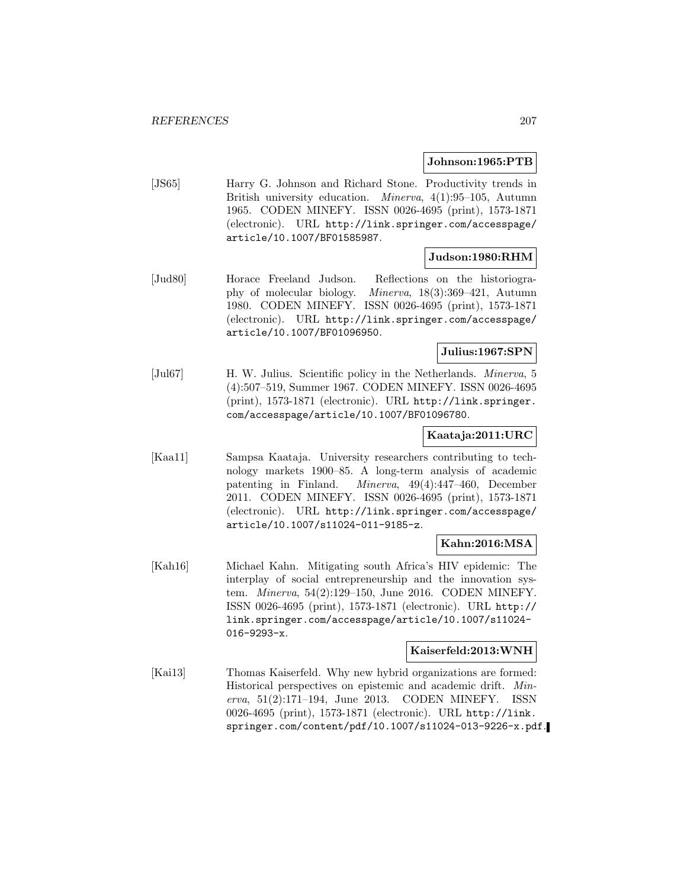**Johnson:1965:PTB**

[JS65] Harry G. Johnson and Richard Stone. Productivity trends in British university education. *Minerva*, 4(1):95–105, Autumn 1965. CODEN MINEFY. ISSN 0026-4695 (print), 1573-1871 (electronic). URL `http://link.springer.com/accesspage/article/10.1007/BF01585987`.

**Judson:1980:RHM**

[Jud80] Horace Freeland Judson. Reflections on the historiography of molecular biology. *Minerva*, 18(3):369–421, Autumn 1980. CODEN MINEFY. ISSN 0026-4695 (print), 1573-1871 (electronic). URL `http://link.springer.com/accesspage/article/10.1007/BF01096950`.

**Julius:1967:SPN**

[Jul67] H. W. Julius. Scientific policy in the Netherlands. *Minerva*, 5 (4):507–519, Summer 1967. CODEN MINEFY. ISSN 0026-4695 (print), 1573-1871 (electronic). URL `http://link.springer.com/accesspage/article/10.1007/BF01096780`.

**Kaataja:2011:URC**

[Kaa11] Sampsa Kaataja. University researchers contributing to technology markets 1900–85. A long-term analysis of academic patenting in Finland. *Minerva*, 49(4):447–460, December 2011. CODEN MINEFY. ISSN 0026-4695 (print), 1573-1871 (electronic). URL `http://link.springer.com/accesspage/article/10.1007/s11024-011-9185-z`.

**Kahn:2016:MSA**

[Kah16] Michael Kahn. Mitigating south Africa's HIV epidemic: The interplay of social entrepreneurship and the innovation system. *Minerva*, 54(2):129–150, June 2016. CODEN MINEFY. ISSN 0026-4695 (print), 1573-1871 (electronic). URL `http://link.springer.com/accesspage/article/10.1007/s11024-016-9293-x`.

**Kaiserfeld:2013:WNH**

[Kai13] Thomas Kaiserfeld. Why new hybrid organizations are formed: Historical perspectives on epistemic and academic drift. *Minerva*, 51(2):171–194, June 2013. CODEN MINEFY. ISSN 0026-4695 (print), 1573-1871 (electronic). URL `http://link.springer.com/content/pdf/10.1007/s11024-013-9226-x.pdf`.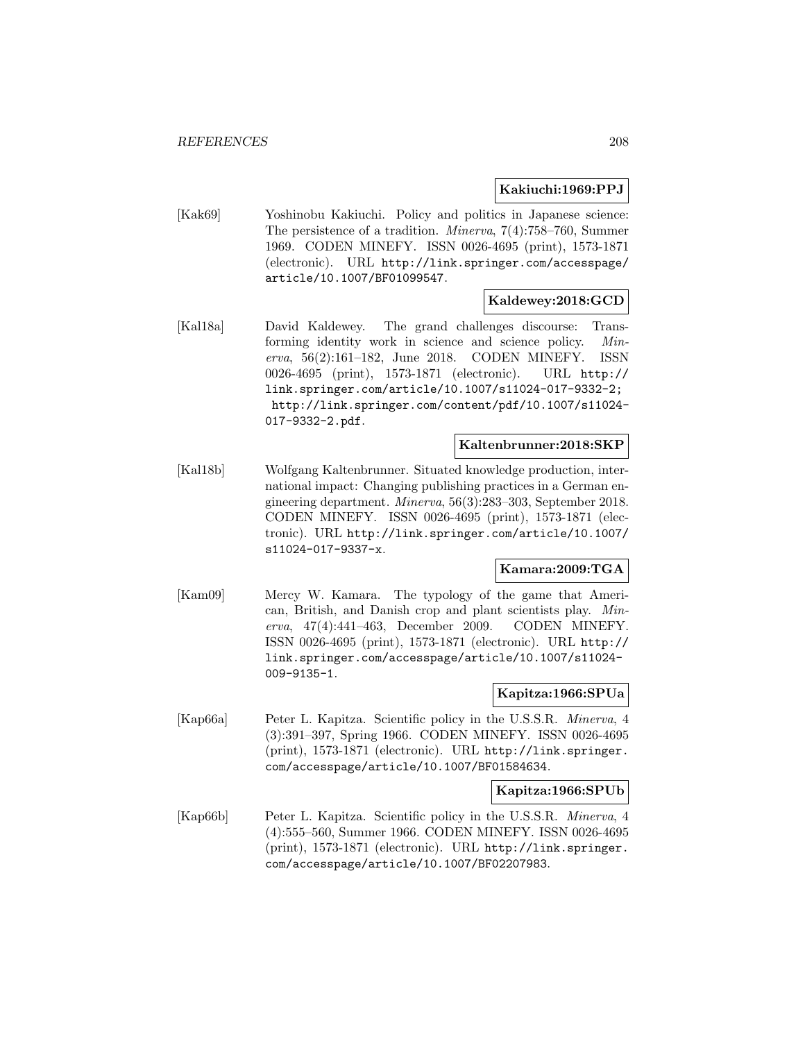**Kakiuchi:1969:PPJ**

[Kak69] Yoshinobu Kakiuchi. Policy and politics in Japanese science: The persistence of a tradition. *Minerva*, 7(4):758–760, Summer 1969. CODEN MINEFY. ISSN 0026-4695 (print), 1573-1871 (electronic). URL http://link.springer.com/accesspage/article/10.1007/BF01099547.

**Kaldewey:2018:GCD**

[Kal18a] David Kaldewey. The grand challenges discourse: Transforming identity work in science and science policy. *Minerva*, 56(2):161–182, June 2018. CODEN MINEFY. ISSN 0026-4695 (print), 1573-1871 (electronic). URL http://link.springer.com/article/10.1007/s11024-017-9332-2; http://link.springer.com/content/pdf/10.1007/s11024-017-9332-2.pdf.

**Kaltenbrunner:2018:SKP**

[Kal18b] Wolfgang Kaltenbrunner. Situated knowledge production, international impact: Changing publishing practices in a German engineering department. *Minerva*, 56(3):283–303, September 2018. CODEN MINEFY. ISSN 0026-4695 (print), 1573-1871 (electronic). URL http://link.springer.com/article/10.1007/s11024-017-9337-x.

**Kamara:2009:TGA**

[Kam09] Mercy W. Kamara. The typology of the game that American, British, and Danish crop and plant scientists play. *Minerva*, 47(4):441–463, December 2009. CODEN MINEFY. ISSN 0026-4695 (print), 1573-1871 (electronic). URL http://link.springer.com/accesspage/article/10.1007/s11024-009-9135-1.

**Kapitza:1966:SPUa**

[Kap66a] Peter L. Kapitza. Scientific policy in the U.S.S.R. *Minerva*, 4 (3):391–397, Spring 1966. CODEN MINEFY. ISSN 0026-4695 (print), 1573-1871 (electronic). URL http://link.springer.com/accesspage/article/10.1007/BF01584634.

**Kapitza:1966:SPUb**

[Kap66b] Peter L. Kapitza. Scientific policy in the U.S.S.R. *Minerva*, 4 (4):555–560, Summer 1966. CODEN MINEFY. ISSN 0026-4695 (print), 1573-1871 (electronic). URL http://link.springer.com/accesspage/article/10.1007/BF02207983.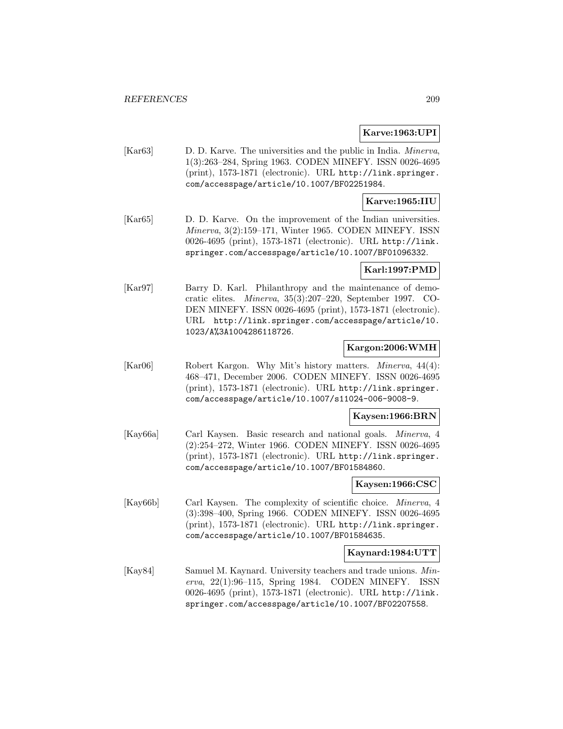**Karve:1963:UPI**

[Kar63] D. D. Karve. The universities and the public in India. *Minerva*, 1(3):263–284, Spring 1963. CODEN MINEFY. ISSN 0026-4695 (print), 1573-1871 (electronic). URL http://link.springer.com/accesspage/article/10.1007/BF02251984.

**Karve:1965:IIU**

[Kar65] D. D. Karve. On the improvement of the Indian universities. *Minerva*, 3(2):159–171, Winter 1965. CODEN MINEFY. ISSN 0026-4695 (print), 1573-1871 (electronic). URL http://link.springer.com/accesspage/article/10.1007/BF01096332.

**Karl:1997:PMD**

[Kar97] Barry D. Karl. Philanthropy and the maintenance of democratic elites. *Minerva*, 35(3):207–220, September 1997. CODEN MINEFY. ISSN 0026-4695 (print), 1573-1871 (electronic). URL http://link.springer.com/accesspage/article/10.1023/A%3A1004286118726.

**Kargon:2006:WMH**

[Kar06] Robert Kargon. Why Mit's history matters. *Minerva*, 44(4): 468–471, December 2006. CODEN MINEFY. ISSN 0026-4695 (print), 1573-1871 (electronic). URL http://link.springer.com/accesspage/article/10.1007/s11024-006-9008-9.

**Kaysen:1966:BRN**

[Kay66a] Carl Kaysen. Basic research and national goals. *Minerva*, 4 (2):254–272, Winter 1966. CODEN MINEFY. ISSN 0026-4695 (print), 1573-1871 (electronic). URL http://link.springer.com/accesspage/article/10.1007/BF01584860.

**Kaysen:1966:CSC**

[Kay66b] Carl Kaysen. The complexity of scientific choice. *Minerva*, 4 (3):398–400, Spring 1966. CODEN MINEFY. ISSN 0026-4695 (print), 1573-1871 (electronic). URL http://link.springer.com/accesspage/article/10.1007/BF01584635.

**Kaynard:1984:UTT**

[Kay84] Samuel M. Kaynard. University teachers and trade unions. *Minerva*, 22(1):96–115, Spring 1984. CODEN MINEFY. ISSN 0026-4695 (print), 1573-1871 (electronic). URL http://link.springer.com/accesspage/article/10.1007/BF02207558.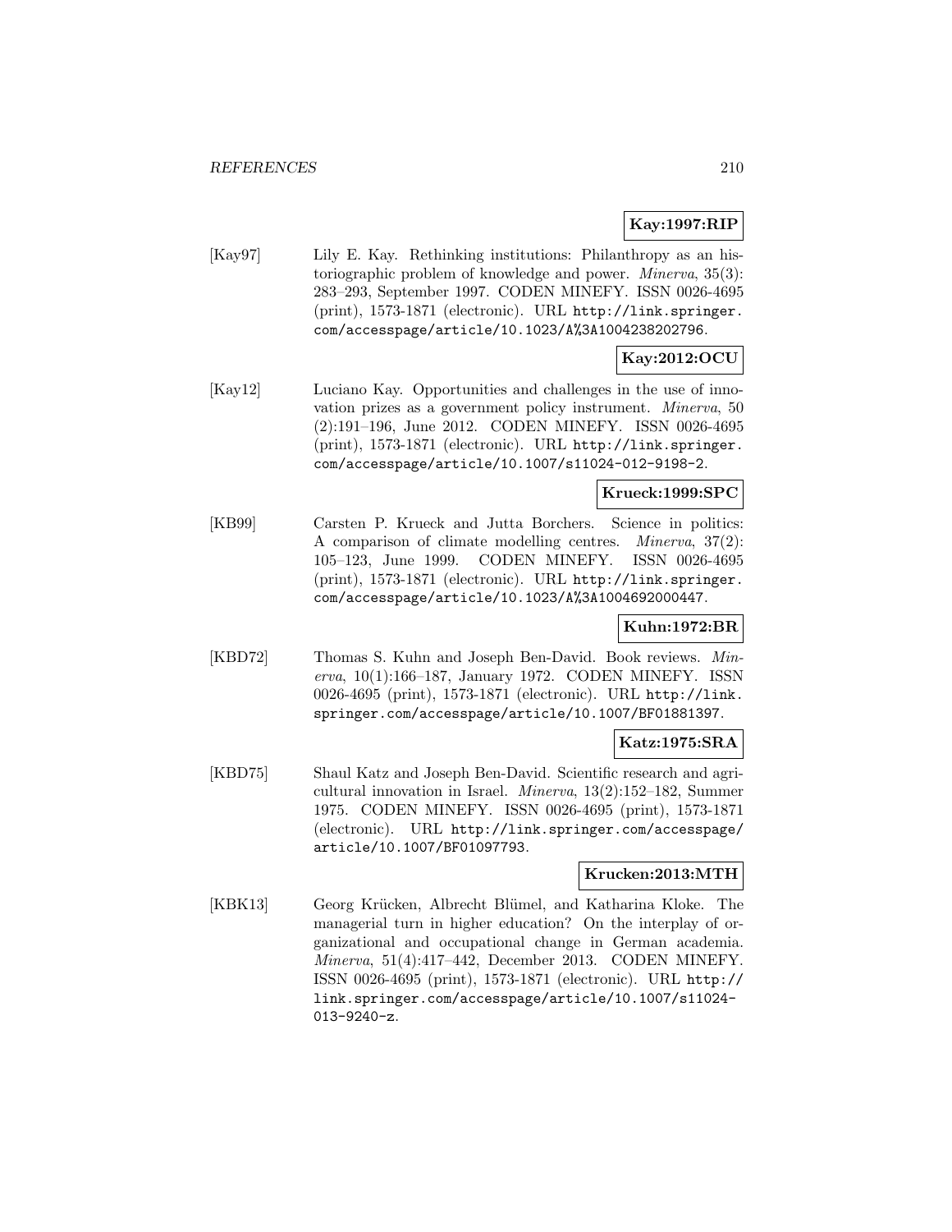**Kay:1997:RIP**

[Kay97] Lily E. Kay. Rethinking institutions: Philanthropy as an historiographic problem of knowledge and power. *Minerva*, 35(3): 283–293, September 1997. CODEN MINEFY. ISSN 0026-4695 (print), 1573-1871 (electronic). URL http://link.springer.com/accesspage/article/10.1023/A%3A1004238202796.

**Kay:2012:OCU**

[Kay12] Luciano Kay. Opportunities and challenges in the use of innovation prizes as a government policy instrument. *Minerva*, 50 (2):191–196, June 2012. CODEN MINEFY. ISSN 0026-4695 (print), 1573-1871 (electronic). URL http://link.springer.com/accesspage/article/10.1007/s11024-012-9198-2.

**Krueck:1999:SPC**

[KB99] Carsten P. Krueck and Jutta Borchers. Science in politics: A comparison of climate modelling centres. *Minerva*, 37(2): 105–123, June 1999. CODEN MINEFY. ISSN 0026-4695 (print), 1573-1871 (electronic). URL http://link.springer.com/accesspage/article/10.1023/A%3A1004692000447.

**Kuhn:1972:BR**

[KBD72] Thomas S. Kuhn and Joseph Ben-David. Book reviews. *Minerva*, 10(1):166–187, January 1972. CODEN MINEFY. ISSN 0026-4695 (print), 1573-1871 (electronic). URL http://link.springer.com/accesspage/article/10.1007/BF01881397.

**Katz:1975:SRA**

[KBD75] Shaul Katz and Joseph Ben-David. Scientific research and agricultural innovation in Israel. *Minerva*, 13(2):152–182, Summer 1975. CODEN MINEFY. ISSN 0026-4695 (print), 1573-1871 (electronic). URL http://link.springer.com/accesspage/article/10.1007/BF01097793.

**Krucken:2013:MTH**

[KBK13] Georg Krücken, Albrecht Blümel, and Katharina Kloke. The managerial turn in higher education? On the interplay of organizational and occupational change in German academia. *Minerva*, 51(4):417–442, December 2013. CODEN MINEFY. ISSN 0026-4695 (print), 1573-1871 (electronic). URL http://link.springer.com/accesspage/article/10.1007/s11024-013-9240-z.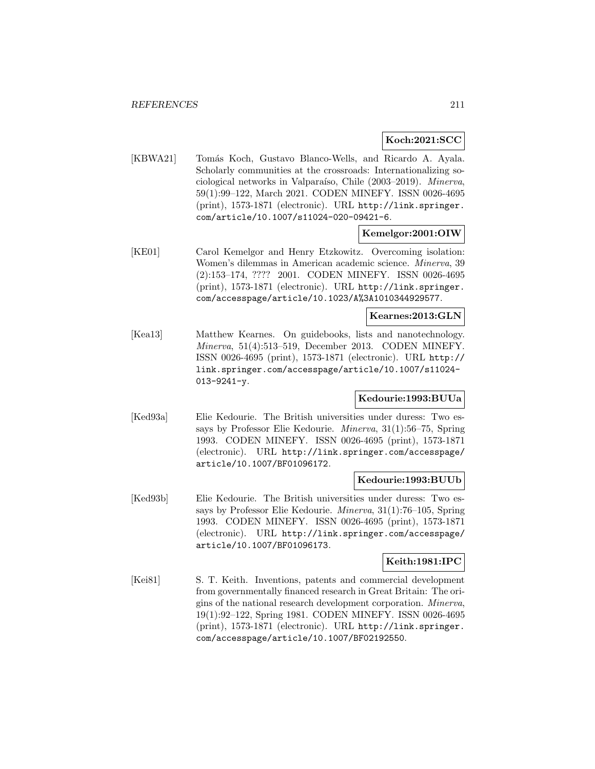**Koch:2021:SCC**

[KBWA21] Tomás Koch, Gustavo Blanco-Wells, and Ricardo A. Ayala. Scholarly communities at the crossroads: Internationalizing sociological networks in Valparaíso, Chile (2003–2019). *Minerva*, 59(1):99–122, March 2021. CODEN MINEFY. ISSN 0026-4695 (print), 1573-1871 (electronic). URL http://link.springer.com/article/10.1007/s11024-020-09421-6.

**Kemelgor:2001:OIW**

[KE01] Carol Kemelgor and Henry Etzkowitz. Overcoming isolation: Women's dilemmas in American academic science. *Minerva*, 39 (2):153–174, ???? 2001. CODEN MINEFY. ISSN 0026-4695 (print), 1573-1871 (electronic). URL http://link.springer.com/accesspage/article/10.1023/A%3A1010344929577.

**Kearnes:2013:GLN**

[Kea13] Matthew Kearnes. On guidebooks, lists and nanotechnology. *Minerva*, 51(4):513–519, December 2013. CODEN MINEFY. ISSN 0026-4695 (print), 1573-1871 (electronic). URL http://link.springer.com/accesspage/article/10.1007/s11024-013-9241-y.

**Kedourie:1993:BUUa**

[Ked93a] Elie Kedourie. The British universities under duress: Two essays by Professor Elie Kedourie. *Minerva*, 31(1):56–75, Spring 1993. CODEN MINEFY. ISSN 0026-4695 (print), 1573-1871 (electronic). URL http://link.springer.com/accesspage/article/10.1007/BF01096172.

**Kedourie:1993:BUUb**

[Ked93b] Elie Kedourie. The British universities under duress: Two essays by Professor Elie Kedourie. *Minerva*, 31(1):76–105, Spring 1993. CODEN MINEFY. ISSN 0026-4695 (print), 1573-1871 (electronic). URL http://link.springer.com/accesspage/article/10.1007/BF01096173.

**Keith:1981:IPC**

[Kei81] S. T. Keith. Inventions, patents and commercial development from governmentally financed research in Great Britain: The origins of the national research development corporation. *Minerva*, 19(1):92–122, Spring 1981. CODEN MINEFY. ISSN 0026-4695 (print), 1573-1871 (electronic). URL http://link.springer.com/accesspage/article/10.1007/BF02192550.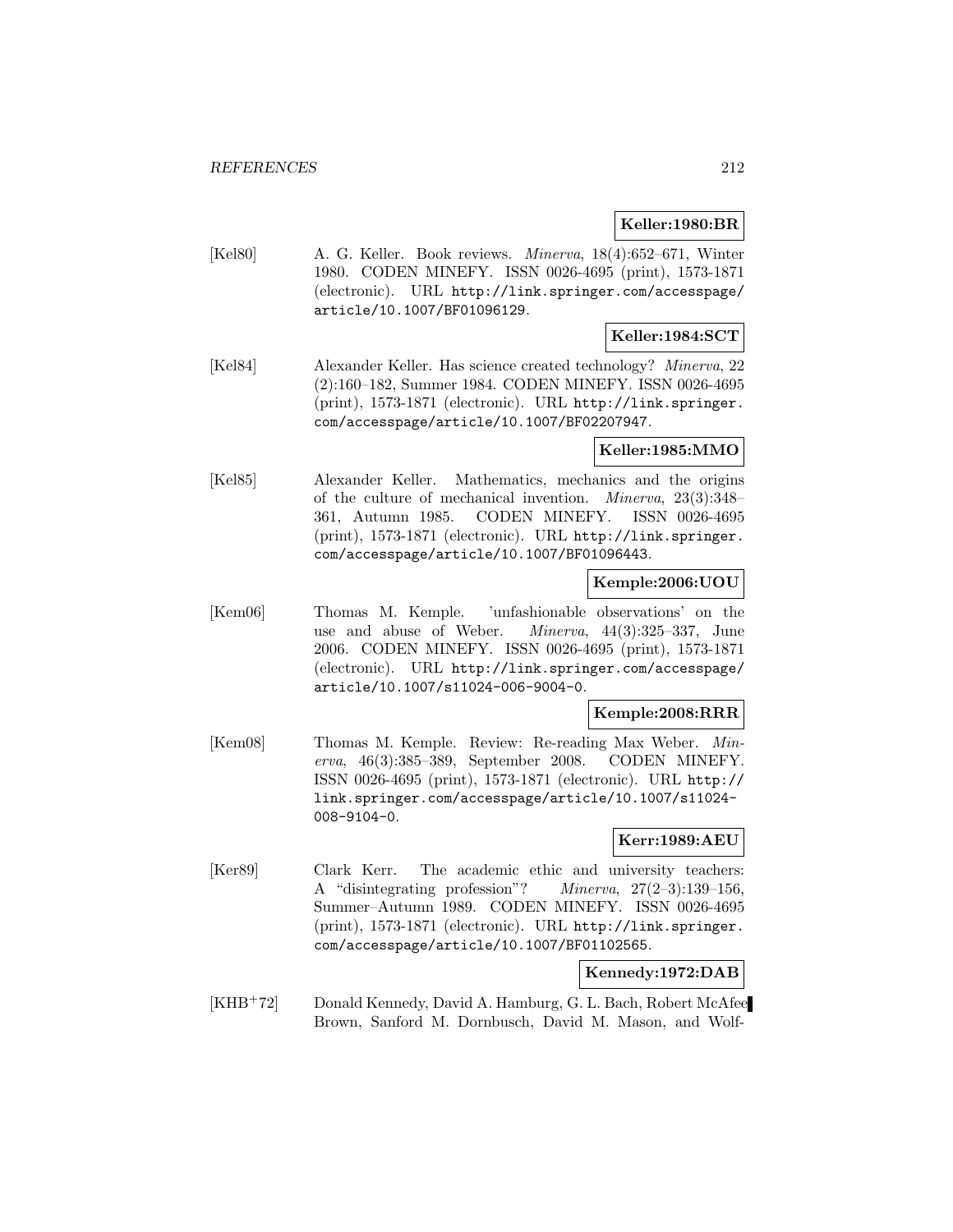**Keller:1980:BR**

[Kel80] A. G. Keller. Book reviews. *Minerva*, 18(4):652–671, Winter 1980. CODEN MINEFY. ISSN 0026-4695 (print), 1573-1871 (electronic). URL http://link.springer.com/accesspage/article/10.1007/BF01096129.

**Keller:1984:SCT**

[Kel84] Alexander Keller. Has science created technology? *Minerva*, 22 (2):160–182, Summer 1984. CODEN MINEFY. ISSN 0026-4695 (print), 1573-1871 (electronic). URL http://link.springer.com/accesspage/article/10.1007/BF02207947.

**Keller:1985:MMO**

[Kel85] Alexander Keller. Mathematics, mechanics and the origins of the culture of mechanical invention. *Minerva*, 23(3):348–361, Autumn 1985. CODEN MINEFY. ISSN 0026-4695 (print), 1573-1871 (electronic). URL http://link.springer.com/accesspage/article/10.1007/BF01096443.

**Kemple:2006:UOU**

[Kem06] Thomas M. Kemple. 'unfashionable observations' on the use and abuse of Weber. *Minerva*, 44(3):325–337, June 2006. CODEN MINEFY. ISSN 0026-4695 (print), 1573-1871 (electronic). URL http://link.springer.com/accesspage/article/10.1007/s11024-006-9004-0.

**Kemple:2008:RRR**

[Kem08] Thomas M. Kemple. Review: Re-reading Max Weber. *Minerva*, 46(3):385–389, September 2008. CODEN MINEFY. ISSN 0026-4695 (print), 1573-1871 (electronic). URL http://link.springer.com/accesspage/article/10.1007/s11024-008-9104-0.

**Kerr:1989:AEU**

[Ker89] Clark Kerr. The academic ethic and university teachers: A "disintegrating profession"? *Minerva*, 27(2–3):139–156, Summer–Autumn 1989. CODEN MINEFY. ISSN 0026-4695 (print), 1573-1871 (electronic). URL http://link.springer.com/accesspage/article/10.1007/BF01102565.

**Kennedy:1972:DAB**

[KHB+72] Donald Kennedy, David A. Hamburg, G. L. Bach, Robert McAfee Brown, Sanford M. Dornbusch, David M. Mason, and Wolf-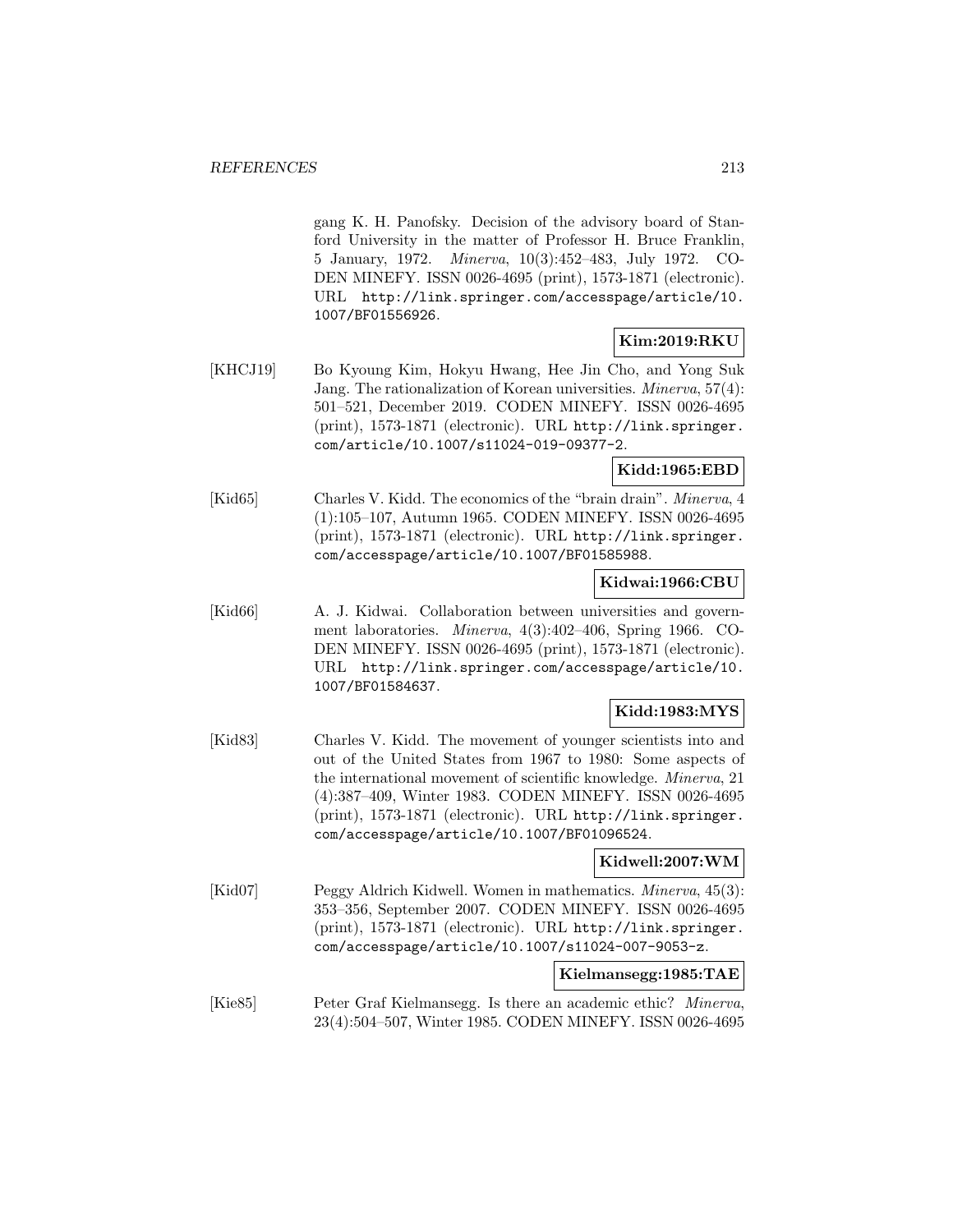gang K. H. Panofsky. Decision of the advisory board of Stanford University in the matter of Professor H. Bruce Franklin, 5 January, 1972. *Minerva*, 10(3):452–483, July 1972. CODEN MINEFY. ISSN 0026-4695 (print), 1573-1871 (electronic). URL http://link.springer.com/accesspage/article/10.1007/BF01556926.

**Kim:2019:RKU**

[KHCJ19] Bo Kyoung Kim, Hokyu Hwang, Hee Jin Cho, and Yong Suk Jang. The rationalization of Korean universities. *Minerva*, 57(4): 501–521, December 2019. CODEN MINEFY. ISSN 0026-4695 (print), 1573-1871 (electronic). URL http://link.springer.com/article/10.1007/s11024-019-09377-2.

**Kidd:1965:EBD**

[Kid65] Charles V. Kidd. The economics of the "brain drain". *Minerva*, 4 (1):105–107, Autumn 1965. CODEN MINEFY. ISSN 0026-4695 (print), 1573-1871 (electronic). URL http://link.springer.com/accesspage/article/10.1007/BF01585988.

**Kidwai:1966:CBU**

[Kid66] A. J. Kidwai. Collaboration between universities and government laboratories. *Minerva*, 4(3):402–406, Spring 1966. CODEN MINEFY. ISSN 0026-4695 (print), 1573-1871 (electronic). URL http://link.springer.com/accesspage/article/10.1007/BF01584637.

**Kidd:1983:MYS**

[Kid83] Charles V. Kidd. The movement of younger scientists into and out of the United States from 1967 to 1980: Some aspects of the international movement of scientific knowledge. *Minerva*, 21 (4):387–409, Winter 1983. CODEN MINEFY. ISSN 0026-4695 (print), 1573-1871 (electronic). URL http://link.springer.com/accesspage/article/10.1007/BF01096524.

**Kidwell:2007:WM**

[Kid07] Peggy Aldrich Kidwell. Women in mathematics. *Minerva*, 45(3): 353–356, September 2007. CODEN MINEFY. ISSN 0026-4695 (print), 1573-1871 (electronic). URL http://link.springer.com/accesspage/article/10.1007/s11024-007-9053-z.

**Kielmansegg:1985:TAE**

[Kie85] Peter Graf Kielmansegg. Is there an academic ethic? *Minerva*, 23(4):504–507, Winter 1985. CODEN MINEFY. ISSN 0026-4695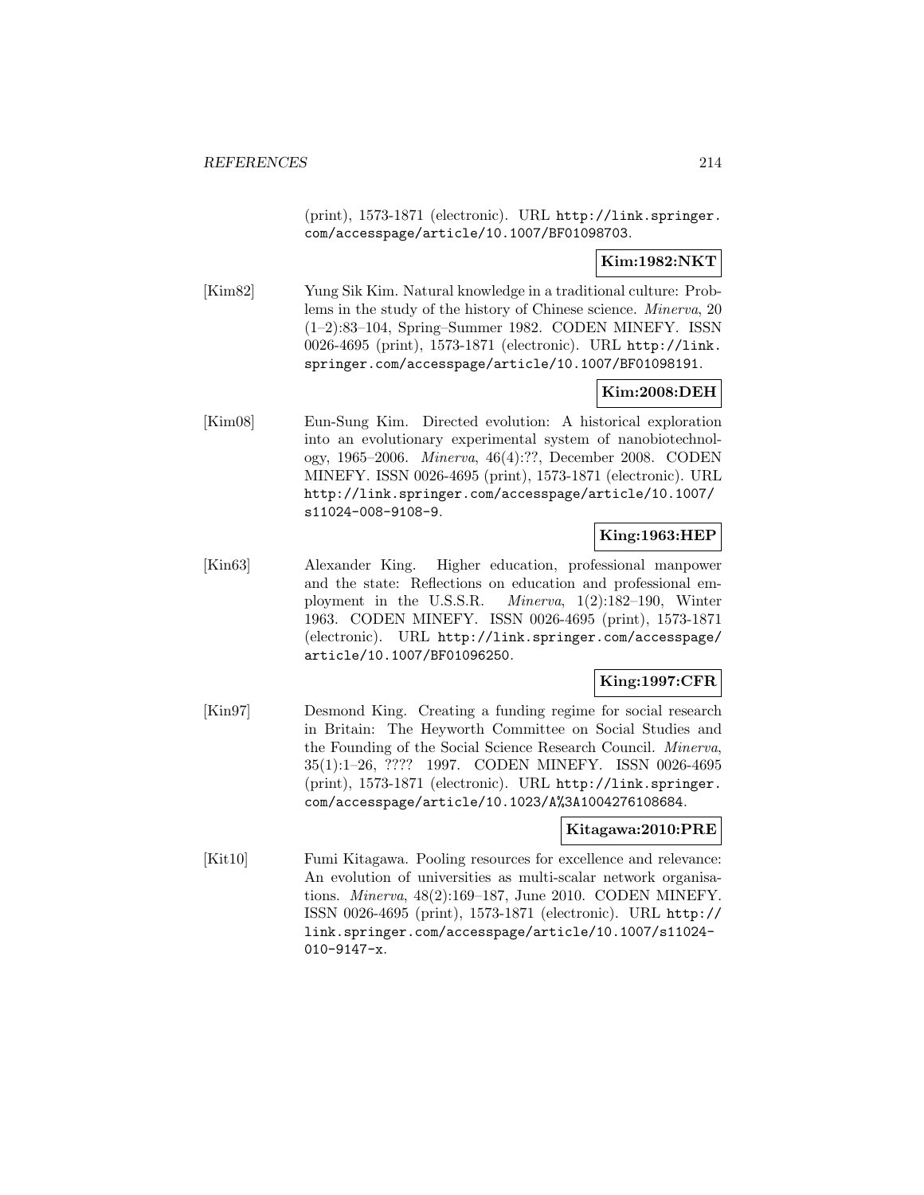(print), 1573-1871 (electronic). URL http://link.springer.com/accesspage/article/10.1007/BF01098703.

**Kim:1982:NKT**

[Kim82] Yung Sik Kim. Natural knowledge in a traditional culture: Problems in the study of the history of Chinese science. *Minerva*, 20 (1–2):83–104, Spring–Summer 1982. CODEN MINEFY. ISSN 0026-4695 (print), 1573-1871 (electronic). URL http://link.springer.com/accesspage/article/10.1007/BF01098191.

**Kim:2008:DEH**

[Kim08] Eun-Sung Kim. Directed evolution: A historical exploration into an evolutionary experimental system of nanobiotechnology, 1965–2006. *Minerva*, 46(4):??, December 2008. CODEN MINEFY. ISSN 0026-4695 (print), 1573-1871 (electronic). URL http://link.springer.com/accesspage/article/10.1007/s11024-008-9108-9.

**King:1963:HEP**

[Kin63] Alexander King. Higher education, professional manpower and the state: Reflections on education and professional employment in the U.S.S.R. *Minerva*, 1(2):182–190, Winter 1963. CODEN MINEFY. ISSN 0026-4695 (print), 1573-1871 (electronic). URL http://link.springer.com/accesspage/article/10.1007/BF01096250.

**King:1997:CFR**

[Kin97] Desmond King. Creating a funding regime for social research in Britain: The Heyworth Committee on Social Studies and the Founding of the Social Science Research Council. *Minerva*, 35(1):1–26, ???? 1997. CODEN MINEFY. ISSN 0026-4695 (print), 1573-1871 (electronic). URL http://link.springer.com/accesspage/article/10.1023/A%3A1004276108684.

**Kitagawa:2010:PRE**

[Kit10] Fumi Kitagawa. Pooling resources for excellence and relevance: An evolution of universities as multi-scalar network organisations. *Minerva*, 48(2):169–187, June 2010. CODEN MINEFY. ISSN 0026-4695 (print), 1573-1871 (electronic). URL http://link.springer.com/accesspage/article/10.1007/s11024-010-9147-x.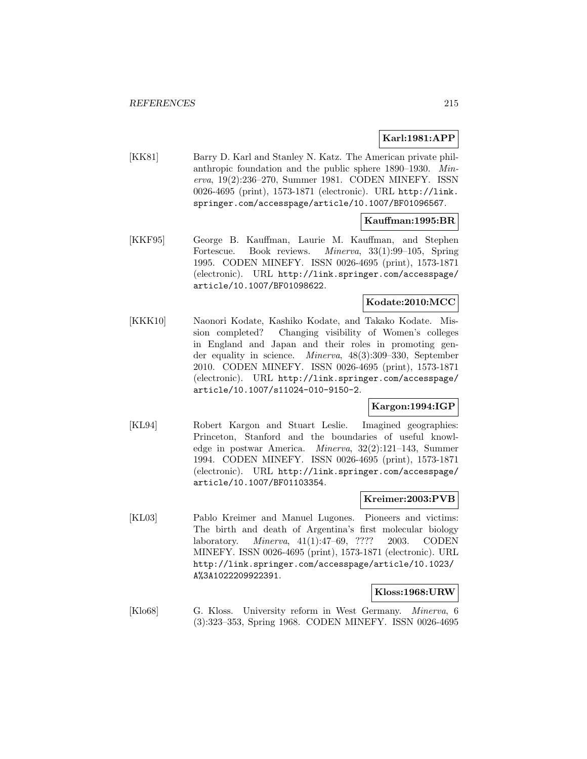**Karl:1981:APP**

[KK81] Barry D. Karl and Stanley N. Katz. The American private philanthropic foundation and the public sphere 1890–1930. *Minerva*, 19(2):236–270, Summer 1981. CODEN MINEFY. ISSN 0026-4695 (print), 1573-1871 (electronic). URL `http://link.springer.com/accesspage/article/10.1007/BF01096567`.

**Kauffman:1995:BR**

[KKF95] George B. Kauffman, Laurie M. Kauffman, and Stephen Fortescue. Book reviews. *Minerva*, 33(1):99–105, Spring 1995. CODEN MINEFY. ISSN 0026-4695 (print), 1573-1871 (electronic). URL `http://link.springer.com/accesspage/article/10.1007/BF01098622`.

**Kodate:2010:MCC**

[KKK10] Naonori Kodate, Kashiko Kodate, and Takako Kodate. Mission completed? Changing visibility of Women's colleges in England and Japan and their roles in promoting gender equality in science. *Minerva*, 48(3):309–330, September 2010. CODEN MINEFY. ISSN 0026-4695 (print), 1573-1871 (electronic). URL `http://link.springer.com/accesspage/article/10.1007/s11024-010-9150-2`.

**Kargon:1994:IGP**

[KL94] Robert Kargon and Stuart Leslie. Imagined geographies: Princeton, Stanford and the boundaries of useful knowledge in postwar America. *Minerva*, 32(2):121–143, Summer 1994. CODEN MINEFY. ISSN 0026-4695 (print), 1573-1871 (electronic). URL `http://link.springer.com/accesspage/article/10.1007/BF01103354`.

**Kreimer:2003:PVB**

[KL03] Pablo Kreimer and Manuel Lugones. Pioneers and victims: The birth and death of Argentina's first molecular biology laboratory. *Minerva*, 41(1):47–69, ???? 2003. CODEN MINEFY. ISSN 0026-4695 (print), 1573-1871 (electronic). URL `http://link.springer.com/accesspage/article/10.1023/A%3A1022209922391`.

**Kloss:1968:URW**

[Klo68] G. Kloss. University reform in West Germany. *Minerva*, 6 (3):323–353, Spring 1968. CODEN MINEFY. ISSN 0026-4695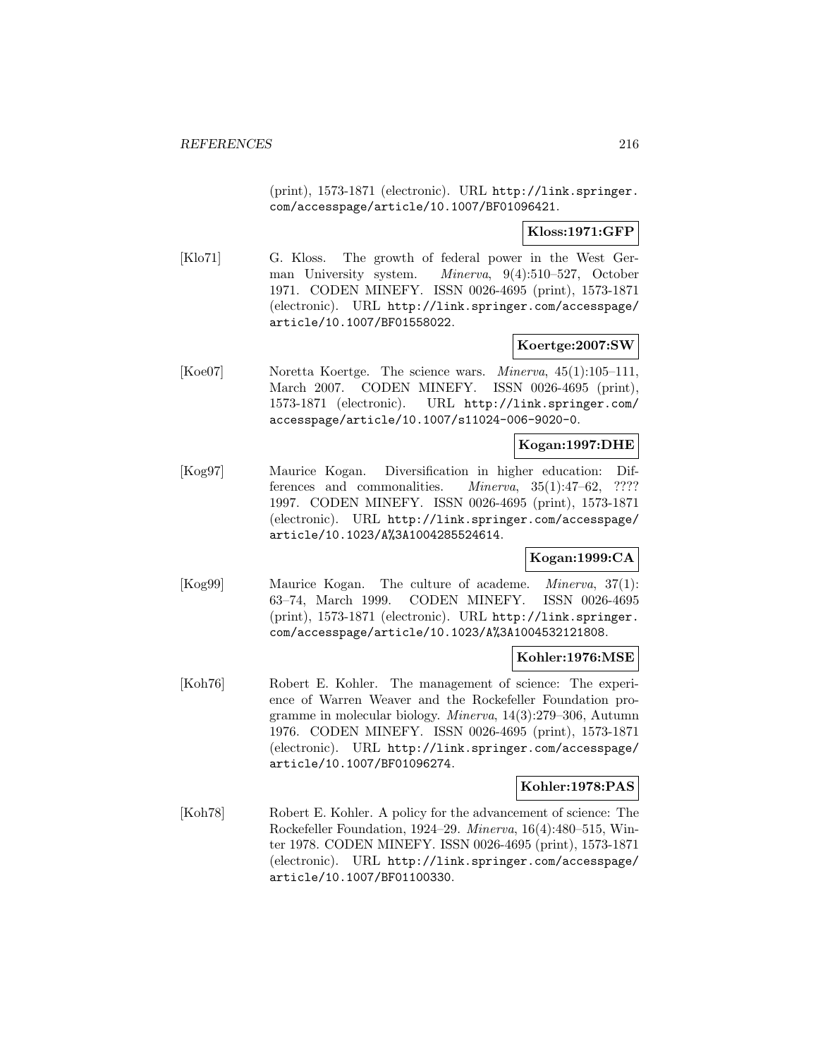(print), 1573-1871 (electronic). URL http://link.springer.com/accesspage/article/10.1007/BF01096421.

**Kloss:1971:GFP**

[Klo71] G. Kloss. The growth of federal power in the West German University system. *Minerva*, 9(4):510–527, October 1971. CODEN MINEFY. ISSN 0026-4695 (print), 1573-1871 (electronic). URL http://link.springer.com/accesspage/article/10.1007/BF01558022.

**Koertge:2007:SW**

[Koe07] Noretta Koertge. The science wars. *Minerva*, 45(1):105–111, March 2007. CODEN MINEFY. ISSN 0026-4695 (print), 1573-1871 (electronic). URL http://link.springer.com/accesspage/article/10.1007/s11024-006-9020-0.

**Kogan:1997:DHE**

[Kog97] Maurice Kogan. Diversification in higher education: Differences and commonalities. *Minerva*, 35(1):47–62, ???? 1997. CODEN MINEFY. ISSN 0026-4695 (print), 1573-1871 (electronic). URL http://link.springer.com/accesspage/article/10.1023/A%3A1004285524614.

**Kogan:1999:CA**

[Kog99] Maurice Kogan. The culture of academe. *Minerva*, 37(1):63–74, March 1999. CODEN MINEFY. ISSN 0026-4695 (print), 1573-1871 (electronic). URL http://link.springer.com/accesspage/article/10.1023/A%3A1004532121808.

**Kohler:1976:MSE**

[Koh76] Robert E. Kohler. The management of science: The experience of Warren Weaver and the Rockefeller Foundation programme in molecular biology. *Minerva*, 14(3):279–306, Autumn 1976. CODEN MINEFY. ISSN 0026-4695 (print), 1573-1871 (electronic). URL http://link.springer.com/accesspage/article/10.1007/BF01096274.

**Kohler:1978:PAS**

[Koh78] Robert E. Kohler. A policy for the advancement of science: The Rockefeller Foundation, 1924–29. *Minerva*, 16(4):480–515, Winter 1978. CODEN MINEFY. ISSN 0026-4695 (print), 1573-1871 (electronic). URL http://link.springer.com/accesspage/article/10.1007/BF01100330.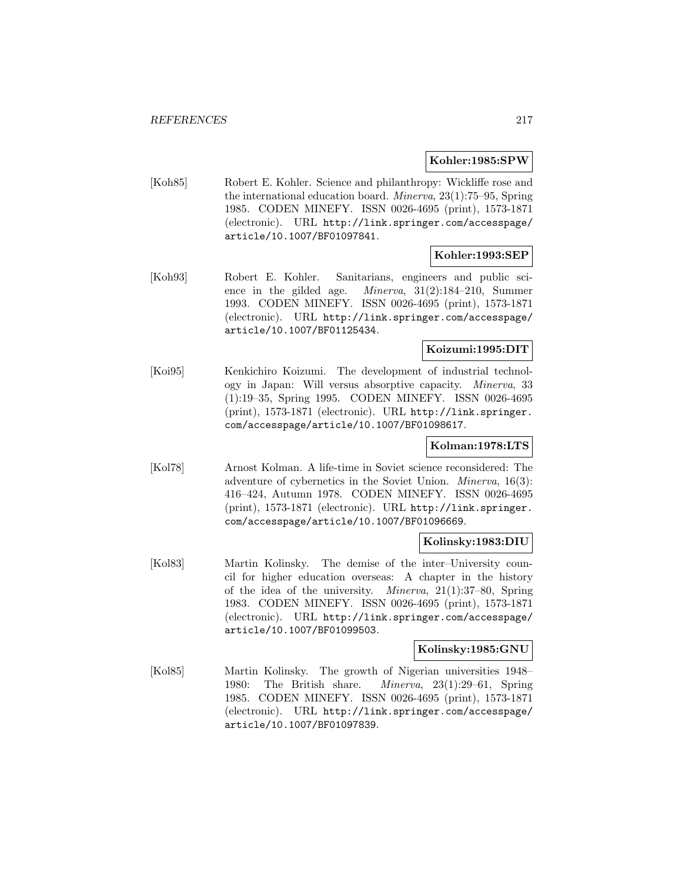**Kohler:1985:SPW**

[Koh85] Robert E. Kohler. Science and philanthropy: Wickliffe rose and the international education board. *Minerva*, 23(1):75–95, Spring 1985. CODEN MINEFY. ISSN 0026-4695 (print), 1573-1871 (electronic). URL http://link.springer.com/accesspage/article/10.1007/BF01097841.

**Kohler:1993:SEP**

[Koh93] Robert E. Kohler. Sanitarians, engineers and public science in the gilded age. *Minerva*, 31(2):184–210, Summer 1993. CODEN MINEFY. ISSN 0026-4695 (print), 1573-1871 (electronic). URL http://link.springer.com/accesspage/article/10.1007/BF01125434.

**Koizumi:1995:DIT**

[Koi95] Kenkichiro Koizumi. The development of industrial technology in Japan: Will versus absorptive capacity. *Minerva*, 33 (1):19–35, Spring 1995. CODEN MINEFY. ISSN 0026-4695 (print), 1573-1871 (electronic). URL http://link.springer.com/accesspage/article/10.1007/BF01098617.

**Kolman:1978:LTS**

[Kol78] Arnost Kolman. A life-time in Soviet science reconsidered: The adventure of cybernetics in the Soviet Union. *Minerva*, 16(3): 416–424, Autumn 1978. CODEN MINEFY. ISSN 0026-4695 (print), 1573-1871 (electronic). URL http://link.springer.com/accesspage/article/10.1007/BF01096669.

**Kolinsky:1983:DIU**

[Kol83] Martin Kolinsky. The demise of the inter–University council for higher education overseas: A chapter in the history of the idea of the university. *Minerva*, 21(1):37–80, Spring 1983. CODEN MINEFY. ISSN 0026-4695 (print), 1573-1871 (electronic). URL http://link.springer.com/accesspage/article/10.1007/BF01099503.

**Kolinsky:1985:GNU**

[Kol85] Martin Kolinsky. The growth of Nigerian universities 1948–1980: The British share. *Minerva*, 23(1):29–61, Spring 1985. CODEN MINEFY. ISSN 0026-4695 (print), 1573-1871 (electronic). URL http://link.springer.com/accesspage/article/10.1007/BF01097839.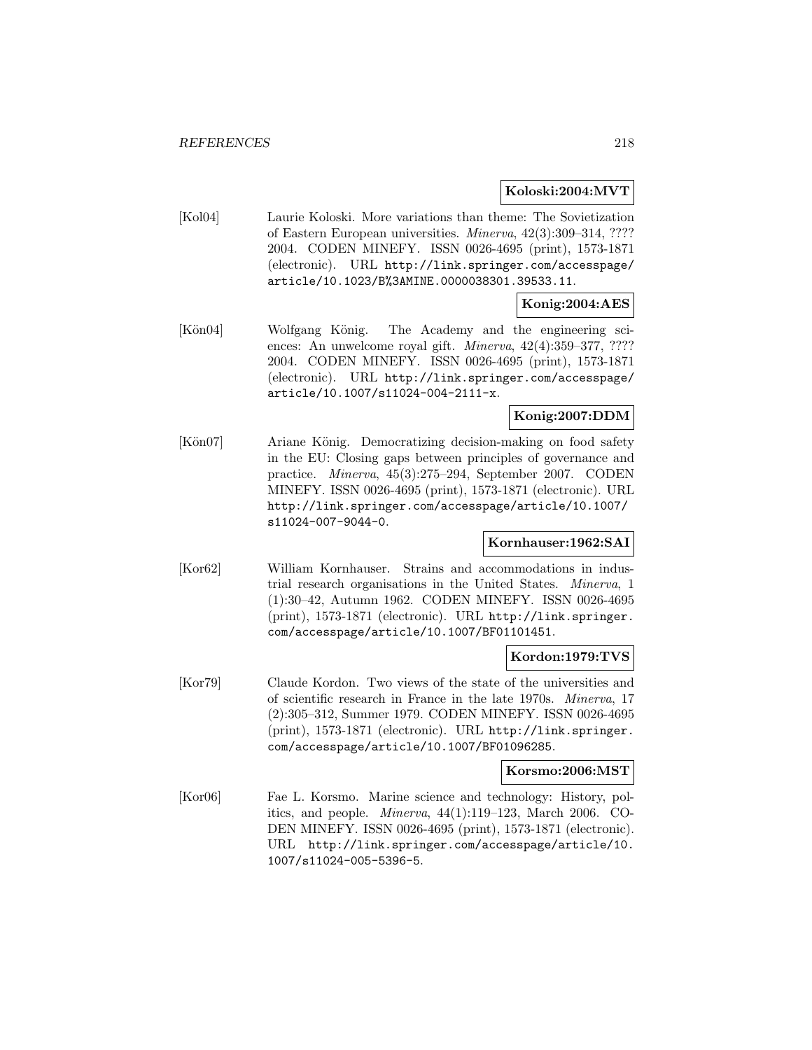**Koloski:2004:MVT**

[Kol04] Laurie Koloski. More variations than theme: The Sovietization of Eastern European universities. *Minerva*, 42(3):309–314, ???? 2004. CODEN MINEFY. ISSN 0026-4695 (print), 1573-1871 (electronic). URL http://link.springer.com/accesspage/article/10.1023/B%3AMINE.0000038301.39533.11.

**Konig:2004:AES**

[Kön04] Wolfgang König. The Academy and the engineering sciences: An unwelcome royal gift. *Minerva*, 42(4):359–377, ???? 2004. CODEN MINEFY. ISSN 0026-4695 (print), 1573-1871 (electronic). URL http://link.springer.com/accesspage/article/10.1007/s11024-004-2111-x.

**Konig:2007:DDM**

[Kön07] Ariane König. Democratizing decision-making on food safety in the EU: Closing gaps between principles of governance and practice. *Minerva*, 45(3):275–294, September 2007. CODEN MINEFY. ISSN 0026-4695 (print), 1573-1871 (electronic). URL http://link.springer.com/accesspage/article/10.1007/s11024-007-9044-0.

**Kornhauser:1962:SAI**

[Kor62] William Kornhauser. Strains and accommodations in industrial research organisations in the United States. *Minerva*, 1 (1):30–42, Autumn 1962. CODEN MINEFY. ISSN 0026-4695 (print), 1573-1871 (electronic). URL http://link.springer.com/accesspage/article/10.1007/BF01101451.

**Kordon:1979:TVS**

[Kor79] Claude Kordon. Two views of the state of the universities and of scientific research in France in the late 1970s. *Minerva*, 17 (2):305–312, Summer 1979. CODEN MINEFY. ISSN 0026-4695 (print), 1573-1871 (electronic). URL http://link.springer.com/accesspage/article/10.1007/BF01096285.

**Korsmo:2006:MST**

[Kor06] Fae L. Korsmo. Marine science and technology: History, politics, and people. *Minerva*, 44(1):119–123, March 2006. CODEN MINEFY. ISSN 0026-4695 (print), 1573-1871 (electronic). URL http://link.springer.com/accesspage/article/10.1007/s11024-005-5396-5.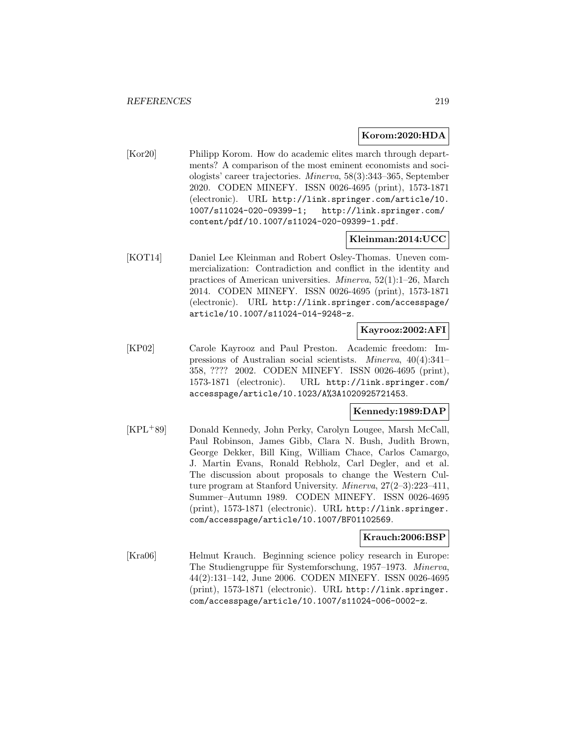**Korom:2020:HDA**

[Kor20] Philipp Korom. How do academic elites march through departments? A comparison of the most eminent economists and sociologists' career trajectories. *Minerva*, 58(3):343–365, September 2020. CODEN MINEFY. ISSN 0026-4695 (print), 1573-1871 (electronic). URL http://link.springer.com/article/10.1007/s11024-020-09399-1; http://link.springer.com/content/pdf/10.1007/s11024-020-09399-1.pdf.

**Kleinman:2014:UCC**

[KOT14] Daniel Lee Kleinman and Robert Osley-Thomas. Uneven commercialization: Contradiction and conflict in the identity and practices of American universities. *Minerva*, 52(1):1–26, March 2014. CODEN MINEFY. ISSN 0026-4695 (print), 1573-1871 (electronic). URL http://link.springer.com/accesspage/article/10.1007/s11024-014-9248-z.

**Kayrooz:2002:AFI**

[KP02] Carole Kayrooz and Paul Preston. Academic freedom: Impressions of Australian social scientists. *Minerva*, 40(4):341–358, ???? 2002. CODEN MINEFY. ISSN 0026-4695 (print), 1573-1871 (electronic). URL http://link.springer.com/accesspage/article/10.1023/A%3A1020925721453.

**Kennedy:1989:DAP**

[KPL+89] Donald Kennedy, John Perky, Carolyn Lougee, Marsh McCall, Paul Robinson, James Gibb, Clara N. Bush, Judith Brown, George Dekker, Bill King, William Chace, Carlos Camargo, J. Martin Evans, Ronald Rebholz, Carl Degler, and et al. The discussion about proposals to change the Western Culture program at Stanford University. *Minerva*, 27(2–3):223–411, Summer–Autumn 1989. CODEN MINEFY. ISSN 0026-4695 (print), 1573-1871 (electronic). URL http://link.springer.com/accesspage/article/10.1007/BF01102569.

**Krauch:2006:BSP**

[Kra06] Helmut Krauch. Beginning science policy research in Europe: The Studiengruppe für Systemforschung, 1957–1973. *Minerva*, 44(2):131–142, June 2006. CODEN MINEFY. ISSN 0026-4695 (print), 1573-1871 (electronic). URL http://link.springer.com/accesspage/article/10.1007/s11024-006-0002-z.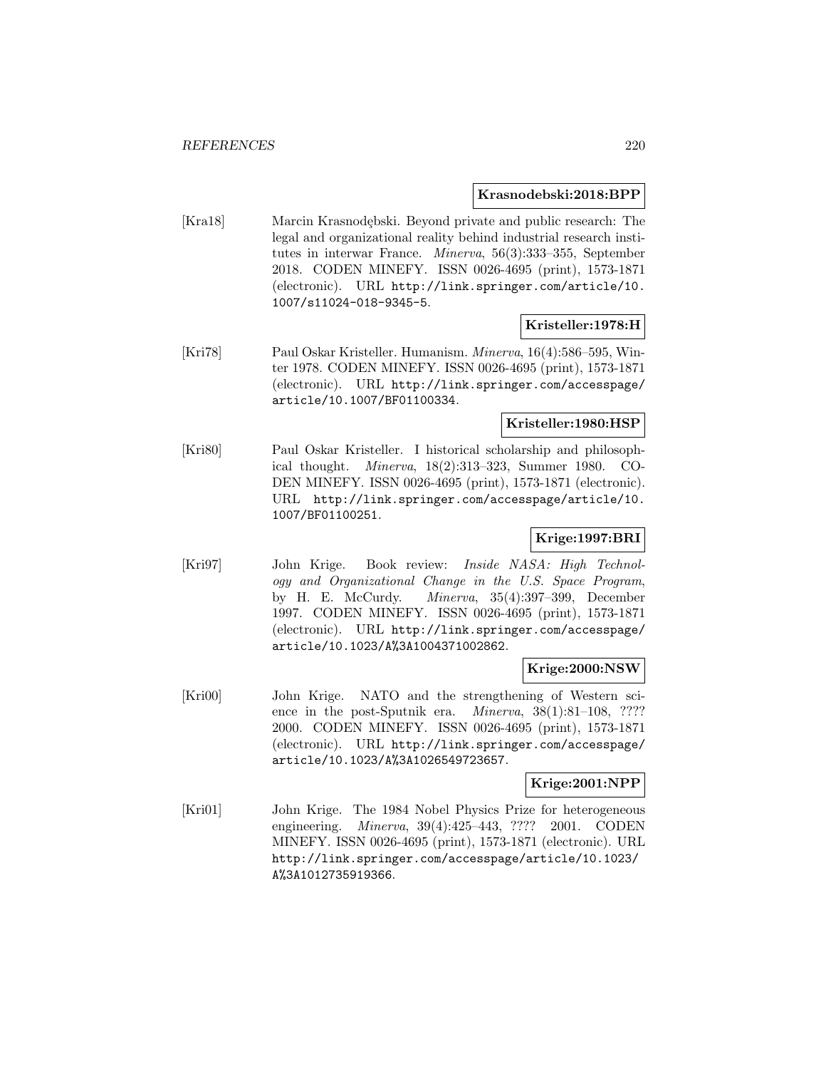**Krasnodebski:2018:BPP**

[Kra18] Marcin Krasnodębski. Beyond private and public research: The legal and organizational reality behind industrial research institutes in interwar France. *Minerva*, 56(3):333–355, September 2018. CODEN MINEFY. ISSN 0026-4695 (print), 1573-1871 (electronic). URL http://link.springer.com/article/10.1007/s11024-018-9345-5.

**Kristeller:1978:H**

[Kri78] Paul Oskar Kristeller. Humanism. *Minerva*, 16(4):586–595, Winter 1978. CODEN MINEFY. ISSN 0026-4695 (print), 1573-1871 (electronic). URL http://link.springer.com/accesspage/article/10.1007/BF01100334.

**Kristeller:1980:HSP**

[Kri80] Paul Oskar Kristeller. I historical scholarship and philosophical thought. *Minerva*, 18(2):313–323, Summer 1980. CODEN MINEFY. ISSN 0026-4695 (print), 1573-1871 (electronic). URL http://link.springer.com/accesspage/article/10.1007/BF01100251.

**Krige:1997:BRI**

[Kri97] John Krige. Book review: *Inside NASA: High Technology and Organizational Change in the U.S. Space Program*, by H. E. McCurdy. *Minerva*, 35(4):397–399, December 1997. CODEN MINEFY. ISSN 0026-4695 (print), 1573-1871 (electronic). URL http://link.springer.com/accesspage/article/10.1023/A%3A1004371002862.

**Krige:2000:NSW**

[Kri00] John Krige. NATO and the strengthening of Western science in the post-Sputnik era. *Minerva*, 38(1):81–108, ???? 2000. CODEN MINEFY. ISSN 0026-4695 (print), 1573-1871 (electronic). URL http://link.springer.com/accesspage/article/10.1023/A%3A1026549723657.

**Krige:2001:NPP**

[Kri01] John Krige. The 1984 Nobel Physics Prize for heterogeneous engineering. *Minerva*, 39(4):425–443, ???? 2001. CODEN MINEFY. ISSN 0026-4695 (print), 1573-1871 (electronic). URL http://link.springer.com/accesspage/article/10.1023/A%3A1012735919366.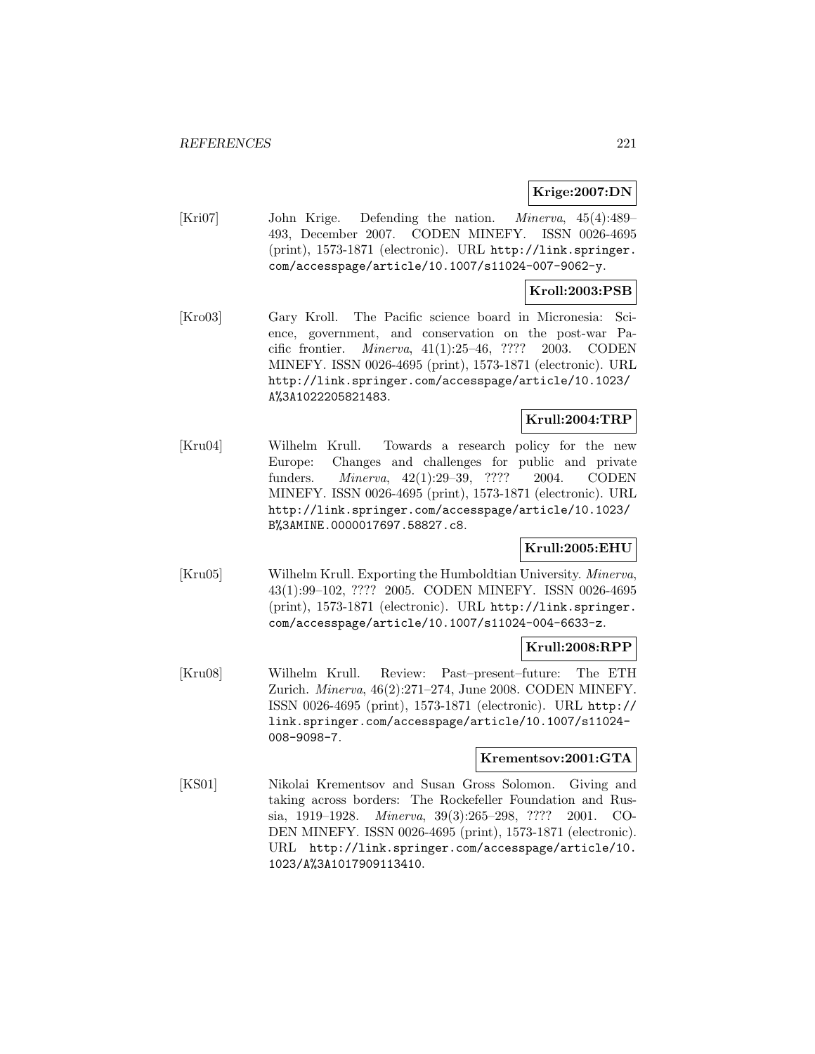**Krige:2007:DN**

[Kri07] John Krige. Defending the nation. *Minerva*, 45(4):489–493, December 2007. CODEN MINEFY. ISSN 0026-4695 (print), 1573-1871 (electronic). URL `http://link.springer.com/accesspage/article/10.1007/s11024-007-9062-y`.

**Kroll:2003:PSB**

[Kro03] Gary Kroll. The Pacific science board in Micronesia: Science, government, and conservation on the post-war Pacific frontier. *Minerva*, 41(1):25–46, ???? 2003. CODEN MINEFY. ISSN 0026-4695 (print), 1573-1871 (electronic). URL `http://link.springer.com/accesspage/article/10.1023/A%3A1022205821483`.

**Krull:2004:TRP**

[Kru04] Wilhelm Krull. Towards a research policy for the new Europe: Changes and challenges for public and private funders. *Minerva*, 42(1):29–39, ???? 2004. CODEN MINEFY. ISSN 0026-4695 (print), 1573-1871 (electronic). URL `http://link.springer.com/accesspage/article/10.1023/B%3AMINE.0000017697.58827.c8`.

**Krull:2005:EHU**

[Kru05] Wilhelm Krull. Exporting the Humboldtian University. *Minerva*, 43(1):99–102, ???? 2005. CODEN MINEFY. ISSN 0026-4695 (print), 1573-1871 (electronic). URL `http://link.springer.com/accesspage/article/10.1007/s11024-004-6633-z`.

**Krull:2008:RPP**

[Kru08] Wilhelm Krull. Review: Past–present–future: The ETH Zurich. *Minerva*, 46(2):271–274, June 2008. CODEN MINEFY. ISSN 0026-4695 (print), 1573-1871 (electronic). URL `http://link.springer.com/accesspage/article/10.1007/s11024-008-9098-7`.

**Krementsov:2001:GTA**

[KS01] Nikolai Krementsov and Susan Gross Solomon. Giving and taking across borders: The Rockefeller Foundation and Russia, 1919–1928. *Minerva*, 39(3):265–298, ???? 2001. CODEN MINEFY. ISSN 0026-4695 (print), 1573-1871 (electronic). URL `http://link.springer.com/accesspage/article/10.1023/A%3A1017909113410`.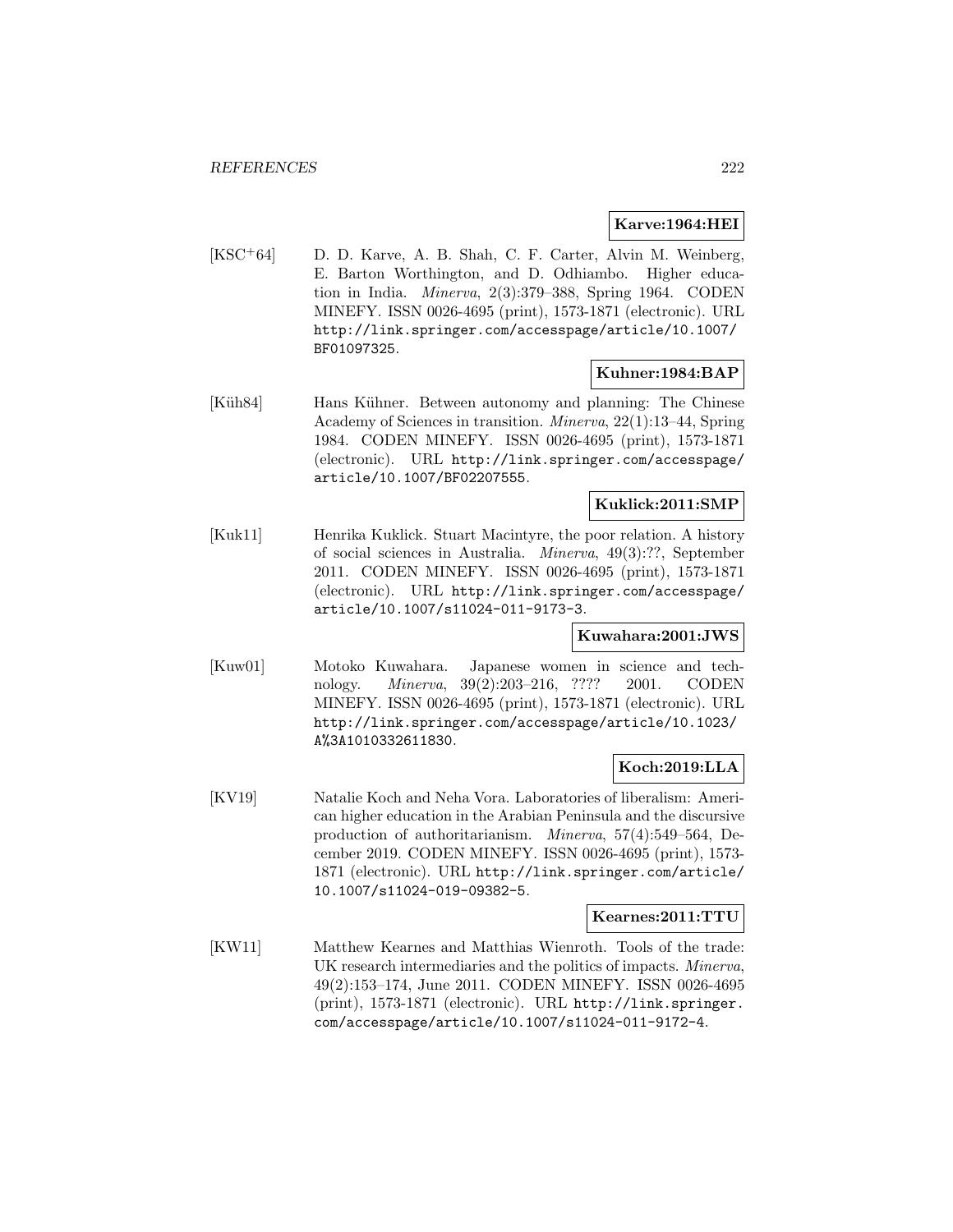**Karve:1964:HEI**

[KSC+64] D. D. Karve, A. B. Shah, C. F. Carter, Alvin M. Weinberg, E. Barton Worthington, and D. Odhiambo. Higher education in India. *Minerva*, 2(3):379–388, Spring 1964. CODEN MINEFY. ISSN 0026-4695 (print), 1573-1871 (electronic). URL http://link.springer.com/accesspage/article/10.1007/BF01097325.

**Kuhner:1984:BAP**

[Küh84] Hans Kühner. Between autonomy and planning: The Chinese Academy of Sciences in transition. *Minerva*, 22(1):13–44, Spring 1984. CODEN MINEFY. ISSN 0026-4695 (print), 1573-1871 (electronic). URL http://link.springer.com/accesspage/article/10.1007/BF02207555.

**Kuklick:2011:SMP**

[Kuk11] Henrika Kuklick. Stuart Macintyre, the poor relation. A history of social sciences in Australia. *Minerva*, 49(3):??, September 2011. CODEN MINEFY. ISSN 0026-4695 (print), 1573-1871 (electronic). URL http://link.springer.com/accesspage/article/10.1007/s11024-011-9173-3.

**Kuwahara:2001:JWS**

[Kuw01] Motoko Kuwahara. Japanese women in science and technology. *Minerva*, 39(2):203–216, ???? 2001. CODEN MINEFY. ISSN 0026-4695 (print), 1573-1871 (electronic). URL http://link.springer.com/accesspage/article/10.1023/A%3A1010332611830.

**Koch:2019:LLA**

[KV19] Natalie Koch and Neha Vora. Laboratories of liberalism: American higher education in the Arabian Peninsula and the discursive production of authoritarianism. *Minerva*, 57(4):549–564, December 2019. CODEN MINEFY. ISSN 0026-4695 (print), 1573-1871 (electronic). URL http://link.springer.com/article/10.1007/s11024-019-09382-5.

**Kearnes:2011:TTU**

[KW11] Matthew Kearnes and Matthias Wienroth. Tools of the trade: UK research intermediaries and the politics of impacts. *Minerva*, 49(2):153–174, June 2011. CODEN MINEFY. ISSN 0026-4695 (print), 1573-1871 (electronic). URL http://link.springer.com/accesspage/article/10.1007/s11024-011-9172-4.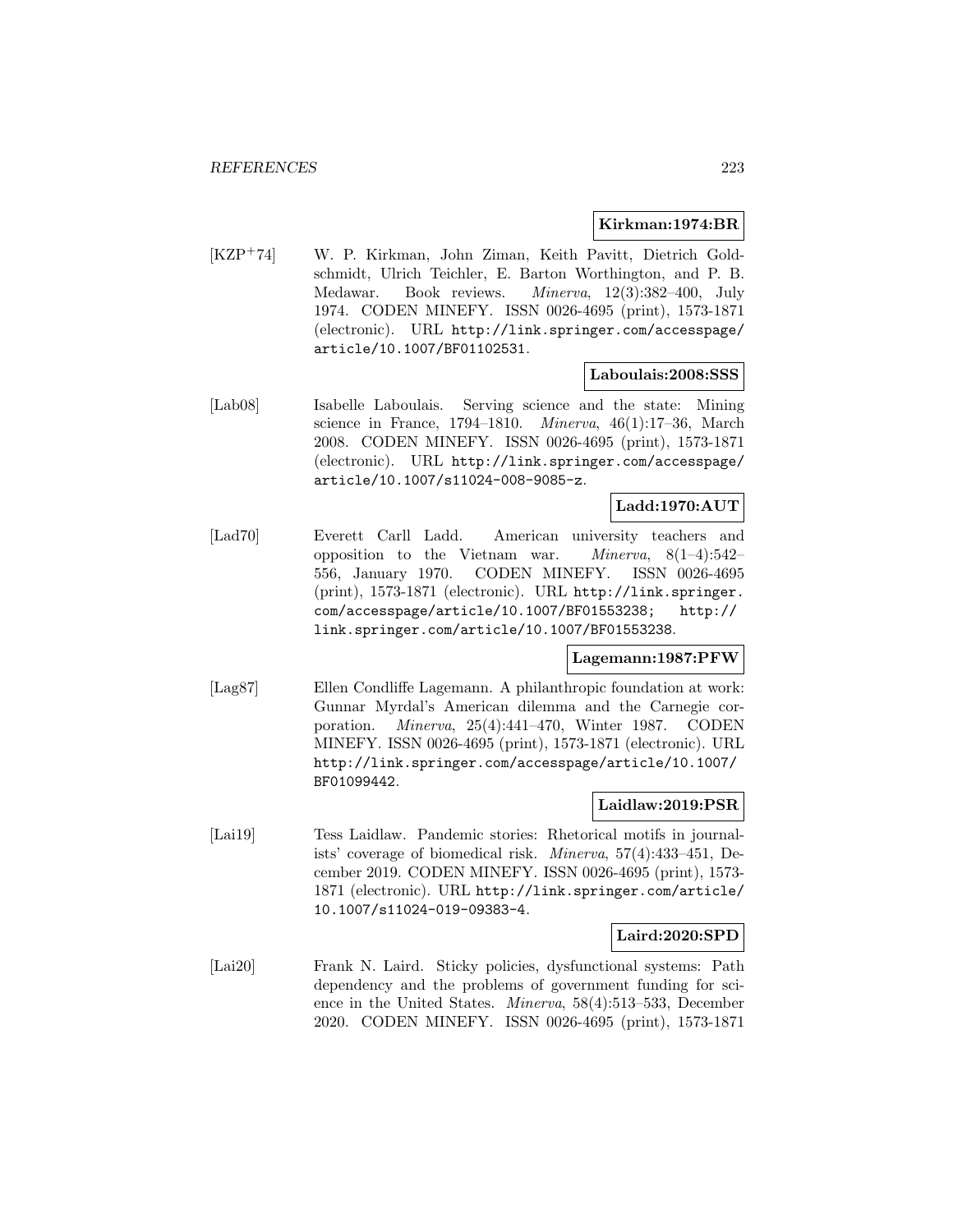**Kirkman:1974:BR**

[KZP+74] W. P. Kirkman, John Ziman, Keith Pavitt, Dietrich Goldschmidt, Ulrich Teichler, E. Barton Worthington, and P. B. Medawar. Book reviews. *Minerva*, 12(3):382–400, July 1974. CODEN MINEFY. ISSN 0026-4695 (print), 1573-1871 (electronic). URL http://link.springer.com/accesspage/article/10.1007/BF01102531.

**Laboulais:2008:SSS**

[Lab08] Isabelle Laboulais. Serving science and the state: Mining science in France, 1794–1810. *Minerva*, 46(1):17–36, March 2008. CODEN MINEFY. ISSN 0026-4695 (print), 1573-1871 (electronic). URL http://link.springer.com/accesspage/article/10.1007/s11024-008-9085-z.

**Ladd:1970:AUT**

[Lad70] Everett Carll Ladd. American university teachers and opposition to the Vietnam war. *Minerva*, 8(1–4):542–556, January 1970. CODEN MINEFY. ISSN 0026-4695 (print), 1573-1871 (electronic). URL http://link.springer.com/accesspage/article/10.1007/BF01553238; http://link.springer.com/article/10.1007/BF01553238.

**Lagemann:1987:PFW**

[Lag87] Ellen Condliffe Lagemann. A philanthropic foundation at work: Gunnar Myrdal's American dilemma and the Carnegie corporation. *Minerva*, 25(4):441–470, Winter 1987. CODEN MINEFY. ISSN 0026-4695 (print), 1573-1871 (electronic). URL http://link.springer.com/accesspage/article/10.1007/BF01099442.

**Laidlaw:2019:PSR**

[Lai19] Tess Laidlaw. Pandemic stories: Rhetorical motifs in journalists' coverage of biomedical risk. *Minerva*, 57(4):433–451, December 2019. CODEN MINEFY. ISSN 0026-4695 (print), 1573-1871 (electronic). URL http://link.springer.com/article/10.1007/s11024-019-09383-4.

**Laird:2020:SPD**

[Lai20] Frank N. Laird. Sticky policies, dysfunctional systems: Path dependency and the problems of government funding for science in the United States. *Minerva*, 58(4):513–533, December 2020. CODEN MINEFY. ISSN 0026-4695 (print), 1573-1871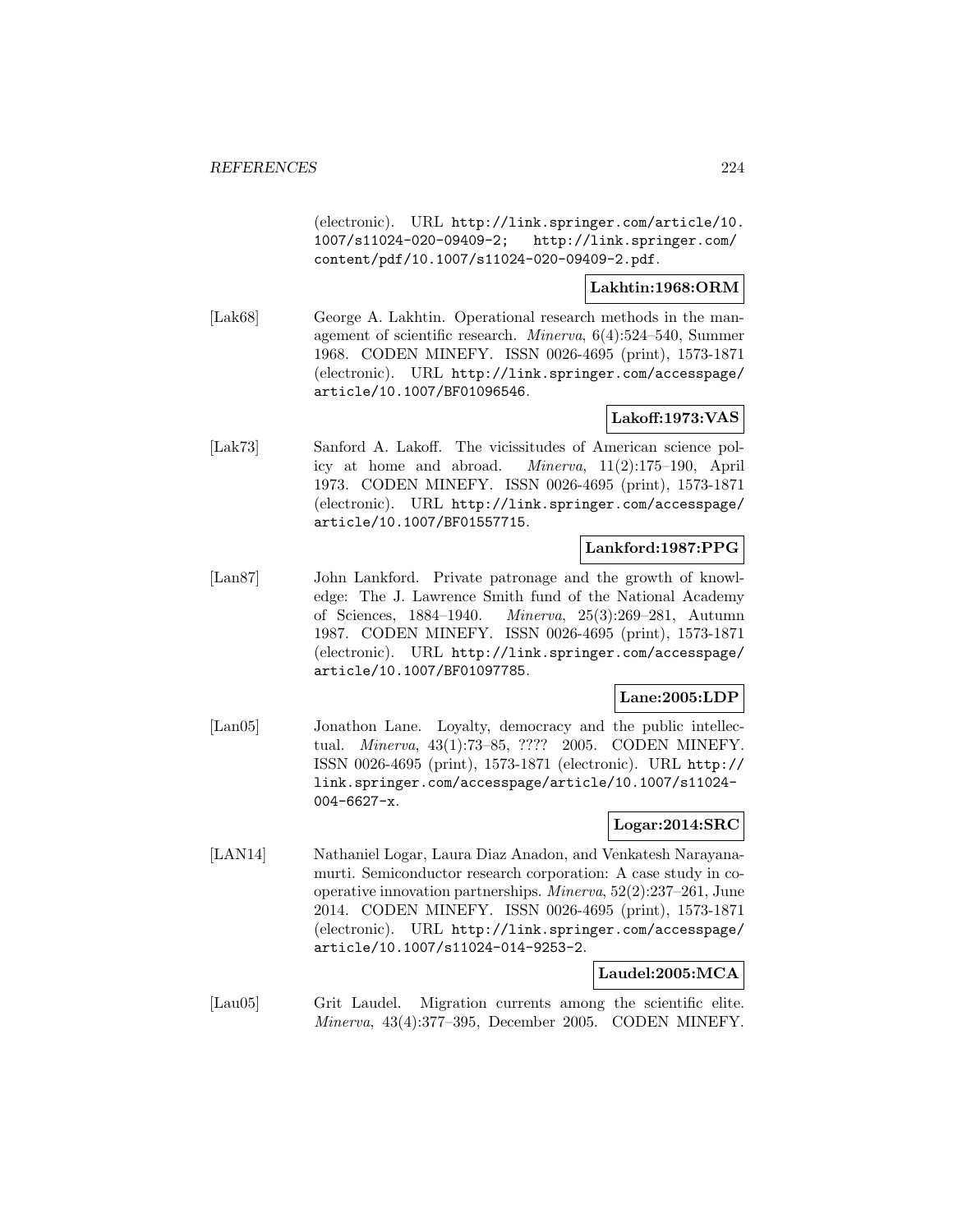(electronic). URL http://link.springer.com/article/10.1007/s11024-020-09409-2; http://link.springer.com/content/pdf/10.1007/s11024-020-09409-2.pdf.

**Lakhtin:1968:ORM**

[Lak68] George A. Lakhtin. Operational research methods in the management of scientific research. *Minerva*, 6(4):524–540, Summer 1968. CODEN MINEFY. ISSN 0026-4695 (print), 1573-1871 (electronic). URL http://link.springer.com/accesspage/article/10.1007/BF01096546.

**Lakoff:1973:VAS**

[Lak73] Sanford A. Lakoff. The vicissitudes of American science policy at home and abroad. *Minerva*, 11(2):175–190, April 1973. CODEN MINEFY. ISSN 0026-4695 (print), 1573-1871 (electronic). URL http://link.springer.com/accesspage/article/10.1007/BF01557715.

**Lankford:1987:PPG**

[Lan87] John Lankford. Private patronage and the growth of knowledge: The J. Lawrence Smith fund of the National Academy of Sciences, 1884–1940. *Minerva*, 25(3):269–281, Autumn 1987. CODEN MINEFY. ISSN 0026-4695 (print), 1573-1871 (electronic). URL http://link.springer.com/accesspage/article/10.1007/BF01097785.

**Lane:2005:LDP**

[Lan05] Jonathon Lane. Loyalty, democracy and the public intellectual. *Minerva*, 43(1):73–85, ???? 2005. CODEN MINEFY. ISSN 0026-4695 (print), 1573-1871 (electronic). URL http://link.springer.com/accesspage/article/10.1007/s11024-004-6627-x.

**Logar:2014:SRC**

[LAN14] Nathaniel Logar, Laura Diaz Anadon, and Venkatesh Narayanamurti. Semiconductor research corporation: A case study in cooperative innovation partnerships. *Minerva*, 52(2):237–261, June 2014. CODEN MINEFY. ISSN 0026-4695 (print), 1573-1871 (electronic). URL http://link.springer.com/accesspage/article/10.1007/s11024-014-9253-2.

**Laudel:2005:MCA**

[Lau05] Grit Laudel. Migration currents among the scientific elite. *Minerva*, 43(4):377–395, December 2005. CODEN MINEFY.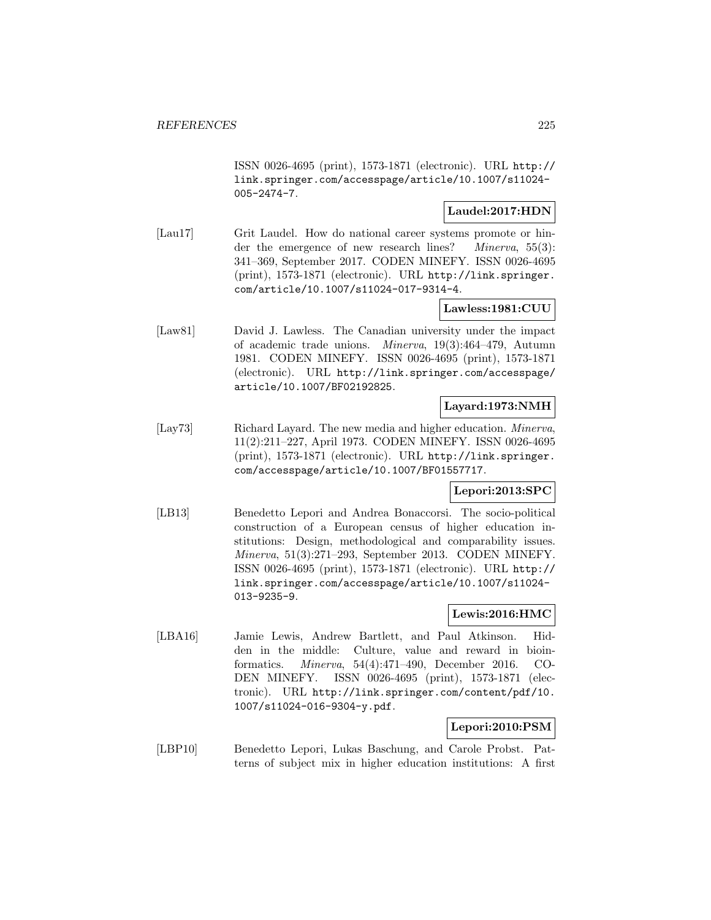ISSN 0026-4695 (print), 1573-1871 (electronic). URL http://link.springer.com/accesspage/article/10.1007/s11024-005-2474-7.

**Laudel:2017:HDN**

[Lau17] Grit Laudel. How do national career systems promote or hinder the emergence of new research lines? *Minerva*, 55(3): 341–369, September 2017. CODEN MINEFY. ISSN 0026-4695 (print), 1573-1871 (electronic). URL http://link.springer.com/article/10.1007/s11024-017-9314-4.

**Lawless:1981:CUU**

[Law81] David J. Lawless. The Canadian university under the impact of academic trade unions. *Minerva*, 19(3):464–479, Autumn 1981. CODEN MINEFY. ISSN 0026-4695 (print), 1573-1871 (electronic). URL http://link.springer.com/accesspage/article/10.1007/BF02192825.

**Layard:1973:NMH**

[Lay73] Richard Layard. The new media and higher education. *Minerva*, 11(2):211–227, April 1973. CODEN MINEFY. ISSN 0026-4695 (print), 1573-1871 (electronic). URL http://link.springer.com/accesspage/article/10.1007/BF01557717.

**Lepori:2013:SPC**

[LB13] Benedetto Lepori and Andrea Bonaccorsi. The socio-political construction of a European census of higher education institutions: Design, methodological and comparability issues. *Minerva*, 51(3):271–293, September 2013. CODEN MINEFY. ISSN 0026-4695 (print), 1573-1871 (electronic). URL http://link.springer.com/accesspage/article/10.1007/s11024-013-9235-9.

**Lewis:2016:HMC**

[LBA16] Jamie Lewis, Andrew Bartlett, and Paul Atkinson. Hidden in the middle: Culture, value and reward in bioinformatics. *Minerva*, 54(4):471–490, December 2016. CODEN MINEFY. ISSN 0026-4695 (print), 1573-1871 (electronic). URL http://link.springer.com/content/pdf/10.1007/s11024-016-9304-y.pdf.

**Lepori:2010:PSM**

[LBP10] Benedetto Lepori, Lukas Baschung, and Carole Probst. Patterns of subject mix in higher education institutions: A first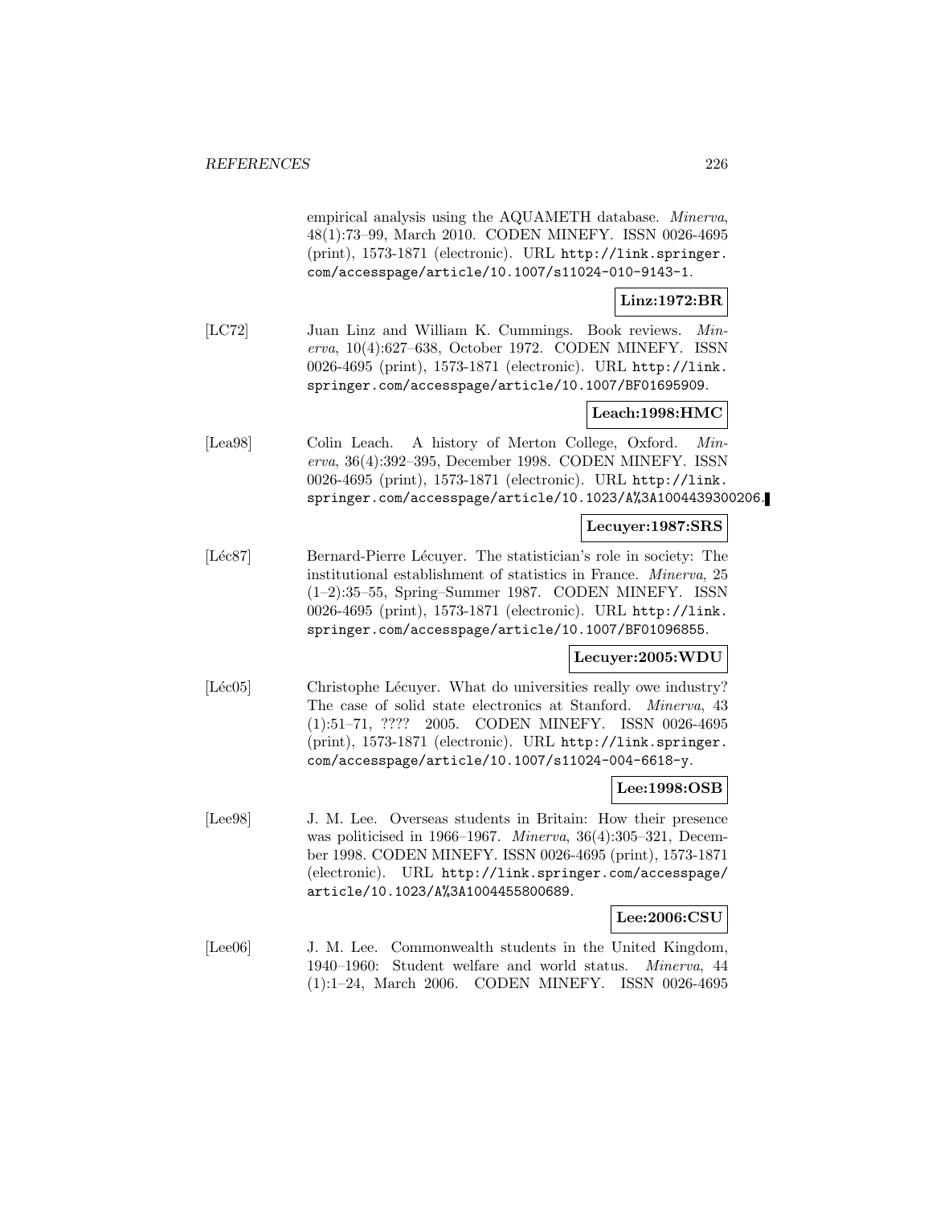empirical analysis using the AQUAMETH database. *Minerva*, 48(1):73–99, March 2010. CODEN MINEFY. ISSN 0026-4695 (print), 1573-1871 (electronic). URL http://link.springer.com/accesspage/article/10.1007/s11024-010-9143-1.

**Linz:1972:BR**

[LC72] Juan Linz and William K. Cummings. Book reviews. *Minerva*, 10(4):627–638, October 1972. CODEN MINEFY. ISSN 0026-4695 (print), 1573-1871 (electronic). URL http://link.springer.com/accesspage/article/10.1007/BF01695909.

**Leach:1998:HMC**

[Lea98] Colin Leach. A history of Merton College, Oxford. *Minerva*, 36(4):392–395, December 1998. CODEN MINEFY. ISSN 0026-4695 (print), 1573-1871 (electronic). URL http://link.springer.com/accesspage/article/10.1023/A%3A1004439300206.

**Lecuyer:1987:SRS**

[Léc87] Bernard-Pierre Lécuyer. The statistician's role in society: The institutional establishment of statistics in France. *Minerva*, 25 (1–2):35–55, Spring–Summer 1987. CODEN MINEFY. ISSN 0026-4695 (print), 1573-1871 (electronic). URL http://link.springer.com/accesspage/article/10.1007/BF01096855.

**Lecuyer:2005:WDU**

[Léc05] Christophe Lécuyer. What do universities really owe industry? The case of solid state electronics at Stanford. *Minerva*, 43 (1):51–71, ???? 2005. CODEN MINEFY. ISSN 0026-4695 (print), 1573-1871 (electronic). URL http://link.springer.com/accesspage/article/10.1007/s11024-004-6618-y.

**Lee:1998:OSB**

[Lee98] J. M. Lee. Overseas students in Britain: How their presence was politicised in 1966–1967. *Minerva*, 36(4):305–321, December 1998. CODEN MINEFY. ISSN 0026-4695 (print), 1573-1871 (electronic). URL http://link.springer.com/accesspage/article/10.1023/A%3A1004455800689.

**Lee:2006:CSU**

[Lee06] J. M. Lee. Commonwealth students in the United Kingdom, 1940–1960: Student welfare and world status. *Minerva*, 44 (1):1–24, March 2006. CODEN MINEFY. ISSN 0026-4695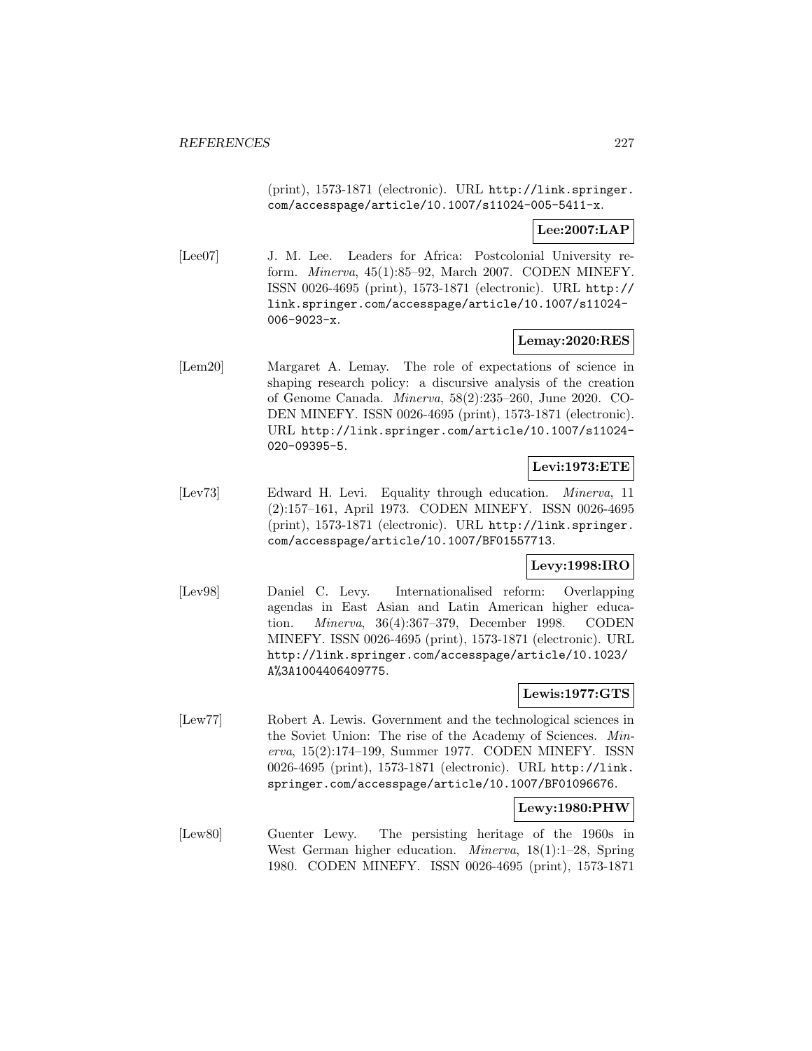(print), 1573-1871 (electronic). URL http://link.springer.com/accesspage/article/10.1007/s11024-005-5411-x.

**Lee:2007:LAP**

[Lee07] J. M. Lee. Leaders for Africa: Postcolonial University reform. *Minerva*, 45(1):85–92, March 2007. CODEN MINEFY. ISSN 0026-4695 (print), 1573-1871 (electronic). URL http://link.springer.com/accesspage/article/10.1007/s11024-006-9023-x.

**Lemay:2020:RES**

[Lem20] Margaret A. Lemay. The role of expectations of science in shaping research policy: a discursive analysis of the creation of Genome Canada. *Minerva*, 58(2):235–260, June 2020. CODEN MINEFY. ISSN 0026-4695 (print), 1573-1871 (electronic). URL http://link.springer.com/article/10.1007/s11024-020-09395-5.

**Levi:1973:ETE**

[Lev73] Edward H. Levi. Equality through education. *Minerva*, 11 (2):157–161, April 1973. CODEN MINEFY. ISSN 0026-4695 (print), 1573-1871 (electronic). URL http://link.springer.com/accesspage/article/10.1007/BF01557713.

**Levy:1998:IRO**

[Lev98] Daniel C. Levy. Internationalised reform: Overlapping agendas in East Asian and Latin American higher education. *Minerva*, 36(4):367–379, December 1998. CODEN MINEFY. ISSN 0026-4695 (print), 1573-1871 (electronic). URL http://link.springer.com/accesspage/article/10.1023/A%3A1004406409775.

**Lewis:1977:GTS**

[Lew77] Robert A. Lewis. Government and the technological sciences in the Soviet Union: The rise of the Academy of Sciences. *Minerva*, 15(2):174–199, Summer 1977. CODEN MINEFY. ISSN 0026-4695 (print), 1573-1871 (electronic). URL http://link.springer.com/accesspage/article/10.1007/BF01096676.

**Lewy:1980:PHW**

[Lew80] Guenter Lewy. The persisting heritage of the 1960s in West German higher education. *Minerva*, 18(1):1–28, Spring 1980. CODEN MINEFY. ISSN 0026-4695 (print), 1573-1871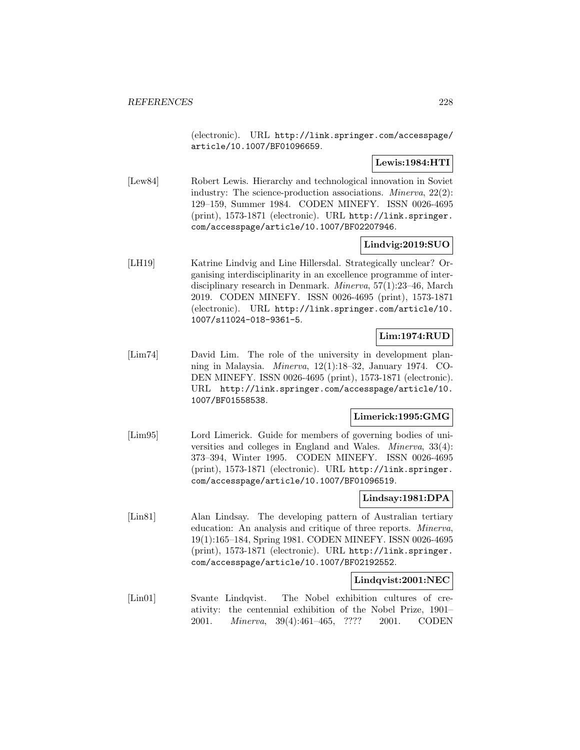(electronic). URL http://link.springer.com/accesspage/article/10.1007/BF01096659.

**Lewis:1984:HTI**

[Lew84] Robert Lewis. Hierarchy and technological innovation in Soviet industry: The science-production associations. *Minerva*, 22(2): 129–159, Summer 1984. CODEN MINEFY. ISSN 0026-4695 (print), 1573-1871 (electronic). URL http://link.springer.com/accesspage/article/10.1007/BF02207946.

**Lindvig:2019:SUO**

[LH19] Katrine Lindvig and Line Hillersdal. Strategically unclear? Organising interdisciplinarity in an excellence programme of interdisciplinary research in Denmark. *Minerva*, 57(1):23–46, March 2019. CODEN MINEFY. ISSN 0026-4695 (print), 1573-1871 (electronic). URL http://link.springer.com/article/10.1007/s11024-018-9361-5.

**Lim:1974:RUD**

[Lim74] David Lim. The role of the university in development planning in Malaysia. *Minerva*, 12(1):18–32, January 1974. CODEN MINEFY. ISSN 0026-4695 (print), 1573-1871 (electronic). URL http://link.springer.com/accesspage/article/10.1007/BF01558538.

**Limerick:1995:GMG**

[Lim95] Lord Limerick. Guide for members of governing bodies of universities and colleges in England and Wales. *Minerva*, 33(4): 373–394, Winter 1995. CODEN MINEFY. ISSN 0026-4695 (print), 1573-1871 (electronic). URL http://link.springer.com/accesspage/article/10.1007/BF01096519.

**Lindsay:1981:DPA**

[Lin81] Alan Lindsay. The developing pattern of Australian tertiary education: An analysis and critique of three reports. *Minerva*, 19(1):165–184, Spring 1981. CODEN MINEFY. ISSN 0026-4695 (print), 1573-1871 (electronic). URL http://link.springer.com/accesspage/article/10.1007/BF02192552.

**Lindqvist:2001:NEC**

[Lin01] Svante Lindqvist. The Nobel exhibition cultures of creativity: the centennial exhibition of the Nobel Prize, 1901–2001. *Minerva*, 39(4):461–465, ???? 2001. CODEN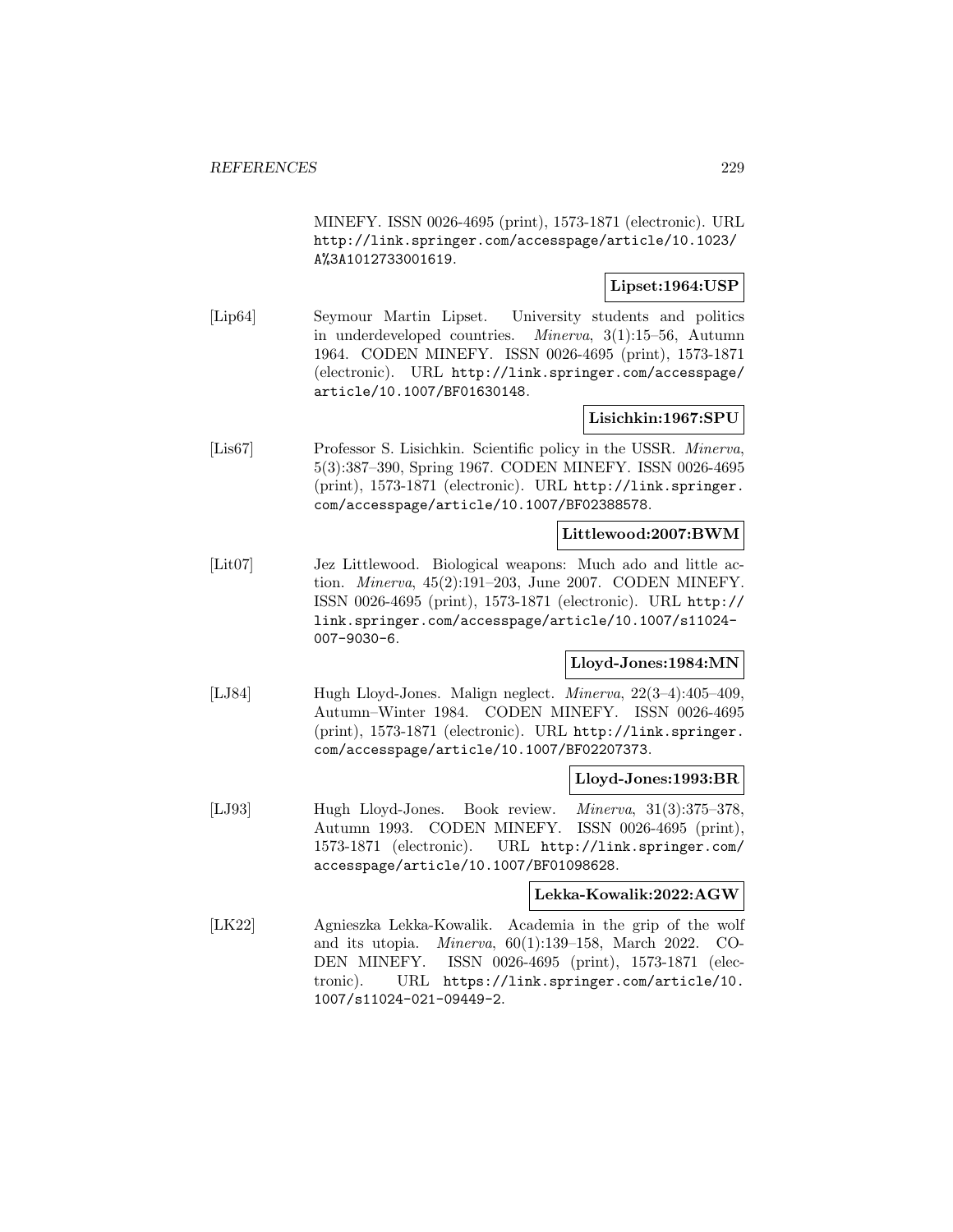MINEFY. ISSN 0026-4695 (print), 1573-1871 (electronic). URL http://link.springer.com/accesspage/article/10.1023/A%3A1012733001619.

**Lipset:1964:USP**

[Lip64] Seymour Martin Lipset. University students and politics in underdeveloped countries. *Minerva*, 3(1):15–56, Autumn 1964. CODEN MINEFY. ISSN 0026-4695 (print), 1573-1871 (electronic). URL http://link.springer.com/accesspage/article/10.1007/BF01630148.

**Lisichkin:1967:SPU**

[Lis67] Professor S. Lisichkin. Scientific policy in the USSR. *Minerva*, 5(3):387–390, Spring 1967. CODEN MINEFY. ISSN 0026-4695 (print), 1573-1871 (electronic). URL http://link.springer.com/accesspage/article/10.1007/BF02388578.

**Littlewood:2007:BWM**

[Lit07] Jez Littlewood. Biological weapons: Much ado and little action. *Minerva*, 45(2):191–203, June 2007. CODEN MINEFY. ISSN 0026-4695 (print), 1573-1871 (electronic). URL http://link.springer.com/accesspage/article/10.1007/s11024-007-9030-6.

**Lloyd-Jones:1984:MN**

[LJ84] Hugh Lloyd-Jones. Malign neglect. *Minerva*, 22(3–4):405–409, Autumn–Winter 1984. CODEN MINEFY. ISSN 0026-4695 (print), 1573-1871 (electronic). URL http://link.springer.com/accesspage/article/10.1007/BF02207373.

**Lloyd-Jones:1993:BR**

[LJ93] Hugh Lloyd-Jones. Book review. *Minerva*, 31(3):375–378, Autumn 1993. CODEN MINEFY. ISSN 0026-4695 (print), 1573-1871 (electronic). URL http://link.springer.com/accesspage/article/10.1007/BF01098628.

**Lekka-Kowalik:2022:AGW**

[LK22] Agnieszka Lekka-Kowalik. Academia in the grip of the wolf and its utopia. *Minerva*, 60(1):139–158, March 2022. CODEN MINEFY. ISSN 0026-4695 (print), 1573-1871 (electronic). URL https://link.springer.com/article/10.1007/s11024-021-09449-2.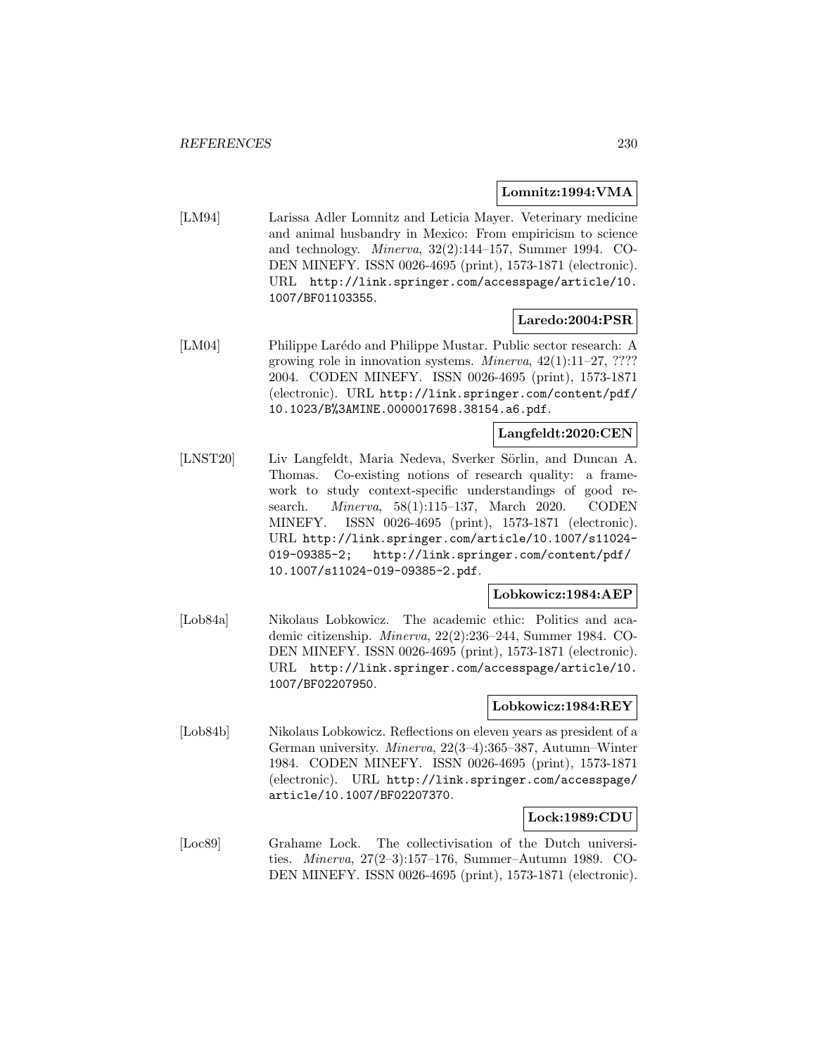**Lomnitz:1994:VMA**

[LM94] Larissa Adler Lomnitz and Leticia Mayer. Veterinary medicine and animal husbandry in Mexico: From empiricism to science and technology. *Minerva*, 32(2):144–157, Summer 1994. CODEN MINEFY. ISSN 0026-4695 (print), 1573-1871 (electronic). URL http://link.springer.com/accesspage/article/10.1007/BF01103355.

**Laredo:2004:PSR**

[LM04] Philippe Larédo and Philippe Mustar. Public sector research: A growing role in innovation systems. *Minerva*, 42(1):11–27, ???? 2004. CODEN MINEFY. ISSN 0026-4695 (print), 1573-1871 (electronic). URL http://link.springer.com/content/pdf/10.1023/B%3AMINE.0000017698.38154.a6.pdf.

**Langfeldt:2020:CEN**

[LNST20] Liv Langfeldt, Maria Nedeva, Sverker Sörlin, and Duncan A. Thomas. Co-existing notions of research quality: a framework to study context-specific understandings of good research. *Minerva*, 58(1):115–137, March 2020. CODEN MINEFY. ISSN 0026-4695 (print), 1573-1871 (electronic). URL http://link.springer.com/article/10.1007/s11024-019-09385-2; http://link.springer.com/content/pdf/10.1007/s11024-019-09385-2.pdf.

**Lobkowicz:1984:AEP**

[Lob84a] Nikolaus Lobkowicz. The academic ethic: Politics and academic citizenship. *Minerva*, 22(2):236–244, Summer 1984. CODEN MINEFY. ISSN 0026-4695 (print), 1573-1871 (electronic). URL http://link.springer.com/accesspage/article/10.1007/BF02207950.

**Lobkowicz:1984:REY**

[Lob84b] Nikolaus Lobkowicz. Reflections on eleven years as president of a German university. *Minerva*, 22(3–4):365–387, Autumn–Winter 1984. CODEN MINEFY. ISSN 0026-4695 (print), 1573-1871 (electronic). URL http://link.springer.com/accesspage/article/10.1007/BF02207370.

**Lock:1989:CDU**

[Loc89] Grahame Lock. The collectivisation of the Dutch universities. *Minerva*, 27(2–3):157–176, Summer–Autumn 1989. CODEN MINEFY. ISSN 0026-4695 (print), 1573-1871 (electronic).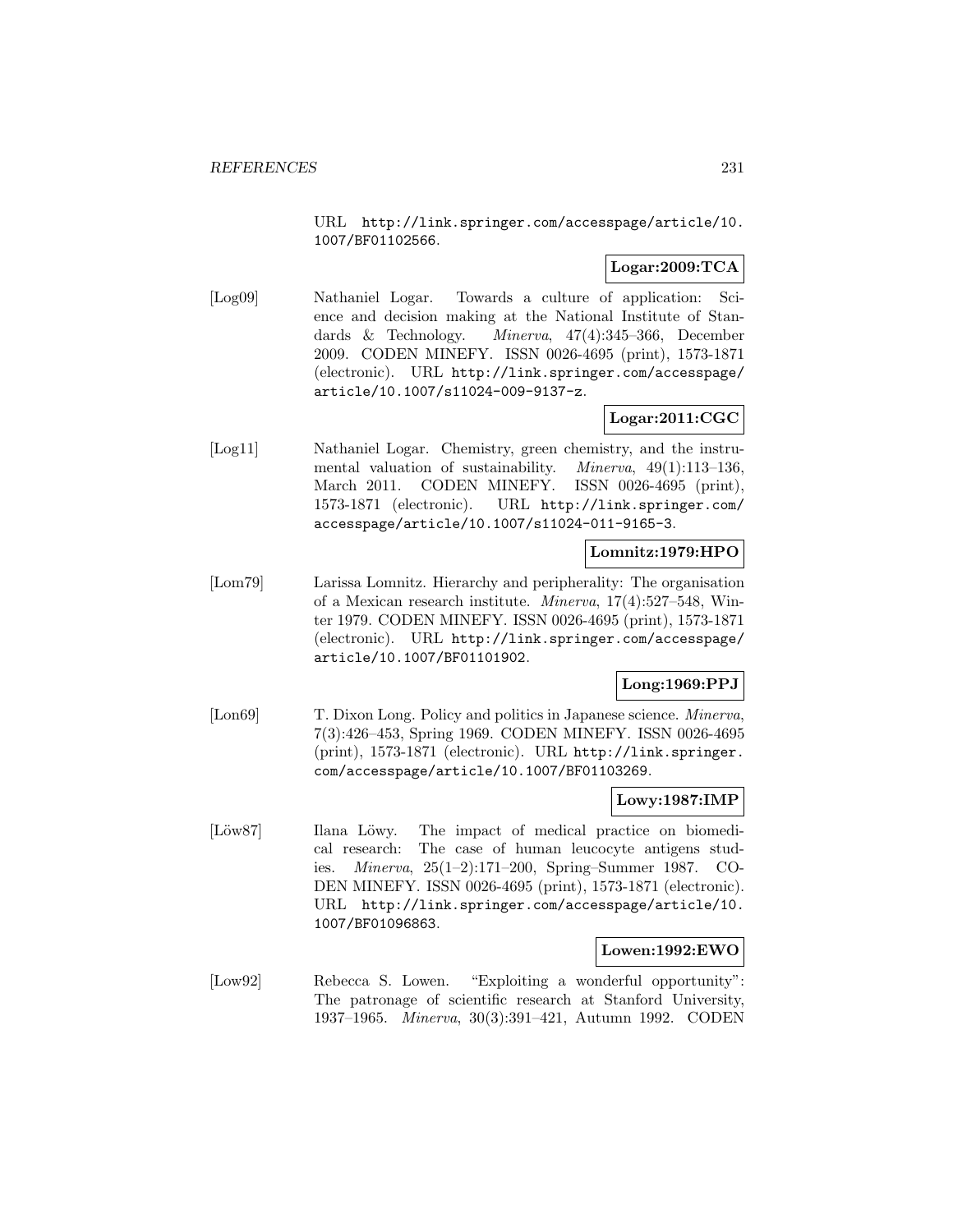URL http://link.springer.com/accesspage/article/10.1007/BF01102566.

**Logar:2009:TCA**

[Log09] Nathaniel Logar. Towards a culture of application: Science and decision making at the National Institute of Standards & Technology. *Minerva*, 47(4):345–366, December 2009. CODEN MINEFY. ISSN 0026-4695 (print), 1573-1871 (electronic). URL http://link.springer.com/accesspage/article/10.1007/s11024-009-9137-z.

**Logar:2011:CGC**

[Log11] Nathaniel Logar. Chemistry, green chemistry, and the instrumental valuation of sustainability. *Minerva*, 49(1):113–136, March 2011. CODEN MINEFY. ISSN 0026-4695 (print), 1573-1871 (electronic). URL http://link.springer.com/accesspage/article/10.1007/s11024-011-9165-3.

**Lomnitz:1979:HPO**

[Lom79] Larissa Lomnitz. Hierarchy and peripherality: The organisation of a Mexican research institute. *Minerva*, 17(4):527–548, Winter 1979. CODEN MINEFY. ISSN 0026-4695 (print), 1573-1871 (electronic). URL http://link.springer.com/accesspage/article/10.1007/BF01101902.

**Long:1969:PPJ**

[Lon69] T. Dixon Long. Policy and politics in Japanese science. *Minerva*, 7(3):426–453, Spring 1969. CODEN MINEFY. ISSN 0026-4695 (print), 1573-1871 (electronic). URL http://link.springer.com/accesspage/article/10.1007/BF01103269.

**Lowy:1987:IMP**

[Löw87] Ilana Löwy. The impact of medical practice on biomedical research: The case of human leucocyte antigens studies. *Minerva*, 25(1–2):171–200, Spring–Summer 1987. CODEN MINEFY. ISSN 0026-4695 (print), 1573-1871 (electronic). URL http://link.springer.com/accesspage/article/10.1007/BF01096863.

**Lowen:1992:EWO**

[Low92] Rebecca S. Lowen. "Exploiting a wonderful opportunity": The patronage of scientific research at Stanford University, 1937–1965. *Minerva*, 30(3):391–421, Autumn 1992. CODEN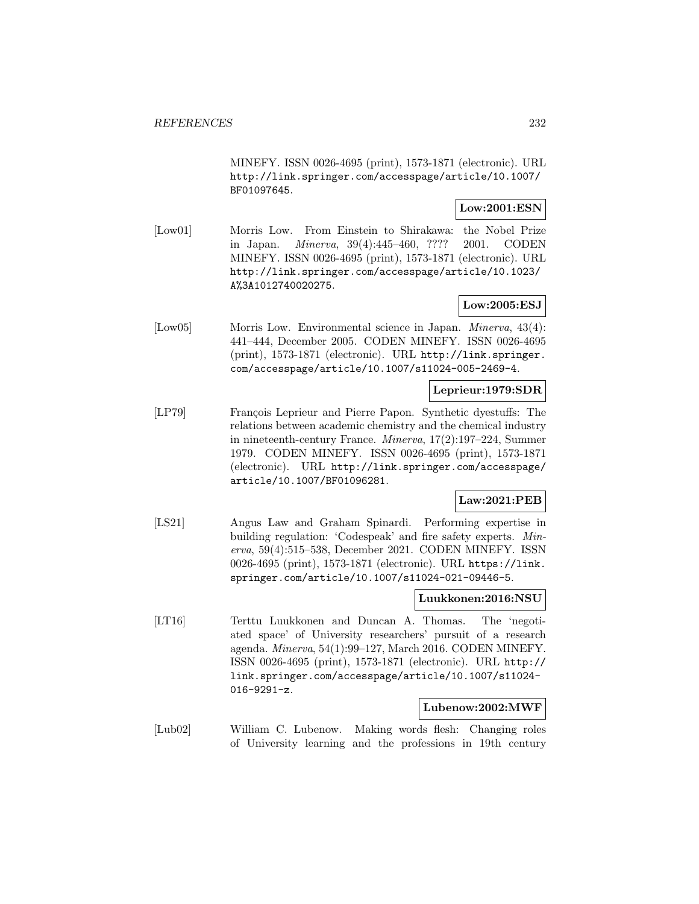MINEFY. ISSN 0026-4695 (print), 1573-1871 (electronic). URL http://link.springer.com/accesspage/article/10.1007/BF01097645.

**Low:2001:ESN**

[Low01] Morris Low. From Einstein to Shirakawa: the Nobel Prize in Japan. *Minerva*, 39(4):445–460, ???? 2001. CODEN MINEFY. ISSN 0026-4695 (print), 1573-1871 (electronic). URL http://link.springer.com/accesspage/article/10.1023/A%3A1012740020275.

**Low:2005:ESJ**

[Low05] Morris Low. Environmental science in Japan. *Minerva*, 43(4): 441–444, December 2005. CODEN MINEFY. ISSN 0026-4695 (print), 1573-1871 (electronic). URL http://link.springer.com/accesspage/article/10.1007/s11024-005-2469-4.

**Leprieur:1979:SDR**

[LP79] François Leprieur and Pierre Papon. Synthetic dyestuffs: The relations between academic chemistry and the chemical industry in nineteenth-century France. *Minerva*, 17(2):197–224, Summer 1979. CODEN MINEFY. ISSN 0026-4695 (print), 1573-1871 (electronic). URL http://link.springer.com/accesspage/article/10.1007/BF01096281.

**Law:2021:PEB**

[LS21] Angus Law and Graham Spinardi. Performing expertise in building regulation: 'Codespeak' and fire safety experts. *Minerva*, 59(4):515–538, December 2021. CODEN MINEFY. ISSN 0026-4695 (print), 1573-1871 (electronic). URL https://link.springer.com/article/10.1007/s11024-021-09446-5.

**Luukkonen:2016:NSU**

[LT16] Terttu Luukkonen and Duncan A. Thomas. The 'negotiated space' of University researchers' pursuit of a research agenda. *Minerva*, 54(1):99–127, March 2016. CODEN MINEFY. ISSN 0026-4695 (print), 1573-1871 (electronic). URL http://link.springer.com/accesspage/article/10.1007/s11024-016-9291-z.

**Lubenow:2002:MWF**

[Lub02] William C. Lubenow. Making words flesh: Changing roles of University learning and the professions in 19th century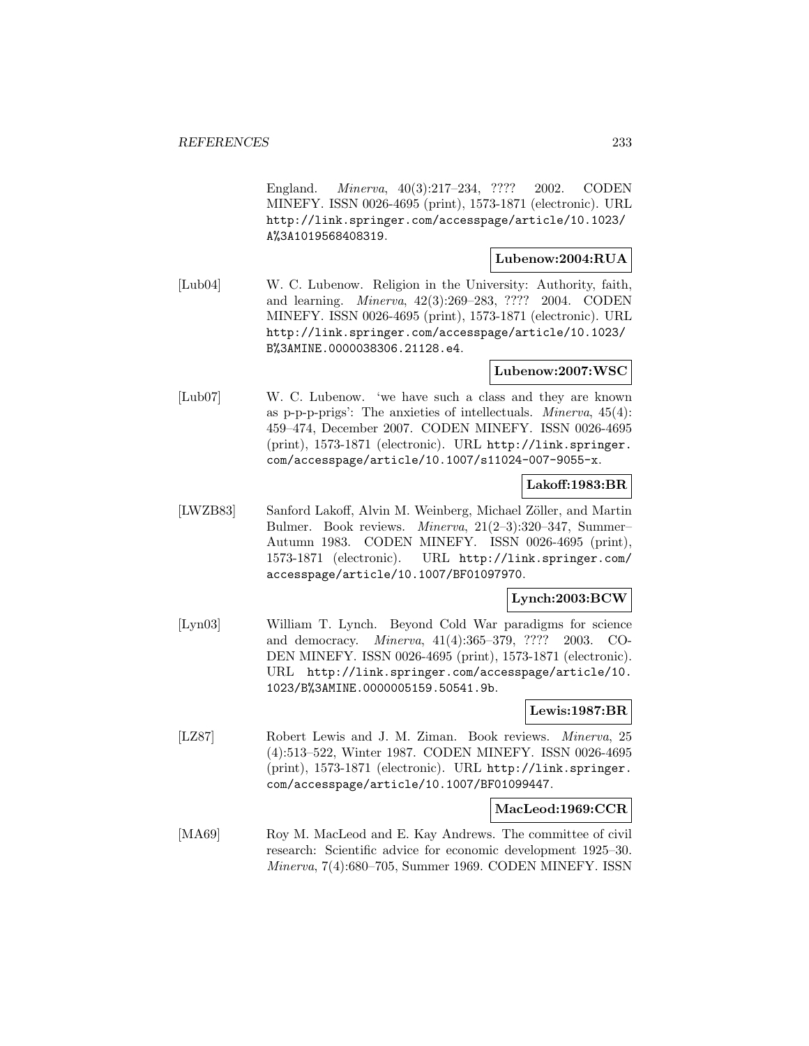England. *Minerva*, 40(3):217–234, ???? 2002. CODEN MINEFY. ISSN 0026-4695 (print), 1573-1871 (electronic). URL http://link.springer.com/accesspage/article/10.1023/A%3A1019568408319.

**Lubenow:2004:RUA**

[Lub04] W. C. Lubenow. Religion in the University: Authority, faith, and learning. *Minerva*, 42(3):269–283, ???? 2004. CODEN MINEFY. ISSN 0026-4695 (print), 1573-1871 (electronic). URL http://link.springer.com/accesspage/article/10.1023/B%3AMINE.0000038306.21128.e4.

**Lubenow:2007:WSC**

[Lub07] W. C. Lubenow. 'we have such a class and they are known as p-p-p-prigs': The anxieties of intellectuals. *Minerva*, 45(4): 459–474, December 2007. CODEN MINEFY. ISSN 0026-4695 (print), 1573-1871 (electronic). URL http://link.springer.com/accesspage/article/10.1007/s11024-007-9055-x.

**Lakoff:1983:BR**

[LWZB83] Sanford Lakoff, Alvin M. Weinberg, Michael Zöller, and Martin Bulmer. Book reviews. *Minerva*, 21(2–3):320–347, Summer–Autumn 1983. CODEN MINEFY. ISSN 0026-4695 (print), 1573-1871 (electronic). URL http://link.springer.com/accesspage/article/10.1007/BF01097970.

**Lynch:2003:BCW**

[Lyn03] William T. Lynch. Beyond Cold War paradigms for science and democracy. *Minerva*, 41(4):365–379, ???? 2003. CODEN MINEFY. ISSN 0026-4695 (print), 1573-1871 (electronic). URL http://link.springer.com/accesspage/article/10.1023/B%3AMINE.0000005159.50541.9b.

**Lewis:1987:BR**

[LZ87] Robert Lewis and J. M. Ziman. Book reviews. *Minerva*, 25 (4):513–522, Winter 1987. CODEN MINEFY. ISSN 0026-4695 (print), 1573-1871 (electronic). URL http://link.springer.com/accesspage/article/10.1007/BF01099447.

**MacLeod:1969:CCR**

[MA69] Roy M. MacLeod and E. Kay Andrews. The committee of civil research: Scientific advice for economic development 1925–30. *Minerva*, 7(4):680–705, Summer 1969. CODEN MINEFY. ISSN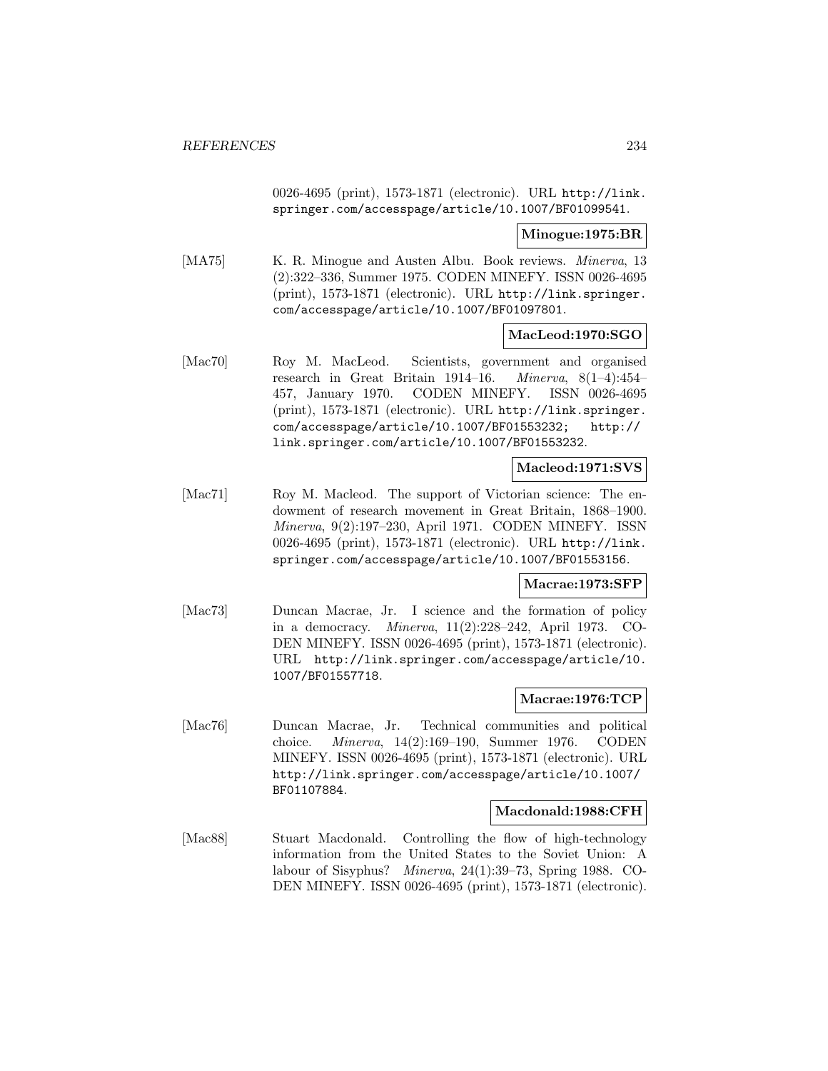0026-4695 (print), 1573-1871 (electronic). URL http://link.springer.com/accesspage/article/10.1007/BF01099541.

**Minogue:1975:BR**

[MA75] K. R. Minogue and Austen Albu. Book reviews. *Minerva*, 13 (2):322–336, Summer 1975. CODEN MINEFY. ISSN 0026-4695 (print), 1573-1871 (electronic). URL http://link.springer.com/accesspage/article/10.1007/BF01097801.

**MacLeod:1970:SGO**

[Mac70] Roy M. MacLeod. Scientists, government and organised research in Great Britain 1914–16. *Minerva*, 8(1–4):454–457, January 1970. CODEN MINEFY. ISSN 0026-4695 (print), 1573-1871 (electronic). URL http://link.springer.com/accesspage/article/10.1007/BF01553232; http://link.springer.com/article/10.1007/BF01553232.

**Macleod:1971:SVS**

[Mac71] Roy M. Macleod. The support of Victorian science: The endowment of research movement in Great Britain, 1868–1900. *Minerva*, 9(2):197–230, April 1971. CODEN MINEFY. ISSN 0026-4695 (print), 1573-1871 (electronic). URL http://link.springer.com/accesspage/article/10.1007/BF01553156.

**Macrae:1973:SFP**

[Mac73] Duncan Macrae, Jr. I science and the formation of policy in a democracy. *Minerva*, 11(2):228–242, April 1973. CODEN MINEFY. ISSN 0026-4695 (print), 1573-1871 (electronic). URL http://link.springer.com/accesspage/article/10.1007/BF01557718.

**Macrae:1976:TCP**

[Mac76] Duncan Macrae, Jr. Technical communities and political choice. *Minerva*, 14(2):169–190, Summer 1976. CODEN MINEFY. ISSN 0026-4695 (print), 1573-1871 (electronic). URL http://link.springer.com/accesspage/article/10.1007/BF01107884.

**Macdonald:1988:CFH**

[Mac88] Stuart Macdonald. Controlling the flow of high-technology information from the United States to the Soviet Union: A labour of Sisyphus? *Minerva*, 24(1):39–73, Spring 1988. CODEN MINEFY. ISSN 0026-4695 (print), 1573-1871 (electronic).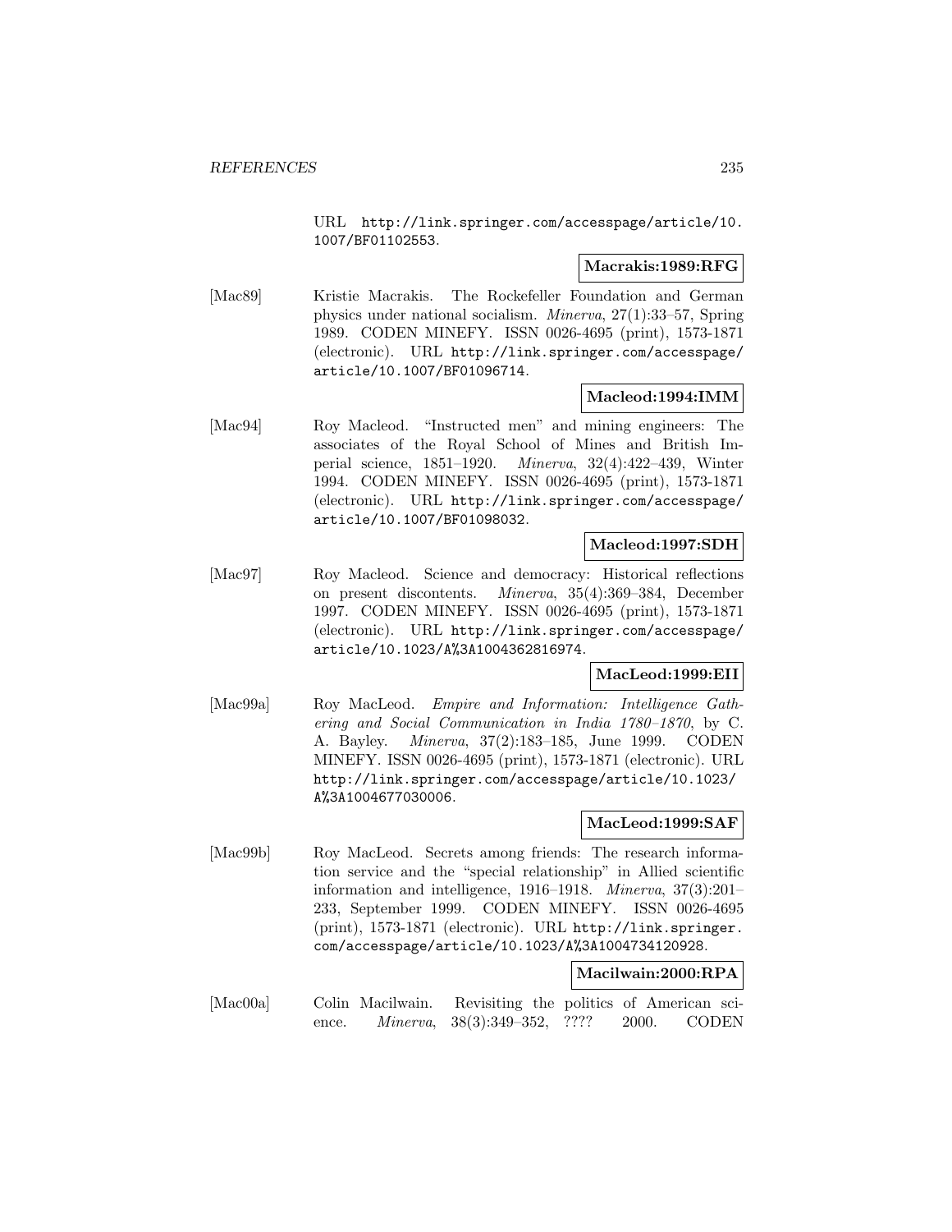URL http://link.springer.com/accesspage/article/10.1007/BF01102553.

**Macrakis:1989:RFG**

[Mac89] Kristie Macrakis. The Rockefeller Foundation and German physics under national socialism. *Minerva*, 27(1):33–57, Spring 1989. CODEN MINEFY. ISSN 0026-4695 (print), 1573-1871 (electronic). URL http://link.springer.com/accesspage/article/10.1007/BF01096714.

**Macleod:1994:IMM**

[Mac94] Roy Macleod. "Instructed men" and mining engineers: The associates of the Royal School of Mines and British Imperial science, 1851–1920. *Minerva*, 32(4):422–439, Winter 1994. CODEN MINEFY. ISSN 0026-4695 (print), 1573-1871 (electronic). URL http://link.springer.com/accesspage/article/10.1007/BF01098032.

**Macleod:1997:SDH**

[Mac97] Roy Macleod. Science and democracy: Historical reflections on present discontents. *Minerva*, 35(4):369–384, December 1997. CODEN MINEFY. ISSN 0026-4695 (print), 1573-1871 (electronic). URL http://link.springer.com/accesspage/article/10.1023/A%3A1004362816974.

**MacLeod:1999:EII**

[Mac99a] Roy MacLeod. *Empire and Information: Intelligence Gathering and Social Communication in India 1780–1870*, by C. A. Bayley. *Minerva*, 37(2):183–185, June 1999. CODEN MINEFY. ISSN 0026-4695 (print), 1573-1871 (electronic). URL http://link.springer.com/accesspage/article/10.1023/A%3A1004677030006.

**MacLeod:1999:SAF**

[Mac99b] Roy MacLeod. Secrets among friends: The research information service and the "special relationship" in Allied scientific information and intelligence, 1916–1918. *Minerva*, 37(3):201–233, September 1999. CODEN MINEFY. ISSN 0026-4695 (print), 1573-1871 (electronic). URL http://link.springer.com/accesspage/article/10.1023/A%3A1004734120928.

**Macilwain:2000:RPA**

[Mac00a] Colin Macilwain. Revisiting the politics of American science. *Minerva*, 38(3):349–352, ???? 2000. CODEN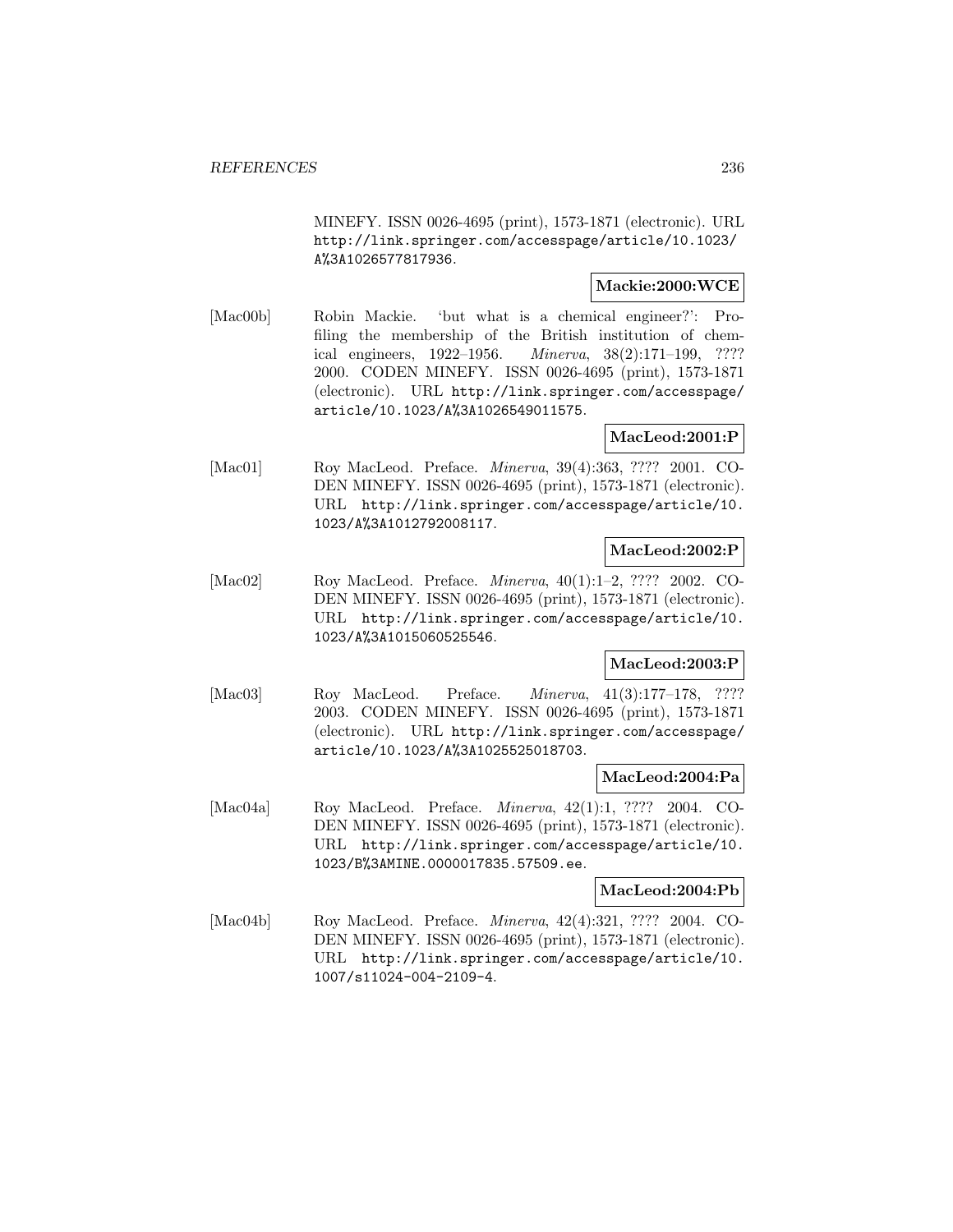MINEFY. ISSN 0026-4695 (print), 1573-1871 (electronic). URL http://link.springer.com/accesspage/article/10.1023/A%3A1026577817936.

**Mackie:2000:WCE**

[Mac00b] Robin Mackie. 'but what is a chemical engineer?': Profiling the membership of the British institution of chemical engineers, 1922–1956. *Minerva*, 38(2):171–199, ???? 2000. CODEN MINEFY. ISSN 0026-4695 (print), 1573-1871 (electronic). URL http://link.springer.com/accesspage/article/10.1023/A%3A1026549011575.

**MacLeod:2001:P**

[Mac01] Roy MacLeod. Preface. *Minerva*, 39(4):363, ???? 2001. CODEN MINEFY. ISSN 0026-4695 (print), 1573-1871 (electronic). URL http://link.springer.com/accesspage/article/10.1023/A%3A1012792008117.

**MacLeod:2002:P**

[Mac02] Roy MacLeod. Preface. *Minerva*, 40(1):1–2, ???? 2002. CODEN MINEFY. ISSN 0026-4695 (print), 1573-1871 (electronic). URL http://link.springer.com/accesspage/article/10.1023/A%3A1015060525546.

**MacLeod:2003:P**

[Mac03] Roy MacLeod. Preface. *Minerva*, 41(3):177–178, ???? 2003. CODEN MINEFY. ISSN 0026-4695 (print), 1573-1871 (electronic). URL http://link.springer.com/accesspage/article/10.1023/A%3A1025525018703.

**MacLeod:2004:Pa**

[Mac04a] Roy MacLeod. Preface. *Minerva*, 42(1):1, ???? 2004. CODEN MINEFY. ISSN 0026-4695 (print), 1573-1871 (electronic). URL http://link.springer.com/accesspage/article/10.1023/B%3AMINE.0000017835.57509.ee.

**MacLeod:2004:Pb**

[Mac04b] Roy MacLeod. Preface. *Minerva*, 42(4):321, ???? 2004. CODEN MINEFY. ISSN 0026-4695 (print), 1573-1871 (electronic). URL http://link.springer.com/accesspage/article/10.1007/s11024-004-2109-4.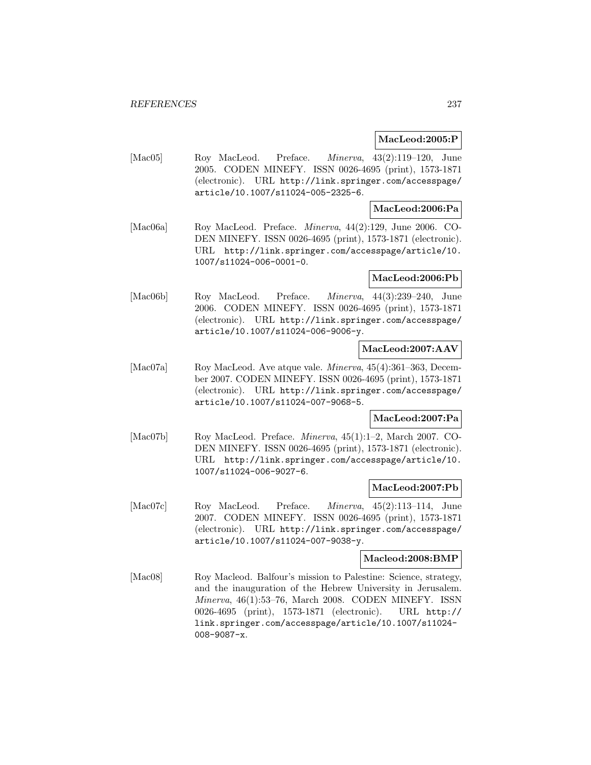**MacLeod:2005:P**

[Mac05] Roy MacLeod. Preface. *Minerva*, 43(2):119–120, June 2005. CODEN MINEFY. ISSN 0026-4695 (print), 1573-1871 (electronic). URL http://link.springer.com/accesspage/article/10.1007/s11024-005-2325-6.

**MacLeod:2006:Pa**

[Mac06a] Roy MacLeod. Preface. *Minerva*, 44(2):129, June 2006. CODEN MINEFY. ISSN 0026-4695 (print), 1573-1871 (electronic). URL http://link.springer.com/accesspage/article/10.1007/s11024-006-0001-0.

**MacLeod:2006:Pb**

[Mac06b] Roy MacLeod. Preface. *Minerva*, 44(3):239–240, June 2006. CODEN MINEFY. ISSN 0026-4695 (print), 1573-1871 (electronic). URL http://link.springer.com/accesspage/article/10.1007/s11024-006-9006-y.

**MacLeod:2007:AAV**

[Mac07a] Roy MacLeod. Ave atque vale. *Minerva*, 45(4):361–363, December 2007. CODEN MINEFY. ISSN 0026-4695 (print), 1573-1871 (electronic). URL http://link.springer.com/accesspage/article/10.1007/s11024-007-9068-5.

**MacLeod:2007:Pa**

[Mac07b] Roy MacLeod. Preface. *Minerva*, 45(1):1–2, March 2007. CODEN MINEFY. ISSN 0026-4695 (print), 1573-1871 (electronic). URL http://link.springer.com/accesspage/article/10.1007/s11024-006-9027-6.

**MacLeod:2007:Pb**

[Mac07c] Roy MacLeod. Preface. *Minerva*, 45(2):113–114, June 2007. CODEN MINEFY. ISSN 0026-4695 (print), 1573-1871 (electronic). URL http://link.springer.com/accesspage/article/10.1007/s11024-007-9038-y.

**Macleod:2008:BMP**

[Mac08] Roy Macleod. Balfour's mission to Palestine: Science, strategy, and the inauguration of the Hebrew University in Jerusalem. *Minerva*, 46(1):53–76, March 2008. CODEN MINEFY. ISSN 0026-4695 (print), 1573-1871 (electronic). URL http://link.springer.com/accesspage/article/10.1007/s11024-008-9087-x.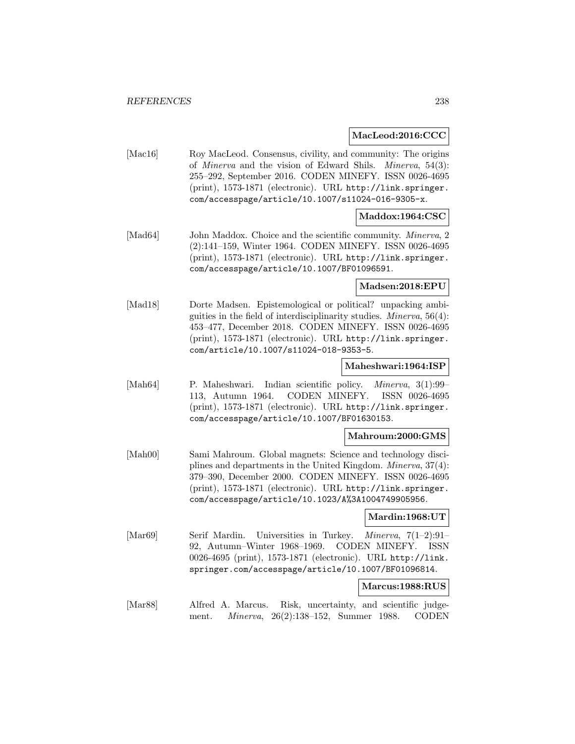**MacLeod:2016:CCC**

[Mac16] Roy MacLeod. Consensus, civility, and community: The origins of *Minerva* and the vision of Edward Shils. *Minerva*, 54(3): 255–292, September 2016. CODEN MINEFY. ISSN 0026-4695 (print), 1573-1871 (electronic). URL http://link.springer.com/accesspage/article/10.1007/s11024-016-9305-x.

**Maddox:1964:CSC**

[Mad64] John Maddox. Choice and the scientific community. *Minerva*, 2 (2):141–159, Winter 1964. CODEN MINEFY. ISSN 0026-4695 (print), 1573-1871 (electronic). URL http://link.springer.com/accesspage/article/10.1007/BF01096591.

**Madsen:2018:EPU**

[Mad18] Dorte Madsen. Epistemological or political? unpacking ambiguities in the field of interdisciplinarity studies. *Minerva*, 56(4): 453–477, December 2018. CODEN MINEFY. ISSN 0026-4695 (print), 1573-1871 (electronic). URL http://link.springer.com/article/10.1007/s11024-018-9353-5.

**Maheshwari:1964:ISP**

[Mah64] P. Maheshwari. Indian scientific policy. *Minerva*, 3(1):99–113, Autumn 1964. CODEN MINEFY. ISSN 0026-4695 (print), 1573-1871 (electronic). URL http://link.springer.com/accesspage/article/10.1007/BF01630153.

**Mahroum:2000:GMS**

[Mah00] Sami Mahroum. Global magnets: Science and technology disciplines and departments in the United Kingdom. *Minerva*, 37(4): 379–390, December 2000. CODEN MINEFY. ISSN 0026-4695 (print), 1573-1871 (electronic). URL http://link.springer.com/accesspage/article/10.1023/A%3A1004749905956.

**Mardin:1968:UT**

[Mar69] Serif Mardin. Universities in Turkey. *Minerva*, 7(1–2):91–92, Autumn–Winter 1968–1969. CODEN MINEFY. ISSN 0026-4695 (print), 1573-1871 (electronic). URL http://link.springer.com/accesspage/article/10.1007/BF01096814.

**Marcus:1988:RUS**

[Mar88] Alfred A. Marcus. Risk, uncertainty, and scientific judgement. *Minerva*, 26(2):138–152, Summer 1988. CODEN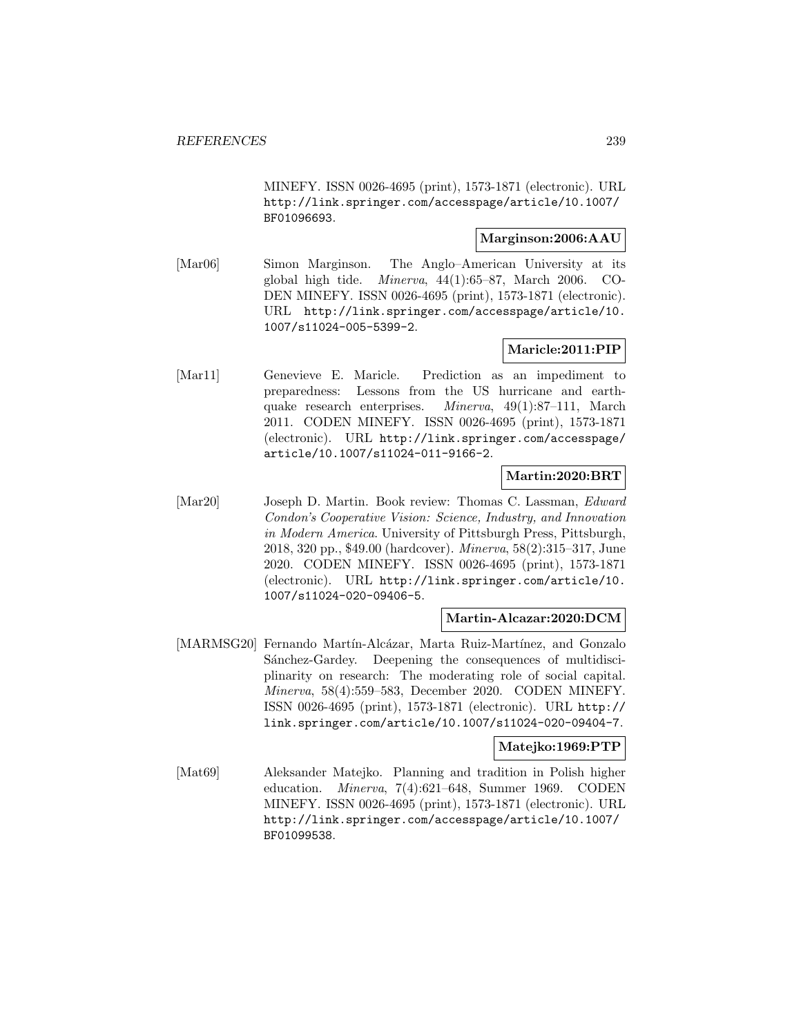MINEFY. ISSN 0026-4695 (print), 1573-1871 (electronic). URL http://link.springer.com/accesspage/article/10.1007/BF01096693.

**Marginson:2006:AAU**

[Mar06] Simon Marginson. The Anglo–American University at its global high tide. *Minerva*, 44(1):65–87, March 2006. CODEN MINEFY. ISSN 0026-4695 (print), 1573-1871 (electronic). URL http://link.springer.com/accesspage/article/10.1007/s11024-005-5399-2.

**Maricle:2011:PIP**

[Mar11] Genevieve E. Maricle. Prediction as an impediment to preparedness: Lessons from the US hurricane and earthquake research enterprises. *Minerva*, 49(1):87–111, March 2011. CODEN MINEFY. ISSN 0026-4695 (print), 1573-1871 (electronic). URL http://link.springer.com/accesspage/article/10.1007/s11024-011-9166-2.

**Martin:2020:BRT**

[Mar20] Joseph D. Martin. Book review: Thomas C. Lassman, *Edward Condon's Cooperative Vision: Science, Industry, and Innovation in Modern America*. University of Pittsburgh Press, Pittsburgh, 2018, 320 pp., $49.00 (hardcover). *Minerva*, 58(2):315–317, June 2020. CODEN MINEFY. ISSN 0026-4695 (print), 1573-1871 (electronic). URL http://link.springer.com/article/10.1007/s11024-020-09406-5.

**Martin-Alcazar:2020:DCM**

[MARMSG20] Fernando Martín-Alcázar, Marta Ruiz-Martínez, and Gonzalo Sánchez-Gardey. Deepening the consequences of multidisciplinarity on research: The moderating role of social capital. *Minerva*, 58(4):559–583, December 2020. CODEN MINEFY. ISSN 0026-4695 (print), 1573-1871 (electronic). URL http://link.springer.com/article/10.1007/s11024-020-09404-7.

**Matejko:1969:PTP**

[Mat69] Aleksander Matejko. Planning and tradition in Polish higher education. *Minerva*, 7(4):621–648, Summer 1969. CODEN MINEFY. ISSN 0026-4695 (print), 1573-1871 (electronic). URL http://link.springer.com/accesspage/article/10.1007/BF01099538.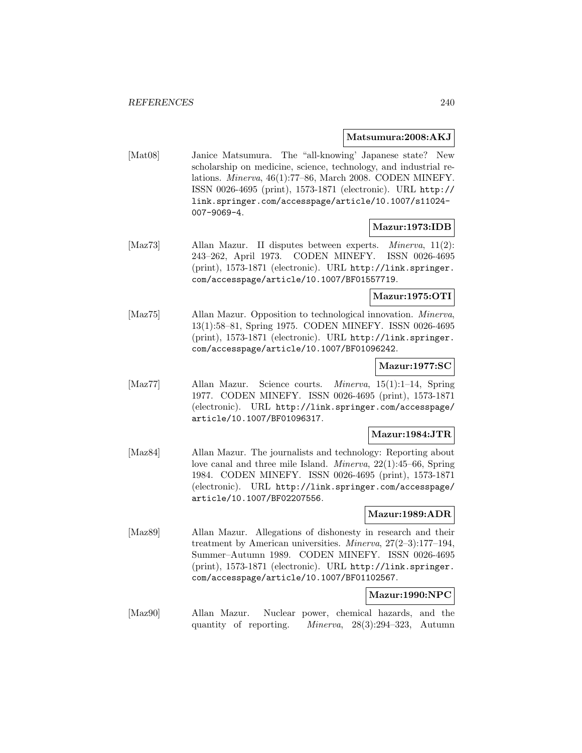**Matsumura:2008:AKJ**

[Mat08] Janice Matsumura. The "all-knowing' Japanese state? New scholarship on medicine, science, technology, and industrial relations. *Minerva*, 46(1):77–86, March 2008. CODEN MINEFY. ISSN 0026-4695 (print), 1573-1871 (electronic). URL http://link.springer.com/accesspage/article/10.1007/s11024-007-9069-4.

**Mazur:1973:IDB**

[Maz73] Allan Mazur. II disputes between experts. *Minerva*, 11(2): 243–262, April 1973. CODEN MINEFY. ISSN 0026-4695 (print), 1573-1871 (electronic). URL http://link.springer.com/accesspage/article/10.1007/BF01557719.

**Mazur:1975:OTI**

[Maz75] Allan Mazur. Opposition to technological innovation. *Minerva*, 13(1):58–81, Spring 1975. CODEN MINEFY. ISSN 0026-4695 (print), 1573-1871 (electronic). URL http://link.springer.com/accesspage/article/10.1007/BF01096242.

**Mazur:1977:SC**

[Maz77] Allan Mazur. Science courts. *Minerva*, 15(1):1–14, Spring 1977. CODEN MINEFY. ISSN 0026-4695 (print), 1573-1871 (electronic). URL http://link.springer.com/accesspage/article/10.1007/BF01096317.

**Mazur:1984:JTR**

[Maz84] Allan Mazur. The journalists and technology: Reporting about love canal and three mile Island. *Minerva*, 22(1):45–66, Spring 1984. CODEN MINEFY. ISSN 0026-4695 (print), 1573-1871 (electronic). URL http://link.springer.com/accesspage/article/10.1007/BF02207556.

**Mazur:1989:ADR**

[Maz89] Allan Mazur. Allegations of dishonesty in research and their treatment by American universities. *Minerva*, 27(2–3):177–194, Summer–Autumn 1989. CODEN MINEFY. ISSN 0026-4695 (print), 1573-1871 (electronic). URL http://link.springer.com/accesspage/article/10.1007/BF01102567.

**Mazur:1990:NPC**

[Maz90] Allan Mazur. Nuclear power, chemical hazards, and the quantity of reporting. *Minerva*, 28(3):294–323, Autumn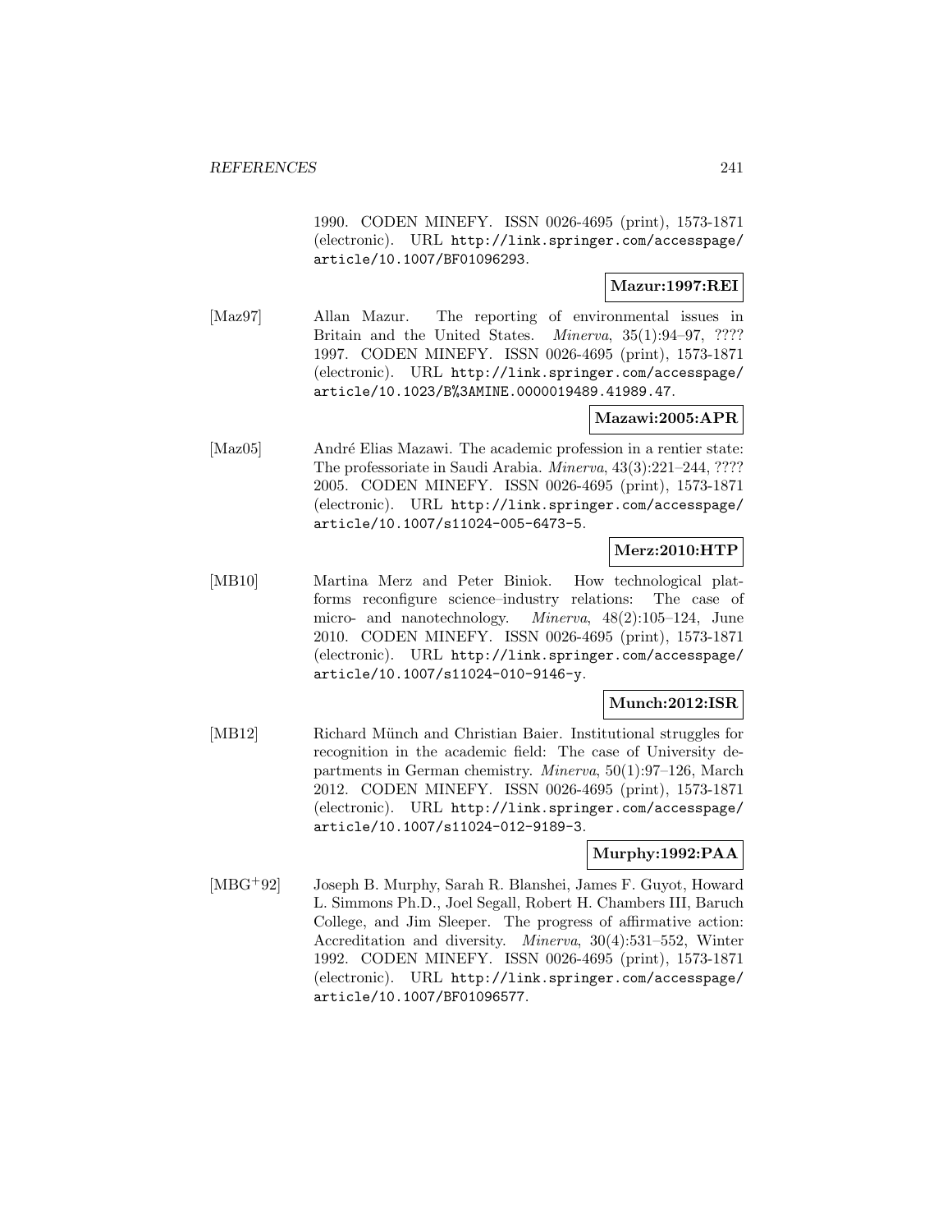1990. CODEN MINEFY. ISSN 0026-4695 (print), 1573-1871 (electronic). URL http://link.springer.com/accesspage/article/10.1007/BF01096293.

**Mazur:1997:REI**

[Maz97] Allan Mazur. The reporting of environmental issues in Britain and the United States. *Minerva*, 35(1):94–97, ???? 1997. CODEN MINEFY. ISSN 0026-4695 (print), 1573-1871 (electronic). URL http://link.springer.com/accesspage/article/10.1023/B%3AMINE.0000019489.41989.47.

**Mazawi:2005:APR**

[Maz05] André Elias Mazawi. The academic profession in a rentier state: The professoriate in Saudi Arabia. *Minerva*, 43(3):221–244, ???? 2005. CODEN MINEFY. ISSN 0026-4695 (print), 1573-1871 (electronic). URL http://link.springer.com/accesspage/article/10.1007/s11024-005-6473-5.

**Merz:2010:HTP**

[MB10] Martina Merz and Peter Biniok. How technological platforms reconfigure science–industry relations: The case of micro- and nanotechnology. *Minerva*, 48(2):105–124, June 2010. CODEN MINEFY. ISSN 0026-4695 (print), 1573-1871 (electronic). URL http://link.springer.com/accesspage/article/10.1007/s11024-010-9146-y.

**Munch:2012:ISR**

[MB12] Richard Münch and Christian Baier. Institutional struggles for recognition in the academic field: The case of University departments in German chemistry. *Minerva*, 50(1):97–126, March 2012. CODEN MINEFY. ISSN 0026-4695 (print), 1573-1871 (electronic). URL http://link.springer.com/accesspage/article/10.1007/s11024-012-9189-3.

**Murphy:1992:PAA**

[MBG+92] Joseph B. Murphy, Sarah R. Blanshei, James F. Guyot, Howard L. Simmons Ph.D., Joel Segall, Robert H. Chambers III, Baruch College, and Jim Sleeper. The progress of affirmative action: Accreditation and diversity. *Minerva*, 30(4):531–552, Winter 1992. CODEN MINEFY. ISSN 0026-4695 (print), 1573-1871 (electronic). URL http://link.springer.com/accesspage/article/10.1007/BF01096577.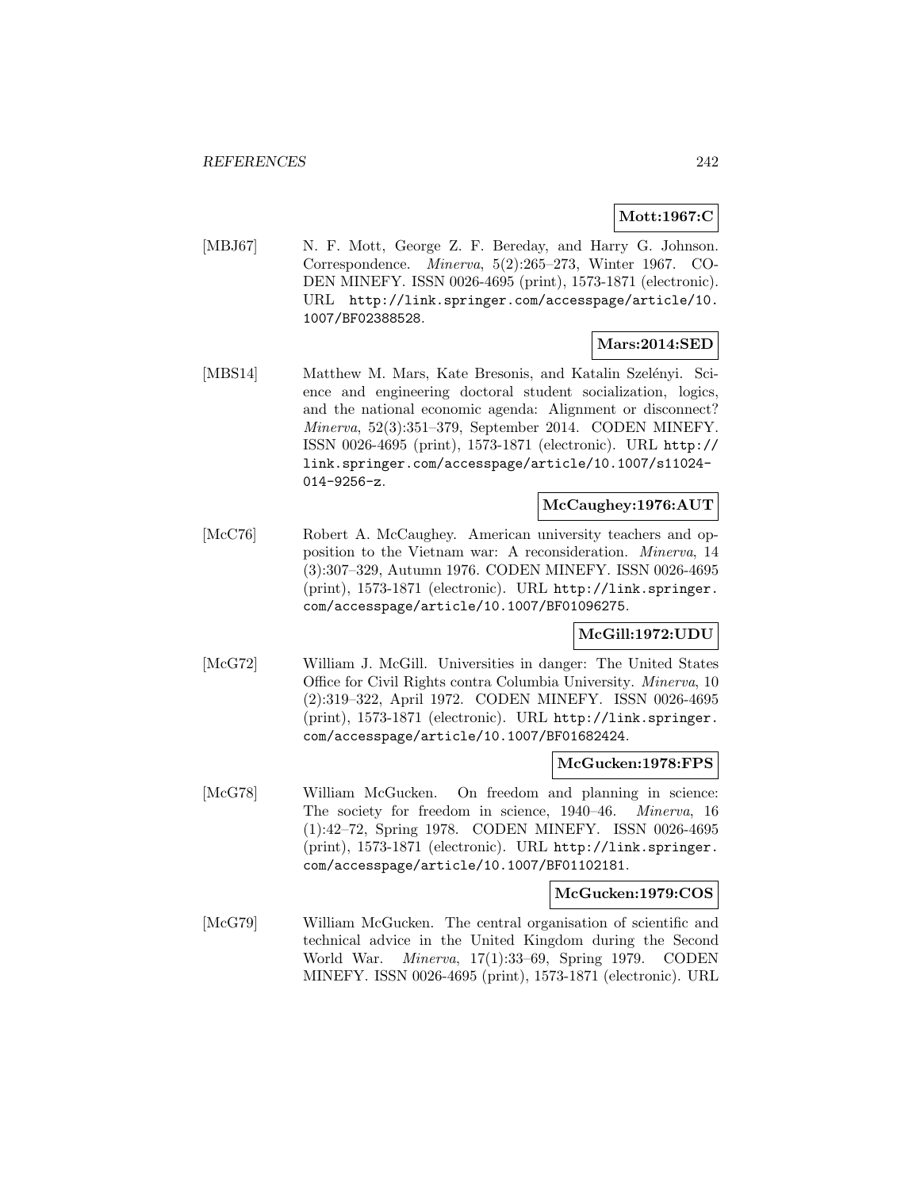**Mott:1967:C**

[MBJ67] N. F. Mott, George Z. F. Bereday, and Harry G. Johnson. Correspondence. *Minerva*, 5(2):265–273, Winter 1967. CODEN MINEFY. ISSN 0026-4695 (print), 1573-1871 (electronic). URL http://link.springer.com/accesspage/article/10.1007/BF02388528.

**Mars:2014:SED**

[MBS14] Matthew M. Mars, Kate Bresonis, and Katalin Szelényi. Science and engineering doctoral student socialization, logics, and the national economic agenda: Alignment or disconnect? *Minerva*, 52(3):351–379, September 2014. CODEN MINEFY. ISSN 0026-4695 (print), 1573-1871 (electronic). URL http://link.springer.com/accesspage/article/10.1007/s11024-014-9256-z.

**McCaughey:1976:AUT**

[McC76] Robert A. McCaughey. American university teachers and opposition to the Vietnam war: A reconsideration. *Minerva*, 14 (3):307–329, Autumn 1976. CODEN MINEFY. ISSN 0026-4695 (print), 1573-1871 (electronic). URL http://link.springer.com/accesspage/article/10.1007/BF01096275.

**McGill:1972:UDU**

[McG72] William J. McGill. Universities in danger: The United States Office for Civil Rights contra Columbia University. *Minerva*, 10 (2):319–322, April 1972. CODEN MINEFY. ISSN 0026-4695 (print), 1573-1871 (electronic). URL http://link.springer.com/accesspage/article/10.1007/BF01682424.

**McGucken:1978:FPS**

[McG78] William McGucken. On freedom and planning in science: The society for freedom in science, 1940–46. *Minerva*, 16 (1):42–72, Spring 1978. CODEN MINEFY. ISSN 0026-4695 (print), 1573-1871 (electronic). URL http://link.springer.com/accesspage/article/10.1007/BF01102181.

**McGucken:1979:COS**

[McG79] William McGucken. The central organisation of scientific and technical advice in the United Kingdom during the Second World War. *Minerva*, 17(1):33–69, Spring 1979. CODEN MINEFY. ISSN 0026-4695 (print), 1573-1871 (electronic). URL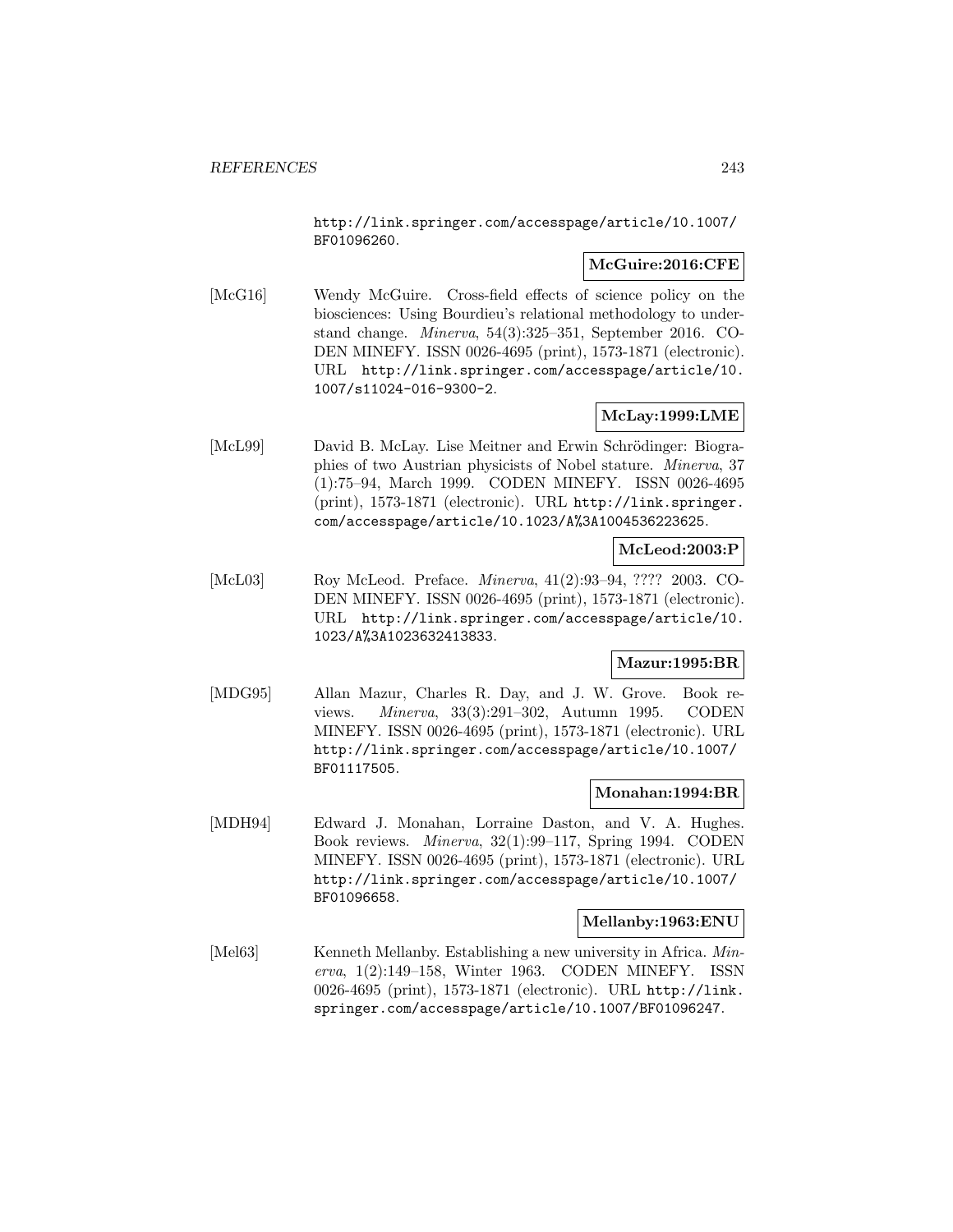http://link.springer.com/accesspage/article/10.1007/BF01096260.

**McGuire:2016:CFE**

[McG16] Wendy McGuire. Cross-field effects of science policy on the biosciences: Using Bourdieu's relational methodology to understand change. *Minerva*, 54(3):325–351, September 2016. CODEN MINEFY. ISSN 0026-4695 (print), 1573-1871 (electronic). URL http://link.springer.com/accesspage/article/10.1007/s11024-016-9300-2.

**McLay:1999:LME**

[McL99] David B. McLay. Lise Meitner and Erwin Schrödinger: Biographies of two Austrian physicists of Nobel stature. *Minerva*, 37 (1):75–94, March 1999. CODEN MINEFY. ISSN 0026-4695 (print), 1573-1871 (electronic). URL http://link.springer.com/accesspage/article/10.1023/A%3A1004536223625.

**McLeod:2003:P**

[McL03] Roy McLeod. Preface. *Minerva*, 41(2):93–94, ???? 2003. CODEN MINEFY. ISSN 0026-4695 (print), 1573-1871 (electronic). URL http://link.springer.com/accesspage/article/10.1023/A%3A1023632413833.

**Mazur:1995:BR**

[MDG95] Allan Mazur, Charles R. Day, and J. W. Grove. Book reviews. *Minerva*, 33(3):291–302, Autumn 1995. CODEN MINEFY. ISSN 0026-4695 (print), 1573-1871 (electronic). URL http://link.springer.com/accesspage/article/10.1007/BF01117505.

**Monahan:1994:BR**

[MDH94] Edward J. Monahan, Lorraine Daston, and V. A. Hughes. Book reviews. *Minerva*, 32(1):99–117, Spring 1994. CODEN MINEFY. ISSN 0026-4695 (print), 1573-1871 (electronic). URL http://link.springer.com/accesspage/article/10.1007/BF01096658.

**Mellanby:1963:ENU**

[Mel63] Kenneth Mellanby. Establishing a new university in Africa. *Minerva*, 1(2):149–158, Winter 1963. CODEN MINEFY. ISSN 0026-4695 (print), 1573-1871 (electronic). URL http://link.springer.com/accesspage/article/10.1007/BF01096247.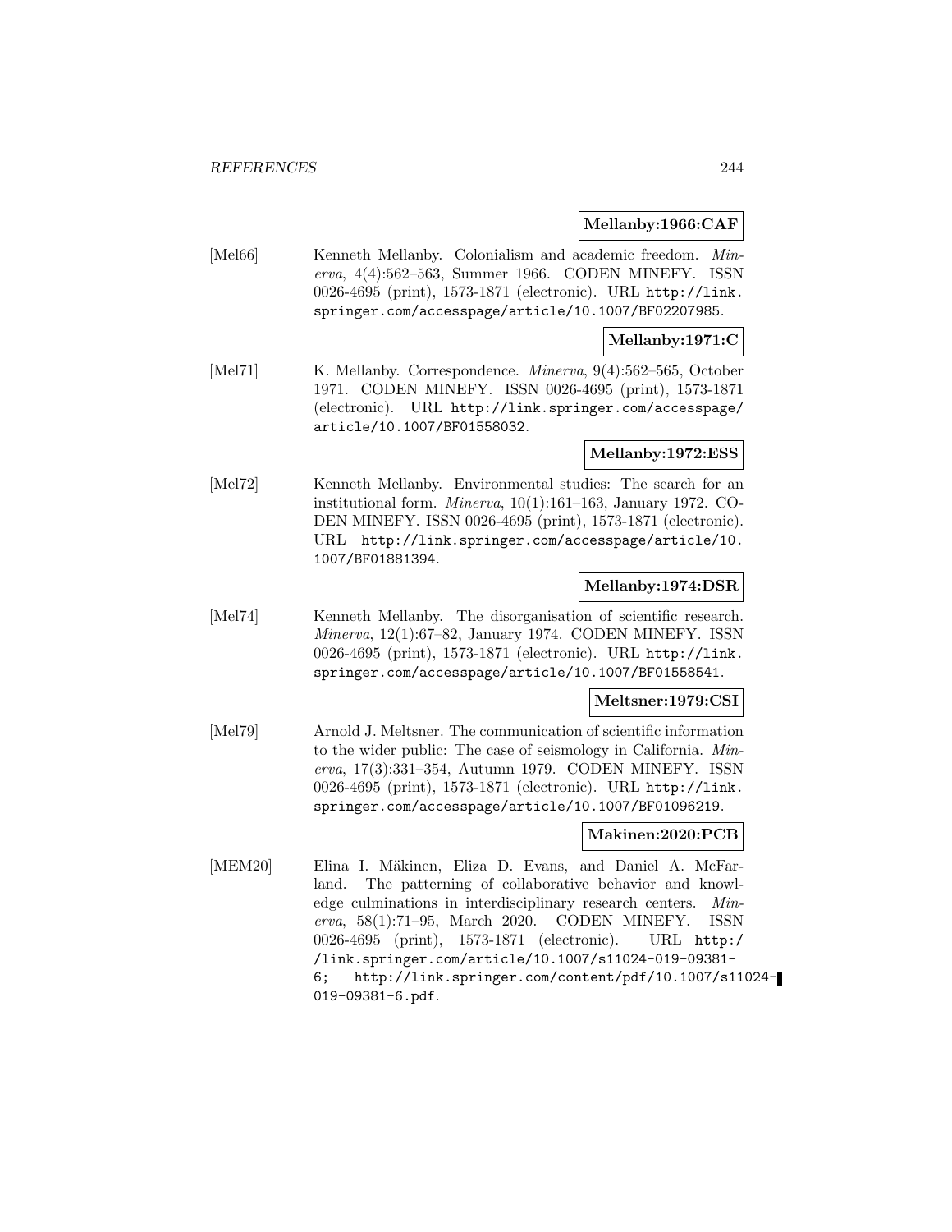**Mellanby:1966:CAF**

[Mel66] Kenneth Mellanby. Colonialism and academic freedom. *Minerva*, 4(4):562–563, Summer 1966. CODEN MINEFY. ISSN 0026-4695 (print), 1573-1871 (electronic). URL http://link.springer.com/accesspage/article/10.1007/BF02207985.

**Mellanby:1971:C**

[Mel71] K. Mellanby. Correspondence. *Minerva*, 9(4):562–565, October 1971. CODEN MINEFY. ISSN 0026-4695 (print), 1573-1871 (electronic). URL http://link.springer.com/accesspage/article/10.1007/BF01558032.

**Mellanby:1972:ESS**

[Mel72] Kenneth Mellanby. Environmental studies: The search for an institutional form. *Minerva*, 10(1):161–163, January 1972. CODEN MINEFY. ISSN 0026-4695 (print), 1573-1871 (electronic). URL http://link.springer.com/accesspage/article/10.1007/BF01881394.

**Mellanby:1974:DSR**

[Mel74] Kenneth Mellanby. The disorganisation of scientific research. *Minerva*, 12(1):67–82, January 1974. CODEN MINEFY. ISSN 0026-4695 (print), 1573-1871 (electronic). URL http://link.springer.com/accesspage/article/10.1007/BF01558541.

**Meltsner:1979:CSI**

[Mel79] Arnold J. Meltsner. The communication of scientific information to the wider public: The case of seismology in California. *Minerva*, 17(3):331–354, Autumn 1979. CODEN MINEFY. ISSN 0026-4695 (print), 1573-1871 (electronic). URL http://link.springer.com/accesspage/article/10.1007/BF01096219.

**Makinen:2020:PCB**

[MEM20] Elina I. Mäkinen, Eliza D. Evans, and Daniel A. McFarland. The patterning of collaborative behavior and knowledge culminations in interdisciplinary research centers. *Minerva*, 58(1):71–95, March 2020. CODEN MINEFY. ISSN 0026-4695 (print), 1573-1871 (electronic). URL http://link.springer.com/article/10.1007/s11024-019-09381-6; http://link.springer.com/content/pdf/10.1007/s11024-019-09381-6.pdf.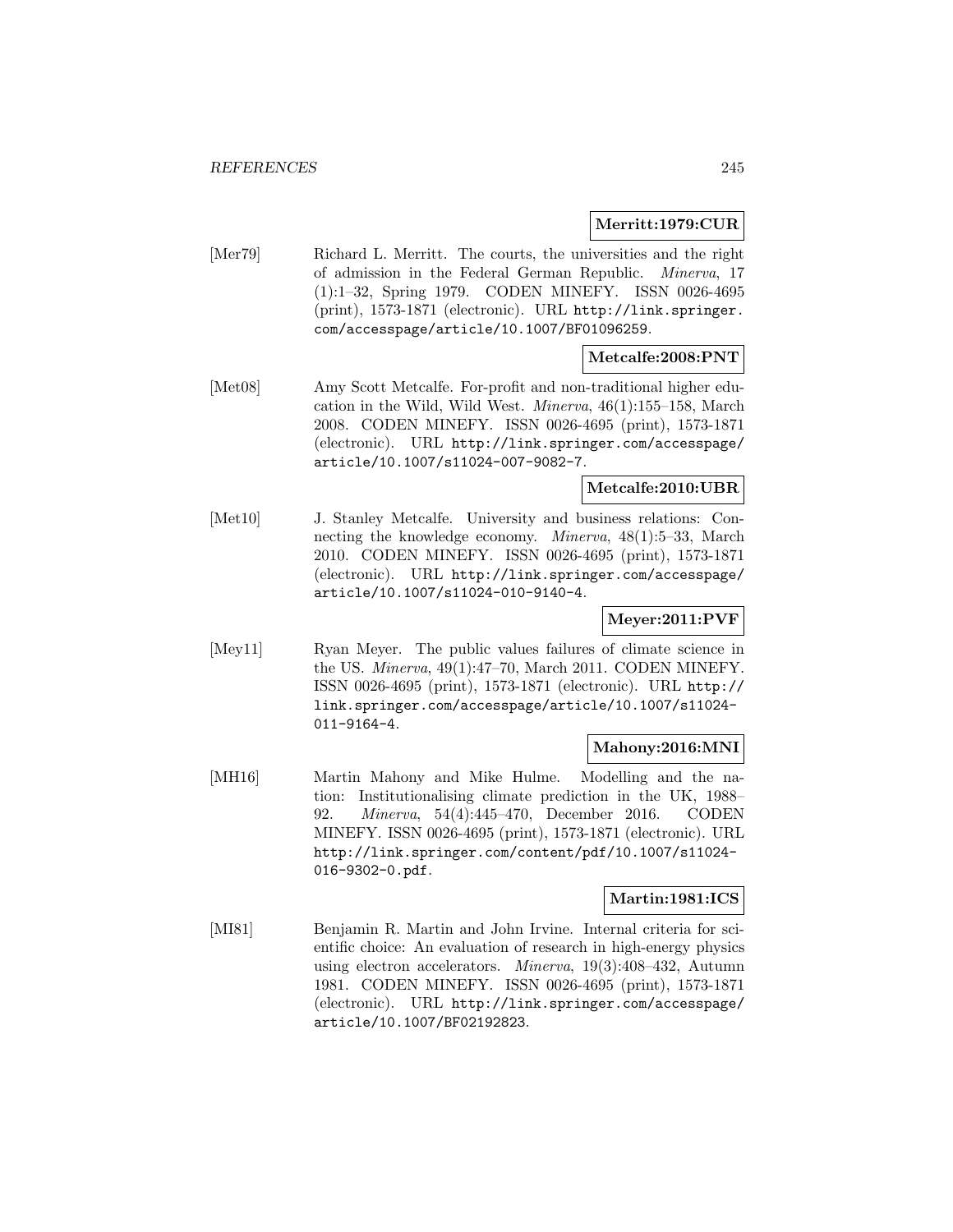**Merritt:1979:CUR**

[Mer79] Richard L. Merritt. The courts, the universities and the right of admission in the Federal German Republic. *Minerva*, 17 (1):1–32, Spring 1979. CODEN MINEFY. ISSN 0026-4695 (print), 1573-1871 (electronic). URL http://link.springer.com/accesspage/article/10.1007/BF01096259.

**Metcalfe:2008:PNT**

[Met08] Amy Scott Metcalfe. For-profit and non-traditional higher education in the Wild, Wild West. *Minerva*, 46(1):155–158, March 2008. CODEN MINEFY. ISSN 0026-4695 (print), 1573-1871 (electronic). URL http://link.springer.com/accesspage/article/10.1007/s11024-007-9082-7.

**Metcalfe:2010:UBR**

[Met10] J. Stanley Metcalfe. University and business relations: Connecting the knowledge economy. *Minerva*, 48(1):5–33, March 2010. CODEN MINEFY. ISSN 0026-4695 (print), 1573-1871 (electronic). URL http://link.springer.com/accesspage/article/10.1007/s11024-010-9140-4.

**Meyer:2011:PVF**

[Mey11] Ryan Meyer. The public values failures of climate science in the US. *Minerva*, 49(1):47–70, March 2011. CODEN MINEFY. ISSN 0026-4695 (print), 1573-1871 (electronic). URL http://link.springer.com/accesspage/article/10.1007/s11024-011-9164-4.

**Mahony:2016:MNI**

[MH16] Martin Mahony and Mike Hulme. Modelling and the nation: Institutionalising climate prediction in the UK, 1988–92. *Minerva*, 54(4):445–470, December 2016. CODEN MINEFY. ISSN 0026-4695 (print), 1573-1871 (electronic). URL http://link.springer.com/content/pdf/10.1007/s11024-016-9302-0.pdf.

**Martin:1981:ICS**

[MI81] Benjamin R. Martin and John Irvine. Internal criteria for scientific choice: An evaluation of research in high-energy physics using electron accelerators. *Minerva*, 19(3):408–432, Autumn 1981. CODEN MINEFY. ISSN 0026-4695 (print), 1573-1871 (electronic). URL http://link.springer.com/accesspage/article/10.1007/BF02192823.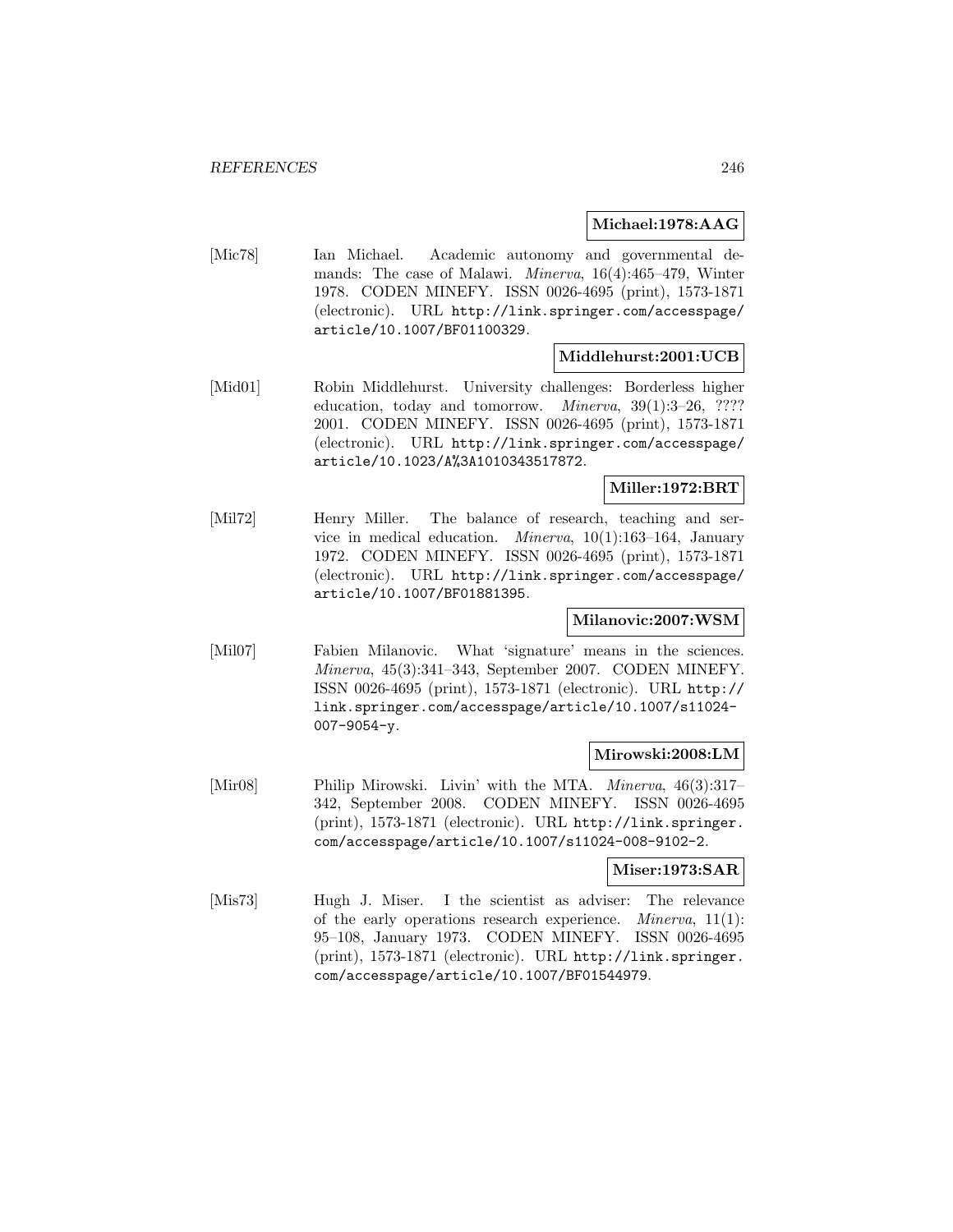**Michael:1978:AAG**

[Mic78] Ian Michael. Academic autonomy and governmental demands: The case of Malawi. *Minerva*, 16(4):465–479, Winter 1978. CODEN MINEFY. ISSN 0026-4695 (print), 1573-1871 (electronic). URL http://link.springer.com/accesspage/article/10.1007/BF01100329.

**Middlehurst:2001:UCB**

[Mid01] Robin Middlehurst. University challenges: Borderless higher education, today and tomorrow. *Minerva*, 39(1):3–26, ???? 2001. CODEN MINEFY. ISSN 0026-4695 (print), 1573-1871 (electronic). URL http://link.springer.com/accesspage/article/10.1023/A%3A1010343517872.

**Miller:1972:BRT**

[Mil72] Henry Miller. The balance of research, teaching and service in medical education. *Minerva*, 10(1):163–164, January 1972. CODEN MINEFY. ISSN 0026-4695 (print), 1573-1871 (electronic). URL http://link.springer.com/accesspage/article/10.1007/BF01881395.

**Milanovic:2007:WSM**

[Mil07] Fabien Milanovic. What 'signature' means in the sciences. *Minerva*, 45(3):341–343, September 2007. CODEN MINEFY. ISSN 0026-4695 (print), 1573-1871 (electronic). URL http://link.springer.com/accesspage/article/10.1007/s11024-007-9054-y.

**Mirowski:2008:LM**

[Mir08] Philip Mirowski. Livin' with the MTA. *Minerva*, 46(3):317–342, September 2008. CODEN MINEFY. ISSN 0026-4695 (print), 1573-1871 (electronic). URL http://link.springer.com/accesspage/article/10.1007/s11024-008-9102-2.

**Miser:1973:SAR**

[Mis73] Hugh J. Miser. I the scientist as adviser: The relevance of the early operations research experience. *Minerva*, 11(1): 95–108, January 1973. CODEN MINEFY. ISSN 0026-4695 (print), 1573-1871 (electronic). URL http://link.springer.com/accesspage/article/10.1007/BF01544979.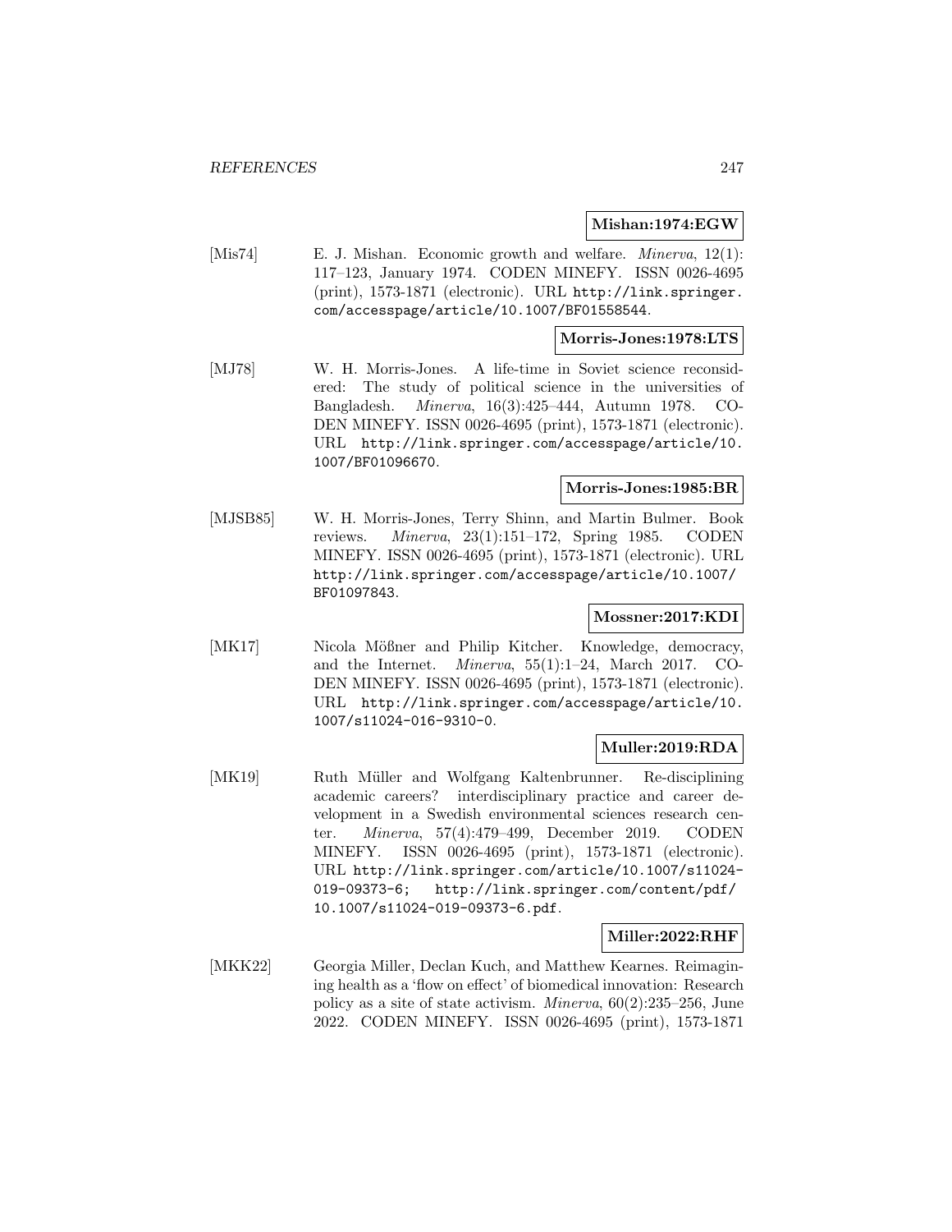**Mishan:1974:EGW**

[Mis74] E. J. Mishan. Economic growth and welfare. *Minerva*, 12(1): 117–123, January 1974. CODEN MINEFY. ISSN 0026-4695 (print), 1573-1871 (electronic). URL http://link.springer.com/accesspage/article/10.1007/BF01558544.

**Morris-Jones:1978:LTS**

[MJ78] W. H. Morris-Jones. A life-time in Soviet science reconsidered: The study of political science in the universities of Bangladesh. *Minerva*, 16(3):425–444, Autumn 1978. CODEN MINEFY. ISSN 0026-4695 (print), 1573-1871 (electronic). URL http://link.springer.com/accesspage/article/10.1007/BF01096670.

**Morris-Jones:1985:BR**

[MJSB85] W. H. Morris-Jones, Terry Shinn, and Martin Bulmer. Book reviews. *Minerva*, 23(1):151–172, Spring 1985. CODEN MINEFY. ISSN 0026-4695 (print), 1573-1871 (electronic). URL http://link.springer.com/accesspage/article/10.1007/BF01097843.

**Mossner:2017:KDI**

[MK17] Nicola Mößner and Philip Kitcher. Knowledge, democracy, and the Internet. *Minerva*, 55(1):1–24, March 2017. CODEN MINEFY. ISSN 0026-4695 (print), 1573-1871 (electronic). URL http://link.springer.com/accesspage/article/10.1007/s11024-016-9310-0.

**Muller:2019:RDA**

[MK19] Ruth Müller and Wolfgang Kaltenbrunner. Re-disciplining academic careers? interdisciplinary practice and career development in a Swedish environmental sciences research center. *Minerva*, 57(4):479–499, December 2019. CODEN MINEFY. ISSN 0026-4695 (print), 1573-1871 (electronic). URL http://link.springer.com/article/10.1007/s11024-019-09373-6; http://link.springer.com/content/pdf/10.1007/s11024-019-09373-6.pdf.

**Miller:2022:RHF**

[MKK22] Georgia Miller, Declan Kuch, and Matthew Kearnes. Reimagining health as a 'flow on effect' of biomedical innovation: Research policy as a site of state activism. *Minerva*, 60(2):235–256, June 2022. CODEN MINEFY. ISSN 0026-4695 (print), 1573-1871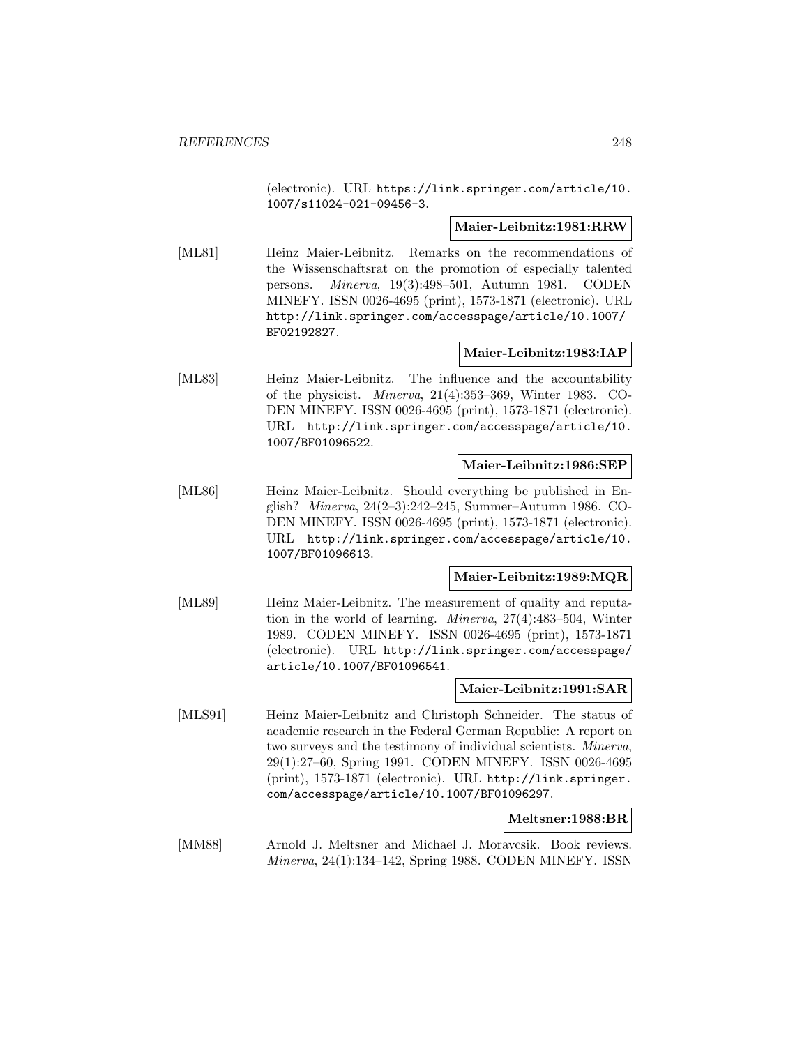(electronic). URL https://link.springer.com/article/10.1007/s11024-021-09456-3.

**Maier-Leibnitz:1981:RRW**

[ML81] Heinz Maier-Leibnitz. Remarks on the recommendations of the Wissenschaftsrat on the promotion of especially talented persons. *Minerva*, 19(3):498–501, Autumn 1981. CODEN MINEFY. ISSN 0026-4695 (print), 1573-1871 (electronic). URL http://link.springer.com/accesspage/article/10.1007/BF02192827.

**Maier-Leibnitz:1983:IAP**

[ML83] Heinz Maier-Leibnitz. The influence and the accountability of the physicist. *Minerva*, 21(4):353–369, Winter 1983. CODEN MINEFY. ISSN 0026-4695 (print), 1573-1871 (electronic). URL http://link.springer.com/accesspage/article/10.1007/BF01096522.

**Maier-Leibnitz:1986:SEP**

[ML86] Heinz Maier-Leibnitz. Should everything be published in English? *Minerva*, 24(2–3):242–245, Summer–Autumn 1986. CODEN MINEFY. ISSN 0026-4695 (print), 1573-1871 (electronic). URL http://link.springer.com/accesspage/article/10.1007/BF01096613.

**Maier-Leibnitz:1989:MQR**

[ML89] Heinz Maier-Leibnitz. The measurement of quality and reputation in the world of learning. *Minerva*, 27(4):483–504, Winter 1989. CODEN MINEFY. ISSN 0026-4695 (print), 1573-1871 (electronic). URL http://link.springer.com/accesspage/article/10.1007/BF01096541.

**Maier-Leibnitz:1991:SAR**

[MLS91] Heinz Maier-Leibnitz and Christoph Schneider. The status of academic research in the Federal German Republic: A report on two surveys and the testimony of individual scientists. *Minerva*, 29(1):27–60, Spring 1991. CODEN MINEFY. ISSN 0026-4695 (print), 1573-1871 (electronic). URL http://link.springer.com/accesspage/article/10.1007/BF01096297.

**Meltsner:1988:BR**

[MM88] Arnold J. Meltsner and Michael J. Moravcsik. Book reviews. *Minerva*, 24(1):134–142, Spring 1988. CODEN MINEFY. ISSN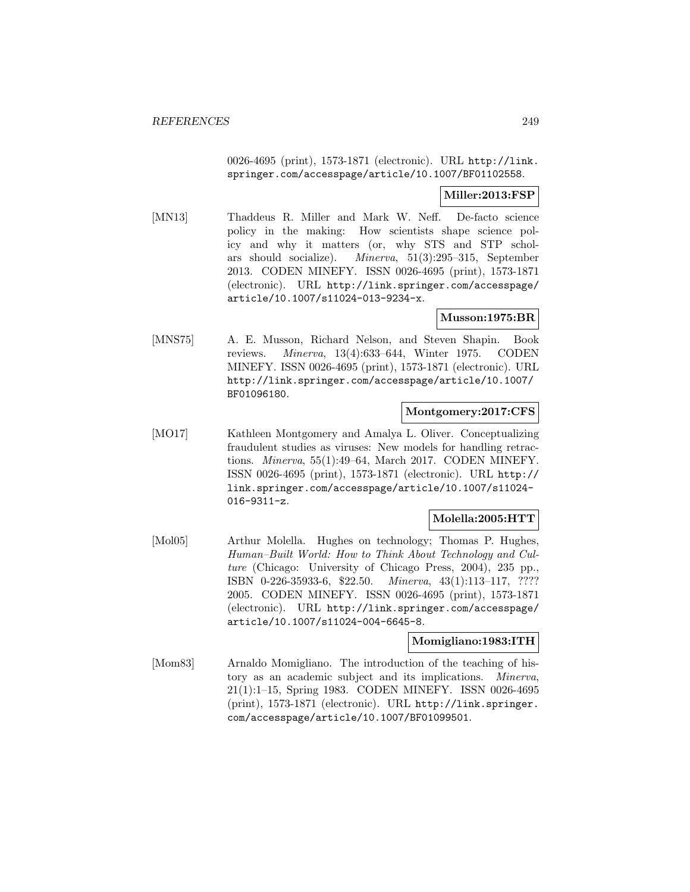0026-4695 (print), 1573-1871 (electronic). URL http://link.springer.com/accesspage/article/10.1007/BF01102558.

**Miller:2013:FSP**

[MN13] Thaddeus R. Miller and Mark W. Neff. De-facto science policy in the making: How scientists shape science policy and why it matters (or, why STS and STP scholars should socialize). *Minerva*, 51(3):295–315, September 2013. CODEN MINEFY. ISSN 0026-4695 (print), 1573-1871 (electronic). URL http://link.springer.com/accesspage/article/10.1007/s11024-013-9234-x.

**Musson:1975:BR**

[MNS75] A. E. Musson, Richard Nelson, and Steven Shapin. Book reviews. *Minerva*, 13(4):633–644, Winter 1975. CODEN MINEFY. ISSN 0026-4695 (print), 1573-1871 (electronic). URL http://link.springer.com/accesspage/article/10.1007/BF01096180.

**Montgomery:2017:CFS**

[MO17] Kathleen Montgomery and Amalya L. Oliver. Conceptualizing fraudulent studies as viruses: New models for handling retractions. *Minerva*, 55(1):49–64, March 2017. CODEN MINEFY. ISSN 0026-4695 (print), 1573-1871 (electronic). URL http://link.springer.com/accesspage/article/10.1007/s11024-016-9311-z.

**Molella:2005:HTT**

[Mol05] Arthur Molella. Hughes on technology; Thomas P. Hughes, *Human–Built World: How to Think About Technology and Culture* (Chicago: University of Chicago Press, 2004), 235 pp., ISBN 0-226-35933-6, $22.50. *Minerva*, 43(1):113–117, ???? 2005. CODEN MINEFY. ISSN 0026-4695 (print), 1573-1871 (electronic). URL http://link.springer.com/accesspage/article/10.1007/s11024-004-6645-8.

**Momigliano:1983:ITH**

[Mom83] Arnaldo Momigliano. The introduction of the teaching of history as an academic subject and its implications. *Minerva*, 21(1):1–15, Spring 1983. CODEN MINEFY. ISSN 0026-4695 (print), 1573-1871 (electronic). URL http://link.springer.com/accesspage/article/10.1007/BF01099501.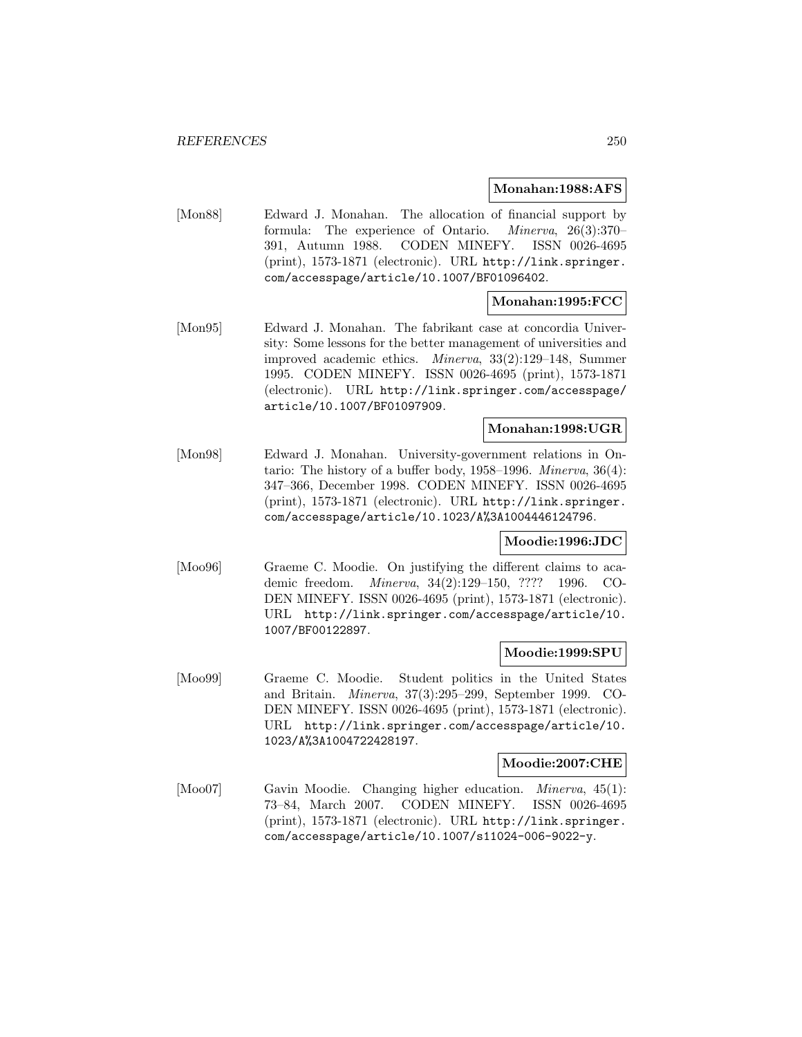**Monahan:1988:AFS**

[Mon88] Edward J. Monahan. The allocation of financial support by formula: The experience of Ontario. *Minerva*, 26(3):370–391, Autumn 1988. CODEN MINEFY. ISSN 0026-4695 (print), 1573-1871 (electronic). URL http://link.springer.com/accesspage/article/10.1007/BF01096402.

**Monahan:1995:FCC**

[Mon95] Edward J. Monahan. The fabrikant case at concordia University: Some lessons for the better management of universities and improved academic ethics. *Minerva*, 33(2):129–148, Summer 1995. CODEN MINEFY. ISSN 0026-4695 (print), 1573-1871 (electronic). URL http://link.springer.com/accesspage/article/10.1007/BF01097909.

**Monahan:1998:UGR**

[Mon98] Edward J. Monahan. University-government relations in Ontario: The history of a buffer body, 1958–1996. *Minerva*, 36(4):347–366, December 1998. CODEN MINEFY. ISSN 0026-4695 (print), 1573-1871 (electronic). URL http://link.springer.com/accesspage/article/10.1023/A%3A1004446124796.

**Moodie:1996:JDC**

[Moo96] Graeme C. Moodie. On justifying the different claims to academic freedom. *Minerva*, 34(2):129–150, ???? 1996. CODEN MINEFY. ISSN 0026-4695 (print), 1573-1871 (electronic). URL http://link.springer.com/accesspage/article/10.1007/BF00122897.

**Moodie:1999:SPU**

[Moo99] Graeme C. Moodie. Student politics in the United States and Britain. *Minerva*, 37(3):295–299, September 1999. CODEN MINEFY. ISSN 0026-4695 (print), 1573-1871 (electronic). URL http://link.springer.com/accesspage/article/10.1023/A%3A1004722428197.

**Moodie:2007:CHE**

[Moo07] Gavin Moodie. Changing higher education. *Minerva*, 45(1):73–84, March 2007. CODEN MINEFY. ISSN 0026-4695 (print), 1573-1871 (electronic). URL http://link.springer.com/accesspage/article/10.1007/s11024-006-9022-y.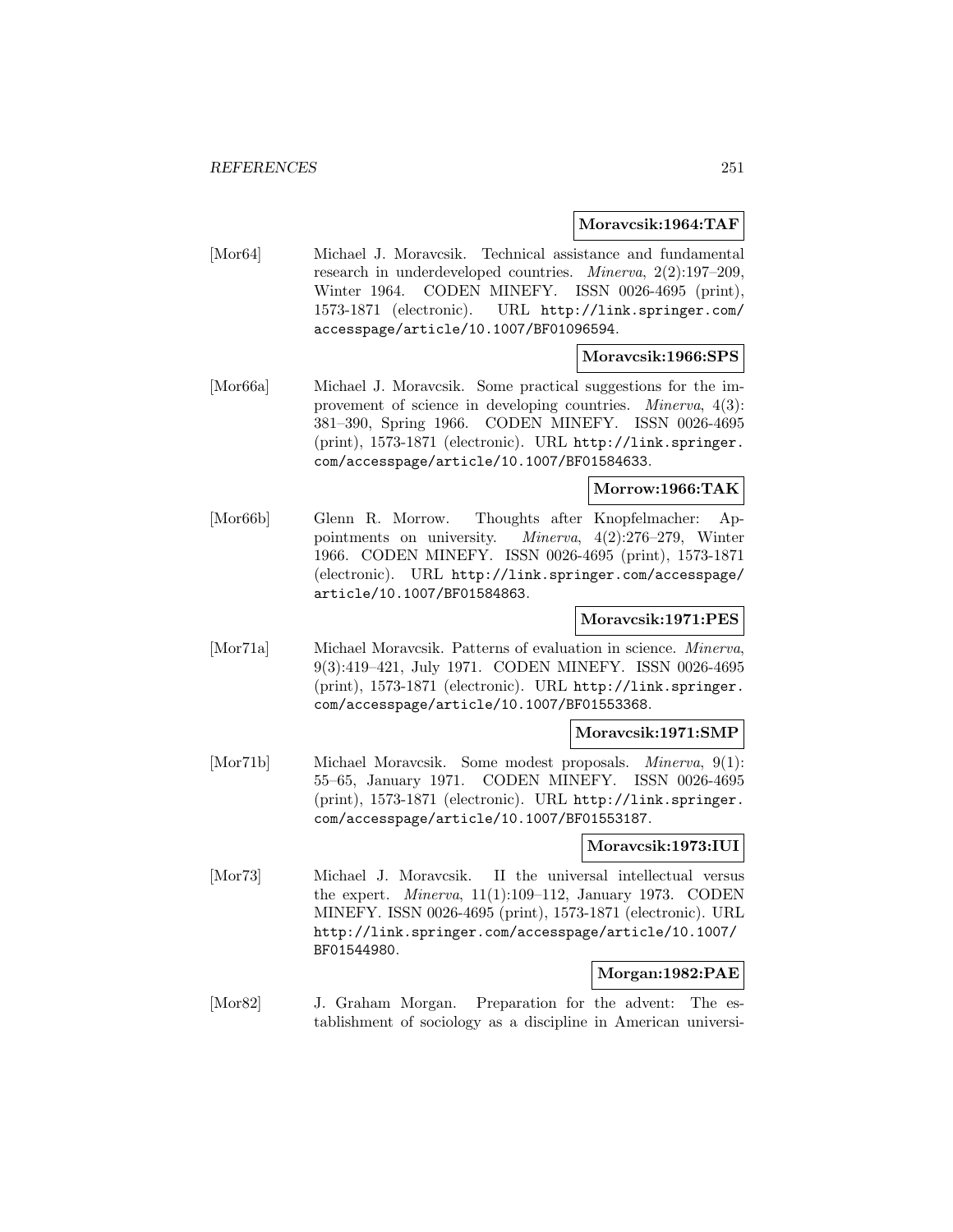**Moravcsik:1964:TAF**

[Mor64] Michael J. Moravcsik. Technical assistance and fundamental research in underdeveloped countries. *Minerva*, 2(2):197–209, Winter 1964. CODEN MINEFY. ISSN 0026-4695 (print), 1573-1871 (electronic). URL http://link.springer.com/accesspage/article/10.1007/BF01096594.

**Moravcsik:1966:SPS**

[Mor66a] Michael J. Moravcsik. Some practical suggestions for the improvement of science in developing countries. *Minerva*, 4(3): 381–390, Spring 1966. CODEN MINEFY. ISSN 0026-4695 (print), 1573-1871 (electronic). URL http://link.springer.com/accesspage/article/10.1007/BF01584633.

**Morrow:1966:TAK**

[Mor66b] Glenn R. Morrow. Thoughts after Knopfelmacher: Appointments on university. *Minerva*, 4(2):276–279, Winter 1966. CODEN MINEFY. ISSN 0026-4695 (print), 1573-1871 (electronic). URL http://link.springer.com/accesspage/article/10.1007/BF01584863.

**Moravcsik:1971:PES**

[Mor71a] Michael Moravcsik. Patterns of evaluation in science. *Minerva*, 9(3):419–421, July 1971. CODEN MINEFY. ISSN 0026-4695 (print), 1573-1871 (electronic). URL http://link.springer.com/accesspage/article/10.1007/BF01553368.

**Moravcsik:1971:SMP**

[Mor71b] Michael Moravcsik. Some modest proposals. *Minerva*, 9(1): 55–65, January 1971. CODEN MINEFY. ISSN 0026-4695 (print), 1573-1871 (electronic). URL http://link.springer.com/accesspage/article/10.1007/BF01553187.

**Moravcsik:1973:IUI**

[Mor73] Michael J. Moravcsik. II the universal intellectual versus the expert. *Minerva*, 11(1):109–112, January 1973. CODEN MINEFY. ISSN 0026-4695 (print), 1573-1871 (electronic). URL http://link.springer.com/accesspage/article/10.1007/BF01544980.

**Morgan:1982:PAE**

[Mor82] J. Graham Morgan. Preparation for the advent: The establishment of sociology as a discipline in American universi-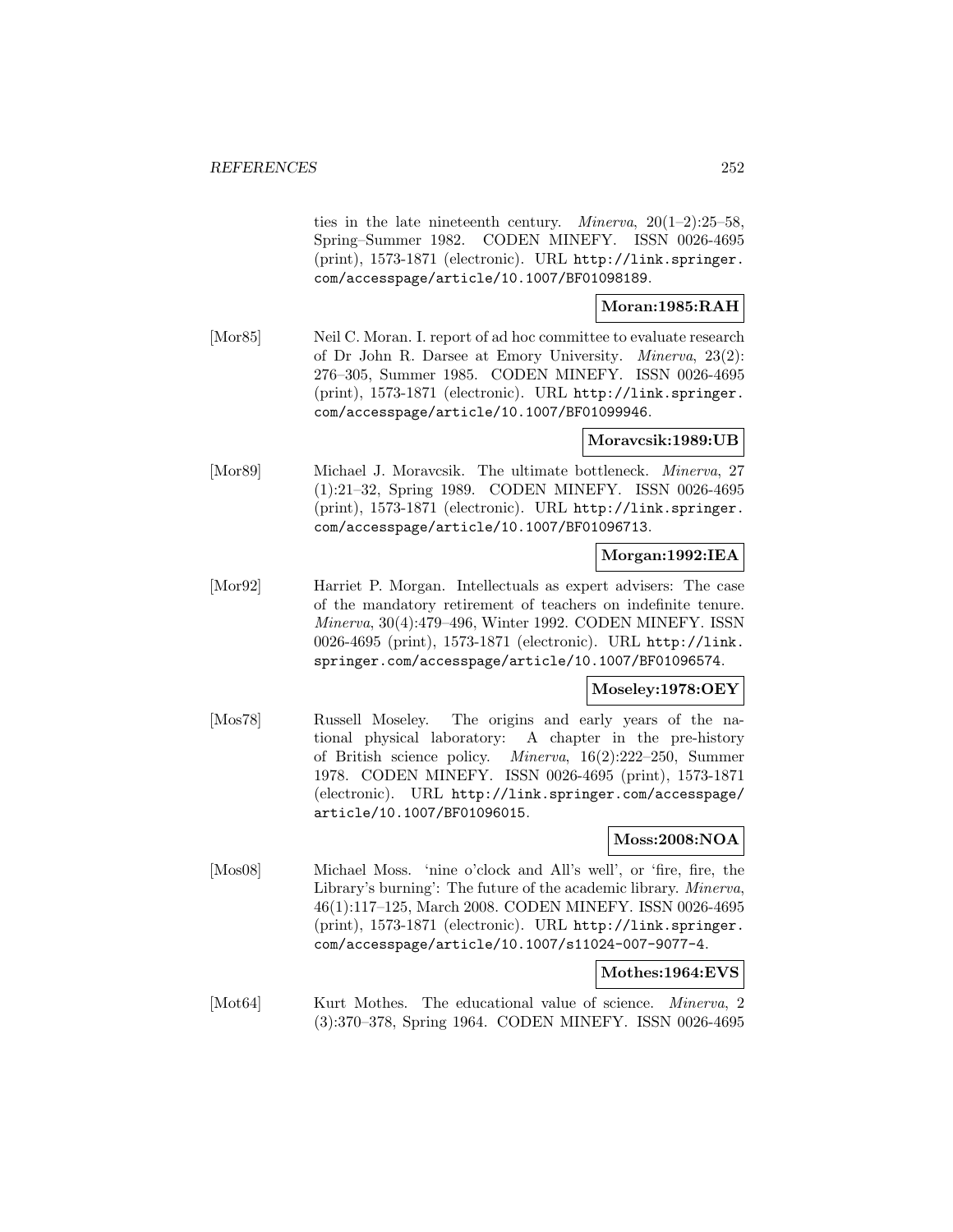ties in the late nineteenth century. *Minerva*, 20(1–2):25–58, Spring–Summer 1982. CODEN MINEFY. ISSN 0026-4695 (print), 1573-1871 (electronic). URL http://link.springer.com/accesspage/article/10.1007/BF01098189.

**Moran:1985:RAH**

[Mor85] Neil C. Moran. I. report of ad hoc committee to evaluate research of Dr John R. Darsee at Emory University. *Minerva*, 23(2): 276–305, Summer 1985. CODEN MINEFY. ISSN 0026-4695 (print), 1573-1871 (electronic). URL http://link.springer.com/accesspage/article/10.1007/BF01099946.

**Moravcsik:1989:UB**

[Mor89] Michael J. Moravcsik. The ultimate bottleneck. *Minerva*, 27 (1):21–32, Spring 1989. CODEN MINEFY. ISSN 0026-4695 (print), 1573-1871 (electronic). URL http://link.springer.com/accesspage/article/10.1007/BF01096713.

**Morgan:1992:IEA**

[Mor92] Harriet P. Morgan. Intellectuals as expert advisers: The case of the mandatory retirement of teachers on indefinite tenure. *Minerva*, 30(4):479–496, Winter 1992. CODEN MINEFY. ISSN 0026-4695 (print), 1573-1871 (electronic). URL http://link.springer.com/accesspage/article/10.1007/BF01096574.

**Moseley:1978:OEY**

[Mos78] Russell Moseley. The origins and early years of the national physical laboratory: A chapter in the pre-history of British science policy. *Minerva*, 16(2):222–250, Summer 1978. CODEN MINEFY. ISSN 0026-4695 (print), 1573-1871 (electronic). URL http://link.springer.com/accesspage/article/10.1007/BF01096015.

**Moss:2008:NOA**

[Mos08] Michael Moss. 'nine o'clock and All's well', or 'fire, fire, the Library's burning': The future of the academic library. *Minerva*, 46(1):117–125, March 2008. CODEN MINEFY. ISSN 0026-4695 (print), 1573-1871 (electronic). URL http://link.springer.com/accesspage/article/10.1007/s11024-007-9077-4.

**Mothes:1964:EVS**

[Mot64] Kurt Mothes. The educational value of science. *Minerva*, 2 (3):370–378, Spring 1964. CODEN MINEFY. ISSN 0026-4695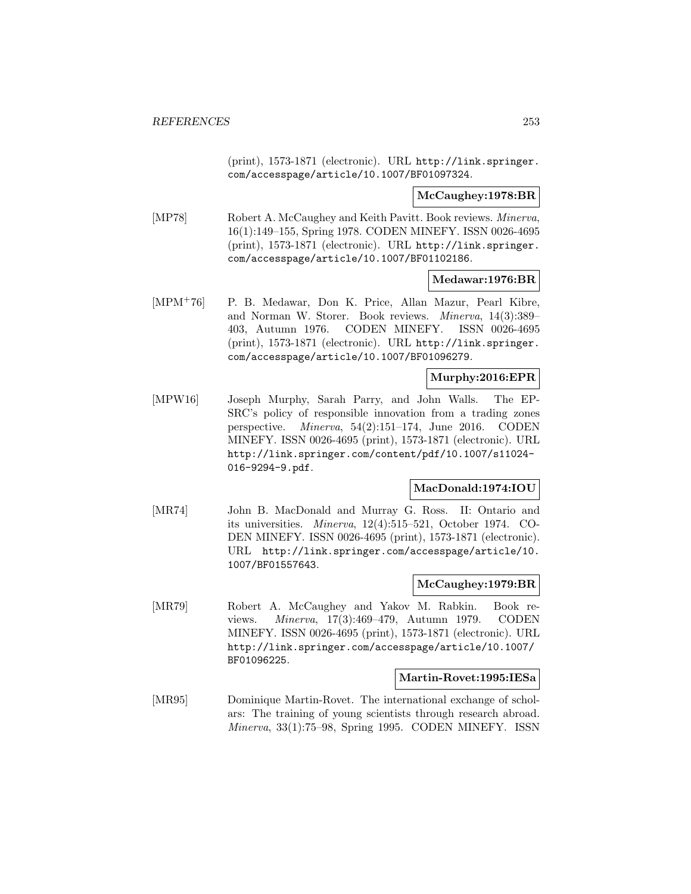(print), 1573-1871 (electronic). URL http://link.springer.com/accesspage/article/10.1007/BF01097324.

**McCaughey:1978:BR**

[MP78] Robert A. McCaughey and Keith Pavitt. Book reviews. *Minerva*, 16(1):149–155, Spring 1978. CODEN MINEFY. ISSN 0026-4695 (print), 1573-1871 (electronic). URL http://link.springer.com/accesspage/article/10.1007/BF01102186.

**Medawar:1976:BR**

[MPM+76] P. B. Medawar, Don K. Price, Allan Mazur, Pearl Kibre, and Norman W. Storer. Book reviews. *Minerva*, 14(3):389–403, Autumn 1976. CODEN MINEFY. ISSN 0026-4695 (print), 1573-1871 (electronic). URL http://link.springer.com/accesspage/article/10.1007/BF01096279.

**Murphy:2016:EPR**

[MPW16] Joseph Murphy, Sarah Parry, and John Walls. The EPSRC's policy of responsible innovation from a trading zones perspective. *Minerva*, 54(2):151–174, June 2016. CODEN MINEFY. ISSN 0026-4695 (print), 1573-1871 (electronic). URL http://link.springer.com/content/pdf/10.1007/s11024-016-9294-9.pdf.

**MacDonald:1974:IOU**

[MR74] John B. MacDonald and Murray G. Ross. II: Ontario and its universities. *Minerva*, 12(4):515–521, October 1974. CODEN MINEFY. ISSN 0026-4695 (print), 1573-1871 (electronic). URL http://link.springer.com/accesspage/article/10.1007/BF01557643.

**McCaughey:1979:BR**

[MR79] Robert A. McCaughey and Yakov M. Rabkin. Book reviews. *Minerva*, 17(3):469–479, Autumn 1979. CODEN MINEFY. ISSN 0026-4695 (print), 1573-1871 (electronic). URL http://link.springer.com/accesspage/article/10.1007/BF01096225.

**Martin-Rovet:1995:IESa**

[MR95] Dominique Martin-Rovet. The international exchange of scholars: The training of young scientists through research abroad. *Minerva*, 33(1):75–98, Spring 1995. CODEN MINEFY. ISSN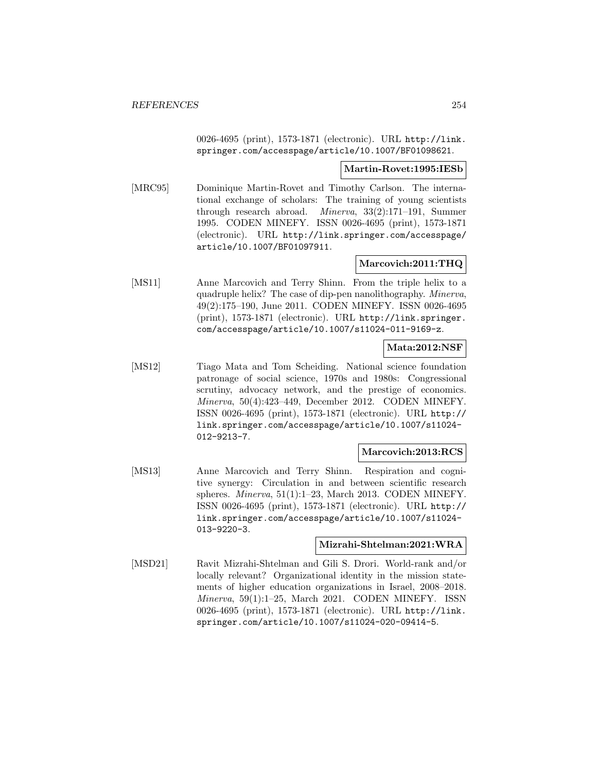0026-4695 (print), 1573-1871 (electronic). URL http://link.springer.com/accesspage/article/10.1007/BF01098621.

**Martin-Rovet:1995:IESb**

[MRC95] Dominique Martin-Rovet and Timothy Carlson. The international exchange of scholars: The training of young scientists through research abroad. *Minerva*, 33(2):171–191, Summer 1995. CODEN MINEFY. ISSN 0026-4695 (print), 1573-1871 (electronic). URL http://link.springer.com/accesspage/article/10.1007/BF01097911.

**Marcovich:2011:THQ**

[MS11] Anne Marcovich and Terry Shinn. From the triple helix to a quadruple helix? The case of dip-pen nanolithography. *Minerva*, 49(2):175–190, June 2011. CODEN MINEFY. ISSN 0026-4695 (print), 1573-1871 (electronic). URL http://link.springer.com/accesspage/article/10.1007/s11024-011-9169-z.

**Mata:2012:NSF**

[MS12] Tiago Mata and Tom Scheiding. National science foundation patronage of social science, 1970s and 1980s: Congressional scrutiny, advocacy network, and the prestige of economics. *Minerva*, 50(4):423–449, December 2012. CODEN MINEFY. ISSN 0026-4695 (print), 1573-1871 (electronic). URL http://link.springer.com/accesspage/article/10.1007/s11024-012-9213-7.

**Marcovich:2013:RCS**

[MS13] Anne Marcovich and Terry Shinn. Respiration and cognitive synergy: Circulation in and between scientific research spheres. *Minerva*, 51(1):1–23, March 2013. CODEN MINEFY. ISSN 0026-4695 (print), 1573-1871 (electronic). URL http://link.springer.com/accesspage/article/10.1007/s11024-013-9220-3.

**Mizrahi-Shtelman:2021:WRA**

[MSD21] Ravit Mizrahi-Shtelman and Gili S. Drori. World-rank and/or locally relevant? Organizational identity in the mission statements of higher education organizations in Israel, 2008–2018. *Minerva*, 59(1):1–25, March 2021. CODEN MINEFY. ISSN 0026-4695 (print), 1573-1871 (electronic). URL http://link.springer.com/article/10.1007/s11024-020-09414-5.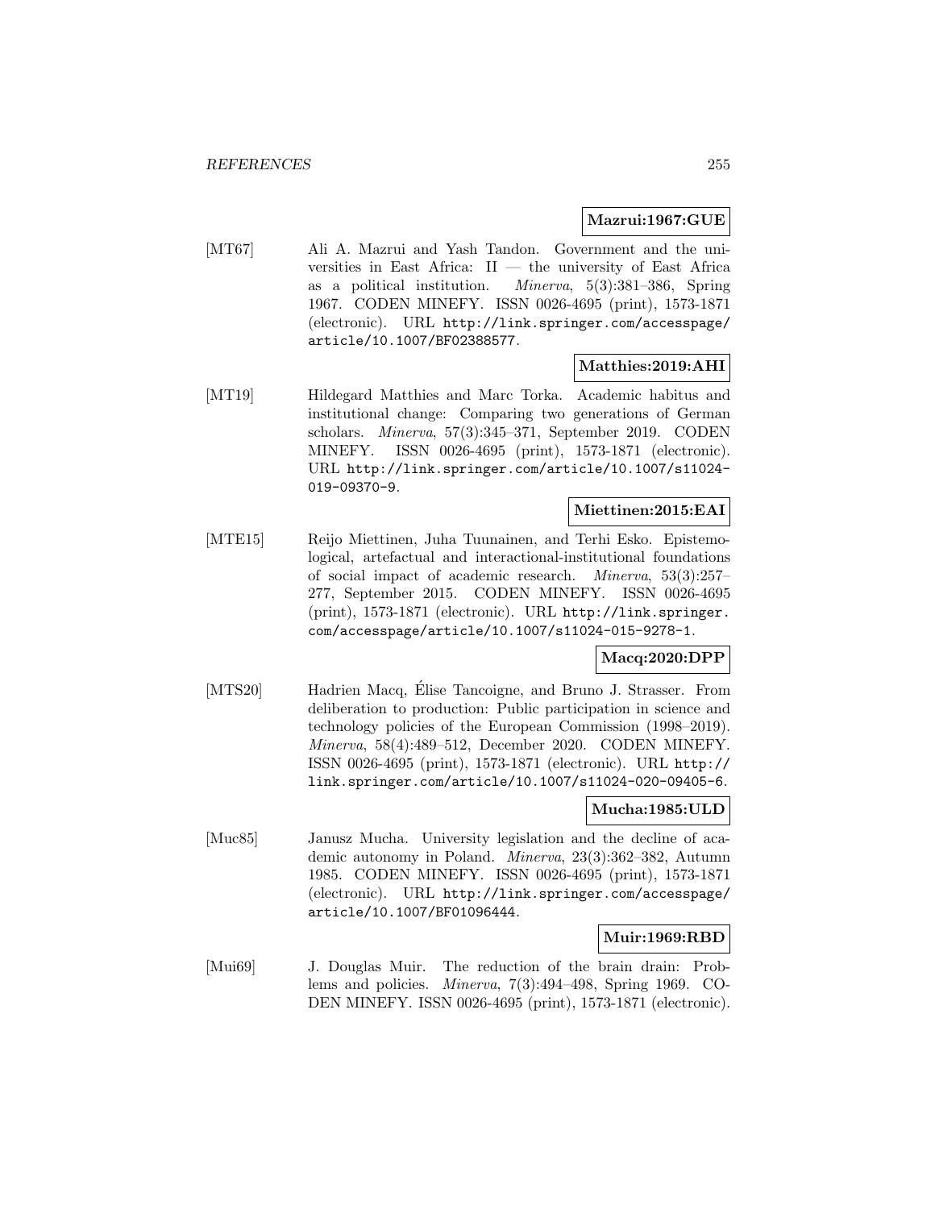**Mazrui:1967:GUE**

[MT67] Ali A. Mazrui and Yash Tandon. Government and the universities in East Africa: II — the university of East Africa as a political institution. *Minerva*, 5(3):381–386, Spring 1967. CODEN MINEFY. ISSN 0026-4695 (print), 1573-1871 (electronic). URL http://link.springer.com/accesspage/article/10.1007/BF02388577.

**Matthies:2019:AHI**

[MT19] Hildegard Matthies and Marc Torka. Academic habitus and institutional change: Comparing two generations of German scholars. *Minerva*, 57(3):345–371, September 2019. CODEN MINEFY. ISSN 0026-4695 (print), 1573-1871 (electronic). URL http://link.springer.com/article/10.1007/s11024-019-09370-9.

**Miettinen:2015:EAI**

[MTE15] Reijo Miettinen, Juha Tuunainen, and Terhi Esko. Epistemological, artefactual and interactional-institutional foundations of social impact of academic research. *Minerva*, 53(3):257–277, September 2015. CODEN MINEFY. ISSN 0026-4695 (print), 1573-1871 (electronic). URL http://link.springer.com/accesspage/article/10.1007/s11024-015-9278-1.

**Macq:2020:DPP**

[MTS20] Hadrien Macq, Élise Tancoigne, and Bruno J. Strasser. From deliberation to production: Public participation in science and technology policies of the European Commission (1998–2019). *Minerva*, 58(4):489–512, December 2020. CODEN MINEFY. ISSN 0026-4695 (print), 1573-1871 (electronic). URL http://link.springer.com/article/10.1007/s11024-020-09405-6.

**Mucha:1985:ULD**

[Muc85] Janusz Mucha. University legislation and the decline of academic autonomy in Poland. *Minerva*, 23(3):362–382, Autumn 1985. CODEN MINEFY. ISSN 0026-4695 (print), 1573-1871 (electronic). URL http://link.springer.com/accesspage/article/10.1007/BF01096444.

**Muir:1969:RBD**

[Mui69] J. Douglas Muir. The reduction of the brain drain: Problems and policies. *Minerva*, 7(3):494–498, Spring 1969. CODEN MINEFY. ISSN 0026-4695 (print), 1573-1871 (electronic).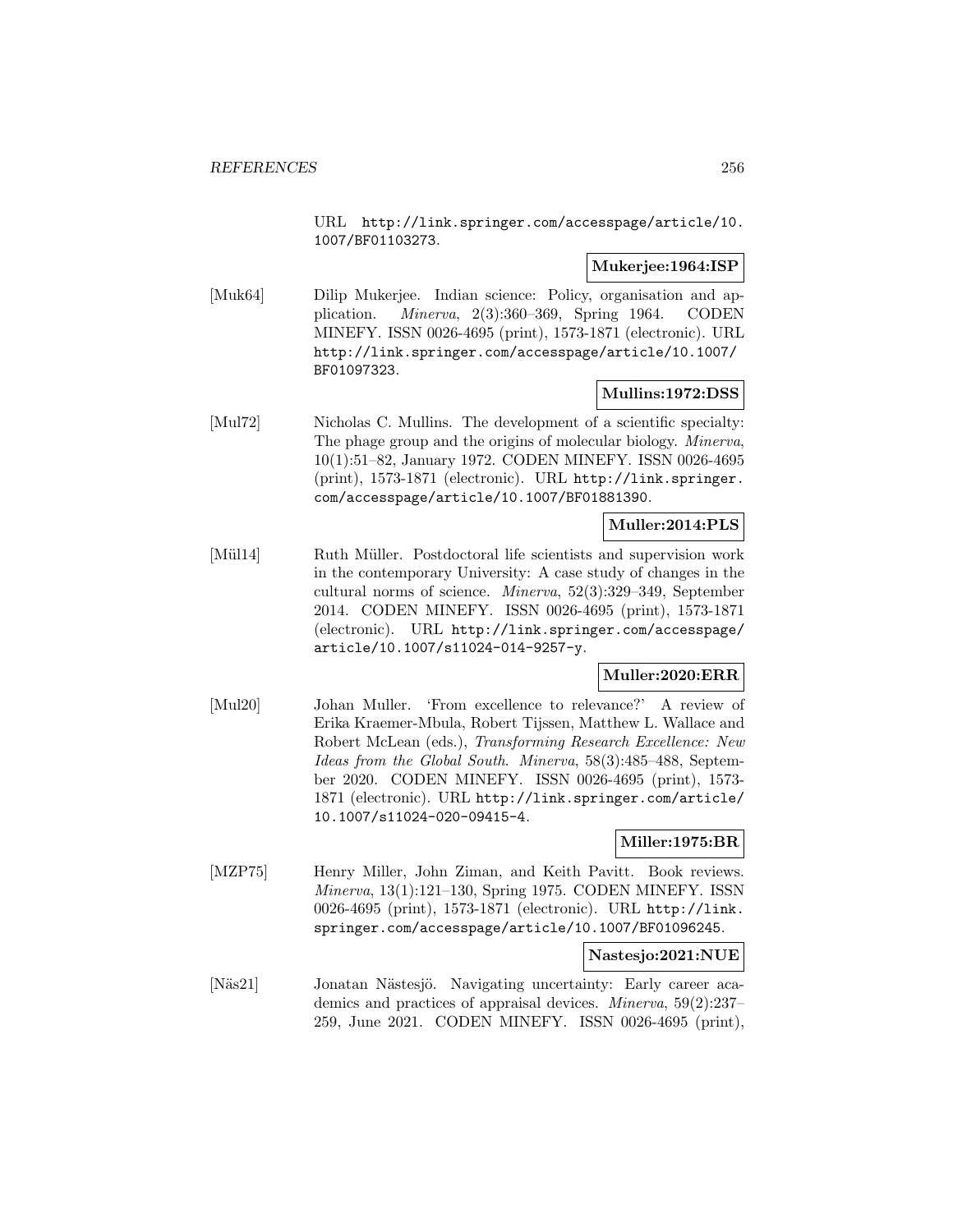URL http://link.springer.com/accesspage/article/10.1007/BF01103273.

**Mukerjee:1964:ISP**

[Muk64] Dilip Mukerjee. Indian science: Policy, organisation and application. *Minerva*, 2(3):360–369, Spring 1964. CODEN MINEFY. ISSN 0026-4695 (print), 1573-1871 (electronic). URL http://link.springer.com/accesspage/article/10.1007/BF01097323.

**Mullins:1972:DSS**

[Mul72] Nicholas C. Mullins. The development of a scientific specialty: The phage group and the origins of molecular biology. *Minerva*, 10(1):51–82, January 1972. CODEN MINEFY. ISSN 0026-4695 (print), 1573-1871 (electronic). URL http://link.springer.com/accesspage/article/10.1007/BF01881390.

**Muller:2014:PLS**

[Mül14] Ruth Müller. Postdoctoral life scientists and supervision work in the contemporary University: A case study of changes in the cultural norms of science. *Minerva*, 52(3):329–349, September 2014. CODEN MINEFY. ISSN 0026-4695 (print), 1573-1871 (electronic). URL http://link.springer.com/accesspage/article/10.1007/s11024-014-9257-y.

**Muller:2020:ERR**

[Mul20] Johan Muller. 'From excellence to relevance?' A review of Erika Kraemer-Mbula, Robert Tijssen, Matthew L. Wallace and Robert McLean (eds.), *Transforming Research Excellence: New Ideas from the Global South*. *Minerva*, 58(3):485–488, September 2020. CODEN MINEFY. ISSN 0026-4695 (print), 1573-1871 (electronic). URL http://link.springer.com/article/10.1007/s11024-020-09415-4.

**Miller:1975:BR**

[MZP75] Henry Miller, John Ziman, and Keith Pavitt. Book reviews. *Minerva*, 13(1):121–130, Spring 1975. CODEN MINEFY. ISSN 0026-4695 (print), 1573-1871 (electronic). URL http://link.springer.com/accesspage/article/10.1007/BF01096245.

**Nastesjo:2021:NUE**

[Näs21] Jonatan Nästesjö. Navigating uncertainty: Early career academics and practices of appraisal devices. *Minerva*, 59(2):237–259, June 2021. CODEN MINEFY. ISSN 0026-4695 (print),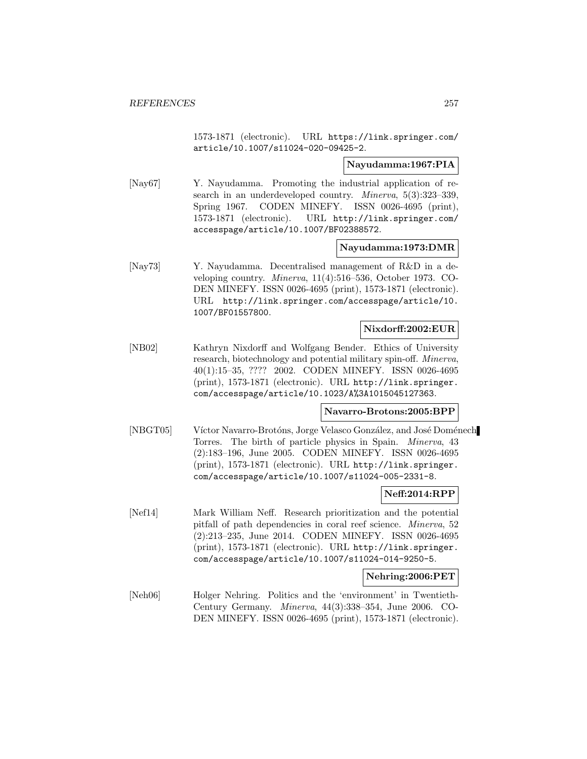1573-1871 (electronic). URL https://link.springer.com/article/10.1007/s11024-020-09425-2.

**Nayudamma:1967:PIA**

[Nay67] Y. Nayudamma. Promoting the industrial application of research in an underdeveloped country. *Minerva*, 5(3):323–339, Spring 1967. CODEN MINEFY. ISSN 0026-4695 (print), 1573-1871 (electronic). URL http://link.springer.com/accesspage/article/10.1007/BF02388572.

**Nayudamma:1973:DMR**

[Nay73] Y. Nayudamma. Decentralised management of R&D in a developing country. *Minerva*, 11(4):516–536, October 1973. CODEN MINEFY. ISSN 0026-4695 (print), 1573-1871 (electronic). URL http://link.springer.com/accesspage/article/10.1007/BF01557800.

**Nixdorff:2002:EUR**

[NB02] Kathryn Nixdorff and Wolfgang Bender. Ethics of University research, biotechnology and potential military spin-off. *Minerva*, 40(1):15–35, ???? 2002. CODEN MINEFY. ISSN 0026-4695 (print), 1573-1871 (electronic). URL http://link.springer.com/accesspage/article/10.1023/A%3A1015045127363.

**Navarro-Brotons:2005:BPP**

[NBGT05] Víctor Navarro-Brotóns, Jorge Velasco González, and José Doménech Torres. The birth of particle physics in Spain. *Minerva*, 43 (2):183–196, June 2005. CODEN MINEFY. ISSN 0026-4695 (print), 1573-1871 (electronic). URL http://link.springer.com/accesspage/article/10.1007/s11024-005-2331-8.

**Neff:2014:RPP**

[Nef14] Mark William Neff. Research prioritization and the potential pitfall of path dependencies in coral reef science. *Minerva*, 52 (2):213–235, June 2014. CODEN MINEFY. ISSN 0026-4695 (print), 1573-1871 (electronic). URL http://link.springer.com/accesspage/article/10.1007/s11024-014-9250-5.

**Nehring:2006:PET**

[Neh06] Holger Nehring. Politics and the 'environment' in Twentieth-Century Germany. *Minerva*, 44(3):338–354, June 2006. CODEN MINEFY. ISSN 0026-4695 (print), 1573-1871 (electronic).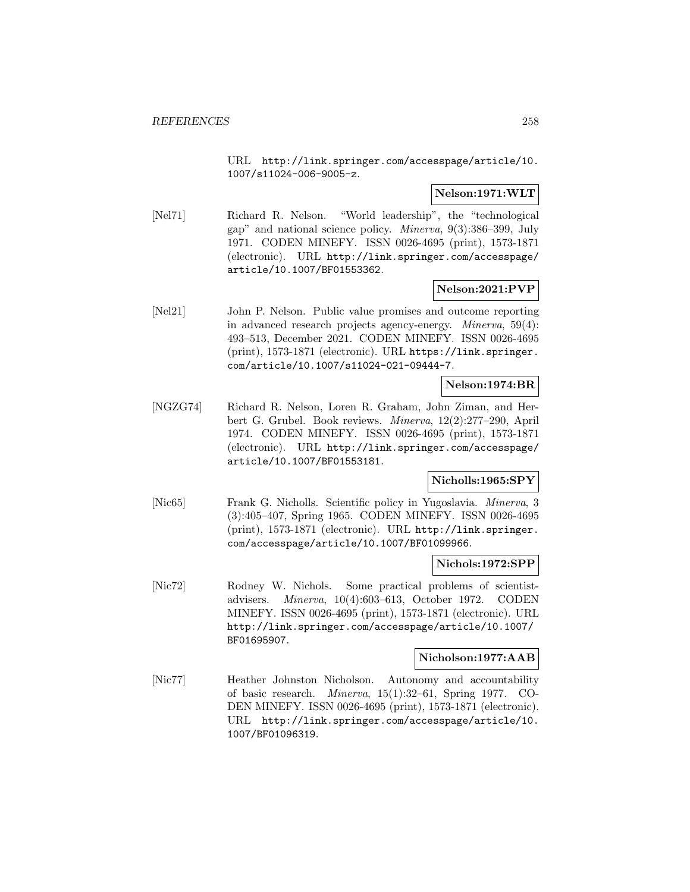URL http://link.springer.com/accesspage/article/10.1007/s11024-006-9005-z.

**Nelson:1971:WLT**

[Nel71] Richard R. Nelson. "World leadership", the "technological gap" and national science policy. *Minerva*, 9(3):386–399, July 1971. CODEN MINEFY. ISSN 0026-4695 (print), 1573-1871 (electronic). URL http://link.springer.com/accesspage/article/10.1007/BF01553362.

**Nelson:2021:PVP**

[Nel21] John P. Nelson. Public value promises and outcome reporting in advanced research projects agency-energy. *Minerva*, 59(4): 493–513, December 2021. CODEN MINEFY. ISSN 0026-4695 (print), 1573-1871 (electronic). URL https://link.springer.com/article/10.1007/s11024-021-09444-7.

**Nelson:1974:BR**

[NGZG74] Richard R. Nelson, Loren R. Graham, John Ziman, and Herbert G. Grubel. Book reviews. *Minerva*, 12(2):277–290, April 1974. CODEN MINEFY. ISSN 0026-4695 (print), 1573-1871 (electronic). URL http://link.springer.com/accesspage/article/10.1007/BF01553181.

**Nicholls:1965:SPY**

[Nic65] Frank G. Nicholls. Scientific policy in Yugoslavia. *Minerva*, 3 (3):405–407, Spring 1965. CODEN MINEFY. ISSN 0026-4695 (print), 1573-1871 (electronic). URL http://link.springer.com/accesspage/article/10.1007/BF01099966.

**Nichols:1972:SPP**

[Nic72] Rodney W. Nichols. Some practical problems of scientist-advisers. *Minerva*, 10(4):603–613, October 1972. CODEN MINEFY. ISSN 0026-4695 (print), 1573-1871 (electronic). URL http://link.springer.com/accesspage/article/10.1007/BF01695907.

**Nicholson:1977:AAB**

[Nic77] Heather Johnston Nicholson. Autonomy and accountability of basic research. *Minerva*, 15(1):32–61, Spring 1977. CODEN MINEFY. ISSN 0026-4695 (print), 1573-1871 (electronic). URL http://link.springer.com/accesspage/article/10.1007/BF01096319.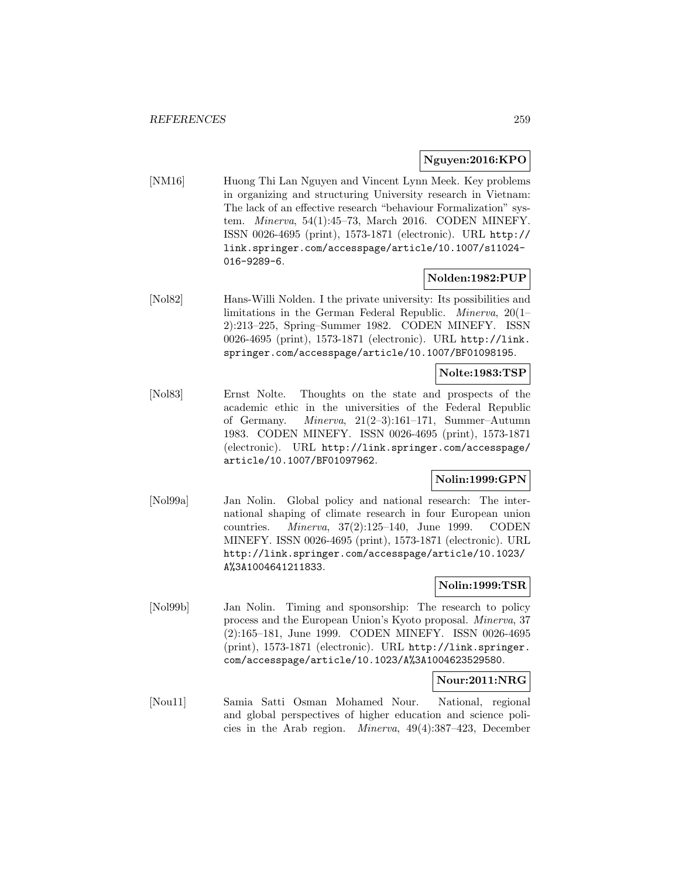**Nguyen:2016:KPO**

[NM16] Huong Thi Lan Nguyen and Vincent Lynn Meek. Key problems in organizing and structuring University research in Vietnam: The lack of an effective research "behaviour Formalization" system. *Minerva*, 54(1):45–73, March 2016. CODEN MINEFY. ISSN 0026-4695 (print), 1573-1871 (electronic). URL http://link.springer.com/accesspage/article/10.1007/s11024-016-9289-6.

**Nolden:1982:PUP**

[Nol82] Hans-Willi Nolden. I the private university: Its possibilities and limitations in the German Federal Republic. *Minerva*, 20(1–2):213–225, Spring–Summer 1982. CODEN MINEFY. ISSN 0026-4695 (print), 1573-1871 (electronic). URL http://link.springer.com/accesspage/article/10.1007/BF01098195.

**Nolte:1983:TSP**

[Nol83] Ernst Nolte. Thoughts on the state and prospects of the academic ethic in the universities of the Federal Republic of Germany. *Minerva*, 21(2–3):161–171, Summer–Autumn 1983. CODEN MINEFY. ISSN 0026-4695 (print), 1573-1871 (electronic). URL http://link.springer.com/accesspage/article/10.1007/BF01097962.

**Nolin:1999:GPN**

[Nol99a] Jan Nolin. Global policy and national research: The international shaping of climate research in four European union countries. *Minerva*, 37(2):125–140, June 1999. CODEN MINEFY. ISSN 0026-4695 (print), 1573-1871 (electronic). URL http://link.springer.com/accesspage/article/10.1023/A%3A1004641211833.

**Nolin:1999:TSR**

[Nol99b] Jan Nolin. Timing and sponsorship: The research to policy process and the European Union's Kyoto proposal. *Minerva*, 37 (2):165–181, June 1999. CODEN MINEFY. ISSN 0026-4695 (print), 1573-1871 (electronic). URL http://link.springer.com/accesspage/article/10.1023/A%3A1004623529580.

**Nour:2011:NRG**

[Nou11] Samia Satti Osman Mohamed Nour. National, regional and global perspectives of higher education and science policies in the Arab region. *Minerva*, 49(4):387–423, December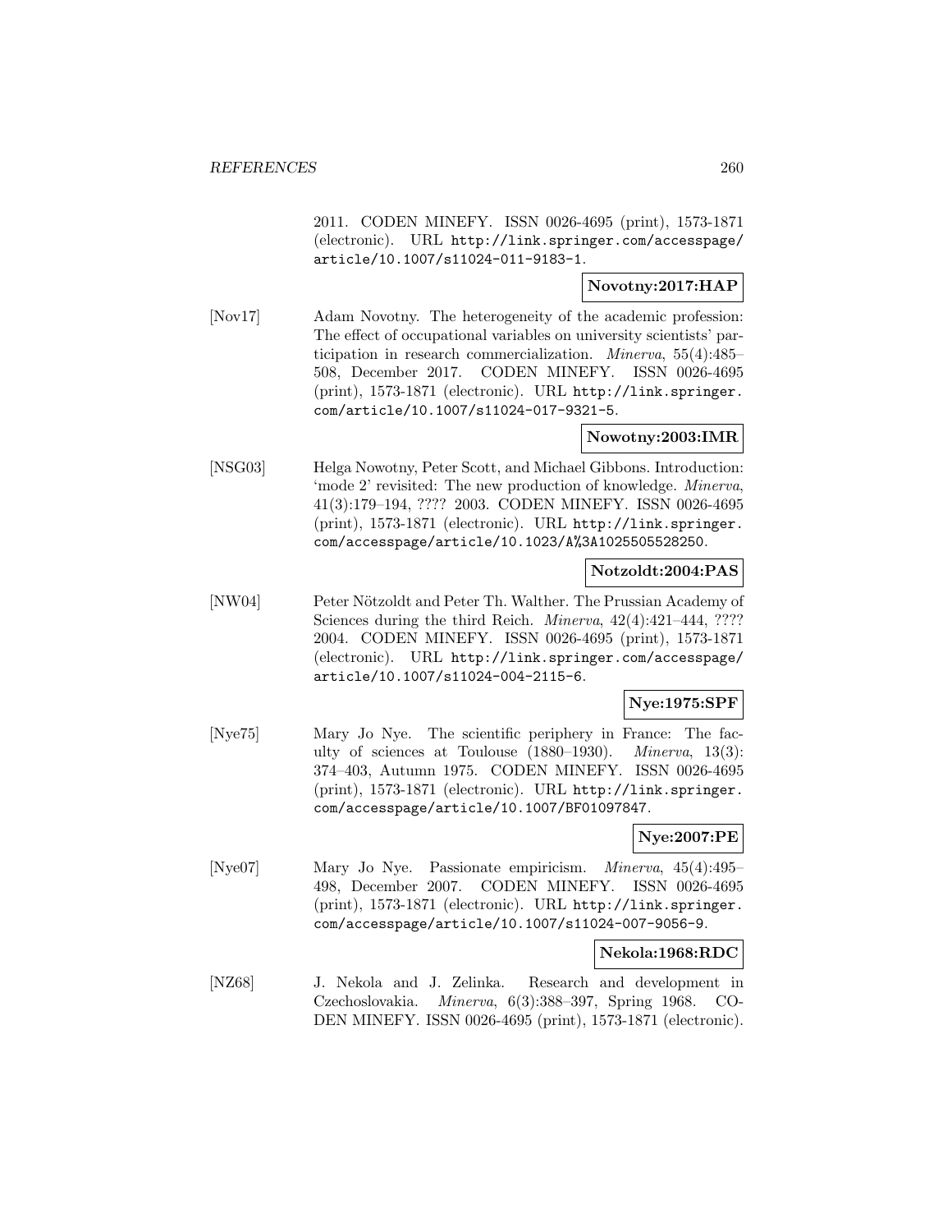2011. CODEN MINEFY. ISSN 0026-4695 (print), 1573-1871 (electronic). URL http://link.springer.com/accesspage/article/10.1007/s11024-011-9183-1.

**Novotny:2017:HAP**

[Nov17] Adam Novotny. The heterogeneity of the academic profession: The effect of occupational variables on university scientists' participation in research commercialization. *Minerva*, 55(4):485–508, December 2017. CODEN MINEFY. ISSN 0026-4695 (print), 1573-1871 (electronic). URL http://link.springer.com/article/10.1007/s11024-017-9321-5.

**Nowotny:2003:IMR**

[NSG03] Helga Nowotny, Peter Scott, and Michael Gibbons. Introduction: 'mode 2' revisited: The new production of knowledge. *Minerva*, 41(3):179–194, ???? 2003. CODEN MINEFY. ISSN 0026-4695 (print), 1573-1871 (electronic). URL http://link.springer.com/accesspage/article/10.1023/A%3A1025505528250.

**Notzoldt:2004:PAS**

[NW04] Peter Nötzoldt and Peter Th. Walther. The Prussian Academy of Sciences during the third Reich. *Minerva*, 42(4):421–444, ???? 2004. CODEN MINEFY. ISSN 0026-4695 (print), 1573-1871 (electronic). URL http://link.springer.com/accesspage/article/10.1007/s11024-004-2115-6.

**Nye:1975:SPF**

[Nye75] Mary Jo Nye. The scientific periphery in France: The faculty of sciences at Toulouse (1880–1930). *Minerva*, 13(3):374–403, Autumn 1975. CODEN MINEFY. ISSN 0026-4695 (print), 1573-1871 (electronic). URL http://link.springer.com/accesspage/article/10.1007/BF01097847.

**Nye:2007:PE**

[Nye07] Mary Jo Nye. Passionate empiricism. *Minerva*, 45(4):495–498, December 2007. CODEN MINEFY. ISSN 0026-4695 (print), 1573-1871 (electronic). URL http://link.springer.com/accesspage/article/10.1007/s11024-007-9056-9.

**Nekola:1968:RDC**

[NZ68] J. Nekola and J. Zelinka. Research and development in Czechoslovakia. *Minerva*, 6(3):388–397, Spring 1968. CODEN MINEFY. ISSN 0026-4695 (print), 1573-1871 (electronic).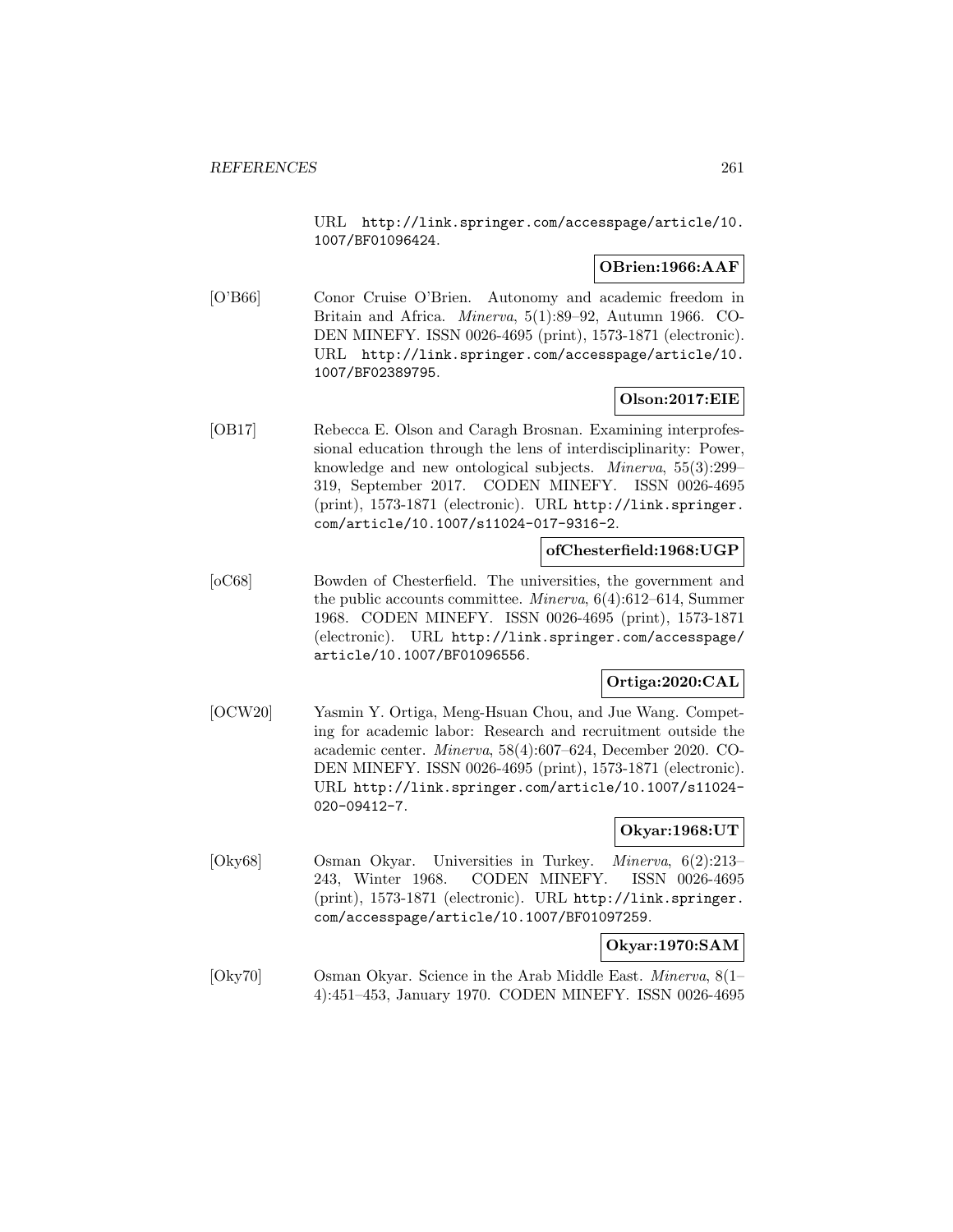URL http://link.springer.com/accesspage/article/10.1007/BF01096424.

**OBrien:1966:AAF**

[O'B66] Conor Cruise O'Brien. Autonomy and academic freedom in Britain and Africa. *Minerva*, 5(1):89–92, Autumn 1966. CODEN MINEFY. ISSN 0026-4695 (print), 1573-1871 (electronic). URL http://link.springer.com/accesspage/article/10.1007/BF02389795.

**Olson:2017:EIE**

[OB17] Rebecca E. Olson and Caragh Brosnan. Examining interprofessional education through the lens of interdisciplinarity: Power, knowledge and new ontological subjects. *Minerva*, 55(3):299–319, September 2017. CODEN MINEFY. ISSN 0026-4695 (print), 1573-1871 (electronic). URL http://link.springer.com/article/10.1007/s11024-017-9316-2.

**ofChesterfield:1968:UGP**

[oC68] Bowden of Chesterfield. The universities, the government and the public accounts committee. *Minerva*, 6(4):612–614, Summer 1968. CODEN MINEFY. ISSN 0026-4695 (print), 1573-1871 (electronic). URL http://link.springer.com/accesspage/article/10.1007/BF01096556.

**Ortiga:2020:CAL**

[OCW20] Yasmin Y. Ortiga, Meng-Hsuan Chou, and Jue Wang. Competing for academic labor: Research and recruitment outside the academic center. *Minerva*, 58(4):607–624, December 2020. CODEN MINEFY. ISSN 0026-4695 (print), 1573-1871 (electronic). URL http://link.springer.com/article/10.1007/s11024-020-09412-7.

**Okyar:1968:UT**

[Oky68] Osman Okyar. Universities in Turkey. *Minerva*, 6(2):213–243, Winter 1968. CODEN MINEFY. ISSN 0026-4695 (print), 1573-1871 (electronic). URL http://link.springer.com/accesspage/article/10.1007/BF01097259.

**Okyar:1970:SAM**

[Oky70] Osman Okyar. Science in the Arab Middle East. *Minerva*, 8(1–4):451–453, January 1970. CODEN MINEFY. ISSN 0026-4695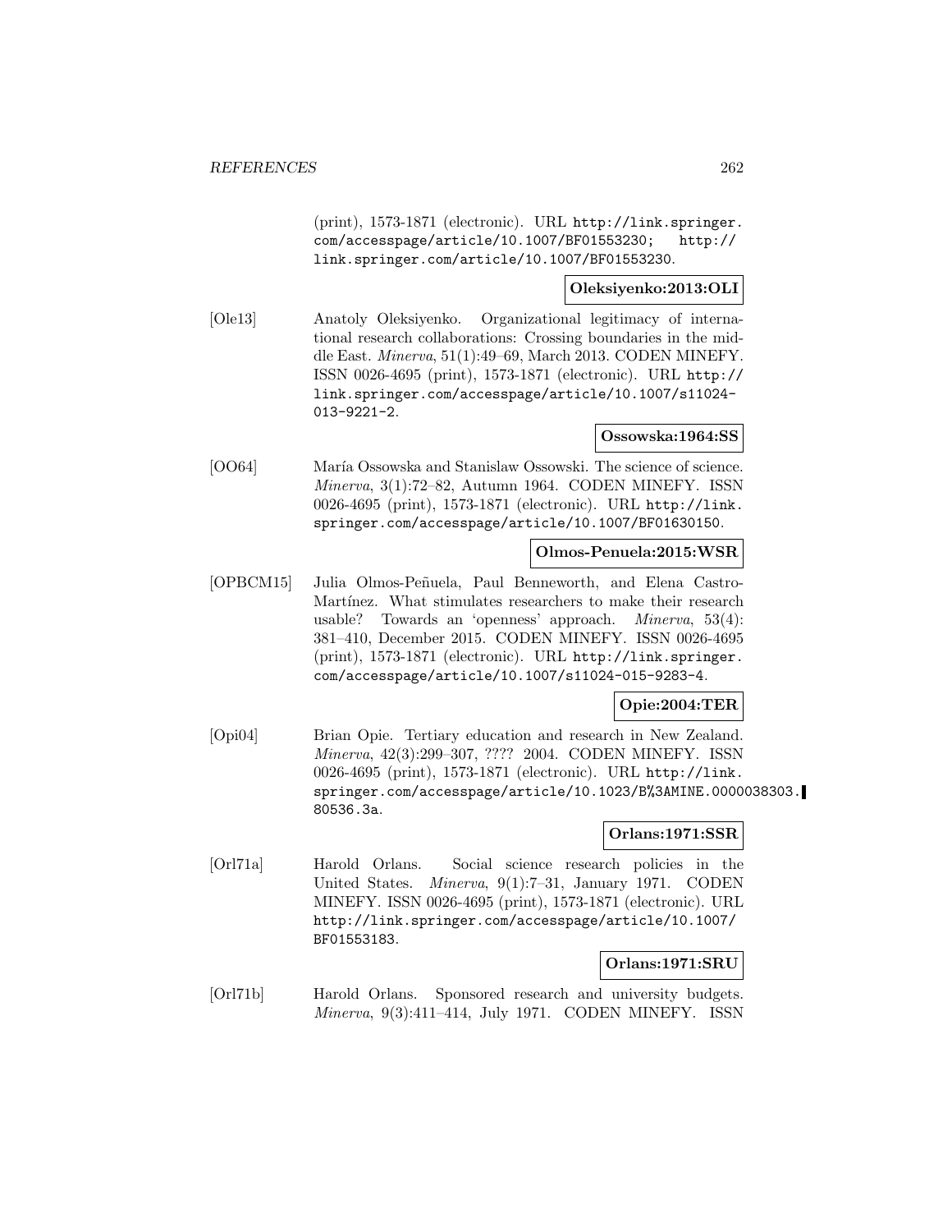(print), 1573-1871 (electronic). URL http://link.springer.com/accesspage/article/10.1007/BF01553230; http://link.springer.com/article/10.1007/BF01553230.

**Oleksiyenko:2013:OLI**

[Ole13] Anatoly Oleksiyenko. Organizational legitimacy of international research collaborations: Crossing boundaries in the middle East. *Minerva*, 51(1):49–69, March 2013. CODEN MINEFY. ISSN 0026-4695 (print), 1573-1871 (electronic). URL http://link.springer.com/accesspage/article/10.1007/s11024-013-9221-2.

**Ossowska:1964:SS**

[OO64] María Ossowska and Stanislaw Ossowski. The science of science. *Minerva*, 3(1):72–82, Autumn 1964. CODEN MINEFY. ISSN 0026-4695 (print), 1573-1871 (electronic). URL http://link.springer.com/accesspage/article/10.1007/BF01630150.

**Olmos-Penuela:2015:WSR**

[OPBCM15] Julia Olmos-Peñuela, Paul Benneworth, and Elena Castro-Martínez. What stimulates researchers to make their research usable? Towards an 'openness' approach. *Minerva*, 53(4): 381–410, December 2015. CODEN MINEFY. ISSN 0026-4695 (print), 1573-1871 (electronic). URL http://link.springer.com/accesspage/article/10.1007/s11024-015-9283-4.

**Opie:2004:TER**

[Opi04] Brian Opie. Tertiary education and research in New Zealand. *Minerva*, 42(3):299–307, ???? 2004. CODEN MINEFY. ISSN 0026-4695 (print), 1573-1871 (electronic). URL http://link.springer.com/accesspage/article/10.1023/B%3AMINE.0000038303.80536.3a.

**Orlans:1971:SSR**

[Orl71a] Harold Orlans. Social science research policies in the United States. *Minerva*, 9(1):7–31, January 1971. CODEN MINEFY. ISSN 0026-4695 (print), 1573-1871 (electronic). URL http://link.springer.com/accesspage/article/10.1007/BF01553183.

**Orlans:1971:SRU**

[Orl71b] Harold Orlans. Sponsored research and university budgets. *Minerva*, 9(3):411–414, July 1971. CODEN MINEFY. ISSN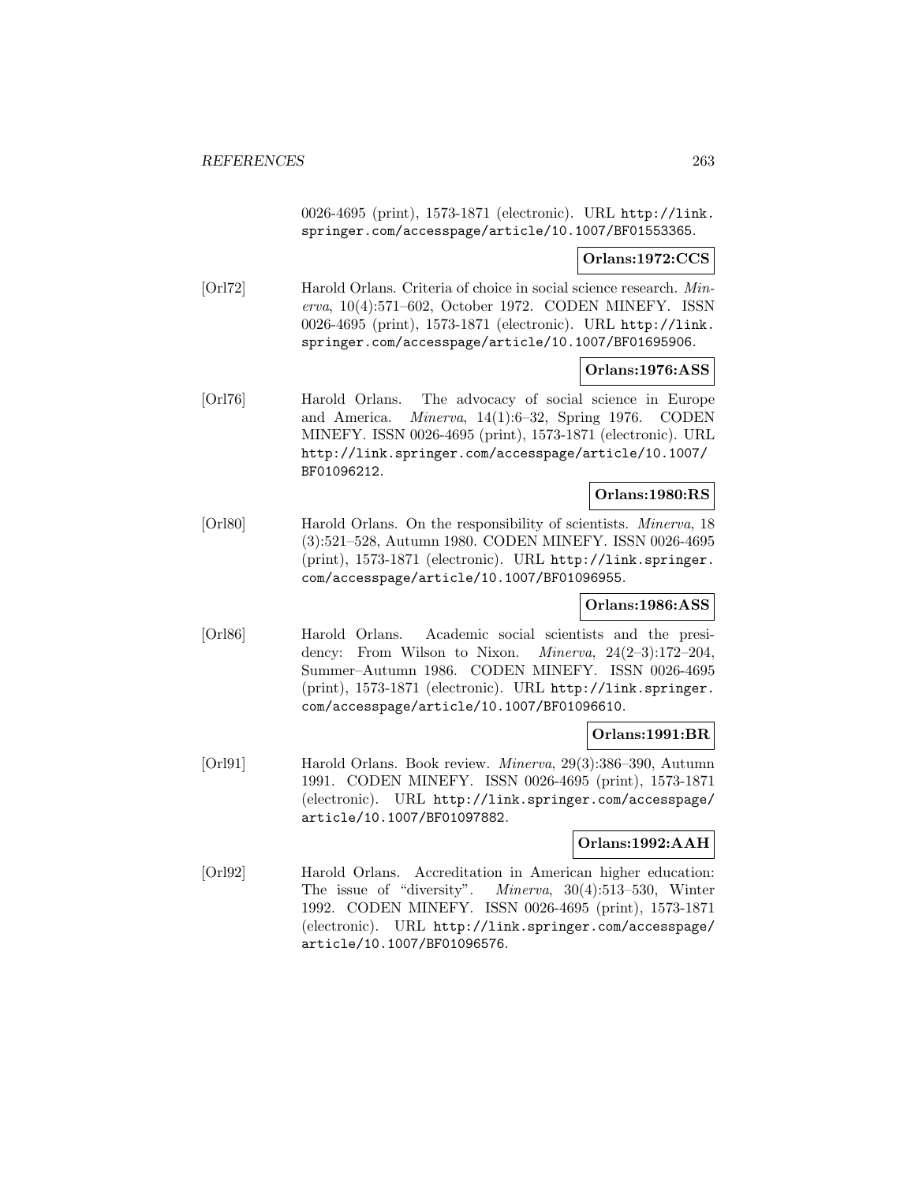0026-4695 (print), 1573-1871 (electronic). URL http://link.springer.com/accesspage/article/10.1007/BF01553365.

**Orlans:1972:CCS**

[Orl72] Harold Orlans. Criteria of choice in social science research. *Minerva*, 10(4):571–602, October 1972. CODEN MINEFY. ISSN 0026-4695 (print), 1573-1871 (electronic). URL http://link.springer.com/accesspage/article/10.1007/BF01695906.

**Orlans:1976:ASS**

[Orl76] Harold Orlans. The advocacy of social science in Europe and America. *Minerva*, 14(1):6–32, Spring 1976. CODEN MINEFY. ISSN 0026-4695 (print), 1573-1871 (electronic). URL http://link.springer.com/accesspage/article/10.1007/BF01096212.

**Orlans:1980:RS**

[Orl80] Harold Orlans. On the responsibility of scientists. *Minerva*, 18 (3):521–528, Autumn 1980. CODEN MINEFY. ISSN 0026-4695 (print), 1573-1871 (electronic). URL http://link.springer.com/accesspage/article/10.1007/BF01096955.

**Orlans:1986:ASS**

[Orl86] Harold Orlans. Academic social scientists and the presidency: From Wilson to Nixon. *Minerva*, 24(2–3):172–204, Summer–Autumn 1986. CODEN MINEFY. ISSN 0026-4695 (print), 1573-1871 (electronic). URL http://link.springer.com/accesspage/article/10.1007/BF01096610.

**Orlans:1991:BR**

[Orl91] Harold Orlans. Book review. *Minerva*, 29(3):386–390, Autumn 1991. CODEN MINEFY. ISSN 0026-4695 (print), 1573-1871 (electronic). URL http://link.springer.com/accesspage/article/10.1007/BF01097882.

**Orlans:1992:AAH**

[Orl92] Harold Orlans. Accreditation in American higher education: The issue of "diversity". *Minerva*, 30(4):513–530, Winter 1992. CODEN MINEFY. ISSN 0026-4695 (print), 1573-1871 (electronic). URL http://link.springer.com/accesspage/article/10.1007/BF01096576.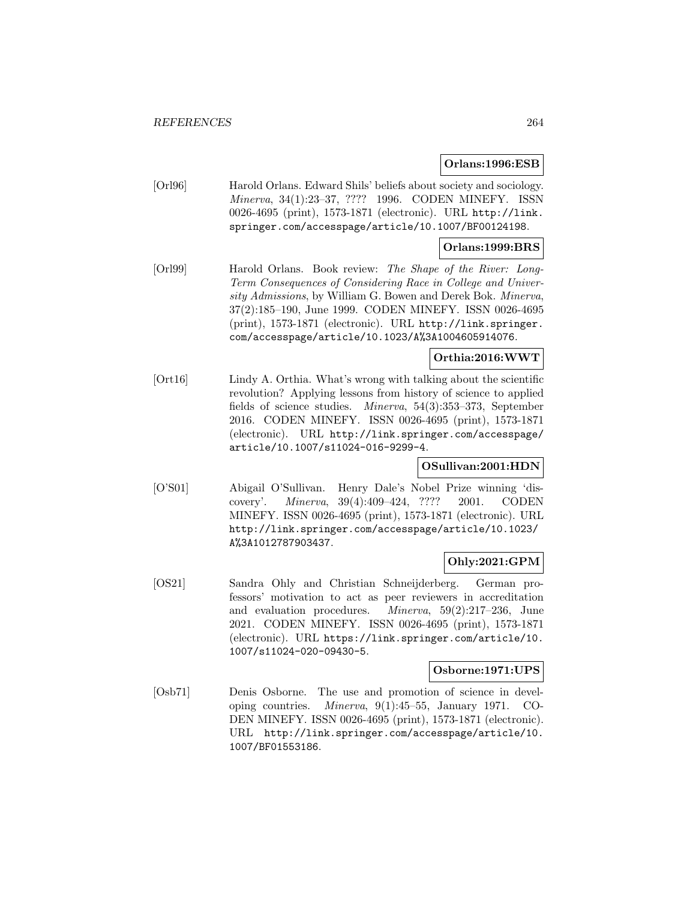**Orlans:1996:ESB**

[Orl96] Harold Orlans. Edward Shils' beliefs about society and sociology. *Minerva*, 34(1):23–37, ???? 1996. CODEN MINEFY. ISSN 0026-4695 (print), 1573-1871 (electronic). URL http://link.springer.com/accesspage/article/10.1007/BF00124198.

**Orlans:1999:BRS**

[Orl99] Harold Orlans. Book review: *The Shape of the River: Long-Term Consequences of Considering Race in College and University Admissions*, by William G. Bowen and Derek Bok. *Minerva*, 37(2):185–190, June 1999. CODEN MINEFY. ISSN 0026-4695 (print), 1573-1871 (electronic). URL http://link.springer.com/accesspage/article/10.1023/A%3A1004605914076.

**Orthia:2016:WWT**

[Ort16] Lindy A. Orthia. What's wrong with talking about the scientific revolution? Applying lessons from history of science to applied fields of science studies. *Minerva*, 54(3):353–373, September 2016. CODEN MINEFY. ISSN 0026-4695 (print), 1573-1871 (electronic). URL http://link.springer.com/accesspage/article/10.1007/s11024-016-9299-4.

**OSullivan:2001:HDN**

[O'S01] Abigail O'Sullivan. Henry Dale's Nobel Prize winning 'discovery'. *Minerva*, 39(4):409–424, ???? 2001. CODEN MINEFY. ISSN 0026-4695 (print), 1573-1871 (electronic). URL http://link.springer.com/accesspage/article/10.1023/A%3A1012787903437.

**Ohly:2021:GPM**

[OS21] Sandra Ohly and Christian Schneijderberg. German professors' motivation to act as peer reviewers in accreditation and evaluation procedures. *Minerva*, 59(2):217–236, June 2021. CODEN MINEFY. ISSN 0026-4695 (print), 1573-1871 (electronic). URL https://link.springer.com/article/10.1007/s11024-020-09430-5.

**Osborne:1971:UPS**

[Osb71] Denis Osborne. The use and promotion of science in developing countries. *Minerva*, 9(1):45–55, January 1971. CODEN MINEFY. ISSN 0026-4695 (print), 1573-1871 (electronic). URL http://link.springer.com/accesspage/article/10.1007/BF01553186.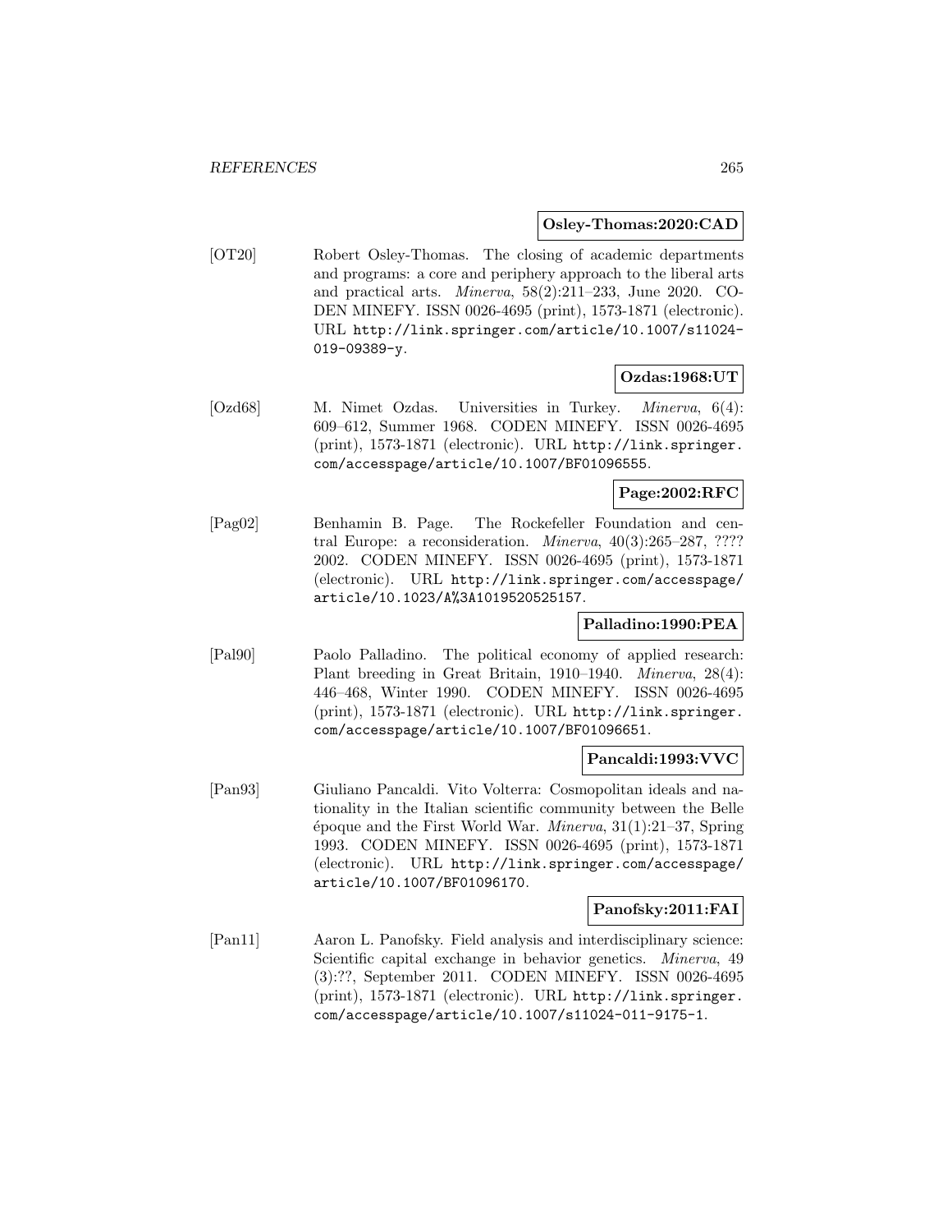**Osley-Thomas:2020:CAD**

[OT20] Robert Osley-Thomas. The closing of academic departments and programs: a core and periphery approach to the liberal arts and practical arts. *Minerva*, 58(2):211–233, June 2020. CODEN MINEFY. ISSN 0026-4695 (print), 1573-1871 (electronic). URL http://link.springer.com/article/10.1007/s11024-019-09389-y.

**Ozdas:1968:UT**

[Ozd68] M. Nimet Ozdas. Universities in Turkey. *Minerva*, 6(4): 609–612, Summer 1968. CODEN MINEFY. ISSN 0026-4695 (print), 1573-1871 (electronic). URL http://link.springer.com/accesspage/article/10.1007/BF01096555.

**Page:2002:RFC**

[Pag02] Benhamin B. Page. The Rockefeller Foundation and central Europe: a reconsideration. *Minerva*, 40(3):265–287, ???? 2002. CODEN MINEFY. ISSN 0026-4695 (print), 1573-1871 (electronic). URL http://link.springer.com/accesspage/article/10.1023/A%3A1019520525157.

**Palladino:1990:PEA**

[Pal90] Paolo Palladino. The political economy of applied research: Plant breeding in Great Britain, 1910–1940. *Minerva*, 28(4): 446–468, Winter 1990. CODEN MINEFY. ISSN 0026-4695 (print), 1573-1871 (electronic). URL http://link.springer.com/accesspage/article/10.1007/BF01096651.

**Pancaldi:1993:VVC**

[Pan93] Giuliano Pancaldi. Vito Volterra: Cosmopolitan ideals and nationality in the Italian scientific community between the Belle époque and the First World War. *Minerva*, 31(1):21–37, Spring 1993. CODEN MINEFY. ISSN 0026-4695 (print), 1573-1871 (electronic). URL http://link.springer.com/accesspage/article/10.1007/BF01096170.

**Panofsky:2011:FAI**

[Pan11] Aaron L. Panofsky. Field analysis and interdisciplinary science: Scientific capital exchange in behavior genetics. *Minerva*, 49 (3):??, September 2011. CODEN MINEFY. ISSN 0026-4695 (print), 1573-1871 (electronic). URL http://link.springer.com/accesspage/article/10.1007/s11024-011-9175-1.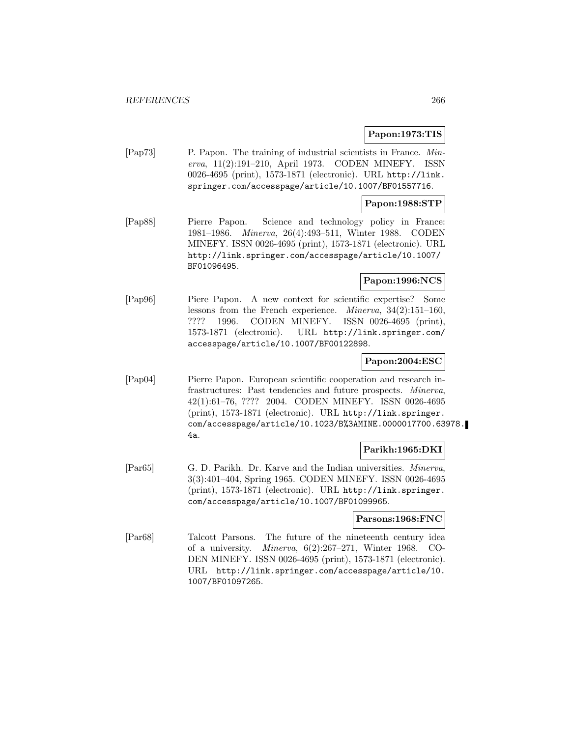**Papon:1973:TIS**

[Pap73] P. Papon. The training of industrial scientists in France. *Minerva*, 11(2):191–210, April 1973. CODEN MINEFY. ISSN 0026-4695 (print), 1573-1871 (electronic). URL http://link.springer.com/accesspage/article/10.1007/BF01557716.

**Papon:1988:STP**

[Pap88] Pierre Papon. Science and technology policy in France: 1981–1986. *Minerva*, 26(4):493–511, Winter 1988. CODEN MINEFY. ISSN 0026-4695 (print), 1573-1871 (electronic). URL http://link.springer.com/accesspage/article/10.1007/BF01096495.

**Papon:1996:NCS**

[Pap96] Piere Papon. A new context for scientific expertise? Some lessons from the French experience. *Minerva*, 34(2):151–160, ???? 1996. CODEN MINEFY. ISSN 0026-4695 (print), 1573-1871 (electronic). URL http://link.springer.com/accesspage/article/10.1007/BF00122898.

**Papon:2004:ESC**

[Pap04] Pierre Papon. European scientific cooperation and research infrastructures: Past tendencies and future prospects. *Minerva*, 42(1):61–76, ???? 2004. CODEN MINEFY. ISSN 0026-4695 (print), 1573-1871 (electronic). URL http://link.springer.com/accesspage/article/10.1023/B%3AMINE.0000017700.63978.4a.

**Parikh:1965:DKI**

[Par65] G. D. Parikh. Dr. Karve and the Indian universities. *Minerva*, 3(3):401–404, Spring 1965. CODEN MINEFY. ISSN 0026-4695 (print), 1573-1871 (electronic). URL http://link.springer.com/accesspage/article/10.1007/BF01099965.

**Parsons:1968:FNC**

[Par68] Talcott Parsons. The future of the nineteenth century idea of a university. *Minerva*, 6(2):267–271, Winter 1968. CODEN MINEFY. ISSN 0026-4695 (print), 1573-1871 (electronic). URL http://link.springer.com/accesspage/article/10.1007/BF01097265.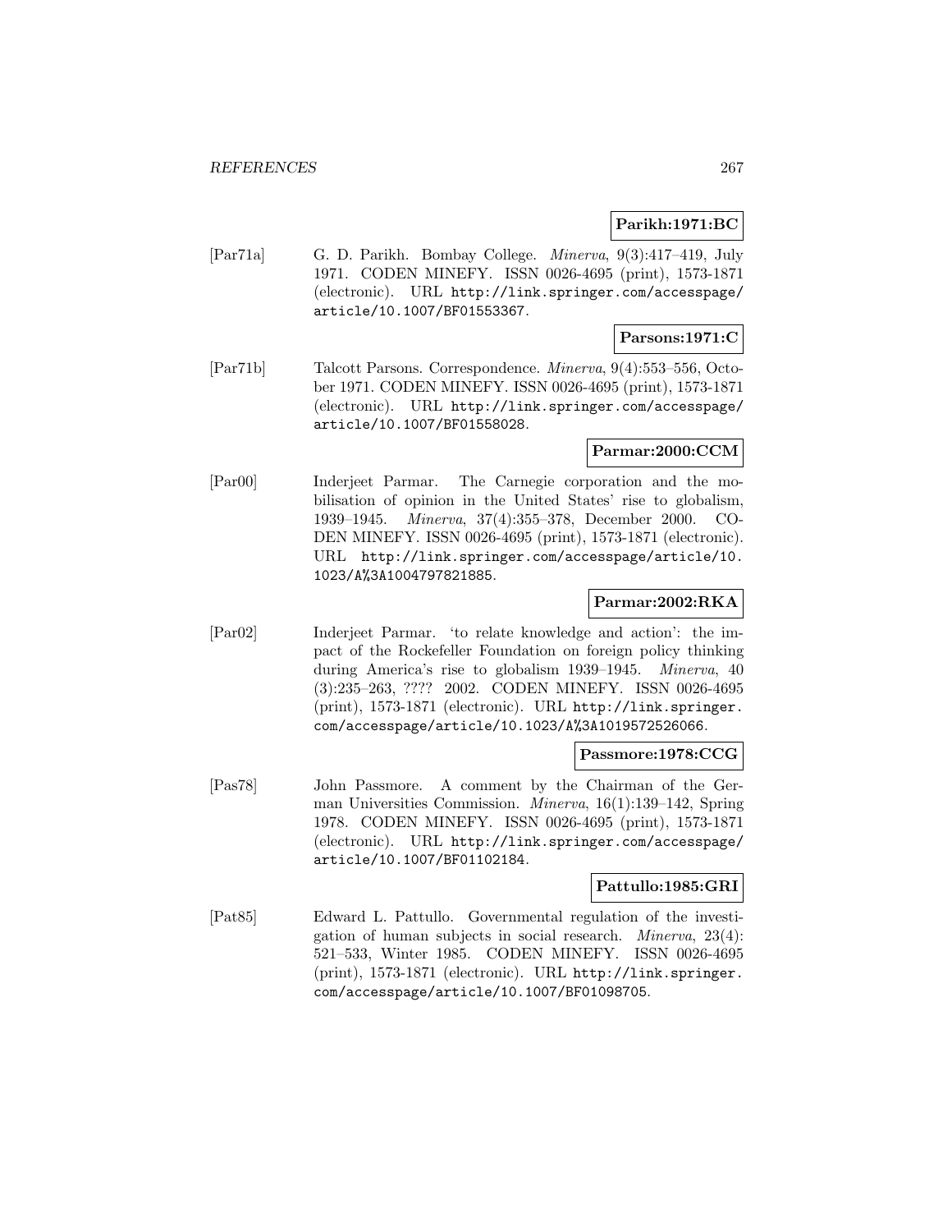**Parikh:1971:BC**

[Par71a] G. D. Parikh. Bombay College. *Minerva*, 9(3):417–419, July 1971. CODEN MINEFY. ISSN 0026-4695 (print), 1573-1871 (electronic). URL `http://link.springer.com/accesspage/article/10.1007/BF01553367`.

**Parsons:1971:C**

[Par71b] Talcott Parsons. Correspondence. *Minerva*, 9(4):553–556, October 1971. CODEN MINEFY. ISSN 0026-4695 (print), 1573-1871 (electronic). URL `http://link.springer.com/accesspage/article/10.1007/BF01558028`.

**Parmar:2000:CCM**

[Par00] Inderjeet Parmar. The Carnegie corporation and the mobilisation of opinion in the United States' rise to globalism, 1939–1945. *Minerva*, 37(4):355–378, December 2000. CODEN MINEFY. ISSN 0026-4695 (print), 1573-1871 (electronic). URL `http://link.springer.com/accesspage/article/10.1023/A%3A1004797821885`.

**Parmar:2002:RKA**

[Par02] Inderjeet Parmar. 'to relate knowledge and action': the impact of the Rockefeller Foundation on foreign policy thinking during America's rise to globalism 1939–1945. *Minerva*, 40 (3):235–263, ???? 2002. CODEN MINEFY. ISSN 0026-4695 (print), 1573-1871 (electronic). URL `http://link.springer.com/accesspage/article/10.1023/A%3A1019572526066`.

**Passmore:1978:CCG**

[Pas78] John Passmore. A comment by the Chairman of the German Universities Commission. *Minerva*, 16(1):139–142, Spring 1978. CODEN MINEFY. ISSN 0026-4695 (print), 1573-1871 (electronic). URL `http://link.springer.com/accesspage/article/10.1007/BF01102184`.

**Pattullo:1985:GRI**

[Pat85] Edward L. Pattullo. Governmental regulation of the investigation of human subjects in social research. *Minerva*, 23(4): 521–533, Winter 1985. CODEN MINEFY. ISSN 0026-4695 (print), 1573-1871 (electronic). URL `http://link.springer.com/accesspage/article/10.1007/BF01098705`.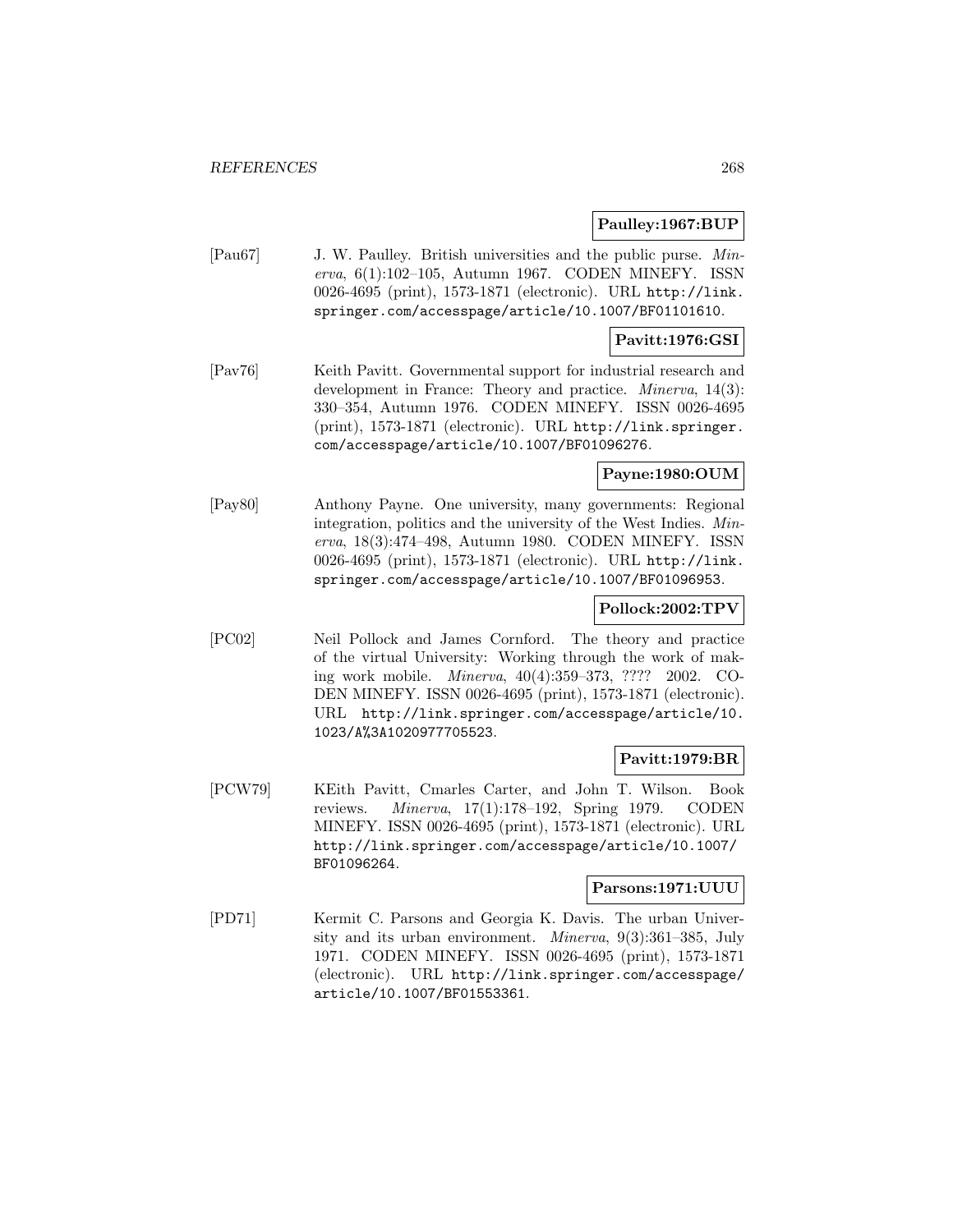**Paulley:1967:BUP**

[Pau67] J. W. Paulley. British universities and the public purse. *Minerva*, 6(1):102–105, Autumn 1967. CODEN MINEFY. ISSN 0026-4695 (print), 1573-1871 (electronic). URL http://link.springer.com/accesspage/article/10.1007/BF01101610.

**Pavitt:1976:GSI**

[Pav76] Keith Pavitt. Governmental support for industrial research and development in France: Theory and practice. *Minerva*, 14(3): 330–354, Autumn 1976. CODEN MINEFY. ISSN 0026-4695 (print), 1573-1871 (electronic). URL http://link.springer.com/accesspage/article/10.1007/BF01096276.

**Payne:1980:OUM**

[Pay80] Anthony Payne. One university, many governments: Regional integration, politics and the university of the West Indies. *Minerva*, 18(3):474–498, Autumn 1980. CODEN MINEFY. ISSN 0026-4695 (print), 1573-1871 (electronic). URL http://link.springer.com/accesspage/article/10.1007/BF01096953.

**Pollock:2002:TPV**

[PC02] Neil Pollock and James Cornford. The theory and practice of the virtual University: Working through the work of making work mobile. *Minerva*, 40(4):359–373, ???? 2002. CODEN MINEFY. ISSN 0026-4695 (print), 1573-1871 (electronic). URL http://link.springer.com/accesspage/article/10.1023/A%3A1020977705523.

**Pavitt:1979:BR**

[PCW79] KEith Pavitt, Cmarles Carter, and John T. Wilson. Book reviews. *Minerva*, 17(1):178–192, Spring 1979. CODEN MINEFY. ISSN 0026-4695 (print), 1573-1871 (electronic). URL http://link.springer.com/accesspage/article/10.1007/BF01096264.

**Parsons:1971:UUU**

[PD71] Kermit C. Parsons and Georgia K. Davis. The urban University and its urban environment. *Minerva*, 9(3):361–385, July 1971. CODEN MINEFY. ISSN 0026-4695 (print), 1573-1871 (electronic). URL http://link.springer.com/accesspage/article/10.1007/BF01553361.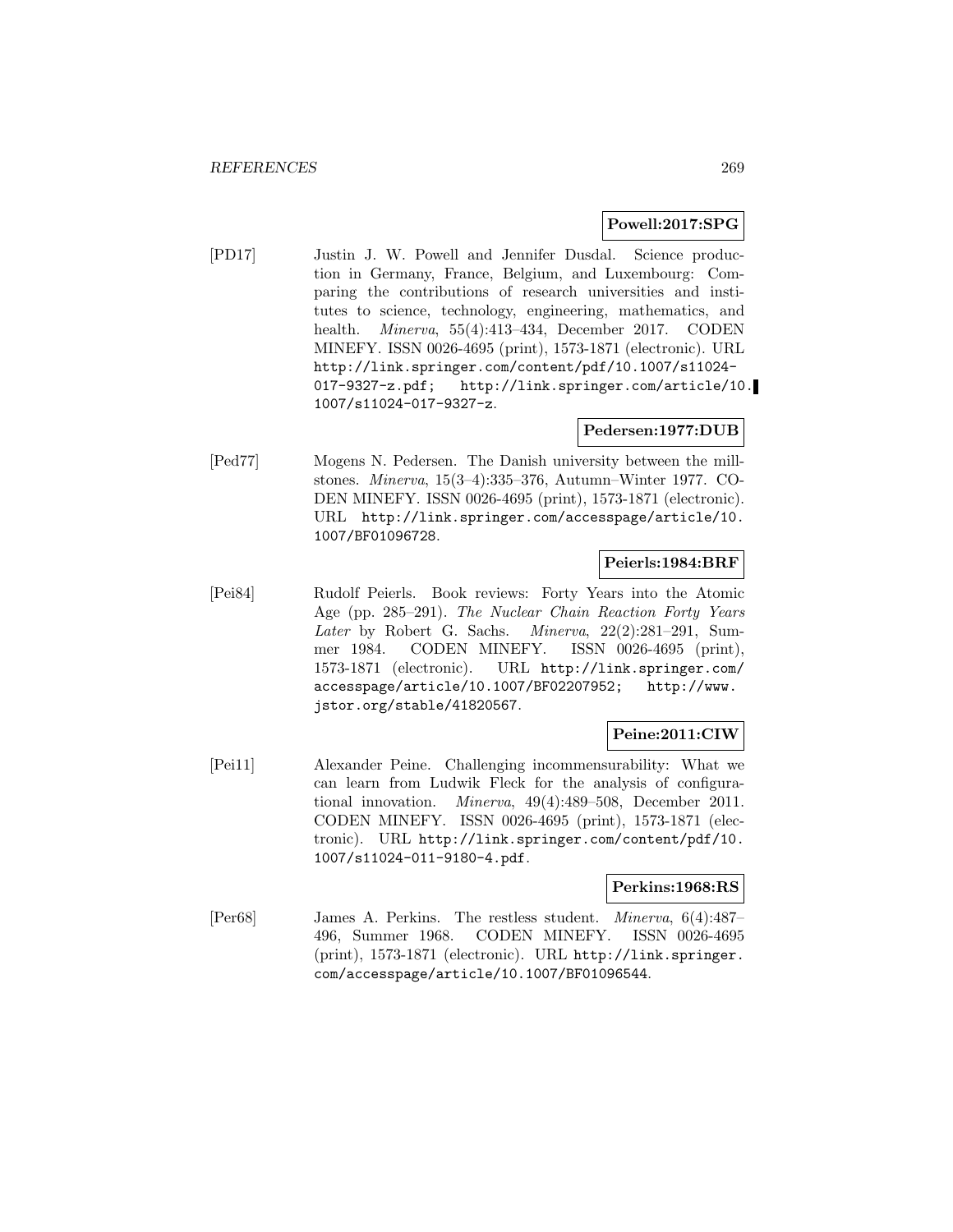**Powell:2017:SPG**

[PD17] Justin J. W. Powell and Jennifer Dusdal. Science production in Germany, France, Belgium, and Luxembourg: Comparing the contributions of research universities and institutes to science, technology, engineering, mathematics, and health. *Minerva*, 55(4):413–434, December 2017. CODEN MINEFY. ISSN 0026-4695 (print), 1573-1871 (electronic). URL http://link.springer.com/content/pdf/10.1007/s11024-017-9327-z.pdf; http://link.springer.com/article/10.1007/s11024-017-9327-z.

**Pedersen:1977:DUB**

[Ped77] Mogens N. Pedersen. The Danish university between the millstones. *Minerva*, 15(3–4):335–376, Autumn–Winter 1977. CODEN MINEFY. ISSN 0026-4695 (print), 1573-1871 (electronic). URL http://link.springer.com/accesspage/article/10.1007/BF01096728.

**Peierls:1984:BRF**

[Pei84] Rudolf Peierls. Book reviews: Forty Years into the Atomic Age (pp. 285–291). *The Nuclear Chain Reaction Forty Years Later* by Robert G. Sachs. *Minerva*, 22(2):281–291, Summer 1984. CODEN MINEFY. ISSN 0026-4695 (print), 1573-1871 (electronic). URL http://link.springer.com/accesspage/article/10.1007/BF02207952; http://www.jstor.org/stable/41820567.

**Peine:2011:CIW**

[Pei11] Alexander Peine. Challenging incommensurability: What we can learn from Ludwik Fleck for the analysis of configurational innovation. *Minerva*, 49(4):489–508, December 2011. CODEN MINEFY. ISSN 0026-4695 (print), 1573-1871 (electronic). URL http://link.springer.com/content/pdf/10.1007/s11024-011-9180-4.pdf.

**Perkins:1968:RS**

[Per68] James A. Perkins. The restless student. *Minerva*, 6(4):487–496, Summer 1968. CODEN MINEFY. ISSN 0026-4695 (print), 1573-1871 (electronic). URL http://link.springer.com/accesspage/article/10.1007/BF01096544.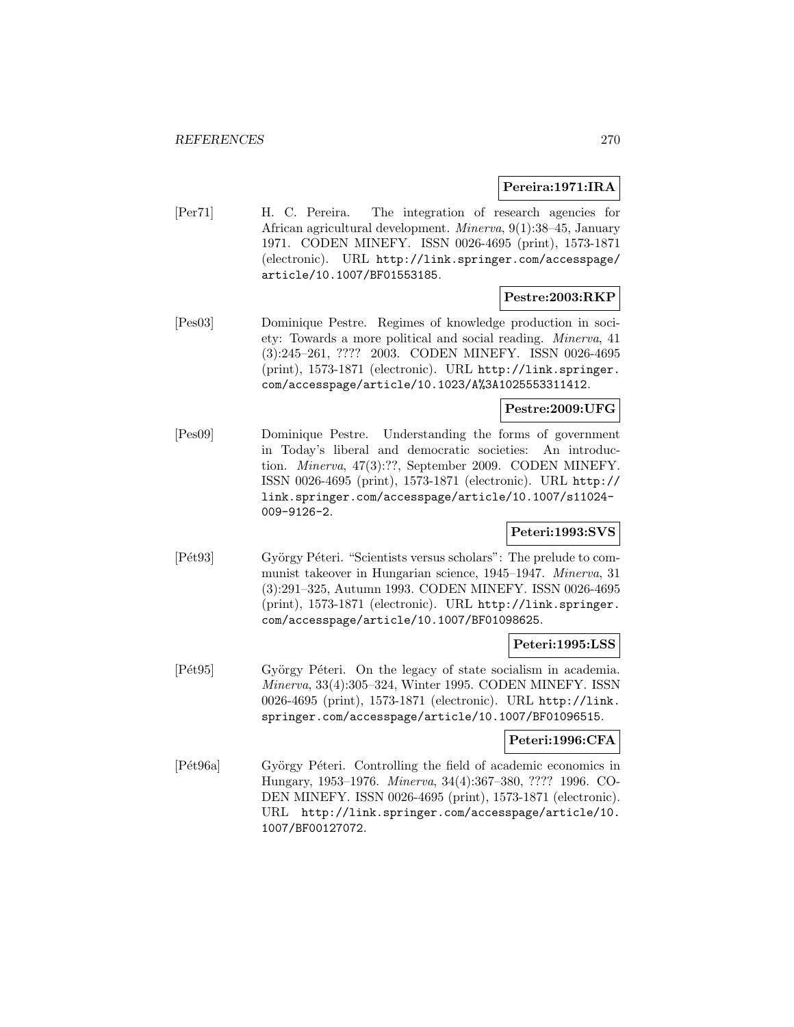**Pereira:1971:IRA**

[Per71] H. C. Pereira. The integration of research agencies for African agricultural development. *Minerva*, 9(1):38–45, January 1971. CODEN MINEFY. ISSN 0026-4695 (print), 1573-1871 (electronic). URL http://link.springer.com/accesspage/article/10.1007/BF01553185.

**Pestre:2003:RKP**

[Pes03] Dominique Pestre. Regimes of knowledge production in society: Towards a more political and social reading. *Minerva*, 41 (3):245–261, ???? 2003. CODEN MINEFY. ISSN 0026-4695 (print), 1573-1871 (electronic). URL http://link.springer.com/accesspage/article/10.1023/A%3A1025553311412.

**Pestre:2009:UFG**

[Pes09] Dominique Pestre. Understanding the forms of government in Today's liberal and democratic societies: An introduction. *Minerva*, 47(3):??, September 2009. CODEN MINEFY. ISSN 0026-4695 (print), 1573-1871 (electronic). URL http://link.springer.com/accesspage/article/10.1007/s11024-009-9126-2.

**Peteri:1993:SVS**

[Pét93] György Péteri. "Scientists versus scholars": The prelude to communist takeover in Hungarian science, 1945–1947. *Minerva*, 31 (3):291–325, Autumn 1993. CODEN MINEFY. ISSN 0026-4695 (print), 1573-1871 (electronic). URL http://link.springer.com/accesspage/article/10.1007/BF01098625.

**Peteri:1995:LSS**

[Pét95] György Péteri. On the legacy of state socialism in academia. *Minerva*, 33(4):305–324, Winter 1995. CODEN MINEFY. ISSN 0026-4695 (print), 1573-1871 (electronic). URL http://link.springer.com/accesspage/article/10.1007/BF01096515.

**Peteri:1996:CFA**

[Pét96a] György Péteri. Controlling the field of academic economics in Hungary, 1953–1976. *Minerva*, 34(4):367–380, ???? 1996. CODEN MINEFY. ISSN 0026-4695 (print), 1573-1871 (electronic). URL http://link.springer.com/accesspage/article/10.1007/BF00127072.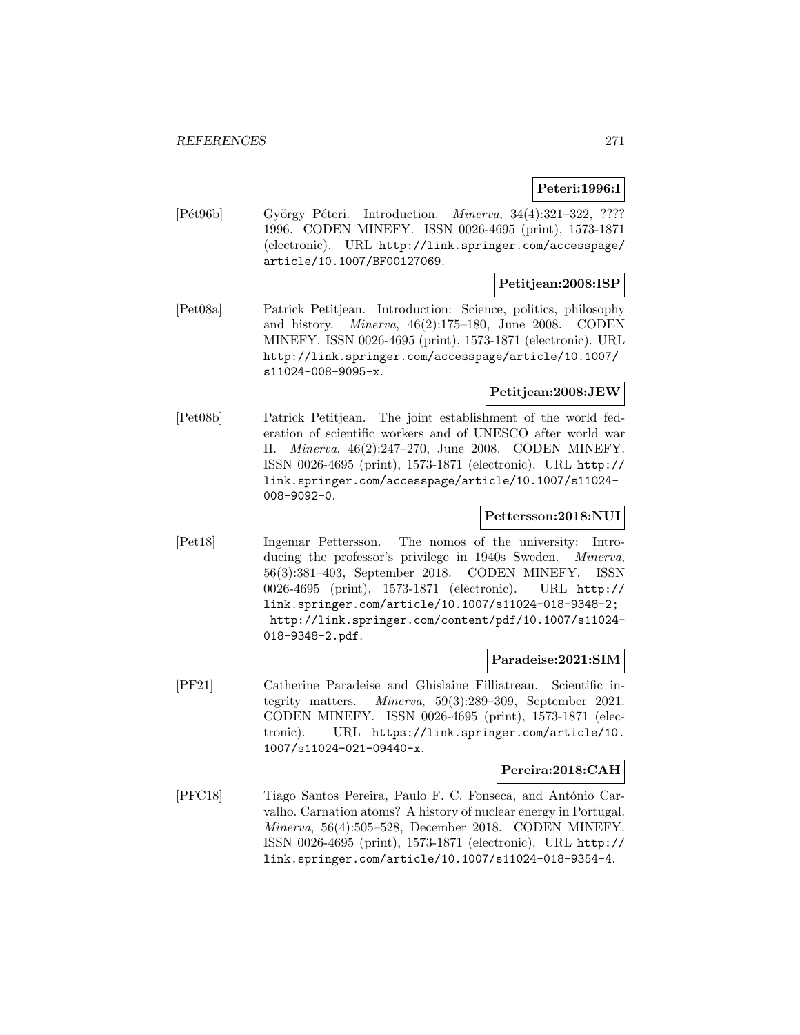**Peteri:1996:I**

[Pét96b] György Péteri. Introduction. *Minerva*, 34(4):321–322, ???? 1996. CODEN MINEFY. ISSN 0026-4695 (print), 1573-1871 (electronic). URL http://link.springer.com/accesspage/article/10.1007/BF00127069.

**Petitjean:2008:ISP**

[Pet08a] Patrick Petitjean. Introduction: Science, politics, philosophy and history. *Minerva*, 46(2):175–180, June 2008. CODEN MINEFY. ISSN 0026-4695 (print), 1573-1871 (electronic). URL http://link.springer.com/accesspage/article/10.1007/s11024-008-9095-x.

**Petitjean:2008:JEW**

[Pet08b] Patrick Petitjean. The joint establishment of the world federation of scientific workers and of UNESCO after world war II. *Minerva*, 46(2):247–270, June 2008. CODEN MINEFY. ISSN 0026-4695 (print), 1573-1871 (electronic). URL http://link.springer.com/accesspage/article/10.1007/s11024-008-9092-0.

**Pettersson:2018:NUI**

[Pet18] Ingemar Pettersson. The nomos of the university: Introducing the professor's privilege in 1940s Sweden. *Minerva*, 56(3):381–403, September 2018. CODEN MINEFY. ISSN 0026-4695 (print), 1573-1871 (electronic). URL http://link.springer.com/article/10.1007/s11024-018-9348-2; http://link.springer.com/content/pdf/10.1007/s11024-018-9348-2.pdf.

**Paradeise:2021:SIM**

[PF21] Catherine Paradeise and Ghislaine Filliatreau. Scientific integrity matters. *Minerva*, 59(3):289–309, September 2021. CODEN MINEFY. ISSN 0026-4695 (print), 1573-1871 (electronic). URL https://link.springer.com/article/10.1007/s11024-021-09440-x.

**Pereira:2018:CAH**

[PFC18] Tiago Santos Pereira, Paulo F. C. Fonseca, and António Carvalho. Carnation atoms? A history of nuclear energy in Portugal. *Minerva*, 56(4):505–528, December 2018. CODEN MINEFY. ISSN 0026-4695 (print), 1573-1871 (electronic). URL http://link.springer.com/article/10.1007/s11024-018-9354-4.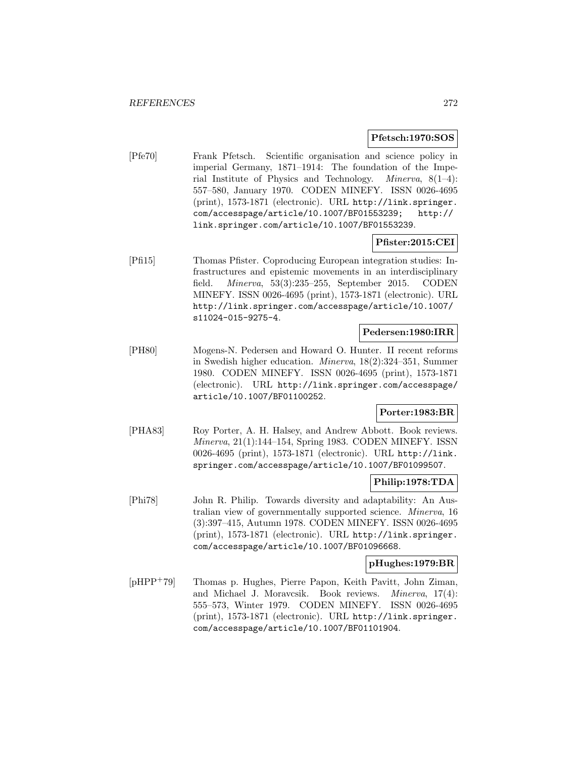**Pfetsch:1970:SOS**

[Pfe70] Frank Pfetsch. Scientific organisation and science policy in imperial Germany, 1871–1914: The foundation of the Imperial Institute of Physics and Technology. *Minerva*, 8(1–4): 557–580, January 1970. CODEN MINEFY. ISSN 0026-4695 (print), 1573-1871 (electronic). URL http://link.springer.com/accesspage/article/10.1007/BF01553239; http://link.springer.com/article/10.1007/BF01553239.

**Pfister:2015:CEI**

[Pfi15] Thomas Pfister. Coproducing European integration studies: Infrastructures and epistemic movements in an interdisciplinary field. *Minerva*, 53(3):235–255, September 2015. CODEN MINEFY. ISSN 0026-4695 (print), 1573-1871 (electronic). URL http://link.springer.com/accesspage/article/10.1007/s11024-015-9275-4.

**Pedersen:1980:IRR**

[PH80] Mogens-N. Pedersen and Howard O. Hunter. II recent reforms in Swedish higher education. *Minerva*, 18(2):324–351, Summer 1980. CODEN MINEFY. ISSN 0026-4695 (print), 1573-1871 (electronic). URL http://link.springer.com/accesspage/article/10.1007/BF01100252.

**Porter:1983:BR**

[PHA83] Roy Porter, A. H. Halsey, and Andrew Abbott. Book reviews. *Minerva*, 21(1):144–154, Spring 1983. CODEN MINEFY. ISSN 0026-4695 (print), 1573-1871 (electronic). URL http://link.springer.com/accesspage/article/10.1007/BF01099507.

**Philip:1978:TDA**

[Phi78] John R. Philip. Towards diversity and adaptability: An Australian view of governmentally supported science. *Minerva*, 16 (3):397–415, Autumn 1978. CODEN MINEFY. ISSN 0026-4695 (print), 1573-1871 (electronic). URL http://link.springer.com/accesspage/article/10.1007/BF01096668.

**pHughes:1979:BR**

[pHPP+79] Thomas p. Hughes, Pierre Papon, Keith Pavitt, John Ziman, and Michael J. Moravcsik. Book reviews. *Minerva*, 17(4): 555–573, Winter 1979. CODEN MINEFY. ISSN 0026-4695 (print), 1573-1871 (electronic). URL http://link.springer.com/accesspage/article/10.1007/BF01101904.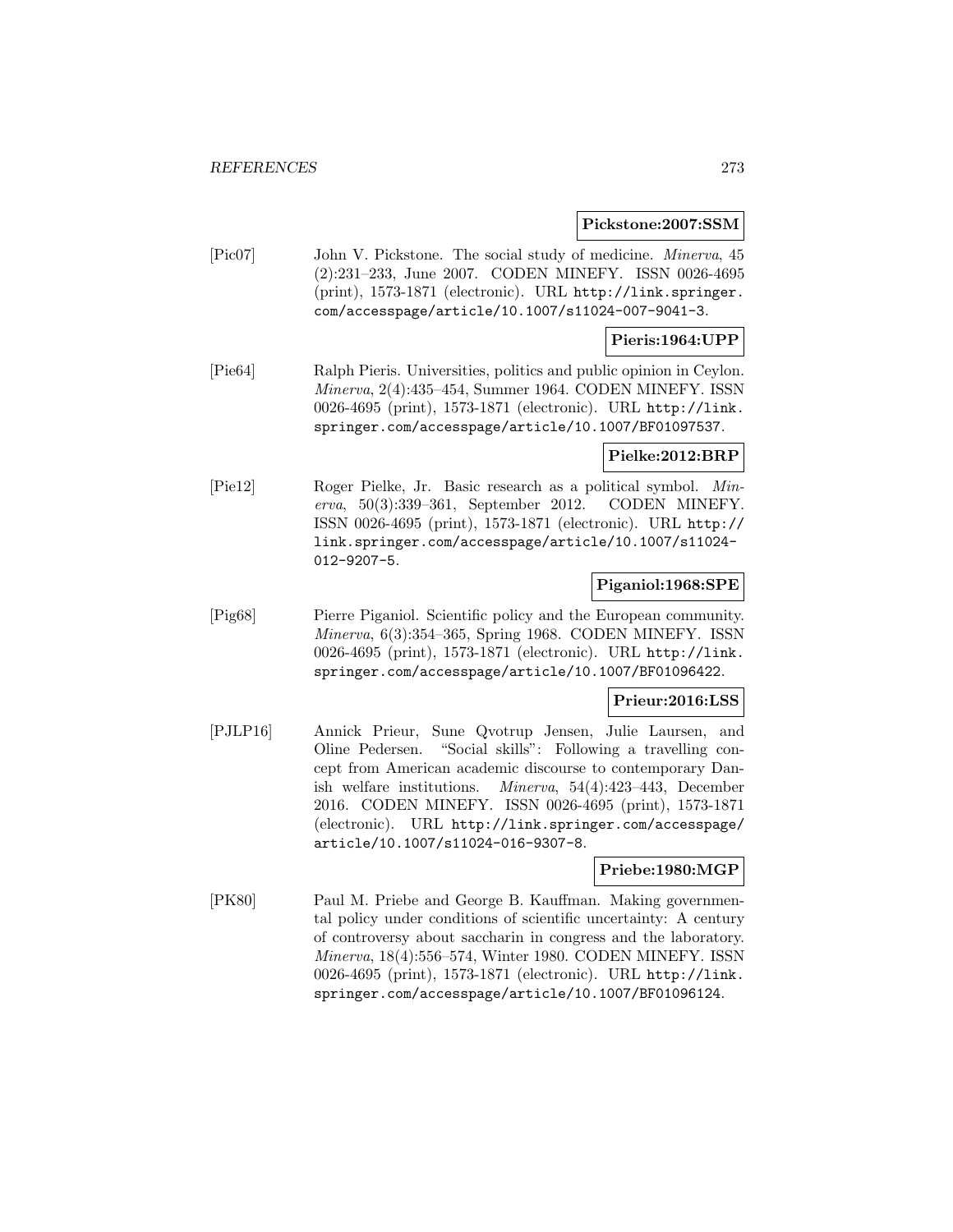**Pickstone:2007:SSM**

[Pic07] John V. Pickstone. The social study of medicine. *Minerva*, 45 (2):231–233, June 2007. CODEN MINEFY. ISSN 0026-4695 (print), 1573-1871 (electronic). URL http://link.springer.com/accesspage/article/10.1007/s11024-007-9041-3.

**Pieris:1964:UPP**

[Pie64] Ralph Pieris. Universities, politics and public opinion in Ceylon. *Minerva*, 2(4):435–454, Summer 1964. CODEN MINEFY. ISSN 0026-4695 (print), 1573-1871 (electronic). URL http://link.springer.com/accesspage/article/10.1007/BF01097537.

**Pielke:2012:BRP**

[Pie12] Roger Pielke, Jr. Basic research as a political symbol. *Minerva*, 50(3):339–361, September 2012. CODEN MINEFY. ISSN 0026-4695 (print), 1573-1871 (electronic). URL http://link.springer.com/accesspage/article/10.1007/s11024-012-9207-5.

**Piganiol:1968:SPE**

[Pig68] Pierre Piganiol. Scientific policy and the European community. *Minerva*, 6(3):354–365, Spring 1968. CODEN MINEFY. ISSN 0026-4695 (print), 1573-1871 (electronic). URL http://link.springer.com/accesspage/article/10.1007/BF01096422.

**Prieur:2016:LSS**

[PJLP16] Annick Prieur, Sune Qvotrup Jensen, Julie Laursen, and Oline Pedersen. "Social skills": Following a travelling concept from American academic discourse to contemporary Danish welfare institutions. *Minerva*, 54(4):423–443, December 2016. CODEN MINEFY. ISSN 0026-4695 (print), 1573-1871 (electronic). URL http://link.springer.com/accesspage/article/10.1007/s11024-016-9307-8.

**Priebe:1980:MGP**

[PK80] Paul M. Priebe and George B. Kauffman. Making governmental policy under conditions of scientific uncertainty: A century of controversy about saccharin in congress and the laboratory. *Minerva*, 18(4):556–574, Winter 1980. CODEN MINEFY. ISSN 0026-4695 (print), 1573-1871 (electronic). URL http://link.springer.com/accesspage/article/10.1007/BF01096124.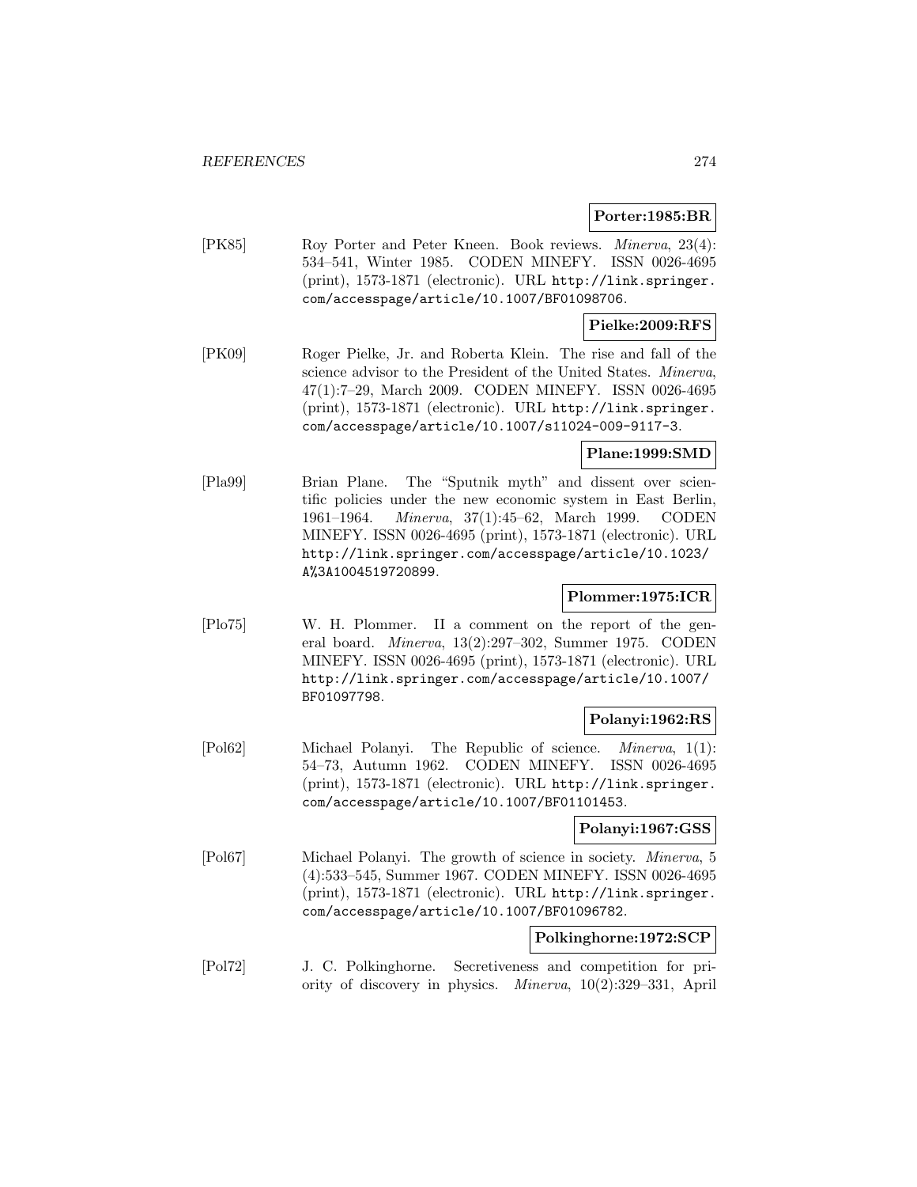**Porter:1985:BR**

[PK85] Roy Porter and Peter Kneen. Book reviews. *Minerva*, 23(4): 534–541, Winter 1985. CODEN MINEFY. ISSN 0026-4695 (print), 1573-1871 (electronic). URL http://link.springer.com/accesspage/article/10.1007/BF01098706.

**Pielke:2009:RFS**

[PK09] Roger Pielke, Jr. and Roberta Klein. The rise and fall of the science advisor to the President of the United States. *Minerva*, 47(1):7–29, March 2009. CODEN MINEFY. ISSN 0026-4695 (print), 1573-1871 (electronic). URL http://link.springer.com/accesspage/article/10.1007/s11024-009-9117-3.

**Plane:1999:SMD**

[Pla99] Brian Plane. The "Sputnik myth" and dissent over scientific policies under the new economic system in East Berlin, 1961–1964. *Minerva*, 37(1):45–62, March 1999. CODEN MINEFY. ISSN 0026-4695 (print), 1573-1871 (electronic). URL http://link.springer.com/accesspage/article/10.1023/A%3A1004519720899.

**Plommer:1975:ICR**

[Plo75] W. H. Plommer. II a comment on the report of the general board. *Minerva*, 13(2):297–302, Summer 1975. CODEN MINEFY. ISSN 0026-4695 (print), 1573-1871 (electronic). URL http://link.springer.com/accesspage/article/10.1007/BF01097798.

**Polanyi:1962:RS**

[Pol62] Michael Polanyi. The Republic of science. *Minerva*, 1(1): 54–73, Autumn 1962. CODEN MINEFY. ISSN 0026-4695 (print), 1573-1871 (electronic). URL http://link.springer.com/accesspage/article/10.1007/BF01101453.

**Polanyi:1967:GSS**

[Pol67] Michael Polanyi. The growth of science in society. *Minerva*, 5 (4):533–545, Summer 1967. CODEN MINEFY. ISSN 0026-4695 (print), 1573-1871 (electronic). URL http://link.springer.com/accesspage/article/10.1007/BF01096782.

**Polkinghorne:1972:SCP**

[Pol72] J. C. Polkinghorne. Secretiveness and competition for priority of discovery in physics. *Minerva*, 10(2):329–331, April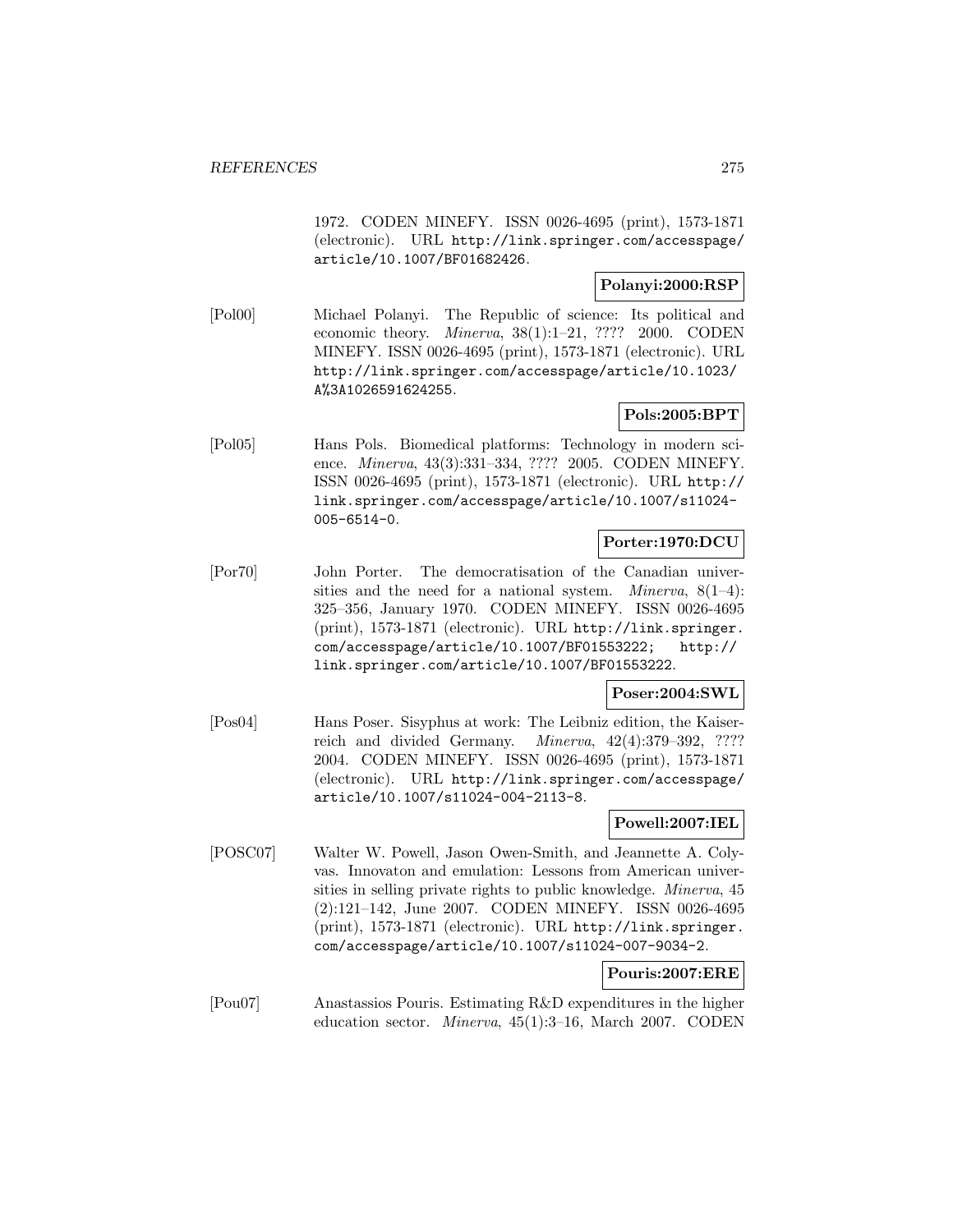1972. CODEN MINEFY. ISSN 0026-4695 (print), 1573-1871 (electronic). URL http://link.springer.com/accesspage/article/10.1007/BF01682426.

**Polanyi:2000:RSP**

[Pol00] Michael Polanyi. The Republic of science: Its political and economic theory. *Minerva*, 38(1):1–21, ???? 2000. CODEN MINEFY. ISSN 0026-4695 (print), 1573-1871 (electronic). URL http://link.springer.com/accesspage/article/10.1023/A%3A1026591624255.

**Pols:2005:BPT**

[Pol05] Hans Pols. Biomedical platforms: Technology in modern science. *Minerva*, 43(3):331–334, ???? 2005. CODEN MINEFY. ISSN 0026-4695 (print), 1573-1871 (electronic). URL http://link.springer.com/accesspage/article/10.1007/s11024-005-6514-0.

**Porter:1970:DCU**

[Por70] John Porter. The democratisation of the Canadian universities and the need for a national system. *Minerva*, 8(1–4): 325–356, January 1970. CODEN MINEFY. ISSN 0026-4695 (print), 1573-1871 (electronic). URL http://link.springer.com/accesspage/article/10.1007/BF01553222; http://link.springer.com/article/10.1007/BF01553222.

**Poser:2004:SWL**

[Pos04] Hans Poser. Sisyphus at work: The Leibniz edition, the Kaiserreich and divided Germany. *Minerva*, 42(4):379–392, ???? 2004. CODEN MINEFY. ISSN 0026-4695 (print), 1573-1871 (electronic). URL http://link.springer.com/accesspage/article/10.1007/s11024-004-2113-8.

**Powell:2007:IEL**

[POSC07] Walter W. Powell, Jason Owen-Smith, and Jeannette A. Colyvas. Innovaton and emulation: Lessons from American universities in selling private rights to public knowledge. *Minerva*, 45 (2):121–142, June 2007. CODEN MINEFY. ISSN 0026-4695 (print), 1573-1871 (electronic). URL http://link.springer.com/accesspage/article/10.1007/s11024-007-9034-2.

**Pouris:2007:ERE**

[Pou07] Anastassios Pouris. Estimating R&D expenditures in the higher education sector. *Minerva*, 45(1):3–16, March 2007. CODEN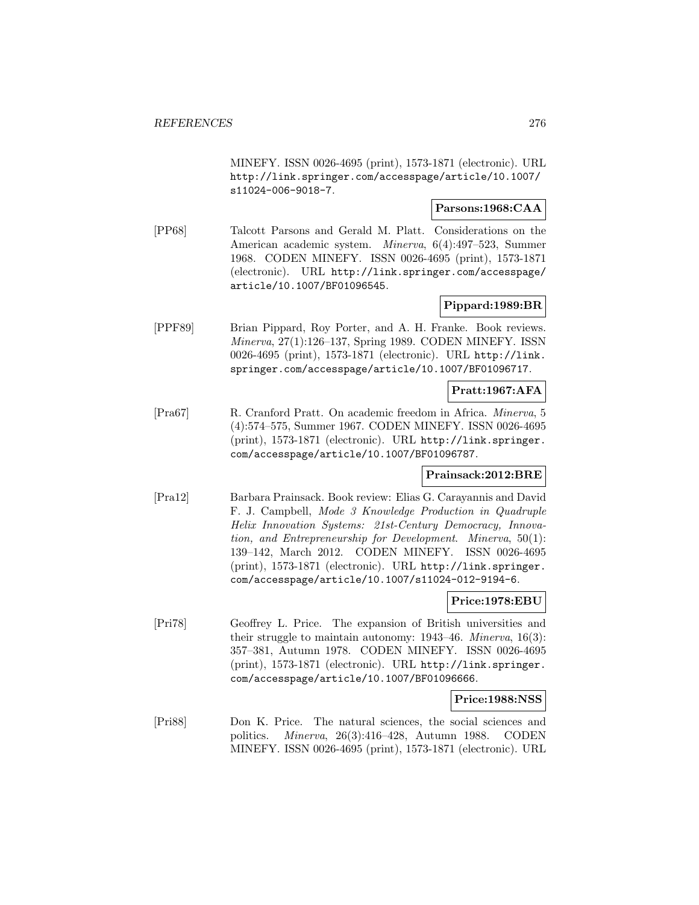MINEFY. ISSN 0026-4695 (print), 1573-1871 (electronic). URL http://link.springer.com/accesspage/article/10.1007/s11024-006-9018-7.

**Parsons:1968:CAA**

[PP68] Talcott Parsons and Gerald M. Platt. Considerations on the American academic system. *Minerva*, 6(4):497–523, Summer 1968. CODEN MINEFY. ISSN 0026-4695 (print), 1573-1871 (electronic). URL http://link.springer.com/accesspage/article/10.1007/BF01096545.

**Pippard:1989:BR**

[PPF89] Brian Pippard, Roy Porter, and A. H. Franke. Book reviews. *Minerva*, 27(1):126–137, Spring 1989. CODEN MINEFY. ISSN 0026-4695 (print), 1573-1871 (electronic). URL http://link.springer.com/accesspage/article/10.1007/BF01096717.

**Pratt:1967:AFA**

[Pra67] R. Cranford Pratt. On academic freedom in Africa. *Minerva*, 5 (4):574–575, Summer 1967. CODEN MINEFY. ISSN 0026-4695 (print), 1573-1871 (electronic). URL http://link.springer.com/accesspage/article/10.1007/BF01096787.

**Prainsack:2012:BRE**

[Pra12] Barbara Prainsack. Book review: Elias G. Carayannis and David F. J. Campbell, *Mode 3 Knowledge Production in Quadruple Helix Innovation Systems: 21st-Century Democracy, Innovation, and Entrepreneurship for Development*. *Minerva*, 50(1): 139–142, March 2012. CODEN MINEFY. ISSN 0026-4695 (print), 1573-1871 (electronic). URL http://link.springer.com/accesspage/article/10.1007/s11024-012-9194-6.

**Price:1978:EBU**

[Pri78] Geoffrey L. Price. The expansion of British universities and their struggle to maintain autonomy: 1943–46. *Minerva*, 16(3): 357–381, Autumn 1978. CODEN MINEFY. ISSN 0026-4695 (print), 1573-1871 (electronic). URL http://link.springer.com/accesspage/article/10.1007/BF01096666.

**Price:1988:NSS**

[Pri88] Don K. Price. The natural sciences, the social sciences and politics. *Minerva*, 26(3):416–428, Autumn 1988. CODEN MINEFY. ISSN 0026-4695 (print), 1573-1871 (electronic). URL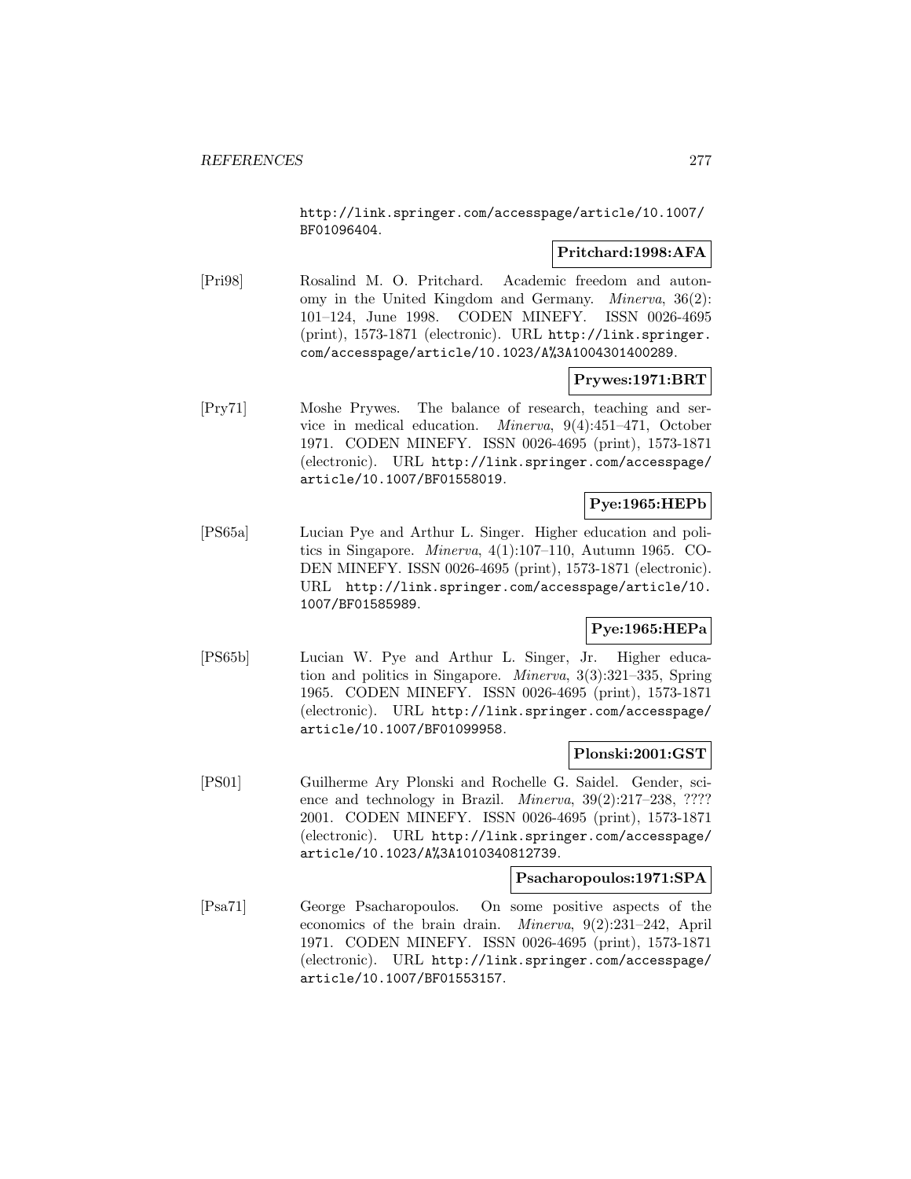http://link.springer.com/accesspage/article/10.1007/BF01096404.

**Pritchard:1998:AFA**

[Pri98] Rosalind M. O. Pritchard. Academic freedom and autonomy in the United Kingdom and Germany. *Minerva*, 36(2): 101–124, June 1998. CODEN MINEFY. ISSN 0026-4695 (print), 1573-1871 (electronic). URL http://link.springer.com/accesspage/article/10.1023/A%3A1004301400289.

**Prywes:1971:BRT**

[Pry71] Moshe Prywes. The balance of research, teaching and service in medical education. *Minerva*, 9(4):451–471, October 1971. CODEN MINEFY. ISSN 0026-4695 (print), 1573-1871 (electronic). URL http://link.springer.com/accesspage/article/10.1007/BF01558019.

**Pye:1965:HEPb**

[PS65a] Lucian Pye and Arthur L. Singer. Higher education and politics in Singapore. *Minerva*, 4(1):107–110, Autumn 1965. CODEN MINEFY. ISSN 0026-4695 (print), 1573-1871 (electronic). URL http://link.springer.com/accesspage/article/10.1007/BF01585989.

**Pye:1965:HEPa**

[PS65b] Lucian W. Pye and Arthur L. Singer, Jr. Higher education and politics in Singapore. *Minerva*, 3(3):321–335, Spring 1965. CODEN MINEFY. ISSN 0026-4695 (print), 1573-1871 (electronic). URL http://link.springer.com/accesspage/article/10.1007/BF01099958.

**Plonski:2001:GST**

[PS01] Guilherme Ary Plonski and Rochelle G. Saidel. Gender, science and technology in Brazil. *Minerva*, 39(2):217–238, ???? 2001. CODEN MINEFY. ISSN 0026-4695 (print), 1573-1871 (electronic). URL http://link.springer.com/accesspage/article/10.1023/A%3A1010340812739.

**Psacharopoulos:1971:SPA**

[Psa71] George Psacharopoulos. On some positive aspects of the economics of the brain drain. *Minerva*, 9(2):231–242, April 1971. CODEN MINEFY. ISSN 0026-4695 (print), 1573-1871 (electronic). URL http://link.springer.com/accesspage/article/10.1007/BF01553157.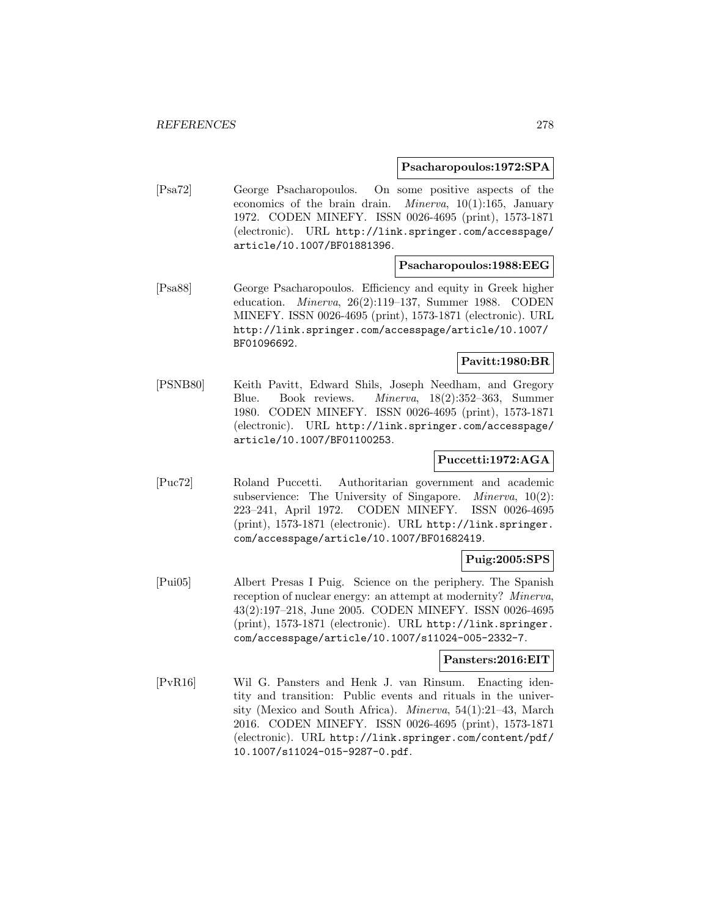**Psacharopoulos:1972:SPA**

[Psa72] George Psacharopoulos. On some positive aspects of the economics of the brain drain. *Minerva*, 10(1):165, January 1972. CODEN MINEFY. ISSN 0026-4695 (print), 1573-1871 (electronic). URL http://link.springer.com/accesspage/article/10.1007/BF01881396.

**Psacharopoulos:1988:EEG**

[Psa88] George Psacharopoulos. Efficiency and equity in Greek higher education. *Minerva*, 26(2):119–137, Summer 1988. CODEN MINEFY. ISSN 0026-4695 (print), 1573-1871 (electronic). URL http://link.springer.com/accesspage/article/10.1007/BF01096692.

**Pavitt:1980:BR**

[PSNB80] Keith Pavitt, Edward Shils, Joseph Needham, and Gregory Blue. Book reviews. *Minerva*, 18(2):352–363, Summer 1980. CODEN MINEFY. ISSN 0026-4695 (print), 1573-1871 (electronic). URL http://link.springer.com/accesspage/article/10.1007/BF01100253.

**Puccetti:1972:AGA**

[Puc72] Roland Puccetti. Authoritarian government and academic subservience: The University of Singapore. *Minerva*, 10(2): 223–241, April 1972. CODEN MINEFY. ISSN 0026-4695 (print), 1573-1871 (electronic). URL http://link.springer.com/accesspage/article/10.1007/BF01682419.

**Puig:2005:SPS**

[Pui05] Albert Presas I Puig. Science on the periphery. The Spanish reception of nuclear energy: an attempt at modernity? *Minerva*, 43(2):197–218, June 2005. CODEN MINEFY. ISSN 0026-4695 (print), 1573-1871 (electronic). URL http://link.springer.com/accesspage/article/10.1007/s11024-005-2332-7.

**Pansters:2016:EIT**

[PvR16] Wil G. Pansters and Henk J. van Rinsum. Enacting identity and transition: Public events and rituals in the university (Mexico and South Africa). *Minerva*, 54(1):21–43, March 2016. CODEN MINEFY. ISSN 0026-4695 (print), 1573-1871 (electronic). URL http://link.springer.com/content/pdf/10.1007/s11024-015-9287-0.pdf.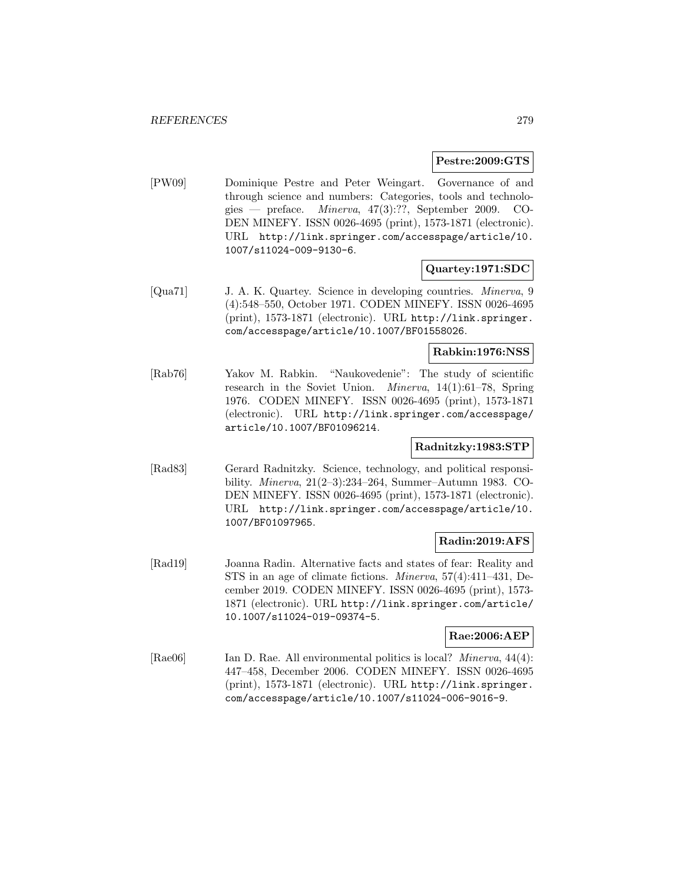**Pestre:2009:GTS**

[PW09] Dominique Pestre and Peter Weingart. Governance of and through science and numbers: Categories, tools and technologies — preface. *Minerva*, 47(3):??, September 2009. CODEN MINEFY. ISSN 0026-4695 (print), 1573-1871 (electronic). URL http://link.springer.com/accesspage/article/10.1007/s11024-009-9130-6.

**Quartey:1971:SDC**

[Qua71] J. A. K. Quartey. Science in developing countries. *Minerva*, 9 (4):548–550, October 1971. CODEN MINEFY. ISSN 0026-4695 (print), 1573-1871 (electronic). URL http://link.springer.com/accesspage/article/10.1007/BF01558026.

**Rabkin:1976:NSS**

[Rab76] Yakov M. Rabkin. "Naukovedenie": The study of scientific research in the Soviet Union. *Minerva*, 14(1):61–78, Spring 1976. CODEN MINEFY. ISSN 0026-4695 (print), 1573-1871 (electronic). URL http://link.springer.com/accesspage/article/10.1007/BF01096214.

**Radnitzky:1983:STP**

[Rad83] Gerard Radnitzky. Science, technology, and political responsibility. *Minerva*, 21(2–3):234–264, Summer–Autumn 1983. CODEN MINEFY. ISSN 0026-4695 (print), 1573-1871 (electronic). URL http://link.springer.com/accesspage/article/10.1007/BF01097965.

**Radin:2019:AFS**

[Rad19] Joanna Radin. Alternative facts and states of fear: Reality and STS in an age of climate fictions. *Minerva*, 57(4):411–431, December 2019. CODEN MINEFY. ISSN 0026-4695 (print), 1573-1871 (electronic). URL http://link.springer.com/article/10.1007/s11024-019-09374-5.

**Rae:2006:AEP**

[Rae06] Ian D. Rae. All environmental politics is local? *Minerva*, 44(4): 447–458, December 2006. CODEN MINEFY. ISSN 0026-4695 (print), 1573-1871 (electronic). URL http://link.springer.com/accesspage/article/10.1007/s11024-006-9016-9.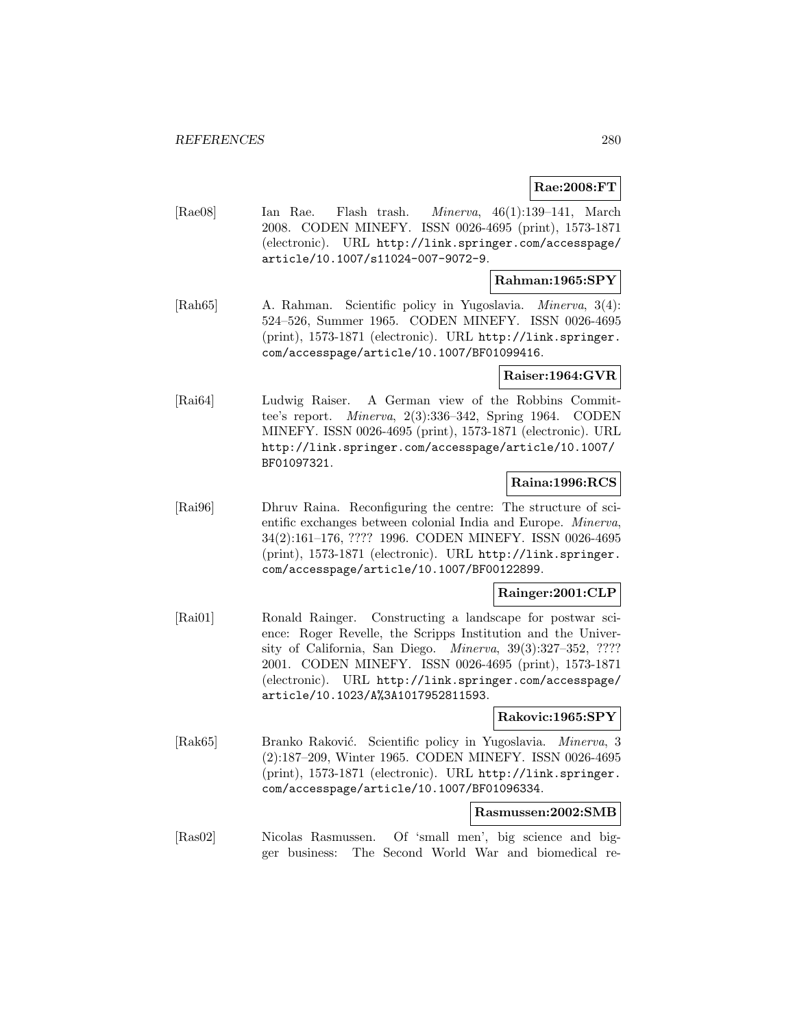**Rae:2008:FT**

[Rae08] Ian Rae. Flash trash. *Minerva*, 46(1):139–141, March 2008. CODEN MINEFY. ISSN 0026-4695 (print), 1573-1871 (electronic). URL http://link.springer.com/accesspage/article/10.1007/s11024-007-9072-9.

**Rahman:1965:SPY**

[Rah65] A. Rahman. Scientific policy in Yugoslavia. *Minerva*, 3(4): 524–526, Summer 1965. CODEN MINEFY. ISSN 0026-4695 (print), 1573-1871 (electronic). URL http://link.springer.com/accesspage/article/10.1007/BF01099416.

**Raiser:1964:GVR**

[Rai64] Ludwig Raiser. A German view of the Robbins Committee's report. *Minerva*, 2(3):336–342, Spring 1964. CODEN MINEFY. ISSN 0026-4695 (print), 1573-1871 (electronic). URL http://link.springer.com/accesspage/article/10.1007/BF01097321.

**Raina:1996:RCS**

[Rai96] Dhruv Raina. Reconfiguring the centre: The structure of scientific exchanges between colonial India and Europe. *Minerva*, 34(2):161–176, ???? 1996. CODEN MINEFY. ISSN 0026-4695 (print), 1573-1871 (electronic). URL http://link.springer.com/accesspage/article/10.1007/BF00122899.

**Rainger:2001:CLP**

[Rai01] Ronald Rainger. Constructing a landscape for postwar science: Roger Revelle, the Scripps Institution and the University of California, San Diego. *Minerva*, 39(3):327–352, ???? 2001. CODEN MINEFY. ISSN 0026-4695 (print), 1573-1871 (electronic). URL http://link.springer.com/accesspage/article/10.1023/A%3A1017952811593.

**Rakovic:1965:SPY**

[Rak65] Branko Raković. Scientific policy in Yugoslavia. *Minerva*, 3 (2):187–209, Winter 1965. CODEN MINEFY. ISSN 0026-4695 (print), 1573-1871 (electronic). URL http://link.springer.com/accesspage/article/10.1007/BF01096334.

**Rasmussen:2002:SMB**

[Ras02] Nicolas Rasmussen. Of 'small men', big science and bigger business: The Second World War and biomedical re-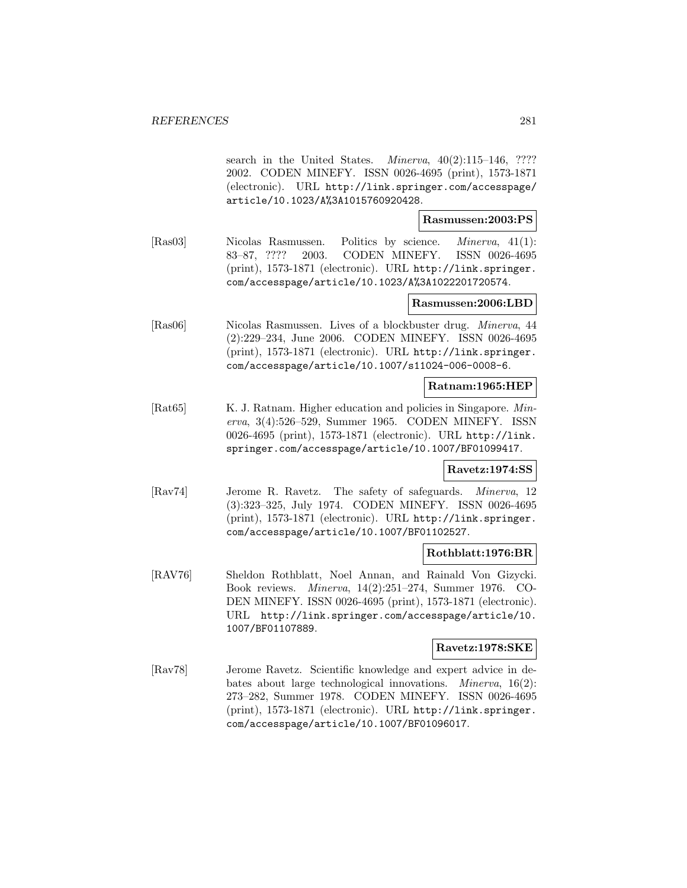search in the United States. *Minerva*, 40(2):115–146, ???? 2002. CODEN MINEFY. ISSN 0026-4695 (print), 1573-1871 (electronic). URL http://link.springer.com/accesspage/article/10.1023/A%3A1015760920428.

**Rasmussen:2003:PS**

[Ras03] Nicolas Rasmussen. Politics by science. *Minerva*, 41(1): 83–87, ???? 2003. CODEN MINEFY. ISSN 0026-4695 (print), 1573-1871 (electronic). URL http://link.springer.com/accesspage/article/10.1023/A%3A1022201720574.

**Rasmussen:2006:LBD**

[Ras06] Nicolas Rasmussen. Lives of a blockbuster drug. *Minerva*, 44 (2):229–234, June 2006. CODEN MINEFY. ISSN 0026-4695 (print), 1573-1871 (electronic). URL http://link.springer.com/accesspage/article/10.1007/s11024-006-0008-6.

**Ratnam:1965:HEP**

[Rat65] K. J. Ratnam. Higher education and policies in Singapore. *Minerva*, 3(4):526–529, Summer 1965. CODEN MINEFY. ISSN 0026-4695 (print), 1573-1871 (electronic). URL http://link.springer.com/accesspage/article/10.1007/BF01099417.

**Ravetz:1974:SS**

[Rav74] Jerome R. Ravetz. The safety of safeguards. *Minerva*, 12 (3):323–325, July 1974. CODEN MINEFY. ISSN 0026-4695 (print), 1573-1871 (electronic). URL http://link.springer.com/accesspage/article/10.1007/BF01102527.

**Rothblatt:1976:BR**

[RAV76] Sheldon Rothblatt, Noel Annan, and Rainald Von Gizycki. Book reviews. *Minerva*, 14(2):251–274, Summer 1976. CODEN MINEFY. ISSN 0026-4695 (print), 1573-1871 (electronic). URL http://link.springer.com/accesspage/article/10.1007/BF01107889.

**Ravetz:1978:SKE**

[Rav78] Jerome Ravetz. Scientific knowledge and expert advice in debates about large technological innovations. *Minerva*, 16(2): 273–282, Summer 1978. CODEN MINEFY. ISSN 0026-4695 (print), 1573-1871 (electronic). URL http://link.springer.com/accesspage/article/10.1007/BF01096017.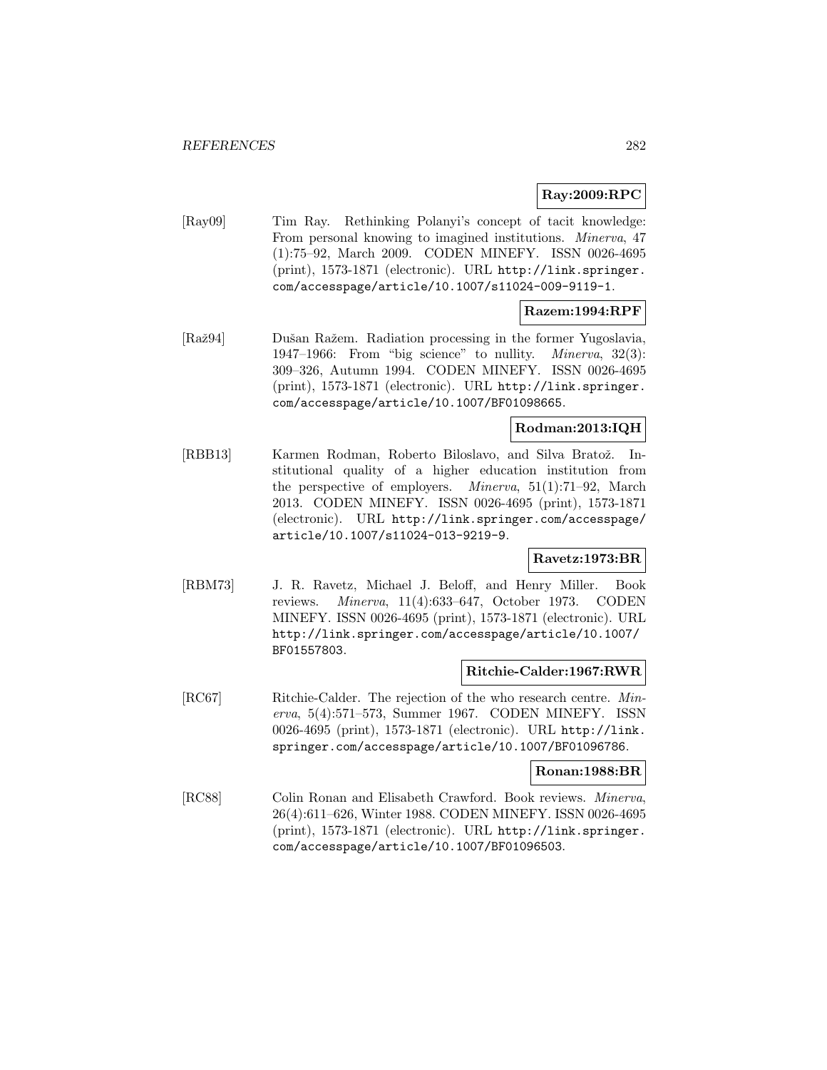**Ray:2009:RPC**

[Ray09] Tim Ray. Rethinking Polanyi's concept of tacit knowledge: From personal knowing to imagined institutions. *Minerva*, 47 (1):75–92, March 2009. CODEN MINEFY. ISSN 0026-4695 (print), 1573-1871 (electronic). URL http://link.springer.com/accesspage/article/10.1007/s11024-009-9119-1.

**Razem:1994:RPF**

[Raž94] Dušan Ražem. Radiation processing in the former Yugoslavia, 1947–1966: From "big science" to nullity. *Minerva*, 32(3): 309–326, Autumn 1994. CODEN MINEFY. ISSN 0026-4695 (print), 1573-1871 (electronic). URL http://link.springer.com/accesspage/article/10.1007/BF01098665.

**Rodman:2013:IQH**

[RBB13] Karmen Rodman, Roberto Biloslavo, and Silva Bratož. Institutional quality of a higher education institution from the perspective of employers. *Minerva*, 51(1):71–92, March 2013. CODEN MINEFY. ISSN 0026-4695 (print), 1573-1871 (electronic). URL http://link.springer.com/accesspage/article/10.1007/s11024-013-9219-9.

**Ravetz:1973:BR**

[RBM73] J. R. Ravetz, Michael J. Beloff, and Henry Miller. Book reviews. *Minerva*, 11(4):633–647, October 1973. CODEN MINEFY. ISSN 0026-4695 (print), 1573-1871 (electronic). URL http://link.springer.com/accesspage/article/10.1007/BF01557803.

**Ritchie-Calder:1967:RWR**

[RC67] Ritchie-Calder. The rejection of the who research centre. *Minerva*, 5(4):571–573, Summer 1967. CODEN MINEFY. ISSN 0026-4695 (print), 1573-1871 (electronic). URL http://link.springer.com/accesspage/article/10.1007/BF01096786.

**Ronan:1988:BR**

[RC88] Colin Ronan and Elisabeth Crawford. Book reviews. *Minerva*, 26(4):611–626, Winter 1988. CODEN MINEFY. ISSN 0026-4695 (print), 1573-1871 (electronic). URL http://link.springer.com/accesspage/article/10.1007/BF01096503.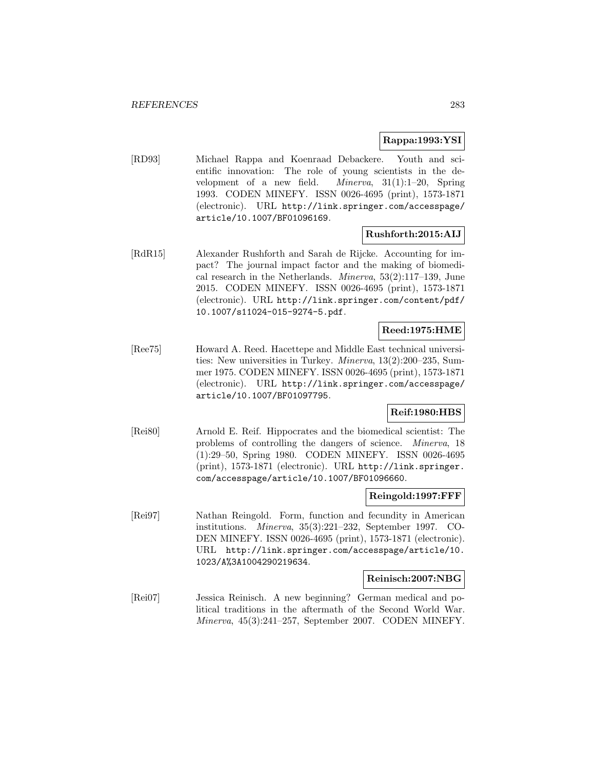**Rappa:1993:YSI**

[RD93] Michael Rappa and Koenraad Debackere. Youth and scientific innovation: The role of young scientists in the development of a new field. *Minerva*, 31(1):1–20, Spring 1993. CODEN MINEFY. ISSN 0026-4695 (print), 1573-1871 (electronic). URL http://link.springer.com/accesspage/article/10.1007/BF01096169.

**Rushforth:2015:AIJ**

[RdR15] Alexander Rushforth and Sarah de Rijcke. Accounting for impact? The journal impact factor and the making of biomedical research in the Netherlands. *Minerva*, 53(2):117–139, June 2015. CODEN MINEFY. ISSN 0026-4695 (print), 1573-1871 (electronic). URL http://link.springer.com/content/pdf/10.1007/s11024-015-9274-5.pdf.

**Reed:1975:HME**

[Ree75] Howard A. Reed. Hacettepe and Middle East technical universities: New universities in Turkey. *Minerva*, 13(2):200–235, Summer 1975. CODEN MINEFY. ISSN 0026-4695 (print), 1573-1871 (electronic). URL http://link.springer.com/accesspage/article/10.1007/BF01097795.

**Reif:1980:HBS**

[Rei80] Arnold E. Reif. Hippocrates and the biomedical scientist: The problems of controlling the dangers of science. *Minerva*, 18 (1):29–50, Spring 1980. CODEN MINEFY. ISSN 0026-4695 (print), 1573-1871 (electronic). URL http://link.springer.com/accesspage/article/10.1007/BF01096660.

**Reingold:1997:FFF**

[Rei97] Nathan Reingold. Form, function and fecundity in American institutions. *Minerva*, 35(3):221–232, September 1997. CODEN MINEFY. ISSN 0026-4695 (print), 1573-1871 (electronic). URL http://link.springer.com/accesspage/article/10.1023/A%3A1004290219634.

**Reinisch:2007:NBG**

[Rei07] Jessica Reinisch. A new beginning? German medical and political traditions in the aftermath of the Second World War. *Minerva*, 45(3):241–257, September 2007. CODEN MINEFY.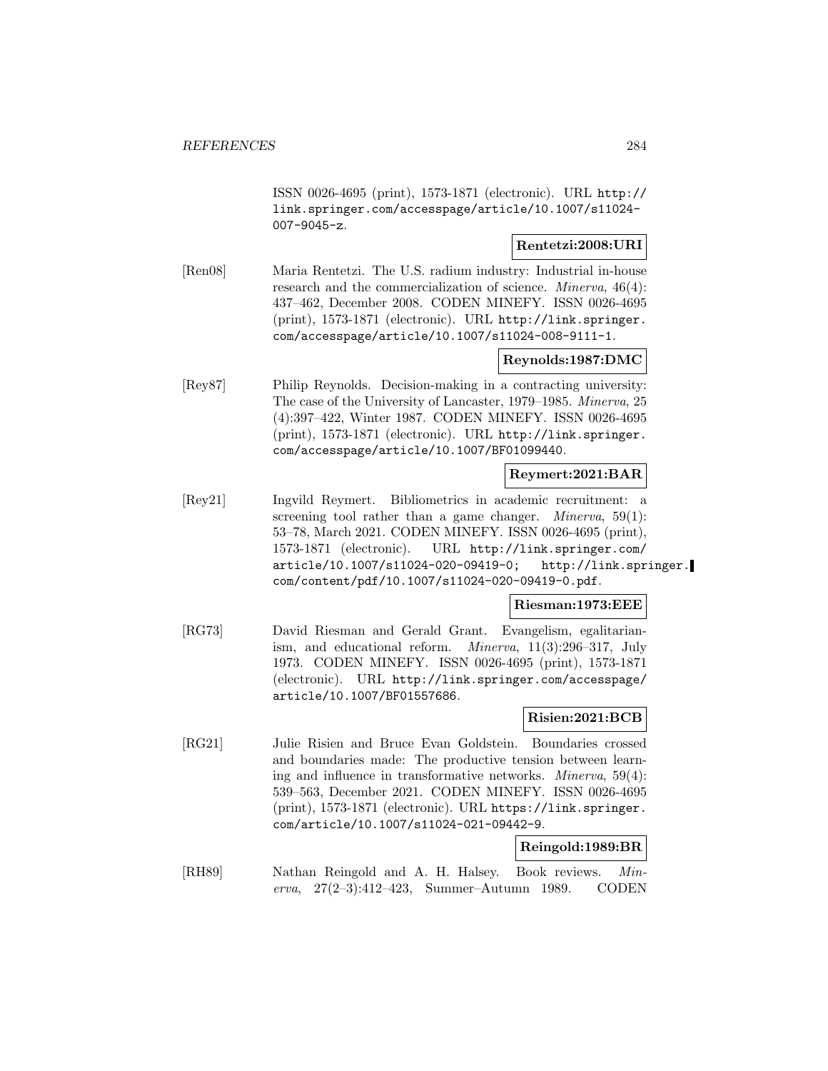ISSN 0026-4695 (print), 1573-1871 (electronic). URL http://link.springer.com/accesspage/article/10.1007/s11024-007-9045-z.

**Rentetzi:2008:URI**

[Ren08] Maria Rentetzi. The U.S. radium industry: Industrial in-house research and the commercialization of science. *Minerva*, 46(4): 437–462, December 2008. CODEN MINEFY. ISSN 0026-4695 (print), 1573-1871 (electronic). URL http://link.springer.com/accesspage/article/10.1007/s11024-008-9111-1.

**Reynolds:1987:DMC**

[Rey87] Philip Reynolds. Decision-making in a contracting university: The case of the University of Lancaster, 1979–1985. *Minerva*, 25 (4):397–422, Winter 1987. CODEN MINEFY. ISSN 0026-4695 (print), 1573-1871 (electronic). URL http://link.springer.com/accesspage/article/10.1007/BF01099440.

**Reymert:2021:BAR**

[Rey21] Ingvild Reymert. Bibliometrics in academic recruitment: a screening tool rather than a game changer. *Minerva*, 59(1): 53–78, March 2021. CODEN MINEFY. ISSN 0026-4695 (print), 1573-1871 (electronic). URL http://link.springer.com/article/10.1007/s11024-020-09419-0; http://link.springer.com/content/pdf/10.1007/s11024-020-09419-0.pdf.

**Riesman:1973:EEE**

[RG73] David Riesman and Gerald Grant. Evangelism, egalitarianism, and educational reform. *Minerva*, 11(3):296–317, July 1973. CODEN MINEFY. ISSN 0026-4695 (print), 1573-1871 (electronic). URL http://link.springer.com/accesspage/article/10.1007/BF01557686.

**Risien:2021:BCB**

[RG21] Julie Risien and Bruce Evan Goldstein. Boundaries crossed and boundaries made: The productive tension between learning and influence in transformative networks. *Minerva*, 59(4): 539–563, December 2021. CODEN MINEFY. ISSN 0026-4695 (print), 1573-1871 (electronic). URL https://link.springer.com/article/10.1007/s11024-021-09442-9.

**Reingold:1989:BR**

[RH89] Nathan Reingold and A. H. Halsey. Book reviews. *Minerva*, 27(2–3):412–423, Summer–Autumn 1989. CODEN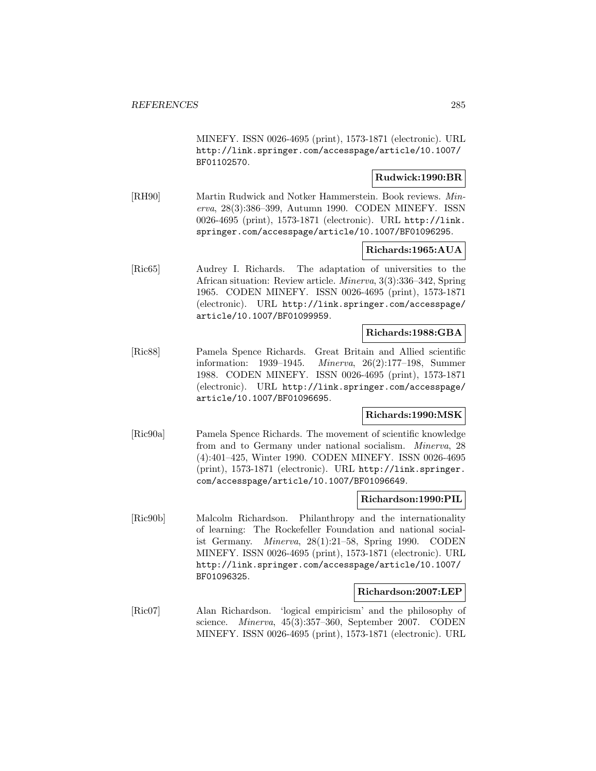MINEFY. ISSN 0026-4695 (print), 1573-1871 (electronic). URL http://link.springer.com/accesspage/article/10.1007/BF01102570.

**Rudwick:1990:BR**

[RH90] Martin Rudwick and Notker Hammerstein. Book reviews. *Minerva*, 28(3):386–399, Autumn 1990. CODEN MINEFY. ISSN 0026-4695 (print), 1573-1871 (electronic). URL http://link.springer.com/accesspage/article/10.1007/BF01096295.

**Richards:1965:AUA**

[Ric65] Audrey I. Richards. The adaptation of universities to the African situation: Review article. *Minerva*, 3(3):336–342, Spring 1965. CODEN MINEFY. ISSN 0026-4695 (print), 1573-1871 (electronic). URL http://link.springer.com/accesspage/article/10.1007/BF01099959.

**Richards:1988:GBA**

[Ric88] Pamela Spence Richards. Great Britain and Allied scientific information: 1939–1945. *Minerva*, 26(2):177–198, Summer 1988. CODEN MINEFY. ISSN 0026-4695 (print), 1573-1871 (electronic). URL http://link.springer.com/accesspage/article/10.1007/BF01096695.

**Richards:1990:MSK**

[Ric90a] Pamela Spence Richards. The movement of scientific knowledge from and to Germany under national socialism. *Minerva*, 28 (4):401–425, Winter 1990. CODEN MINEFY. ISSN 0026-4695 (print), 1573-1871 (electronic). URL http://link.springer.com/accesspage/article/10.1007/BF01096649.

**Richardson:1990:PIL**

[Ric90b] Malcolm Richardson. Philanthropy and the internationality of learning: The Rockefeller Foundation and national socialist Germany. *Minerva*, 28(1):21–58, Spring 1990. CODEN MINEFY. ISSN 0026-4695 (print), 1573-1871 (electronic). URL http://link.springer.com/accesspage/article/10.1007/BF01096325.

**Richardson:2007:LEP**

[Ric07] Alan Richardson. 'logical empiricism' and the philosophy of science. *Minerva*, 45(3):357–360, September 2007. CODEN MINEFY. ISSN 0026-4695 (print), 1573-1871 (electronic). URL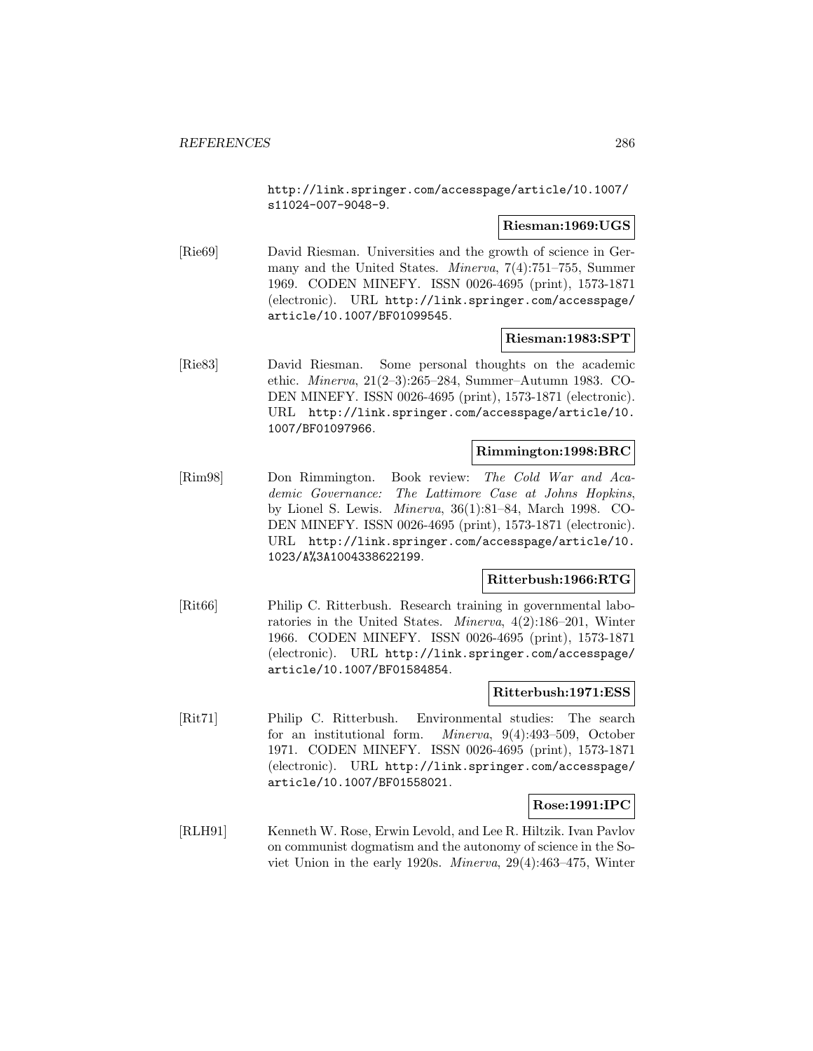http://link.springer.com/accesspage/article/10.1007/s11024-007-9048-9.

**Riesman:1969:UGS**

[Rie69] David Riesman. Universities and the growth of science in Germany and the United States. *Minerva*, 7(4):751–755, Summer 1969. CODEN MINEFY. ISSN 0026-4695 (print), 1573-1871 (electronic). URL http://link.springer.com/accesspage/article/10.1007/BF01099545.

**Riesman:1983:SPT**

[Rie83] David Riesman. Some personal thoughts on the academic ethic. *Minerva*, 21(2–3):265–284, Summer–Autumn 1983. CODEN MINEFY. ISSN 0026-4695 (print), 1573-1871 (electronic). URL http://link.springer.com/accesspage/article/10.1007/BF01097966.

**Rimmington:1998:BRC**

[Rim98] Don Rimmington. Book review: *The Cold War and Academic Governance: The Lattimore Case at Johns Hopkins*, by Lionel S. Lewis. *Minerva*, 36(1):81–84, March 1998. CODEN MINEFY. ISSN 0026-4695 (print), 1573-1871 (electronic). URL http://link.springer.com/accesspage/article/10.1023/A%3A1004338622199.

**Ritterbush:1966:RTG**

[Rit66] Philip C. Ritterbush. Research training in governmental laboratories in the United States. *Minerva*, 4(2):186–201, Winter 1966. CODEN MINEFY. ISSN 0026-4695 (print), 1573-1871 (electronic). URL http://link.springer.com/accesspage/article/10.1007/BF01584854.

**Ritterbush:1971:ESS**

[Rit71] Philip C. Ritterbush. Environmental studies: The search for an institutional form. *Minerva*, 9(4):493–509, October 1971. CODEN MINEFY. ISSN 0026-4695 (print), 1573-1871 (electronic). URL http://link.springer.com/accesspage/article/10.1007/BF01558021.

**Rose:1991:IPC**

[RLH91] Kenneth W. Rose, Erwin Levold, and Lee R. Hiltzik. Ivan Pavlov on communist dogmatism and the autonomy of science in the Soviet Union in the early 1920s. *Minerva*, 29(4):463–475, Winter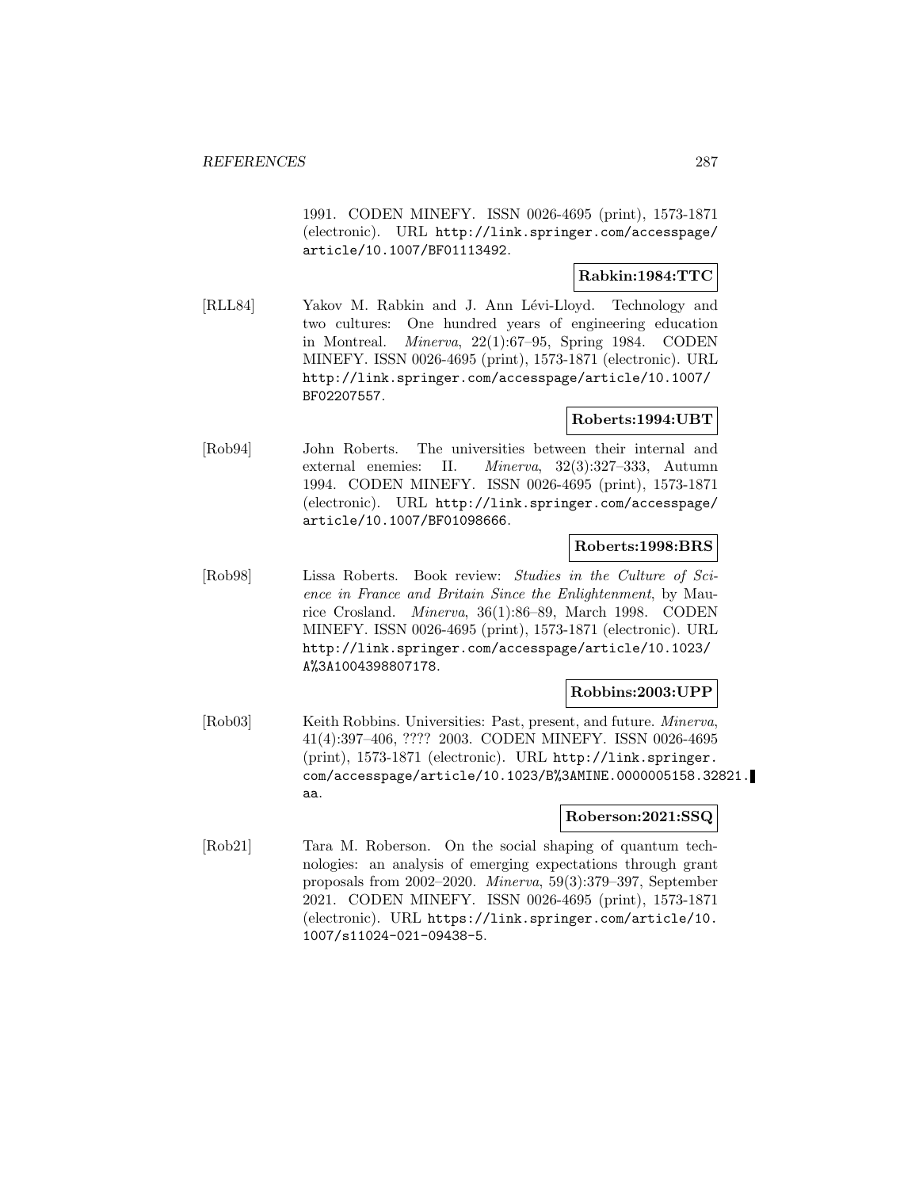1991. CODEN MINEFY. ISSN 0026-4695 (print), 1573-1871 (electronic). URL http://link.springer.com/accesspage/article/10.1007/BF01113492.

**Rabkin:1984:TTC**

[RLL84] Yakov M. Rabkin and J. Ann Lévi-Lloyd. Technology and two cultures: One hundred years of engineering education in Montreal. *Minerva*, 22(1):67–95, Spring 1984. CODEN MINEFY. ISSN 0026-4695 (print), 1573-1871 (electronic). URL http://link.springer.com/accesspage/article/10.1007/BF02207557.

**Roberts:1994:UBT**

[Rob94] John Roberts. The universities between their internal and external enemies: II. *Minerva*, 32(3):327–333, Autumn 1994. CODEN MINEFY. ISSN 0026-4695 (print), 1573-1871 (electronic). URL http://link.springer.com/accesspage/article/10.1007/BF01098666.

**Roberts:1998:BRS**

[Rob98] Lissa Roberts. Book review: *Studies in the Culture of Science in France and Britain Since the Enlightenment*, by Maurice Crosland. *Minerva*, 36(1):86–89, March 1998. CODEN MINEFY. ISSN 0026-4695 (print), 1573-1871 (electronic). URL http://link.springer.com/accesspage/article/10.1023/A%3A1004398807178.

**Robbins:2003:UPP**

[Rob03] Keith Robbins. Universities: Past, present, and future. *Minerva*, 41(4):397–406, ???? 2003. CODEN MINEFY. ISSN 0026-4695 (print), 1573-1871 (electronic). URL http://link.springer.com/accesspage/article/10.1023/B%3AMINE.0000005158.32821.aa.

**Roberson:2021:SSQ**

[Rob21] Tara M. Roberson. On the social shaping of quantum technologies: an analysis of emerging expectations through grant proposals from 2002–2020. *Minerva*, 59(3):379–397, September 2021. CODEN MINEFY. ISSN 0026-4695 (print), 1573-1871 (electronic). URL https://link.springer.com/article/10.1007/s11024-021-09438-5.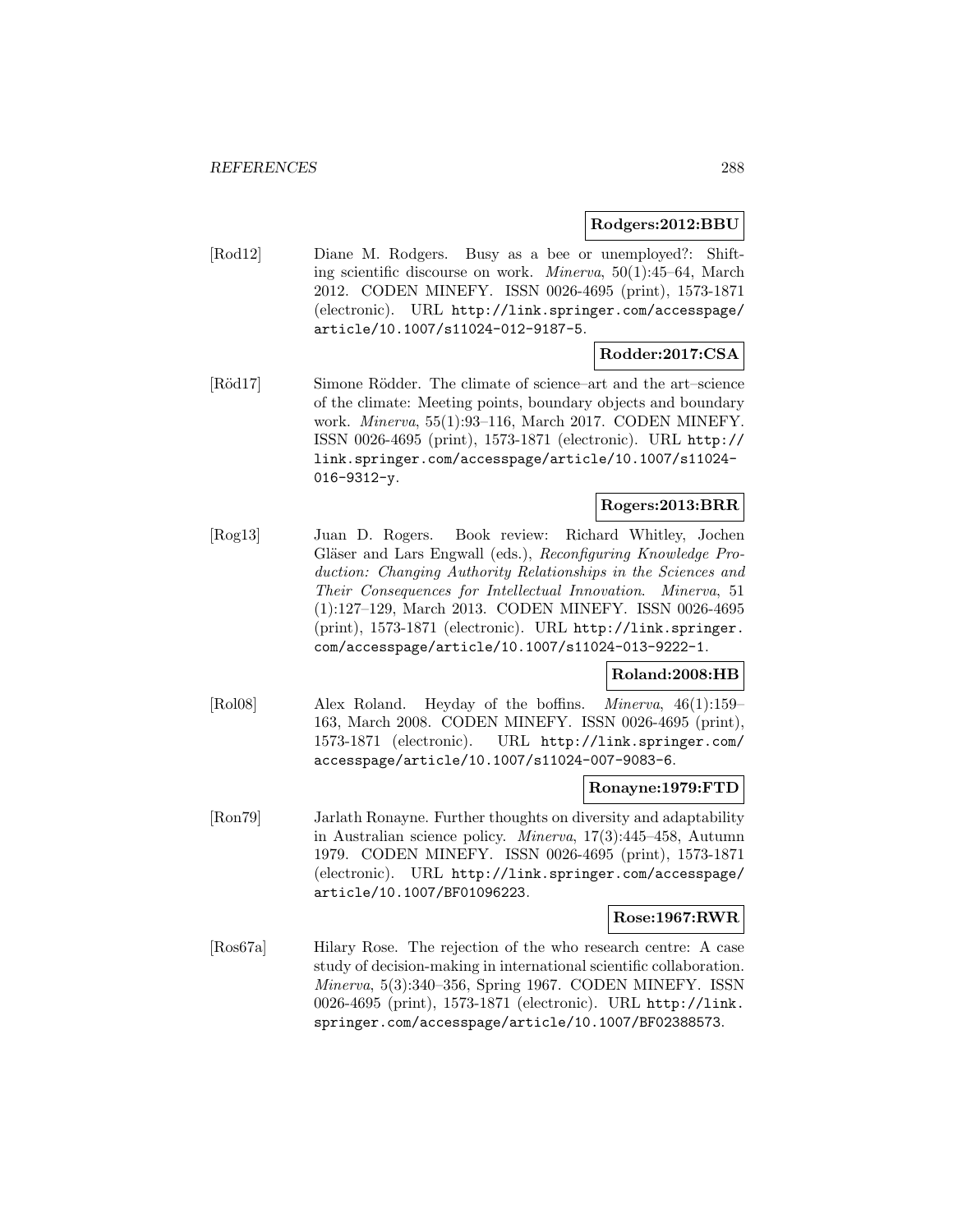**Rodgers:2012:BBU**

[Rod12] Diane M. Rodgers. Busy as a bee or unemployed?: Shifting scientific discourse on work. *Minerva*, 50(1):45–64, March 2012. CODEN MINEFY. ISSN 0026-4695 (print), 1573-1871 (electronic). URL http://link.springer.com/accesspage/article/10.1007/s11024-012-9187-5.

**Rodder:2017:CSA**

[Röd17] Simone Rödder. The climate of science–art and the art–science of the climate: Meeting points, boundary objects and boundary work. *Minerva*, 55(1):93–116, March 2017. CODEN MINEFY. ISSN 0026-4695 (print), 1573-1871 (electronic). URL http://link.springer.com/accesspage/article/10.1007/s11024-016-9312-y.

**Rogers:2013:BRR**

[Rog13] Juan D. Rogers. Book review: Richard Whitley, Jochen Gläser and Lars Engwall (eds.), *Reconfiguring Knowledge Production: Changing Authority Relationships in the Sciences and Their Consequences for Intellectual Innovation*. *Minerva*, 51(1):127–129, March 2013. CODEN MINEFY. ISSN 0026-4695 (print), 1573-1871 (electronic). URL http://link.springer.com/accesspage/article/10.1007/s11024-013-9222-1.

**Roland:2008:HB**

[Rol08] Alex Roland. Heyday of the boffins. *Minerva*, 46(1):159–163, March 2008. CODEN MINEFY. ISSN 0026-4695 (print), 1573-1871 (electronic). URL http://link.springer.com/accesspage/article/10.1007/s11024-007-9083-6.

**Ronayne:1979:FTD**

[Ron79] Jarlath Ronayne. Further thoughts on diversity and adaptability in Australian science policy. *Minerva*, 17(3):445–458, Autumn 1979. CODEN MINEFY. ISSN 0026-4695 (print), 1573-1871 (electronic). URL http://link.springer.com/accesspage/article/10.1007/BF01096223.

**Rose:1967:RWR**

[Ros67a] Hilary Rose. The rejection of the who research centre: A case study of decision-making in international scientific collaboration. *Minerva*, 5(3):340–356, Spring 1967. CODEN MINEFY. ISSN 0026-4695 (print), 1573-1871 (electronic). URL http://link.springer.com/accesspage/article/10.1007/BF02388573.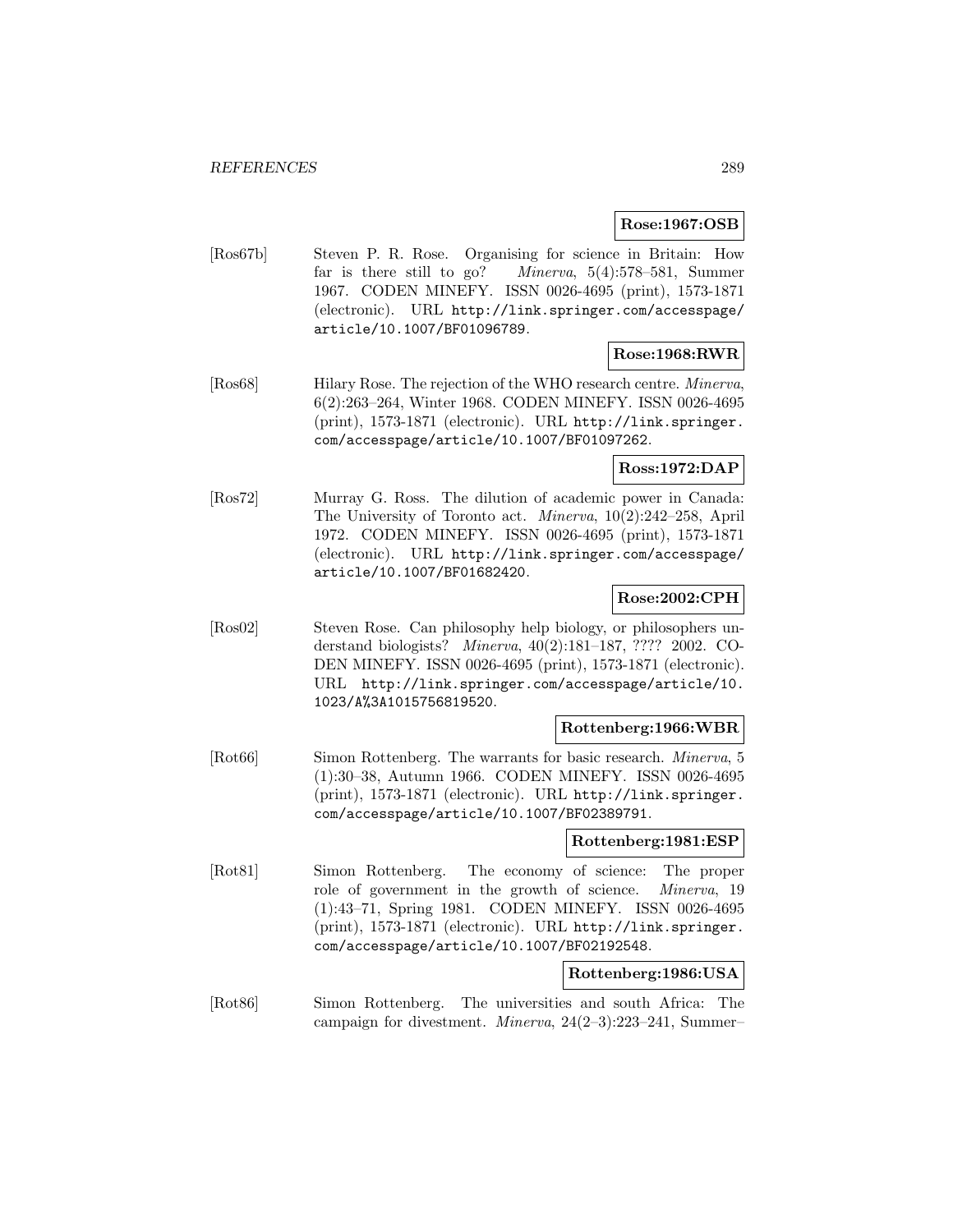**Rose:1967:OSB**

[Ros67b] Steven P. R. Rose. Organising for science in Britain: How far is there still to go? *Minerva*, 5(4):578–581, Summer 1967. CODEN MINEFY. ISSN 0026-4695 (print), 1573-1871 (electronic). URL `http://link.springer.com/accesspage/article/10.1007/BF01096789`.

**Rose:1968:RWR**

[Ros68] Hilary Rose. The rejection of the WHO research centre. *Minerva*, 6(2):263–264, Winter 1968. CODEN MINEFY. ISSN 0026-4695 (print), 1573-1871 (electronic). URL `http://link.springer.com/accesspage/article/10.1007/BF01097262`.

**Ross:1972:DAP**

[Ros72] Murray G. Ross. The dilution of academic power in Canada: The University of Toronto act. *Minerva*, 10(2):242–258, April 1972. CODEN MINEFY. ISSN 0026-4695 (print), 1573-1871 (electronic). URL `http://link.springer.com/accesspage/article/10.1007/BF01682420`.

**Rose:2002:CPH**

[Ros02] Steven Rose. Can philosophy help biology, or philosophers understand biologists? *Minerva*, 40(2):181–187, ???? 2002. CODEN MINEFY. ISSN 0026-4695 (print), 1573-1871 (electronic). URL `http://link.springer.com/accesspage/article/10.1023/A%3A1015756819520`.

**Rottenberg:1966:WBR**

[Rot66] Simon Rottenberg. The warrants for basic research. *Minerva*, 5 (1):30–38, Autumn 1966. CODEN MINEFY. ISSN 0026-4695 (print), 1573-1871 (electronic). URL `http://link.springer.com/accesspage/article/10.1007/BF02389791`.

**Rottenberg:1981:ESP**

[Rot81] Simon Rottenberg. The economy of science: The proper role of government in the growth of science. *Minerva*, 19 (1):43–71, Spring 1981. CODEN MINEFY. ISSN 0026-4695 (print), 1573-1871 (electronic). URL `http://link.springer.com/accesspage/article/10.1007/BF02192548`.

**Rottenberg:1986:USA**

[Rot86] Simon Rottenberg. The universities and south Africa: The campaign for divestment. *Minerva*, 24(2–3):223–241, Summer–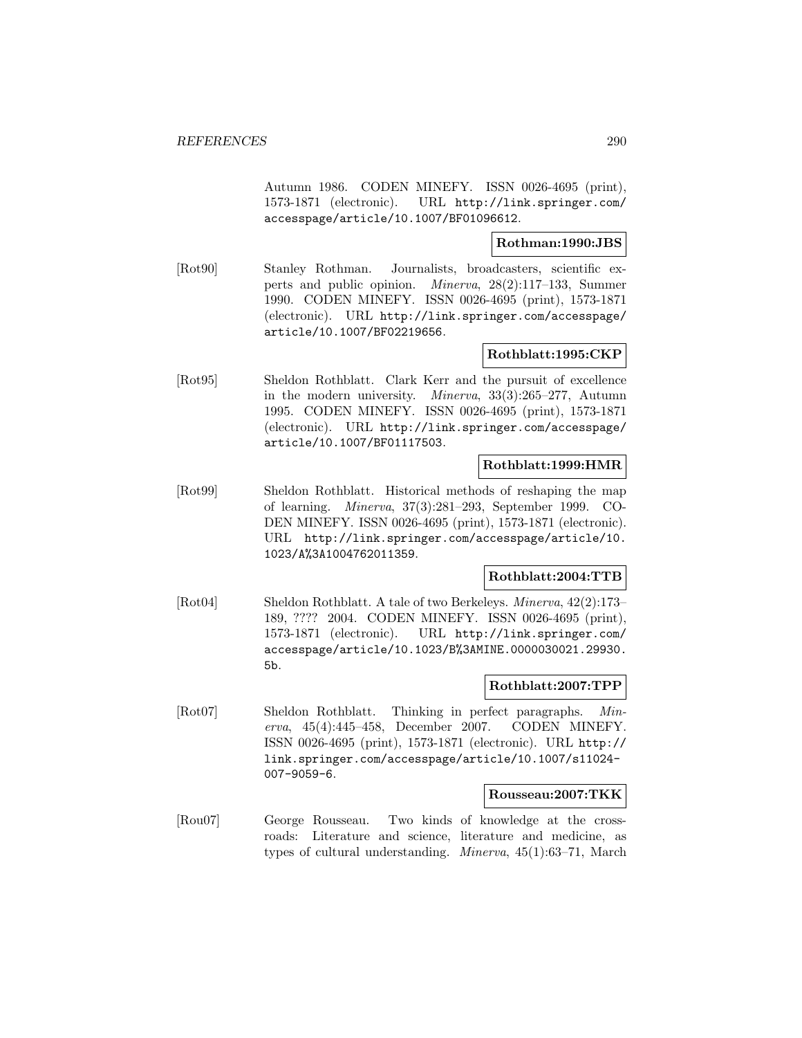Autumn 1986. CODEN MINEFY. ISSN 0026-4695 (print), 1573-1871 (electronic). URL http://link.springer.com/accesspage/article/10.1007/BF01096612.

**Rothman:1990:JBS**

[Rot90] Stanley Rothman. Journalists, broadcasters, scientific experts and public opinion. *Minerva*, 28(2):117–133, Summer 1990. CODEN MINEFY. ISSN 0026-4695 (print), 1573-1871 (electronic). URL http://link.springer.com/accesspage/article/10.1007/BF02219656.

**Rothblatt:1995:CKP**

[Rot95] Sheldon Rothblatt. Clark Kerr and the pursuit of excellence in the modern university. *Minerva*, 33(3):265–277, Autumn 1995. CODEN MINEFY. ISSN 0026-4695 (print), 1573-1871 (electronic). URL http://link.springer.com/accesspage/article/10.1007/BF01117503.

**Rothblatt:1999:HMR**

[Rot99] Sheldon Rothblatt. Historical methods of reshaping the map of learning. *Minerva*, 37(3):281–293, September 1999. CODEN MINEFY. ISSN 0026-4695 (print), 1573-1871 (electronic). URL http://link.springer.com/accesspage/article/10.1023/A%3A1004762011359.

**Rothblatt:2004:TTB**

[Rot04] Sheldon Rothblatt. A tale of two Berkeleys. *Minerva*, 42(2):173–189, ???? 2004. CODEN MINEFY. ISSN 0026-4695 (print), 1573-1871 (electronic). URL http://link.springer.com/accesspage/article/10.1023/B%3AMINE.0000030021.29930.5b.

**Rothblatt:2007:TPP**

[Rot07] Sheldon Rothblatt. Thinking in perfect paragraphs. *Minerva*, 45(4):445–458, December 2007. CODEN MINEFY. ISSN 0026-4695 (print), 1573-1871 (electronic). URL http://link.springer.com/accesspage/article/10.1007/s11024-007-9059-6.

**Rousseau:2007:TKK**

[Rou07] George Rousseau. Two kinds of knowledge at the crossroads: Literature and science, literature and medicine, as types of cultural understanding. *Minerva*, 45(1):63–71, March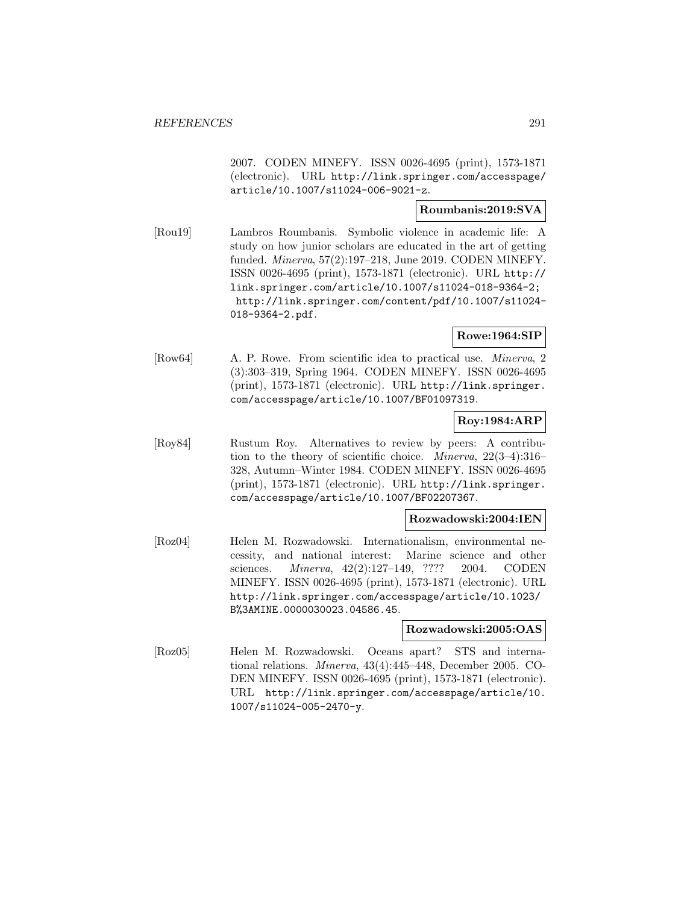2007. CODEN MINEFY. ISSN 0026-4695 (print), 1573-1871 (electronic). URL http://link.springer.com/accesspage/article/10.1007/s11024-006-9021-z.

**Roumbanis:2019:SVA**

[Rou19] Lambros Roumbanis. Symbolic violence in academic life: A study on how junior scholars are educated in the art of getting funded. *Minerva*, 57(2):197–218, June 2019. CODEN MINEFY. ISSN 0026-4695 (print), 1573-1871 (electronic). URL http://link.springer.com/article/10.1007/s11024-018-9364-2; http://link.springer.com/content/pdf/10.1007/s11024-018-9364-2.pdf.

**Rowe:1964:SIP**

[Row64] A. P. Rowe. From scientific idea to practical use. *Minerva*, 2 (3):303–319, Spring 1964. CODEN MINEFY. ISSN 0026-4695 (print), 1573-1871 (electronic). URL http://link.springer.com/accesspage/article/10.1007/BF01097319.

**Roy:1984:ARP**

[Roy84] Rustum Roy. Alternatives to review by peers: A contribution to the theory of scientific choice. *Minerva*, 22(3–4):316–328, Autumn–Winter 1984. CODEN MINEFY. ISSN 0026-4695 (print), 1573-1871 (electronic). URL http://link.springer.com/accesspage/article/10.1007/BF02207367.

**Rozwadowski:2004:IEN**

[Roz04] Helen M. Rozwadowski. Internationalism, environmental necessity, and national interest: Marine science and other sciences. *Minerva*, 42(2):127–149, ???? 2004. CODEN MINEFY. ISSN 0026-4695 (print), 1573-1871 (electronic). URL http://link.springer.com/accesspage/article/10.1023/B%3AMINE.0000030023.04586.45.

**Rozwadowski:2005:OAS**

[Roz05] Helen M. Rozwadowski. Oceans apart? STS and international relations. *Minerva*, 43(4):445–448, December 2005. CODEN MINEFY. ISSN 0026-4695 (print), 1573-1871 (electronic). URL http://link.springer.com/accesspage/article/10.1007/s11024-005-2470-y.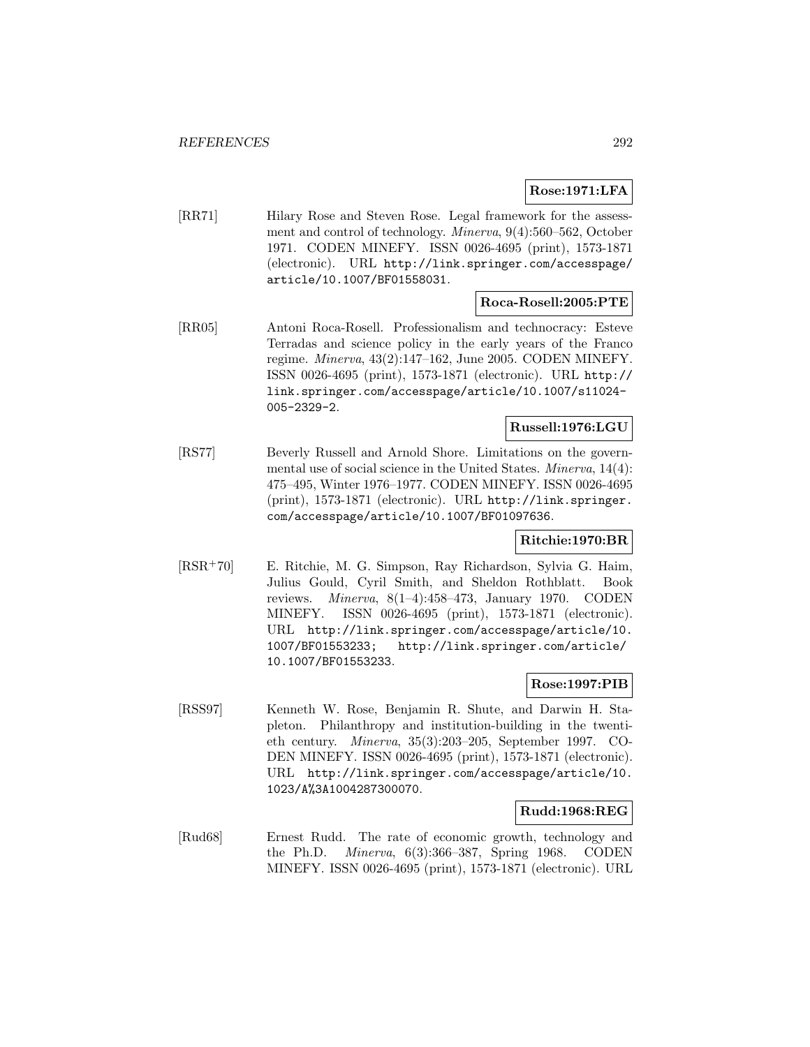**Rose:1971:LFA**

[RR71] Hilary Rose and Steven Rose. Legal framework for the assessment and control of technology. *Minerva*, 9(4):560–562, October 1971. CODEN MINEFY. ISSN 0026-4695 (print), 1573-1871 (electronic). URL http://link.springer.com/accesspage/article/10.1007/BF01558031.

**Roca-Rosell:2005:PTE**

[RR05] Antoni Roca-Rosell. Professionalism and technocracy: Esteve Terradas and science policy in the early years of the Franco regime. *Minerva*, 43(2):147–162, June 2005. CODEN MINEFY. ISSN 0026-4695 (print), 1573-1871 (electronic). URL http://link.springer.com/accesspage/article/10.1007/s11024-005-2329-2.

**Russell:1976:LGU**

[RS77] Beverly Russell and Arnold Shore. Limitations on the governmental use of social science in the United States. *Minerva*, 14(4): 475–495, Winter 1976–1977. CODEN MINEFY. ISSN 0026-4695 (print), 1573-1871 (electronic). URL http://link.springer.com/accesspage/article/10.1007/BF01097636.

**Ritchie:1970:BR**

[RSR+70] E. Ritchie, M. G. Simpson, Ray Richardson, Sylvia G. Haim, Julius Gould, Cyril Smith, and Sheldon Rothblatt. Book reviews. *Minerva*, 8(1–4):458–473, January 1970. CODEN MINEFY. ISSN 0026-4695 (print), 1573-1871 (electronic). URL http://link.springer.com/accesspage/article/10.1007/BF01553233; http://link.springer.com/article/10.1007/BF01553233.

**Rose:1997:PIB**

[RSS97] Kenneth W. Rose, Benjamin R. Shute, and Darwin H. Stapleton. Philanthropy and institution-building in the twentieth century. *Minerva*, 35(3):203–205, September 1997. CODEN MINEFY. ISSN 0026-4695 (print), 1573-1871 (electronic). URL http://link.springer.com/accesspage/article/10.1023/A%3A1004287300070.

**Rudd:1968:REG**

[Rud68] Ernest Rudd. The rate of economic growth, technology and the Ph.D. *Minerva*, 6(3):366–387, Spring 1968. CODEN MINEFY. ISSN 0026-4695 (print), 1573-1871 (electronic). URL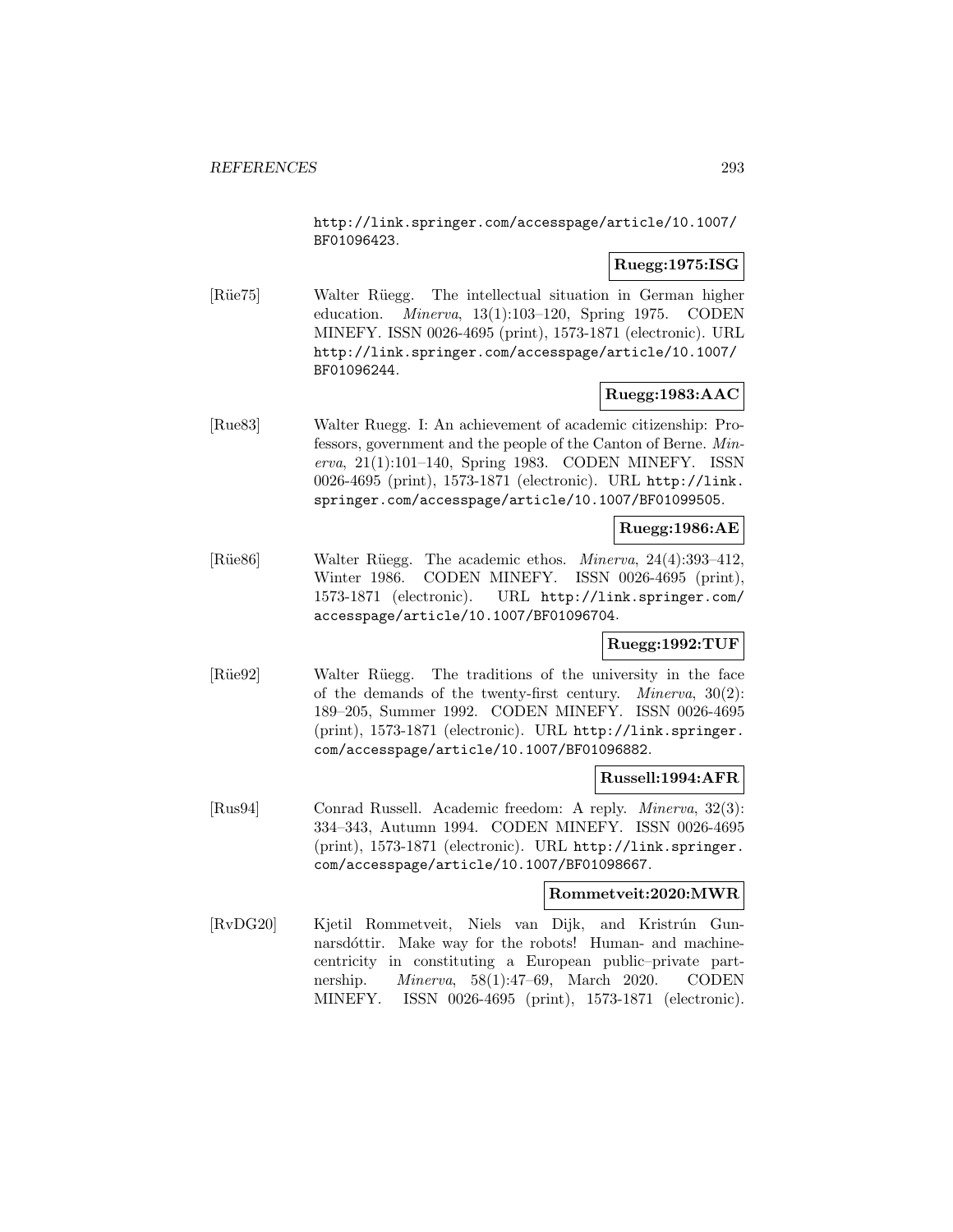http://link.springer.com/accesspage/article/10.1007/BF01096423.

**Ruegg:1975:ISG**

[Rüe75] Walter Rüegg. The intellectual situation in German higher education. *Minerva*, 13(1):103–120, Spring 1975. CODEN MINEFY. ISSN 0026-4695 (print), 1573-1871 (electronic). URL http://link.springer.com/accesspage/article/10.1007/BF01096244.

**Ruegg:1983:AAC**

[Rue83] Walter Ruegg. I: An achievement of academic citizenship: Professors, government and the people of the Canton of Berne. *Minerva*, 21(1):101–140, Spring 1983. CODEN MINEFY. ISSN 0026-4695 (print), 1573-1871 (electronic). URL http://link.springer.com/accesspage/article/10.1007/BF01099505.

**Ruegg:1986:AE**

[Rüe86] Walter Rüegg. The academic ethos. *Minerva*, 24(4):393–412, Winter 1986. CODEN MINEFY. ISSN 0026-4695 (print), 1573-1871 (electronic). URL http://link.springer.com/accesspage/article/10.1007/BF01096704.

**Ruegg:1992:TUF**

[Rüe92] Walter Rüegg. The traditions of the university in the face of the demands of the twenty-first century. *Minerva*, 30(2): 189–205, Summer 1992. CODEN MINEFY. ISSN 0026-4695 (print), 1573-1871 (electronic). URL http://link.springer.com/accesspage/article/10.1007/BF01096882.

**Russell:1994:AFR**

[Rus94] Conrad Russell. Academic freedom: A reply. *Minerva*, 32(3): 334–343, Autumn 1994. CODEN MINEFY. ISSN 0026-4695 (print), 1573-1871 (electronic). URL http://link.springer.com/accesspage/article/10.1007/BF01098667.

**Rommetveit:2020:MWR**

[RvDG20] Kjetil Rommetveit, Niels van Dijk, and Kristrún Gunnarsdóttir. Make way for the robots! Human- and machine-centricity in constituting a European public–private partnership. *Minerva*, 58(1):47–69, March 2020. CODEN MINEFY. ISSN 0026-4695 (print), 1573-1871 (electronic).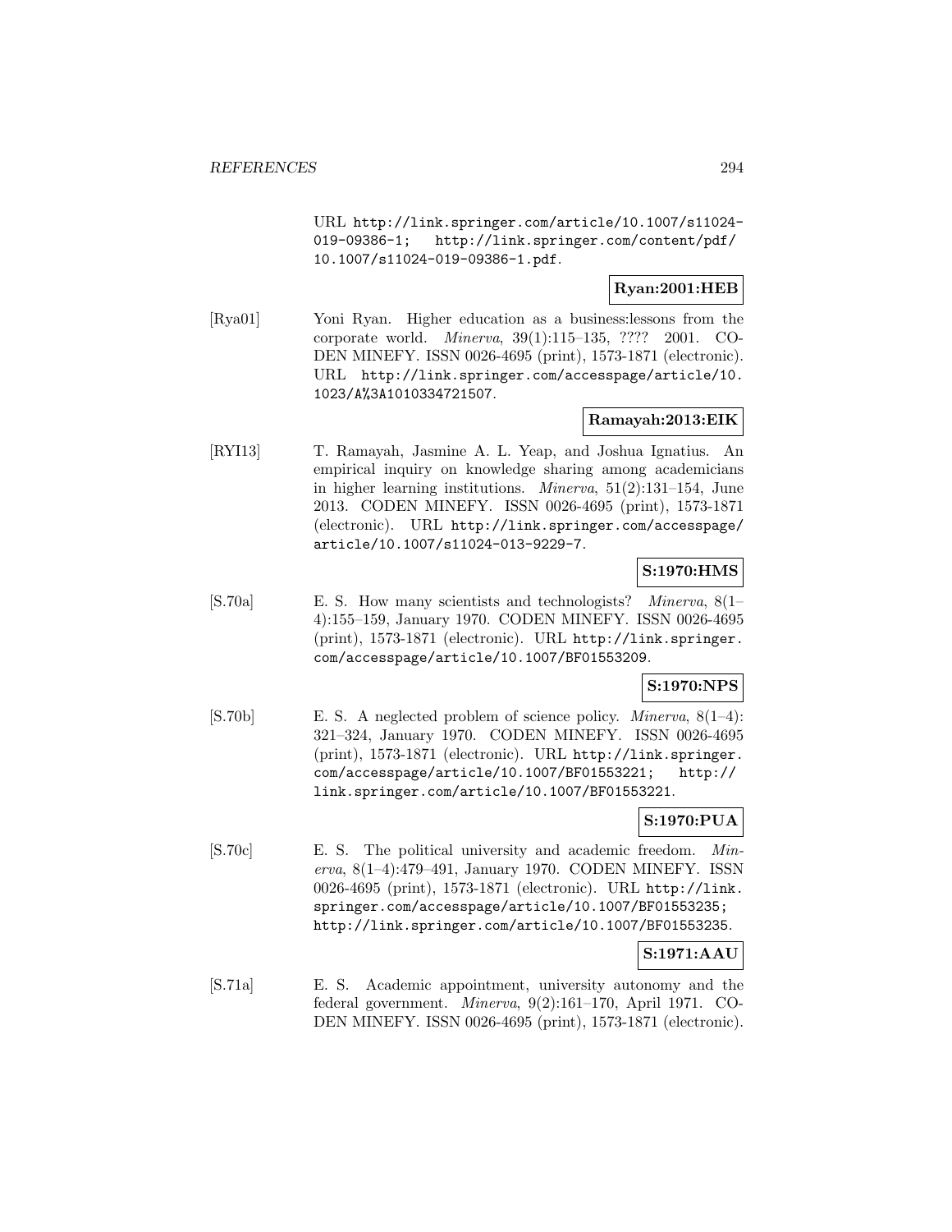URL http://link.springer.com/article/10.1007/s11024-019-09386-1; http://link.springer.com/content/pdf/10.1007/s11024-019-09386-1.pdf.

**Ryan:2001:HEB**

[Rya01] Yoni Ryan. Higher education as a business:lessons from the corporate world. *Minerva*, 39(1):115–135, ???? 2001. CODEN MINEFY. ISSN 0026-4695 (print), 1573-1871 (electronic). URL http://link.springer.com/accesspage/article/10.1023/A%3A1010334721507.

**Ramayah:2013:EIK**

[RYI13] T. Ramayah, Jasmine A. L. Yeap, and Joshua Ignatius. An empirical inquiry on knowledge sharing among academicians in higher learning institutions. *Minerva*, 51(2):131–154, June 2013. CODEN MINEFY. ISSN 0026-4695 (print), 1573-1871 (electronic). URL http://link.springer.com/accesspage/article/10.1007/s11024-013-9229-7.

**S:1970:HMS**

[S.70a] E. S. How many scientists and technologists? *Minerva*, 8(1–4):155–159, January 1970. CODEN MINEFY. ISSN 0026-4695 (print), 1573-1871 (electronic). URL http://link.springer.com/accesspage/article/10.1007/BF01553209.

**S:1970:NPS**

[S.70b] E. S. A neglected problem of science policy. *Minerva*, 8(1–4):321–324, January 1970. CODEN MINEFY. ISSN 0026-4695 (print), 1573-1871 (electronic). URL http://link.springer.com/accesspage/article/10.1007/BF01553221; http://link.springer.com/article/10.1007/BF01553221.

**S:1970:PUA**

[S.70c] E. S. The political university and academic freedom. *Minerva*, 8(1–4):479–491, January 1970. CODEN MINEFY. ISSN 0026-4695 (print), 1573-1871 (electronic). URL http://link.springer.com/accesspage/article/10.1007/BF01553235; http://link.springer.com/article/10.1007/BF01553235.

**S:1971:AAU**

[S.71a] E. S. Academic appointment, university autonomy and the federal government. *Minerva*, 9(2):161–170, April 1971. CODEN MINEFY. ISSN 0026-4695 (print), 1573-1871 (electronic).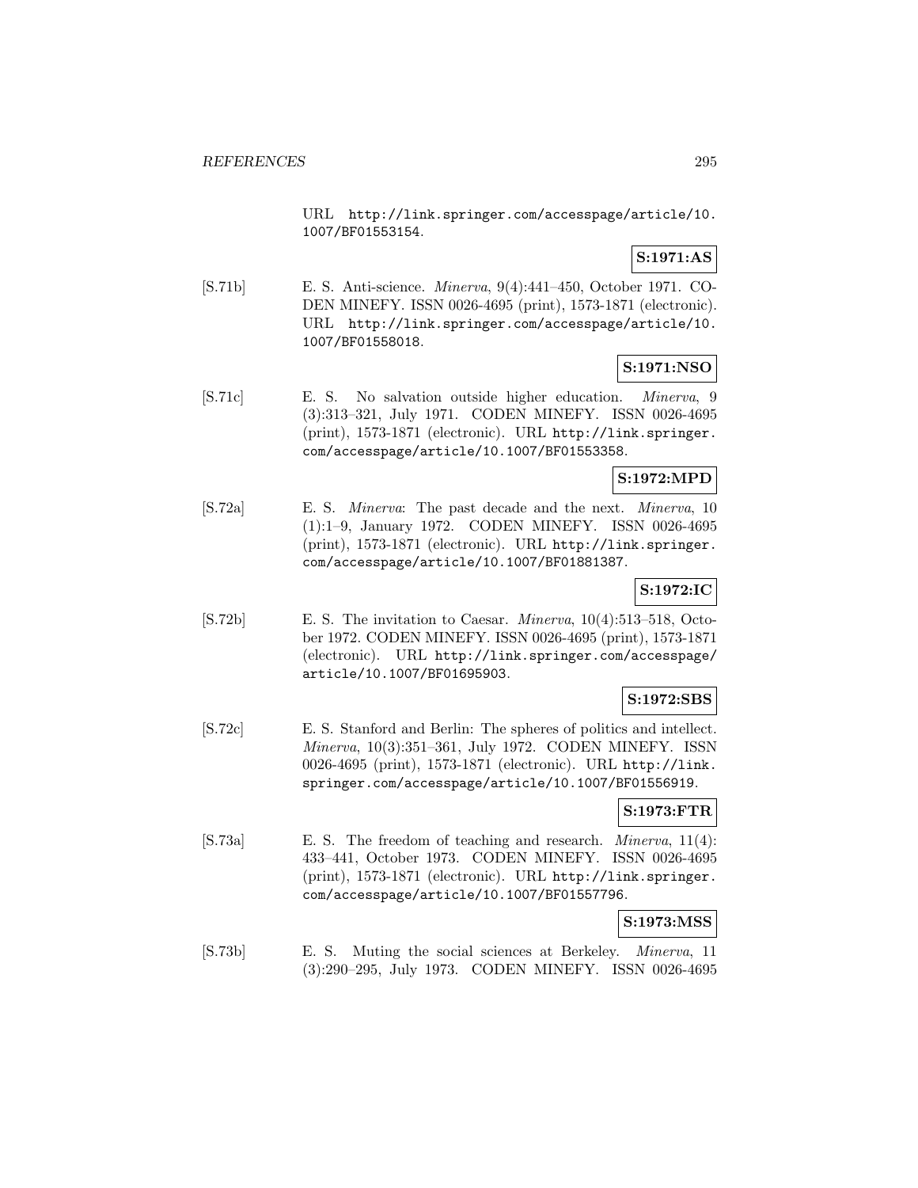URL http://link.springer.com/accesspage/article/10.1007/BF01553154.

**S:1971:AS**

[S.71b] E. S. Anti-science. *Minerva*, 9(4):441–450, October 1971. CODEN MINEFY. ISSN 0026-4695 (print), 1573-1871 (electronic). URL http://link.springer.com/accesspage/article/10.1007/BF01558018.

**S:1971:NSO**

[S.71c] E. S. No salvation outside higher education. *Minerva*, 9 (3):313–321, July 1971. CODEN MINEFY. ISSN 0026-4695 (print), 1573-1871 (electronic). URL http://link.springer.com/accesspage/article/10.1007/BF01553358.

**S:1972:MPD**

[S.72a] E. S. *Minerva*: The past decade and the next. *Minerva*, 10 (1):1–9, January 1972. CODEN MINEFY. ISSN 0026-4695 (print), 1573-1871 (electronic). URL http://link.springer.com/accesspage/article/10.1007/BF01881387.

**S:1972:IC**

[S.72b] E. S. The invitation to Caesar. *Minerva*, 10(4):513–518, October 1972. CODEN MINEFY. ISSN 0026-4695 (print), 1573-1871 (electronic). URL http://link.springer.com/accesspage/article/10.1007/BF01695903.

**S:1972:SBS**

[S.72c] E. S. Stanford and Berlin: The spheres of politics and intellect. *Minerva*, 10(3):351–361, July 1972. CODEN MINEFY. ISSN 0026-4695 (print), 1573-1871 (electronic). URL http://link.springer.com/accesspage/article/10.1007/BF01556919.

**S:1973:FTR**

[S.73a] E. S. The freedom of teaching and research. *Minerva*, 11(4): 433–441, October 1973. CODEN MINEFY. ISSN 0026-4695 (print), 1573-1871 (electronic). URL http://link.springer.com/accesspage/article/10.1007/BF01557796.

**S:1973:MSS**

[S.73b] E. S. Muting the social sciences at Berkeley. *Minerva*, 11 (3):290–295, July 1973. CODEN MINEFY. ISSN 0026-4695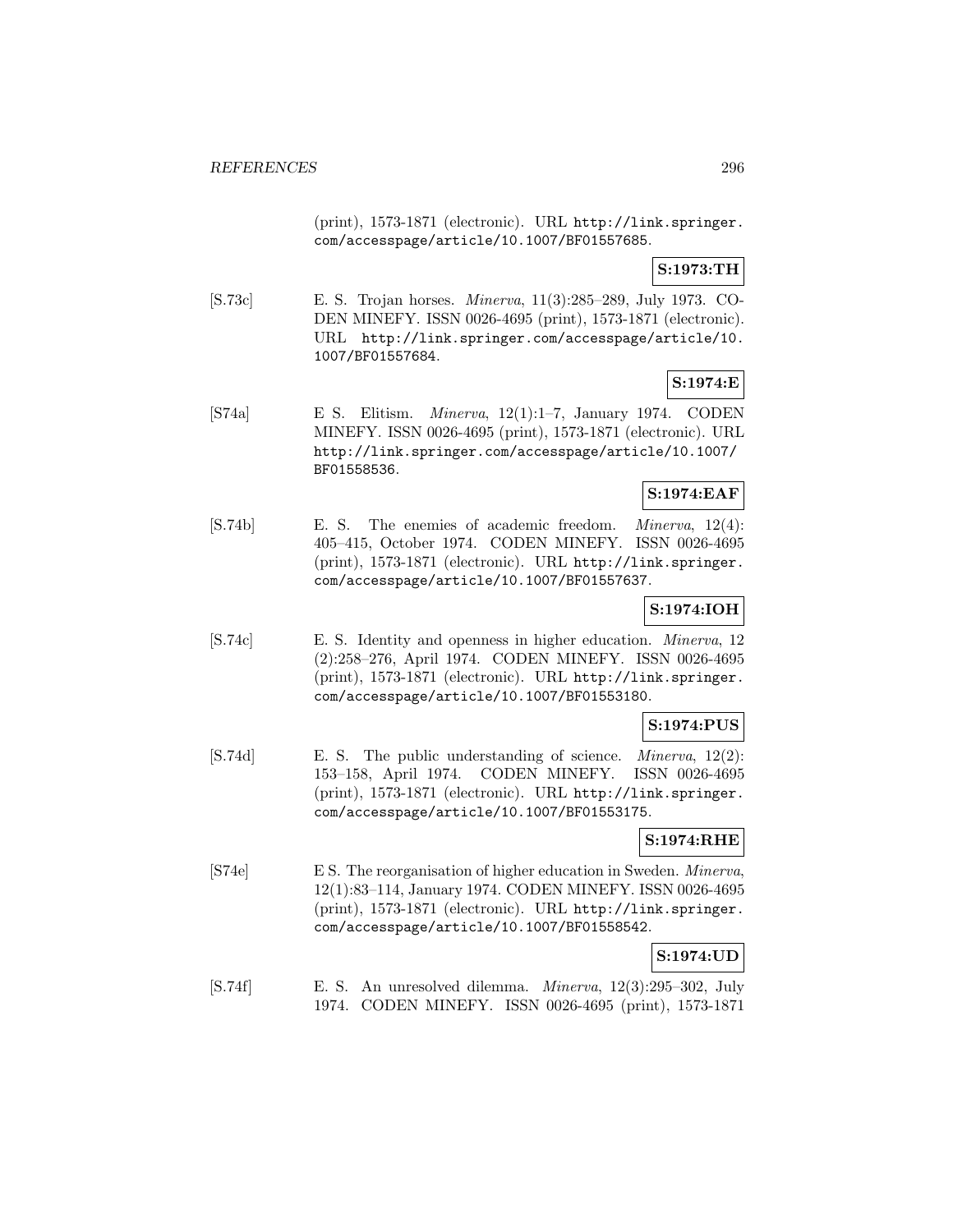(print), 1573-1871 (electronic). URL http://link.springer.com/accesspage/article/10.1007/BF01557685.

**S:1973:TH**

[S.73c] E. S. Trojan horses. *Minerva*, 11(3):285–289, July 1973. CODEN MINEFY. ISSN 0026-4695 (print), 1573-1871 (electronic). URL http://link.springer.com/accesspage/article/10.1007/BF01557684.

**S:1974:E**

[S74a] E S. Elitism. *Minerva*, 12(1):1–7, January 1974. CODEN MINEFY. ISSN 0026-4695 (print), 1573-1871 (electronic). URL http://link.springer.com/accesspage/article/10.1007/BF01558536.

**S:1974:EAF**

[S.74b] E. S. The enemies of academic freedom. *Minerva*, 12(4): 405–415, October 1974. CODEN MINEFY. ISSN 0026-4695 (print), 1573-1871 (electronic). URL http://link.springer.com/accesspage/article/10.1007/BF01557637.

**S:1974:IOH**

[S.74c] E. S. Identity and openness in higher education. *Minerva*, 12 (2):258–276, April 1974. CODEN MINEFY. ISSN 0026-4695 (print), 1573-1871 (electronic). URL http://link.springer.com/accesspage/article/10.1007/BF01553180.

**S:1974:PUS**

[S.74d] E. S. The public understanding of science. *Minerva*, 12(2): 153–158, April 1974. CODEN MINEFY. ISSN 0026-4695 (print), 1573-1871 (electronic). URL http://link.springer.com/accesspage/article/10.1007/BF01553175.

**S:1974:RHE**

[S74e] E S. The reorganisation of higher education in Sweden. *Minerva*, 12(1):83–114, January 1974. CODEN MINEFY. ISSN 0026-4695 (print), 1573-1871 (electronic). URL http://link.springer.com/accesspage/article/10.1007/BF01558542.

**S:1974:UD**

[S.74f] E. S. An unresolved dilemma. *Minerva*, 12(3):295–302, July 1974. CODEN MINEFY. ISSN 0026-4695 (print), 1573-1871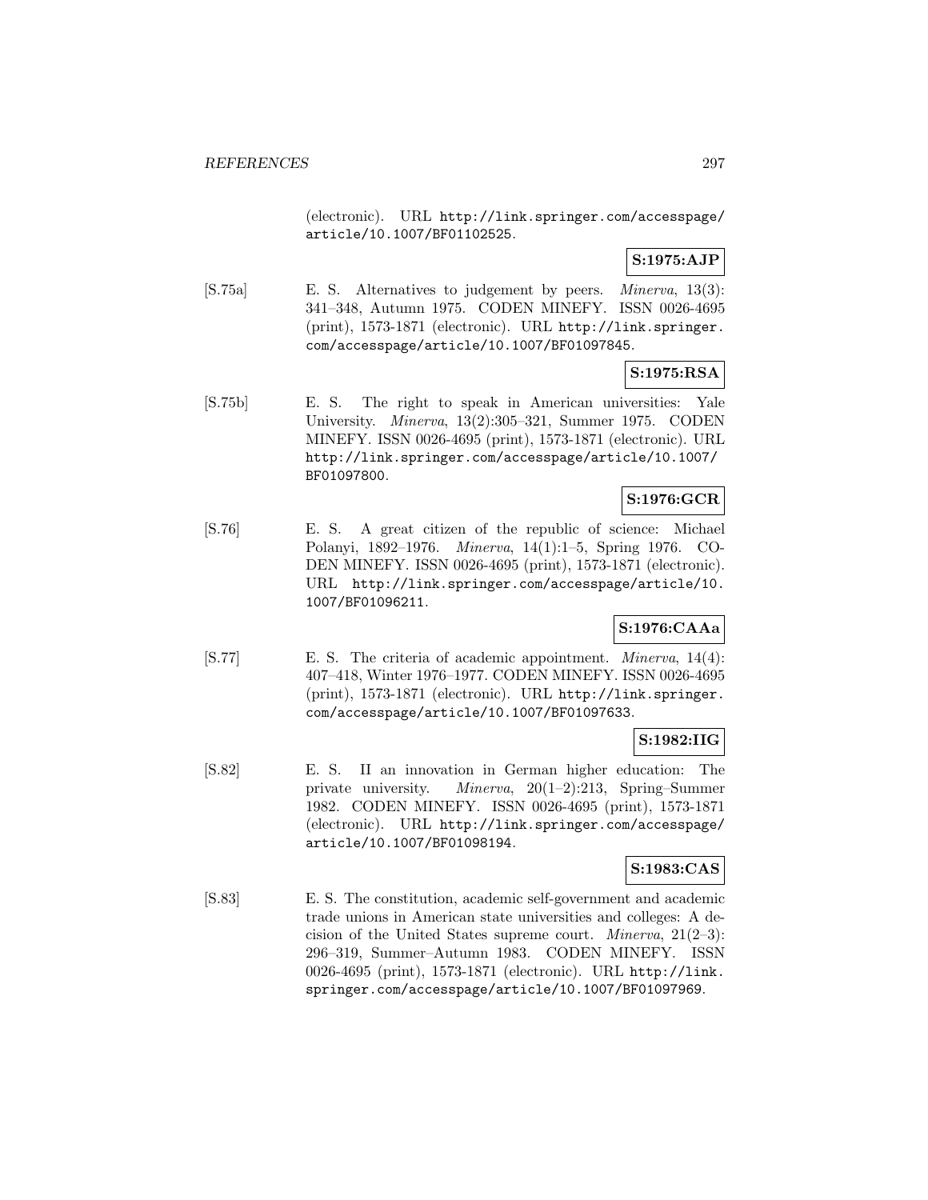(electronic). URL http://link.springer.com/accesspage/article/10.1007/BF01102525.

**S:1975:AJP**

[S.75a] E. S. Alternatives to judgement by peers. *Minerva*, 13(3): 341–348, Autumn 1975. CODEN MINEFY. ISSN 0026-4695 (print), 1573-1871 (electronic). URL http://link.springer.com/accesspage/article/10.1007/BF01097845.

**S:1975:RSA**

[S.75b] E. S. The right to speak in American universities: Yale University. *Minerva*, 13(2):305–321, Summer 1975. CODEN MINEFY. ISSN 0026-4695 (print), 1573-1871 (electronic). URL http://link.springer.com/accesspage/article/10.1007/BF01097800.

**S:1976:GCR**

[S.76] E. S. A great citizen of the republic of science: Michael Polanyi, 1892–1976. *Minerva*, 14(1):1–5, Spring 1976. CODEN MINEFY. ISSN 0026-4695 (print), 1573-1871 (electronic). URL http://link.springer.com/accesspage/article/10.1007/BF01096211.

**S:1976:CAAa**

[S.77] E. S. The criteria of academic appointment. *Minerva*, 14(4): 407–418, Winter 1976–1977. CODEN MINEFY. ISSN 0026-4695 (print), 1573-1871 (electronic). URL http://link.springer.com/accesspage/article/10.1007/BF01097633.

**S:1982:IIG**

[S.82] E. S. II an innovation in German higher education: The private university. *Minerva*, 20(1–2):213, Spring–Summer 1982. CODEN MINEFY. ISSN 0026-4695 (print), 1573-1871 (electronic). URL http://link.springer.com/accesspage/article/10.1007/BF01098194.

**S:1983:CAS**

[S.83] E. S. The constitution, academic self-government and academic trade unions in American state universities and colleges: A decision of the United States supreme court. *Minerva*, 21(2–3): 296–319, Summer–Autumn 1983. CODEN MINEFY. ISSN 0026-4695 (print), 1573-1871 (electronic). URL http://link.springer.com/accesspage/article/10.1007/BF01097969.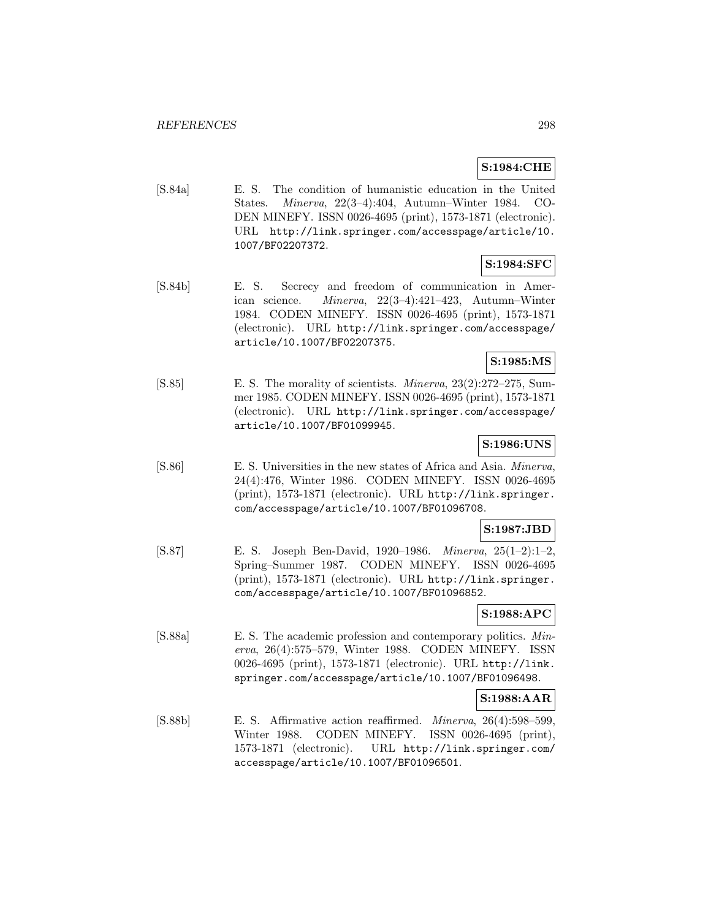**S:1984:CHE**

[S.84a] E. S. The condition of humanistic education in the United States. *Minerva*, 22(3–4):404, Autumn–Winter 1984. CODEN MINEFY. ISSN 0026-4695 (print), 1573-1871 (electronic). URL http://link.springer.com/accesspage/article/10.1007/BF02207372.

**S:1984:SFC**

[S.84b] E. S. Secrecy and freedom of communication in American science. *Minerva*, 22(3–4):421–423, Autumn–Winter 1984. CODEN MINEFY. ISSN 0026-4695 (print), 1573-1871 (electronic). URL http://link.springer.com/accesspage/article/10.1007/BF02207375.

**S:1985:MS**

[S.85] E. S. The morality of scientists. *Minerva*, 23(2):272–275, Summer 1985. CODEN MINEFY. ISSN 0026-4695 (print), 1573-1871 (electronic). URL http://link.springer.com/accesspage/article/10.1007/BF01099945.

**S:1986:UNS**

[S.86] E. S. Universities in the new states of Africa and Asia. *Minerva*, 24(4):476, Winter 1986. CODEN MINEFY. ISSN 0026-4695 (print), 1573-1871 (electronic). URL http://link.springer.com/accesspage/article/10.1007/BF01096708.

**S:1987:JBD**

[S.87] E. S. Joseph Ben-David, 1920–1986. *Minerva*, 25(1–2):1–2, Spring–Summer 1987. CODEN MINEFY. ISSN 0026-4695 (print), 1573-1871 (electronic). URL http://link.springer.com/accesspage/article/10.1007/BF01096852.

**S:1988:APC**

[S.88a] E. S. The academic profession and contemporary politics. *Minerva*, 26(4):575–579, Winter 1988. CODEN MINEFY. ISSN 0026-4695 (print), 1573-1871 (electronic). URL http://link.springer.com/accesspage/article/10.1007/BF01096498.

**S:1988:AAR**

[S.88b] E. S. Affirmative action reaffirmed. *Minerva*, 26(4):598–599, Winter 1988. CODEN MINEFY. ISSN 0026-4695 (print), 1573-1871 (electronic). URL http://link.springer.com/accesspage/article/10.1007/BF01096501.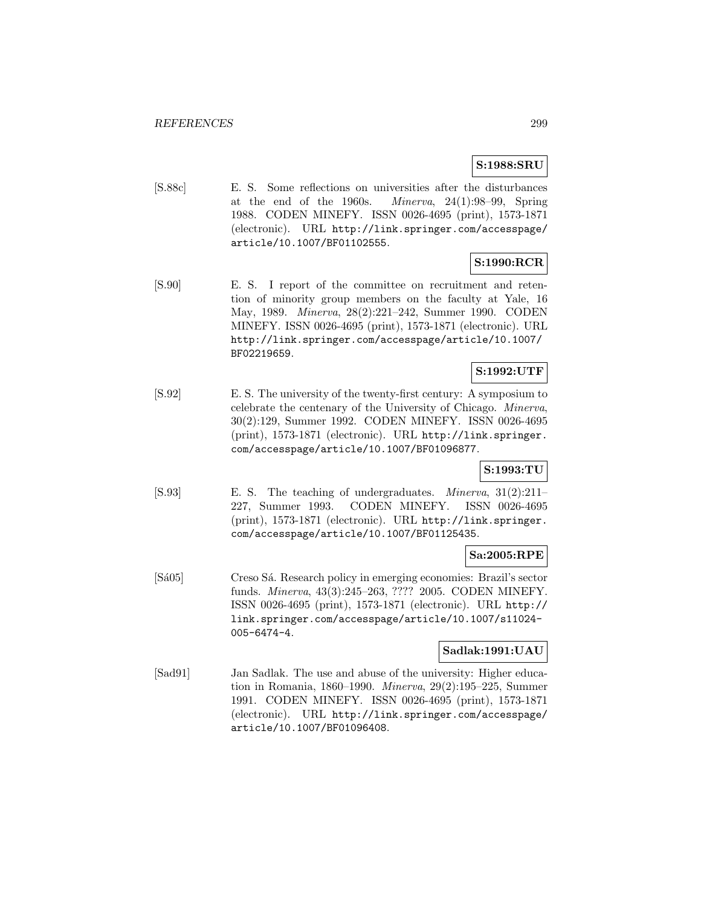**S:1988:SRU**

[S.88c] E. S. Some reflections on universities after the disturbances at the end of the 1960s. *Minerva*, 24(1):98–99, Spring 1988. CODEN MINEFY. ISSN 0026-4695 (print), 1573-1871 (electronic). URL http://link.springer.com/accesspage/article/10.1007/BF01102555.

**S:1990:RCR**

[S.90] E. S. I report of the committee on recruitment and retention of minority group members on the faculty at Yale, 16 May, 1989. *Minerva*, 28(2):221–242, Summer 1990. CODEN MINEFY. ISSN 0026-4695 (print), 1573-1871 (electronic). URL http://link.springer.com/accesspage/article/10.1007/BF02219659.

**S:1992:UTF**

[S.92] E. S. The university of the twenty-first century: A symposium to celebrate the centenary of the University of Chicago. *Minerva*, 30(2):129, Summer 1992. CODEN MINEFY. ISSN 0026-4695 (print), 1573-1871 (electronic). URL http://link.springer.com/accesspage/article/10.1007/BF01096877.

**S:1993:TU**

[S.93] E. S. The teaching of undergraduates. *Minerva*, 31(2):211–227, Summer 1993. CODEN MINEFY. ISSN 0026-4695 (print), 1573-1871 (electronic). URL http://link.springer.com/accesspage/article/10.1007/BF01125435.

**Sa:2005:RPE**

[Sá05] Creso Sá. Research policy in emerging economies: Brazil's sector funds. *Minerva*, 43(3):245–263, ???? 2005. CODEN MINEFY. ISSN 0026-4695 (print), 1573-1871 (electronic). URL http://link.springer.com/accesspage/article/10.1007/s11024-005-6474-4.

**Sadlak:1991:UAU**

[Sad91] Jan Sadlak. The use and abuse of the university: Higher education in Romania, 1860–1990. *Minerva*, 29(2):195–225, Summer 1991. CODEN MINEFY. ISSN 0026-4695 (print), 1573-1871 (electronic). URL http://link.springer.com/accesspage/article/10.1007/BF01096408.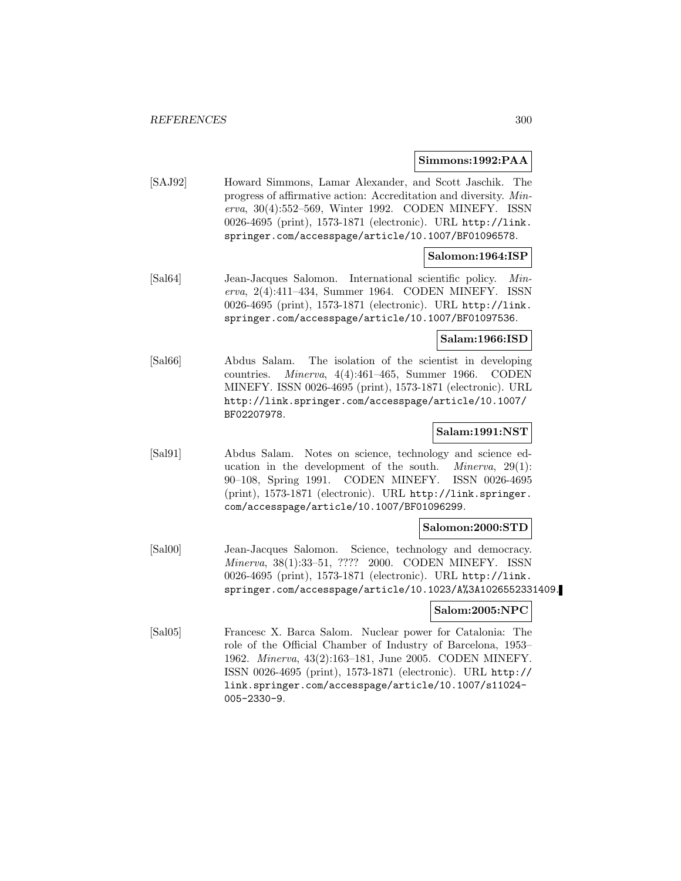**Simmons:1992:PAA**

[SAJ92] Howard Simmons, Lamar Alexander, and Scott Jaschik. The progress of affirmative action: Accreditation and diversity. *Minerva*, 30(4):552–569, Winter 1992. CODEN MINEFY. ISSN 0026-4695 (print), 1573-1871 (electronic). URL http://link.springer.com/accesspage/article/10.1007/BF01096578.

**Salomon:1964:ISP**

[Sal64] Jean-Jacques Salomon. International scientific policy. *Minerva*, 2(4):411–434, Summer 1964. CODEN MINEFY. ISSN 0026-4695 (print), 1573-1871 (electronic). URL http://link.springer.com/accesspage/article/10.1007/BF01097536.

**Salam:1966:ISD**

[Sal66] Abdus Salam. The isolation of the scientist in developing countries. *Minerva*, 4(4):461–465, Summer 1966. CODEN MINEFY. ISSN 0026-4695 (print), 1573-1871 (electronic). URL http://link.springer.com/accesspage/article/10.1007/BF02207978.

**Salam:1991:NST**

[Sal91] Abdus Salam. Notes on science, technology and science education in the development of the south. *Minerva*, 29(1):90–108, Spring 1991. CODEN MINEFY. ISSN 0026-4695 (print), 1573-1871 (electronic). URL http://link.springer.com/accesspage/article/10.1007/BF01096299.

**Salomon:2000:STD**

[Sal00] Jean-Jacques Salomon. Science, technology and democracy. *Minerva*, 38(1):33–51, ???? 2000. CODEN MINEFY. ISSN 0026-4695 (print), 1573-1871 (electronic). URL http://link.springer.com/accesspage/article/10.1023/A%3A1026552331409.

**Salom:2005:NPC**

[Sal05] Francesc X. Barca Salom. Nuclear power for Catalonia: The role of the Official Chamber of Industry of Barcelona, 1953–1962. *Minerva*, 43(2):163–181, June 2005. CODEN MINEFY. ISSN 0026-4695 (print), 1573-1871 (electronic). URL http://link.springer.com/accesspage/article/10.1007/s11024-005-2330-9.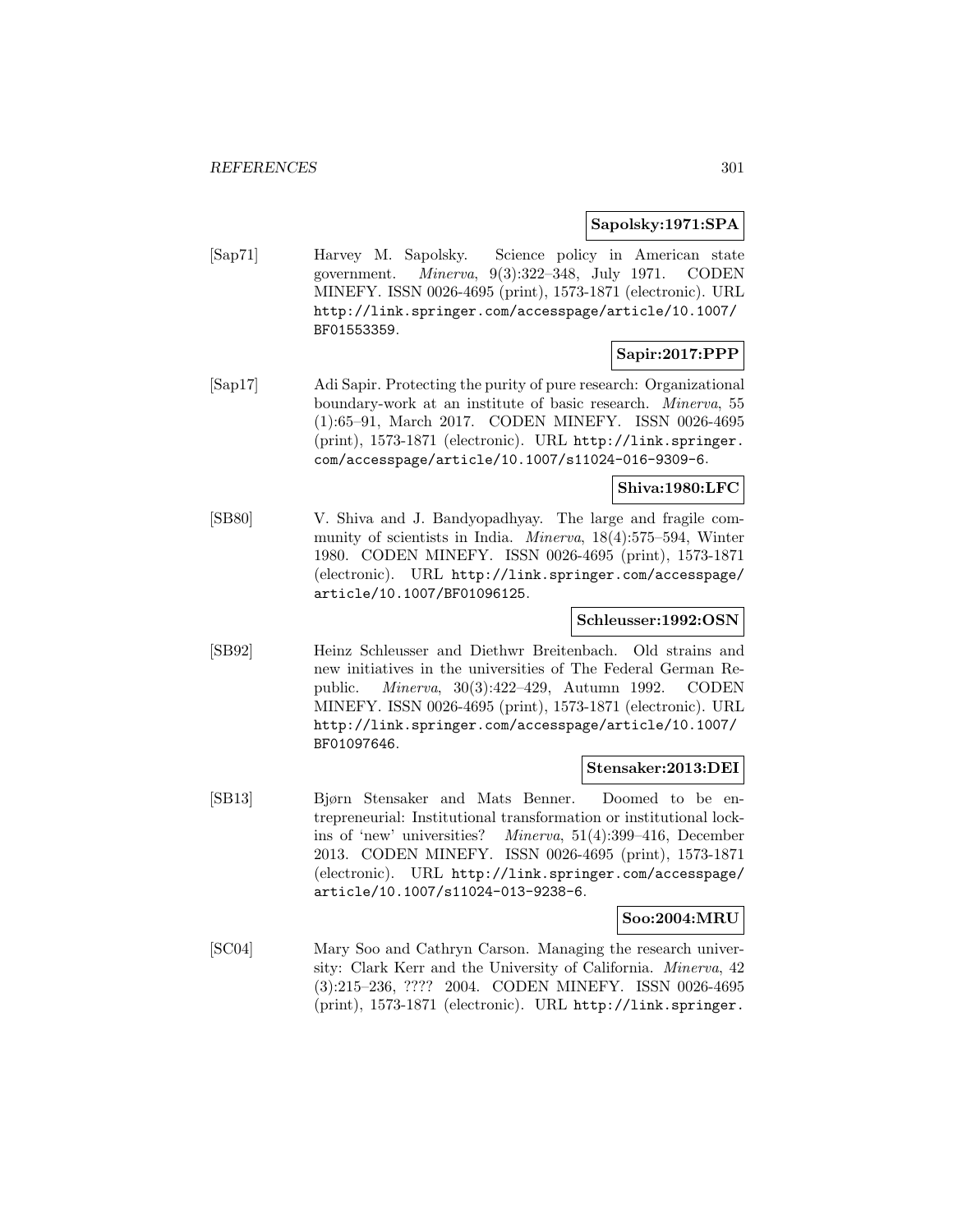**Sapolsky:1971:SPA**

[Sap71] Harvey M. Sapolsky. Science policy in American state government. *Minerva*, 9(3):322–348, July 1971. CODEN MINEFY. ISSN 0026-4695 (print), 1573-1871 (electronic). URL http://link.springer.com/accesspage/article/10.1007/BF01553359.

**Sapir:2017:PPP**

[Sap17] Adi Sapir. Protecting the purity of pure research: Organizational boundary-work at an institute of basic research. *Minerva*, 55 (1):65–91, March 2017. CODEN MINEFY. ISSN 0026-4695 (print), 1573-1871 (electronic). URL http://link.springer.com/accesspage/article/10.1007/s11024-016-9309-6.

**Shiva:1980:LFC**

[SB80] V. Shiva and J. Bandyopadhyay. The large and fragile community of scientists in India. *Minerva*, 18(4):575–594, Winter 1980. CODEN MINEFY. ISSN 0026-4695 (print), 1573-1871 (electronic). URL http://link.springer.com/accesspage/article/10.1007/BF01096125.

**Schleusser:1992:OSN**

[SB92] Heinz Schleusser and Diethwr Breitenbach. Old strains and new initiatives in the universities of The Federal German Republic. *Minerva*, 30(3):422–429, Autumn 1992. CODEN MINEFY. ISSN 0026-4695 (print), 1573-1871 (electronic). URL http://link.springer.com/accesspage/article/10.1007/BF01097646.

**Stensaker:2013:DEI**

[SB13] Bjørn Stensaker and Mats Benner. Doomed to be entrepreneurial: Institutional transformation or institutional lock-ins of 'new' universities? *Minerva*, 51(4):399–416, December 2013. CODEN MINEFY. ISSN 0026-4695 (print), 1573-1871 (electronic). URL http://link.springer.com/accesspage/article/10.1007/s11024-013-9238-6.

**Soo:2004:MRU**

[SC04] Mary Soo and Cathryn Carson. Managing the research university: Clark Kerr and the University of California. *Minerva*, 42 (3):215–236, ???? 2004. CODEN MINEFY. ISSN 0026-4695 (print), 1573-1871 (electronic). URL http://link.springer.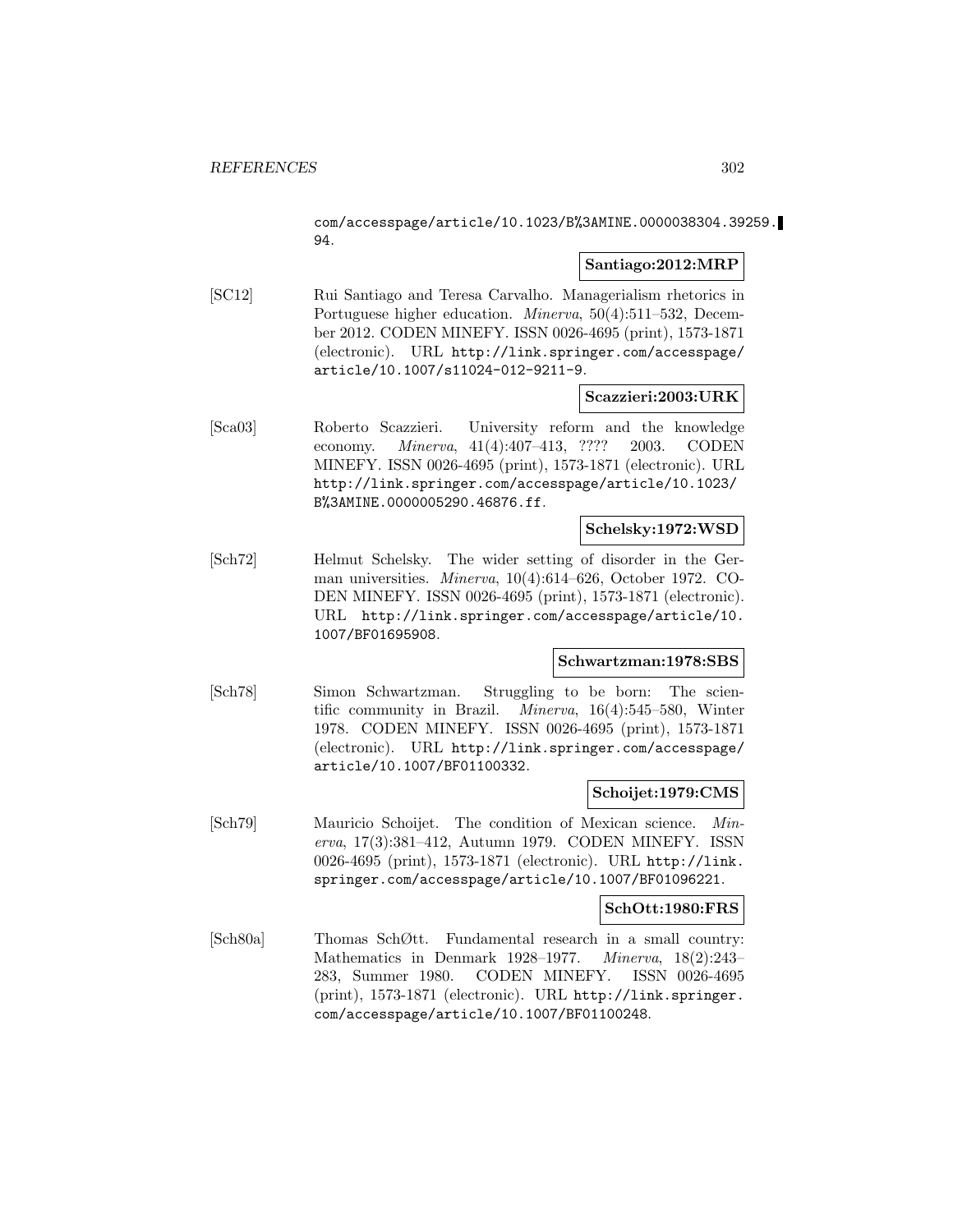com/accesspage/article/10.1023/B%3AMINE.0000038304.39259.94.

**Santiago:2012:MRP**

[SC12] Rui Santiago and Teresa Carvalho. Managerialism rhetorics in Portuguese higher education. *Minerva*, 50(4):511–532, December 2012. CODEN MINEFY. ISSN 0026-4695 (print), 1573-1871 (electronic). URL http://link.springer.com/accesspage/article/10.1007/s11024-012-9211-9.

**Scazzieri:2003:URK**

[Sca03] Roberto Scazzieri. University reform and the knowledge economy. *Minerva*, 41(4):407–413, ???? 2003. CODEN MINEFY. ISSN 0026-4695 (print), 1573-1871 (electronic). URL http://link.springer.com/accesspage/article/10.1023/B%3AMINE.0000005290.46876.ff.

**Schelsky:1972:WSD**

[Sch72] Helmut Schelsky. The wider setting of disorder in the German universities. *Minerva*, 10(4):614–626, October 1972. CODEN MINEFY. ISSN 0026-4695 (print), 1573-1871 (electronic). URL http://link.springer.com/accesspage/article/10.1007/BF01695908.

**Schwartzman:1978:SBS**

[Sch78] Simon Schwartzman. Struggling to be born: The scientific community in Brazil. *Minerva*, 16(4):545–580, Winter 1978. CODEN MINEFY. ISSN 0026-4695 (print), 1573-1871 (electronic). URL http://link.springer.com/accesspage/article/10.1007/BF01100332.

**Schoijet:1979:CMS**

[Sch79] Mauricio Schoijet. The condition of Mexican science. *Minerva*, 17(3):381–412, Autumn 1979. CODEN MINEFY. ISSN 0026-4695 (print), 1573-1871 (electronic). URL http://link.springer.com/accesspage/article/10.1007/BF01096221.

**SchOtt:1980:FRS**

[Sch80a] Thomas SchØtt. Fundamental research in a small country: Mathematics in Denmark 1928–1977. *Minerva*, 18(2):243–283, Summer 1980. CODEN MINEFY. ISSN 0026-4695 (print), 1573-1871 (electronic). URL http://link.springer.com/accesspage/article/10.1007/BF01100248.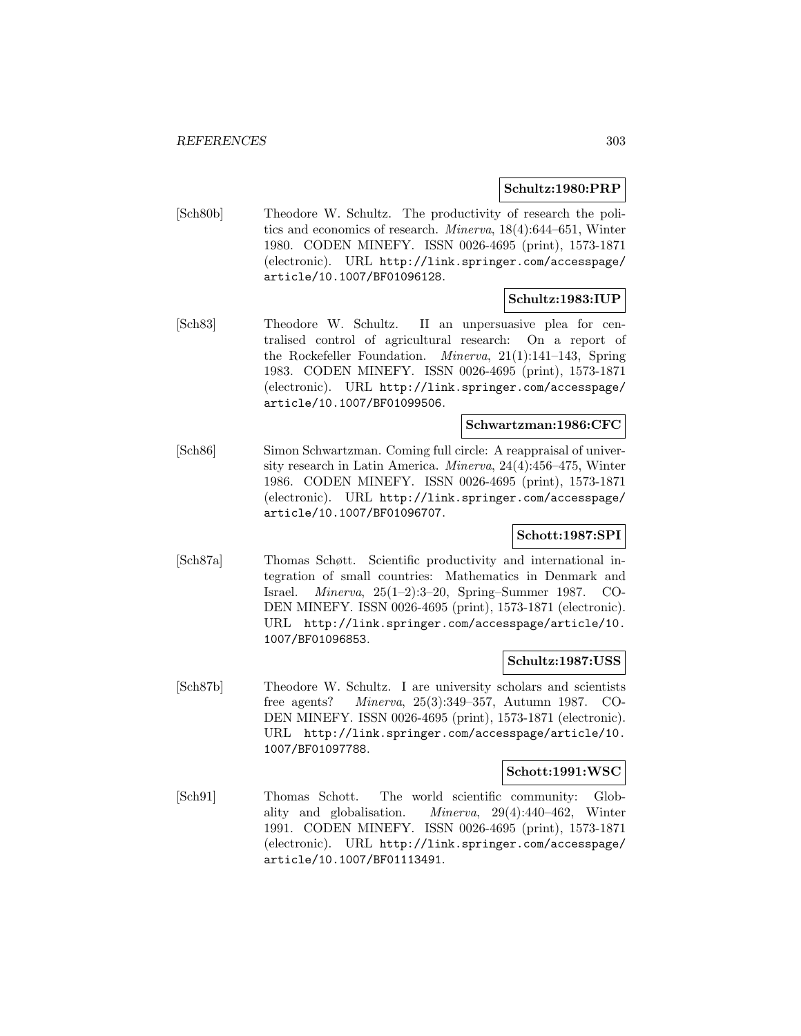**Schultz:1980:PRP**

[Sch80b] Theodore W. Schultz. The productivity of research the politics and economics of research. *Minerva*, 18(4):644–651, Winter 1980. CODEN MINEFY. ISSN 0026-4695 (print), 1573-1871 (electronic). URL http://link.springer.com/accesspage/article/10.1007/BF01096128.

**Schultz:1983:IUP**

[Sch83] Theodore W. Schultz. II an unpersuasive plea for centralised control of agricultural research: On a report of the Rockefeller Foundation. *Minerva*, 21(1):141–143, Spring 1983. CODEN MINEFY. ISSN 0026-4695 (print), 1573-1871 (electronic). URL http://link.springer.com/accesspage/article/10.1007/BF01099506.

**Schwartzman:1986:CFC**

[Sch86] Simon Schwartzman. Coming full circle: A reappraisal of university research in Latin America. *Minerva*, 24(4):456–475, Winter 1986. CODEN MINEFY. ISSN 0026-4695 (print), 1573-1871 (electronic). URL http://link.springer.com/accesspage/article/10.1007/BF01096707.

**Schott:1987:SPI**

[Sch87a] Thomas Schøtt. Scientific productivity and international integration of small countries: Mathematics in Denmark and Israel. *Minerva*, 25(1–2):3–20, Spring–Summer 1987. CODEN MINEFY. ISSN 0026-4695 (print), 1573-1871 (electronic). URL http://link.springer.com/accesspage/article/10.1007/BF01096853.

**Schultz:1987:USS**

[Sch87b] Theodore W. Schultz. I are university scholars and scientists free agents? *Minerva*, 25(3):349–357, Autumn 1987. CODEN MINEFY. ISSN 0026-4695 (print), 1573-1871 (electronic). URL http://link.springer.com/accesspage/article/10.1007/BF01097788.

**Schott:1991:WSC**

[Sch91] Thomas Schott. The world scientific community: Globality and globalisation. *Minerva*, 29(4):440–462, Winter 1991. CODEN MINEFY. ISSN 0026-4695 (print), 1573-1871 (electronic). URL http://link.springer.com/accesspage/article/10.1007/BF01113491.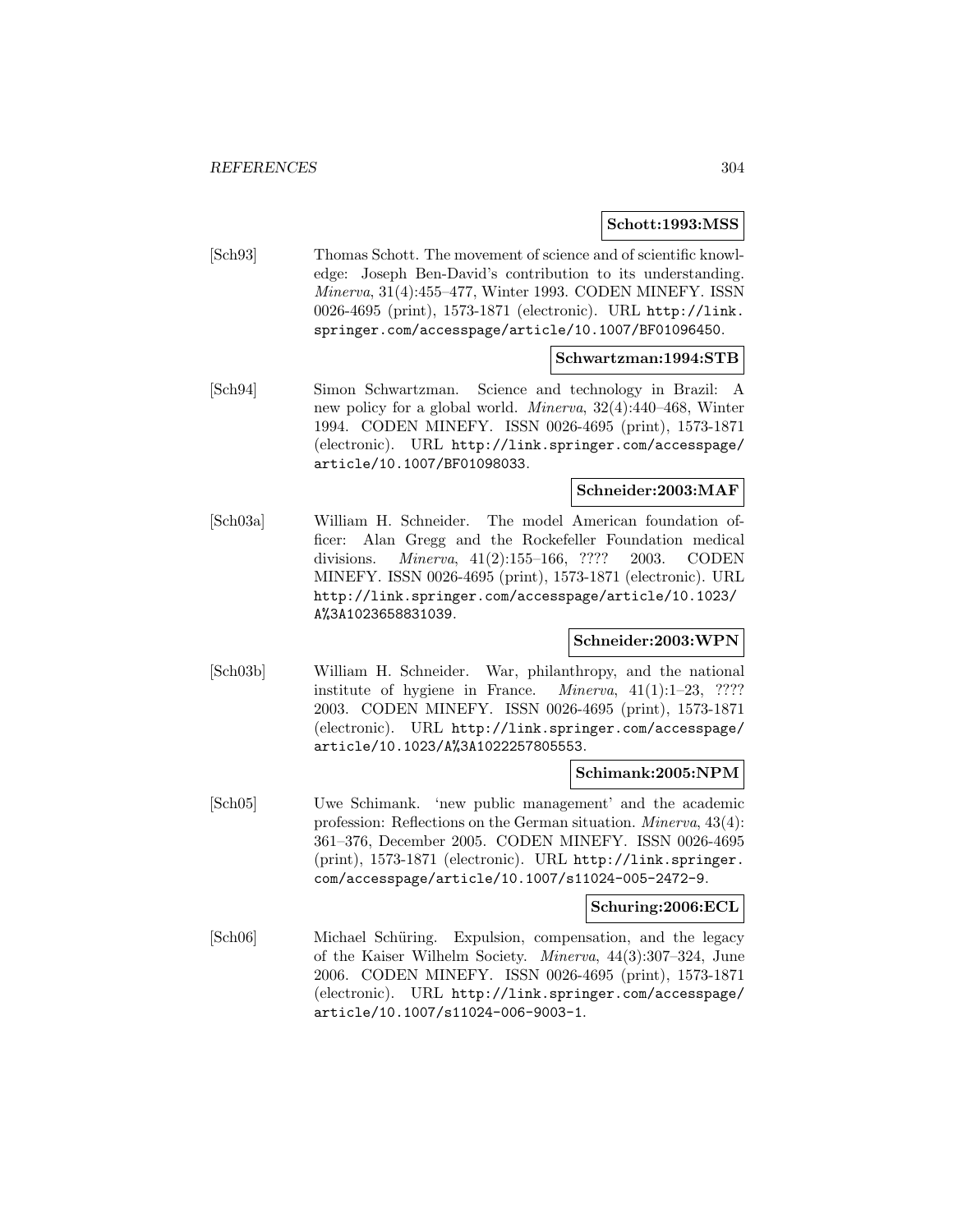**Schott:1993:MSS**

[Sch93] Thomas Schott. The movement of science and of scientific knowledge: Joseph Ben-David's contribution to its understanding. *Minerva*, 31(4):455–477, Winter 1993. CODEN MINEFY. ISSN 0026-4695 (print), 1573-1871 (electronic). URL http://link.springer.com/accesspage/article/10.1007/BF01096450.

**Schwartzman:1994:STB**

[Sch94] Simon Schwartzman. Science and technology in Brazil: A new policy for a global world. *Minerva*, 32(4):440–468, Winter 1994. CODEN MINEFY. ISSN 0026-4695 (print), 1573-1871 (electronic). URL http://link.springer.com/accesspage/article/10.1007/BF01098033.

**Schneider:2003:MAF**

[Sch03a] William H. Schneider. The model American foundation officer: Alan Gregg and the Rockefeller Foundation medical divisions. *Minerva*, 41(2):155–166, ???? 2003. CODEN MINEFY. ISSN 0026-4695 (print), 1573-1871 (electronic). URL http://link.springer.com/accesspage/article/10.1023/A%3A1023658831039.

**Schneider:2003:WPN**

[Sch03b] William H. Schneider. War, philanthropy, and the national institute of hygiene in France. *Minerva*, 41(1):1–23, ???? 2003. CODEN MINEFY. ISSN 0026-4695 (print), 1573-1871 (electronic). URL http://link.springer.com/accesspage/article/10.1023/A%3A1022257805553.

**Schimank:2005:NPM**

[Sch05] Uwe Schimank. 'new public management' and the academic profession: Reflections on the German situation. *Minerva*, 43(4):361–376, December 2005. CODEN MINEFY. ISSN 0026-4695 (print), 1573-1871 (electronic). URL http://link.springer.com/accesspage/article/10.1007/s11024-005-2472-9.

**Schuring:2006:ECL**

[Sch06] Michael Schüring. Expulsion, compensation, and the legacy of the Kaiser Wilhelm Society. *Minerva*, 44(3):307–324, June 2006. CODEN MINEFY. ISSN 0026-4695 (print), 1573-1871 (electronic). URL http://link.springer.com/accesspage/article/10.1007/s11024-006-9003-1.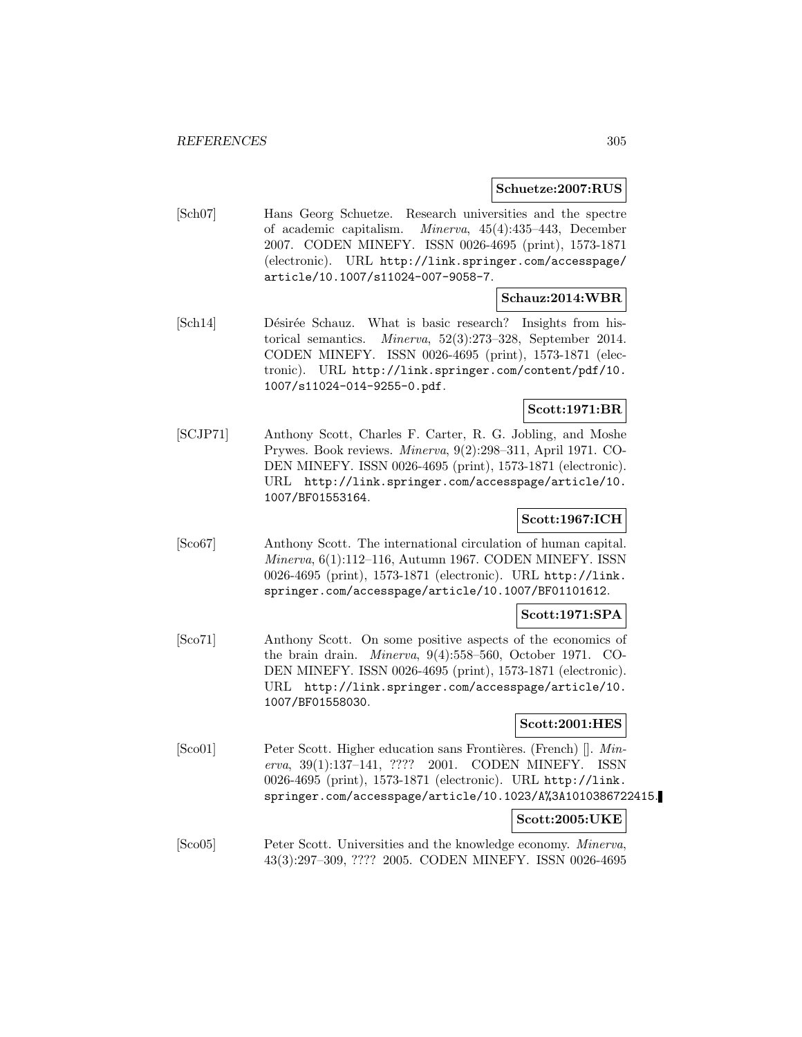**Schuetze:2007:RUS**

[Sch07] Hans Georg Schuetze. Research universities and the spectre of academic capitalism. *Minerva*, 45(4):435–443, December 2007. CODEN MINEFY. ISSN 0026-4695 (print), 1573-1871 (electronic). URL http://link.springer.com/accesspage/article/10.1007/s11024-007-9058-7.

**Schauz:2014:WBR**

[Sch14] Désirée Schauz. What is basic research? Insights from historical semantics. *Minerva*, 52(3):273–328, September 2014. CODEN MINEFY. ISSN 0026-4695 (print), 1573-1871 (electronic). URL http://link.springer.com/content/pdf/10.1007/s11024-014-9255-0.pdf.

**Scott:1971:BR**

[SCJP71] Anthony Scott, Charles F. Carter, R. G. Jobling, and Moshe Prywes. Book reviews. *Minerva*, 9(2):298–311, April 1971. CODEN MINEFY. ISSN 0026-4695 (print), 1573-1871 (electronic). URL http://link.springer.com/accesspage/article/10.1007/BF01553164.

**Scott:1967:ICH**

[Sco67] Anthony Scott. The international circulation of human capital. *Minerva*, 6(1):112–116, Autumn 1967. CODEN MINEFY. ISSN 0026-4695 (print), 1573-1871 (electronic). URL http://link.springer.com/accesspage/article/10.1007/BF01101612.

**Scott:1971:SPA**

[Sco71] Anthony Scott. On some positive aspects of the economics of the brain drain. *Minerva*, 9(4):558–560, October 1971. CODEN MINEFY. ISSN 0026-4695 (print), 1573-1871 (electronic). URL http://link.springer.com/accesspage/article/10.1007/BF01558030.

**Scott:2001:HES**

[Sco01] Peter Scott. Higher education sans Frontières. (French) []. *Minerva*, 39(1):137–141, ???? 2001. CODEN MINEFY. ISSN 0026-4695 (print), 1573-1871 (electronic). URL http://link.springer.com/accesspage/article/10.1023/A%3A1010386722415.

**Scott:2005:UKE**

[Sco05] Peter Scott. Universities and the knowledge economy. *Minerva*, 43(3):297–309, ???? 2005. CODEN MINEFY. ISSN 0026-4695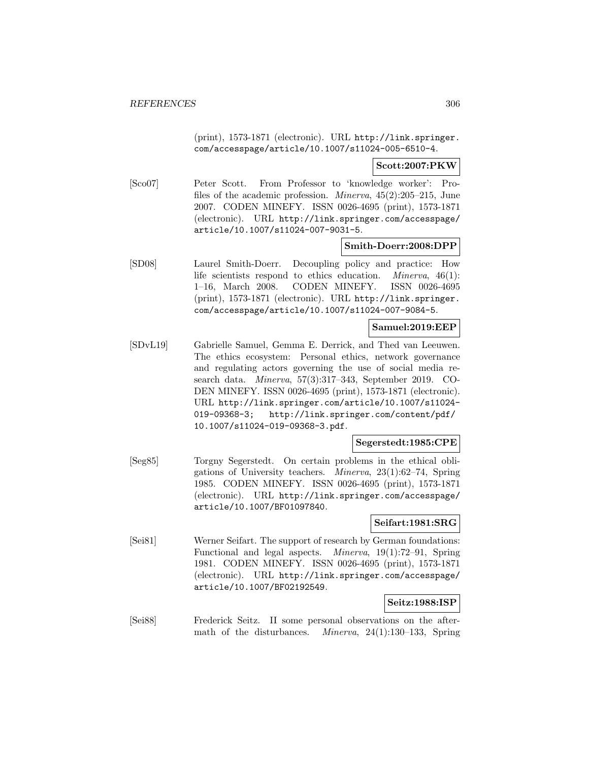(print), 1573-1871 (electronic). URL http://link.springer.com/accesspage/article/10.1007/s11024-005-6510-4.

**Scott:2007:PKW**

[Sco07] Peter Scott. From Professor to 'knowledge worker': Profiles of the academic profession. *Minerva*, 45(2):205–215, June 2007. CODEN MINEFY. ISSN 0026-4695 (print), 1573-1871 (electronic). URL http://link.springer.com/accesspage/article/10.1007/s11024-007-9031-5.

**Smith-Doerr:2008:DPP**

[SD08] Laurel Smith-Doerr. Decoupling policy and practice: How life scientists respond to ethics education. *Minerva*, 46(1): 1–16, March 2008. CODEN MINEFY. ISSN 0026-4695 (print), 1573-1871 (electronic). URL http://link.springer.com/accesspage/article/10.1007/s11024-007-9084-5.

**Samuel:2019:EEP**

[SDvL19] Gabrielle Samuel, Gemma E. Derrick, and Thed van Leeuwen. The ethics ecosystem: Personal ethics, network governance and regulating actors governing the use of social media research data. *Minerva*, 57(3):317–343, September 2019. CODEN MINEFY. ISSN 0026-4695 (print), 1573-1871 (electronic). URL http://link.springer.com/article/10.1007/s11024-019-09368-3; http://link.springer.com/content/pdf/10.1007/s11024-019-09368-3.pdf.

**Segerstedt:1985:CPE**

[Seg85] Torgny Segerstedt. On certain problems in the ethical obligations of University teachers. *Minerva*, 23(1):62–74, Spring 1985. CODEN MINEFY. ISSN 0026-4695 (print), 1573-1871 (electronic). URL http://link.springer.com/accesspage/article/10.1007/BF01097840.

**Seifart:1981:SRG**

[Sei81] Werner Seifart. The support of research by German foundations: Functional and legal aspects. *Minerva*, 19(1):72–91, Spring 1981. CODEN MINEFY. ISSN 0026-4695 (print), 1573-1871 (electronic). URL http://link.springer.com/accesspage/article/10.1007/BF02192549.

**Seitz:1988:ISP**

[Sei88] Frederick Seitz. II some personal observations on the aftermath of the disturbances. *Minerva*, 24(1):130–133, Spring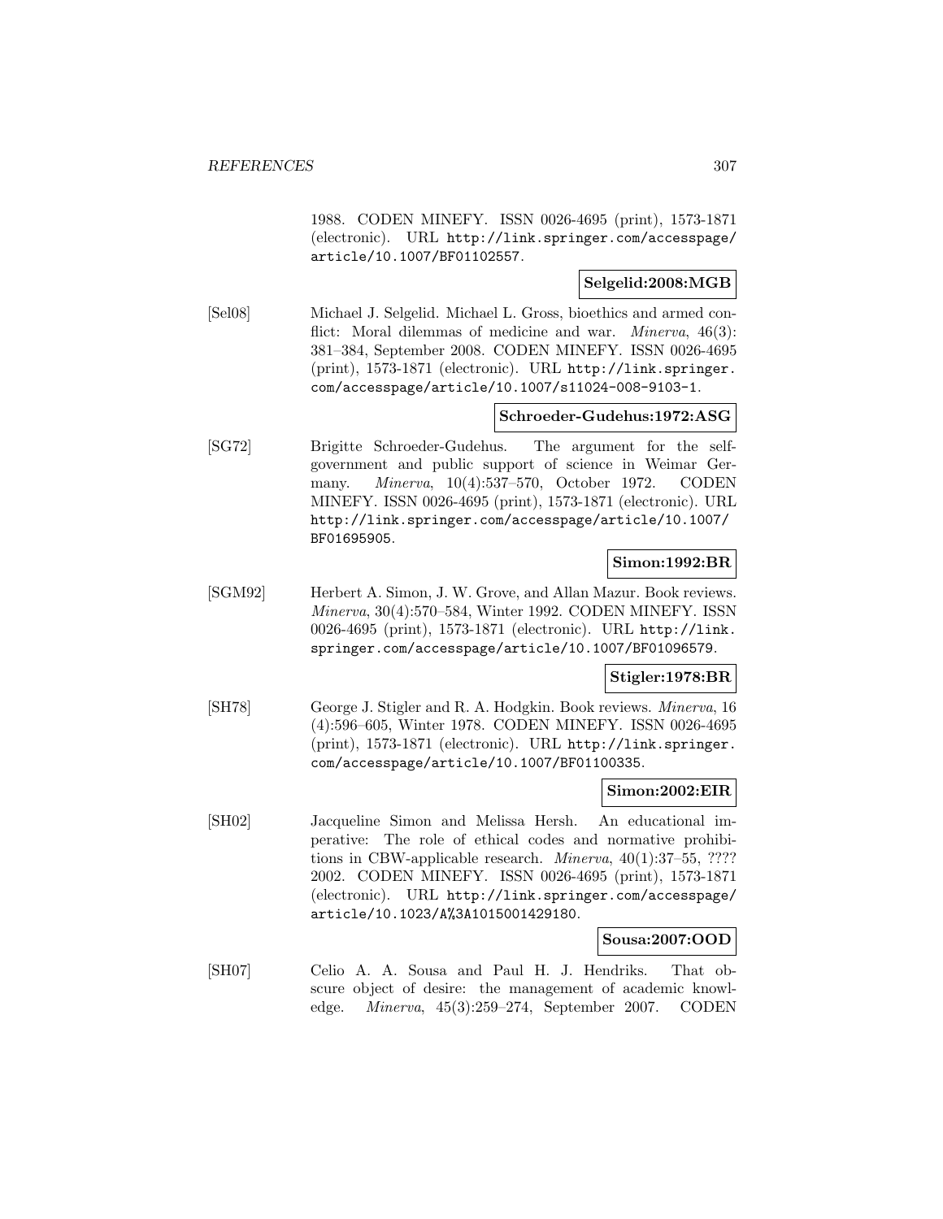1988. CODEN MINEFY. ISSN 0026-4695 (print), 1573-1871 (electronic). URL http://link.springer.com/accesspage/article/10.1007/BF01102557.

**Selgelid:2008:MGB**

[Sel08] Michael J. Selgelid. Michael L. Gross, bioethics and armed conflict: Moral dilemmas of medicine and war. *Minerva*, 46(3): 381–384, September 2008. CODEN MINEFY. ISSN 0026-4695 (print), 1573-1871 (electronic). URL http://link.springer.com/accesspage/article/10.1007/s11024-008-9103-1.

**Schroeder-Gudehus:1972:ASG**

[SG72] Brigitte Schroeder-Gudehus. The argument for the self-government and public support of science in Weimar Germany. *Minerva*, 10(4):537–570, October 1972. CODEN MINEFY. ISSN 0026-4695 (print), 1573-1871 (electronic). URL http://link.springer.com/accesspage/article/10.1007/BF01695905.

**Simon:1992:BR**

[SGM92] Herbert A. Simon, J. W. Grove, and Allan Mazur. Book reviews. *Minerva*, 30(4):570–584, Winter 1992. CODEN MINEFY. ISSN 0026-4695 (print), 1573-1871 (electronic). URL http://link.springer.com/accesspage/article/10.1007/BF01096579.

**Stigler:1978:BR**

[SH78] George J. Stigler and R. A. Hodgkin. Book reviews. *Minerva*, 16 (4):596–605, Winter 1978. CODEN MINEFY. ISSN 0026-4695 (print), 1573-1871 (electronic). URL http://link.springer.com/accesspage/article/10.1007/BF01100335.

**Simon:2002:EIR**

[SH02] Jacqueline Simon and Melissa Hersh. An educational imperative: The role of ethical codes and normative prohibitions in CBW-applicable research. *Minerva*, 40(1):37–55, ???? 2002. CODEN MINEFY. ISSN 0026-4695 (print), 1573-1871 (electronic). URL http://link.springer.com/accesspage/article/10.1023/A%3A1015001429180.

**Sousa:2007:OOD**

[SH07] Celio A. A. Sousa and Paul H. J. Hendriks. That obscure object of desire: the management of academic knowledge. *Minerva*, 45(3):259–274, September 2007. CODEN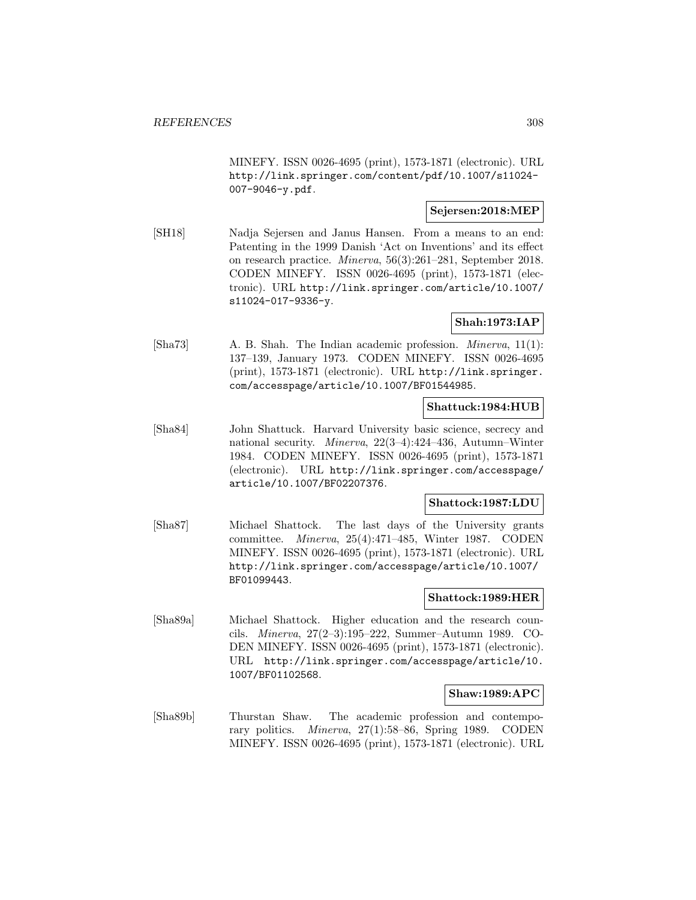MINEFY. ISSN 0026-4695 (print), 1573-1871 (electronic). URL http://link.springer.com/content/pdf/10.1007/s11024-007-9046-y.pdf.

**Sejersen:2018:MEP**

[SH18] Nadja Sejersen and Janus Hansen. From a means to an end: Patenting in the 1999 Danish 'Act on Inventions' and its effect on research practice. *Minerva*, 56(3):261–281, September 2018. CODEN MINEFY. ISSN 0026-4695 (print), 1573-1871 (electronic). URL http://link.springer.com/article/10.1007/s11024-017-9336-y.

**Shah:1973:IAP**

[Sha73] A. B. Shah. The Indian academic profession. *Minerva*, 11(1): 137–139, January 1973. CODEN MINEFY. ISSN 0026-4695 (print), 1573-1871 (electronic). URL http://link.springer.com/accesspage/article/10.1007/BF01544985.

**Shattuck:1984:HUB**

[Sha84] John Shattuck. Harvard University basic science, secrecy and national security. *Minerva*, 22(3–4):424–436, Autumn–Winter 1984. CODEN MINEFY. ISSN 0026-4695 (print), 1573-1871 (electronic). URL http://link.springer.com/accesspage/article/10.1007/BF02207376.

**Shattock:1987:LDU**

[Sha87] Michael Shattock. The last days of the University grants committee. *Minerva*, 25(4):471–485, Winter 1987. CODEN MINEFY. ISSN 0026-4695 (print), 1573-1871 (electronic). URL http://link.springer.com/accesspage/article/10.1007/BF01099443.

**Shattock:1989:HER**

[Sha89a] Michael Shattock. Higher education and the research councils. *Minerva*, 27(2–3):195–222, Summer–Autumn 1989. CODEN MINEFY. ISSN 0026-4695 (print), 1573-1871 (electronic). URL http://link.springer.com/accesspage/article/10.1007/BF01102568.

**Shaw:1989:APC**

[Sha89b] Thurstan Shaw. The academic profession and contemporary politics. *Minerva*, 27(1):58–86, Spring 1989. CODEN MINEFY. ISSN 0026-4695 (print), 1573-1871 (electronic). URL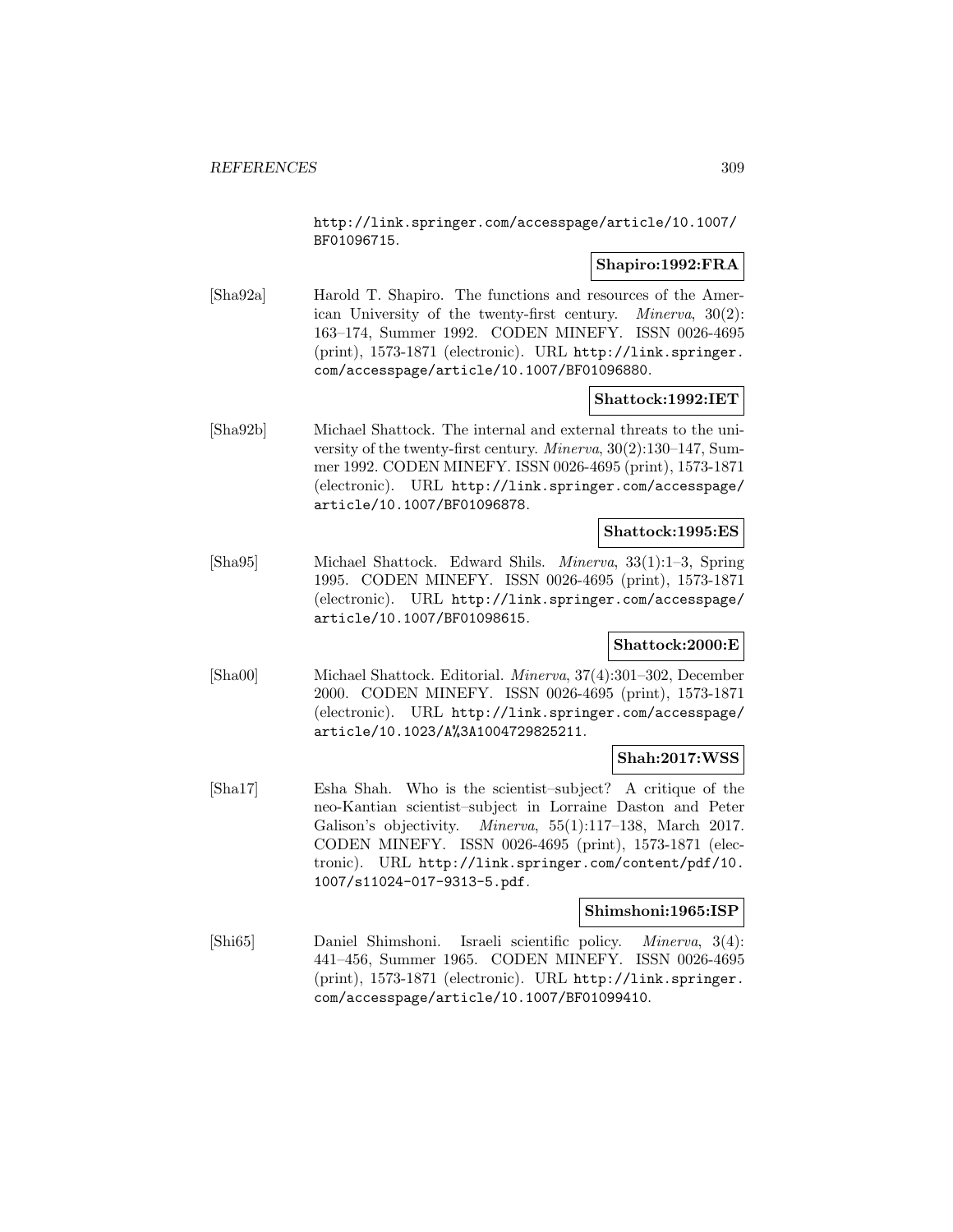http://link.springer.com/accesspage/article/10.1007/BF01096715.

**Shapiro:1992:FRA**

[Sha92a] Harold T. Shapiro. The functions and resources of the American University of the twenty-first century. *Minerva*, 30(2): 163–174, Summer 1992. CODEN MINEFY. ISSN 0026-4695 (print), 1573-1871 (electronic). URL http://link.springer.com/accesspage/article/10.1007/BF01096880.

**Shattock:1992:IET**

[Sha92b] Michael Shattock. The internal and external threats to the university of the twenty-first century. *Minerva*, 30(2):130–147, Summer 1992. CODEN MINEFY. ISSN 0026-4695 (print), 1573-1871 (electronic). URL http://link.springer.com/accesspage/article/10.1007/BF01096878.

**Shattock:1995:ES**

[Sha95] Michael Shattock. Edward Shils. *Minerva*, 33(1):1–3, Spring 1995. CODEN MINEFY. ISSN 0026-4695 (print), 1573-1871 (electronic). URL http://link.springer.com/accesspage/article/10.1007/BF01098615.

**Shattock:2000:E**

[Sha00] Michael Shattock. Editorial. *Minerva*, 37(4):301–302, December 2000. CODEN MINEFY. ISSN 0026-4695 (print), 1573-1871 (electronic). URL http://link.springer.com/accesspage/article/10.1023/A%3A1004729825211.

**Shah:2017:WSS**

[Sha17] Esha Shah. Who is the scientist–subject? A critique of the neo-Kantian scientist–subject in Lorraine Daston and Peter Galison's objectivity. *Minerva*, 55(1):117–138, March 2017. CODEN MINEFY. ISSN 0026-4695 (print), 1573-1871 (electronic). URL http://link.springer.com/content/pdf/10.1007/s11024-017-9313-5.pdf.

**Shimshoni:1965:ISP**

[Shi65] Daniel Shimshoni. Israeli scientific policy. *Minerva*, 3(4): 441–456, Summer 1965. CODEN MINEFY. ISSN 0026-4695 (print), 1573-1871 (electronic). URL http://link.springer.com/accesspage/article/10.1007/BF01099410.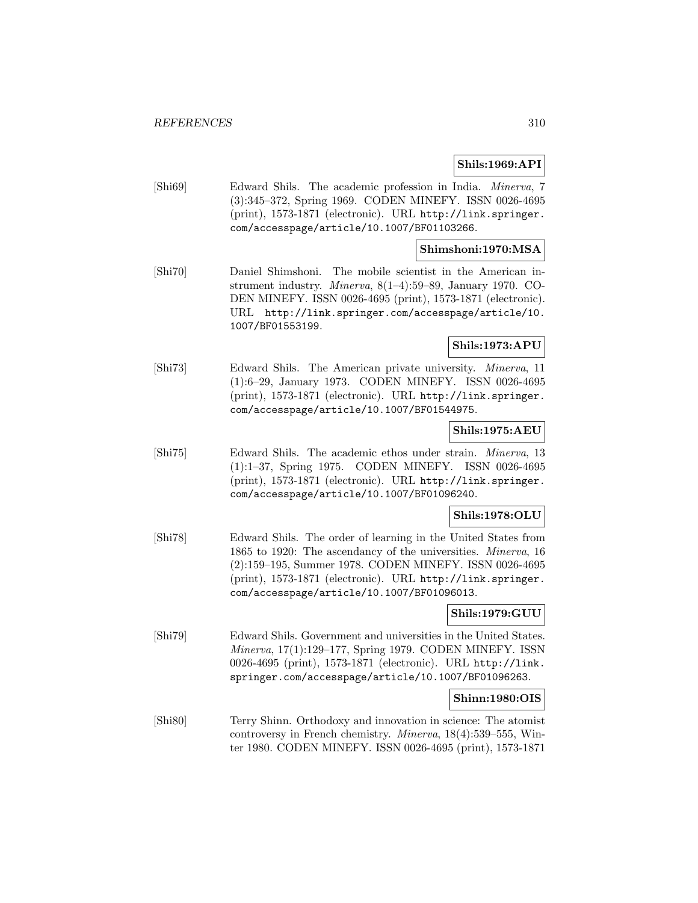**Shils:1969:API**

[Shi69] Edward Shils. The academic profession in India. *Minerva*, 7 (3):345–372, Spring 1969. CODEN MINEFY. ISSN 0026-4695 (print), 1573-1871 (electronic). URL http://link.springer.com/accesspage/article/10.1007/BF01103266.

**Shimshoni:1970:MSA**

[Shi70] Daniel Shimshoni. The mobile scientist in the American instrument industry. *Minerva*, 8(1–4):59–89, January 1970. CODEN MINEFY. ISSN 0026-4695 (print), 1573-1871 (electronic). URL http://link.springer.com/accesspage/article/10.1007/BF01553199.

**Shils:1973:APU**

[Shi73] Edward Shils. The American private university. *Minerva*, 11 (1):6–29, January 1973. CODEN MINEFY. ISSN 0026-4695 (print), 1573-1871 (electronic). URL http://link.springer.com/accesspage/article/10.1007/BF01544975.

**Shils:1975:AEU**

[Shi75] Edward Shils. The academic ethos under strain. *Minerva*, 13 (1):1–37, Spring 1975. CODEN MINEFY. ISSN 0026-4695 (print), 1573-1871 (electronic). URL http://link.springer.com/accesspage/article/10.1007/BF01096240.

**Shils:1978:OLU**

[Shi78] Edward Shils. The order of learning in the United States from 1865 to 1920: The ascendancy of the universities. *Minerva*, 16 (2):159–195, Summer 1978. CODEN MINEFY. ISSN 0026-4695 (print), 1573-1871 (electronic). URL http://link.springer.com/accesspage/article/10.1007/BF01096013.

**Shils:1979:GUU**

[Shi79] Edward Shils. Government and universities in the United States. *Minerva*, 17(1):129–177, Spring 1979. CODEN MINEFY. ISSN 0026-4695 (print), 1573-1871 (electronic). URL http://link.springer.com/accesspage/article/10.1007/BF01096263.

**Shinn:1980:OIS**

[Shi80] Terry Shinn. Orthodoxy and innovation in science: The atomist controversy in French chemistry. *Minerva*, 18(4):539–555, Winter 1980. CODEN MINEFY. ISSN 0026-4695 (print), 1573-1871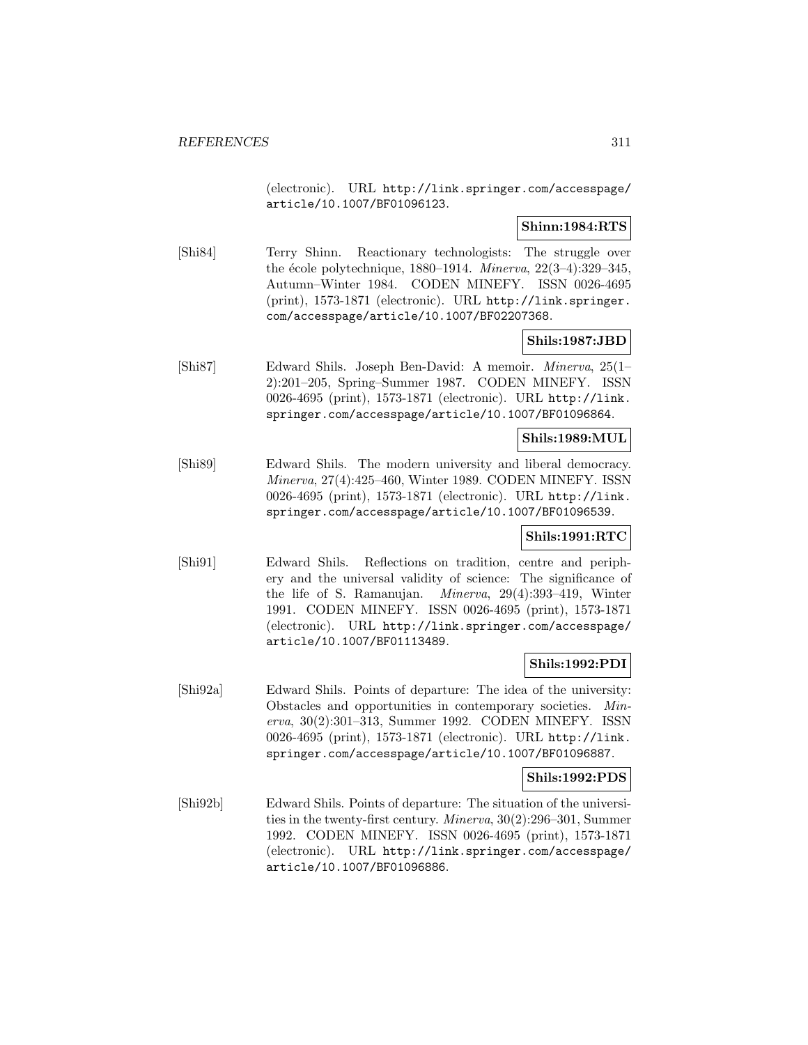(electronic). URL http://link.springer.com/accesspage/article/10.1007/BF01096123.

**Shinn:1984:RTS**

[Shi84] Terry Shinn. Reactionary technologists: The struggle over the école polytechnique, 1880–1914. *Minerva*, 22(3–4):329–345, Autumn–Winter 1984. CODEN MINEFY. ISSN 0026-4695 (print), 1573-1871 (electronic). URL http://link.springer.com/accesspage/article/10.1007/BF02207368.

**Shils:1987:JBD**

[Shi87] Edward Shils. Joseph Ben-David: A memoir. *Minerva*, 25(1–2):201–205, Spring–Summer 1987. CODEN MINEFY. ISSN 0026-4695 (print), 1573-1871 (electronic). URL http://link.springer.com/accesspage/article/10.1007/BF01096864.

**Shils:1989:MUL**

[Shi89] Edward Shils. The modern university and liberal democracy. *Minerva*, 27(4):425–460, Winter 1989. CODEN MINEFY. ISSN 0026-4695 (print), 1573-1871 (electronic). URL http://link.springer.com/accesspage/article/10.1007/BF01096539.

**Shils:1991:RTC**

[Shi91] Edward Shils. Reflections on tradition, centre and periphery and the universal validity of science: The significance of the life of S. Ramanujan. *Minerva*, 29(4):393–419, Winter 1991. CODEN MINEFY. ISSN 0026-4695 (print), 1573-1871 (electronic). URL http://link.springer.com/accesspage/article/10.1007/BF01113489.

**Shils:1992:PDI**

[Shi92a] Edward Shils. Points of departure: The idea of the university: Obstacles and opportunities in contemporary societies. *Minerva*, 30(2):301–313, Summer 1992. CODEN MINEFY. ISSN 0026-4695 (print), 1573-1871 (electronic). URL http://link.springer.com/accesspage/article/10.1007/BF01096887.

**Shils:1992:PDS**

[Shi92b] Edward Shils. Points of departure: The situation of the universities in the twenty-first century. *Minerva*, 30(2):296–301, Summer 1992. CODEN MINEFY. ISSN 0026-4695 (print), 1573-1871 (electronic). URL http://link.springer.com/accesspage/article/10.1007/BF01096886.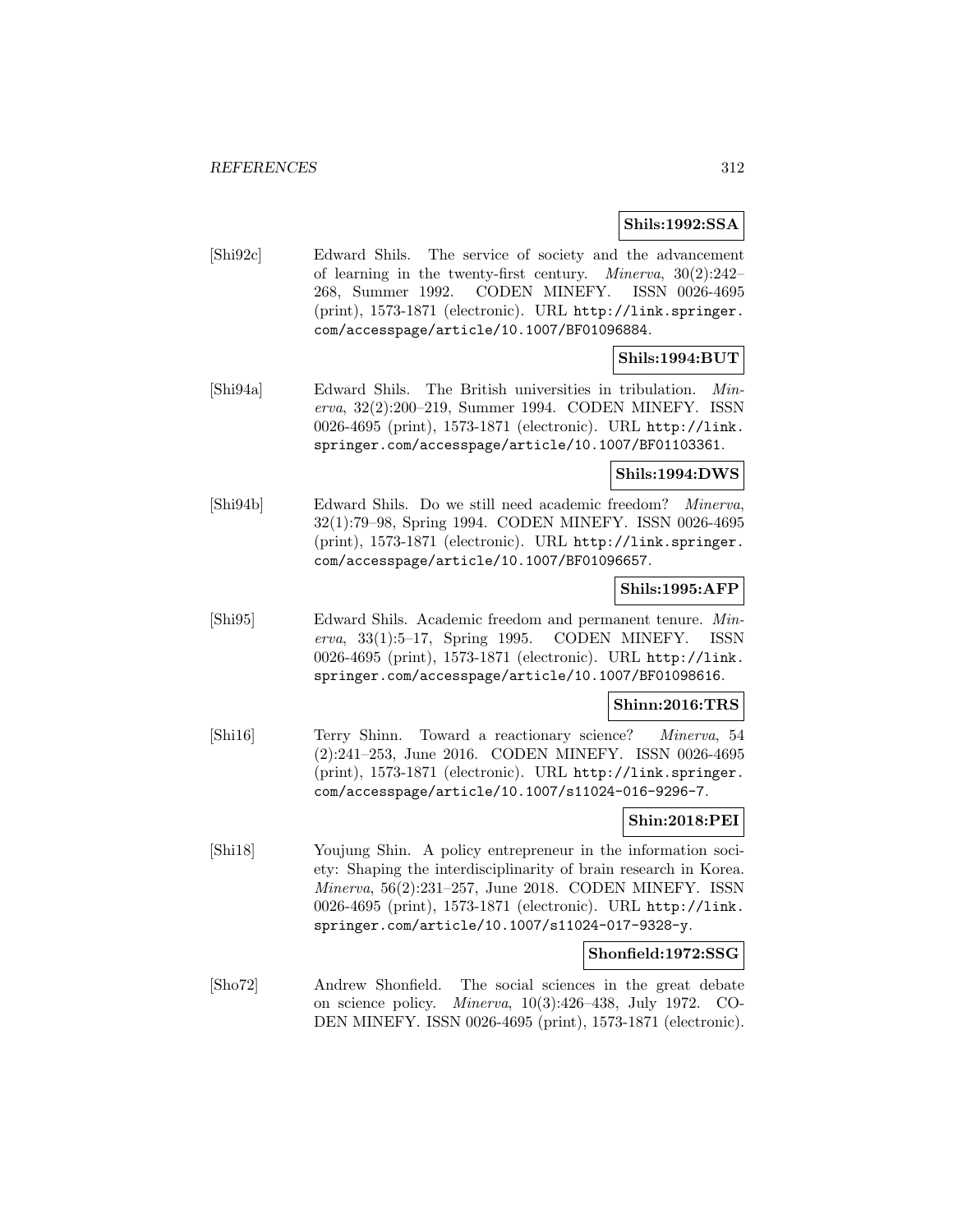**Shils:1992:SSA**

[Shi92c] Edward Shils. The service of society and the advancement of learning in the twenty-first century. *Minerva*, 30(2):242–268, Summer 1992. CODEN MINEFY. ISSN 0026-4695 (print), 1573-1871 (electronic). URL http://link.springer.com/accesspage/article/10.1007/BF01096884.

**Shils:1994:BUT**

[Shi94a] Edward Shils. The British universities in tribulation. *Minerva*, 32(2):200–219, Summer 1994. CODEN MINEFY. ISSN 0026-4695 (print), 1573-1871 (electronic). URL http://link.springer.com/accesspage/article/10.1007/BF01103361.

**Shils:1994:DWS**

[Shi94b] Edward Shils. Do we still need academic freedom? *Minerva*, 32(1):79–98, Spring 1994. CODEN MINEFY. ISSN 0026-4695 (print), 1573-1871 (electronic). URL http://link.springer.com/accesspage/article/10.1007/BF01096657.

**Shils:1995:AFP**

[Shi95] Edward Shils. Academic freedom and permanent tenure. *Minerva*, 33(1):5–17, Spring 1995. CODEN MINEFY. ISSN 0026-4695 (print), 1573-1871 (electronic). URL http://link.springer.com/accesspage/article/10.1007/BF01098616.

**Shinn:2016:TRS**

[Shi16] Terry Shinn. Toward a reactionary science? *Minerva*, 54 (2):241–253, June 2016. CODEN MINEFY. ISSN 0026-4695 (print), 1573-1871 (electronic). URL http://link.springer.com/accesspage/article/10.1007/s11024-016-9296-7.

**Shin:2018:PEI**

[Shi18] Youjung Shin. A policy entrepreneur in the information society: Shaping the interdisciplinarity of brain research in Korea. *Minerva*, 56(2):231–257, June 2018. CODEN MINEFY. ISSN 0026-4695 (print), 1573-1871 (electronic). URL http://link.springer.com/article/10.1007/s11024-017-9328-y.

**Shonfield:1972:SSG**

[Sho72] Andrew Shonfield. The social sciences in the great debate on science policy. *Minerva*, 10(3):426–438, July 1972. CODEN MINEFY. ISSN 0026-4695 (print), 1573-1871 (electronic).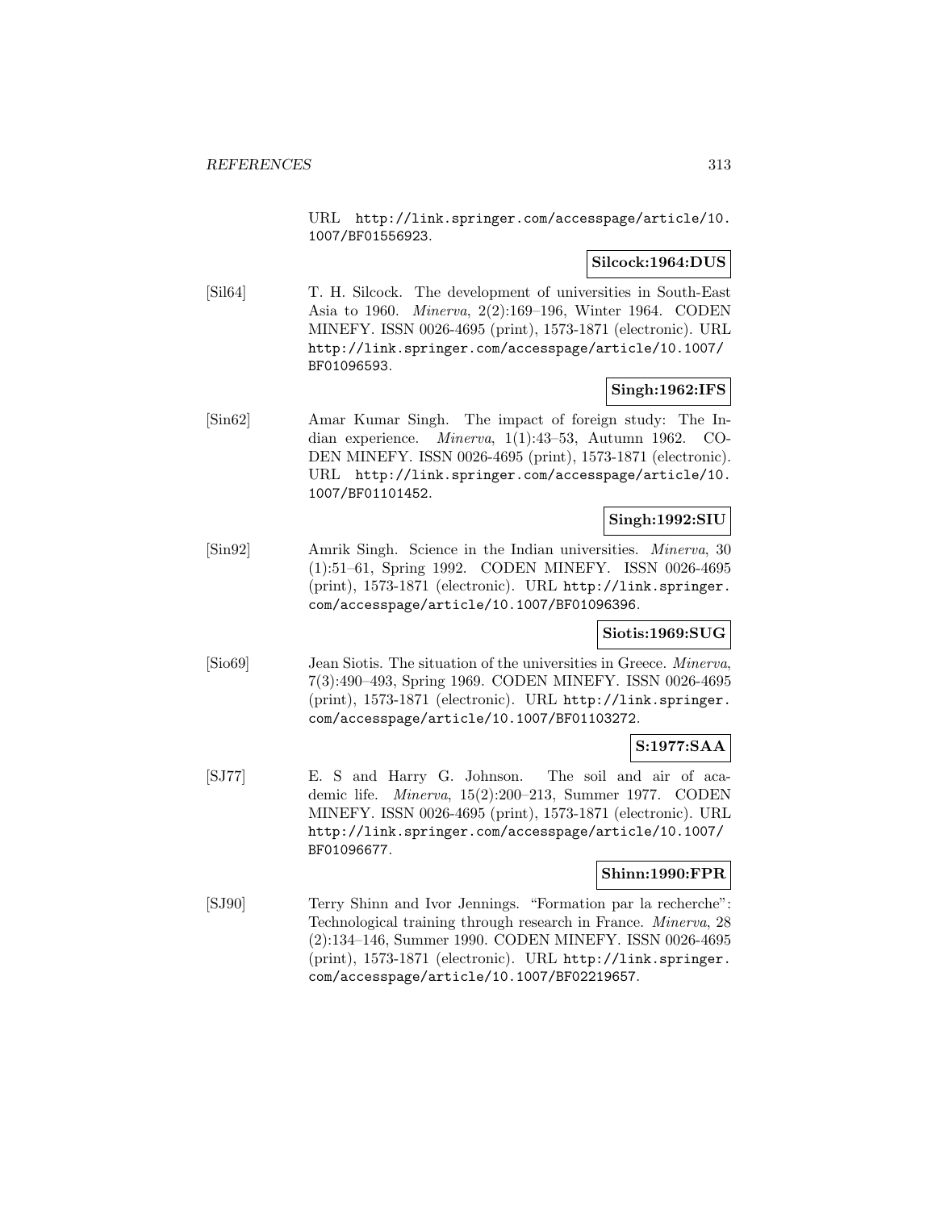URL http://link.springer.com/accesspage/article/10.1007/BF01556923.

**Silcock:1964:DUS**

[Sil64] T. H. Silcock. The development of universities in South-East Asia to 1960. *Minerva*, 2(2):169–196, Winter 1964. CODEN MINEFY. ISSN 0026-4695 (print), 1573-1871 (electronic). URL http://link.springer.com/accesspage/article/10.1007/BF01096593.

**Singh:1962:IFS**

[Sin62] Amar Kumar Singh. The impact of foreign study: The Indian experience. *Minerva*, 1(1):43–53, Autumn 1962. CODEN MINEFY. ISSN 0026-4695 (print), 1573-1871 (electronic). URL http://link.springer.com/accesspage/article/10.1007/BF01101452.

**Singh:1992:SIU**

[Sin92] Amrik Singh. Science in the Indian universities. *Minerva*, 30 (1):51–61, Spring 1992. CODEN MINEFY. ISSN 0026-4695 (print), 1573-1871 (electronic). URL http://link.springer.com/accesspage/article/10.1007/BF01096396.

**Siotis:1969:SUG**

[Sio69] Jean Siotis. The situation of the universities in Greece. *Minerva*, 7(3):490–493, Spring 1969. CODEN MINEFY. ISSN 0026-4695 (print), 1573-1871 (electronic). URL http://link.springer.com/accesspage/article/10.1007/BF01103272.

**S:1977:SAA**

[SJ77] E. S and Harry G. Johnson. The soil and air of academic life. *Minerva*, 15(2):200–213, Summer 1977. CODEN MINEFY. ISSN 0026-4695 (print), 1573-1871 (electronic). URL http://link.springer.com/accesspage/article/10.1007/BF01096677.

**Shinn:1990:FPR**

[SJ90] Terry Shinn and Ivor Jennings. "Formation par la recherche": Technological training through research in France. *Minerva*, 28 (2):134–146, Summer 1990. CODEN MINEFY. ISSN 0026-4695 (print), 1573-1871 (electronic). URL http://link.springer.com/accesspage/article/10.1007/BF02219657.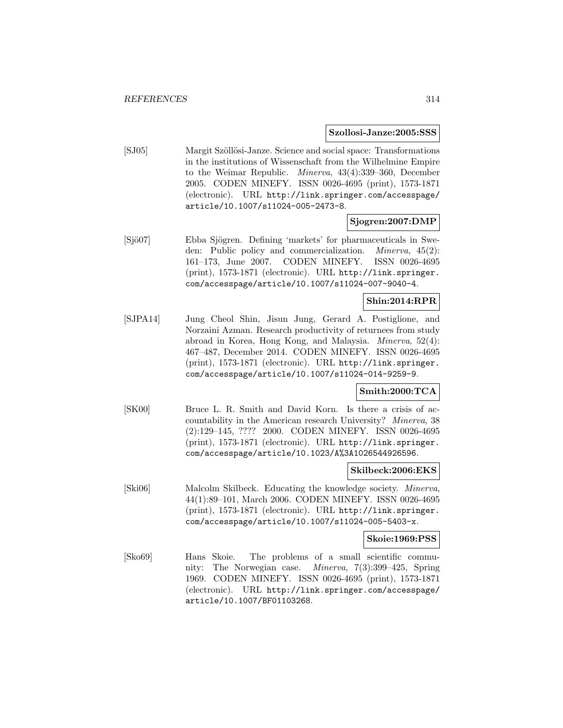**Szollosi-Janze:2005:SSS**

[SJ05] Margit Szöllösi-Janze. Science and social space: Transformations in the institutions of Wissenschaft from the Wilhelmine Empire to the Weimar Republic. *Minerva*, 43(4):339–360, December 2005. CODEN MINEFY. ISSN 0026-4695 (print), 1573-1871 (electronic). URL http://link.springer.com/accesspage/article/10.1007/s11024-005-2473-8.

**Sjogren:2007:DMP**

[Sjö07] Ebba Sjögren. Defining 'markets' for pharmaceuticals in Sweden: Public policy and commercialization. *Minerva*, 45(2): 161–173, June 2007. CODEN MINEFY. ISSN 0026-4695 (print), 1573-1871 (electronic). URL http://link.springer.com/accesspage/article/10.1007/s11024-007-9040-4.

**Shin:2014:RPR**

[SJPA14] Jung Cheol Shin, Jisun Jung, Gerard A. Postiglione, and Norzaini Azman. Research productivity of returnees from study abroad in Korea, Hong Kong, and Malaysia. *Minerva*, 52(4): 467–487, December 2014. CODEN MINEFY. ISSN 0026-4695 (print), 1573-1871 (electronic). URL http://link.springer.com/accesspage/article/10.1007/s11024-014-9259-9.

**Smith:2000:TCA**

[SK00] Bruce L. R. Smith and David Korn. Is there a crisis of accountability in the American research University? *Minerva*, 38 (2):129–145, ???? 2000. CODEN MINEFY. ISSN 0026-4695 (print), 1573-1871 (electronic). URL http://link.springer.com/accesspage/article/10.1023/A%3A1026544926596.

**Skilbeck:2006:EKS**

[Ski06] Malcolm Skilbeck. Educating the knowledge society. *Minerva*, 44(1):89–101, March 2006. CODEN MINEFY. ISSN 0026-4695 (print), 1573-1871 (electronic). URL http://link.springer.com/accesspage/article/10.1007/s11024-005-5403-x.

**Skoie:1969:PSS**

[Sko69] Hans Skoie. The problems of a small scientific community: The Norwegian case. *Minerva*, 7(3):399–425, Spring 1969. CODEN MINEFY. ISSN 0026-4695 (print), 1573-1871 (electronic). URL http://link.springer.com/accesspage/article/10.1007/BF01103268.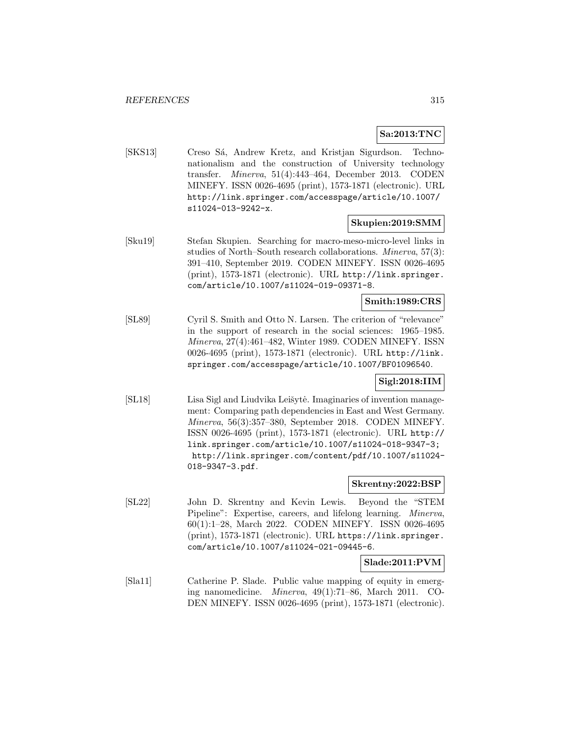**Sa:2013:TNC**

[SKS13] Creso Sá, Andrew Kretz, and Kristjan Sigurdson. Techno-nationalism and the construction of University technology transfer. *Minerva*, 51(4):443–464, December 2013. CODEN MINEFY. ISSN 0026-4695 (print), 1573-1871 (electronic). URL http://link.springer.com/accesspage/article/10.1007/s11024-013-9242-x.

**Skupien:2019:SMM**

[Sku19] Stefan Skupien. Searching for macro-meso-micro-level links in studies of North–South research collaborations. *Minerva*, 57(3): 391–410, September 2019. CODEN MINEFY. ISSN 0026-4695 (print), 1573-1871 (electronic). URL http://link.springer.com/article/10.1007/s11024-019-09371-8.

**Smith:1989:CRS**

[SL89] Cyril S. Smith and Otto N. Larsen. The criterion of "relevance" in the support of research in the social sciences: 1965–1985. *Minerva*, 27(4):461–482, Winter 1989. CODEN MINEFY. ISSN 0026-4695 (print), 1573-1871 (electronic). URL http://link.springer.com/accesspage/article/10.1007/BF01096540.

**Sigl:2018:IIM**

[SL18] Lisa Sigl and Liudvika Leišytė. Imaginaries of invention management: Comparing path dependencies in East and West Germany. *Minerva*, 56(3):357–380, September 2018. CODEN MINEFY. ISSN 0026-4695 (print), 1573-1871 (electronic). URL http://link.springer.com/article/10.1007/s11024-018-9347-3; http://link.springer.com/content/pdf/10.1007/s11024-018-9347-3.pdf.

**Skrentny:2022:BSP**

[SL22] John D. Skrentny and Kevin Lewis. Beyond the "STEM Pipeline": Expertise, careers, and lifelong learning. *Minerva*, 60(1):1–28, March 2022. CODEN MINEFY. ISSN 0026-4695 (print), 1573-1871 (electronic). URL https://link.springer.com/article/10.1007/s11024-021-09445-6.

**Slade:2011:PVM**

[Sla11] Catherine P. Slade. Public value mapping of equity in emerging nanomedicine. *Minerva*, 49(1):71–86, March 2011. CODEN MINEFY. ISSN 0026-4695 (print), 1573-1871 (electronic).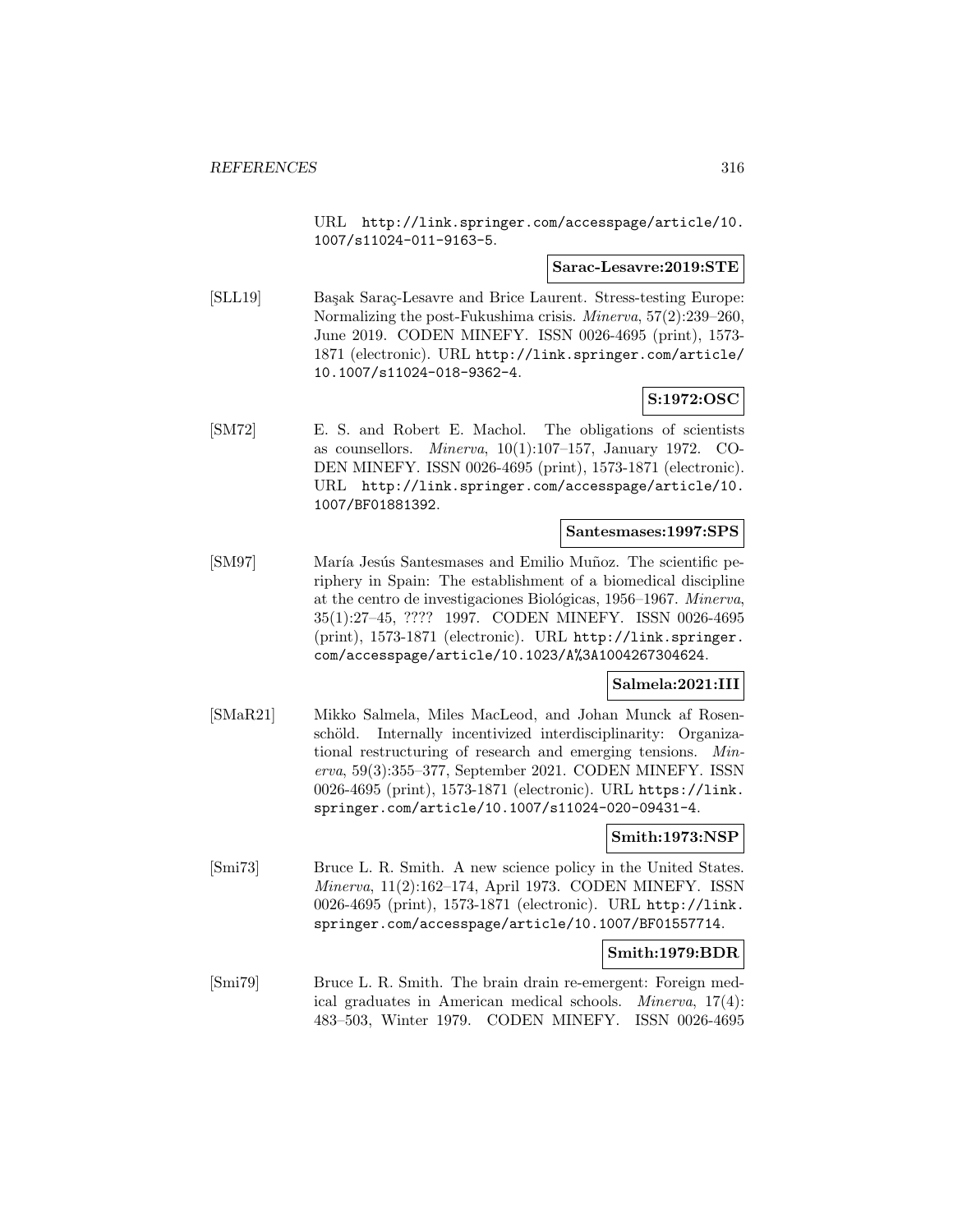URL http://link.springer.com/accesspage/article/10.1007/s11024-011-9163-5.

**Sarac-Lesavre:2019:STE**

[SLL19] Başak Saraç-Lesavre and Brice Laurent. Stress-testing Europe: Normalizing the post-Fukushima crisis. *Minerva*, 57(2):239–260, June 2019. CODEN MINEFY. ISSN 0026-4695 (print), 1573-1871 (electronic). URL http://link.springer.com/article/10.1007/s11024-018-9362-4.

**S:1972:OSC**

[SM72] E. S. and Robert E. Machol. The obligations of scientists as counsellors. *Minerva*, 10(1):107–157, January 1972. CODEN MINEFY. ISSN 0026-4695 (print), 1573-1871 (electronic). URL http://link.springer.com/accesspage/article/10.1007/BF01881392.

**Santesmases:1997:SPS**

[SM97] María Jesús Santesmases and Emilio Muñoz. The scientific periphery in Spain: The establishment of a biomedical discipline at the centro de investigaciones Biológicas, 1956–1967. *Minerva*, 35(1):27–45, ???? 1997. CODEN MINEFY. ISSN 0026-4695 (print), 1573-1871 (electronic). URL http://link.springer.com/accesspage/article/10.1023/A%3A1004267304624.

**Salmela:2021:III**

[SMaR21] Mikko Salmela, Miles MacLeod, and Johan Munck af Rosenschöld. Internally incentivized interdisciplinarity: Organizational restructuring of research and emerging tensions. *Minerva*, 59(3):355–377, September 2021. CODEN MINEFY. ISSN 0026-4695 (print), 1573-1871 (electronic). URL https://link.springer.com/article/10.1007/s11024-020-09431-4.

**Smith:1973:NSP**

[Smi73] Bruce L. R. Smith. A new science policy in the United States. *Minerva*, 11(2):162–174, April 1973. CODEN MINEFY. ISSN 0026-4695 (print), 1573-1871 (electronic). URL http://link.springer.com/accesspage/article/10.1007/BF01557714.

**Smith:1979:BDR**

[Smi79] Bruce L. R. Smith. The brain drain re-emergent: Foreign medical graduates in American medical schools. *Minerva*, 17(4):483–503, Winter 1979. CODEN MINEFY. ISSN 0026-4695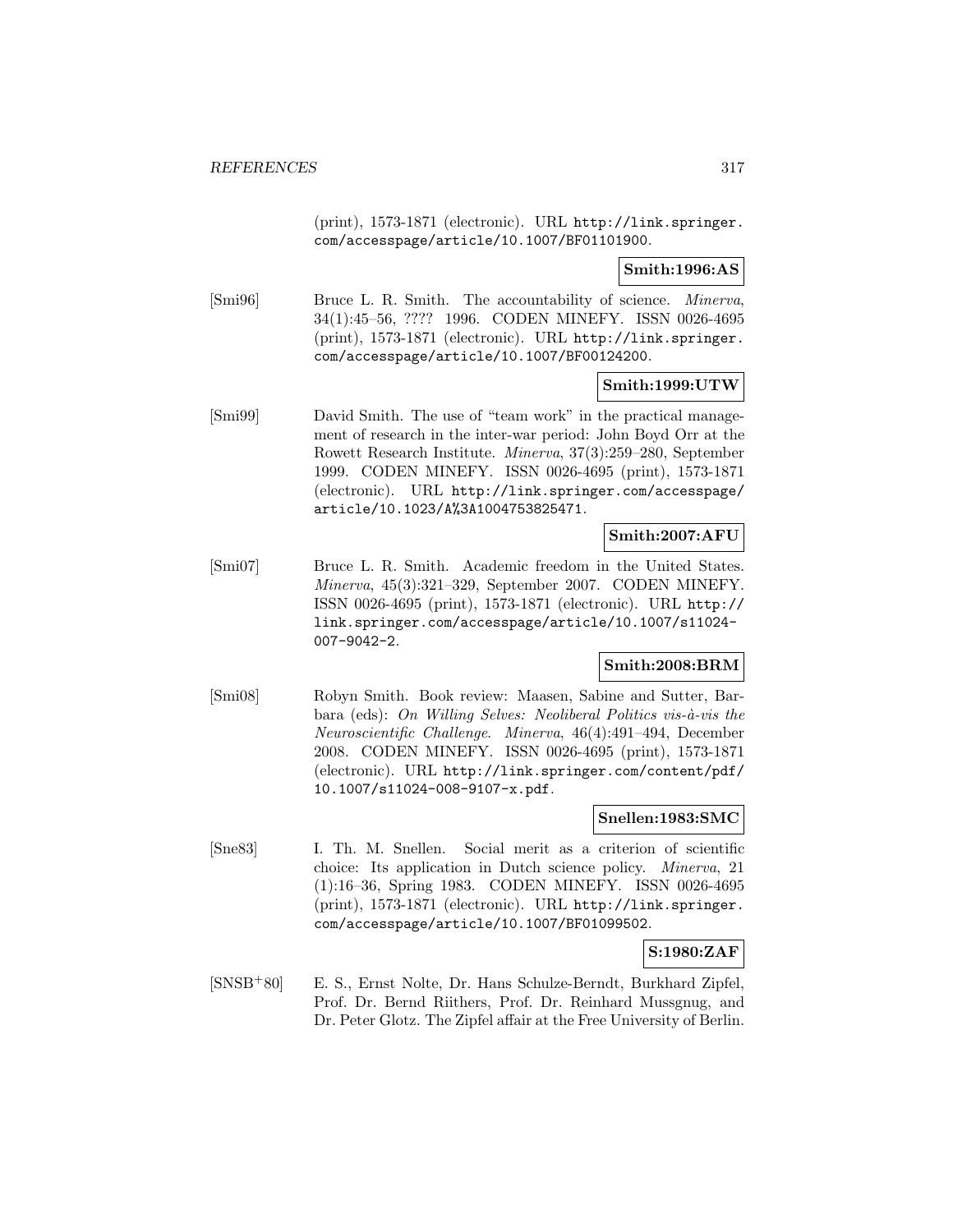(print), 1573-1871 (electronic). URL http://link.springer.com/accesspage/article/10.1007/BF01101900.

**Smith:1996:AS**

[Smi96] Bruce L. R. Smith. The accountability of science. *Minerva*, 34(1):45–56, ???? 1996. CODEN MINEFY. ISSN 0026-4695 (print), 1573-1871 (electronic). URL http://link.springer.com/accesspage/article/10.1007/BF00124200.

**Smith:1999:UTW**

[Smi99] David Smith. The use of "team work" in the practical management of research in the inter-war period: John Boyd Orr at the Rowett Research Institute. *Minerva*, 37(3):259–280, September 1999. CODEN MINEFY. ISSN 0026-4695 (print), 1573-1871 (electronic). URL http://link.springer.com/accesspage/article/10.1023/A%3A1004753825471.

**Smith:2007:AFU**

[Smi07] Bruce L. R. Smith. Academic freedom in the United States. *Minerva*, 45(3):321–329, September 2007. CODEN MINEFY. ISSN 0026-4695 (print), 1573-1871 (electronic). URL http://link.springer.com/accesspage/article/10.1007/s11024-007-9042-2.

**Smith:2008:BRM**

[Smi08] Robyn Smith. Book review: Maasen, Sabine and Sutter, Barbara (eds): *On Willing Selves: Neoliberal Politics vis-à-vis the Neuroscientific Challenge*. *Minerva*, 46(4):491–494, December 2008. CODEN MINEFY. ISSN 0026-4695 (print), 1573-1871 (electronic). URL http://link.springer.com/content/pdf/10.1007/s11024-008-9107-x.pdf.

**Snellen:1983:SMC**

[Sne83] I. Th. M. Snellen. Social merit as a criterion of scientific choice: Its application in Dutch science policy. *Minerva*, 21 (1):16–36, Spring 1983. CODEN MINEFY. ISSN 0026-4695 (print), 1573-1871 (electronic). URL http://link.springer.com/accesspage/article/10.1007/BF01099502.

**S:1980:ZAF**

[SNSB+80] E. S., Ernst Nolte, Dr. Hans Schulze-Berndt, Burkhard Zipfel, Prof. Dr. Bernd Riithers, Prof. Dr. Reinhard Mussgnug, and Dr. Peter Glotz. The Zipfel affair at the Free University of Berlin.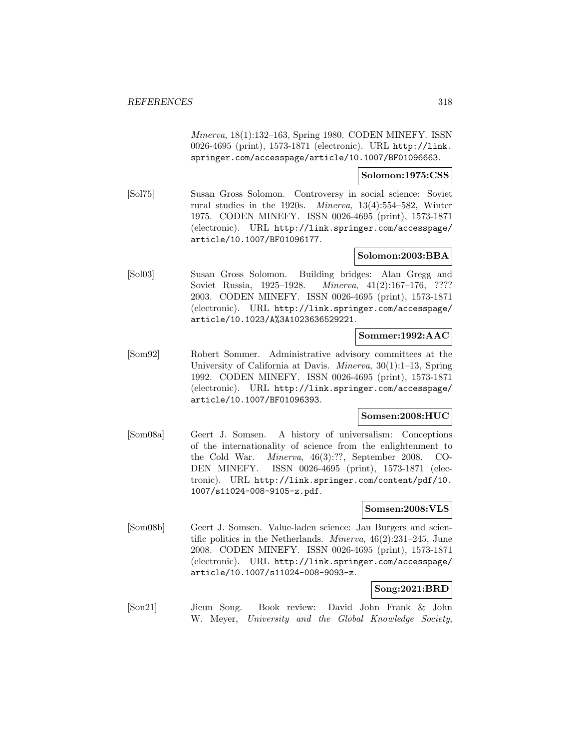*Minerva*, 18(1):132–163, Spring 1980. CODEN MINEFY. ISSN 0026-4695 (print), 1573-1871 (electronic). URL http://link.springer.com/accesspage/article/10.1007/BF01096663.

**Solomon:1975:CSS**

[Sol75] Susan Gross Solomon. Controversy in social science: Soviet rural studies in the 1920s. *Minerva*, 13(4):554–582, Winter 1975. CODEN MINEFY. ISSN 0026-4695 (print), 1573-1871 (electronic). URL http://link.springer.com/accesspage/article/10.1007/BF01096177.

**Solomon:2003:BBA**

[Sol03] Susan Gross Solomon. Building bridges: Alan Gregg and Soviet Russia, 1925–1928. *Minerva*, 41(2):167–176, ???? 2003. CODEN MINEFY. ISSN 0026-4695 (print), 1573-1871 (electronic). URL http://link.springer.com/accesspage/article/10.1023/A%3A1023636529221.

**Sommer:1992:AAC**

[Som92] Robert Sommer. Administrative advisory committees at the University of California at Davis. *Minerva*, 30(1):1–13, Spring 1992. CODEN MINEFY. ISSN 0026-4695 (print), 1573-1871 (electronic). URL http://link.springer.com/accesspage/article/10.1007/BF01096393.

**Somsen:2008:HUC**

[Som08a] Geert J. Somsen. A history of universalism: Conceptions of the internationality of science from the enlightenment to the Cold War. *Minerva*, 46(3):??, September 2008. CODEN MINEFY. ISSN 0026-4695 (print), 1573-1871 (electronic). URL http://link.springer.com/content/pdf/10.1007/s11024-008-9105-z.pdf.

**Somsen:2008:VLS**

[Som08b] Geert J. Somsen. Value-laden science: Jan Burgers and scientific politics in the Netherlands. *Minerva*, 46(2):231–245, June 2008. CODEN MINEFY. ISSN 0026-4695 (print), 1573-1871 (electronic). URL http://link.springer.com/accesspage/article/10.1007/s11024-008-9093-z.

**Song:2021:BRD**

[Son21] Jieun Song. Book review: David John Frank & John W. Meyer, *University and the Global Knowledge Society*,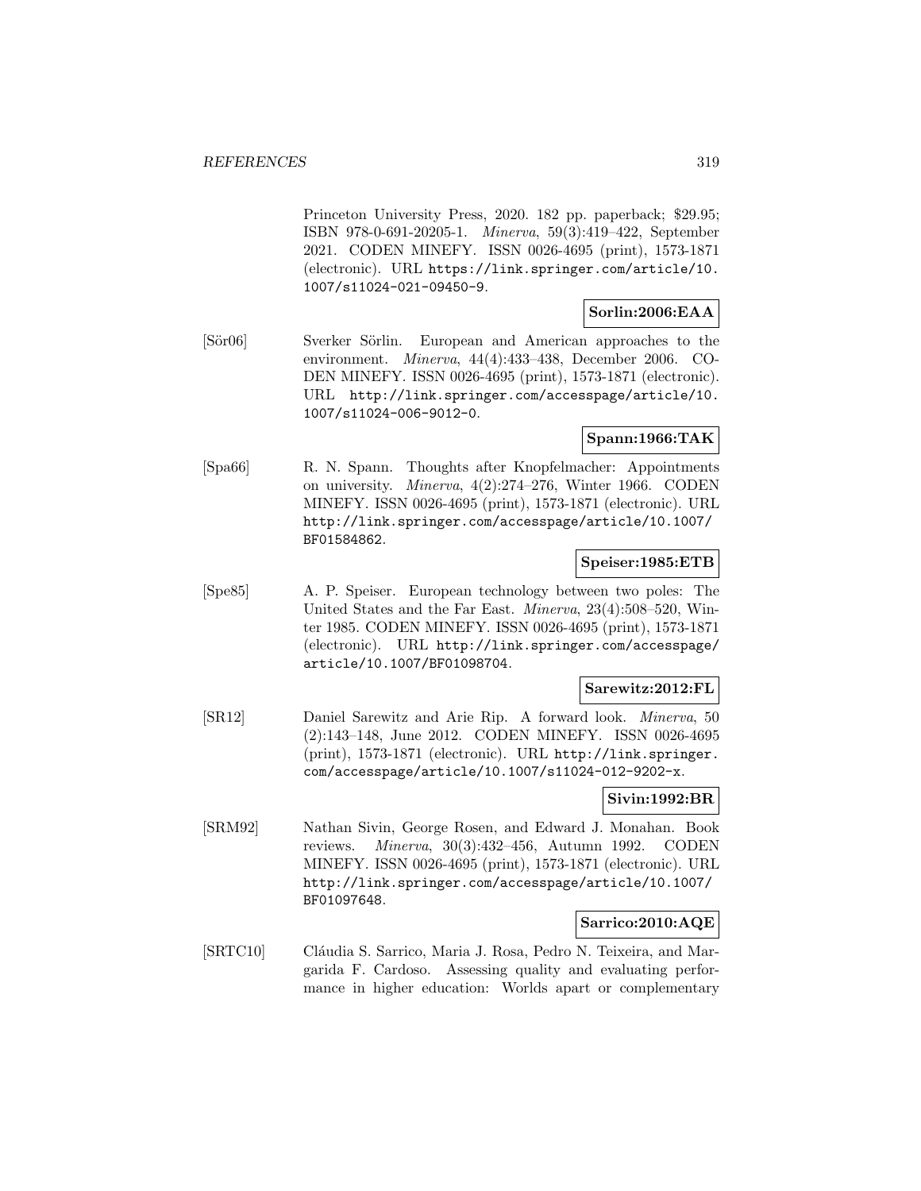Princeton University Press, 2020. 182 pp. paperback; $29.95; ISBN 978-0-691-20205-1. *Minerva*, 59(3):419–422, September 2021. CODEN MINEFY. ISSN 0026-4695 (print), 1573-1871 (electronic). URL https://link.springer.com/article/10.1007/s11024-021-09450-9.

**Sorlin:2006:EAA**

[Sör06] Sverker Sörlin. European and American approaches to the environment. *Minerva*, 44(4):433–438, December 2006. CODEN MINEFY. ISSN 0026-4695 (print), 1573-1871 (electronic). URL http://link.springer.com/accesspage/article/10.1007/s11024-006-9012-0.

**Spann:1966:TAK**

[Spa66] R. N. Spann. Thoughts after Knopfelmacher: Appointments on university. *Minerva*, 4(2):274–276, Winter 1966. CODEN MINEFY. ISSN 0026-4695 (print), 1573-1871 (electronic). URL http://link.springer.com/accesspage/article/10.1007/BF01584862.

**Speiser:1985:ETB**

[Spe85] A. P. Speiser. European technology between two poles: The United States and the Far East. *Minerva*, 23(4):508–520, Winter 1985. CODEN MINEFY. ISSN 0026-4695 (print), 1573-1871 (electronic). URL http://link.springer.com/accesspage/article/10.1007/BF01098704.

**Sarewitz:2012:FL**

[SR12] Daniel Sarewitz and Arie Rip. A forward look. *Minerva*, 50 (2):143–148, June 2012. CODEN MINEFY. ISSN 0026-4695 (print), 1573-1871 (electronic). URL http://link.springer.com/accesspage/article/10.1007/s11024-012-9202-x.

**Sivin:1992:BR**

[SRM92] Nathan Sivin, George Rosen, and Edward J. Monahan. Book reviews. *Minerva*, 30(3):432–456, Autumn 1992. CODEN MINEFY. ISSN 0026-4695 (print), 1573-1871 (electronic). URL http://link.springer.com/accesspage/article/10.1007/BF01097648.

**Sarrico:2010:AQE**

[SRTC10] Cláudia S. Sarrico, Maria J. Rosa, Pedro N. Teixeira, and Margarida F. Cardoso. Assessing quality and evaluating performance in higher education: Worlds apart or complementary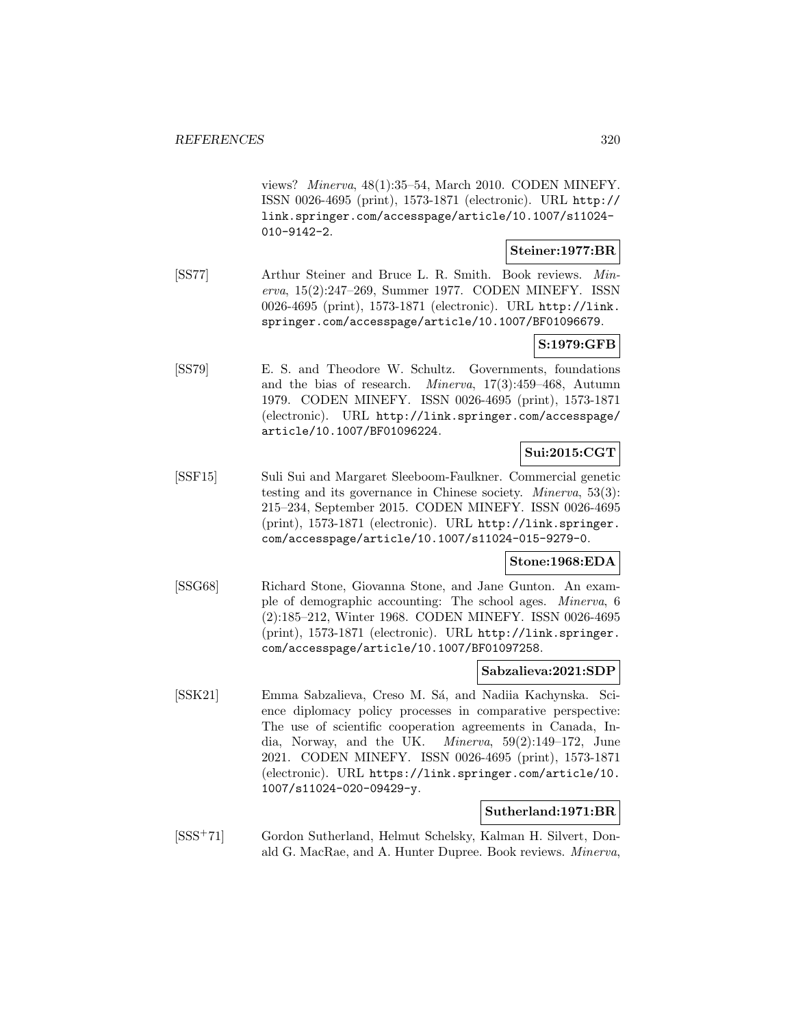views? *Minerva*, 48(1):35–54, March 2010. CODEN MINEFY. ISSN 0026-4695 (print), 1573-1871 (electronic). URL http://link.springer.com/accesspage/article/10.1007/s11024-010-9142-2.

**Steiner:1977:BR**

[SS77] Arthur Steiner and Bruce L. R. Smith. Book reviews. *Minerva*, 15(2):247–269, Summer 1977. CODEN MINEFY. ISSN 0026-4695 (print), 1573-1871 (electronic). URL http://link.springer.com/accesspage/article/10.1007/BF01096679.

**S:1979:GFB**

[SS79] E. S. and Theodore W. Schultz. Governments, foundations and the bias of research. *Minerva*, 17(3):459–468, Autumn 1979. CODEN MINEFY. ISSN 0026-4695 (print), 1573-1871 (electronic). URL http://link.springer.com/accesspage/article/10.1007/BF01096224.

**Sui:2015:CGT**

[SSF15] Suli Sui and Margaret Sleeboom-Faulkner. Commercial genetic testing and its governance in Chinese society. *Minerva*, 53(3): 215–234, September 2015. CODEN MINEFY. ISSN 0026-4695 (print), 1573-1871 (electronic). URL http://link.springer.com/accesspage/article/10.1007/s11024-015-9279-0.

**Stone:1968:EDA**

[SSG68] Richard Stone, Giovanna Stone, and Jane Gunton. An example of demographic accounting: The school ages. *Minerva*, 6 (2):185–212, Winter 1968. CODEN MINEFY. ISSN 0026-4695 (print), 1573-1871 (electronic). URL http://link.springer.com/accesspage/article/10.1007/BF01097258.

**Sabzalieva:2021:SDP**

[SSK21] Emma Sabzalieva, Creso M. Sá, and Nadiia Kachynska. Science diplomacy policy processes in comparative perspective: The use of scientific cooperation agreements in Canada, India, Norway, and the UK. *Minerva*, 59(2):149–172, June 2021. CODEN MINEFY. ISSN 0026-4695 (print), 1573-1871 (electronic). URL https://link.springer.com/article/10.1007/s11024-020-09429-y.

**Sutherland:1971:BR**

[SSS+71] Gordon Sutherland, Helmut Schelsky, Kalman H. Silvert, Donald G. MacRae, and A. Hunter Dupree. Book reviews. *Minerva*,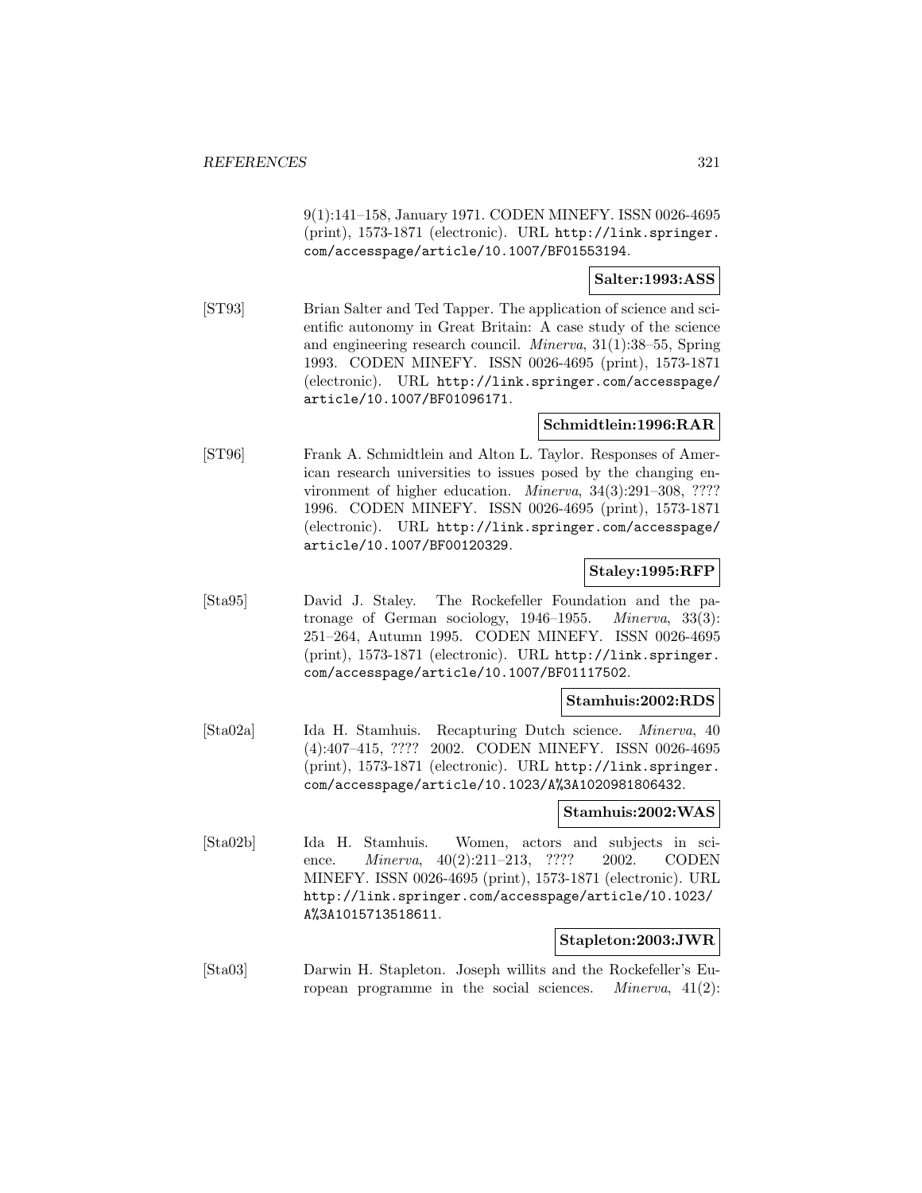9(1):141–158, January 1971. CODEN MINEFY. ISSN 0026-4695 (print), 1573-1871 (electronic). URL http://link.springer.com/accesspage/article/10.1007/BF01553194.

**Salter:1993:ASS**

[ST93] Brian Salter and Ted Tapper. The application of science and scientific autonomy in Great Britain: A case study of the science and engineering research council. *Minerva*, 31(1):38–55, Spring 1993. CODEN MINEFY. ISSN 0026-4695 (print), 1573-1871 (electronic). URL http://link.springer.com/accesspage/article/10.1007/BF01096171.

**Schmidtlein:1996:RAR**

[ST96] Frank A. Schmidtlein and Alton L. Taylor. Responses of American research universities to issues posed by the changing environment of higher education. *Minerva*, 34(3):291–308, ???? 1996. CODEN MINEFY. ISSN 0026-4695 (print), 1573-1871 (electronic). URL http://link.springer.com/accesspage/article/10.1007/BF00120329.

**Staley:1995:RFP**

[Sta95] David J. Staley. The Rockefeller Foundation and the patronage of German sociology, 1946–1955. *Minerva*, 33(3): 251–264, Autumn 1995. CODEN MINEFY. ISSN 0026-4695 (print), 1573-1871 (electronic). URL http://link.springer.com/accesspage/article/10.1007/BF01117502.

**Stamhuis:2002:RDS**

[Sta02a] Ida H. Stamhuis. Recapturing Dutch science. *Minerva*, 40 (4):407–415, ???? 2002. CODEN MINEFY. ISSN 0026-4695 (print), 1573-1871 (electronic). URL http://link.springer.com/accesspage/article/10.1023/A%3A1020981806432.

**Stamhuis:2002:WAS**

[Sta02b] Ida H. Stamhuis. Women, actors and subjects in science. *Minerva*, 40(2):211–213, ???? 2002. CODEN MINEFY. ISSN 0026-4695 (print), 1573-1871 (electronic). URL http://link.springer.com/accesspage/article/10.1023/A%3A1015713518611.

**Stapleton:2003:JWR**

[Sta03] Darwin H. Stapleton. Joseph willits and the Rockefeller's European programme in the social sciences. *Minerva*, 41(2):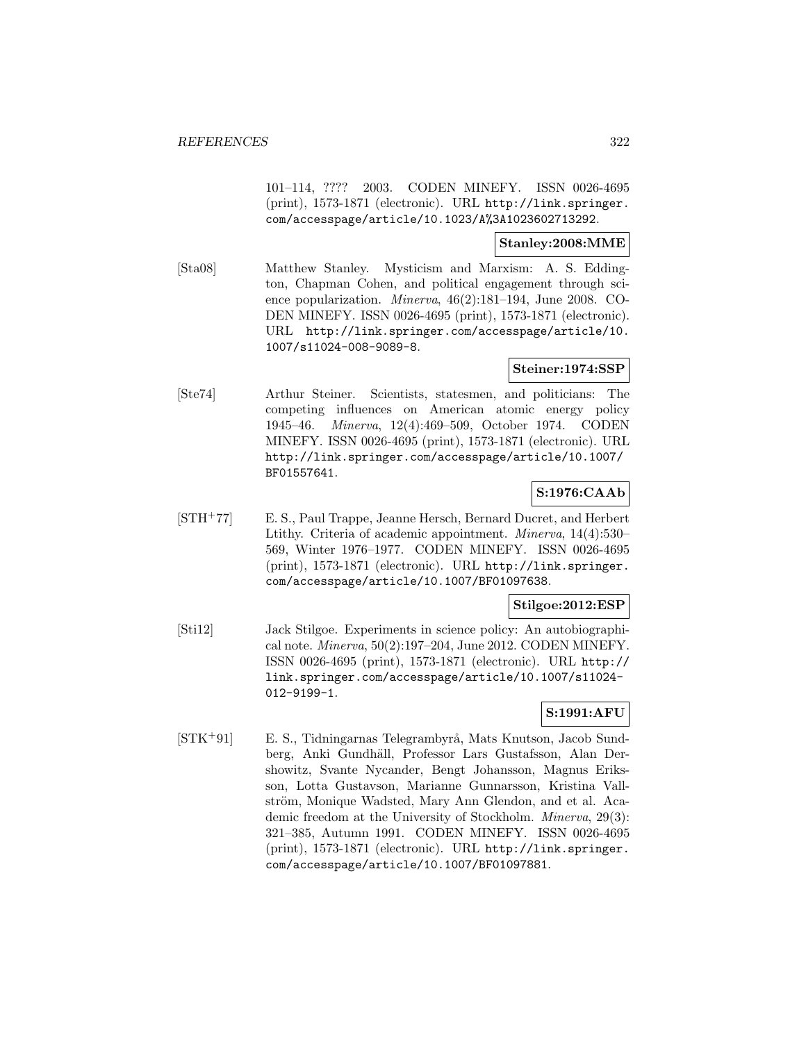101–114, ???? 2003. CODEN MINEFY. ISSN 0026-4695 (print), 1573-1871 (electronic). URL http://link.springer.com/accesspage/article/10.1023/A%3A1023602713292.

**Stanley:2008:MME**

[Sta08] Matthew Stanley. Mysticism and Marxism: A. S. Eddington, Chapman Cohen, and political engagement through science popularization. *Minerva*, 46(2):181–194, June 2008. CODEN MINEFY. ISSN 0026-4695 (print), 1573-1871 (electronic). URL http://link.springer.com/accesspage/article/10.1007/s11024-008-9089-8.

**Steiner:1974:SSP**

[Ste74] Arthur Steiner. Scientists, statesmen, and politicians: The competing influences on American atomic energy policy 1945–46. *Minerva*, 12(4):469–509, October 1974. CODEN MINEFY. ISSN 0026-4695 (print), 1573-1871 (electronic). URL http://link.springer.com/accesspage/article/10.1007/BF01557641.

**S:1976:CAAb**

[STH+77] E. S., Paul Trappe, Jeanne Hersch, Bernard Ducret, and Herbert Ltithy. Criteria of academic appointment. *Minerva*, 14(4):530–569, Winter 1976–1977. CODEN MINEFY. ISSN 0026-4695 (print), 1573-1871 (electronic). URL http://link.springer.com/accesspage/article/10.1007/BF01097638.

**Stilgoe:2012:ESP**

[Sti12] Jack Stilgoe. Experiments in science policy: An autobiographical note. *Minerva*, 50(2):197–204, June 2012. CODEN MINEFY. ISSN 0026-4695 (print), 1573-1871 (electronic). URL http://link.springer.com/accesspage/article/10.1007/s11024-012-9199-1.

**S:1991:AFU**

[STK+91] E. S., Tidningarnas Telegrambyrå, Mats Knutson, Jacob Sundberg, Anki Gundhäll, Professor Lars Gustafsson, Alan Dershowitz, Svante Nycander, Bengt Johansson, Magnus Eriksson, Lotta Gustavson, Marianne Gunnarsson, Kristina Vallström, Monique Wadsted, Mary Ann Glendon, and et al. Academic freedom at the University of Stockholm. *Minerva*, 29(3):321–385, Autumn 1991. CODEN MINEFY. ISSN 0026-4695 (print), 1573-1871 (electronic). URL http://link.springer.com/accesspage/article/10.1007/BF01097881.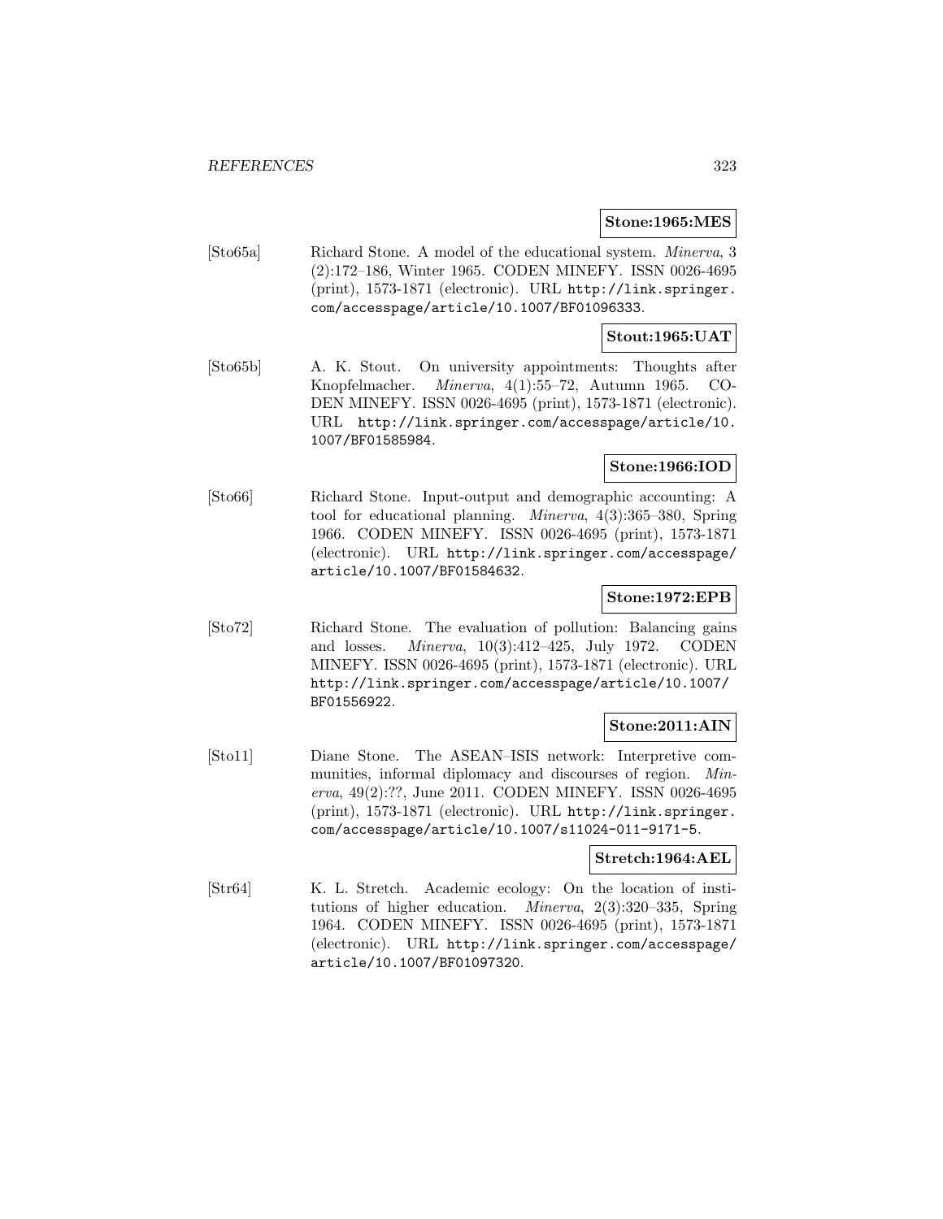**Stone:1965:MES**

[Sto65a] Richard Stone. A model of the educational system. *Minerva*, 3 (2):172–186, Winter 1965. CODEN MINEFY. ISSN 0026-4695 (print), 1573-1871 (electronic). URL http://link.springer.com/accesspage/article/10.1007/BF01096333.

**Stout:1965:UAT**

[Sto65b] A. K. Stout. On university appointments: Thoughts after Knopfelmacher. *Minerva*, 4(1):55–72, Autumn 1965. CODEN MINEFY. ISSN 0026-4695 (print), 1573-1871 (electronic). URL http://link.springer.com/accesspage/article/10.1007/BF01585984.

**Stone:1966:IOD**

[Sto66] Richard Stone. Input-output and demographic accounting: A tool for educational planning. *Minerva*, 4(3):365–380, Spring 1966. CODEN MINEFY. ISSN 0026-4695 (print), 1573-1871 (electronic). URL http://link.springer.com/accesspage/article/10.1007/BF01584632.

**Stone:1972:EPB**

[Sto72] Richard Stone. The evaluation of pollution: Balancing gains and losses. *Minerva*, 10(3):412–425, July 1972. CODEN MINEFY. ISSN 0026-4695 (print), 1573-1871 (electronic). URL http://link.springer.com/accesspage/article/10.1007/BF01556922.

**Stone:2011:AIN**

[Sto11] Diane Stone. The ASEAN–ISIS network: Interpretive communities, informal diplomacy and discourses of region. *Minerva*, 49(2):??, June 2011. CODEN MINEFY. ISSN 0026-4695 (print), 1573-1871 (electronic). URL http://link.springer.com/accesspage/article/10.1007/s11024-011-9171-5.

**Stretch:1964:AEL**

[Str64] K. L. Stretch. Academic ecology: On the location of institutions of higher education. *Minerva*, 2(3):320–335, Spring 1964. CODEN MINEFY. ISSN 0026-4695 (print), 1573-1871 (electronic). URL http://link.springer.com/accesspage/article/10.1007/BF01097320.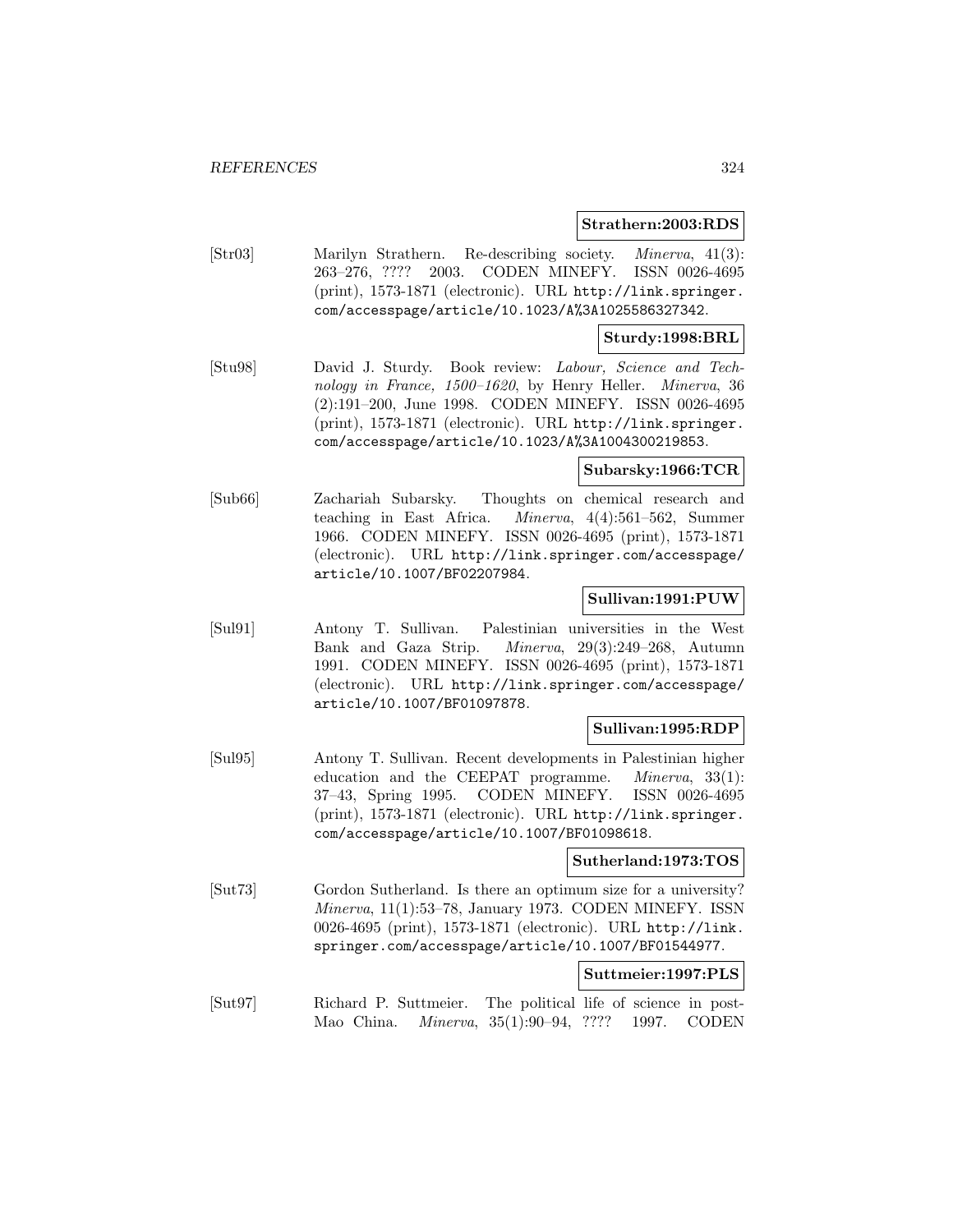**Strathern:2003:RDS**

[Str03] Marilyn Strathern. Re-describing society. *Minerva*, 41(3): 263–276, ???? 2003. CODEN MINEFY. ISSN 0026-4695 (print), 1573-1871 (electronic). URL http://link.springer.com/accesspage/article/10.1023/A%3A1025586327342.

**Sturdy:1998:BRL**

[Stu98] David J. Sturdy. Book review: *Labour, Science and Technology in France, 1500–1620*, by Henry Heller. *Minerva*, 36 (2):191–200, June 1998. CODEN MINEFY. ISSN 0026-4695 (print), 1573-1871 (electronic). URL http://link.springer.com/accesspage/article/10.1023/A%3A1004300219853.

**Subarsky:1966:TCR**

[Sub66] Zachariah Subarsky. Thoughts on chemical research and teaching in East Africa. *Minerva*, 4(4):561–562, Summer 1966. CODEN MINEFY. ISSN 0026-4695 (print), 1573-1871 (electronic). URL http://link.springer.com/accesspage/article/10.1007/BF02207984.

**Sullivan:1991:PUW**

[Sul91] Antony T. Sullivan. Palestinian universities in the West Bank and Gaza Strip. *Minerva*, 29(3):249–268, Autumn 1991. CODEN MINEFY. ISSN 0026-4695 (print), 1573-1871 (electronic). URL http://link.springer.com/accesspage/article/10.1007/BF01097878.

**Sullivan:1995:RDP**

[Sul95] Antony T. Sullivan. Recent developments in Palestinian higher education and the CEEPAT programme. *Minerva*, 33(1): 37–43, Spring 1995. CODEN MINEFY. ISSN 0026-4695 (print), 1573-1871 (electronic). URL http://link.springer.com/accesspage/article/10.1007/BF01098618.

**Sutherland:1973:TOS**

[Sut73] Gordon Sutherland. Is there an optimum size for a university? *Minerva*, 11(1):53–78, January 1973. CODEN MINEFY. ISSN 0026-4695 (print), 1573-1871 (electronic). URL http://link.springer.com/accesspage/article/10.1007/BF01544977.

**Suttmeier:1997:PLS**

[Sut97] Richard P. Suttmeier. The political life of science in post-Mao China. *Minerva*, 35(1):90–94, ???? 1997. CODEN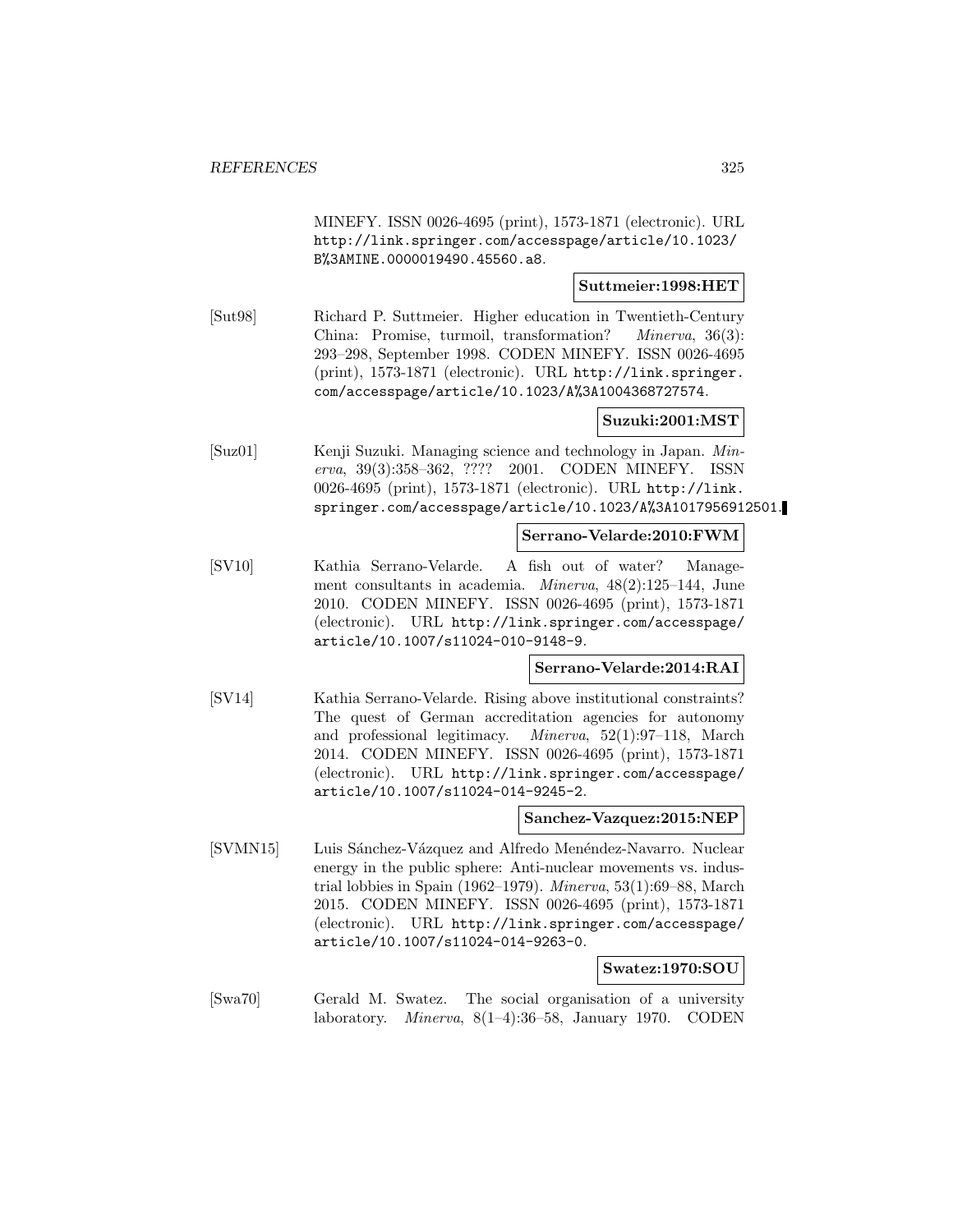MINEFY. ISSN 0026-4695 (print), 1573-1871 (electronic). URL http://link.springer.com/accesspage/article/10.1023/B%3AMINE.0000019490.45560.a8.

**Suttmeier:1998:HET**

[Sut98] Richard P. Suttmeier. Higher education in Twentieth-Century China: Promise, turmoil, transformation? *Minerva*, 36(3): 293–298, September 1998. CODEN MINEFY. ISSN 0026-4695 (print), 1573-1871 (electronic). URL http://link.springer.com/accesspage/article/10.1023/A%3A1004368727574.

**Suzuki:2001:MST**

[Suz01] Kenji Suzuki. Managing science and technology in Japan. *Minerva*, 39(3):358–362, ???? 2001. CODEN MINEFY. ISSN 0026-4695 (print), 1573-1871 (electronic). URL http://link.springer.com/accesspage/article/10.1023/A%3A1017956912501.

**Serrano-Velarde:2010:FWM**

[SV10] Kathia Serrano-Velarde. A fish out of water? Management consultants in academia. *Minerva*, 48(2):125–144, June 2010. CODEN MINEFY. ISSN 0026-4695 (print), 1573-1871 (electronic). URL http://link.springer.com/accesspage/article/10.1007/s11024-010-9148-9.

**Serrano-Velarde:2014:RAI**

[SV14] Kathia Serrano-Velarde. Rising above institutional constraints? The quest of German accreditation agencies for autonomy and professional legitimacy. *Minerva*, 52(1):97–118, March 2014. CODEN MINEFY. ISSN 0026-4695 (print), 1573-1871 (electronic). URL http://link.springer.com/accesspage/article/10.1007/s11024-014-9245-2.

**Sanchez-Vazquez:2015:NEP**

[SVMN15] Luis Sánchez-Vázquez and Alfredo Menéndez-Navarro. Nuclear energy in the public sphere: Anti-nuclear movements vs. industrial lobbies in Spain (1962–1979). *Minerva*, 53(1):69–88, March 2015. CODEN MINEFY. ISSN 0026-4695 (print), 1573-1871 (electronic). URL http://link.springer.com/accesspage/article/10.1007/s11024-014-9263-0.

**Swatez:1970:SOU**

[Swa70] Gerald M. Swatez. The social organisation of a university laboratory. *Minerva*, 8(1–4):36–58, January 1970. CODEN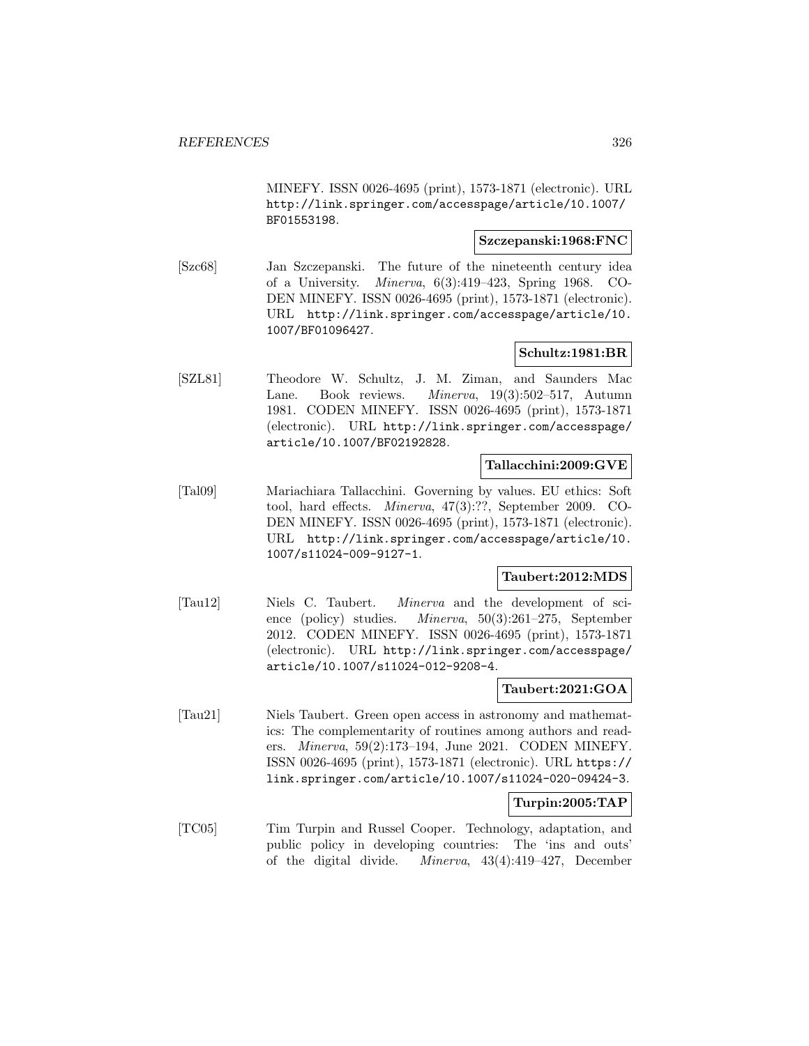MINEFY. ISSN 0026-4695 (print), 1573-1871 (electronic). URL http://link.springer.com/accesspage/article/10.1007/BF01553198.

**Szczepanski:1968:FNC**

[Szc68] Jan Szczepanski. The future of the nineteenth century idea of a University. *Minerva*, 6(3):419–423, Spring 1968. CODEN MINEFY. ISSN 0026-4695 (print), 1573-1871 (electronic). URL http://link.springer.com/accesspage/article/10.1007/BF01096427.

**Schultz:1981:BR**

[SZL81] Theodore W. Schultz, J. M. Ziman, and Saunders Mac Lane. Book reviews. *Minerva*, 19(3):502–517, Autumn 1981. CODEN MINEFY. ISSN 0026-4695 (print), 1573-1871 (electronic). URL http://link.springer.com/accesspage/article/10.1007/BF02192828.

**Tallacchini:2009:GVE**

[Tal09] Mariachiara Tallacchini. Governing by values. EU ethics: Soft tool, hard effects. *Minerva*, 47(3):??, September 2009. CODEN MINEFY. ISSN 0026-4695 (print), 1573-1871 (electronic). URL http://link.springer.com/accesspage/article/10.1007/s11024-009-9127-1.

**Taubert:2012:MDS**

[Tau12] Niels C. Taubert. *Minerva* and the development of science (policy) studies. *Minerva*, 50(3):261–275, September 2012. CODEN MINEFY. ISSN 0026-4695 (print), 1573-1871 (electronic). URL http://link.springer.com/accesspage/article/10.1007/s11024-012-9208-4.

**Taubert:2021:GOA**

[Tau21] Niels Taubert. Green open access in astronomy and mathematics: The complementarity of routines among authors and readers. *Minerva*, 59(2):173–194, June 2021. CODEN MINEFY. ISSN 0026-4695 (print), 1573-1871 (electronic). URL https://link.springer.com/article/10.1007/s11024-020-09424-3.

**Turpin:2005:TAP**

[TC05] Tim Turpin and Russel Cooper. Technology, adaptation, and public policy in developing countries: The 'ins and outs' of the digital divide. *Minerva*, 43(4):419–427, December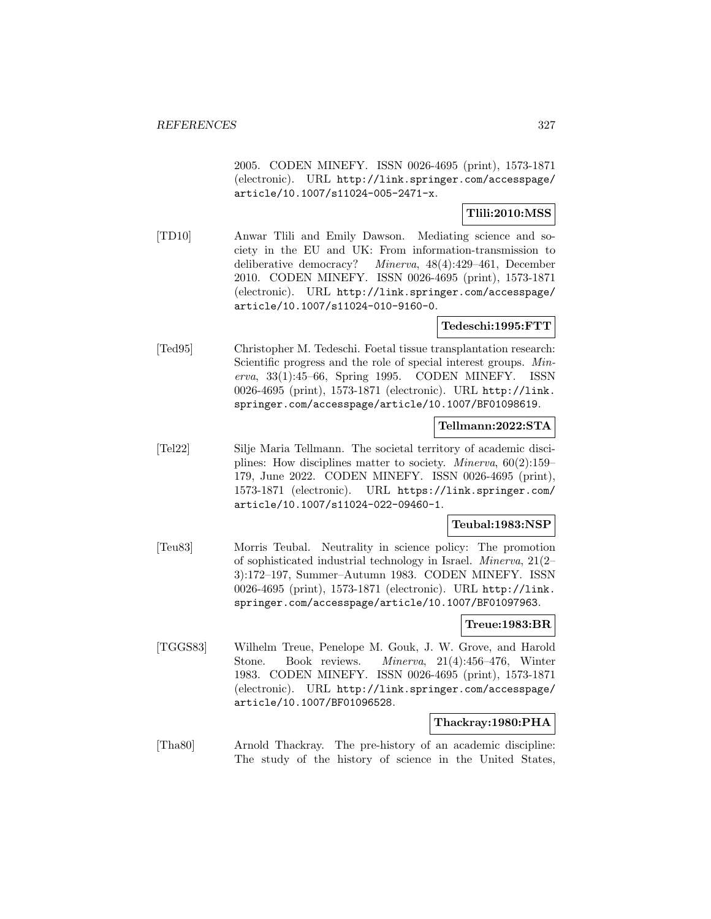2005. CODEN MINEFY. ISSN 0026-4695 (print), 1573-1871 (electronic). URL http://link.springer.com/accesspage/article/10.1007/s11024-005-2471-x.

**Tlili:2010:MSS**

[TD10] Anwar Tlili and Emily Dawson. Mediating science and society in the EU and UK: From information-transmission to deliberative democracy? *Minerva*, 48(4):429–461, December 2010. CODEN MINEFY. ISSN 0026-4695 (print), 1573-1871 (electronic). URL http://link.springer.com/accesspage/article/10.1007/s11024-010-9160-0.

**Tedeschi:1995:FTT**

[Ted95] Christopher M. Tedeschi. Foetal tissue transplantation research: Scientific progress and the role of special interest groups. *Minerva*, 33(1):45–66, Spring 1995. CODEN MINEFY. ISSN 0026-4695 (print), 1573-1871 (electronic). URL http://link.springer.com/accesspage/article/10.1007/BF01098619.

**Tellmann:2022:STA**

[Tel22] Silje Maria Tellmann. The societal territory of academic disciplines: How disciplines matter to society. *Minerva*, 60(2):159–179, June 2022. CODEN MINEFY. ISSN 0026-4695 (print), 1573-1871 (electronic). URL https://link.springer.com/article/10.1007/s11024-022-09460-1.

**Teubal:1983:NSP**

[Teu83] Morris Teubal. Neutrality in science policy: The promotion of sophisticated industrial technology in Israel. *Minerva*, 21(2–3):172–197, Summer–Autumn 1983. CODEN MINEFY. ISSN 0026-4695 (print), 1573-1871 (electronic). URL http://link.springer.com/accesspage/article/10.1007/BF01097963.

**Treue:1983:BR**

[TGGS83] Wilhelm Treue, Penelope M. Gouk, J. W. Grove, and Harold Stone. Book reviews. *Minerva*, 21(4):456–476, Winter 1983. CODEN MINEFY. ISSN 0026-4695 (print), 1573-1871 (electronic). URL http://link.springer.com/accesspage/article/10.1007/BF01096528.

**Thackray:1980:PHA**

[Tha80] Arnold Thackray. The pre-history of an academic discipline: The study of the history of science in the United States,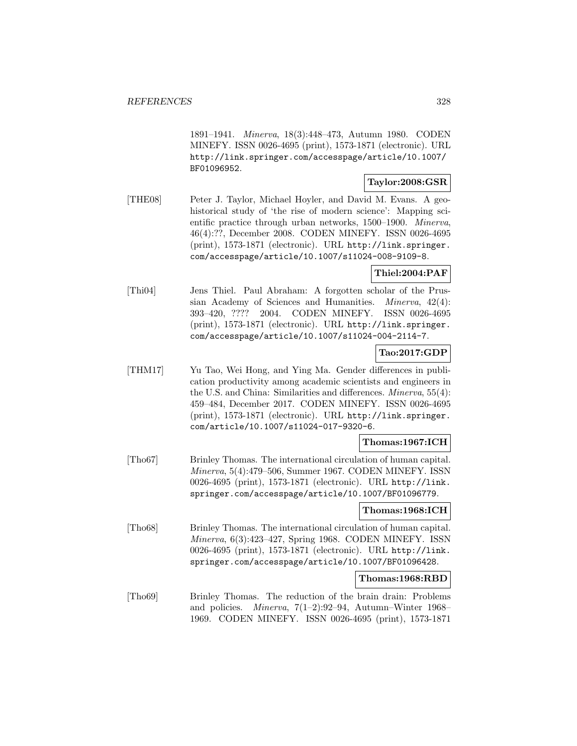1891–1941. *Minerva*, 18(3):448–473, Autumn 1980. CODEN MINEFY. ISSN 0026-4695 (print), 1573-1871 (electronic). URL http://link.springer.com/accesspage/article/10.1007/BF01096952.

**Taylor:2008:GSR**

[THE08] Peter J. Taylor, Michael Hoyler, and David M. Evans. A geohistorical study of 'the rise of modern science': Mapping scientific practice through urban networks, 1500–1900. *Minerva*, 46(4):??, December 2008. CODEN MINEFY. ISSN 0026-4695 (print), 1573-1871 (electronic). URL http://link.springer.com/accesspage/article/10.1007/s11024-008-9109-8.

**Thiel:2004:PAF**

[Thi04] Jens Thiel. Paul Abraham: A forgotten scholar of the Prussian Academy of Sciences and Humanities. *Minerva*, 42(4): 393–420, ???? 2004. CODEN MINEFY. ISSN 0026-4695 (print), 1573-1871 (electronic). URL http://link.springer.com/accesspage/article/10.1007/s11024-004-2114-7.

**Tao:2017:GDP**

[THM17] Yu Tao, Wei Hong, and Ying Ma. Gender differences in publication productivity among academic scientists and engineers in the U.S. and China: Similarities and differences. *Minerva*, 55(4): 459–484, December 2017. CODEN MINEFY. ISSN 0026-4695 (print), 1573-1871 (electronic). URL http://link.springer.com/article/10.1007/s11024-017-9320-6.

**Thomas:1967:ICH**

[Tho67] Brinley Thomas. The international circulation of human capital. *Minerva*, 5(4):479–506, Summer 1967. CODEN MINEFY. ISSN 0026-4695 (print), 1573-1871 (electronic). URL http://link.springer.com/accesspage/article/10.1007/BF01096779.

**Thomas:1968:ICH**

[Tho68] Brinley Thomas. The international circulation of human capital. *Minerva*, 6(3):423–427, Spring 1968. CODEN MINEFY. ISSN 0026-4695 (print), 1573-1871 (electronic). URL http://link.springer.com/accesspage/article/10.1007/BF01096428.

**Thomas:1968:RBD**

[Tho69] Brinley Thomas. The reduction of the brain drain: Problems and policies. *Minerva*, 7(1–2):92–94, Autumn–Winter 1968–1969. CODEN MINEFY. ISSN 0026-4695 (print), 1573-1871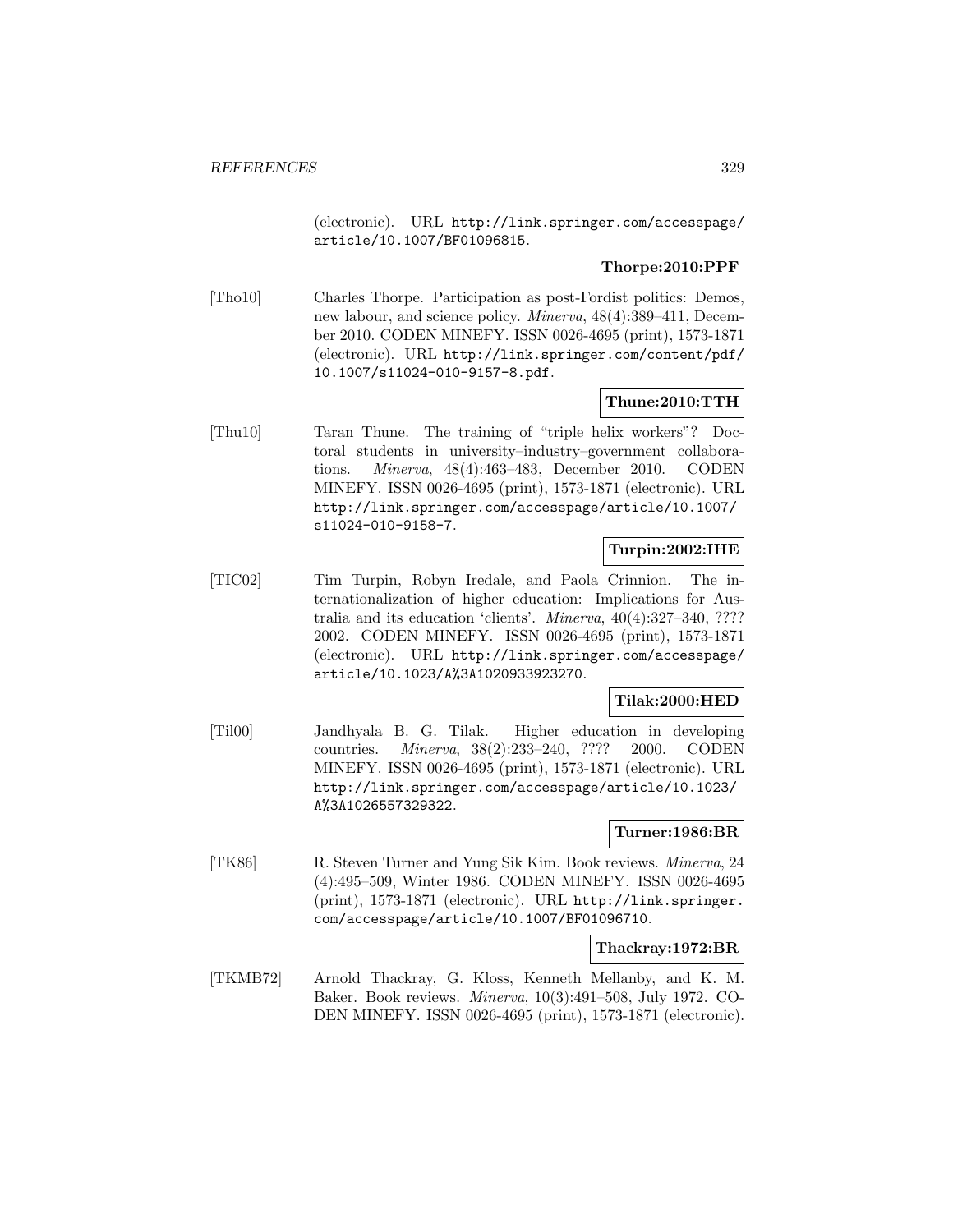(electronic). URL http://link.springer.com/accesspage/article/10.1007/BF01096815.

**Thorpe:2010:PPF**

[Tho10] Charles Thorpe. Participation as post-Fordist politics: Demos, new labour, and science policy. *Minerva*, 48(4):389–411, December 2010. CODEN MINEFY. ISSN 0026-4695 (print), 1573-1871 (electronic). URL http://link.springer.com/content/pdf/10.1007/s11024-010-9157-8.pdf.

**Thune:2010:TTH**

[Thu10] Taran Thune. The training of "triple helix workers"? Doctoral students in university–industry–government collaborations. *Minerva*, 48(4):463–483, December 2010. CODEN MINEFY. ISSN 0026-4695 (print), 1573-1871 (electronic). URL http://link.springer.com/accesspage/article/10.1007/s11024-010-9158-7.

**Turpin:2002:IHE**

[TIC02] Tim Turpin, Robyn Iredale, and Paola Crinnion. The internationalization of higher education: Implications for Australia and its education 'clients'. *Minerva*, 40(4):327–340, ???? 2002. CODEN MINEFY. ISSN 0026-4695 (print), 1573-1871 (electronic). URL http://link.springer.com/accesspage/article/10.1023/A%3A1020933923270.

**Tilak:2000:HED**

[Til00] Jandhyala B. G. Tilak. Higher education in developing countries. *Minerva*, 38(2):233–240, ???? 2000. CODEN MINEFY. ISSN 0026-4695 (print), 1573-1871 (electronic). URL http://link.springer.com/accesspage/article/10.1023/A%3A1026557329322.

**Turner:1986:BR**

[TK86] R. Steven Turner and Yung Sik Kim. Book reviews. *Minerva*, 24 (4):495–509, Winter 1986. CODEN MINEFY. ISSN 0026-4695 (print), 1573-1871 (electronic). URL http://link.springer.com/accesspage/article/10.1007/BF01096710.

**Thackray:1972:BR**

[TKMB72] Arnold Thackray, G. Kloss, Kenneth Mellanby, and K. M. Baker. Book reviews. *Minerva*, 10(3):491–508, July 1972. CODEN MINEFY. ISSN 0026-4695 (print), 1573-1871 (electronic).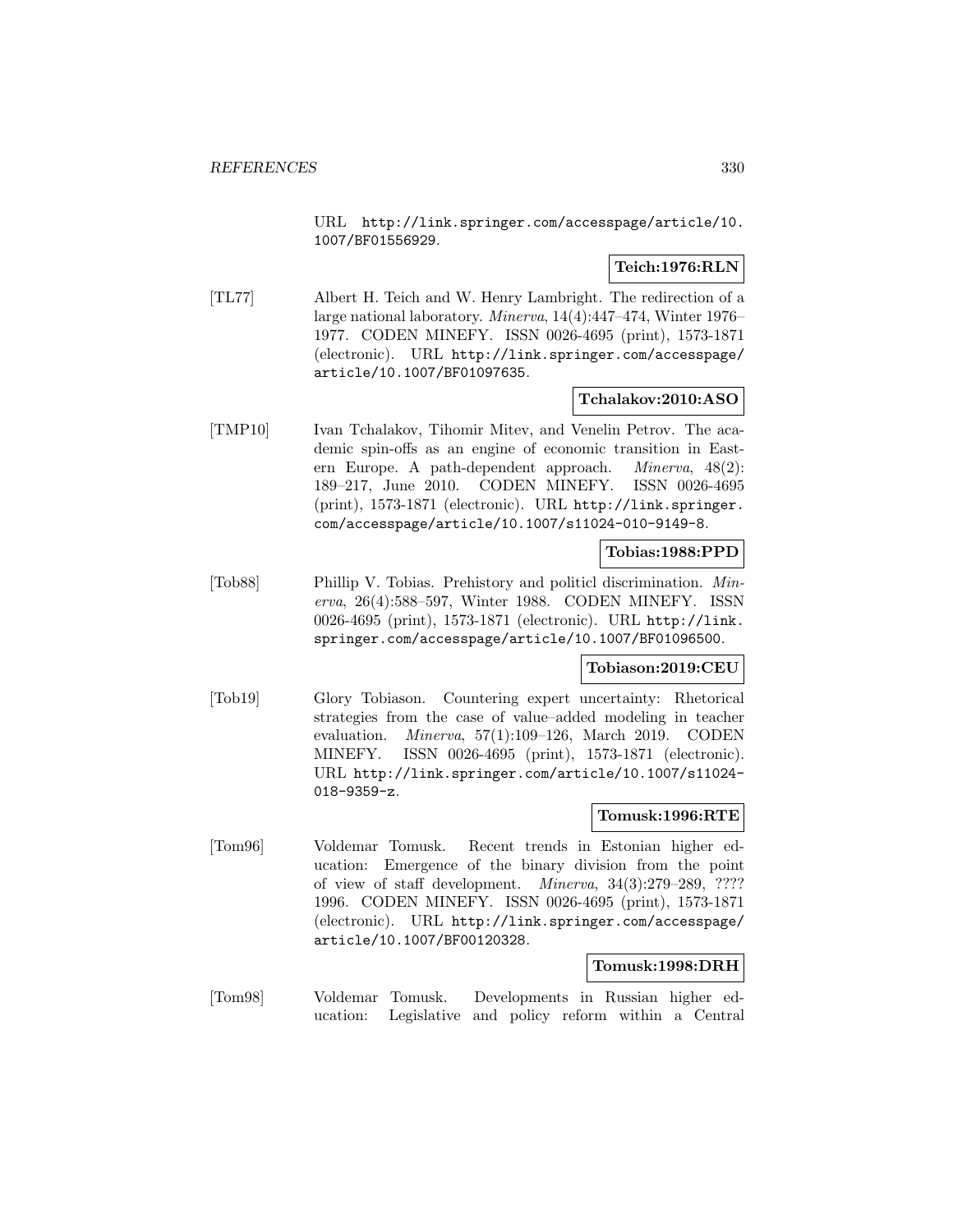URL http://link.springer.com/accesspage/article/10.1007/BF01556929.

**Teich:1976:RLN**

[TL77] Albert H. Teich and W. Henry Lambright. The redirection of a large national laboratory. *Minerva*, 14(4):447–474, Winter 1976–1977. CODEN MINEFY. ISSN 0026-4695 (print), 1573-1871 (electronic). URL http://link.springer.com/accesspage/article/10.1007/BF01097635.

**Tchalakov:2010:ASO**

[TMP10] Ivan Tchalakov, Tihomir Mitev, and Venelin Petrov. The academic spin-offs as an engine of economic transition in Eastern Europe. A path-dependent approach. *Minerva*, 48(2): 189–217, June 2010. CODEN MINEFY. ISSN 0026-4695 (print), 1573-1871 (electronic). URL http://link.springer.com/accesspage/article/10.1007/s11024-010-9149-8.

**Tobias:1988:PPD**

[Tob88] Phillip V. Tobias. Prehistory and politicl discrimination. *Minerva*, 26(4):588–597, Winter 1988. CODEN MINEFY. ISSN 0026-4695 (print), 1573-1871 (electronic). URL http://link.springer.com/accesspage/article/10.1007/BF01096500.

**Tobiason:2019:CEU**

[Tob19] Glory Tobiason. Countering expert uncertainty: Rhetorical strategies from the case of value–added modeling in teacher evaluation. *Minerva*, 57(1):109–126, March 2019. CODEN MINEFY. ISSN 0026-4695 (print), 1573-1871 (electronic). URL http://link.springer.com/article/10.1007/s11024-018-9359-z.

**Tomusk:1996:RTE**

[Tom96] Voldemar Tomusk. Recent trends in Estonian higher education: Emergence of the binary division from the point of view of staff development. *Minerva*, 34(3):279–289, ???? 1996. CODEN MINEFY. ISSN 0026-4695 (print), 1573-1871 (electronic). URL http://link.springer.com/accesspage/article/10.1007/BF00120328.

**Tomusk:1998:DRH**

[Tom98] Voldemar Tomusk. Developments in Russian higher education: Legislative and policy reform within a Central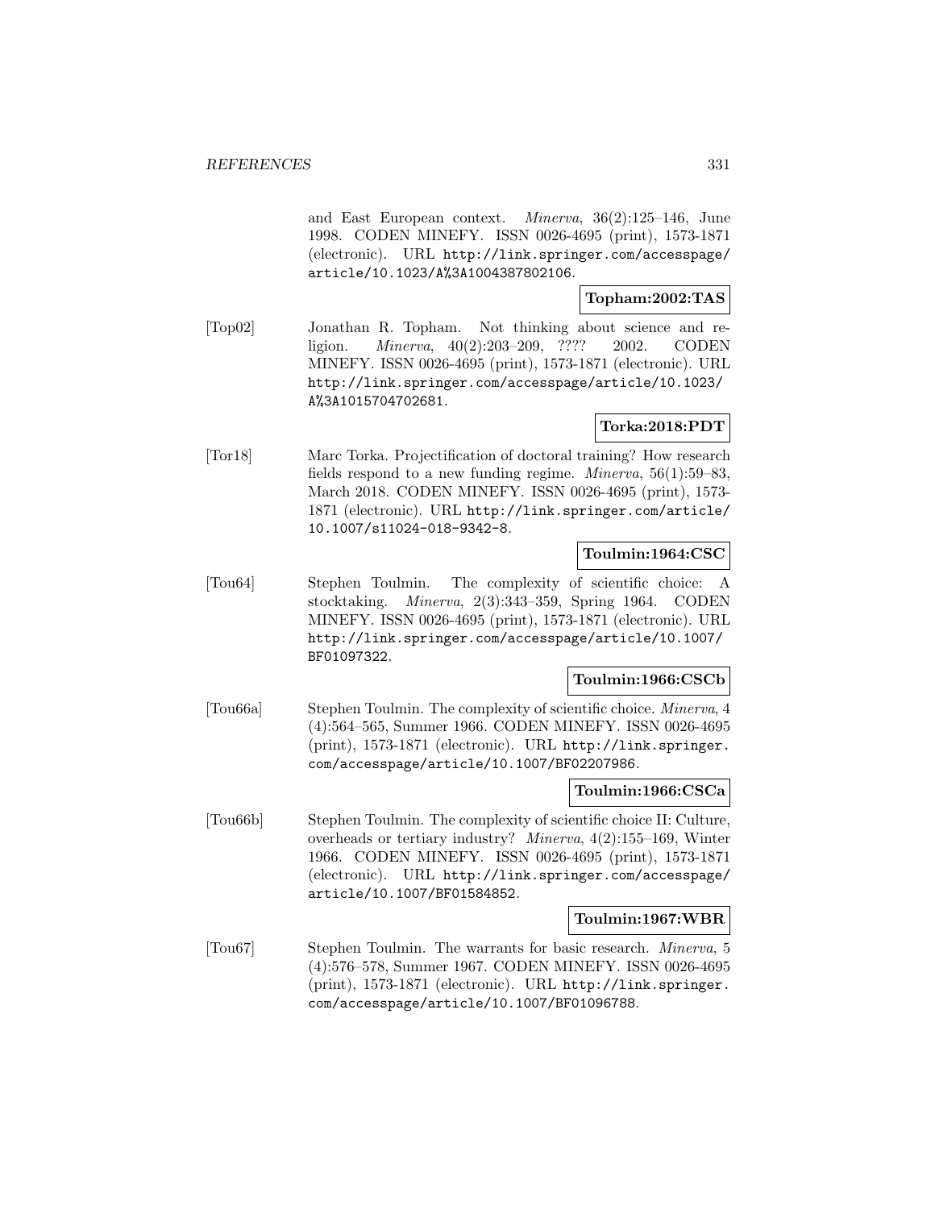and East European context. *Minerva*, 36(2):125–146, June 1998. CODEN MINEFY. ISSN 0026-4695 (print), 1573-1871 (electronic). URL http://link.springer.com/accesspage/article/10.1023/A%3A1004387802106.

**Topham:2002:TAS**

[Top02] Jonathan R. Topham. Not thinking about science and religion. *Minerva*, 40(2):203–209, ???? 2002. CODEN MINEFY. ISSN 0026-4695 (print), 1573-1871 (electronic). URL http://link.springer.com/accesspage/article/10.1023/A%3A1015704702681.

**Torka:2018:PDT**

[Tor18] Marc Torka. Projectification of doctoral training? How research fields respond to a new funding regime. *Minerva*, 56(1):59–83, March 2018. CODEN MINEFY. ISSN 0026-4695 (print), 1573-1871 (electronic). URL http://link.springer.com/article/10.1007/s11024-018-9342-8.

**Toulmin:1964:CSC**

[Tou64] Stephen Toulmin. The complexity of scientific choice: A stocktaking. *Minerva*, 2(3):343–359, Spring 1964. CODEN MINEFY. ISSN 0026-4695 (print), 1573-1871 (electronic). URL http://link.springer.com/accesspage/article/10.1007/BF01097322.

**Toulmin:1966:CSCb**

[Tou66a] Stephen Toulmin. The complexity of scientific choice. *Minerva*, 4 (4):564–565, Summer 1966. CODEN MINEFY. ISSN 0026-4695 (print), 1573-1871 (electronic). URL http://link.springer.com/accesspage/article/10.1007/BF02207986.

**Toulmin:1966:CSCa**

[Tou66b] Stephen Toulmin. The complexity of scientific choice II: Culture, overheads or tertiary industry? *Minerva*, 4(2):155–169, Winter 1966. CODEN MINEFY. ISSN 0026-4695 (print), 1573-1871 (electronic). URL http://link.springer.com/accesspage/article/10.1007/BF01584852.

**Toulmin:1967:WBR**

[Tou67] Stephen Toulmin. The warrants for basic research. *Minerva*, 5 (4):576–578, Summer 1967. CODEN MINEFY. ISSN 0026-4695 (print), 1573-1871 (electronic). URL http://link.springer.com/accesspage/article/10.1007/BF01096788.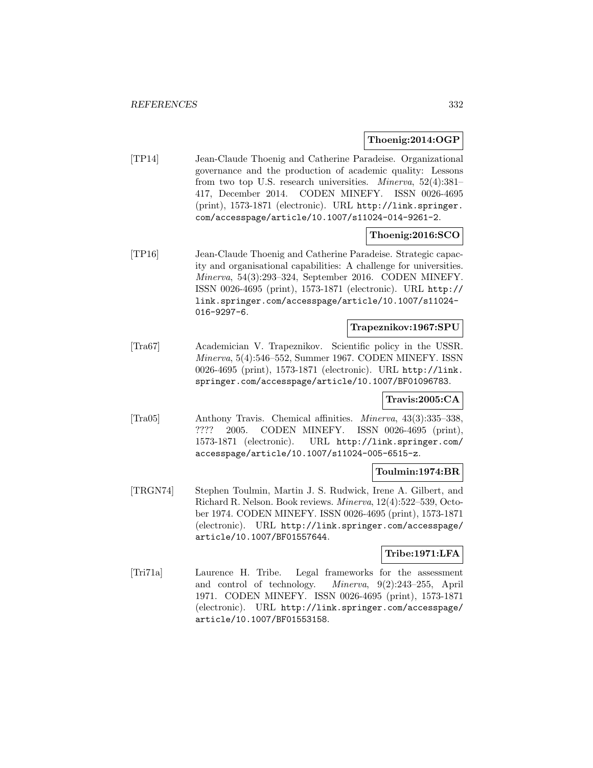**Thoenig:2014:OGP**

[TP14] Jean-Claude Thoenig and Catherine Paradeise. Organizational governance and the production of academic quality: Lessons from two top U.S. research universities. *Minerva*, 52(4):381–417, December 2014. CODEN MINEFY. ISSN 0026-4695 (print), 1573-1871 (electronic). URL http://link.springer.com/accesspage/article/10.1007/s11024-014-9261-2.

**Thoenig:2016:SCO**

[TP16] Jean-Claude Thoenig and Catherine Paradeise. Strategic capacity and organisational capabilities: A challenge for universities. *Minerva*, 54(3):293–324, September 2016. CODEN MINEFY. ISSN 0026-4695 (print), 1573-1871 (electronic). URL http://link.springer.com/accesspage/article/10.1007/s11024-016-9297-6.

**Trapeznikov:1967:SPU**

[Tra67] Academician V. Trapeznikov. Scientific policy in the USSR. *Minerva*, 5(4):546–552, Summer 1967. CODEN MINEFY. ISSN 0026-4695 (print), 1573-1871 (electronic). URL http://link.springer.com/accesspage/article/10.1007/BF01096783.

**Travis:2005:CA**

[Tra05] Anthony Travis. Chemical affinities. *Minerva*, 43(3):335–338, ???? 2005. CODEN MINEFY. ISSN 0026-4695 (print), 1573-1871 (electronic). URL http://link.springer.com/accesspage/article/10.1007/s11024-005-6515-z.

**Toulmin:1974:BR**

[TRGN74] Stephen Toulmin, Martin J. S. Rudwick, Irene A. Gilbert, and Richard R. Nelson. Book reviews. *Minerva*, 12(4):522–539, October 1974. CODEN MINEFY. ISSN 0026-4695 (print), 1573-1871 (electronic). URL http://link.springer.com/accesspage/article/10.1007/BF01557644.

**Tribe:1971:LFA**

[Tri71a] Laurence H. Tribe. Legal frameworks for the assessment and control of technology. *Minerva*, 9(2):243–255, April 1971. CODEN MINEFY. ISSN 0026-4695 (print), 1573-1871 (electronic). URL http://link.springer.com/accesspage/article/10.1007/BF01553158.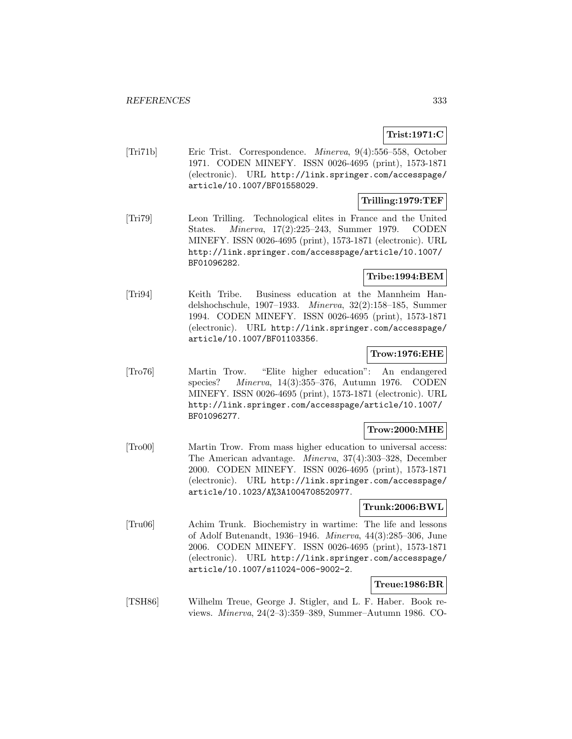**Trist:1971:C**

[Tri71b] Eric Trist. Correspondence. *Minerva*, 9(4):556–558, October 1971. CODEN MINEFY. ISSN 0026-4695 (print), 1573-1871 (electronic). URL http://link.springer.com/accesspage/article/10.1007/BF01558029.

**Trilling:1979:TEF**

[Tri79] Leon Trilling. Technological elites in France and the United States. *Minerva*, 17(2):225–243, Summer 1979. CODEN MINEFY. ISSN 0026-4695 (print), 1573-1871 (electronic). URL http://link.springer.com/accesspage/article/10.1007/BF01096282.

**Tribe:1994:BEM**

[Tri94] Keith Tribe. Business education at the Mannheim Handelshochschule, 1907–1933. *Minerva*, 32(2):158–185, Summer 1994. CODEN MINEFY. ISSN 0026-4695 (print), 1573-1871 (electronic). URL http://link.springer.com/accesspage/article/10.1007/BF01103356.

**Trow:1976:EHE**

[Tro76] Martin Trow. "Elite higher education": An endangered species? *Minerva*, 14(3):355–376, Autumn 1976. CODEN MINEFY. ISSN 0026-4695 (print), 1573-1871 (electronic). URL http://link.springer.com/accesspage/article/10.1007/BF01096277.

**Trow:2000:MHE**

[Tro00] Martin Trow. From mass higher education to universal access: The American advantage. *Minerva*, 37(4):303–328, December 2000. CODEN MINEFY. ISSN 0026-4695 (print), 1573-1871 (electronic). URL http://link.springer.com/accesspage/article/10.1023/A%3A1004708520977.

**Trunk:2006:BWL**

[Tru06] Achim Trunk. Biochemistry in wartime: The life and lessons of Adolf Butenandt, 1936–1946. *Minerva*, 44(3):285–306, June 2006. CODEN MINEFY. ISSN 0026-4695 (print), 1573-1871 (electronic). URL http://link.springer.com/accesspage/article/10.1007/s11024-006-9002-2.

**Treue:1986:BR**

[TSH86] Wilhelm Treue, George J. Stigler, and L. F. Haber. Book reviews. *Minerva*, 24(2–3):359–389, Summer–Autumn 1986. CO-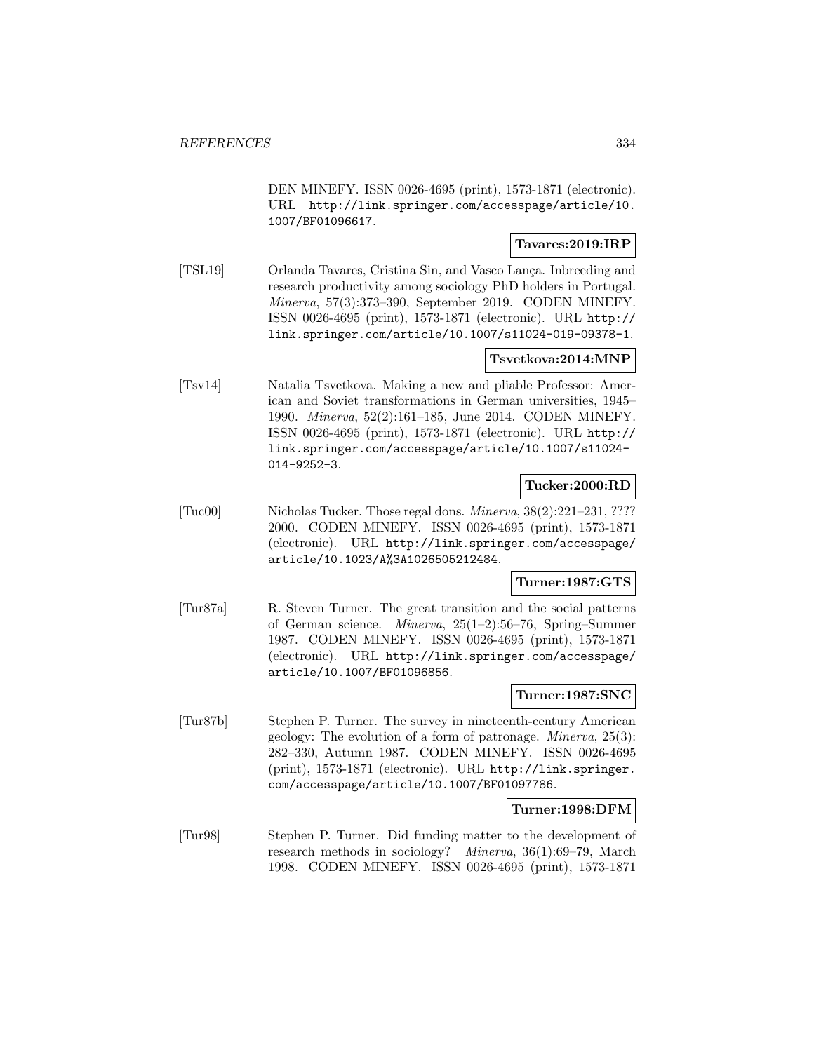DEN MINEFY. ISSN 0026-4695 (print), 1573-1871 (electronic). URL http://link.springer.com/accesspage/article/10.1007/BF01096617.

**Tavares:2019:IRP**

[TSL19] Orlanda Tavares, Cristina Sin, and Vasco Lança. Inbreeding and research productivity among sociology PhD holders in Portugal. *Minerva*, 57(3):373–390, September 2019. CODEN MINEFY. ISSN 0026-4695 (print), 1573-1871 (electronic). URL http://link.springer.com/article/10.1007/s11024-019-09378-1.

**Tsvetkova:2014:MNP**

[Tsv14] Natalia Tsvetkova. Making a new and pliable Professor: American and Soviet transformations in German universities, 1945–1990. *Minerva*, 52(2):161–185, June 2014. CODEN MINEFY. ISSN 0026-4695 (print), 1573-1871 (electronic). URL http://link.springer.com/accesspage/article/10.1007/s11024-014-9252-3.

**Tucker:2000:RD**

[Tuc00] Nicholas Tucker. Those regal dons. *Minerva*, 38(2):221–231, ???? 2000. CODEN MINEFY. ISSN 0026-4695 (print), 1573-1871 (electronic). URL http://link.springer.com/accesspage/article/10.1023/A%3A1026505212484.

**Turner:1987:GTS**

[Tur87a] R. Steven Turner. The great transition and the social patterns of German science. *Minerva*, 25(1–2):56–76, Spring–Summer 1987. CODEN MINEFY. ISSN 0026-4695 (print), 1573-1871 (electronic). URL http://link.springer.com/accesspage/article/10.1007/BF01096856.

**Turner:1987:SNC**

[Tur87b] Stephen P. Turner. The survey in nineteenth-century American geology: The evolution of a form of patronage. *Minerva*, 25(3): 282–330, Autumn 1987. CODEN MINEFY. ISSN 0026-4695 (print), 1573-1871 (electronic). URL http://link.springer.com/accesspage/article/10.1007/BF01097786.

**Turner:1998:DFM**

[Tur98] Stephen P. Turner. Did funding matter to the development of research methods in sociology? *Minerva*, 36(1):69–79, March 1998. CODEN MINEFY. ISSN 0026-4695 (print), 1573-1871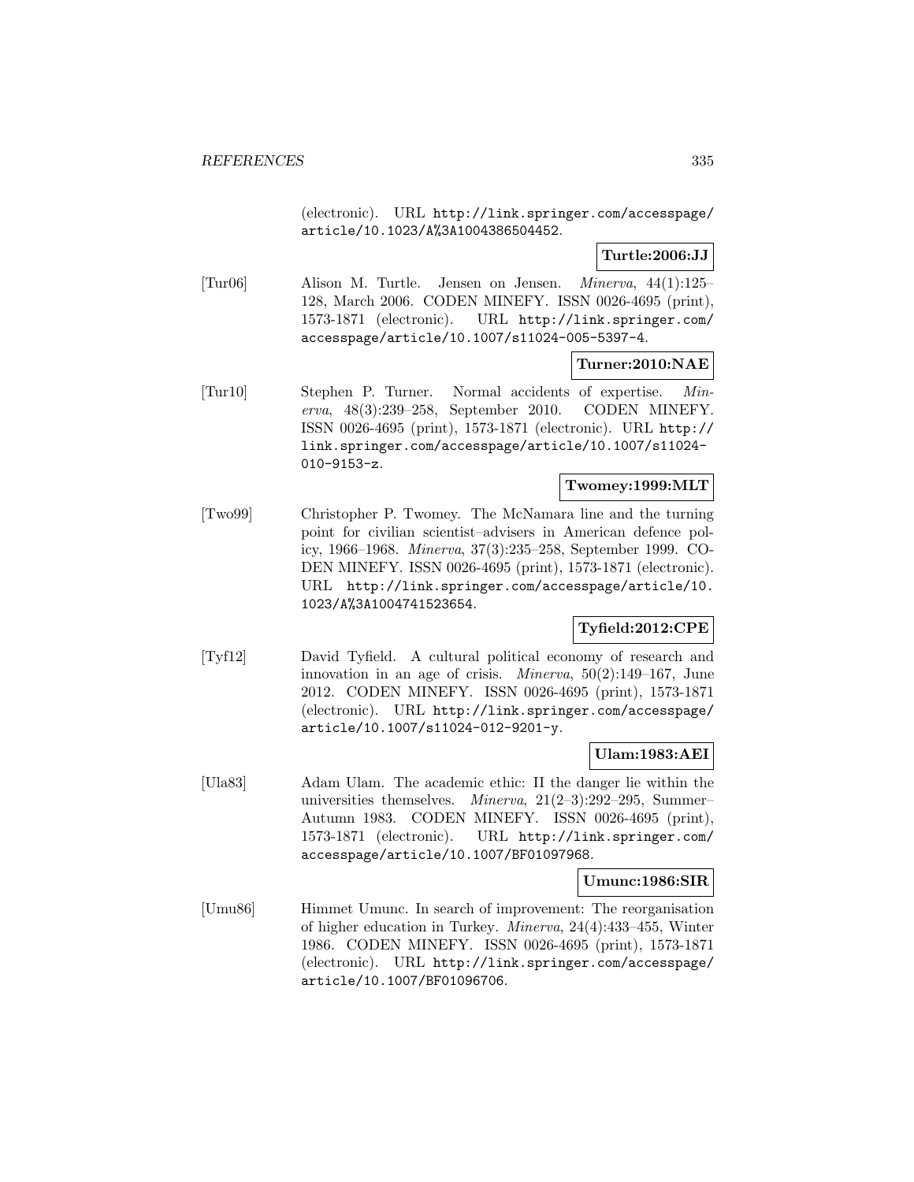(electronic). URL http://link.springer.com/accesspage/article/10.1023/A%3A1004386504452.

**Turtle:2006:JJ**

[Tur06] Alison M. Turtle. Jensen on Jensen. *Minerva*, 44(1):125–128, March 2006. CODEN MINEFY. ISSN 0026-4695 (print), 1573-1871 (electronic). URL http://link.springer.com/accesspage/article/10.1007/s11024-005-5397-4.

**Turner:2010:NAE**

[Tur10] Stephen P. Turner. Normal accidents of expertise. *Minerva*, 48(3):239–258, September 2010. CODEN MINEFY. ISSN 0026-4695 (print), 1573-1871 (electronic). URL http://link.springer.com/accesspage/article/10.1007/s11024-010-9153-z.

**Twomey:1999:MLT**

[Two99] Christopher P. Twomey. The McNamara line and the turning point for civilian scientist–advisers in American defence policy, 1966–1968. *Minerva*, 37(3):235–258, September 1999. CODEN MINEFY. ISSN 0026-4695 (print), 1573-1871 (electronic). URL http://link.springer.com/accesspage/article/10.1023/A%3A1004741523654.

**Tyfield:2012:CPE**

[Tyf12] David Tyfield. A cultural political economy of research and innovation in an age of crisis. *Minerva*, 50(2):149–167, June 2012. CODEN MINEFY. ISSN 0026-4695 (print), 1573-1871 (electronic). URL http://link.springer.com/accesspage/article/10.1007/s11024-012-9201-y.

**Ulam:1983:AEI**

[Ula83] Adam Ulam. The academic ethic: II the danger lie within the universities themselves. *Minerva*, 21(2–3):292–295, Summer–Autumn 1983. CODEN MINEFY. ISSN 0026-4695 (print), 1573-1871 (electronic). URL http://link.springer.com/accesspage/article/10.1007/BF01097968.

**Umunc:1986:SIR**

[Umu86] Himmet Umunc. In search of improvement: The reorganisation of higher education in Turkey. *Minerva*, 24(4):433–455, Winter 1986. CODEN MINEFY. ISSN 0026-4695 (print), 1573-1871 (electronic). URL http://link.springer.com/accesspage/article/10.1007/BF01096706.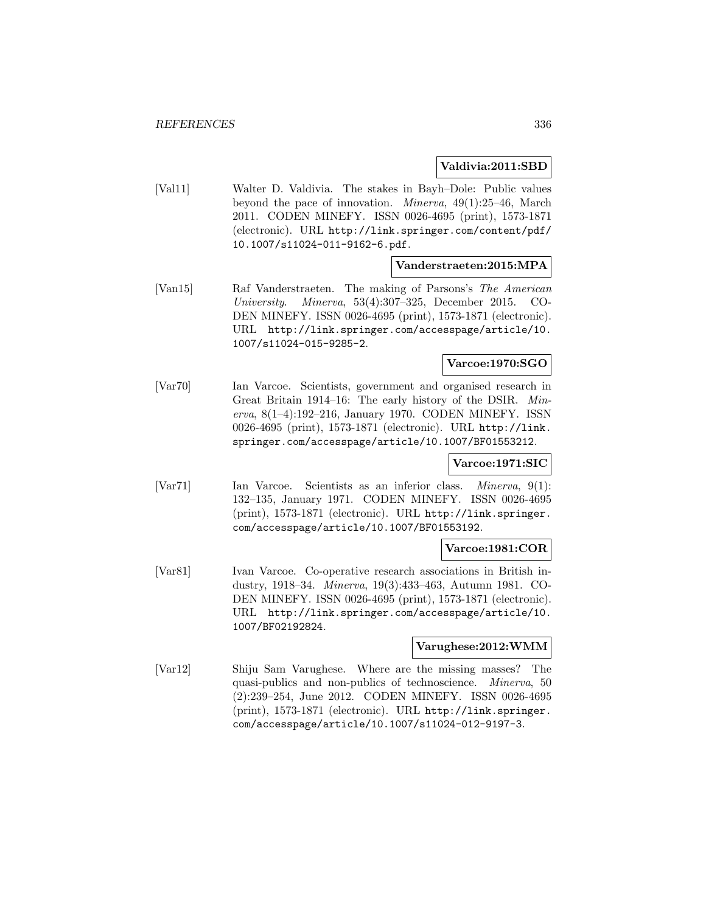**Valdivia:2011:SBD**

[Val11] Walter D. Valdivia. The stakes in Bayh–Dole: Public values beyond the pace of innovation. *Minerva*, 49(1):25–46, March 2011. CODEN MINEFY. ISSN 0026-4695 (print), 1573-1871 (electronic). URL http://link.springer.com/content/pdf/10.1007/s11024-011-9162-6.pdf.

**Vanderstraeten:2015:MPA**

[Van15] Raf Vanderstraeten. The making of Parsons's *The American University*. *Minerva*, 53(4):307–325, December 2015. CODEN MINEFY. ISSN 0026-4695 (print), 1573-1871 (electronic). URL http://link.springer.com/accesspage/article/10.1007/s11024-015-9285-2.

**Varcoe:1970:SGO**

[Var70] Ian Varcoe. Scientists, government and organised research in Great Britain 1914–16: The early history of the DSIR. *Minerva*, 8(1–4):192–216, January 1970. CODEN MINEFY. ISSN 0026-4695 (print), 1573-1871 (electronic). URL http://link.springer.com/accesspage/article/10.1007/BF01553212.

**Varcoe:1971:SIC**

[Var71] Ian Varcoe. Scientists as an inferior class. *Minerva*, 9(1):132–135, January 1971. CODEN MINEFY. ISSN 0026-4695 (print), 1573-1871 (electronic). URL http://link.springer.com/accesspage/article/10.1007/BF01553192.

**Varcoe:1981:COR**

[Var81] Ivan Varcoe. Co-operative research associations in British industry, 1918–34. *Minerva*, 19(3):433–463, Autumn 1981. CODEN MINEFY. ISSN 0026-4695 (print), 1573-1871 (electronic). URL http://link.springer.com/accesspage/article/10.1007/BF02192824.

**Varughese:2012:WMM**

[Var12] Shiju Sam Varughese. Where are the missing masses? The quasi-publics and non-publics of technoscience. *Minerva*, 50(2):239–254, June 2012. CODEN MINEFY. ISSN 0026-4695 (print), 1573-1871 (electronic). URL http://link.springer.com/accesspage/article/10.1007/s11024-012-9197-3.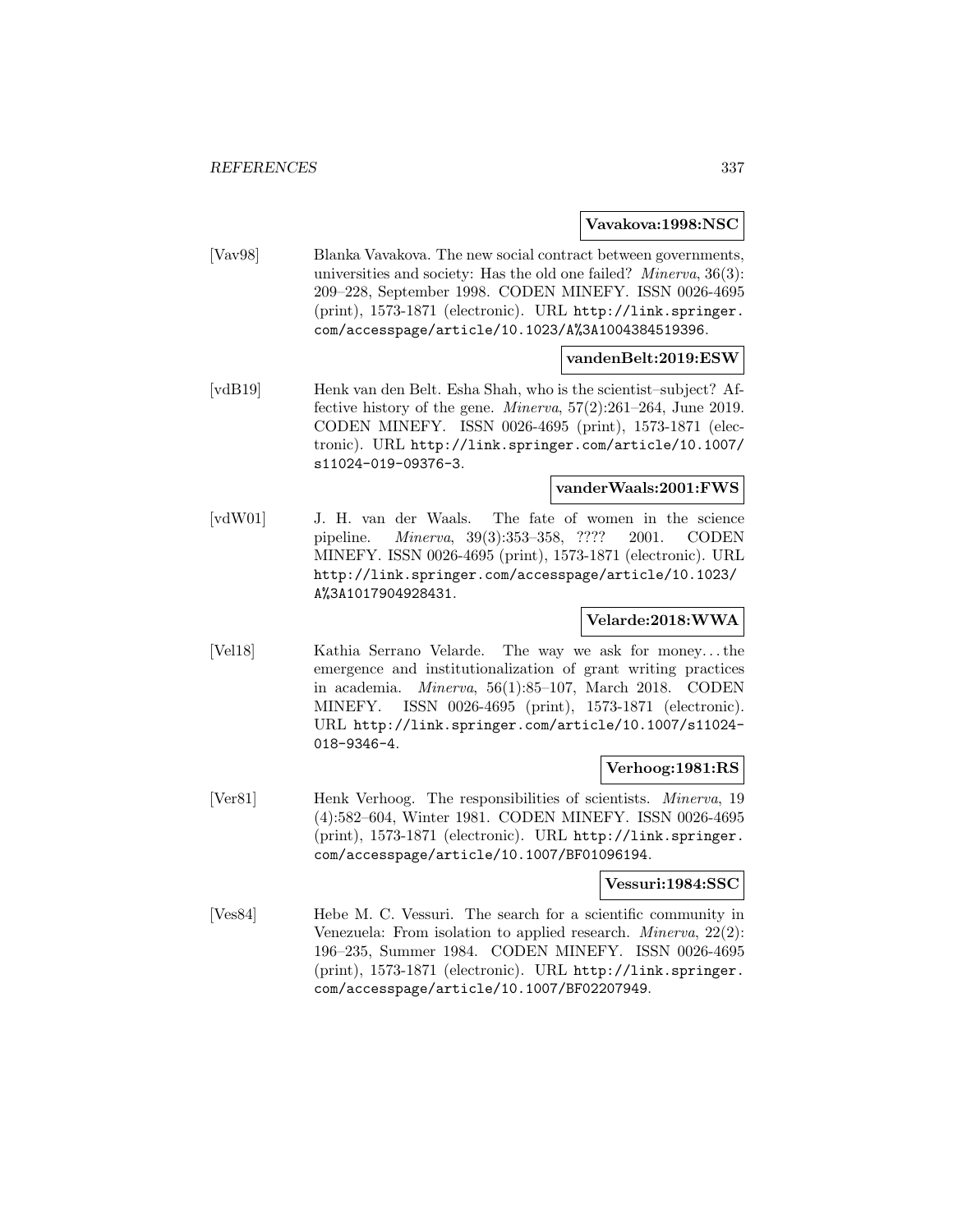**Vavakova:1998:NSC**

[Vav98] Blanka Vavakova. The new social contract between governments, universities and society: Has the old one failed? *Minerva*, 36(3): 209–228, September 1998. CODEN MINEFY. ISSN 0026-4695 (print), 1573-1871 (electronic). URL http://link.springer.com/accesspage/article/10.1023/A%3A1004384519396.

**vandenBelt:2019:ESW**

[vdB19] Henk van den Belt. Esha Shah, who is the scientist–subject? Affective history of the gene. *Minerva*, 57(2):261–264, June 2019. CODEN MINEFY. ISSN 0026-4695 (print), 1573-1871 (electronic). URL http://link.springer.com/article/10.1007/s11024-019-09376-3.

**vanderWaals:2001:FWS**

[vdW01] J. H. van der Waals. The fate of women in the science pipeline. *Minerva*, 39(3):353–358, ???? 2001. CODEN MINEFY. ISSN 0026-4695 (print), 1573-1871 (electronic). URL http://link.springer.com/accesspage/article/10.1023/A%3A1017904928431.

**Velarde:2018:WWA**

[Vel18] Kathia Serrano Velarde. The way we ask for money... the emergence and institutionalization of grant writing practices in academia. *Minerva*, 56(1):85–107, March 2018. CODEN MINEFY. ISSN 0026-4695 (print), 1573-1871 (electronic). URL http://link.springer.com/article/10.1007/s11024-018-9346-4.

**Verhoog:1981:RS**

[Ver81] Henk Verhoog. The responsibilities of scientists. *Minerva*, 19 (4):582–604, Winter 1981. CODEN MINEFY. ISSN 0026-4695 (print), 1573-1871 (electronic). URL http://link.springer.com/accesspage/article/10.1007/BF01096194.

**Vessuri:1984:SSC**

[Ves84] Hebe M. C. Vessuri. The search for a scientific community in Venezuela: From isolation to applied research. *Minerva*, 22(2): 196–235, Summer 1984. CODEN MINEFY. ISSN 0026-4695 (print), 1573-1871 (electronic). URL http://link.springer.com/accesspage/article/10.1007/BF02207949.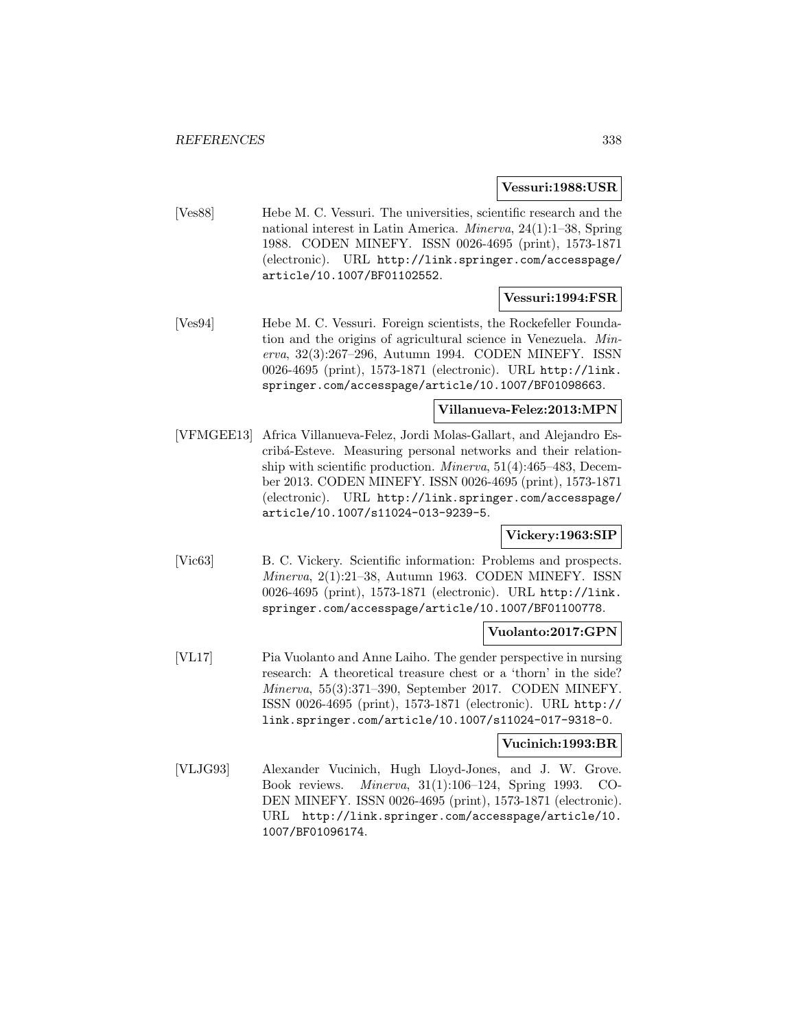**Vessuri:1988:USR**

[Ves88] Hebe M. C. Vessuri. The universities, scientific research and the national interest in Latin America. *Minerva*, 24(1):1–38, Spring 1988. CODEN MINEFY. ISSN 0026-4695 (print), 1573-1871 (electronic). URL http://link.springer.com/accesspage/article/10.1007/BF01102552.

**Vessuri:1994:FSR**

[Ves94] Hebe M. C. Vessuri. Foreign scientists, the Rockefeller Foundation and the origins of agricultural science in Venezuela. *Minerva*, 32(3):267–296, Autumn 1994. CODEN MINEFY. ISSN 0026-4695 (print), 1573-1871 (electronic). URL http://link.springer.com/accesspage/article/10.1007/BF01098663.

**Villanueva-Felez:2013:MPN**

[VFMGEE13] Africa Villanueva-Felez, Jordi Molas-Gallart, and Alejandro Escribá-Esteve. Measuring personal networks and their relationship with scientific production. *Minerva*, 51(4):465–483, December 2013. CODEN MINEFY. ISSN 0026-4695 (print), 1573-1871 (electronic). URL http://link.springer.com/accesspage/article/10.1007/s11024-013-9239-5.

**Vickery:1963:SIP**

[Vic63] B. C. Vickery. Scientific information: Problems and prospects. *Minerva*, 2(1):21–38, Autumn 1963. CODEN MINEFY. ISSN 0026-4695 (print), 1573-1871 (electronic). URL http://link.springer.com/accesspage/article/10.1007/BF01100778.

**Vuolanto:2017:GPN**

[VL17] Pia Vuolanto and Anne Laiho. The gender perspective in nursing research: A theoretical treasure chest or a 'thorn' in the side? *Minerva*, 55(3):371–390, September 2017. CODEN MINEFY. ISSN 0026-4695 (print), 1573-1871 (electronic). URL http://link.springer.com/article/10.1007/s11024-017-9318-0.

**Vucinich:1993:BR**

[VLJG93] Alexander Vucinich, Hugh Lloyd-Jones, and J. W. Grove. Book reviews. *Minerva*, 31(1):106–124, Spring 1993. CODEN MINEFY. ISSN 0026-4695 (print), 1573-1871 (electronic). URL http://link.springer.com/accesspage/article/10.1007/BF01096174.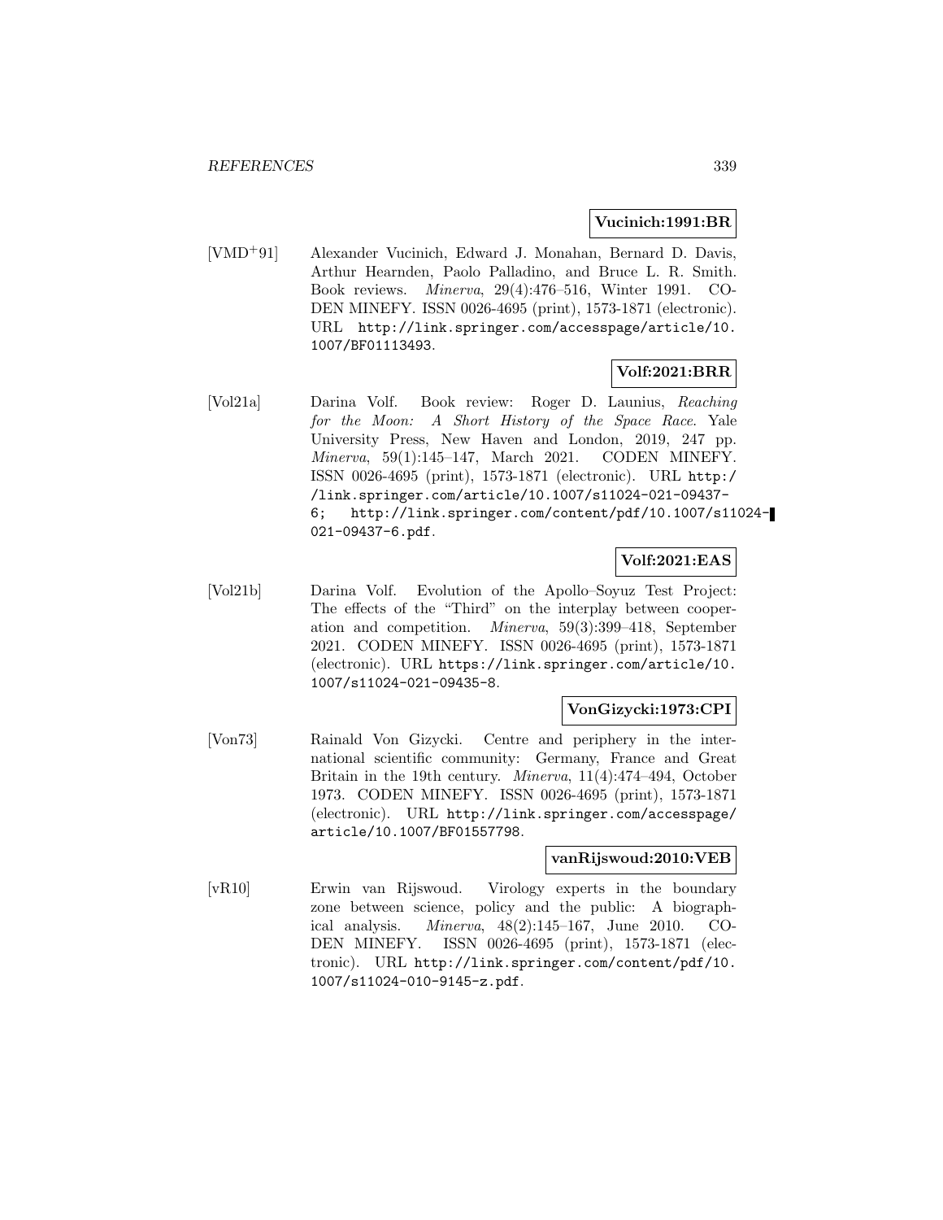**Vucinich:1991:BR**

[VMD+91] Alexander Vucinich, Edward J. Monahan, Bernard D. Davis, Arthur Hearnden, Paolo Palladino, and Bruce L. R. Smith. Book reviews. *Minerva*, 29(4):476–516, Winter 1991. CODEN MINEFY. ISSN 0026-4695 (print), 1573-1871 (electronic). URL `http://link.springer.com/accesspage/article/10.1007/BF01113493`.

**Volf:2021:BRR**

[Vol21a] Darina Volf. Book review: Roger D. Launius, *Reaching for the Moon: A Short History of the Space Race*. Yale University Press, New Haven and London, 2019, 247 pp. *Minerva*, 59(1):145–147, March 2021. CODEN MINEFY. ISSN 0026-4695 (print), 1573-1871 (electronic). URL `http://link.springer.com/article/10.1007/s11024-021-09437-6`; `http://link.springer.com/content/pdf/10.1007/s11024-021-09437-6.pdf`.

**Volf:2021:EAS**

[Vol21b] Darina Volf. Evolution of the Apollo–Soyuz Test Project: The effects of the "Third" on the interplay between cooperation and competition. *Minerva*, 59(3):399–418, September 2021. CODEN MINEFY. ISSN 0026-4695 (print), 1573-1871 (electronic). URL `https://link.springer.com/article/10.1007/s11024-021-09435-8`.

**VonGizycki:1973:CPI**

[Von73] Rainald Von Gizycki. Centre and periphery in the international scientific community: Germany, France and Great Britain in the 19th century. *Minerva*, 11(4):474–494, October 1973. CODEN MINEFY. ISSN 0026-4695 (print), 1573-1871 (electronic). URL `http://link.springer.com/accesspage/article/10.1007/BF01557798`.

**vanRijswoud:2010:VEB**

[vR10] Erwin van Rijswoud. Virology experts in the boundary zone between science, policy and the public: A biographical analysis. *Minerva*, 48(2):145–167, June 2010. CODEN MINEFY. ISSN 0026-4695 (print), 1573-1871 (electronic). URL `http://link.springer.com/content/pdf/10.1007/s11024-010-9145-z.pdf`.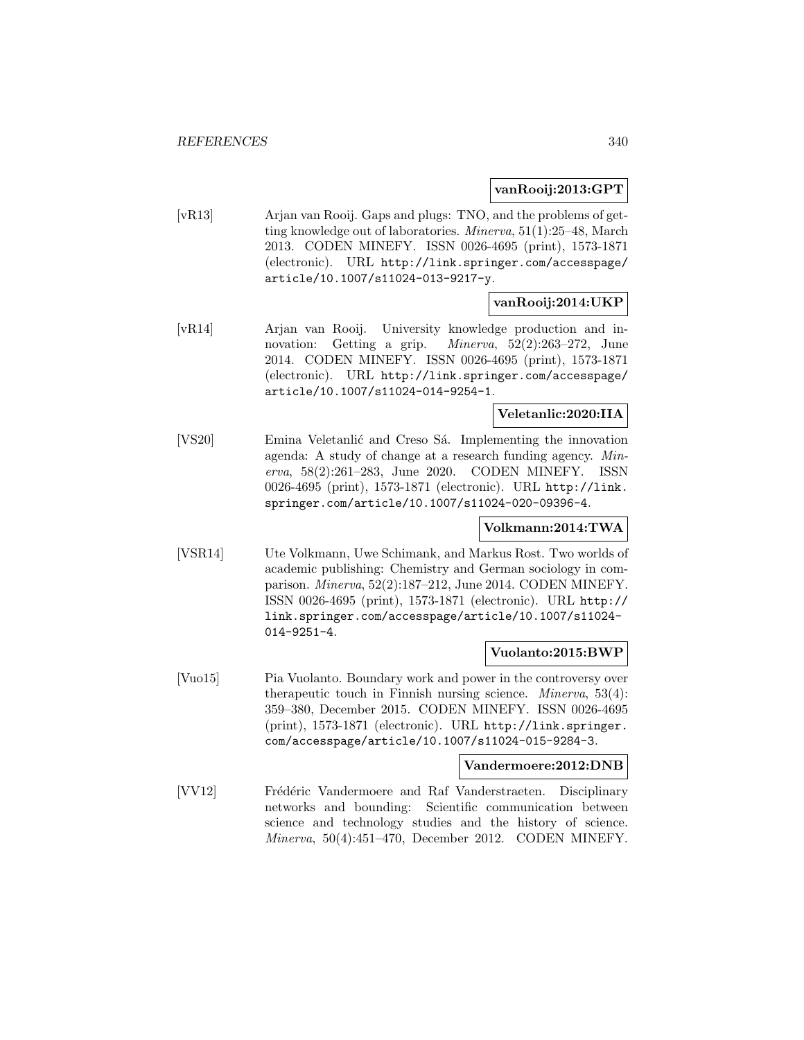**vanRooij:2013:GPT**

[vR13] Arjan van Rooij. Gaps and plugs: TNO, and the problems of getting knowledge out of laboratories. *Minerva*, 51(1):25–48, March 2013. CODEN MINEFY. ISSN 0026-4695 (print), 1573-1871 (electronic). URL http://link.springer.com/accesspage/article/10.1007/s11024-013-9217-y.

**vanRooij:2014:UKP**

[vR14] Arjan van Rooij. University knowledge production and innovation: Getting a grip. *Minerva*, 52(2):263–272, June 2014. CODEN MINEFY. ISSN 0026-4695 (print), 1573-1871 (electronic). URL http://link.springer.com/accesspage/article/10.1007/s11024-014-9254-1.

**Veletanlic:2020:IIA**

[VS20] Emina Veletanlić and Creso Sá. Implementing the innovation agenda: A study of change at a research funding agency. *Minerva*, 58(2):261–283, June 2020. CODEN MINEFY. ISSN 0026-4695 (print), 1573-1871 (electronic). URL http://link.springer.com/article/10.1007/s11024-020-09396-4.

**Volkmann:2014:TWA**

[VSR14] Ute Volkmann, Uwe Schimank, and Markus Rost. Two worlds of academic publishing: Chemistry and German sociology in comparison. *Minerva*, 52(2):187–212, June 2014. CODEN MINEFY. ISSN 0026-4695 (print), 1573-1871 (electronic). URL http://link.springer.com/accesspage/article/10.1007/s11024-014-9251-4.

**Vuolanto:2015:BWP**

[Vuo15] Pia Vuolanto. Boundary work and power in the controversy over therapeutic touch in Finnish nursing science. *Minerva*, 53(4):359–380, December 2015. CODEN MINEFY. ISSN 0026-4695 (print), 1573-1871 (electronic). URL http://link.springer.com/accesspage/article/10.1007/s11024-015-9284-3.

**Vandermoere:2012:DNB**

[VV12] Frédéric Vandermoere and Raf Vanderstraeten. Disciplinary networks and bounding: Scientific communication between science and technology studies and the history of science. *Minerva*, 50(4):451–470, December 2012. CODEN MINEFY.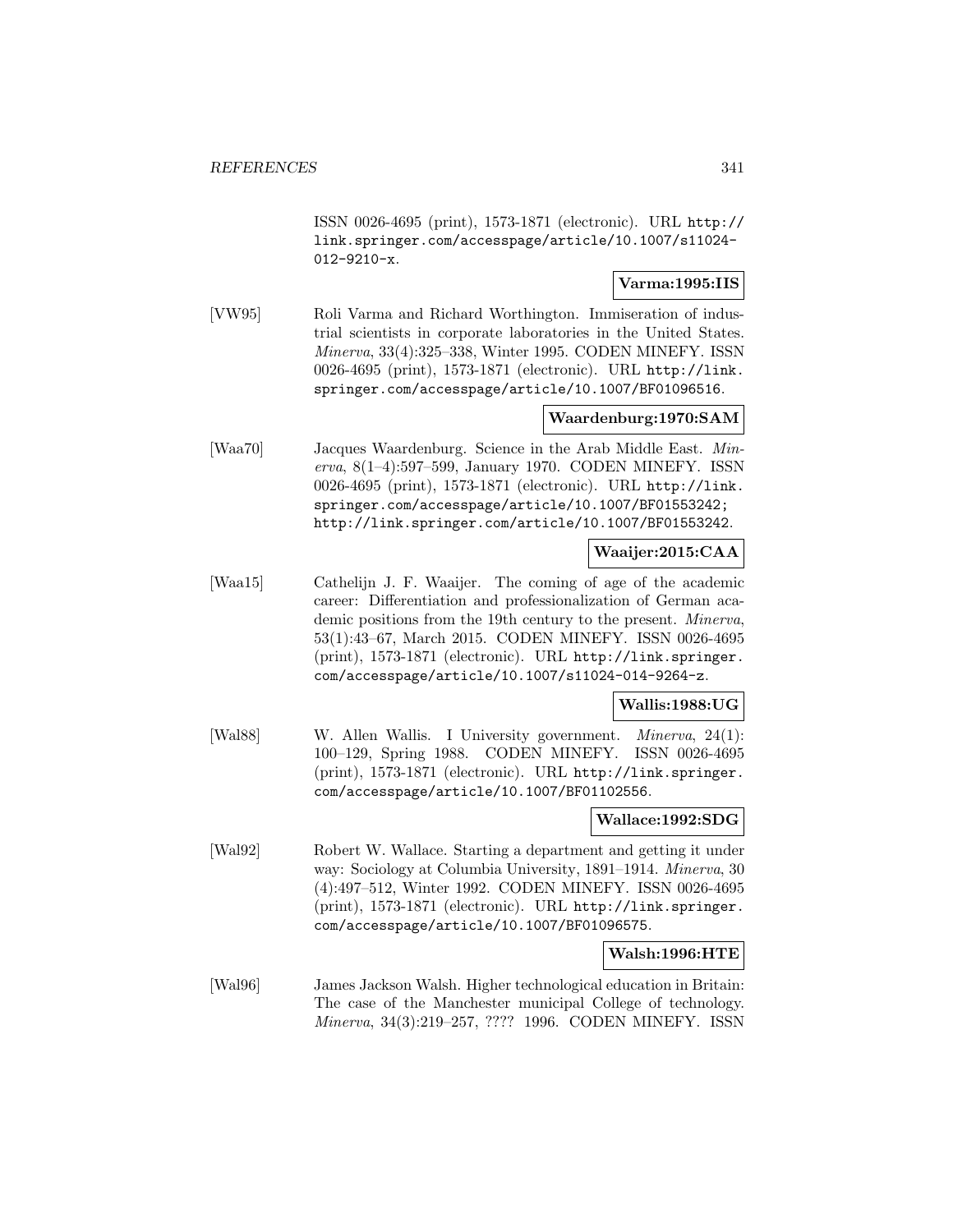ISSN 0026-4695 (print), 1573-1871 (electronic). URL http://link.springer.com/accesspage/article/10.1007/s11024-012-9210-x.

**Varma:1995:IIS**

[VW95] Roli Varma and Richard Worthington. Immiseration of industrial scientists in corporate laboratories in the United States. *Minerva*, 33(4):325–338, Winter 1995. CODEN MINEFY. ISSN 0026-4695 (print), 1573-1871 (electronic). URL http://link.springer.com/accesspage/article/10.1007/BF01096516.

**Waardenburg:1970:SAM**

[Waa70] Jacques Waardenburg. Science in the Arab Middle East. *Minerva*, 8(1–4):597–599, January 1970. CODEN MINEFY. ISSN 0026-4695 (print), 1573-1871 (electronic). URL http://link.springer.com/accesspage/article/10.1007/BF01553242; http://link.springer.com/article/10.1007/BF01553242.

**Waaijer:2015:CAA**

[Waa15] Cathelijn J. F. Waaijer. The coming of age of the academic career: Differentiation and professionalization of German academic positions from the 19th century to the present. *Minerva*, 53(1):43–67, March 2015. CODEN MINEFY. ISSN 0026-4695 (print), 1573-1871 (electronic). URL http://link.springer.com/accesspage/article/10.1007/s11024-014-9264-z.

**Wallis:1988:UG**

[Wal88] W. Allen Wallis. I University government. *Minerva*, 24(1):100–129, Spring 1988. CODEN MINEFY. ISSN 0026-4695 (print), 1573-1871 (electronic). URL http://link.springer.com/accesspage/article/10.1007/BF01102556.

**Wallace:1992:SDG**

[Wal92] Robert W. Wallace. Starting a department and getting it under way: Sociology at Columbia University, 1891–1914. *Minerva*, 30 (4):497–512, Winter 1992. CODEN MINEFY. ISSN 0026-4695 (print), 1573-1871 (electronic). URL http://link.springer.com/accesspage/article/10.1007/BF01096575.

**Walsh:1996:HTE**

[Wal96] James Jackson Walsh. Higher technological education in Britain: The case of the Manchester municipal College of technology. *Minerva*, 34(3):219–257, ???? 1996. CODEN MINEFY. ISSN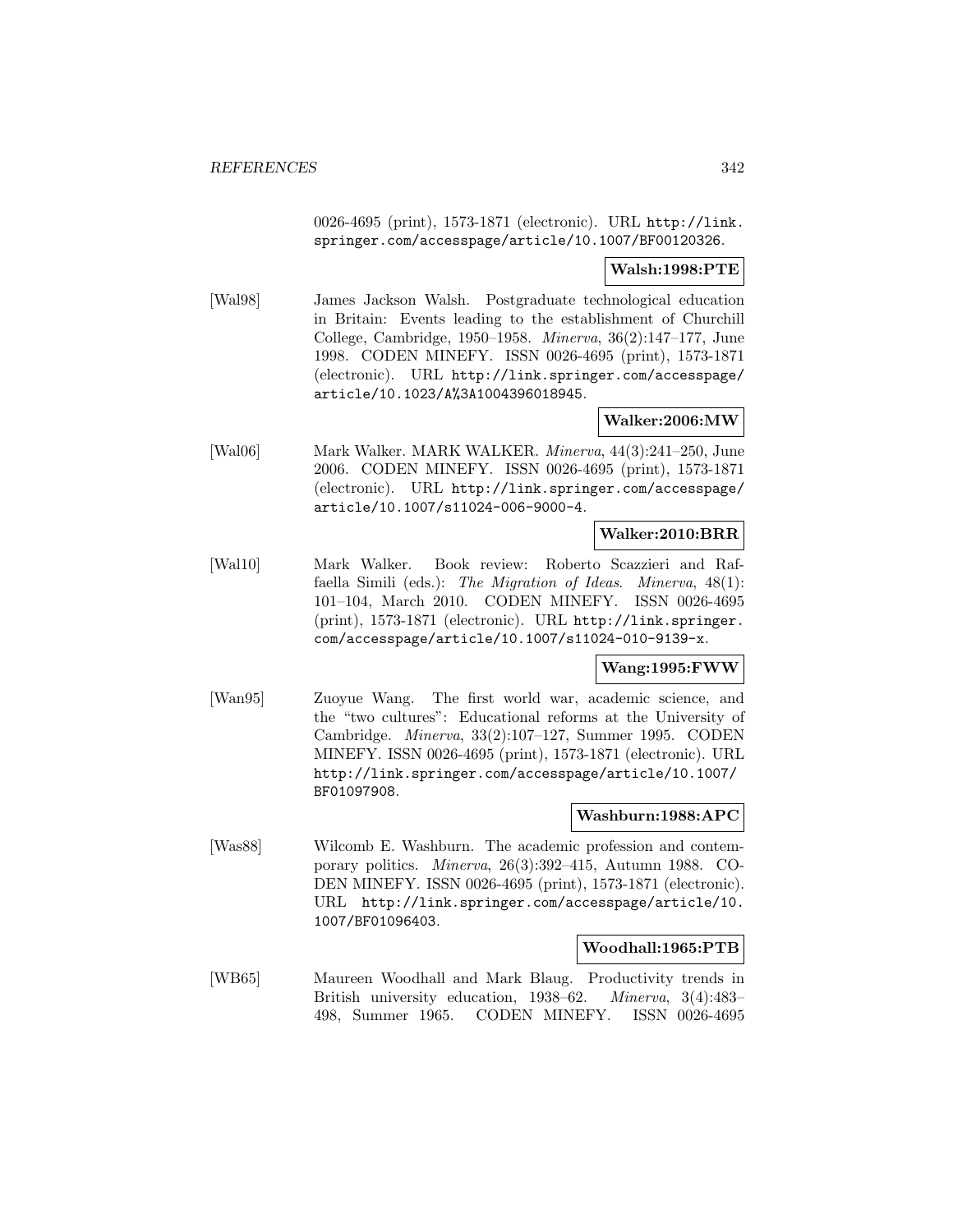0026-4695 (print), 1573-1871 (electronic). URL http://link.springer.com/accesspage/article/10.1007/BF00120326.

**Walsh:1998:PTE**

[Wal98] James Jackson Walsh. Postgraduate technological education in Britain: Events leading to the establishment of Churchill College, Cambridge, 1950–1958. *Minerva*, 36(2):147–177, June 1998. CODEN MINEFY. ISSN 0026-4695 (print), 1573-1871 (electronic). URL http://link.springer.com/accesspage/article/10.1023/A%3A1004396018945.

**Walker:2006:MW**

[Wal06] Mark Walker. MARK WALKER. *Minerva*, 44(3):241–250, June 2006. CODEN MINEFY. ISSN 0026-4695 (print), 1573-1871 (electronic). URL http://link.springer.com/accesspage/article/10.1007/s11024-006-9000-4.

**Walker:2010:BRR**

[Wal10] Mark Walker. Book review: Roberto Scazzieri and Raffaella Simili (eds.): *The Migration of Ideas*. *Minerva*, 48(1): 101–104, March 2010. CODEN MINEFY. ISSN 0026-4695 (print), 1573-1871 (electronic). URL http://link.springer.com/accesspage/article/10.1007/s11024-010-9139-x.

**Wang:1995:FWW**

[Wan95] Zuoyue Wang. The first world war, academic science, and the "two cultures": Educational reforms at the University of Cambridge. *Minerva*, 33(2):107–127, Summer 1995. CODEN MINEFY. ISSN 0026-4695 (print), 1573-1871 (electronic). URL http://link.springer.com/accesspage/article/10.1007/BF01097908.

**Washburn:1988:APC**

[Was88] Wilcomb E. Washburn. The academic profession and contemporary politics. *Minerva*, 26(3):392–415, Autumn 1988. CODEN MINEFY. ISSN 0026-4695 (print), 1573-1871 (electronic). URL http://link.springer.com/accesspage/article/10.1007/BF01096403.

**Woodhall:1965:PTB**

[WB65] Maureen Woodhall and Mark Blaug. Productivity trends in British university education, 1938–62. *Minerva*, 3(4):483–498, Summer 1965. CODEN MINEFY. ISSN 0026-4695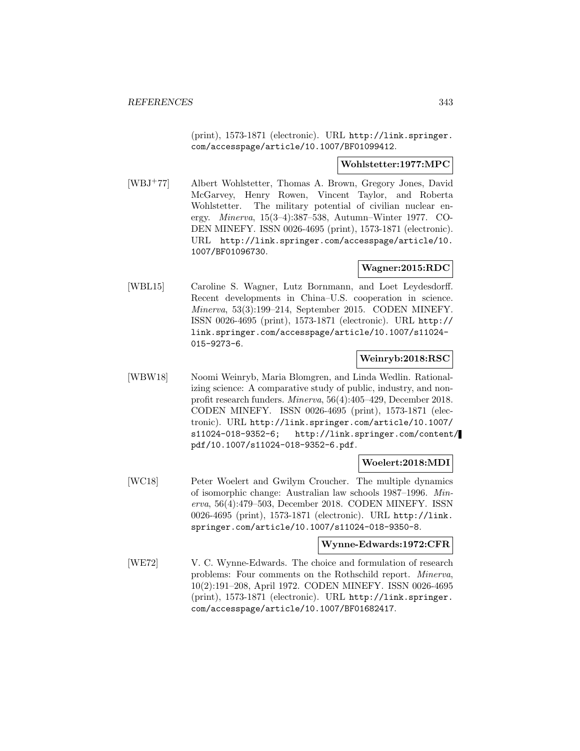(print), 1573-1871 (electronic). URL http://link.springer.com/accesspage/article/10.1007/BF01099412.

**Wohlstetter:1977:MPC**

[WBJ+77] Albert Wohlstetter, Thomas A. Brown, Gregory Jones, David McGarvey, Henry Rowen, Vincent Taylor, and Roberta Wohlstetter. The military potential of civilian nuclear energy. *Minerva*, 15(3–4):387–538, Autumn–Winter 1977. CODEN MINEFY. ISSN 0026-4695 (print), 1573-1871 (electronic). URL http://link.springer.com/accesspage/article/10.1007/BF01096730.

**Wagner:2015:RDC**

[WBL15] Caroline S. Wagner, Lutz Bornmann, and Loet Leydesdorff. Recent developments in China–U.S. cooperation in science. *Minerva*, 53(3):199–214, September 2015. CODEN MINEFY. ISSN 0026-4695 (print), 1573-1871 (electronic). URL http://link.springer.com/accesspage/article/10.1007/s11024-015-9273-6.

**Weinryb:2018:RSC**

[WBW18] Noomi Weinryb, Maria Blomgren, and Linda Wedlin. Rationalizing science: A comparative study of public, industry, and nonprofit research funders. *Minerva*, 56(4):405–429, December 2018. CODEN MINEFY. ISSN 0026-4695 (print), 1573-1871 (electronic). URL http://link.springer.com/article/10.1007/s11024-018-9352-6; http://link.springer.com/content/pdf/10.1007/s11024-018-9352-6.pdf.

**Woelert:2018:MDI**

[WC18] Peter Woelert and Gwilym Croucher. The multiple dynamics of isomorphic change: Australian law schools 1987–1996. *Minerva*, 56(4):479–503, December 2018. CODEN MINEFY. ISSN 0026-4695 (print), 1573-1871 (electronic). URL http://link.springer.com/article/10.1007/s11024-018-9350-8.

**Wynne-Edwards:1972:CFR**

[WE72] V. C. Wynne-Edwards. The choice and formulation of research problems: Four comments on the Rothschild report. *Minerva*, 10(2):191–208, April 1972. CODEN MINEFY. ISSN 0026-4695 (print), 1573-1871 (electronic). URL http://link.springer.com/accesspage/article/10.1007/BF01682417.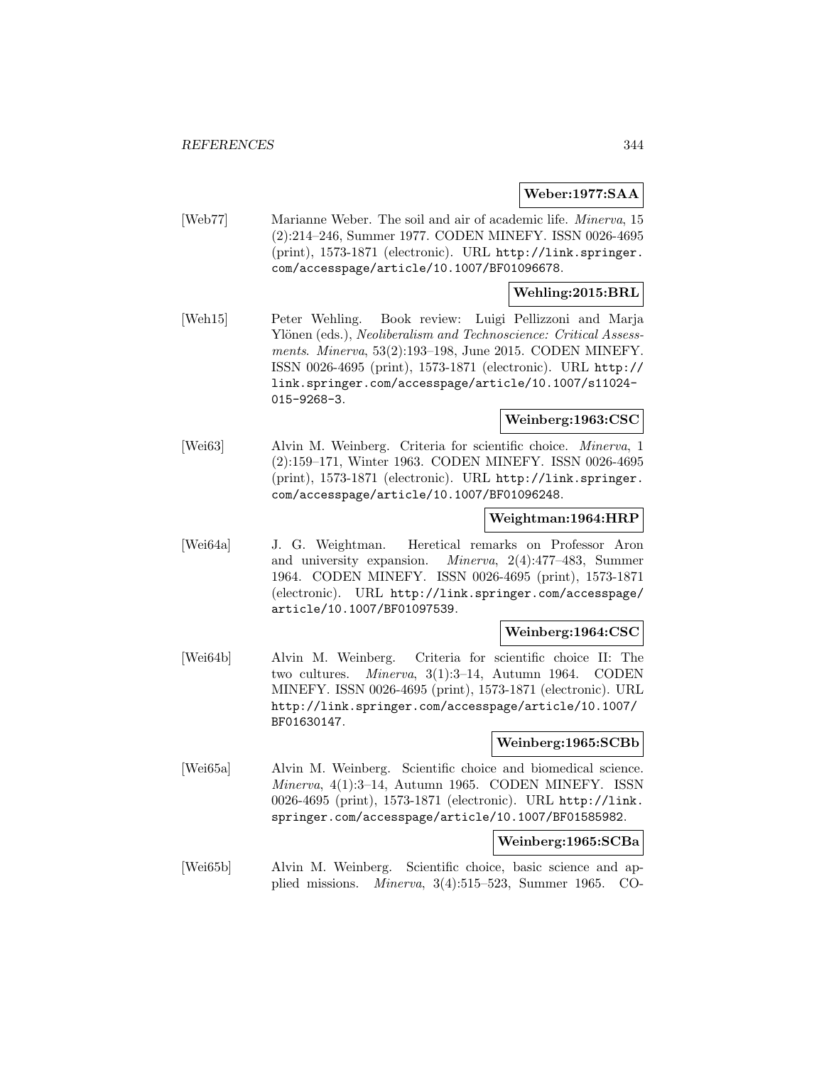**Weber:1977:SAA**

[Web77] Marianne Weber. The soil and air of academic life. *Minerva*, 15 (2):214–246, Summer 1977. CODEN MINEFY. ISSN 0026-4695 (print), 1573-1871 (electronic). URL http://link.springer.com/accesspage/article/10.1007/BF01096678.

**Wehling:2015:BRL**

[Weh15] Peter Wehling. Book review: Luigi Pellizzoni and Marja Ylönen (eds.), *Neoliberalism and Technoscience: Critical Assessments*. *Minerva*, 53(2):193–198, June 2015. CODEN MINEFY. ISSN 0026-4695 (print), 1573-1871 (electronic). URL http://link.springer.com/accesspage/article/10.1007/s11024-015-9268-3.

**Weinberg:1963:CSC**

[Wei63] Alvin M. Weinberg. Criteria for scientific choice. *Minerva*, 1 (2):159–171, Winter 1963. CODEN MINEFY. ISSN 0026-4695 (print), 1573-1871 (electronic). URL http://link.springer.com/accesspage/article/10.1007/BF01096248.

**Weightman:1964:HRP**

[Wei64a] J. G. Weightman. Heretical remarks on Professor Aron and university expansion. *Minerva*, 2(4):477–483, Summer 1964. CODEN MINEFY. ISSN 0026-4695 (print), 1573-1871 (electronic). URL http://link.springer.com/accesspage/article/10.1007/BF01097539.

**Weinberg:1964:CSC**

[Wei64b] Alvin M. Weinberg. Criteria for scientific choice II: The two cultures. *Minerva*, 3(1):3–14, Autumn 1964. CODEN MINEFY. ISSN 0026-4695 (print), 1573-1871 (electronic). URL http://link.springer.com/accesspage/article/10.1007/BF01630147.

**Weinberg:1965:SCBb**

[Wei65a] Alvin M. Weinberg. Scientific choice and biomedical science. *Minerva*, 4(1):3–14, Autumn 1965. CODEN MINEFY. ISSN 0026-4695 (print), 1573-1871 (electronic). URL http://link.springer.com/accesspage/article/10.1007/BF01585982.

**Weinberg:1965:SCBa**

[Wei65b] Alvin M. Weinberg. Scientific choice, basic science and applied missions. *Minerva*, 3(4):515–523, Summer 1965. CO-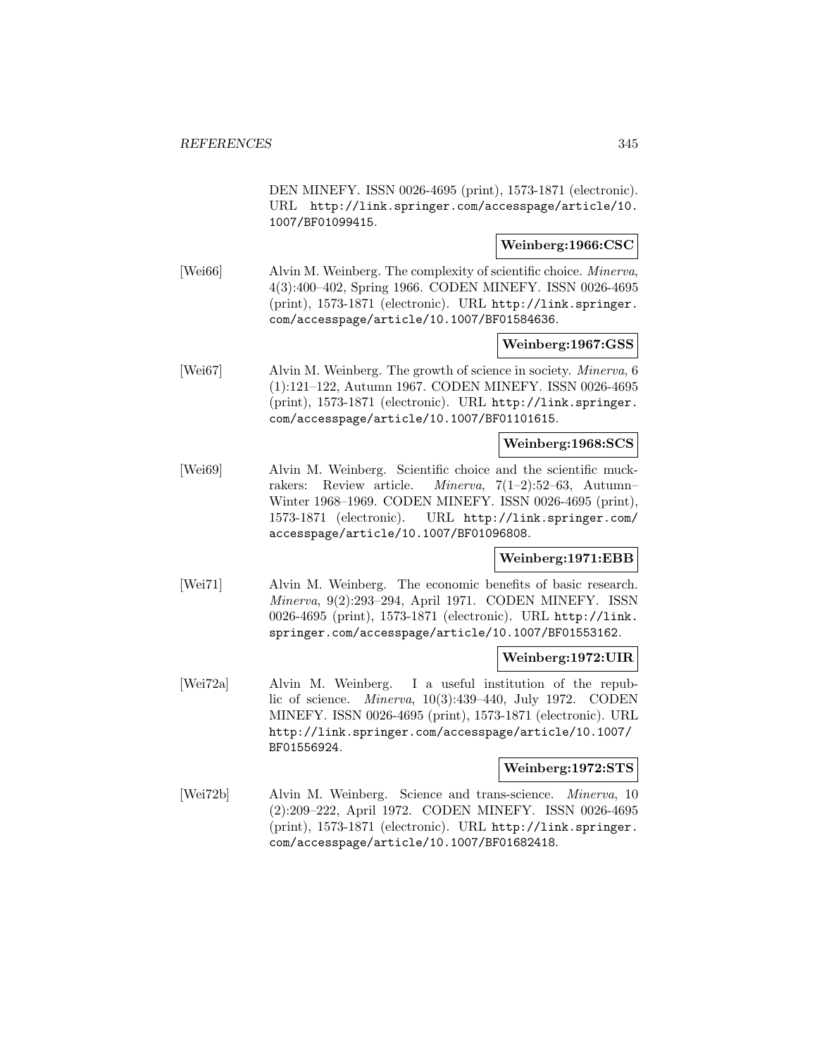DEN MINEFY. ISSN 0026-4695 (print), 1573-1871 (electronic). URL http://link.springer.com/accesspage/article/10.1007/BF01099415.

**Weinberg:1966:CSC**

[Wei66] Alvin M. Weinberg. The complexity of scientific choice. *Minerva*, 4(3):400–402, Spring 1966. CODEN MINEFY. ISSN 0026-4695 (print), 1573-1871 (electronic). URL http://link.springer.com/accesspage/article/10.1007/BF01584636.

**Weinberg:1967:GSS**

[Wei67] Alvin M. Weinberg. The growth of science in society. *Minerva*, 6 (1):121–122, Autumn 1967. CODEN MINEFY. ISSN 0026-4695 (print), 1573-1871 (electronic). URL http://link.springer.com/accesspage/article/10.1007/BF01101615.

**Weinberg:1968:SCS**

[Wei69] Alvin M. Weinberg. Scientific choice and the scientific muckrakers: Review article. *Minerva*, 7(1–2):52–63, Autumn–Winter 1968–1969. CODEN MINEFY. ISSN 0026-4695 (print), 1573-1871 (electronic). URL http://link.springer.com/accesspage/article/10.1007/BF01096808.

**Weinberg:1971:EBB**

[Wei71] Alvin M. Weinberg. The economic benefits of basic research. *Minerva*, 9(2):293–294, April 1971. CODEN MINEFY. ISSN 0026-4695 (print), 1573-1871 (electronic). URL http://link.springer.com/accesspage/article/10.1007/BF01553162.

**Weinberg:1972:UIR**

[Wei72a] Alvin M. Weinberg. I a useful institution of the republic of science. *Minerva*, 10(3):439–440, July 1972. CODEN MINEFY. ISSN 0026-4695 (print), 1573-1871 (electronic). URL http://link.springer.com/accesspage/article/10.1007/BF01556924.

**Weinberg:1972:STS**

[Wei72b] Alvin M. Weinberg. Science and trans-science. *Minerva*, 10 (2):209–222, April 1972. CODEN MINEFY. ISSN 0026-4695 (print), 1573-1871 (electronic). URL http://link.springer.com/accesspage/article/10.1007/BF01682418.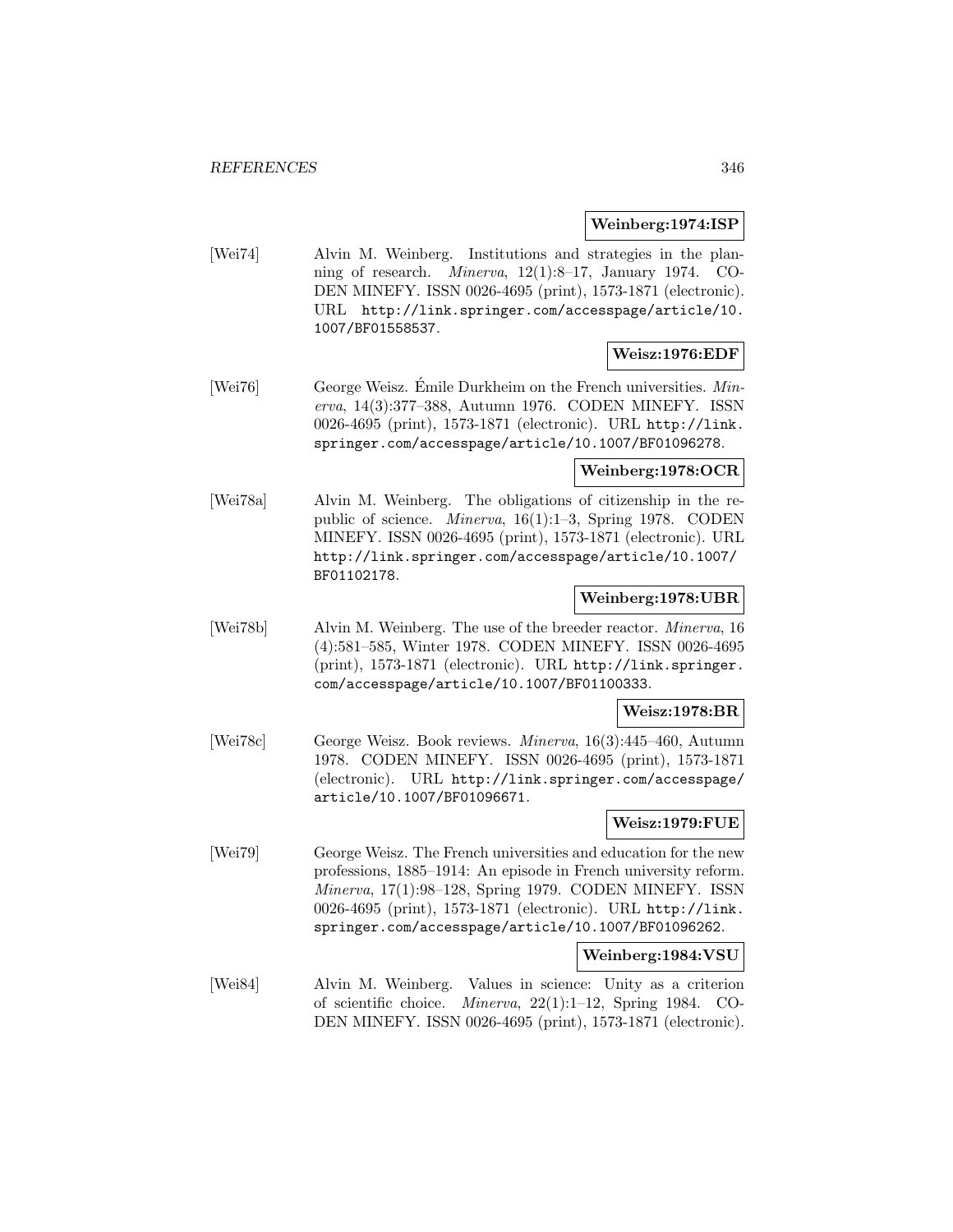**Weinberg:1974:ISP**

[Wei74] Alvin M. Weinberg. Institutions and strategies in the planning of research. *Minerva*, 12(1):8–17, January 1974. CODEN MINEFY. ISSN 0026-4695 (print), 1573-1871 (electronic). URL http://link.springer.com/accesspage/article/10.1007/BF01558537.

**Weisz:1976:EDF**

[Wei76] George Weisz. Émile Durkheim on the French universities. *Minerva*, 14(3):377–388, Autumn 1976. CODEN MINEFY. ISSN 0026-4695 (print), 1573-1871 (electronic). URL http://link.springer.com/accesspage/article/10.1007/BF01096278.

**Weinberg:1978:OCR**

[Wei78a] Alvin M. Weinberg. The obligations of citizenship in the republic of science. *Minerva*, 16(1):1–3, Spring 1978. CODEN MINEFY. ISSN 0026-4695 (print), 1573-1871 (electronic). URL http://link.springer.com/accesspage/article/10.1007/BF01102178.

**Weinberg:1978:UBR**

[Wei78b] Alvin M. Weinberg. The use of the breeder reactor. *Minerva*, 16 (4):581–585, Winter 1978. CODEN MINEFY. ISSN 0026-4695 (print), 1573-1871 (electronic). URL http://link.springer.com/accesspage/article/10.1007/BF01100333.

**Weisz:1978:BR**

[Wei78c] George Weisz. Book reviews. *Minerva*, 16(3):445–460, Autumn 1978. CODEN MINEFY. ISSN 0026-4695 (print), 1573-1871 (electronic). URL http://link.springer.com/accesspage/article/10.1007/BF01096671.

**Weisz:1979:FUE**

[Wei79] George Weisz. The French universities and education for the new professions, 1885–1914: An episode in French university reform. *Minerva*, 17(1):98–128, Spring 1979. CODEN MINEFY. ISSN 0026-4695 (print), 1573-1871 (electronic). URL http://link.springer.com/accesspage/article/10.1007/BF01096262.

**Weinberg:1984:VSU**

[Wei84] Alvin M. Weinberg. Values in science: Unity as a criterion of scientific choice. *Minerva*, 22(1):1–12, Spring 1984. CODEN MINEFY. ISSN 0026-4695 (print), 1573-1871 (electronic).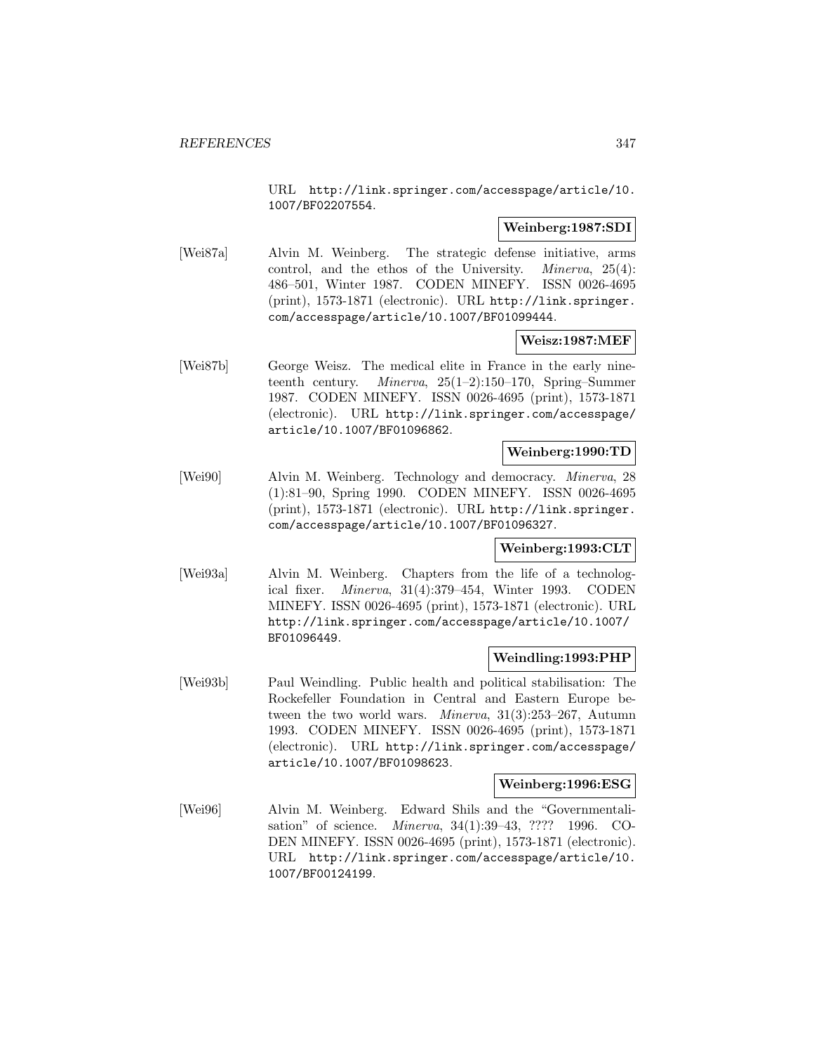URL http://link.springer.com/accesspage/article/10.1007/BF02207554.

**Weinberg:1987:SDI**

[Wei87a] Alvin M. Weinberg. The strategic defense initiative, arms control, and the ethos of the University. *Minerva*, 25(4): 486–501, Winter 1987. CODEN MINEFY. ISSN 0026-4695 (print), 1573-1871 (electronic). URL http://link.springer.com/accesspage/article/10.1007/BF01099444.

**Weisz:1987:MEF**

[Wei87b] George Weisz. The medical elite in France in the early nineteenth century. *Minerva*, 25(1–2):150–170, Spring–Summer 1987. CODEN MINEFY. ISSN 0026-4695 (print), 1573-1871 (electronic). URL http://link.springer.com/accesspage/article/10.1007/BF01096862.

**Weinberg:1990:TD**

[Wei90] Alvin M. Weinberg. Technology and democracy. *Minerva*, 28 (1):81–90, Spring 1990. CODEN MINEFY. ISSN 0026-4695 (print), 1573-1871 (electronic). URL http://link.springer.com/accesspage/article/10.1007/BF01096327.

**Weinberg:1993:CLT**

[Wei93a] Alvin M. Weinberg. Chapters from the life of a technological fixer. *Minerva*, 31(4):379–454, Winter 1993. CODEN MINEFY. ISSN 0026-4695 (print), 1573-1871 (electronic). URL http://link.springer.com/accesspage/article/10.1007/BF01096449.

**Weindling:1993:PHP**

[Wei93b] Paul Weindling. Public health and political stabilisation: The Rockefeller Foundation in Central and Eastern Europe between the two world wars. *Minerva*, 31(3):253–267, Autumn 1993. CODEN MINEFY. ISSN 0026-4695 (print), 1573-1871 (electronic). URL http://link.springer.com/accesspage/article/10.1007/BF01098623.

**Weinberg:1996:ESG**

[Wei96] Alvin M. Weinberg. Edward Shils and the "Governmentalisation" of science. *Minerva*, 34(1):39–43, ???? 1996. CODEN MINEFY. ISSN 0026-4695 (print), 1573-1871 (electronic). URL http://link.springer.com/accesspage/article/10.1007/BF00124199.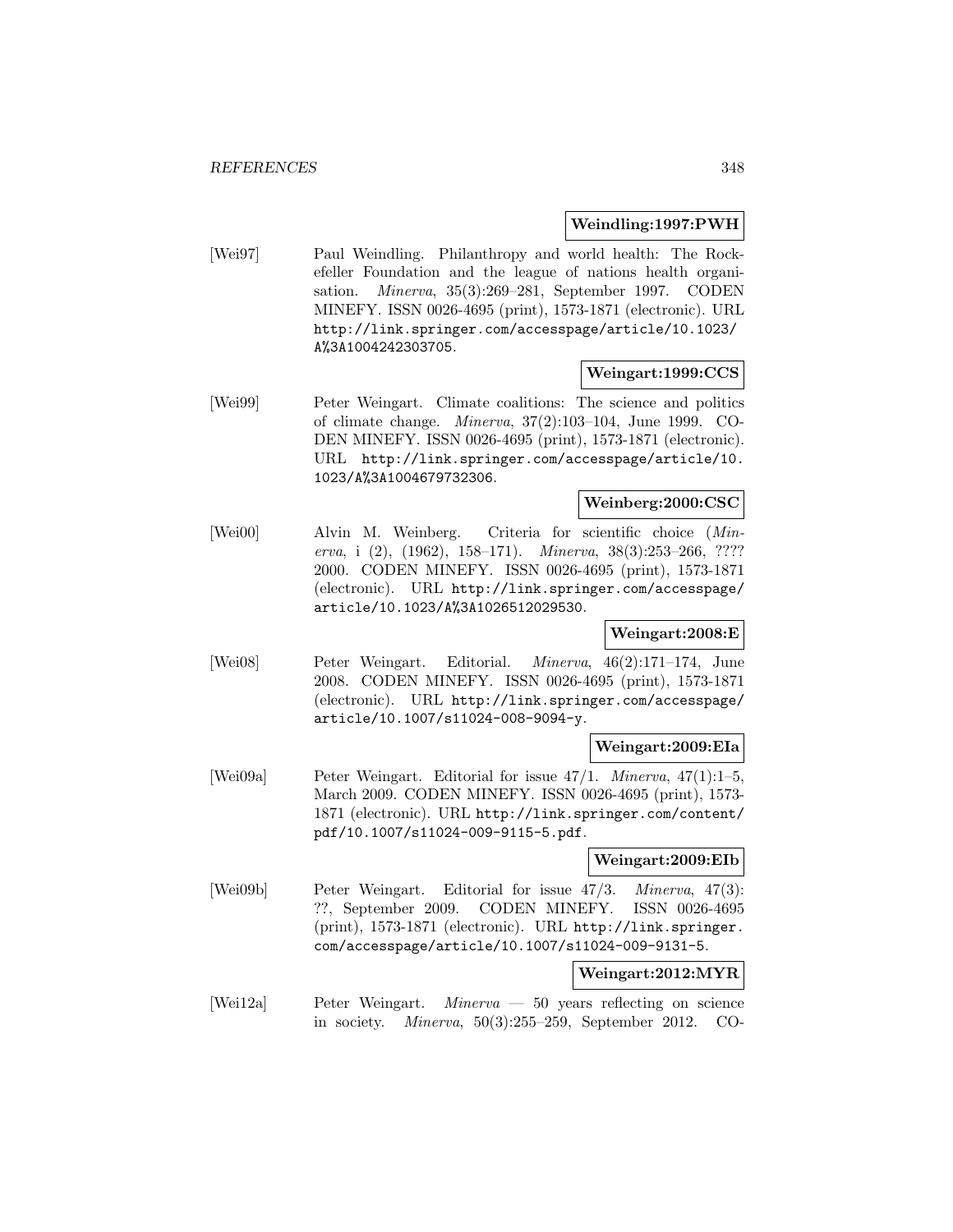**Weindling:1997:PWH**

[Wei97] Paul Weindling. Philanthropy and world health: The Rockefeller Foundation and the league of nations health organisation. *Minerva*, 35(3):269–281, September 1997. CODEN MINEFY. ISSN 0026-4695 (print), 1573-1871 (electronic). URL http://link.springer.com/accesspage/article/10.1023/A%3A1004242303705.

**Weingart:1999:CCS**

[Wei99] Peter Weingart. Climate coalitions: The science and politics of climate change. *Minerva*, 37(2):103–104, June 1999. CODEN MINEFY. ISSN 0026-4695 (print), 1573-1871 (electronic). URL http://link.springer.com/accesspage/article/10.1023/A%3A1004679732306.

**Weinberg:2000:CSC**

[Wei00] Alvin M. Weinberg. Criteria for scientific choice (*Minerva*, i (2), (1962), 158–171). *Minerva*, 38(3):253–266, ???? 2000. CODEN MINEFY. ISSN 0026-4695 (print), 1573-1871 (electronic). URL http://link.springer.com/accesspage/article/10.1023/A%3A1026512029530.

**Weingart:2008:E**

[Wei08] Peter Weingart. Editorial. *Minerva*, 46(2):171–174, June 2008. CODEN MINEFY. ISSN 0026-4695 (print), 1573-1871 (electronic). URL http://link.springer.com/accesspage/article/10.1007/s11024-008-9094-y.

**Weingart:2009:EIa**

[Wei09a] Peter Weingart. Editorial for issue 47/1. *Minerva*, 47(1):1–5, March 2009. CODEN MINEFY. ISSN 0026-4695 (print), 1573-1871 (electronic). URL http://link.springer.com/content/pdf/10.1007/s11024-009-9115-5.pdf.

**Weingart:2009:EIb**

[Wei09b] Peter Weingart. Editorial for issue 47/3. *Minerva*, 47(3):??, September 2009. CODEN MINEFY. ISSN 0026-4695 (print), 1573-1871 (electronic). URL http://link.springer.com/accesspage/article/10.1007/s11024-009-9131-5.

**Weingart:2012:MYR**

[Wei12a] Peter Weingart. *Minerva* — 50 years reflecting on science in society. *Minerva*, 50(3):255–259, September 2012. CO-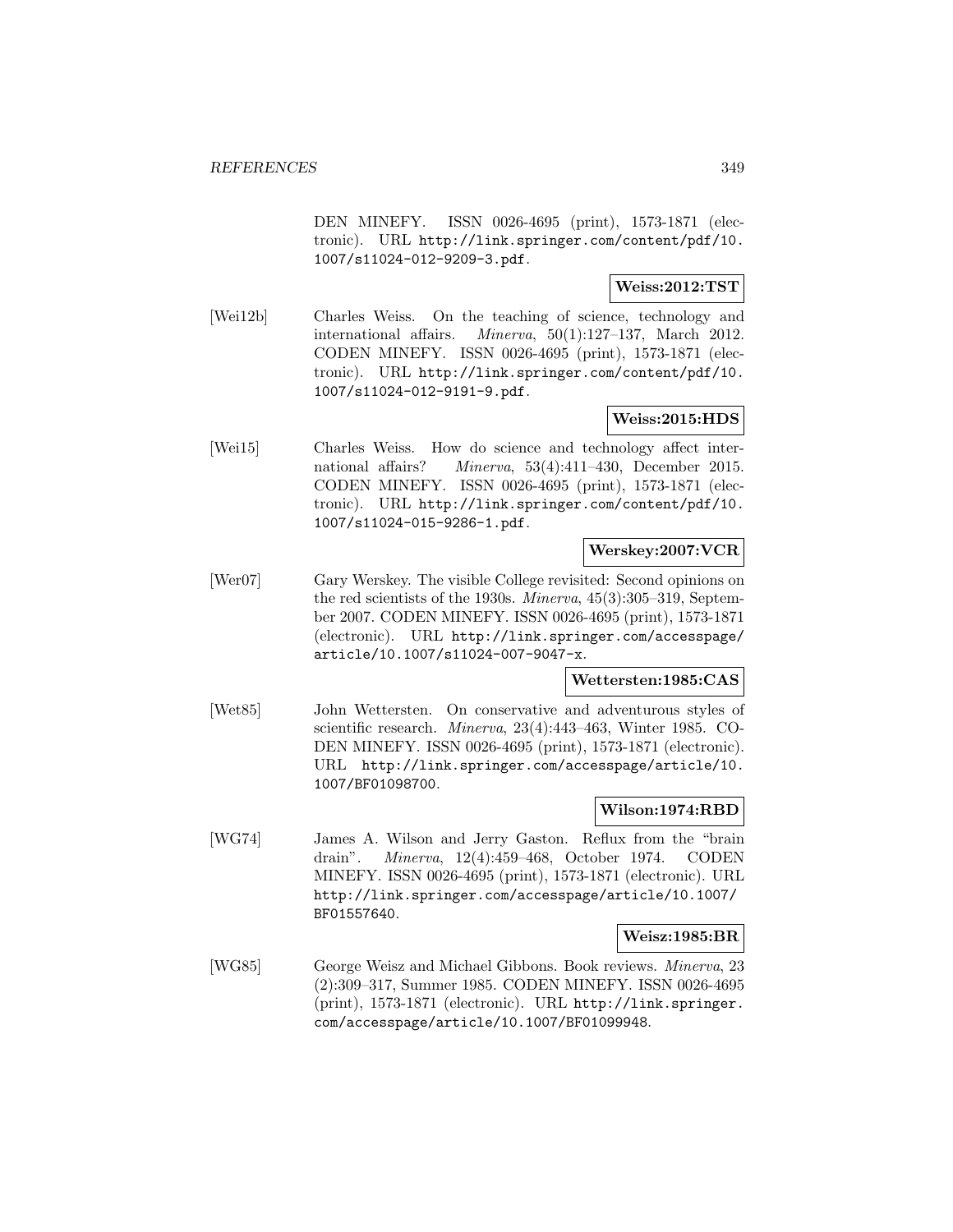DEN MINEFY. ISSN 0026-4695 (print), 1573-1871 (electronic). URL http://link.springer.com/content/pdf/10.1007/s11024-012-9209-3.pdf.

**Weiss:2012:TST**

[Wei12b] Charles Weiss. On the teaching of science, technology and international affairs. *Minerva*, 50(1):127–137, March 2012. CODEN MINEFY. ISSN 0026-4695 (print), 1573-1871 (electronic). URL http://link.springer.com/content/pdf/10.1007/s11024-012-9191-9.pdf.

**Weiss:2015:HDS**

[Wei15] Charles Weiss. How do science and technology affect international affairs? *Minerva*, 53(4):411–430, December 2015. CODEN MINEFY. ISSN 0026-4695 (print), 1573-1871 (electronic). URL http://link.springer.com/content/pdf/10.1007/s11024-015-9286-1.pdf.

**Werskey:2007:VCR**

[Wer07] Gary Werskey. The visible College revisited: Second opinions on the red scientists of the 1930s. *Minerva*, 45(3):305–319, September 2007. CODEN MINEFY. ISSN 0026-4695 (print), 1573-1871 (electronic). URL http://link.springer.com/accesspage/article/10.1007/s11024-007-9047-x.

**Wettersten:1985:CAS**

[Wet85] John Wettersten. On conservative and adventurous styles of scientific research. *Minerva*, 23(4):443–463, Winter 1985. CODEN MINEFY. ISSN 0026-4695 (print), 1573-1871 (electronic). URL http://link.springer.com/accesspage/article/10.1007/BF01098700.

**Wilson:1974:RBD**

[WG74] James A. Wilson and Jerry Gaston. Reflux from the "brain drain". *Minerva*, 12(4):459–468, October 1974. CODEN MINEFY. ISSN 0026-4695 (print), 1573-1871 (electronic). URL http://link.springer.com/accesspage/article/10.1007/BF01557640.

**Weisz:1985:BR**

[WG85] George Weisz and Michael Gibbons. Book reviews. *Minerva*, 23 (2):309–317, Summer 1985. CODEN MINEFY. ISSN 0026-4695 (print), 1573-1871 (electronic). URL http://link.springer.com/accesspage/article/10.1007/BF01099948.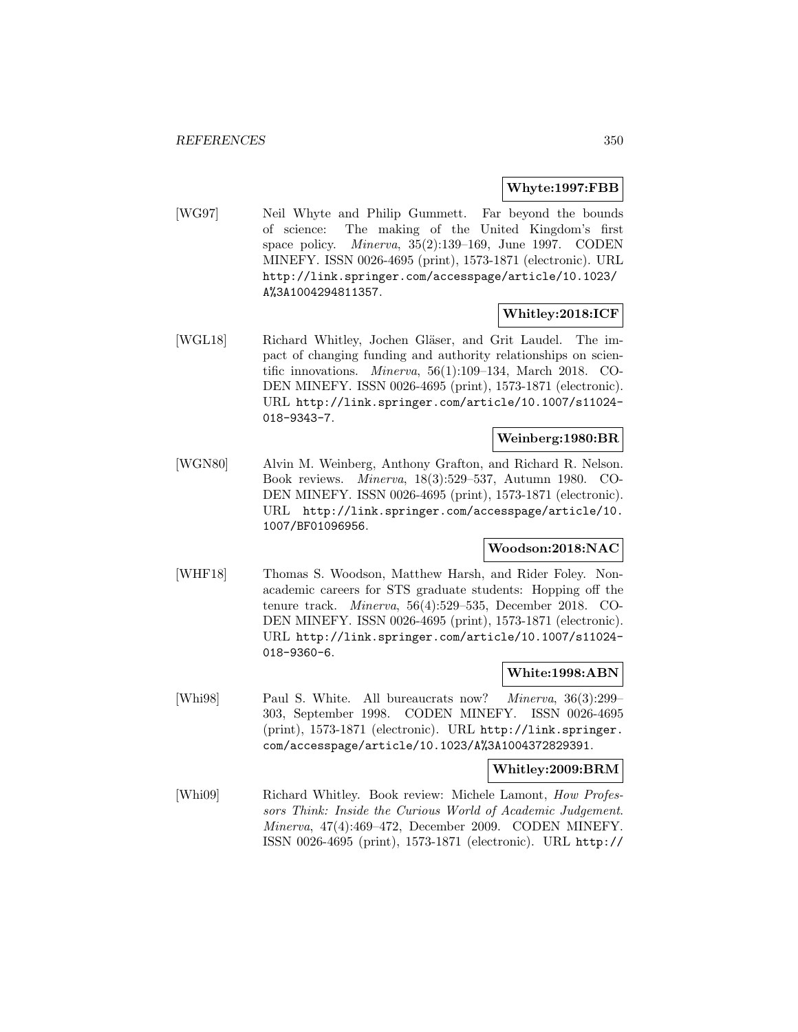**Whyte:1997:FBB**

[WG97] Neil Whyte and Philip Gummett. Far beyond the bounds of science: The making of the United Kingdom's first space policy. *Minerva*, 35(2):139–169, June 1997. CODEN MINEFY. ISSN 0026-4695 (print), 1573-1871 (electronic). URL http://link.springer.com/accesspage/article/10.1023/A%3A1004294811357.

**Whitley:2018:ICF**

[WGL18] Richard Whitley, Jochen Gläser, and Grit Laudel. The impact of changing funding and authority relationships on scientific innovations. *Minerva*, 56(1):109–134, March 2018. CODEN MINEFY. ISSN 0026-4695 (print), 1573-1871 (electronic). URL http://link.springer.com/article/10.1007/s11024-018-9343-7.

**Weinberg:1980:BR**

[WGN80] Alvin M. Weinberg, Anthony Grafton, and Richard R. Nelson. Book reviews. *Minerva*, 18(3):529–537, Autumn 1980. CODEN MINEFY. ISSN 0026-4695 (print), 1573-1871 (electronic). URL http://link.springer.com/accesspage/article/10.1007/BF01096956.

**Woodson:2018:NAC**

[WHF18] Thomas S. Woodson, Matthew Harsh, and Rider Foley. Non-academic careers for STS graduate students: Hopping off the tenure track. *Minerva*, 56(4):529–535, December 2018. CODEN MINEFY. ISSN 0026-4695 (print), 1573-1871 (electronic). URL http://link.springer.com/article/10.1007/s11024-018-9360-6.

**White:1998:ABN**

[Whi98] Paul S. White. All bureaucrats now? *Minerva*, 36(3):299–303, September 1998. CODEN MINEFY. ISSN 0026-4695 (print), 1573-1871 (electronic). URL http://link.springer.com/accesspage/article/10.1023/A%3A1004372829391.

**Whitley:2009:BRM**

[Whi09] Richard Whitley. Book review: Michele Lamont, *How Professors Think: Inside the Curious World of Academic Judgement*. *Minerva*, 47(4):469–472, December 2009. CODEN MINEFY. ISSN 0026-4695 (print), 1573-1871 (electronic). URL http://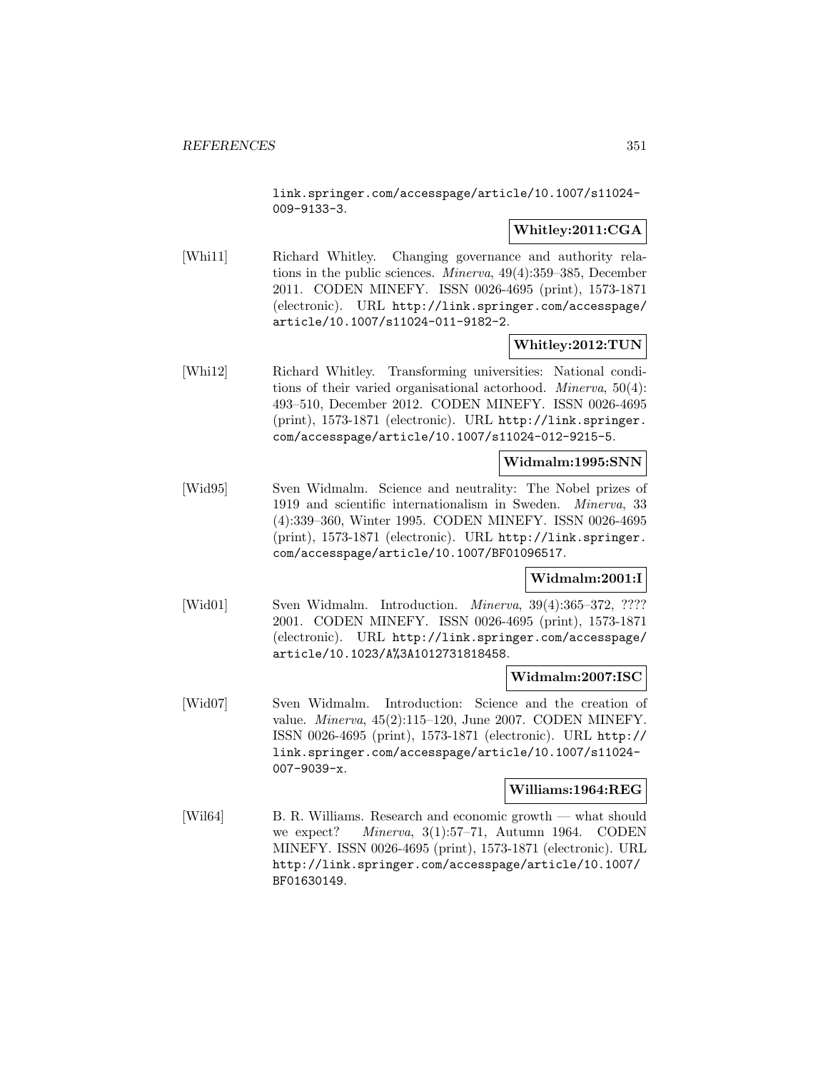link.springer.com/accesspage/article/10.1007/s11024-009-9133-3.

**Whitley:2011:CGA**

[Whi11] Richard Whitley. Changing governance and authority relations in the public sciences. *Minerva*, 49(4):359–385, December 2011. CODEN MINEFY. ISSN 0026-4695 (print), 1573-1871 (electronic). URL http://link.springer.com/accesspage/article/10.1007/s11024-011-9182-2.

**Whitley:2012:TUN**

[Whi12] Richard Whitley. Transforming universities: National conditions of their varied organisational actorhood. *Minerva*, 50(4): 493–510, December 2012. CODEN MINEFY. ISSN 0026-4695 (print), 1573-1871 (electronic). URL http://link.springer.com/accesspage/article/10.1007/s11024-012-9215-5.

**Widmalm:1995:SNN**

[Wid95] Sven Widmalm. Science and neutrality: The Nobel prizes of 1919 and scientific internationalism in Sweden. *Minerva*, 33 (4):339–360, Winter 1995. CODEN MINEFY. ISSN 0026-4695 (print), 1573-1871 (electronic). URL http://link.springer.com/accesspage/article/10.1007/BF01096517.

**Widmalm:2001:I**

[Wid01] Sven Widmalm. Introduction. *Minerva*, 39(4):365–372, ???? 2001. CODEN MINEFY. ISSN 0026-4695 (print), 1573-1871 (electronic). URL http://link.springer.com/accesspage/article/10.1023/A%3A1012731818458.

**Widmalm:2007:ISC**

[Wid07] Sven Widmalm. Introduction: Science and the creation of value. *Minerva*, 45(2):115–120, June 2007. CODEN MINEFY. ISSN 0026-4695 (print), 1573-1871 (electronic). URL http://link.springer.com/accesspage/article/10.1007/s11024-007-9039-x.

**Williams:1964:REG**

[Wil64] B. R. Williams. Research and economic growth — what should we expect? *Minerva*, 3(1):57–71, Autumn 1964. CODEN MINEFY. ISSN 0026-4695 (print), 1573-1871 (electronic). URL http://link.springer.com/accesspage/article/10.1007/BF01630149.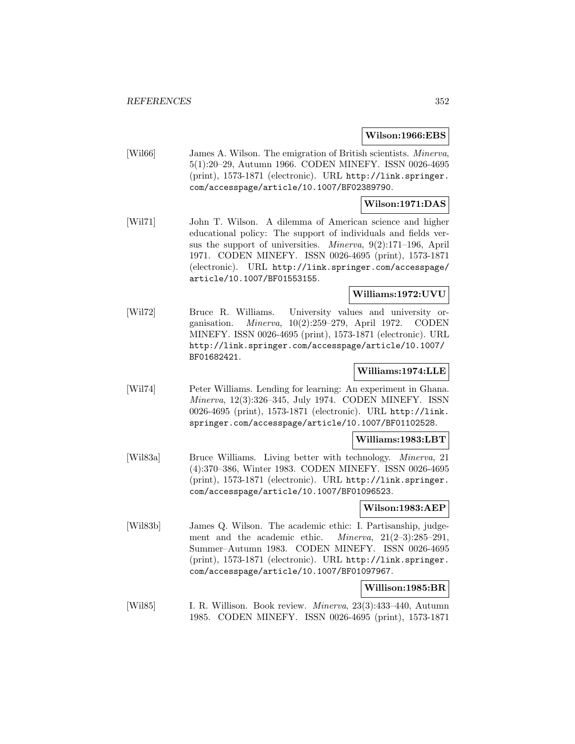**Wilson:1966:EBS**

[Wil66] James A. Wilson. The emigration of British scientists. *Minerva*, 5(1):20–29, Autumn 1966. CODEN MINEFY. ISSN 0026-4695 (print), 1573-1871 (electronic). URL http://link.springer.com/accesspage/article/10.1007/BF02389790.

**Wilson:1971:DAS**

[Wil71] John T. Wilson. A dilemma of American science and higher educational policy: The support of individuals and fields versus the support of universities. *Minerva*, 9(2):171–196, April 1971. CODEN MINEFY. ISSN 0026-4695 (print), 1573-1871 (electronic). URL http://link.springer.com/accesspage/article/10.1007/BF01553155.

**Williams:1972:UVU**

[Wil72] Bruce R. Williams. University values and university organisation. *Minerva*, 10(2):259–279, April 1972. CODEN MINEFY. ISSN 0026-4695 (print), 1573-1871 (electronic). URL http://link.springer.com/accesspage/article/10.1007/BF01682421.

**Williams:1974:LLE**

[Wil74] Peter Williams. Lending for learning: An experiment in Ghana. *Minerva*, 12(3):326–345, July 1974. CODEN MINEFY. ISSN 0026-4695 (print), 1573-1871 (electronic). URL http://link.springer.com/accesspage/article/10.1007/BF01102528.

**Williams:1983:LBT**

[Wil83a] Bruce Williams. Living better with technology. *Minerva*, 21 (4):370–386, Winter 1983. CODEN MINEFY. ISSN 0026-4695 (print), 1573-1871 (electronic). URL http://link.springer.com/accesspage/article/10.1007/BF01096523.

**Wilson:1983:AEP**

[Wil83b] James Q. Wilson. The academic ethic: I. Partisanship, judgement and the academic ethic. *Minerva*, 21(2–3):285–291, Summer–Autumn 1983. CODEN MINEFY. ISSN 0026-4695 (print), 1573-1871 (electronic). URL http://link.springer.com/accesspage/article/10.1007/BF01097967.

**Willison:1985:BR**

[Wil85] I. R. Willison. Book review. *Minerva*, 23(3):433–440, Autumn 1985. CODEN MINEFY. ISSN 0026-4695 (print), 1573-1871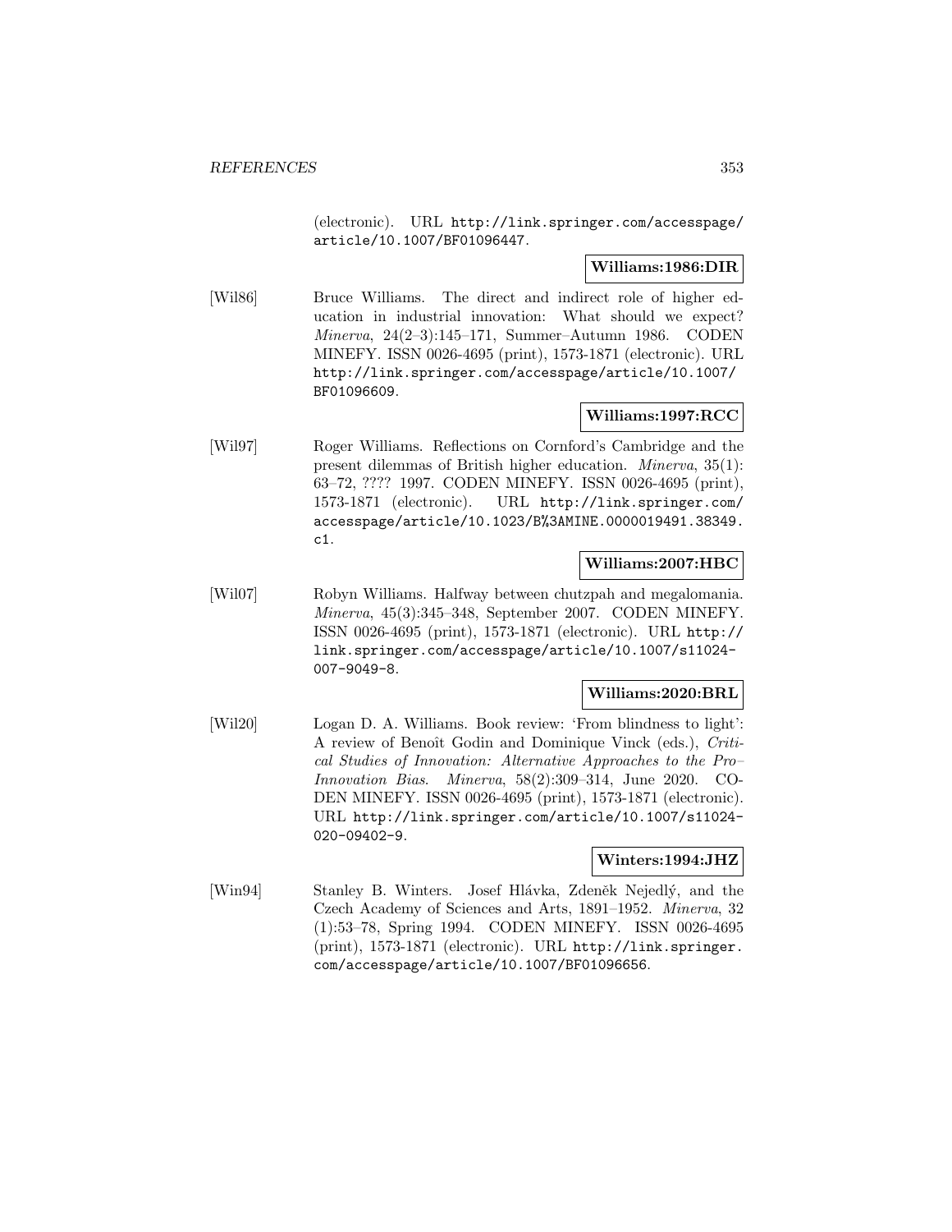(electronic). URL http://link.springer.com/accesspage/article/10.1007/BF01096447.

**Williams:1986:DIR**

[Wil86] Bruce Williams. The direct and indirect role of higher education in industrial innovation: What should we expect? *Minerva*, 24(2–3):145–171, Summer–Autumn 1986. CODEN MINEFY. ISSN 0026-4695 (print), 1573-1871 (electronic). URL http://link.springer.com/accesspage/article/10.1007/BF01096609.

**Williams:1997:RCC**

[Wil97] Roger Williams. Reflections on Cornford's Cambridge and the present dilemmas of British higher education. *Minerva*, 35(1): 63–72, ???? 1997. CODEN MINEFY. ISSN 0026-4695 (print), 1573-1871 (electronic). URL http://link.springer.com/accesspage/article/10.1023/B%3AMINE.0000019491.38349.c1.

**Williams:2007:HBC**

[Wil07] Robyn Williams. Halfway between chutzpah and megalomania. *Minerva*, 45(3):345–348, September 2007. CODEN MINEFY. ISSN 0026-4695 (print), 1573-1871 (electronic). URL http://link.springer.com/accesspage/article/10.1007/s11024-007-9049-8.

**Williams:2020:BRL**

[Wil20] Logan D. A. Williams. Book review: 'From blindness to light': A review of Benoît Godin and Dominique Vinck (eds.), *Critical Studies of Innovation: Alternative Approaches to the Pro–Innovation Bias*. *Minerva*, 58(2):309–314, June 2020. CODEN MINEFY. ISSN 0026-4695 (print), 1573-1871 (electronic). URL http://link.springer.com/article/10.1007/s11024-020-09402-9.

**Winters:1994:JHZ**

[Win94] Stanley B. Winters. Josef Hlávka, Zdeněk Nejedlý, and the Czech Academy of Sciences and Arts, 1891–1952. *Minerva*, 32 (1):53–78, Spring 1994. CODEN MINEFY. ISSN 0026-4695 (print), 1573-1871 (electronic). URL http://link.springer.com/accesspage/article/10.1007/BF01096656.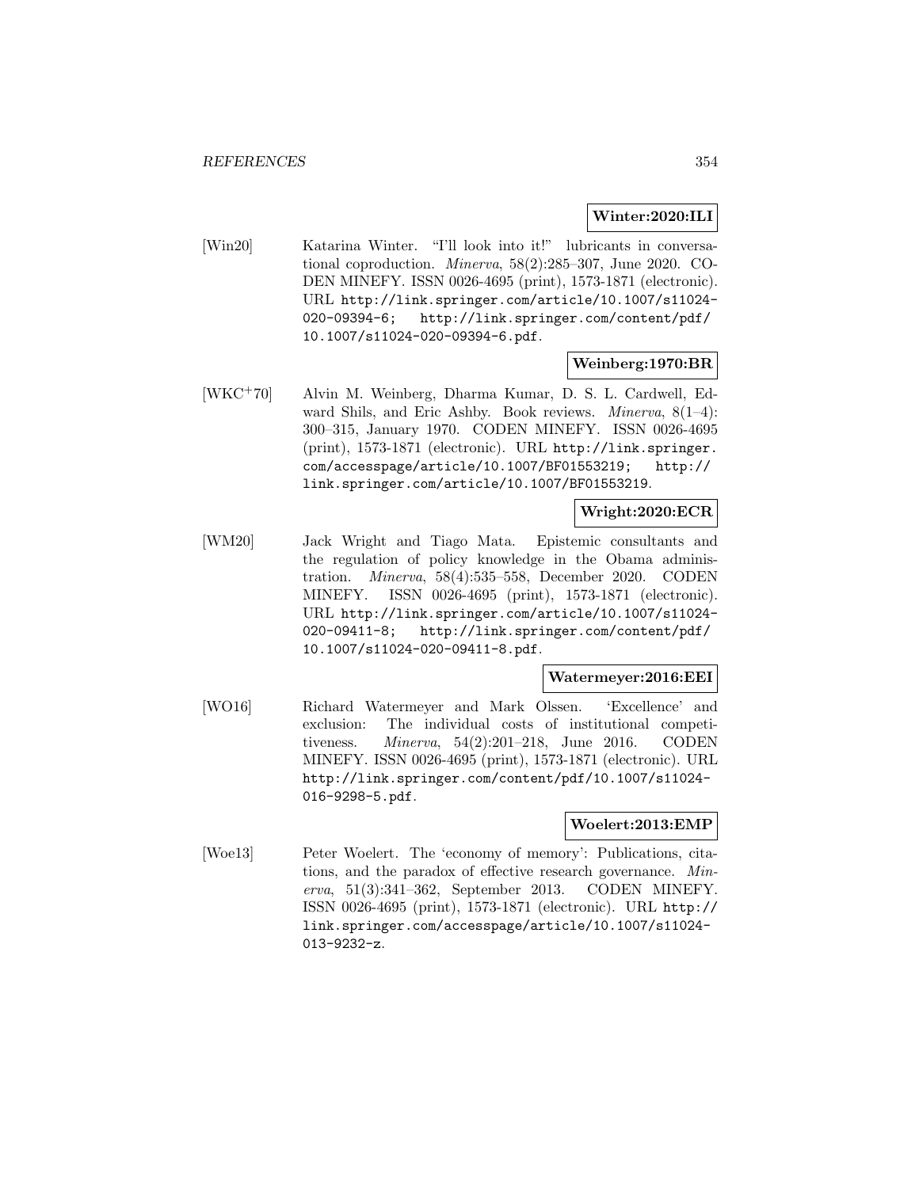**Winter:2020:ILI**

[Win20] Katarina Winter. "I'll look into it!" lubricants in conversational coproduction. *Minerva*, 58(2):285–307, June 2020. CODEN MINEFY. ISSN 0026-4695 (print), 1573-1871 (electronic). URL http://link.springer.com/article/10.1007/s11024-020-09394-6; http://link.springer.com/content/pdf/10.1007/s11024-020-09394-6.pdf.

**Weinberg:1970:BR**

[WKC+70] Alvin M. Weinberg, Dharma Kumar, D. S. L. Cardwell, Edward Shils, and Eric Ashby. Book reviews. *Minerva*, 8(1–4): 300–315, January 1970. CODEN MINEFY. ISSN 0026-4695 (print), 1573-1871 (electronic). URL http://link.springer.com/accesspage/article/10.1007/BF01553219; http://link.springer.com/article/10.1007/BF01553219.

**Wright:2020:ECR**

[WM20] Jack Wright and Tiago Mata. Epistemic consultants and the regulation of policy knowledge in the Obama administration. *Minerva*, 58(4):535–558, December 2020. CODEN MINEFY. ISSN 0026-4695 (print), 1573-1871 (electronic). URL http://link.springer.com/article/10.1007/s11024-020-09411-8; http://link.springer.com/content/pdf/10.1007/s11024-020-09411-8.pdf.

**Watermeyer:2016:EEI**

[WO16] Richard Watermeyer and Mark Olssen. 'Excellence' and exclusion: The individual costs of institutional competitiveness. *Minerva*, 54(2):201–218, June 2016. CODEN MINEFY. ISSN 0026-4695 (print), 1573-1871 (electronic). URL http://link.springer.com/content/pdf/10.1007/s11024-016-9298-5.pdf.

**Woelert:2013:EMP**

[Woe13] Peter Woelert. The 'economy of memory': Publications, citations, and the paradox of effective research governance. *Minerva*, 51(3):341–362, September 2013. CODEN MINEFY. ISSN 0026-4695 (print), 1573-1871 (electronic). URL http://link.springer.com/accesspage/article/10.1007/s11024-013-9232-z.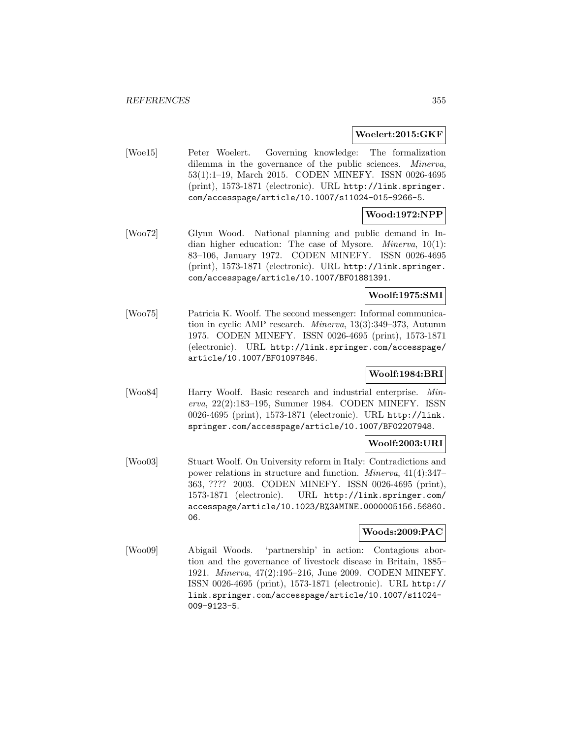**Woelert:2015:GKF**

[Woe15] Peter Woelert. Governing knowledge: The formalization dilemma in the governance of the public sciences. *Minerva*, 53(1):1–19, March 2015. CODEN MINEFY. ISSN 0026-4695 (print), 1573-1871 (electronic). URL http://link.springer.com/accesspage/article/10.1007/s11024-015-9266-5.

**Wood:1972:NPP**

[Woo72] Glynn Wood. National planning and public demand in Indian higher education: The case of Mysore. *Minerva*, 10(1): 83–106, January 1972. CODEN MINEFY. ISSN 0026-4695 (print), 1573-1871 (electronic). URL http://link.springer.com/accesspage/article/10.1007/BF01881391.

**Woolf:1975:SMI**

[Woo75] Patricia K. Woolf. The second messenger: Informal communication in cyclic AMP research. *Minerva*, 13(3):349–373, Autumn 1975. CODEN MINEFY. ISSN 0026-4695 (print), 1573-1871 (electronic). URL http://link.springer.com/accesspage/article/10.1007/BF01097846.

**Woolf:1984:BRI**

[Woo84] Harry Woolf. Basic research and industrial enterprise. *Minerva*, 22(2):183–195, Summer 1984. CODEN MINEFY. ISSN 0026-4695 (print), 1573-1871 (electronic). URL http://link.springer.com/accesspage/article/10.1007/BF02207948.

**Woolf:2003:URI**

[Woo03] Stuart Woolf. On University reform in Italy: Contradictions and power relations in structure and function. *Minerva*, 41(4):347–363, ???? 2003. CODEN MINEFY. ISSN 0026-4695 (print), 1573-1871 (electronic). URL http://link.springer.com/accesspage/article/10.1023/B%3AMINE.0000005156.56860.06.

**Woods:2009:PAC**

[Woo09] Abigail Woods. 'partnership' in action: Contagious abortion and the governance of livestock disease in Britain, 1885–1921. *Minerva*, 47(2):195–216, June 2009. CODEN MINEFY. ISSN 0026-4695 (print), 1573-1871 (electronic). URL http://link.springer.com/accesspage/article/10.1007/s11024-009-9123-5.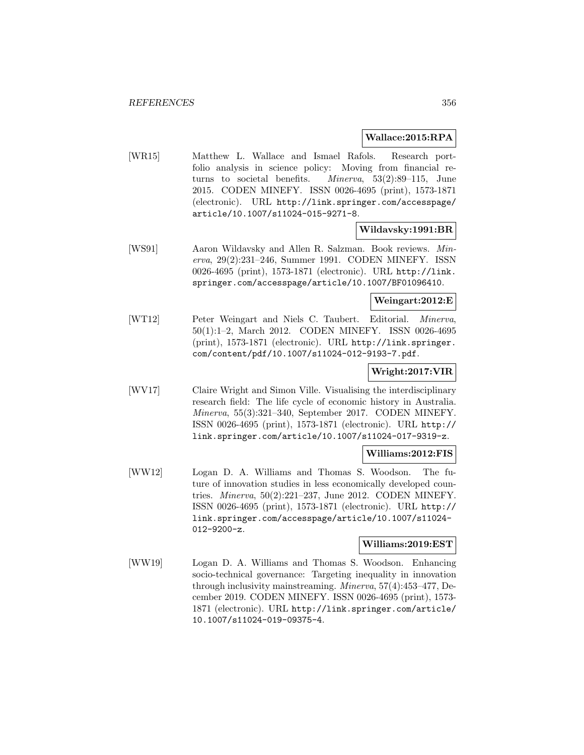**Wallace:2015:RPA**

[WR15] Matthew L. Wallace and Ismael Rafols. Research portfolio analysis in science policy: Moving from financial returns to societal benefits. *Minerva*, 53(2):89–115, June 2015. CODEN MINEFY. ISSN 0026-4695 (print), 1573-1871 (electronic). URL http://link.springer.com/accesspage/article/10.1007/s11024-015-9271-8.

**Wildavsky:1991:BR**

[WS91] Aaron Wildavsky and Allen R. Salzman. Book reviews. *Minerva*, 29(2):231–246, Summer 1991. CODEN MINEFY. ISSN 0026-4695 (print), 1573-1871 (electronic). URL http://link.springer.com/accesspage/article/10.1007/BF01096410.

**Weingart:2012:E**

[WT12] Peter Weingart and Niels C. Taubert. Editorial. *Minerva*, 50(1):1–2, March 2012. CODEN MINEFY. ISSN 0026-4695 (print), 1573-1871 (electronic). URL http://link.springer.com/content/pdf/10.1007/s11024-012-9193-7.pdf.

**Wright:2017:VIR**

[WV17] Claire Wright and Simon Ville. Visualising the interdisciplinary research field: The life cycle of economic history in Australia. *Minerva*, 55(3):321–340, September 2017. CODEN MINEFY. ISSN 0026-4695 (print), 1573-1871 (electronic). URL http://link.springer.com/article/10.1007/s11024-017-9319-z.

**Williams:2012:FIS**

[WW12] Logan D. A. Williams and Thomas S. Woodson. The future of innovation studies in less economically developed countries. *Minerva*, 50(2):221–237, June 2012. CODEN MINEFY. ISSN 0026-4695 (print), 1573-1871 (electronic). URL http://link.springer.com/accesspage/article/10.1007/s11024-012-9200-z.

**Williams:2019:EST**

[WW19] Logan D. A. Williams and Thomas S. Woodson. Enhancing socio-technical governance: Targeting inequality in innovation through inclusivity mainstreaming. *Minerva*, 57(4):453–477, December 2019. CODEN MINEFY. ISSN 0026-4695 (print), 1573-1871 (electronic). URL http://link.springer.com/article/10.1007/s11024-019-09375-4.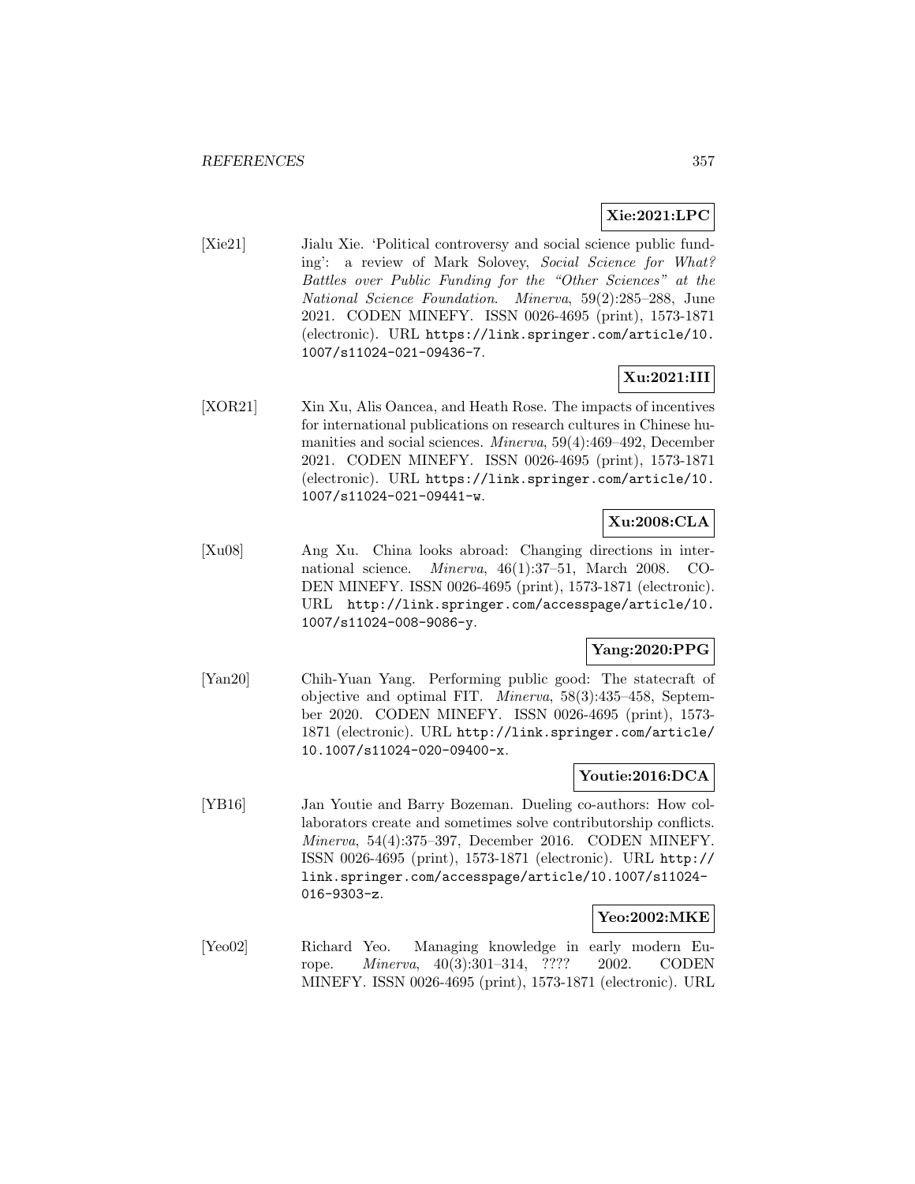**Xie:2021:LPC**

[Xie21] Jialu Xie. 'Political controversy and social science public funding': a review of Mark Solovey, *Social Science for What? Battles over Public Funding for the "Other Sciences" at the National Science Foundation*. *Minerva*, 59(2):285–288, June 2021. CODEN MINEFY. ISSN 0026-4695 (print), 1573-1871 (electronic). URL `https://link.springer.com/article/10.1007/s11024-021-09436-7`.

**Xu:2021:III**

[XOR21] Xin Xu, Alis Oancea, and Heath Rose. The impacts of incentives for international publications on research cultures in Chinese humanities and social sciences. *Minerva*, 59(4):469–492, December 2021. CODEN MINEFY. ISSN 0026-4695 (print), 1573-1871 (electronic). URL `https://link.springer.com/article/10.1007/s11024-021-09441-w`.

**Xu:2008:CLA**

[Xu08] Ang Xu. China looks abroad: Changing directions in international science. *Minerva*, 46(1):37–51, March 2008. CODEN MINEFY. ISSN 0026-4695 (print), 1573-1871 (electronic). URL `http://link.springer.com/accesspage/article/10.1007/s11024-008-9086-y`.

**Yang:2020:PPG**

[Yan20] Chih-Yuan Yang. Performing public good: The statecraft of objective and optimal FIT. *Minerva*, 58(3):435–458, September 2020. CODEN MINEFY. ISSN 0026-4695 (print), 1573-1871 (electronic). URL `http://link.springer.com/article/10.1007/s11024-020-09400-x`.

**Youtie:2016:DCA**

[YB16] Jan Youtie and Barry Bozeman. Dueling co-authors: How collaborators create and sometimes solve contributorship conflicts. *Minerva*, 54(4):375–397, December 2016. CODEN MINEFY. ISSN 0026-4695 (print), 1573-1871 (electronic). URL `http://link.springer.com/accesspage/article/10.1007/s11024-016-9303-z`.

**Yeo:2002:MKE**

[Yeo02] Richard Yeo. Managing knowledge in early modern Europe. *Minerva*, 40(3):301–314, ???? 2002. CODEN MINEFY. ISSN 0026-4695 (print), 1573-1871 (electronic). URL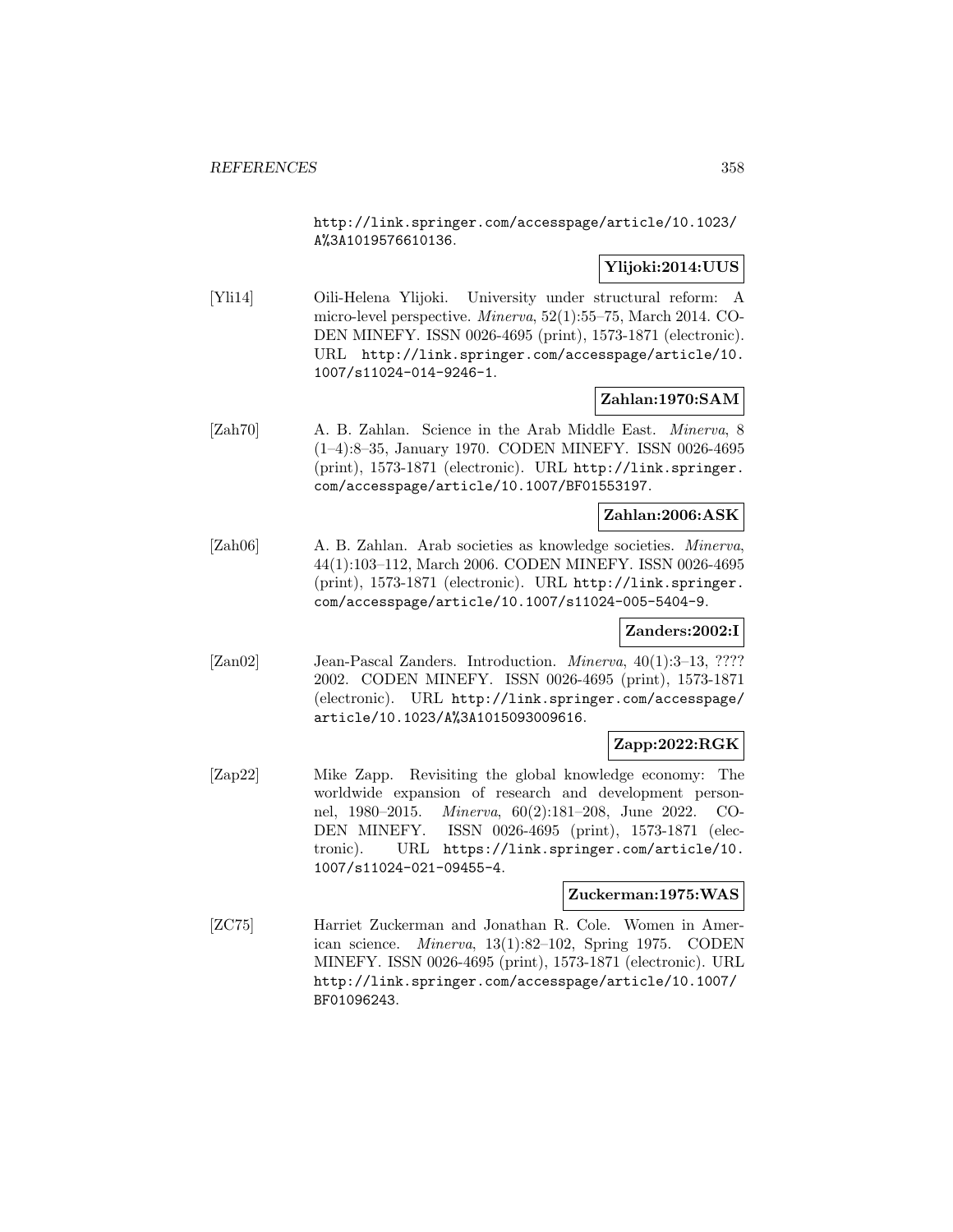http://link.springer.com/accesspage/article/10.1023/A%3A1019576610136.

**Ylijoki:2014:UUS**

[Yli14] Oili-Helena Ylijoki. University under structural reform: A micro-level perspective. *Minerva*, 52(1):55–75, March 2014. CODEN MINEFY. ISSN 0026-4695 (print), 1573-1871 (electronic). URL http://link.springer.com/accesspage/article/10.1007/s11024-014-9246-1.

**Zahlan:1970:SAM**

[Zah70] A. B. Zahlan. Science in the Arab Middle East. *Minerva*, 8 (1–4):8–35, January 1970. CODEN MINEFY. ISSN 0026-4695 (print), 1573-1871 (electronic). URL http://link.springer.com/accesspage/article/10.1007/BF01553197.

**Zahlan:2006:ASK**

[Zah06] A. B. Zahlan. Arab societies as knowledge societies. *Minerva*, 44(1):103–112, March 2006. CODEN MINEFY. ISSN 0026-4695 (print), 1573-1871 (electronic). URL http://link.springer.com/accesspage/article/10.1007/s11024-005-5404-9.

**Zanders:2002:I**

[Zan02] Jean-Pascal Zanders. Introduction. *Minerva*, 40(1):3–13, ???? 2002. CODEN MINEFY. ISSN 0026-4695 (print), 1573-1871 (electronic). URL http://link.springer.com/accesspage/article/10.1023/A%3A1015093009616.

**Zapp:2022:RGK**

[Zap22] Mike Zapp. Revisiting the global knowledge economy: The worldwide expansion of research and development personnel, 1980–2015. *Minerva*, 60(2):181–208, June 2022. CODEN MINEFY. ISSN 0026-4695 (print), 1573-1871 (electronic). URL https://link.springer.com/article/10.1007/s11024-021-09455-4.

**Zuckerman:1975:WAS**

[ZC75] Harriet Zuckerman and Jonathan R. Cole. Women in American science. *Minerva*, 13(1):82–102, Spring 1975. CODEN MINEFY. ISSN 0026-4695 (print), 1573-1871 (electronic). URL http://link.springer.com/accesspage/article/10.1007/BF01096243.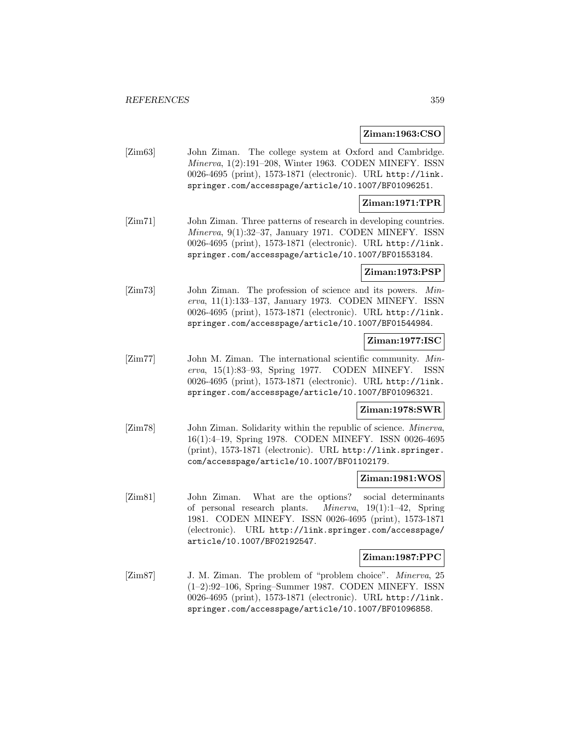**Ziman:1963:CSO**

[Zim63] John Ziman. The college system at Oxford and Cambridge. *Minerva*, 1(2):191–208, Winter 1963. CODEN MINEFY. ISSN 0026-4695 (print), 1573-1871 (electronic). URL http://link.springer.com/accesspage/article/10.1007/BF01096251.

**Ziman:1971:TPR**

[Zim71] John Ziman. Three patterns of research in developing countries. *Minerva*, 9(1):32–37, January 1971. CODEN MINEFY. ISSN 0026-4695 (print), 1573-1871 (electronic). URL http://link.springer.com/accesspage/article/10.1007/BF01553184.

**Ziman:1973:PSP**

[Zim73] John Ziman. The profession of science and its powers. *Minerva*, 11(1):133–137, January 1973. CODEN MINEFY. ISSN 0026-4695 (print), 1573-1871 (electronic). URL http://link.springer.com/accesspage/article/10.1007/BF01544984.

**Ziman:1977:ISC**

[Zim77] John M. Ziman. The international scientific community. *Minerva*, 15(1):83–93, Spring 1977. CODEN MINEFY. ISSN 0026-4695 (print), 1573-1871 (electronic). URL http://link.springer.com/accesspage/article/10.1007/BF01096321.

**Ziman:1978:SWR**

[Zim78] John Ziman. Solidarity within the republic of science. *Minerva*, 16(1):4–19, Spring 1978. CODEN MINEFY. ISSN 0026-4695 (print), 1573-1871 (electronic). URL http://link.springer.com/accesspage/article/10.1007/BF01102179.

**Ziman:1981:WOS**

[Zim81] John Ziman. What are the options? social determinants of personal research plants. *Minerva*, 19(1):1–42, Spring 1981. CODEN MINEFY. ISSN 0026-4695 (print), 1573-1871 (electronic). URL http://link.springer.com/accesspage/article/10.1007/BF02192547.

**Ziman:1987:PPC**

[Zim87] J. M. Ziman. The problem of "problem choice". *Minerva*, 25 (1–2):92–106, Spring–Summer 1987. CODEN MINEFY. ISSN 0026-4695 (print), 1573-1871 (electronic). URL http://link.springer.com/accesspage/article/10.1007/BF01096858.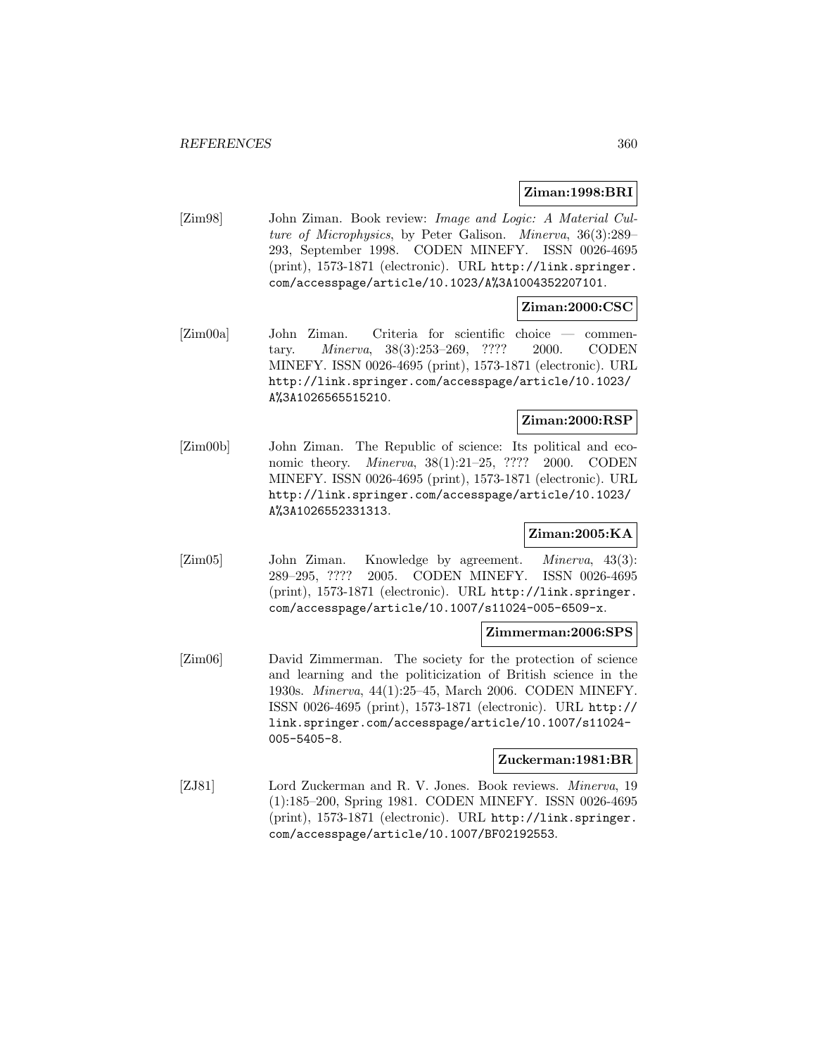**Ziman:1998:BRI**

[Zim98] John Ziman. Book review: *Image and Logic: A Material Culture of Microphysics*, by Peter Galison. *Minerva*, 36(3):289–293, September 1998. CODEN MINEFY. ISSN 0026-4695 (print), 1573-1871 (electronic). URL http://link.springer.com/accesspage/article/10.1023/A%3A1004352207101.

**Ziman:2000:CSC**

[Zim00a] John Ziman. Criteria for scientific choice — commentary. *Minerva*, 38(3):253–269, ???? 2000. CODEN MINEFY. ISSN 0026-4695 (print), 1573-1871 (electronic). URL http://link.springer.com/accesspage/article/10.1023/A%3A1026565515210.

**Ziman:2000:RSP**

[Zim00b] John Ziman. The Republic of science: Its political and economic theory. *Minerva*, 38(1):21–25, ???? 2000. CODEN MINEFY. ISSN 0026-4695 (print), 1573-1871 (electronic). URL http://link.springer.com/accesspage/article/10.1023/A%3A1026552331313.

**Ziman:2005:KA**

[Zim05] John Ziman. Knowledge by agreement. *Minerva*, 43(3):289–295, ???? 2005. CODEN MINEFY. ISSN 0026-4695 (print), 1573-1871 (electronic). URL http://link.springer.com/accesspage/article/10.1007/s11024-005-6509-x.

**Zimmerman:2006:SPS**

[Zim06] David Zimmerman. The society for the protection of science and learning and the politicization of British science in the 1930s. *Minerva*, 44(1):25–45, March 2006. CODEN MINEFY. ISSN 0026-4695 (print), 1573-1871 (electronic). URL http://link.springer.com/accesspage/article/10.1007/s11024-005-5405-8.

**Zuckerman:1981:BR**

[ZJ81] Lord Zuckerman and R. V. Jones. Book reviews. *Minerva*, 19(1):185–200, Spring 1981. CODEN MINEFY. ISSN 0026-4695 (print), 1573-1871 (electronic). URL http://link.springer.com/accesspage/article/10.1007/BF02192553.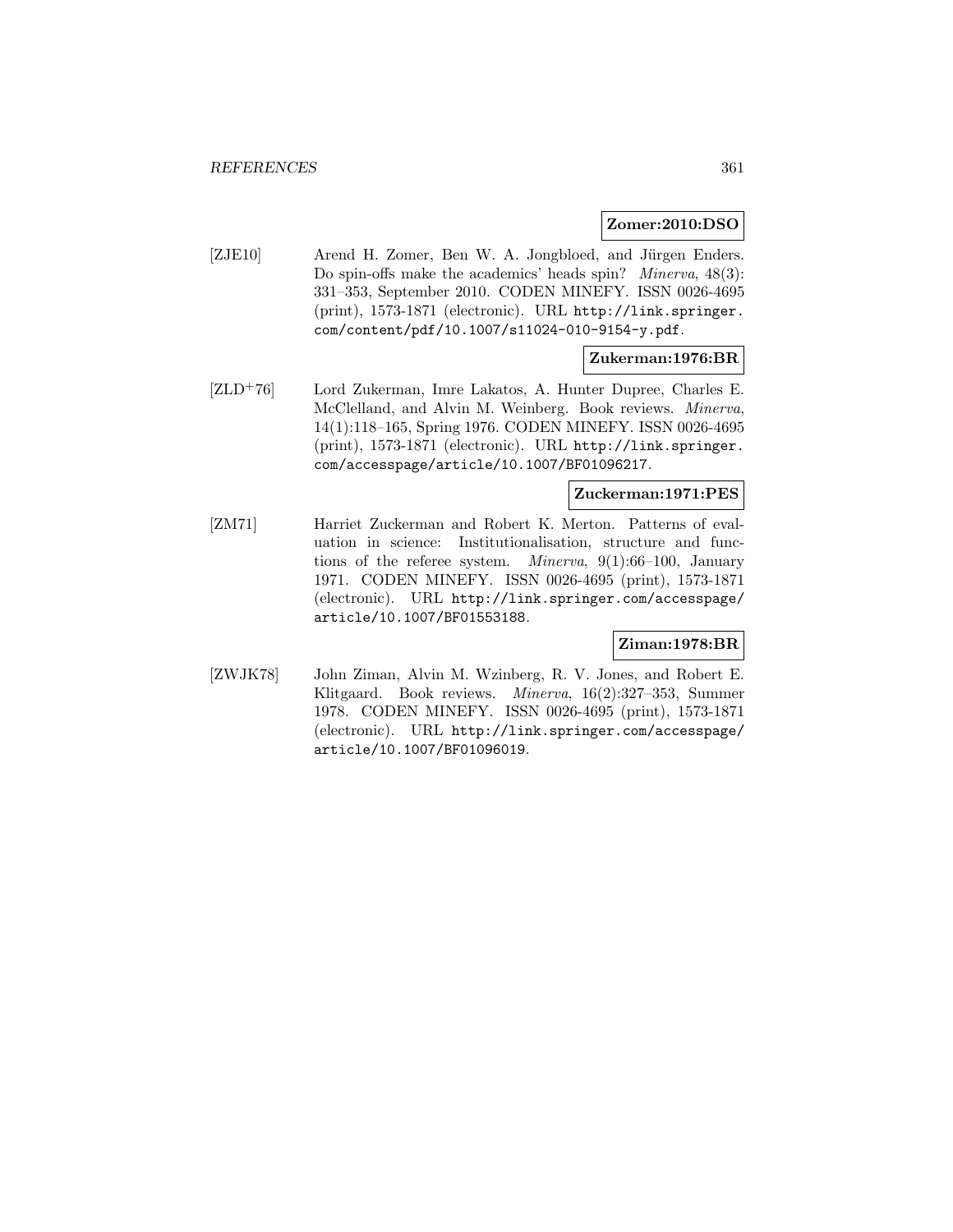**Zomer:2010:DSO**

[ZJE10] Arend H. Zomer, Ben W. A. Jongbloed, and Jürgen Enders. Do spin-offs make the academics' heads spin? *Minerva*, 48(3): 331–353, September 2010. CODEN MINEFY. ISSN 0026-4695 (print), 1573-1871 (electronic). URL `http://link.springer.com/content/pdf/10.1007/s11024-010-9154-y.pdf`.

**Zukerman:1976:BR**

[ZLD+76] Lord Zukerman, Imre Lakatos, A. Hunter Dupree, Charles E. McClelland, and Alvin M. Weinberg. Book reviews. *Minerva*, 14(1):118–165, Spring 1976. CODEN MINEFY. ISSN 0026-4695 (print), 1573-1871 (electronic). URL `http://link.springer.com/accesspage/article/10.1007/BF01096217`.

**Zuckerman:1971:PES**

[ZM71] Harriet Zuckerman and Robert K. Merton. Patterns of evaluation in science: Institutionalisation, structure and functions of the referee system. *Minerva*, 9(1):66–100, January 1971. CODEN MINEFY. ISSN 0026-4695 (print), 1573-1871 (electronic). URL `http://link.springer.com/accesspage/article/10.1007/BF01553188`.

**Ziman:1978:BR**

[ZWJK78] John Ziman, Alvin M. Wzinberg, R. V. Jones, and Robert E. Klitgaard. Book reviews. *Minerva*, 16(2):327–353, Summer 1978. CODEN MINEFY. ISSN 0026-4695 (print), 1573-1871 (electronic). URL `http://link.springer.com/accesspage/article/10.1007/BF01096019`.